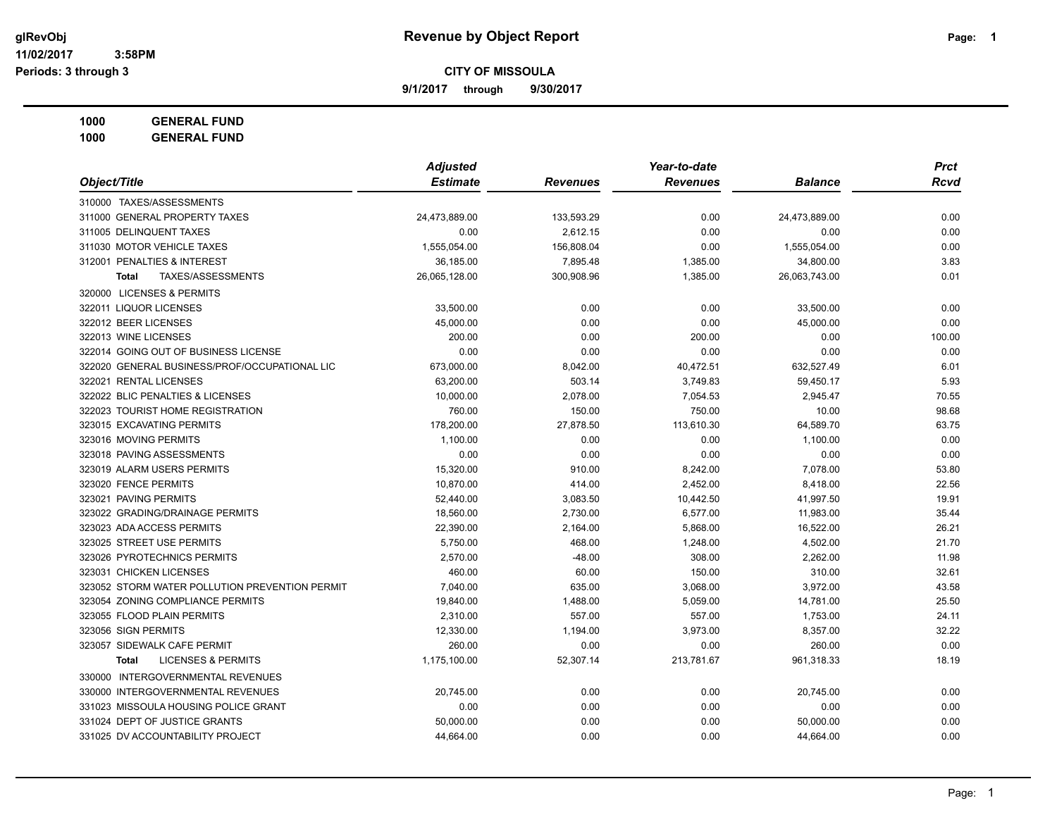# Revenue by Object Report

glRevObj
11/02/2017 3:58PM
Periods: 3 through 3

**CITY OF MISSOULA**

**9/1/2017 through 9/30/2017**

**1000 GENERAL FUND**
**1000 GENERAL FUND**

| Object/Title | Adjusted Estimate | Revenues | Year-to-date Revenues | Balance | Prct Rcvd |
|---|---|---|---|---|---|
| 310000 TAXES/ASSESSMENTS | | | | | |
| 311000 GENERAL PROPERTY TAXES | 24,473,889.00 | 133,593.29 | 0.00 | 24,473,889.00 | 0.00 |
| 311005 DELINQUENT TAXES | 0.00 | 2,612.15 | 0.00 | 0.00 | 0.00 |
| 311030 MOTOR VEHICLE TAXES | 1,555,054.00 | 156,808.04 | 0.00 | 1,555,054.00 | 0.00 |
| 312001 PENALTIES & INTEREST | 36,185.00 | 7,895.48 | 1,385.00 | 34,800.00 | 3.83 |
| **Total** TAXES/ASSESSMENTS | 26,065,128.00 | 300,908.96 | 1,385.00 | 26,063,743.00 | 0.01 |
| 320000 LICENSES & PERMITS | | | | | |
| 322011 LIQUOR LICENSES | 33,500.00 | 0.00 | 0.00 | 33,500.00 | 0.00 |
| 322012 BEER LICENSES | 45,000.00 | 0.00 | 0.00 | 45,000.00 | 0.00 |
| 322013 WINE LICENSES | 200.00 | 0.00 | 200.00 | 0.00 | 100.00 |
| 322014 GOING OUT OF BUSINESS LICENSE | 0.00 | 0.00 | 0.00 | 0.00 | 0.00 |
| 322020 GENERAL BUSINESS/PROF/OCCUPATIONAL LIC | 673,000.00 | 8,042.00 | 40,472.51 | 632,527.49 | 6.01 |
| 322021 RENTAL LICENSES | 63,200.00 | 503.14 | 3,749.83 | 59,450.17 | 5.93 |
| 322022 BLIC PENALTIES & LICENSES | 10,000.00 | 2,078.00 | 7,054.53 | 2,945.47 | 70.55 |
| 322023 TOURIST HOME REGISTRATION | 760.00 | 150.00 | 750.00 | 10.00 | 98.68 |
| 323015 EXCAVATING PERMITS | 178,200.00 | 27,878.50 | 113,610.30 | 64,589.70 | 63.75 |
| 323016 MOVING PERMITS | 1,100.00 | 0.00 | 0.00 | 1,100.00 | 0.00 |
| 323018 PAVING ASSESSMENTS | 0.00 | 0.00 | 0.00 | 0.00 | 0.00 |
| 323019 ALARM USERS PERMITS | 15,320.00 | 910.00 | 8,242.00 | 7,078.00 | 53.80 |
| 323020 FENCE PERMITS | 10,870.00 | 414.00 | 2,452.00 | 8,418.00 | 22.56 |
| 323021 PAVING PERMITS | 52,440.00 | 3,083.50 | 10,442.50 | 41,997.50 | 19.91 |
| 323022 GRADING/DRAINAGE PERMITS | 18,560.00 | 2,730.00 | 6,577.00 | 11,983.00 | 35.44 |
| 323023 ADA ACCESS PERMITS | 22,390.00 | 2,164.00 | 5,868.00 | 16,522.00 | 26.21 |
| 323025 STREET USE PERMITS | 5,750.00 | 468.00 | 1,248.00 | 4,502.00 | 21.70 |
| 323026 PYROTECHNICS PERMITS | 2,570.00 | -48.00 | 308.00 | 2,262.00 | 11.98 |
| 323031 CHICKEN LICENSES | 460.00 | 60.00 | 150.00 | 310.00 | 32.61 |
| 323052 STORM WATER POLLUTION PREVENTION PERMIT | 7,040.00 | 635.00 | 3,068.00 | 3,972.00 | 43.58 |
| 323054 ZONING COMPLIANCE PERMITS | 19,840.00 | 1,488.00 | 5,059.00 | 14,781.00 | 25.50 |
| 323055 FLOOD PLAIN PERMITS | 2,310.00 | 557.00 | 557.00 | 1,753.00 | 24.11 |
| 323056 SIGN PERMITS | 12,330.00 | 1,194.00 | 3,973.00 | 8,357.00 | 32.22 |
| 323057 SIDEWALK CAFE PERMIT | 260.00 | 0.00 | 0.00 | 260.00 | 0.00 |
| **Total** LICENSES & PERMITS | 1,175,100.00 | 52,307.14 | 213,781.67 | 961,318.33 | 18.19 |
| 330000 INTERGOVERNMENTAL REVENUES | | | | | |
| 330000 INTERGOVERNMENTAL REVENUES | 20,745.00 | 0.00 | 0.00 | 20,745.00 | 0.00 |
| 331023 MISSOULA HOUSING POLICE GRANT | 0.00 | 0.00 | 0.00 | 0.00 | 0.00 |
| 331024 DEPT OF JUSTICE GRANTS | 50,000.00 | 0.00 | 0.00 | 50,000.00 | 0.00 |
| 331025 DV ACCOUNTABILITY PROJECT | 44,664.00 | 0.00 | 0.00 | 44,664.00 | 0.00 |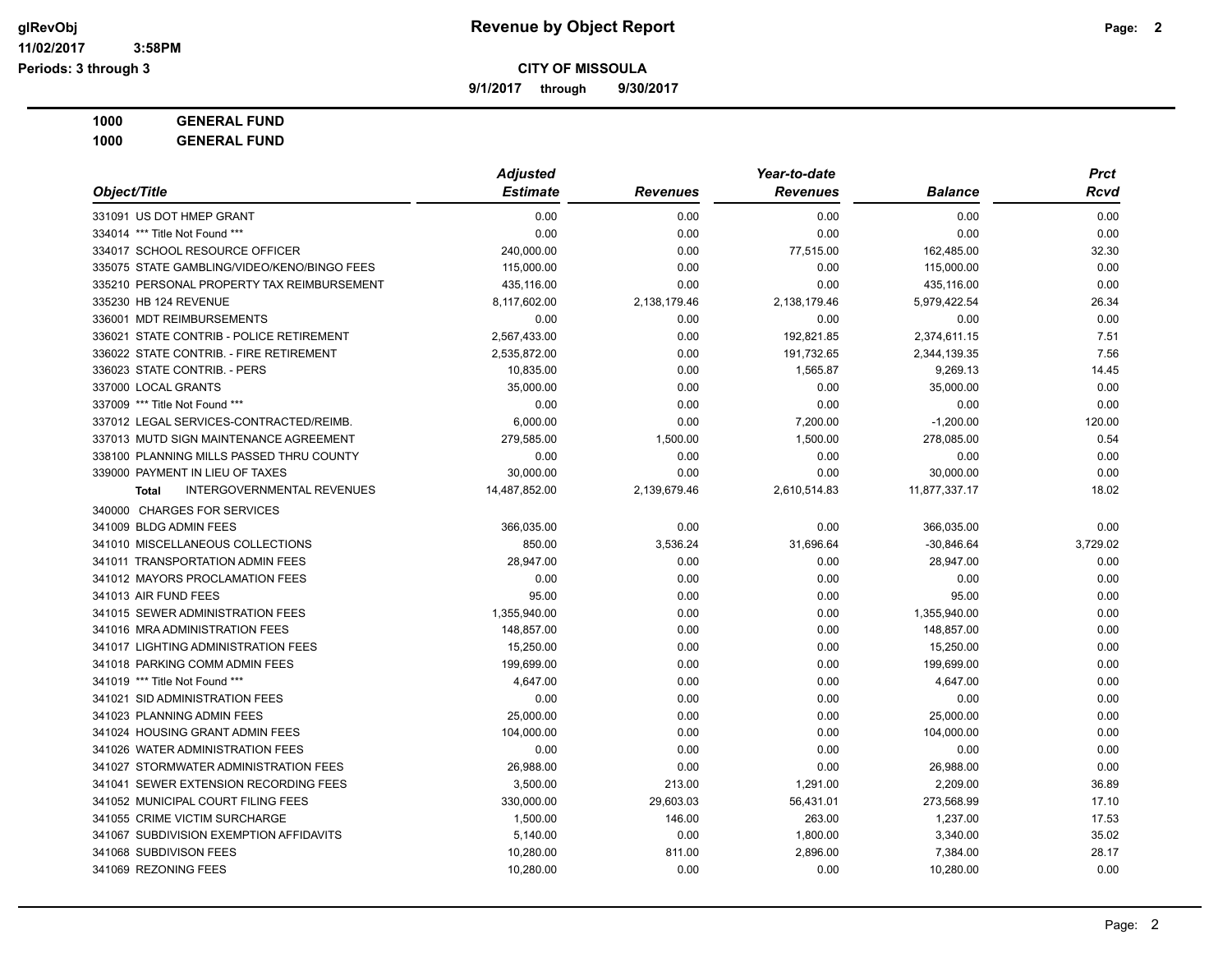**CITY OF MISSOULA**

**9/1/2017 through 9/30/2017**

**1000 GENERAL FUND**

**1000 GENERAL FUND**

| Object/Title | Adjusted Estimate | Revenues | Year-to-date Revenues | Balance | Prct Rcvd |
|---|---|---|---|---|---|
| 331091 US DOT HMEP GRANT | 0.00 | 0.00 | 0.00 | 0.00 | 0.00 |
| 334014 *** Title Not Found *** | 0.00 | 0.00 | 0.00 | 0.00 | 0.00 |
| 334017 SCHOOL RESOURCE OFFICER | 240,000.00 | 0.00 | 77,515.00 | 162,485.00 | 32.30 |
| 335075 STATE GAMBLING/VIDEO/KENO/BINGO FEES | 115,000.00 | 0.00 | 0.00 | 115,000.00 | 0.00 |
| 335210 PERSONAL PROPERTY TAX REIMBURSEMENT | 435,116.00 | 0.00 | 0.00 | 435,116.00 | 0.00 |
| 335230 HB 124 REVENUE | 8,117,602.00 | 2,138,179.46 | 2,138,179.46 | 5,979,422.54 | 26.34 |
| 336001 MDT REIMBURSEMENTS | 0.00 | 0.00 | 0.00 | 0.00 | 0.00 |
| 336021 STATE CONTRIB - POLICE RETIREMENT | 2,567,433.00 | 0.00 | 192,821.85 | 2,374,611.15 | 7.51 |
| 336022 STATE CONTRIB. - FIRE RETIREMENT | 2,535,872.00 | 0.00 | 191,732.65 | 2,344,139.35 | 7.56 |
| 336023 STATE CONTRIB. - PERS | 10,835.00 | 0.00 | 1,565.87 | 9,269.13 | 14.45 |
| 337000 LOCAL GRANTS | 35,000.00 | 0.00 | 0.00 | 35,000.00 | 0.00 |
| 337009 *** Title Not Found *** | 0.00 | 0.00 | 0.00 | 0.00 | 0.00 |
| 337012 LEGAL SERVICES-CONTRACTED/REIMB. | 6,000.00 | 0.00 | 7,200.00 | -1,200.00 | 120.00 |
| 337013 MUTD SIGN MAINTENANCE AGREEMENT | 279,585.00 | 1,500.00 | 1,500.00 | 278,085.00 | 0.54 |
| 338100 PLANNING MILLS PASSED THRU COUNTY | 0.00 | 0.00 | 0.00 | 0.00 | 0.00 |
| 339000 PAYMENT IN LIEU OF TAXES | 30,000.00 | 0.00 | 0.00 | 30,000.00 | 0.00 |
| **Total** INTERGOVERNMENTAL REVENUES | 14,487,852.00 | 2,139,679.46 | 2,610,514.83 | 11,877,337.17 | 18.02 |
| 340000 CHARGES FOR SERVICES | | | | | |
| 341009 BLDG ADMIN FEES | 366,035.00 | 0.00 | 0.00 | 366,035.00 | 0.00 |
| 341010 MISCELLANEOUS COLLECTIONS | 850.00 | 3,536.24 | 31,696.64 | -30,846.64 | 3,729.02 |
| 341011 TRANSPORTATION ADMIN FEES | 28,947.00 | 0.00 | 0.00 | 28,947.00 | 0.00 |
| 341012 MAYORS PROCLAMATION FEES | 0.00 | 0.00 | 0.00 | 0.00 | 0.00 |
| 341013 AIR FUND FEES | 95.00 | 0.00 | 0.00 | 95.00 | 0.00 |
| 341015 SEWER ADMINISTRATION FEES | 1,355,940.00 | 0.00 | 0.00 | 1,355,940.00 | 0.00 |
| 341016 MRA ADMINISTRATION FEES | 148,857.00 | 0.00 | 0.00 | 148,857.00 | 0.00 |
| 341017 LIGHTING ADMINISTRATION FEES | 15,250.00 | 0.00 | 0.00 | 15,250.00 | 0.00 |
| 341018 PARKING COMM ADMIN FEES | 199,699.00 | 0.00 | 0.00 | 199,699.00 | 0.00 |
| 341019 *** Title Not Found *** | 4,647.00 | 0.00 | 0.00 | 4,647.00 | 0.00 |
| 341021 SID ADMINISTRATION FEES | 0.00 | 0.00 | 0.00 | 0.00 | 0.00 |
| 341023 PLANNING ADMIN FEES | 25,000.00 | 0.00 | 0.00 | 25,000.00 | 0.00 |
| 341024 HOUSING GRANT ADMIN FEES | 104,000.00 | 0.00 | 0.00 | 104,000.00 | 0.00 |
| 341026 WATER ADMINISTRATION FEES | 0.00 | 0.00 | 0.00 | 0.00 | 0.00 |
| 341027 STORMWATER ADMINISTRATION FEES | 26,988.00 | 0.00 | 0.00 | 26,988.00 | 0.00 |
| 341041 SEWER EXTENSION RECORDING FEES | 3,500.00 | 213.00 | 1,291.00 | 2,209.00 | 36.89 |
| 341052 MUNICIPAL COURT FILING FEES | 330,000.00 | 29,603.03 | 56,431.01 | 273,568.99 | 17.10 |
| 341055 CRIME VICTIM SURCHARGE | 1,500.00 | 146.00 | 263.00 | 1,237.00 | 17.53 |
| 341067 SUBDIVISION EXEMPTION AFFIDAVITS | 5,140.00 | 0.00 | 1,800.00 | 3,340.00 | 35.02 |
| 341068 SUBDIVISON FEES | 10,280.00 | 811.00 | 2,896.00 | 7,384.00 | 28.17 |
| 341069 REZONING FEES | 10,280.00 | 0.00 | 0.00 | 10,280.00 | 0.00 |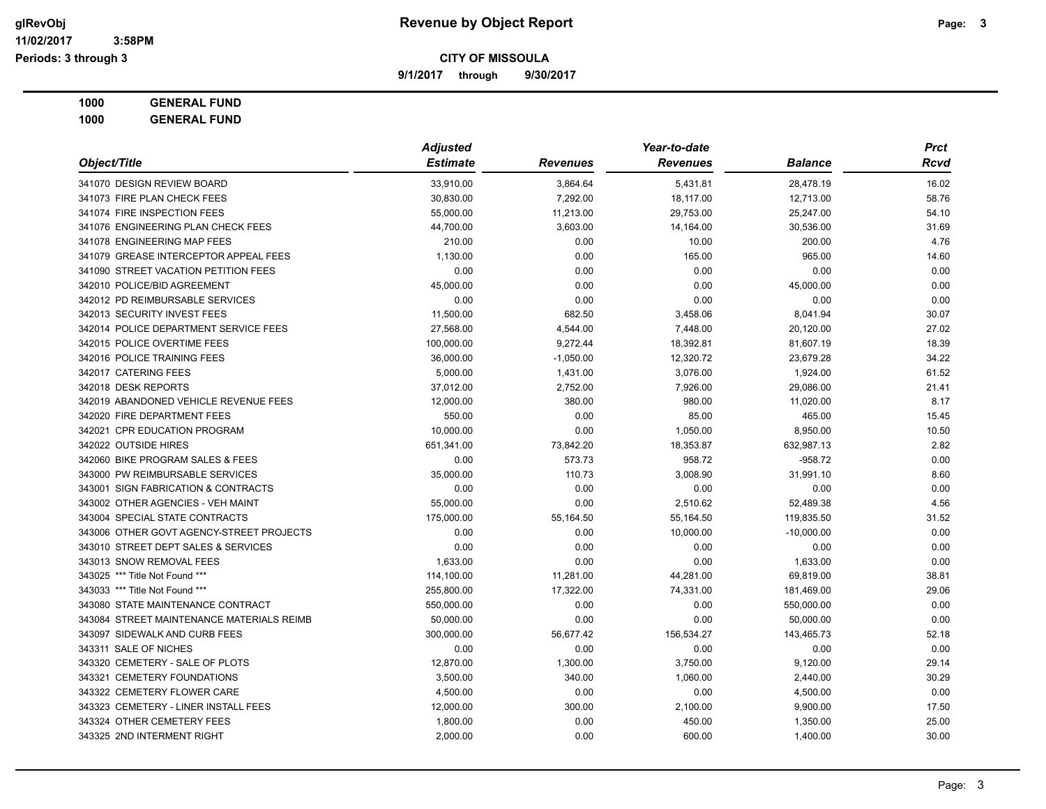# Revenue by Object Report

glRevObj
11/02/2017 3:58PM
Periods: 3 through 3

**CITY OF MISSOULA**

**9/1/2017 through 9/30/2017**

**1000 GENERAL FUND**

**1000 GENERAL FUND**

| Object/Title | Adjusted Estimate | Revenues | Year-to-date Revenues | Balance | Prct Rcvd |
|---|---|---|---|---|---|
| 341070 DESIGN REVIEW BOARD | 33,910.00 | 3,864.64 | 5,431.81 | 28,478.19 | 16.02 |
| 341073 FIRE PLAN CHECK FEES | 30,830.00 | 7,292.00 | 18,117.00 | 12,713.00 | 58.76 |
| 341074 FIRE INSPECTION FEES | 55,000.00 | 11,213.00 | 29,753.00 | 25,247.00 | 54.10 |
| 341076 ENGINEERING PLAN CHECK FEES | 44,700.00 | 3,603.00 | 14,164.00 | 30,536.00 | 31.69 |
| 341078 ENGINEERING MAP FEES | 210.00 | 0.00 | 10.00 | 200.00 | 4.76 |
| 341079 GREASE INTERCEPTOR APPEAL FEES | 1,130.00 | 0.00 | 165.00 | 965.00 | 14.60 |
| 341090 STREET VACATION PETITION FEES | 0.00 | 0.00 | 0.00 | 0.00 | 0.00 |
| 342010 POLICE/BID AGREEMENT | 45,000.00 | 0.00 | 0.00 | 45,000.00 | 0.00 |
| 342012 PD REIMBURSABLE SERVICES | 0.00 | 0.00 | 0.00 | 0.00 | 0.00 |
| 342013 SECURITY INVEST FEES | 11,500.00 | 682.50 | 3,458.06 | 8,041.94 | 30.07 |
| 342014 POLICE DEPARTMENT SERVICE FEES | 27,568.00 | 4,544.00 | 7,448.00 | 20,120.00 | 27.02 |
| 342015 POLICE OVERTIME FEES | 100,000.00 | 9,272.44 | 18,392.81 | 81,607.19 | 18.39 |
| 342016 POLICE TRAINING FEES | 36,000.00 | -1,050.00 | 12,320.72 | 23,679.28 | 34.22 |
| 342017 CATERING FEES | 5,000.00 | 1,431.00 | 3,076.00 | 1,924.00 | 61.52 |
| 342018 DESK REPORTS | 37,012.00 | 2,752.00 | 7,926.00 | 29,086.00 | 21.41 |
| 342019 ABANDONED VEHICLE REVENUE FEES | 12,000.00 | 380.00 | 980.00 | 11,020.00 | 8.17 |
| 342020 FIRE DEPARTMENT FEES | 550.00 | 0.00 | 85.00 | 465.00 | 15.45 |
| 342021 CPR EDUCATION PROGRAM | 10,000.00 | 0.00 | 1,050.00 | 8,950.00 | 10.50 |
| 342022 OUTSIDE HIRES | 651,341.00 | 73,842.20 | 18,353.87 | 632,987.13 | 2.82 |
| 342060 BIKE PROGRAM SALES & FEES | 0.00 | 573.73 | 958.72 | -958.72 | 0.00 |
| 343000 PW REIMBURSABLE SERVICES | 35,000.00 | 110.73 | 3,008.90 | 31,991.10 | 8.60 |
| 343001 SIGN FABRICATION & CONTRACTS | 0.00 | 0.00 | 0.00 | 0.00 | 0.00 |
| 343002 OTHER AGENCIES - VEH MAINT | 55,000.00 | 0.00 | 2,510.62 | 52,489.38 | 4.56 |
| 343004 SPECIAL STATE CONTRACTS | 175,000.00 | 55,164.50 | 55,164.50 | 119,835.50 | 31.52 |
| 343006 OTHER GOVT AGENCY-STREET PROJECTS | 0.00 | 0.00 | 10,000.00 | -10,000.00 | 0.00 |
| 343010 STREET DEPT SALES & SERVICES | 0.00 | 0.00 | 0.00 | 0.00 | 0.00 |
| 343013 SNOW REMOVAL FEES | 1,633.00 | 0.00 | 0.00 | 1,633.00 | 0.00 |
| 343025 *** Title Not Found *** | 114,100.00 | 11,281.00 | 44,281.00 | 69,819.00 | 38.81 |
| 343033 *** Title Not Found *** | 255,800.00 | 17,322.00 | 74,331.00 | 181,469.00 | 29.06 |
| 343080 STATE MAINTENANCE CONTRACT | 550,000.00 | 0.00 | 0.00 | 550,000.00 | 0.00 |
| 343084 STREET MAINTENANCE MATERIALS REIMB | 50,000.00 | 0.00 | 0.00 | 50,000.00 | 0.00 |
| 343097 SIDEWALK AND CURB FEES | 300,000.00 | 56,677.42 | 156,534.27 | 143,465.73 | 52.18 |
| 343311 SALE OF NICHES | 0.00 | 0.00 | 0.00 | 0.00 | 0.00 |
| 343320 CEMETERY - SALE OF PLOTS | 12,870.00 | 1,300.00 | 3,750.00 | 9,120.00 | 29.14 |
| 343321 CEMETERY FOUNDATIONS | 3,500.00 | 340.00 | 1,060.00 | 2,440.00 | 30.29 |
| 343322 CEMETERY FLOWER CARE | 4,500.00 | 0.00 | 0.00 | 4,500.00 | 0.00 |
| 343323 CEMETERY - LINER INSTALL FEES | 12,000.00 | 300.00 | 2,100.00 | 9,900.00 | 17.50 |
| 343324 OTHER CEMETERY FEES | 1,800.00 | 0.00 | 450.00 | 1,350.00 | 25.00 |
| 343325 2ND INTERMENT RIGHT | 2,000.00 | 0.00 | 600.00 | 1,400.00 | 30.00 |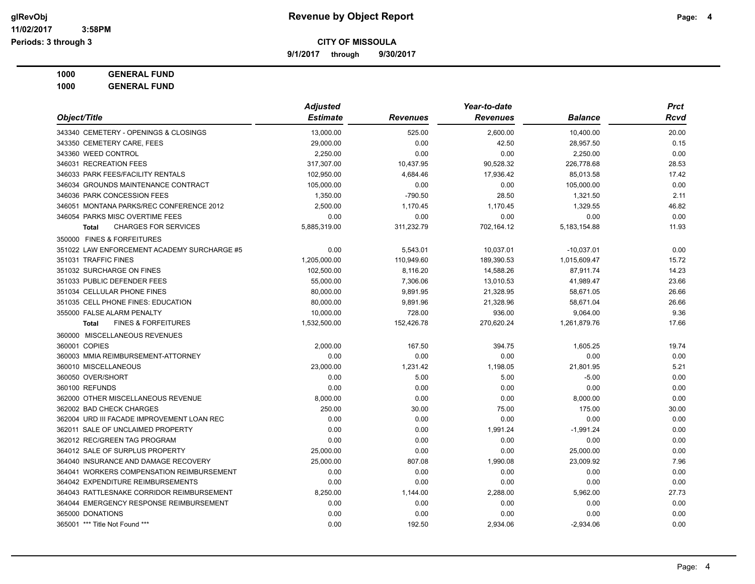**CITY OF MISSOULA**

**9/1/2017 through 9/30/2017**

**1000 GENERAL FUND**

**1000 GENERAL FUND**

| Object/Title | Adjusted Estimate | Revenues | Year-to-date Revenues | Balance | Prct Rcvd |
|---|---|---|---|---|---|
| 343340 CEMETERY - OPENINGS & CLOSINGS | 13,000.00 | 525.00 | 2,600.00 | 10,400.00 | 20.00 |
| 343350 CEMETERY CARE, FEES | 29,000.00 | 0.00 | 42.50 | 28,957.50 | 0.15 |
| 343360 WEED CONTROL | 2,250.00 | 0.00 | 0.00 | 2,250.00 | 0.00 |
| 346031 RECREATION FEES | 317,307.00 | 10,437.95 | 90,528.32 | 226,778.68 | 28.53 |
| 346033 PARK FEES/FACILITY RENTALS | 102,950.00 | 4,684.46 | 17,936.42 | 85,013.58 | 17.42 |
| 346034 GROUNDS MAINTENANCE CONTRACT | 105,000.00 | 0.00 | 0.00 | 105,000.00 | 0.00 |
| 346036 PARK CONCESSION FEES | 1,350.00 | -790.50 | 28.50 | 1,321.50 | 2.11 |
| 346051 MONTANA PARKS/REC CONFERENCE 2012 | 2,500.00 | 1,170.45 | 1,170.45 | 1,329.55 | 46.82 |
| 346054 PARKS MISC OVERTIME FEES | 0.00 | 0.00 | 0.00 | 0.00 | 0.00 |
| **Total** CHARGES FOR SERVICES | 5,885,319.00 | 311,232.79 | 702,164.12 | 5,183,154.88 | 11.93 |
| 350000 FINES & FORFEITURES | | | | | |
| 351022 LAW ENFORCEMENT ACADEMY SURCHARGE #5 | 0.00 | 5,543.01 | 10,037.01 | -10,037.01 | 0.00 |
| 351031 TRAFFIC FINES | 1,205,000.00 | 110,949.60 | 189,390.53 | 1,015,609.47 | 15.72 |
| 351032 SURCHARGE ON FINES | 102,500.00 | 8,116.20 | 14,588.26 | 87,911.74 | 14.23 |
| 351033 PUBLIC DEFENDER FEES | 55,000.00 | 7,306.06 | 13,010.53 | 41,989.47 | 23.66 |
| 351034 CELLULAR PHONE FINES | 80,000.00 | 9,891.95 | 21,328.95 | 58,671.05 | 26.66 |
| 351035 CELL PHONE FINES: EDUCATION | 80,000.00 | 9,891.96 | 21,328.96 | 58,671.04 | 26.66 |
| 355000 FALSE ALARM PENALTY | 10,000.00 | 728.00 | 936.00 | 9,064.00 | 9.36 |
| **Total** FINES & FORFEITURES | 1,532,500.00 | 152,426.78 | 270,620.24 | 1,261,879.76 | 17.66 |
| 360000 MISCELLANEOUS REVENUES | | | | | |
| 360001 COPIES | 2,000.00 | 167.50 | 394.75 | 1,605.25 | 19.74 |
| 360003 MMIA REIMBURSEMENT-ATTORNEY | 0.00 | 0.00 | 0.00 | 0.00 | 0.00 |
| 360010 MISCELLANEOUS | 23,000.00 | 1,231.42 | 1,198.05 | 21,801.95 | 5.21 |
| 360050 OVER/SHORT | 0.00 | 5.00 | 5.00 | -5.00 | 0.00 |
| 360100 REFUNDS | 0.00 | 0.00 | 0.00 | 0.00 | 0.00 |
| 362000 OTHER MISCELLANEOUS REVENUE | 8,000.00 | 0.00 | 0.00 | 8,000.00 | 0.00 |
| 362002 BAD CHECK CHARGES | 250.00 | 30.00 | 75.00 | 175.00 | 30.00 |
| 362004 URD III FACADE IMPROVEMENT LOAN REC | 0.00 | 0.00 | 0.00 | 0.00 | 0.00 |
| 362011 SALE OF UNCLAIMED PROPERTY | 0.00 | 0.00 | 1,991.24 | -1,991.24 | 0.00 |
| 362012 REC/GREEN TAG PROGRAM | 0.00 | 0.00 | 0.00 | 0.00 | 0.00 |
| 364012 SALE OF SURPLUS PROPERTY | 25,000.00 | 0.00 | 0.00 | 25,000.00 | 0.00 |
| 364040 INSURANCE AND DAMAGE RECOVERY | 25,000.00 | 807.08 | 1,990.08 | 23,009.92 | 7.96 |
| 364041 WORKERS COMPENSATION REIMBURSEMENT | 0.00 | 0.00 | 0.00 | 0.00 | 0.00 |
| 364042 EXPENDITURE REIMBURSEMENTS | 0.00 | 0.00 | 0.00 | 0.00 | 0.00 |
| 364043 RATTLESNAKE CORRIDOR REIMBURSEMENT | 8,250.00 | 1,144.00 | 2,288.00 | 5,962.00 | 27.73 |
| 364044 EMERGENCY RESPONSE REIMBURSEMENT | 0.00 | 0.00 | 0.00 | 0.00 | 0.00 |
| 365000 DONATIONS | 0.00 | 0.00 | 0.00 | 0.00 | 0.00 |
| 365001 *** Title Not Found *** | 0.00 | 192.50 | 2,934.06 | -2,934.06 | 0.00 |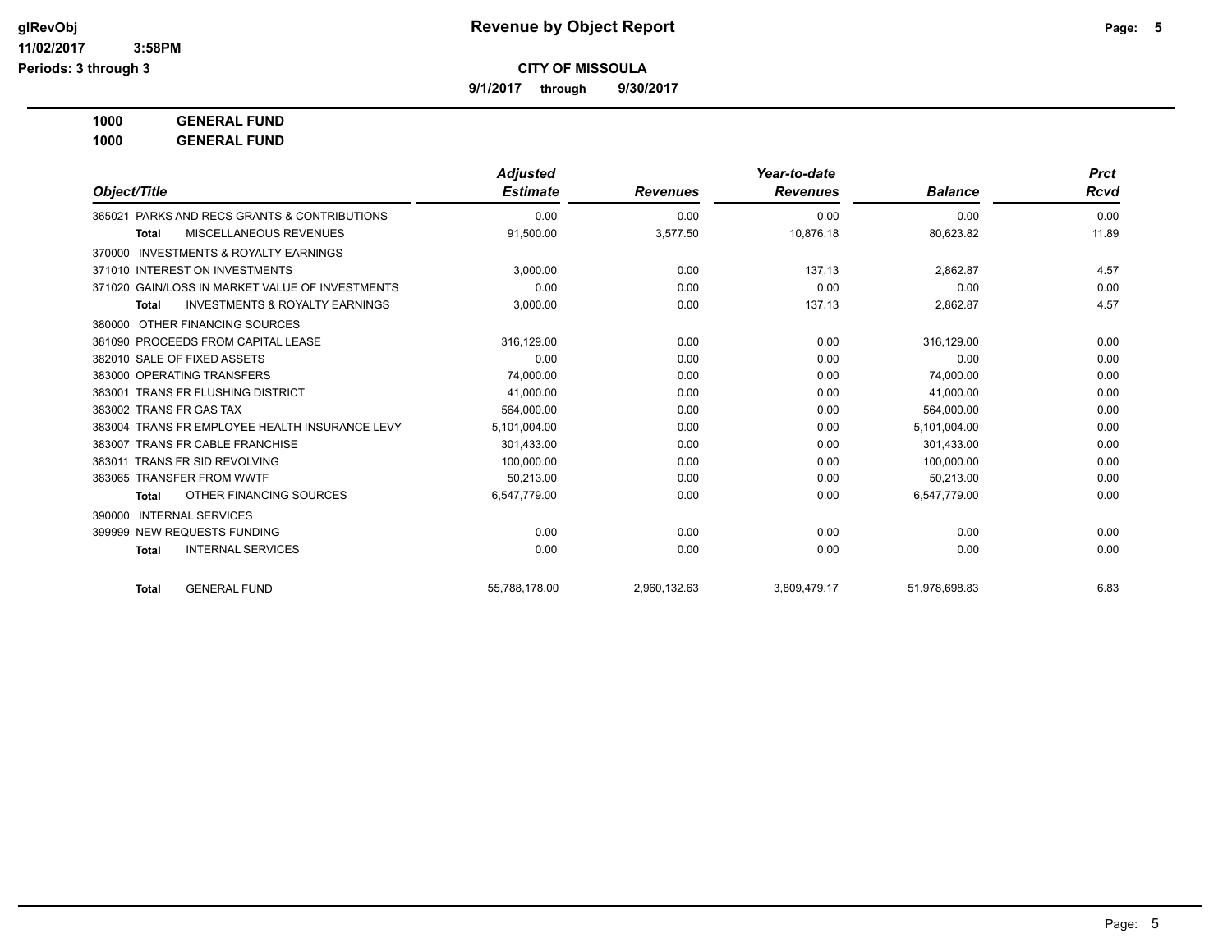# Revenue by Object Report

glRevObj
11/02/2017 3:58PM
Periods: 3 through 3

**CITY OF MISSOULA**

**9/1/2017 through 9/30/2017**

**1000 GENERAL FUND**

**1000 GENERAL FUND**

| Object/Title | Adjusted Estimate | Revenues | Year-to-date Revenues | Balance | Prct Rcvd |
|---|---|---|---|---|---|
| 365021 PARKS AND RECS GRANTS & CONTRIBUTIONS | 0.00 | 0.00 | 0.00 | 0.00 | 0.00 |
| **Total** MISCELLANEOUS REVENUES | 91,500.00 | 3,577.50 | 10,876.18 | 80,623.82 | 11.89 |
| 370000 INVESTMENTS & ROYALTY EARNINGS | | | | | |
| 371010 INTEREST ON INVESTMENTS | 3,000.00 | 0.00 | 137.13 | 2,862.87 | 4.57 |
| 371020 GAIN/LOSS IN MARKET VALUE OF INVESTMENTS | 0.00 | 0.00 | 0.00 | 0.00 | 0.00 |
| **Total** INVESTMENTS & ROYALTY EARNINGS | 3,000.00 | 0.00 | 137.13 | 2,862.87 | 4.57 |
| 380000 OTHER FINANCING SOURCES | | | | | |
| 381090 PROCEEDS FROM CAPITAL LEASE | 316,129.00 | 0.00 | 0.00 | 316,129.00 | 0.00 |
| 382010 SALE OF FIXED ASSETS | 0.00 | 0.00 | 0.00 | 0.00 | 0.00 |
| 383000 OPERATING TRANSFERS | 74,000.00 | 0.00 | 0.00 | 74,000.00 | 0.00 |
| 383001 TRANS FR FLUSHING DISTRICT | 41,000.00 | 0.00 | 0.00 | 41,000.00 | 0.00 |
| 383002 TRANS FR GAS TAX | 564,000.00 | 0.00 | 0.00 | 564,000.00 | 0.00 |
| 383004 TRANS FR EMPLOYEE HEALTH INSURANCE LEVY | 5,101,004.00 | 0.00 | 0.00 | 5,101,004.00 | 0.00 |
| 383007 TRANS FR CABLE FRANCHISE | 301,433.00 | 0.00 | 0.00 | 301,433.00 | 0.00 |
| 383011 TRANS FR SID REVOLVING | 100,000.00 | 0.00 | 0.00 | 100,000.00 | 0.00 |
| 383065 TRANSFER FROM WWTF | 50,213.00 | 0.00 | 0.00 | 50,213.00 | 0.00 |
| **Total** OTHER FINANCING SOURCES | 6,547,779.00 | 0.00 | 0.00 | 6,547,779.00 | 0.00 |
| 390000 INTERNAL SERVICES | | | | | |
| 399999 NEW REQUESTS FUNDING | 0.00 | 0.00 | 0.00 | 0.00 | 0.00 |
| **Total** INTERNAL SERVICES | 0.00 | 0.00 | 0.00 | 0.00 | 0.00 |
| **Total** GENERAL FUND | 55,788,178.00 | 2,960,132.63 | 3,809,479.17 | 51,978,698.83 | 6.83 |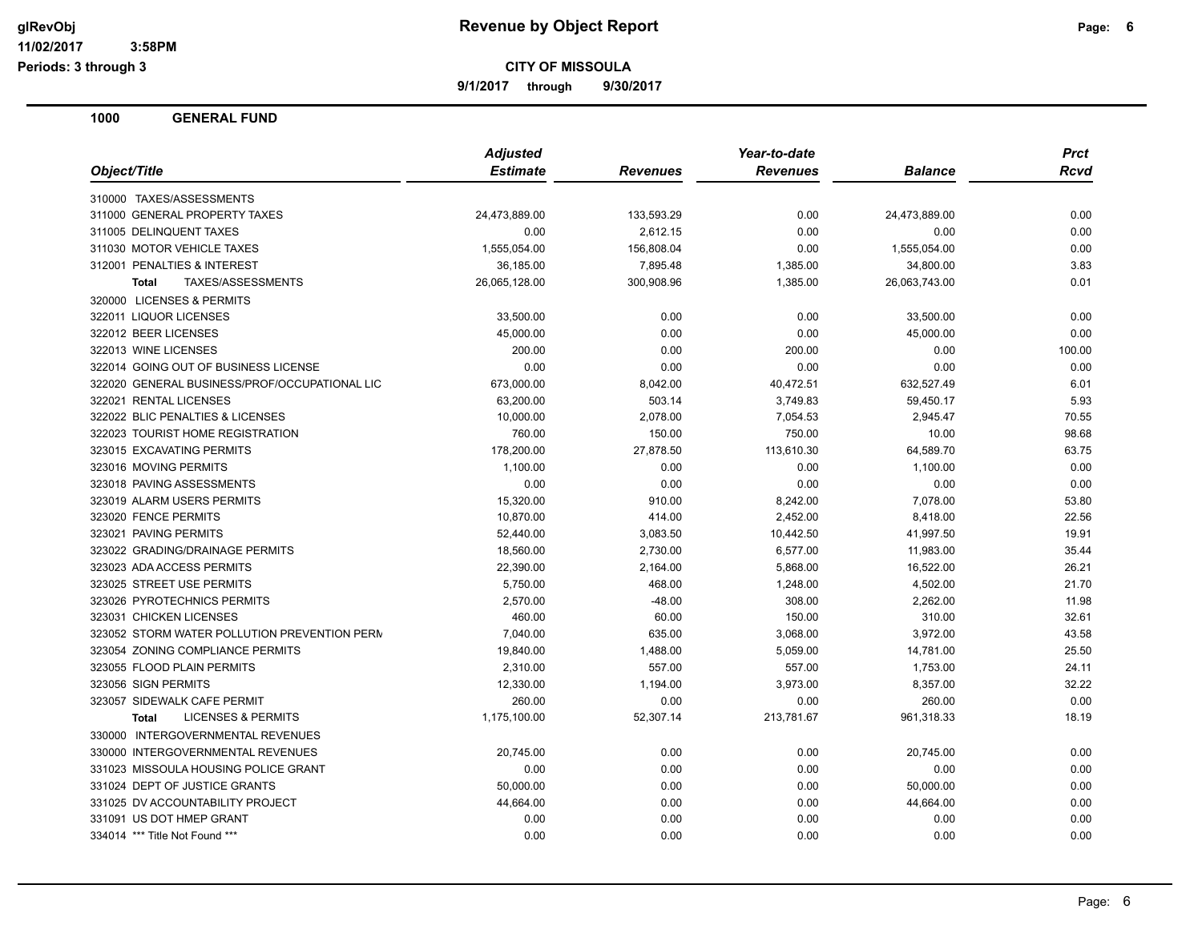# Revenue by Object Report

glRevObj
11/02/2017 3:58PM
Periods: 3 through 3

**CITY OF MISSOULA**

**9/1/2017 through 9/30/2017**

## 1000 GENERAL FUND

| Object/Title | Adjusted Estimate | Revenues | Year-to-date Revenues | Balance | Prct Rcvd |
|---|---|---|---|---|---|
| 310000 TAXES/ASSESSMENTS | | | | | |
| 311000 GENERAL PROPERTY TAXES | 24,473,889.00 | 133,593.29 | 0.00 | 24,473,889.00 | 0.00 |
| 311005 DELINQUENT TAXES | 0.00 | 2,612.15 | 0.00 | 0.00 | 0.00 |
| 311030 MOTOR VEHICLE TAXES | 1,555,054.00 | 156,808.04 | 0.00 | 1,555,054.00 | 0.00 |
| 312001 PENALTIES & INTEREST | 36,185.00 | 7,895.48 | 1,385.00 | 34,800.00 | 3.83 |
| **Total** TAXES/ASSESSMENTS | 26,065,128.00 | 300,908.96 | 1,385.00 | 26,063,743.00 | 0.01 |
| 320000 LICENSES & PERMITS | | | | | |
| 322011 LIQUOR LICENSES | 33,500.00 | 0.00 | 0.00 | 33,500.00 | 0.00 |
| 322012 BEER LICENSES | 45,000.00 | 0.00 | 0.00 | 45,000.00 | 0.00 |
| 322013 WINE LICENSES | 200.00 | 0.00 | 200.00 | 0.00 | 100.00 |
| 322014 GOING OUT OF BUSINESS LICENSE | 0.00 | 0.00 | 0.00 | 0.00 | 0.00 |
| 322020 GENERAL BUSINESS/PROF/OCCUPATIONAL LIC | 673,000.00 | 8,042.00 | 40,472.51 | 632,527.49 | 6.01 |
| 322021 RENTAL LICENSES | 63,200.00 | 503.14 | 3,749.83 | 59,450.17 | 5.93 |
| 322022 BLIC PENALTIES & LICENSES | 10,000.00 | 2,078.00 | 7,054.53 | 2,945.47 | 70.55 |
| 322023 TOURIST HOME REGISTRATION | 760.00 | 150.00 | 750.00 | 10.00 | 98.68 |
| 323015 EXCAVATING PERMITS | 178,200.00 | 27,878.50 | 113,610.30 | 64,589.70 | 63.75 |
| 323016 MOVING PERMITS | 1,100.00 | 0.00 | 0.00 | 1,100.00 | 0.00 |
| 323018 PAVING ASSESSMENTS | 0.00 | 0.00 | 0.00 | 0.00 | 0.00 |
| 323019 ALARM USERS PERMITS | 15,320.00 | 910.00 | 8,242.00 | 7,078.00 | 53.80 |
| 323020 FENCE PERMITS | 10,870.00 | 414.00 | 2,452.00 | 8,418.00 | 22.56 |
| 323021 PAVING PERMITS | 52,440.00 | 3,083.50 | 10,442.50 | 41,997.50 | 19.91 |
| 323022 GRADING/DRAINAGE PERMITS | 18,560.00 | 2,730.00 | 6,577.00 | 11,983.00 | 35.44 |
| 323023 ADA ACCESS PERMITS | 22,390.00 | 2,164.00 | 5,868.00 | 16,522.00 | 26.21 |
| 323025 STREET USE PERMITS | 5,750.00 | 468.00 | 1,248.00 | 4,502.00 | 21.70 |
| 323026 PYROTECHNICS PERMITS | 2,570.00 | -48.00 | 308.00 | 2,262.00 | 11.98 |
| 323031 CHICKEN LICENSES | 460.00 | 60.00 | 150.00 | 310.00 | 32.61 |
| 323052 STORM WATER POLLUTION PREVENTION PERM | 7,040.00 | 635.00 | 3,068.00 | 3,972.00 | 43.58 |
| 323054 ZONING COMPLIANCE PERMITS | 19,840.00 | 1,488.00 | 5,059.00 | 14,781.00 | 25.50 |
| 323055 FLOOD PLAIN PERMITS | 2,310.00 | 557.00 | 557.00 | 1,753.00 | 24.11 |
| 323056 SIGN PERMITS | 12,330.00 | 1,194.00 | 3,973.00 | 8,357.00 | 32.22 |
| 323057 SIDEWALK CAFE PERMIT | 260.00 | 0.00 | 0.00 | 260.00 | 0.00 |
| **Total** LICENSES & PERMITS | 1,175,100.00 | 52,307.14 | 213,781.67 | 961,318.33 | 18.19 |
| 330000 INTERGOVERNMENTAL REVENUES | | | | | |
| 330000 INTERGOVERNMENTAL REVENUES | 20,745.00 | 0.00 | 0.00 | 20,745.00 | 0.00 |
| 331023 MISSOULA HOUSING POLICE GRANT | 0.00 | 0.00 | 0.00 | 0.00 | 0.00 |
| 331024 DEPT OF JUSTICE GRANTS | 50,000.00 | 0.00 | 0.00 | 50,000.00 | 0.00 |
| 331025 DV ACCOUNTABILITY PROJECT | 44,664.00 | 0.00 | 0.00 | 44,664.00 | 0.00 |
| 331091 US DOT HMEP GRANT | 0.00 | 0.00 | 0.00 | 0.00 | 0.00 |
| 334014 *** Title Not Found *** | 0.00 | 0.00 | 0.00 | 0.00 | 0.00 |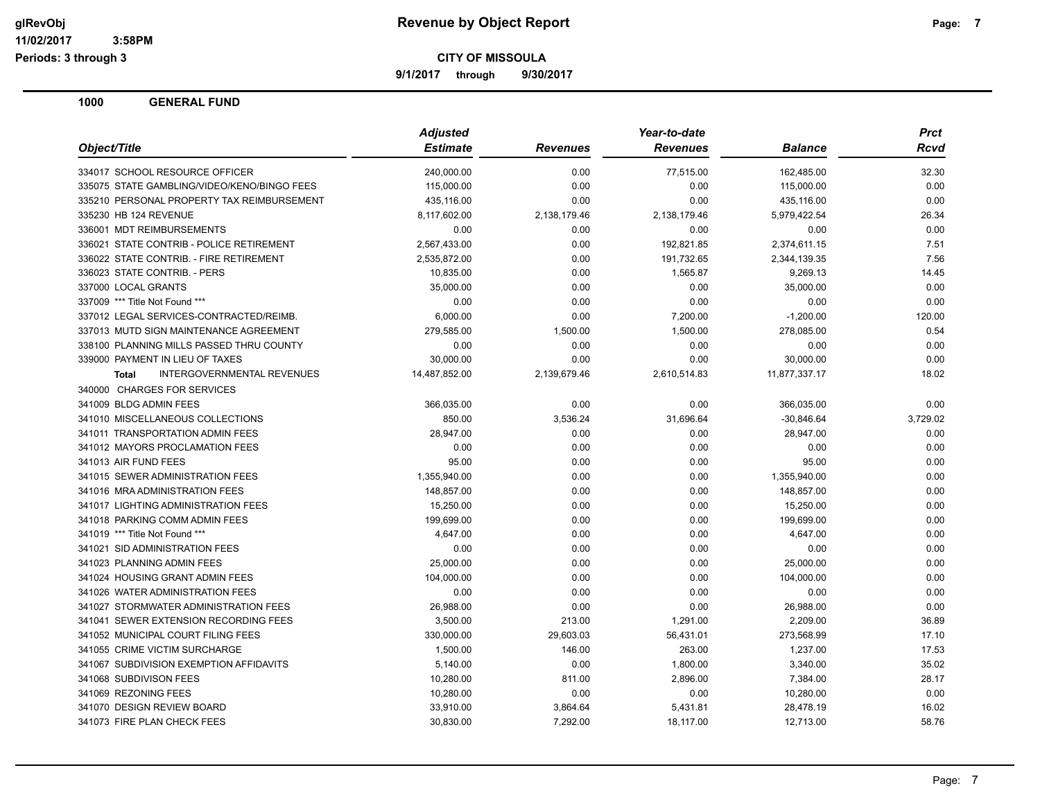# Revenue by Object Report

**CITY OF MISSOULA**

**9/1/2017 through 9/30/2017**

glRevObj
11/02/2017 3:58PM
Periods: 3 through 3

## 1000 GENERAL FUND

| Object/Title | Adjusted Estimate | Revenues | Year-to-date Revenues | Balance | Prct Rcvd |
|---|---|---|---|---|---|
| 334017 SCHOOL RESOURCE OFFICER | 240,000.00 | 0.00 | 77,515.00 | 162,485.00 | 32.30 |
| 335075 STATE GAMBLING/VIDEO/KENO/BINGO FEES | 115,000.00 | 0.00 | 0.00 | 115,000.00 | 0.00 |
| 335210 PERSONAL PROPERTY TAX REIMBURSEMENT | 435,116.00 | 0.00 | 0.00 | 435,116.00 | 0.00 |
| 335230 HB 124 REVENUE | 8,117,602.00 | 2,138,179.46 | 2,138,179.46 | 5,979,422.54 | 26.34 |
| 336001 MDT REIMBURSEMENTS | 0.00 | 0.00 | 0.00 | 0.00 | 0.00 |
| 336021 STATE CONTRIB - POLICE RETIREMENT | 2,567,433.00 | 0.00 | 192,821.85 | 2,374,611.15 | 7.51 |
| 336022 STATE CONTRIB. - FIRE RETIREMENT | 2,535,872.00 | 0.00 | 191,732.65 | 2,344,139.35 | 7.56 |
| 336023 STATE CONTRIB. - PERS | 10,835.00 | 0.00 | 1,565.87 | 9,269.13 | 14.45 |
| 337000 LOCAL GRANTS | 35,000.00 | 0.00 | 0.00 | 35,000.00 | 0.00 |
| 337009 *** Title Not Found *** | 0.00 | 0.00 | 0.00 | 0.00 | 0.00 |
| 337012 LEGAL SERVICES-CONTRACTED/REIMB. | 6,000.00 | 0.00 | 7,200.00 | -1,200.00 | 120.00 |
| 337013 MUTD SIGN MAINTENANCE AGREEMENT | 279,585.00 | 1,500.00 | 1,500.00 | 278,085.00 | 0.54 |
| 338100 PLANNING MILLS PASSED THRU COUNTY | 0.00 | 0.00 | 0.00 | 0.00 | 0.00 |
| 339000 PAYMENT IN LIEU OF TAXES | 30,000.00 | 0.00 | 0.00 | 30,000.00 | 0.00 |
| **Total** INTERGOVERNMENTAL REVENUES | 14,487,852.00 | 2,139,679.46 | 2,610,514.83 | 11,877,337.17 | 18.02 |
| 340000 CHARGES FOR SERVICES | | | | | |
| 341009 BLDG ADMIN FEES | 366,035.00 | 0.00 | 0.00 | 366,035.00 | 0.00 |
| 341010 MISCELLANEOUS COLLECTIONS | 850.00 | 3,536.24 | 31,696.64 | -30,846.64 | 3,729.02 |
| 341011 TRANSPORTATION ADMIN FEES | 28,947.00 | 0.00 | 0.00 | 28,947.00 | 0.00 |
| 341012 MAYORS PROCLAMATION FEES | 0.00 | 0.00 | 0.00 | 0.00 | 0.00 |
| 341013 AIR FUND FEES | 95.00 | 0.00 | 0.00 | 95.00 | 0.00 |
| 341015 SEWER ADMINISTRATION FEES | 1,355,940.00 | 0.00 | 0.00 | 1,355,940.00 | 0.00 |
| 341016 MRA ADMINISTRATION FEES | 148,857.00 | 0.00 | 0.00 | 148,857.00 | 0.00 |
| 341017 LIGHTING ADMINISTRATION FEES | 15,250.00 | 0.00 | 0.00 | 15,250.00 | 0.00 |
| 341018 PARKING COMM ADMIN FEES | 199,699.00 | 0.00 | 0.00 | 199,699.00 | 0.00 |
| 341019 *** Title Not Found *** | 4,647.00 | 0.00 | 0.00 | 4,647.00 | 0.00 |
| 341021 SID ADMINISTRATION FEES | 0.00 | 0.00 | 0.00 | 0.00 | 0.00 |
| 341023 PLANNING ADMIN FEES | 25,000.00 | 0.00 | 0.00 | 25,000.00 | 0.00 |
| 341024 HOUSING GRANT ADMIN FEES | 104,000.00 | 0.00 | 0.00 | 104,000.00 | 0.00 |
| 341026 WATER ADMINISTRATION FEES | 0.00 | 0.00 | 0.00 | 0.00 | 0.00 |
| 341027 STORMWATER ADMINISTRATION FEES | 26,988.00 | 0.00 | 0.00 | 26,988.00 | 0.00 |
| 341041 SEWER EXTENSION RECORDING FEES | 3,500.00 | 213.00 | 1,291.00 | 2,209.00 | 36.89 |
| 341052 MUNICIPAL COURT FILING FEES | 330,000.00 | 29,603.03 | 56,431.01 | 273,568.99 | 17.10 |
| 341055 CRIME VICTIM SURCHARGE | 1,500.00 | 146.00 | 263.00 | 1,237.00 | 17.53 |
| 341067 SUBDIVISION EXEMPTION AFFIDAVITS | 5,140.00 | 0.00 | 1,800.00 | 3,340.00 | 35.02 |
| 341068 SUBDIVISON FEES | 10,280.00 | 811.00 | 2,896.00 | 7,384.00 | 28.17 |
| 341069 REZONING FEES | 10,280.00 | 0.00 | 0.00 | 10,280.00 | 0.00 |
| 341070 DESIGN REVIEW BOARD | 33,910.00 | 3,864.64 | 5,431.81 | 28,478.19 | 16.02 |
| 341073 FIRE PLAN CHECK FEES | 30,830.00 | 7,292.00 | 18,117.00 | 12,713.00 | 58.76 |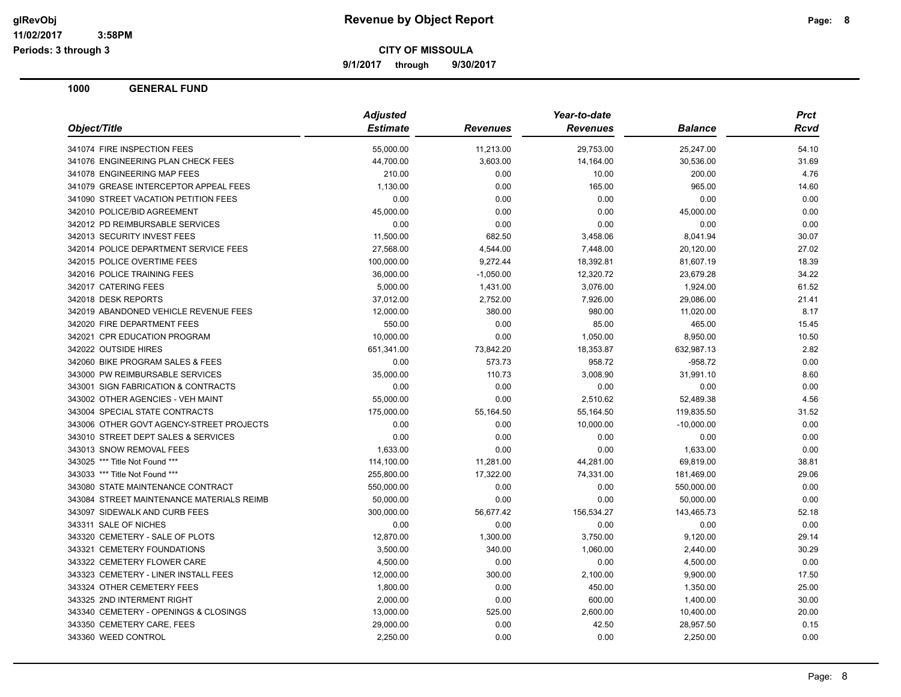**Revenue by Object Report**

**CITY OF MISSOULA**

**9/1/2017 through 9/30/2017**

**1000 GENERAL FUND**

| Object/Title | Adjusted Estimate | Revenues | Year-to-date Revenues | Balance | Prct Rcvd |
|---|---|---|---|---|---|
| 341074 FIRE INSPECTION FEES | 55,000.00 | 11,213.00 | 29,753.00 | 25,247.00 | 54.10 |
| 341076 ENGINEERING PLAN CHECK FEES | 44,700.00 | 3,603.00 | 14,164.00 | 30,536.00 | 31.69 |
| 341078 ENGINEERING MAP FEES | 210.00 | 0.00 | 10.00 | 200.00 | 4.76 |
| 341079 GREASE INTERCEPTOR APPEAL FEES | 1,130.00 | 0.00 | 165.00 | 965.00 | 14.60 |
| 341090 STREET VACATION PETITION FEES | 0.00 | 0.00 | 0.00 | 0.00 | 0.00 |
| 342010 POLICE/BID AGREEMENT | 45,000.00 | 0.00 | 0.00 | 45,000.00 | 0.00 |
| 342012 PD REIMBURSABLE SERVICES | 0.00 | 0.00 | 0.00 | 0.00 | 0.00 |
| 342013 SECURITY INVEST FEES | 11,500.00 | 682.50 | 3,458.06 | 8,041.94 | 30.07 |
| 342014 POLICE DEPARTMENT SERVICE FEES | 27,568.00 | 4,544.00 | 7,448.00 | 20,120.00 | 27.02 |
| 342015 POLICE OVERTIME FEES | 100,000.00 | 9,272.44 | 18,392.81 | 81,607.19 | 18.39 |
| 342016 POLICE TRAINING FEES | 36,000.00 | -1,050.00 | 12,320.72 | 23,679.28 | 34.22 |
| 342017 CATERING FEES | 5,000.00 | 1,431.00 | 3,076.00 | 1,924.00 | 61.52 |
| 342018 DESK REPORTS | 37,012.00 | 2,752.00 | 7,926.00 | 29,086.00 | 21.41 |
| 342019 ABANDONED VEHICLE REVENUE FEES | 12,000.00 | 380.00 | 980.00 | 11,020.00 | 8.17 |
| 342020 FIRE DEPARTMENT FEES | 550.00 | 0.00 | 85.00 | 465.00 | 15.45 |
| 342021 CPR EDUCATION PROGRAM | 10,000.00 | 0.00 | 1,050.00 | 8,950.00 | 10.50 |
| 342022 OUTSIDE HIRES | 651,341.00 | 73,842.20 | 18,353.87 | 632,987.13 | 2.82 |
| 342060 BIKE PROGRAM SALES & FEES | 0.00 | 573.73 | 958.72 | -958.72 | 0.00 |
| 343000 PW REIMBURSABLE SERVICES | 35,000.00 | 110.73 | 3,008.90 | 31,991.10 | 8.60 |
| 343001 SIGN FABRICATION & CONTRACTS | 0.00 | 0.00 | 0.00 | 0.00 | 0.00 |
| 343002 OTHER AGENCIES - VEH MAINT | 55,000.00 | 0.00 | 2,510.62 | 52,489.38 | 4.56 |
| 343004 SPECIAL STATE CONTRACTS | 175,000.00 | 55,164.50 | 55,164.50 | 119,835.50 | 31.52 |
| 343006 OTHER GOVT AGENCY-STREET PROJECTS | 0.00 | 0.00 | 10,000.00 | -10,000.00 | 0.00 |
| 343010 STREET DEPT SALES & SERVICES | 0.00 | 0.00 | 0.00 | 0.00 | 0.00 |
| 343013 SNOW REMOVAL FEES | 1,633.00 | 0.00 | 0.00 | 1,633.00 | 0.00 |
| 343025 *** Title Not Found *** | 114,100.00 | 11,281.00 | 44,281.00 | 69,819.00 | 38.81 |
| 343033 *** Title Not Found *** | 255,800.00 | 17,322.00 | 74,331.00 | 181,469.00 | 29.06 |
| 343080 STATE MAINTENANCE CONTRACT | 550,000.00 | 0.00 | 0.00 | 550,000.00 | 0.00 |
| 343084 STREET MAINTENANCE MATERIALS REIMB | 50,000.00 | 0.00 | 0.00 | 50,000.00 | 0.00 |
| 343097 SIDEWALK AND CURB FEES | 300,000.00 | 56,677.42 | 156,534.27 | 143,465.73 | 52.18 |
| 343311 SALE OF NICHES | 0.00 | 0.00 | 0.00 | 0.00 | 0.00 |
| 343320 CEMETERY - SALE OF PLOTS | 12,870.00 | 1,300.00 | 3,750.00 | 9,120.00 | 29.14 |
| 343321 CEMETERY FOUNDATIONS | 3,500.00 | 340.00 | 1,060.00 | 2,440.00 | 30.29 |
| 343322 CEMETERY FLOWER CARE | 4,500.00 | 0.00 | 0.00 | 4,500.00 | 0.00 |
| 343323 CEMETERY - LINER INSTALL FEES | 12,000.00 | 300.00 | 2,100.00 | 9,900.00 | 17.50 |
| 343324 OTHER CEMETERY FEES | 1,800.00 | 0.00 | 450.00 | 1,350.00 | 25.00 |
| 343325 2ND INTERMENT RIGHT | 2,000.00 | 0.00 | 600.00 | 1,400.00 | 30.00 |
| 343340 CEMETERY - OPENINGS & CLOSINGS | 13,000.00 | 525.00 | 2,600.00 | 10,400.00 | 20.00 |
| 343350 CEMETERY CARE, FEES | 29,000.00 | 0.00 | 42.50 | 28,957.50 | 0.15 |
| 343360 WEED CONTROL | 2,250.00 | 0.00 | 0.00 | 2,250.00 | 0.00 |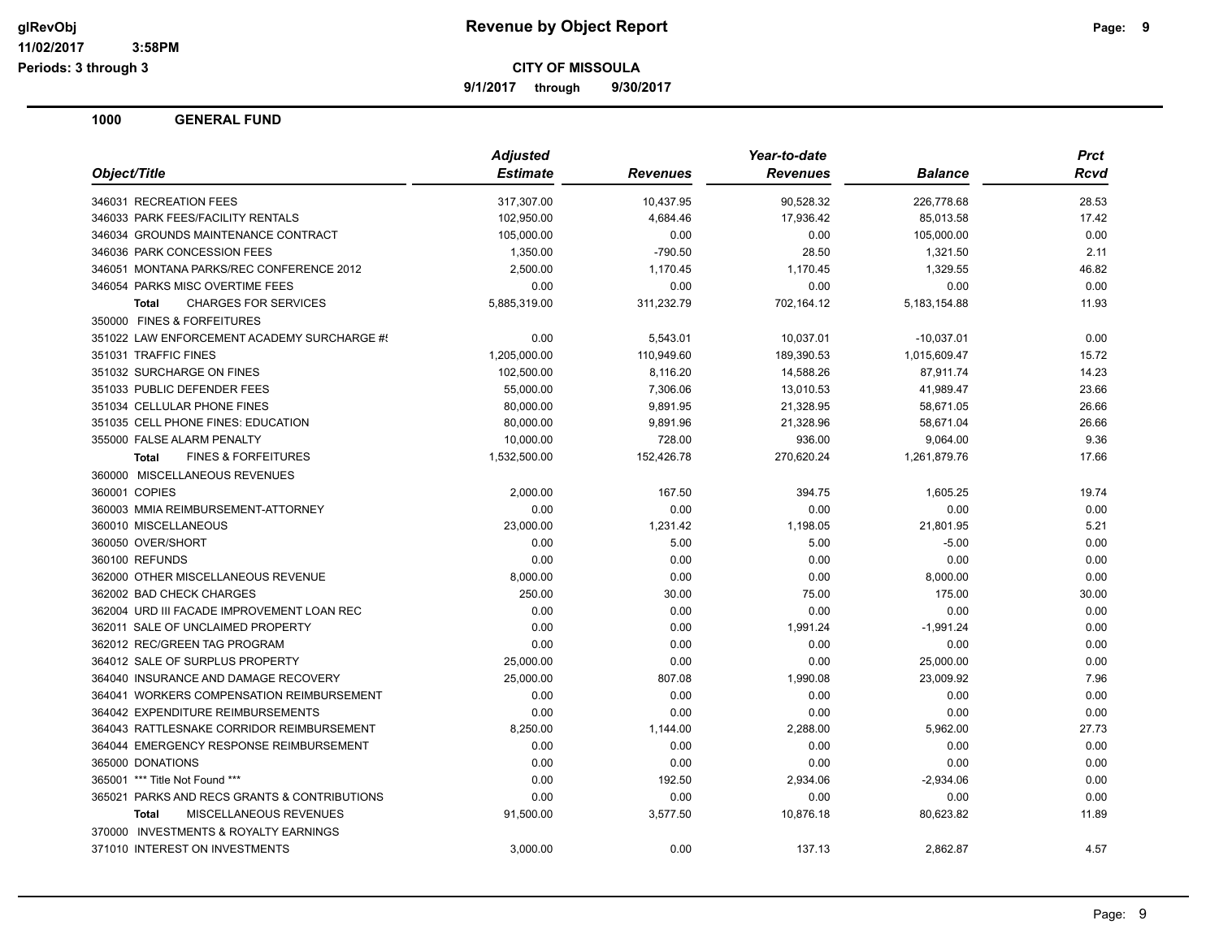**Revenue by Object Report**

**CITY OF MISSOULA**

**9/1/2017 through 9/30/2017**

glRevObj
11/02/2017 3:58PM
Periods: 3 through 3

## 1000 GENERAL FUND

| Object/Title | Adjusted Estimate | Revenues | Year-to-date Revenues | Balance | Prct Rcvd |
|---|---|---|---|---|---|
| 346031 RECREATION FEES | 317,307.00 | 10,437.95 | 90,528.32 | 226,778.68 | 28.53 |
| 346033 PARK FEES/FACILITY RENTALS | 102,950.00 | 4,684.46 | 17,936.42 | 85,013.58 | 17.42 |
| 346034 GROUNDS MAINTENANCE CONTRACT | 105,000.00 | 0.00 | 0.00 | 105,000.00 | 0.00 |
| 346036 PARK CONCESSION FEES | 1,350.00 | -790.50 | 28.50 | 1,321.50 | 2.11 |
| 346051 MONTANA PARKS/REC CONFERENCE 2012 | 2,500.00 | 1,170.45 | 1,170.45 | 1,329.55 | 46.82 |
| 346054 PARKS MISC OVERTIME FEES | 0.00 | 0.00 | 0.00 | 0.00 | 0.00 |
| **Total** CHARGES FOR SERVICES | 5,885,319.00 | 311,232.79 | 702,164.12 | 5,183,154.88 | 11.93 |
| 350000 FINES & FORFEITURES | | | | | |
| 351022 LAW ENFORCEMENT ACADEMY SURCHARGE #! | 0.00 | 5,543.01 | 10,037.01 | -10,037.01 | 0.00 |
| 351031 TRAFFIC FINES | 1,205,000.00 | 110,949.60 | 189,390.53 | 1,015,609.47 | 15.72 |
| 351032 SURCHARGE ON FINES | 102,500.00 | 8,116.20 | 14,588.26 | 87,911.74 | 14.23 |
| 351033 PUBLIC DEFENDER FEES | 55,000.00 | 7,306.06 | 13,010.53 | 41,989.47 | 23.66 |
| 351034 CELLULAR PHONE FINES | 80,000.00 | 9,891.95 | 21,328.95 | 58,671.05 | 26.66 |
| 351035 CELL PHONE FINES: EDUCATION | 80,000.00 | 9,891.96 | 21,328.96 | 58,671.04 | 26.66 |
| 355000 FALSE ALARM PENALTY | 10,000.00 | 728.00 | 936.00 | 9,064.00 | 9.36 |
| **Total** FINES & FORFEITURES | 1,532,500.00 | 152,426.78 | 270,620.24 | 1,261,879.76 | 17.66 |
| 360000 MISCELLANEOUS REVENUES | | | | | |
| 360001 COPIES | 2,000.00 | 167.50 | 394.75 | 1,605.25 | 19.74 |
| 360003 MMIA REIMBURSEMENT-ATTORNEY | 0.00 | 0.00 | 0.00 | 0.00 | 0.00 |
| 360010 MISCELLANEOUS | 23,000.00 | 1,231.42 | 1,198.05 | 21,801.95 | 5.21 |
| 360050 OVER/SHORT | 0.00 | 5.00 | 5.00 | -5.00 | 0.00 |
| 360100 REFUNDS | 0.00 | 0.00 | 0.00 | 0.00 | 0.00 |
| 362000 OTHER MISCELLANEOUS REVENUE | 8,000.00 | 0.00 | 0.00 | 8,000.00 | 0.00 |
| 362002 BAD CHECK CHARGES | 250.00 | 30.00 | 75.00 | 175.00 | 30.00 |
| 362004 URD III FACADE IMPROVEMENT LOAN REC | 0.00 | 0.00 | 0.00 | 0.00 | 0.00 |
| 362011 SALE OF UNCLAIMED PROPERTY | 0.00 | 0.00 | 1,991.24 | -1,991.24 | 0.00 |
| 362012 REC/GREEN TAG PROGRAM | 0.00 | 0.00 | 0.00 | 0.00 | 0.00 |
| 364012 SALE OF SURPLUS PROPERTY | 25,000.00 | 0.00 | 0.00 | 25,000.00 | 0.00 |
| 364040 INSURANCE AND DAMAGE RECOVERY | 25,000.00 | 807.08 | 1,990.08 | 23,009.92 | 7.96 |
| 364041 WORKERS COMPENSATION REIMBURSEMENT | 0.00 | 0.00 | 0.00 | 0.00 | 0.00 |
| 364042 EXPENDITURE REIMBURSEMENTS | 0.00 | 0.00 | 0.00 | 0.00 | 0.00 |
| 364043 RATTLESNAKE CORRIDOR REIMBURSEMENT | 8,250.00 | 1,144.00 | 2,288.00 | 5,962.00 | 27.73 |
| 364044 EMERGENCY RESPONSE REIMBURSEMENT | 0.00 | 0.00 | 0.00 | 0.00 | 0.00 |
| 365000 DONATIONS | 0.00 | 0.00 | 0.00 | 0.00 | 0.00 |
| 365001 *** Title Not Found *** | 0.00 | 192.50 | 2,934.06 | -2,934.06 | 0.00 |
| 365021 PARKS AND RECS GRANTS & CONTRIBUTIONS | 0.00 | 0.00 | 0.00 | 0.00 | 0.00 |
| **Total** MISCELLANEOUS REVENUES | 91,500.00 | 3,577.50 | 10,876.18 | 80,623.82 | 11.89 |
| 370000 INVESTMENTS & ROYALTY EARNINGS | | | | | |
| 371010 INTEREST ON INVESTMENTS | 3,000.00 | 0.00 | 137.13 | 2,862.87 | 4.57 |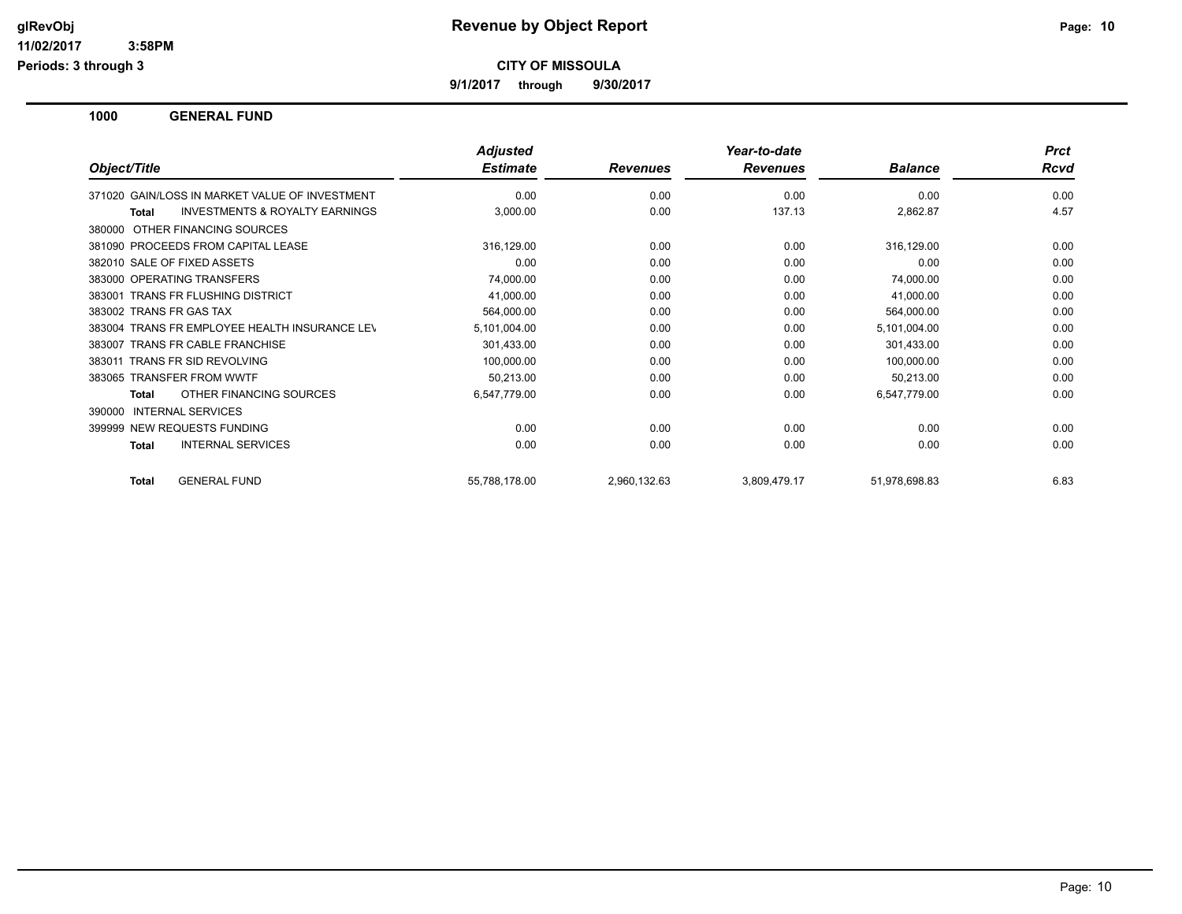# Revenue by Object Report

glRevObj
11/02/2017 3:58PM
Periods: 3 through 3

**CITY OF MISSOULA**

**9/1/2017 through 9/30/2017**

## 1000 GENERAL FUND

| Object/Title | Adjusted Estimate | Revenues | Year-to-date Revenues | Balance | Prct Rcvd |
|---|---|---|---|---|---|
| 371020 GAIN/LOSS IN MARKET VALUE OF INVESTMENT | 0.00 | 0.00 | 0.00 | 0.00 | 0.00 |
| **Total** INVESTMENTS & ROYALTY EARNINGS | 3,000.00 | 0.00 | 137.13 | 2,862.87 | 4.57 |
| 380000 OTHER FINANCING SOURCES | | | | | |
| 381090 PROCEEDS FROM CAPITAL LEASE | 316,129.00 | 0.00 | 0.00 | 316,129.00 | 0.00 |
| 382010 SALE OF FIXED ASSETS | 0.00 | 0.00 | 0.00 | 0.00 | 0.00 |
| 383000 OPERATING TRANSFERS | 74,000.00 | 0.00 | 0.00 | 74,000.00 | 0.00 |
| 383001 TRANS FR FLUSHING DISTRICT | 41,000.00 | 0.00 | 0.00 | 41,000.00 | 0.00 |
| 383002 TRANS FR GAS TAX | 564,000.00 | 0.00 | 0.00 | 564,000.00 | 0.00 |
| 383004 TRANS FR EMPLOYEE HEALTH INSURANCE LEV | 5,101,004.00 | 0.00 | 0.00 | 5,101,004.00 | 0.00 |
| 383007 TRANS FR CABLE FRANCHISE | 301,433.00 | 0.00 | 0.00 | 301,433.00 | 0.00 |
| 383011 TRANS FR SID REVOLVING | 100,000.00 | 0.00 | 0.00 | 100,000.00 | 0.00 |
| 383065 TRANSFER FROM WWTF | 50,213.00 | 0.00 | 0.00 | 50,213.00 | 0.00 |
| **Total** OTHER FINANCING SOURCES | 6,547,779.00 | 0.00 | 0.00 | 6,547,779.00 | 0.00 |
| 390000 INTERNAL SERVICES | | | | | |
| 399999 NEW REQUESTS FUNDING | 0.00 | 0.00 | 0.00 | 0.00 | 0.00 |
| **Total** INTERNAL SERVICES | 0.00 | 0.00 | 0.00 | 0.00 | 0.00 |
| **Total** GENERAL FUND | 55,788,178.00 | 2,960,132.63 | 3,809,479.17 | 51,978,698.83 | 6.83 |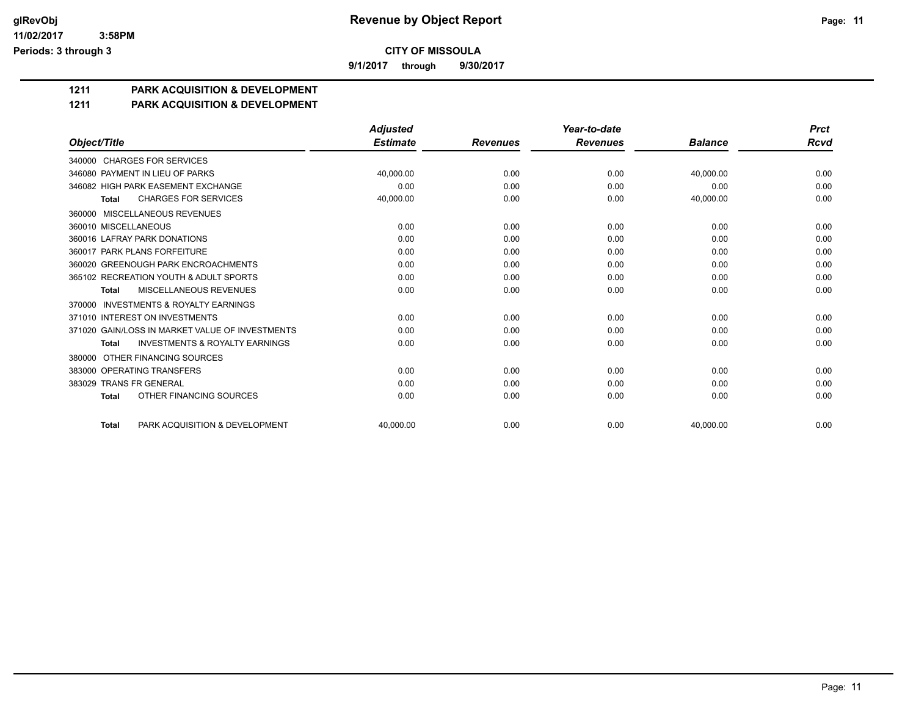# Revenue by Object Report

**CITY OF MISSOULA**

**9/1/2017 through 9/30/2017**

glRevObj
11/02/2017 3:58PM
Periods: 3 through 3

## 1211 PARK ACQUISITION & DEVELOPMENT

## 1211 PARK ACQUISITION & DEVELOPMENT

| Object/Title | Adjusted Estimate | Revenues | Year-to-date Revenues | Balance | Prct Rcvd |
|---|---|---|---|---|---|
| 340000 CHARGES FOR SERVICES | | | | | |
| 346080 PAYMENT IN LIEU OF PARKS | 40,000.00 | 0.00 | 0.00 | 40,000.00 | 0.00 |
| 346082 HIGH PARK EASEMENT EXCHANGE | 0.00 | 0.00 | 0.00 | 0.00 | 0.00 |
| **Total** CHARGES FOR SERVICES | 40,000.00 | 0.00 | 0.00 | 40,000.00 | 0.00 |
| 360000 MISCELLANEOUS REVENUES | | | | | |
| 360010 MISCELLANEOUS | 0.00 | 0.00 | 0.00 | 0.00 | 0.00 |
| 360016 LAFRAY PARK DONATIONS | 0.00 | 0.00 | 0.00 | 0.00 | 0.00 |
| 360017 PARK PLANS FORFEITURE | 0.00 | 0.00 | 0.00 | 0.00 | 0.00 |
| 360020 GREENOUGH PARK ENCROACHMENTS | 0.00 | 0.00 | 0.00 | 0.00 | 0.00 |
| 365102 RECREATION YOUTH & ADULT SPORTS | 0.00 | 0.00 | 0.00 | 0.00 | 0.00 |
| **Total** MISCELLANEOUS REVENUES | 0.00 | 0.00 | 0.00 | 0.00 | 0.00 |
| 370000 INVESTMENTS & ROYALTY EARNINGS | | | | | |
| 371010 INTEREST ON INVESTMENTS | 0.00 | 0.00 | 0.00 | 0.00 | 0.00 |
| 371020 GAIN/LOSS IN MARKET VALUE OF INVESTMENTS | 0.00 | 0.00 | 0.00 | 0.00 | 0.00 |
| **Total** INVESTMENTS & ROYALTY EARNINGS | 0.00 | 0.00 | 0.00 | 0.00 | 0.00 |
| 380000 OTHER FINANCING SOURCES | | | | | |
| 383000 OPERATING TRANSFERS | 0.00 | 0.00 | 0.00 | 0.00 | 0.00 |
| 383029 TRANS FR GENERAL | 0.00 | 0.00 | 0.00 | 0.00 | 0.00 |
| **Total** OTHER FINANCING SOURCES | 0.00 | 0.00 | 0.00 | 0.00 | 0.00 |
| **Total** PARK ACQUISITION & DEVELOPMENT | 40,000.00 | 0.00 | 0.00 | 40,000.00 | 0.00 |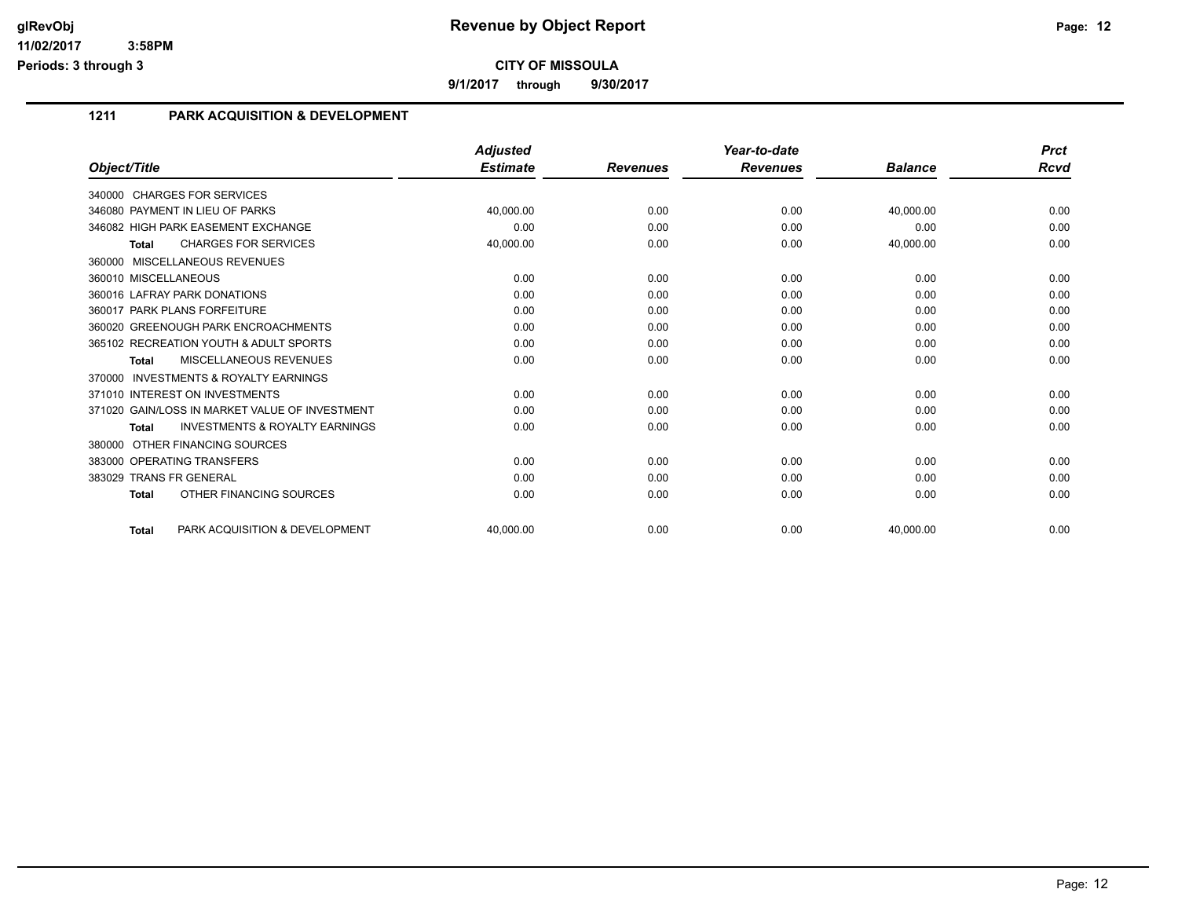# Revenue by Object Report

glRevObj
11/02/2017 3:58PM
Periods: 3 through 3

**CITY OF MISSOULA**

**9/1/2017 through 9/30/2017**

## 1211 PARK ACQUISITION & DEVELOPMENT

| Object/Title | Adjusted Estimate | Revenues | Year-to-date Revenues | Balance | Prct Rcvd |
|---|---|---|---|---|---|
| 340000 CHARGES FOR SERVICES | | | | | |
| 346080 PAYMENT IN LIEU OF PARKS | 40,000.00 | 0.00 | 0.00 | 40,000.00 | 0.00 |
| 346082 HIGH PARK EASEMENT EXCHANGE | 0.00 | 0.00 | 0.00 | 0.00 | 0.00 |
| **Total** CHARGES FOR SERVICES | 40,000.00 | 0.00 | 0.00 | 40,000.00 | 0.00 |
| 360000 MISCELLANEOUS REVENUES | | | | | |
| 360010 MISCELLANEOUS | 0.00 | 0.00 | 0.00 | 0.00 | 0.00 |
| 360016 LAFRAY PARK DONATIONS | 0.00 | 0.00 | 0.00 | 0.00 | 0.00 |
| 360017 PARK PLANS FORFEITURE | 0.00 | 0.00 | 0.00 | 0.00 | 0.00 |
| 360020 GREENOUGH PARK ENCROACHMENTS | 0.00 | 0.00 | 0.00 | 0.00 | 0.00 |
| 365102 RECREATION YOUTH & ADULT SPORTS | 0.00 | 0.00 | 0.00 | 0.00 | 0.00 |
| **Total** MISCELLANEOUS REVENUES | 0.00 | 0.00 | 0.00 | 0.00 | 0.00 |
| 370000 INVESTMENTS & ROYALTY EARNINGS | | | | | |
| 371010 INTEREST ON INVESTMENTS | 0.00 | 0.00 | 0.00 | 0.00 | 0.00 |
| 371020 GAIN/LOSS IN MARKET VALUE OF INVESTMENT | 0.00 | 0.00 | 0.00 | 0.00 | 0.00 |
| **Total** INVESTMENTS & ROYALTY EARNINGS | 0.00 | 0.00 | 0.00 | 0.00 | 0.00 |
| 380000 OTHER FINANCING SOURCES | | | | | |
| 383000 OPERATING TRANSFERS | 0.00 | 0.00 | 0.00 | 0.00 | 0.00 |
| 383029 TRANS FR GENERAL | 0.00 | 0.00 | 0.00 | 0.00 | 0.00 |
| **Total** OTHER FINANCING SOURCES | 0.00 | 0.00 | 0.00 | 0.00 | 0.00 |
| **Total** PARK ACQUISITION & DEVELOPMENT | 40,000.00 | 0.00 | 0.00 | 40,000.00 | 0.00 |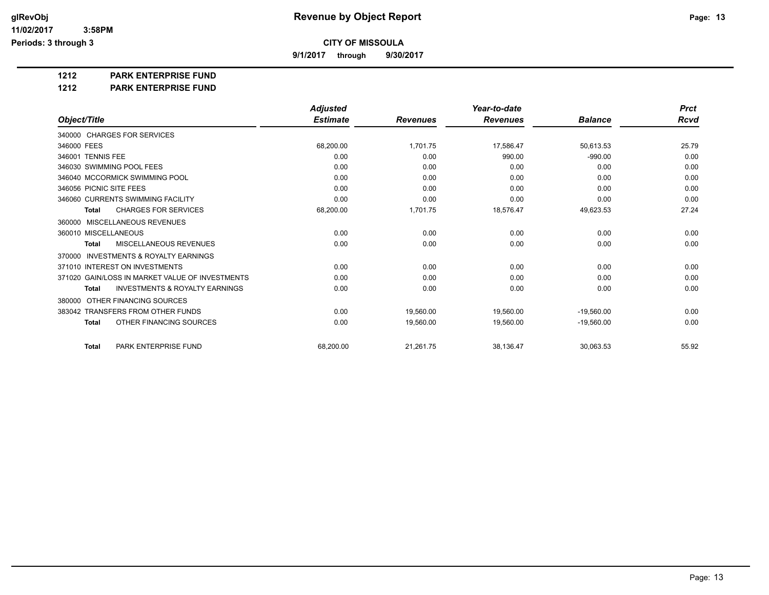**Revenue by Object Report**

**CITY OF MISSOULA**

**9/1/2017 through 9/30/2017**

**1212 PARK ENTERPRISE FUND**

**1212 PARK ENTERPRISE FUND**

| Object/Title | Adjusted Estimate | Revenues | Year-to-date Revenues | Balance | Prct Rcvd |
|---|---|---|---|---|---|
| 340000 CHARGES FOR SERVICES | | | | | |
| 346000 FEES | 68,200.00 | 1,701.75 | 17,586.47 | 50,613.53 | 25.79 |
| 346001 TENNIS FEE | 0.00 | 0.00 | 990.00 | -990.00 | 0.00 |
| 346030 SWIMMING POOL FEES | 0.00 | 0.00 | 0.00 | 0.00 | 0.00 |
| 346040 MCCORMICK SWIMMING POOL | 0.00 | 0.00 | 0.00 | 0.00 | 0.00 |
| 346056 PICNIC SITE FEES | 0.00 | 0.00 | 0.00 | 0.00 | 0.00 |
| 346060 CURRENTS SWIMMING FACILITY | 0.00 | 0.00 | 0.00 | 0.00 | 0.00 |
| **Total** CHARGES FOR SERVICES | 68,200.00 | 1,701.75 | 18,576.47 | 49,623.53 | 27.24 |
| 360000 MISCELLANEOUS REVENUES | | | | | |
| 360010 MISCELLANEOUS | 0.00 | 0.00 | 0.00 | 0.00 | 0.00 |
| **Total** MISCELLANEOUS REVENUES | 0.00 | 0.00 | 0.00 | 0.00 | 0.00 |
| 370000 INVESTMENTS & ROYALTY EARNINGS | | | | | |
| 371010 INTEREST ON INVESTMENTS | 0.00 | 0.00 | 0.00 | 0.00 | 0.00 |
| 371020 GAIN/LOSS IN MARKET VALUE OF INVESTMENTS | 0.00 | 0.00 | 0.00 | 0.00 | 0.00 |
| **Total** INVESTMENTS & ROYALTY EARNINGS | 0.00 | 0.00 | 0.00 | 0.00 | 0.00 |
| 380000 OTHER FINANCING SOURCES | | | | | |
| 383042 TRANSFERS FROM OTHER FUNDS | 0.00 | 19,560.00 | 19,560.00 | -19,560.00 | 0.00 |
| **Total** OTHER FINANCING SOURCES | 0.00 | 19,560.00 | 19,560.00 | -19,560.00 | 0.00 |
| **Total** PARK ENTERPRISE FUND | 68,200.00 | 21,261.75 | 38,136.47 | 30,063.53 | 55.92 |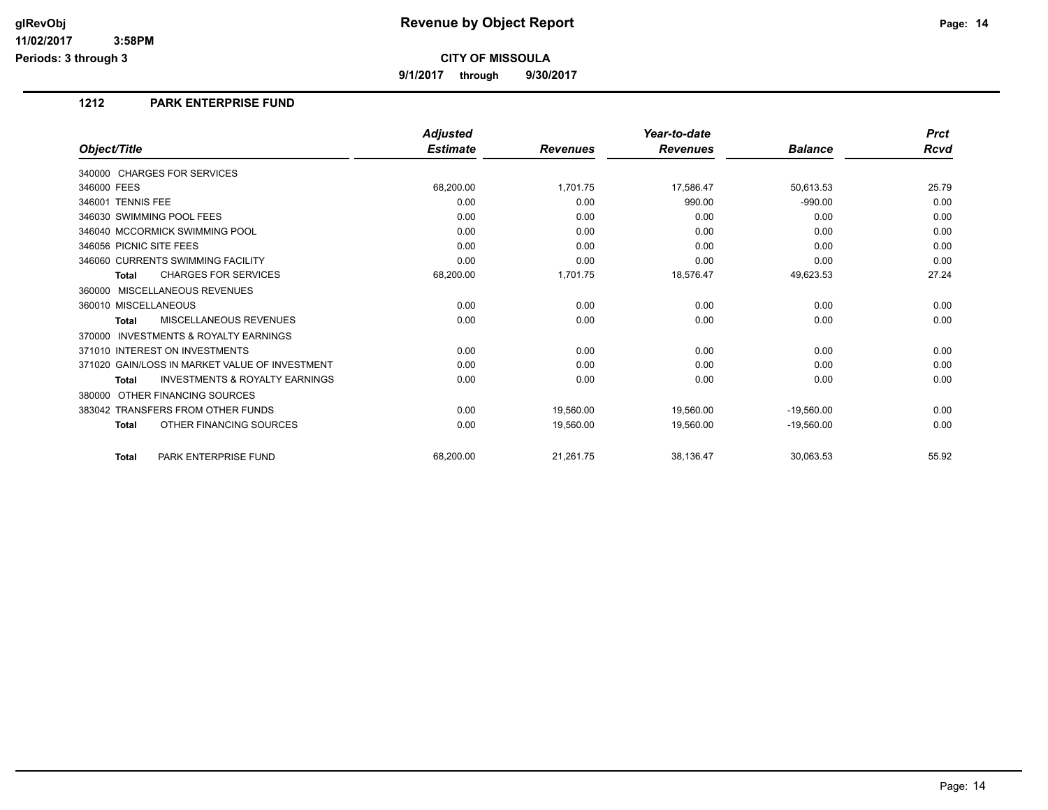# Revenue by Object Report

**CITY OF MISSOULA**

**9/1/2017 through 9/30/2017**

glRevObj
11/02/2017 3:58PM
Periods: 3 through 3

## 1212 PARK ENTERPRISE FUND

| Object/Title | Adjusted Estimate | Revenues | Year-to-date Revenues | Balance | Prct Rcvd |
|---|---|---|---|---|---|
| 340000 CHARGES FOR SERVICES | | | | | |
| 346000 FEES | 68,200.00 | 1,701.75 | 17,586.47 | 50,613.53 | 25.79 |
| 346001 TENNIS FEE | 0.00 | 0.00 | 990.00 | -990.00 | 0.00 |
| 346030 SWIMMING POOL FEES | 0.00 | 0.00 | 0.00 | 0.00 | 0.00 |
| 346040 MCCORMICK SWIMMING POOL | 0.00 | 0.00 | 0.00 | 0.00 | 0.00 |
| 346056 PICNIC SITE FEES | 0.00 | 0.00 | 0.00 | 0.00 | 0.00 |
| 346060 CURRENTS SWIMMING FACILITY | 0.00 | 0.00 | 0.00 | 0.00 | 0.00 |
| **Total** CHARGES FOR SERVICES | 68,200.00 | 1,701.75 | 18,576.47 | 49,623.53 | 27.24 |
| 360000 MISCELLANEOUS REVENUES | | | | | |
| 360010 MISCELLANEOUS | 0.00 | 0.00 | 0.00 | 0.00 | 0.00 |
| **Total** MISCELLANEOUS REVENUES | 0.00 | 0.00 | 0.00 | 0.00 | 0.00 |
| 370000 INVESTMENTS & ROYALTY EARNINGS | | | | | |
| 371010 INTEREST ON INVESTMENTS | 0.00 | 0.00 | 0.00 | 0.00 | 0.00 |
| 371020 GAIN/LOSS IN MARKET VALUE OF INVESTMENT | 0.00 | 0.00 | 0.00 | 0.00 | 0.00 |
| **Total** INVESTMENTS & ROYALTY EARNINGS | 0.00 | 0.00 | 0.00 | 0.00 | 0.00 |
| 380000 OTHER FINANCING SOURCES | | | | | |
| 383042 TRANSFERS FROM OTHER FUNDS | 0.00 | 19,560.00 | 19,560.00 | -19,560.00 | 0.00 |
| **Total** OTHER FINANCING SOURCES | 0.00 | 19,560.00 | 19,560.00 | -19,560.00 | 0.00 |
| **Total** PARK ENTERPRISE FUND | 68,200.00 | 21,261.75 | 38,136.47 | 30,063.53 | 55.92 |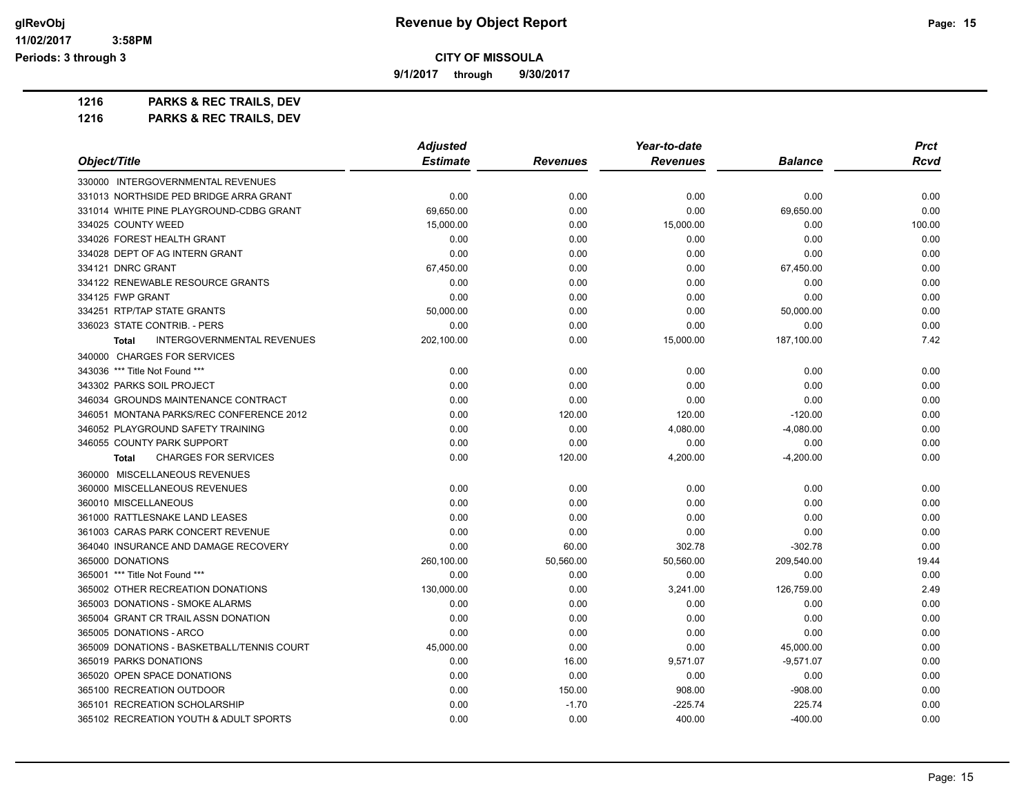# Revenue by Object Report

**CITY OF MISSOULA**

9/1/2017 through 9/30/2017

glRevObj
11/02/2017 3:58PM
Periods: 3 through 3

## 1216 PARKS & REC TRAILS, DEV
## 1216 PARKS & REC TRAILS, DEV

| Object/Title | Adjusted Estimate | Revenues | Year-to-date Revenues | Balance | Prct Rcvd |
|---|---|---|---|---|---|
| 330000 INTERGOVERNMENTAL REVENUES | | | | | |
| 331013 NORTHSIDE PED BRIDGE ARRA GRANT | 0.00 | 0.00 | 0.00 | 0.00 | 0.00 |
| 331014 WHITE PINE PLAYGROUND-CDBG GRANT | 69,650.00 | 0.00 | 0.00 | 69,650.00 | 0.00 |
| 334025 COUNTY WEED | 15,000.00 | 0.00 | 15,000.00 | 0.00 | 100.00 |
| 334026 FOREST HEALTH GRANT | 0.00 | 0.00 | 0.00 | 0.00 | 0.00 |
| 334028 DEPT OF AG INTERN GRANT | 0.00 | 0.00 | 0.00 | 0.00 | 0.00 |
| 334121 DNRC GRANT | 67,450.00 | 0.00 | 0.00 | 67,450.00 | 0.00 |
| 334122 RENEWABLE RESOURCE GRANTS | 0.00 | 0.00 | 0.00 | 0.00 | 0.00 |
| 334125 FWP GRANT | 0.00 | 0.00 | 0.00 | 0.00 | 0.00 |
| 334251 RTP/TAP STATE GRANTS | 50,000.00 | 0.00 | 0.00 | 50,000.00 | 0.00 |
| 336023 STATE CONTRIB. - PERS | 0.00 | 0.00 | 0.00 | 0.00 | 0.00 |
| **Total** INTERGOVERNMENTAL REVENUES | 202,100.00 | 0.00 | 15,000.00 | 187,100.00 | 7.42 |
| 340000 CHARGES FOR SERVICES | | | | | |
| 343036 *** Title Not Found *** | 0.00 | 0.00 | 0.00 | 0.00 | 0.00 |
| 343302 PARKS SOIL PROJECT | 0.00 | 0.00 | 0.00 | 0.00 | 0.00 |
| 346034 GROUNDS MAINTENANCE CONTRACT | 0.00 | 0.00 | 0.00 | 0.00 | 0.00 |
| 346051 MONTANA PARKS/REC CONFERENCE 2012 | 0.00 | 120.00 | 120.00 | -120.00 | 0.00 |
| 346052 PLAYGROUND SAFETY TRAINING | 0.00 | 0.00 | 4,080.00 | -4,080.00 | 0.00 |
| 346055 COUNTY PARK SUPPORT | 0.00 | 0.00 | 0.00 | 0.00 | 0.00 |
| **Total** CHARGES FOR SERVICES | 0.00 | 120.00 | 4,200.00 | -4,200.00 | 0.00 |
| 360000 MISCELLANEOUS REVENUES | | | | | |
| 360000 MISCELLANEOUS REVENUES | 0.00 | 0.00 | 0.00 | 0.00 | 0.00 |
| 360010 MISCELLANEOUS | 0.00 | 0.00 | 0.00 | 0.00 | 0.00 |
| 361000 RATTLESNAKE LAND LEASES | 0.00 | 0.00 | 0.00 | 0.00 | 0.00 |
| 361003 CARAS PARK CONCERT REVENUE | 0.00 | 0.00 | 0.00 | 0.00 | 0.00 |
| 364040 INSURANCE AND DAMAGE RECOVERY | 0.00 | 60.00 | 302.78 | -302.78 | 0.00 |
| 365000 DONATIONS | 260,100.00 | 50,560.00 | 50,560.00 | 209,540.00 | 19.44 |
| 365001 *** Title Not Found *** | 0.00 | 0.00 | 0.00 | 0.00 | 0.00 |
| 365002 OTHER RECREATION DONATIONS | 130,000.00 | 0.00 | 3,241.00 | 126,759.00 | 2.49 |
| 365003 DONATIONS - SMOKE ALARMS | 0.00 | 0.00 | 0.00 | 0.00 | 0.00 |
| 365004 GRANT CR TRAIL ASSN DONATION | 0.00 | 0.00 | 0.00 | 0.00 | 0.00 |
| 365005 DONATIONS - ARCO | 0.00 | 0.00 | 0.00 | 0.00 | 0.00 |
| 365009 DONATIONS - BASKETBALL/TENNIS COURT | 45,000.00 | 0.00 | 0.00 | 45,000.00 | 0.00 |
| 365019 PARKS DONATIONS | 0.00 | 16.00 | 9,571.07 | -9,571.07 | 0.00 |
| 365020 OPEN SPACE DONATIONS | 0.00 | 0.00 | 0.00 | 0.00 | 0.00 |
| 365100 RECREATION OUTDOOR | 0.00 | 150.00 | 908.00 | -908.00 | 0.00 |
| 365101 RECREATION SCHOLARSHIP | 0.00 | -1.70 | -225.74 | 225.74 | 0.00 |
| 365102 RECREATION YOUTH & ADULT SPORTS | 0.00 | 0.00 | 400.00 | -400.00 | 0.00 |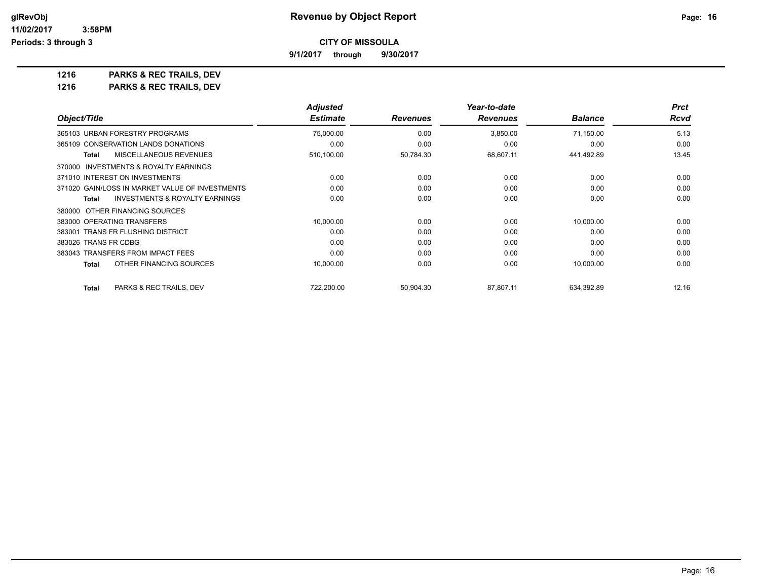**CITY OF MISSOULA**

**9/1/2017 through 9/30/2017**

**1216 PARKS & REC TRAILS, DEV**

**1216 PARKS & REC TRAILS, DEV**

| Object/Title | Adjusted Estimate | Revenues | Year-to-date Revenues | Balance | Prct Rcvd |
|---|---|---|---|---|---|
| 365103 URBAN FORESTRY PROGRAMS | 75,000.00 | 0.00 | 3,850.00 | 71,150.00 | 5.13 |
| 365109 CONSERVATION LANDS DONATIONS | 0.00 | 0.00 | 0.00 | 0.00 | 0.00 |
| **Total** MISCELLANEOUS REVENUES | 510,100.00 | 50,784.30 | 68,607.11 | 441,492.89 | 13.45 |
| 370000 INVESTMENTS & ROYALTY EARNINGS | | | | | |
| 371010 INTEREST ON INVESTMENTS | 0.00 | 0.00 | 0.00 | 0.00 | 0.00 |
| 371020 GAIN/LOSS IN MARKET VALUE OF INVESTMENTS | 0.00 | 0.00 | 0.00 | 0.00 | 0.00 |
| **Total** INVESTMENTS & ROYALTY EARNINGS | 0.00 | 0.00 | 0.00 | 0.00 | 0.00 |
| 380000 OTHER FINANCING SOURCES | | | | | |
| 383000 OPERATING TRANSFERS | 10,000.00 | 0.00 | 0.00 | 10,000.00 | 0.00 |
| 383001 TRANS FR FLUSHING DISTRICT | 0.00 | 0.00 | 0.00 | 0.00 | 0.00 |
| 383026 TRANS FR CDBG | 0.00 | 0.00 | 0.00 | 0.00 | 0.00 |
| 383043 TRANSFERS FROM IMPACT FEES | 0.00 | 0.00 | 0.00 | 0.00 | 0.00 |
| **Total** OTHER FINANCING SOURCES | 10,000.00 | 0.00 | 0.00 | 10,000.00 | 0.00 |
| **Total** PARKS & REC TRAILS, DEV | 722,200.00 | 50,904.30 | 87,807.11 | 634,392.89 | 12.16 |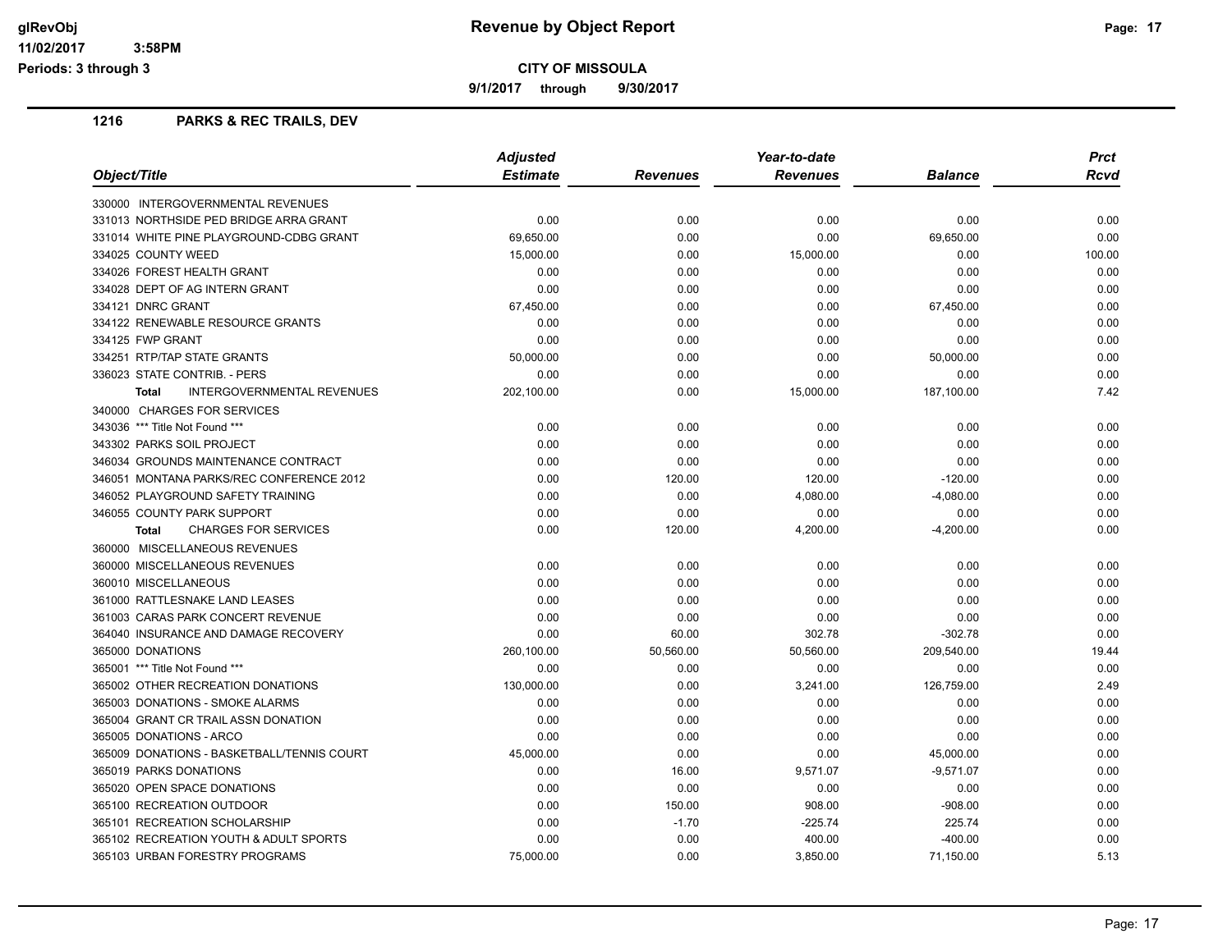# Revenue by Object Report

## CITY OF MISSOULA

**9/1/2017 through 9/30/2017**

### 1216 PARKS & REC TRAILS, DEV

| Object/Title | Adjusted Estimate | Revenues | Year-to-date Revenues | Balance | Prct Rcvd |
|---|---|---|---|---|---|
| 330000 INTERGOVERNMENTAL REVENUES | | | | | |
| 331013 NORTHSIDE PED BRIDGE ARRA GRANT | 0.00 | 0.00 | 0.00 | 0.00 | 0.00 |
| 331014 WHITE PINE PLAYGROUND-CDBG GRANT | 69,650.00 | 0.00 | 0.00 | 69,650.00 | 0.00 |
| 334025 COUNTY WEED | 15,000.00 | 0.00 | 15,000.00 | 0.00 | 100.00 |
| 334026 FOREST HEALTH GRANT | 0.00 | 0.00 | 0.00 | 0.00 | 0.00 |
| 334028 DEPT OF AG INTERN GRANT | 0.00 | 0.00 | 0.00 | 0.00 | 0.00 |
| 334121 DNRC GRANT | 67,450.00 | 0.00 | 0.00 | 67,450.00 | 0.00 |
| 334122 RENEWABLE RESOURCE GRANTS | 0.00 | 0.00 | 0.00 | 0.00 | 0.00 |
| 334125 FWP GRANT | 0.00 | 0.00 | 0.00 | 0.00 | 0.00 |
| 334251 RTP/TAP STATE GRANTS | 50,000.00 | 0.00 | 0.00 | 50,000.00 | 0.00 |
| 336023 STATE CONTRIB. - PERS | 0.00 | 0.00 | 0.00 | 0.00 | 0.00 |
| **Total** INTERGOVERNMENTAL REVENUES | 202,100.00 | 0.00 | 15,000.00 | 187,100.00 | 7.42 |
| 340000 CHARGES FOR SERVICES | | | | | |
| 343036 *** Title Not Found *** | 0.00 | 0.00 | 0.00 | 0.00 | 0.00 |
| 343302 PARKS SOIL PROJECT | 0.00 | 0.00 | 0.00 | 0.00 | 0.00 |
| 346034 GROUNDS MAINTENANCE CONTRACT | 0.00 | 0.00 | 0.00 | 0.00 | 0.00 |
| 346051 MONTANA PARKS/REC CONFERENCE 2012 | 0.00 | 120.00 | 120.00 | -120.00 | 0.00 |
| 346052 PLAYGROUND SAFETY TRAINING | 0.00 | 0.00 | 4,080.00 | -4,080.00 | 0.00 |
| 346055 COUNTY PARK SUPPORT | 0.00 | 0.00 | 0.00 | 0.00 | 0.00 |
| **Total** CHARGES FOR SERVICES | 0.00 | 120.00 | 4,200.00 | -4,200.00 | 0.00 |
| 360000 MISCELLANEOUS REVENUES | | | | | |
| 360000 MISCELLANEOUS REVENUES | 0.00 | 0.00 | 0.00 | 0.00 | 0.00 |
| 360010 MISCELLANEOUS | 0.00 | 0.00 | 0.00 | 0.00 | 0.00 |
| 361000 RATTLESNAKE LAND LEASES | 0.00 | 0.00 | 0.00 | 0.00 | 0.00 |
| 361003 CARAS PARK CONCERT REVENUE | 0.00 | 0.00 | 0.00 | 0.00 | 0.00 |
| 364040 INSURANCE AND DAMAGE RECOVERY | 0.00 | 60.00 | 302.78 | -302.78 | 0.00 |
| 365000 DONATIONS | 260,100.00 | 50,560.00 | 50,560.00 | 209,540.00 | 19.44 |
| 365001 *** Title Not Found *** | 0.00 | 0.00 | 0.00 | 0.00 | 0.00 |
| 365002 OTHER RECREATION DONATIONS | 130,000.00 | 0.00 | 3,241.00 | 126,759.00 | 2.49 |
| 365003 DONATIONS - SMOKE ALARMS | 0.00 | 0.00 | 0.00 | 0.00 | 0.00 |
| 365004 GRANT CR TRAIL ASSN DONATION | 0.00 | 0.00 | 0.00 | 0.00 | 0.00 |
| 365005 DONATIONS - ARCO | 0.00 | 0.00 | 0.00 | 0.00 | 0.00 |
| 365009 DONATIONS - BASKETBALL/TENNIS COURT | 45,000.00 | 0.00 | 0.00 | 45,000.00 | 0.00 |
| 365019 PARKS DONATIONS | 0.00 | 16.00 | 9,571.07 | -9,571.07 | 0.00 |
| 365020 OPEN SPACE DONATIONS | 0.00 | 0.00 | 0.00 | 0.00 | 0.00 |
| 365100 RECREATION OUTDOOR | 0.00 | 150.00 | 908.00 | -908.00 | 0.00 |
| 365101 RECREATION SCHOLARSHIP | 0.00 | -1.70 | -225.74 | 225.74 | 0.00 |
| 365102 RECREATION YOUTH & ADULT SPORTS | 0.00 | 0.00 | 400.00 | -400.00 | 0.00 |
| 365103 URBAN FORESTRY PROGRAMS | 75,000.00 | 0.00 | 3,850.00 | 71,150.00 | 5.13 |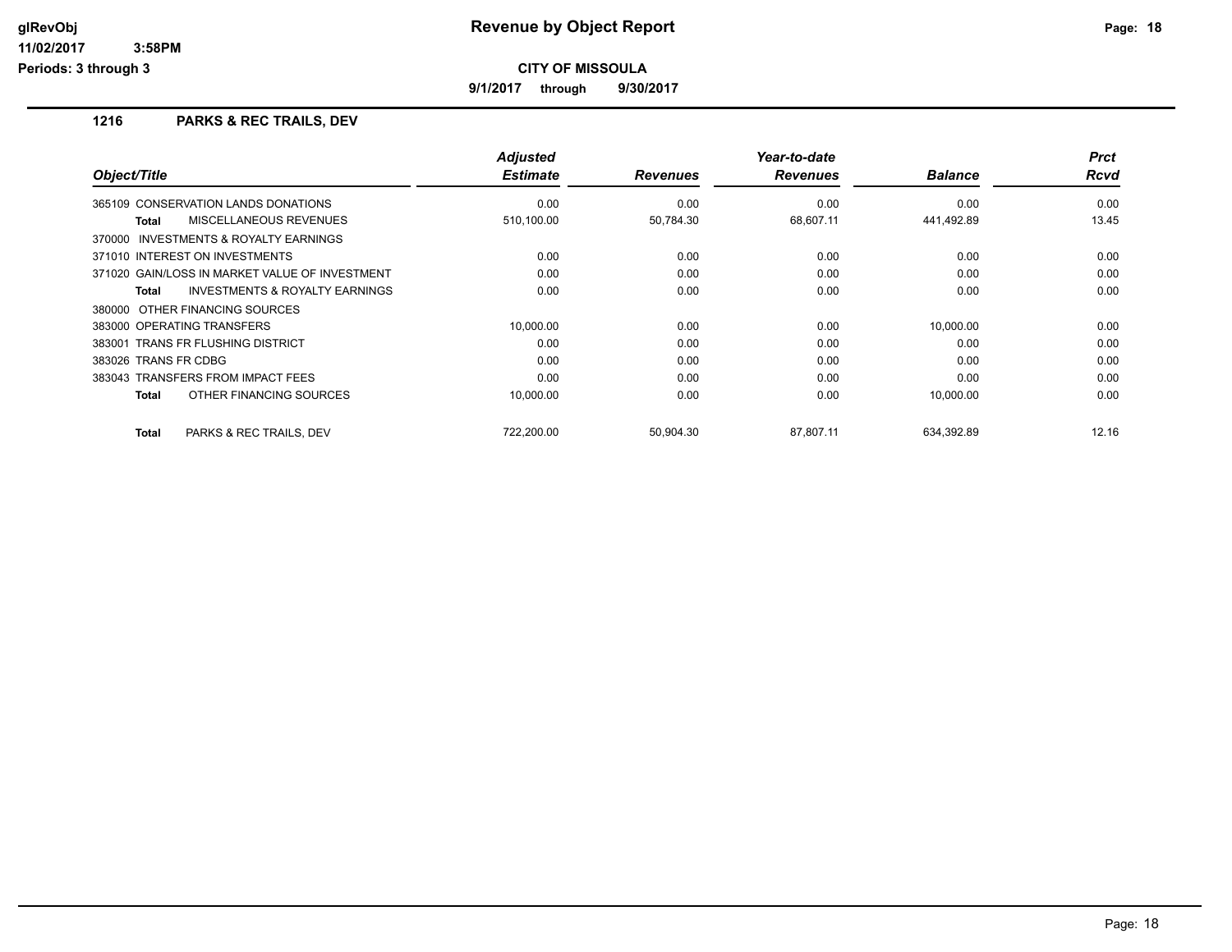**CITY OF MISSOULA**

**9/1/2017 through 9/30/2017**

## 1216 PARKS & REC TRAILS, DEV

| Object/Title | Adjusted Estimate | Revenues | Year-to-date Revenues | Balance | Prct Rcvd |
|---|---|---|---|---|---|
| 365109 CONSERVATION LANDS DONATIONS | 0.00 | 0.00 | 0.00 | 0.00 | 0.00 |
| **Total** MISCELLANEOUS REVENUES | 510,100.00 | 50,784.30 | 68,607.11 | 441,492.89 | 13.45 |
| 370000 INVESTMENTS & ROYALTY EARNINGS | | | | | |
| 371010 INTEREST ON INVESTMENTS | 0.00 | 0.00 | 0.00 | 0.00 | 0.00 |
| 371020 GAIN/LOSS IN MARKET VALUE OF INVESTMENT | 0.00 | 0.00 | 0.00 | 0.00 | 0.00 |
| **Total** INVESTMENTS & ROYALTY EARNINGS | 0.00 | 0.00 | 0.00 | 0.00 | 0.00 |
| 380000 OTHER FINANCING SOURCES | | | | | |
| 383000 OPERATING TRANSFERS | 10,000.00 | 0.00 | 0.00 | 10,000.00 | 0.00 |
| 383001 TRANS FR FLUSHING DISTRICT | 0.00 | 0.00 | 0.00 | 0.00 | 0.00 |
| 383026 TRANS FR CDBG | 0.00 | 0.00 | 0.00 | 0.00 | 0.00 |
| 383043 TRANSFERS FROM IMPACT FEES | 0.00 | 0.00 | 0.00 | 0.00 | 0.00 |
| **Total** OTHER FINANCING SOURCES | 10,000.00 | 0.00 | 0.00 | 10,000.00 | 0.00 |
| **Total** PARKS & REC TRAILS, DEV | 722,200.00 | 50,904.30 | 87,807.11 | 634,392.89 | 12.16 |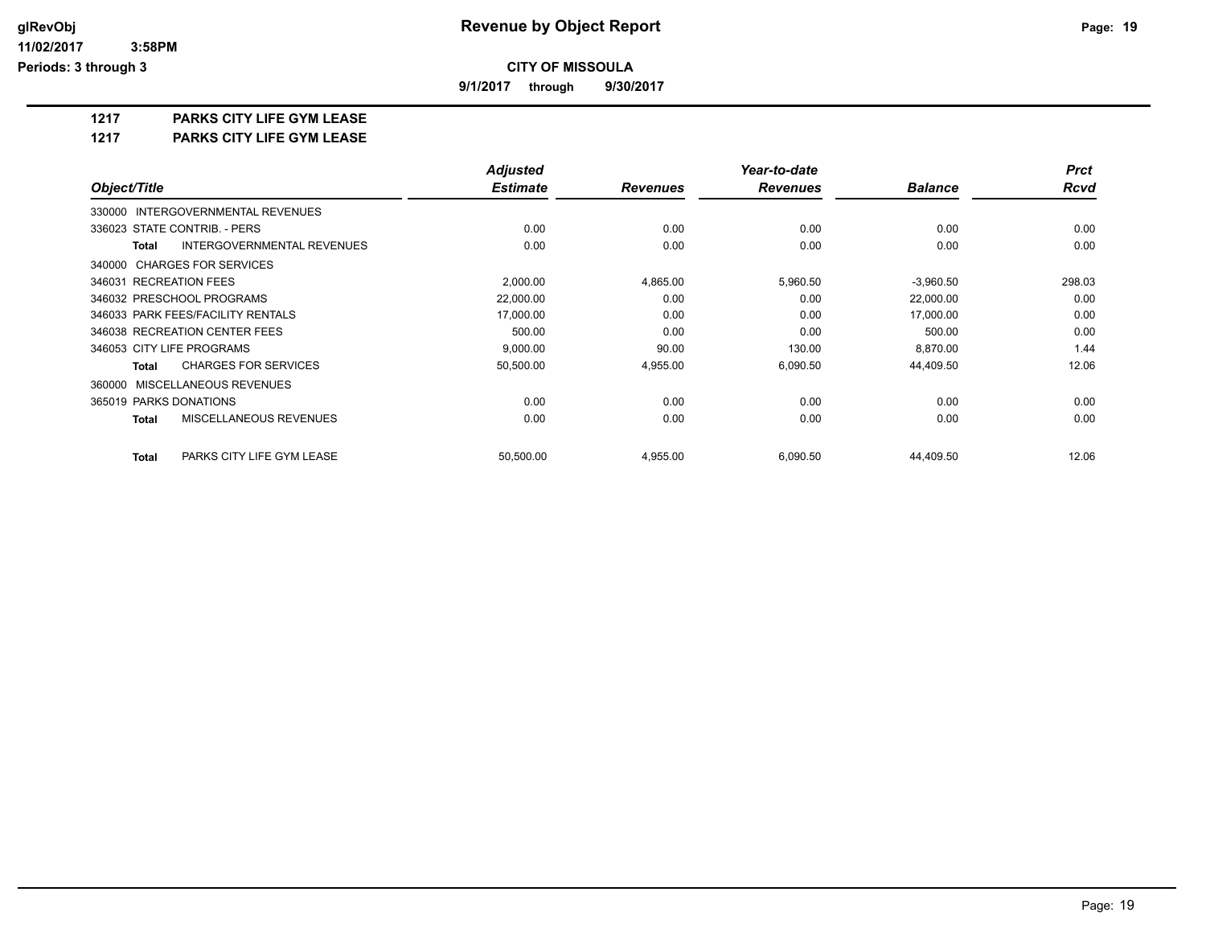**CITY OF MISSOULA**

**9/1/2017 through 9/30/2017**

## 1217 PARKS CITY LIFE GYM LEASE

### 1217 PARKS CITY LIFE GYM LEASE

| Object/Title | Adjusted Estimate | Revenues | Year-to-date Revenues | Balance | Prct Rcvd |
|---|---|---|---|---|---|
| 330000 INTERGOVERNMENTAL REVENUES | | | | | |
| 336023 STATE CONTRIB. - PERS | 0.00 | 0.00 | 0.00 | 0.00 | 0.00 |
| **Total** INTERGOVERNMENTAL REVENUES | 0.00 | 0.00 | 0.00 | 0.00 | 0.00 |
| 340000 CHARGES FOR SERVICES | | | | | |
| 346031 RECREATION FEES | 2,000.00 | 4,865.00 | 5,960.50 | -3,960.50 | 298.03 |
| 346032 PRESCHOOL PROGRAMS | 22,000.00 | 0.00 | 0.00 | 22,000.00 | 0.00 |
| 346033 PARK FEES/FACILITY RENTALS | 17,000.00 | 0.00 | 0.00 | 17,000.00 | 0.00 |
| 346038 RECREATION CENTER FEES | 500.00 | 0.00 | 0.00 | 500.00 | 0.00 |
| 346053 CITY LIFE PROGRAMS | 9,000.00 | 90.00 | 130.00 | 8,870.00 | 1.44 |
| **Total** CHARGES FOR SERVICES | 50,500.00 | 4,955.00 | 6,090.50 | 44,409.50 | 12.06 |
| 360000 MISCELLANEOUS REVENUES | | | | | |
| 365019 PARKS DONATIONS | 0.00 | 0.00 | 0.00 | 0.00 | 0.00 |
| **Total** MISCELLANEOUS REVENUES | 0.00 | 0.00 | 0.00 | 0.00 | 0.00 |
| **Total** PARKS CITY LIFE GYM LEASE | 50,500.00 | 4,955.00 | 6,090.50 | 44,409.50 | 12.06 |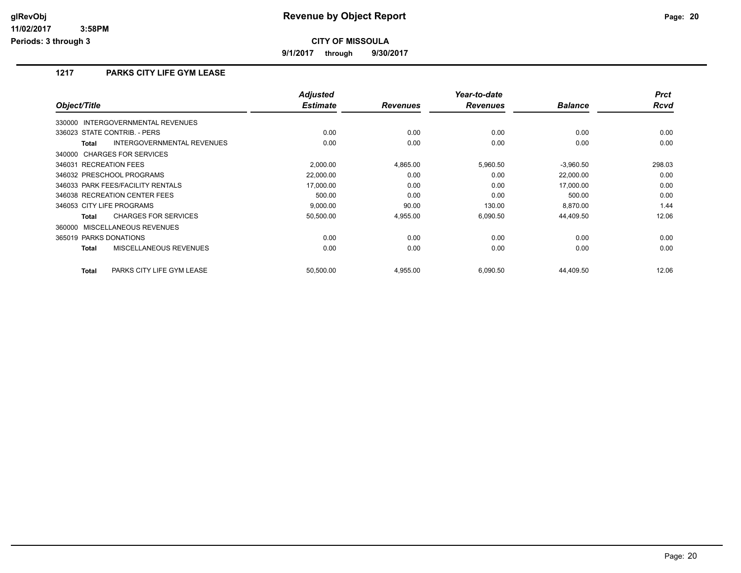**glRevObj**
**11/02/2017 3:58PM**
**Periods: 3 through 3**

# Revenue by Object Report

**CITY OF MISSOULA**

**9/1/2017 through 9/30/2017**

## 1217 PARKS CITY LIFE GYM LEASE

| Object/Title | Adjusted Estimate | Revenues | Year-to-date Revenues | Balance | Prct Rcvd |
|---|---|---|---|---|---|
| 330000 INTERGOVERNMENTAL REVENUES | | | | | |
| 336023 STATE CONTRIB. - PERS | 0.00 | 0.00 | 0.00 | 0.00 | 0.00 |
| **Total** INTERGOVERNMENTAL REVENUES | 0.00 | 0.00 | 0.00 | 0.00 | 0.00 |
| 340000 CHARGES FOR SERVICES | | | | | |
| 346031 RECREATION FEES | 2,000.00 | 4,865.00 | 5,960.50 | -3,960.50 | 298.03 |
| 346032 PRESCHOOL PROGRAMS | 22,000.00 | 0.00 | 0.00 | 22,000.00 | 0.00 |
| 346033 PARK FEES/FACILITY RENTALS | 17,000.00 | 0.00 | 0.00 | 17,000.00 | 0.00 |
| 346038 RECREATION CENTER FEES | 500.00 | 0.00 | 0.00 | 500.00 | 0.00 |
| 346053 CITY LIFE PROGRAMS | 9,000.00 | 90.00 | 130.00 | 8,870.00 | 1.44 |
| **Total** CHARGES FOR SERVICES | 50,500.00 | 4,955.00 | 6,090.50 | 44,409.50 | 12.06 |
| 360000 MISCELLANEOUS REVENUES | | | | | |
| 365019 PARKS DONATIONS | 0.00 | 0.00 | 0.00 | 0.00 | 0.00 |
| **Total** MISCELLANEOUS REVENUES | 0.00 | 0.00 | 0.00 | 0.00 | 0.00 |
| **Total** PARKS CITY LIFE GYM LEASE | 50,500.00 | 4,955.00 | 6,090.50 | 44,409.50 | 12.06 |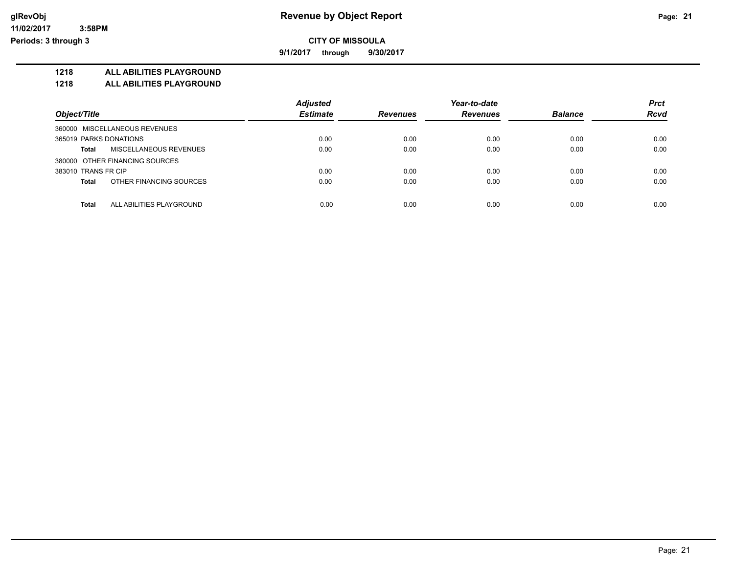glRevObj

11/02/2017 3:58PM

Periods: 3 through 3

# Revenue by Object Report

**CITY OF MISSOULA**

**9/1/2017 through 9/30/2017**

**1218 ALL ABILITIES PLAYGROUND**

**1218 ALL ABILITIES PLAYGROUND**

| Object/Title | Adjusted Estimate | Revenues | Year-to-date Revenues | Balance | Prct Rcvd |
|---|---|---|---|---|---|
| 360000 MISCELLANEOUS REVENUES | | | | | |
| 365019 PARKS DONATIONS | 0.00 | 0.00 | 0.00 | 0.00 | 0.00 |
| **Total** MISCELLANEOUS REVENUES | 0.00 | 0.00 | 0.00 | 0.00 | 0.00 |
| 380000 OTHER FINANCING SOURCES | | | | | |
| 383010 TRANS FR CIP | 0.00 | 0.00 | 0.00 | 0.00 | 0.00 |
| **Total** OTHER FINANCING SOURCES | 0.00 | 0.00 | 0.00 | 0.00 | 0.00 |
| **Total** ALL ABILITIES PLAYGROUND | 0.00 | 0.00 | 0.00 | 0.00 | 0.00 |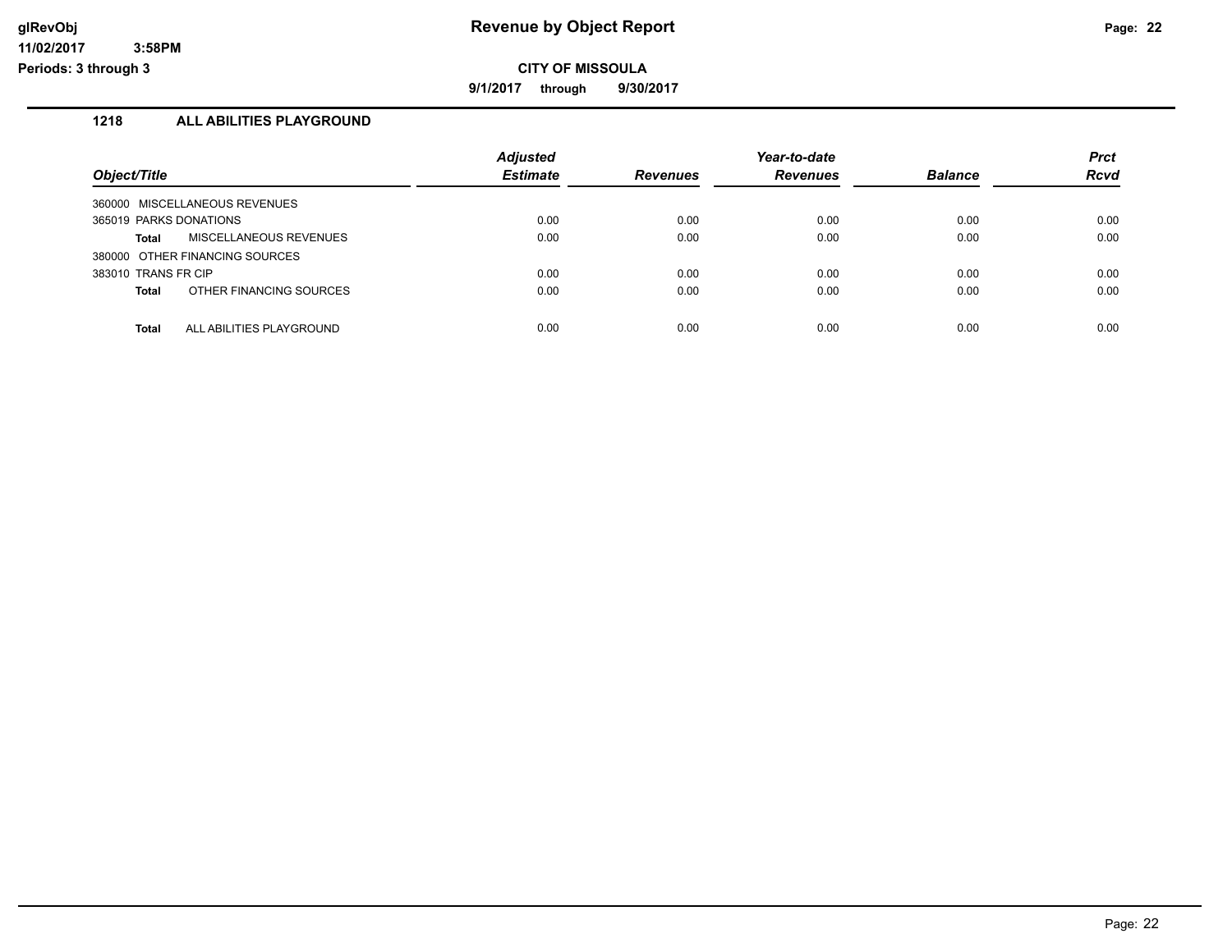**Revenue by Object Report**

**CITY OF MISSOULA**

**9/1/2017 through 9/30/2017**

glRevObj
11/02/2017 3:58PM
Periods: 3 through 3

## 1218 ALL ABILITIES PLAYGROUND

| Object/Title | Adjusted Estimate | Revenues | Year-to-date Revenues | Balance | Prct Rcvd |
|---|---|---|---|---|---|
| 360000 MISCELLANEOUS REVENUES | | | | | |
| 365019 PARKS DONATIONS | 0.00 | 0.00 | 0.00 | 0.00 | 0.00 |
| **Total** MISCELLANEOUS REVENUES | 0.00 | 0.00 | 0.00 | 0.00 | 0.00 |
| 380000 OTHER FINANCING SOURCES | | | | | |
| 383010 TRANS FR CIP | 0.00 | 0.00 | 0.00 | 0.00 | 0.00 |
| **Total** OTHER FINANCING SOURCES | 0.00 | 0.00 | 0.00 | 0.00 | 0.00 |
| **Total** ALL ABILITIES PLAYGROUND | 0.00 | 0.00 | 0.00 | 0.00 | 0.00 |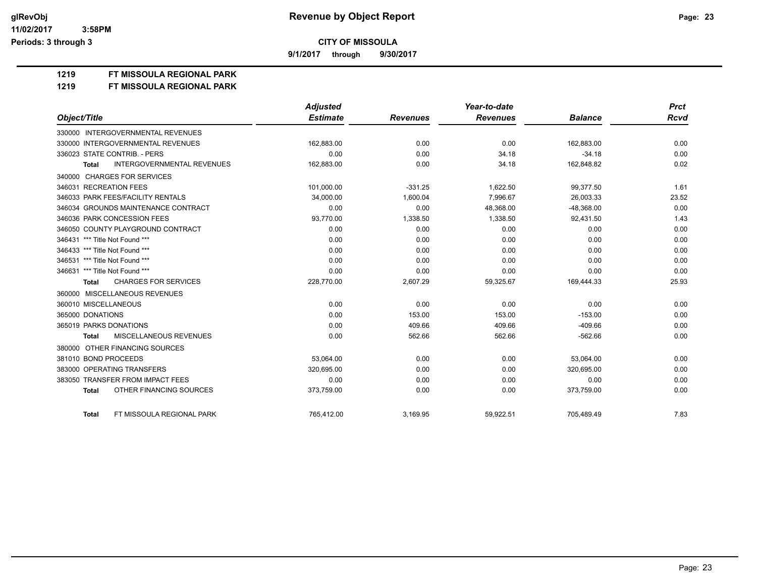# Revenue by Object Report

**CITY OF MISSOULA**

**9/1/2017 through 9/30/2017**

glRevObj
11/02/2017 3:58PM
Periods: 3 through 3

**1219 FT MISSOULA REGIONAL PARK**

**1219 FT MISSOULA REGIONAL PARK**

| Object/Title | Adjusted Estimate | Revenues | Year-to-date Revenues | Balance | Prct Rcvd |
|---|---|---|---|---|---|
| 330000 INTERGOVERNMENTAL REVENUES | | | | | |
| 330000 INTERGOVERNMENTAL REVENUES | 162,883.00 | 0.00 | 0.00 | 162,883.00 | 0.00 |
| 336023 STATE CONTRIB. - PERS | 0.00 | 0.00 | 34.18 | -34.18 | 0.00 |
| **Total** INTERGOVERNMENTAL REVENUES | 162,883.00 | 0.00 | 34.18 | 162,848.82 | 0.02 |
| 340000 CHARGES FOR SERVICES | | | | | |
| 346031 RECREATION FEES | 101,000.00 | -331.25 | 1,622.50 | 99,377.50 | 1.61 |
| 346033 PARK FEES/FACILITY RENTALS | 34,000.00 | 1,600.04 | 7,996.67 | 26,003.33 | 23.52 |
| 346034 GROUNDS MAINTENANCE CONTRACT | 0.00 | 0.00 | 48,368.00 | -48,368.00 | 0.00 |
| 346036 PARK CONCESSION FEES | 93,770.00 | 1,338.50 | 1,338.50 | 92,431.50 | 1.43 |
| 346050 COUNTY PLAYGROUND CONTRACT | 0.00 | 0.00 | 0.00 | 0.00 | 0.00 |
| 346431 *** Title Not Found *** | 0.00 | 0.00 | 0.00 | 0.00 | 0.00 |
| 346433 *** Title Not Found *** | 0.00 | 0.00 | 0.00 | 0.00 | 0.00 |
| 346531 *** Title Not Found *** | 0.00 | 0.00 | 0.00 | 0.00 | 0.00 |
| 346631 *** Title Not Found *** | 0.00 | 0.00 | 0.00 | 0.00 | 0.00 |
| **Total** CHARGES FOR SERVICES | 228,770.00 | 2,607.29 | 59,325.67 | 169,444.33 | 25.93 |
| 360000 MISCELLANEOUS REVENUES | | | | | |
| 360010 MISCELLANEOUS | 0.00 | 0.00 | 0.00 | 0.00 | 0.00 |
| 365000 DONATIONS | 0.00 | 153.00 | 153.00 | -153.00 | 0.00 |
| 365019 PARKS DONATIONS | 0.00 | 409.66 | 409.66 | -409.66 | 0.00 |
| **Total** MISCELLANEOUS REVENUES | 0.00 | 562.66 | 562.66 | -562.66 | 0.00 |
| 380000 OTHER FINANCING SOURCES | | | | | |
| 381010 BOND PROCEEDS | 53,064.00 | 0.00 | 0.00 | 53,064.00 | 0.00 |
| 383000 OPERATING TRANSFERS | 320,695.00 | 0.00 | 0.00 | 320,695.00 | 0.00 |
| 383050 TRANSFER FROM IMPACT FEES | 0.00 | 0.00 | 0.00 | 0.00 | 0.00 |
| **Total** OTHER FINANCING SOURCES | 373,759.00 | 0.00 | 0.00 | 373,759.00 | 0.00 |
| **Total** FT MISSOULA REGIONAL PARK | 765,412.00 | 3,169.95 | 59,922.51 | 705,489.49 | 7.83 |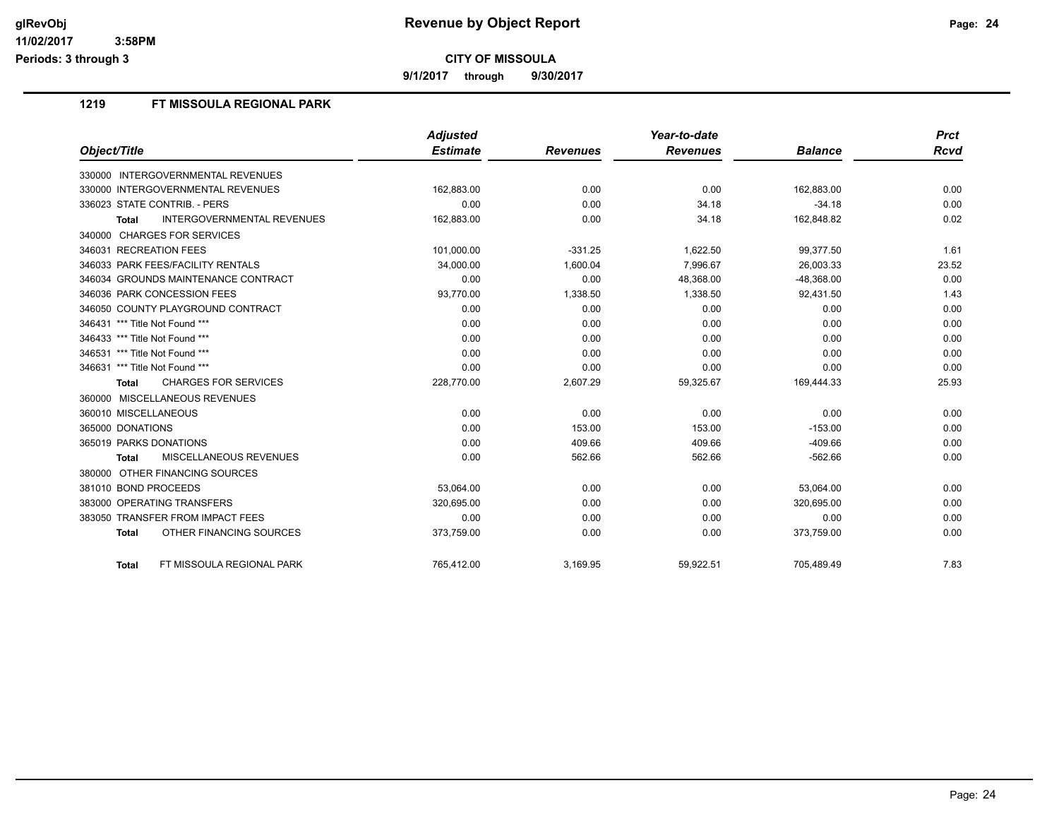**glRevObj**
**11/02/2017 3:58PM**
**Periods: 3 through 3**

# Revenue by Object Report

**CITY OF MISSOULA**

**9/1/2017 through 9/30/2017**

## 1219 FT MISSOULA REGIONAL PARK

| Object/Title | Adjusted Estimate | Revenues | Year-to-date Revenues | Balance | Prct Rcvd |
|---|---|---|---|---|---|
| 330000 INTERGOVERNMENTAL REVENUES | | | | | |
| 330000 INTERGOVERNMENTAL REVENUES | 162,883.00 | 0.00 | 0.00 | 162,883.00 | 0.00 |
| 336023 STATE CONTRIB. - PERS | 0.00 | 0.00 | 34.18 | -34.18 | 0.00 |
| **Total** INTERGOVERNMENTAL REVENUES | 162,883.00 | 0.00 | 34.18 | 162,848.82 | 0.02 |
| 340000 CHARGES FOR SERVICES | | | | | |
| 346031 RECREATION FEES | 101,000.00 | -331.25 | 1,622.50 | 99,377.50 | 1.61 |
| 346033 PARK FEES/FACILITY RENTALS | 34,000.00 | 1,600.04 | 7,996.67 | 26,003.33 | 23.52 |
| 346034 GROUNDS MAINTENANCE CONTRACT | 0.00 | 0.00 | 48,368.00 | -48,368.00 | 0.00 |
| 346036 PARK CONCESSION FEES | 93,770.00 | 1,338.50 | 1,338.50 | 92,431.50 | 1.43 |
| 346050 COUNTY PLAYGROUND CONTRACT | 0.00 | 0.00 | 0.00 | 0.00 | 0.00 |
| 346431 *** Title Not Found *** | 0.00 | 0.00 | 0.00 | 0.00 | 0.00 |
| 346433 *** Title Not Found *** | 0.00 | 0.00 | 0.00 | 0.00 | 0.00 |
| 346531 *** Title Not Found *** | 0.00 | 0.00 | 0.00 | 0.00 | 0.00 |
| 346631 *** Title Not Found *** | 0.00 | 0.00 | 0.00 | 0.00 | 0.00 |
| **Total** CHARGES FOR SERVICES | 228,770.00 | 2,607.29 | 59,325.67 | 169,444.33 | 25.93 |
| 360000 MISCELLANEOUS REVENUES | | | | | |
| 360010 MISCELLANEOUS | 0.00 | 0.00 | 0.00 | 0.00 | 0.00 |
| 365000 DONATIONS | 0.00 | 153.00 | 153.00 | -153.00 | 0.00 |
| 365019 PARKS DONATIONS | 0.00 | 409.66 | 409.66 | -409.66 | 0.00 |
| **Total** MISCELLANEOUS REVENUES | 0.00 | 562.66 | 562.66 | -562.66 | 0.00 |
| 380000 OTHER FINANCING SOURCES | | | | | |
| 381010 BOND PROCEEDS | 53,064.00 | 0.00 | 0.00 | 53,064.00 | 0.00 |
| 383000 OPERATING TRANSFERS | 320,695.00 | 0.00 | 0.00 | 320,695.00 | 0.00 |
| 383050 TRANSFER FROM IMPACT FEES | 0.00 | 0.00 | 0.00 | 0.00 | 0.00 |
| **Total** OTHER FINANCING SOURCES | 373,759.00 | 0.00 | 0.00 | 373,759.00 | 0.00 |
| **Total** FT MISSOULA REGIONAL PARK | 765,412.00 | 3,169.95 | 59,922.51 | 705,489.49 | 7.83 |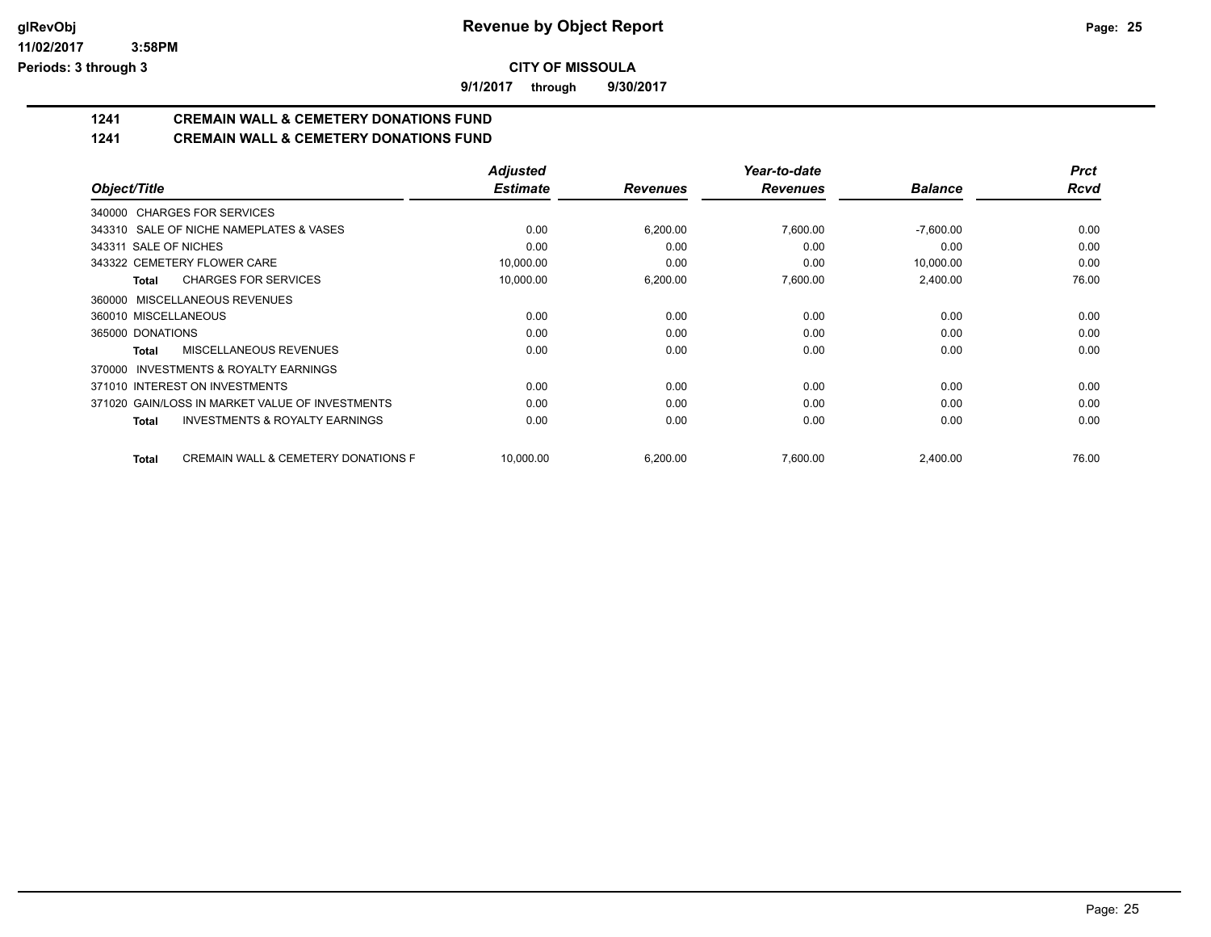# Revenue by Object Report

**CITY OF MISSOULA**

**9/1/2017 through 9/30/2017**

glRevObj
11/02/2017 3:58PM
Periods: 3 through 3

## 1241 CREMAIN WALL & CEMETERY DONATIONS FUND
## 1241 CREMAIN WALL & CEMETERY DONATIONS FUND

| Object/Title | Adjusted Estimate | Revenues | Year-to-date Revenues | Balance | Prct Rcvd |
|---|---|---|---|---|---|
| 340000 CHARGES FOR SERVICES | | | | | |
| 343310 SALE OF NICHE NAMEPLATES & VASES | 0.00 | 6,200.00 | 7,600.00 | -7,600.00 | 0.00 |
| 343311 SALE OF NICHES | 0.00 | 0.00 | 0.00 | 0.00 | 0.00 |
| 343322 CEMETERY FLOWER CARE | 10,000.00 | 0.00 | 0.00 | 10,000.00 | 0.00 |
| **Total** CHARGES FOR SERVICES | 10,000.00 | 6,200.00 | 7,600.00 | 2,400.00 | 76.00 |
| 360000 MISCELLANEOUS REVENUES | | | | | |
| 360010 MISCELLANEOUS | 0.00 | 0.00 | 0.00 | 0.00 | 0.00 |
| 365000 DONATIONS | 0.00 | 0.00 | 0.00 | 0.00 | 0.00 |
| **Total** MISCELLANEOUS REVENUES | 0.00 | 0.00 | 0.00 | 0.00 | 0.00 |
| 370000 INVESTMENTS & ROYALTY EARNINGS | | | | | |
| 371010 INTEREST ON INVESTMENTS | 0.00 | 0.00 | 0.00 | 0.00 | 0.00 |
| 371020 GAIN/LOSS IN MARKET VALUE OF INVESTMENTS | 0.00 | 0.00 | 0.00 | 0.00 | 0.00 |
| **Total** INVESTMENTS & ROYALTY EARNINGS | 0.00 | 0.00 | 0.00 | 0.00 | 0.00 |
| **Total** CREMAIN WALL & CEMETERY DONATIONS F | 10,000.00 | 6,200.00 | 7,600.00 | 2,400.00 | 76.00 |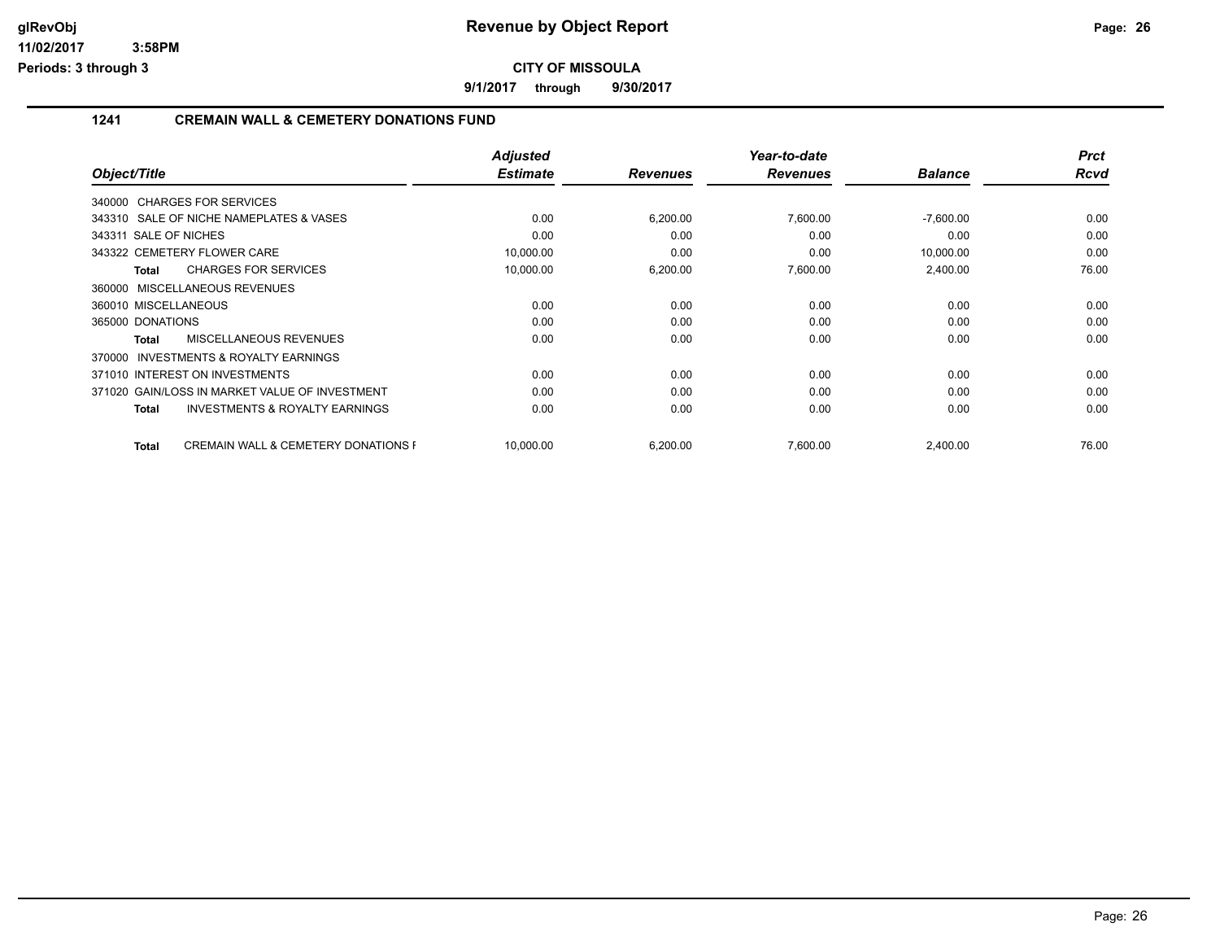**CITY OF MISSOULA**

**9/1/2017 through 9/30/2017**

## 1241 CREMAIN WALL & CEMETERY DONATIONS FUND

| Object/Title | Adjusted Estimate | Revenues | Year-to-date Revenues | Balance | Prct Rcvd |
|---|---|---|---|---|---|
| 340000 CHARGES FOR SERVICES | | | | | |
| 343310 SALE OF NICHE NAMEPLATES & VASES | 0.00 | 6,200.00 | 7,600.00 | -7,600.00 | 0.00 |
| 343311 SALE OF NICHES | 0.00 | 0.00 | 0.00 | 0.00 | 0.00 |
| 343322 CEMETERY FLOWER CARE | 10,000.00 | 0.00 | 0.00 | 10,000.00 | 0.00 |
| **Total** CHARGES FOR SERVICES | 10,000.00 | 6,200.00 | 7,600.00 | 2,400.00 | 76.00 |
| 360000 MISCELLANEOUS REVENUES | | | | | |
| 360010 MISCELLANEOUS | 0.00 | 0.00 | 0.00 | 0.00 | 0.00 |
| 365000 DONATIONS | 0.00 | 0.00 | 0.00 | 0.00 | 0.00 |
| **Total** MISCELLANEOUS REVENUES | 0.00 | 0.00 | 0.00 | 0.00 | 0.00 |
| 370000 INVESTMENTS & ROYALTY EARNINGS | | | | | |
| 371010 INTEREST ON INVESTMENTS | 0.00 | 0.00 | 0.00 | 0.00 | 0.00 |
| 371020 GAIN/LOSS IN MARKET VALUE OF INVESTMENT | 0.00 | 0.00 | 0.00 | 0.00 | 0.00 |
| **Total** INVESTMENTS & ROYALTY EARNINGS | 0.00 | 0.00 | 0.00 | 0.00 | 0.00 |
| **Total** CREMAIN WALL & CEMETERY DONATIONS F | 10,000.00 | 6,200.00 | 7,600.00 | 2,400.00 | 76.00 |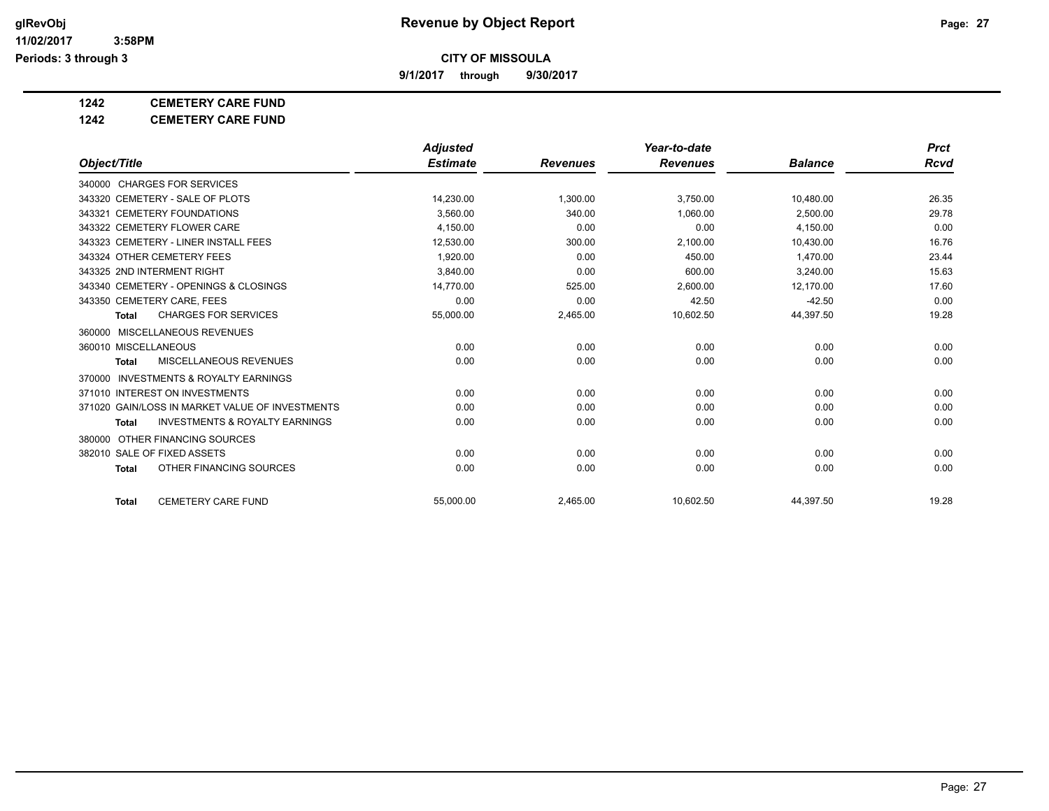**CITY OF MISSOULA**

**9/1/2017 through 9/30/2017**

**1242 CEMETERY CARE FUND**

**1242 CEMETERY CARE FUND**

| Object/Title | Adjusted Estimate | Revenues | Year-to-date Revenues | Balance | Prct Rcvd |
|---|---|---|---|---|---|
| 340000 CHARGES FOR SERVICES | | | | | |
| 343320 CEMETERY - SALE OF PLOTS | 14,230.00 | 1,300.00 | 3,750.00 | 10,480.00 | 26.35 |
| 343321 CEMETERY FOUNDATIONS | 3,560.00 | 340.00 | 1,060.00 | 2,500.00 | 29.78 |
| 343322 CEMETERY FLOWER CARE | 4,150.00 | 0.00 | 0.00 | 4,150.00 | 0.00 |
| 343323 CEMETERY - LINER INSTALL FEES | 12,530.00 | 300.00 | 2,100.00 | 10,430.00 | 16.76 |
| 343324 OTHER CEMETERY FEES | 1,920.00 | 0.00 | 450.00 | 1,470.00 | 23.44 |
| 343325 2ND INTERMENT RIGHT | 3,840.00 | 0.00 | 600.00 | 3,240.00 | 15.63 |
| 343340 CEMETERY - OPENINGS & CLOSINGS | 14,770.00 | 525.00 | 2,600.00 | 12,170.00 | 17.60 |
| 343350 CEMETERY CARE, FEES | 0.00 | 0.00 | 42.50 | -42.50 | 0.00 |
| **Total** CHARGES FOR SERVICES | 55,000.00 | 2,465.00 | 10,602.50 | 44,397.50 | 19.28 |
| 360000 MISCELLANEOUS REVENUES | | | | | |
| 360010 MISCELLANEOUS | 0.00 | 0.00 | 0.00 | 0.00 | 0.00 |
| **Total** MISCELLANEOUS REVENUES | 0.00 | 0.00 | 0.00 | 0.00 | 0.00 |
| 370000 INVESTMENTS & ROYALTY EARNINGS | | | | | |
| 371010 INTEREST ON INVESTMENTS | 0.00 | 0.00 | 0.00 | 0.00 | 0.00 |
| 371020 GAIN/LOSS IN MARKET VALUE OF INVESTMENTS | 0.00 | 0.00 | 0.00 | 0.00 | 0.00 |
| **Total** INVESTMENTS & ROYALTY EARNINGS | 0.00 | 0.00 | 0.00 | 0.00 | 0.00 |
| 380000 OTHER FINANCING SOURCES | | | | | |
| 382010 SALE OF FIXED ASSETS | 0.00 | 0.00 | 0.00 | 0.00 | 0.00 |
| **Total** OTHER FINANCING SOURCES | 0.00 | 0.00 | 0.00 | 0.00 | 0.00 |
| **Total** CEMETERY CARE FUND | 55,000.00 | 2,465.00 | 10,602.50 | 44,397.50 | 19.28 |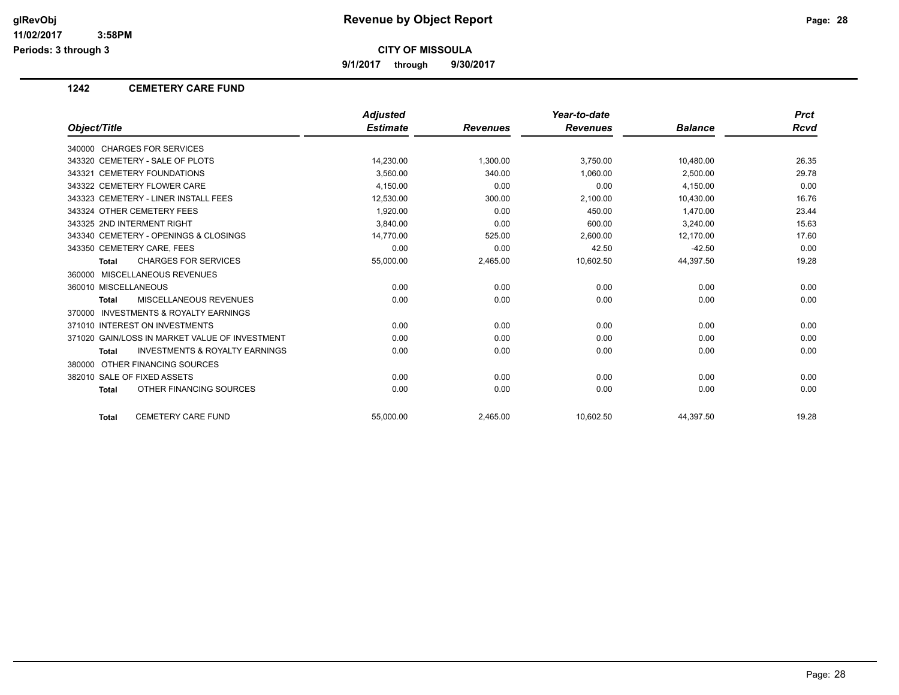# Revenue by Object Report

glRevObj
11/02/2017 3:58PM
Periods: 3 through 3

**CITY OF MISSOULA**

**9/1/2017 through 9/30/2017**

## 1242 CEMETERY CARE FUND

| Object/Title | Adjusted Estimate | Revenues | Year-to-date Revenues | Balance | Prct Rcvd |
|---|---|---|---|---|---|
| 340000 CHARGES FOR SERVICES | | | | | |
| 343320 CEMETERY - SALE OF PLOTS | 14,230.00 | 1,300.00 | 3,750.00 | 10,480.00 | 26.35 |
| 343321 CEMETERY FOUNDATIONS | 3,560.00 | 340.00 | 1,060.00 | 2,500.00 | 29.78 |
| 343322 CEMETERY FLOWER CARE | 4,150.00 | 0.00 | 0.00 | 4,150.00 | 0.00 |
| 343323 CEMETERY - LINER INSTALL FEES | 12,530.00 | 300.00 | 2,100.00 | 10,430.00 | 16.76 |
| 343324 OTHER CEMETERY FEES | 1,920.00 | 0.00 | 450.00 | 1,470.00 | 23.44 |
| 343325 2ND INTERMENT RIGHT | 3,840.00 | 0.00 | 600.00 | 3,240.00 | 15.63 |
| 343340 CEMETERY - OPENINGS & CLOSINGS | 14,770.00 | 525.00 | 2,600.00 | 12,170.00 | 17.60 |
| 343350 CEMETERY CARE, FEES | 0.00 | 0.00 | 42.50 | -42.50 | 0.00 |
| **Total** CHARGES FOR SERVICES | 55,000.00 | 2,465.00 | 10,602.50 | 44,397.50 | 19.28 |
| 360000 MISCELLANEOUS REVENUES | | | | | |
| 360010 MISCELLANEOUS | 0.00 | 0.00 | 0.00 | 0.00 | 0.00 |
| **Total** MISCELLANEOUS REVENUES | 0.00 | 0.00 | 0.00 | 0.00 | 0.00 |
| 370000 INVESTMENTS & ROYALTY EARNINGS | | | | | |
| 371010 INTEREST ON INVESTMENTS | 0.00 | 0.00 | 0.00 | 0.00 | 0.00 |
| 371020 GAIN/LOSS IN MARKET VALUE OF INVESTMENT | 0.00 | 0.00 | 0.00 | 0.00 | 0.00 |
| **Total** INVESTMENTS & ROYALTY EARNINGS | 0.00 | 0.00 | 0.00 | 0.00 | 0.00 |
| 380000 OTHER FINANCING SOURCES | | | | | |
| 382010 SALE OF FIXED ASSETS | 0.00 | 0.00 | 0.00 | 0.00 | 0.00 |
| **Total** OTHER FINANCING SOURCES | 0.00 | 0.00 | 0.00 | 0.00 | 0.00 |
| **Total** CEMETERY CARE FUND | 55,000.00 | 2,465.00 | 10,602.50 | 44,397.50 | 19.28 |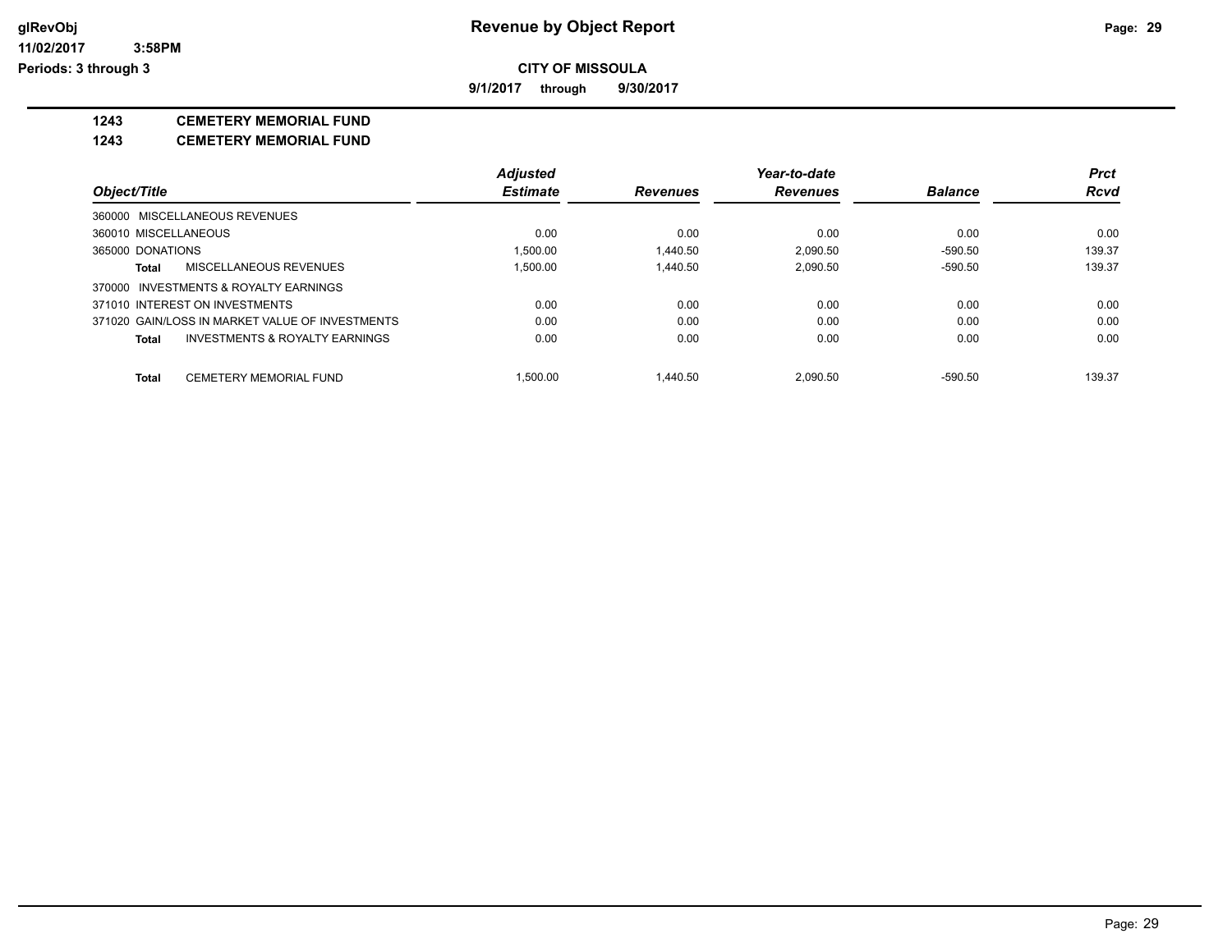# Revenue by Object Report

**CITY OF MISSOULA**

**9/1/2017 through 9/30/2017**

glRevObj
11/02/2017 3:58PM
Periods: 3 through 3

## 1243 CEMETERY MEMORIAL FUND

## 1243 CEMETERY MEMORIAL FUND

| Object/Title | Adjusted Estimate | Revenues | Year-to-date Revenues | Balance | Prct Rcvd |
|---|---|---|---|---|---|
| 360000 MISCELLANEOUS REVENUES | | | | | |
| 360010 MISCELLANEOUS | 0.00 | 0.00 | 0.00 | 0.00 | 0.00 |
| 365000 DONATIONS | 1,500.00 | 1,440.50 | 2,090.50 | -590.50 | 139.37 |
| **Total** MISCELLANEOUS REVENUES | 1,500.00 | 1,440.50 | 2,090.50 | -590.50 | 139.37 |
| 370000 INVESTMENTS & ROYALTY EARNINGS | | | | | |
| 371010 INTEREST ON INVESTMENTS | 0.00 | 0.00 | 0.00 | 0.00 | 0.00 |
| 371020 GAIN/LOSS IN MARKET VALUE OF INVESTMENTS | 0.00 | 0.00 | 0.00 | 0.00 | 0.00 |
| **Total** INVESTMENTS & ROYALTY EARNINGS | 0.00 | 0.00 | 0.00 | 0.00 | 0.00 |
| **Total** CEMETERY MEMORIAL FUND | 1,500.00 | 1,440.50 | 2,090.50 | -590.50 | 139.37 |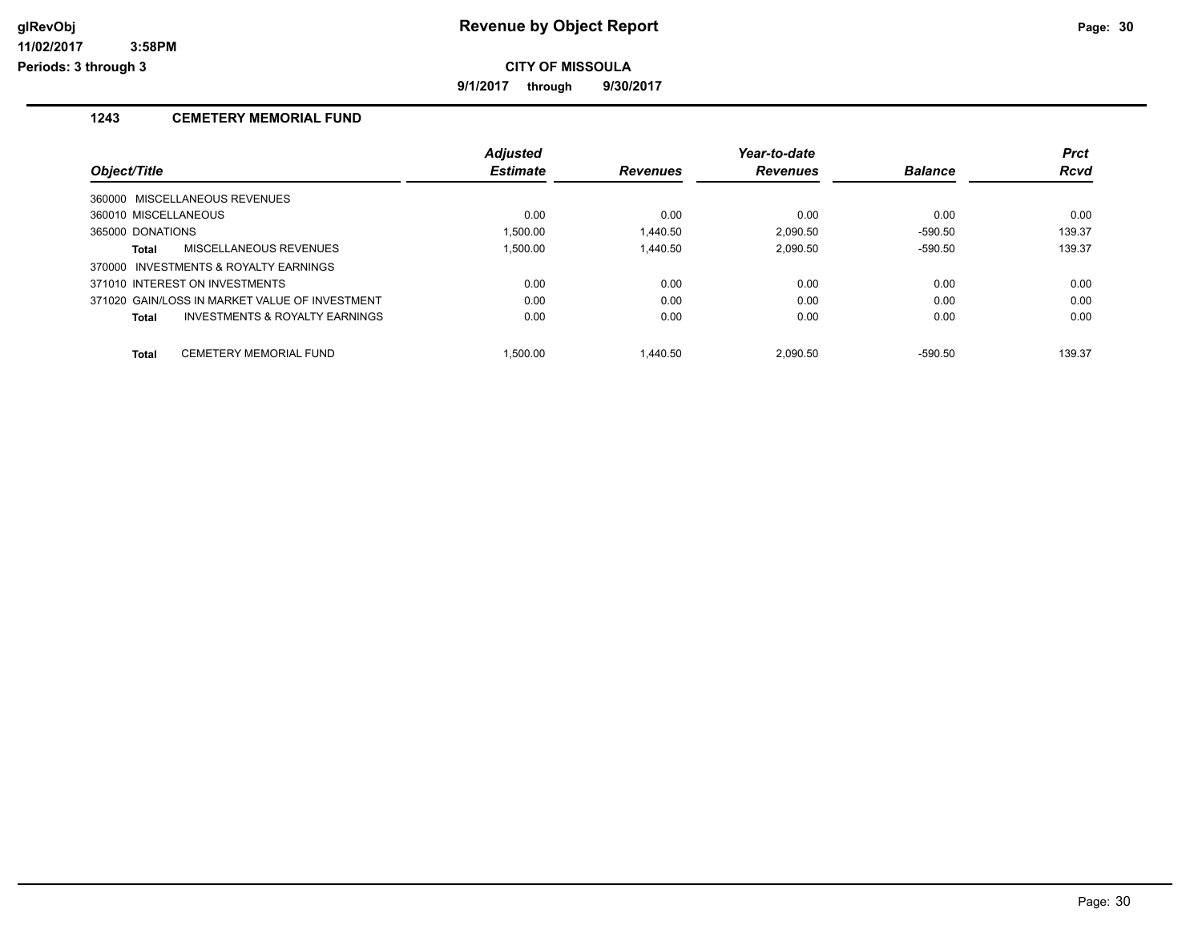# Revenue by Object Report

**CITY OF MISSOULA**

**9/1/2017 through 9/30/2017**

glRevObj
11/02/2017 3:58PM
Periods: 3 through 3

## 1243 CEMETERY MEMORIAL FUND

| Object/Title | Adjusted Estimate | Revenues | Year-to-date Revenues | Balance | Prct Rcvd |
|---|---|---|---|---|---|
| 360000 MISCELLANEOUS REVENUES | | | | | |
| 360010 MISCELLANEOUS | 0.00 | 0.00 | 0.00 | 0.00 | 0.00 |
| 365000 DONATIONS | 1,500.00 | 1,440.50 | 2,090.50 | -590.50 | 139.37 |
| **Total** MISCELLANEOUS REVENUES | 1,500.00 | 1,440.50 | 2,090.50 | -590.50 | 139.37 |
| 370000 INVESTMENTS & ROYALTY EARNINGS | | | | | |
| 371010 INTEREST ON INVESTMENTS | 0.00 | 0.00 | 0.00 | 0.00 | 0.00 |
| 371020 GAIN/LOSS IN MARKET VALUE OF INVESTMENT | 0.00 | 0.00 | 0.00 | 0.00 | 0.00 |
| **Total** INVESTMENTS & ROYALTY EARNINGS | 0.00 | 0.00 | 0.00 | 0.00 | 0.00 |
| **Total** CEMETERY MEMORIAL FUND | 1,500.00 | 1,440.50 | 2,090.50 | -590.50 | 139.37 |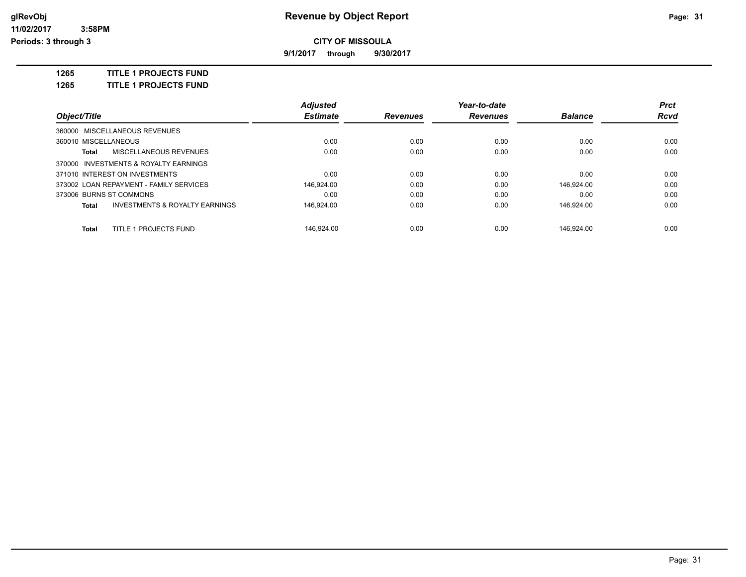**CITY OF MISSOULA**

**9/1/2017 through 9/30/2017**

**1265 TITLE 1 PROJECTS FUND**

**1265 TITLE 1 PROJECTS FUND**

| Object/Title | Adjusted Estimate | Revenues | Year-to-date Revenues | Balance | Prct Rcvd |
|---|---|---|---|---|---|
| 360000 MISCELLANEOUS REVENUES | | | | | |
| 360010 MISCELLANEOUS | 0.00 | 0.00 | 0.00 | 0.00 | 0.00 |
| **Total** MISCELLANEOUS REVENUES | 0.00 | 0.00 | 0.00 | 0.00 | 0.00 |
| 370000 INVESTMENTS & ROYALTY EARNINGS | | | | | |
| 371010 INTEREST ON INVESTMENTS | 0.00 | 0.00 | 0.00 | 0.00 | 0.00 |
| 373002 LOAN REPAYMENT - FAMILY SERVICES | 146,924.00 | 0.00 | 0.00 | 146,924.00 | 0.00 |
| 373006 BURNS ST COMMONS | 0.00 | 0.00 | 0.00 | 0.00 | 0.00 |
| **Total** INVESTMENTS & ROYALTY EARNINGS | 146,924.00 | 0.00 | 0.00 | 146,924.00 | 0.00 |
| **Total** TITLE 1 PROJECTS FUND | 146,924.00 | 0.00 | 0.00 | 146,924.00 | 0.00 |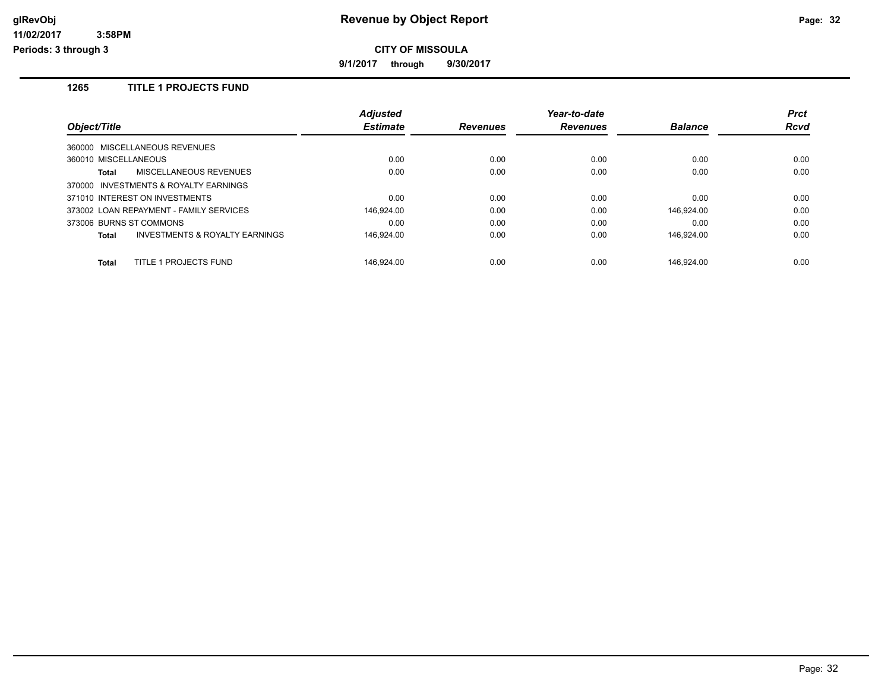# Revenue by Object Report

**CITY OF MISSOULA**

**9/1/2017 through 9/30/2017**

### 1265 TITLE 1 PROJECTS FUND

| Object/Title | Adjusted Estimate | Revenues | Year-to-date Revenues | Balance | Prct Rcvd |
|---|---|---|---|---|---|
| 360000 MISCELLANEOUS REVENUES | | | | | |
| 360010 MISCELLANEOUS | 0.00 | 0.00 | 0.00 | 0.00 | 0.00 |
| **Total** MISCELLANEOUS REVENUES | 0.00 | 0.00 | 0.00 | 0.00 | 0.00 |
| 370000 INVESTMENTS & ROYALTY EARNINGS | | | | | |
| 371010 INTEREST ON INVESTMENTS | 0.00 | 0.00 | 0.00 | 0.00 | 0.00 |
| 373002 LOAN REPAYMENT - FAMILY SERVICES | 146,924.00 | 0.00 | 0.00 | 146,924.00 | 0.00 |
| 373006 BURNS ST COMMONS | 0.00 | 0.00 | 0.00 | 0.00 | 0.00 |
| **Total** INVESTMENTS & ROYALTY EARNINGS | 146,924.00 | 0.00 | 0.00 | 146,924.00 | 0.00 |
| **Total** TITLE 1 PROJECTS FUND | 146,924.00 | 0.00 | 0.00 | 146,924.00 | 0.00 |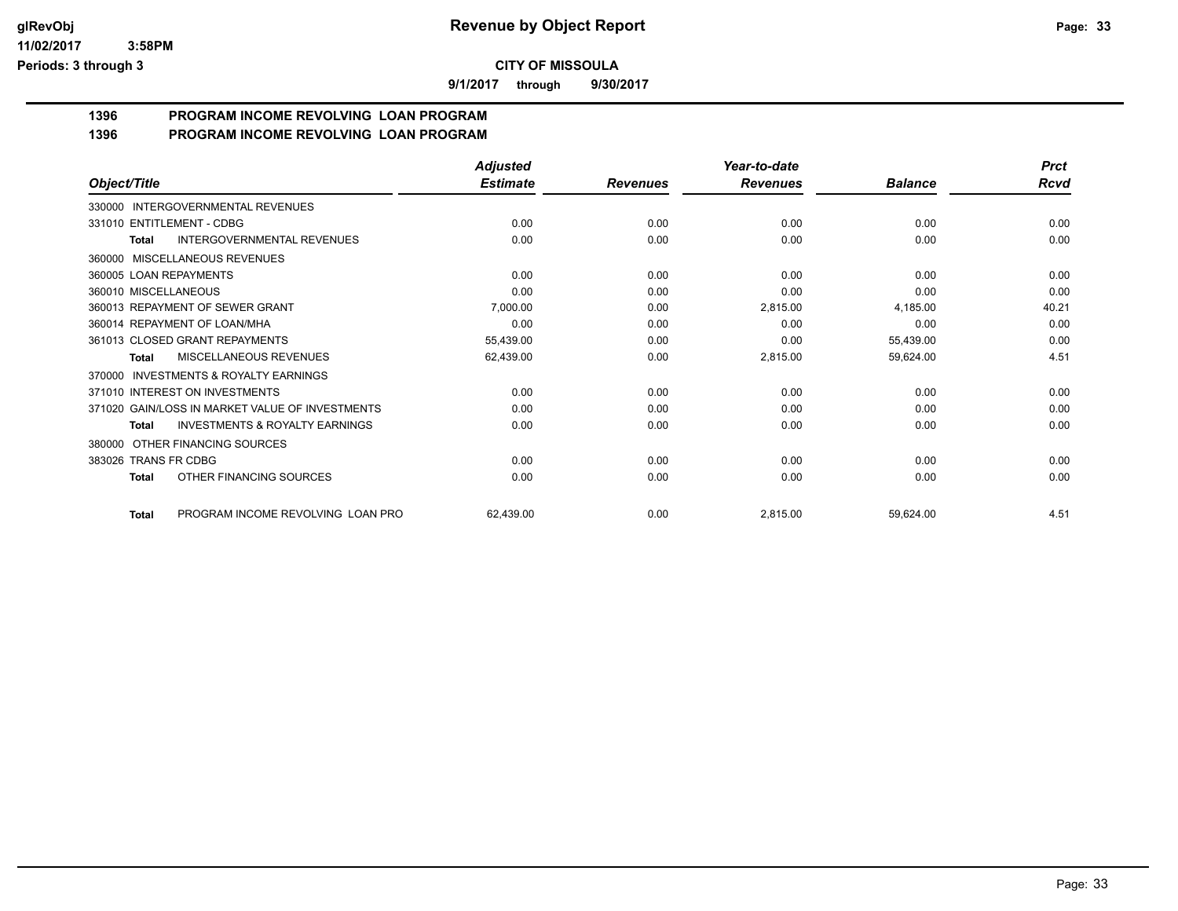**Revenue by Object Report**

**CITY OF MISSOULA**

**9/1/2017 through 9/30/2017**

glRevObj
11/02/2017 3:58PM
Periods: 3 through 3

## 1396 PROGRAM INCOME REVOLVING LOAN PROGRAM
## 1396 PROGRAM INCOME REVOLVING LOAN PROGRAM

| Object/Title | Adjusted Estimate | Revenues | Year-to-date Revenues | Balance | Prct Rcvd |
|---|---|---|---|---|---|
| 330000 INTERGOVERNMENTAL REVENUES | | | | | |
| 331010 ENTITLEMENT - CDBG | 0.00 | 0.00 | 0.00 | 0.00 | 0.00 |
| **Total** INTERGOVERNMENTAL REVENUES | 0.00 | 0.00 | 0.00 | 0.00 | 0.00 |
| 360000 MISCELLANEOUS REVENUES | | | | | |
| 360005 LOAN REPAYMENTS | 0.00 | 0.00 | 0.00 | 0.00 | 0.00 |
| 360010 MISCELLANEOUS | 0.00 | 0.00 | 0.00 | 0.00 | 0.00 |
| 360013 REPAYMENT OF SEWER GRANT | 7,000.00 | 0.00 | 2,815.00 | 4,185.00 | 40.21 |
| 360014 REPAYMENT OF LOAN/MHA | 0.00 | 0.00 | 0.00 | 0.00 | 0.00 |
| 361013 CLOSED GRANT REPAYMENTS | 55,439.00 | 0.00 | 0.00 | 55,439.00 | 0.00 |
| **Total** MISCELLANEOUS REVENUES | 62,439.00 | 0.00 | 2,815.00 | 59,624.00 | 4.51 |
| 370000 INVESTMENTS & ROYALTY EARNINGS | | | | | |
| 371010 INTEREST ON INVESTMENTS | 0.00 | 0.00 | 0.00 | 0.00 | 0.00 |
| 371020 GAIN/LOSS IN MARKET VALUE OF INVESTMENTS | 0.00 | 0.00 | 0.00 | 0.00 | 0.00 |
| **Total** INVESTMENTS & ROYALTY EARNINGS | 0.00 | 0.00 | 0.00 | 0.00 | 0.00 |
| 380000 OTHER FINANCING SOURCES | | | | | |
| 383026 TRANS FR CDBG | 0.00 | 0.00 | 0.00 | 0.00 | 0.00 |
| **Total** OTHER FINANCING SOURCES | 0.00 | 0.00 | 0.00 | 0.00 | 0.00 |
| **Total** PROGRAM INCOME REVOLVING LOAN PRO | 62,439.00 | 0.00 | 2,815.00 | 59,624.00 | 4.51 |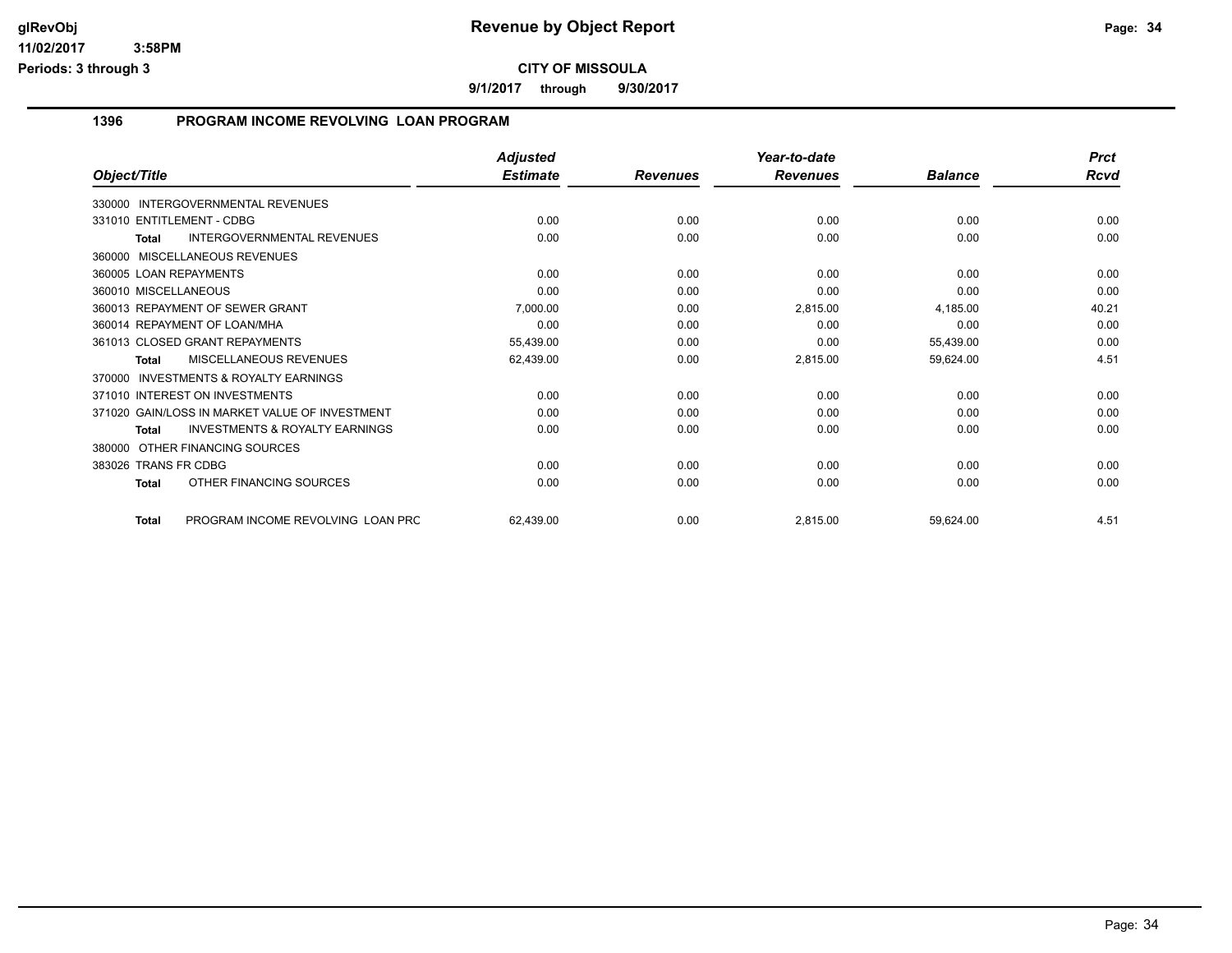# Revenue by Object Report

**CITY OF MISSOULA**

**9/1/2017 through 9/30/2017**

glRevObj
11/02/2017 3:58PM
Periods: 3 through 3

## 1396 PROGRAM INCOME REVOLVING LOAN PROGRAM

| Object/Title | Adjusted Estimate | Revenues | Year-to-date Revenues | Balance | Prct Rcvd |
|---|---|---|---|---|---|
| 330000 INTERGOVERNMENTAL REVENUES | | | | | |
| 331010 ENTITLEMENT - CDBG | 0.00 | 0.00 | 0.00 | 0.00 | 0.00 |
| **Total** INTERGOVERNMENTAL REVENUES | 0.00 | 0.00 | 0.00 | 0.00 | 0.00 |
| 360000 MISCELLANEOUS REVENUES | | | | | |
| 360005 LOAN REPAYMENTS | 0.00 | 0.00 | 0.00 | 0.00 | 0.00 |
| 360010 MISCELLANEOUS | 0.00 | 0.00 | 0.00 | 0.00 | 0.00 |
| 360013 REPAYMENT OF SEWER GRANT | 7,000.00 | 0.00 | 2,815.00 | 4,185.00 | 40.21 |
| 360014 REPAYMENT OF LOAN/MHA | 0.00 | 0.00 | 0.00 | 0.00 | 0.00 |
| 361013 CLOSED GRANT REPAYMENTS | 55,439.00 | 0.00 | 0.00 | 55,439.00 | 0.00 |
| **Total** MISCELLANEOUS REVENUES | 62,439.00 | 0.00 | 2,815.00 | 59,624.00 | 4.51 |
| 370000 INVESTMENTS & ROYALTY EARNINGS | | | | | |
| 371010 INTEREST ON INVESTMENTS | 0.00 | 0.00 | 0.00 | 0.00 | 0.00 |
| 371020 GAIN/LOSS IN MARKET VALUE OF INVESTMENT | 0.00 | 0.00 | 0.00 | 0.00 | 0.00 |
| **Total** INVESTMENTS & ROYALTY EARNINGS | 0.00 | 0.00 | 0.00 | 0.00 | 0.00 |
| 380000 OTHER FINANCING SOURCES | | | | | |
| 383026 TRANS FR CDBG | 0.00 | 0.00 | 0.00 | 0.00 | 0.00 |
| **Total** OTHER FINANCING SOURCES | 0.00 | 0.00 | 0.00 | 0.00 | 0.00 |
| **Total** PROGRAM INCOME REVOLVING LOAN PRC | 62,439.00 | 0.00 | 2,815.00 | 59,624.00 | 4.51 |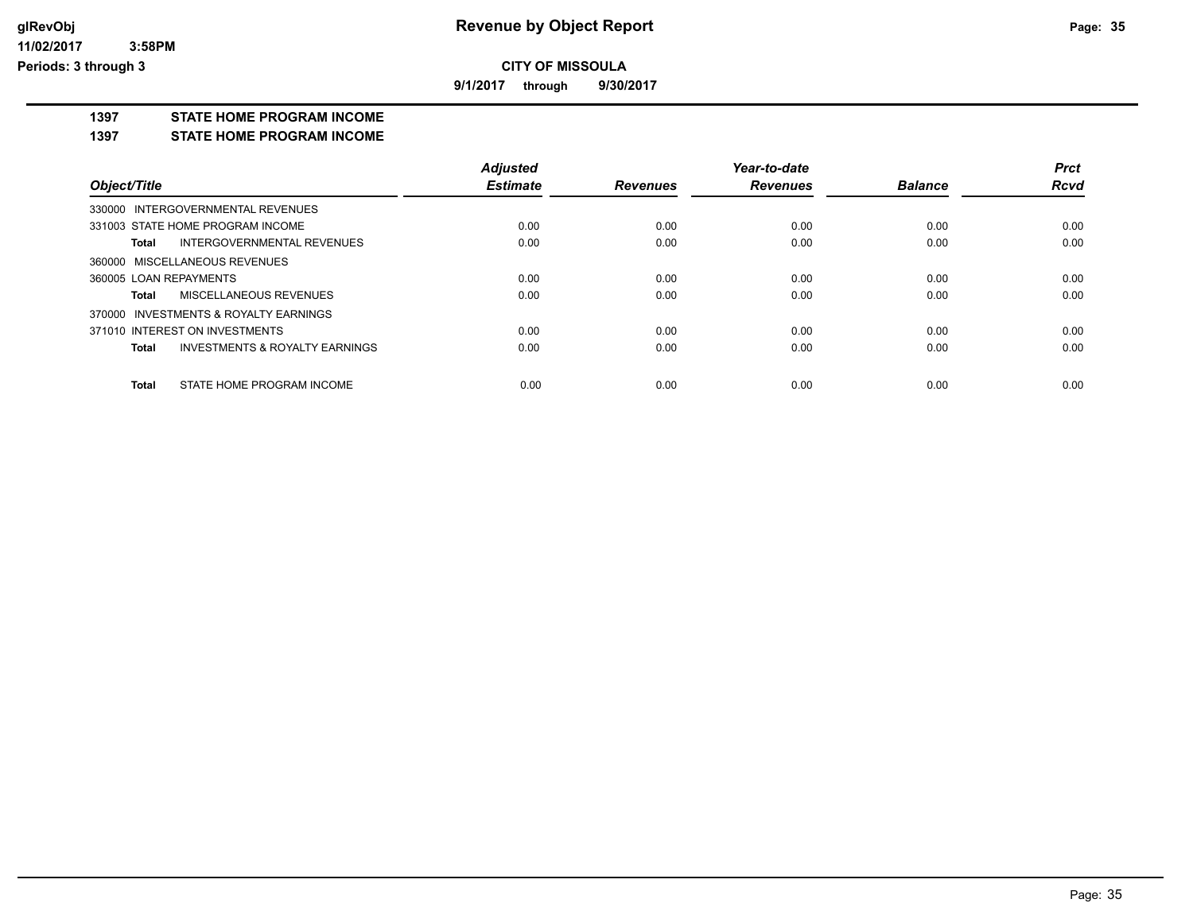**CITY OF MISSOULA**

**9/1/2017 through 9/30/2017**

## 1397 STATE HOME PROGRAM INCOME

### 1397 STATE HOME PROGRAM INCOME

| Object/Title | Adjusted Estimate | Revenues | Year-to-date Revenues | Balance | Prct Rcvd |
|---|---|---|---|---|---|
| 330000 INTERGOVERNMENTAL REVENUES | | | | | |
| 331003 STATE HOME PROGRAM INCOME | 0.00 | 0.00 | 0.00 | 0.00 | 0.00 |
| **Total** INTERGOVERNMENTAL REVENUES | 0.00 | 0.00 | 0.00 | 0.00 | 0.00 |
| 360000 MISCELLANEOUS REVENUES | | | | | |
| 360005 LOAN REPAYMENTS | 0.00 | 0.00 | 0.00 | 0.00 | 0.00 |
| **Total** MISCELLANEOUS REVENUES | 0.00 | 0.00 | 0.00 | 0.00 | 0.00 |
| 370000 INVESTMENTS & ROYALTY EARNINGS | | | | | |
| 371010 INTEREST ON INVESTMENTS | 0.00 | 0.00 | 0.00 | 0.00 | 0.00 |
| **Total** INVESTMENTS & ROYALTY EARNINGS | 0.00 | 0.00 | 0.00 | 0.00 | 0.00 |
| **Total** STATE HOME PROGRAM INCOME | 0.00 | 0.00 | 0.00 | 0.00 | 0.00 |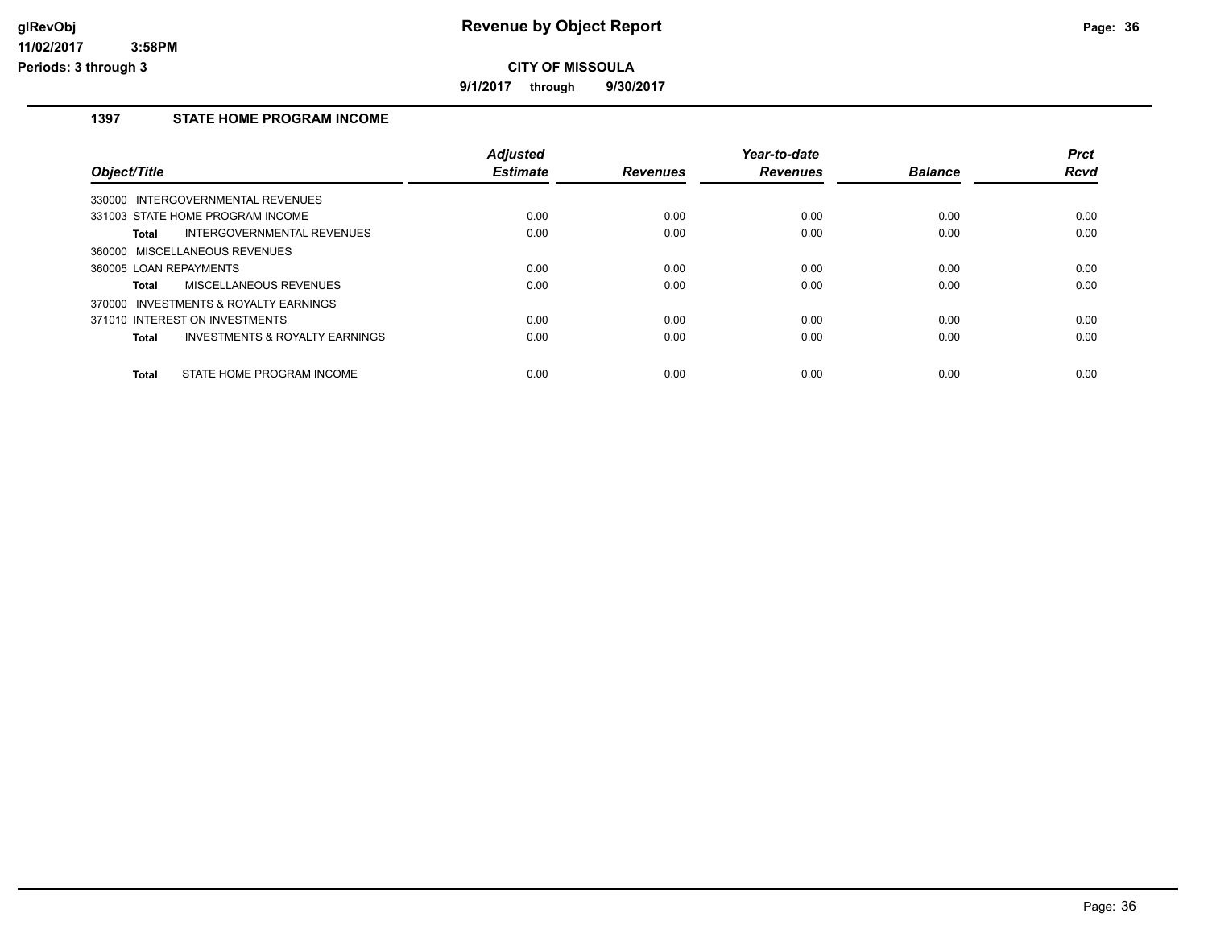# Revenue by Object Report

glRevObj
11/02/2017 3:58PM
Periods: 3 through 3

**CITY OF MISSOULA**

**9/1/2017 through 9/30/2017**

## 1397 STATE HOME PROGRAM INCOME

| Object/Title | Adjusted Estimate | Revenues | Year-to-date Revenues | Balance | Prct Rcvd |
|---|---|---|---|---|---|
| 330000 INTERGOVERNMENTAL REVENUES | | | | | |
| 331003 STATE HOME PROGRAM INCOME | 0.00 | 0.00 | 0.00 | 0.00 | 0.00 |
| **Total** INTERGOVERNMENTAL REVENUES | 0.00 | 0.00 | 0.00 | 0.00 | 0.00 |
| 360000 MISCELLANEOUS REVENUES | | | | | |
| 360005 LOAN REPAYMENTS | 0.00 | 0.00 | 0.00 | 0.00 | 0.00 |
| **Total** MISCELLANEOUS REVENUES | 0.00 | 0.00 | 0.00 | 0.00 | 0.00 |
| 370000 INVESTMENTS & ROYALTY EARNINGS | | | | | |
| 371010 INTEREST ON INVESTMENTS | 0.00 | 0.00 | 0.00 | 0.00 | 0.00 |
| **Total** INVESTMENTS & ROYALTY EARNINGS | 0.00 | 0.00 | 0.00 | 0.00 | 0.00 |
| **Total** STATE HOME PROGRAM INCOME | 0.00 | 0.00 | 0.00 | 0.00 | 0.00 |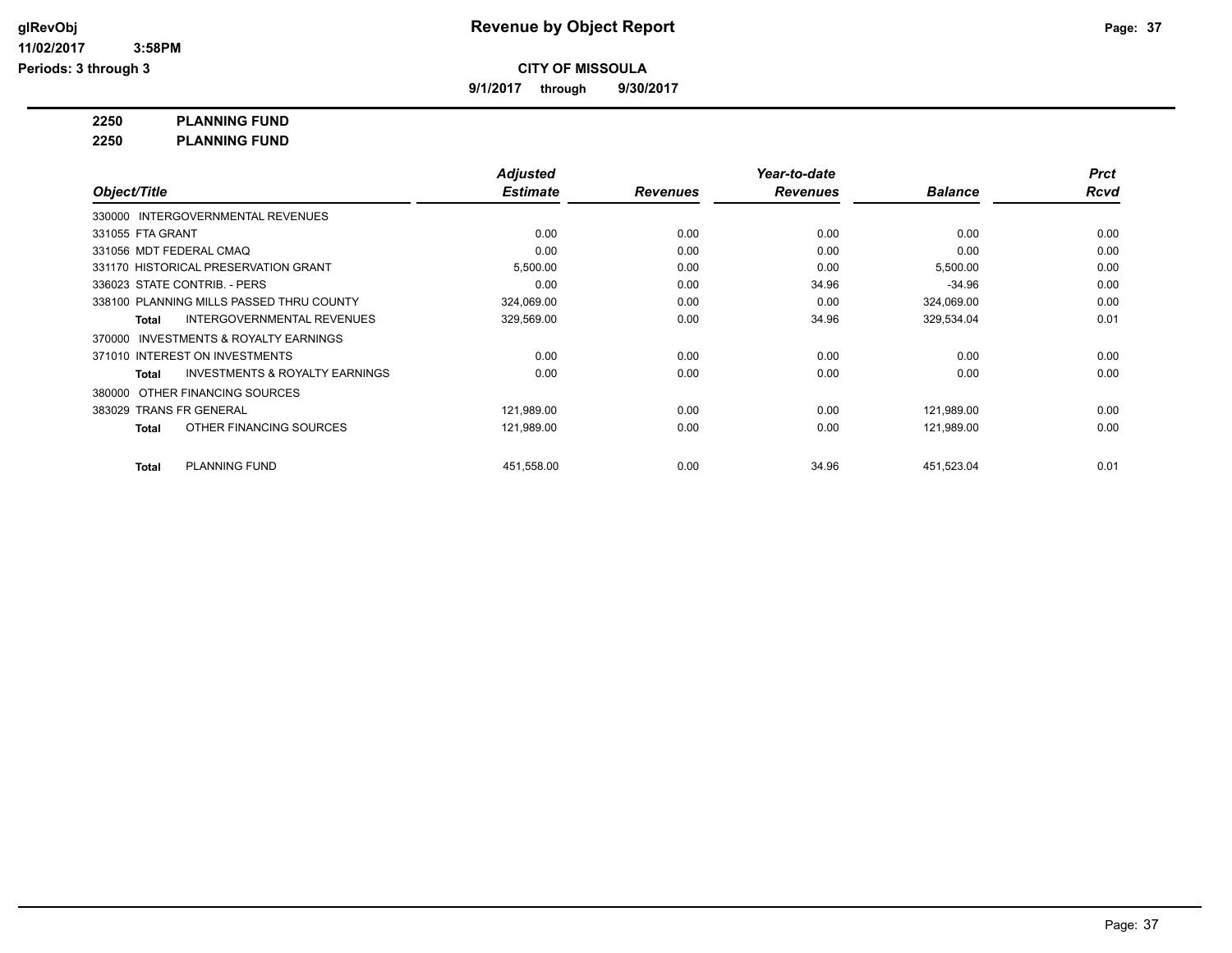# Revenue by Object Report

**CITY OF MISSOULA**

**9/1/2017 through 9/30/2017**

glRevObj
11/02/2017 3:58PM
Periods: 3 through 3

**2250 PLANNING FUND**

**2250 PLANNING FUND**

| Object/Title | Adjusted Estimate | Revenues | Year-to-date Revenues | Balance | Prct Rcvd |
|---|---|---|---|---|---|
| 330000 INTERGOVERNMENTAL REVENUES | | | | | |
| 331055 FTA GRANT | 0.00 | 0.00 | 0.00 | 0.00 | 0.00 |
| 331056 MDT FEDERAL CMAQ | 0.00 | 0.00 | 0.00 | 0.00 | 0.00 |
| 331170 HISTORICAL PRESERVATION GRANT | 5,500.00 | 0.00 | 0.00 | 5,500.00 | 0.00 |
| 336023 STATE CONTRIB. - PERS | 0.00 | 0.00 | 34.96 | -34.96 | 0.00 |
| 338100 PLANNING MILLS PASSED THRU COUNTY | 324,069.00 | 0.00 | 0.00 | 324,069.00 | 0.00 |
| **Total** INTERGOVERNMENTAL REVENUES | 329,569.00 | 0.00 | 34.96 | 329,534.04 | 0.01 |
| 370000 INVESTMENTS & ROYALTY EARNINGS | | | | | |
| 371010 INTEREST ON INVESTMENTS | 0.00 | 0.00 | 0.00 | 0.00 | 0.00 |
| **Total** INVESTMENTS & ROYALTY EARNINGS | 0.00 | 0.00 | 0.00 | 0.00 | 0.00 |
| 380000 OTHER FINANCING SOURCES | | | | | |
| 383029 TRANS FR GENERAL | 121,989.00 | 0.00 | 0.00 | 121,989.00 | 0.00 |
| **Total** OTHER FINANCING SOURCES | 121,989.00 | 0.00 | 0.00 | 121,989.00 | 0.00 |
| **Total** PLANNING FUND | 451,558.00 | 0.00 | 34.96 | 451,523.04 | 0.01 |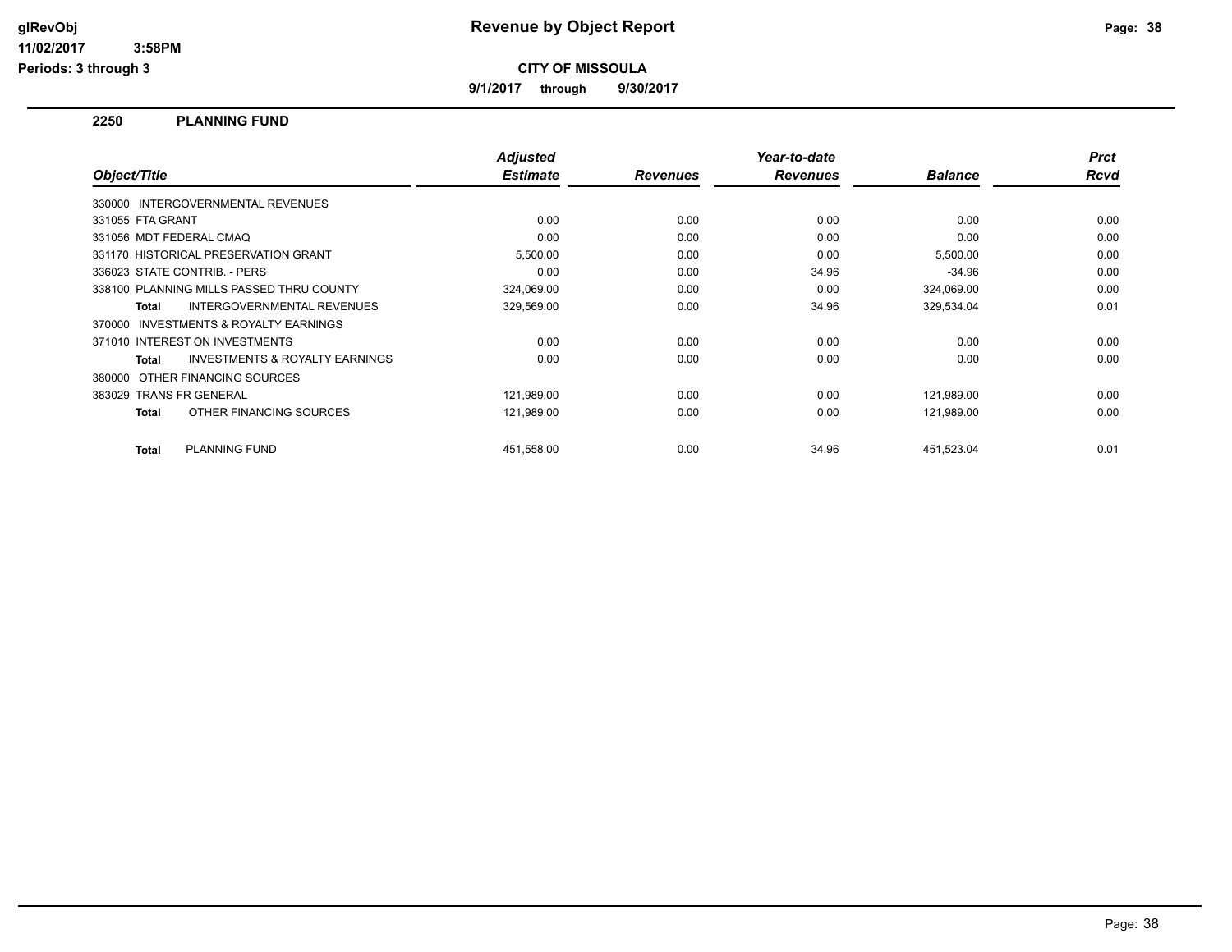# Revenue by Object Report

**CITY OF MISSOULA**

**9/1/2017 through 9/30/2017**

glRevObj
11/02/2017 3:58PM
Periods: 3 through 3

## 2250 PLANNING FUND

| Object/Title | Adjusted Estimate | Revenues | Year-to-date Revenues | Balance | Prct Rcvd |
|---|---|---|---|---|---|
| 330000 INTERGOVERNMENTAL REVENUES | | | | | |
| 331055 FTA GRANT | 0.00 | 0.00 | 0.00 | 0.00 | 0.00 |
| 331056 MDT FEDERAL CMAQ | 0.00 | 0.00 | 0.00 | 0.00 | 0.00 |
| 331170 HISTORICAL PRESERVATION GRANT | 5,500.00 | 0.00 | 0.00 | 5,500.00 | 0.00 |
| 336023 STATE CONTRIB. - PERS | 0.00 | 0.00 | 34.96 | -34.96 | 0.00 |
| 338100 PLANNING MILLS PASSED THRU COUNTY | 324,069.00 | 0.00 | 0.00 | 324,069.00 | 0.00 |
| **Total** INTERGOVERNMENTAL REVENUES | 329,569.00 | 0.00 | 34.96 | 329,534.04 | 0.01 |
| 370000 INVESTMENTS & ROYALTY EARNINGS | | | | | |
| 371010 INTEREST ON INVESTMENTS | 0.00 | 0.00 | 0.00 | 0.00 | 0.00 |
| **Total** INVESTMENTS & ROYALTY EARNINGS | 0.00 | 0.00 | 0.00 | 0.00 | 0.00 |
| 380000 OTHER FINANCING SOURCES | | | | | |
| 383029 TRANS FR GENERAL | 121,989.00 | 0.00 | 0.00 | 121,989.00 | 0.00 |
| **Total** OTHER FINANCING SOURCES | 121,989.00 | 0.00 | 0.00 | 121,989.00 | 0.00 |
| **Total** PLANNING FUND | 451,558.00 | 0.00 | 34.96 | 451,523.04 | 0.01 |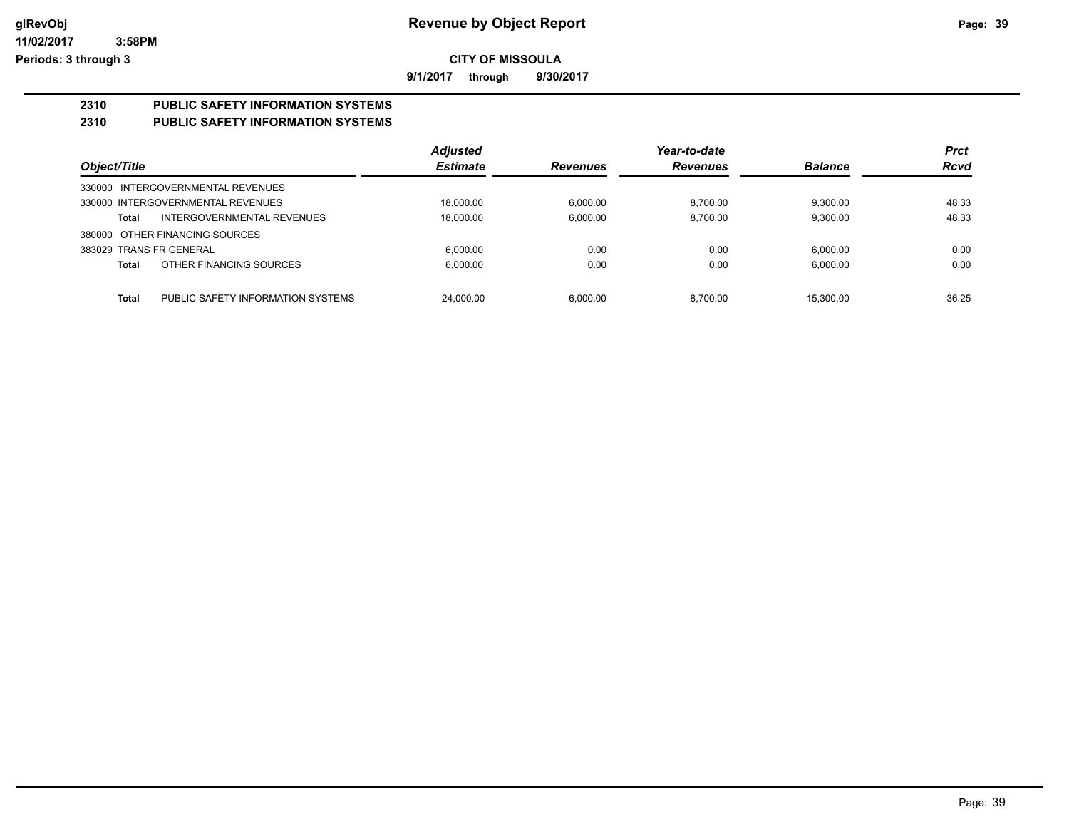# Revenue by Object Report

glRevObj
11/02/2017 3:58PM
Periods: 3 through 3

**CITY OF MISSOULA**

**9/1/2017 through 9/30/2017**

## 2310 PUBLIC SAFETY INFORMATION SYSTEMS
## 2310 PUBLIC SAFETY INFORMATION SYSTEMS

| Object/Title | Adjusted Estimate | Revenues | Year-to-date Revenues | Balance | Prct Rcvd |
|---|---|---|---|---|---|
| 330000 INTERGOVERNMENTAL REVENUES | | | | | |
| 330000 INTERGOVERNMENTAL REVENUES | 18,000.00 | 6,000.00 | 8,700.00 | 9,300.00 | 48.33 |
| **Total** INTERGOVERNMENTAL REVENUES | 18,000.00 | 6,000.00 | 8,700.00 | 9,300.00 | 48.33 |
| 380000 OTHER FINANCING SOURCES | | | | | |
| 383029 TRANS FR GENERAL | 6,000.00 | 0.00 | 0.00 | 6,000.00 | 0.00 |
| **Total** OTHER FINANCING SOURCES | 6,000.00 | 0.00 | 0.00 | 6,000.00 | 0.00 |
| **Total** PUBLIC SAFETY INFORMATION SYSTEMS | 24,000.00 | 6,000.00 | 8,700.00 | 15,300.00 | 36.25 |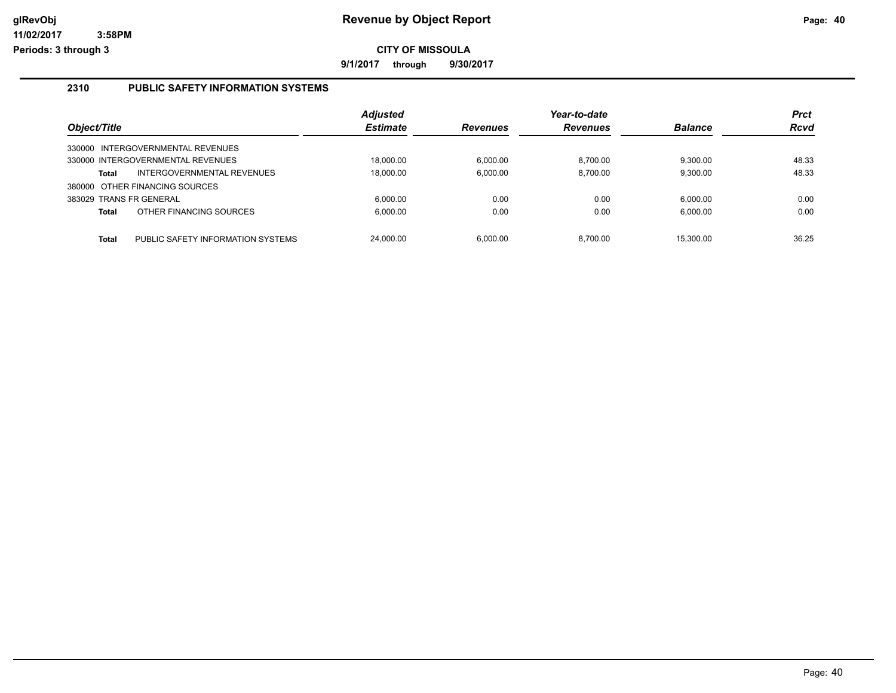# Revenue by Object Report

glRevObj
11/02/2017 3:58PM
Periods: 3 through 3

**CITY OF MISSOULA**

**9/1/2017 through 9/30/2017**

## 2310 PUBLIC SAFETY INFORMATION SYSTEMS

| Object/Title | Adjusted Estimate | Revenues | Year-to-date Revenues | Balance | Prct Rcvd |
|---|---|---|---|---|---|
| 330000 INTERGOVERNMENTAL REVENUES | | | | | |
| 330000 INTERGOVERNMENTAL REVENUES | 18,000.00 | 6,000.00 | 8,700.00 | 9,300.00 | 48.33 |
| **Total** INTERGOVERNMENTAL REVENUES | 18,000.00 | 6,000.00 | 8,700.00 | 9,300.00 | 48.33 |
| 380000 OTHER FINANCING SOURCES | | | | | |
| 383029 TRANS FR GENERAL | 6,000.00 | 0.00 | 0.00 | 6,000.00 | 0.00 |
| **Total** OTHER FINANCING SOURCES | 6,000.00 | 0.00 | 0.00 | 6,000.00 | 0.00 |
| **Total** PUBLIC SAFETY INFORMATION SYSTEMS | 24,000.00 | 6,000.00 | 8,700.00 | 15,300.00 | 36.25 |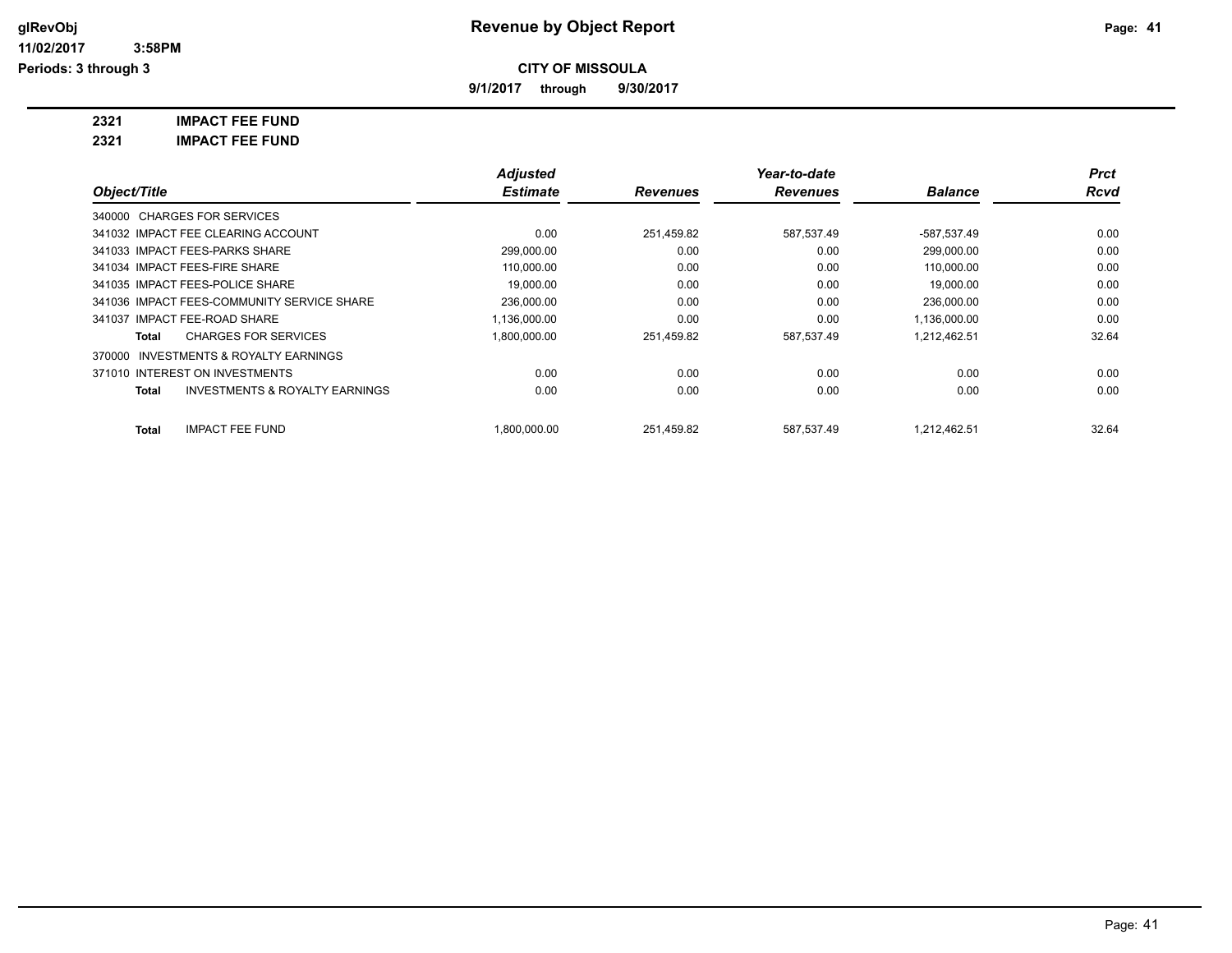# Revenue by Object Report

**CITY OF MISSOULA**

**9/1/2017 through 9/30/2017**

glRevObj
11/02/2017 3:58PM
Periods: 3 through 3

**2321 IMPACT FEE FUND**

**2321 IMPACT FEE FUND**

| Object/Title | Adjusted Estimate | Revenues | Year-to-date Revenues | Balance | Prct Rcvd |
|---|---|---|---|---|---|
| 340000 CHARGES FOR SERVICES | | | | | |
| 341032 IMPACT FEE CLEARING ACCOUNT | 0.00 | 251,459.82 | 587,537.49 | -587,537.49 | 0.00 |
| 341033 IMPACT FEES-PARKS SHARE | 299,000.00 | 0.00 | 0.00 | 299,000.00 | 0.00 |
| 341034 IMPACT FEES-FIRE SHARE | 110,000.00 | 0.00 | 0.00 | 110,000.00 | 0.00 |
| 341035 IMPACT FEES-POLICE SHARE | 19,000.00 | 0.00 | 0.00 | 19,000.00 | 0.00 |
| 341036 IMPACT FEES-COMMUNITY SERVICE SHARE | 236,000.00 | 0.00 | 0.00 | 236,000.00 | 0.00 |
| 341037 IMPACT FEE-ROAD SHARE | 1,136,000.00 | 0.00 | 0.00 | 1,136,000.00 | 0.00 |
| **Total** CHARGES FOR SERVICES | 1,800,000.00 | 251,459.82 | 587,537.49 | 1,212,462.51 | 32.64 |
| 370000 INVESTMENTS & ROYALTY EARNINGS | | | | | |
| 371010 INTEREST ON INVESTMENTS | 0.00 | 0.00 | 0.00 | 0.00 | 0.00 |
| **Total** INVESTMENTS & ROYALTY EARNINGS | 0.00 | 0.00 | 0.00 | 0.00 | 0.00 |
| **Total** IMPACT FEE FUND | 1,800,000.00 | 251,459.82 | 587,537.49 | 1,212,462.51 | 32.64 |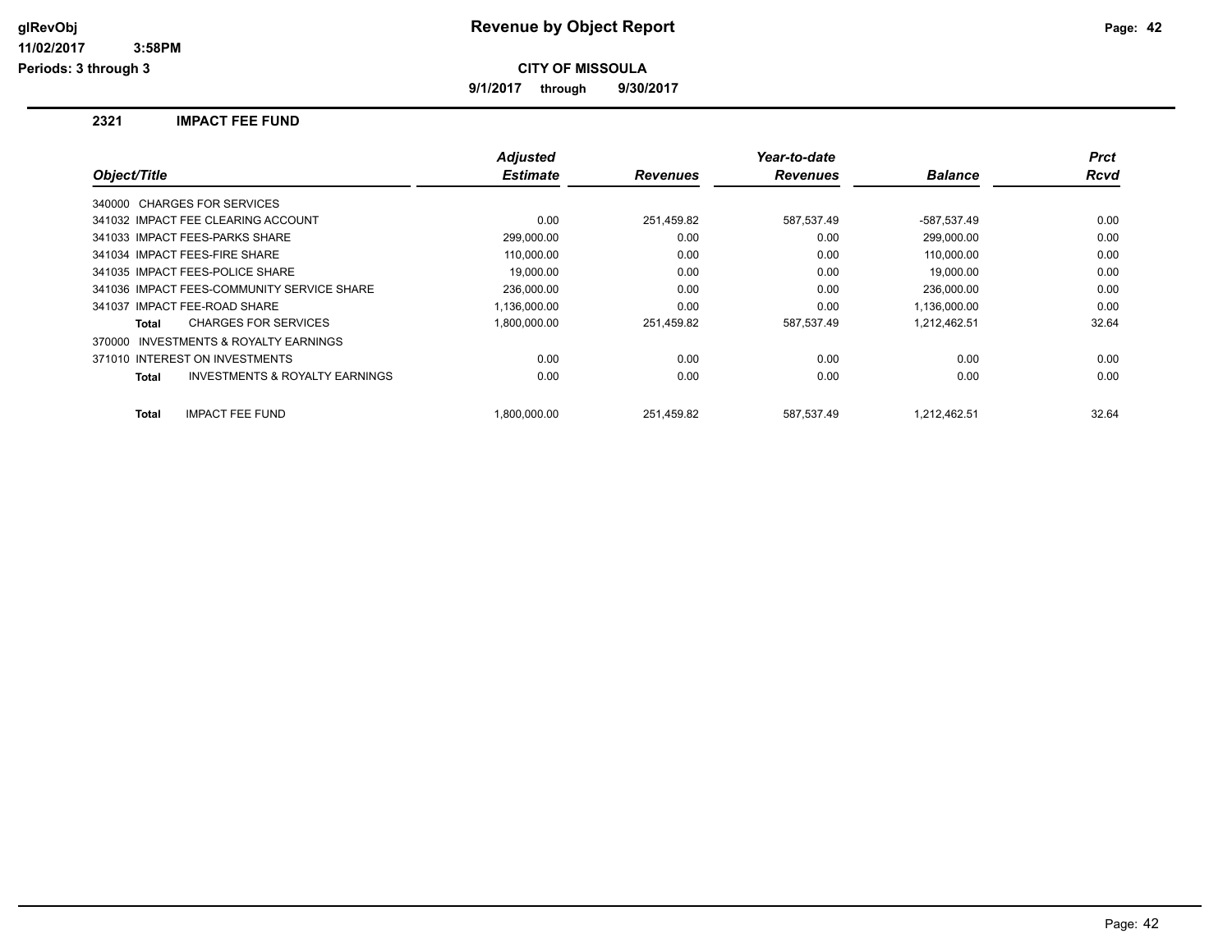# Revenue by Object Report

glRevObj
11/02/2017 3:58PM
Periods: 3 through 3

**CITY OF MISSOULA**

**9/1/2017 through 9/30/2017**

## 2321 IMPACT FEE FUND

| Object/Title | Adjusted Estimate | Revenues | Year-to-date Revenues | Balance | Prct Rcvd |
|---|---|---|---|---|---|
| 340000 CHARGES FOR SERVICES | | | | | |
| 341032 IMPACT FEE CLEARING ACCOUNT | 0.00 | 251,459.82 | 587,537.49 | -587,537.49 | 0.00 |
| 341033 IMPACT FEES-PARKS SHARE | 299,000.00 | 0.00 | 0.00 | 299,000.00 | 0.00 |
| 341034 IMPACT FEES-FIRE SHARE | 110,000.00 | 0.00 | 0.00 | 110,000.00 | 0.00 |
| 341035 IMPACT FEES-POLICE SHARE | 19,000.00 | 0.00 | 0.00 | 19,000.00 | 0.00 |
| 341036 IMPACT FEES-COMMUNITY SERVICE SHARE | 236,000.00 | 0.00 | 0.00 | 236,000.00 | 0.00 |
| 341037 IMPACT FEE-ROAD SHARE | 1,136,000.00 | 0.00 | 0.00 | 1,136,000.00 | 0.00 |
| **Total** CHARGES FOR SERVICES | 1,800,000.00 | 251,459.82 | 587,537.49 | 1,212,462.51 | 32.64 |
| 370000 INVESTMENTS & ROYALTY EARNINGS | | | | | |
| 371010 INTEREST ON INVESTMENTS | 0.00 | 0.00 | 0.00 | 0.00 | 0.00 |
| **Total** INVESTMENTS & ROYALTY EARNINGS | 0.00 | 0.00 | 0.00 | 0.00 | 0.00 |
| **Total** IMPACT FEE FUND | 1,800,000.00 | 251,459.82 | 587,537.49 | 1,212,462.51 | 32.64 |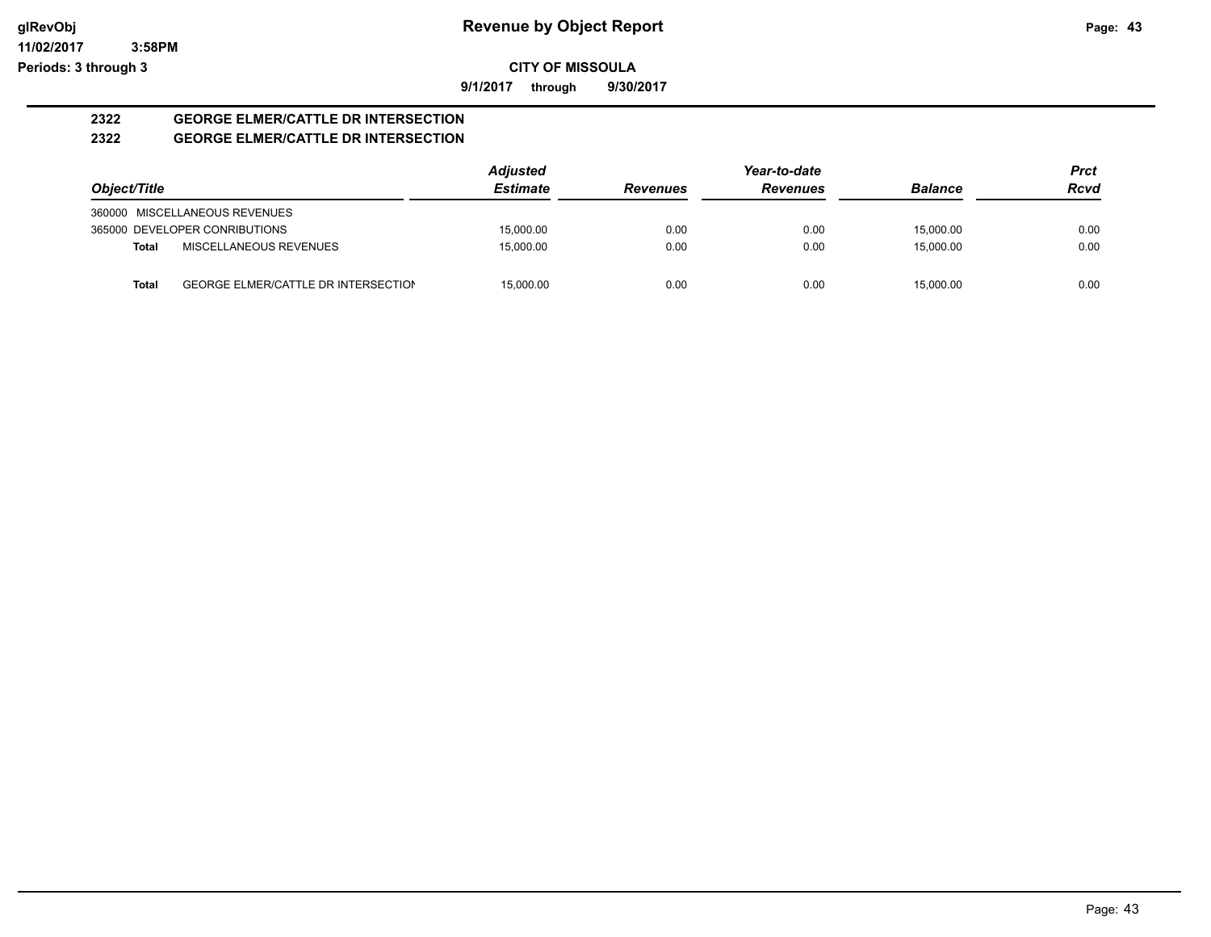**CITY OF MISSOULA**

**9/1/2017 through 9/30/2017**

## 2322 GEORGE ELMER/CATTLE DR INTERSECTION

## 2322 GEORGE ELMER/CATTLE DR INTERSECTION

| Object/Title | | Adjusted Estimate | Revenues | Year-to-date Revenues | Balance | Prct Rcvd |
|---|---|---|---|---|---|---|
| 360000 MISCELLANEOUS REVENUES | | | | | | |
| 365000 DEVELOPER CONRIBUTIONS | | 15,000.00 | 0.00 | 0.00 | 15,000.00 | 0.00 |
| **Total** | MISCELLANEOUS REVENUES | 15,000.00 | 0.00 | 0.00 | 15,000.00 | 0.00 |
| **Total** | GEORGE ELMER/CATTLE DR INTERSECTION | 15,000.00 | 0.00 | 0.00 | 15,000.00 | 0.00 |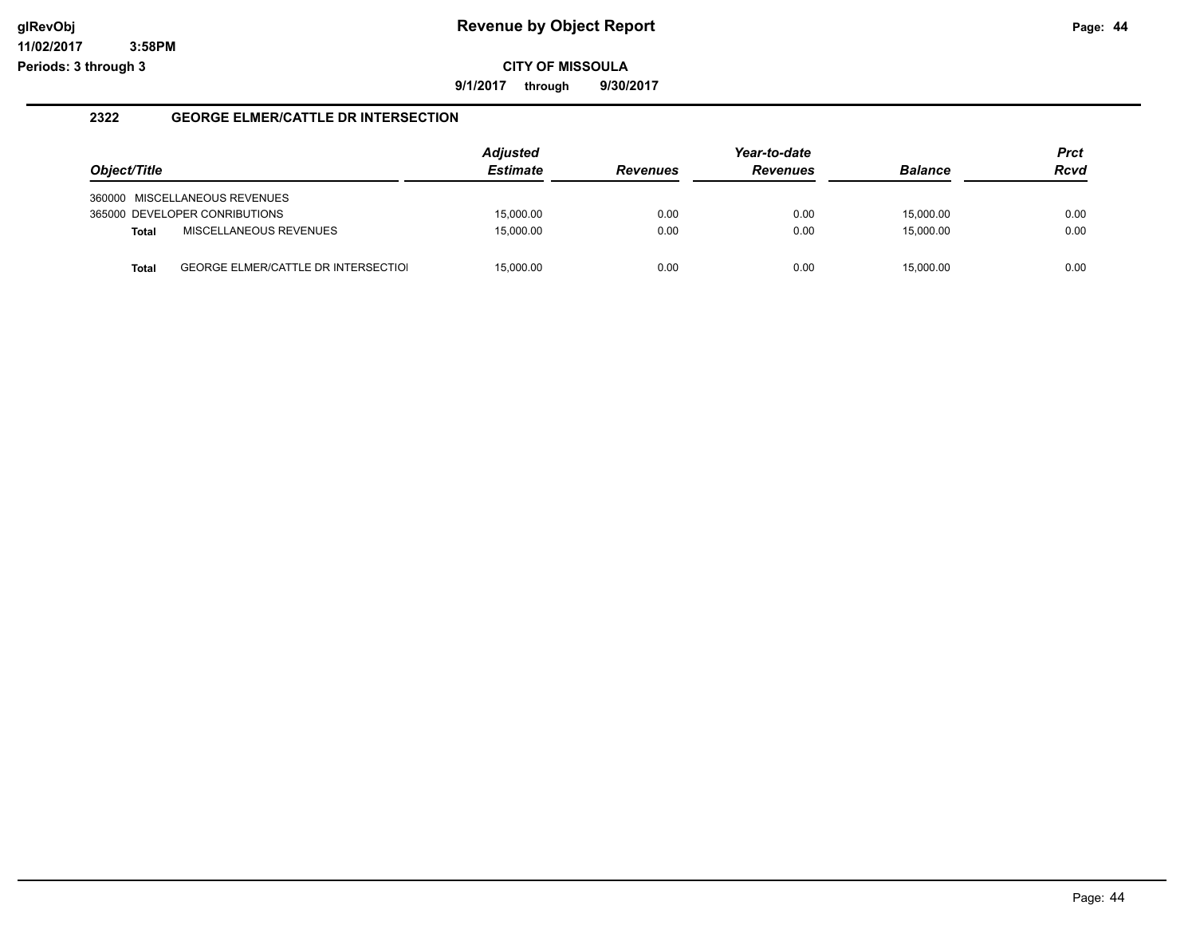**glRevObj** **Revenue by Object Report**

**11/02/2017 3:58PM**

**Periods: 3 through 3**

**CITY OF MISSOULA**

**9/1/2017 through 9/30/2017**

## 2322 GEORGE ELMER/CATTLE DR INTERSECTION

| *Object/Title* | *Adjusted Estimate* | *Revenues* | *Year-to-date Revenues* | *Balance* | *Prct Rcvd* |
|---|---|---|---|---|---|
| 360000 MISCELLANEOUS REVENUES | | | | | |
| 365000 DEVELOPER CONRIBUTIONS | 15,000.00 | 0.00 | 0.00 | 15,000.00 | 0.00 |
| **Total** MISCELLANEOUS REVENUES | 15,000.00 | 0.00 | 0.00 | 15,000.00 | 0.00 |
| **Total** GEORGE ELMER/CATTLE DR INTERSECTIOI | 15,000.00 | 0.00 | 0.00 | 15,000.00 | 0.00 |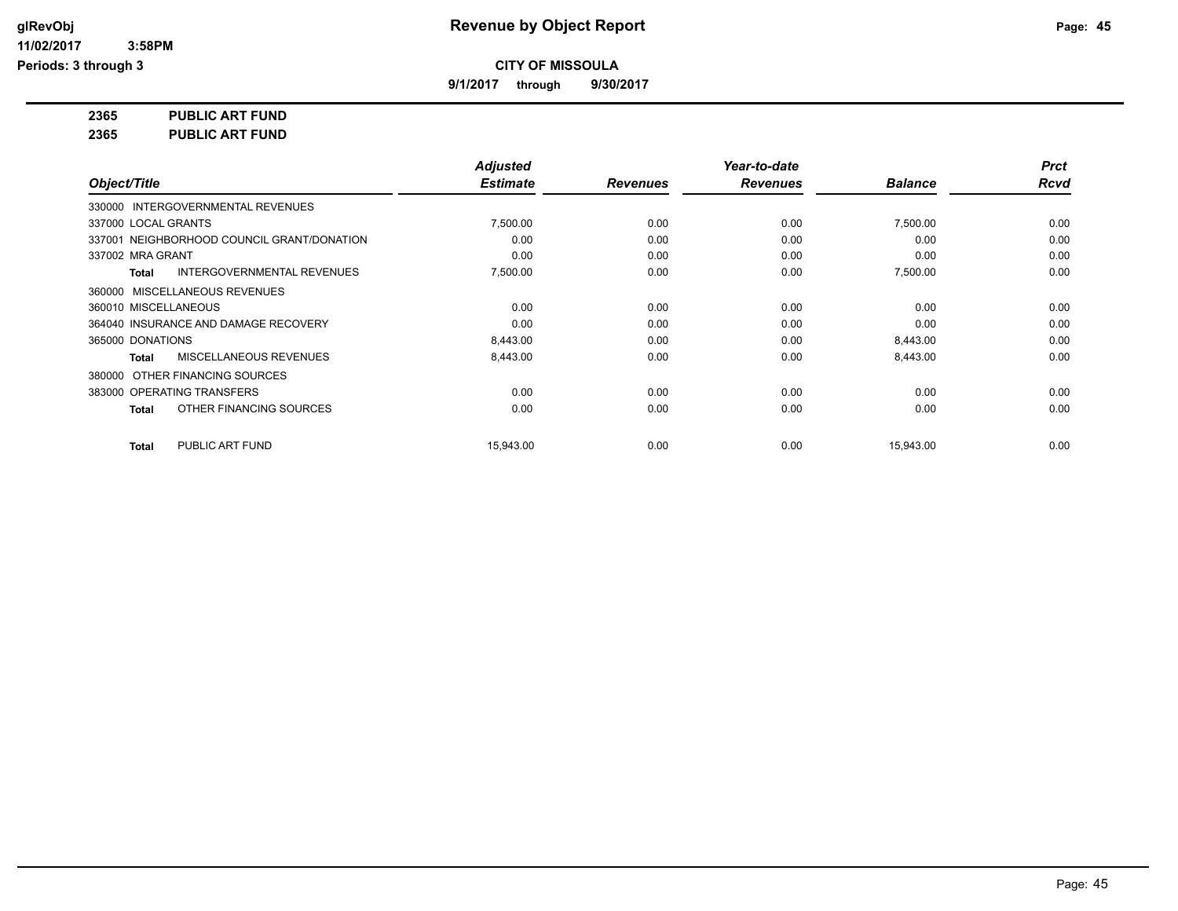# Revenue by Object Report

**CITY OF MISSOULA**

**9/1/2017 through 9/30/2017**

glRevObj
11/02/2017 3:58PM
Periods: 3 through 3

**2365 PUBLIC ART FUND**

**2365 PUBLIC ART FUND**

| Object/Title | Adjusted Estimate | Revenues | Year-to-date Revenues | Balance | Prct Rcvd |
|---|---|---|---|---|---|
| 330000 INTERGOVERNMENTAL REVENUES | | | | | |
| 337000 LOCAL GRANTS | 7,500.00 | 0.00 | 0.00 | 7,500.00 | 0.00 |
| 337001 NEIGHBORHOOD COUNCIL GRANT/DONATION | 0.00 | 0.00 | 0.00 | 0.00 | 0.00 |
| 337002 MRA GRANT | 0.00 | 0.00 | 0.00 | 0.00 | 0.00 |
| **Total** INTERGOVERNMENTAL REVENUES | 7,500.00 | 0.00 | 0.00 | 7,500.00 | 0.00 |
| 360000 MISCELLANEOUS REVENUES | | | | | |
| 360010 MISCELLANEOUS | 0.00 | 0.00 | 0.00 | 0.00 | 0.00 |
| 364040 INSURANCE AND DAMAGE RECOVERY | 0.00 | 0.00 | 0.00 | 0.00 | 0.00 |
| 365000 DONATIONS | 8,443.00 | 0.00 | 0.00 | 8,443.00 | 0.00 |
| **Total** MISCELLANEOUS REVENUES | 8,443.00 | 0.00 | 0.00 | 8,443.00 | 0.00 |
| 380000 OTHER FINANCING SOURCES | | | | | |
| 383000 OPERATING TRANSFERS | 0.00 | 0.00 | 0.00 | 0.00 | 0.00 |
| **Total** OTHER FINANCING SOURCES | 0.00 | 0.00 | 0.00 | 0.00 | 0.00 |
| **Total** PUBLIC ART FUND | 15,943.00 | 0.00 | 0.00 | 15,943.00 | 0.00 |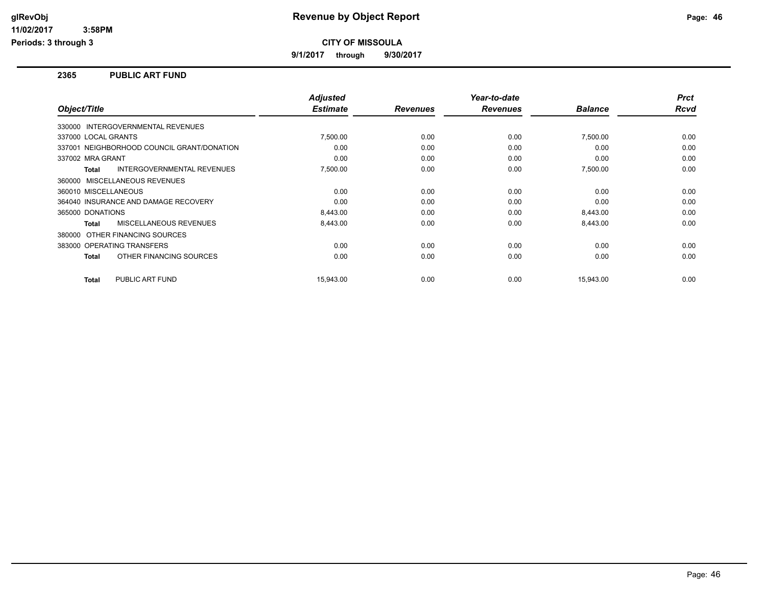# Revenue by Object Report

**CITY OF MISSOULA**

**9/1/2017 through 9/30/2017**

glRevObj
11/02/2017 3:58PM
Periods: 3 through 3

## 2365 PUBLIC ART FUND

| Object/Title | Adjusted Estimate | Revenues | Year-to-date Revenues | Balance | Prct Rcvd |
|---|---|---|---|---|---|
| 330000 INTERGOVERNMENTAL REVENUES | | | | | |
| 337000 LOCAL GRANTS | 7,500.00 | 0.00 | 0.00 | 7,500.00 | 0.00 |
| 337001 NEIGHBORHOOD COUNCIL GRANT/DONATION | 0.00 | 0.00 | 0.00 | 0.00 | 0.00 |
| 337002 MRA GRANT | 0.00 | 0.00 | 0.00 | 0.00 | 0.00 |
| **Total** INTERGOVERNMENTAL REVENUES | 7,500.00 | 0.00 | 0.00 | 7,500.00 | 0.00 |
| 360000 MISCELLANEOUS REVENUES | | | | | |
| 360010 MISCELLANEOUS | 0.00 | 0.00 | 0.00 | 0.00 | 0.00 |
| 364040 INSURANCE AND DAMAGE RECOVERY | 0.00 | 0.00 | 0.00 | 0.00 | 0.00 |
| 365000 DONATIONS | 8,443.00 | 0.00 | 0.00 | 8,443.00 | 0.00 |
| **Total** MISCELLANEOUS REVENUES | 8,443.00 | 0.00 | 0.00 | 8,443.00 | 0.00 |
| 380000 OTHER FINANCING SOURCES | | | | | |
| 383000 OPERATING TRANSFERS | 0.00 | 0.00 | 0.00 | 0.00 | 0.00 |
| **Total** OTHER FINANCING SOURCES | 0.00 | 0.00 | 0.00 | 0.00 | 0.00 |
| **Total** PUBLIC ART FUND | 15,943.00 | 0.00 | 0.00 | 15,943.00 | 0.00 |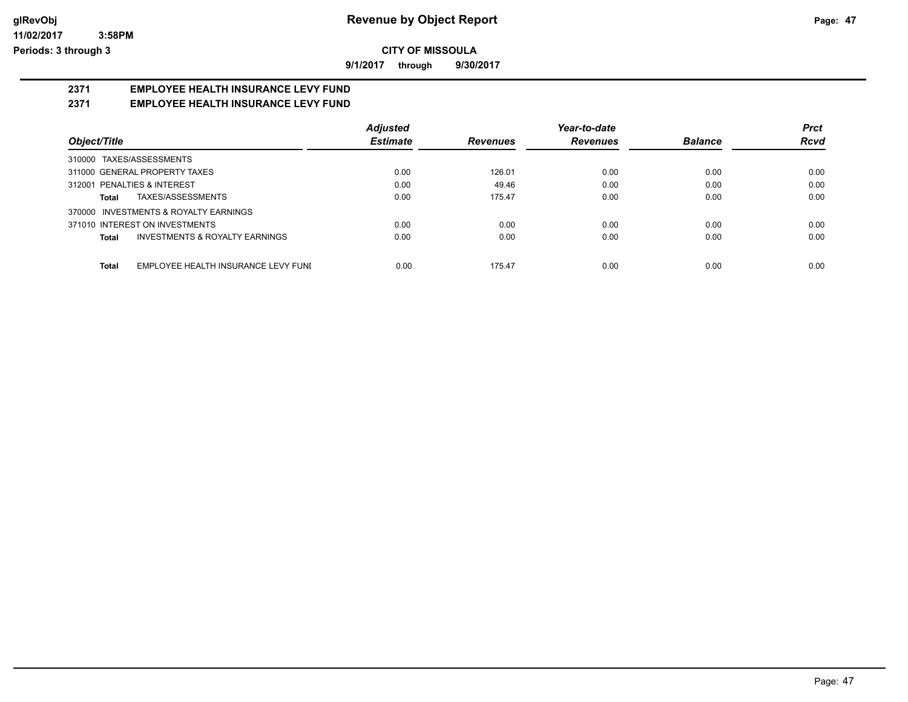# Revenue by Object Report

glRevObj
11/02/2017 3:58PM
Periods: 3 through 3

**CITY OF MISSOULA**

**9/1/2017 through 9/30/2017**

## 2371 EMPLOYEE HEALTH INSURANCE LEVY FUND
## 2371 EMPLOYEE HEALTH INSURANCE LEVY FUND

| Object/Title | Adjusted Estimate | Revenues | Year-to-date Revenues | Balance | Prct Rcvd |
|---|---|---|---|---|---|
| 310000 TAXES/ASSESSMENTS | | | | | |
| 311000 GENERAL PROPERTY TAXES | 0.00 | 126.01 | 0.00 | 0.00 | 0.00 |
| 312001 PENALTIES & INTEREST | 0.00 | 49.46 | 0.00 | 0.00 | 0.00 |
| **Total** TAXES/ASSESSMENTS | 0.00 | 175.47 | 0.00 | 0.00 | 0.00 |
| 370000 INVESTMENTS & ROYALTY EARNINGS | | | | | |
| 371010 INTEREST ON INVESTMENTS | 0.00 | 0.00 | 0.00 | 0.00 | 0.00 |
| **Total** INVESTMENTS & ROYALTY EARNINGS | 0.00 | 0.00 | 0.00 | 0.00 | 0.00 |
| **Total** EMPLOYEE HEALTH INSURANCE LEVY FUNI | 0.00 | 175.47 | 0.00 | 0.00 | 0.00 |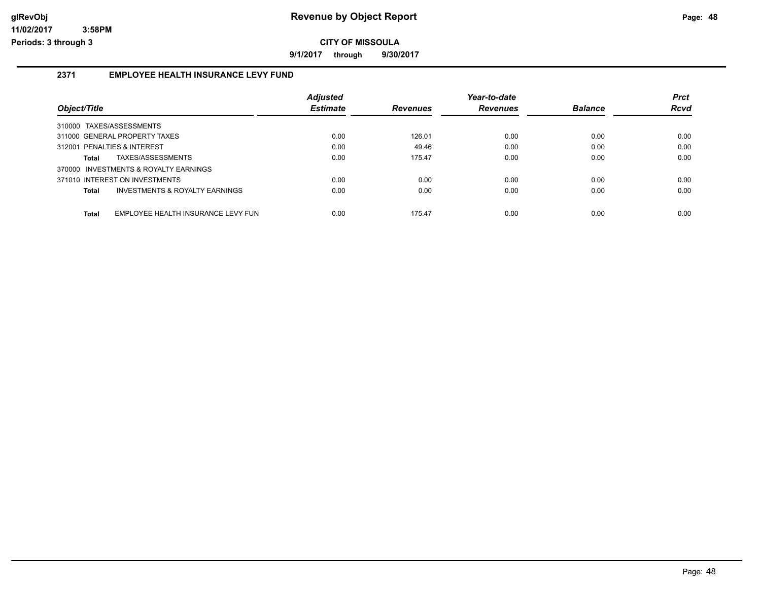glRevObj
11/02/2017 3:58PM
Periods: 3 through 3

# Revenue by Object Report

**CITY OF MISSOULA**

**9/1/2017 through 9/30/2017**

## 2371 EMPLOYEE HEALTH INSURANCE LEVY FUND

| Object/Title | Adjusted Estimate | Revenues | Year-to-date Revenues | Balance | Prct Rcvd |
|---|---|---|---|---|---|
| 310000 TAXES/ASSESSMENTS | | | | | |
| 311000 GENERAL PROPERTY TAXES | 0.00 | 126.01 | 0.00 | 0.00 | 0.00 |
| 312001 PENALTIES & INTEREST | 0.00 | 49.46 | 0.00 | 0.00 | 0.00 |
| **Total** TAXES/ASSESSMENTS | 0.00 | 175.47 | 0.00 | 0.00 | 0.00 |
| 370000 INVESTMENTS & ROYALTY EARNINGS | | | | | |
| 371010 INTEREST ON INVESTMENTS | 0.00 | 0.00 | 0.00 | 0.00 | 0.00 |
| **Total** INVESTMENTS & ROYALTY EARNINGS | 0.00 | 0.00 | 0.00 | 0.00 | 0.00 |
| **Total** EMPLOYEE HEALTH INSURANCE LEVY FUN | 0.00 | 175.47 | 0.00 | 0.00 | 0.00 |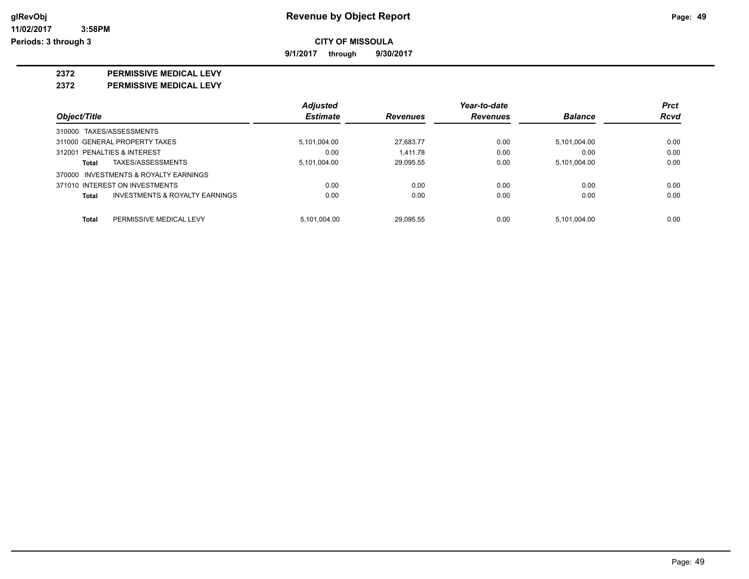# Revenue by Object Report

## CITY OF MISSOULA

**9/1/2017 through 9/30/2017**

**2372 PERMISSIVE MEDICAL LEVY**

**2372 PERMISSIVE MEDICAL LEVY**

| Object/Title | | Adjusted Estimate | Revenues | Year-to-date Revenues | Balance | Prct Rcvd |
|---|---|---|---|---|---|---|
| 310000 TAXES/ASSESSMENTS | | | | | | |
| 311000 GENERAL PROPERTY TAXES | | 5,101,004.00 | 27,683.77 | 0.00 | 5,101,004.00 | 0.00 |
| 312001 PENALTIES & INTEREST | | 0.00 | 1,411.78 | 0.00 | 0.00 | 0.00 |
| **Total** | TAXES/ASSESSMENTS | 5,101,004.00 | 29,095.55 | 0.00 | 5,101,004.00 | 0.00 |
| 370000 INVESTMENTS & ROYALTY EARNINGS | | | | | | |
| 371010 INTEREST ON INVESTMENTS | | 0.00 | 0.00 | 0.00 | 0.00 | 0.00 |
| **Total** | INVESTMENTS & ROYALTY EARNINGS | 0.00 | 0.00 | 0.00 | 0.00 | 0.00 |
| **Total** | PERMISSIVE MEDICAL LEVY | 5,101,004.00 | 29,095.55 | 0.00 | 5,101,004.00 | 0.00 |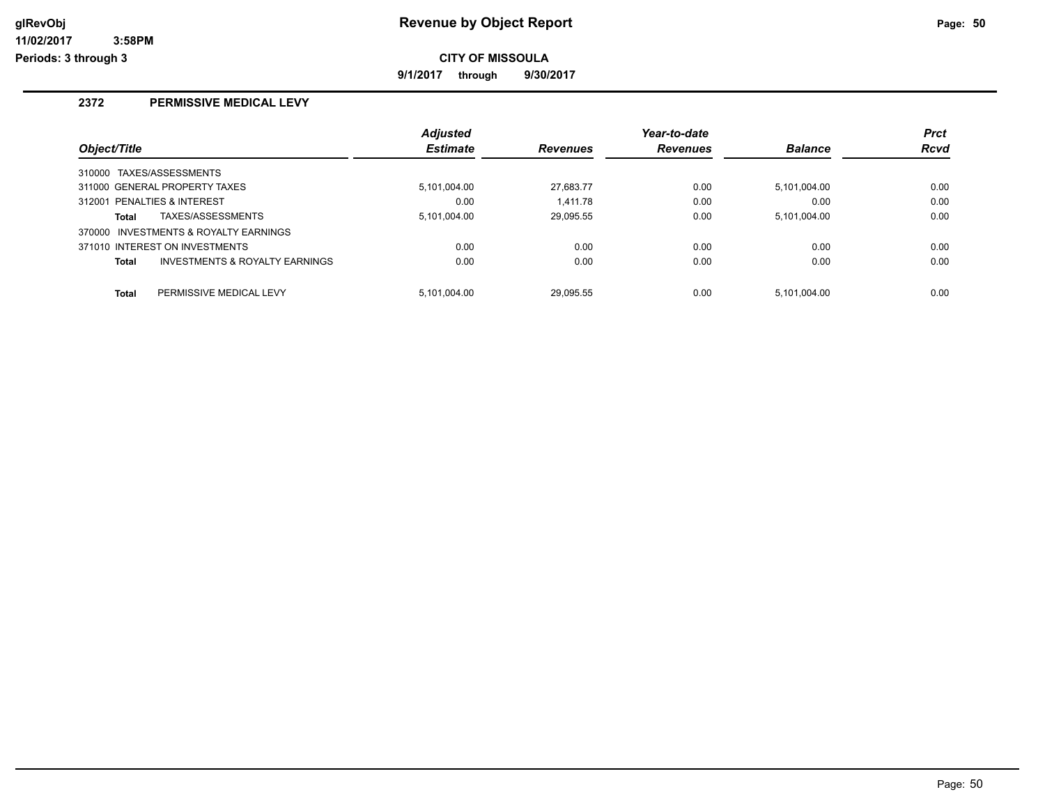# Revenue by Object Report

**CITY OF MISSOULA**

**9/1/2017 through 9/30/2017**

glRevObj
11/02/2017 3:58PM
Periods: 3 through 3

## 2372 PERMISSIVE MEDICAL LEVY

| Object/Title | Adjusted Estimate | Revenues | Year-to-date Revenues | Balance | Prct Rcvd |
|---|---|---|---|---|---|
| 310000 TAXES/ASSESSMENTS | | | | | |
| 311000 GENERAL PROPERTY TAXES | 5,101,004.00 | 27,683.77 | 0.00 | 5,101,004.00 | 0.00 |
| 312001 PENALTIES & INTEREST | 0.00 | 1,411.78 | 0.00 | 0.00 | 0.00 |
| **Total** TAXES/ASSESSMENTS | 5,101,004.00 | 29,095.55 | 0.00 | 5,101,004.00 | 0.00 |
| 370000 INVESTMENTS & ROYALTY EARNINGS | | | | | |
| 371010 INTEREST ON INVESTMENTS | 0.00 | 0.00 | 0.00 | 0.00 | 0.00 |
| **Total** INVESTMENTS & ROYALTY EARNINGS | 0.00 | 0.00 | 0.00 | 0.00 | 0.00 |
| **Total** PERMISSIVE MEDICAL LEVY | 5,101,004.00 | 29,095.55 | 0.00 | 5,101,004.00 | 0.00 |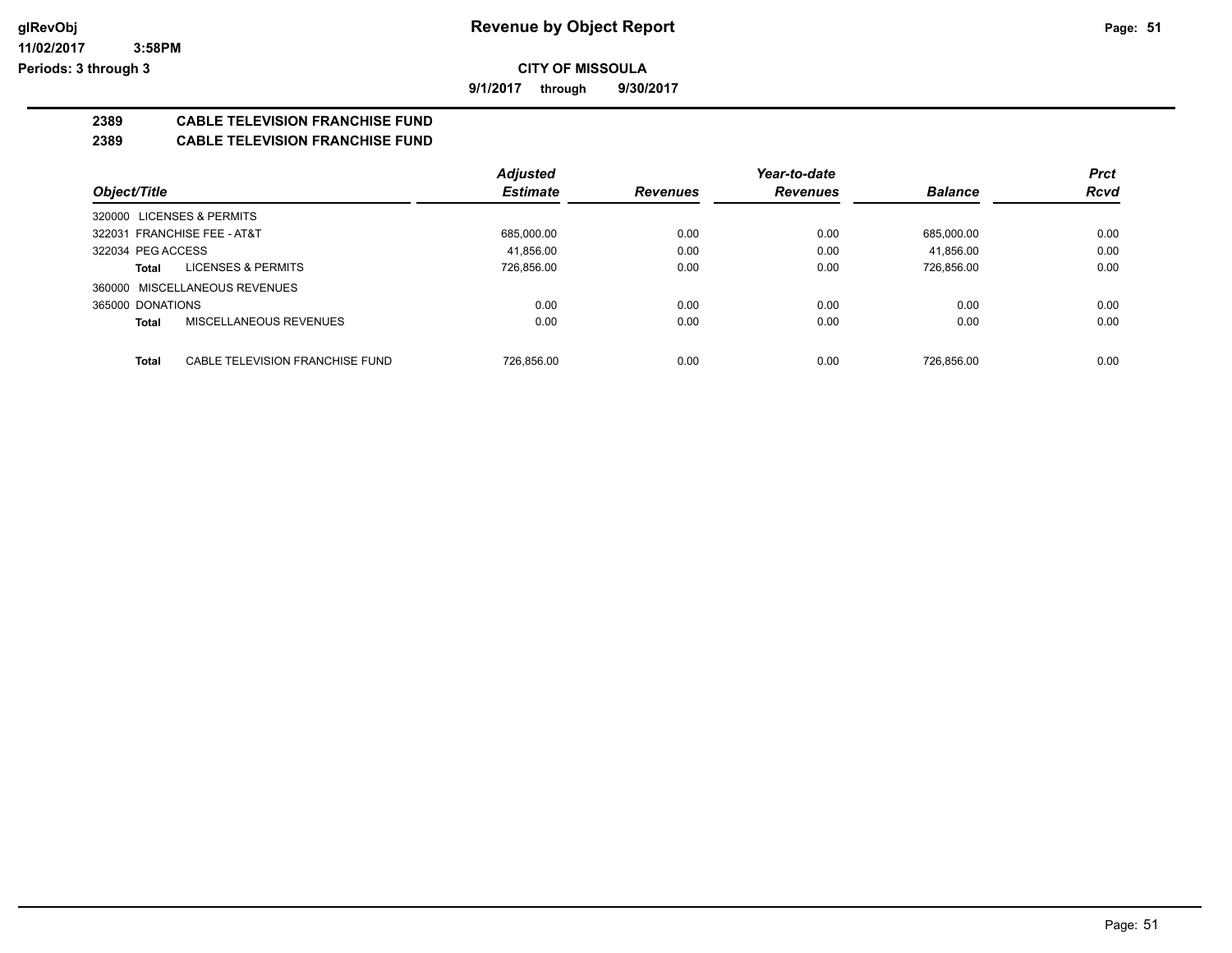**glRevObj**
**11/02/2017 3:58PM**
**Periods: 3 through 3**

# Revenue by Object Report

**CITY OF MISSOULA**

**9/1/2017 through 9/30/2017**

## 2389 CABLE TELEVISION FRANCHISE FUND
## 2389 CABLE TELEVISION FRANCHISE FUND

| Object/Title | | Adjusted Estimate | Revenues | Year-to-date Revenues | Balance | Prct Rcvd |
|---|---|---|---|---|---|---|
| 320000 LICENSES & PERMITS | | | | | | |
| 322031 FRANCHISE FEE - AT&T | | 685,000.00 | 0.00 | 0.00 | 685,000.00 | 0.00 |
| 322034 PEG ACCESS | | 41,856.00 | 0.00 | 0.00 | 41,856.00 | 0.00 |
| **Total** | LICENSES & PERMITS | 726,856.00 | 0.00 | 0.00 | 726,856.00 | 0.00 |
| 360000 MISCELLANEOUS REVENUES | | | | | | |
| 365000 DONATIONS | | 0.00 | 0.00 | 0.00 | 0.00 | 0.00 |
| **Total** | MISCELLANEOUS REVENUES | 0.00 | 0.00 | 0.00 | 0.00 | 0.00 |
| **Total** | CABLE TELEVISION FRANCHISE FUND | 726,856.00 | 0.00 | 0.00 | 726,856.00 | 0.00 |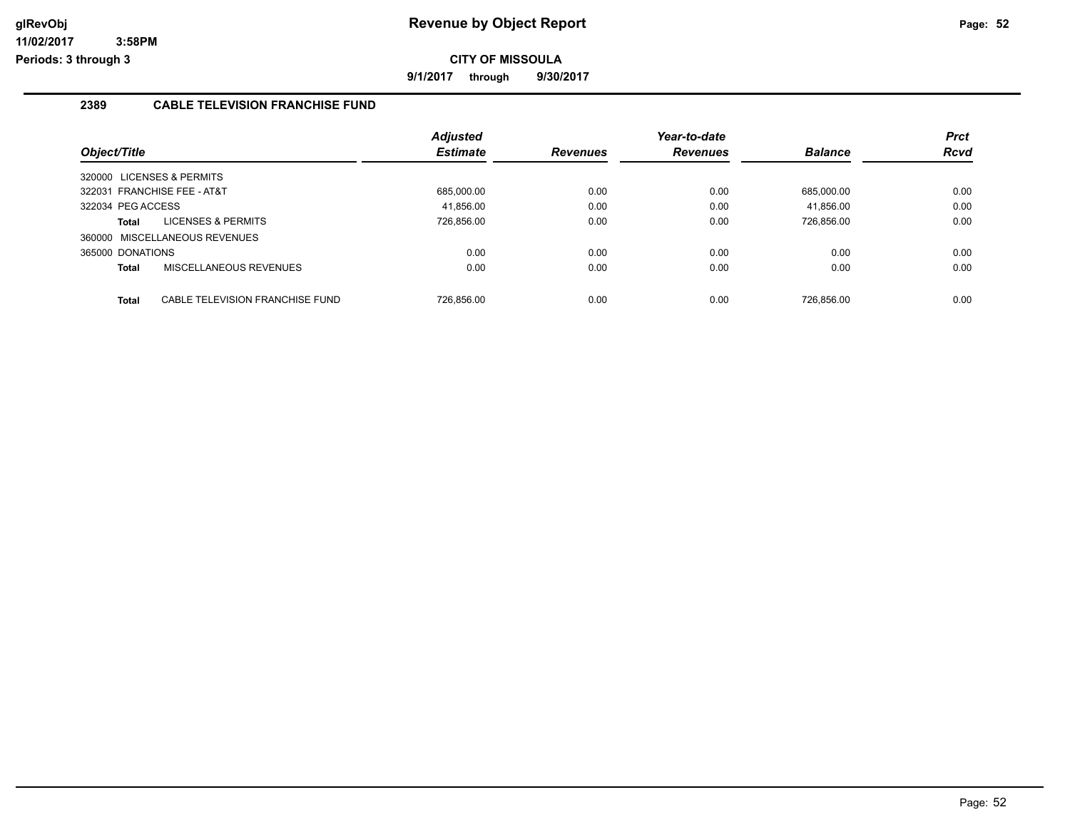# Revenue by Object Report

## CITY OF MISSOULA

**9/1/2017 through 9/30/2017**

### 2389 CABLE TELEVISION FRANCHISE FUND

| Object/Title | Adjusted Estimate | Revenues | Year-to-date Revenues | Balance | Prct Rcvd |
|---|---|---|---|---|---|
| 320000 LICENSES & PERMITS | | | | | |
| 322031 FRANCHISE FEE - AT&T | 685,000.00 | 0.00 | 0.00 | 685,000.00 | 0.00 |
| 322034 PEG ACCESS | 41,856.00 | 0.00 | 0.00 | 41,856.00 | 0.00 |
| **Total** LICENSES & PERMITS | 726,856.00 | 0.00 | 0.00 | 726,856.00 | 0.00 |
| 360000 MISCELLANEOUS REVENUES | | | | | |
| 365000 DONATIONS | 0.00 | 0.00 | 0.00 | 0.00 | 0.00 |
| **Total** MISCELLANEOUS REVENUES | 0.00 | 0.00 | 0.00 | 0.00 | 0.00 |
| **Total** CABLE TELEVISION FRANCHISE FUND | 726,856.00 | 0.00 | 0.00 | 726,856.00 | 0.00 |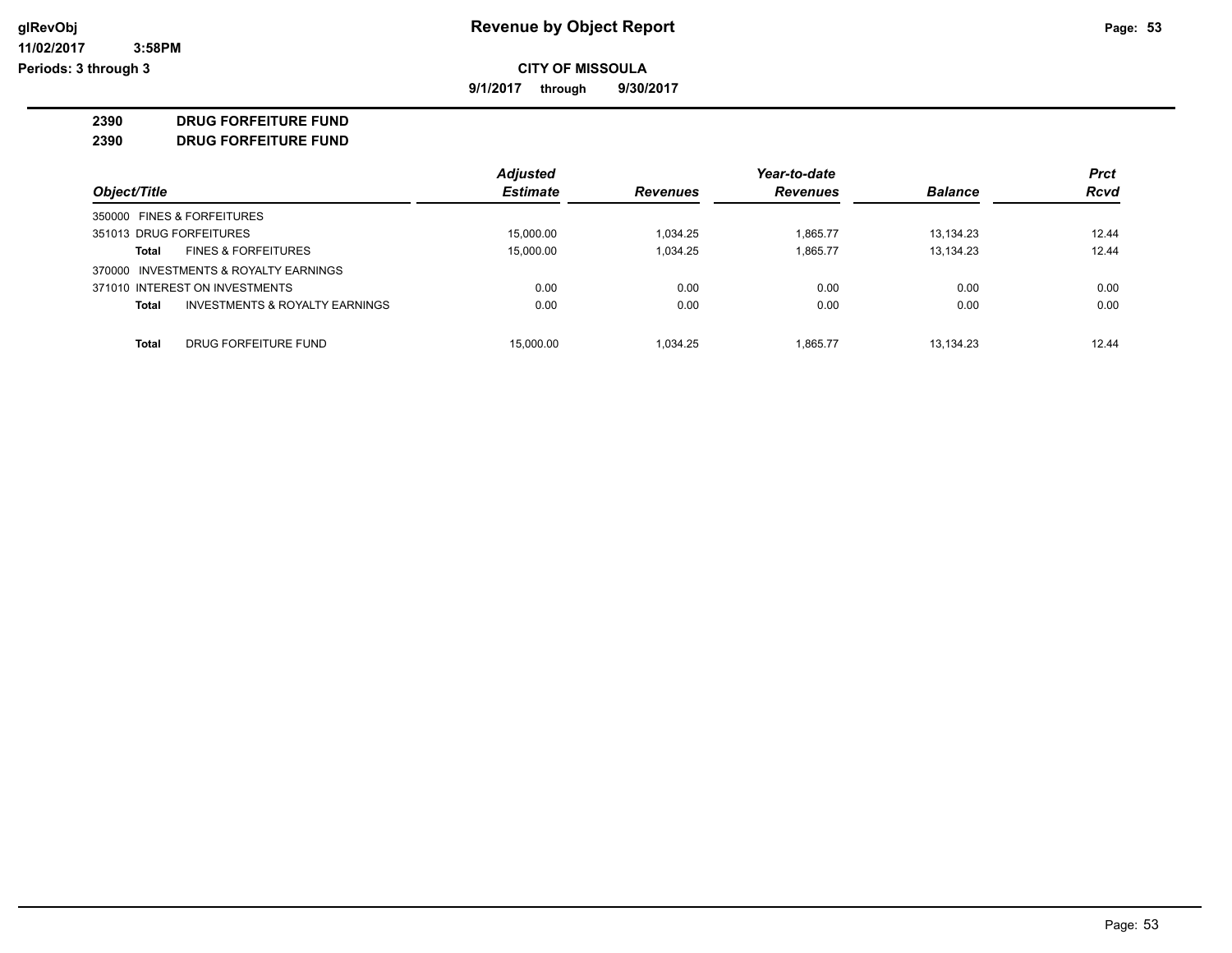**Revenue by Object Report**

**CITY OF MISSOULA**

**9/1/2017 through 9/30/2017**

glRevObj
11/02/2017 3:58PM
Periods: 3 through 3

**2390 DRUG FORFEITURE FUND**

**2390 DRUG FORFEITURE FUND**

| Object/Title | | Adjusted Estimate | Revenues | Year-to-date Revenues | Balance | Prct Rcvd |
|---|---|---|---|---|---|---|
| 350000 FINES & FORFEITURES | | | | | | |
| 351013 DRUG FORFEITURES | | 15,000.00 | 1,034.25 | 1,865.77 | 13,134.23 | 12.44 |
| Total | FINES & FORFEITURES | 15,000.00 | 1,034.25 | 1,865.77 | 13,134.23 | 12.44 |
| 370000 INVESTMENTS & ROYALTY EARNINGS | | | | | | |
| 371010 INTEREST ON INVESTMENTS | | 0.00 | 0.00 | 0.00 | 0.00 | 0.00 |
| Total | INVESTMENTS & ROYALTY EARNINGS | 0.00 | 0.00 | 0.00 | 0.00 | 0.00 |
| Total | DRUG FORFEITURE FUND | 15,000.00 | 1,034.25 | 1,865.77 | 13,134.23 | 12.44 |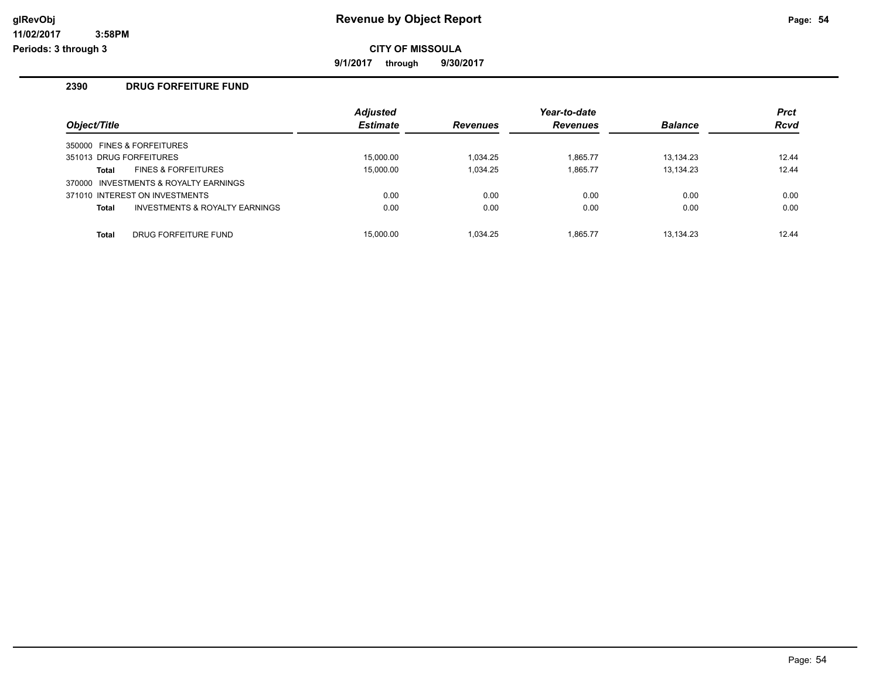**CITY OF MISSOULA**

**9/1/2017 through 9/30/2017**

## 2390 DRUG FORFEITURE FUND

| Object/Title | Adjusted Estimate | Revenues | Year-to-date Revenues | Balance | Prct Rcvd |
|---|---|---|---|---|---|
| 350000 FINES & FORFEITURES | | | | | |
| 351013 DRUG FORFEITURES | 15,000.00 | 1,034.25 | 1,865.77 | 13,134.23 | 12.44 |
| **Total** FINES & FORFEITURES | 15,000.00 | 1,034.25 | 1,865.77 | 13,134.23 | 12.44 |
| 370000 INVESTMENTS & ROYALTY EARNINGS | | | | | |
| 371010 INTEREST ON INVESTMENTS | 0.00 | 0.00 | 0.00 | 0.00 | 0.00 |
| **Total** INVESTMENTS & ROYALTY EARNINGS | 0.00 | 0.00 | 0.00 | 0.00 | 0.00 |
| **Total** DRUG FORFEITURE FUND | 15,000.00 | 1,034.25 | 1,865.77 | 13,134.23 | 12.44 |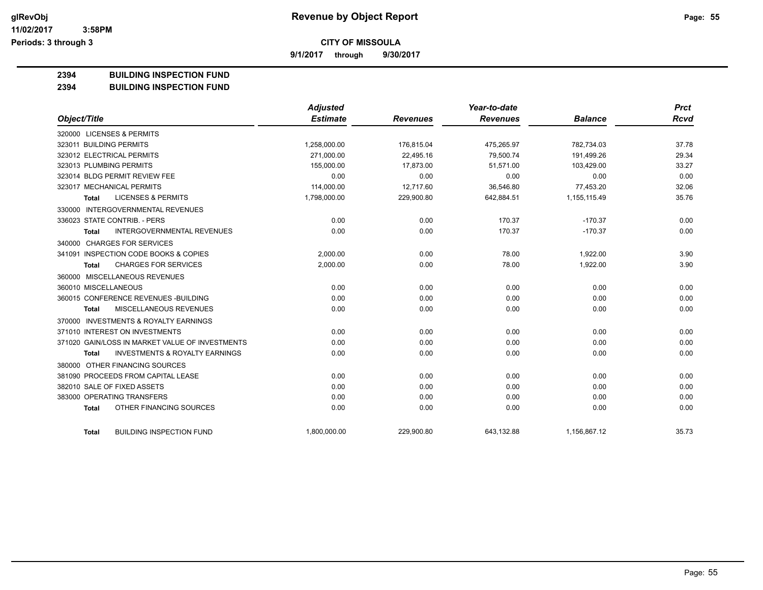**Revenue by Object Report**

**CITY OF MISSOULA**

**9/1/2017 through 9/30/2017**

glRevObj
11/02/2017 3:58PM
Periods: 3 through 3

## 2394 BUILDING INSPECTION FUND
## 2394 BUILDING INSPECTION FUND

| Object/Title | Adjusted Estimate | Revenues | Year-to-date Revenues | Balance | Prct Rcvd |
|---|---|---|---|---|---|
| 320000 LICENSES & PERMITS | | | | | |
| 323011 BUILDING PERMITS | 1,258,000.00 | 176,815.04 | 475,265.97 | 782,734.03 | 37.78 |
| 323012 ELECTRICAL PERMITS | 271,000.00 | 22,495.16 | 79,500.74 | 191,499.26 | 29.34 |
| 323013 PLUMBING PERMITS | 155,000.00 | 17,873.00 | 51,571.00 | 103,429.00 | 33.27 |
| 323014 BLDG PERMIT REVIEW FEE | 0.00 | 0.00 | 0.00 | 0.00 | 0.00 |
| 323017 MECHANICAL PERMITS | 114,000.00 | 12,717.60 | 36,546.80 | 77,453.20 | 32.06 |
| **Total** LICENSES & PERMITS | 1,798,000.00 | 229,900.80 | 642,884.51 | 1,155,115.49 | 35.76 |
| 330000 INTERGOVERNMENTAL REVENUES | | | | | |
| 336023 STATE CONTRIB. - PERS | 0.00 | 0.00 | 170.37 | -170.37 | 0.00 |
| **Total** INTERGOVERNMENTAL REVENUES | 0.00 | 0.00 | 170.37 | -170.37 | 0.00 |
| 340000 CHARGES FOR SERVICES | | | | | |
| 341091 INSPECTION CODE BOOKS & COPIES | 2,000.00 | 0.00 | 78.00 | 1,922.00 | 3.90 |
| **Total** CHARGES FOR SERVICES | 2,000.00 | 0.00 | 78.00 | 1,922.00 | 3.90 |
| 360000 MISCELLANEOUS REVENUES | | | | | |
| 360010 MISCELLANEOUS | 0.00 | 0.00 | 0.00 | 0.00 | 0.00 |
| 360015 CONFERENCE REVENUES -BUILDING | 0.00 | 0.00 | 0.00 | 0.00 | 0.00 |
| **Total** MISCELLANEOUS REVENUES | 0.00 | 0.00 | 0.00 | 0.00 | 0.00 |
| 370000 INVESTMENTS & ROYALTY EARNINGS | | | | | |
| 371010 INTEREST ON INVESTMENTS | 0.00 | 0.00 | 0.00 | 0.00 | 0.00 |
| 371020 GAIN/LOSS IN MARKET VALUE OF INVESTMENTS | 0.00 | 0.00 | 0.00 | 0.00 | 0.00 |
| **Total** INVESTMENTS & ROYALTY EARNINGS | 0.00 | 0.00 | 0.00 | 0.00 | 0.00 |
| 380000 OTHER FINANCING SOURCES | | | | | |
| 381090 PROCEEDS FROM CAPITAL LEASE | 0.00 | 0.00 | 0.00 | 0.00 | 0.00 |
| 382010 SALE OF FIXED ASSETS | 0.00 | 0.00 | 0.00 | 0.00 | 0.00 |
| 383000 OPERATING TRANSFERS | 0.00 | 0.00 | 0.00 | 0.00 | 0.00 |
| **Total** OTHER FINANCING SOURCES | 0.00 | 0.00 | 0.00 | 0.00 | 0.00 |
| **Total** BUILDING INSPECTION FUND | 1,800,000.00 | 229,900.80 | 643,132.88 | 1,156,867.12 | 35.73 |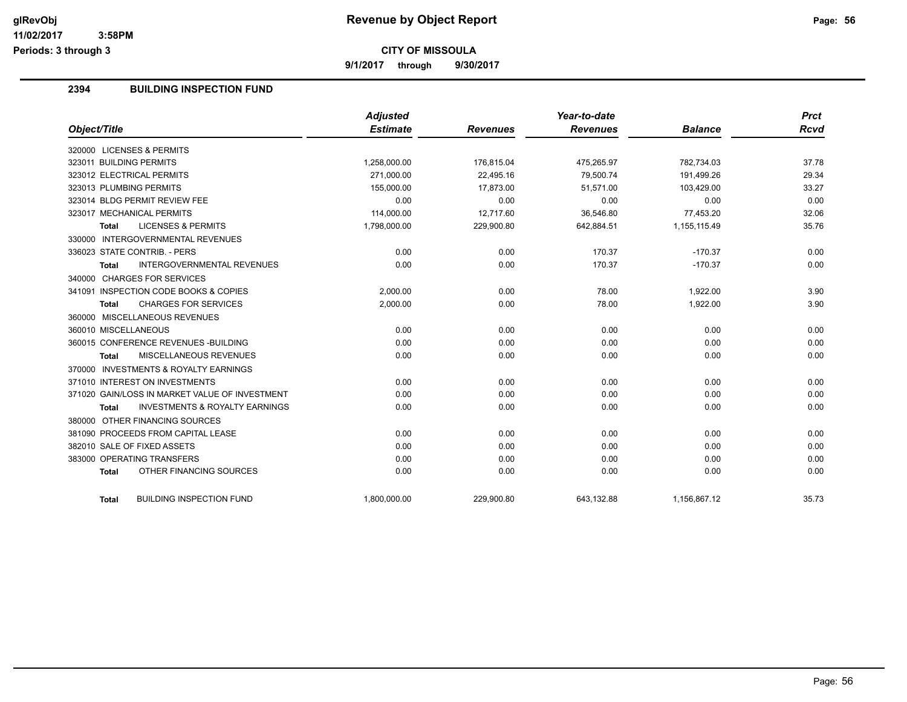# Revenue by Object Report

**CITY OF MISSOULA**

**9/1/2017 through 9/30/2017**

glRevObj
11/02/2017 3:58PM
Periods: 3 through 3

## 2394 BUILDING INSPECTION FUND

| Object/Title | Adjusted Estimate | Revenues | Year-to-date Revenues | Balance | Prct Rcvd |
|---|---|---|---|---|---|
| 320000 LICENSES & PERMITS | | | | | |
| 323011 BUILDING PERMITS | 1,258,000.00 | 176,815.04 | 475,265.97 | 782,734.03 | 37.78 |
| 323012 ELECTRICAL PERMITS | 271,000.00 | 22,495.16 | 79,500.74 | 191,499.26 | 29.34 |
| 323013 PLUMBING PERMITS | 155,000.00 | 17,873.00 | 51,571.00 | 103,429.00 | 33.27 |
| 323014 BLDG PERMIT REVIEW FEE | 0.00 | 0.00 | 0.00 | 0.00 | 0.00 |
| 323017 MECHANICAL PERMITS | 114,000.00 | 12,717.60 | 36,546.80 | 77,453.20 | 32.06 |
| **Total** LICENSES & PERMITS | 1,798,000.00 | 229,900.80 | 642,884.51 | 1,155,115.49 | 35.76 |
| 330000 INTERGOVERNMENTAL REVENUES | | | | | |
| 336023 STATE CONTRIB. - PERS | 0.00 | 0.00 | 170.37 | -170.37 | 0.00 |
| **Total** INTERGOVERNMENTAL REVENUES | 0.00 | 0.00 | 170.37 | -170.37 | 0.00 |
| 340000 CHARGES FOR SERVICES | | | | | |
| 341091 INSPECTION CODE BOOKS & COPIES | 2,000.00 | 0.00 | 78.00 | 1,922.00 | 3.90 |
| **Total** CHARGES FOR SERVICES | 2,000.00 | 0.00 | 78.00 | 1,922.00 | 3.90 |
| 360000 MISCELLANEOUS REVENUES | | | | | |
| 360010 MISCELLANEOUS | 0.00 | 0.00 | 0.00 | 0.00 | 0.00 |
| 360015 CONFERENCE REVENUES -BUILDING | 0.00 | 0.00 | 0.00 | 0.00 | 0.00 |
| **Total** MISCELLANEOUS REVENUES | 0.00 | 0.00 | 0.00 | 0.00 | 0.00 |
| 370000 INVESTMENTS & ROYALTY EARNINGS | | | | | |
| 371010 INTEREST ON INVESTMENTS | 0.00 | 0.00 | 0.00 | 0.00 | 0.00 |
| 371020 GAIN/LOSS IN MARKET VALUE OF INVESTMENT | 0.00 | 0.00 | 0.00 | 0.00 | 0.00 |
| **Total** INVESTMENTS & ROYALTY EARNINGS | 0.00 | 0.00 | 0.00 | 0.00 | 0.00 |
| 380000 OTHER FINANCING SOURCES | | | | | |
| 381090 PROCEEDS FROM CAPITAL LEASE | 0.00 | 0.00 | 0.00 | 0.00 | 0.00 |
| 382010 SALE OF FIXED ASSETS | 0.00 | 0.00 | 0.00 | 0.00 | 0.00 |
| 383000 OPERATING TRANSFERS | 0.00 | 0.00 | 0.00 | 0.00 | 0.00 |
| **Total** OTHER FINANCING SOURCES | 0.00 | 0.00 | 0.00 | 0.00 | 0.00 |
| **Total** BUILDING INSPECTION FUND | 1,800,000.00 | 229,900.80 | 643,132.88 | 1,156,867.12 | 35.73 |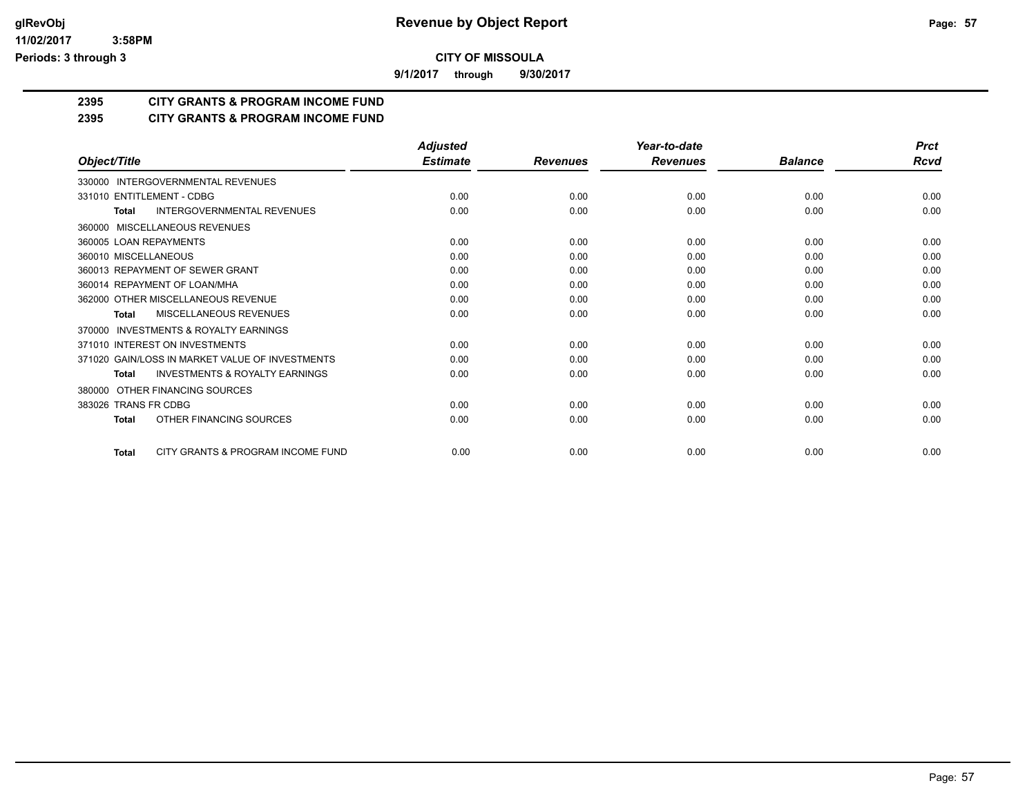# Revenue by Object Report

**CITY OF MISSOULA**

**9/1/2017 through 9/30/2017**

glRevObj
11/02/2017 3:58PM
Periods: 3 through 3

## 2395 CITY GRANTS & PROGRAM INCOME FUND
## 2395 CITY GRANTS & PROGRAM INCOME FUND

| Object/Title | Adjusted Estimate | Revenues | Year-to-date Revenues | Balance | Prct Rcvd |
|---|---|---|---|---|---|
| 330000 INTERGOVERNMENTAL REVENUES | | | | | |
| 331010 ENTITLEMENT - CDBG | 0.00 | 0.00 | 0.00 | 0.00 | 0.00 |
| **Total** INTERGOVERNMENTAL REVENUES | 0.00 | 0.00 | 0.00 | 0.00 | 0.00 |
| 360000 MISCELLANEOUS REVENUES | | | | | |
| 360005 LOAN REPAYMENTS | 0.00 | 0.00 | 0.00 | 0.00 | 0.00 |
| 360010 MISCELLANEOUS | 0.00 | 0.00 | 0.00 | 0.00 | 0.00 |
| 360013 REPAYMENT OF SEWER GRANT | 0.00 | 0.00 | 0.00 | 0.00 | 0.00 |
| 360014 REPAYMENT OF LOAN/MHA | 0.00 | 0.00 | 0.00 | 0.00 | 0.00 |
| 362000 OTHER MISCELLANEOUS REVENUE | 0.00 | 0.00 | 0.00 | 0.00 | 0.00 |
| **Total** MISCELLANEOUS REVENUES | 0.00 | 0.00 | 0.00 | 0.00 | 0.00 |
| 370000 INVESTMENTS & ROYALTY EARNINGS | | | | | |
| 371010 INTEREST ON INVESTMENTS | 0.00 | 0.00 | 0.00 | 0.00 | 0.00 |
| 371020 GAIN/LOSS IN MARKET VALUE OF INVESTMENTS | 0.00 | 0.00 | 0.00 | 0.00 | 0.00 |
| **Total** INVESTMENTS & ROYALTY EARNINGS | 0.00 | 0.00 | 0.00 | 0.00 | 0.00 |
| 380000 OTHER FINANCING SOURCES | | | | | |
| 383026 TRANS FR CDBG | 0.00 | 0.00 | 0.00 | 0.00 | 0.00 |
| **Total** OTHER FINANCING SOURCES | 0.00 | 0.00 | 0.00 | 0.00 | 0.00 |
| **Total** CITY GRANTS & PROGRAM INCOME FUND | 0.00 | 0.00 | 0.00 | 0.00 | 0.00 |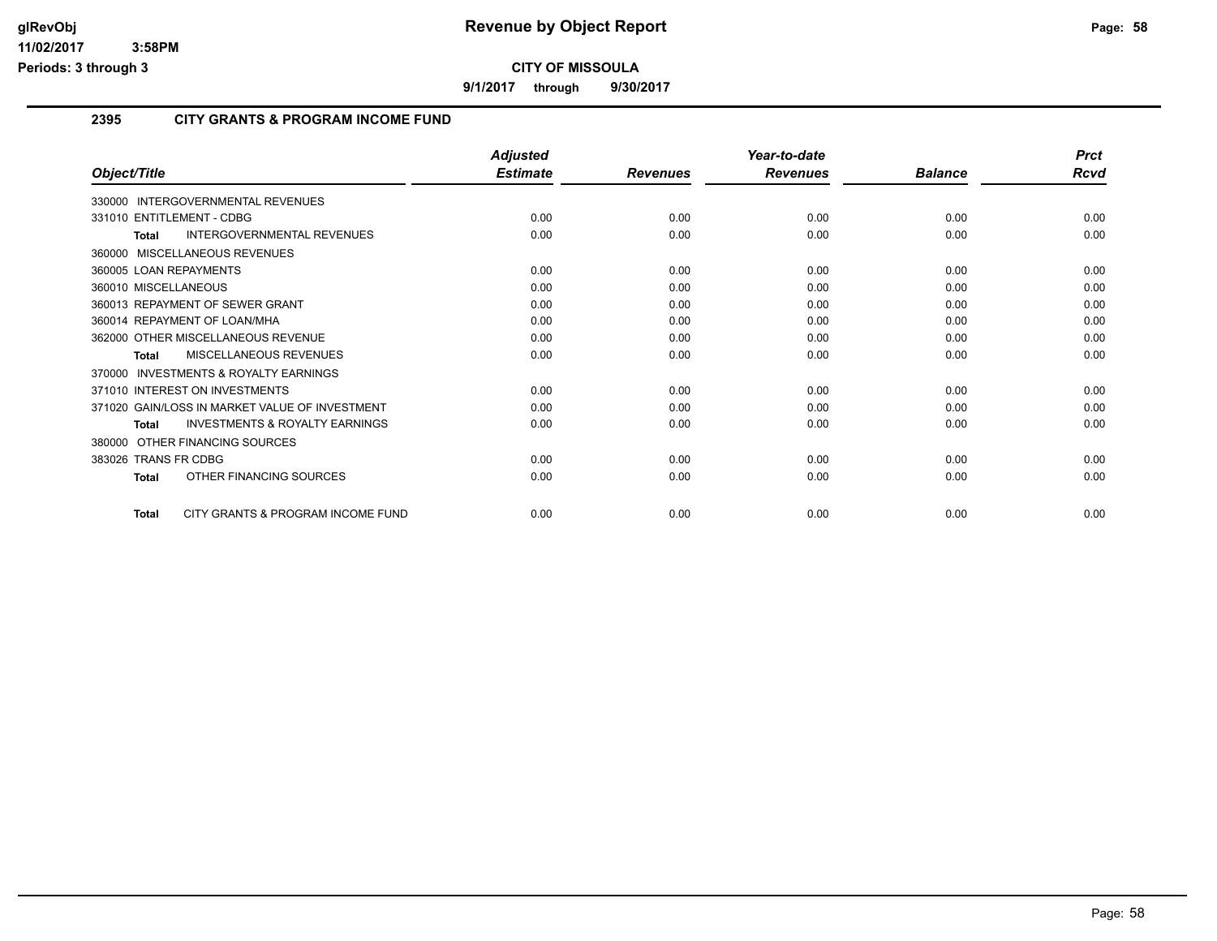# Revenue by Object Report

**CITY OF MISSOULA**

**9/1/2017 through 9/30/2017**

glRevObj
11/02/2017 3:58PM
Periods: 3 through 3

## 2395 CITY GRANTS & PROGRAM INCOME FUND

| Object/Title | Adjusted Estimate | Revenues | Year-to-date Revenues | Balance | Prct Rcvd |
|---|---|---|---|---|---|
| 330000 INTERGOVERNMENTAL REVENUES | | | | | |
| 331010 ENTITLEMENT - CDBG | 0.00 | 0.00 | 0.00 | 0.00 | 0.00 |
| **Total** INTERGOVERNMENTAL REVENUES | 0.00 | 0.00 | 0.00 | 0.00 | 0.00 |
| 360000 MISCELLANEOUS REVENUES | | | | | |
| 360005 LOAN REPAYMENTS | 0.00 | 0.00 | 0.00 | 0.00 | 0.00 |
| 360010 MISCELLANEOUS | 0.00 | 0.00 | 0.00 | 0.00 | 0.00 |
| 360013 REPAYMENT OF SEWER GRANT | 0.00 | 0.00 | 0.00 | 0.00 | 0.00 |
| 360014 REPAYMENT OF LOAN/MHA | 0.00 | 0.00 | 0.00 | 0.00 | 0.00 |
| 362000 OTHER MISCELLANEOUS REVENUE | 0.00 | 0.00 | 0.00 | 0.00 | 0.00 |
| **Total** MISCELLANEOUS REVENUES | 0.00 | 0.00 | 0.00 | 0.00 | 0.00 |
| 370000 INVESTMENTS & ROYALTY EARNINGS | | | | | |
| 371010 INTEREST ON INVESTMENTS | 0.00 | 0.00 | 0.00 | 0.00 | 0.00 |
| 371020 GAIN/LOSS IN MARKET VALUE OF INVESTMENT | 0.00 | 0.00 | 0.00 | 0.00 | 0.00 |
| **Total** INVESTMENTS & ROYALTY EARNINGS | 0.00 | 0.00 | 0.00 | 0.00 | 0.00 |
| 380000 OTHER FINANCING SOURCES | | | | | |
| 383026 TRANS FR CDBG | 0.00 | 0.00 | 0.00 | 0.00 | 0.00 |
| **Total** OTHER FINANCING SOURCES | 0.00 | 0.00 | 0.00 | 0.00 | 0.00 |
| **Total** CITY GRANTS & PROGRAM INCOME FUND | 0.00 | 0.00 | 0.00 | 0.00 | 0.00 |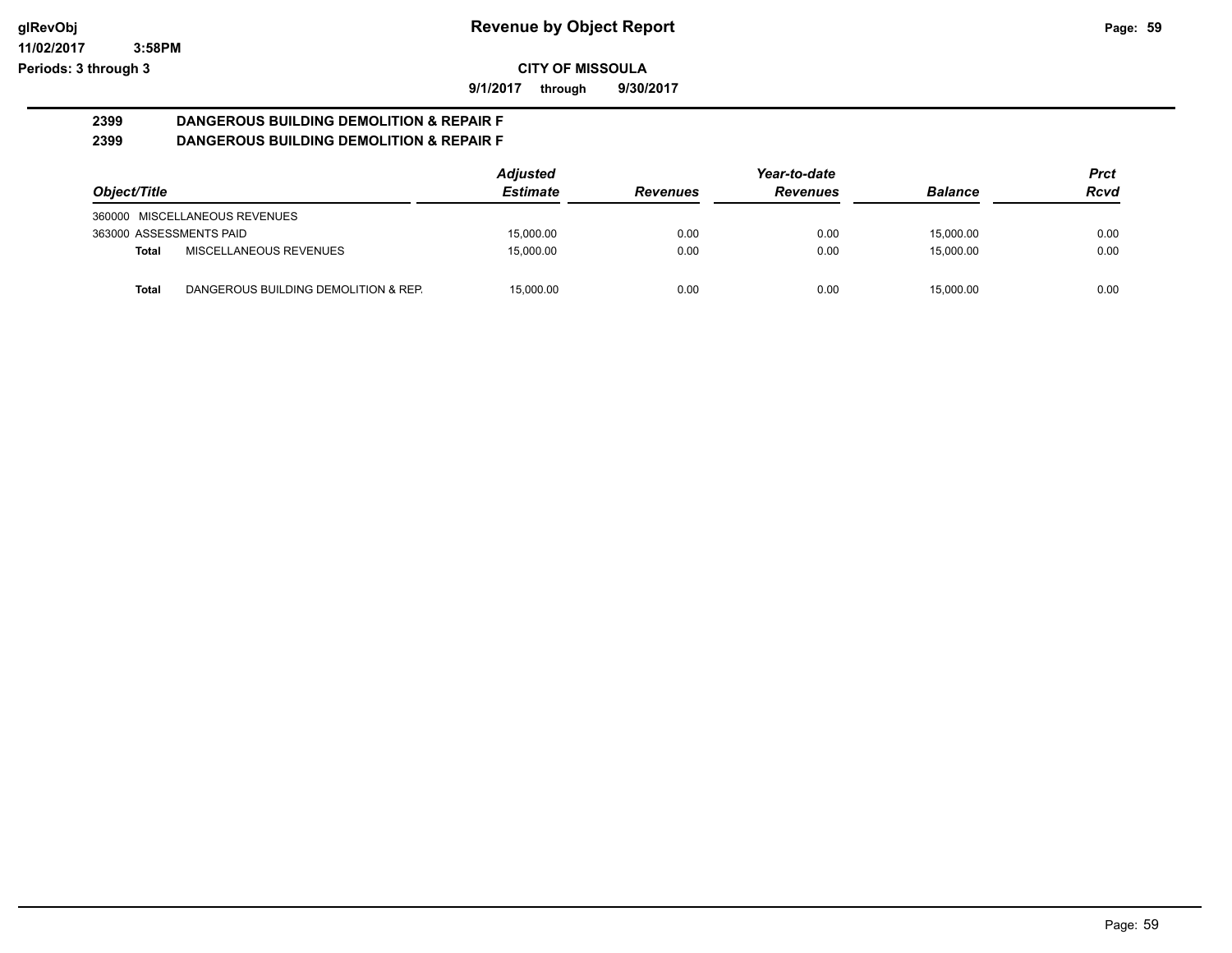# Revenue by Object Report

glRevObj
11/02/2017 3:58PM
Periods: 3 through 3

**CITY OF MISSOULA**

**9/1/2017 through 9/30/2017**

## 2399 DANGEROUS BUILDING DEMOLITION & REPAIR F
## 2399 DANGEROUS BUILDING DEMOLITION & REPAIR F

| Object/Title | | Adjusted Estimate | Revenues | Year-to-date Revenues | Balance | Prct Rcvd |
|---|---|---|---|---|---|---|
| 360000 MISCELLANEOUS REVENUES | | | | | | |
| 363000 ASSESSMENTS PAID | | 15,000.00 | 0.00 | 0.00 | 15,000.00 | 0.00 |
| **Total** | MISCELLANEOUS REVENUES | 15,000.00 | 0.00 | 0.00 | 15,000.00 | 0.00 |
| **Total** | DANGEROUS BUILDING DEMOLITION & REP. | 15,000.00 | 0.00 | 0.00 | 15,000.00 | 0.00 |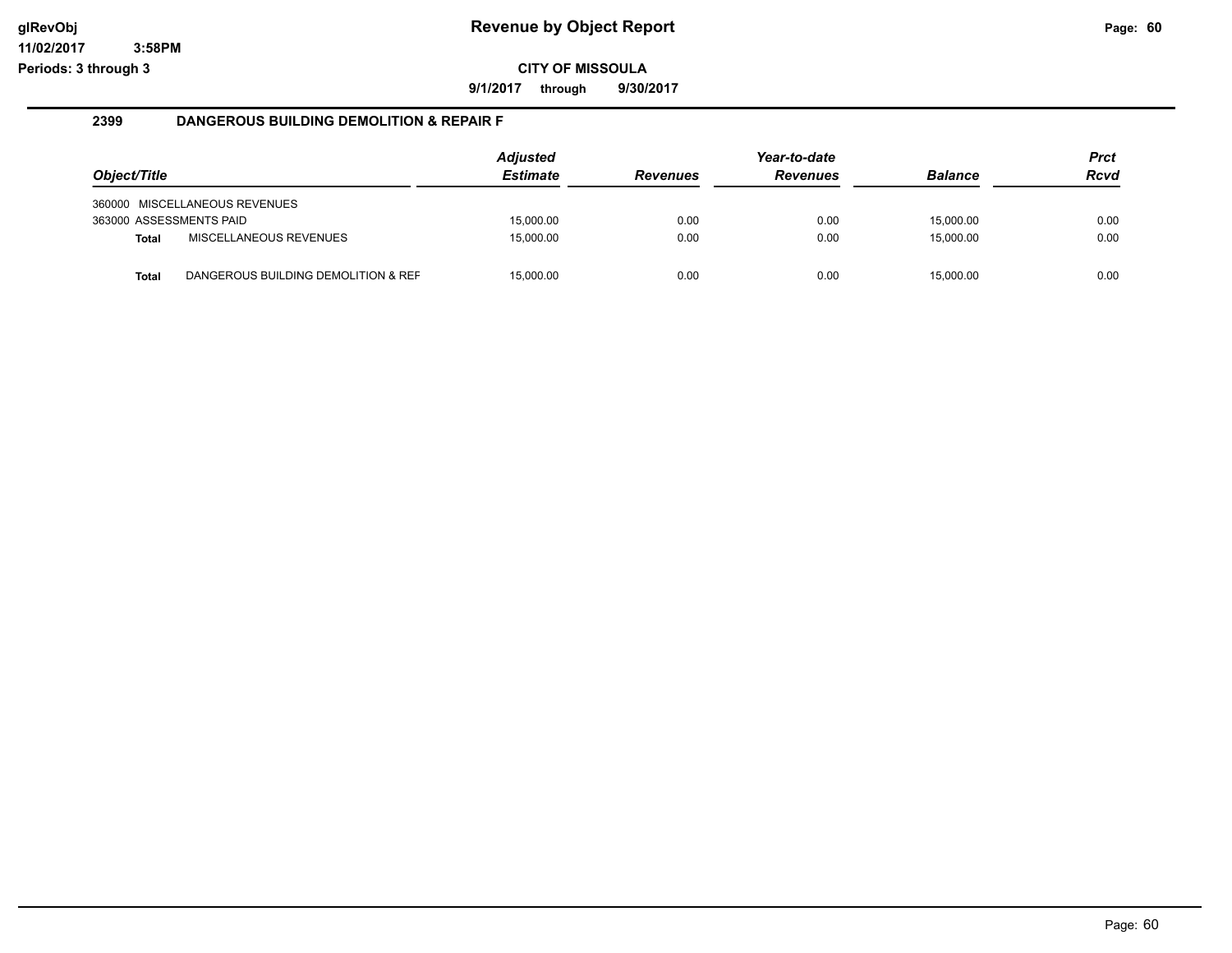# Revenue by Object Report

**CITY OF MISSOULA**

**9/1/2017 through 9/30/2017**

glRevObj
11/02/2017 3:58PM
Periods: 3 through 3

## 2399 DANGEROUS BUILDING DEMOLITION & REPAIR F

| Object/Title | | Adjusted Estimate | Revenues | Year-to-date Revenues | Balance | Prct Rcvd |
|---|---|---|---|---|---|---|
| 360000 MISCELLANEOUS REVENUES | | | | | | |
| 363000 ASSESSMENTS PAID | | 15,000.00 | 0.00 | 0.00 | 15,000.00 | 0.00 |
| **Total** | MISCELLANEOUS REVENUES | 15,000.00 | 0.00 | 0.00 | 15,000.00 | 0.00 |
| **Total** | DANGEROUS BUILDING DEMOLITION & REF | 15,000.00 | 0.00 | 0.00 | 15,000.00 | 0.00 |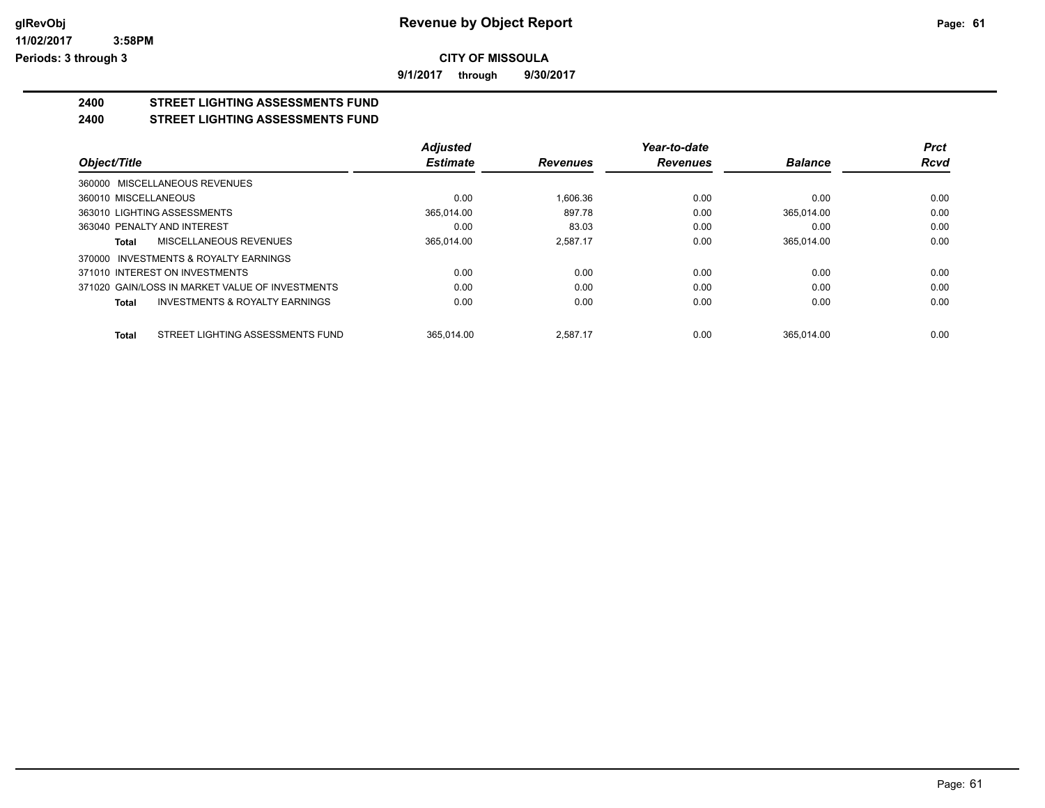# Revenue by Object Report

**CITY OF MISSOULA**

**9/1/2017 through 9/30/2017**

glRevObj
11/02/2017 3:58PM
Periods: 3 through 3

## 2400 STREET LIGHTING ASSESSMENTS FUND
## 2400 STREET LIGHTING ASSESSMENTS FUND

| Object/Title | Adjusted Estimate | Revenues | Year-to-date Revenues | Balance | Prct Rcvd |
|---|---|---|---|---|---|
| 360000 MISCELLANEOUS REVENUES | | | | | |
| 360010 MISCELLANEOUS | 0.00 | 1,606.36 | 0.00 | 0.00 | 0.00 |
| 363010 LIGHTING ASSESSMENTS | 365,014.00 | 897.78 | 0.00 | 365,014.00 | 0.00 |
| 363040 PENALTY AND INTEREST | 0.00 | 83.03 | 0.00 | 0.00 | 0.00 |
| **Total** MISCELLANEOUS REVENUES | 365,014.00 | 2,587.17 | 0.00 | 365,014.00 | 0.00 |
| 370000 INVESTMENTS & ROYALTY EARNINGS | | | | | |
| 371010 INTEREST ON INVESTMENTS | 0.00 | 0.00 | 0.00 | 0.00 | 0.00 |
| 371020 GAIN/LOSS IN MARKET VALUE OF INVESTMENTS | 0.00 | 0.00 | 0.00 | 0.00 | 0.00 |
| **Total** INVESTMENTS & ROYALTY EARNINGS | 0.00 | 0.00 | 0.00 | 0.00 | 0.00 |
| **Total** STREET LIGHTING ASSESSMENTS FUND | 365,014.00 | 2,587.17 | 0.00 | 365,014.00 | 0.00 |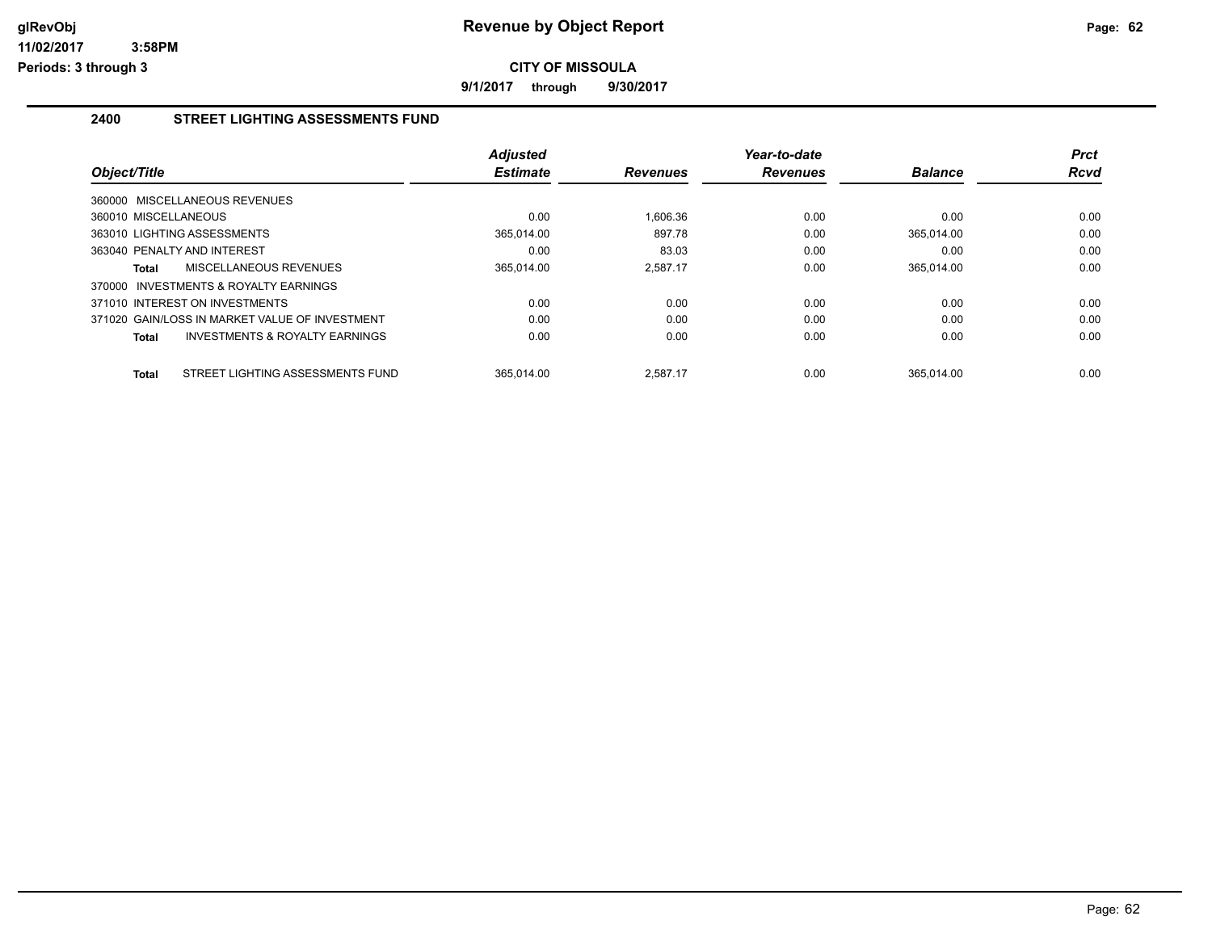# Revenue by Object Report

**CITY OF MISSOULA**

**9/1/2017 through 9/30/2017**

glRevObj
11/02/2017 3:58PM
Periods: 3 through 3

## 2400 STREET LIGHTING ASSESSMENTS FUND

| Object/Title | Adjusted Estimate | Revenues | Year-to-date Revenues | Balance | Prct Rcvd |
|---|---|---|---|---|---|
| 360000 MISCELLANEOUS REVENUES | | | | | |
| 360010 MISCELLANEOUS | 0.00 | 1,606.36 | 0.00 | 0.00 | 0.00 |
| 363010 LIGHTING ASSESSMENTS | 365,014.00 | 897.78 | 0.00 | 365,014.00 | 0.00 |
| 363040 PENALTY AND INTEREST | 0.00 | 83.03 | 0.00 | 0.00 | 0.00 |
| **Total** MISCELLANEOUS REVENUES | 365,014.00 | 2,587.17 | 0.00 | 365,014.00 | 0.00 |
| 370000 INVESTMENTS & ROYALTY EARNINGS | | | | | |
| 371010 INTEREST ON INVESTMENTS | 0.00 | 0.00 | 0.00 | 0.00 | 0.00 |
| 371020 GAIN/LOSS IN MARKET VALUE OF INVESTMENT | 0.00 | 0.00 | 0.00 | 0.00 | 0.00 |
| **Total** INVESTMENTS & ROYALTY EARNINGS | 0.00 | 0.00 | 0.00 | 0.00 | 0.00 |
| **Total** STREET LIGHTING ASSESSMENTS FUND | 365,014.00 | 2,587.17 | 0.00 | 365,014.00 | 0.00 |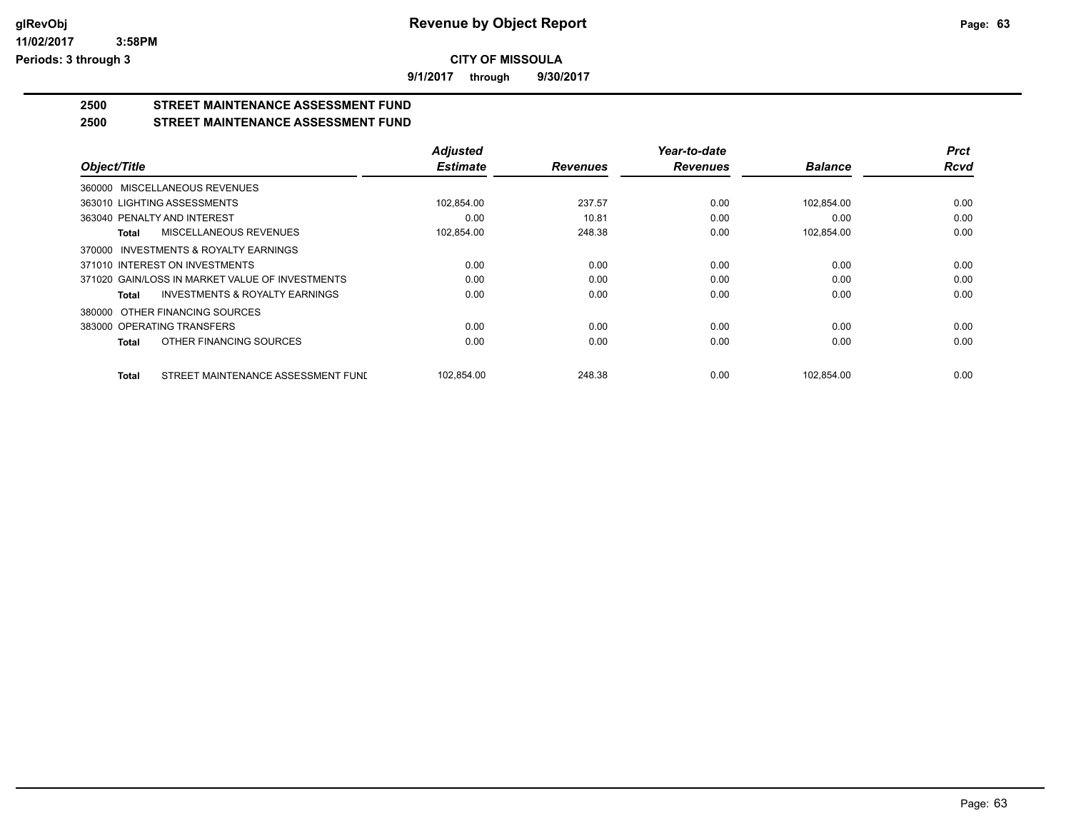# Revenue by Object Report

**CITY OF MISSOULA**

9/1/2017 through 9/30/2017

## 2500 STREET MAINTENANCE ASSESSMENT FUND
## 2500 STREET MAINTENANCE ASSESSMENT FUND

| Object/Title | Adjusted Estimate | Revenues | Year-to-date Revenues | Balance | Prct Rcvd |
|---|---|---|---|---|---|
| 360000 MISCELLANEOUS REVENUES | | | | | |
| 363010 LIGHTING ASSESSMENTS | 102,854.00 | 237.57 | 0.00 | 102,854.00 | 0.00 |
| 363040 PENALTY AND INTEREST | 0.00 | 10.81 | 0.00 | 0.00 | 0.00 |
| **Total** MISCELLANEOUS REVENUES | 102,854.00 | 248.38 | 0.00 | 102,854.00 | 0.00 |
| 370000 INVESTMENTS & ROYALTY EARNINGS | | | | | |
| 371010 INTEREST ON INVESTMENTS | 0.00 | 0.00 | 0.00 | 0.00 | 0.00 |
| 371020 GAIN/LOSS IN MARKET VALUE OF INVESTMENTS | 0.00 | 0.00 | 0.00 | 0.00 | 0.00 |
| **Total** INVESTMENTS & ROYALTY EARNINGS | 0.00 | 0.00 | 0.00 | 0.00 | 0.00 |
| 380000 OTHER FINANCING SOURCES | | | | | |
| 383000 OPERATING TRANSFERS | 0.00 | 0.00 | 0.00 | 0.00 | 0.00 |
| **Total** OTHER FINANCING SOURCES | 0.00 | 0.00 | 0.00 | 0.00 | 0.00 |
| **Total** STREET MAINTENANCE ASSESSMENT FUNI | 102,854.00 | 248.38 | 0.00 | 102,854.00 | 0.00 |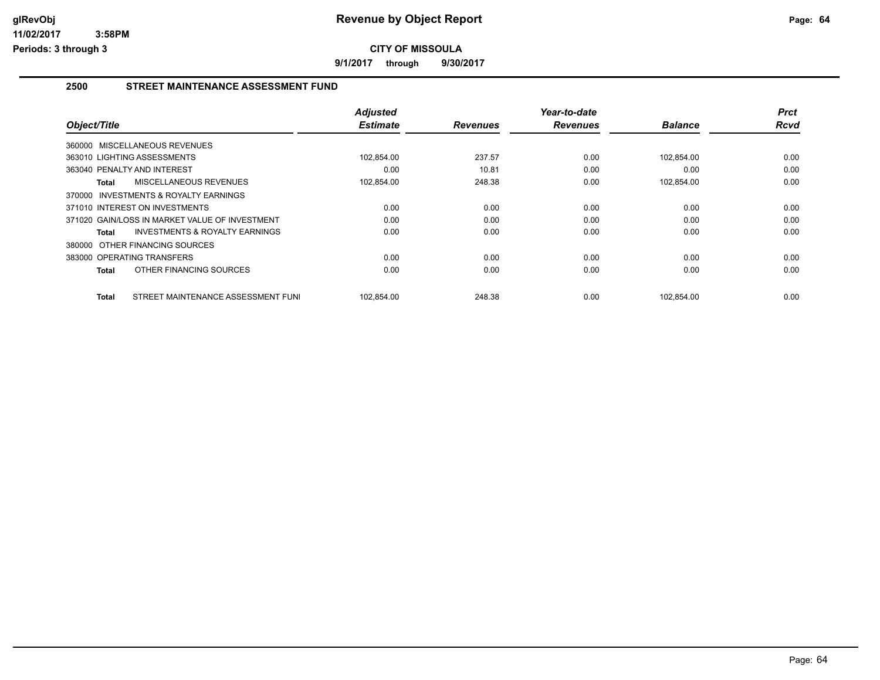# Revenue by Object Report

glRevObj
11/02/2017 3:58PM
Periods: 3 through 3

**CITY OF MISSOULA**

**9/1/2017 through 9/30/2017**

## 2500 STREET MAINTENANCE ASSESSMENT FUND

| Object/Title | Adjusted Estimate | Revenues | Year-to-date Revenues | Balance | Prct Rcvd |
|---|---|---|---|---|---|
| 360000 MISCELLANEOUS REVENUES | | | | | |
| 363010 LIGHTING ASSESSMENTS | 102,854.00 | 237.57 | 0.00 | 102,854.00 | 0.00 |
| 363040 PENALTY AND INTEREST | 0.00 | 10.81 | 0.00 | 0.00 | 0.00 |
| **Total** MISCELLANEOUS REVENUES | 102,854.00 | 248.38 | 0.00 | 102,854.00 | 0.00 |
| 370000 INVESTMENTS & ROYALTY EARNINGS | | | | | |
| 371010 INTEREST ON INVESTMENTS | 0.00 | 0.00 | 0.00 | 0.00 | 0.00 |
| 371020 GAIN/LOSS IN MARKET VALUE OF INVESTMENT | 0.00 | 0.00 | 0.00 | 0.00 | 0.00 |
| **Total** INVESTMENTS & ROYALTY EARNINGS | 0.00 | 0.00 | 0.00 | 0.00 | 0.00 |
| 380000 OTHER FINANCING SOURCES | | | | | |
| 383000 OPERATING TRANSFERS | 0.00 | 0.00 | 0.00 | 0.00 | 0.00 |
| **Total** OTHER FINANCING SOURCES | 0.00 | 0.00 | 0.00 | 0.00 | 0.00 |
| **Total** STREET MAINTENANCE ASSESSMENT FUNI | 102,854.00 | 248.38 | 0.00 | 102,854.00 | 0.00 |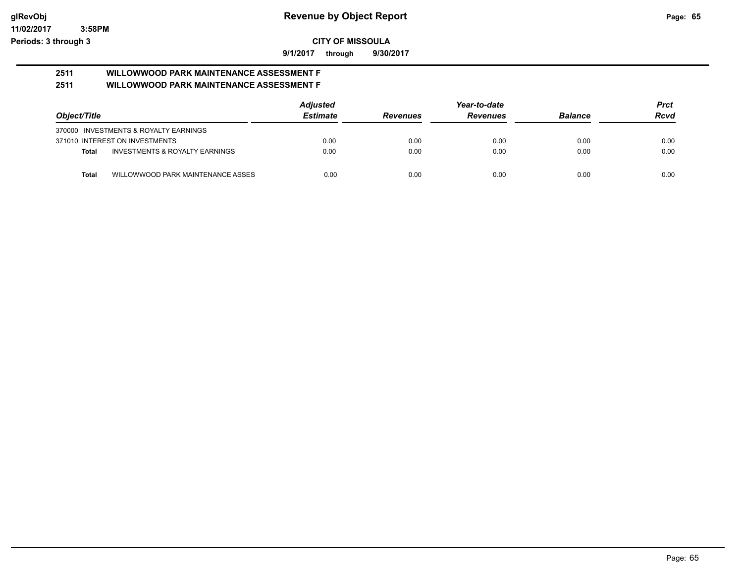# Revenue by Object Report

**CITY OF MISSOULA**

**9/1/2017 through 9/30/2017**

glRevObj
11/02/2017 3:58PM
Periods: 3 through 3

## 2511 WILLOWWOOD PARK MAINTENANCE ASSESSMENT F
## 2511 WILLOWWOOD PARK MAINTENANCE ASSESSMENT F

| Object/Title | Adjusted Estimate | Revenues | Year-to-date Revenues | Balance | Prct Rcvd |
|---|---|---|---|---|---|
| 370000 INVESTMENTS & ROYALTY EARNINGS | | | | | |
| 371010 INTEREST ON INVESTMENTS | 0.00 | 0.00 | 0.00 | 0.00 | 0.00 |
| **Total** INVESTMENTS & ROYALTY EARNINGS | 0.00 | 0.00 | 0.00 | 0.00 | 0.00 |
| **Total** WILLOWWOOD PARK MAINTENANCE ASSES | 0.00 | 0.00 | 0.00 | 0.00 | 0.00 |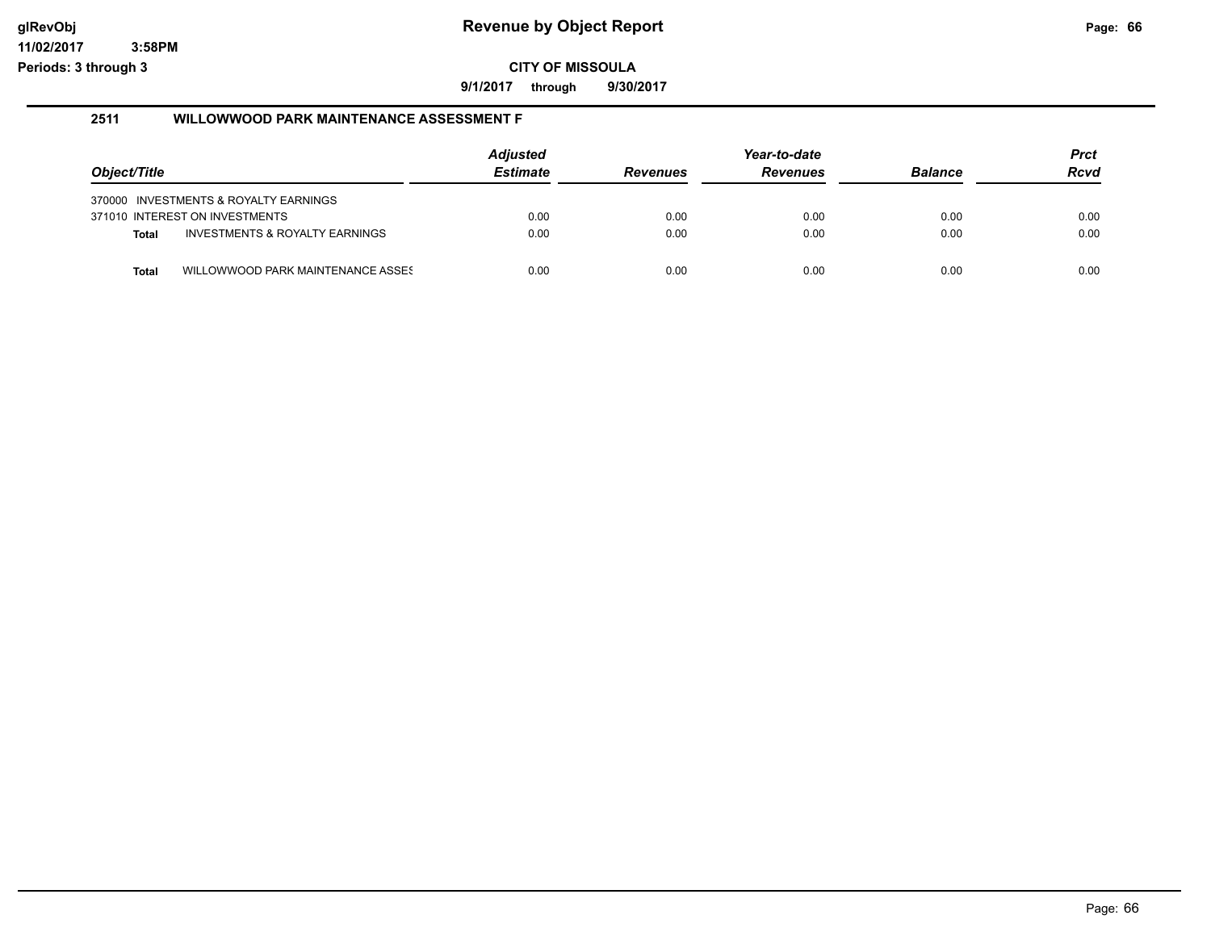# Revenue by Object Report

**CITY OF MISSOULA**

**9/1/2017 through 9/30/2017**

glRevObj
11/02/2017 3:58PM
Periods: 3 through 3

## 2511 WILLOWWOOD PARK MAINTENANCE ASSESSMENT F

| Object/Title | | Adjusted Estimate | Revenues | Year-to-date Revenues | Balance | Prct Rcvd |
|---|---|---|---|---|---|---|
| 370000 INVESTMENTS & ROYALTY EARNINGS | | | | | | |
| 371010 INTEREST ON INVESTMENTS | | 0.00 | 0.00 | 0.00 | 0.00 | 0.00 |
| **Total** | INVESTMENTS & ROYALTY EARNINGS | 0.00 | 0.00 | 0.00 | 0.00 | 0.00 |
| **Total** | WILLOWWOOD PARK MAINTENANCE ASSES | 0.00 | 0.00 | 0.00 | 0.00 | 0.00 |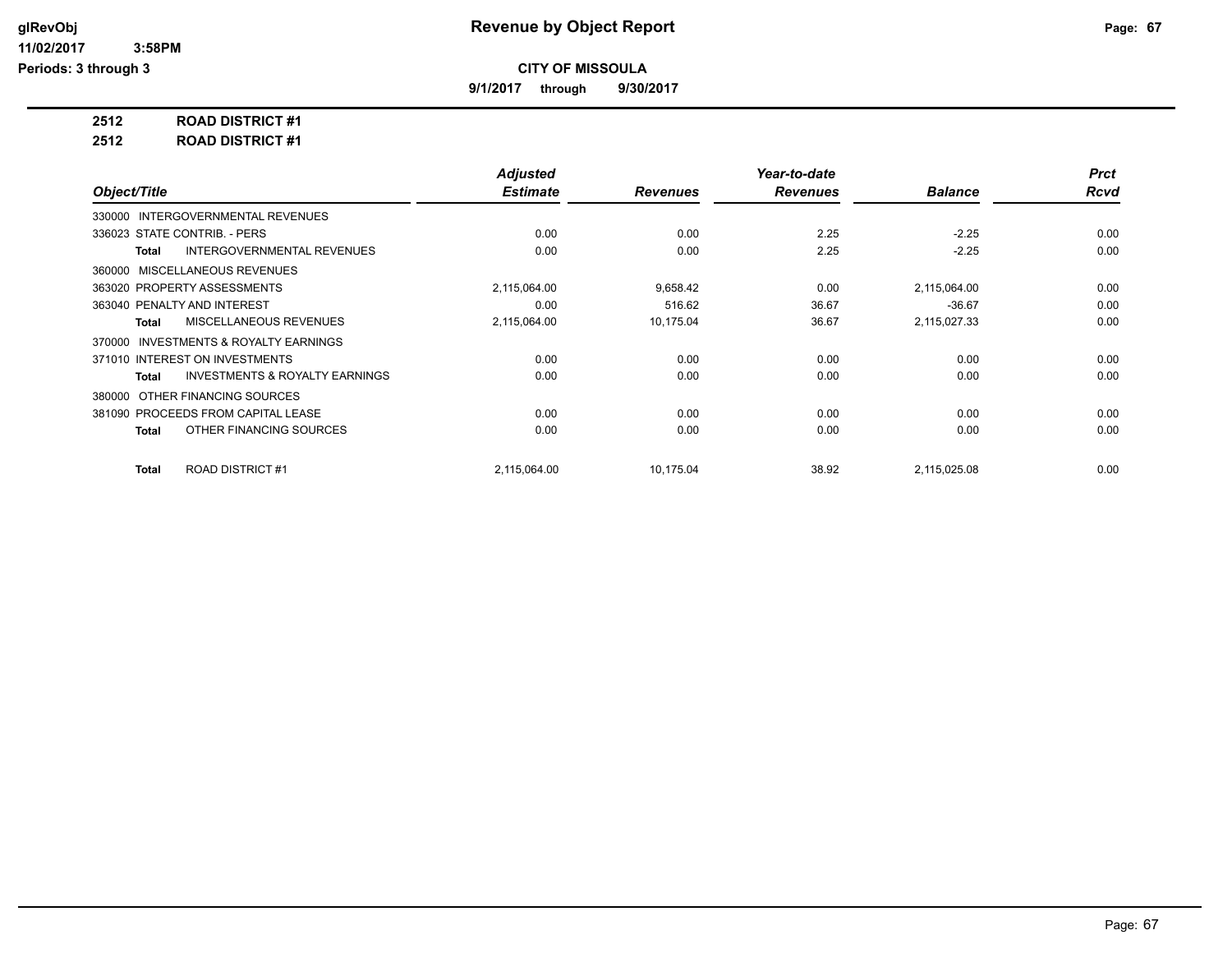**Revenue by Object Report**

**CITY OF MISSOULA**

**9/1/2017 through 9/30/2017**

glRevObj
11/02/2017 3:58PM
Periods: 3 through 3

**2512 ROAD DISTRICT #1**

**2512 ROAD DISTRICT #1**

| Object/Title | Adjusted Estimate | Revenues | Year-to-date Revenues | Balance | Prct Rcvd |
|---|---|---|---|---|---|
| 330000 INTERGOVERNMENTAL REVENUES | | | | | |
| 336023 STATE CONTRIB. - PERS | 0.00 | 0.00 | 2.25 | -2.25 | 0.00 |
| **Total** INTERGOVERNMENTAL REVENUES | 0.00 | 0.00 | 2.25 | -2.25 | 0.00 |
| 360000 MISCELLANEOUS REVENUES | | | | | |
| 363020 PROPERTY ASSESSMENTS | 2,115,064.00 | 9,658.42 | 0.00 | 2,115,064.00 | 0.00 |
| 363040 PENALTY AND INTEREST | 0.00 | 516.62 | 36.67 | -36.67 | 0.00 |
| **Total** MISCELLANEOUS REVENUES | 2,115,064.00 | 10,175.04 | 36.67 | 2,115,027.33 | 0.00 |
| 370000 INVESTMENTS & ROYALTY EARNINGS | | | | | |
| 371010 INTEREST ON INVESTMENTS | 0.00 | 0.00 | 0.00 | 0.00 | 0.00 |
| **Total** INVESTMENTS & ROYALTY EARNINGS | 0.00 | 0.00 | 0.00 | 0.00 | 0.00 |
| 380000 OTHER FINANCING SOURCES | | | | | |
| 381090 PROCEEDS FROM CAPITAL LEASE | 0.00 | 0.00 | 0.00 | 0.00 | 0.00 |
| **Total** OTHER FINANCING SOURCES | 0.00 | 0.00 | 0.00 | 0.00 | 0.00 |
| **Total** ROAD DISTRICT #1 | 2,115,064.00 | 10,175.04 | 38.92 | 2,115,025.08 | 0.00 |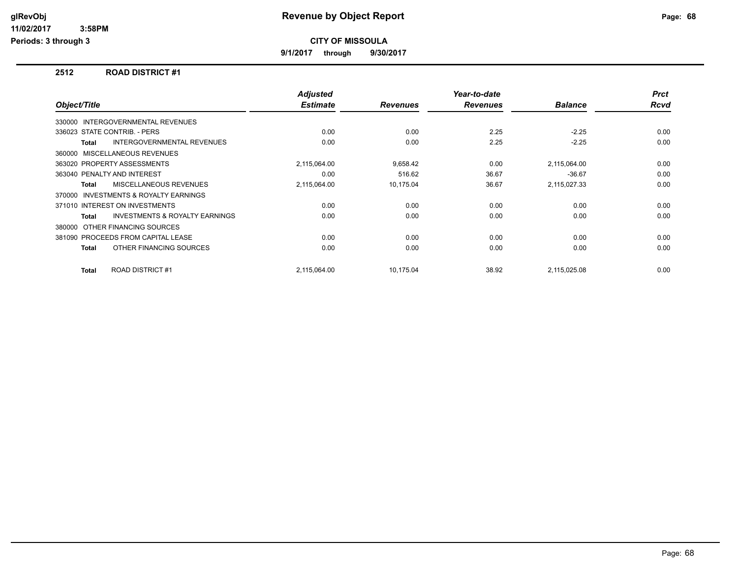# Revenue by Object Report

**CITY OF MISSOULA**

**9/1/2017 through 9/30/2017**

glRevObj
11/02/2017 3:58PM
Periods: 3 through 3

## 2512 ROAD DISTRICT #1

| Object/Title | Adjusted Estimate | Revenues | Year-to-date Revenues | Balance | Prct Rcvd |
|---|---|---|---|---|---|
| 330000 INTERGOVERNMENTAL REVENUES | | | | | |
| 336023 STATE CONTRIB. - PERS | 0.00 | 0.00 | 2.25 | -2.25 | 0.00 |
| **Total** INTERGOVERNMENTAL REVENUES | 0.00 | 0.00 | 2.25 | -2.25 | 0.00 |
| 360000 MISCELLANEOUS REVENUES | | | | | |
| 363020 PROPERTY ASSESSMENTS | 2,115,064.00 | 9,658.42 | 0.00 | 2,115,064.00 | 0.00 |
| 363040 PENALTY AND INTEREST | 0.00 | 516.62 | 36.67 | -36.67 | 0.00 |
| **Total** MISCELLANEOUS REVENUES | 2,115,064.00 | 10,175.04 | 36.67 | 2,115,027.33 | 0.00 |
| 370000 INVESTMENTS & ROYALTY EARNINGS | | | | | |
| 371010 INTEREST ON INVESTMENTS | 0.00 | 0.00 | 0.00 | 0.00 | 0.00 |
| **Total** INVESTMENTS & ROYALTY EARNINGS | 0.00 | 0.00 | 0.00 | 0.00 | 0.00 |
| 380000 OTHER FINANCING SOURCES | | | | | |
| 381090 PROCEEDS FROM CAPITAL LEASE | 0.00 | 0.00 | 0.00 | 0.00 | 0.00 |
| **Total** OTHER FINANCING SOURCES | 0.00 | 0.00 | 0.00 | 0.00 | 0.00 |
| **Total** ROAD DISTRICT #1 | 2,115,064.00 | 10,175.04 | 38.92 | 2,115,025.08 | 0.00 |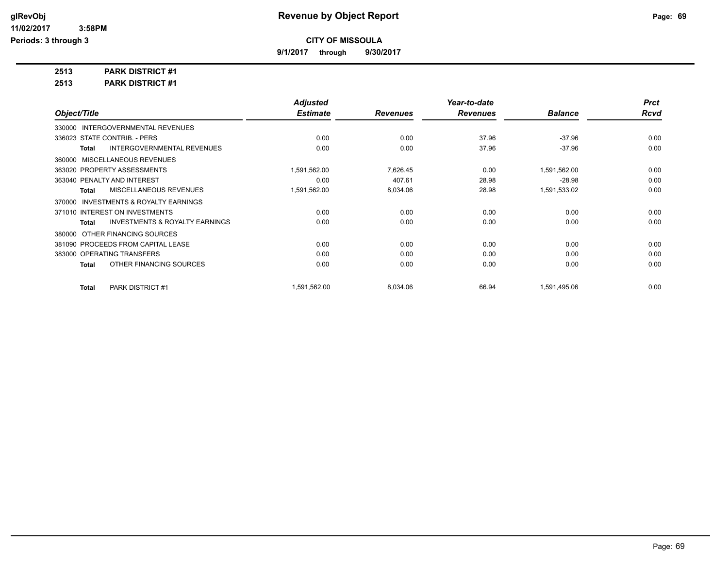# Revenue by Object Report

**CITY OF MISSOULA**

**9/1/2017 through 9/30/2017**

glRevObj
11/02/2017 3:58PM
Periods: 3 through 3

**2513 PARK DISTRICT #1**
**2513 PARK DISTRICT #1**

| Object/Title | Adjusted Estimate | Revenues | Year-to-date Revenues | Balance | Prct Rcvd |
|---|---|---|---|---|---|
| 330000 INTERGOVERNMENTAL REVENUES | | | | | |
| 336023 STATE CONTRIB. - PERS | 0.00 | 0.00 | 37.96 | -37.96 | 0.00 |
| **Total** INTERGOVERNMENTAL REVENUES | 0.00 | 0.00 | 37.96 | -37.96 | 0.00 |
| 360000 MISCELLANEOUS REVENUES | | | | | |
| 363020 PROPERTY ASSESSMENTS | 1,591,562.00 | 7,626.45 | 0.00 | 1,591,562.00 | 0.00 |
| 363040 PENALTY AND INTEREST | 0.00 | 407.61 | 28.98 | -28.98 | 0.00 |
| **Total** MISCELLANEOUS REVENUES | 1,591,562.00 | 8,034.06 | 28.98 | 1,591,533.02 | 0.00 |
| 370000 INVESTMENTS & ROYALTY EARNINGS | | | | | |
| 371010 INTEREST ON INVESTMENTS | 0.00 | 0.00 | 0.00 | 0.00 | 0.00 |
| **Total** INVESTMENTS & ROYALTY EARNINGS | 0.00 | 0.00 | 0.00 | 0.00 | 0.00 |
| 380000 OTHER FINANCING SOURCES | | | | | |
| 381090 PROCEEDS FROM CAPITAL LEASE | 0.00 | 0.00 | 0.00 | 0.00 | 0.00 |
| 383000 OPERATING TRANSFERS | 0.00 | 0.00 | 0.00 | 0.00 | 0.00 |
| **Total** OTHER FINANCING SOURCES | 0.00 | 0.00 | 0.00 | 0.00 | 0.00 |
| **Total** PARK DISTRICT #1 | 1,591,562.00 | 8,034.06 | 66.94 | 1,591,495.06 | 0.00 |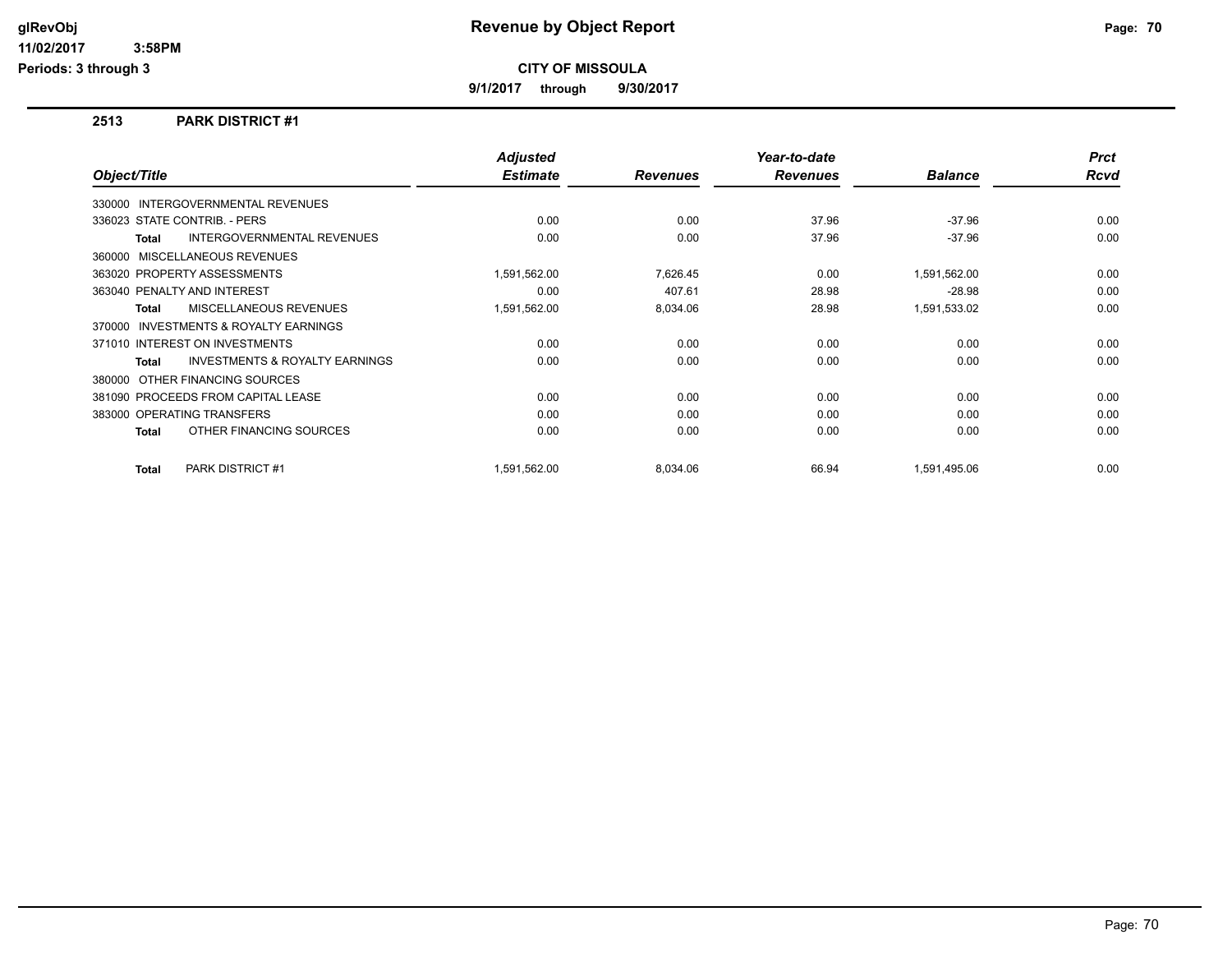# CITY OF MISSOULA

**9/1/2017 through 9/30/2017**

## 2513 PARK DISTRICT #1

| Object/Title | Adjusted Estimate | Revenues | Year-to-date Revenues | Balance | Prct Rcvd |
|---|---|---|---|---|---|
| 330000 INTERGOVERNMENTAL REVENUES | | | | | |
| 336023 STATE CONTRIB. - PERS | 0.00 | 0.00 | 37.96 | -37.96 | 0.00 |
| **Total** INTERGOVERNMENTAL REVENUES | 0.00 | 0.00 | 37.96 | -37.96 | 0.00 |
| 360000 MISCELLANEOUS REVENUES | | | | | |
| 363020 PROPERTY ASSESSMENTS | 1,591,562.00 | 7,626.45 | 0.00 | 1,591,562.00 | 0.00 |
| 363040 PENALTY AND INTEREST | 0.00 | 407.61 | 28.98 | -28.98 | 0.00 |
| **Total** MISCELLANEOUS REVENUES | 1,591,562.00 | 8,034.06 | 28.98 | 1,591,533.02 | 0.00 |
| 370000 INVESTMENTS & ROYALTY EARNINGS | | | | | |
| 371010 INTEREST ON INVESTMENTS | 0.00 | 0.00 | 0.00 | 0.00 | 0.00 |
| **Total** INVESTMENTS & ROYALTY EARNINGS | 0.00 | 0.00 | 0.00 | 0.00 | 0.00 |
| 380000 OTHER FINANCING SOURCES | | | | | |
| 381090 PROCEEDS FROM CAPITAL LEASE | 0.00 | 0.00 | 0.00 | 0.00 | 0.00 |
| 383000 OPERATING TRANSFERS | 0.00 | 0.00 | 0.00 | 0.00 | 0.00 |
| **Total** OTHER FINANCING SOURCES | 0.00 | 0.00 | 0.00 | 0.00 | 0.00 |
| **Total** PARK DISTRICT #1 | 1,591,562.00 | 8,034.06 | 66.94 | 1,591,495.06 | 0.00 |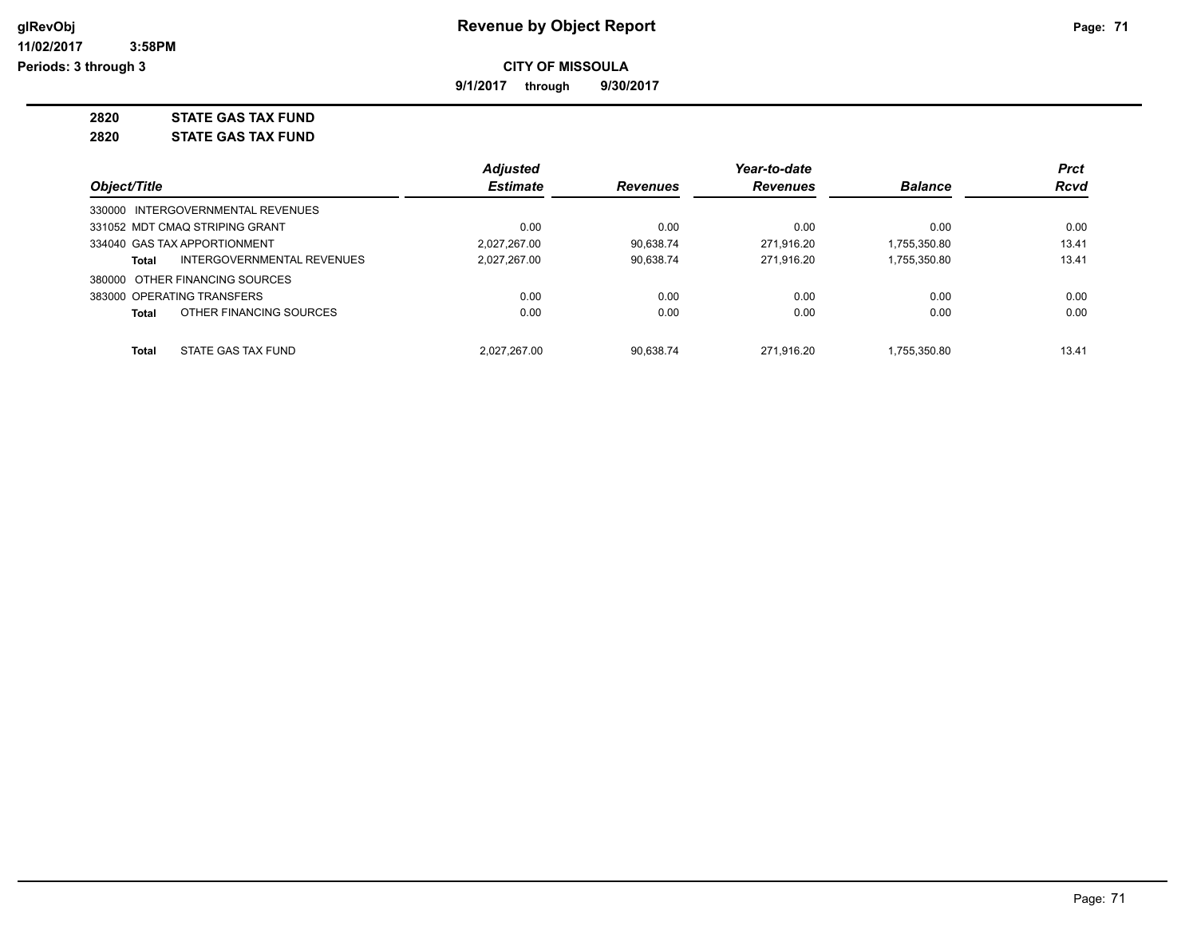**CITY OF MISSOULA**

**9/1/2017 through 9/30/2017**

**2820 STATE GAS TAX FUND**

**2820 STATE GAS TAX FUND**

| Object/Title | | Adjusted Estimate | Revenues | Year-to-date Revenues | Balance | Prct Rcvd |
|---|---|---|---|---|---|---|
| 330000 INTERGOVERNMENTAL REVENUES | | | | | | |
| 331052 MDT CMAQ STRIPING GRANT | | 0.00 | 0.00 | 0.00 | 0.00 | 0.00 |
| 334040 GAS TAX APPORTIONMENT | | 2,027,267.00 | 90,638.74 | 271,916.20 | 1,755,350.80 | 13.41 |
| **Total** | INTERGOVERNMENTAL REVENUES | 2,027,267.00 | 90,638.74 | 271,916.20 | 1,755,350.80 | 13.41 |
| 380000 OTHER FINANCING SOURCES | | | | | | |
| 383000 OPERATING TRANSFERS | | 0.00 | 0.00 | 0.00 | 0.00 | 0.00 |
| **Total** | OTHER FINANCING SOURCES | 0.00 | 0.00 | 0.00 | 0.00 | 0.00 |
| **Total** | STATE GAS TAX FUND | 2,027,267.00 | 90,638.74 | 271,916.20 | 1,755,350.80 | 13.41 |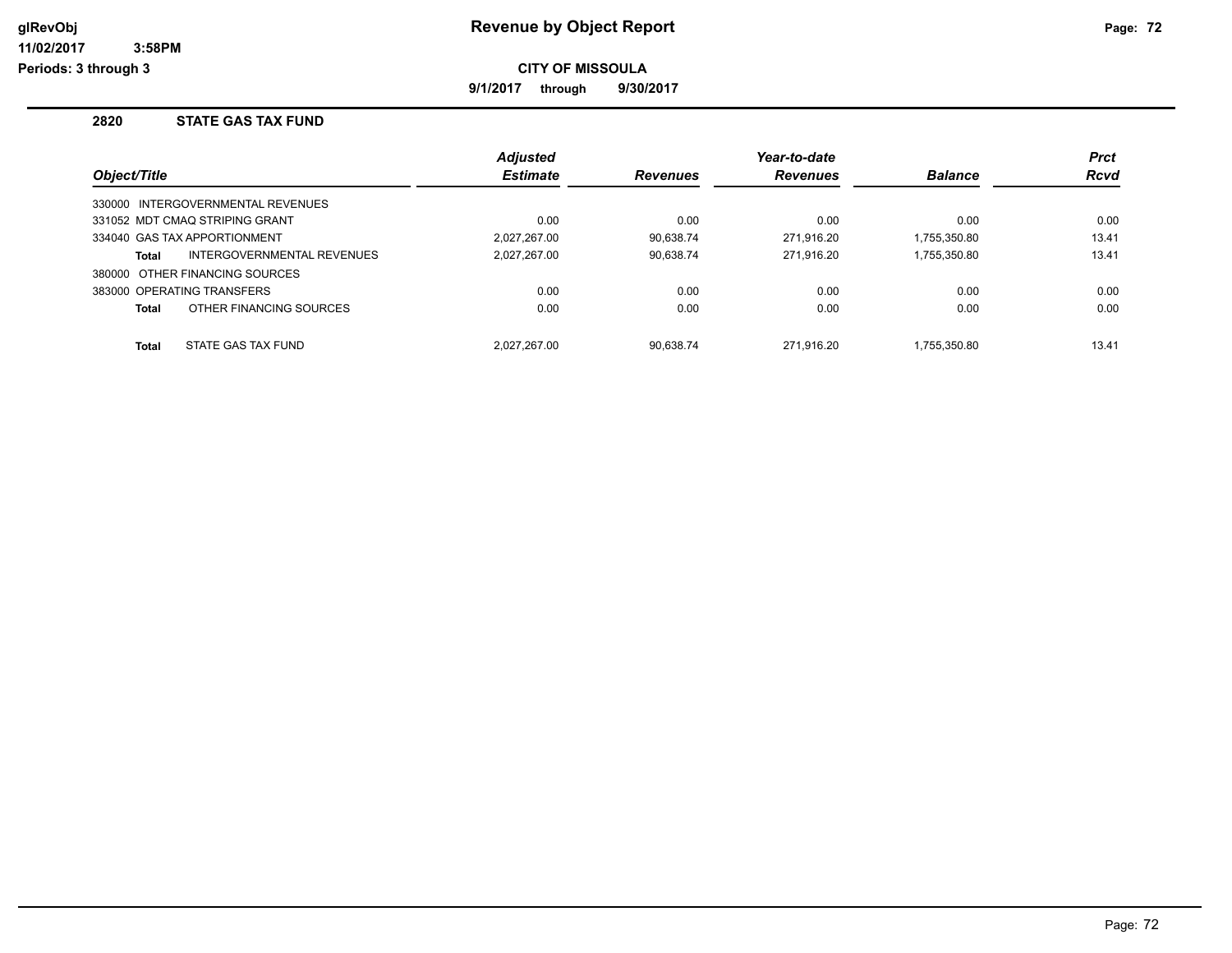# Revenue by Object Report

**CITY OF MISSOULA**

**9/1/2017 through 9/30/2017**

glRevObj
11/02/2017 3:58PM
Periods: 3 through 3

## 2820 STATE GAS TAX FUND

| Object/Title | Adjusted Estimate | Revenues | Year-to-date Revenues | Balance | Prct Rcvd |
|---|---|---|---|---|---|
| 330000 INTERGOVERNMENTAL REVENUES | | | | | |
| 331052 MDT CMAQ STRIPING GRANT | 0.00 | 0.00 | 0.00 | 0.00 | 0.00 |
| 334040 GAS TAX APPORTIONMENT | 2,027,267.00 | 90,638.74 | 271,916.20 | 1,755,350.80 | 13.41 |
| **Total** INTERGOVERNMENTAL REVENUES | 2,027,267.00 | 90,638.74 | 271,916.20 | 1,755,350.80 | 13.41 |
| 380000 OTHER FINANCING SOURCES | | | | | |
| 383000 OPERATING TRANSFERS | 0.00 | 0.00 | 0.00 | 0.00 | 0.00 |
| **Total** OTHER FINANCING SOURCES | 0.00 | 0.00 | 0.00 | 0.00 | 0.00 |
| **Total** STATE GAS TAX FUND | 2,027,267.00 | 90,638.74 | 271,916.20 | 1,755,350.80 | 13.41 |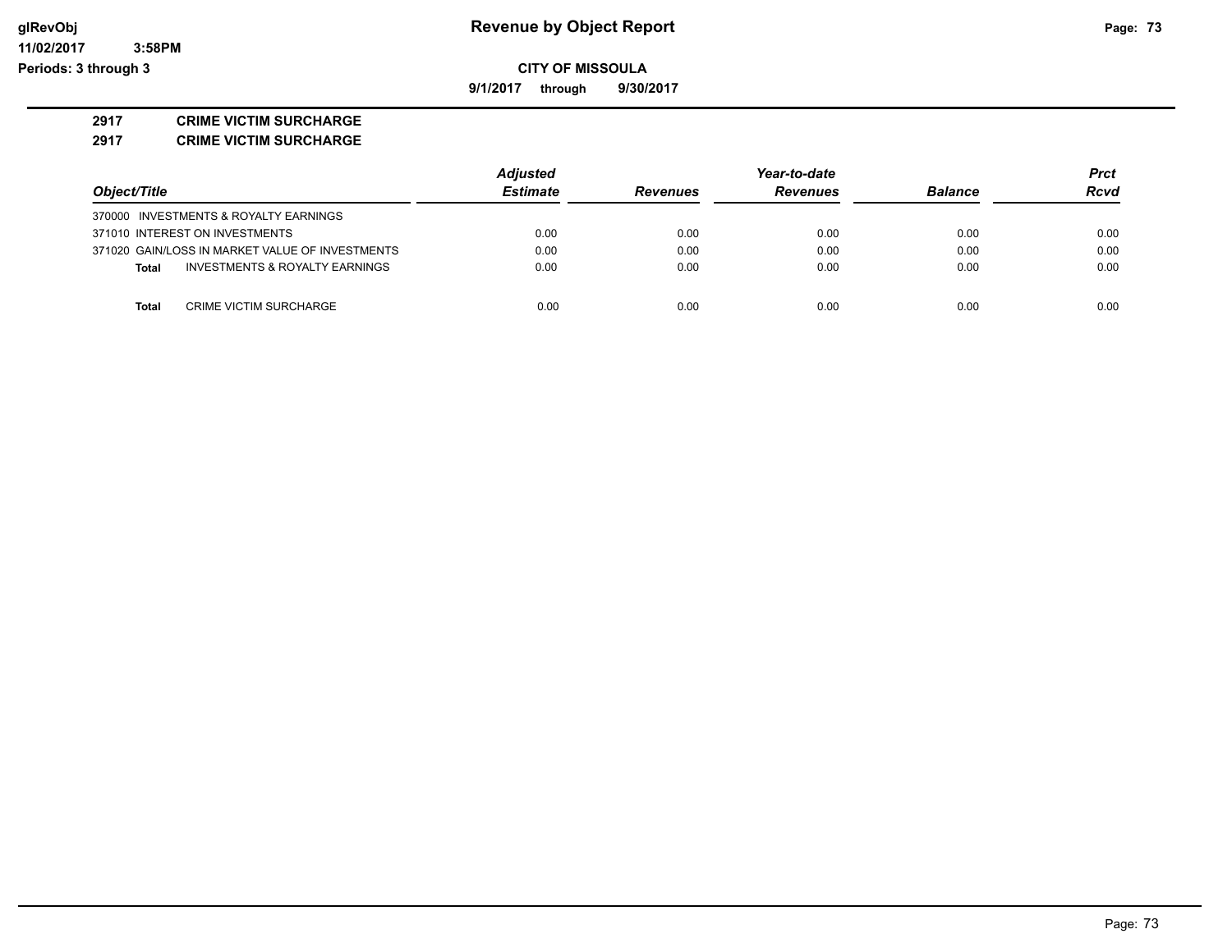# Revenue by Object Report

**CITY OF MISSOULA**

**9/1/2017 through 9/30/2017**

glRevObj
11/02/2017 3:58PM
Periods: 3 through 3

**2917 CRIME VICTIM SURCHARGE**

**2917 CRIME VICTIM SURCHARGE**

| Object/Title | Adjusted Estimate | Revenues | Year-to-date Revenues | Balance | Prct Rcvd |
|---|---|---|---|---|---|
| 370000 INVESTMENTS & ROYALTY EARNINGS | | | | | |
| 371010 INTEREST ON INVESTMENTS | 0.00 | 0.00 | 0.00 | 0.00 | 0.00 |
| 371020 GAIN/LOSS IN MARKET VALUE OF INVESTMENTS | 0.00 | 0.00 | 0.00 | 0.00 | 0.00 |
| **Total** INVESTMENTS & ROYALTY EARNINGS | 0.00 | 0.00 | 0.00 | 0.00 | 0.00 |
| **Total** CRIME VICTIM SURCHARGE | 0.00 | 0.00 | 0.00 | 0.00 | 0.00 |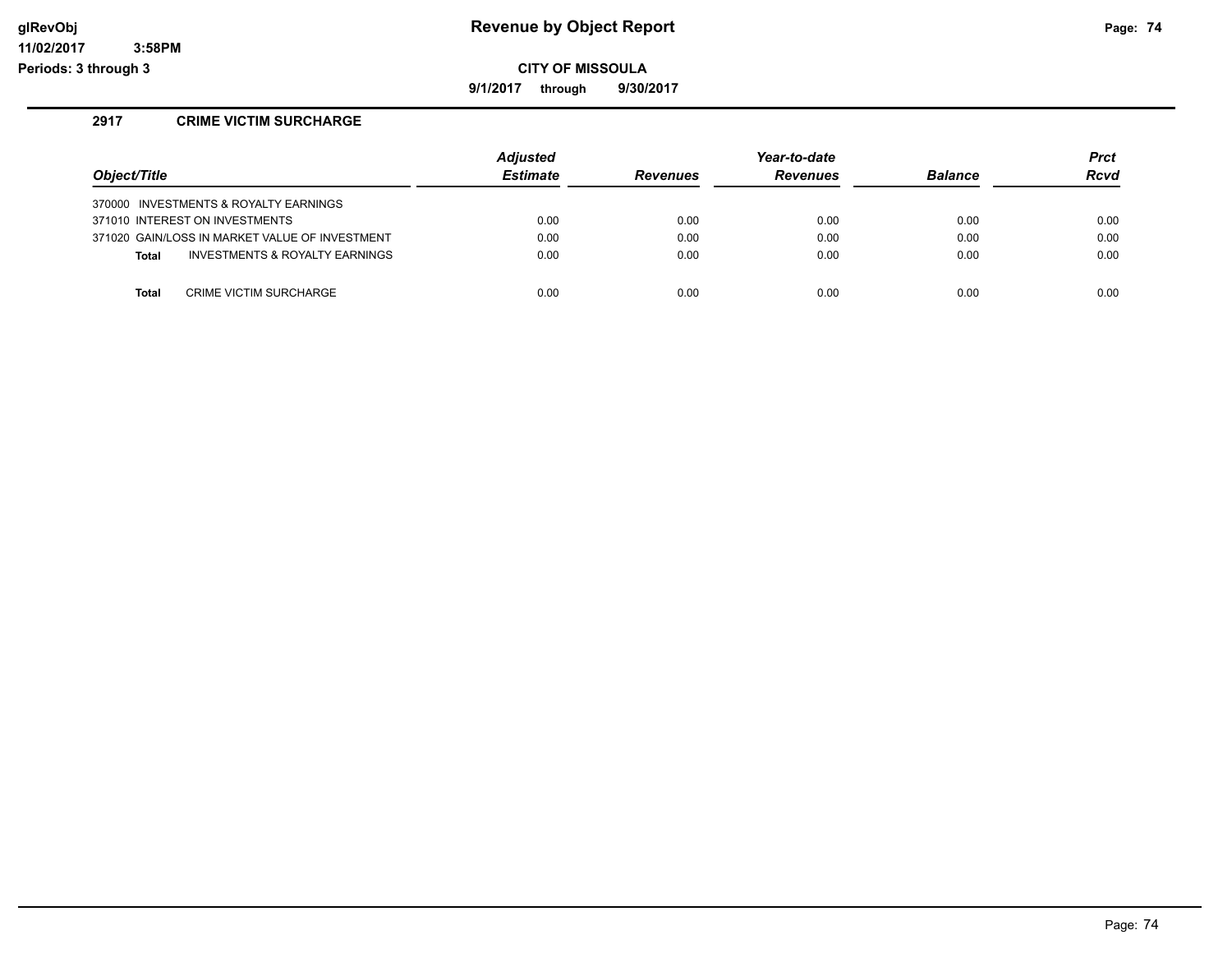**glRevObj** Revenue by Object Report

11/02/2017 3:58PM

Periods: 3 through 3

**CITY OF MISSOULA**

**9/1/2017 through 9/30/2017**

## 2917 CRIME VICTIM SURCHARGE

| Object/Title | Adjusted Estimate | Revenues | Year-to-date Revenues | Balance | Prct Rcvd |
|---|---|---|---|---|---|
| 370000 INVESTMENTS & ROYALTY EARNINGS | | | | | |
| 371010 INTEREST ON INVESTMENTS | 0.00 | 0.00 | 0.00 | 0.00 | 0.00 |
| 371020 GAIN/LOSS IN MARKET VALUE OF INVESTMENT | 0.00 | 0.00 | 0.00 | 0.00 | 0.00 |
| **Total** INVESTMENTS & ROYALTY EARNINGS | 0.00 | 0.00 | 0.00 | 0.00 | 0.00 |
| **Total** CRIME VICTIM SURCHARGE | 0.00 | 0.00 | 0.00 | 0.00 | 0.00 |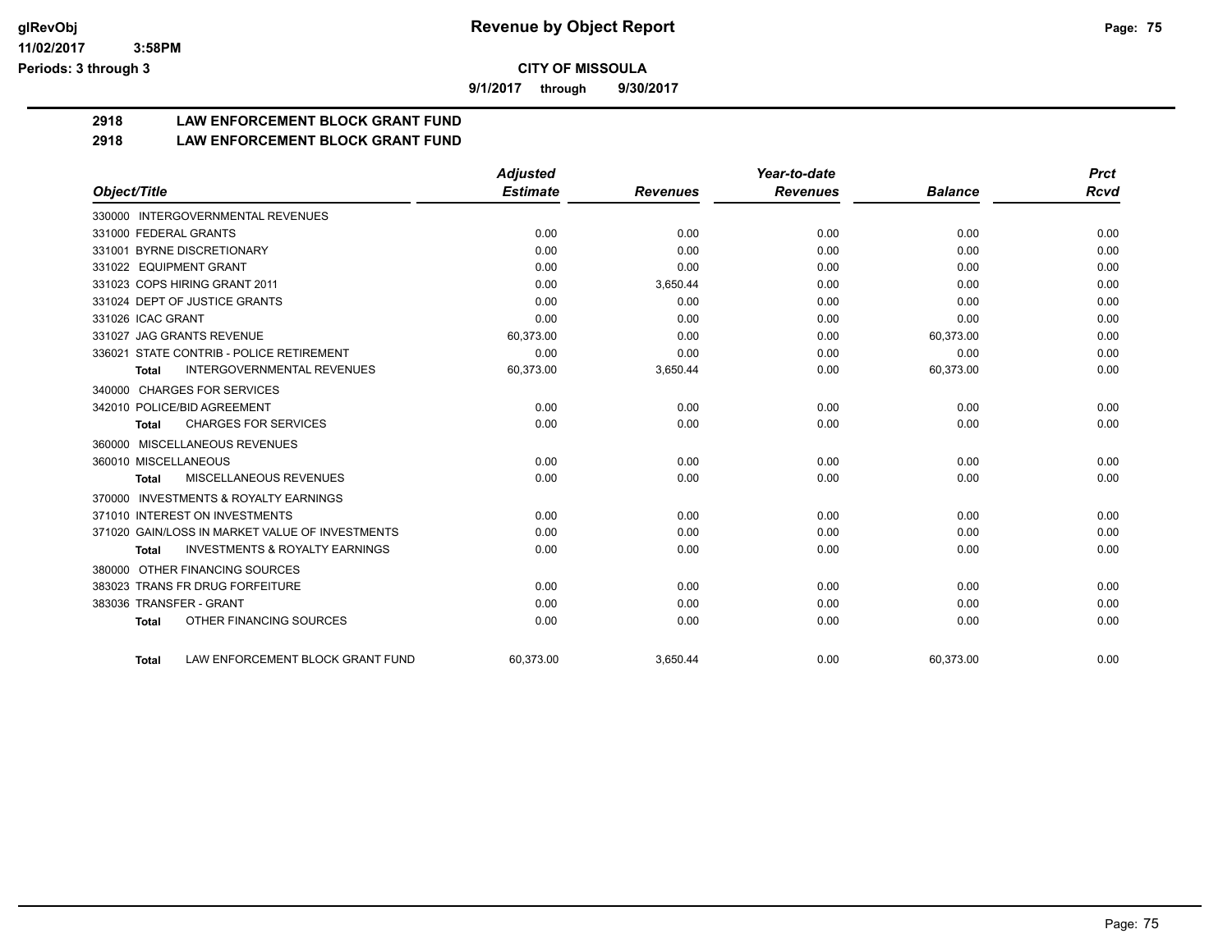**CITY OF MISSOULA**

**9/1/2017 through 9/30/2017**

## 2918 LAW ENFORCEMENT BLOCK GRANT FUND

## 2918 LAW ENFORCEMENT BLOCK GRANT FUND

| Object/Title | Adjusted Estimate | Revenues | Year-to-date Revenues | Balance | Prct Rcvd |
|---|---|---|---|---|---|
| 330000 INTERGOVERNMENTAL REVENUES | | | | | |
| 331000 FEDERAL GRANTS | 0.00 | 0.00 | 0.00 | 0.00 | 0.00 |
| 331001 BYRNE DISCRETIONARY | 0.00 | 0.00 | 0.00 | 0.00 | 0.00 |
| 331022 EQUIPMENT GRANT | 0.00 | 0.00 | 0.00 | 0.00 | 0.00 |
| 331023 COPS HIRING GRANT 2011 | 0.00 | 3,650.44 | 0.00 | 0.00 | 0.00 |
| 331024 DEPT OF JUSTICE GRANTS | 0.00 | 0.00 | 0.00 | 0.00 | 0.00 |
| 331026 ICAC GRANT | 0.00 | 0.00 | 0.00 | 0.00 | 0.00 |
| 331027 JAG GRANTS REVENUE | 60,373.00 | 0.00 | 0.00 | 60,373.00 | 0.00 |
| 336021 STATE CONTRIB - POLICE RETIREMENT | 0.00 | 0.00 | 0.00 | 0.00 | 0.00 |
| **Total** INTERGOVERNMENTAL REVENUES | 60,373.00 | 3,650.44 | 0.00 | 60,373.00 | 0.00 |
| 340000 CHARGES FOR SERVICES | | | | | |
| 342010 POLICE/BID AGREEMENT | 0.00 | 0.00 | 0.00 | 0.00 | 0.00 |
| **Total** CHARGES FOR SERVICES | 0.00 | 0.00 | 0.00 | 0.00 | 0.00 |
| 360000 MISCELLANEOUS REVENUES | | | | | |
| 360010 MISCELLANEOUS | 0.00 | 0.00 | 0.00 | 0.00 | 0.00 |
| **Total** MISCELLANEOUS REVENUES | 0.00 | 0.00 | 0.00 | 0.00 | 0.00 |
| 370000 INVESTMENTS & ROYALTY EARNINGS | | | | | |
| 371010 INTEREST ON INVESTMENTS | 0.00 | 0.00 | 0.00 | 0.00 | 0.00 |
| 371020 GAIN/LOSS IN MARKET VALUE OF INVESTMENTS | 0.00 | 0.00 | 0.00 | 0.00 | 0.00 |
| **Total** INVESTMENTS & ROYALTY EARNINGS | 0.00 | 0.00 | 0.00 | 0.00 | 0.00 |
| 380000 OTHER FINANCING SOURCES | | | | | |
| 383023 TRANS FR DRUG FORFEITURE | 0.00 | 0.00 | 0.00 | 0.00 | 0.00 |
| 383036 TRANSFER - GRANT | 0.00 | 0.00 | 0.00 | 0.00 | 0.00 |
| **Total** OTHER FINANCING SOURCES | 0.00 | 0.00 | 0.00 | 0.00 | 0.00 |
| **Total** LAW ENFORCEMENT BLOCK GRANT FUND | 60,373.00 | 3,650.44 | 0.00 | 60,373.00 | 0.00 |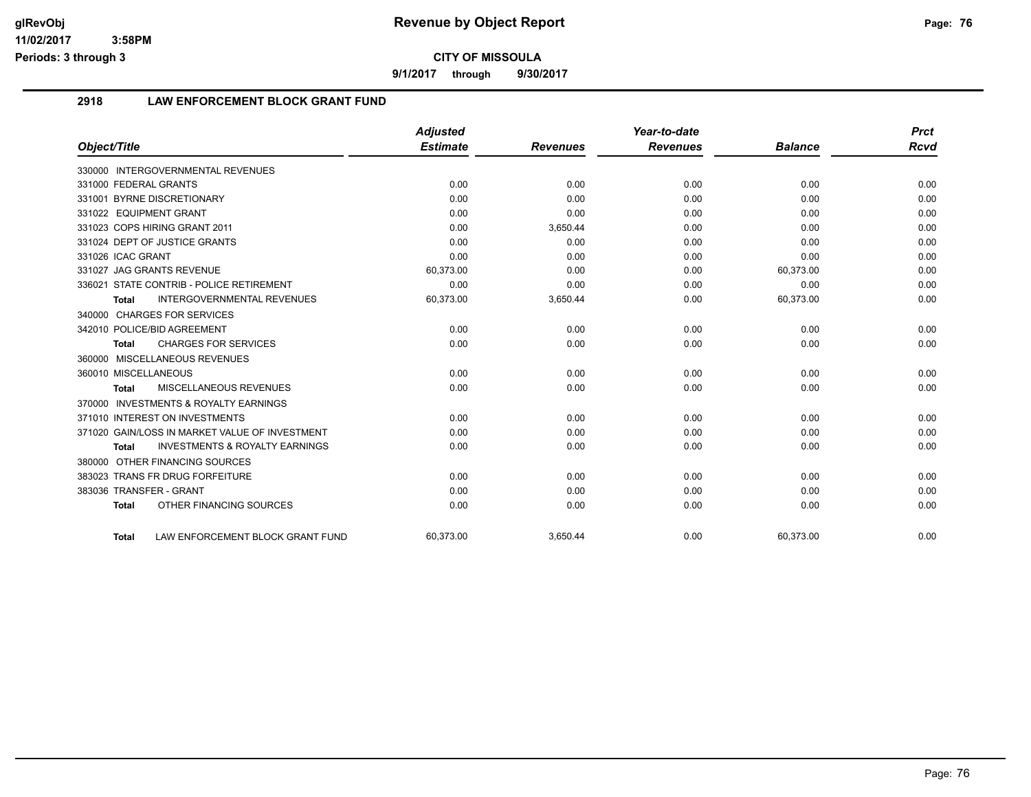# Revenue by Object Report

**CITY OF MISSOULA**

**9/1/2017 through 9/30/2017**

glRevObj
11/02/2017 3:58PM
Periods: 3 through 3

## 2918 LAW ENFORCEMENT BLOCK GRANT FUND

| Object/Title | Adjusted Estimate | Revenues | Year-to-date Revenues | Balance | Prct Rcvd |
|---|---|---|---|---|---|
| 330000 INTERGOVERNMENTAL REVENUES | | | | | |
| 331000 FEDERAL GRANTS | 0.00 | 0.00 | 0.00 | 0.00 | 0.00 |
| 331001 BYRNE DISCRETIONARY | 0.00 | 0.00 | 0.00 | 0.00 | 0.00 |
| 331022 EQUIPMENT GRANT | 0.00 | 0.00 | 0.00 | 0.00 | 0.00 |
| 331023 COPS HIRING GRANT 2011 | 0.00 | 3,650.44 | 0.00 | 0.00 | 0.00 |
| 331024 DEPT OF JUSTICE GRANTS | 0.00 | 0.00 | 0.00 | 0.00 | 0.00 |
| 331026 ICAC GRANT | 0.00 | 0.00 | 0.00 | 0.00 | 0.00 |
| 331027 JAG GRANTS REVENUE | 60,373.00 | 0.00 | 0.00 | 60,373.00 | 0.00 |
| 336021 STATE CONTRIB - POLICE RETIREMENT | 0.00 | 0.00 | 0.00 | 0.00 | 0.00 |
| **Total** INTERGOVERNMENTAL REVENUES | 60,373.00 | 3,650.44 | 0.00 | 60,373.00 | 0.00 |
| 340000 CHARGES FOR SERVICES | | | | | |
| 342010 POLICE/BID AGREEMENT | 0.00 | 0.00 | 0.00 | 0.00 | 0.00 |
| **Total** CHARGES FOR SERVICES | 0.00 | 0.00 | 0.00 | 0.00 | 0.00 |
| 360000 MISCELLANEOUS REVENUES | | | | | |
| 360010 MISCELLANEOUS | 0.00 | 0.00 | 0.00 | 0.00 | 0.00 |
| **Total** MISCELLANEOUS REVENUES | 0.00 | 0.00 | 0.00 | 0.00 | 0.00 |
| 370000 INVESTMENTS & ROYALTY EARNINGS | | | | | |
| 371010 INTEREST ON INVESTMENTS | 0.00 | 0.00 | 0.00 | 0.00 | 0.00 |
| 371020 GAIN/LOSS IN MARKET VALUE OF INVESTMENT | 0.00 | 0.00 | 0.00 | 0.00 | 0.00 |
| **Total** INVESTMENTS & ROYALTY EARNINGS | 0.00 | 0.00 | 0.00 | 0.00 | 0.00 |
| 380000 OTHER FINANCING SOURCES | | | | | |
| 383023 TRANS FR DRUG FORFEITURE | 0.00 | 0.00 | 0.00 | 0.00 | 0.00 |
| 383036 TRANSFER - GRANT | 0.00 | 0.00 | 0.00 | 0.00 | 0.00 |
| **Total** OTHER FINANCING SOURCES | 0.00 | 0.00 | 0.00 | 0.00 | 0.00 |
| **Total** LAW ENFORCEMENT BLOCK GRANT FUND | 60,373.00 | 3,650.44 | 0.00 | 60,373.00 | 0.00 |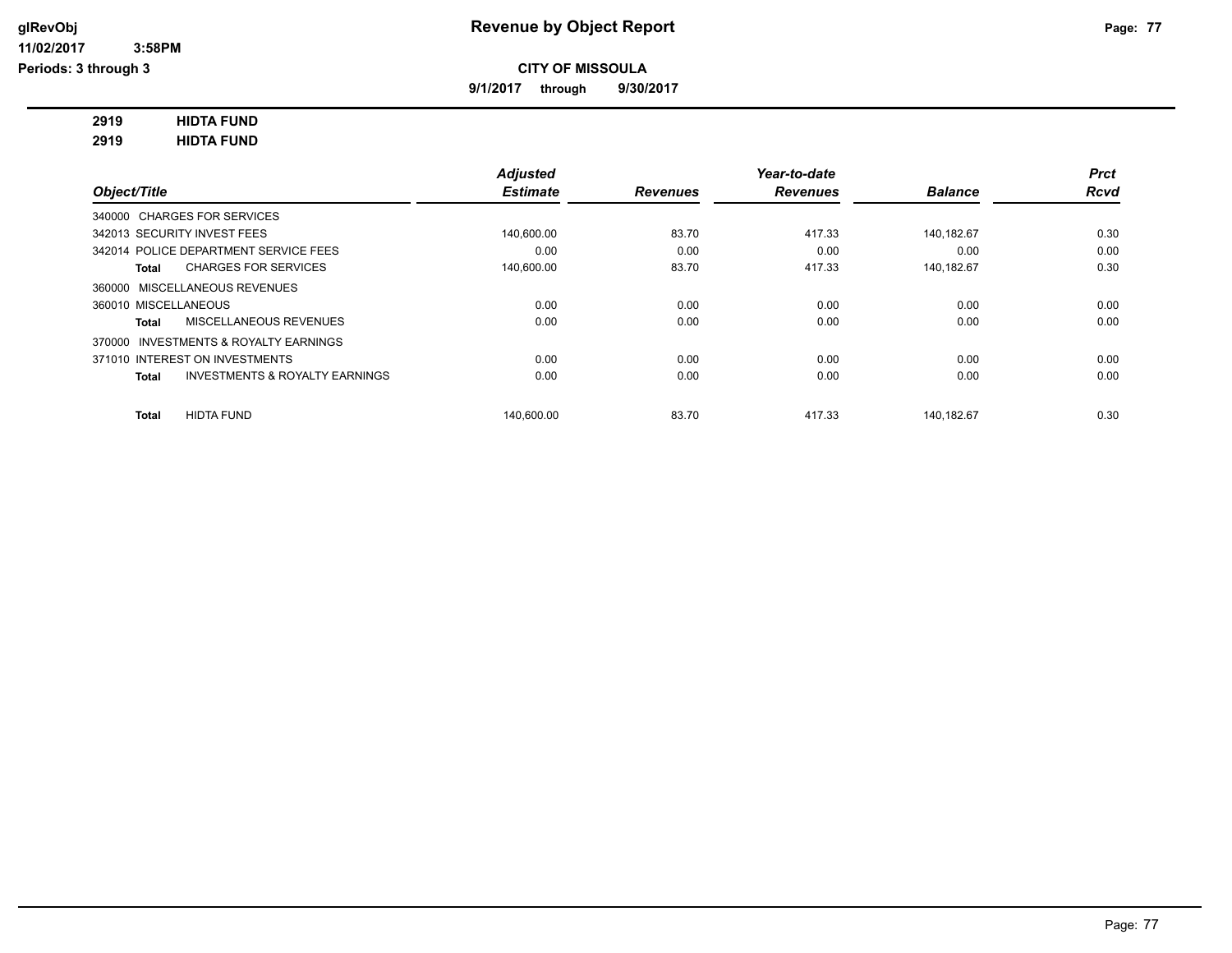glRevObj
11/02/2017 3:58PM
Periods: 3 through 3

# Revenue by Object Report

**CITY OF MISSOULA**

**9/1/2017 through 9/30/2017**

**2919 HIDTA FUND**
**2919 HIDTA FUND**

| Object/Title | Adjusted Estimate | Revenues | Year-to-date Revenues | Balance | Prct Rcvd |
|---|---|---|---|---|---|
| 340000 CHARGES FOR SERVICES | | | | | |
| 342013 SECURITY INVEST FEES | 140,600.00 | 83.70 | 417.33 | 140,182.67 | 0.30 |
| 342014 POLICE DEPARTMENT SERVICE FEES | 0.00 | 0.00 | 0.00 | 0.00 | 0.00 |
| **Total** CHARGES FOR SERVICES | 140,600.00 | 83.70 | 417.33 | 140,182.67 | 0.30 |
| 360000 MISCELLANEOUS REVENUES | | | | | |
| 360010 MISCELLANEOUS | 0.00 | 0.00 | 0.00 | 0.00 | 0.00 |
| **Total** MISCELLANEOUS REVENUES | 0.00 | 0.00 | 0.00 | 0.00 | 0.00 |
| 370000 INVESTMENTS & ROYALTY EARNINGS | | | | | |
| 371010 INTEREST ON INVESTMENTS | 0.00 | 0.00 | 0.00 | 0.00 | 0.00 |
| **Total** INVESTMENTS & ROYALTY EARNINGS | 0.00 | 0.00 | 0.00 | 0.00 | 0.00 |
| **Total** HIDTA FUND | 140,600.00 | 83.70 | 417.33 | 140,182.67 | 0.30 |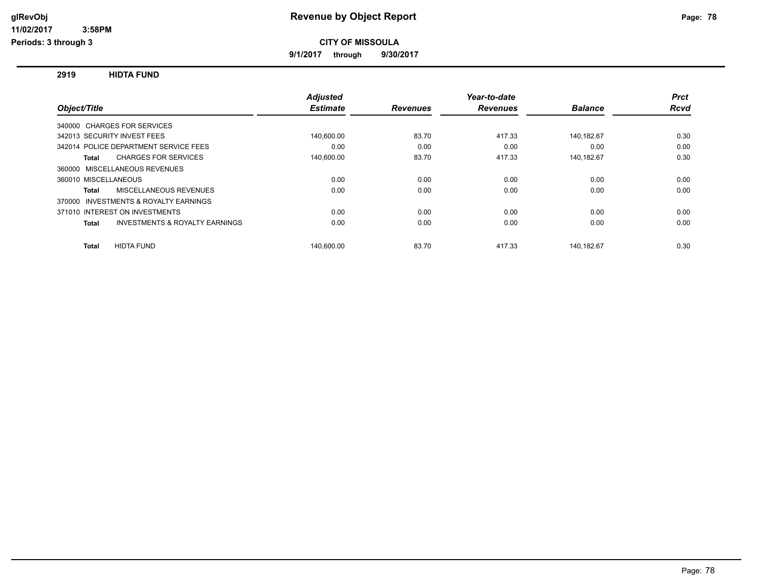# Revenue by Object Report

**CITY OF MISSOULA**

**9/1/2017 through 9/30/2017**

glRevObj
11/02/2017 3:58PM
Periods: 3 through 3

## 2919 HIDTA FUND

| Object/Title | Adjusted Estimate | Revenues | Year-to-date Revenues | Balance | Prct Rcvd |
|---|---|---|---|---|---|
| 340000 CHARGES FOR SERVICES | | | | | |
| 342013 SECURITY INVEST FEES | 140,600.00 | 83.70 | 417.33 | 140,182.67 | 0.30 |
| 342014 POLICE DEPARTMENT SERVICE FEES | 0.00 | 0.00 | 0.00 | 0.00 | 0.00 |
| **Total** CHARGES FOR SERVICES | 140,600.00 | 83.70 | 417.33 | 140,182.67 | 0.30 |
| 360000 MISCELLANEOUS REVENUES | | | | | |
| 360010 MISCELLANEOUS | 0.00 | 0.00 | 0.00 | 0.00 | 0.00 |
| **Total** MISCELLANEOUS REVENUES | 0.00 | 0.00 | 0.00 | 0.00 | 0.00 |
| 370000 INVESTMENTS & ROYALTY EARNINGS | | | | | |
| 371010 INTEREST ON INVESTMENTS | 0.00 | 0.00 | 0.00 | 0.00 | 0.00 |
| **Total** INVESTMENTS & ROYALTY EARNINGS | 0.00 | 0.00 | 0.00 | 0.00 | 0.00 |
| **Total** HIDTA FUND | 140,600.00 | 83.70 | 417.33 | 140,182.67 | 0.30 |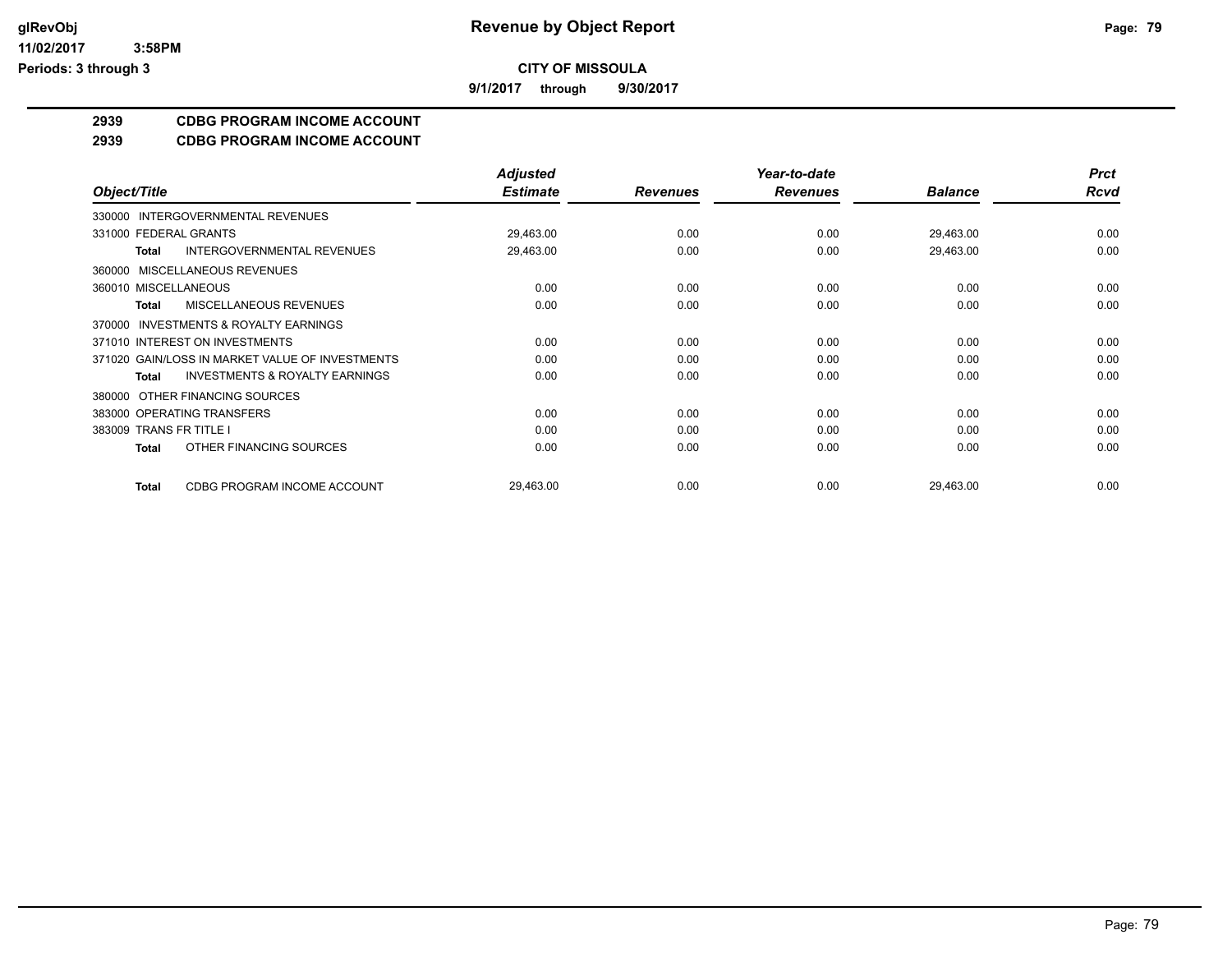**CITY OF MISSOULA**

**9/1/2017 through 9/30/2017**

## 2939 CDBG PROGRAM INCOME ACCOUNT

## 2939 CDBG PROGRAM INCOME ACCOUNT

| Object/Title | Adjusted Estimate | Revenues | Year-to-date Revenues | Balance | Prct Rcvd |
|---|---|---|---|---|---|
| 330000 INTERGOVERNMENTAL REVENUES | | | | | |
| 331000 FEDERAL GRANTS | 29,463.00 | 0.00 | 0.00 | 29,463.00 | 0.00 |
| **Total** INTERGOVERNMENTAL REVENUES | 29,463.00 | 0.00 | 0.00 | 29,463.00 | 0.00 |
| 360000 MISCELLANEOUS REVENUES | | | | | |
| 360010 MISCELLANEOUS | 0.00 | 0.00 | 0.00 | 0.00 | 0.00 |
| **Total** MISCELLANEOUS REVENUES | 0.00 | 0.00 | 0.00 | 0.00 | 0.00 |
| 370000 INVESTMENTS & ROYALTY EARNINGS | | | | | |
| 371010 INTEREST ON INVESTMENTS | 0.00 | 0.00 | 0.00 | 0.00 | 0.00 |
| 371020 GAIN/LOSS IN MARKET VALUE OF INVESTMENTS | 0.00 | 0.00 | 0.00 | 0.00 | 0.00 |
| **Total** INVESTMENTS & ROYALTY EARNINGS | 0.00 | 0.00 | 0.00 | 0.00 | 0.00 |
| 380000 OTHER FINANCING SOURCES | | | | | |
| 383000 OPERATING TRANSFERS | 0.00 | 0.00 | 0.00 | 0.00 | 0.00 |
| 383009 TRANS FR TITLE I | 0.00 | 0.00 | 0.00 | 0.00 | 0.00 |
| **Total** OTHER FINANCING SOURCES | 0.00 | 0.00 | 0.00 | 0.00 | 0.00 |
| **Total** CDBG PROGRAM INCOME ACCOUNT | 29,463.00 | 0.00 | 0.00 | 29,463.00 | 0.00 |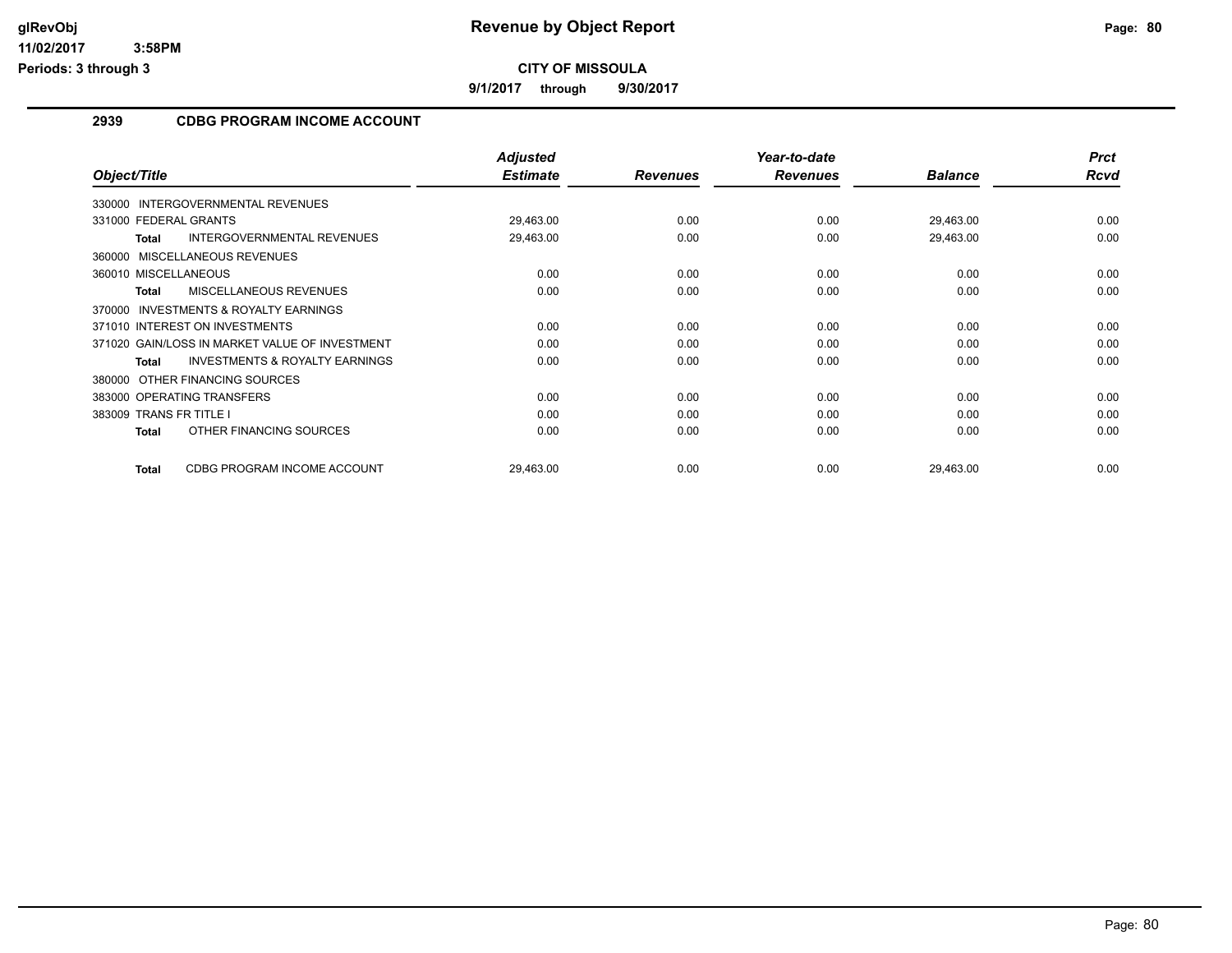**Revenue by Object Report**

**CITY OF MISSOULA**

**9/1/2017 through 9/30/2017**

glRevObj
11/02/2017 3:58PM
Periods: 3 through 3

## 2939 CDBG PROGRAM INCOME ACCOUNT

| Object/Title | Adjusted Estimate | Revenues | Year-to-date Revenues | Balance | Prct Rcvd |
|---|---|---|---|---|---|
| 330000 INTERGOVERNMENTAL REVENUES | | | | | |
| 331000 FEDERAL GRANTS | 29,463.00 | 0.00 | 0.00 | 29,463.00 | 0.00 |
| **Total** INTERGOVERNMENTAL REVENUES | 29,463.00 | 0.00 | 0.00 | 29,463.00 | 0.00 |
| 360000 MISCELLANEOUS REVENUES | | | | | |
| 360010 MISCELLANEOUS | 0.00 | 0.00 | 0.00 | 0.00 | 0.00 |
| **Total** MISCELLANEOUS REVENUES | 0.00 | 0.00 | 0.00 | 0.00 | 0.00 |
| 370000 INVESTMENTS & ROYALTY EARNINGS | | | | | |
| 371010 INTEREST ON INVESTMENTS | 0.00 | 0.00 | 0.00 | 0.00 | 0.00 |
| 371020 GAIN/LOSS IN MARKET VALUE OF INVESTMENT | 0.00 | 0.00 | 0.00 | 0.00 | 0.00 |
| **Total** INVESTMENTS & ROYALTY EARNINGS | 0.00 | 0.00 | 0.00 | 0.00 | 0.00 |
| 380000 OTHER FINANCING SOURCES | | | | | |
| 383000 OPERATING TRANSFERS | 0.00 | 0.00 | 0.00 | 0.00 | 0.00 |
| 383009 TRANS FR TITLE I | 0.00 | 0.00 | 0.00 | 0.00 | 0.00 |
| **Total** OTHER FINANCING SOURCES | 0.00 | 0.00 | 0.00 | 0.00 | 0.00 |
| **Total** CDBG PROGRAM INCOME ACCOUNT | 29,463.00 | 0.00 | 0.00 | 29,463.00 | 0.00 |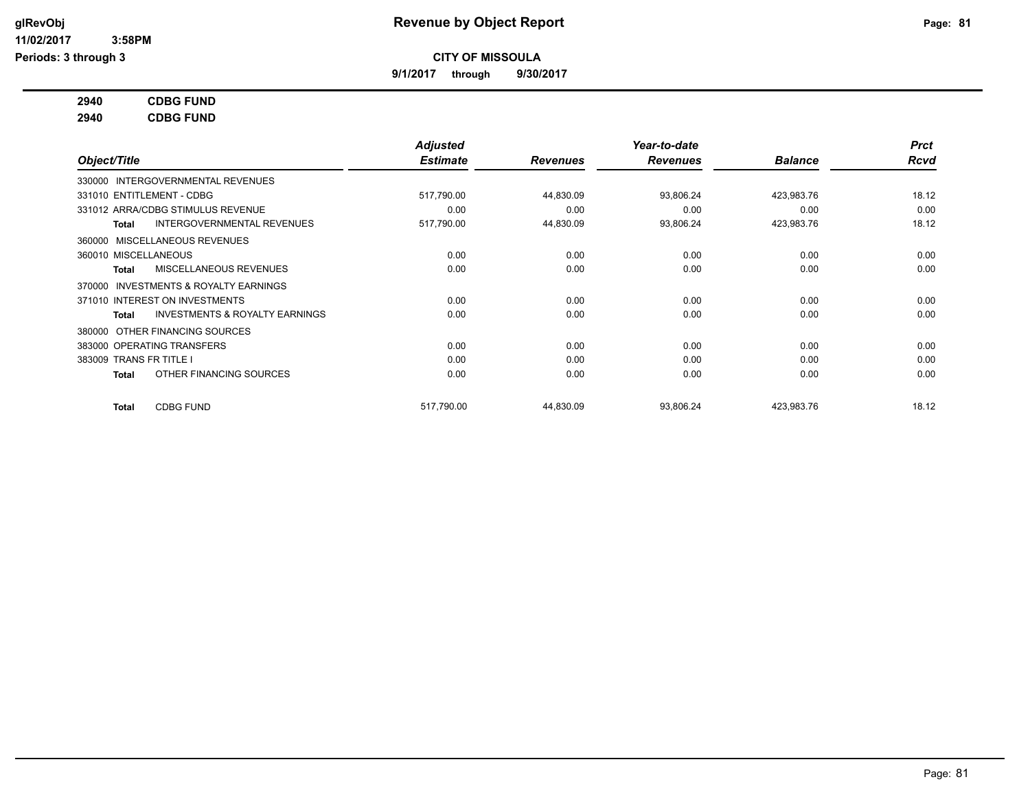**glRevObj**
**11/02/2017 3:58PM**
**Periods: 3 through 3**

# Revenue by Object Report

## CITY OF MISSOULA

**9/1/2017 through 9/30/2017**

**2940 CDBG FUND**
**2940 CDBG FUND**

| Object/Title | Adjusted Estimate | Revenues | Year-to-date Revenues | Balance | Prct Rcvd |
|---|---|---|---|---|---|
| 330000 INTERGOVERNMENTAL REVENUES | | | | | |
| 331010 ENTITLEMENT - CDBG | 517,790.00 | 44,830.09 | 93,806.24 | 423,983.76 | 18.12 |
| 331012 ARRA/CDBG STIMULUS REVENUE | 0.00 | 0.00 | 0.00 | 0.00 | 0.00 |
| **Total** INTERGOVERNMENTAL REVENUES | 517,790.00 | 44,830.09 | 93,806.24 | 423,983.76 | 18.12 |
| 360000 MISCELLANEOUS REVENUES | | | | | |
| 360010 MISCELLANEOUS | 0.00 | 0.00 | 0.00 | 0.00 | 0.00 |
| **Total** MISCELLANEOUS REVENUES | 0.00 | 0.00 | 0.00 | 0.00 | 0.00 |
| 370000 INVESTMENTS & ROYALTY EARNINGS | | | | | |
| 371010 INTEREST ON INVESTMENTS | 0.00 | 0.00 | 0.00 | 0.00 | 0.00 |
| **Total** INVESTMENTS & ROYALTY EARNINGS | 0.00 | 0.00 | 0.00 | 0.00 | 0.00 |
| 380000 OTHER FINANCING SOURCES | | | | | |
| 383000 OPERATING TRANSFERS | 0.00 | 0.00 | 0.00 | 0.00 | 0.00 |
| 383009 TRANS FR TITLE I | 0.00 | 0.00 | 0.00 | 0.00 | 0.00 |
| **Total** OTHER FINANCING SOURCES | 0.00 | 0.00 | 0.00 | 0.00 | 0.00 |
| **Total** CDBG FUND | 517,790.00 | 44,830.09 | 93,806.24 | 423,983.76 | 18.12 |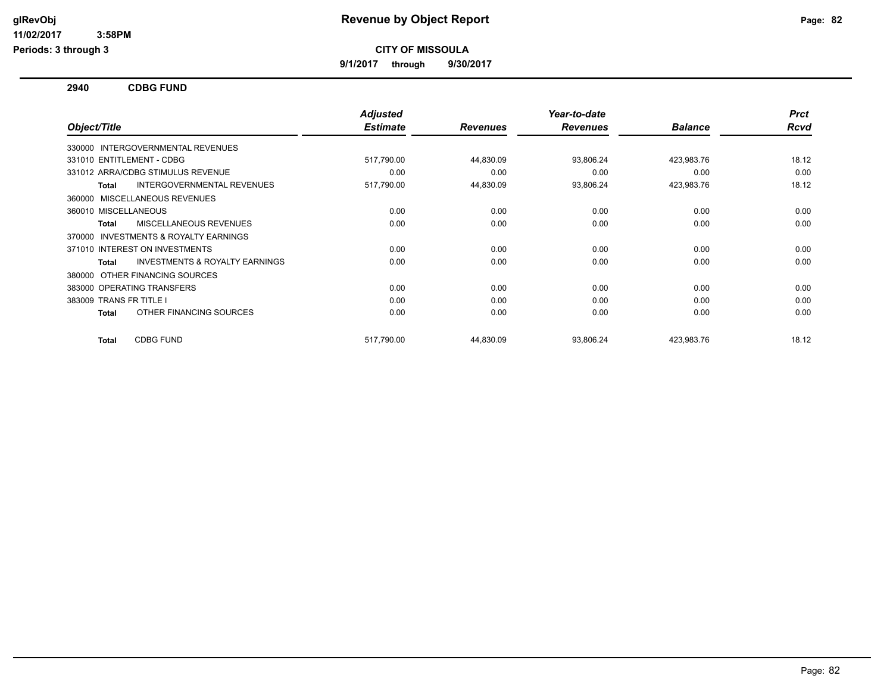# Revenue by Object Report

**CITY OF MISSOULA**

**9/1/2017 through 9/30/2017**

glRevObj
11/02/2017 3:58PM
Periods: 3 through 3

## 2940 CDBG FUND

| Object/Title | Adjusted Estimate | Revenues | Year-to-date Revenues | Balance | Prct Rcvd |
|---|---|---|---|---|---|
| 330000 INTERGOVERNMENTAL REVENUES | | | | | |
| 331010 ENTITLEMENT - CDBG | 517,790.00 | 44,830.09 | 93,806.24 | 423,983.76 | 18.12 |
| 331012 ARRA/CDBG STIMULUS REVENUE | 0.00 | 0.00 | 0.00 | 0.00 | 0.00 |
| **Total** INTERGOVERNMENTAL REVENUES | 517,790.00 | 44,830.09 | 93,806.24 | 423,983.76 | 18.12 |
| 360000 MISCELLANEOUS REVENUES | | | | | |
| 360010 MISCELLANEOUS | 0.00 | 0.00 | 0.00 | 0.00 | 0.00 |
| **Total** MISCELLANEOUS REVENUES | 0.00 | 0.00 | 0.00 | 0.00 | 0.00 |
| 370000 INVESTMENTS & ROYALTY EARNINGS | | | | | |
| 371010 INTEREST ON INVESTMENTS | 0.00 | 0.00 | 0.00 | 0.00 | 0.00 |
| **Total** INVESTMENTS & ROYALTY EARNINGS | 0.00 | 0.00 | 0.00 | 0.00 | 0.00 |
| 380000 OTHER FINANCING SOURCES | | | | | |
| 383000 OPERATING TRANSFERS | 0.00 | 0.00 | 0.00 | 0.00 | 0.00 |
| 383009 TRANS FR TITLE I | 0.00 | 0.00 | 0.00 | 0.00 | 0.00 |
| **Total** OTHER FINANCING SOURCES | 0.00 | 0.00 | 0.00 | 0.00 | 0.00 |
| **Total** CDBG FUND | 517,790.00 | 44,830.09 | 93,806.24 | 423,983.76 | 18.12 |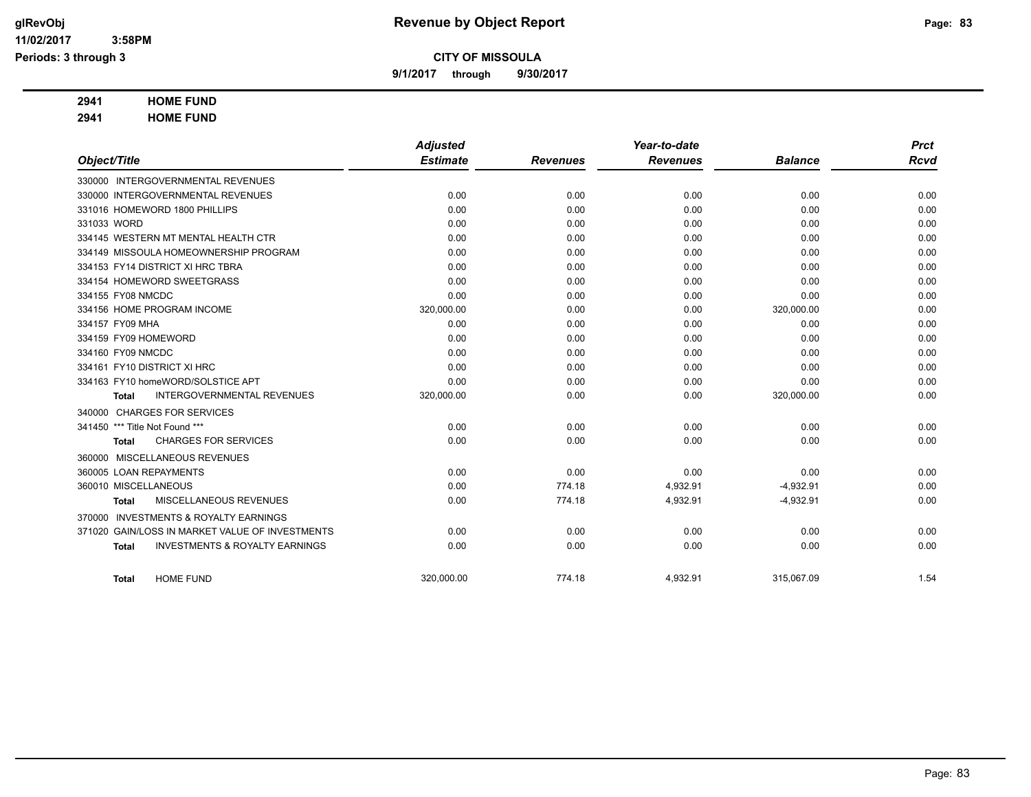**Revenue by Object Report**

**CITY OF MISSOULA**

**9/1/2017 through 9/30/2017**

glRevObj
11/02/2017 3:58PM
Periods: 3 through 3

**2941 HOME FUND**
**2941 HOME FUND**

| Object/Title | Adjusted Estimate | Revenues | Year-to-date Revenues | Balance | Prct Rcvd |
|---|---|---|---|---|---|
| 330000 INTERGOVERNMENTAL REVENUES | | | | | |
| 330000 INTERGOVERNMENTAL REVENUES | 0.00 | 0.00 | 0.00 | 0.00 | 0.00 |
| 331016 HOMEWORD 1800 PHILLIPS | 0.00 | 0.00 | 0.00 | 0.00 | 0.00 |
| 331033 WORD | 0.00 | 0.00 | 0.00 | 0.00 | 0.00 |
| 334145 WESTERN MT MENTAL HEALTH CTR | 0.00 | 0.00 | 0.00 | 0.00 | 0.00 |
| 334149 MISSOULA HOMEOWNERSHIP PROGRAM | 0.00 | 0.00 | 0.00 | 0.00 | 0.00 |
| 334153 FY14 DISTRICT XI HRC TBRA | 0.00 | 0.00 | 0.00 | 0.00 | 0.00 |
| 334154 HOMEWORD SWEETGRASS | 0.00 | 0.00 | 0.00 | 0.00 | 0.00 |
| 334155 FY08 NMCDC | 0.00 | 0.00 | 0.00 | 0.00 | 0.00 |
| 334156 HOME PROGRAM INCOME | 320,000.00 | 0.00 | 0.00 | 320,000.00 | 0.00 |
| 334157 FY09 MHA | 0.00 | 0.00 | 0.00 | 0.00 | 0.00 |
| 334159 FY09 HOMEWORD | 0.00 | 0.00 | 0.00 | 0.00 | 0.00 |
| 334160 FY09 NMCDC | 0.00 | 0.00 | 0.00 | 0.00 | 0.00 |
| 334161 FY10 DISTRICT XI HRC | 0.00 | 0.00 | 0.00 | 0.00 | 0.00 |
| 334163 FY10 homeWORD/SOLSTICE APT | 0.00 | 0.00 | 0.00 | 0.00 | 0.00 |
| **Total** INTERGOVERNMENTAL REVENUES | 320,000.00 | 0.00 | 0.00 | 320,000.00 | 0.00 |
| 340000 CHARGES FOR SERVICES | | | | | |
| 341450 *** Title Not Found *** | 0.00 | 0.00 | 0.00 | 0.00 | 0.00 |
| **Total** CHARGES FOR SERVICES | 0.00 | 0.00 | 0.00 | 0.00 | 0.00 |
| 360000 MISCELLANEOUS REVENUES | | | | | |
| 360005 LOAN REPAYMENTS | 0.00 | 0.00 | 0.00 | 0.00 | 0.00 |
| 360010 MISCELLANEOUS | 0.00 | 774.18 | 4,932.91 | -4,932.91 | 0.00 |
| **Total** MISCELLANEOUS REVENUES | 0.00 | 774.18 | 4,932.91 | -4,932.91 | 0.00 |
| 370000 INVESTMENTS & ROYALTY EARNINGS | | | | | |
| 371020 GAIN/LOSS IN MARKET VALUE OF INVESTMENTS | 0.00 | 0.00 | 0.00 | 0.00 | 0.00 |
| **Total** INVESTMENTS & ROYALTY EARNINGS | 0.00 | 0.00 | 0.00 | 0.00 | 0.00 |
| **Total** HOME FUND | 320,000.00 | 774.18 | 4,932.91 | 315,067.09 | 1.54 |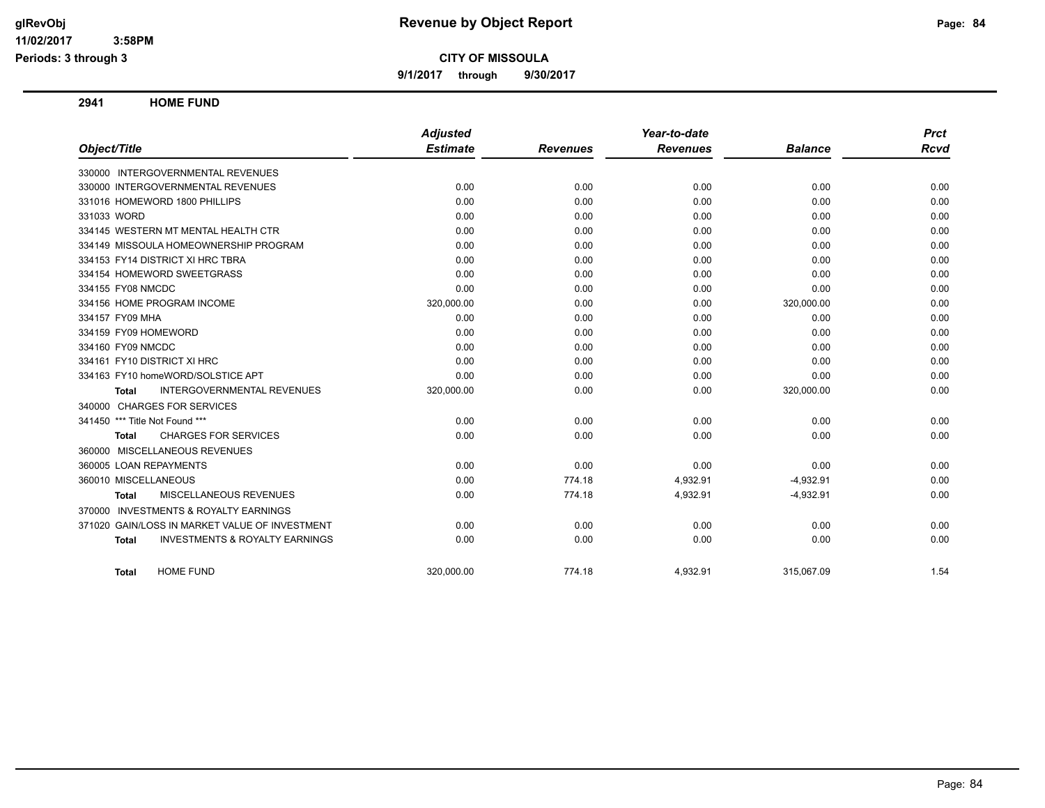# Revenue by Object Report

**CITY OF MISSOULA**

**9/1/2017 through 9/30/2017**

glRevObj
11/02/2017 3:58PM
Periods: 3 through 3

## 2941 HOME FUND

| Object/Title | Adjusted Estimate | Revenues | Year-to-date Revenues | Balance | Prct Rcvd |
|---|---|---|---|---|---|
| 330000 INTERGOVERNMENTAL REVENUES | | | | | |
| 330000 INTERGOVERNMENTAL REVENUES | 0.00 | 0.00 | 0.00 | 0.00 | 0.00 |
| 331016 HOMEWORD 1800 PHILLIPS | 0.00 | 0.00 | 0.00 | 0.00 | 0.00 |
| 331033 WORD | 0.00 | 0.00 | 0.00 | 0.00 | 0.00 |
| 334145 WESTERN MT MENTAL HEALTH CTR | 0.00 | 0.00 | 0.00 | 0.00 | 0.00 |
| 334149 MISSOULA HOMEOWNERSHIP PROGRAM | 0.00 | 0.00 | 0.00 | 0.00 | 0.00 |
| 334153 FY14 DISTRICT XI HRC TBRA | 0.00 | 0.00 | 0.00 | 0.00 | 0.00 |
| 334154 HOMEWORD SWEETGRASS | 0.00 | 0.00 | 0.00 | 0.00 | 0.00 |
| 334155 FY08 NMCDC | 0.00 | 0.00 | 0.00 | 0.00 | 0.00 |
| 334156 HOME PROGRAM INCOME | 320,000.00 | 0.00 | 0.00 | 320,000.00 | 0.00 |
| 334157 FY09 MHA | 0.00 | 0.00 | 0.00 | 0.00 | 0.00 |
| 334159 FY09 HOMEWORD | 0.00 | 0.00 | 0.00 | 0.00 | 0.00 |
| 334160 FY09 NMCDC | 0.00 | 0.00 | 0.00 | 0.00 | 0.00 |
| 334161 FY10 DISTRICT XI HRC | 0.00 | 0.00 | 0.00 | 0.00 | 0.00 |
| 334163 FY10 homeWORD/SOLSTICE APT | 0.00 | 0.00 | 0.00 | 0.00 | 0.00 |
| **Total** INTERGOVERNMENTAL REVENUES | 320,000.00 | 0.00 | 0.00 | 320,000.00 | 0.00 |
| 340000 CHARGES FOR SERVICES | | | | | |
| 341450 *** Title Not Found *** | 0.00 | 0.00 | 0.00 | 0.00 | 0.00 |
| **Total** CHARGES FOR SERVICES | 0.00 | 0.00 | 0.00 | 0.00 | 0.00 |
| 360000 MISCELLANEOUS REVENUES | | | | | |
| 360005 LOAN REPAYMENTS | 0.00 | 0.00 | 0.00 | 0.00 | 0.00 |
| 360010 MISCELLANEOUS | 0.00 | 774.18 | 4,932.91 | -4,932.91 | 0.00 |
| **Total** MISCELLANEOUS REVENUES | 0.00 | 774.18 | 4,932.91 | -4,932.91 | 0.00 |
| 370000 INVESTMENTS & ROYALTY EARNINGS | | | | | |
| 371020 GAIN/LOSS IN MARKET VALUE OF INVESTMENT | 0.00 | 0.00 | 0.00 | 0.00 | 0.00 |
| **Total** INVESTMENTS & ROYALTY EARNINGS | 0.00 | 0.00 | 0.00 | 0.00 | 0.00 |
| **Total** HOME FUND | 320,000.00 | 774.18 | 4,932.91 | 315,067.09 | 1.54 |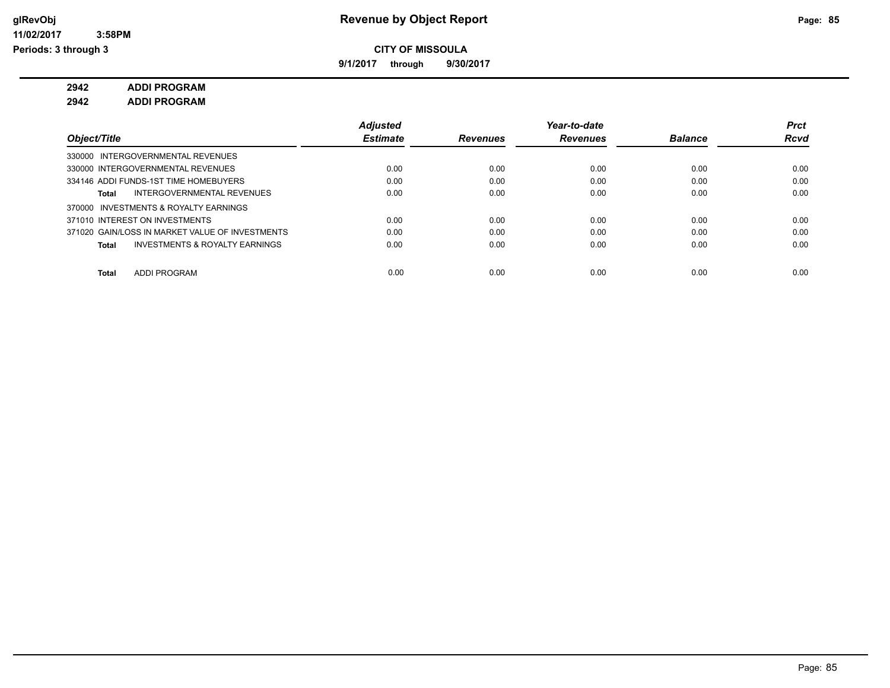**Revenue by Object Report**

**CITY OF MISSOULA**

**9/1/2017 through 9/30/2017**

glRevObj
11/02/2017 3:58PM
Periods: 3 through 3

**2942 ADDI PROGRAM**

**2942 ADDI PROGRAM**

| Object/Title | Adjusted Estimate | Revenues | Year-to-date Revenues | Balance | Prct Rcvd |
|---|---|---|---|---|---|
| 330000 INTERGOVERNMENTAL REVENUES | | | | | |
| 330000 INTERGOVERNMENTAL REVENUES | 0.00 | 0.00 | 0.00 | 0.00 | 0.00 |
| 334146 ADDI FUNDS-1ST TIME HOMEBUYERS | 0.00 | 0.00 | 0.00 | 0.00 | 0.00 |
| **Total** INTERGOVERNMENTAL REVENUES | 0.00 | 0.00 | 0.00 | 0.00 | 0.00 |
| 370000 INVESTMENTS & ROYALTY EARNINGS | | | | | |
| 371010 INTEREST ON INVESTMENTS | 0.00 | 0.00 | 0.00 | 0.00 | 0.00 |
| 371020 GAIN/LOSS IN MARKET VALUE OF INVESTMENTS | 0.00 | 0.00 | 0.00 | 0.00 | 0.00 |
| **Total** INVESTMENTS & ROYALTY EARNINGS | 0.00 | 0.00 | 0.00 | 0.00 | 0.00 |
| **Total** ADDI PROGRAM | 0.00 | 0.00 | 0.00 | 0.00 | 0.00 |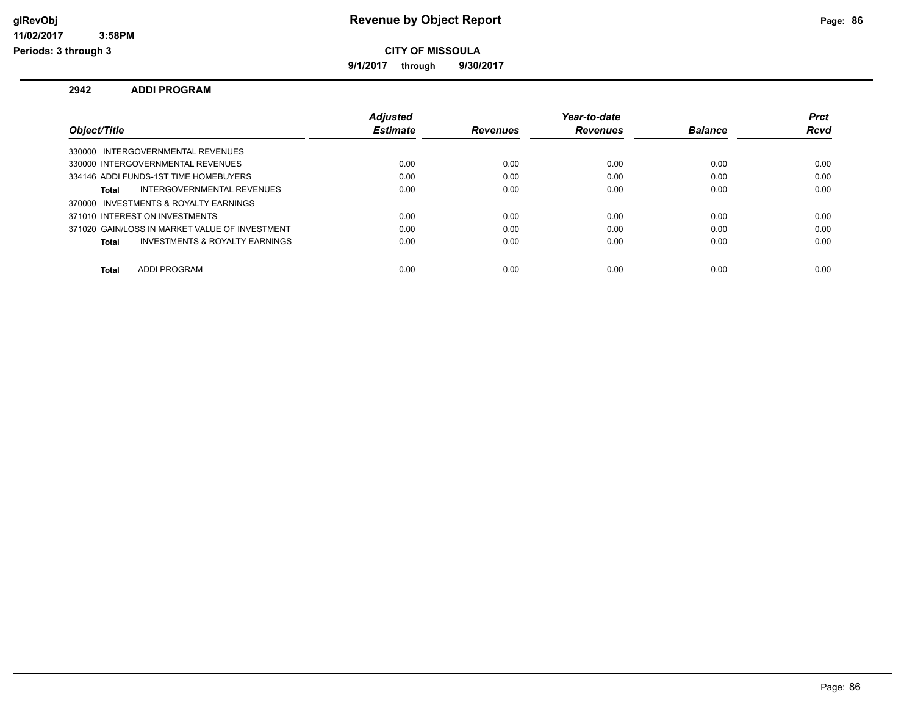**glRevObj**
**11/02/2017 3:58PM**
**Periods: 3 through 3**

# Revenue by Object Report

**CITY OF MISSOULA**

**9/1/2017 through 9/30/2017**

## 2942 ADDI PROGRAM

| Object/Title | Adjusted Estimate | Revenues | Year-to-date Revenues | Balance | Prct Rcvd |
|---|---|---|---|---|---|
| 330000 INTERGOVERNMENTAL REVENUES | | | | | |
| 330000 INTERGOVERNMENTAL REVENUES | 0.00 | 0.00 | 0.00 | 0.00 | 0.00 |
| 334146 ADDI FUNDS-1ST TIME HOMEBUYERS | 0.00 | 0.00 | 0.00 | 0.00 | 0.00 |
| **Total** INTERGOVERNMENTAL REVENUES | 0.00 | 0.00 | 0.00 | 0.00 | 0.00 |
| 370000 INVESTMENTS & ROYALTY EARNINGS | | | | | |
| 371010 INTEREST ON INVESTMENTS | 0.00 | 0.00 | 0.00 | 0.00 | 0.00 |
| 371020 GAIN/LOSS IN MARKET VALUE OF INVESTMENT | 0.00 | 0.00 | 0.00 | 0.00 | 0.00 |
| **Total** INVESTMENTS & ROYALTY EARNINGS | 0.00 | 0.00 | 0.00 | 0.00 | 0.00 |
| **Total** ADDI PROGRAM | 0.00 | 0.00 | 0.00 | 0.00 | 0.00 |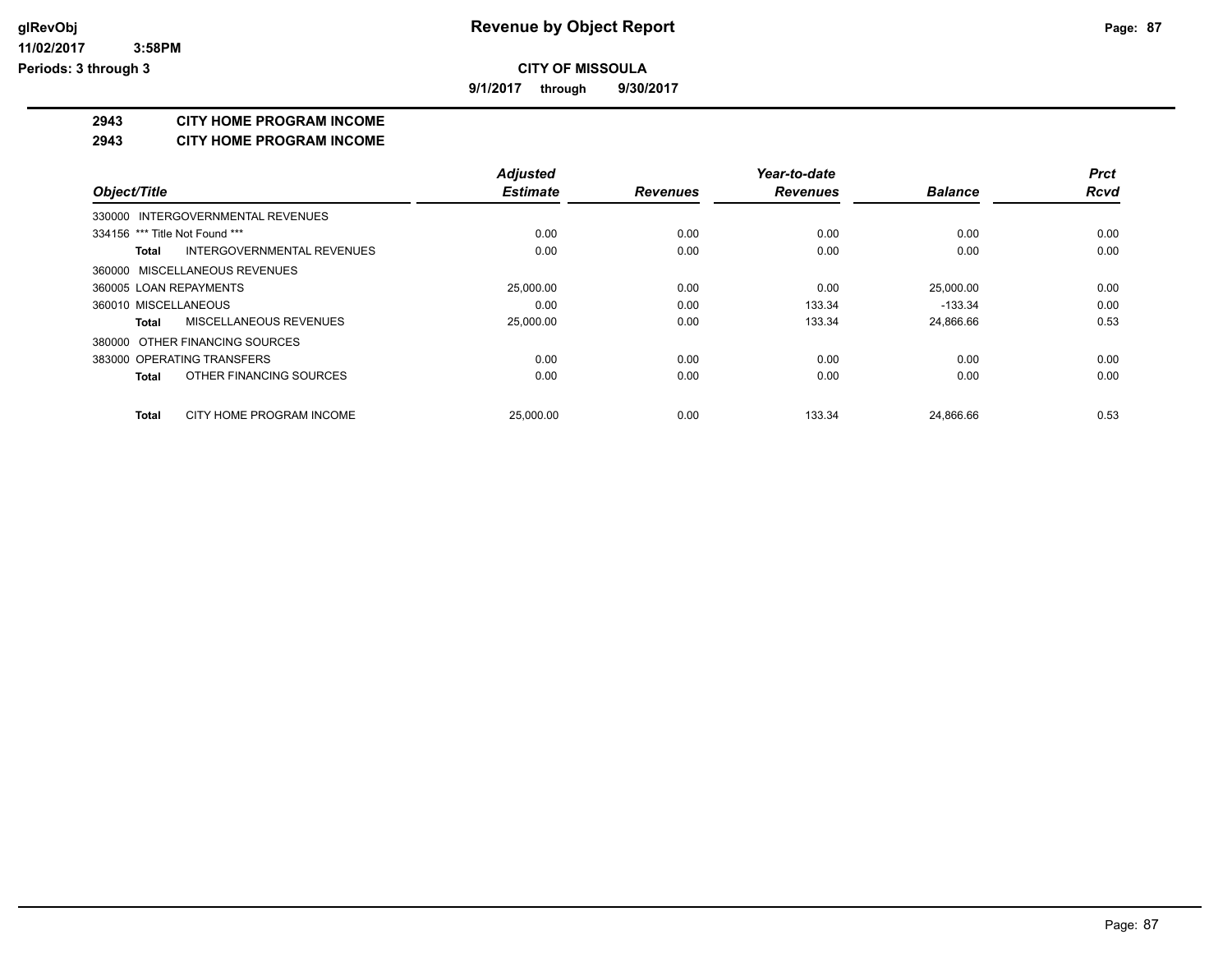# Revenue by Object Report

**CITY OF MISSOULA**

**9/1/2017 through 9/30/2017**

glRevObj
11/02/2017 3:58PM
Periods: 3 through 3

## 2943 CITY HOME PROGRAM INCOME
## 2943 CITY HOME PROGRAM INCOME

| Object/Title | | Adjusted Estimate | Revenues | Year-to-date Revenues | Balance | Prct Rcvd |
|---|---|---|---|---|---|---|
| 330000 INTERGOVERNMENTAL REVENUES | | | | | | |
| 334156 *** Title Not Found *** | | 0.00 | 0.00 | 0.00 | 0.00 | 0.00 |
| Total | INTERGOVERNMENTAL REVENUES | 0.00 | 0.00 | 0.00 | 0.00 | 0.00 |
| 360000 MISCELLANEOUS REVENUES | | | | | | |
| 360005 LOAN REPAYMENTS | | 25,000.00 | 0.00 | 0.00 | 25,000.00 | 0.00 |
| 360010 MISCELLANEOUS | | 0.00 | 0.00 | 133.34 | -133.34 | 0.00 |
| Total | MISCELLANEOUS REVENUES | 25,000.00 | 0.00 | 133.34 | 24,866.66 | 0.53 |
| 380000 OTHER FINANCING SOURCES | | | | | | |
| 383000 OPERATING TRANSFERS | | 0.00 | 0.00 | 0.00 | 0.00 | 0.00 |
| Total | OTHER FINANCING SOURCES | 0.00 | 0.00 | 0.00 | 0.00 | 0.00 |
| Total | CITY HOME PROGRAM INCOME | 25,000.00 | 0.00 | 133.34 | 24,866.66 | 0.53 |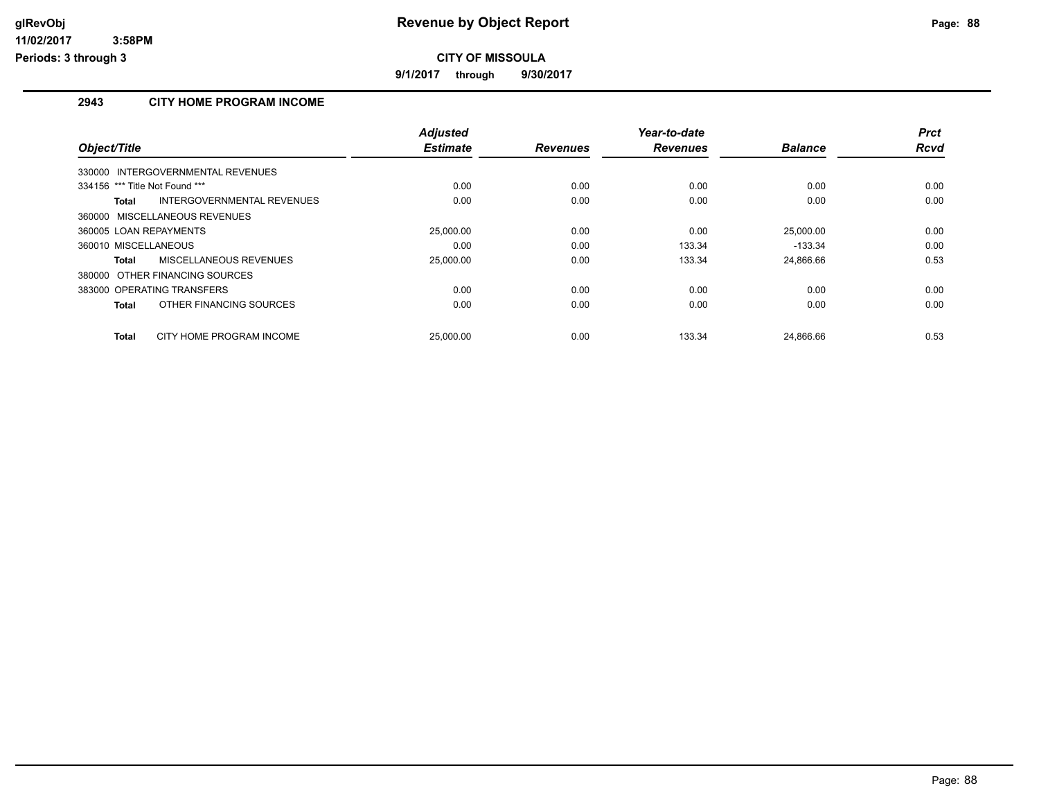**glRevObj**
**11/02/2017 3:58PM**
**Periods: 3 through 3**

# Revenue by Object Report

**CITY OF MISSOULA**

**9/1/2017 through 9/30/2017**

## 2943 CITY HOME PROGRAM INCOME

| Object/Title | Adjusted Estimate | Revenues | Year-to-date Revenues | Balance | Prct Rcvd |
|---|---|---|---|---|---|
| 330000 INTERGOVERNMENTAL REVENUES | | | | | |
| 334156 *** Title Not Found *** | 0.00 | 0.00 | 0.00 | 0.00 | 0.00 |
| **Total** INTERGOVERNMENTAL REVENUES | 0.00 | 0.00 | 0.00 | 0.00 | 0.00 |
| 360000 MISCELLANEOUS REVENUES | | | | | |
| 360005 LOAN REPAYMENTS | 25,000.00 | 0.00 | 0.00 | 25,000.00 | 0.00 |
| 360010 MISCELLANEOUS | 0.00 | 0.00 | 133.34 | -133.34 | 0.00 |
| **Total** MISCELLANEOUS REVENUES | 25,000.00 | 0.00 | 133.34 | 24,866.66 | 0.53 |
| 380000 OTHER FINANCING SOURCES | | | | | |
| 383000 OPERATING TRANSFERS | 0.00 | 0.00 | 0.00 | 0.00 | 0.00 |
| **Total** OTHER FINANCING SOURCES | 0.00 | 0.00 | 0.00 | 0.00 | 0.00 |
| **Total** CITY HOME PROGRAM INCOME | 25,000.00 | 0.00 | 133.34 | 24,866.66 | 0.53 |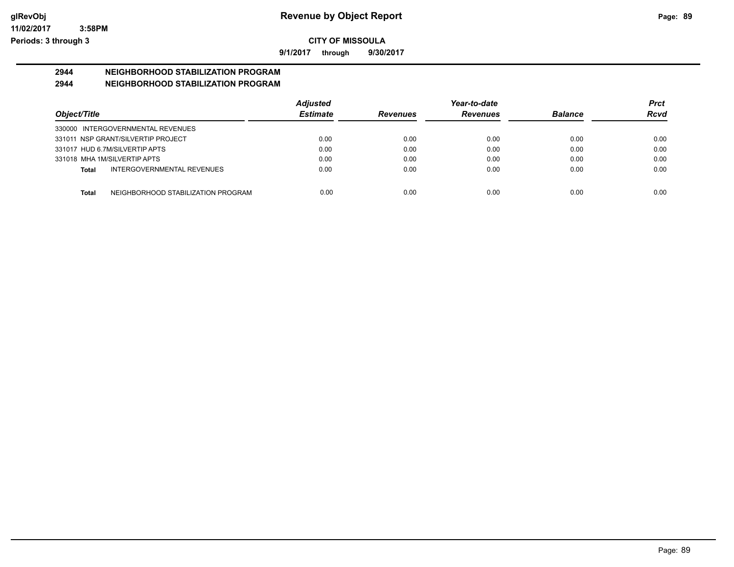# Revenue by Object Report

**CITY OF MISSOULA**

**9/1/2017 through 9/30/2017**

glRevObj
11/02/2017 3:58PM
Periods: 3 through 3

## 2944 NEIGHBORHOOD STABILIZATION PROGRAM

## 2944 NEIGHBORHOOD STABILIZATION PROGRAM

| Object/Title | Adjusted Estimate | Revenues | Year-to-date Revenues | Balance | Prct Rcvd |
|---|---|---|---|---|---|
| 330000 INTERGOVERNMENTAL REVENUES | | | | | |
| 331011 NSP GRANT/SILVERTIP PROJECT | 0.00 | 0.00 | 0.00 | 0.00 | 0.00 |
| 331017 HUD 6.7M/SILVERTIP APTS | 0.00 | 0.00 | 0.00 | 0.00 | 0.00 |
| 331018 MHA 1M/SILVERTIP APTS | 0.00 | 0.00 | 0.00 | 0.00 | 0.00 |
| **Total** INTERGOVERNMENTAL REVENUES | 0.00 | 0.00 | 0.00 | 0.00 | 0.00 |
| **Total** NEIGHBORHOOD STABILIZATION PROGRAM | 0.00 | 0.00 | 0.00 | 0.00 | 0.00 |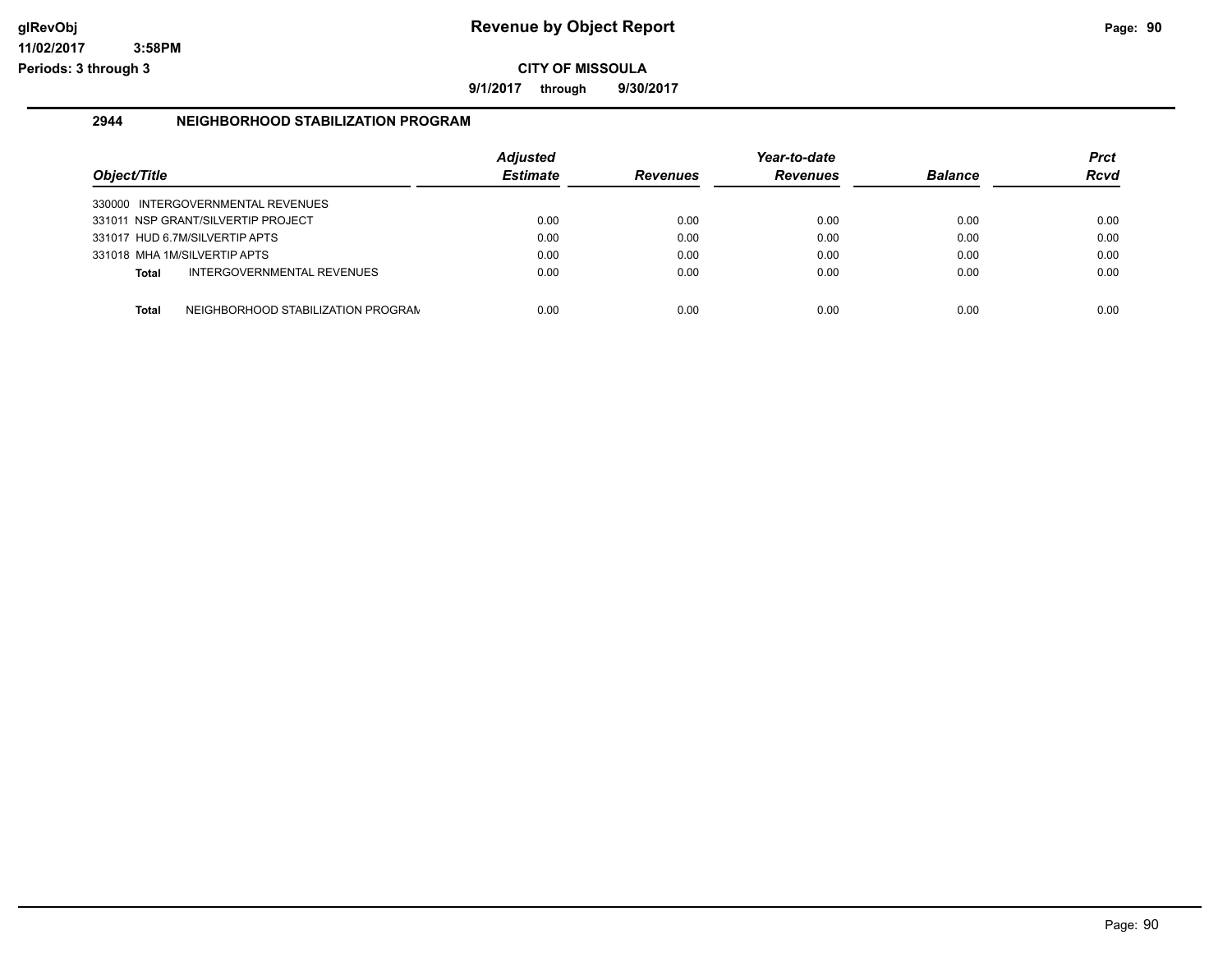# Revenue by Object Report

**CITY OF MISSOULA**

**9/1/2017 through 9/30/2017**

glRevObj
11/02/2017 3:58PM
Periods: 3 through 3

## 2944 NEIGHBORHOOD STABILIZATION PROGRAM

| Object/Title | Adjusted Estimate | Revenues | Year-to-date Revenues | Balance | Prct Rcvd |
|---|---|---|---|---|---|
| 330000 INTERGOVERNMENTAL REVENUES | | | | | |
| 331011 NSP GRANT/SILVERTIP PROJECT | 0.00 | 0.00 | 0.00 | 0.00 | 0.00 |
| 331017 HUD 6.7M/SILVERTIP APTS | 0.00 | 0.00 | 0.00 | 0.00 | 0.00 |
| 331018 MHA 1M/SILVERTIP APTS | 0.00 | 0.00 | 0.00 | 0.00 | 0.00 |
| **Total** INTERGOVERNMENTAL REVENUES | 0.00 | 0.00 | 0.00 | 0.00 | 0.00 |
| | | | | | |
| **Total** NEIGHBORHOOD STABILIZATION PROGRAM | 0.00 | 0.00 | 0.00 | 0.00 | 0.00 |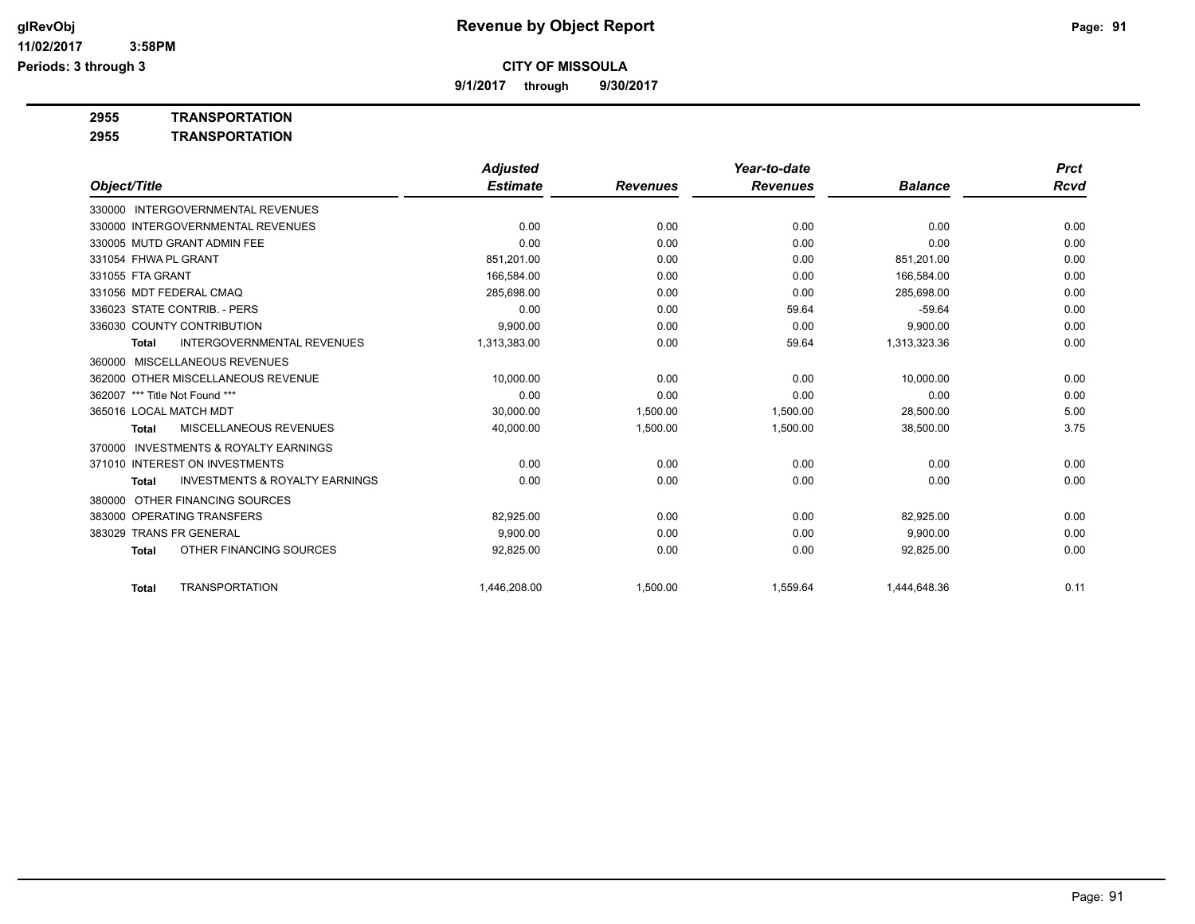# Revenue by Object Report

glRevObj
11/02/2017 3:58PM
Periods: 3 through 3

**CITY OF MISSOULA**

**9/1/2017 through 9/30/2017**

**2955 TRANSPORTATION**

**2955 TRANSPORTATION**

| Object/Title | Adjusted Estimate | Revenues | Year-to-date Revenues | Balance | Prct Rcvd |
|---|---|---|---|---|---|
| 330000 INTERGOVERNMENTAL REVENUES | | | | | |
| 330000 INTERGOVERNMENTAL REVENUES | 0.00 | 0.00 | 0.00 | 0.00 | 0.00 |
| 330005 MUTD GRANT ADMIN FEE | 0.00 | 0.00 | 0.00 | 0.00 | 0.00 |
| 331054 FHWA PL GRANT | 851,201.00 | 0.00 | 0.00 | 851,201.00 | 0.00 |
| 331055 FTA GRANT | 166,584.00 | 0.00 | 0.00 | 166,584.00 | 0.00 |
| 331056 MDT FEDERAL CMAQ | 285,698.00 | 0.00 | 0.00 | 285,698.00 | 0.00 |
| 336023 STATE CONTRIB. - PERS | 0.00 | 0.00 | 59.64 | -59.64 | 0.00 |
| 336030 COUNTY CONTRIBUTION | 9,900.00 | 0.00 | 0.00 | 9,900.00 | 0.00 |
| **Total** INTERGOVERNMENTAL REVENUES | 1,313,383.00 | 0.00 | 59.64 | 1,313,323.36 | 0.00 |
| 360000 MISCELLANEOUS REVENUES | | | | | |
| 362000 OTHER MISCELLANEOUS REVENUE | 10,000.00 | 0.00 | 0.00 | 10,000.00 | 0.00 |
| 362007 *** Title Not Found *** | 0.00 | 0.00 | 0.00 | 0.00 | 0.00 |
| 365016 LOCAL MATCH MDT | 30,000.00 | 1,500.00 | 1,500.00 | 28,500.00 | 5.00 |
| **Total** MISCELLANEOUS REVENUES | 40,000.00 | 1,500.00 | 1,500.00 | 38,500.00 | 3.75 |
| 370000 INVESTMENTS & ROYALTY EARNINGS | | | | | |
| 371010 INTEREST ON INVESTMENTS | 0.00 | 0.00 | 0.00 | 0.00 | 0.00 |
| **Total** INVESTMENTS & ROYALTY EARNINGS | 0.00 | 0.00 | 0.00 | 0.00 | 0.00 |
| 380000 OTHER FINANCING SOURCES | | | | | |
| 383000 OPERATING TRANSFERS | 82,925.00 | 0.00 | 0.00 | 82,925.00 | 0.00 |
| 383029 TRANS FR GENERAL | 9,900.00 | 0.00 | 0.00 | 9,900.00 | 0.00 |
| **Total** OTHER FINANCING SOURCES | 92,825.00 | 0.00 | 0.00 | 92,825.00 | 0.00 |
| **Total** TRANSPORTATION | 1,446,208.00 | 1,500.00 | 1,559.64 | 1,444,648.36 | 0.11 |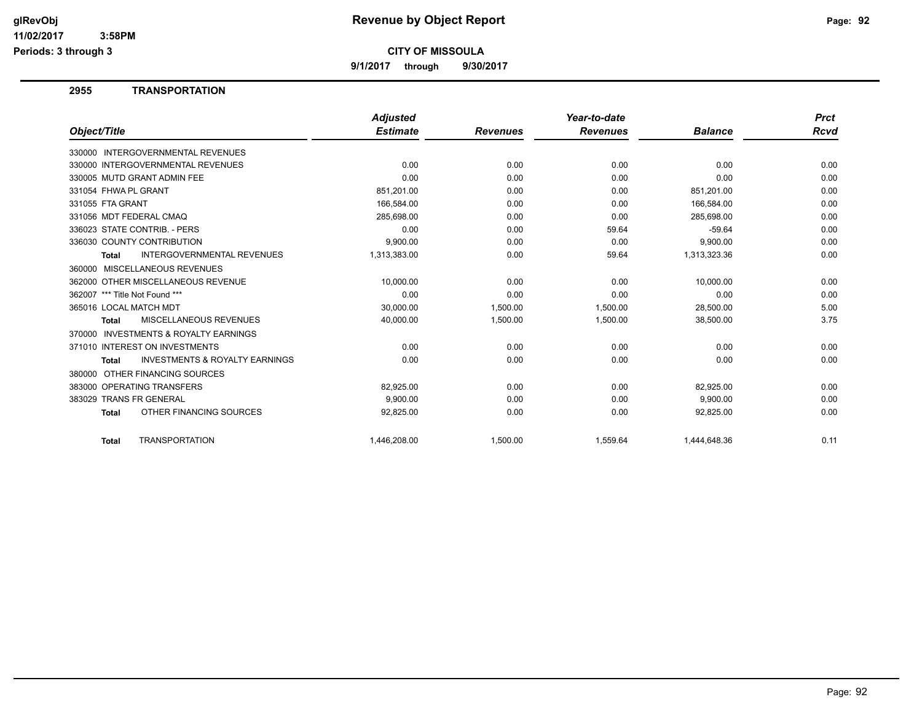# Revenue by Object Report

**CITY OF MISSOULA**

**9/1/2017 through 9/30/2017**

glRevObj
11/02/2017 3:58PM
Periods: 3 through 3

## 2955 TRANSPORTATION

| Object/Title | Adjusted Estimate | Revenues | Year-to-date Revenues | Balance | Prct Rcvd |
|---|---|---|---|---|---|
| 330000 INTERGOVERNMENTAL REVENUES | | | | | |
| 330000 INTERGOVERNMENTAL REVENUES | 0.00 | 0.00 | 0.00 | 0.00 | 0.00 |
| 330005 MUTD GRANT ADMIN FEE | 0.00 | 0.00 | 0.00 | 0.00 | 0.00 |
| 331054 FHWA PL GRANT | 851,201.00 | 0.00 | 0.00 | 851,201.00 | 0.00 |
| 331055 FTA GRANT | 166,584.00 | 0.00 | 0.00 | 166,584.00 | 0.00 |
| 331056 MDT FEDERAL CMAQ | 285,698.00 | 0.00 | 0.00 | 285,698.00 | 0.00 |
| 336023 STATE CONTRIB. - PERS | 0.00 | 0.00 | 59.64 | -59.64 | 0.00 |
| 336030 COUNTY CONTRIBUTION | 9,900.00 | 0.00 | 0.00 | 9,900.00 | 0.00 |
| **Total** INTERGOVERNMENTAL REVENUES | 1,313,383.00 | 0.00 | 59.64 | 1,313,323.36 | 0.00 |
| 360000 MISCELLANEOUS REVENUES | | | | | |
| 362000 OTHER MISCELLANEOUS REVENUE | 10,000.00 | 0.00 | 0.00 | 10,000.00 | 0.00 |
| 362007 *** Title Not Found *** | 0.00 | 0.00 | 0.00 | 0.00 | 0.00 |
| 365016 LOCAL MATCH MDT | 30,000.00 | 1,500.00 | 1,500.00 | 28,500.00 | 5.00 |
| **Total** MISCELLANEOUS REVENUES | 40,000.00 | 1,500.00 | 1,500.00 | 38,500.00 | 3.75 |
| 370000 INVESTMENTS & ROYALTY EARNINGS | | | | | |
| 371010 INTEREST ON INVESTMENTS | 0.00 | 0.00 | 0.00 | 0.00 | 0.00 |
| **Total** INVESTMENTS & ROYALTY EARNINGS | 0.00 | 0.00 | 0.00 | 0.00 | 0.00 |
| 380000 OTHER FINANCING SOURCES | | | | | |
| 383000 OPERATING TRANSFERS | 82,925.00 | 0.00 | 0.00 | 82,925.00 | 0.00 |
| 383029 TRANS FR GENERAL | 9,900.00 | 0.00 | 0.00 | 9,900.00 | 0.00 |
| **Total** OTHER FINANCING SOURCES | 92,825.00 | 0.00 | 0.00 | 92,825.00 | 0.00 |
| **Total** TRANSPORTATION | 1,446,208.00 | 1,500.00 | 1,559.64 | 1,444,648.36 | 0.11 |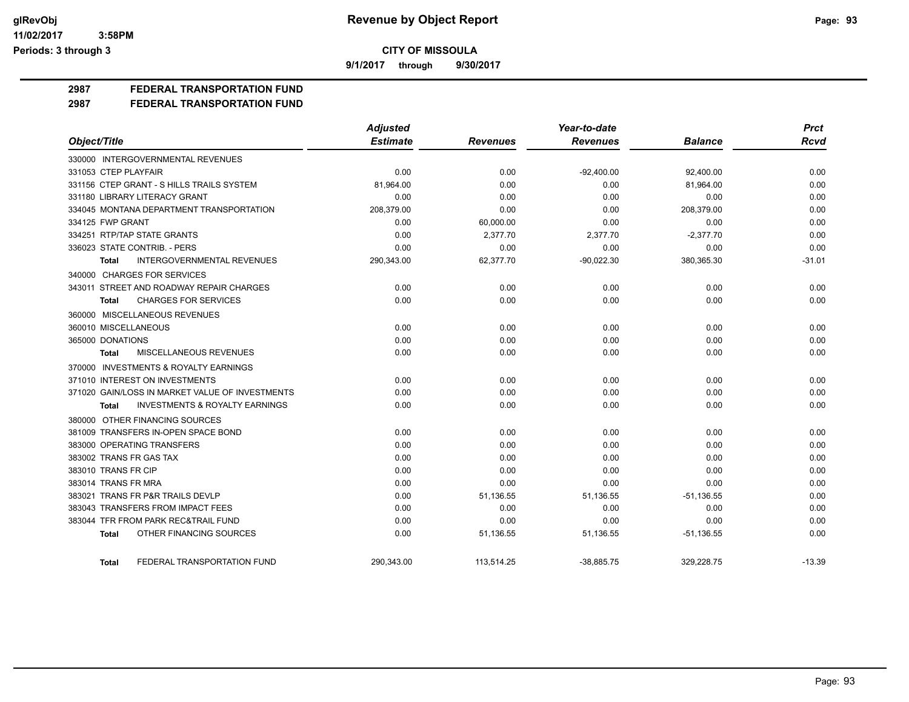# Revenue by Object Report

**CITY OF MISSOULA**

**9/1/2017 through 9/30/2017**

glRevObj
11/02/2017 3:58PM
Periods: 3 through 3

## 2987 FEDERAL TRANSPORTATION FUND

### 2987 FEDERAL TRANSPORTATION FUND

| Object/Title | Adjusted Estimate | Revenues | Year-to-date Revenues | Balance | Prct Rcvd |
|---|---|---|---|---|---|
| 330000 INTERGOVERNMENTAL REVENUES | | | | | |
| 331053 CTEP PLAYFAIR | 0.00 | 0.00 | -92,400.00 | 92,400.00 | 0.00 |
| 331156 CTEP GRANT - S HILLS TRAILS SYSTEM | 81,964.00 | 0.00 | 0.00 | 81,964.00 | 0.00 |
| 331180 LIBRARY LITERACY GRANT | 0.00 | 0.00 | 0.00 | 0.00 | 0.00 |
| 334045 MONTANA DEPARTMENT TRANSPORTATION | 208,379.00 | 0.00 | 0.00 | 208,379.00 | 0.00 |
| 334125 FWP GRANT | 0.00 | 60,000.00 | 0.00 | 0.00 | 0.00 |
| 334251 RTP/TAP STATE GRANTS | 0.00 | 2,377.70 | 2,377.70 | -2,377.70 | 0.00 |
| 336023 STATE CONTRIB. - PERS | 0.00 | 0.00 | 0.00 | 0.00 | 0.00 |
| **Total** INTERGOVERNMENTAL REVENUES | 290,343.00 | 62,377.70 | -90,022.30 | 380,365.30 | -31.01 |
| 340000 CHARGES FOR SERVICES | | | | | |
| 343011 STREET AND ROADWAY REPAIR CHARGES | 0.00 | 0.00 | 0.00 | 0.00 | 0.00 |
| **Total** CHARGES FOR SERVICES | 0.00 | 0.00 | 0.00 | 0.00 | 0.00 |
| 360000 MISCELLANEOUS REVENUES | | | | | |
| 360010 MISCELLANEOUS | 0.00 | 0.00 | 0.00 | 0.00 | 0.00 |
| 365000 DONATIONS | 0.00 | 0.00 | 0.00 | 0.00 | 0.00 |
| **Total** MISCELLANEOUS REVENUES | 0.00 | 0.00 | 0.00 | 0.00 | 0.00 |
| 370000 INVESTMENTS & ROYALTY EARNINGS | | | | | |
| 371010 INTEREST ON INVESTMENTS | 0.00 | 0.00 | 0.00 | 0.00 | 0.00 |
| 371020 GAIN/LOSS IN MARKET VALUE OF INVESTMENTS | 0.00 | 0.00 | 0.00 | 0.00 | 0.00 |
| **Total** INVESTMENTS & ROYALTY EARNINGS | 0.00 | 0.00 | 0.00 | 0.00 | 0.00 |
| 380000 OTHER FINANCING SOURCES | | | | | |
| 381009 TRANSFERS IN-OPEN SPACE BOND | 0.00 | 0.00 | 0.00 | 0.00 | 0.00 |
| 383000 OPERATING TRANSFERS | 0.00 | 0.00 | 0.00 | 0.00 | 0.00 |
| 383002 TRANS FR GAS TAX | 0.00 | 0.00 | 0.00 | 0.00 | 0.00 |
| 383010 TRANS FR CIP | 0.00 | 0.00 | 0.00 | 0.00 | 0.00 |
| 383014 TRANS FR MRA | 0.00 | 0.00 | 0.00 | 0.00 | 0.00 |
| 383021 TRANS FR P&R TRAILS DEVLP | 0.00 | 51,136.55 | 51,136.55 | -51,136.55 | 0.00 |
| 383043 TRANSFERS FROM IMPACT FEES | 0.00 | 0.00 | 0.00 | 0.00 | 0.00 |
| 383044 TFR FROM PARK REC&TRAIL FUND | 0.00 | 0.00 | 0.00 | 0.00 | 0.00 |
| **Total** OTHER FINANCING SOURCES | 0.00 | 51,136.55 | 51,136.55 | -51,136.55 | 0.00 |
| **Total** FEDERAL TRANSPORTATION FUND | 290,343.00 | 113,514.25 | -38,885.75 | 329,228.75 | -13.39 |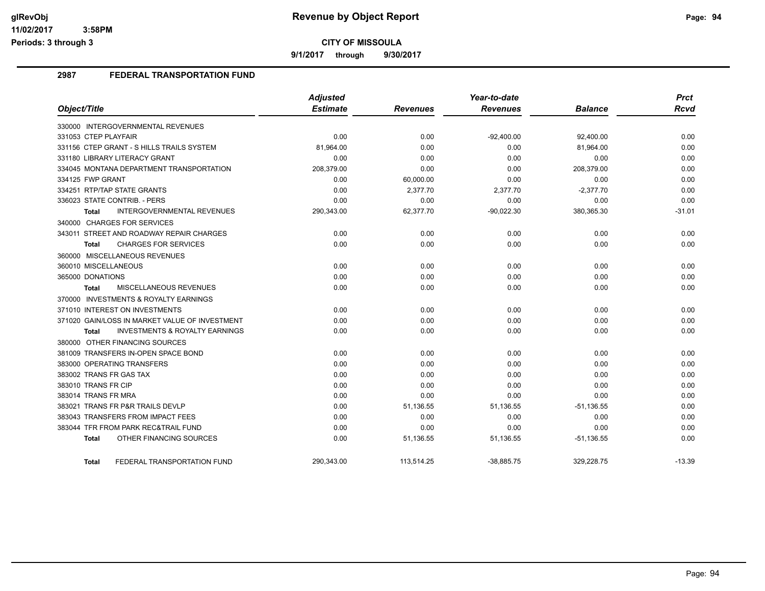**CITY OF MISSOULA**

**9/1/2017 through 9/30/2017**

## 2987 FEDERAL TRANSPORTATION FUND

| Object/Title | Adjusted Estimate | Revenues | Year-to-date Revenues | Balance | Prct Rcvd |
|---|---|---|---|---|---|
| 330000 INTERGOVERNMENTAL REVENUES | | | | | |
| 331053 CTEP PLAYFAIR | 0.00 | 0.00 | -92,400.00 | 92,400.00 | 0.00 |
| 331156 CTEP GRANT - S HILLS TRAILS SYSTEM | 81,964.00 | 0.00 | 0.00 | 81,964.00 | 0.00 |
| 331180 LIBRARY LITERACY GRANT | 0.00 | 0.00 | 0.00 | 0.00 | 0.00 |
| 334045 MONTANA DEPARTMENT TRANSPORTATION | 208,379.00 | 0.00 | 0.00 | 208,379.00 | 0.00 |
| 334125 FWP GRANT | 0.00 | 60,000.00 | 0.00 | 0.00 | 0.00 |
| 334251 RTP/TAP STATE GRANTS | 0.00 | 2,377.70 | 2,377.70 | -2,377.70 | 0.00 |
| 336023 STATE CONTRIB. - PERS | 0.00 | 0.00 | 0.00 | 0.00 | 0.00 |
| **Total** INTERGOVERNMENTAL REVENUES | 290,343.00 | 62,377.70 | -90,022.30 | 380,365.30 | -31.01 |
| 340000 CHARGES FOR SERVICES | | | | | |
| 343011 STREET AND ROADWAY REPAIR CHARGES | 0.00 | 0.00 | 0.00 | 0.00 | 0.00 |
| **Total** CHARGES FOR SERVICES | 0.00 | 0.00 | 0.00 | 0.00 | 0.00 |
| 360000 MISCELLANEOUS REVENUES | | | | | |
| 360010 MISCELLANEOUS | 0.00 | 0.00 | 0.00 | 0.00 | 0.00 |
| 365000 DONATIONS | 0.00 | 0.00 | 0.00 | 0.00 | 0.00 |
| **Total** MISCELLANEOUS REVENUES | 0.00 | 0.00 | 0.00 | 0.00 | 0.00 |
| 370000 INVESTMENTS & ROYALTY EARNINGS | | | | | |
| 371010 INTEREST ON INVESTMENTS | 0.00 | 0.00 | 0.00 | 0.00 | 0.00 |
| 371020 GAIN/LOSS IN MARKET VALUE OF INVESTMENT | 0.00 | 0.00 | 0.00 | 0.00 | 0.00 |
| **Total** INVESTMENTS & ROYALTY EARNINGS | 0.00 | 0.00 | 0.00 | 0.00 | 0.00 |
| 380000 OTHER FINANCING SOURCES | | | | | |
| 381009 TRANSFERS IN-OPEN SPACE BOND | 0.00 | 0.00 | 0.00 | 0.00 | 0.00 |
| 383000 OPERATING TRANSFERS | 0.00 | 0.00 | 0.00 | 0.00 | 0.00 |
| 383002 TRANS FR GAS TAX | 0.00 | 0.00 | 0.00 | 0.00 | 0.00 |
| 383010 TRANS FR CIP | 0.00 | 0.00 | 0.00 | 0.00 | 0.00 |
| 383014 TRANS FR MRA | 0.00 | 0.00 | 0.00 | 0.00 | 0.00 |
| 383021 TRANS FR P&R TRAILS DEVLP | 0.00 | 51,136.55 | 51,136.55 | -51,136.55 | 0.00 |
| 383043 TRANSFERS FROM IMPACT FEES | 0.00 | 0.00 | 0.00 | 0.00 | 0.00 |
| 383044 TFR FROM PARK REC&TRAIL FUND | 0.00 | 0.00 | 0.00 | 0.00 | 0.00 |
| **Total** OTHER FINANCING SOURCES | 0.00 | 51,136.55 | 51,136.55 | -51,136.55 | 0.00 |
| **Total** FEDERAL TRANSPORTATION FUND | 290,343.00 | 113,514.25 | -38,885.75 | 329,228.75 | -13.39 |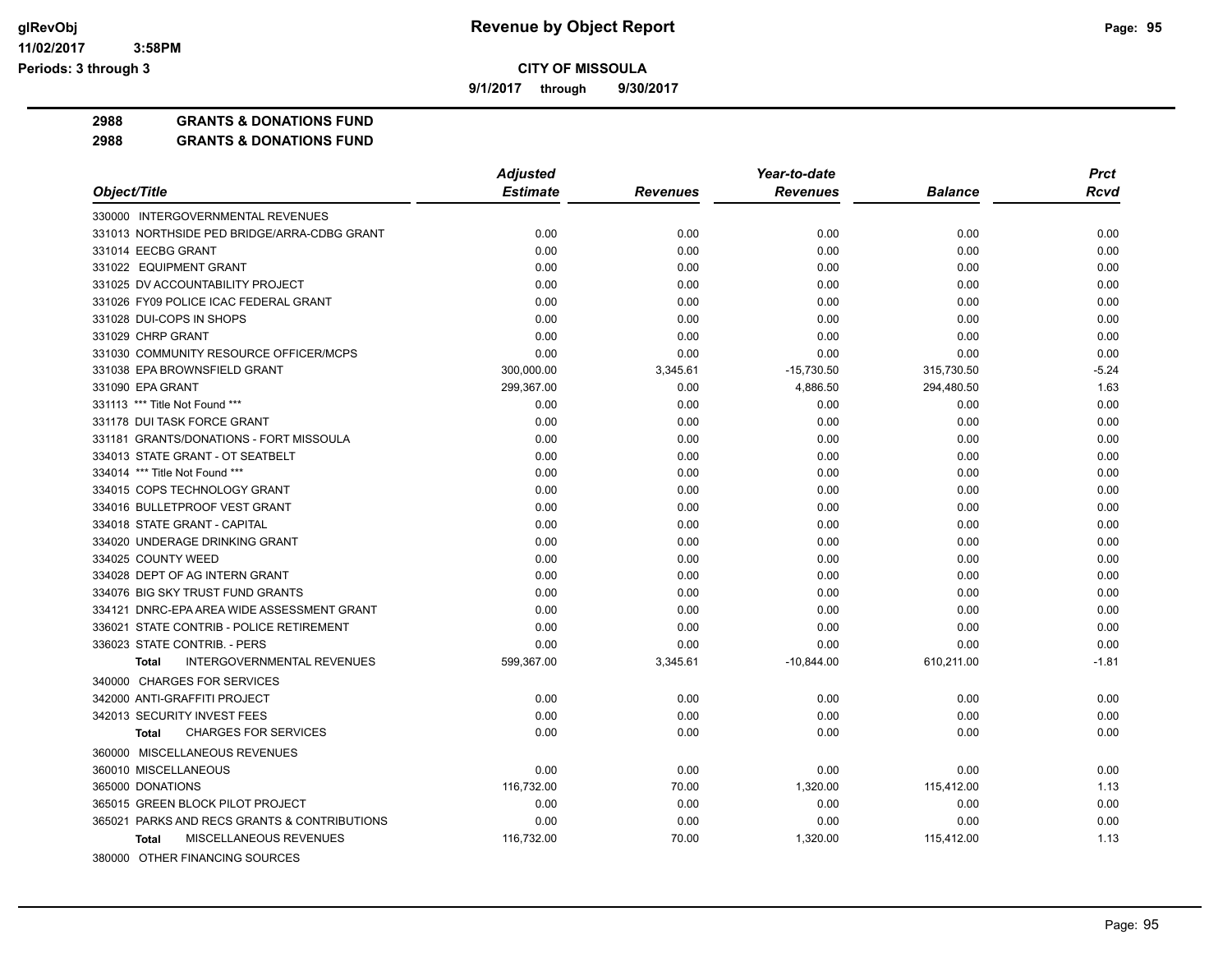# Revenue by Object Report

## CITY OF MISSOULA

**9/1/2017 through 9/30/2017**

glRevObj
11/02/2017 3:58PM
Periods: 3 through 3

**2988 GRANTS & DONATIONS FUND**

**2988 GRANTS & DONATIONS FUND**

| Object/Title | Adjusted Estimate | Revenues | Year-to-date Revenues | Balance | Prct Rcvd |
|---|---|---|---|---|---|
| 330000 INTERGOVERNMENTAL REVENUES | | | | | |
| 331013 NORTHSIDE PED BRIDGE/ARRA-CDBG GRANT | 0.00 | 0.00 | 0.00 | 0.00 | 0.00 |
| 331014 EECBG GRANT | 0.00 | 0.00 | 0.00 | 0.00 | 0.00 |
| 331022 EQUIPMENT GRANT | 0.00 | 0.00 | 0.00 | 0.00 | 0.00 |
| 331025 DV ACCOUNTABILITY PROJECT | 0.00 | 0.00 | 0.00 | 0.00 | 0.00 |
| 331026 FY09 POLICE ICAC FEDERAL GRANT | 0.00 | 0.00 | 0.00 | 0.00 | 0.00 |
| 331028 DUI-COPS IN SHOPS | 0.00 | 0.00 | 0.00 | 0.00 | 0.00 |
| 331029 CHRP GRANT | 0.00 | 0.00 | 0.00 | 0.00 | 0.00 |
| 331030 COMMUNITY RESOURCE OFFICER/MCPS | 0.00 | 0.00 | 0.00 | 0.00 | 0.00 |
| 331038 EPA BROWNSFIELD GRANT | 300,000.00 | 3,345.61 | -15,730.50 | 315,730.50 | -5.24 |
| 331090 EPA GRANT | 299,367.00 | 0.00 | 4,886.50 | 294,480.50 | 1.63 |
| 331113 *** Title Not Found *** | 0.00 | 0.00 | 0.00 | 0.00 | 0.00 |
| 331178 DUI TASK FORCE GRANT | 0.00 | 0.00 | 0.00 | 0.00 | 0.00 |
| 331181 GRANTS/DONATIONS - FORT MISSOULA | 0.00 | 0.00 | 0.00 | 0.00 | 0.00 |
| 334013 STATE GRANT - OT SEATBELT | 0.00 | 0.00 | 0.00 | 0.00 | 0.00 |
| 334014 *** Title Not Found *** | 0.00 | 0.00 | 0.00 | 0.00 | 0.00 |
| 334015 COPS TECHNOLOGY GRANT | 0.00 | 0.00 | 0.00 | 0.00 | 0.00 |
| 334016 BULLETPROOF VEST GRANT | 0.00 | 0.00 | 0.00 | 0.00 | 0.00 |
| 334018 STATE GRANT - CAPITAL | 0.00 | 0.00 | 0.00 | 0.00 | 0.00 |
| 334020 UNDERAGE DRINKING GRANT | 0.00 | 0.00 | 0.00 | 0.00 | 0.00 |
| 334025 COUNTY WEED | 0.00 | 0.00 | 0.00 | 0.00 | 0.00 |
| 334028 DEPT OF AG INTERN GRANT | 0.00 | 0.00 | 0.00 | 0.00 | 0.00 |
| 334076 BIG SKY TRUST FUND GRANTS | 0.00 | 0.00 | 0.00 | 0.00 | 0.00 |
| 334121 DNRC-EPA AREA WIDE ASSESSMENT GRANT | 0.00 | 0.00 | 0.00 | 0.00 | 0.00 |
| 336021 STATE CONTRIB - POLICE RETIREMENT | 0.00 | 0.00 | 0.00 | 0.00 | 0.00 |
| 336023 STATE CONTRIB. - PERS | 0.00 | 0.00 | 0.00 | 0.00 | 0.00 |
| **Total** INTERGOVERNMENTAL REVENUES | 599,367.00 | 3,345.61 | -10,844.00 | 610,211.00 | -1.81 |
| 340000 CHARGES FOR SERVICES | | | | | |
| 342000 ANTI-GRAFFITI PROJECT | 0.00 | 0.00 | 0.00 | 0.00 | 0.00 |
| 342013 SECURITY INVEST FEES | 0.00 | 0.00 | 0.00 | 0.00 | 0.00 |
| **Total** CHARGES FOR SERVICES | 0.00 | 0.00 | 0.00 | 0.00 | 0.00 |
| 360000 MISCELLANEOUS REVENUES | | | | | |
| 360010 MISCELLANEOUS | 0.00 | 0.00 | 0.00 | 0.00 | 0.00 |
| 365000 DONATIONS | 116,732.00 | 70.00 | 1,320.00 | 115,412.00 | 1.13 |
| 365015 GREEN BLOCK PILOT PROJECT | 0.00 | 0.00 | 0.00 | 0.00 | 0.00 |
| 365021 PARKS AND RECS GRANTS & CONTRIBUTIONS | 0.00 | 0.00 | 0.00 | 0.00 | 0.00 |
| **Total** MISCELLANEOUS REVENUES | 116,732.00 | 70.00 | 1,320.00 | 115,412.00 | 1.13 |
| 380000 OTHER FINANCING SOURCES | | | | | |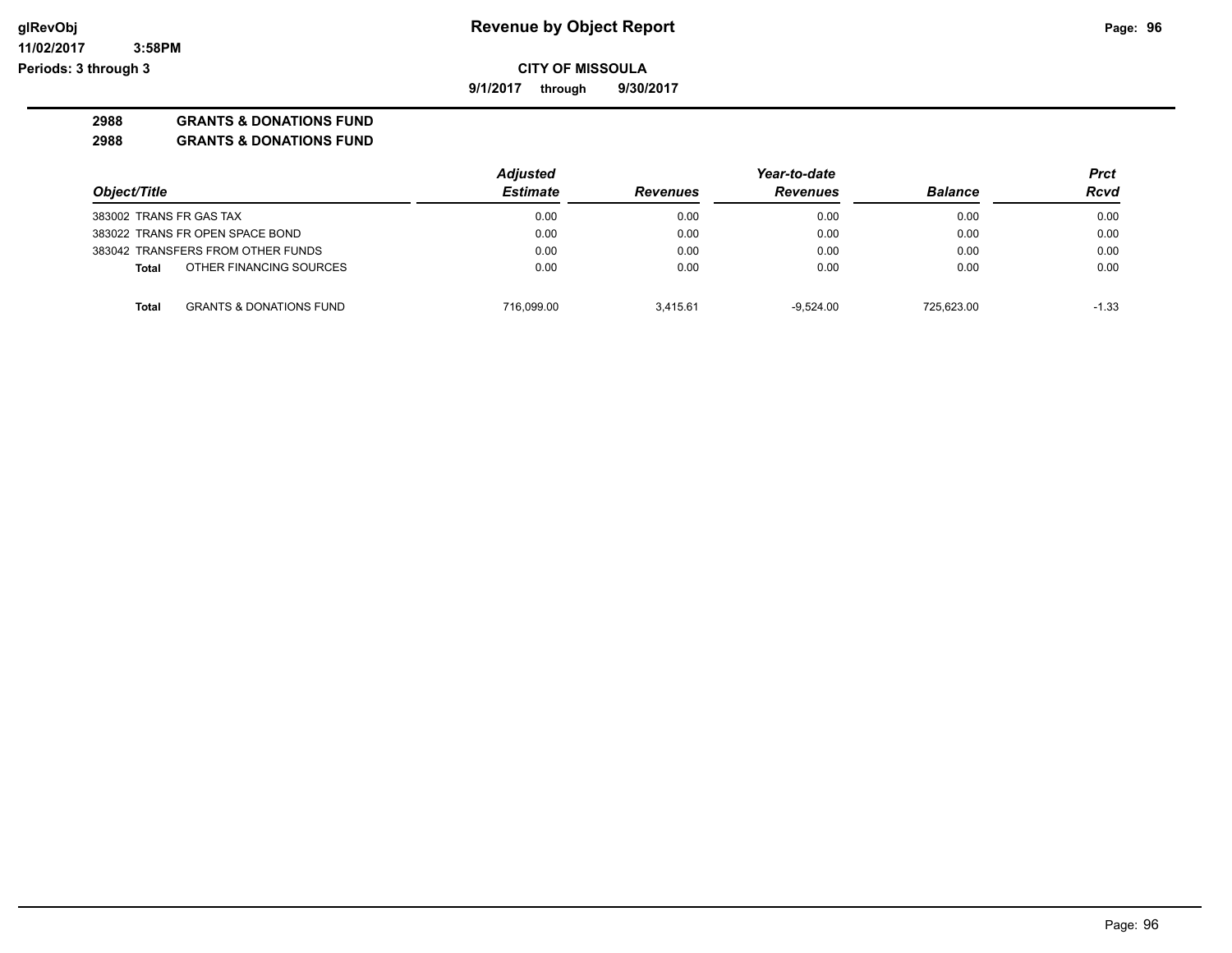# Revenue by Object Report

glRevObj
11/02/2017 3:58PM
Periods: 3 through 3

**CITY OF MISSOULA**

**9/1/2017 through 9/30/2017**

**2988 GRANTS & DONATIONS FUND**
**2988 GRANTS & DONATIONS FUND**

| Object/Title | Adjusted Estimate | Revenues | Year-to-date Revenues | Balance | Prct Rcvd |
|---|---|---|---|---|---|
| 383002 TRANS FR GAS TAX | 0.00 | 0.00 | 0.00 | 0.00 | 0.00 |
| 383022 TRANS FR OPEN SPACE BOND | 0.00 | 0.00 | 0.00 | 0.00 | 0.00 |
| 383042 TRANSFERS FROM OTHER FUNDS | 0.00 | 0.00 | 0.00 | 0.00 | 0.00 |
| **Total** OTHER FINANCING SOURCES | 0.00 | 0.00 | 0.00 | 0.00 | 0.00 |
| **Total** GRANTS & DONATIONS FUND | 716,099.00 | 3,415.61 | -9,524.00 | 725,623.00 | -1.33 |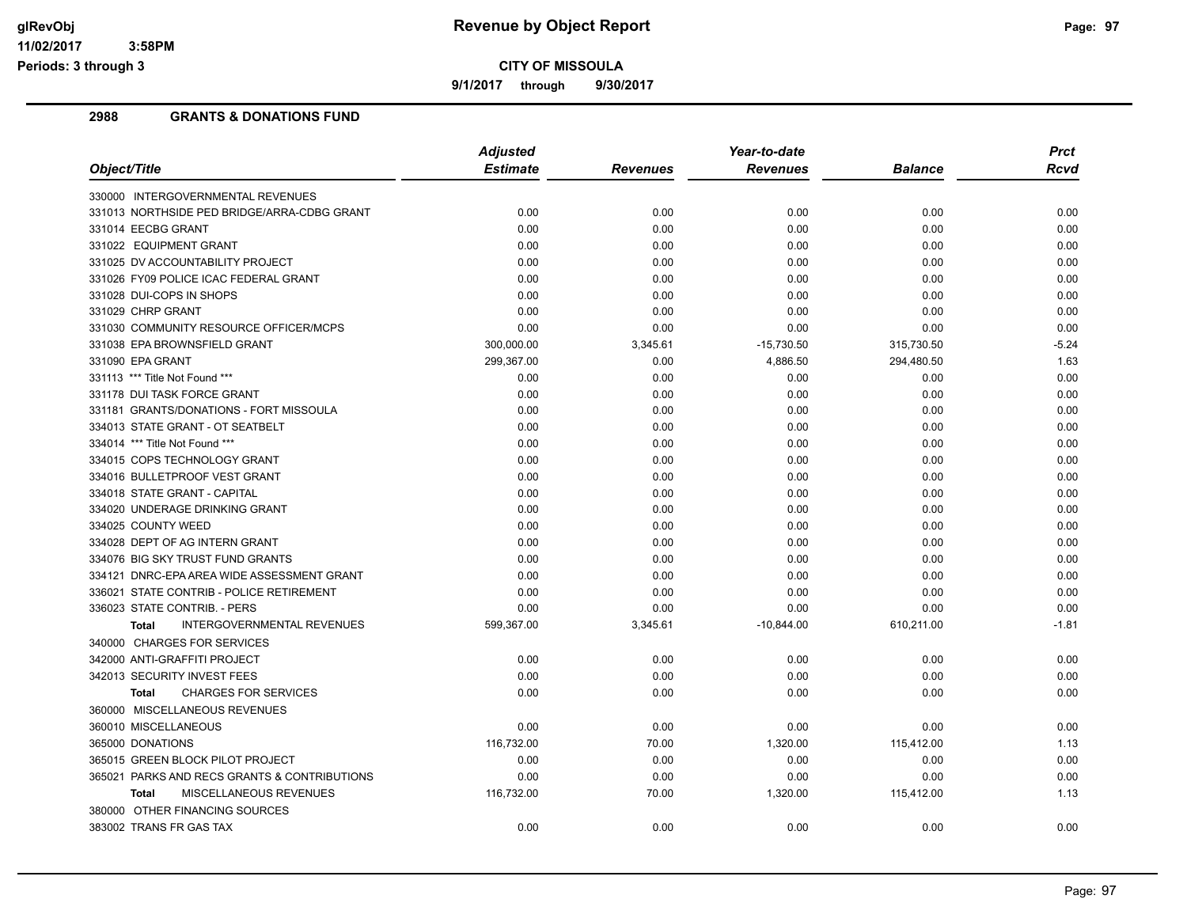# Revenue by Object Report

**CITY OF MISSOULA**

9/1/2017 through 9/30/2017

glRevObj
11/02/2017 3:58PM
Periods: 3 through 3

## 2988 GRANTS & DONATIONS FUND

| Object/Title | Adjusted Estimate | Revenues | Year-to-date Revenues | Balance | Prct Rcvd |
|---|---|---|---|---|---|
| 330000 INTERGOVERNMENTAL REVENUES | | | | | |
| 331013 NORTHSIDE PED BRIDGE/ARRA-CDBG GRANT | 0.00 | 0.00 | 0.00 | 0.00 | 0.00 |
| 331014 EECBG GRANT | 0.00 | 0.00 | 0.00 | 0.00 | 0.00 |
| 331022 EQUIPMENT GRANT | 0.00 | 0.00 | 0.00 | 0.00 | 0.00 |
| 331025 DV ACCOUNTABILITY PROJECT | 0.00 | 0.00 | 0.00 | 0.00 | 0.00 |
| 331026 FY09 POLICE ICAC FEDERAL GRANT | 0.00 | 0.00 | 0.00 | 0.00 | 0.00 |
| 331028 DUI-COPS IN SHOPS | 0.00 | 0.00 | 0.00 | 0.00 | 0.00 |
| 331029 CHRP GRANT | 0.00 | 0.00 | 0.00 | 0.00 | 0.00 |
| 331030 COMMUNITY RESOURCE OFFICER/MCPS | 0.00 | 0.00 | 0.00 | 0.00 | 0.00 |
| 331038 EPA BROWNSFIELD GRANT | 300,000.00 | 3,345.61 | -15,730.50 | 315,730.50 | -5.24 |
| 331090 EPA GRANT | 299,367.00 | 0.00 | 4,886.50 | 294,480.50 | 1.63 |
| 331113 *** Title Not Found *** | 0.00 | 0.00 | 0.00 | 0.00 | 0.00 |
| 331178 DUI TASK FORCE GRANT | 0.00 | 0.00 | 0.00 | 0.00 | 0.00 |
| 331181 GRANTS/DONATIONS - FORT MISSOULA | 0.00 | 0.00 | 0.00 | 0.00 | 0.00 |
| 334013 STATE GRANT - OT SEATBELT | 0.00 | 0.00 | 0.00 | 0.00 | 0.00 |
| 334014 *** Title Not Found *** | 0.00 | 0.00 | 0.00 | 0.00 | 0.00 |
| 334015 COPS TECHNOLOGY GRANT | 0.00 | 0.00 | 0.00 | 0.00 | 0.00 |
| 334016 BULLETPROOF VEST GRANT | 0.00 | 0.00 | 0.00 | 0.00 | 0.00 |
| 334018 STATE GRANT - CAPITAL | 0.00 | 0.00 | 0.00 | 0.00 | 0.00 |
| 334020 UNDERAGE DRINKING GRANT | 0.00 | 0.00 | 0.00 | 0.00 | 0.00 |
| 334025 COUNTY WEED | 0.00 | 0.00 | 0.00 | 0.00 | 0.00 |
| 334028 DEPT OF AG INTERN GRANT | 0.00 | 0.00 | 0.00 | 0.00 | 0.00 |
| 334076 BIG SKY TRUST FUND GRANTS | 0.00 | 0.00 | 0.00 | 0.00 | 0.00 |
| 334121 DNRC-EPA AREA WIDE ASSESSMENT GRANT | 0.00 | 0.00 | 0.00 | 0.00 | 0.00 |
| 336021 STATE CONTRIB - POLICE RETIREMENT | 0.00 | 0.00 | 0.00 | 0.00 | 0.00 |
| 336023 STATE CONTRIB. - PERS | 0.00 | 0.00 | 0.00 | 0.00 | 0.00 |
| **Total** INTERGOVERNMENTAL REVENUES | 599,367.00 | 3,345.61 | -10,844.00 | 610,211.00 | -1.81 |
| 340000 CHARGES FOR SERVICES | | | | | |
| 342000 ANTI-GRAFFITI PROJECT | 0.00 | 0.00 | 0.00 | 0.00 | 0.00 |
| 342013 SECURITY INVEST FEES | 0.00 | 0.00 | 0.00 | 0.00 | 0.00 |
| **Total** CHARGES FOR SERVICES | 0.00 | 0.00 | 0.00 | 0.00 | 0.00 |
| 360000 MISCELLANEOUS REVENUES | | | | | |
| 360010 MISCELLANEOUS | 0.00 | 0.00 | 0.00 | 0.00 | 0.00 |
| 365000 DONATIONS | 116,732.00 | 70.00 | 1,320.00 | 115,412.00 | 1.13 |
| 365015 GREEN BLOCK PILOT PROJECT | 0.00 | 0.00 | 0.00 | 0.00 | 0.00 |
| 365021 PARKS AND RECS GRANTS & CONTRIBUTIONS | 0.00 | 0.00 | 0.00 | 0.00 | 0.00 |
| **Total** MISCELLANEOUS REVENUES | 116,732.00 | 70.00 | 1,320.00 | 115,412.00 | 1.13 |
| 380000 OTHER FINANCING SOURCES | | | | | |
| 383002 TRANS FR GAS TAX | 0.00 | 0.00 | 0.00 | 0.00 | 0.00 |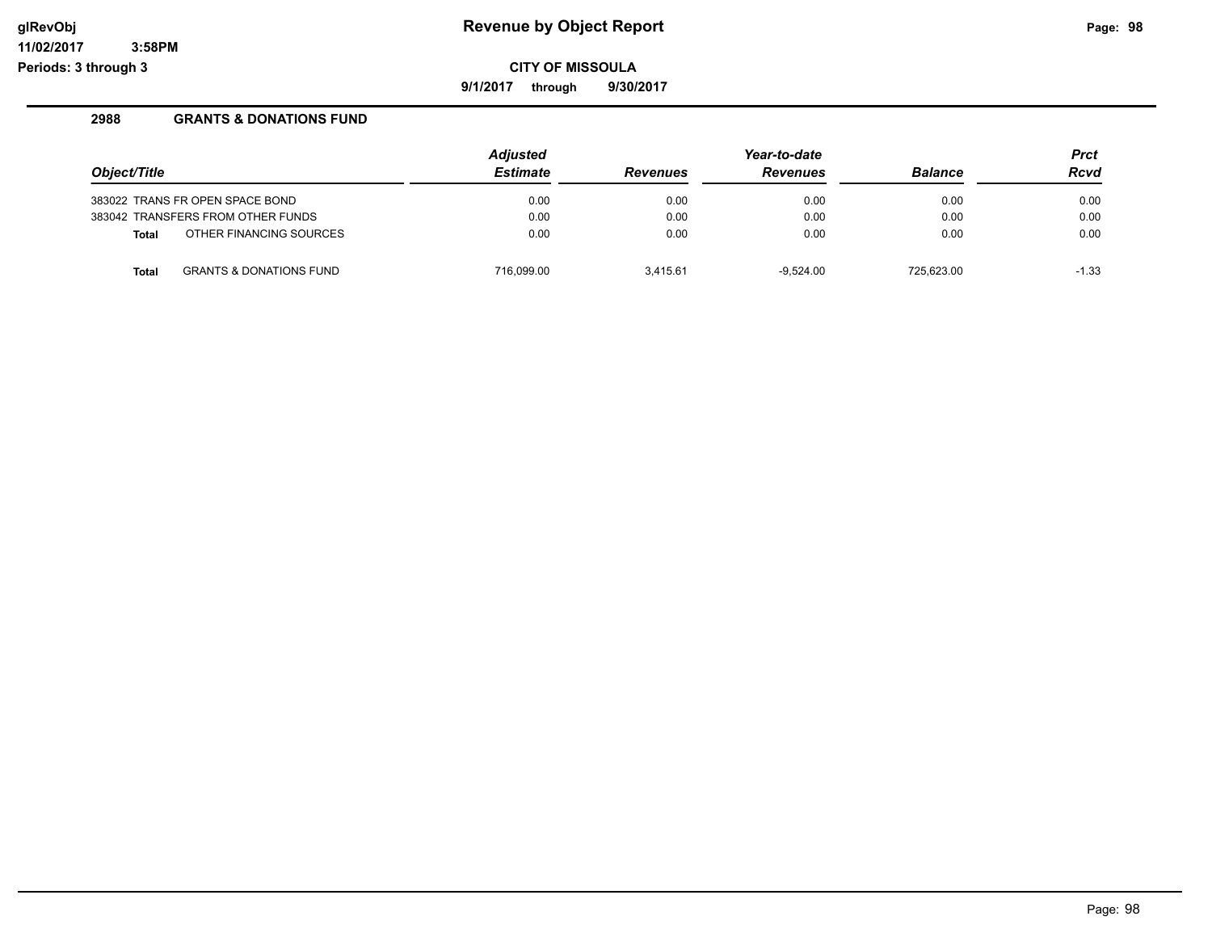# Revenue by Object Report

glRevObj
11/02/2017 3:58PM
Periods: 3 through 3

**CITY OF MISSOULA**

**9/1/2017 through 9/30/2017**

## 2988 GRANTS & DONATIONS FUND

| Object/Title | Adjusted Estimate | Revenues | Year-to-date Revenues | Balance | Prct Rcvd |
|---|---|---|---|---|---|
| 383022 TRANS FR OPEN SPACE BOND | 0.00 | 0.00 | 0.00 | 0.00 | 0.00 |
| 383042 TRANSFERS FROM OTHER FUNDS | 0.00 | 0.00 | 0.00 | 0.00 | 0.00 |
| **Total** OTHER FINANCING SOURCES | 0.00 | 0.00 | 0.00 | 0.00 | 0.00 |
| **Total** GRANTS & DONATIONS FUND | 716,099.00 | 3,415.61 | -9,524.00 | 725,623.00 | -1.33 |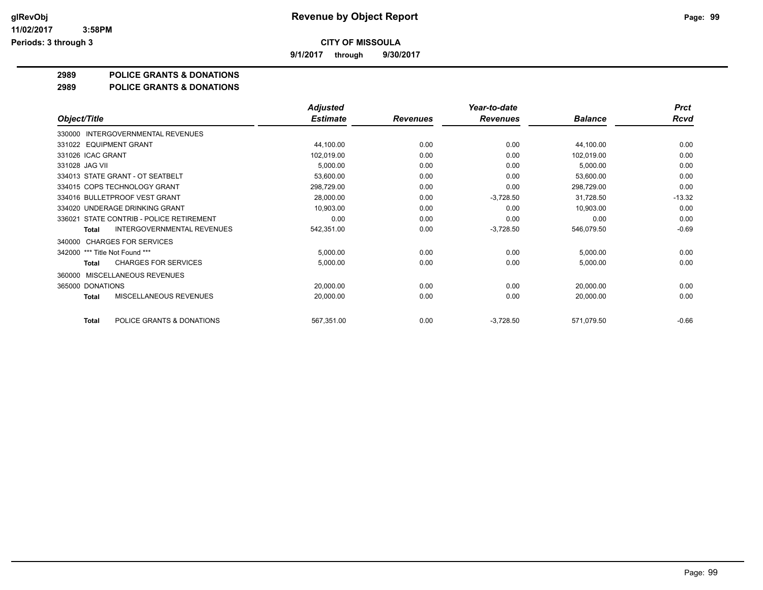**Revenue by Object Report**

**CITY OF MISSOULA**

**9/1/2017 through 9/30/2017**

glRevObj
11/02/2017 3:58PM
Periods: 3 through 3

**2989 POLICE GRANTS & DONATIONS**

**2989 POLICE GRANTS & DONATIONS**

| Object/Title | Adjusted Estimate | Revenues | Year-to-date Revenues | Balance | Prct Rcvd |
|---|---|---|---|---|---|
| 330000 INTERGOVERNMENTAL REVENUES | | | | | |
| 331022 EQUIPMENT GRANT | 44,100.00 | 0.00 | 0.00 | 44,100.00 | 0.00 |
| 331026 ICAC GRANT | 102,019.00 | 0.00 | 0.00 | 102,019.00 | 0.00 |
| 331028 JAG VII | 5,000.00 | 0.00 | 0.00 | 5,000.00 | 0.00 |
| 334013 STATE GRANT - OT SEATBELT | 53,600.00 | 0.00 | 0.00 | 53,600.00 | 0.00 |
| 334015 COPS TECHNOLOGY GRANT | 298,729.00 | 0.00 | 0.00 | 298,729.00 | 0.00 |
| 334016 BULLETPROOF VEST GRANT | 28,000.00 | 0.00 | -3,728.50 | 31,728.50 | -13.32 |
| 334020 UNDERAGE DRINKING GRANT | 10,903.00 | 0.00 | 0.00 | 10,903.00 | 0.00 |
| 336021 STATE CONTRIB - POLICE RETIREMENT | 0.00 | 0.00 | 0.00 | 0.00 | 0.00 |
| **Total** INTERGOVERNMENTAL REVENUES | 542,351.00 | 0.00 | -3,728.50 | 546,079.50 | -0.69 |
| 340000 CHARGES FOR SERVICES | | | | | |
| 342000 *** Title Not Found *** | 5,000.00 | 0.00 | 0.00 | 5,000.00 | 0.00 |
| **Total** CHARGES FOR SERVICES | 5,000.00 | 0.00 | 0.00 | 5,000.00 | 0.00 |
| 360000 MISCELLANEOUS REVENUES | | | | | |
| 365000 DONATIONS | 20,000.00 | 0.00 | 0.00 | 20,000.00 | 0.00 |
| **Total** MISCELLANEOUS REVENUES | 20,000.00 | 0.00 | 0.00 | 20,000.00 | 0.00 |
| **Total** POLICE GRANTS & DONATIONS | 567,351.00 | 0.00 | -3,728.50 | 571,079.50 | -0.66 |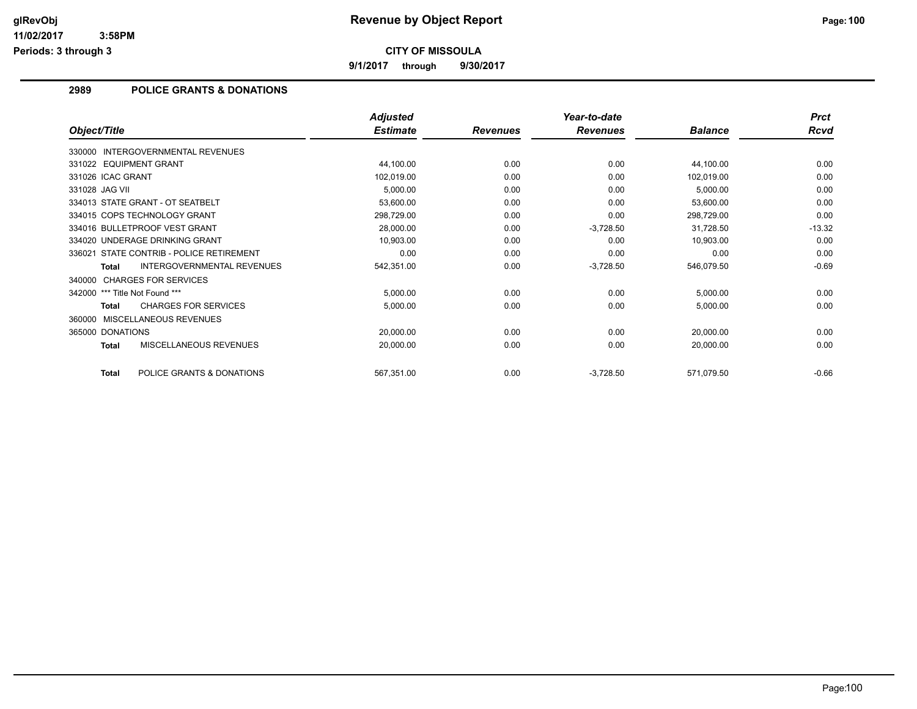**glRevObj** | **Revenue by Object Report**

**11/02/2017 3:58PM**

**Periods: 3 through 3**

**CITY OF MISSOULA**

**9/1/2017 through 9/30/2017**

## 2989 POLICE GRANTS & DONATIONS

| Object/Title | Adjusted Estimate | Revenues | Year-to-date Revenues | Balance | Prct Rcvd |
|---|---|---|---|---|---|
| 330000 INTERGOVERNMENTAL REVENUES | | | | | |
| 331022 EQUIPMENT GRANT | 44,100.00 | 0.00 | 0.00 | 44,100.00 | 0.00 |
| 331026 ICAC GRANT | 102,019.00 | 0.00 | 0.00 | 102,019.00 | 0.00 |
| 331028 JAG VII | 5,000.00 | 0.00 | 0.00 | 5,000.00 | 0.00 |
| 334013 STATE GRANT - OT SEATBELT | 53,600.00 | 0.00 | 0.00 | 53,600.00 | 0.00 |
| 334015 COPS TECHNOLOGY GRANT | 298,729.00 | 0.00 | 0.00 | 298,729.00 | 0.00 |
| 334016 BULLETPROOF VEST GRANT | 28,000.00 | 0.00 | -3,728.50 | 31,728.50 | -13.32 |
| 334020 UNDERAGE DRINKING GRANT | 10,903.00 | 0.00 | 0.00 | 10,903.00 | 0.00 |
| 336021 STATE CONTRIB - POLICE RETIREMENT | 0.00 | 0.00 | 0.00 | 0.00 | 0.00 |
| **Total** INTERGOVERNMENTAL REVENUES | 542,351.00 | 0.00 | -3,728.50 | 546,079.50 | -0.69 |
| 340000 CHARGES FOR SERVICES | | | | | |
| 342000 *** Title Not Found *** | 5,000.00 | 0.00 | 0.00 | 5,000.00 | 0.00 |
| **Total** CHARGES FOR SERVICES | 5,000.00 | 0.00 | 0.00 | 5,000.00 | 0.00 |
| 360000 MISCELLANEOUS REVENUES | | | | | |
| 365000 DONATIONS | 20,000.00 | 0.00 | 0.00 | 20,000.00 | 0.00 |
| **Total** MISCELLANEOUS REVENUES | 20,000.00 | 0.00 | 0.00 | 20,000.00 | 0.00 |
| **Total** POLICE GRANTS & DONATIONS | 567,351.00 | 0.00 | -3,728.50 | 571,079.50 | -0.66 |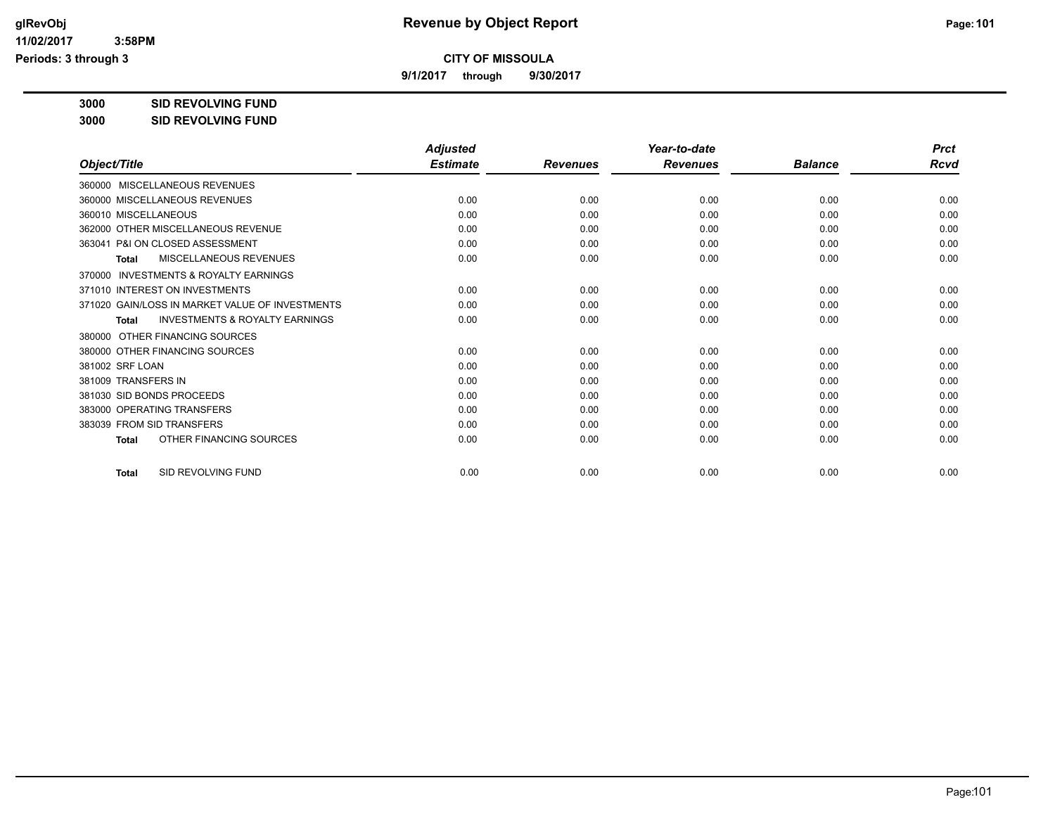# Revenue by Object Report

**CITY OF MISSOULA**

**9/1/2017 through 9/30/2017**

glRevObj
11/02/2017 3:58PM
Periods: 3 through 3

**3000 SID REVOLVING FUND**

**3000 SID REVOLVING FUND**

| Object/Title | Adjusted Estimate | Revenues | Year-to-date Revenues | Balance | Prct Rcvd |
|---|---|---|---|---|---|
| 360000 MISCELLANEOUS REVENUES | | | | | |
| 360000 MISCELLANEOUS REVENUES | 0.00 | 0.00 | 0.00 | 0.00 | 0.00 |
| 360010 MISCELLANEOUS | 0.00 | 0.00 | 0.00 | 0.00 | 0.00 |
| 362000 OTHER MISCELLANEOUS REVENUE | 0.00 | 0.00 | 0.00 | 0.00 | 0.00 |
| 363041 P&I ON CLOSED ASSESSMENT | 0.00 | 0.00 | 0.00 | 0.00 | 0.00 |
| **Total** MISCELLANEOUS REVENUES | 0.00 | 0.00 | 0.00 | 0.00 | 0.00 |
| 370000 INVESTMENTS & ROYALTY EARNINGS | | | | | |
| 371010 INTEREST ON INVESTMENTS | 0.00 | 0.00 | 0.00 | 0.00 | 0.00 |
| 371020 GAIN/LOSS IN MARKET VALUE OF INVESTMENTS | 0.00 | 0.00 | 0.00 | 0.00 | 0.00 |
| **Total** INVESTMENTS & ROYALTY EARNINGS | 0.00 | 0.00 | 0.00 | 0.00 | 0.00 |
| 380000 OTHER FINANCING SOURCES | | | | | |
| 380000 OTHER FINANCING SOURCES | 0.00 | 0.00 | 0.00 | 0.00 | 0.00 |
| 381002 SRF LOAN | 0.00 | 0.00 | 0.00 | 0.00 | 0.00 |
| 381009 TRANSFERS IN | 0.00 | 0.00 | 0.00 | 0.00 | 0.00 |
| 381030 SID BONDS PROCEEDS | 0.00 | 0.00 | 0.00 | 0.00 | 0.00 |
| 383000 OPERATING TRANSFERS | 0.00 | 0.00 | 0.00 | 0.00 | 0.00 |
| 383039 FROM SID TRANSFERS | 0.00 | 0.00 | 0.00 | 0.00 | 0.00 |
| **Total** OTHER FINANCING SOURCES | 0.00 | 0.00 | 0.00 | 0.00 | 0.00 |
| **Total** SID REVOLVING FUND | 0.00 | 0.00 | 0.00 | 0.00 | 0.00 |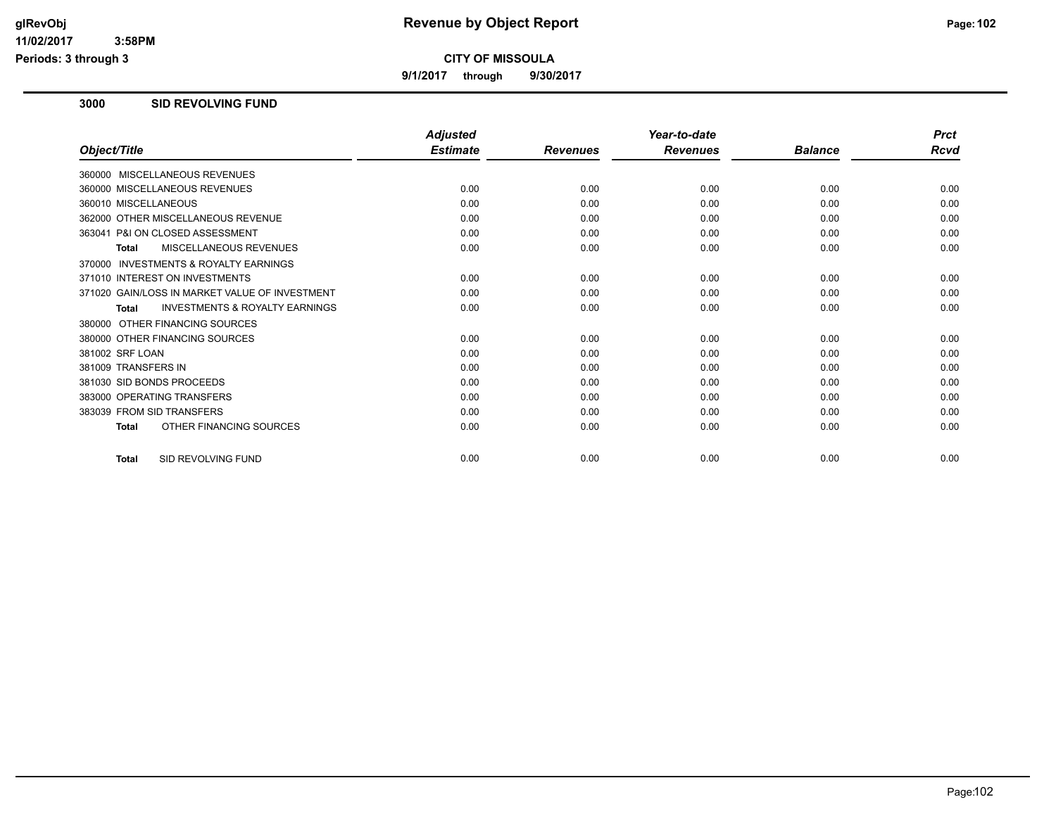# Revenue by Object Report

**CITY OF MISSOULA**

**9/1/2017 through 9/30/2017**

glRevObj
11/02/2017 3:58PM
Periods: 3 through 3

## 3000 SID REVOLVING FUND

| Object/Title | Adjusted Estimate | Revenues | Year-to-date Revenues | Balance | Prct Rcvd |
|---|---|---|---|---|---|
| 360000 MISCELLANEOUS REVENUES | | | | | |
| 360000 MISCELLANEOUS REVENUES | 0.00 | 0.00 | 0.00 | 0.00 | 0.00 |
| 360010 MISCELLANEOUS | 0.00 | 0.00 | 0.00 | 0.00 | 0.00 |
| 362000 OTHER MISCELLANEOUS REVENUE | 0.00 | 0.00 | 0.00 | 0.00 | 0.00 |
| 363041 P&I ON CLOSED ASSESSMENT | 0.00 | 0.00 | 0.00 | 0.00 | 0.00 |
| **Total** MISCELLANEOUS REVENUES | 0.00 | 0.00 | 0.00 | 0.00 | 0.00 |
| 370000 INVESTMENTS & ROYALTY EARNINGS | | | | | |
| 371010 INTEREST ON INVESTMENTS | 0.00 | 0.00 | 0.00 | 0.00 | 0.00 |
| 371020 GAIN/LOSS IN MARKET VALUE OF INVESTMENT | 0.00 | 0.00 | 0.00 | 0.00 | 0.00 |
| **Total** INVESTMENTS & ROYALTY EARNINGS | 0.00 | 0.00 | 0.00 | 0.00 | 0.00 |
| 380000 OTHER FINANCING SOURCES | | | | | |
| 380000 OTHER FINANCING SOURCES | 0.00 | 0.00 | 0.00 | 0.00 | 0.00 |
| 381002 SRF LOAN | 0.00 | 0.00 | 0.00 | 0.00 | 0.00 |
| 381009 TRANSFERS IN | 0.00 | 0.00 | 0.00 | 0.00 | 0.00 |
| 381030 SID BONDS PROCEEDS | 0.00 | 0.00 | 0.00 | 0.00 | 0.00 |
| 383000 OPERATING TRANSFERS | 0.00 | 0.00 | 0.00 | 0.00 | 0.00 |
| 383039 FROM SID TRANSFERS | 0.00 | 0.00 | 0.00 | 0.00 | 0.00 |
| **Total** OTHER FINANCING SOURCES | 0.00 | 0.00 | 0.00 | 0.00 | 0.00 |
| **Total** SID REVOLVING FUND | 0.00 | 0.00 | 0.00 | 0.00 | 0.00 |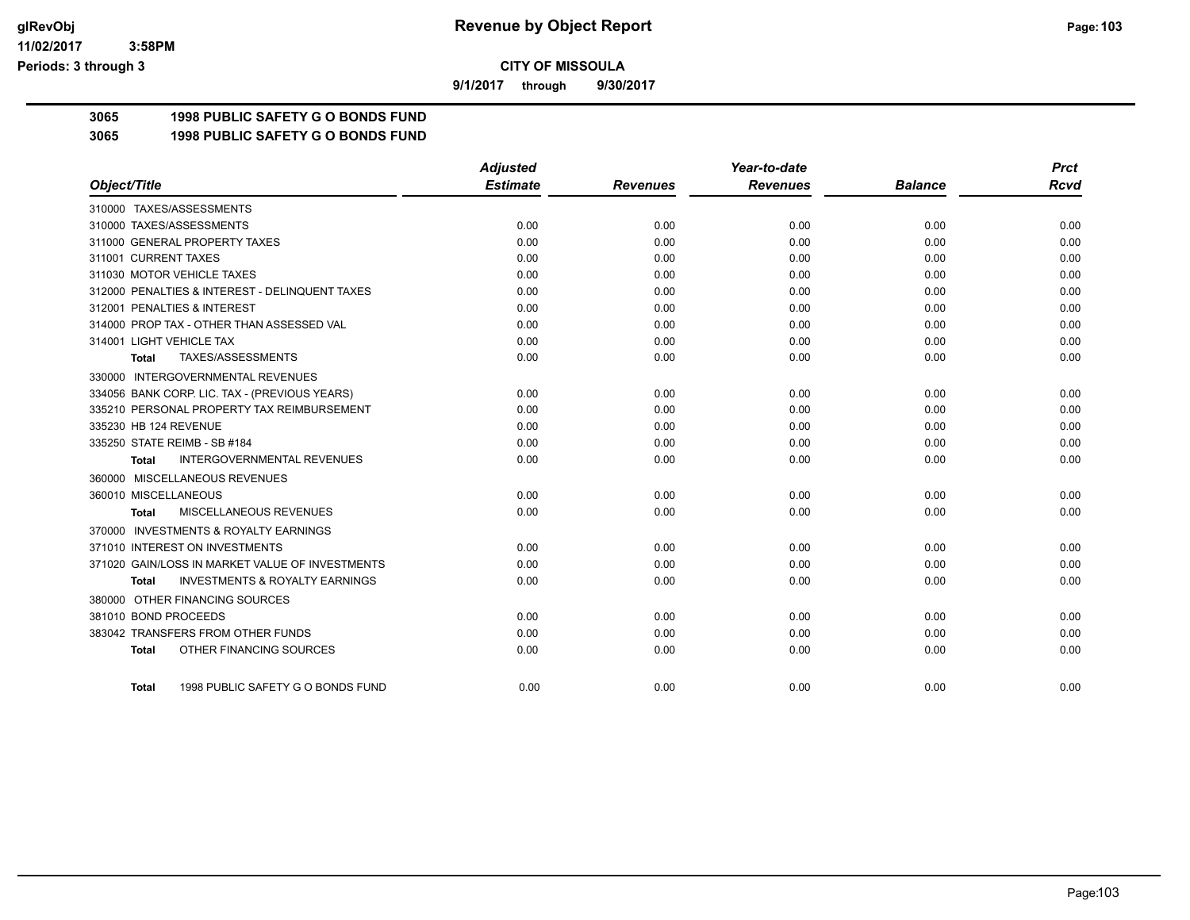# Revenue by Object Report

**CITY OF MISSOULA**

9/1/2017 through 9/30/2017

glRevObj
11/02/2017 3:58PM
Periods: 3 through 3

## 3065 1998 PUBLIC SAFETY G O BONDS FUND

### 3065 1998 PUBLIC SAFETY G O BONDS FUND

| Object/Title | Adjusted Estimate | Revenues | Year-to-date Revenues | Balance | Prct Rcvd |
|---|---|---|---|---|---|
| 310000 TAXES/ASSESSMENTS | | | | | |
| 310000 TAXES/ASSESSMENTS | 0.00 | 0.00 | 0.00 | 0.00 | 0.00 |
| 311000 GENERAL PROPERTY TAXES | 0.00 | 0.00 | 0.00 | 0.00 | 0.00 |
| 311001 CURRENT TAXES | 0.00 | 0.00 | 0.00 | 0.00 | 0.00 |
| 311030 MOTOR VEHICLE TAXES | 0.00 | 0.00 | 0.00 | 0.00 | 0.00 |
| 312000 PENALTIES & INTEREST - DELINQUENT TAXES | 0.00 | 0.00 | 0.00 | 0.00 | 0.00 |
| 312001 PENALTIES & INTEREST | 0.00 | 0.00 | 0.00 | 0.00 | 0.00 |
| 314000 PROP TAX - OTHER THAN ASSESSED VAL | 0.00 | 0.00 | 0.00 | 0.00 | 0.00 |
| 314001 LIGHT VEHICLE TAX | 0.00 | 0.00 | 0.00 | 0.00 | 0.00 |
| **Total** TAXES/ASSESSMENTS | 0.00 | 0.00 | 0.00 | 0.00 | 0.00 |
| 330000 INTERGOVERNMENTAL REVENUES | | | | | |
| 334056 BANK CORP. LIC. TAX - (PREVIOUS YEARS) | 0.00 | 0.00 | 0.00 | 0.00 | 0.00 |
| 335210 PERSONAL PROPERTY TAX REIMBURSEMENT | 0.00 | 0.00 | 0.00 | 0.00 | 0.00 |
| 335230 HB 124 REVENUE | 0.00 | 0.00 | 0.00 | 0.00 | 0.00 |
| 335250 STATE REIMB - SB #184 | 0.00 | 0.00 | 0.00 | 0.00 | 0.00 |
| **Total** INTERGOVERNMENTAL REVENUES | 0.00 | 0.00 | 0.00 | 0.00 | 0.00 |
| 360000 MISCELLANEOUS REVENUES | | | | | |
| 360010 MISCELLANEOUS | 0.00 | 0.00 | 0.00 | 0.00 | 0.00 |
| **Total** MISCELLANEOUS REVENUES | 0.00 | 0.00 | 0.00 | 0.00 | 0.00 |
| 370000 INVESTMENTS & ROYALTY EARNINGS | | | | | |
| 371010 INTEREST ON INVESTMENTS | 0.00 | 0.00 | 0.00 | 0.00 | 0.00 |
| 371020 GAIN/LOSS IN MARKET VALUE OF INVESTMENTS | 0.00 | 0.00 | 0.00 | 0.00 | 0.00 |
| **Total** INVESTMENTS & ROYALTY EARNINGS | 0.00 | 0.00 | 0.00 | 0.00 | 0.00 |
| 380000 OTHER FINANCING SOURCES | | | | | |
| 381010 BOND PROCEEDS | 0.00 | 0.00 | 0.00 | 0.00 | 0.00 |
| 383042 TRANSFERS FROM OTHER FUNDS | 0.00 | 0.00 | 0.00 | 0.00 | 0.00 |
| **Total** OTHER FINANCING SOURCES | 0.00 | 0.00 | 0.00 | 0.00 | 0.00 |
| **Total** 1998 PUBLIC SAFETY G O BONDS FUND | 0.00 | 0.00 | 0.00 | 0.00 | 0.00 |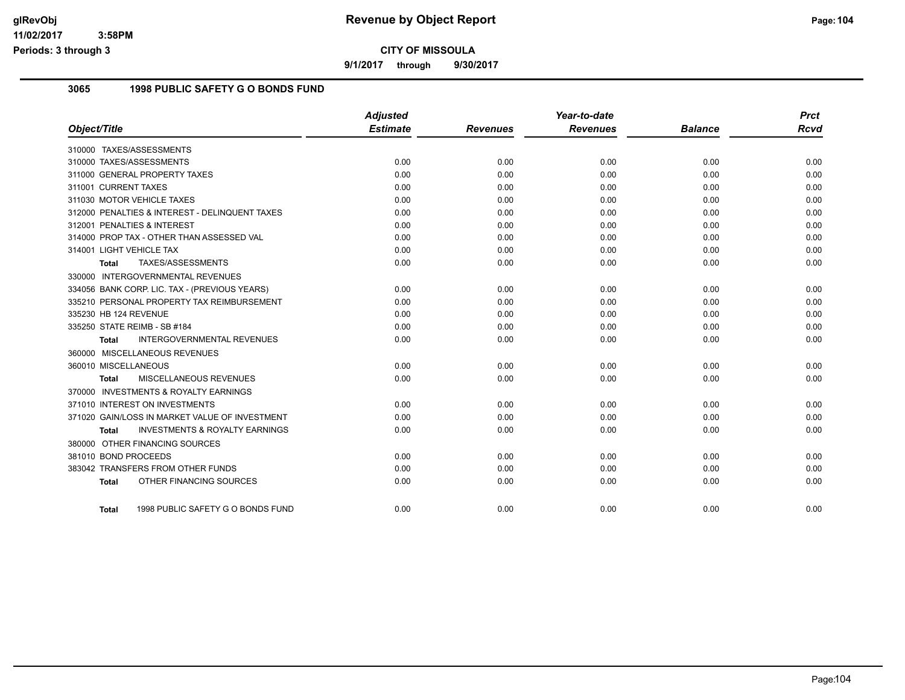**Revenue by Object Report**

**CITY OF MISSOULA**

**9/1/2017 through 9/30/2017**

## 3065 1998 PUBLIC SAFETY G O BONDS FUND

| Object/Title | Adjusted Estimate | Revenues | Year-to-date Revenues | Balance | Prct Rcvd |
|---|---|---|---|---|---|
| 310000 TAXES/ASSESSMENTS | | | | | |
| 310000 TAXES/ASSESSMENTS | 0.00 | 0.00 | 0.00 | 0.00 | 0.00 |
| 311000 GENERAL PROPERTY TAXES | 0.00 | 0.00 | 0.00 | 0.00 | 0.00 |
| 311001 CURRENT TAXES | 0.00 | 0.00 | 0.00 | 0.00 | 0.00 |
| 311030 MOTOR VEHICLE TAXES | 0.00 | 0.00 | 0.00 | 0.00 | 0.00 |
| 312000 PENALTIES & INTEREST - DELINQUENT TAXES | 0.00 | 0.00 | 0.00 | 0.00 | 0.00 |
| 312001 PENALTIES & INTEREST | 0.00 | 0.00 | 0.00 | 0.00 | 0.00 |
| 314000 PROP TAX - OTHER THAN ASSESSED VAL | 0.00 | 0.00 | 0.00 | 0.00 | 0.00 |
| 314001 LIGHT VEHICLE TAX | 0.00 | 0.00 | 0.00 | 0.00 | 0.00 |
| **Total** TAXES/ASSESSMENTS | 0.00 | 0.00 | 0.00 | 0.00 | 0.00 |
| 330000 INTERGOVERNMENTAL REVENUES | | | | | |
| 334056 BANK CORP. LIC. TAX - (PREVIOUS YEARS) | 0.00 | 0.00 | 0.00 | 0.00 | 0.00 |
| 335210 PERSONAL PROPERTY TAX REIMBURSEMENT | 0.00 | 0.00 | 0.00 | 0.00 | 0.00 |
| 335230 HB 124 REVENUE | 0.00 | 0.00 | 0.00 | 0.00 | 0.00 |
| 335250 STATE REIMB - SB #184 | 0.00 | 0.00 | 0.00 | 0.00 | 0.00 |
| **Total** INTERGOVERNMENTAL REVENUES | 0.00 | 0.00 | 0.00 | 0.00 | 0.00 |
| 360000 MISCELLANEOUS REVENUES | | | | | |
| 360010 MISCELLANEOUS | 0.00 | 0.00 | 0.00 | 0.00 | 0.00 |
| **Total** MISCELLANEOUS REVENUES | 0.00 | 0.00 | 0.00 | 0.00 | 0.00 |
| 370000 INVESTMENTS & ROYALTY EARNINGS | | | | | |
| 371010 INTEREST ON INVESTMENTS | 0.00 | 0.00 | 0.00 | 0.00 | 0.00 |
| 371020 GAIN/LOSS IN MARKET VALUE OF INVESTMENT | 0.00 | 0.00 | 0.00 | 0.00 | 0.00 |
| **Total** INVESTMENTS & ROYALTY EARNINGS | 0.00 | 0.00 | 0.00 | 0.00 | 0.00 |
| 380000 OTHER FINANCING SOURCES | | | | | |
| 381010 BOND PROCEEDS | 0.00 | 0.00 | 0.00 | 0.00 | 0.00 |
| 383042 TRANSFERS FROM OTHER FUNDS | 0.00 | 0.00 | 0.00 | 0.00 | 0.00 |
| **Total** OTHER FINANCING SOURCES | 0.00 | 0.00 | 0.00 | 0.00 | 0.00 |
| **Total** 1998 PUBLIC SAFETY G O BONDS FUND | 0.00 | 0.00 | 0.00 | 0.00 | 0.00 |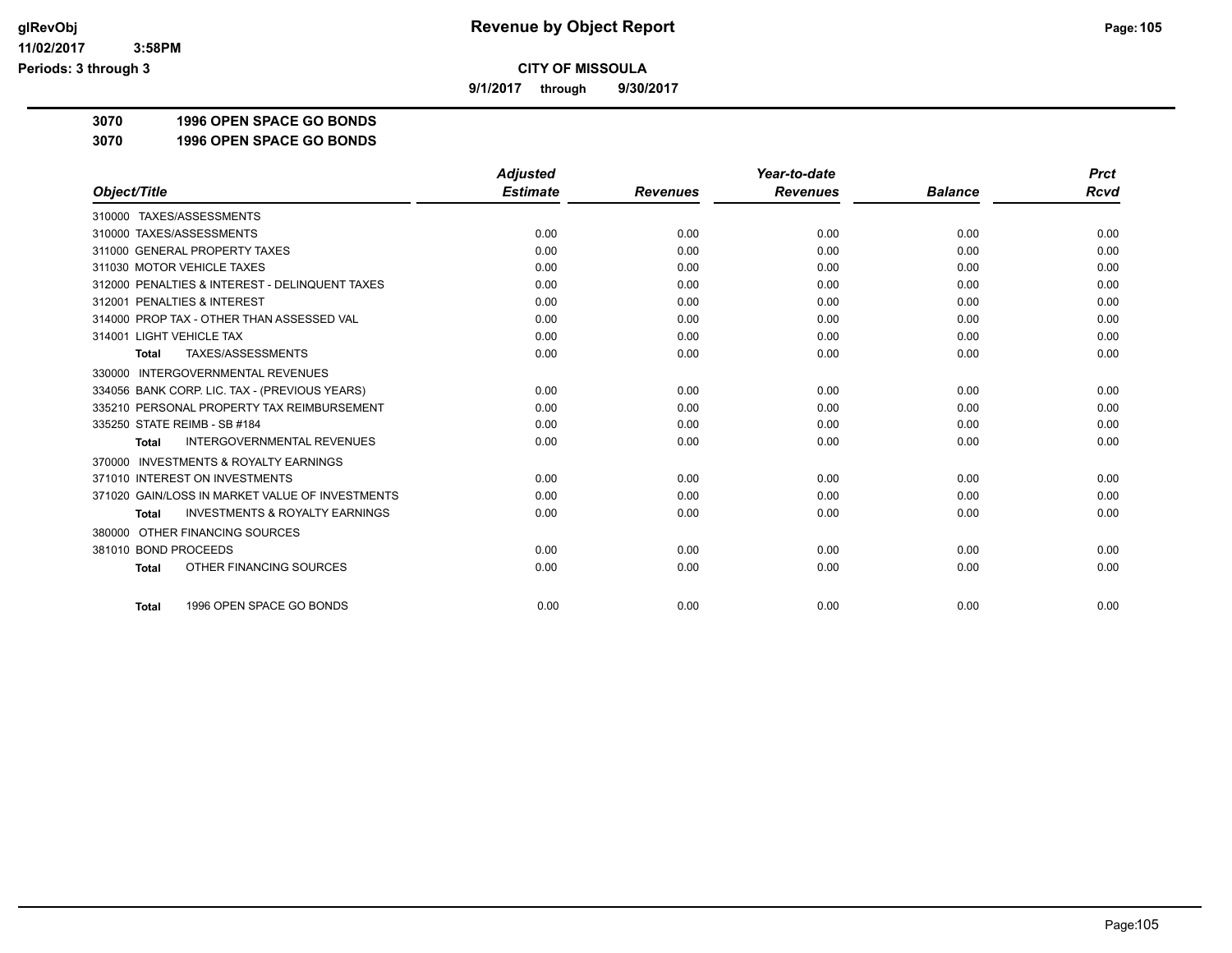# Revenue by Object Report

**CITY OF MISSOULA**

**9/1/2017 through 9/30/2017**

glRevObj
11/02/2017 3:58PM
Periods: 3 through 3

**3070 1996 OPEN SPACE GO BONDS**

**3070 1996 OPEN SPACE GO BONDS**

| Object/Title | Adjusted Estimate | Revenues | Year-to-date Revenues | Balance | Prct Rcvd |
|---|---|---|---|---|---|
| 310000 TAXES/ASSESSMENTS | | | | | |
| 310000 TAXES/ASSESSMENTS | 0.00 | 0.00 | 0.00 | 0.00 | 0.00 |
| 311000 GENERAL PROPERTY TAXES | 0.00 | 0.00 | 0.00 | 0.00 | 0.00 |
| 311030 MOTOR VEHICLE TAXES | 0.00 | 0.00 | 0.00 | 0.00 | 0.00 |
| 312000 PENALTIES & INTEREST - DELINQUENT TAXES | 0.00 | 0.00 | 0.00 | 0.00 | 0.00 |
| 312001 PENALTIES & INTEREST | 0.00 | 0.00 | 0.00 | 0.00 | 0.00 |
| 314000 PROP TAX - OTHER THAN ASSESSED VAL | 0.00 | 0.00 | 0.00 | 0.00 | 0.00 |
| 314001 LIGHT VEHICLE TAX | 0.00 | 0.00 | 0.00 | 0.00 | 0.00 |
| **Total** TAXES/ASSESSMENTS | 0.00 | 0.00 | 0.00 | 0.00 | 0.00 |
| 330000 INTERGOVERNMENTAL REVENUES | | | | | |
| 334056 BANK CORP. LIC. TAX - (PREVIOUS YEARS) | 0.00 | 0.00 | 0.00 | 0.00 | 0.00 |
| 335210 PERSONAL PROPERTY TAX REIMBURSEMENT | 0.00 | 0.00 | 0.00 | 0.00 | 0.00 |
| 335250 STATE REIMB - SB #184 | 0.00 | 0.00 | 0.00 | 0.00 | 0.00 |
| **Total** INTERGOVERNMENTAL REVENUES | 0.00 | 0.00 | 0.00 | 0.00 | 0.00 |
| 370000 INVESTMENTS & ROYALTY EARNINGS | | | | | |
| 371010 INTEREST ON INVESTMENTS | 0.00 | 0.00 | 0.00 | 0.00 | 0.00 |
| 371020 GAIN/LOSS IN MARKET VALUE OF INVESTMENTS | 0.00 | 0.00 | 0.00 | 0.00 | 0.00 |
| **Total** INVESTMENTS & ROYALTY EARNINGS | 0.00 | 0.00 | 0.00 | 0.00 | 0.00 |
| 380000 OTHER FINANCING SOURCES | | | | | |
| 381010 BOND PROCEEDS | 0.00 | 0.00 | 0.00 | 0.00 | 0.00 |
| **Total** OTHER FINANCING SOURCES | 0.00 | 0.00 | 0.00 | 0.00 | 0.00 |
| **Total** 1996 OPEN SPACE GO BONDS | 0.00 | 0.00 | 0.00 | 0.00 | 0.00 |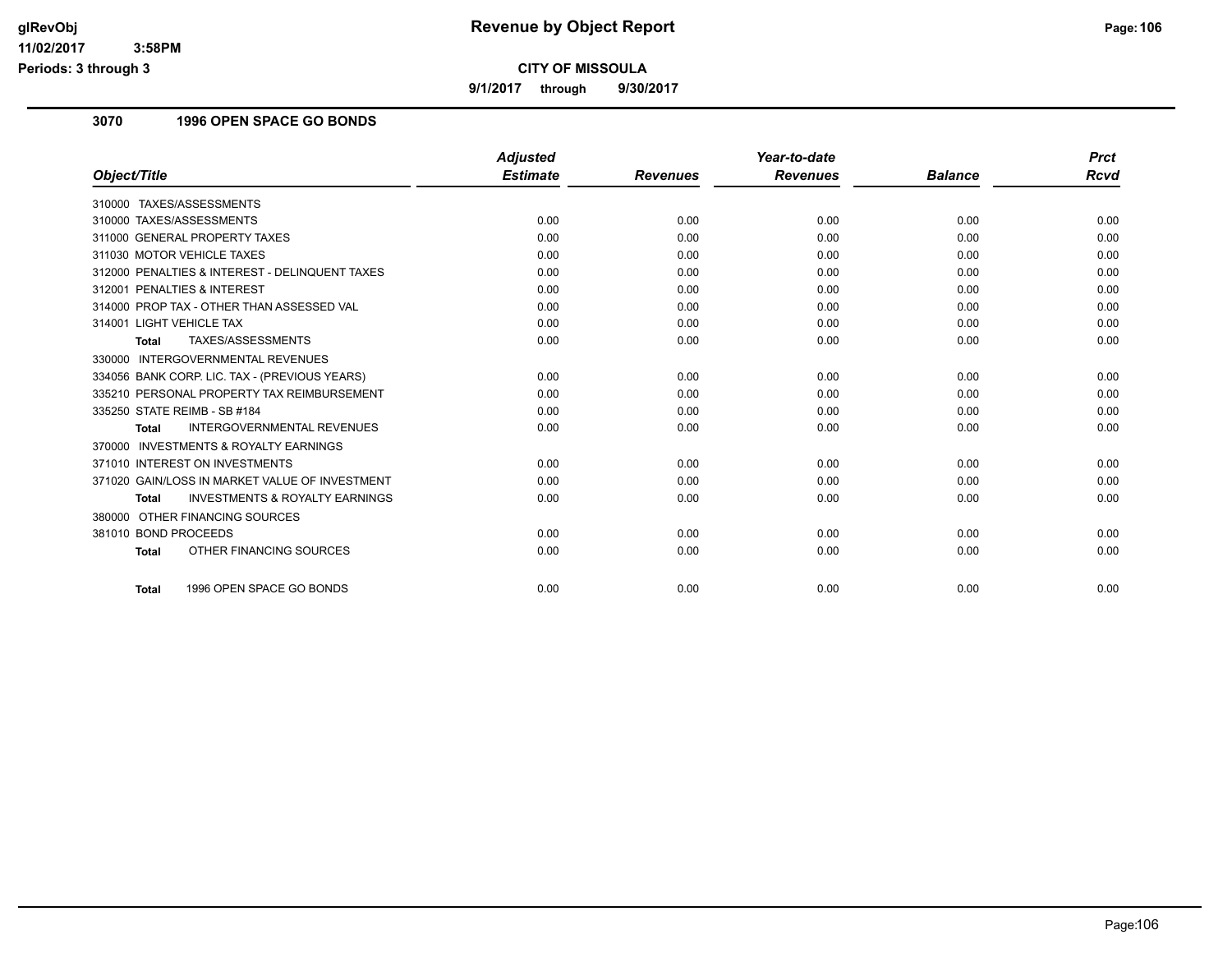# Revenue by Object Report

**CITY OF MISSOULA**

**9/1/2017 through 9/30/2017**

glRevObj
11/02/2017 3:58PM
Periods: 3 through 3

## 3070 1996 OPEN SPACE GO BONDS

| Object/Title | Adjusted Estimate | Revenues | Year-to-date Revenues | Balance | Prct Rcvd |
|---|---|---|---|---|---|
| 310000 TAXES/ASSESSMENTS | | | | | |
| 310000 TAXES/ASSESSMENTS | 0.00 | 0.00 | 0.00 | 0.00 | 0.00 |
| 311000 GENERAL PROPERTY TAXES | 0.00 | 0.00 | 0.00 | 0.00 | 0.00 |
| 311030 MOTOR VEHICLE TAXES | 0.00 | 0.00 | 0.00 | 0.00 | 0.00 |
| 312000 PENALTIES & INTEREST - DELINQUENT TAXES | 0.00 | 0.00 | 0.00 | 0.00 | 0.00 |
| 312001 PENALTIES & INTEREST | 0.00 | 0.00 | 0.00 | 0.00 | 0.00 |
| 314000 PROP TAX - OTHER THAN ASSESSED VAL | 0.00 | 0.00 | 0.00 | 0.00 | 0.00 |
| 314001 LIGHT VEHICLE TAX | 0.00 | 0.00 | 0.00 | 0.00 | 0.00 |
| **Total** TAXES/ASSESSMENTS | 0.00 | 0.00 | 0.00 | 0.00 | 0.00 |
| 330000 INTERGOVERNMENTAL REVENUES | | | | | |
| 334056 BANK CORP. LIC. TAX - (PREVIOUS YEARS) | 0.00 | 0.00 | 0.00 | 0.00 | 0.00 |
| 335210 PERSONAL PROPERTY TAX REIMBURSEMENT | 0.00 | 0.00 | 0.00 | 0.00 | 0.00 |
| 335250 STATE REIMB - SB #184 | 0.00 | 0.00 | 0.00 | 0.00 | 0.00 |
| **Total** INTERGOVERNMENTAL REVENUES | 0.00 | 0.00 | 0.00 | 0.00 | 0.00 |
| 370000 INVESTMENTS & ROYALTY EARNINGS | | | | | |
| 371010 INTEREST ON INVESTMENTS | 0.00 | 0.00 | 0.00 | 0.00 | 0.00 |
| 371020 GAIN/LOSS IN MARKET VALUE OF INVESTMENT | 0.00 | 0.00 | 0.00 | 0.00 | 0.00 |
| **Total** INVESTMENTS & ROYALTY EARNINGS | 0.00 | 0.00 | 0.00 | 0.00 | 0.00 |
| 380000 OTHER FINANCING SOURCES | | | | | |
| 381010 BOND PROCEEDS | 0.00 | 0.00 | 0.00 | 0.00 | 0.00 |
| **Total** OTHER FINANCING SOURCES | 0.00 | 0.00 | 0.00 | 0.00 | 0.00 |
| **Total** 1996 OPEN SPACE GO BONDS | 0.00 | 0.00 | 0.00 | 0.00 | 0.00 |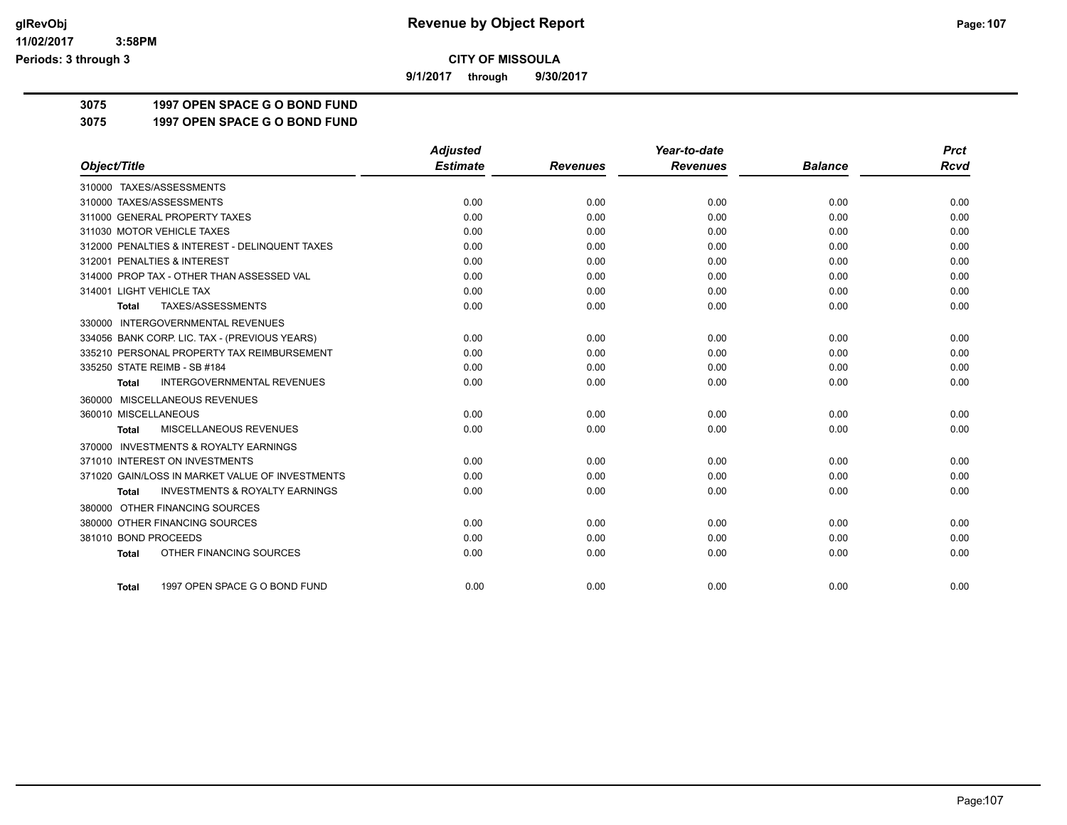**CITY OF MISSOULA**

**9/1/2017 through 9/30/2017**

**3075 1997 OPEN SPACE G O BOND FUND**

**3075 1997 OPEN SPACE G O BOND FUND**

| Object/Title | Adjusted Estimate | Revenues | Year-to-date Revenues | Balance | Prct Rcvd |
|---|---|---|---|---|---|
| 310000 TAXES/ASSESSMENTS | | | | | |
| 310000 TAXES/ASSESSMENTS | 0.00 | 0.00 | 0.00 | 0.00 | 0.00 |
| 311000 GENERAL PROPERTY TAXES | 0.00 | 0.00 | 0.00 | 0.00 | 0.00 |
| 311030 MOTOR VEHICLE TAXES | 0.00 | 0.00 | 0.00 | 0.00 | 0.00 |
| 312000 PENALTIES & INTEREST - DELINQUENT TAXES | 0.00 | 0.00 | 0.00 | 0.00 | 0.00 |
| 312001 PENALTIES & INTEREST | 0.00 | 0.00 | 0.00 | 0.00 | 0.00 |
| 314000 PROP TAX - OTHER THAN ASSESSED VAL | 0.00 | 0.00 | 0.00 | 0.00 | 0.00 |
| 314001 LIGHT VEHICLE TAX | 0.00 | 0.00 | 0.00 | 0.00 | 0.00 |
| **Total** TAXES/ASSESSMENTS | 0.00 | 0.00 | 0.00 | 0.00 | 0.00 |
| 330000 INTERGOVERNMENTAL REVENUES | | | | | |
| 334056 BANK CORP. LIC. TAX - (PREVIOUS YEARS) | 0.00 | 0.00 | 0.00 | 0.00 | 0.00 |
| 335210 PERSONAL PROPERTY TAX REIMBURSEMENT | 0.00 | 0.00 | 0.00 | 0.00 | 0.00 |
| 335250 STATE REIMB - SB #184 | 0.00 | 0.00 | 0.00 | 0.00 | 0.00 |
| **Total** INTERGOVERNMENTAL REVENUES | 0.00 | 0.00 | 0.00 | 0.00 | 0.00 |
| 360000 MISCELLANEOUS REVENUES | | | | | |
| 360010 MISCELLANEOUS | 0.00 | 0.00 | 0.00 | 0.00 | 0.00 |
| **Total** MISCELLANEOUS REVENUES | 0.00 | 0.00 | 0.00 | 0.00 | 0.00 |
| 370000 INVESTMENTS & ROYALTY EARNINGS | | | | | |
| 371010 INTEREST ON INVESTMENTS | 0.00 | 0.00 | 0.00 | 0.00 | 0.00 |
| 371020 GAIN/LOSS IN MARKET VALUE OF INVESTMENTS | 0.00 | 0.00 | 0.00 | 0.00 | 0.00 |
| **Total** INVESTMENTS & ROYALTY EARNINGS | 0.00 | 0.00 | 0.00 | 0.00 | 0.00 |
| 380000 OTHER FINANCING SOURCES | | | | | |
| 380000 OTHER FINANCING SOURCES | 0.00 | 0.00 | 0.00 | 0.00 | 0.00 |
| 381010 BOND PROCEEDS | 0.00 | 0.00 | 0.00 | 0.00 | 0.00 |
| **Total** OTHER FINANCING SOURCES | 0.00 | 0.00 | 0.00 | 0.00 | 0.00 |
| **Total** 1997 OPEN SPACE G O BOND FUND | 0.00 | 0.00 | 0.00 | 0.00 | 0.00 |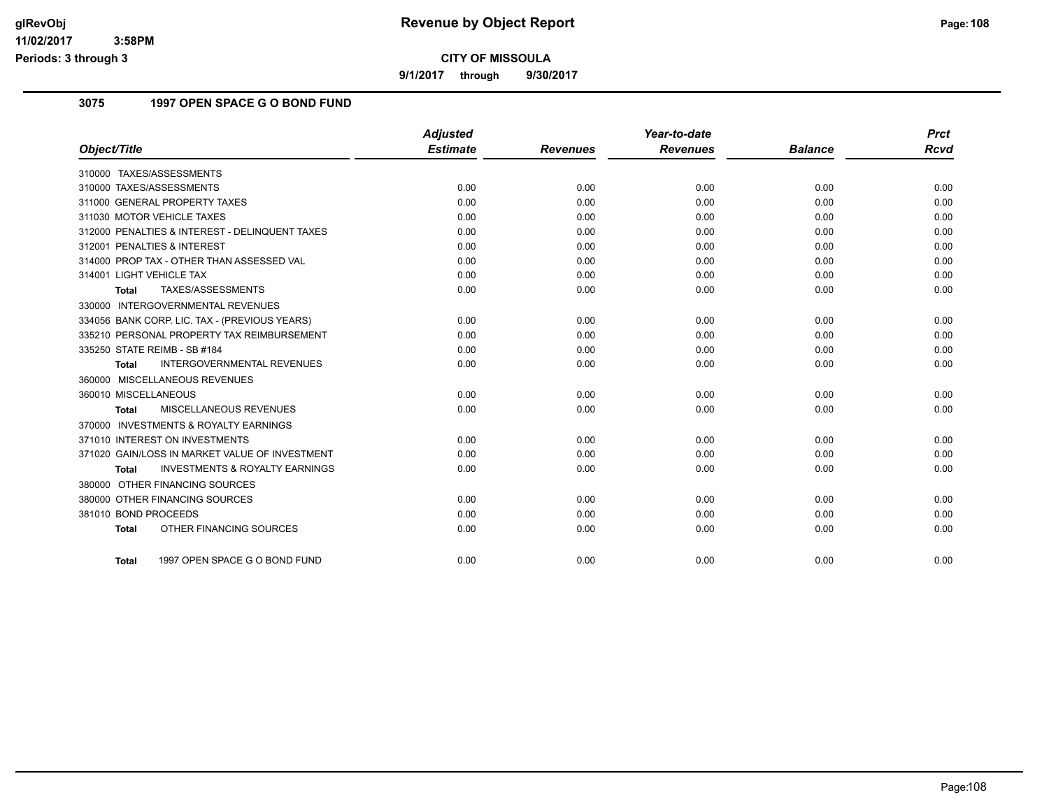# Revenue by Object Report

glRevObj
11/02/2017 3:58PM
Periods: 3 through 3

**CITY OF MISSOULA**

**9/1/2017 through 9/30/2017**

## 3075 1997 OPEN SPACE G O BOND FUND

| Object/Title | Adjusted Estimate | Revenues | Year-to-date Revenues | Balance | Prct Rcvd |
|---|---|---|---|---|---|
| 310000 TAXES/ASSESSMENTS | | | | | |
| 310000 TAXES/ASSESSMENTS | 0.00 | 0.00 | 0.00 | 0.00 | 0.00 |
| 311000 GENERAL PROPERTY TAXES | 0.00 | 0.00 | 0.00 | 0.00 | 0.00 |
| 311030 MOTOR VEHICLE TAXES | 0.00 | 0.00 | 0.00 | 0.00 | 0.00 |
| 312000 PENALTIES & INTEREST - DELINQUENT TAXES | 0.00 | 0.00 | 0.00 | 0.00 | 0.00 |
| 312001 PENALTIES & INTEREST | 0.00 | 0.00 | 0.00 | 0.00 | 0.00 |
| 314000 PROP TAX - OTHER THAN ASSESSED VAL | 0.00 | 0.00 | 0.00 | 0.00 | 0.00 |
| 314001 LIGHT VEHICLE TAX | 0.00 | 0.00 | 0.00 | 0.00 | 0.00 |
| **Total** TAXES/ASSESSMENTS | 0.00 | 0.00 | 0.00 | 0.00 | 0.00 |
| 330000 INTERGOVERNMENTAL REVENUES | | | | | |
| 334056 BANK CORP. LIC. TAX - (PREVIOUS YEARS) | 0.00 | 0.00 | 0.00 | 0.00 | 0.00 |
| 335210 PERSONAL PROPERTY TAX REIMBURSEMENT | 0.00 | 0.00 | 0.00 | 0.00 | 0.00 |
| 335250 STATE REIMB - SB #184 | 0.00 | 0.00 | 0.00 | 0.00 | 0.00 |
| **Total** INTERGOVERNMENTAL REVENUES | 0.00 | 0.00 | 0.00 | 0.00 | 0.00 |
| 360000 MISCELLANEOUS REVENUES | | | | | |
| 360010 MISCELLANEOUS | 0.00 | 0.00 | 0.00 | 0.00 | 0.00 |
| **Total** MISCELLANEOUS REVENUES | 0.00 | 0.00 | 0.00 | 0.00 | 0.00 |
| 370000 INVESTMENTS & ROYALTY EARNINGS | | | | | |
| 371010 INTEREST ON INVESTMENTS | 0.00 | 0.00 | 0.00 | 0.00 | 0.00 |
| 371020 GAIN/LOSS IN MARKET VALUE OF INVESTMENT | 0.00 | 0.00 | 0.00 | 0.00 | 0.00 |
| **Total** INVESTMENTS & ROYALTY EARNINGS | 0.00 | 0.00 | 0.00 | 0.00 | 0.00 |
| 380000 OTHER FINANCING SOURCES | | | | | |
| 380000 OTHER FINANCING SOURCES | 0.00 | 0.00 | 0.00 | 0.00 | 0.00 |
| 381010 BOND PROCEEDS | 0.00 | 0.00 | 0.00 | 0.00 | 0.00 |
| **Total** OTHER FINANCING SOURCES | 0.00 | 0.00 | 0.00 | 0.00 | 0.00 |
| **Total** 1997 OPEN SPACE G O BOND FUND | 0.00 | 0.00 | 0.00 | 0.00 | 0.00 |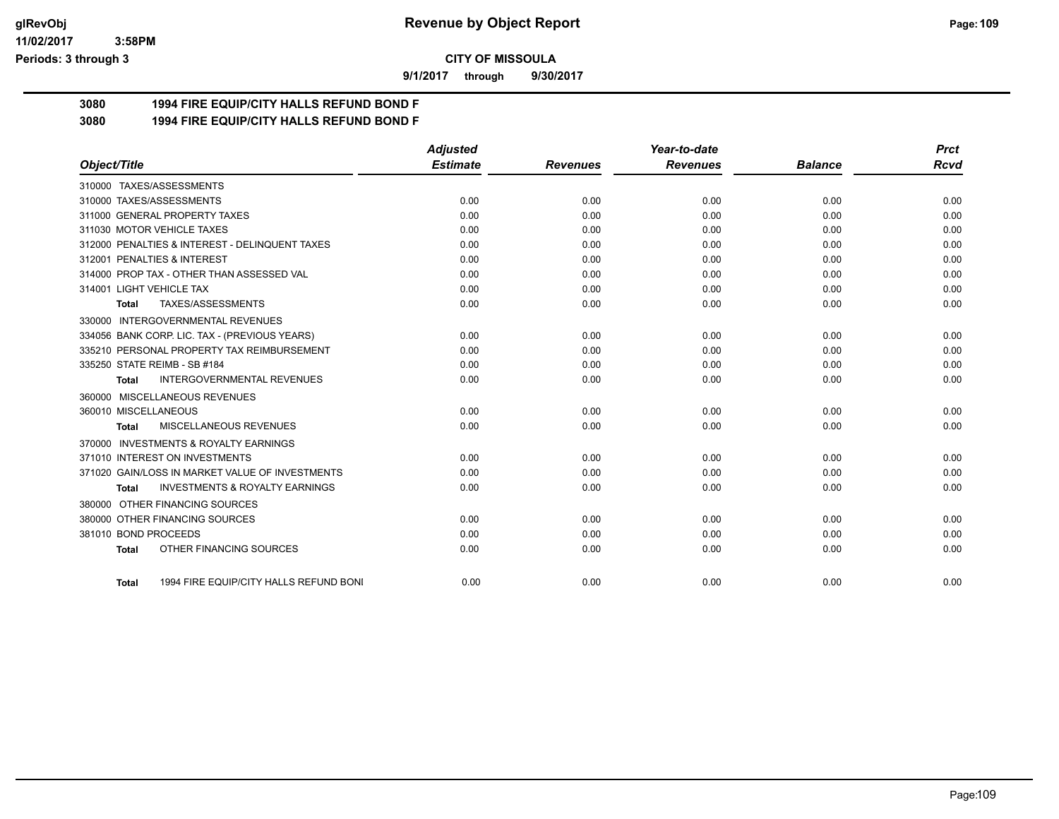**CITY OF MISSOULA**

**9/1/2017 through 9/30/2017**

**3080 1994 FIRE EQUIP/CITY HALLS REFUND BOND F**

**3080 1994 FIRE EQUIP/CITY HALLS REFUND BOND F**

| Object/Title | Adjusted Estimate | Revenues | Year-to-date Revenues | Balance | Prct Rcvd |
|---|---|---|---|---|---|
| 310000 TAXES/ASSESSMENTS | | | | | |
| 310000 TAXES/ASSESSMENTS | 0.00 | 0.00 | 0.00 | 0.00 | 0.00 |
| 311000 GENERAL PROPERTY TAXES | 0.00 | 0.00 | 0.00 | 0.00 | 0.00 |
| 311030 MOTOR VEHICLE TAXES | 0.00 | 0.00 | 0.00 | 0.00 | 0.00 |
| 312000 PENALTIES & INTEREST - DELINQUENT TAXES | 0.00 | 0.00 | 0.00 | 0.00 | 0.00 |
| 312001 PENALTIES & INTEREST | 0.00 | 0.00 | 0.00 | 0.00 | 0.00 |
| 314000 PROP TAX - OTHER THAN ASSESSED VAL | 0.00 | 0.00 | 0.00 | 0.00 | 0.00 |
| 314001 LIGHT VEHICLE TAX | 0.00 | 0.00 | 0.00 | 0.00 | 0.00 |
| **Total** TAXES/ASSESSMENTS | 0.00 | 0.00 | 0.00 | 0.00 | 0.00 |
| 330000 INTERGOVERNMENTAL REVENUES | | | | | |
| 334056 BANK CORP. LIC. TAX - (PREVIOUS YEARS) | 0.00 | 0.00 | 0.00 | 0.00 | 0.00 |
| 335210 PERSONAL PROPERTY TAX REIMBURSEMENT | 0.00 | 0.00 | 0.00 | 0.00 | 0.00 |
| 335250 STATE REIMB - SB #184 | 0.00 | 0.00 | 0.00 | 0.00 | 0.00 |
| **Total** INTERGOVERNMENTAL REVENUES | 0.00 | 0.00 | 0.00 | 0.00 | 0.00 |
| 360000 MISCELLANEOUS REVENUES | | | | | |
| 360010 MISCELLANEOUS | 0.00 | 0.00 | 0.00 | 0.00 | 0.00 |
| **Total** MISCELLANEOUS REVENUES | 0.00 | 0.00 | 0.00 | 0.00 | 0.00 |
| 370000 INVESTMENTS & ROYALTY EARNINGS | | | | | |
| 371010 INTEREST ON INVESTMENTS | 0.00 | 0.00 | 0.00 | 0.00 | 0.00 |
| 371020 GAIN/LOSS IN MARKET VALUE OF INVESTMENTS | 0.00 | 0.00 | 0.00 | 0.00 | 0.00 |
| **Total** INVESTMENTS & ROYALTY EARNINGS | 0.00 | 0.00 | 0.00 | 0.00 | 0.00 |
| 380000 OTHER FINANCING SOURCES | | | | | |
| 380000 OTHER FINANCING SOURCES | 0.00 | 0.00 | 0.00 | 0.00 | 0.00 |
| 381010 BOND PROCEEDS | 0.00 | 0.00 | 0.00 | 0.00 | 0.00 |
| **Total** OTHER FINANCING SOURCES | 0.00 | 0.00 | 0.00 | 0.00 | 0.00 |
| **Total** 1994 FIRE EQUIP/CITY HALLS REFUND BONI | 0.00 | 0.00 | 0.00 | 0.00 | 0.00 |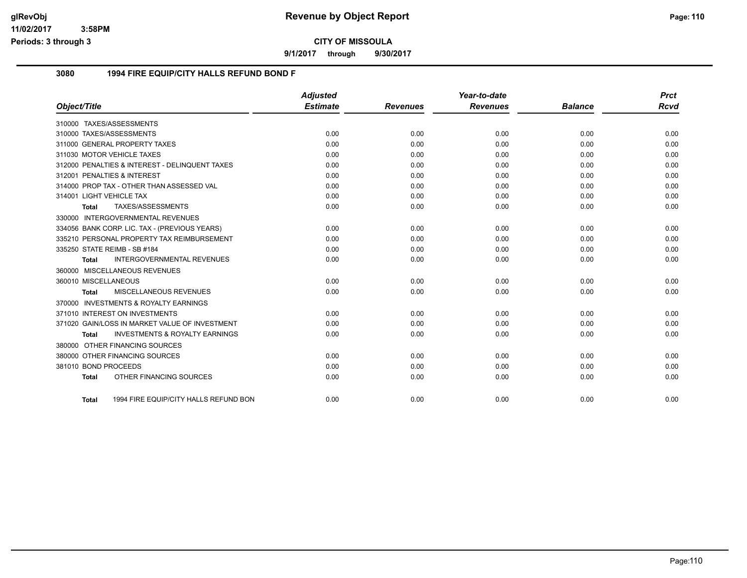**CITY OF MISSOULA**

**9/1/2017 through 9/30/2017**

## 3080 1994 FIRE EQUIP/CITY HALLS REFUND BOND F

| Object/Title | Adjusted Estimate | Revenues | Year-to-date Revenues | Balance | Prct Rcvd |
|---|---|---|---|---|---|
| 310000 TAXES/ASSESSMENTS | | | | | |
| 310000 TAXES/ASSESSMENTS | 0.00 | 0.00 | 0.00 | 0.00 | 0.00 |
| 311000 GENERAL PROPERTY TAXES | 0.00 | 0.00 | 0.00 | 0.00 | 0.00 |
| 311030 MOTOR VEHICLE TAXES | 0.00 | 0.00 | 0.00 | 0.00 | 0.00 |
| 312000 PENALTIES & INTEREST - DELINQUENT TAXES | 0.00 | 0.00 | 0.00 | 0.00 | 0.00 |
| 312001 PENALTIES & INTEREST | 0.00 | 0.00 | 0.00 | 0.00 | 0.00 |
| 314000 PROP TAX - OTHER THAN ASSESSED VAL | 0.00 | 0.00 | 0.00 | 0.00 | 0.00 |
| 314001 LIGHT VEHICLE TAX | 0.00 | 0.00 | 0.00 | 0.00 | 0.00 |
| **Total** TAXES/ASSESSMENTS | 0.00 | 0.00 | 0.00 | 0.00 | 0.00 |
| 330000 INTERGOVERNMENTAL REVENUES | | | | | |
| 334056 BANK CORP. LIC. TAX - (PREVIOUS YEARS) | 0.00 | 0.00 | 0.00 | 0.00 | 0.00 |
| 335210 PERSONAL PROPERTY TAX REIMBURSEMENT | 0.00 | 0.00 | 0.00 | 0.00 | 0.00 |
| 335250 STATE REIMB - SB #184 | 0.00 | 0.00 | 0.00 | 0.00 | 0.00 |
| **Total** INTERGOVERNMENTAL REVENUES | 0.00 | 0.00 | 0.00 | 0.00 | 0.00 |
| 360000 MISCELLANEOUS REVENUES | | | | | |
| 360010 MISCELLANEOUS | 0.00 | 0.00 | 0.00 | 0.00 | 0.00 |
| **Total** MISCELLANEOUS REVENUES | 0.00 | 0.00 | 0.00 | 0.00 | 0.00 |
| 370000 INVESTMENTS & ROYALTY EARNINGS | | | | | |
| 371010 INTEREST ON INVESTMENTS | 0.00 | 0.00 | 0.00 | 0.00 | 0.00 |
| 371020 GAIN/LOSS IN MARKET VALUE OF INVESTMENT | 0.00 | 0.00 | 0.00 | 0.00 | 0.00 |
| **Total** INVESTMENTS & ROYALTY EARNINGS | 0.00 | 0.00 | 0.00 | 0.00 | 0.00 |
| 380000 OTHER FINANCING SOURCES | | | | | |
| 380000 OTHER FINANCING SOURCES | 0.00 | 0.00 | 0.00 | 0.00 | 0.00 |
| 381010 BOND PROCEEDS | 0.00 | 0.00 | 0.00 | 0.00 | 0.00 |
| **Total** OTHER FINANCING SOURCES | 0.00 | 0.00 | 0.00 | 0.00 | 0.00 |
| **Total** 1994 FIRE EQUIP/CITY HALLS REFUND BON | 0.00 | 0.00 | 0.00 | 0.00 | 0.00 |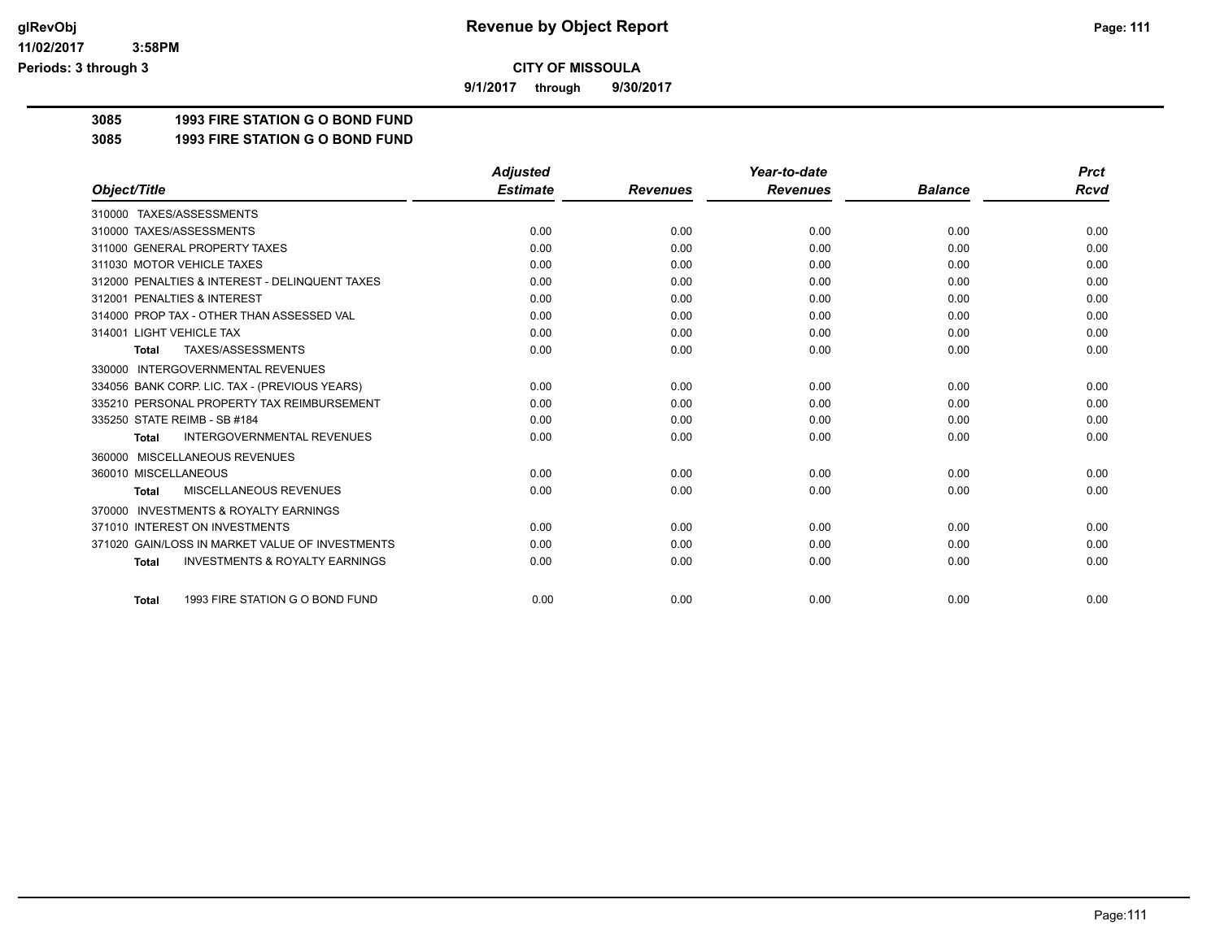# Revenue by Object Report

**CITY OF MISSOULA**

glRevObj
11/02/2017 3:58PM
Periods: 3 through 3

**9/1/2017 through 9/30/2017**

## 3085 1993 FIRE STATION G O BOND FUND
## 3085 1993 FIRE STATION G O BOND FUND

| Object/Title | Adjusted Estimate | Revenues | Year-to-date Revenues | Balance | Prct Rcvd |
|---|---|---|---|---|---|
| 310000 TAXES/ASSESSMENTS | | | | | |
| 310000 TAXES/ASSESSMENTS | 0.00 | 0.00 | 0.00 | 0.00 | 0.00 |
| 311000 GENERAL PROPERTY TAXES | 0.00 | 0.00 | 0.00 | 0.00 | 0.00 |
| 311030 MOTOR VEHICLE TAXES | 0.00 | 0.00 | 0.00 | 0.00 | 0.00 |
| 312000 PENALTIES & INTEREST - DELINQUENT TAXES | 0.00 | 0.00 | 0.00 | 0.00 | 0.00 |
| 312001 PENALTIES & INTEREST | 0.00 | 0.00 | 0.00 | 0.00 | 0.00 |
| 314000 PROP TAX - OTHER THAN ASSESSED VAL | 0.00 | 0.00 | 0.00 | 0.00 | 0.00 |
| 314001 LIGHT VEHICLE TAX | 0.00 | 0.00 | 0.00 | 0.00 | 0.00 |
| **Total** TAXES/ASSESSMENTS | 0.00 | 0.00 | 0.00 | 0.00 | 0.00 |
| 330000 INTERGOVERNMENTAL REVENUES | | | | | |
| 334056 BANK CORP. LIC. TAX - (PREVIOUS YEARS) | 0.00 | 0.00 | 0.00 | 0.00 | 0.00 |
| 335210 PERSONAL PROPERTY TAX REIMBURSEMENT | 0.00 | 0.00 | 0.00 | 0.00 | 0.00 |
| 335250 STATE REIMB - SB #184 | 0.00 | 0.00 | 0.00 | 0.00 | 0.00 |
| **Total** INTERGOVERNMENTAL REVENUES | 0.00 | 0.00 | 0.00 | 0.00 | 0.00 |
| 360000 MISCELLANEOUS REVENUES | | | | | |
| 360010 MISCELLANEOUS | 0.00 | 0.00 | 0.00 | 0.00 | 0.00 |
| **Total** MISCELLANEOUS REVENUES | 0.00 | 0.00 | 0.00 | 0.00 | 0.00 |
| 370000 INVESTMENTS & ROYALTY EARNINGS | | | | | |
| 371010 INTEREST ON INVESTMENTS | 0.00 | 0.00 | 0.00 | 0.00 | 0.00 |
| 371020 GAIN/LOSS IN MARKET VALUE OF INVESTMENTS | 0.00 | 0.00 | 0.00 | 0.00 | 0.00 |
| **Total** INVESTMENTS & ROYALTY EARNINGS | 0.00 | 0.00 | 0.00 | 0.00 | 0.00 |
| **Total** 1993 FIRE STATION G O BOND FUND | 0.00 | 0.00 | 0.00 | 0.00 | 0.00 |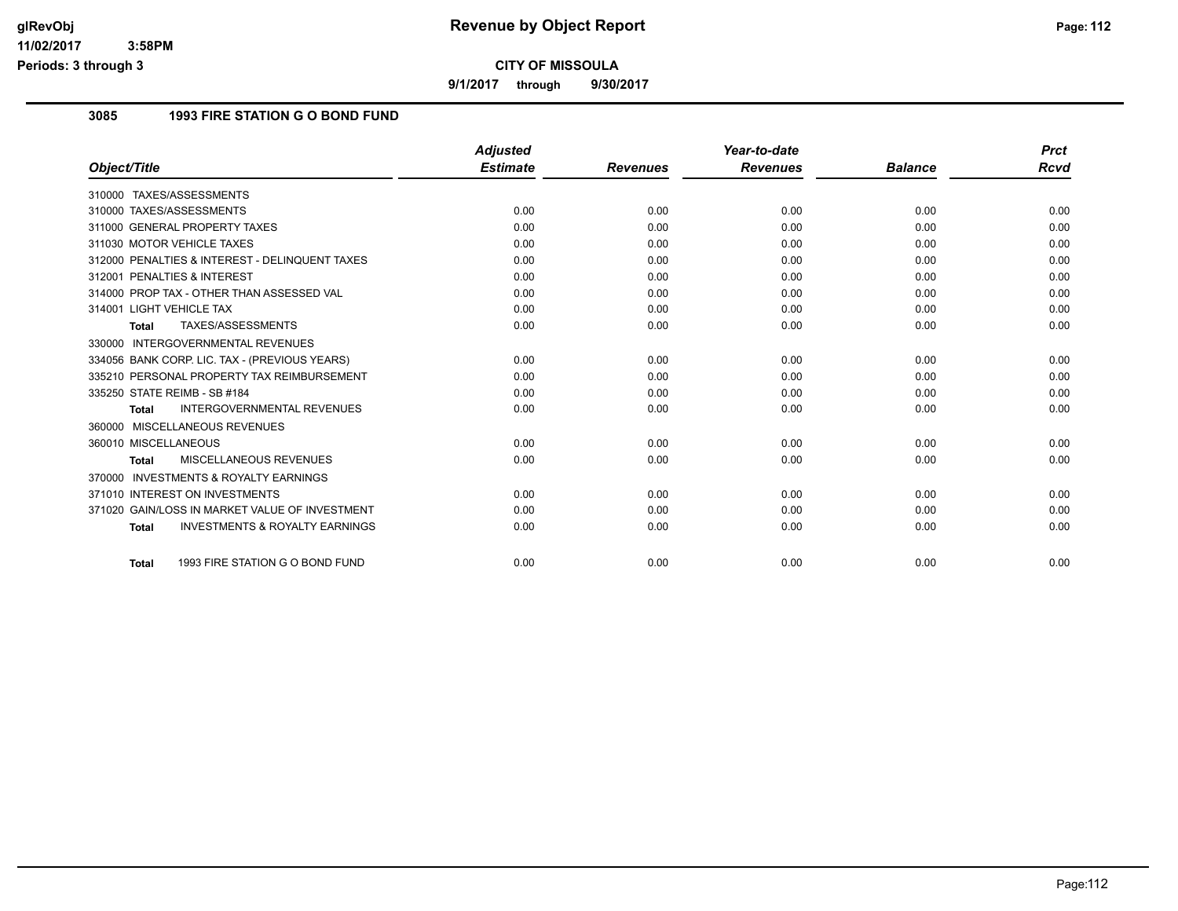**CITY OF MISSOULA**

**9/1/2017 through 9/30/2017**

## 3085 1993 FIRE STATION G O BOND FUND

| Object/Title | Adjusted Estimate | Revenues | Year-to-date Revenues | Balance | Prct Rcvd |
|---|---|---|---|---|---|
| 310000 TAXES/ASSESSMENTS | | | | | |
| 310000 TAXES/ASSESSMENTS | 0.00 | 0.00 | 0.00 | 0.00 | 0.00 |
| 311000 GENERAL PROPERTY TAXES | 0.00 | 0.00 | 0.00 | 0.00 | 0.00 |
| 311030 MOTOR VEHICLE TAXES | 0.00 | 0.00 | 0.00 | 0.00 | 0.00 |
| 312000 PENALTIES & INTEREST - DELINQUENT TAXES | 0.00 | 0.00 | 0.00 | 0.00 | 0.00 |
| 312001 PENALTIES & INTEREST | 0.00 | 0.00 | 0.00 | 0.00 | 0.00 |
| 314000 PROP TAX - OTHER THAN ASSESSED VAL | 0.00 | 0.00 | 0.00 | 0.00 | 0.00 |
| 314001 LIGHT VEHICLE TAX | 0.00 | 0.00 | 0.00 | 0.00 | 0.00 |
| **Total** TAXES/ASSESSMENTS | 0.00 | 0.00 | 0.00 | 0.00 | 0.00 |
| 330000 INTERGOVERNMENTAL REVENUES | | | | | |
| 334056 BANK CORP. LIC. TAX - (PREVIOUS YEARS) | 0.00 | 0.00 | 0.00 | 0.00 | 0.00 |
| 335210 PERSONAL PROPERTY TAX REIMBURSEMENT | 0.00 | 0.00 | 0.00 | 0.00 | 0.00 |
| 335250 STATE REIMB - SB #184 | 0.00 | 0.00 | 0.00 | 0.00 | 0.00 |
| **Total** INTERGOVERNMENTAL REVENUES | 0.00 | 0.00 | 0.00 | 0.00 | 0.00 |
| 360000 MISCELLANEOUS REVENUES | | | | | |
| 360010 MISCELLANEOUS | 0.00 | 0.00 | 0.00 | 0.00 | 0.00 |
| **Total** MISCELLANEOUS REVENUES | 0.00 | 0.00 | 0.00 | 0.00 | 0.00 |
| 370000 INVESTMENTS & ROYALTY EARNINGS | | | | | |
| 371010 INTEREST ON INVESTMENTS | 0.00 | 0.00 | 0.00 | 0.00 | 0.00 |
| 371020 GAIN/LOSS IN MARKET VALUE OF INVESTMENT | 0.00 | 0.00 | 0.00 | 0.00 | 0.00 |
| **Total** INVESTMENTS & ROYALTY EARNINGS | 0.00 | 0.00 | 0.00 | 0.00 | 0.00 |
| **Total** 1993 FIRE STATION G O BOND FUND | 0.00 | 0.00 | 0.00 | 0.00 | 0.00 |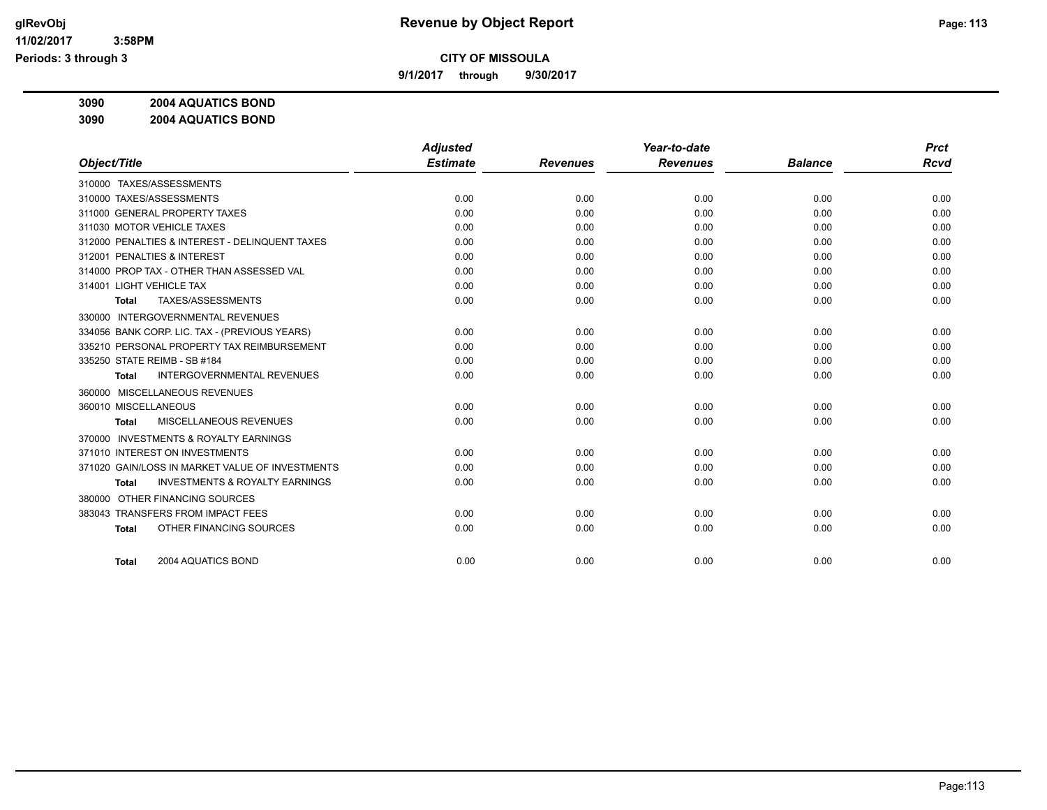**Revenue by Object Report**

**CITY OF MISSOULA**

**9/1/2017 through 9/30/2017**

glRevObj
11/02/2017 3:58PM
Periods: 3 through 3

**3090 2004 AQUATICS BOND**

**3090 2004 AQUATICS BOND**

| Object/Title | Adjusted Estimate | Revenues | Year-to-date Revenues | Balance | Prct Rcvd |
|---|---|---|---|---|---|
| 310000 TAXES/ASSESSMENTS | | | | | |
| 310000 TAXES/ASSESSMENTS | 0.00 | 0.00 | 0.00 | 0.00 | 0.00 |
| 311000 GENERAL PROPERTY TAXES | 0.00 | 0.00 | 0.00 | 0.00 | 0.00 |
| 311030 MOTOR VEHICLE TAXES | 0.00 | 0.00 | 0.00 | 0.00 | 0.00 |
| 312000 PENALTIES & INTEREST - DELINQUENT TAXES | 0.00 | 0.00 | 0.00 | 0.00 | 0.00 |
| 312001 PENALTIES & INTEREST | 0.00 | 0.00 | 0.00 | 0.00 | 0.00 |
| 314000 PROP TAX - OTHER THAN ASSESSED VAL | 0.00 | 0.00 | 0.00 | 0.00 | 0.00 |
| 314001 LIGHT VEHICLE TAX | 0.00 | 0.00 | 0.00 | 0.00 | 0.00 |
| **Total** TAXES/ASSESSMENTS | 0.00 | 0.00 | 0.00 | 0.00 | 0.00 |
| 330000 INTERGOVERNMENTAL REVENUES | | | | | |
| 334056 BANK CORP. LIC. TAX - (PREVIOUS YEARS) | 0.00 | 0.00 | 0.00 | 0.00 | 0.00 |
| 335210 PERSONAL PROPERTY TAX REIMBURSEMENT | 0.00 | 0.00 | 0.00 | 0.00 | 0.00 |
| 335250 STATE REIMB - SB #184 | 0.00 | 0.00 | 0.00 | 0.00 | 0.00 |
| **Total** INTERGOVERNMENTAL REVENUES | 0.00 | 0.00 | 0.00 | 0.00 | 0.00 |
| 360000 MISCELLANEOUS REVENUES | | | | | |
| 360010 MISCELLANEOUS | 0.00 | 0.00 | 0.00 | 0.00 | 0.00 |
| **Total** MISCELLANEOUS REVENUES | 0.00 | 0.00 | 0.00 | 0.00 | 0.00 |
| 370000 INVESTMENTS & ROYALTY EARNINGS | | | | | |
| 371010 INTEREST ON INVESTMENTS | 0.00 | 0.00 | 0.00 | 0.00 | 0.00 |
| 371020 GAIN/LOSS IN MARKET VALUE OF INVESTMENTS | 0.00 | 0.00 | 0.00 | 0.00 | 0.00 |
| **Total** INVESTMENTS & ROYALTY EARNINGS | 0.00 | 0.00 | 0.00 | 0.00 | 0.00 |
| 380000 OTHER FINANCING SOURCES | | | | | |
| 383043 TRANSFERS FROM IMPACT FEES | 0.00 | 0.00 | 0.00 | 0.00 | 0.00 |
| **Total** OTHER FINANCING SOURCES | 0.00 | 0.00 | 0.00 | 0.00 | 0.00 |
| **Total** 2004 AQUATICS BOND | 0.00 | 0.00 | 0.00 | 0.00 | 0.00 |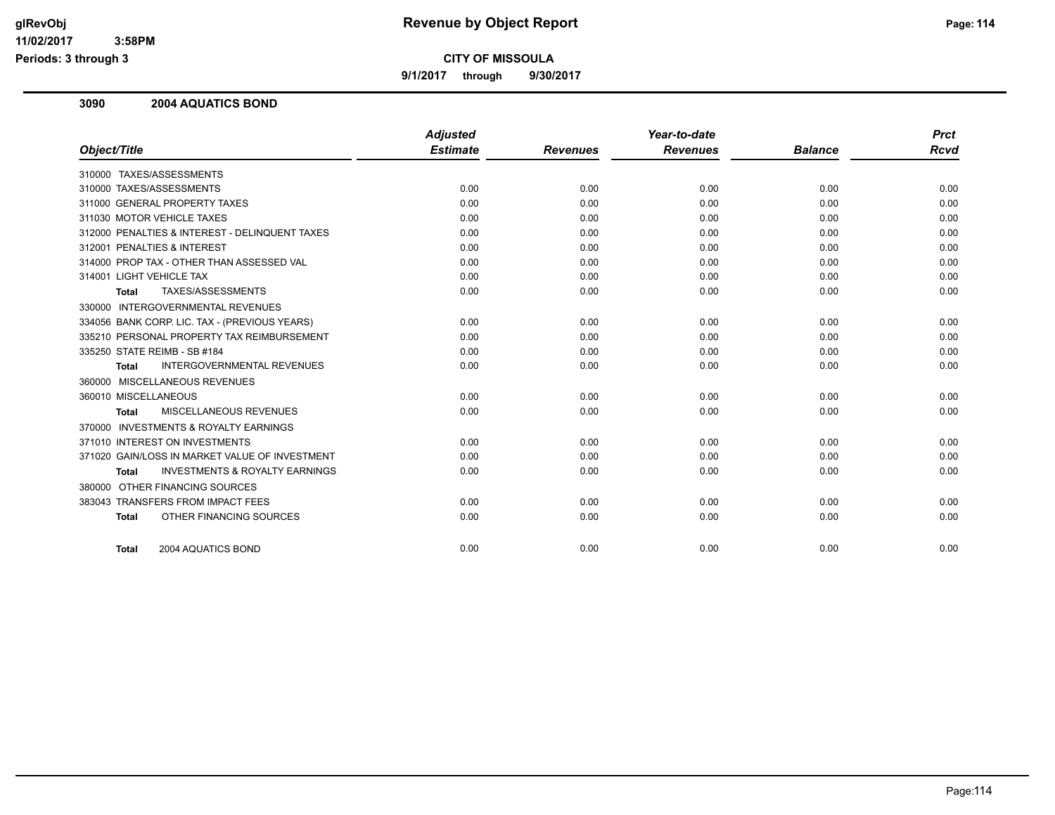# Revenue by Object Report

**CITY OF MISSOULA**

**9/1/2017 through 9/30/2017**

glRevObj
11/02/2017 3:58PM
Periods: 3 through 3

## 3090 2004 AQUATICS BOND

| Object/Title | Adjusted Estimate | Revenues | Year-to-date Revenues | Balance | Prct Rcvd |
|---|---|---|---|---|---|
| 310000 TAXES/ASSESSMENTS | | | | | |
| 310000 TAXES/ASSESSMENTS | 0.00 | 0.00 | 0.00 | 0.00 | 0.00 |
| 311000 GENERAL PROPERTY TAXES | 0.00 | 0.00 | 0.00 | 0.00 | 0.00 |
| 311030 MOTOR VEHICLE TAXES | 0.00 | 0.00 | 0.00 | 0.00 | 0.00 |
| 312000 PENALTIES & INTEREST - DELINQUENT TAXES | 0.00 | 0.00 | 0.00 | 0.00 | 0.00 |
| 312001 PENALTIES & INTEREST | 0.00 | 0.00 | 0.00 | 0.00 | 0.00 |
| 314000 PROP TAX - OTHER THAN ASSESSED VAL | 0.00 | 0.00 | 0.00 | 0.00 | 0.00 |
| 314001 LIGHT VEHICLE TAX | 0.00 | 0.00 | 0.00 | 0.00 | 0.00 |
| **Total** TAXES/ASSESSMENTS | 0.00 | 0.00 | 0.00 | 0.00 | 0.00 |
| 330000 INTERGOVERNMENTAL REVENUES | | | | | |
| 334056 BANK CORP. LIC. TAX - (PREVIOUS YEARS) | 0.00 | 0.00 | 0.00 | 0.00 | 0.00 |
| 335210 PERSONAL PROPERTY TAX REIMBURSEMENT | 0.00 | 0.00 | 0.00 | 0.00 | 0.00 |
| 335250 STATE REIMB - SB #184 | 0.00 | 0.00 | 0.00 | 0.00 | 0.00 |
| **Total** INTERGOVERNMENTAL REVENUES | 0.00 | 0.00 | 0.00 | 0.00 | 0.00 |
| 360000 MISCELLANEOUS REVENUES | | | | | |
| 360010 MISCELLANEOUS | 0.00 | 0.00 | 0.00 | 0.00 | 0.00 |
| **Total** MISCELLANEOUS REVENUES | 0.00 | 0.00 | 0.00 | 0.00 | 0.00 |
| 370000 INVESTMENTS & ROYALTY EARNINGS | | | | | |
| 371010 INTEREST ON INVESTMENTS | 0.00 | 0.00 | 0.00 | 0.00 | 0.00 |
| 371020 GAIN/LOSS IN MARKET VALUE OF INVESTMENT | 0.00 | 0.00 | 0.00 | 0.00 | 0.00 |
| **Total** INVESTMENTS & ROYALTY EARNINGS | 0.00 | 0.00 | 0.00 | 0.00 | 0.00 |
| 380000 OTHER FINANCING SOURCES | | | | | |
| 383043 TRANSFERS FROM IMPACT FEES | 0.00 | 0.00 | 0.00 | 0.00 | 0.00 |
| **Total** OTHER FINANCING SOURCES | 0.00 | 0.00 | 0.00 | 0.00 | 0.00 |
| **Total** 2004 AQUATICS BOND | 0.00 | 0.00 | 0.00 | 0.00 | 0.00 |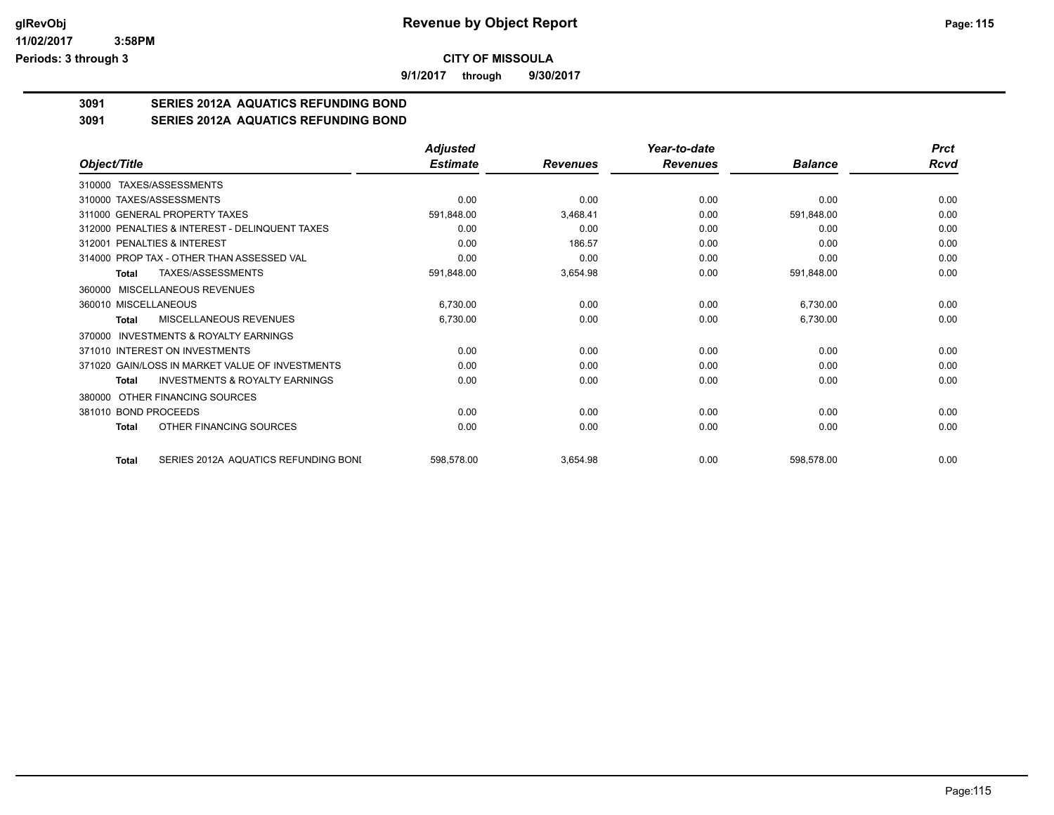# Revenue by Object Report

**CITY OF MISSOULA**

**9/1/2017 through 9/30/2017**

glRevObj
11/02/2017 3:58PM
Periods: 3 through 3

## 3091 SERIES 2012A AQUATICS REFUNDING BOND

## 3091 SERIES 2012A AQUATICS REFUNDING BOND

| Object/Title | Adjusted Estimate | Revenues | Year-to-date Revenues | Balance | Prct Rcvd |
|---|---|---|---|---|---|
| 310000 TAXES/ASSESSMENTS | | | | | |
| 310000 TAXES/ASSESSMENTS | 0.00 | 0.00 | 0.00 | 0.00 | 0.00 |
| 311000 GENERAL PROPERTY TAXES | 591,848.00 | 3,468.41 | 0.00 | 591,848.00 | 0.00 |
| 312000 PENALTIES & INTEREST - DELINQUENT TAXES | 0.00 | 0.00 | 0.00 | 0.00 | 0.00 |
| 312001 PENALTIES & INTEREST | 0.00 | 186.57 | 0.00 | 0.00 | 0.00 |
| 314000 PROP TAX - OTHER THAN ASSESSED VAL | 0.00 | 0.00 | 0.00 | 0.00 | 0.00 |
| **Total** TAXES/ASSESSMENTS | 591,848.00 | 3,654.98 | 0.00 | 591,848.00 | 0.00 |
| 360000 MISCELLANEOUS REVENUES | | | | | |
| 360010 MISCELLANEOUS | 6,730.00 | 0.00 | 0.00 | 6,730.00 | 0.00 |
| **Total** MISCELLANEOUS REVENUES | 6,730.00 | 0.00 | 0.00 | 6,730.00 | 0.00 |
| 370000 INVESTMENTS & ROYALTY EARNINGS | | | | | |
| 371010 INTEREST ON INVESTMENTS | 0.00 | 0.00 | 0.00 | 0.00 | 0.00 |
| 371020 GAIN/LOSS IN MARKET VALUE OF INVESTMENTS | 0.00 | 0.00 | 0.00 | 0.00 | 0.00 |
| **Total** INVESTMENTS & ROYALTY EARNINGS | 0.00 | 0.00 | 0.00 | 0.00 | 0.00 |
| 380000 OTHER FINANCING SOURCES | | | | | |
| 381010 BOND PROCEEDS | 0.00 | 0.00 | 0.00 | 0.00 | 0.00 |
| **Total** OTHER FINANCING SOURCES | 0.00 | 0.00 | 0.00 | 0.00 | 0.00 |
| **Total** SERIES 2012A AQUATICS REFUNDING BONI | 598,578.00 | 3,654.98 | 0.00 | 598,578.00 | 0.00 |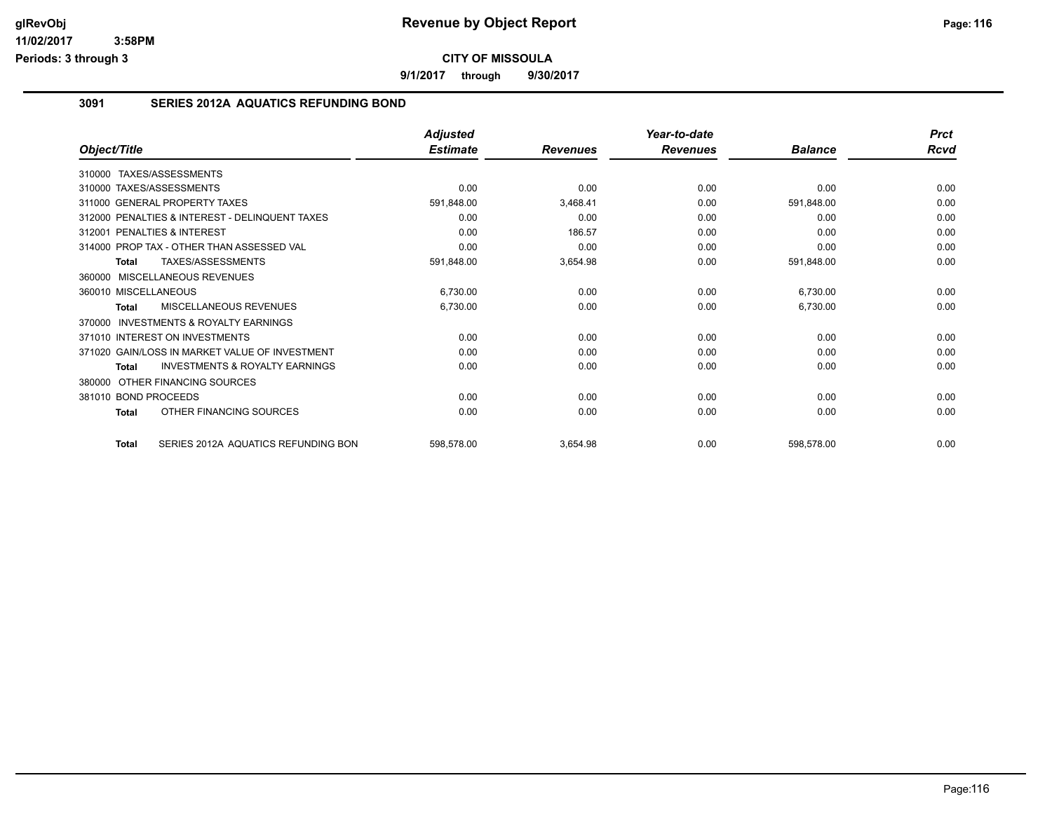# Revenue by Object Report

**CITY OF MISSOULA**

**9/1/2017 through 9/30/2017**

glRevObj
11/02/2017 3:58PM
Periods: 3 through 3

## 3091 SERIES 2012A AQUATICS REFUNDING BOND

| Object/Title | Adjusted Estimate | Revenues | Year-to-date Revenues | Balance | Prct Rcvd |
|---|---|---|---|---|---|
| 310000 TAXES/ASSESSMENTS | | | | | |
| 310000 TAXES/ASSESSMENTS | 0.00 | 0.00 | 0.00 | 0.00 | 0.00 |
| 311000 GENERAL PROPERTY TAXES | 591,848.00 | 3,468.41 | 0.00 | 591,848.00 | 0.00 |
| 312000 PENALTIES & INTEREST - DELINQUENT TAXES | 0.00 | 0.00 | 0.00 | 0.00 | 0.00 |
| 312001 PENALTIES & INTEREST | 0.00 | 186.57 | 0.00 | 0.00 | 0.00 |
| 314000 PROP TAX - OTHER THAN ASSESSED VAL | 0.00 | 0.00 | 0.00 | 0.00 | 0.00 |
| **Total** TAXES/ASSESSMENTS | 591,848.00 | 3,654.98 | 0.00 | 591,848.00 | 0.00 |
| 360000 MISCELLANEOUS REVENUES | | | | | |
| 360010 MISCELLANEOUS | 6,730.00 | 0.00 | 0.00 | 6,730.00 | 0.00 |
| **Total** MISCELLANEOUS REVENUES | 6,730.00 | 0.00 | 0.00 | 6,730.00 | 0.00 |
| 370000 INVESTMENTS & ROYALTY EARNINGS | | | | | |
| 371010 INTEREST ON INVESTMENTS | 0.00 | 0.00 | 0.00 | 0.00 | 0.00 |
| 371020 GAIN/LOSS IN MARKET VALUE OF INVESTMENT | 0.00 | 0.00 | 0.00 | 0.00 | 0.00 |
| **Total** INVESTMENTS & ROYALTY EARNINGS | 0.00 | 0.00 | 0.00 | 0.00 | 0.00 |
| 380000 OTHER FINANCING SOURCES | | | | | |
| 381010 BOND PROCEEDS | 0.00 | 0.00 | 0.00 | 0.00 | 0.00 |
| **Total** OTHER FINANCING SOURCES | 0.00 | 0.00 | 0.00 | 0.00 | 0.00 |
| **Total** SERIES 2012A AQUATICS REFUNDING BON | 598,578.00 | 3,654.98 | 0.00 | 598,578.00 | 0.00 |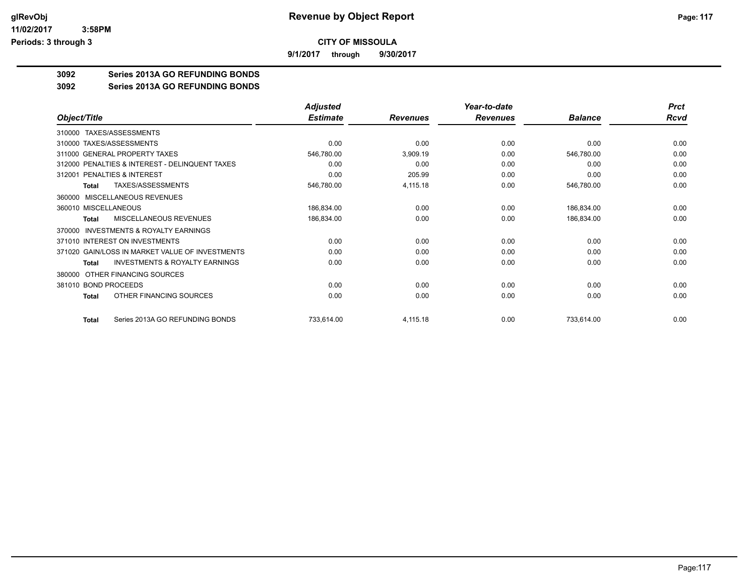**glRevObj**
**11/02/2017 3:58PM**
**Periods: 3 through 3**

# Revenue by Object Report

**CITY OF MISSOULA**

**9/1/2017 through 9/30/2017**

## 3092 Series 2013A GO REFUNDING BONDS

## 3092 Series 2013A GO REFUNDING BONDS

| Object/Title | Adjusted Estimate | Revenues | Year-to-date Revenues | Balance | Prct Rcvd |
|---|---|---|---|---|---|
| 310000 TAXES/ASSESSMENTS | | | | | |
| 310000 TAXES/ASSESSMENTS | 0.00 | 0.00 | 0.00 | 0.00 | 0.00 |
| 311000 GENERAL PROPERTY TAXES | 546,780.00 | 3,909.19 | 0.00 | 546,780.00 | 0.00 |
| 312000 PENALTIES & INTEREST - DELINQUENT TAXES | 0.00 | 0.00 | 0.00 | 0.00 | 0.00 |
| 312001 PENALTIES & INTEREST | 0.00 | 205.99 | 0.00 | 0.00 | 0.00 |
| **Total** TAXES/ASSESSMENTS | 546,780.00 | 4,115.18 | 0.00 | 546,780.00 | 0.00 |
| 360000 MISCELLANEOUS REVENUES | | | | | |
| 360010 MISCELLANEOUS | 186,834.00 | 0.00 | 0.00 | 186,834.00 | 0.00 |
| **Total** MISCELLANEOUS REVENUES | 186,834.00 | 0.00 | 0.00 | 186,834.00 | 0.00 |
| 370000 INVESTMENTS & ROYALTY EARNINGS | | | | | |
| 371010 INTEREST ON INVESTMENTS | 0.00 | 0.00 | 0.00 | 0.00 | 0.00 |
| 371020 GAIN/LOSS IN MARKET VALUE OF INVESTMENTS | 0.00 | 0.00 | 0.00 | 0.00 | 0.00 |
| **Total** INVESTMENTS & ROYALTY EARNINGS | 0.00 | 0.00 | 0.00 | 0.00 | 0.00 |
| 380000 OTHER FINANCING SOURCES | | | | | |
| 381010 BOND PROCEEDS | 0.00 | 0.00 | 0.00 | 0.00 | 0.00 |
| **Total** OTHER FINANCING SOURCES | 0.00 | 0.00 | 0.00 | 0.00 | 0.00 |
| **Total** Series 2013A GO REFUNDING BONDS | 733,614.00 | 4,115.18 | 0.00 | 733,614.00 | 0.00 |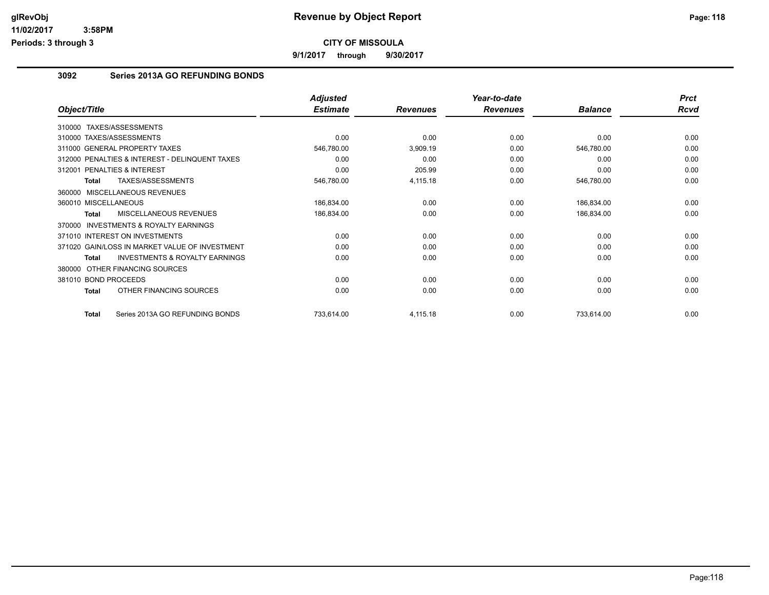# Revenue by Object Report

**CITY OF MISSOULA**

**9/1/2017 through 9/30/2017**

glRevObj
11/02/2017 3:58PM
Periods: 3 through 3

## 3092 Series 2013A GO REFUNDING BONDS

| Object/Title | Adjusted Estimate | Revenues | Year-to-date Revenues | Balance | Prct Rcvd |
|---|---|---|---|---|---|
| 310000 TAXES/ASSESSMENTS | | | | | |
| 310000 TAXES/ASSESSMENTS | 0.00 | 0.00 | 0.00 | 0.00 | 0.00 |
| 311000 GENERAL PROPERTY TAXES | 546,780.00 | 3,909.19 | 0.00 | 546,780.00 | 0.00 |
| 312000 PENALTIES & INTEREST - DELINQUENT TAXES | 0.00 | 0.00 | 0.00 | 0.00 | 0.00 |
| 312001 PENALTIES & INTEREST | 0.00 | 205.99 | 0.00 | 0.00 | 0.00 |
| **Total** TAXES/ASSESSMENTS | 546,780.00 | 4,115.18 | 0.00 | 546,780.00 | 0.00 |
| 360000 MISCELLANEOUS REVENUES | | | | | |
| 360010 MISCELLANEOUS | 186,834.00 | 0.00 | 0.00 | 186,834.00 | 0.00 |
| **Total** MISCELLANEOUS REVENUES | 186,834.00 | 0.00 | 0.00 | 186,834.00 | 0.00 |
| 370000 INVESTMENTS & ROYALTY EARNINGS | | | | | |
| 371010 INTEREST ON INVESTMENTS | 0.00 | 0.00 | 0.00 | 0.00 | 0.00 |
| 371020 GAIN/LOSS IN MARKET VALUE OF INVESTMENT | 0.00 | 0.00 | 0.00 | 0.00 | 0.00 |
| **Total** INVESTMENTS & ROYALTY EARNINGS | 0.00 | 0.00 | 0.00 | 0.00 | 0.00 |
| 380000 OTHER FINANCING SOURCES | | | | | |
| 381010 BOND PROCEEDS | 0.00 | 0.00 | 0.00 | 0.00 | 0.00 |
| **Total** OTHER FINANCING SOURCES | 0.00 | 0.00 | 0.00 | 0.00 | 0.00 |
| **Total** Series 2013A GO REFUNDING BONDS | 733,614.00 | 4,115.18 | 0.00 | 733,614.00 | 0.00 |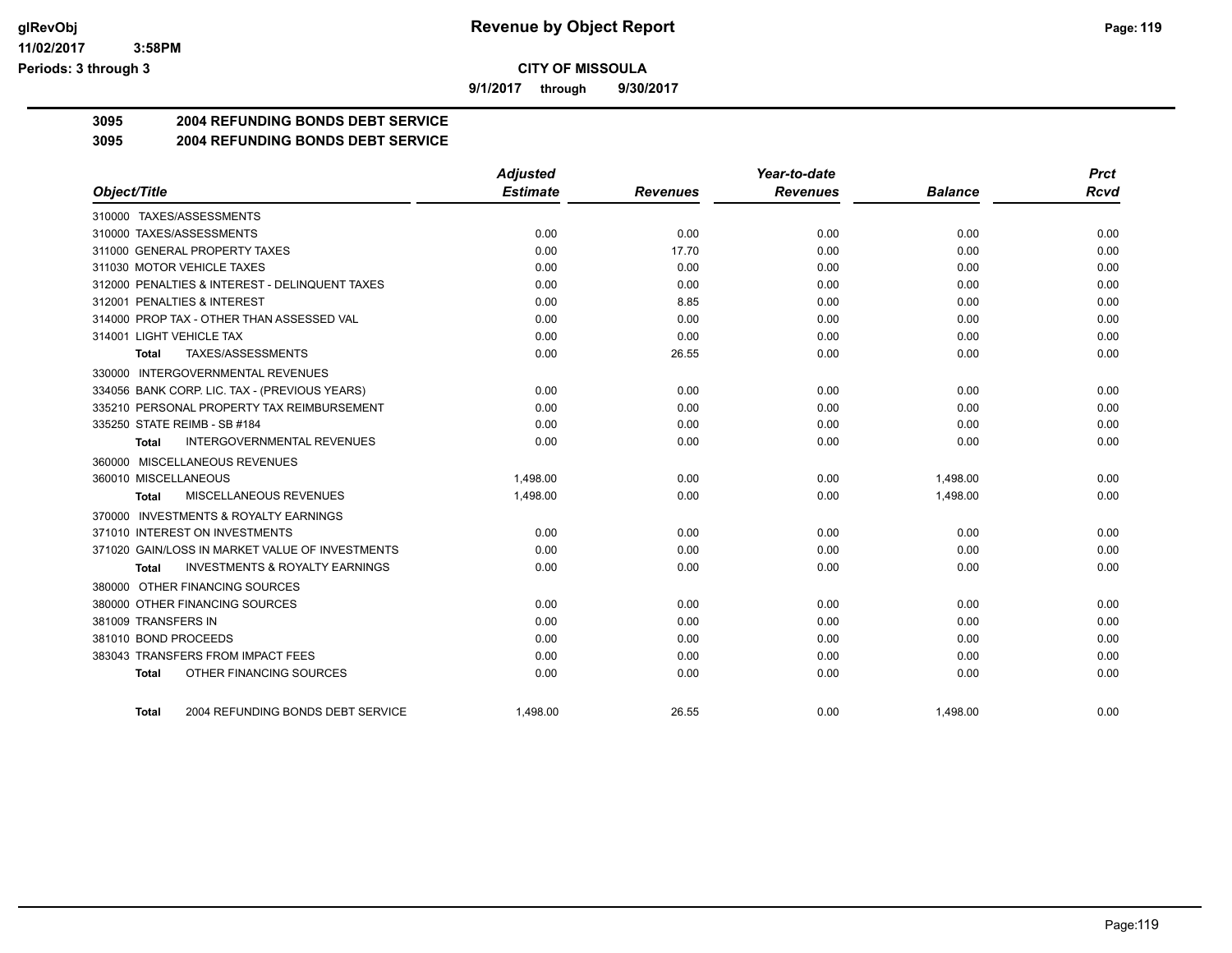# Revenue by Object Report

**CITY OF MISSOULA**

**9/1/2017 through 9/30/2017**

glRevObj
11/02/2017 3:58PM
Periods: 3 through 3

## 3095 2004 REFUNDING BONDS DEBT SERVICE

## 3095 2004 REFUNDING BONDS DEBT SERVICE

| Object/Title | Adjusted Estimate | Revenues | Year-to-date Revenues | Balance | Prct Rcvd |
|---|---|---|---|---|---|
| 310000 TAXES/ASSESSMENTS | | | | | |
| 310000 TAXES/ASSESSMENTS | 0.00 | 0.00 | 0.00 | 0.00 | 0.00 |
| 311000 GENERAL PROPERTY TAXES | 0.00 | 17.70 | 0.00 | 0.00 | 0.00 |
| 311030 MOTOR VEHICLE TAXES | 0.00 | 0.00 | 0.00 | 0.00 | 0.00 |
| 312000 PENALTIES & INTEREST - DELINQUENT TAXES | 0.00 | 0.00 | 0.00 | 0.00 | 0.00 |
| 312001 PENALTIES & INTEREST | 0.00 | 8.85 | 0.00 | 0.00 | 0.00 |
| 314000 PROP TAX - OTHER THAN ASSESSED VAL | 0.00 | 0.00 | 0.00 | 0.00 | 0.00 |
| 314001 LIGHT VEHICLE TAX | 0.00 | 0.00 | 0.00 | 0.00 | 0.00 |
| **Total** TAXES/ASSESSMENTS | 0.00 | 26.55 | 0.00 | 0.00 | 0.00 |
| 330000 INTERGOVERNMENTAL REVENUES | | | | | |
| 334056 BANK CORP. LIC. TAX - (PREVIOUS YEARS) | 0.00 | 0.00 | 0.00 | 0.00 | 0.00 |
| 335210 PERSONAL PROPERTY TAX REIMBURSEMENT | 0.00 | 0.00 | 0.00 | 0.00 | 0.00 |
| 335250 STATE REIMB - SB #184 | 0.00 | 0.00 | 0.00 | 0.00 | 0.00 |
| **Total** INTERGOVERNMENTAL REVENUES | 0.00 | 0.00 | 0.00 | 0.00 | 0.00 |
| 360000 MISCELLANEOUS REVENUES | | | | | |
| 360010 MISCELLANEOUS | 1,498.00 | 0.00 | 0.00 | 1,498.00 | 0.00 |
| **Total** MISCELLANEOUS REVENUES | 1,498.00 | 0.00 | 0.00 | 1,498.00 | 0.00 |
| 370000 INVESTMENTS & ROYALTY EARNINGS | | | | | |
| 371010 INTEREST ON INVESTMENTS | 0.00 | 0.00 | 0.00 | 0.00 | 0.00 |
| 371020 GAIN/LOSS IN MARKET VALUE OF INVESTMENTS | 0.00 | 0.00 | 0.00 | 0.00 | 0.00 |
| **Total** INVESTMENTS & ROYALTY EARNINGS | 0.00 | 0.00 | 0.00 | 0.00 | 0.00 |
| 380000 OTHER FINANCING SOURCES | | | | | |
| 380000 OTHER FINANCING SOURCES | 0.00 | 0.00 | 0.00 | 0.00 | 0.00 |
| 381009 TRANSFERS IN | 0.00 | 0.00 | 0.00 | 0.00 | 0.00 |
| 381010 BOND PROCEEDS | 0.00 | 0.00 | 0.00 | 0.00 | 0.00 |
| 383043 TRANSFERS FROM IMPACT FEES | 0.00 | 0.00 | 0.00 | 0.00 | 0.00 |
| **Total** OTHER FINANCING SOURCES | 0.00 | 0.00 | 0.00 | 0.00 | 0.00 |
| **Total** 2004 REFUNDING BONDS DEBT SERVICE | 1,498.00 | 26.55 | 0.00 | 1,498.00 | 0.00 |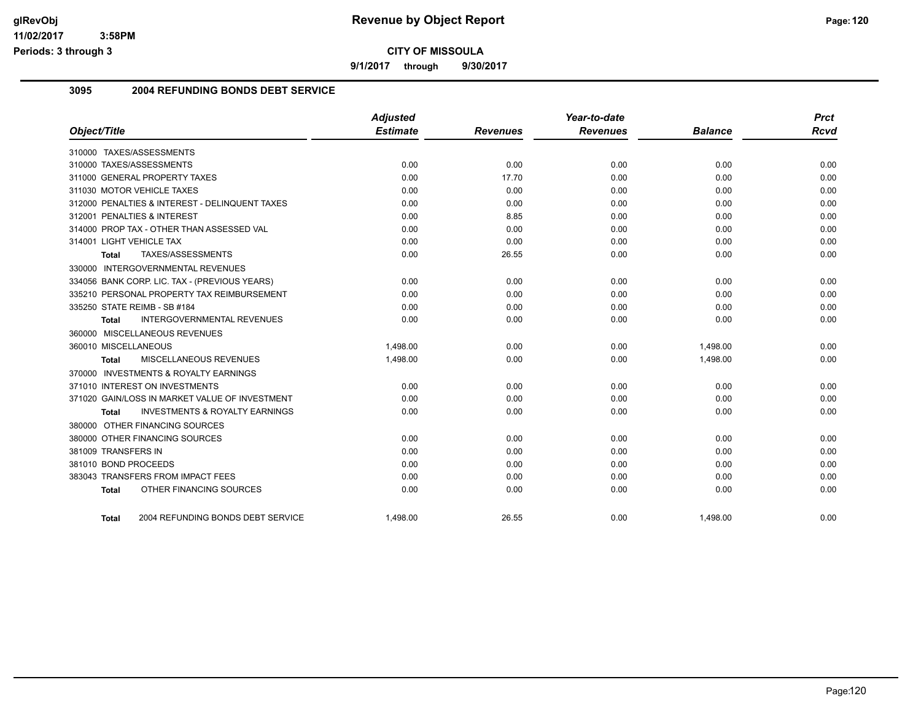# Revenue by Object Report

## CITY OF MISSOULA

**9/1/2017 through 9/30/2017**

### 3095 2004 REFUNDING BONDS DEBT SERVICE

| Object/Title | Adjusted Estimate | Revenues | Year-to-date Revenues | Balance | Prct Rcvd |
|---|---|---|---|---|---|
| 310000 TAXES/ASSESSMENTS | | | | | |
| 310000 TAXES/ASSESSMENTS | 0.00 | 0.00 | 0.00 | 0.00 | 0.00 |
| 311000 GENERAL PROPERTY TAXES | 0.00 | 17.70 | 0.00 | 0.00 | 0.00 |
| 311030 MOTOR VEHICLE TAXES | 0.00 | 0.00 | 0.00 | 0.00 | 0.00 |
| 312000 PENALTIES & INTEREST - DELINQUENT TAXES | 0.00 | 0.00 | 0.00 | 0.00 | 0.00 |
| 312001 PENALTIES & INTEREST | 0.00 | 8.85 | 0.00 | 0.00 | 0.00 |
| 314000 PROP TAX - OTHER THAN ASSESSED VAL | 0.00 | 0.00 | 0.00 | 0.00 | 0.00 |
| 314001 LIGHT VEHICLE TAX | 0.00 | 0.00 | 0.00 | 0.00 | 0.00 |
| **Total** TAXES/ASSESSMENTS | 0.00 | 26.55 | 0.00 | 0.00 | 0.00 |
| 330000 INTERGOVERNMENTAL REVENUES | | | | | |
| 334056 BANK CORP. LIC. TAX - (PREVIOUS YEARS) | 0.00 | 0.00 | 0.00 | 0.00 | 0.00 |
| 335210 PERSONAL PROPERTY TAX REIMBURSEMENT | 0.00 | 0.00 | 0.00 | 0.00 | 0.00 |
| 335250 STATE REIMB - SB #184 | 0.00 | 0.00 | 0.00 | 0.00 | 0.00 |
| **Total** INTERGOVERNMENTAL REVENUES | 0.00 | 0.00 | 0.00 | 0.00 | 0.00 |
| 360000 MISCELLANEOUS REVENUES | | | | | |
| 360010 MISCELLANEOUS | 1,498.00 | 0.00 | 0.00 | 1,498.00 | 0.00 |
| **Total** MISCELLANEOUS REVENUES | 1,498.00 | 0.00 | 0.00 | 1,498.00 | 0.00 |
| 370000 INVESTMENTS & ROYALTY EARNINGS | | | | | |
| 371010 INTEREST ON INVESTMENTS | 0.00 | 0.00 | 0.00 | 0.00 | 0.00 |
| 371020 GAIN/LOSS IN MARKET VALUE OF INVESTMENT | 0.00 | 0.00 | 0.00 | 0.00 | 0.00 |
| **Total** INVESTMENTS & ROYALTY EARNINGS | 0.00 | 0.00 | 0.00 | 0.00 | 0.00 |
| 380000 OTHER FINANCING SOURCES | | | | | |
| 380000 OTHER FINANCING SOURCES | 0.00 | 0.00 | 0.00 | 0.00 | 0.00 |
| 381009 TRANSFERS IN | 0.00 | 0.00 | 0.00 | 0.00 | 0.00 |
| 381010 BOND PROCEEDS | 0.00 | 0.00 | 0.00 | 0.00 | 0.00 |
| 383043 TRANSFERS FROM IMPACT FEES | 0.00 | 0.00 | 0.00 | 0.00 | 0.00 |
| **Total** OTHER FINANCING SOURCES | 0.00 | 0.00 | 0.00 | 0.00 | 0.00 |
| **Total** 2004 REFUNDING BONDS DEBT SERVICE | 1,498.00 | 26.55 | 0.00 | 1,498.00 | 0.00 |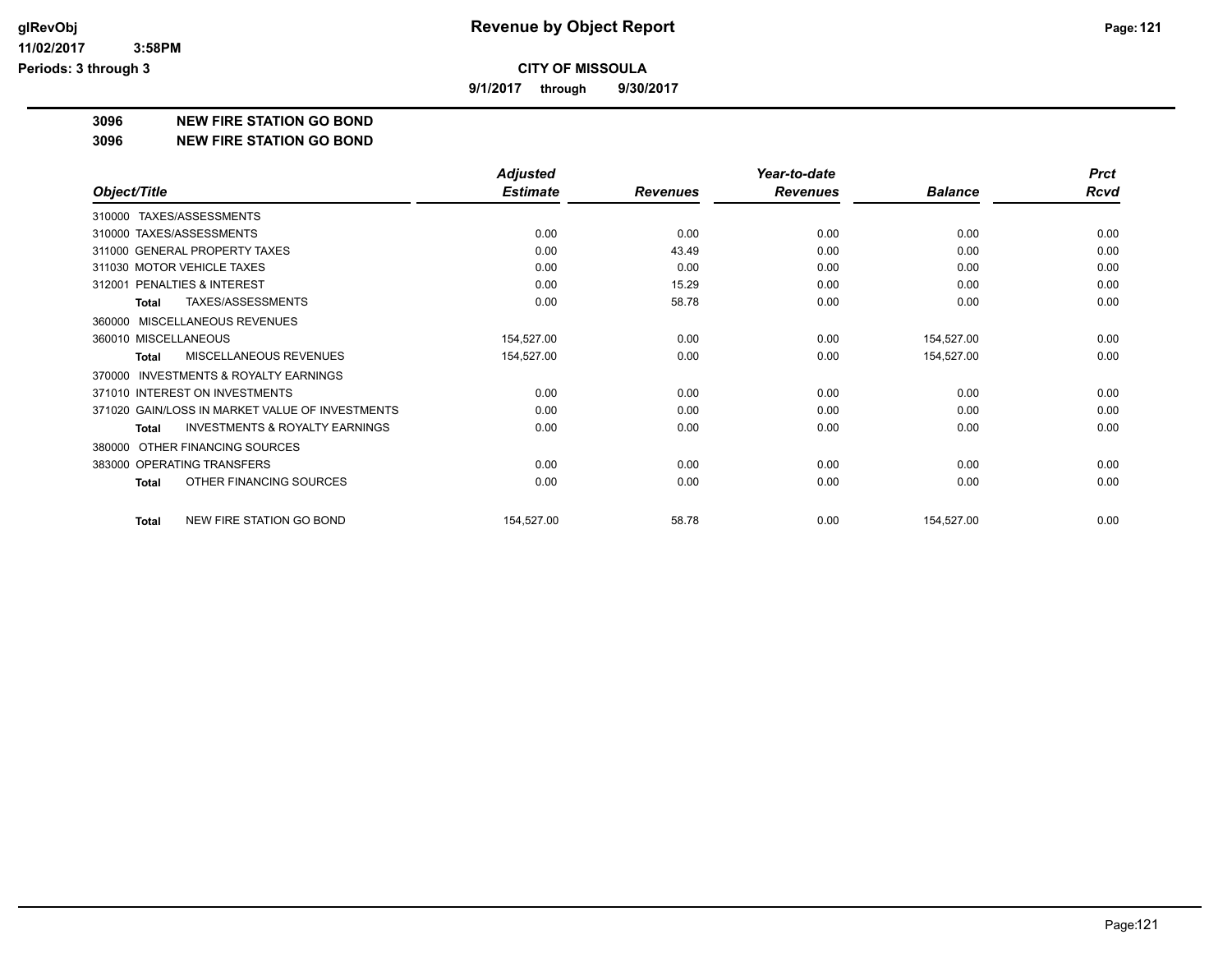# Revenue by Object Report

## CITY OF MISSOULA

**9/1/2017 through 9/30/2017**

**3096 NEW FIRE STATION GO BOND**

**3096 NEW FIRE STATION GO BOND**

| Object/Title | Adjusted Estimate | Revenues | Year-to-date Revenues | Balance | Prct Rcvd |
|---|---|---|---|---|---|
| 310000 TAXES/ASSESSMENTS | | | | | |
| 310000 TAXES/ASSESSMENTS | 0.00 | 0.00 | 0.00 | 0.00 | 0.00 |
| 311000 GENERAL PROPERTY TAXES | 0.00 | 43.49 | 0.00 | 0.00 | 0.00 |
| 311030 MOTOR VEHICLE TAXES | 0.00 | 0.00 | 0.00 | 0.00 | 0.00 |
| 312001 PENALTIES & INTEREST | 0.00 | 15.29 | 0.00 | 0.00 | 0.00 |
| **Total** TAXES/ASSESSMENTS | 0.00 | 58.78 | 0.00 | 0.00 | 0.00 |
| 360000 MISCELLANEOUS REVENUES | | | | | |
| 360010 MISCELLANEOUS | 154,527.00 | 0.00 | 0.00 | 154,527.00 | 0.00 |
| **Total** MISCELLANEOUS REVENUES | 154,527.00 | 0.00 | 0.00 | 154,527.00 | 0.00 |
| 370000 INVESTMENTS & ROYALTY EARNINGS | | | | | |
| 371010 INTEREST ON INVESTMENTS | 0.00 | 0.00 | 0.00 | 0.00 | 0.00 |
| 371020 GAIN/LOSS IN MARKET VALUE OF INVESTMENTS | 0.00 | 0.00 | 0.00 | 0.00 | 0.00 |
| **Total** INVESTMENTS & ROYALTY EARNINGS | 0.00 | 0.00 | 0.00 | 0.00 | 0.00 |
| 380000 OTHER FINANCING SOURCES | | | | | |
| 383000 OPERATING TRANSFERS | 0.00 | 0.00 | 0.00 | 0.00 | 0.00 |
| **Total** OTHER FINANCING SOURCES | 0.00 | 0.00 | 0.00 | 0.00 | 0.00 |
| **Total** NEW FIRE STATION GO BOND | 154,527.00 | 58.78 | 0.00 | 154,527.00 | 0.00 |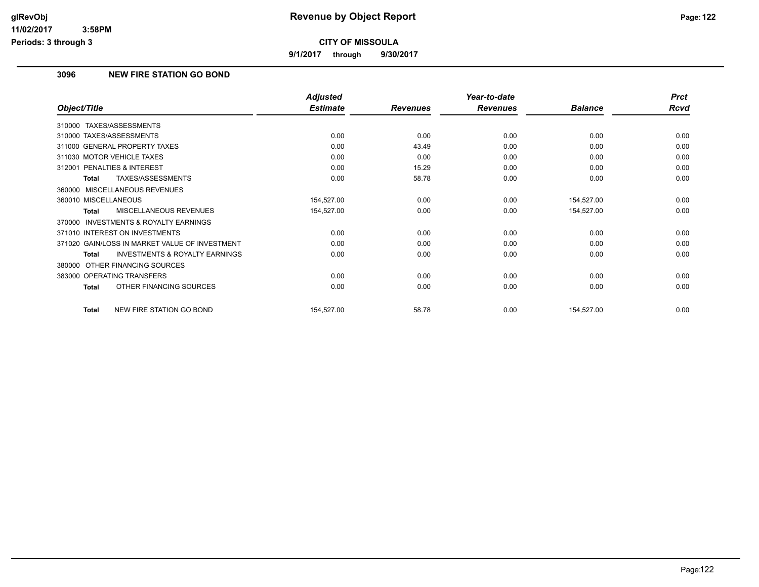**Revenue by Object Report**

**CITY OF MISSOULA**

**9/1/2017 through 9/30/2017**

glRevObj
11/02/2017 3:58PM
Periods: 3 through 3

## 3096 NEW FIRE STATION GO BOND

| Object/Title | Adjusted Estimate | Revenues | Year-to-date Revenues | Balance | Prct Rcvd |
|---|---|---|---|---|---|
| 310000 TAXES/ASSESSMENTS | | | | | |
| 310000 TAXES/ASSESSMENTS | 0.00 | 0.00 | 0.00 | 0.00 | 0.00 |
| 311000 GENERAL PROPERTY TAXES | 0.00 | 43.49 | 0.00 | 0.00 | 0.00 |
| 311030 MOTOR VEHICLE TAXES | 0.00 | 0.00 | 0.00 | 0.00 | 0.00 |
| 312001 PENALTIES & INTEREST | 0.00 | 15.29 | 0.00 | 0.00 | 0.00 |
| **Total** TAXES/ASSESSMENTS | 0.00 | 58.78 | 0.00 | 0.00 | 0.00 |
| 360000 MISCELLANEOUS REVENUES | | | | | |
| 360010 MISCELLANEOUS | 154,527.00 | 0.00 | 0.00 | 154,527.00 | 0.00 |
| **Total** MISCELLANEOUS REVENUES | 154,527.00 | 0.00 | 0.00 | 154,527.00 | 0.00 |
| 370000 INVESTMENTS & ROYALTY EARNINGS | | | | | |
| 371010 INTEREST ON INVESTMENTS | 0.00 | 0.00 | 0.00 | 0.00 | 0.00 |
| 371020 GAIN/LOSS IN MARKET VALUE OF INVESTMENT | 0.00 | 0.00 | 0.00 | 0.00 | 0.00 |
| **Total** INVESTMENTS & ROYALTY EARNINGS | 0.00 | 0.00 | 0.00 | 0.00 | 0.00 |
| 380000 OTHER FINANCING SOURCES | | | | | |
| 383000 OPERATING TRANSFERS | 0.00 | 0.00 | 0.00 | 0.00 | 0.00 |
| **Total** OTHER FINANCING SOURCES | 0.00 | 0.00 | 0.00 | 0.00 | 0.00 |
| **Total** NEW FIRE STATION GO BOND | 154,527.00 | 58.78 | 0.00 | 154,527.00 | 0.00 |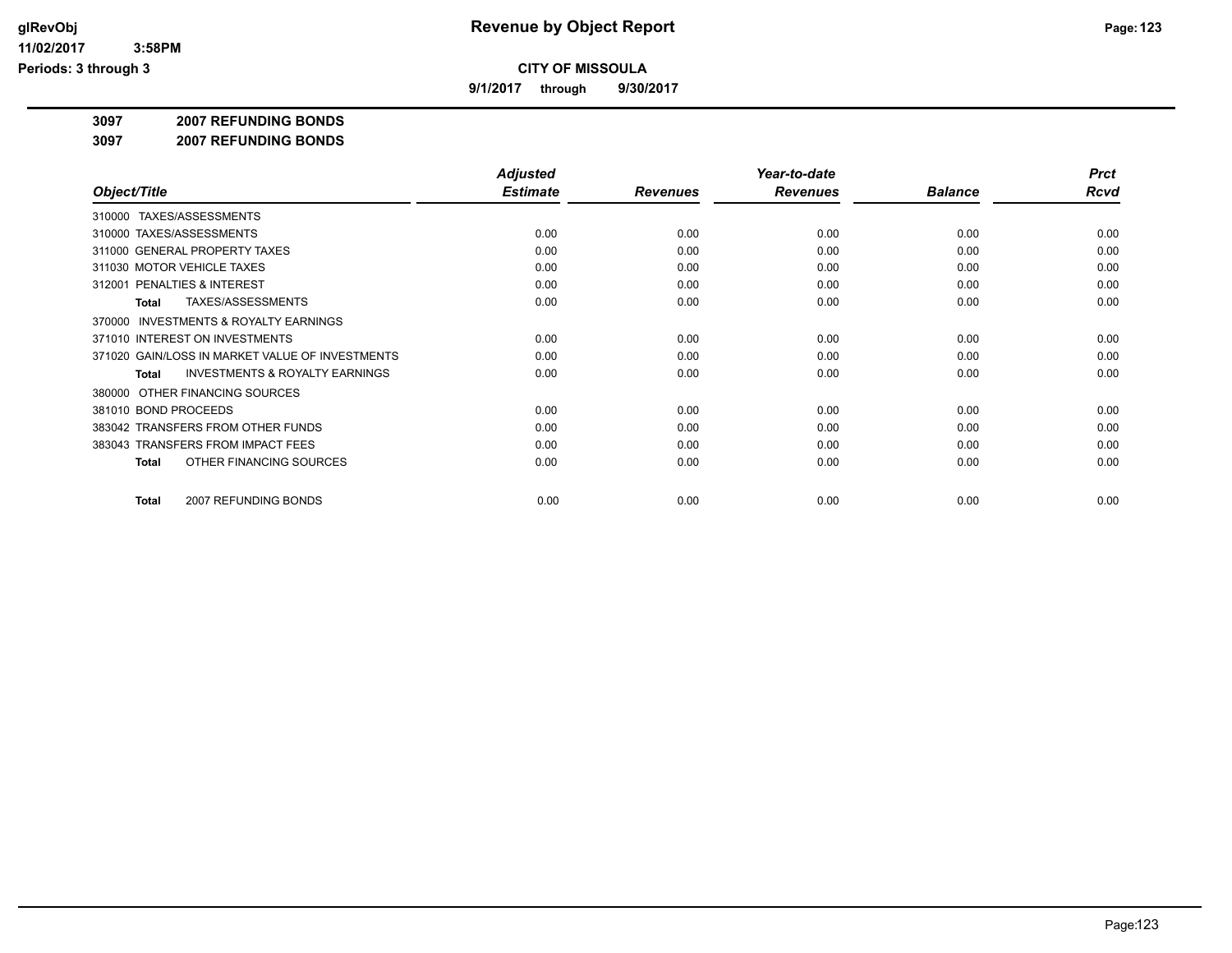**CITY OF MISSOULA**

**9/1/2017 through 9/30/2017**

**3097 2007 REFUNDING BONDS**

**3097 2007 REFUNDING BONDS**

| Object/Title | Adjusted Estimate | Revenues | Year-to-date Revenues | Balance | Prct Rcvd |
|---|---|---|---|---|---|
| 310000 TAXES/ASSESSMENTS | | | | | |
| 310000 TAXES/ASSESSMENTS | 0.00 | 0.00 | 0.00 | 0.00 | 0.00 |
| 311000 GENERAL PROPERTY TAXES | 0.00 | 0.00 | 0.00 | 0.00 | 0.00 |
| 311030 MOTOR VEHICLE TAXES | 0.00 | 0.00 | 0.00 | 0.00 | 0.00 |
| 312001 PENALTIES & INTEREST | 0.00 | 0.00 | 0.00 | 0.00 | 0.00 |
| **Total** TAXES/ASSESSMENTS | 0.00 | 0.00 | 0.00 | 0.00 | 0.00 |
| 370000 INVESTMENTS & ROYALTY EARNINGS | | | | | |
| 371010 INTEREST ON INVESTMENTS | 0.00 | 0.00 | 0.00 | 0.00 | 0.00 |
| 371020 GAIN/LOSS IN MARKET VALUE OF INVESTMENTS | 0.00 | 0.00 | 0.00 | 0.00 | 0.00 |
| **Total** INVESTMENTS & ROYALTY EARNINGS | 0.00 | 0.00 | 0.00 | 0.00 | 0.00 |
| 380000 OTHER FINANCING SOURCES | | | | | |
| 381010 BOND PROCEEDS | 0.00 | 0.00 | 0.00 | 0.00 | 0.00 |
| 383042 TRANSFERS FROM OTHER FUNDS | 0.00 | 0.00 | 0.00 | 0.00 | 0.00 |
| 383043 TRANSFERS FROM IMPACT FEES | 0.00 | 0.00 | 0.00 | 0.00 | 0.00 |
| **Total** OTHER FINANCING SOURCES | 0.00 | 0.00 | 0.00 | 0.00 | 0.00 |
| **Total** 2007 REFUNDING BONDS | 0.00 | 0.00 | 0.00 | 0.00 | 0.00 |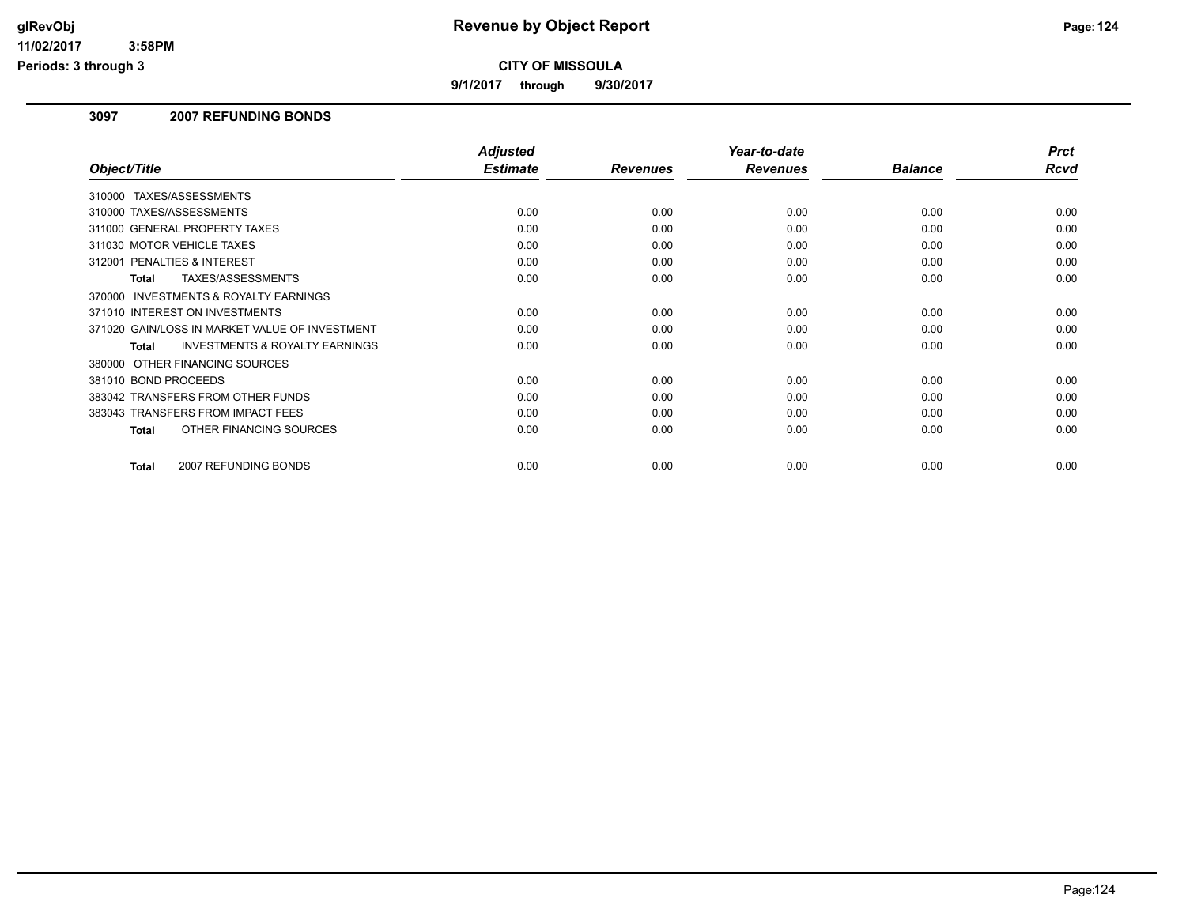**CITY OF MISSOULA**

**9/1/2017 through 9/30/2017**

### 3097 2007 REFUNDING BONDS

| Object/Title | Adjusted Estimate | Revenues | Year-to-date Revenues | Balance | Prct Rcvd |
|---|---|---|---|---|---|
| 310000 TAXES/ASSESSMENTS | | | | | |
| 310000 TAXES/ASSESSMENTS | 0.00 | 0.00 | 0.00 | 0.00 | 0.00 |
| 311000 GENERAL PROPERTY TAXES | 0.00 | 0.00 | 0.00 | 0.00 | 0.00 |
| 311030 MOTOR VEHICLE TAXES | 0.00 | 0.00 | 0.00 | 0.00 | 0.00 |
| 312001 PENALTIES & INTEREST | 0.00 | 0.00 | 0.00 | 0.00 | 0.00 |
| **Total** TAXES/ASSESSMENTS | 0.00 | 0.00 | 0.00 | 0.00 | 0.00 |
| 370000 INVESTMENTS & ROYALTY EARNINGS | | | | | |
| 371010 INTEREST ON INVESTMENTS | 0.00 | 0.00 | 0.00 | 0.00 | 0.00 |
| 371020 GAIN/LOSS IN MARKET VALUE OF INVESTMENT | 0.00 | 0.00 | 0.00 | 0.00 | 0.00 |
| **Total** INVESTMENTS & ROYALTY EARNINGS | 0.00 | 0.00 | 0.00 | 0.00 | 0.00 |
| 380000 OTHER FINANCING SOURCES | | | | | |
| 381010 BOND PROCEEDS | 0.00 | 0.00 | 0.00 | 0.00 | 0.00 |
| 383042 TRANSFERS FROM OTHER FUNDS | 0.00 | 0.00 | 0.00 | 0.00 | 0.00 |
| 383043 TRANSFERS FROM IMPACT FEES | 0.00 | 0.00 | 0.00 | 0.00 | 0.00 |
| **Total** OTHER FINANCING SOURCES | 0.00 | 0.00 | 0.00 | 0.00 | 0.00 |
| **Total** 2007 REFUNDING BONDS | 0.00 | 0.00 | 0.00 | 0.00 | 0.00 |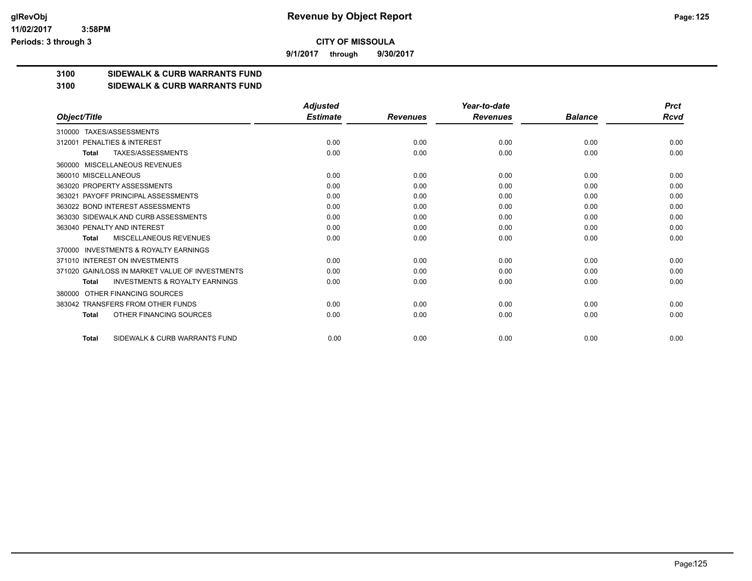**CITY OF MISSOULA**

**9/1/2017 through 9/30/2017**

## 3100 SIDEWALK & CURB WARRANTS FUND

## 3100 SIDEWALK & CURB WARRANTS FUND

| Object/Title | Adjusted Estimate | Revenues | Year-to-date Revenues | Balance | Prct Rcvd |
|---|---|---|---|---|---|
| 310000 TAXES/ASSESSMENTS | | | | | |
| 312001 PENALTIES & INTEREST | 0.00 | 0.00 | 0.00 | 0.00 | 0.00 |
| **Total** TAXES/ASSESSMENTS | 0.00 | 0.00 | 0.00 | 0.00 | 0.00 |
| 360000 MISCELLANEOUS REVENUES | | | | | |
| 360010 MISCELLANEOUS | 0.00 | 0.00 | 0.00 | 0.00 | 0.00 |
| 363020 PROPERTY ASSESSMENTS | 0.00 | 0.00 | 0.00 | 0.00 | 0.00 |
| 363021 PAYOFF PRINCIPAL ASSESSMENTS | 0.00 | 0.00 | 0.00 | 0.00 | 0.00 |
| 363022 BOND INTEREST ASSESSMENTS | 0.00 | 0.00 | 0.00 | 0.00 | 0.00 |
| 363030 SIDEWALK AND CURB ASSESSMENTS | 0.00 | 0.00 | 0.00 | 0.00 | 0.00 |
| 363040 PENALTY AND INTEREST | 0.00 | 0.00 | 0.00 | 0.00 | 0.00 |
| **Total** MISCELLANEOUS REVENUES | 0.00 | 0.00 | 0.00 | 0.00 | 0.00 |
| 370000 INVESTMENTS & ROYALTY EARNINGS | | | | | |
| 371010 INTEREST ON INVESTMENTS | 0.00 | 0.00 | 0.00 | 0.00 | 0.00 |
| 371020 GAIN/LOSS IN MARKET VALUE OF INVESTMENTS | 0.00 | 0.00 | 0.00 | 0.00 | 0.00 |
| **Total** INVESTMENTS & ROYALTY EARNINGS | 0.00 | 0.00 | 0.00 | 0.00 | 0.00 |
| 380000 OTHER FINANCING SOURCES | | | | | |
| 383042 TRANSFERS FROM OTHER FUNDS | 0.00 | 0.00 | 0.00 | 0.00 | 0.00 |
| **Total** OTHER FINANCING SOURCES | 0.00 | 0.00 | 0.00 | 0.00 | 0.00 |
| **Total** SIDEWALK & CURB WARRANTS FUND | 0.00 | 0.00 | 0.00 | 0.00 | 0.00 |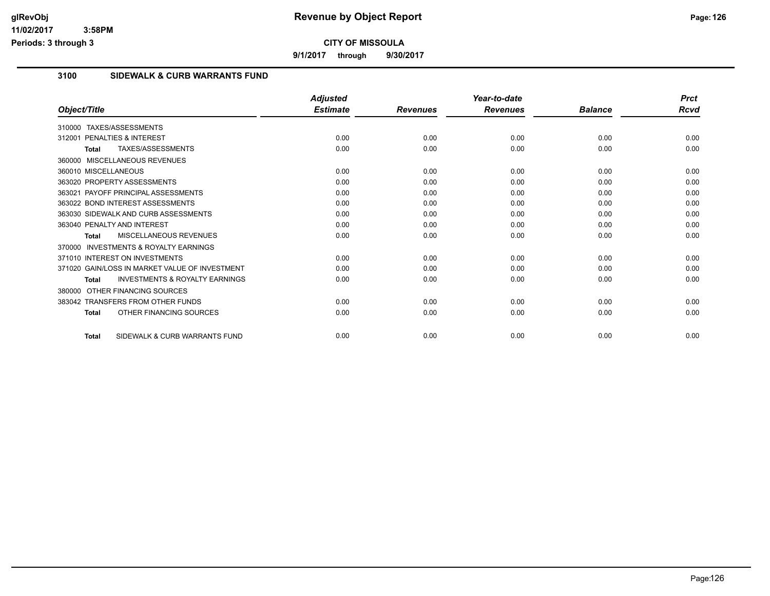**CITY OF MISSOULA**

**9/1/2017 through 9/30/2017**

## 3100 SIDEWALK & CURB WARRANTS FUND

| Object/Title | Adjusted Estimate | Revenues | Year-to-date Revenues | Balance | Prct Rcvd |
|---|---|---|---|---|---|
| 310000 TAXES/ASSESSMENTS | | | | | |
| 312001 PENALTIES & INTEREST | 0.00 | 0.00 | 0.00 | 0.00 | 0.00 |
| **Total** TAXES/ASSESSMENTS | 0.00 | 0.00 | 0.00 | 0.00 | 0.00 |
| 360000 MISCELLANEOUS REVENUES | | | | | |
| 360010 MISCELLANEOUS | 0.00 | 0.00 | 0.00 | 0.00 | 0.00 |
| 363020 PROPERTY ASSESSMENTS | 0.00 | 0.00 | 0.00 | 0.00 | 0.00 |
| 363021 PAYOFF PRINCIPAL ASSESSMENTS | 0.00 | 0.00 | 0.00 | 0.00 | 0.00 |
| 363022 BOND INTEREST ASSESSMENTS | 0.00 | 0.00 | 0.00 | 0.00 | 0.00 |
| 363030 SIDEWALK AND CURB ASSESSMENTS | 0.00 | 0.00 | 0.00 | 0.00 | 0.00 |
| 363040 PENALTY AND INTEREST | 0.00 | 0.00 | 0.00 | 0.00 | 0.00 |
| **Total** MISCELLANEOUS REVENUES | 0.00 | 0.00 | 0.00 | 0.00 | 0.00 |
| 370000 INVESTMENTS & ROYALTY EARNINGS | | | | | |
| 371010 INTEREST ON INVESTMENTS | 0.00 | 0.00 | 0.00 | 0.00 | 0.00 |
| 371020 GAIN/LOSS IN MARKET VALUE OF INVESTMENT | 0.00 | 0.00 | 0.00 | 0.00 | 0.00 |
| **Total** INVESTMENTS & ROYALTY EARNINGS | 0.00 | 0.00 | 0.00 | 0.00 | 0.00 |
| 380000 OTHER FINANCING SOURCES | | | | | |
| 383042 TRANSFERS FROM OTHER FUNDS | 0.00 | 0.00 | 0.00 | 0.00 | 0.00 |
| **Total** OTHER FINANCING SOURCES | 0.00 | 0.00 | 0.00 | 0.00 | 0.00 |
| **Total** SIDEWALK & CURB WARRANTS FUND | 0.00 | 0.00 | 0.00 | 0.00 | 0.00 |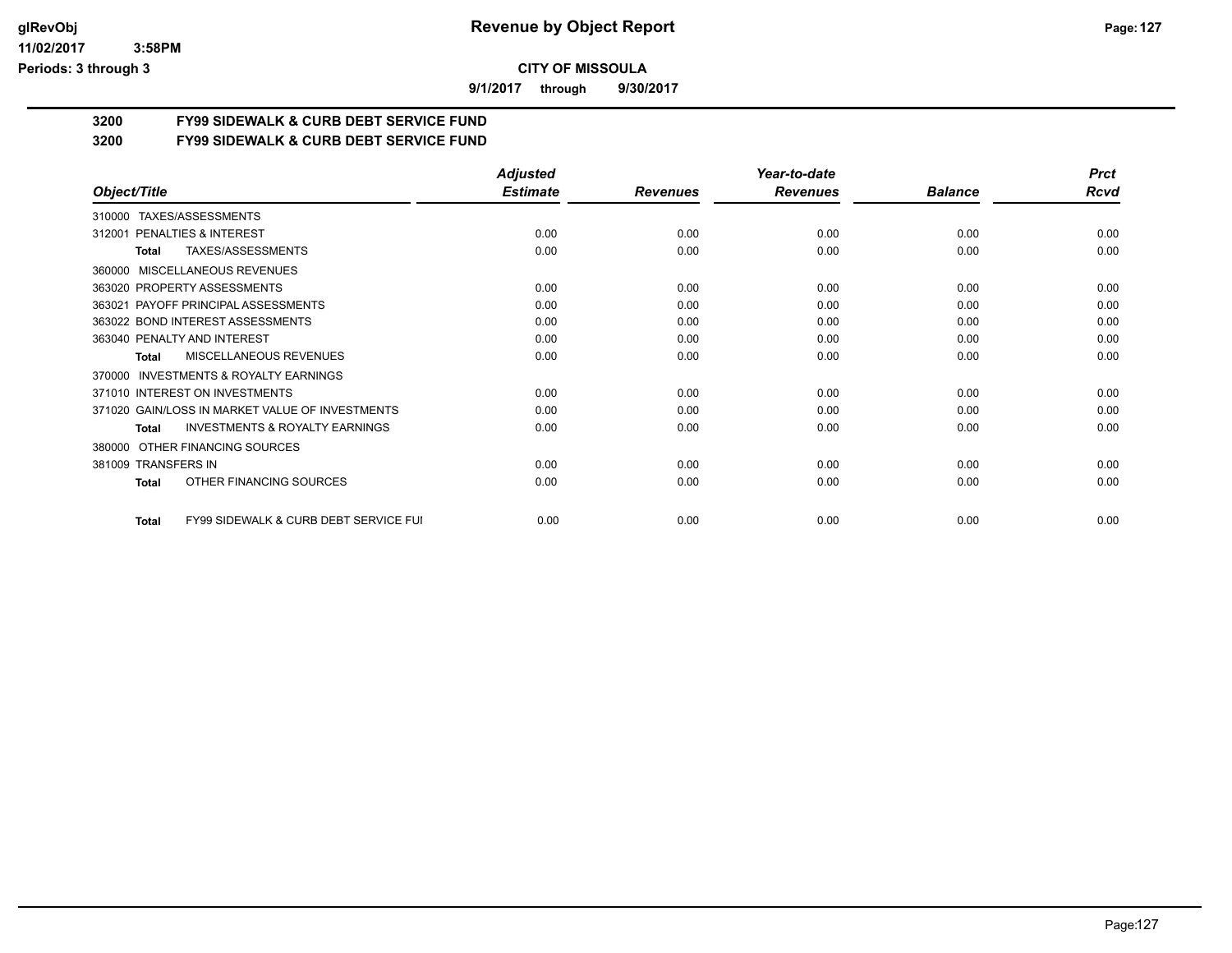**Revenue by Object Report**

**CITY OF MISSOULA**

**9/1/2017 through 9/30/2017**

glRevObj
11/02/2017 3:58PM
Periods: 3 through 3

## 3200 FY99 SIDEWALK & CURB DEBT SERVICE FUND

## 3200 FY99 SIDEWALK & CURB DEBT SERVICE FUND

| Object/Title | Adjusted Estimate | Revenues | Year-to-date Revenues | Balance | Prct Rcvd |
|---|---|---|---|---|---|
| 310000 TAXES/ASSESSMENTS | | | | | |
| 312001 PENALTIES & INTEREST | 0.00 | 0.00 | 0.00 | 0.00 | 0.00 |
| **Total** TAXES/ASSESSMENTS | 0.00 | 0.00 | 0.00 | 0.00 | 0.00 |
| 360000 MISCELLANEOUS REVENUES | | | | | |
| 363020 PROPERTY ASSESSMENTS | 0.00 | 0.00 | 0.00 | 0.00 | 0.00 |
| 363021 PAYOFF PRINCIPAL ASSESSMENTS | 0.00 | 0.00 | 0.00 | 0.00 | 0.00 |
| 363022 BOND INTEREST ASSESSMENTS | 0.00 | 0.00 | 0.00 | 0.00 | 0.00 |
| 363040 PENALTY AND INTEREST | 0.00 | 0.00 | 0.00 | 0.00 | 0.00 |
| **Total** MISCELLANEOUS REVENUES | 0.00 | 0.00 | 0.00 | 0.00 | 0.00 |
| 370000 INVESTMENTS & ROYALTY EARNINGS | | | | | |
| 371010 INTEREST ON INVESTMENTS | 0.00 | 0.00 | 0.00 | 0.00 | 0.00 |
| 371020 GAIN/LOSS IN MARKET VALUE OF INVESTMENTS | 0.00 | 0.00 | 0.00 | 0.00 | 0.00 |
| **Total** INVESTMENTS & ROYALTY EARNINGS | 0.00 | 0.00 | 0.00 | 0.00 | 0.00 |
| 380000 OTHER FINANCING SOURCES | | | | | |
| 381009 TRANSFERS IN | 0.00 | 0.00 | 0.00 | 0.00 | 0.00 |
| **Total** OTHER FINANCING SOURCES | 0.00 | 0.00 | 0.00 | 0.00 | 0.00 |
| **Total** FY99 SIDEWALK & CURB DEBT SERVICE FUI | 0.00 | 0.00 | 0.00 | 0.00 | 0.00 |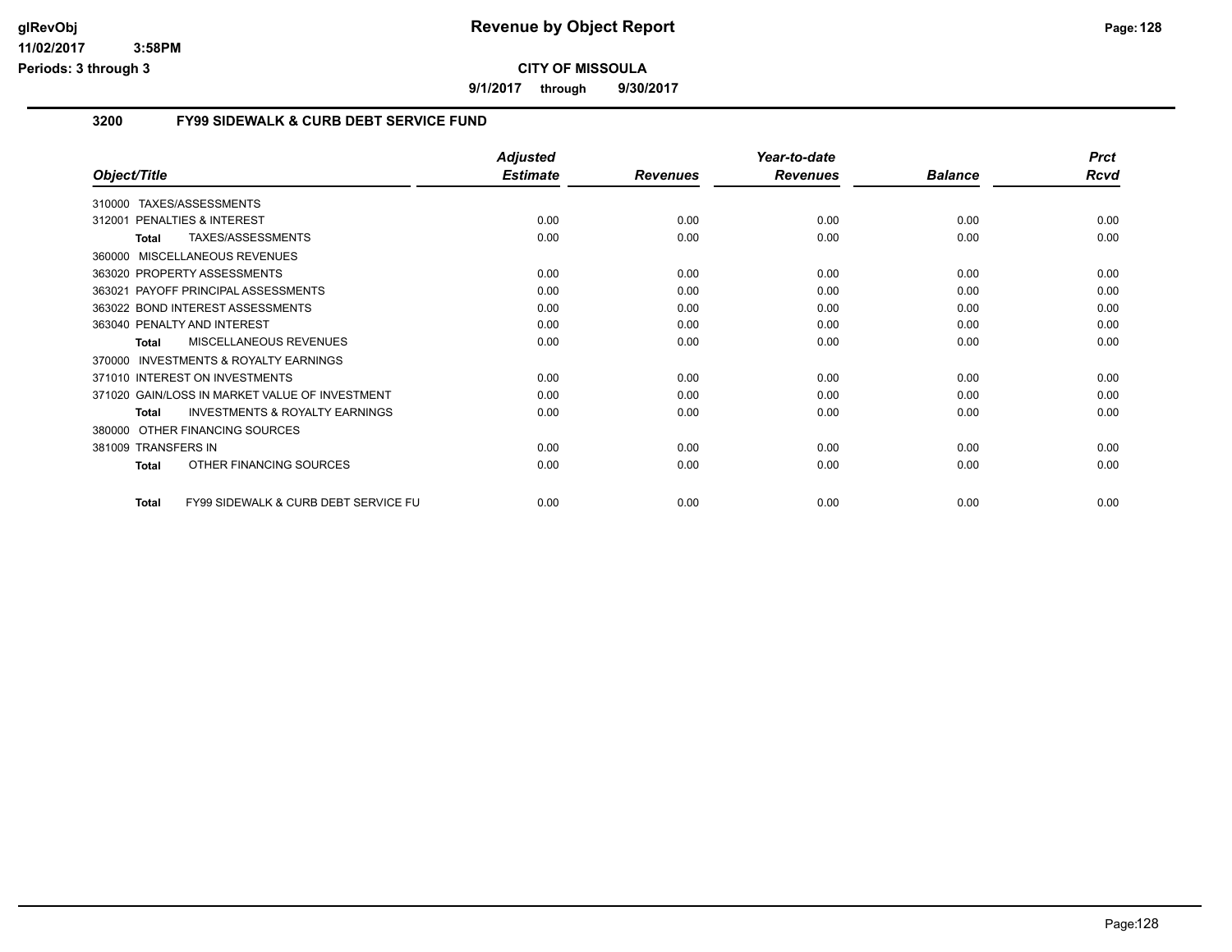**glRevObj**
**11/02/2017 3:58PM**
**Periods: 3 through 3**

# Revenue by Object Report

**CITY OF MISSOULA**

**9/1/2017 through 9/30/2017**

## 3200 FY99 SIDEWALK & CURB DEBT SERVICE FUND

| Object/Title | Adjusted Estimate | Revenues | Year-to-date Revenues | Balance | Prct Rcvd |
|---|---|---|---|---|---|
| 310000 TAXES/ASSESSMENTS | | | | | |
| 312001 PENALTIES & INTEREST | 0.00 | 0.00 | 0.00 | 0.00 | 0.00 |
| **Total** TAXES/ASSESSMENTS | 0.00 | 0.00 | 0.00 | 0.00 | 0.00 |
| 360000 MISCELLANEOUS REVENUES | | | | | |
| 363020 PROPERTY ASSESSMENTS | 0.00 | 0.00 | 0.00 | 0.00 | 0.00 |
| 363021 PAYOFF PRINCIPAL ASSESSMENTS | 0.00 | 0.00 | 0.00 | 0.00 | 0.00 |
| 363022 BOND INTEREST ASSESSMENTS | 0.00 | 0.00 | 0.00 | 0.00 | 0.00 |
| 363040 PENALTY AND INTEREST | 0.00 | 0.00 | 0.00 | 0.00 | 0.00 |
| **Total** MISCELLANEOUS REVENUES | 0.00 | 0.00 | 0.00 | 0.00 | 0.00 |
| 370000 INVESTMENTS & ROYALTY EARNINGS | | | | | |
| 371010 INTEREST ON INVESTMENTS | 0.00 | 0.00 | 0.00 | 0.00 | 0.00 |
| 371020 GAIN/LOSS IN MARKET VALUE OF INVESTMENT | 0.00 | 0.00 | 0.00 | 0.00 | 0.00 |
| **Total** INVESTMENTS & ROYALTY EARNINGS | 0.00 | 0.00 | 0.00 | 0.00 | 0.00 |
| 380000 OTHER FINANCING SOURCES | | | | | |
| 381009 TRANSFERS IN | 0.00 | 0.00 | 0.00 | 0.00 | 0.00 |
| **Total** OTHER FINANCING SOURCES | 0.00 | 0.00 | 0.00 | 0.00 | 0.00 |
| **Total** FY99 SIDEWALK & CURB DEBT SERVICE FU | 0.00 | 0.00 | 0.00 | 0.00 | 0.00 |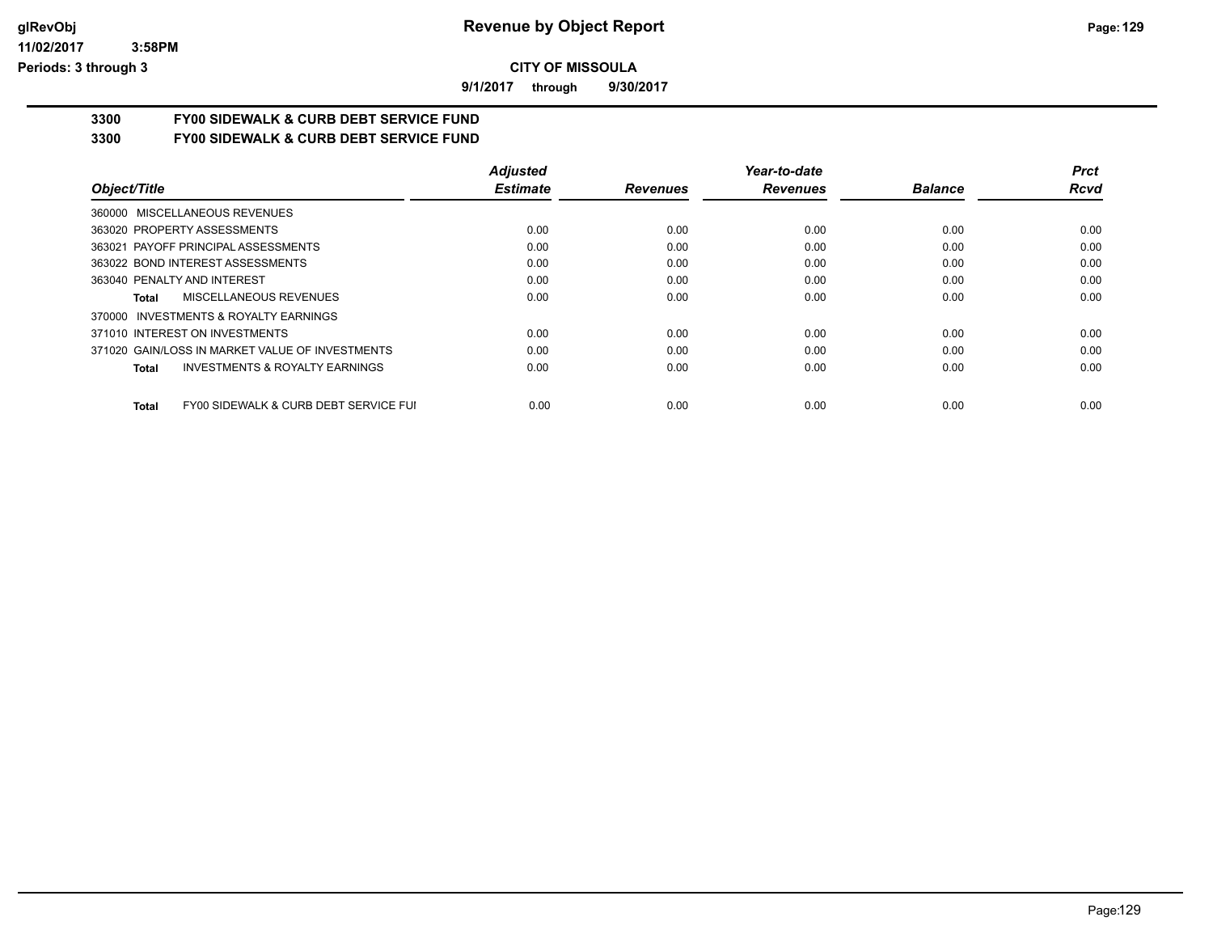# Revenue by Object Report

**CITY OF MISSOULA**

**9/1/2017 through 9/30/2017**

**3300 FY00 SIDEWALK & CURB DEBT SERVICE FUND**

**3300 FY00 SIDEWALK & CURB DEBT SERVICE FUND**

| Object/Title | Adjusted Estimate | Revenues | Year-to-date Revenues | Balance | Prct Rcvd |
|---|---|---|---|---|---|
| 360000 MISCELLANEOUS REVENUES | | | | | |
| 363020 PROPERTY ASSESSMENTS | 0.00 | 0.00 | 0.00 | 0.00 | 0.00 |
| 363021 PAYOFF PRINCIPAL ASSESSMENTS | 0.00 | 0.00 | 0.00 | 0.00 | 0.00 |
| 363022 BOND INTEREST ASSESSMENTS | 0.00 | 0.00 | 0.00 | 0.00 | 0.00 |
| 363040 PENALTY AND INTEREST | 0.00 | 0.00 | 0.00 | 0.00 | 0.00 |
| **Total** MISCELLANEOUS REVENUES | 0.00 | 0.00 | 0.00 | 0.00 | 0.00 |
| 370000 INVESTMENTS & ROYALTY EARNINGS | | | | | |
| 371010 INTEREST ON INVESTMENTS | 0.00 | 0.00 | 0.00 | 0.00 | 0.00 |
| 371020 GAIN/LOSS IN MARKET VALUE OF INVESTMENTS | 0.00 | 0.00 | 0.00 | 0.00 | 0.00 |
| **Total** INVESTMENTS & ROYALTY EARNINGS | 0.00 | 0.00 | 0.00 | 0.00 | 0.00 |
| **Total** FY00 SIDEWALK & CURB DEBT SERVICE FUI | 0.00 | 0.00 | 0.00 | 0.00 | 0.00 |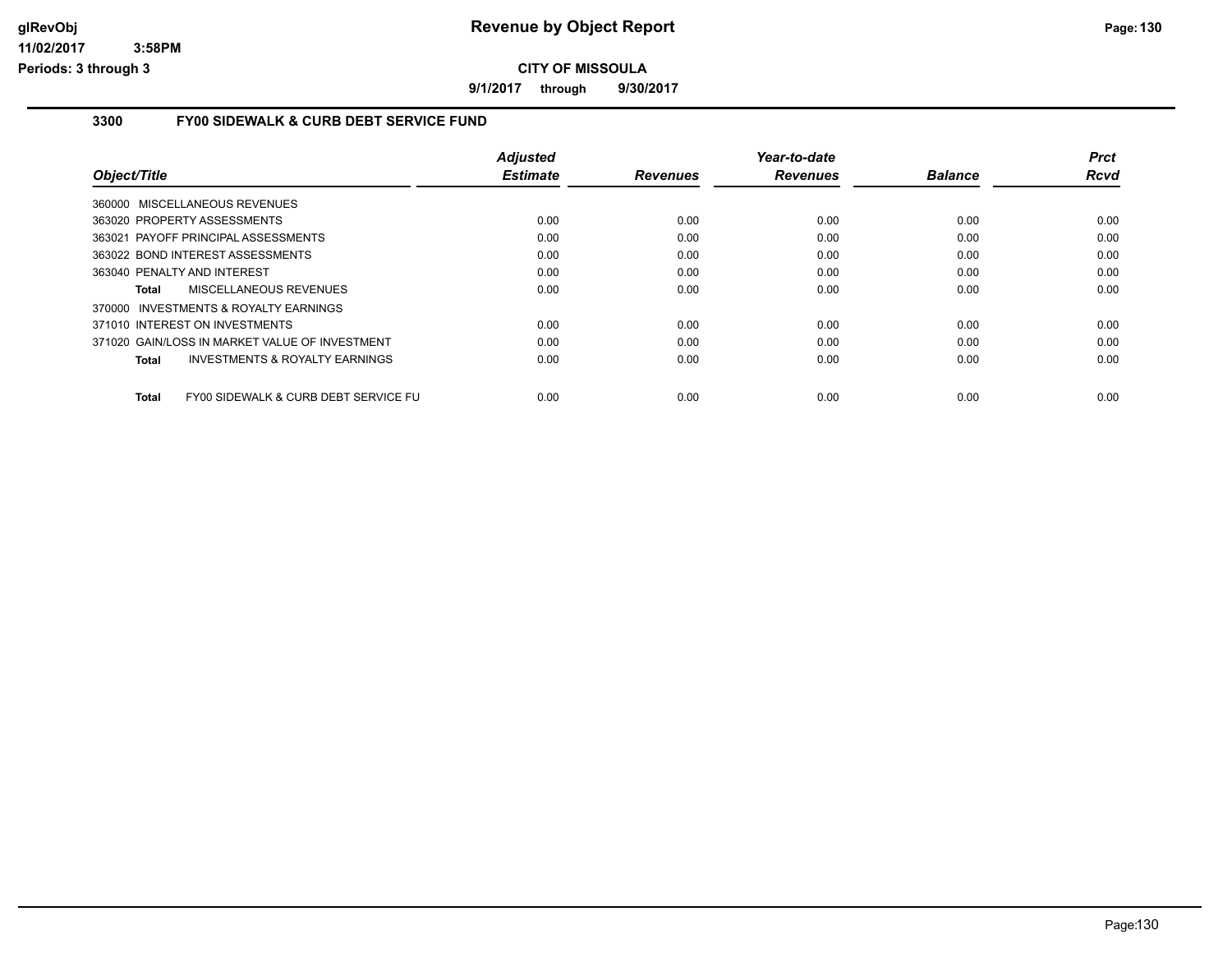**Revenue by Object Report**

**CITY OF MISSOULA**

**9/1/2017 through 9/30/2017**

## 3300 FY00 SIDEWALK & CURB DEBT SERVICE FUND

| Object/Title | Adjusted Estimate | Revenues | Year-to-date Revenues | Balance | Prct Rcvd |
|---|---|---|---|---|---|
| 360000 MISCELLANEOUS REVENUES | | | | | |
| 363020 PROPERTY ASSESSMENTS | 0.00 | 0.00 | 0.00 | 0.00 | 0.00 |
| 363021 PAYOFF PRINCIPAL ASSESSMENTS | 0.00 | 0.00 | 0.00 | 0.00 | 0.00 |
| 363022 BOND INTEREST ASSESSMENTS | 0.00 | 0.00 | 0.00 | 0.00 | 0.00 |
| 363040 PENALTY AND INTEREST | 0.00 | 0.00 | 0.00 | 0.00 | 0.00 |
| **Total** MISCELLANEOUS REVENUES | 0.00 | 0.00 | 0.00 | 0.00 | 0.00 |
| 370000 INVESTMENTS & ROYALTY EARNINGS | | | | | |
| 371010 INTEREST ON INVESTMENTS | 0.00 | 0.00 | 0.00 | 0.00 | 0.00 |
| 371020 GAIN/LOSS IN MARKET VALUE OF INVESTMENT | 0.00 | 0.00 | 0.00 | 0.00 | 0.00 |
| **Total** INVESTMENTS & ROYALTY EARNINGS | 0.00 | 0.00 | 0.00 | 0.00 | 0.00 |
| **Total** FY00 SIDEWALK & CURB DEBT SERVICE FU | 0.00 | 0.00 | 0.00 | 0.00 | 0.00 |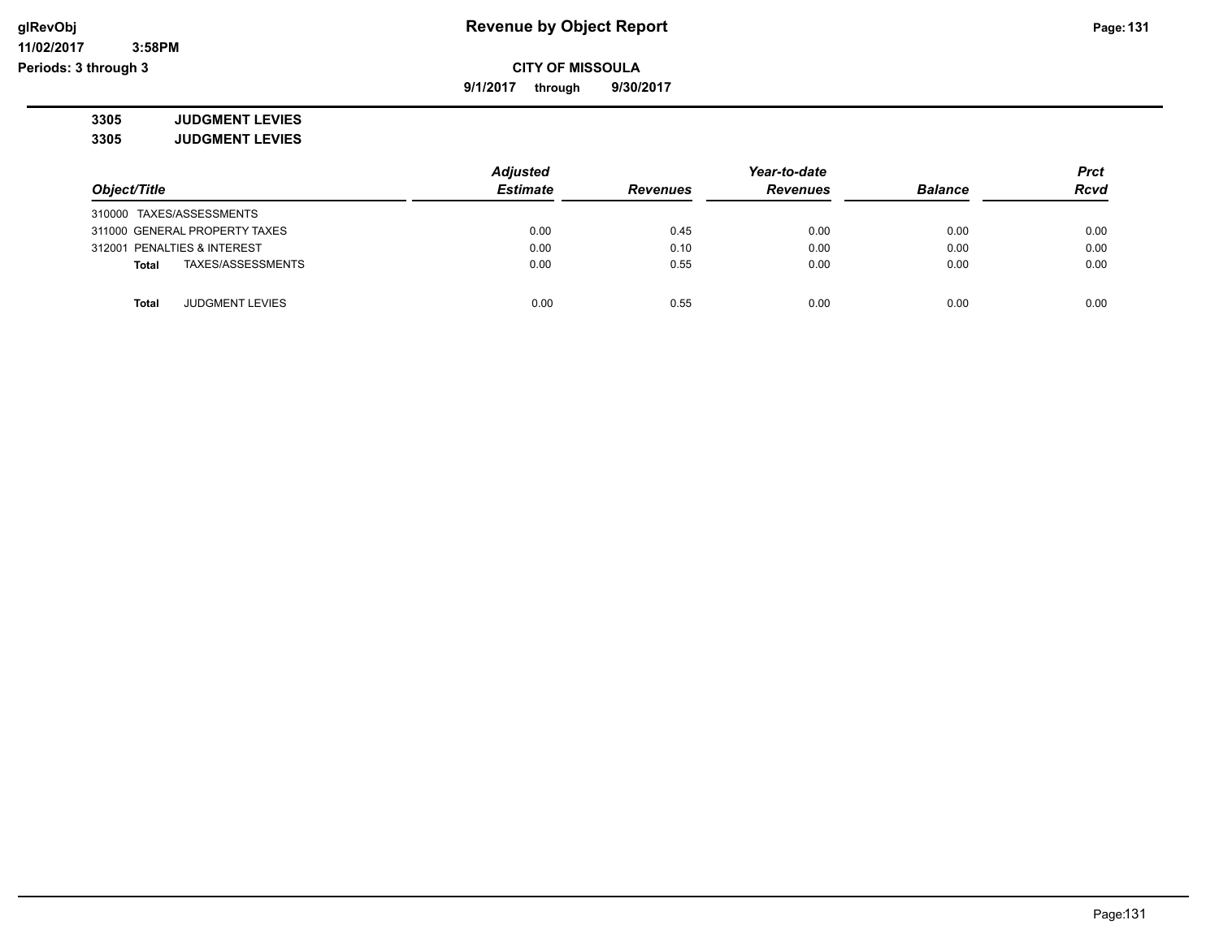**glRevObj**
**11/02/2017 3:58PM**
**Periods: 3 through 3**

# Revenue by Object Report

**CITY OF MISSOULA**

**9/1/2017 through 9/30/2017**

**3305 JUDGMENT LEVIES**
**3305 JUDGMENT LEVIES**

| *Object/Title* | *Adjusted Estimate* | *Revenues* | *Year-to-date Revenues* | *Balance* | *Prct Rcvd* |
|---|---|---|---|---|---|
| 310000 TAXES/ASSESSMENTS | | | | | |
| 311000 GENERAL PROPERTY TAXES | 0.00 | 0.45 | 0.00 | 0.00 | 0.00 |
| 312001 PENALTIES & INTEREST | 0.00 | 0.10 | 0.00 | 0.00 | 0.00 |
| **Total** TAXES/ASSESSMENTS | 0.00 | 0.55 | 0.00 | 0.00 | 0.00 |
| | | | | | |
| **Total** JUDGMENT LEVIES | 0.00 | 0.55 | 0.00 | 0.00 | 0.00 |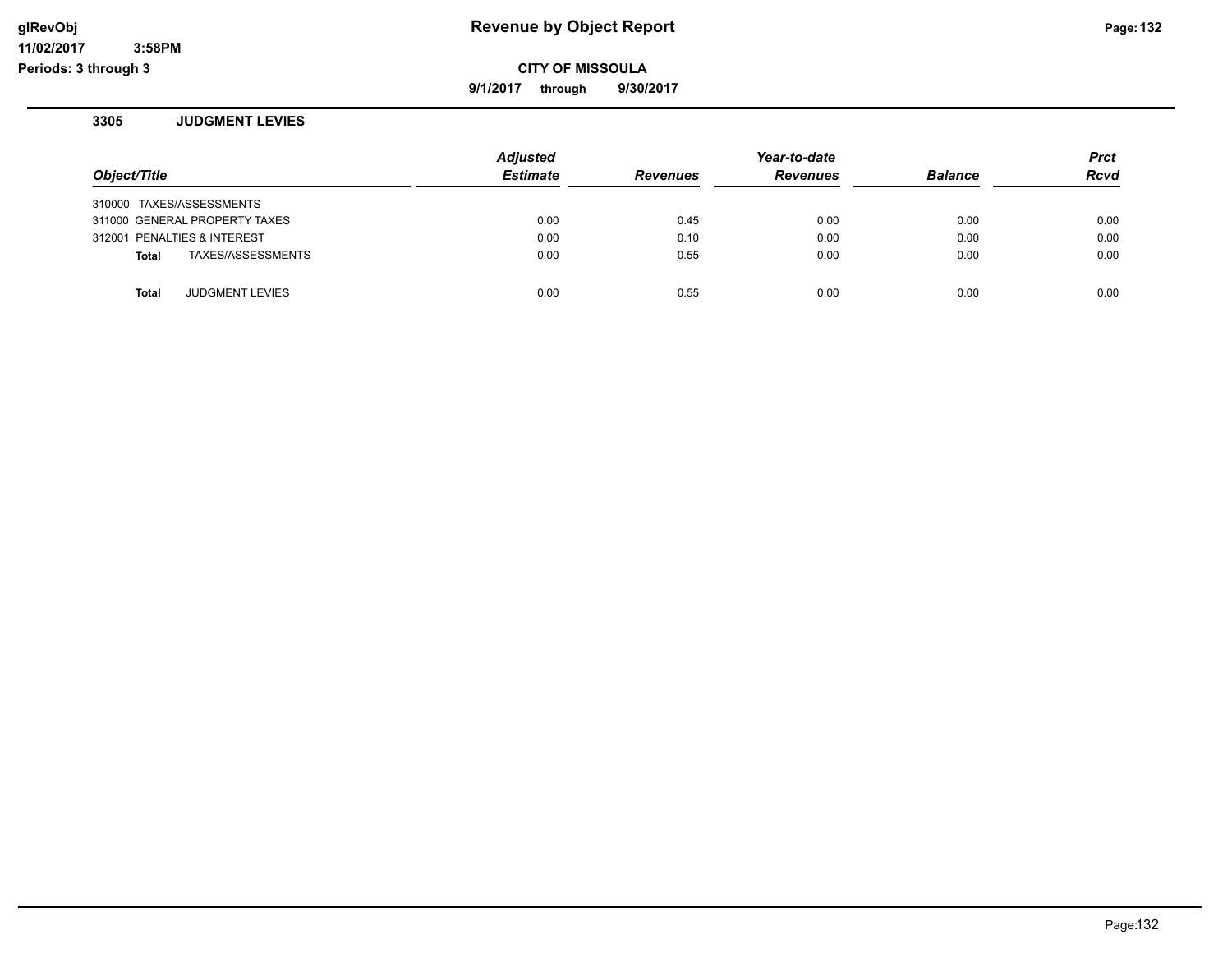# Revenue by Object Report

**CITY OF MISSOULA**

**9/1/2017 through 9/30/2017**

glRevObj
11/02/2017 3:58PM
Periods: 3 through 3

## 3305 JUDGMENT LEVIES

| Object/Title | Adjusted Estimate | Revenues | Year-to-date Revenues | Balance | Prct Rcvd |
|---|---|---|---|---|---|
| 310000 TAXES/ASSESSMENTS | | | | | |
| 311000 GENERAL PROPERTY TAXES | 0.00 | 0.45 | 0.00 | 0.00 | 0.00 |
| 312001 PENALTIES & INTEREST | 0.00 | 0.10 | 0.00 | 0.00 | 0.00 |
| **Total** TAXES/ASSESSMENTS | 0.00 | 0.55 | 0.00 | 0.00 | 0.00 |
| **Total** JUDGMENT LEVIES | 0.00 | 0.55 | 0.00 | 0.00 | 0.00 |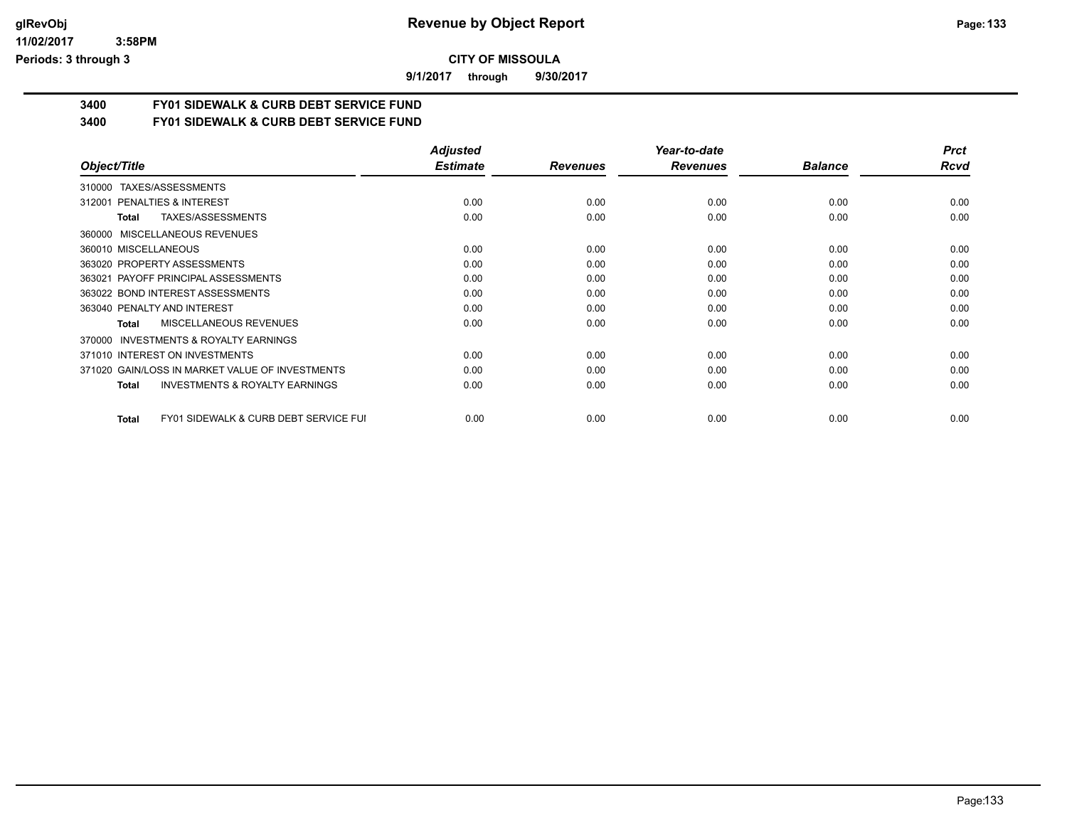**CITY OF MISSOULA**

**9/1/2017 through 9/30/2017**

**3400 FY01 SIDEWALK & CURB DEBT SERVICE FUND**

**3400 FY01 SIDEWALK & CURB DEBT SERVICE FUND**

| Object/Title | Adjusted Estimate | Revenues | Year-to-date Revenues | Balance | Prct Rcvd |
|---|---|---|---|---|---|
| 310000 TAXES/ASSESSMENTS | | | | | |
| 312001 PENALTIES & INTEREST | 0.00 | 0.00 | 0.00 | 0.00 | 0.00 |
| **Total** TAXES/ASSESSMENTS | 0.00 | 0.00 | 0.00 | 0.00 | 0.00 |
| 360000 MISCELLANEOUS REVENUES | | | | | |
| 360010 MISCELLANEOUS | 0.00 | 0.00 | 0.00 | 0.00 | 0.00 |
| 363020 PROPERTY ASSESSMENTS | 0.00 | 0.00 | 0.00 | 0.00 | 0.00 |
| 363021 PAYOFF PRINCIPAL ASSESSMENTS | 0.00 | 0.00 | 0.00 | 0.00 | 0.00 |
| 363022 BOND INTEREST ASSESSMENTS | 0.00 | 0.00 | 0.00 | 0.00 | 0.00 |
| 363040 PENALTY AND INTEREST | 0.00 | 0.00 | 0.00 | 0.00 | 0.00 |
| **Total** MISCELLANEOUS REVENUES | 0.00 | 0.00 | 0.00 | 0.00 | 0.00 |
| 370000 INVESTMENTS & ROYALTY EARNINGS | | | | | |
| 371010 INTEREST ON INVESTMENTS | 0.00 | 0.00 | 0.00 | 0.00 | 0.00 |
| 371020 GAIN/LOSS IN MARKET VALUE OF INVESTMENTS | 0.00 | 0.00 | 0.00 | 0.00 | 0.00 |
| **Total** INVESTMENTS & ROYALTY EARNINGS | 0.00 | 0.00 | 0.00 | 0.00 | 0.00 |
| **Total** FY01 SIDEWALK & CURB DEBT SERVICE FUI | 0.00 | 0.00 | 0.00 | 0.00 | 0.00 |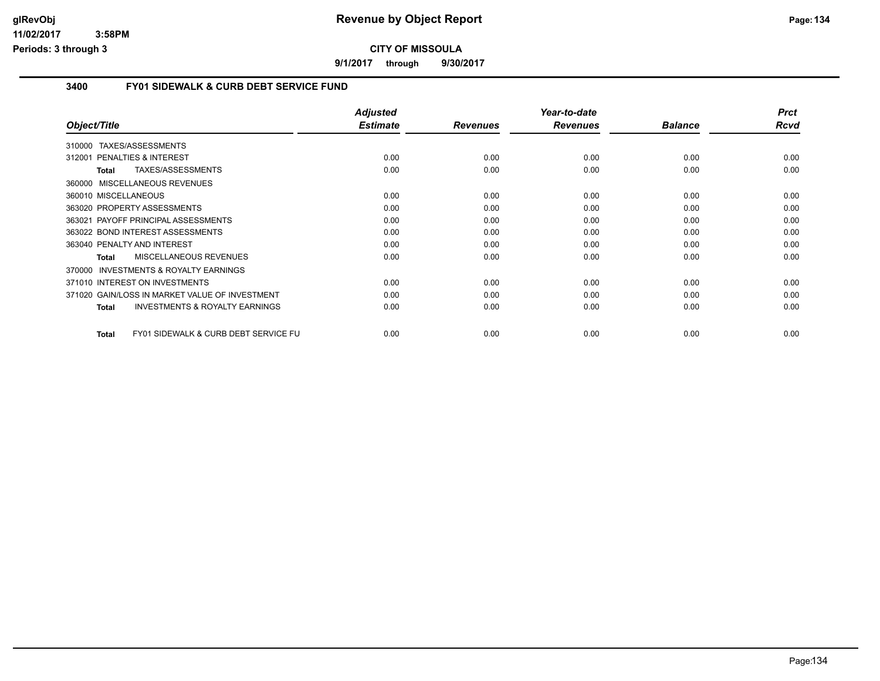**glRevObj**
**11/02/2017 3:58PM**
**Periods: 3 through 3**

# Revenue by Object Report

**CITY OF MISSOULA**

**9/1/2017 through 9/30/2017**

## 3400 FY01 SIDEWALK & CURB DEBT SERVICE FUND

| Object/Title | Adjusted Estimate | Revenues | Year-to-date Revenues | Balance | Prct Rcvd |
|---|---|---|---|---|---|
| 310000 TAXES/ASSESSMENTS | | | | | |
| 312001 PENALTIES & INTEREST | 0.00 | 0.00 | 0.00 | 0.00 | 0.00 |
| **Total** TAXES/ASSESSMENTS | 0.00 | 0.00 | 0.00 | 0.00 | 0.00 |
| 360000 MISCELLANEOUS REVENUES | | | | | |
| 360010 MISCELLANEOUS | 0.00 | 0.00 | 0.00 | 0.00 | 0.00 |
| 363020 PROPERTY ASSESSMENTS | 0.00 | 0.00 | 0.00 | 0.00 | 0.00 |
| 363021 PAYOFF PRINCIPAL ASSESSMENTS | 0.00 | 0.00 | 0.00 | 0.00 | 0.00 |
| 363022 BOND INTEREST ASSESSMENTS | 0.00 | 0.00 | 0.00 | 0.00 | 0.00 |
| 363040 PENALTY AND INTEREST | 0.00 | 0.00 | 0.00 | 0.00 | 0.00 |
| **Total** MISCELLANEOUS REVENUES | 0.00 | 0.00 | 0.00 | 0.00 | 0.00 |
| 370000 INVESTMENTS & ROYALTY EARNINGS | | | | | |
| 371010 INTEREST ON INVESTMENTS | 0.00 | 0.00 | 0.00 | 0.00 | 0.00 |
| 371020 GAIN/LOSS IN MARKET VALUE OF INVESTMENT | 0.00 | 0.00 | 0.00 | 0.00 | 0.00 |
| **Total** INVESTMENTS & ROYALTY EARNINGS | 0.00 | 0.00 | 0.00 | 0.00 | 0.00 |
| **Total** FY01 SIDEWALK & CURB DEBT SERVICE FU | 0.00 | 0.00 | 0.00 | 0.00 | 0.00 |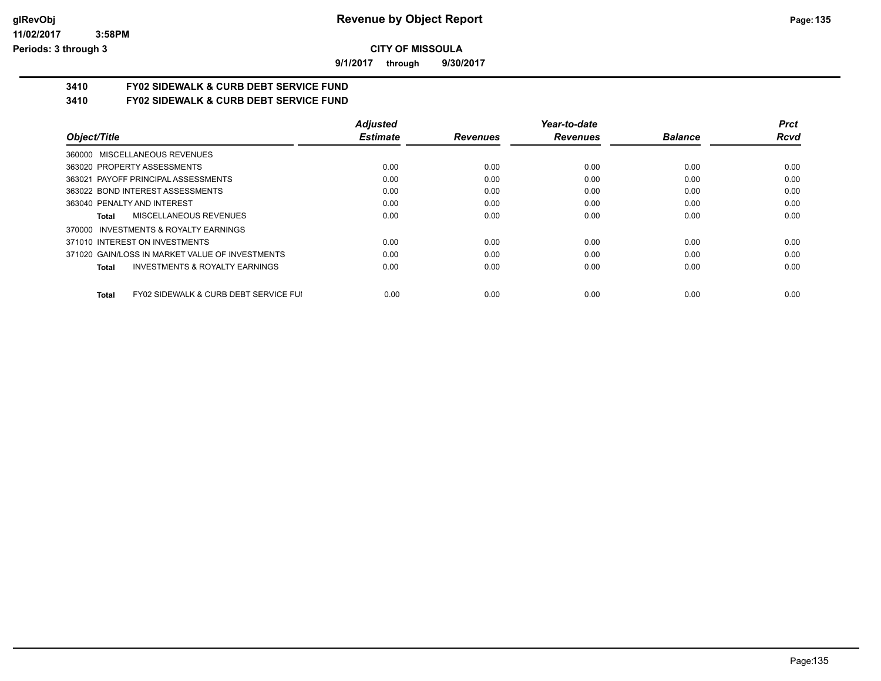**CITY OF MISSOULA**

**9/1/2017 through 9/30/2017**

## 3410 FY02 SIDEWALK & CURB DEBT SERVICE FUND

## 3410 FY02 SIDEWALK & CURB DEBT SERVICE FUND

| Object/Title | Adjusted Estimate | Revenues | Year-to-date Revenues | Balance | Prct Rcvd |
|---|---|---|---|---|---|
| 360000 MISCELLANEOUS REVENUES | | | | | |
| 363020 PROPERTY ASSESSMENTS | 0.00 | 0.00 | 0.00 | 0.00 | 0.00 |
| 363021 PAYOFF PRINCIPAL ASSESSMENTS | 0.00 | 0.00 | 0.00 | 0.00 | 0.00 |
| 363022 BOND INTEREST ASSESSMENTS | 0.00 | 0.00 | 0.00 | 0.00 | 0.00 |
| 363040 PENALTY AND INTEREST | 0.00 | 0.00 | 0.00 | 0.00 | 0.00 |
| **Total** MISCELLANEOUS REVENUES | 0.00 | 0.00 | 0.00 | 0.00 | 0.00 |
| 370000 INVESTMENTS & ROYALTY EARNINGS | | | | | |
| 371010 INTEREST ON INVESTMENTS | 0.00 | 0.00 | 0.00 | 0.00 | 0.00 |
| 371020 GAIN/LOSS IN MARKET VALUE OF INVESTMENTS | 0.00 | 0.00 | 0.00 | 0.00 | 0.00 |
| **Total** INVESTMENTS & ROYALTY EARNINGS | 0.00 | 0.00 | 0.00 | 0.00 | 0.00 |
| **Total** FY02 SIDEWALK & CURB DEBT SERVICE FUI | 0.00 | 0.00 | 0.00 | 0.00 | 0.00 |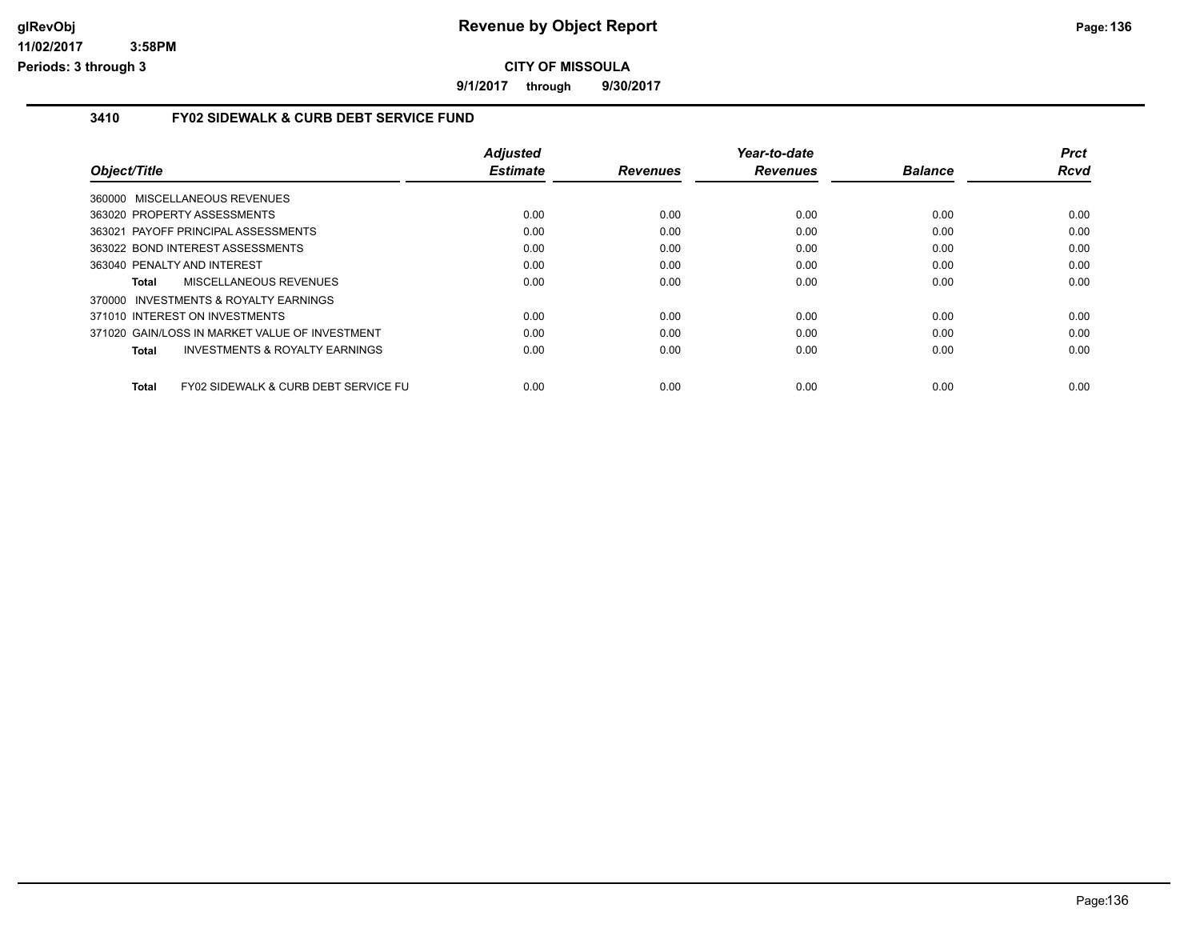**CITY OF MISSOULA**

**9/1/2017 through 9/30/2017**

## 3410 FY02 SIDEWALK & CURB DEBT SERVICE FUND

| Object/Title | Adjusted Estimate | Revenues | Year-to-date Revenues | Balance | Prct Rcvd |
|---|---|---|---|---|---|
| 360000 MISCELLANEOUS REVENUES | | | | | |
| 363020 PROPERTY ASSESSMENTS | 0.00 | 0.00 | 0.00 | 0.00 | 0.00 |
| 363021 PAYOFF PRINCIPAL ASSESSMENTS | 0.00 | 0.00 | 0.00 | 0.00 | 0.00 |
| 363022 BOND INTEREST ASSESSMENTS | 0.00 | 0.00 | 0.00 | 0.00 | 0.00 |
| 363040 PENALTY AND INTEREST | 0.00 | 0.00 | 0.00 | 0.00 | 0.00 |
| **Total** MISCELLANEOUS REVENUES | 0.00 | 0.00 | 0.00 | 0.00 | 0.00 |
| 370000 INVESTMENTS & ROYALTY EARNINGS | | | | | |
| 371010 INTEREST ON INVESTMENTS | 0.00 | 0.00 | 0.00 | 0.00 | 0.00 |
| 371020 GAIN/LOSS IN MARKET VALUE OF INVESTMENT | 0.00 | 0.00 | 0.00 | 0.00 | 0.00 |
| **Total** INVESTMENTS & ROYALTY EARNINGS | 0.00 | 0.00 | 0.00 | 0.00 | 0.00 |
| **Total** FY02 SIDEWALK & CURB DEBT SERVICE FU | 0.00 | 0.00 | 0.00 | 0.00 | 0.00 |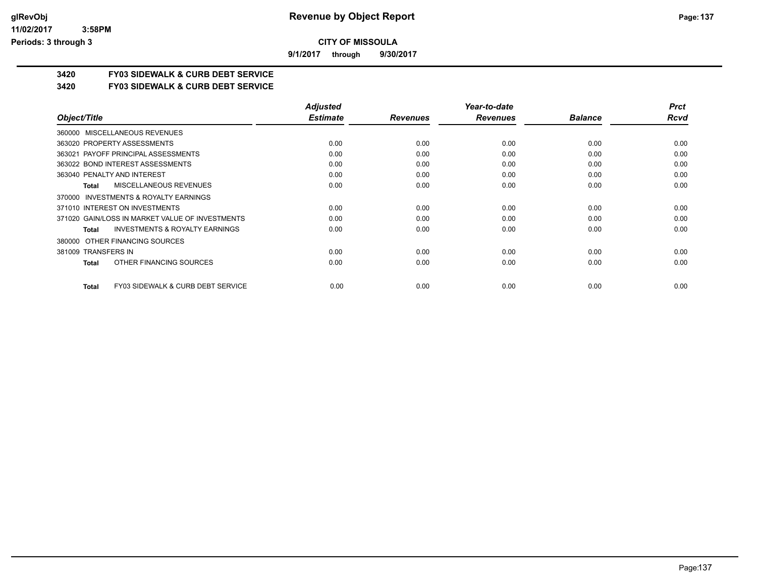# Revenue by Object Report

## CITY OF MISSOULA

**9/1/2017 through 9/30/2017**

### 3420 FY03 SIDEWALK & CURB DEBT SERVICE

### 3420 FY03 SIDEWALK & CURB DEBT SERVICE

| Object/Title | Adjusted Estimate | Revenues | Year-to-date Revenues | Balance | Prct Rcvd |
|---|---|---|---|---|---|
| 360000 MISCELLANEOUS REVENUES | | | | | |
| 363020 PROPERTY ASSESSMENTS | 0.00 | 0.00 | 0.00 | 0.00 | 0.00 |
| 363021 PAYOFF PRINCIPAL ASSESSMENTS | 0.00 | 0.00 | 0.00 | 0.00 | 0.00 |
| 363022 BOND INTEREST ASSESSMENTS | 0.00 | 0.00 | 0.00 | 0.00 | 0.00 |
| 363040 PENALTY AND INTEREST | 0.00 | 0.00 | 0.00 | 0.00 | 0.00 |
| **Total** MISCELLANEOUS REVENUES | 0.00 | 0.00 | 0.00 | 0.00 | 0.00 |
| 370000 INVESTMENTS & ROYALTY EARNINGS | | | | | |
| 371010 INTEREST ON INVESTMENTS | 0.00 | 0.00 | 0.00 | 0.00 | 0.00 |
| 371020 GAIN/LOSS IN MARKET VALUE OF INVESTMENTS | 0.00 | 0.00 | 0.00 | 0.00 | 0.00 |
| **Total** INVESTMENTS & ROYALTY EARNINGS | 0.00 | 0.00 | 0.00 | 0.00 | 0.00 |
| 380000 OTHER FINANCING SOURCES | | | | | |
| 381009 TRANSFERS IN | 0.00 | 0.00 | 0.00 | 0.00 | 0.00 |
| **Total** OTHER FINANCING SOURCES | 0.00 | 0.00 | 0.00 | 0.00 | 0.00 |
| **Total** FY03 SIDEWALK & CURB DEBT SERVICE | 0.00 | 0.00 | 0.00 | 0.00 | 0.00 |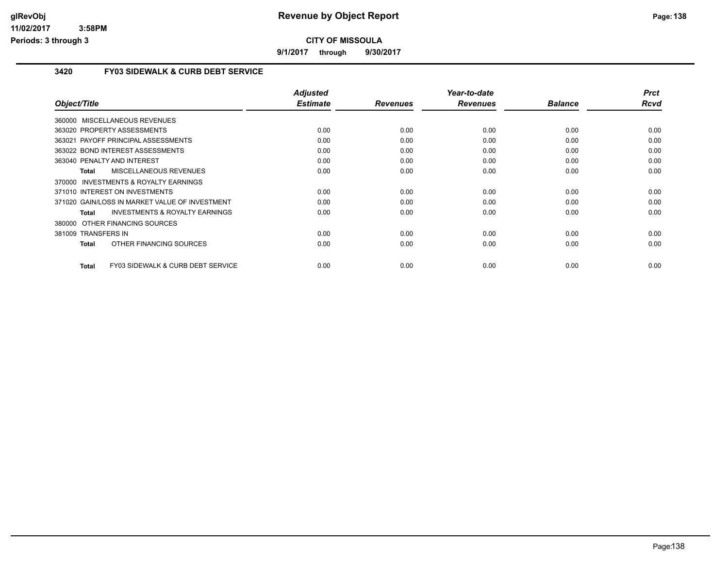**CITY OF MISSOULA**

**9/1/2017 through 9/30/2017**

## 3420 FY03 SIDEWALK & CURB DEBT SERVICE

| Object/Title | Adjusted Estimate | Revenues | Year-to-date Revenues | Balance | Prct Rcvd |
|---|---|---|---|---|---|
| 360000 MISCELLANEOUS REVENUES | | | | | |
| 363020 PROPERTY ASSESSMENTS | 0.00 | 0.00 | 0.00 | 0.00 | 0.00 |
| 363021 PAYOFF PRINCIPAL ASSESSMENTS | 0.00 | 0.00 | 0.00 | 0.00 | 0.00 |
| 363022 BOND INTEREST ASSESSMENTS | 0.00 | 0.00 | 0.00 | 0.00 | 0.00 |
| 363040 PENALTY AND INTEREST | 0.00 | 0.00 | 0.00 | 0.00 | 0.00 |
| **Total** MISCELLANEOUS REVENUES | 0.00 | 0.00 | 0.00 | 0.00 | 0.00 |
| 370000 INVESTMENTS & ROYALTY EARNINGS | | | | | |
| 371010 INTEREST ON INVESTMENTS | 0.00 | 0.00 | 0.00 | 0.00 | 0.00 |
| 371020 GAIN/LOSS IN MARKET VALUE OF INVESTMENT | 0.00 | 0.00 | 0.00 | 0.00 | 0.00 |
| **Total** INVESTMENTS & ROYALTY EARNINGS | 0.00 | 0.00 | 0.00 | 0.00 | 0.00 |
| 380000 OTHER FINANCING SOURCES | | | | | |
| 381009 TRANSFERS IN | 0.00 | 0.00 | 0.00 | 0.00 | 0.00 |
| **Total** OTHER FINANCING SOURCES | 0.00 | 0.00 | 0.00 | 0.00 | 0.00 |
| **Total** FY03 SIDEWALK & CURB DEBT SERVICE | 0.00 | 0.00 | 0.00 | 0.00 | 0.00 |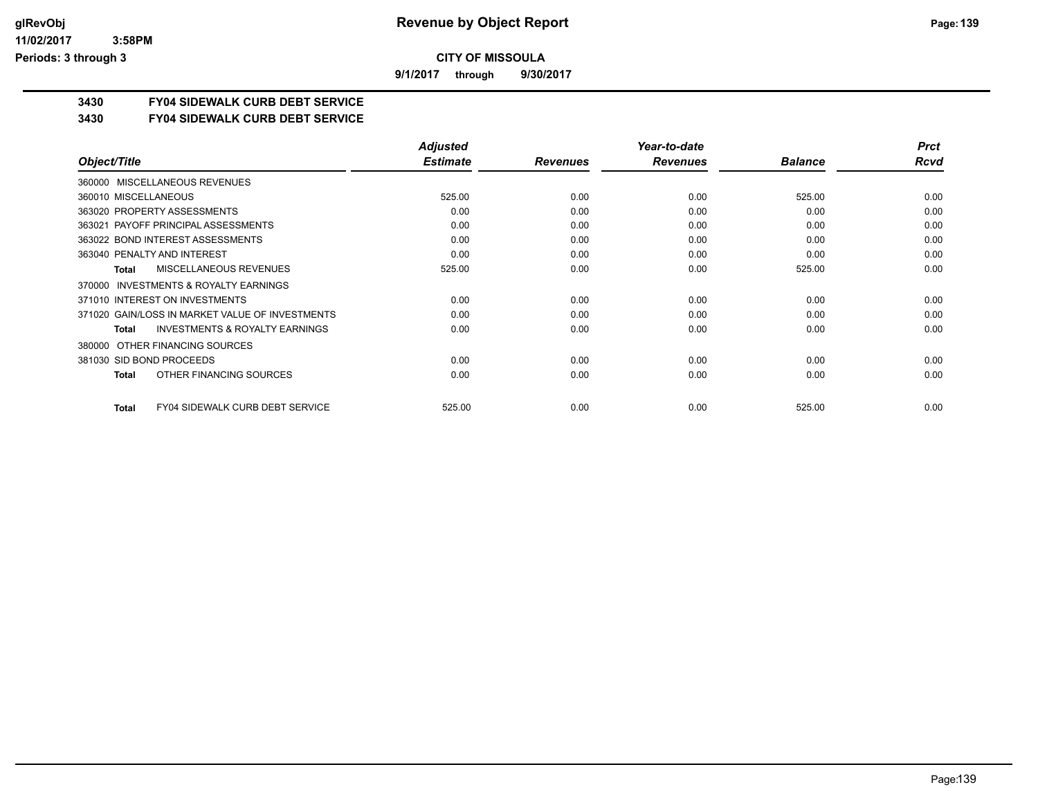**CITY OF MISSOULA**

**9/1/2017 through 9/30/2017**

## 3430 FY04 SIDEWALK CURB DEBT SERVICE

## 3430 FY04 SIDEWALK CURB DEBT SERVICE

| Object/Title | Adjusted Estimate | Revenues | Year-to-date Revenues | Balance | Prct Rcvd |
|---|---|---|---|---|---|
| 360000 MISCELLANEOUS REVENUES | | | | | |
| 360010 MISCELLANEOUS | 525.00 | 0.00 | 0.00 | 525.00 | 0.00 |
| 363020 PROPERTY ASSESSMENTS | 0.00 | 0.00 | 0.00 | 0.00 | 0.00 |
| 363021 PAYOFF PRINCIPAL ASSESSMENTS | 0.00 | 0.00 | 0.00 | 0.00 | 0.00 |
| 363022 BOND INTEREST ASSESSMENTS | 0.00 | 0.00 | 0.00 | 0.00 | 0.00 |
| 363040 PENALTY AND INTEREST | 0.00 | 0.00 | 0.00 | 0.00 | 0.00 |
| **Total** MISCELLANEOUS REVENUES | 525.00 | 0.00 | 0.00 | 525.00 | 0.00 |
| 370000 INVESTMENTS & ROYALTY EARNINGS | | | | | |
| 371010 INTEREST ON INVESTMENTS | 0.00 | 0.00 | 0.00 | 0.00 | 0.00 |
| 371020 GAIN/LOSS IN MARKET VALUE OF INVESTMENTS | 0.00 | 0.00 | 0.00 | 0.00 | 0.00 |
| **Total** INVESTMENTS & ROYALTY EARNINGS | 0.00 | 0.00 | 0.00 | 0.00 | 0.00 |
| 380000 OTHER FINANCING SOURCES | | | | | |
| 381030 SID BOND PROCEEDS | 0.00 | 0.00 | 0.00 | 0.00 | 0.00 |
| **Total** OTHER FINANCING SOURCES | 0.00 | 0.00 | 0.00 | 0.00 | 0.00 |
| **Total** FY04 SIDEWALK CURB DEBT SERVICE | 525.00 | 0.00 | 0.00 | 525.00 | 0.00 |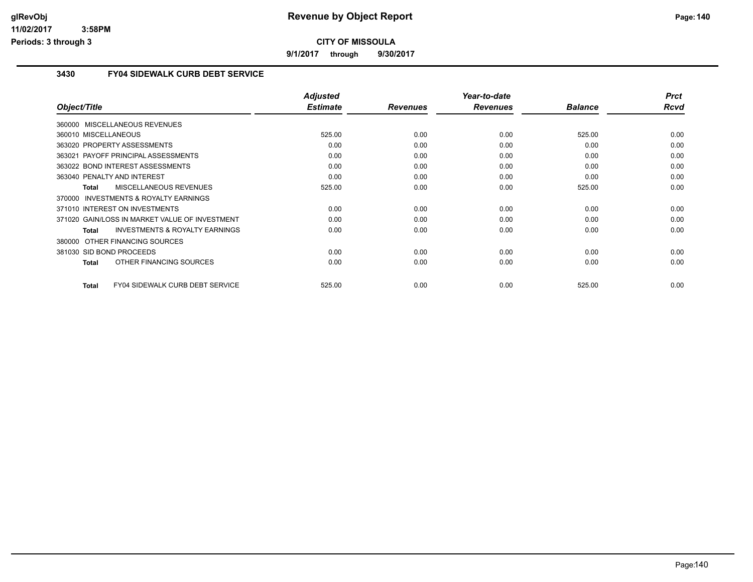# CITY OF MISSOULA

**9/1/2017 through 9/30/2017**

## 3430 FY04 SIDEWALK CURB DEBT SERVICE

| Object/Title | Adjusted Estimate | Revenues | Year-to-date Revenues | Balance | Prct Rcvd |
|---|---|---|---|---|---|
| 360000 MISCELLANEOUS REVENUES | | | | | |
| 360010 MISCELLANEOUS | 525.00 | 0.00 | 0.00 | 525.00 | 0.00 |
| 363020 PROPERTY ASSESSMENTS | 0.00 | 0.00 | 0.00 | 0.00 | 0.00 |
| 363021 PAYOFF PRINCIPAL ASSESSMENTS | 0.00 | 0.00 | 0.00 | 0.00 | 0.00 |
| 363022 BOND INTEREST ASSESSMENTS | 0.00 | 0.00 | 0.00 | 0.00 | 0.00 |
| 363040 PENALTY AND INTEREST | 0.00 | 0.00 | 0.00 | 0.00 | 0.00 |
| **Total** MISCELLANEOUS REVENUES | 525.00 | 0.00 | 0.00 | 525.00 | 0.00 |
| 370000 INVESTMENTS & ROYALTY EARNINGS | | | | | |
| 371010 INTEREST ON INVESTMENTS | 0.00 | 0.00 | 0.00 | 0.00 | 0.00 |
| 371020 GAIN/LOSS IN MARKET VALUE OF INVESTMENT | 0.00 | 0.00 | 0.00 | 0.00 | 0.00 |
| **Total** INVESTMENTS & ROYALTY EARNINGS | 0.00 | 0.00 | 0.00 | 0.00 | 0.00 |
| 380000 OTHER FINANCING SOURCES | | | | | |
| 381030 SID BOND PROCEEDS | 0.00 | 0.00 | 0.00 | 0.00 | 0.00 |
| **Total** OTHER FINANCING SOURCES | 0.00 | 0.00 | 0.00 | 0.00 | 0.00 |
| **Total** FY04 SIDEWALK CURB DEBT SERVICE | 525.00 | 0.00 | 0.00 | 525.00 | 0.00 |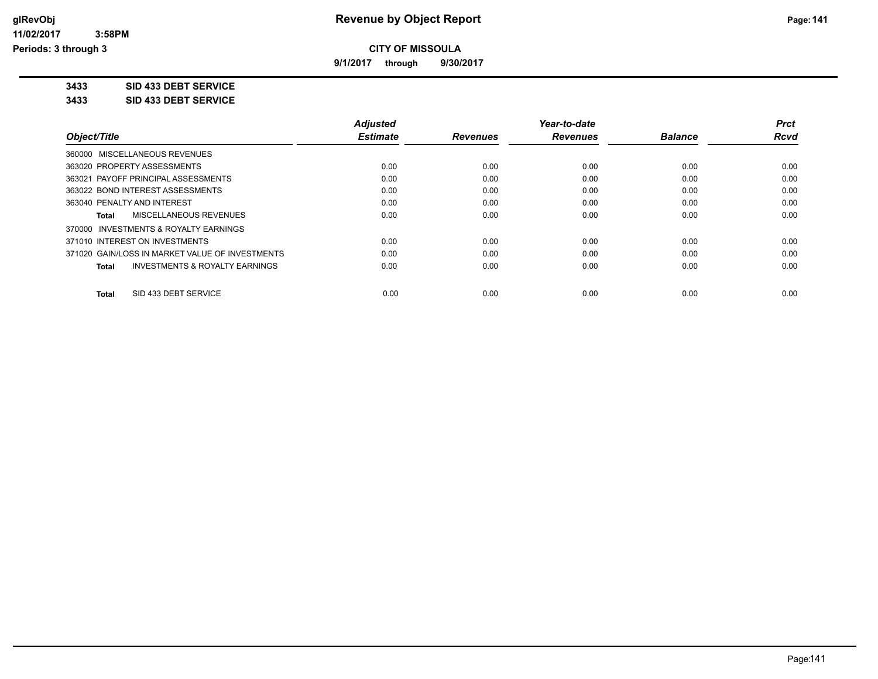# Revenue by Object Report

**CITY OF MISSOULA**

**9/1/2017 through 9/30/2017**

glRevObj
11/02/2017 3:58PM
Periods: 3 through 3

**3433 SID 433 DEBT SERVICE**

**3433 SID 433 DEBT SERVICE**

| Object/Title | Adjusted Estimate | Revenues | Year-to-date Revenues | Balance | Prct Rcvd |
|---|---|---|---|---|---|
| 360000 MISCELLANEOUS REVENUES | | | | | |
| 363020 PROPERTY ASSESSMENTS | 0.00 | 0.00 | 0.00 | 0.00 | 0.00 |
| 363021 PAYOFF PRINCIPAL ASSESSMENTS | 0.00 | 0.00 | 0.00 | 0.00 | 0.00 |
| 363022 BOND INTEREST ASSESSMENTS | 0.00 | 0.00 | 0.00 | 0.00 | 0.00 |
| 363040 PENALTY AND INTEREST | 0.00 | 0.00 | 0.00 | 0.00 | 0.00 |
| **Total** MISCELLANEOUS REVENUES | 0.00 | 0.00 | 0.00 | 0.00 | 0.00 |
| 370000 INVESTMENTS & ROYALTY EARNINGS | | | | | |
| 371010 INTEREST ON INVESTMENTS | 0.00 | 0.00 | 0.00 | 0.00 | 0.00 |
| 371020 GAIN/LOSS IN MARKET VALUE OF INVESTMENTS | 0.00 | 0.00 | 0.00 | 0.00 | 0.00 |
| **Total** INVESTMENTS & ROYALTY EARNINGS | 0.00 | 0.00 | 0.00 | 0.00 | 0.00 |
| **Total** SID 433 DEBT SERVICE | 0.00 | 0.00 | 0.00 | 0.00 | 0.00 |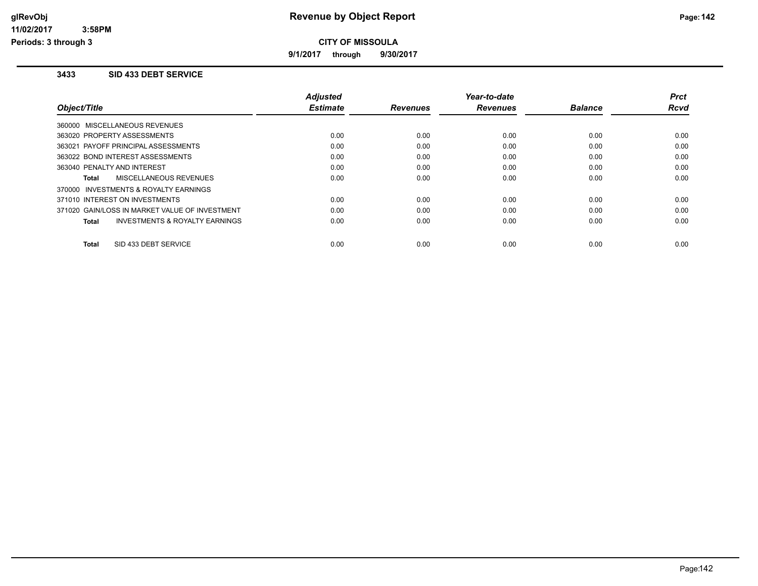# Revenue by Object Report

**CITY OF MISSOULA**

**9/1/2017 through 9/30/2017**

### 3433 SID 433 DEBT SERVICE

| Object/Title | Adjusted Estimate | Revenues | Year-to-date Revenues | Balance | Prct Rcvd |
|---|---|---|---|---|---|
| 360000 MISCELLANEOUS REVENUES | | | | | |
| 363020 PROPERTY ASSESSMENTS | 0.00 | 0.00 | 0.00 | 0.00 | 0.00 |
| 363021 PAYOFF PRINCIPAL ASSESSMENTS | 0.00 | 0.00 | 0.00 | 0.00 | 0.00 |
| 363022 BOND INTEREST ASSESSMENTS | 0.00 | 0.00 | 0.00 | 0.00 | 0.00 |
| 363040 PENALTY AND INTEREST | 0.00 | 0.00 | 0.00 | 0.00 | 0.00 |
| **Total** MISCELLANEOUS REVENUES | 0.00 | 0.00 | 0.00 | 0.00 | 0.00 |
| 370000 INVESTMENTS & ROYALTY EARNINGS | | | | | |
| 371010 INTEREST ON INVESTMENTS | 0.00 | 0.00 | 0.00 | 0.00 | 0.00 |
| 371020 GAIN/LOSS IN MARKET VALUE OF INVESTMENT | 0.00 | 0.00 | 0.00 | 0.00 | 0.00 |
| **Total** INVESTMENTS & ROYALTY EARNINGS | 0.00 | 0.00 | 0.00 | 0.00 | 0.00 |
| **Total** SID 433 DEBT SERVICE | 0.00 | 0.00 | 0.00 | 0.00 | 0.00 |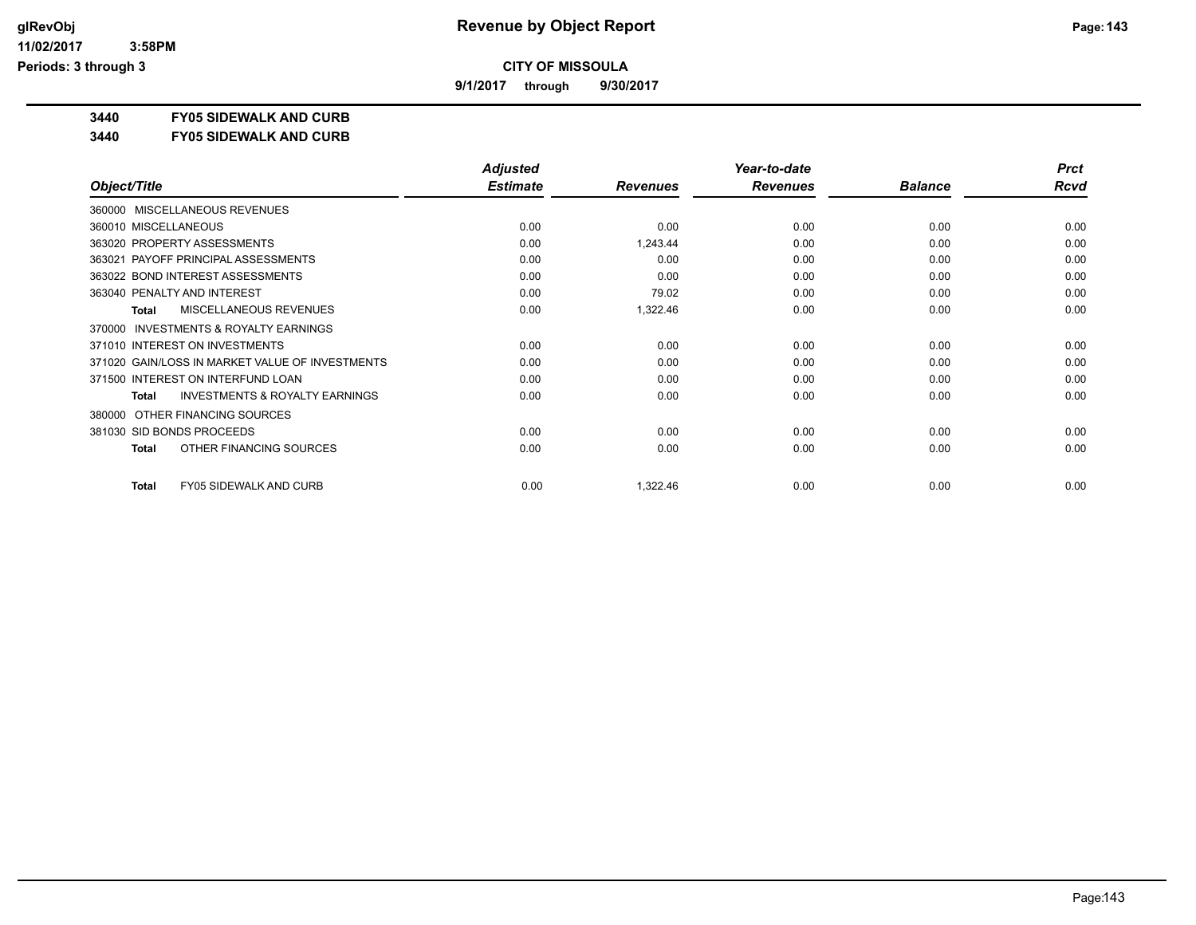**CITY OF MISSOULA**

**9/1/2017 through 9/30/2017**

**3440 FY05 SIDEWALK AND CURB**

**3440 FY05 SIDEWALK AND CURB**

| Object/Title | Adjusted Estimate | Revenues | Year-to-date Revenues | Balance | Prct Rcvd |
|---|---|---|---|---|---|
| 360000 MISCELLANEOUS REVENUES | | | | | |
| 360010 MISCELLANEOUS | 0.00 | 0.00 | 0.00 | 0.00 | 0.00 |
| 363020 PROPERTY ASSESSMENTS | 0.00 | 1,243.44 | 0.00 | 0.00 | 0.00 |
| 363021 PAYOFF PRINCIPAL ASSESSMENTS | 0.00 | 0.00 | 0.00 | 0.00 | 0.00 |
| 363022 BOND INTEREST ASSESSMENTS | 0.00 | 0.00 | 0.00 | 0.00 | 0.00 |
| 363040 PENALTY AND INTEREST | 0.00 | 79.02 | 0.00 | 0.00 | 0.00 |
| **Total** MISCELLANEOUS REVENUES | 0.00 | 1,322.46 | 0.00 | 0.00 | 0.00 |
| 370000 INVESTMENTS & ROYALTY EARNINGS | | | | | |
| 371010 INTEREST ON INVESTMENTS | 0.00 | 0.00 | 0.00 | 0.00 | 0.00 |
| 371020 GAIN/LOSS IN MARKET VALUE OF INVESTMENTS | 0.00 | 0.00 | 0.00 | 0.00 | 0.00 |
| 371500 INTEREST ON INTERFUND LOAN | 0.00 | 0.00 | 0.00 | 0.00 | 0.00 |
| **Total** INVESTMENTS & ROYALTY EARNINGS | 0.00 | 0.00 | 0.00 | 0.00 | 0.00 |
| 380000 OTHER FINANCING SOURCES | | | | | |
| 381030 SID BONDS PROCEEDS | 0.00 | 0.00 | 0.00 | 0.00 | 0.00 |
| **Total** OTHER FINANCING SOURCES | 0.00 | 0.00 | 0.00 | 0.00 | 0.00 |
| **Total** FY05 SIDEWALK AND CURB | 0.00 | 1,322.46 | 0.00 | 0.00 | 0.00 |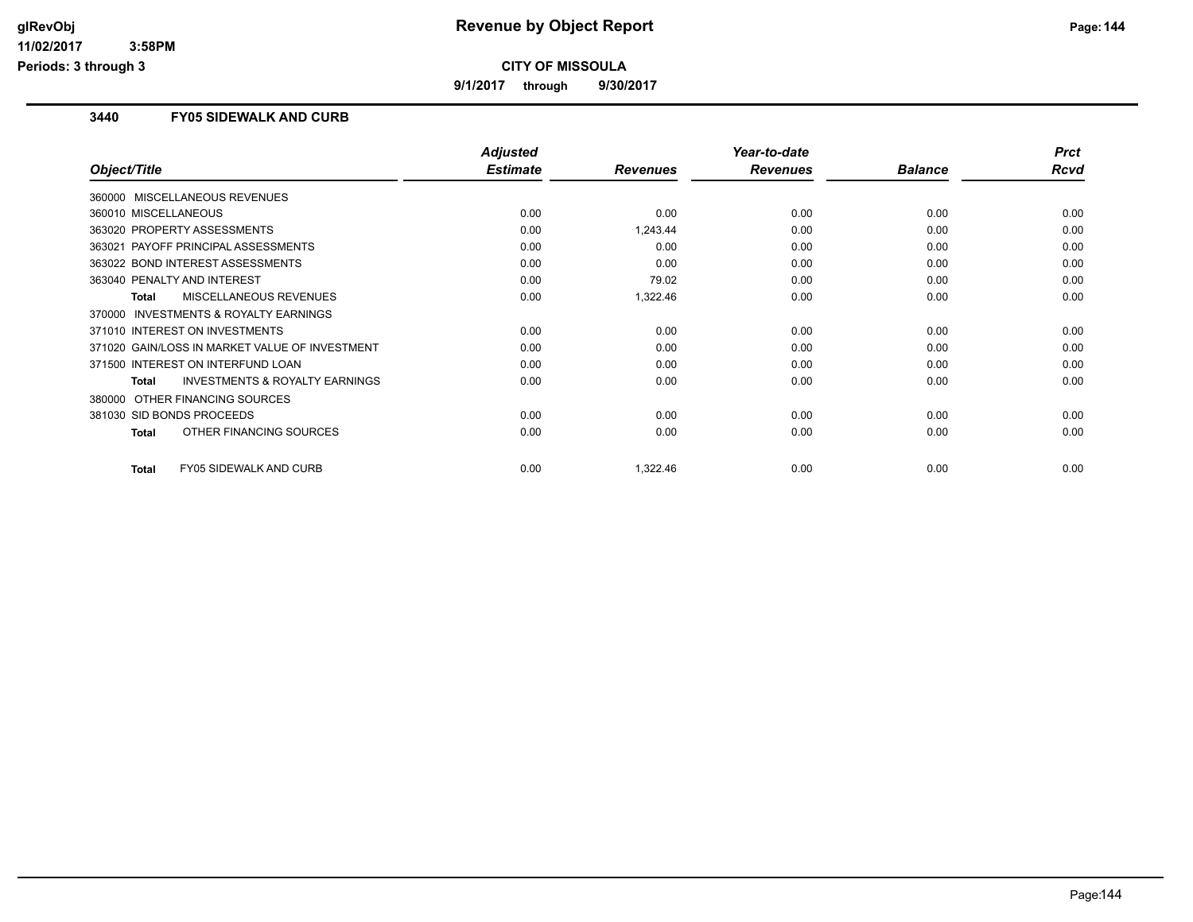**Revenue by Object Report**

**CITY OF MISSOULA**

**9/1/2017 through 9/30/2017**

Periods: 3 through 3

## 3440 FY05 SIDEWALK AND CURB

| Object/Title | Adjusted Estimate | Revenues | Year-to-date Revenues | Balance | Prct Rcvd |
|---|---|---|---|---|---|
| 360000 MISCELLANEOUS REVENUES | | | | | |
| 360010 MISCELLANEOUS | 0.00 | 0.00 | 0.00 | 0.00 | 0.00 |
| 363020 PROPERTY ASSESSMENTS | 0.00 | 1,243.44 | 0.00 | 0.00 | 0.00 |
| 363021 PAYOFF PRINCIPAL ASSESSMENTS | 0.00 | 0.00 | 0.00 | 0.00 | 0.00 |
| 363022 BOND INTEREST ASSESSMENTS | 0.00 | 0.00 | 0.00 | 0.00 | 0.00 |
| 363040 PENALTY AND INTEREST | 0.00 | 79.02 | 0.00 | 0.00 | 0.00 |
| **Total** MISCELLANEOUS REVENUES | 0.00 | 1,322.46 | 0.00 | 0.00 | 0.00 |
| 370000 INVESTMENTS & ROYALTY EARNINGS | | | | | |
| 371010 INTEREST ON INVESTMENTS | 0.00 | 0.00 | 0.00 | 0.00 | 0.00 |
| 371020 GAIN/LOSS IN MARKET VALUE OF INVESTMENT | 0.00 | 0.00 | 0.00 | 0.00 | 0.00 |
| 371500 INTEREST ON INTERFUND LOAN | 0.00 | 0.00 | 0.00 | 0.00 | 0.00 |
| **Total** INVESTMENTS & ROYALTY EARNINGS | 0.00 | 0.00 | 0.00 | 0.00 | 0.00 |
| 380000 OTHER FINANCING SOURCES | | | | | |
| 381030 SID BONDS PROCEEDS | 0.00 | 0.00 | 0.00 | 0.00 | 0.00 |
| **Total** OTHER FINANCING SOURCES | 0.00 | 0.00 | 0.00 | 0.00 | 0.00 |
| **Total** FY05 SIDEWALK AND CURB | 0.00 | 1,322.46 | 0.00 | 0.00 | 0.00 |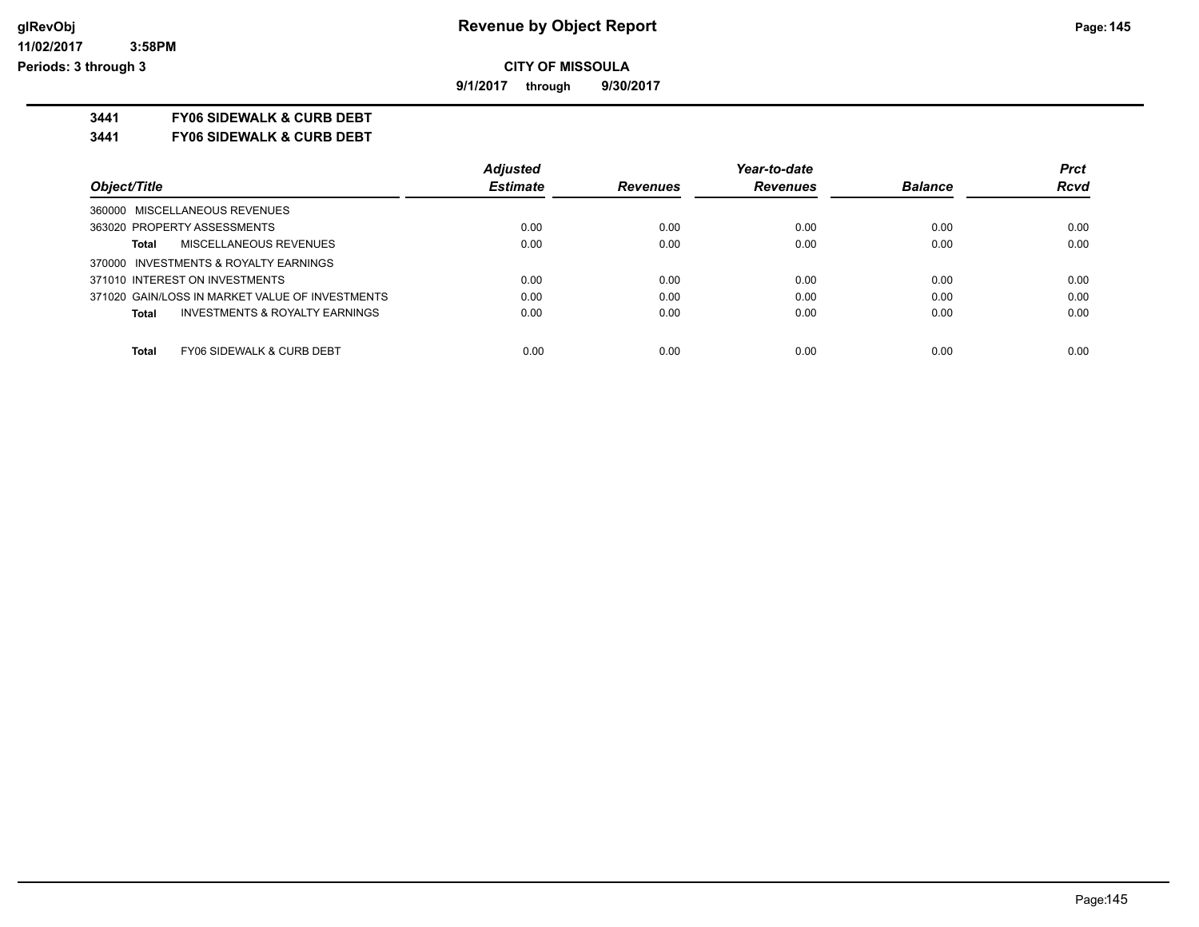**Revenue by Object Report**

**CITY OF MISSOULA**

**9/1/2017 through 9/30/2017**

**glRevObj**
**11/02/2017 3:58PM**
**Periods: 3 through 3**

## 3441 FY06 SIDEWALK & CURB DEBT
## 3441 FY06 SIDEWALK & CURB DEBT

| *Object/Title* | *Adjusted Estimate* | *Revenues* | *Year-to-date Revenues* | *Balance* | *Prct Rcvd* |
|---|---|---|---|---|---|
| 360000 MISCELLANEOUS REVENUES | | | | | |
| 363020 PROPERTY ASSESSMENTS | 0.00 | 0.00 | 0.00 | 0.00 | 0.00 |
| **Total** MISCELLANEOUS REVENUES | 0.00 | 0.00 | 0.00 | 0.00 | 0.00 |
| 370000 INVESTMENTS & ROYALTY EARNINGS | | | | | |
| 371010 INTEREST ON INVESTMENTS | 0.00 | 0.00 | 0.00 | 0.00 | 0.00 |
| 371020 GAIN/LOSS IN MARKET VALUE OF INVESTMENTS | 0.00 | 0.00 | 0.00 | 0.00 | 0.00 |
| **Total** INVESTMENTS & ROYALTY EARNINGS | 0.00 | 0.00 | 0.00 | 0.00 | 0.00 |
| **Total** FY06 SIDEWALK & CURB DEBT | 0.00 | 0.00 | 0.00 | 0.00 | 0.00 |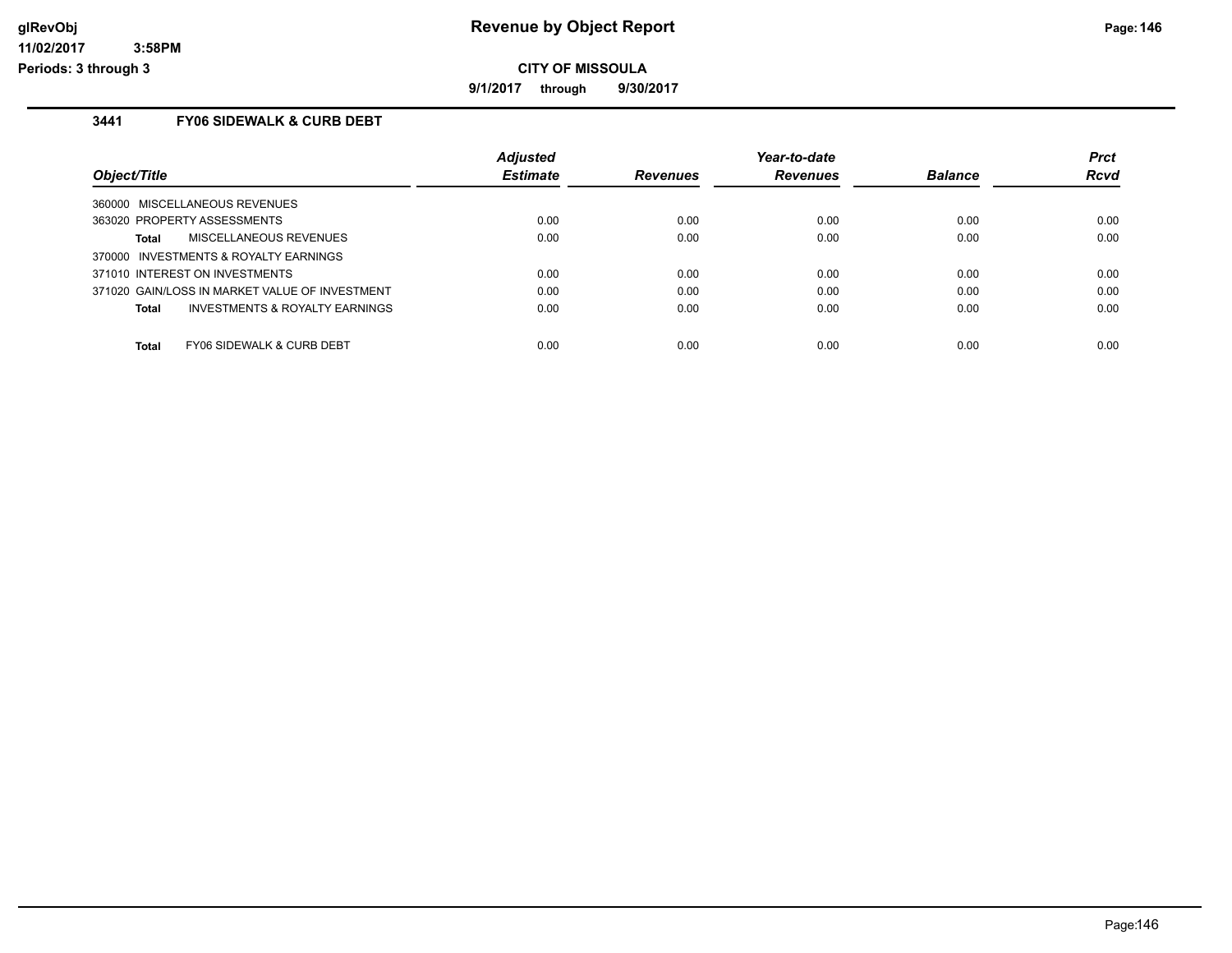# Revenue by Object Report

**CITY OF MISSOULA**

**9/1/2017 through 9/30/2017**

### 3441 FY06 SIDEWALK & CURB DEBT

| Object/Title | Adjusted Estimate | Revenues | Year-to-date Revenues | Balance | Prct Rcvd |
|---|---|---|---|---|---|
| 360000 MISCELLANEOUS REVENUES | | | | | |
| 363020 PROPERTY ASSESSMENTS | 0.00 | 0.00 | 0.00 | 0.00 | 0.00 |
| **Total** MISCELLANEOUS REVENUES | 0.00 | 0.00 | 0.00 | 0.00 | 0.00 |
| 370000 INVESTMENTS & ROYALTY EARNINGS | | | | | |
| 371010 INTEREST ON INVESTMENTS | 0.00 | 0.00 | 0.00 | 0.00 | 0.00 |
| 371020 GAIN/LOSS IN MARKET VALUE OF INVESTMENT | 0.00 | 0.00 | 0.00 | 0.00 | 0.00 |
| **Total** INVESTMENTS & ROYALTY EARNINGS | 0.00 | 0.00 | 0.00 | 0.00 | 0.00 |
| **Total** FY06 SIDEWALK & CURB DEBT | 0.00 | 0.00 | 0.00 | 0.00 | 0.00 |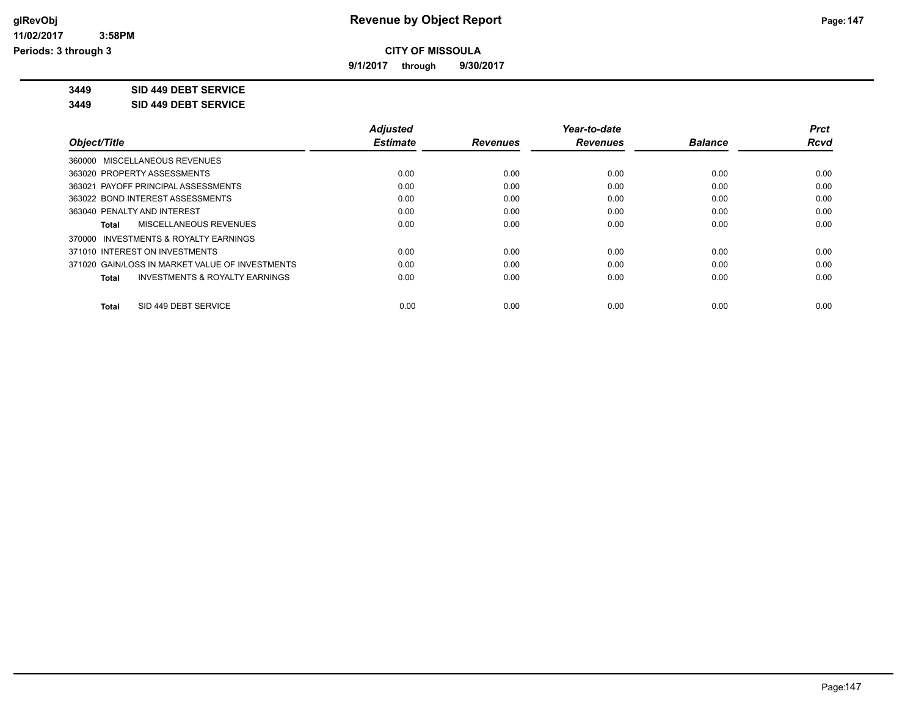# Revenue by Object Report

**CITY OF MISSOULA**

**9/1/2017 through 9/30/2017**

glRevObj
11/02/2017 3:58PM
Periods: 3 through 3

**3449 SID 449 DEBT SERVICE**

**3449 SID 449 DEBT SERVICE**

| Object/Title | Adjusted Estimate | Revenues | Year-to-date Revenues | Balance | Prct Rcvd |
|---|---|---|---|---|---|
| 360000 MISCELLANEOUS REVENUES | | | | | |
| 363020 PROPERTY ASSESSMENTS | 0.00 | 0.00 | 0.00 | 0.00 | 0.00 |
| 363021 PAYOFF PRINCIPAL ASSESSMENTS | 0.00 | 0.00 | 0.00 | 0.00 | 0.00 |
| 363022 BOND INTEREST ASSESSMENTS | 0.00 | 0.00 | 0.00 | 0.00 | 0.00 |
| 363040 PENALTY AND INTEREST | 0.00 | 0.00 | 0.00 | 0.00 | 0.00 |
| **Total** MISCELLANEOUS REVENUES | 0.00 | 0.00 | 0.00 | 0.00 | 0.00 |
| 370000 INVESTMENTS & ROYALTY EARNINGS | | | | | |
| 371010 INTEREST ON INVESTMENTS | 0.00 | 0.00 | 0.00 | 0.00 | 0.00 |
| 371020 GAIN/LOSS IN MARKET VALUE OF INVESTMENTS | 0.00 | 0.00 | 0.00 | 0.00 | 0.00 |
| **Total** INVESTMENTS & ROYALTY EARNINGS | 0.00 | 0.00 | 0.00 | 0.00 | 0.00 |
| **Total** SID 449 DEBT SERVICE | 0.00 | 0.00 | 0.00 | 0.00 | 0.00 |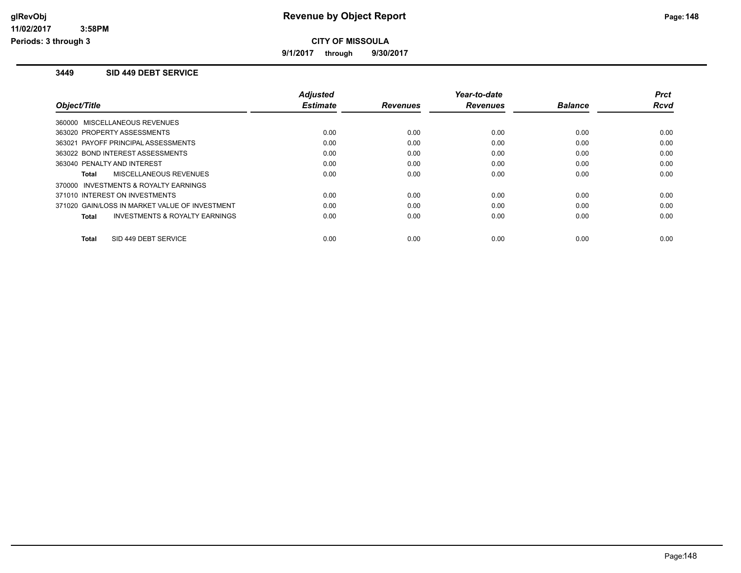# Revenue by Object Report

**CITY OF MISSOULA**

**9/1/2017 through 9/30/2017**

glRevObj
11/02/2017 3:58PM
Periods: 3 through 3

## 3449 SID 449 DEBT SERVICE

| Object/Title | Adjusted Estimate | Revenues | Year-to-date Revenues | Balance | Prct Rcvd |
|---|---|---|---|---|---|
| 360000 MISCELLANEOUS REVENUES | | | | | |
| 363020 PROPERTY ASSESSMENTS | 0.00 | 0.00 | 0.00 | 0.00 | 0.00 |
| 363021 PAYOFF PRINCIPAL ASSESSMENTS | 0.00 | 0.00 | 0.00 | 0.00 | 0.00 |
| 363022 BOND INTEREST ASSESSMENTS | 0.00 | 0.00 | 0.00 | 0.00 | 0.00 |
| 363040 PENALTY AND INTEREST | 0.00 | 0.00 | 0.00 | 0.00 | 0.00 |
| **Total** MISCELLANEOUS REVENUES | 0.00 | 0.00 | 0.00 | 0.00 | 0.00 |
| 370000 INVESTMENTS & ROYALTY EARNINGS | | | | | |
| 371010 INTEREST ON INVESTMENTS | 0.00 | 0.00 | 0.00 | 0.00 | 0.00 |
| 371020 GAIN/LOSS IN MARKET VALUE OF INVESTMENT | 0.00 | 0.00 | 0.00 | 0.00 | 0.00 |
| **Total** INVESTMENTS & ROYALTY EARNINGS | 0.00 | 0.00 | 0.00 | 0.00 | 0.00 |
| **Total** SID 449 DEBT SERVICE | 0.00 | 0.00 | 0.00 | 0.00 | 0.00 |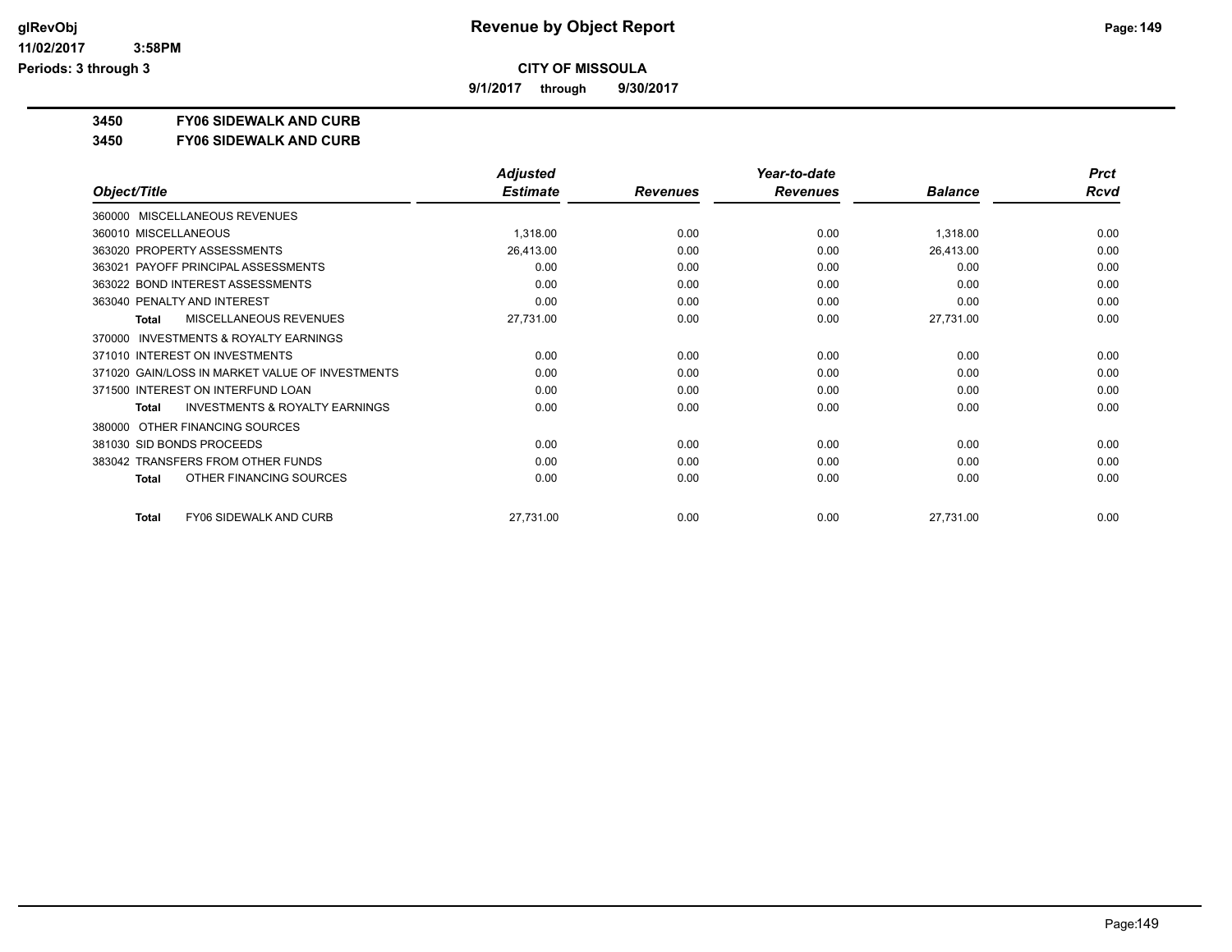**Revenue by Object Report**

**CITY OF MISSOULA**

**9/1/2017 through 9/30/2017**

**3450 FY06 SIDEWALK AND CURB**

**3450 FY06 SIDEWALK AND CURB**

| Object/Title | Adjusted Estimate | Revenues | Year-to-date Revenues | Balance | Prct Rcvd |
|---|---|---|---|---|---|
| 360000 MISCELLANEOUS REVENUES | | | | | |
| 360010 MISCELLANEOUS | 1,318.00 | 0.00 | 0.00 | 1,318.00 | 0.00 |
| 363020 PROPERTY ASSESSMENTS | 26,413.00 | 0.00 | 0.00 | 26,413.00 | 0.00 |
| 363021 PAYOFF PRINCIPAL ASSESSMENTS | 0.00 | 0.00 | 0.00 | 0.00 | 0.00 |
| 363022 BOND INTEREST ASSESSMENTS | 0.00 | 0.00 | 0.00 | 0.00 | 0.00 |
| 363040 PENALTY AND INTEREST | 0.00 | 0.00 | 0.00 | 0.00 | 0.00 |
| **Total** MISCELLANEOUS REVENUES | 27,731.00 | 0.00 | 0.00 | 27,731.00 | 0.00 |
| 370000 INVESTMENTS & ROYALTY EARNINGS | | | | | |
| 371010 INTEREST ON INVESTMENTS | 0.00 | 0.00 | 0.00 | 0.00 | 0.00 |
| 371020 GAIN/LOSS IN MARKET VALUE OF INVESTMENTS | 0.00 | 0.00 | 0.00 | 0.00 | 0.00 |
| 371500 INTEREST ON INTERFUND LOAN | 0.00 | 0.00 | 0.00 | 0.00 | 0.00 |
| **Total** INVESTMENTS & ROYALTY EARNINGS | 0.00 | 0.00 | 0.00 | 0.00 | 0.00 |
| 380000 OTHER FINANCING SOURCES | | | | | |
| 381030 SID BONDS PROCEEDS | 0.00 | 0.00 | 0.00 | 0.00 | 0.00 |
| 383042 TRANSFERS FROM OTHER FUNDS | 0.00 | 0.00 | 0.00 | 0.00 | 0.00 |
| **Total** OTHER FINANCING SOURCES | 0.00 | 0.00 | 0.00 | 0.00 | 0.00 |
| **Total** FY06 SIDEWALK AND CURB | 27,731.00 | 0.00 | 0.00 | 27,731.00 | 0.00 |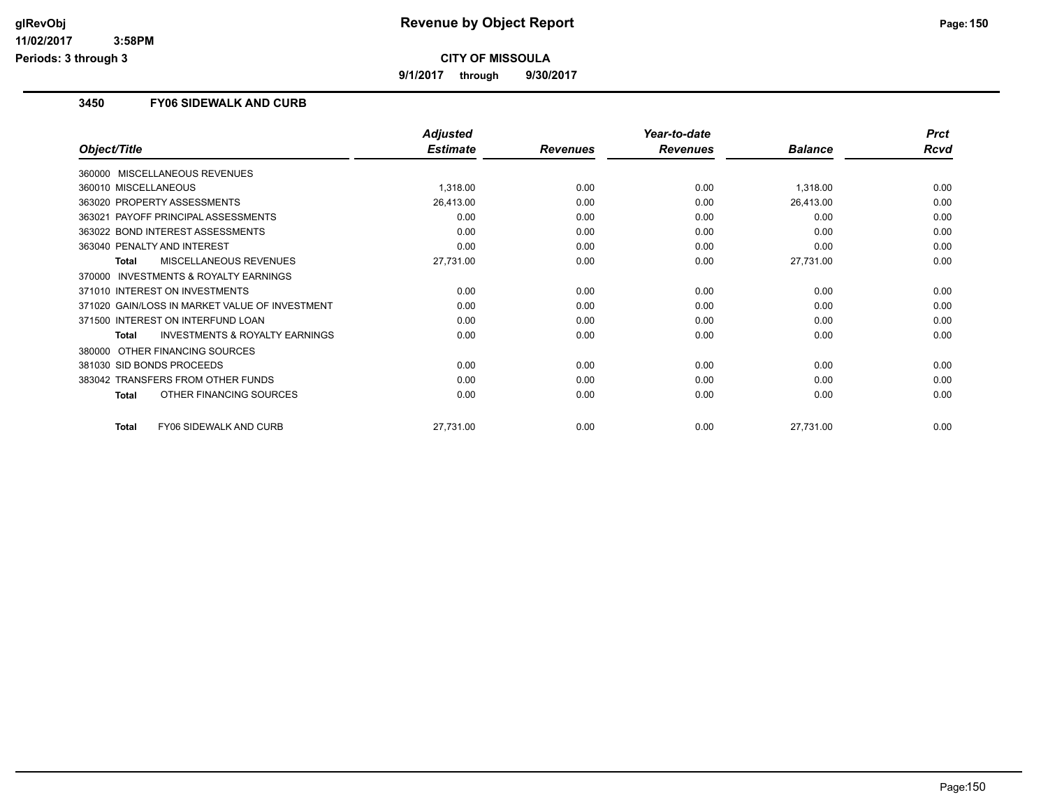**CITY OF MISSOULA**

**9/1/2017 through 9/30/2017**

### 3450 FY06 SIDEWALK AND CURB

| Object/Title | Adjusted Estimate | Revenues | Year-to-date Revenues | Balance | Prct Rcvd |
|---|---|---|---|---|---|
| 360000 MISCELLANEOUS REVENUES | | | | | |
| 360010 MISCELLANEOUS | 1,318.00 | 0.00 | 0.00 | 1,318.00 | 0.00 |
| 363020 PROPERTY ASSESSMENTS | 26,413.00 | 0.00 | 0.00 | 26,413.00 | 0.00 |
| 363021 PAYOFF PRINCIPAL ASSESSMENTS | 0.00 | 0.00 | 0.00 | 0.00 | 0.00 |
| 363022 BOND INTEREST ASSESSMENTS | 0.00 | 0.00 | 0.00 | 0.00 | 0.00 |
| 363040 PENALTY AND INTEREST | 0.00 | 0.00 | 0.00 | 0.00 | 0.00 |
| **Total** MISCELLANEOUS REVENUES | 27,731.00 | 0.00 | 0.00 | 27,731.00 | 0.00 |
| 370000 INVESTMENTS & ROYALTY EARNINGS | | | | | |
| 371010 INTEREST ON INVESTMENTS | 0.00 | 0.00 | 0.00 | 0.00 | 0.00 |
| 371020 GAIN/LOSS IN MARKET VALUE OF INVESTMENT | 0.00 | 0.00 | 0.00 | 0.00 | 0.00 |
| 371500 INTEREST ON INTERFUND LOAN | 0.00 | 0.00 | 0.00 | 0.00 | 0.00 |
| **Total** INVESTMENTS & ROYALTY EARNINGS | 0.00 | 0.00 | 0.00 | 0.00 | 0.00 |
| 380000 OTHER FINANCING SOURCES | | | | | |
| 381030 SID BONDS PROCEEDS | 0.00 | 0.00 | 0.00 | 0.00 | 0.00 |
| 383042 TRANSFERS FROM OTHER FUNDS | 0.00 | 0.00 | 0.00 | 0.00 | 0.00 |
| **Total** OTHER FINANCING SOURCES | 0.00 | 0.00 | 0.00 | 0.00 | 0.00 |
| **Total** FY06 SIDEWALK AND CURB | 27,731.00 | 0.00 | 0.00 | 27,731.00 | 0.00 |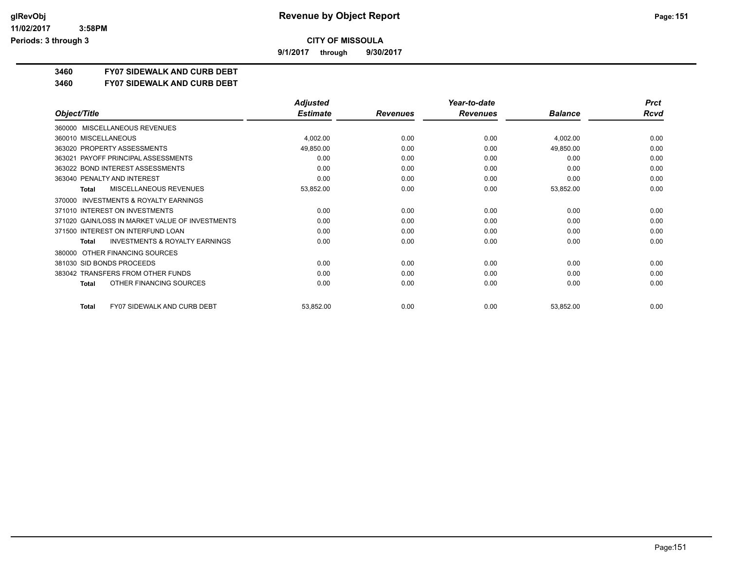**CITY OF MISSOULA**

**9/1/2017 through 9/30/2017**

**3460 FY07 SIDEWALK AND CURB DEBT**

**3460 FY07 SIDEWALK AND CURB DEBT**

| Object/Title | Adjusted Estimate | Revenues | Year-to-date Revenues | Balance | Prct Rcvd |
|---|---|---|---|---|---|
| 360000 MISCELLANEOUS REVENUES | | | | | |
| 360010 MISCELLANEOUS | 4,002.00 | 0.00 | 0.00 | 4,002.00 | 0.00 |
| 363020 PROPERTY ASSESSMENTS | 49,850.00 | 0.00 | 0.00 | 49,850.00 | 0.00 |
| 363021 PAYOFF PRINCIPAL ASSESSMENTS | 0.00 | 0.00 | 0.00 | 0.00 | 0.00 |
| 363022 BOND INTEREST ASSESSMENTS | 0.00 | 0.00 | 0.00 | 0.00 | 0.00 |
| 363040 PENALTY AND INTEREST | 0.00 | 0.00 | 0.00 | 0.00 | 0.00 |
| **Total** MISCELLANEOUS REVENUES | 53,852.00 | 0.00 | 0.00 | 53,852.00 | 0.00 |
| 370000 INVESTMENTS & ROYALTY EARNINGS | | | | | |
| 371010 INTEREST ON INVESTMENTS | 0.00 | 0.00 | 0.00 | 0.00 | 0.00 |
| 371020 GAIN/LOSS IN MARKET VALUE OF INVESTMENTS | 0.00 | 0.00 | 0.00 | 0.00 | 0.00 |
| 371500 INTEREST ON INTERFUND LOAN | 0.00 | 0.00 | 0.00 | 0.00 | 0.00 |
| **Total** INVESTMENTS & ROYALTY EARNINGS | 0.00 | 0.00 | 0.00 | 0.00 | 0.00 |
| 380000 OTHER FINANCING SOURCES | | | | | |
| 381030 SID BONDS PROCEEDS | 0.00 | 0.00 | 0.00 | 0.00 | 0.00 |
| 383042 TRANSFERS FROM OTHER FUNDS | 0.00 | 0.00 | 0.00 | 0.00 | 0.00 |
| **Total** OTHER FINANCING SOURCES | 0.00 | 0.00 | 0.00 | 0.00 | 0.00 |
| **Total** FY07 SIDEWALK AND CURB DEBT | 53,852.00 | 0.00 | 0.00 | 53,852.00 | 0.00 |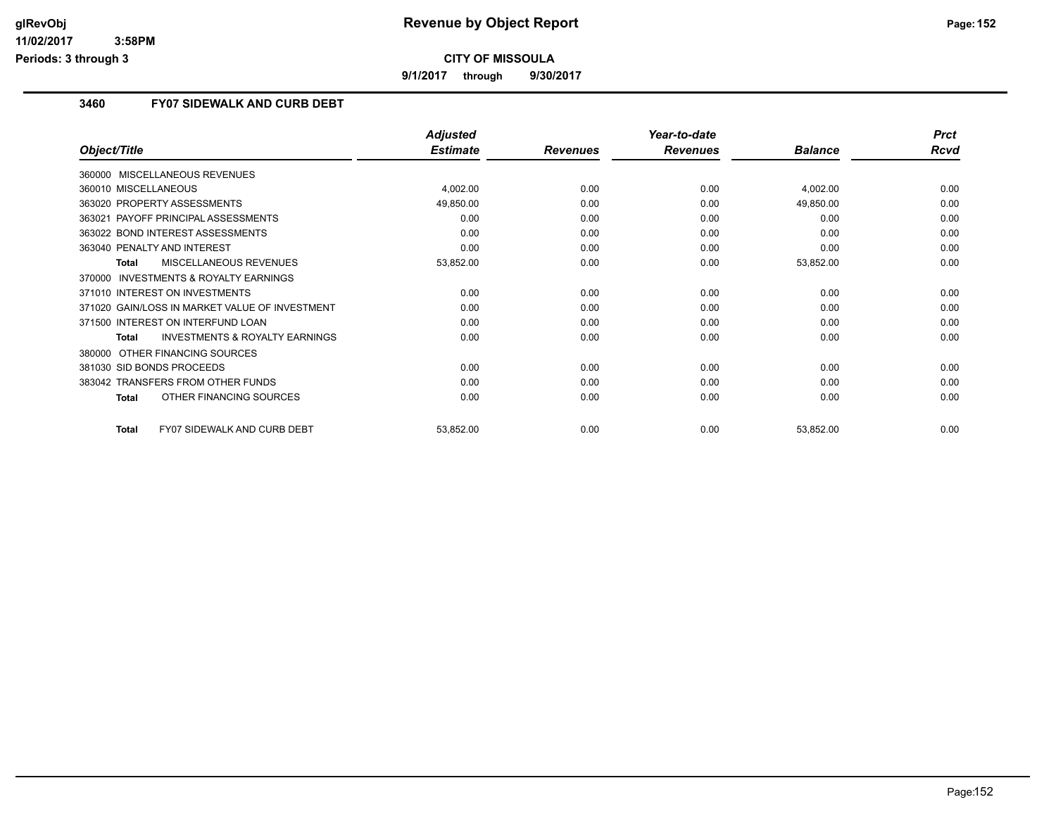**CITY OF MISSOULA**

**9/1/2017 through 9/30/2017**

### 3460 FY07 SIDEWALK AND CURB DEBT

| Object/Title | Adjusted Estimate | Revenues | Year-to-date Revenues | Balance | Prct Rcvd |
|---|---|---|---|---|---|
| 360000 MISCELLANEOUS REVENUES | | | | | |
| 360010 MISCELLANEOUS | 4,002.00 | 0.00 | 0.00 | 4,002.00 | 0.00 |
| 363020 PROPERTY ASSESSMENTS | 49,850.00 | 0.00 | 0.00 | 49,850.00 | 0.00 |
| 363021 PAYOFF PRINCIPAL ASSESSMENTS | 0.00 | 0.00 | 0.00 | 0.00 | 0.00 |
| 363022 BOND INTEREST ASSESSMENTS | 0.00 | 0.00 | 0.00 | 0.00 | 0.00 |
| 363040 PENALTY AND INTEREST | 0.00 | 0.00 | 0.00 | 0.00 | 0.00 |
| **Total** MISCELLANEOUS REVENUES | 53,852.00 | 0.00 | 0.00 | 53,852.00 | 0.00 |
| 370000 INVESTMENTS & ROYALTY EARNINGS | | | | | |
| 371010 INTEREST ON INVESTMENTS | 0.00 | 0.00 | 0.00 | 0.00 | 0.00 |
| 371020 GAIN/LOSS IN MARKET VALUE OF INVESTMENT | 0.00 | 0.00 | 0.00 | 0.00 | 0.00 |
| 371500 INTEREST ON INTERFUND LOAN | 0.00 | 0.00 | 0.00 | 0.00 | 0.00 |
| **Total** INVESTMENTS & ROYALTY EARNINGS | 0.00 | 0.00 | 0.00 | 0.00 | 0.00 |
| 380000 OTHER FINANCING SOURCES | | | | | |
| 381030 SID BONDS PROCEEDS | 0.00 | 0.00 | 0.00 | 0.00 | 0.00 |
| 383042 TRANSFERS FROM OTHER FUNDS | 0.00 | 0.00 | 0.00 | 0.00 | 0.00 |
| **Total** OTHER FINANCING SOURCES | 0.00 | 0.00 | 0.00 | 0.00 | 0.00 |
| **Total** FY07 SIDEWALK AND CURB DEBT | 53,852.00 | 0.00 | 0.00 | 53,852.00 | 0.00 |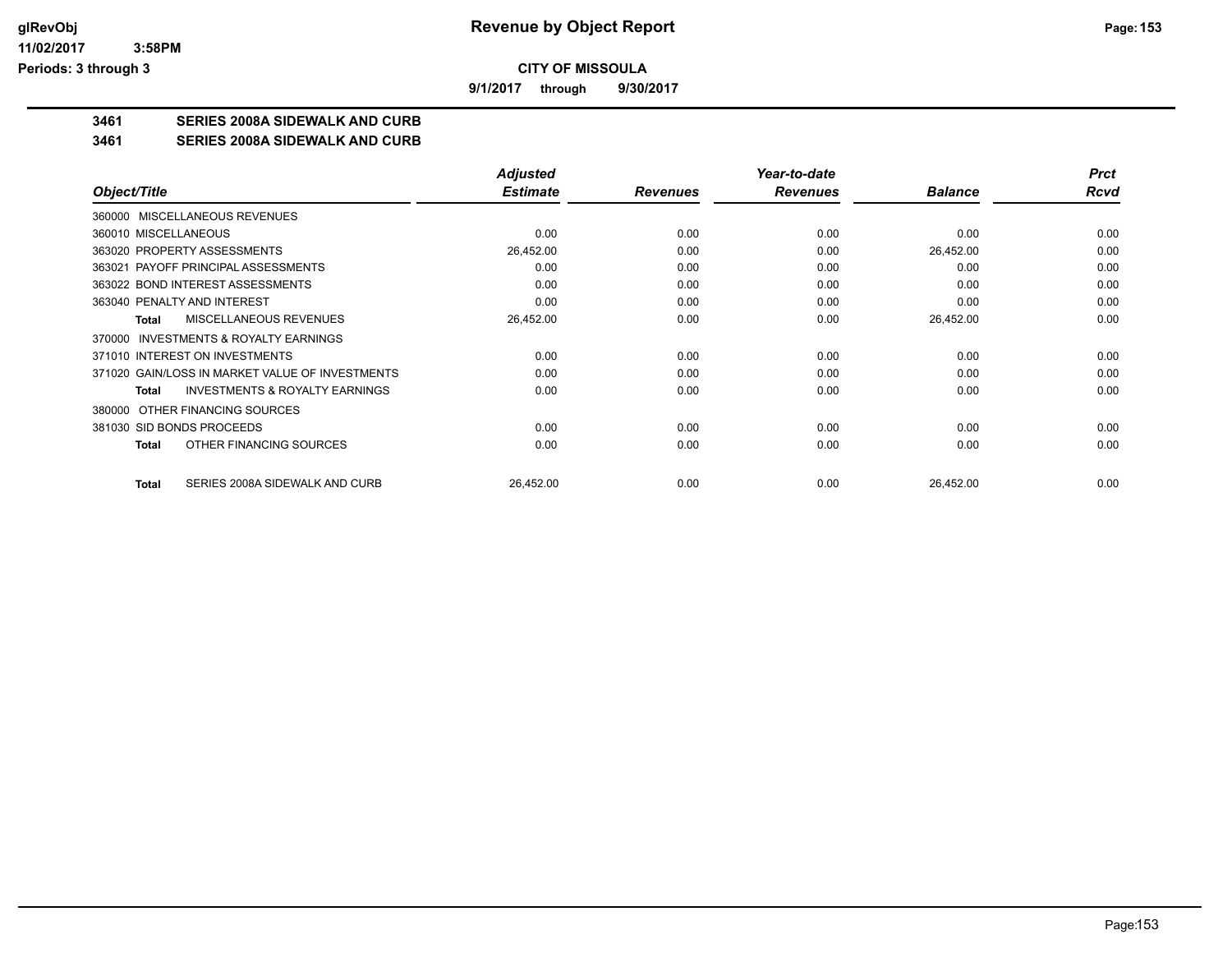**CITY OF MISSOULA**

**9/1/2017 through 9/30/2017**

**3461 SERIES 2008A SIDEWALK AND CURB**

**3461 SERIES 2008A SIDEWALK AND CURB**

| Object/Title | Adjusted Estimate | Revenues | Year-to-date Revenues | Balance | Prct Rcvd |
|---|---|---|---|---|---|
| 360000 MISCELLANEOUS REVENUES | | | | | |
| 360010 MISCELLANEOUS | 0.00 | 0.00 | 0.00 | 0.00 | 0.00 |
| 363020 PROPERTY ASSESSMENTS | 26,452.00 | 0.00 | 0.00 | 26,452.00 | 0.00 |
| 363021 PAYOFF PRINCIPAL ASSESSMENTS | 0.00 | 0.00 | 0.00 | 0.00 | 0.00 |
| 363022 BOND INTEREST ASSESSMENTS | 0.00 | 0.00 | 0.00 | 0.00 | 0.00 |
| 363040 PENALTY AND INTEREST | 0.00 | 0.00 | 0.00 | 0.00 | 0.00 |
| **Total** MISCELLANEOUS REVENUES | 26,452.00 | 0.00 | 0.00 | 26,452.00 | 0.00 |
| 370000 INVESTMENTS & ROYALTY EARNINGS | | | | | |
| 371010 INTEREST ON INVESTMENTS | 0.00 | 0.00 | 0.00 | 0.00 | 0.00 |
| 371020 GAIN/LOSS IN MARKET VALUE OF INVESTMENTS | 0.00 | 0.00 | 0.00 | 0.00 | 0.00 |
| **Total** INVESTMENTS & ROYALTY EARNINGS | 0.00 | 0.00 | 0.00 | 0.00 | 0.00 |
| 380000 OTHER FINANCING SOURCES | | | | | |
| 381030 SID BONDS PROCEEDS | 0.00 | 0.00 | 0.00 | 0.00 | 0.00 |
| **Total** OTHER FINANCING SOURCES | 0.00 | 0.00 | 0.00 | 0.00 | 0.00 |
| **Total** SERIES 2008A SIDEWALK AND CURB | 26,452.00 | 0.00 | 0.00 | 26,452.00 | 0.00 |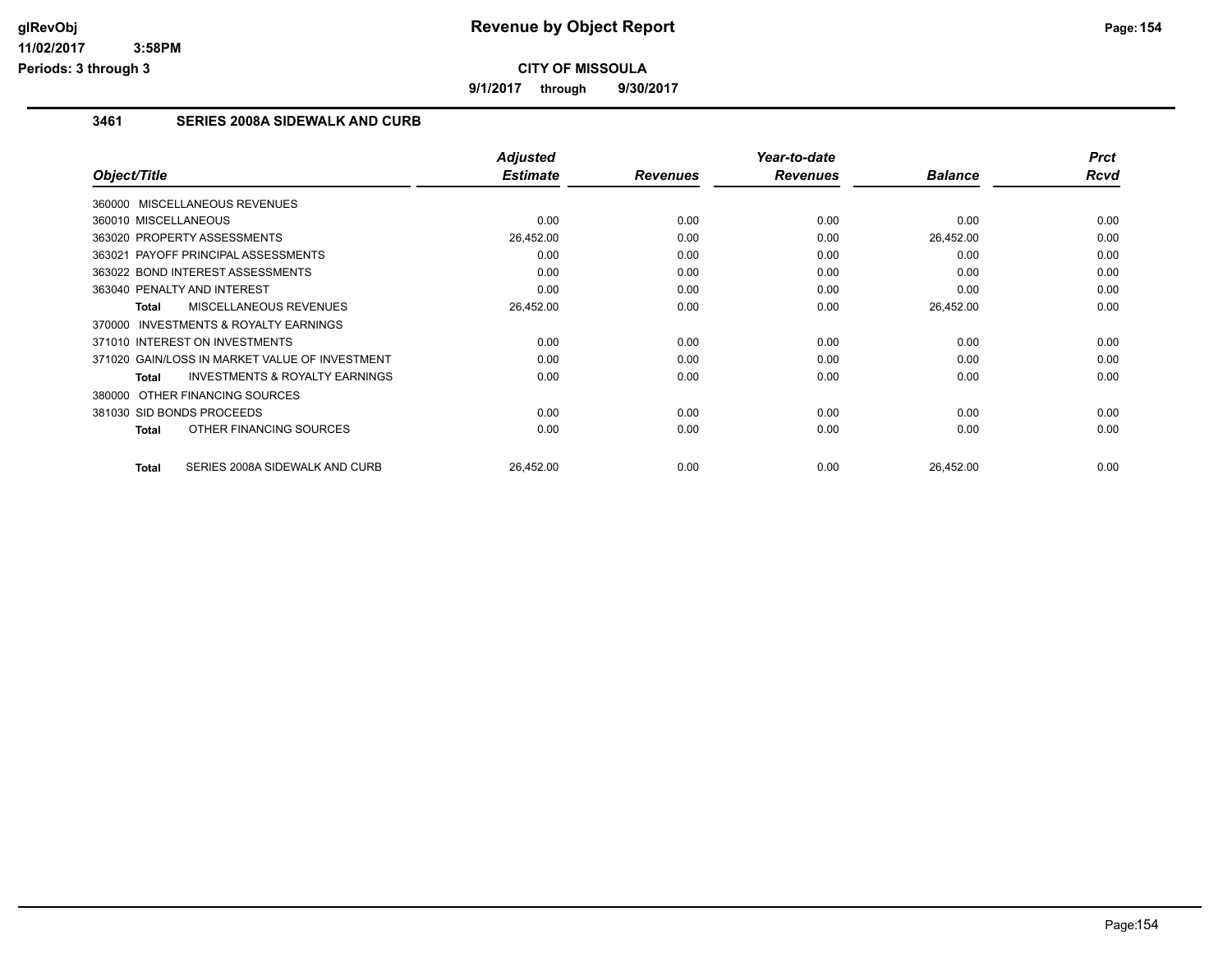**glRevObj**
**11/02/2017 3:58PM**
**Periods: 3 through 3**

# Revenue by Object Report

**CITY OF MISSOULA**

**9/1/2017 through 9/30/2017**

## 3461 SERIES 2008A SIDEWALK AND CURB

| Object/Title | Adjusted Estimate | Revenues | Year-to-date Revenues | Balance | Prct Rcvd |
|---|---|---|---|---|---|
| 360000 MISCELLANEOUS REVENUES | | | | | |
| 360010 MISCELLANEOUS | 0.00 | 0.00 | 0.00 | 0.00 | 0.00 |
| 363020 PROPERTY ASSESSMENTS | 26,452.00 | 0.00 | 0.00 | 26,452.00 | 0.00 |
| 363021 PAYOFF PRINCIPAL ASSESSMENTS | 0.00 | 0.00 | 0.00 | 0.00 | 0.00 |
| 363022 BOND INTEREST ASSESSMENTS | 0.00 | 0.00 | 0.00 | 0.00 | 0.00 |
| 363040 PENALTY AND INTEREST | 0.00 | 0.00 | 0.00 | 0.00 | 0.00 |
| **Total** MISCELLANEOUS REVENUES | 26,452.00 | 0.00 | 0.00 | 26,452.00 | 0.00 |
| 370000 INVESTMENTS & ROYALTY EARNINGS | | | | | |
| 371010 INTEREST ON INVESTMENTS | 0.00 | 0.00 | 0.00 | 0.00 | 0.00 |
| 371020 GAIN/LOSS IN MARKET VALUE OF INVESTMENT | 0.00 | 0.00 | 0.00 | 0.00 | 0.00 |
| **Total** INVESTMENTS & ROYALTY EARNINGS | 0.00 | 0.00 | 0.00 | 0.00 | 0.00 |
| 380000 OTHER FINANCING SOURCES | | | | | |
| 381030 SID BONDS PROCEEDS | 0.00 | 0.00 | 0.00 | 0.00 | 0.00 |
| **Total** OTHER FINANCING SOURCES | 0.00 | 0.00 | 0.00 | 0.00 | 0.00 |
| **Total** SERIES 2008A SIDEWALK AND CURB | 26,452.00 | 0.00 | 0.00 | 26,452.00 | 0.00 |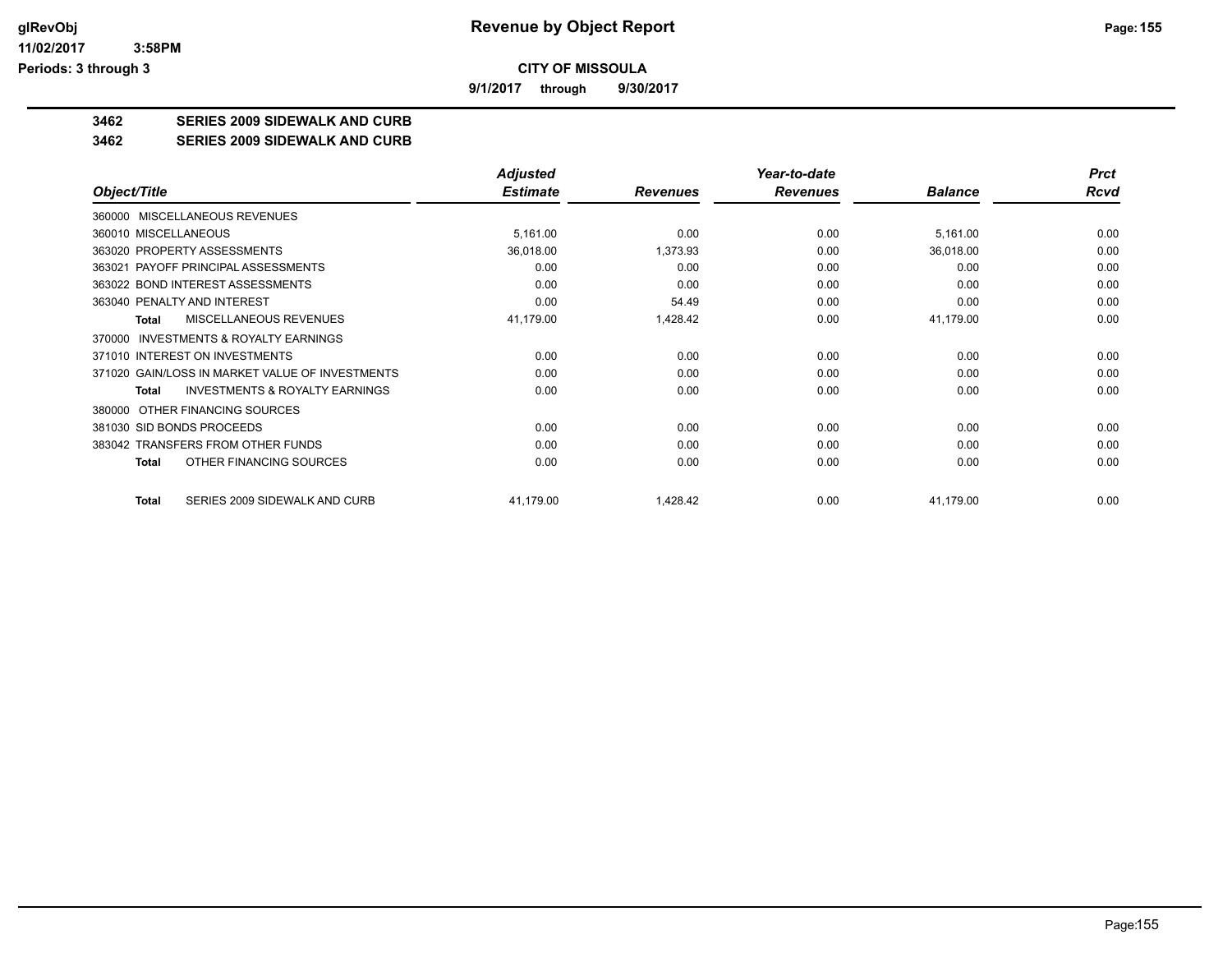**glRevObj** **Revenue by Object Report**

**11/02/2017 3:58PM**

**Periods: 3 through 3**

**CITY OF MISSOULA**

**9/1/2017 through 9/30/2017**

## 3462 SERIES 2009 SIDEWALK AND CURB

## 3462 SERIES 2009 SIDEWALK AND CURB

| Object/Title | Adjusted Estimate | Revenues | Year-to-date Revenues | Balance | Prct Rcvd |
|---|---|---|---|---|---|
| 360000 MISCELLANEOUS REVENUES | | | | | |
| 360010 MISCELLANEOUS | 5,161.00 | 0.00 | 0.00 | 5,161.00 | 0.00 |
| 363020 PROPERTY ASSESSMENTS | 36,018.00 | 1,373.93 | 0.00 | 36,018.00 | 0.00 |
| 363021 PAYOFF PRINCIPAL ASSESSMENTS | 0.00 | 0.00 | 0.00 | 0.00 | 0.00 |
| 363022 BOND INTEREST ASSESSMENTS | 0.00 | 0.00 | 0.00 | 0.00 | 0.00 |
| 363040 PENALTY AND INTEREST | 0.00 | 54.49 | 0.00 | 0.00 | 0.00 |
| **Total** MISCELLANEOUS REVENUES | 41,179.00 | 1,428.42 | 0.00 | 41,179.00 | 0.00 |
| 370000 INVESTMENTS & ROYALTY EARNINGS | | | | | |
| 371010 INTEREST ON INVESTMENTS | 0.00 | 0.00 | 0.00 | 0.00 | 0.00 |
| 371020 GAIN/LOSS IN MARKET VALUE OF INVESTMENTS | 0.00 | 0.00 | 0.00 | 0.00 | 0.00 |
| **Total** INVESTMENTS & ROYALTY EARNINGS | 0.00 | 0.00 | 0.00 | 0.00 | 0.00 |
| 380000 OTHER FINANCING SOURCES | | | | | |
| 381030 SID BONDS PROCEEDS | 0.00 | 0.00 | 0.00 | 0.00 | 0.00 |
| 383042 TRANSFERS FROM OTHER FUNDS | 0.00 | 0.00 | 0.00 | 0.00 | 0.00 |
| **Total** OTHER FINANCING SOURCES | 0.00 | 0.00 | 0.00 | 0.00 | 0.00 |
| **Total** SERIES 2009 SIDEWALK AND CURB | 41,179.00 | 1,428.42 | 0.00 | 41,179.00 | 0.00 |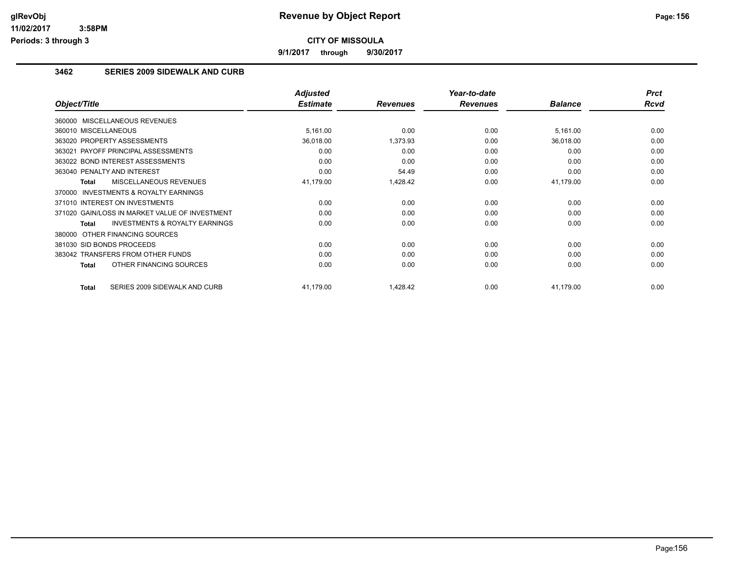# Revenue by Object Report

**CITY OF MISSOULA**

**9/1/2017 through 9/30/2017**

glRevObj
11/02/2017 3:58PM
Periods: 3 through 3

### 3462 SERIES 2009 SIDEWALK AND CURB

| Object/Title | Adjusted Estimate | Revenues | Year-to-date Revenues | Balance | Prct Rcvd |
|---|---|---|---|---|---|
| 360000 MISCELLANEOUS REVENUES | | | | | |
| 360010 MISCELLANEOUS | 5,161.00 | 0.00 | 0.00 | 5,161.00 | 0.00 |
| 363020 PROPERTY ASSESSMENTS | 36,018.00 | 1,373.93 | 0.00 | 36,018.00 | 0.00 |
| 363021 PAYOFF PRINCIPAL ASSESSMENTS | 0.00 | 0.00 | 0.00 | 0.00 | 0.00 |
| 363022 BOND INTEREST ASSESSMENTS | 0.00 | 0.00 | 0.00 | 0.00 | 0.00 |
| 363040 PENALTY AND INTEREST | 0.00 | 54.49 | 0.00 | 0.00 | 0.00 |
| **Total** MISCELLANEOUS REVENUES | 41,179.00 | 1,428.42 | 0.00 | 41,179.00 | 0.00 |
| 370000 INVESTMENTS & ROYALTY EARNINGS | | | | | |
| 371010 INTEREST ON INVESTMENTS | 0.00 | 0.00 | 0.00 | 0.00 | 0.00 |
| 371020 GAIN/LOSS IN MARKET VALUE OF INVESTMENT | 0.00 | 0.00 | 0.00 | 0.00 | 0.00 |
| **Total** INVESTMENTS & ROYALTY EARNINGS | 0.00 | 0.00 | 0.00 | 0.00 | 0.00 |
| 380000 OTHER FINANCING SOURCES | | | | | |
| 381030 SID BONDS PROCEEDS | 0.00 | 0.00 | 0.00 | 0.00 | 0.00 |
| 383042 TRANSFERS FROM OTHER FUNDS | 0.00 | 0.00 | 0.00 | 0.00 | 0.00 |
| **Total** OTHER FINANCING SOURCES | 0.00 | 0.00 | 0.00 | 0.00 | 0.00 |
| **Total** SERIES 2009 SIDEWALK AND CURB | 41,179.00 | 1,428.42 | 0.00 | 41,179.00 | 0.00 |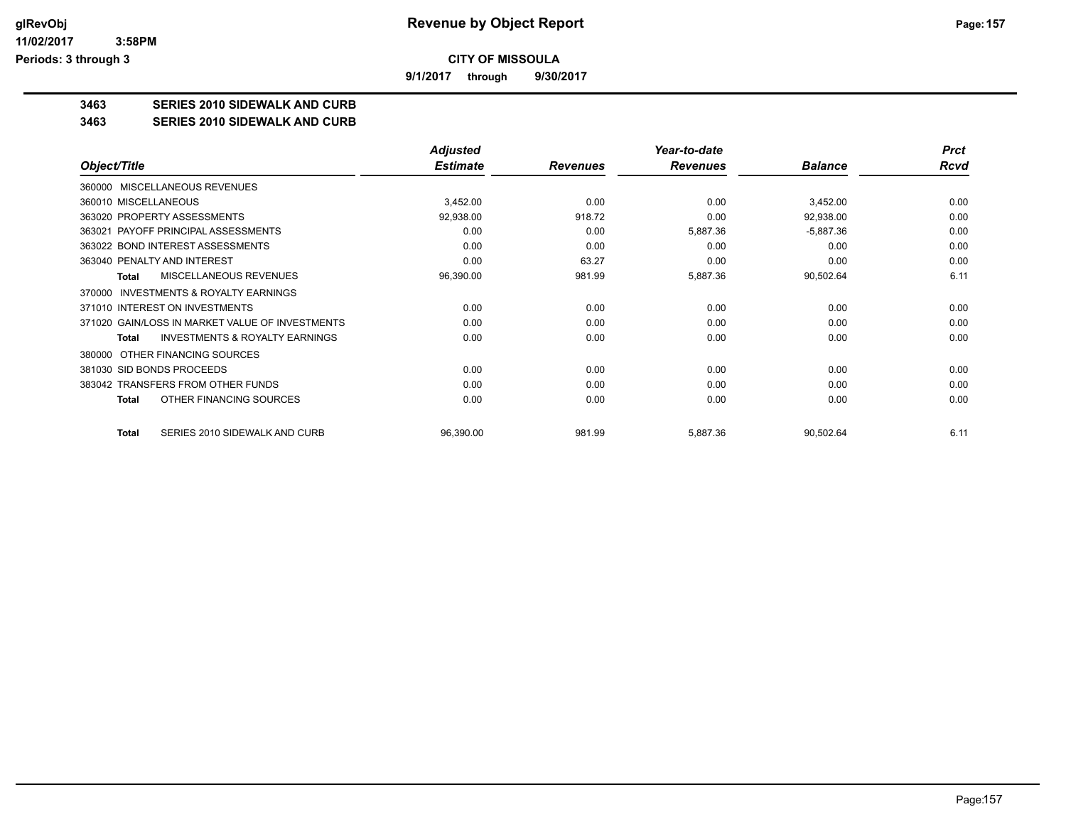# Revenue by Object Report

**CITY OF MISSOULA**

**9/1/2017 through 9/30/2017**

glRevObj
11/02/2017 3:58PM
Periods: 3 through 3

**3463 SERIES 2010 SIDEWALK AND CURB**

**3463 SERIES 2010 SIDEWALK AND CURB**

| Object/Title | Adjusted Estimate | Revenues | Year-to-date Revenues | Balance | Prct Rcvd |
|---|---|---|---|---|---|
| 360000 MISCELLANEOUS REVENUES | | | | | |
| 360010 MISCELLANEOUS | 3,452.00 | 0.00 | 0.00 | 3,452.00 | 0.00 |
| 363020 PROPERTY ASSESSMENTS | 92,938.00 | 918.72 | 0.00 | 92,938.00 | 0.00 |
| 363021 PAYOFF PRINCIPAL ASSESSMENTS | 0.00 | 0.00 | 5,887.36 | -5,887.36 | 0.00 |
| 363022 BOND INTEREST ASSESSMENTS | 0.00 | 0.00 | 0.00 | 0.00 | 0.00 |
| 363040 PENALTY AND INTEREST | 0.00 | 63.27 | 0.00 | 0.00 | 0.00 |
| **Total** MISCELLANEOUS REVENUES | 96,390.00 | 981.99 | 5,887.36 | 90,502.64 | 6.11 |
| 370000 INVESTMENTS & ROYALTY EARNINGS | | | | | |
| 371010 INTEREST ON INVESTMENTS | 0.00 | 0.00 | 0.00 | 0.00 | 0.00 |
| 371020 GAIN/LOSS IN MARKET VALUE OF INVESTMENTS | 0.00 | 0.00 | 0.00 | 0.00 | 0.00 |
| **Total** INVESTMENTS & ROYALTY EARNINGS | 0.00 | 0.00 | 0.00 | 0.00 | 0.00 |
| 380000 OTHER FINANCING SOURCES | | | | | |
| 381030 SID BONDS PROCEEDS | 0.00 | 0.00 | 0.00 | 0.00 | 0.00 |
| 383042 TRANSFERS FROM OTHER FUNDS | 0.00 | 0.00 | 0.00 | 0.00 | 0.00 |
| **Total** OTHER FINANCING SOURCES | 0.00 | 0.00 | 0.00 | 0.00 | 0.00 |
| **Total** SERIES 2010 SIDEWALK AND CURB | 96,390.00 | 981.99 | 5,887.36 | 90,502.64 | 6.11 |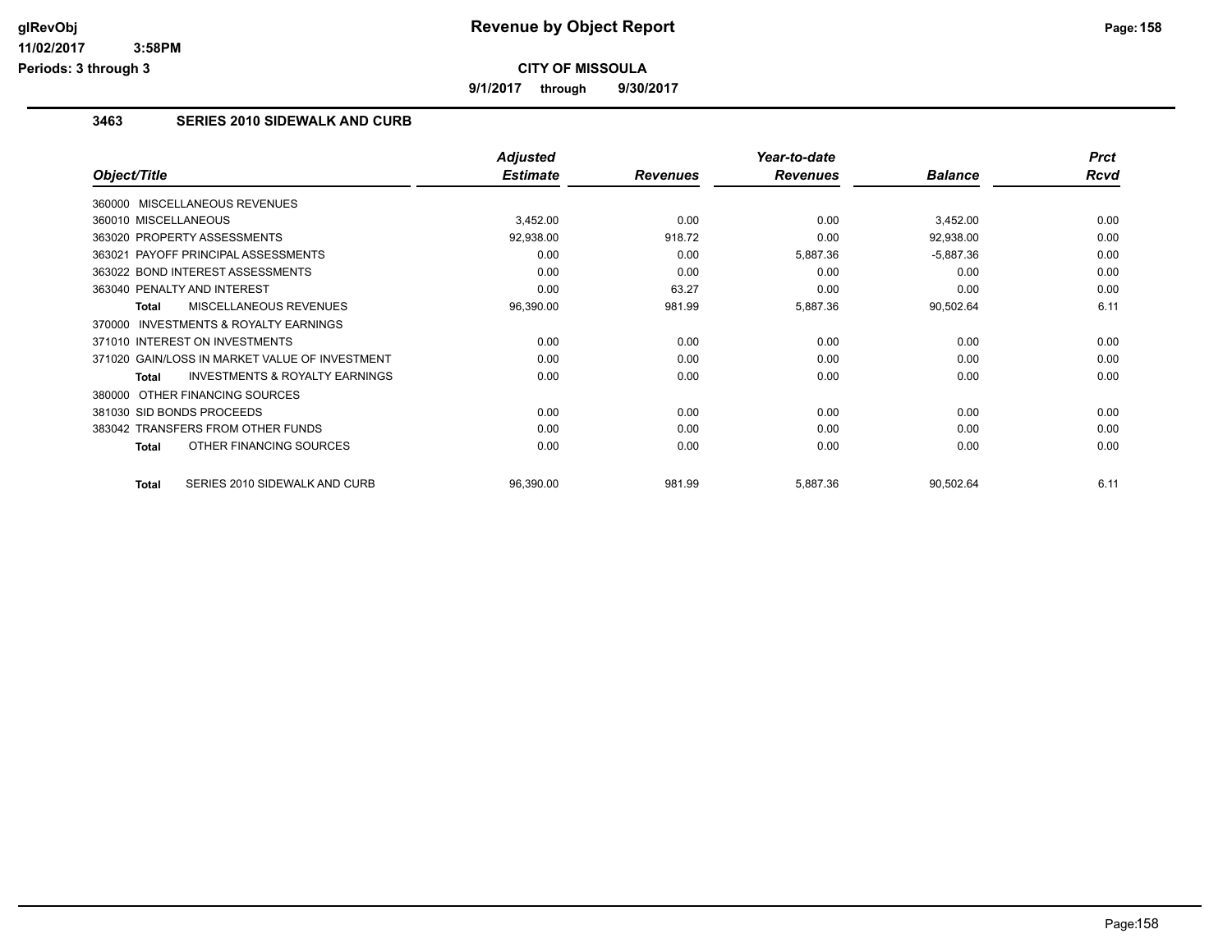# Revenue by Object Report

**CITY OF MISSOULA**

**9/1/2017 through 9/30/2017**

glRevObj
11/02/2017 3:58PM
Periods: 3 through 3

### 3463 SERIES 2010 SIDEWALK AND CURB

| Object/Title | Adjusted Estimate | Revenues | Year-to-date Revenues | Balance | Prct Rcvd |
|---|---|---|---|---|---|
| 360000 MISCELLANEOUS REVENUES | | | | | |
| 360010 MISCELLANEOUS | 3,452.00 | 0.00 | 0.00 | 3,452.00 | 0.00 |
| 363020 PROPERTY ASSESSMENTS | 92,938.00 | 918.72 | 0.00 | 92,938.00 | 0.00 |
| 363021 PAYOFF PRINCIPAL ASSESSMENTS | 0.00 | 0.00 | 5,887.36 | -5,887.36 | 0.00 |
| 363022 BOND INTEREST ASSESSMENTS | 0.00 | 0.00 | 0.00 | 0.00 | 0.00 |
| 363040 PENALTY AND INTEREST | 0.00 | 63.27 | 0.00 | 0.00 | 0.00 |
| **Total** MISCELLANEOUS REVENUES | 96,390.00 | 981.99 | 5,887.36 | 90,502.64 | 6.11 |
| 370000 INVESTMENTS & ROYALTY EARNINGS | | | | | |
| 371010 INTEREST ON INVESTMENTS | 0.00 | 0.00 | 0.00 | 0.00 | 0.00 |
| 371020 GAIN/LOSS IN MARKET VALUE OF INVESTMENT | 0.00 | 0.00 | 0.00 | 0.00 | 0.00 |
| **Total** INVESTMENTS & ROYALTY EARNINGS | 0.00 | 0.00 | 0.00 | 0.00 | 0.00 |
| 380000 OTHER FINANCING SOURCES | | | | | |
| 381030 SID BONDS PROCEEDS | 0.00 | 0.00 | 0.00 | 0.00 | 0.00 |
| 383042 TRANSFERS FROM OTHER FUNDS | 0.00 | 0.00 | 0.00 | 0.00 | 0.00 |
| **Total** OTHER FINANCING SOURCES | 0.00 | 0.00 | 0.00 | 0.00 | 0.00 |
| **Total** SERIES 2010 SIDEWALK AND CURB | 96,390.00 | 981.99 | 5,887.36 | 90,502.64 | 6.11 |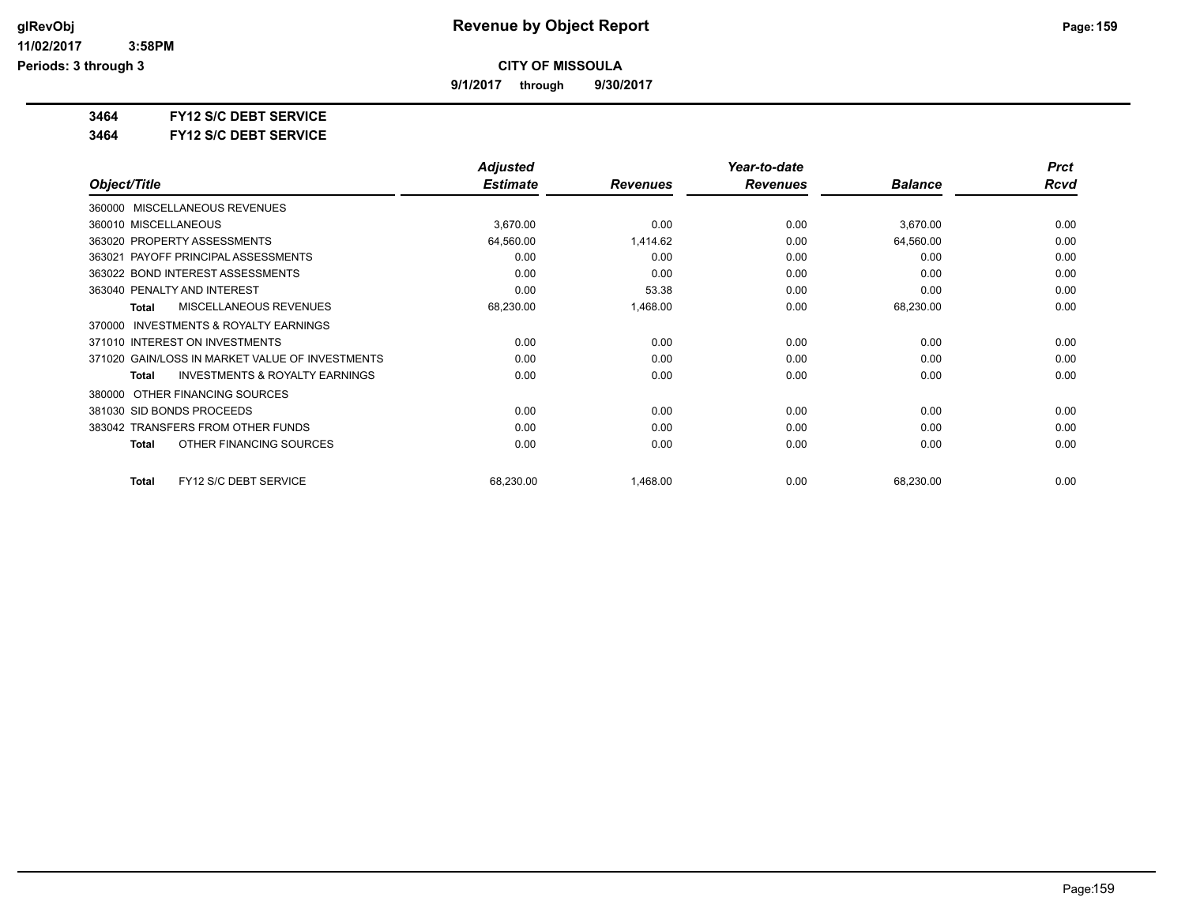**CITY OF MISSOULA**

**9/1/2017 through 9/30/2017**

**3464 FY12 S/C DEBT SERVICE**

**3464 FY12 S/C DEBT SERVICE**

| Object/Title | Adjusted Estimate | Revenues | Year-to-date Revenues | Balance | Prct Rcvd |
|---|---|---|---|---|---|
| 360000 MISCELLANEOUS REVENUES | | | | | |
| 360010 MISCELLANEOUS | 3,670.00 | 0.00 | 0.00 | 3,670.00 | 0.00 |
| 363020 PROPERTY ASSESSMENTS | 64,560.00 | 1,414.62 | 0.00 | 64,560.00 | 0.00 |
| 363021 PAYOFF PRINCIPAL ASSESSMENTS | 0.00 | 0.00 | 0.00 | 0.00 | 0.00 |
| 363022 BOND INTEREST ASSESSMENTS | 0.00 | 0.00 | 0.00 | 0.00 | 0.00 |
| 363040 PENALTY AND INTEREST | 0.00 | 53.38 | 0.00 | 0.00 | 0.00 |
| **Total** MISCELLANEOUS REVENUES | 68,230.00 | 1,468.00 | 0.00 | 68,230.00 | 0.00 |
| 370000 INVESTMENTS & ROYALTY EARNINGS | | | | | |
| 371010 INTEREST ON INVESTMENTS | 0.00 | 0.00 | 0.00 | 0.00 | 0.00 |
| 371020 GAIN/LOSS IN MARKET VALUE OF INVESTMENTS | 0.00 | 0.00 | 0.00 | 0.00 | 0.00 |
| **Total** INVESTMENTS & ROYALTY EARNINGS | 0.00 | 0.00 | 0.00 | 0.00 | 0.00 |
| 380000 OTHER FINANCING SOURCES | | | | | |
| 381030 SID BONDS PROCEEDS | 0.00 | 0.00 | 0.00 | 0.00 | 0.00 |
| 383042 TRANSFERS FROM OTHER FUNDS | 0.00 | 0.00 | 0.00 | 0.00 | 0.00 |
| **Total** OTHER FINANCING SOURCES | 0.00 | 0.00 | 0.00 | 0.00 | 0.00 |
| **Total** FY12 S/C DEBT SERVICE | 68,230.00 | 1,468.00 | 0.00 | 68,230.00 | 0.00 |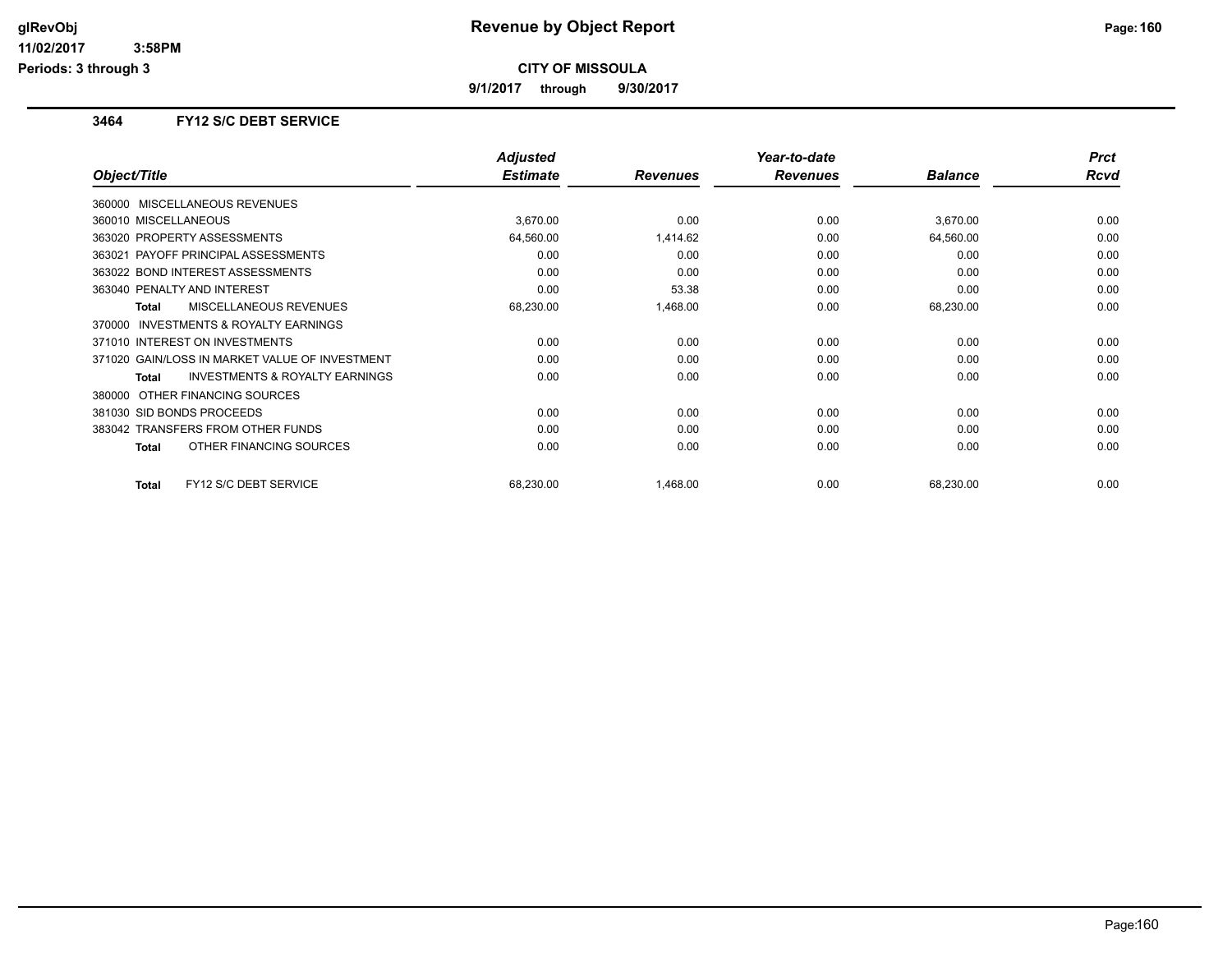# Revenue by Object Report

**CITY OF MISSOULA**

**9/1/2017 through 9/30/2017**

glRevObj
11/02/2017 3:58PM
Periods: 3 through 3

### 3464 FY12 S/C DEBT SERVICE

| Object/Title | Adjusted Estimate | Revenues | Year-to-date Revenues | Balance | Prct Rcvd |
|---|---|---|---|---|---|
| 360000 MISCELLANEOUS REVENUES | | | | | |
| 360010 MISCELLANEOUS | 3,670.00 | 0.00 | 0.00 | 3,670.00 | 0.00 |
| 363020 PROPERTY ASSESSMENTS | 64,560.00 | 1,414.62 | 0.00 | 64,560.00 | 0.00 |
| 363021 PAYOFF PRINCIPAL ASSESSMENTS | 0.00 | 0.00 | 0.00 | 0.00 | 0.00 |
| 363022 BOND INTEREST ASSESSMENTS | 0.00 | 0.00 | 0.00 | 0.00 | 0.00 |
| 363040 PENALTY AND INTEREST | 0.00 | 53.38 | 0.00 | 0.00 | 0.00 |
| **Total** MISCELLANEOUS REVENUES | 68,230.00 | 1,468.00 | 0.00 | 68,230.00 | 0.00 |
| 370000 INVESTMENTS & ROYALTY EARNINGS | | | | | |
| 371010 INTEREST ON INVESTMENTS | 0.00 | 0.00 | 0.00 | 0.00 | 0.00 |
| 371020 GAIN/LOSS IN MARKET VALUE OF INVESTMENT | 0.00 | 0.00 | 0.00 | 0.00 | 0.00 |
| **Total** INVESTMENTS & ROYALTY EARNINGS | 0.00 | 0.00 | 0.00 | 0.00 | 0.00 |
| 380000 OTHER FINANCING SOURCES | | | | | |
| 381030 SID BONDS PROCEEDS | 0.00 | 0.00 | 0.00 | 0.00 | 0.00 |
| 383042 TRANSFERS FROM OTHER FUNDS | 0.00 | 0.00 | 0.00 | 0.00 | 0.00 |
| **Total** OTHER FINANCING SOURCES | 0.00 | 0.00 | 0.00 | 0.00 | 0.00 |
| **Total** FY12 S/C DEBT SERVICE | 68,230.00 | 1,468.00 | 0.00 | 68,230.00 | 0.00 |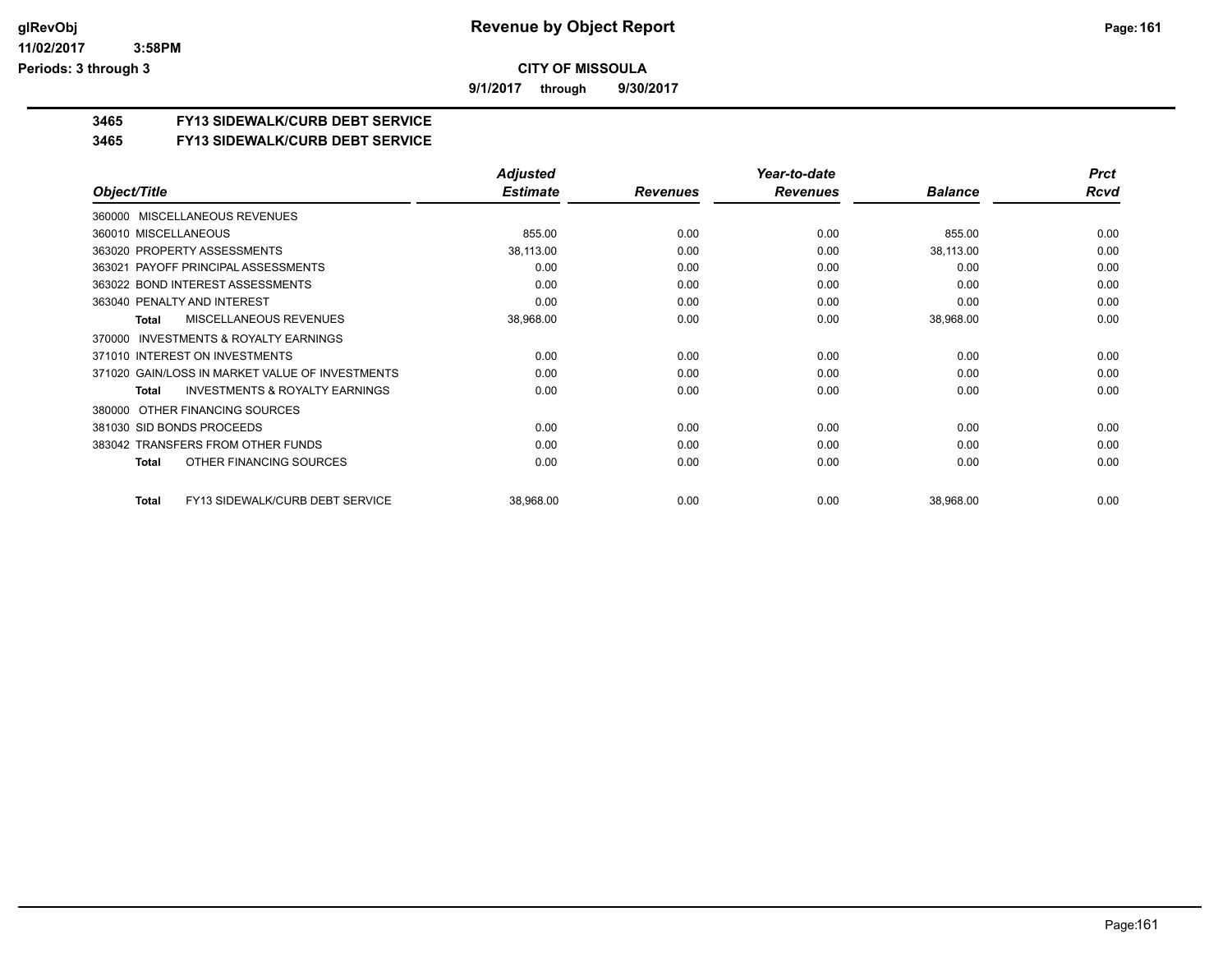**CITY OF MISSOULA**

**9/1/2017 through 9/30/2017**

## 3465 FY13 SIDEWALK/CURB DEBT SERVICE

## 3465 FY13 SIDEWALK/CURB DEBT SERVICE

| Object/Title | Adjusted Estimate | Revenues | Year-to-date Revenues | Balance | Prct Rcvd |
|---|---|---|---|---|---|
| 360000 MISCELLANEOUS REVENUES | | | | | |
| 360010 MISCELLANEOUS | 855.00 | 0.00 | 0.00 | 855.00 | 0.00 |
| 363020 PROPERTY ASSESSMENTS | 38,113.00 | 0.00 | 0.00 | 38,113.00 | 0.00 |
| 363021 PAYOFF PRINCIPAL ASSESSMENTS | 0.00 | 0.00 | 0.00 | 0.00 | 0.00 |
| 363022 BOND INTEREST ASSESSMENTS | 0.00 | 0.00 | 0.00 | 0.00 | 0.00 |
| 363040 PENALTY AND INTEREST | 0.00 | 0.00 | 0.00 | 0.00 | 0.00 |
| **Total** MISCELLANEOUS REVENUES | 38,968.00 | 0.00 | 0.00 | 38,968.00 | 0.00 |
| 370000 INVESTMENTS & ROYALTY EARNINGS | | | | | |
| 371010 INTEREST ON INVESTMENTS | 0.00 | 0.00 | 0.00 | 0.00 | 0.00 |
| 371020 GAIN/LOSS IN MARKET VALUE OF INVESTMENTS | 0.00 | 0.00 | 0.00 | 0.00 | 0.00 |
| **Total** INVESTMENTS & ROYALTY EARNINGS | 0.00 | 0.00 | 0.00 | 0.00 | 0.00 |
| 380000 OTHER FINANCING SOURCES | | | | | |
| 381030 SID BONDS PROCEEDS | 0.00 | 0.00 | 0.00 | 0.00 | 0.00 |
| 383042 TRANSFERS FROM OTHER FUNDS | 0.00 | 0.00 | 0.00 | 0.00 | 0.00 |
| **Total** OTHER FINANCING SOURCES | 0.00 | 0.00 | 0.00 | 0.00 | 0.00 |
| **Total** FY13 SIDEWALK/CURB DEBT SERVICE | 38,968.00 | 0.00 | 0.00 | 38,968.00 | 0.00 |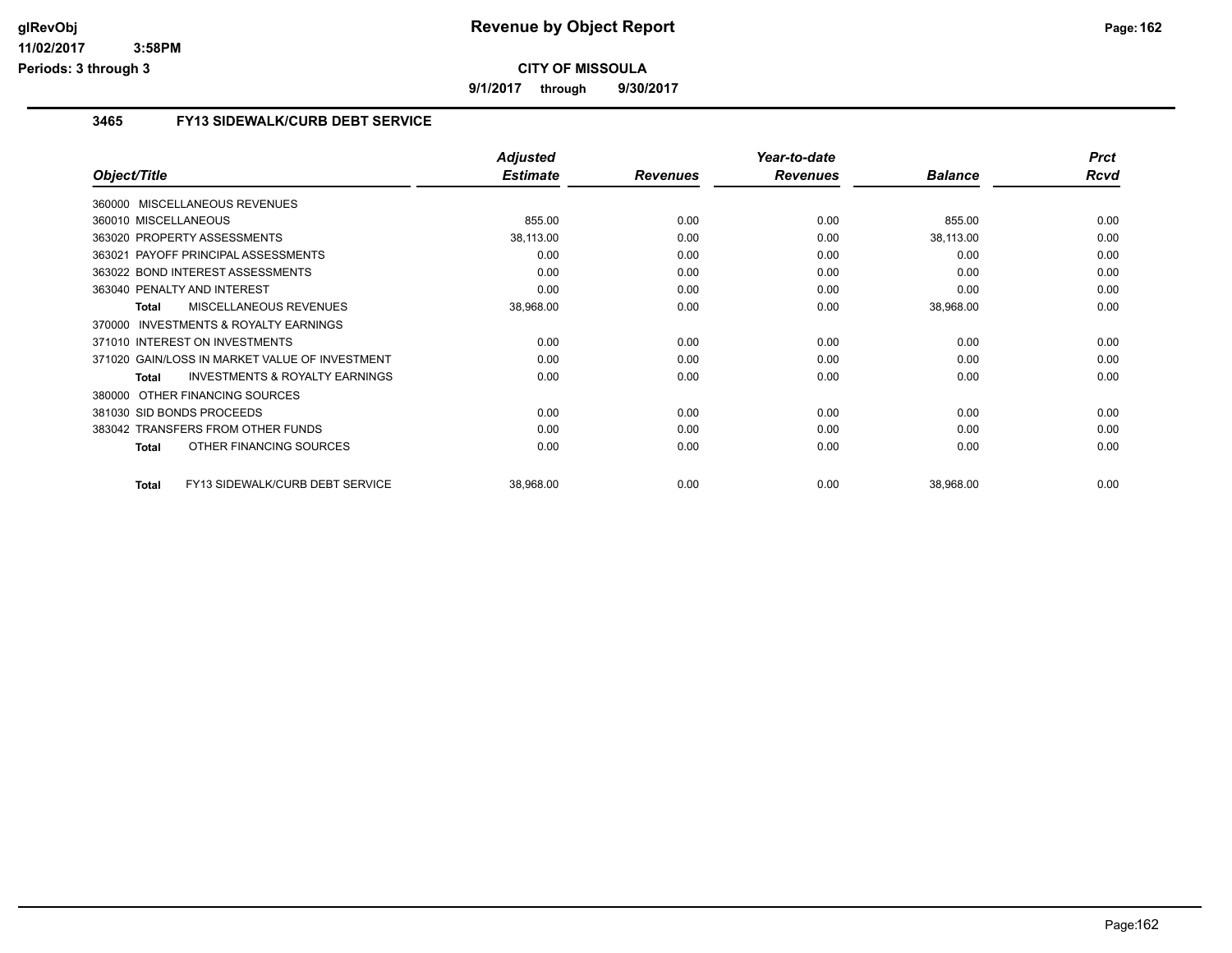# Revenue by Object Report

**CITY OF MISSOULA**

**9/1/2017 through 9/30/2017**

glRevObj
11/02/2017 3:58PM
Periods: 3 through 3

## 3465 FY13 SIDEWALK/CURB DEBT SERVICE

| Object/Title | Adjusted Estimate | Revenues | Year-to-date Revenues | Balance | Prct Rcvd |
|---|---|---|---|---|---|
| 360000 MISCELLANEOUS REVENUES | | | | | |
| 360010 MISCELLANEOUS | 855.00 | 0.00 | 0.00 | 855.00 | 0.00 |
| 363020 PROPERTY ASSESSMENTS | 38,113.00 | 0.00 | 0.00 | 38,113.00 | 0.00 |
| 363021 PAYOFF PRINCIPAL ASSESSMENTS | 0.00 | 0.00 | 0.00 | 0.00 | 0.00 |
| 363022 BOND INTEREST ASSESSMENTS | 0.00 | 0.00 | 0.00 | 0.00 | 0.00 |
| 363040 PENALTY AND INTEREST | 0.00 | 0.00 | 0.00 | 0.00 | 0.00 |
| **Total** MISCELLANEOUS REVENUES | 38,968.00 | 0.00 | 0.00 | 38,968.00 | 0.00 |
| 370000 INVESTMENTS & ROYALTY EARNINGS | | | | | |
| 371010 INTEREST ON INVESTMENTS | 0.00 | 0.00 | 0.00 | 0.00 | 0.00 |
| 371020 GAIN/LOSS IN MARKET VALUE OF INVESTMENT | 0.00 | 0.00 | 0.00 | 0.00 | 0.00 |
| **Total** INVESTMENTS & ROYALTY EARNINGS | 0.00 | 0.00 | 0.00 | 0.00 | 0.00 |
| 380000 OTHER FINANCING SOURCES | | | | | |
| 381030 SID BONDS PROCEEDS | 0.00 | 0.00 | 0.00 | 0.00 | 0.00 |
| 383042 TRANSFERS FROM OTHER FUNDS | 0.00 | 0.00 | 0.00 | 0.00 | 0.00 |
| **Total** OTHER FINANCING SOURCES | 0.00 | 0.00 | 0.00 | 0.00 | 0.00 |
| **Total** FY13 SIDEWALK/CURB DEBT SERVICE | 38,968.00 | 0.00 | 0.00 | 38,968.00 | 0.00 |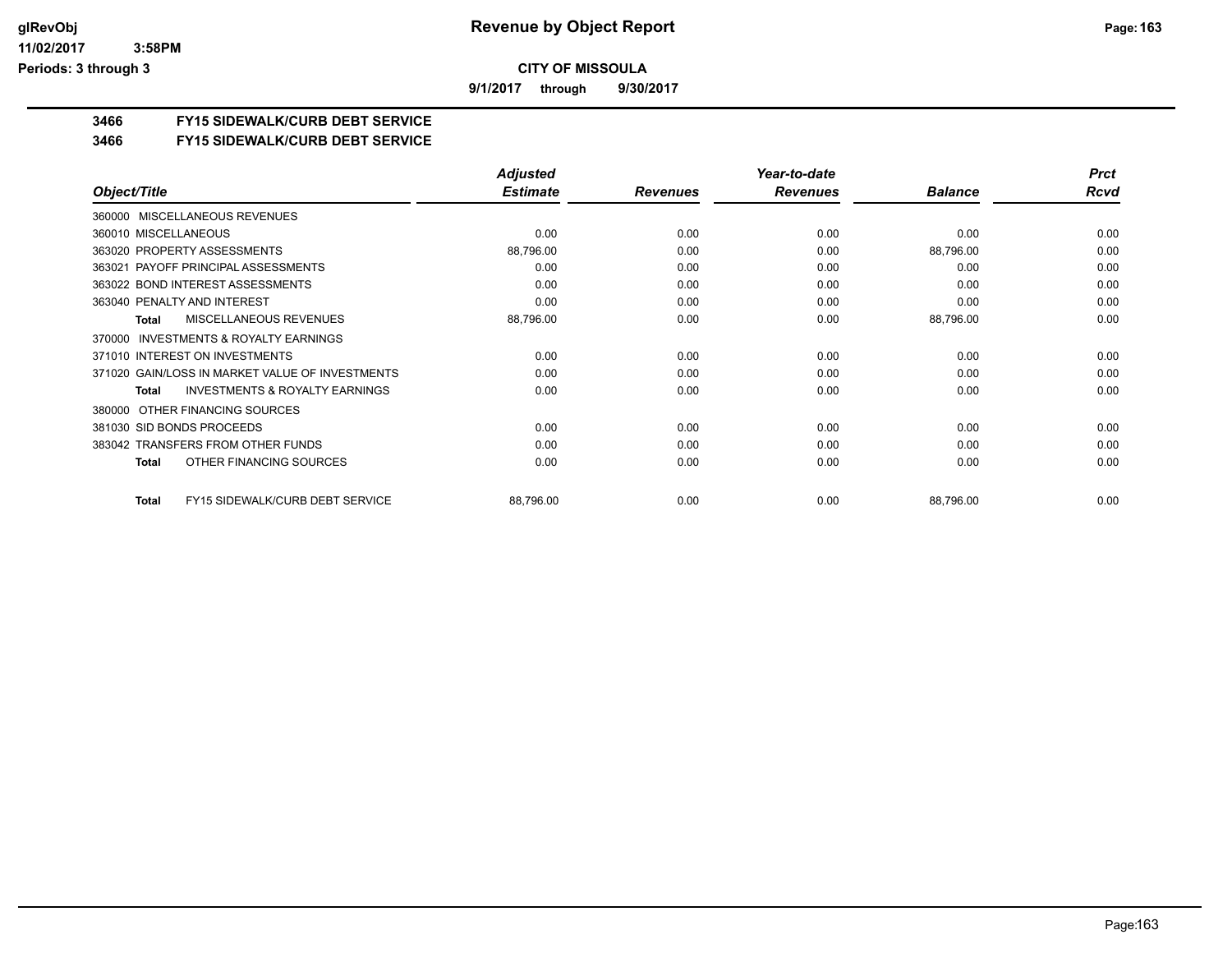**CITY OF MISSOULA**

**9/1/2017 through 9/30/2017**

## 3466 FY15 SIDEWALK/CURB DEBT SERVICE

## 3466 FY15 SIDEWALK/CURB DEBT SERVICE

| Object/Title | Adjusted Estimate | Revenues | Year-to-date Revenues | Balance | Prct Rcvd |
|---|---|---|---|---|---|
| 360000 MISCELLANEOUS REVENUES | | | | | |
| 360010 MISCELLANEOUS | 0.00 | 0.00 | 0.00 | 0.00 | 0.00 |
| 363020 PROPERTY ASSESSMENTS | 88,796.00 | 0.00 | 0.00 | 88,796.00 | 0.00 |
| 363021 PAYOFF PRINCIPAL ASSESSMENTS | 0.00 | 0.00 | 0.00 | 0.00 | 0.00 |
| 363022 BOND INTEREST ASSESSMENTS | 0.00 | 0.00 | 0.00 | 0.00 | 0.00 |
| 363040 PENALTY AND INTEREST | 0.00 | 0.00 | 0.00 | 0.00 | 0.00 |
| **Total** MISCELLANEOUS REVENUES | 88,796.00 | 0.00 | 0.00 | 88,796.00 | 0.00 |
| 370000 INVESTMENTS & ROYALTY EARNINGS | | | | | |
| 371010 INTEREST ON INVESTMENTS | 0.00 | 0.00 | 0.00 | 0.00 | 0.00 |
| 371020 GAIN/LOSS IN MARKET VALUE OF INVESTMENTS | 0.00 | 0.00 | 0.00 | 0.00 | 0.00 |
| **Total** INVESTMENTS & ROYALTY EARNINGS | 0.00 | 0.00 | 0.00 | 0.00 | 0.00 |
| 380000 OTHER FINANCING SOURCES | | | | | |
| 381030 SID BONDS PROCEEDS | 0.00 | 0.00 | 0.00 | 0.00 | 0.00 |
| 383042 TRANSFERS FROM OTHER FUNDS | 0.00 | 0.00 | 0.00 | 0.00 | 0.00 |
| **Total** OTHER FINANCING SOURCES | 0.00 | 0.00 | 0.00 | 0.00 | 0.00 |
| **Total** FY15 SIDEWALK/CURB DEBT SERVICE | 88,796.00 | 0.00 | 0.00 | 88,796.00 | 0.00 |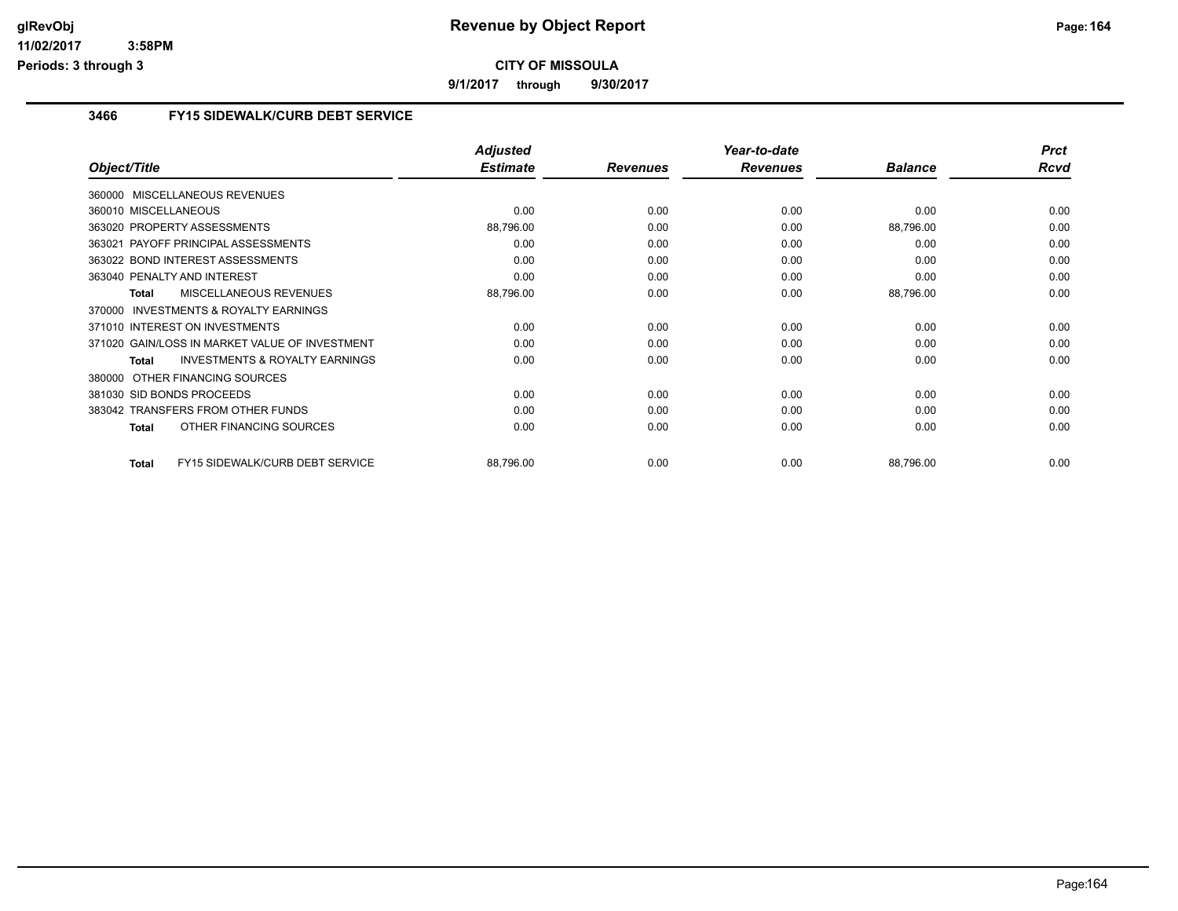**Revenue by Object Report**

**CITY OF MISSOULA**

**9/1/2017 through 9/30/2017**

glRevObj
11/02/2017 3:58PM
Periods: 3 through 3

### 3466 FY15 SIDEWALK/CURB DEBT SERVICE

| Object/Title | Adjusted Estimate | Revenues | Year-to-date Revenues | Balance | Prct Rcvd |
|---|---|---|---|---|---|
| 360000 MISCELLANEOUS REVENUES | | | | | |
| 360010 MISCELLANEOUS | 0.00 | 0.00 | 0.00 | 0.00 | 0.00 |
| 363020 PROPERTY ASSESSMENTS | 88,796.00 | 0.00 | 0.00 | 88,796.00 | 0.00 |
| 363021 PAYOFF PRINCIPAL ASSESSMENTS | 0.00 | 0.00 | 0.00 | 0.00 | 0.00 |
| 363022 BOND INTEREST ASSESSMENTS | 0.00 | 0.00 | 0.00 | 0.00 | 0.00 |
| 363040 PENALTY AND INTEREST | 0.00 | 0.00 | 0.00 | 0.00 | 0.00 |
| **Total** MISCELLANEOUS REVENUES | 88,796.00 | 0.00 | 0.00 | 88,796.00 | 0.00 |
| 370000 INVESTMENTS & ROYALTY EARNINGS | | | | | |
| 371010 INTEREST ON INVESTMENTS | 0.00 | 0.00 | 0.00 | 0.00 | 0.00 |
| 371020 GAIN/LOSS IN MARKET VALUE OF INVESTMENT | 0.00 | 0.00 | 0.00 | 0.00 | 0.00 |
| **Total** INVESTMENTS & ROYALTY EARNINGS | 0.00 | 0.00 | 0.00 | 0.00 | 0.00 |
| 380000 OTHER FINANCING SOURCES | | | | | |
| 381030 SID BONDS PROCEEDS | 0.00 | 0.00 | 0.00 | 0.00 | 0.00 |
| 383042 TRANSFERS FROM OTHER FUNDS | 0.00 | 0.00 | 0.00 | 0.00 | 0.00 |
| **Total** OTHER FINANCING SOURCES | 0.00 | 0.00 | 0.00 | 0.00 | 0.00 |
| **Total** FY15 SIDEWALK/CURB DEBT SERVICE | 88,796.00 | 0.00 | 0.00 | 88,796.00 | 0.00 |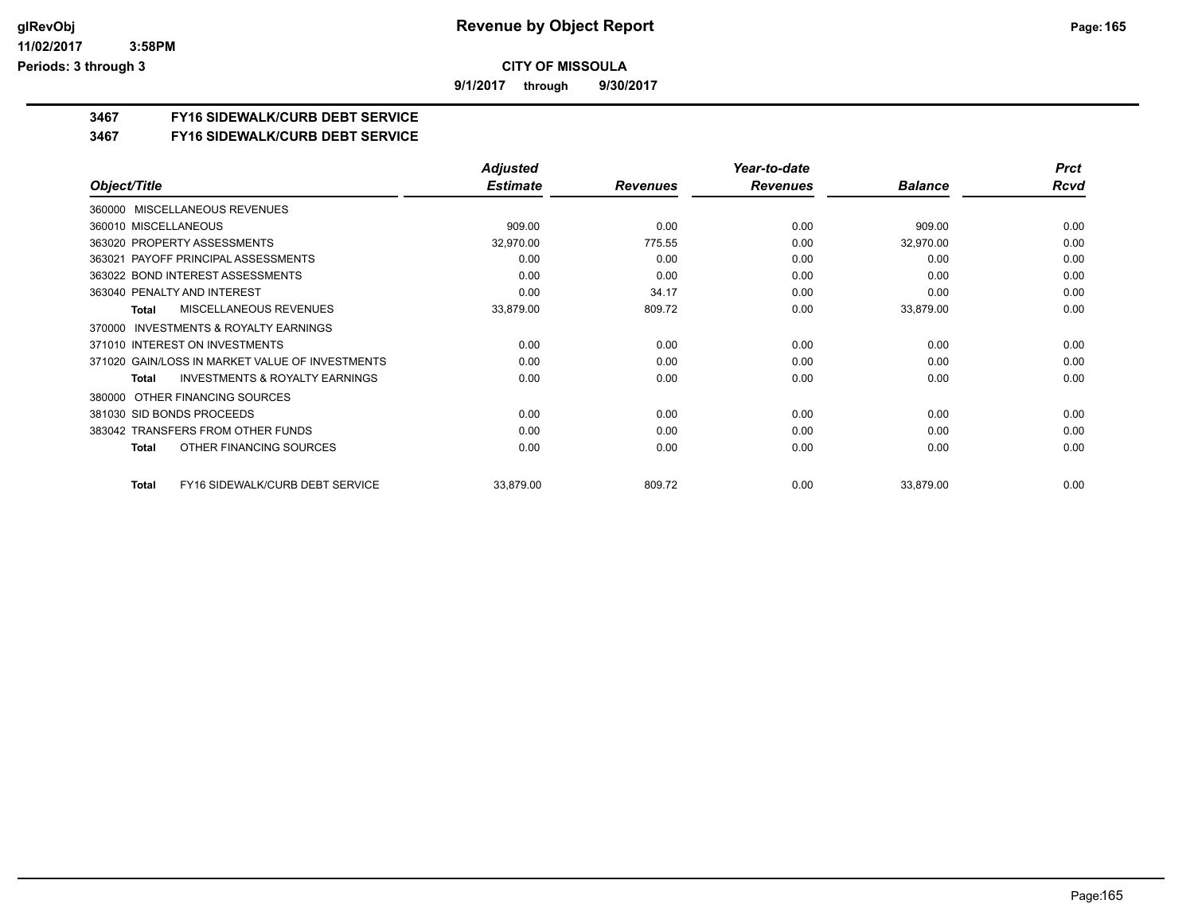# Revenue by Object Report

## CITY OF MISSOULA

**9/1/2017 through 9/30/2017**

### 3467 FY16 SIDEWALK/CURB DEBT SERVICE

### 3467 FY16 SIDEWALK/CURB DEBT SERVICE

| Object/Title | Adjusted Estimate | Revenues | Year-to-date Revenues | Balance | Prct Rcvd |
|---|---|---|---|---|---|
| 360000 MISCELLANEOUS REVENUES | | | | | |
| 360010 MISCELLANEOUS | 909.00 | 0.00 | 0.00 | 909.00 | 0.00 |
| 363020 PROPERTY ASSESSMENTS | 32,970.00 | 775.55 | 0.00 | 32,970.00 | 0.00 |
| 363021 PAYOFF PRINCIPAL ASSESSMENTS | 0.00 | 0.00 | 0.00 | 0.00 | 0.00 |
| 363022 BOND INTEREST ASSESSMENTS | 0.00 | 0.00 | 0.00 | 0.00 | 0.00 |
| 363040 PENALTY AND INTEREST | 0.00 | 34.17 | 0.00 | 0.00 | 0.00 |
| **Total** MISCELLANEOUS REVENUES | 33,879.00 | 809.72 | 0.00 | 33,879.00 | 0.00 |
| 370000 INVESTMENTS & ROYALTY EARNINGS | | | | | |
| 371010 INTEREST ON INVESTMENTS | 0.00 | 0.00 | 0.00 | 0.00 | 0.00 |
| 371020 GAIN/LOSS IN MARKET VALUE OF INVESTMENTS | 0.00 | 0.00 | 0.00 | 0.00 | 0.00 |
| **Total** INVESTMENTS & ROYALTY EARNINGS | 0.00 | 0.00 | 0.00 | 0.00 | 0.00 |
| 380000 OTHER FINANCING SOURCES | | | | | |
| 381030 SID BONDS PROCEEDS | 0.00 | 0.00 | 0.00 | 0.00 | 0.00 |
| 383042 TRANSFERS FROM OTHER FUNDS | 0.00 | 0.00 | 0.00 | 0.00 | 0.00 |
| **Total** OTHER FINANCING SOURCES | 0.00 | 0.00 | 0.00 | 0.00 | 0.00 |
| **Total** FY16 SIDEWALK/CURB DEBT SERVICE | 33,879.00 | 809.72 | 0.00 | 33,879.00 | 0.00 |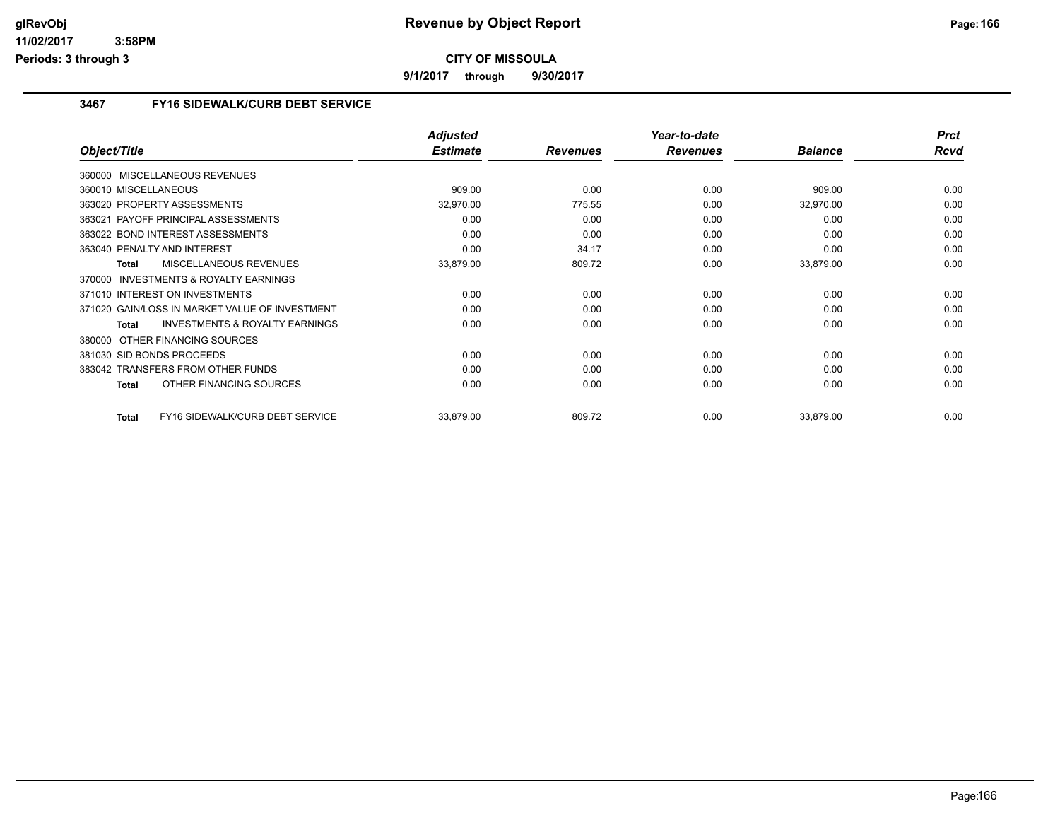**CITY OF MISSOULA**

**9/1/2017 through 9/30/2017**

### 3467 FY16 SIDEWALK/CURB DEBT SERVICE

| Object/Title | Adjusted Estimate | Revenues | Year-to-date Revenues | Balance | Prct Rcvd |
|---|---|---|---|---|---|
| 360000 MISCELLANEOUS REVENUES | | | | | |
| 360010 MISCELLANEOUS | 909.00 | 0.00 | 0.00 | 909.00 | 0.00 |
| 363020 PROPERTY ASSESSMENTS | 32,970.00 | 775.55 | 0.00 | 32,970.00 | 0.00 |
| 363021 PAYOFF PRINCIPAL ASSESSMENTS | 0.00 | 0.00 | 0.00 | 0.00 | 0.00 |
| 363022 BOND INTEREST ASSESSMENTS | 0.00 | 0.00 | 0.00 | 0.00 | 0.00 |
| 363040 PENALTY AND INTEREST | 0.00 | 34.17 | 0.00 | 0.00 | 0.00 |
| **Total** MISCELLANEOUS REVENUES | 33,879.00 | 809.72 | 0.00 | 33,879.00 | 0.00 |
| 370000 INVESTMENTS & ROYALTY EARNINGS | | | | | |
| 371010 INTEREST ON INVESTMENTS | 0.00 | 0.00 | 0.00 | 0.00 | 0.00 |
| 371020 GAIN/LOSS IN MARKET VALUE OF INVESTMENT | 0.00 | 0.00 | 0.00 | 0.00 | 0.00 |
| **Total** INVESTMENTS & ROYALTY EARNINGS | 0.00 | 0.00 | 0.00 | 0.00 | 0.00 |
| 380000 OTHER FINANCING SOURCES | | | | | |
| 381030 SID BONDS PROCEEDS | 0.00 | 0.00 | 0.00 | 0.00 | 0.00 |
| 383042 TRANSFERS FROM OTHER FUNDS | 0.00 | 0.00 | 0.00 | 0.00 | 0.00 |
| **Total** OTHER FINANCING SOURCES | 0.00 | 0.00 | 0.00 | 0.00 | 0.00 |
| **Total** FY16 SIDEWALK/CURB DEBT SERVICE | 33,879.00 | 809.72 | 0.00 | 33,879.00 | 0.00 |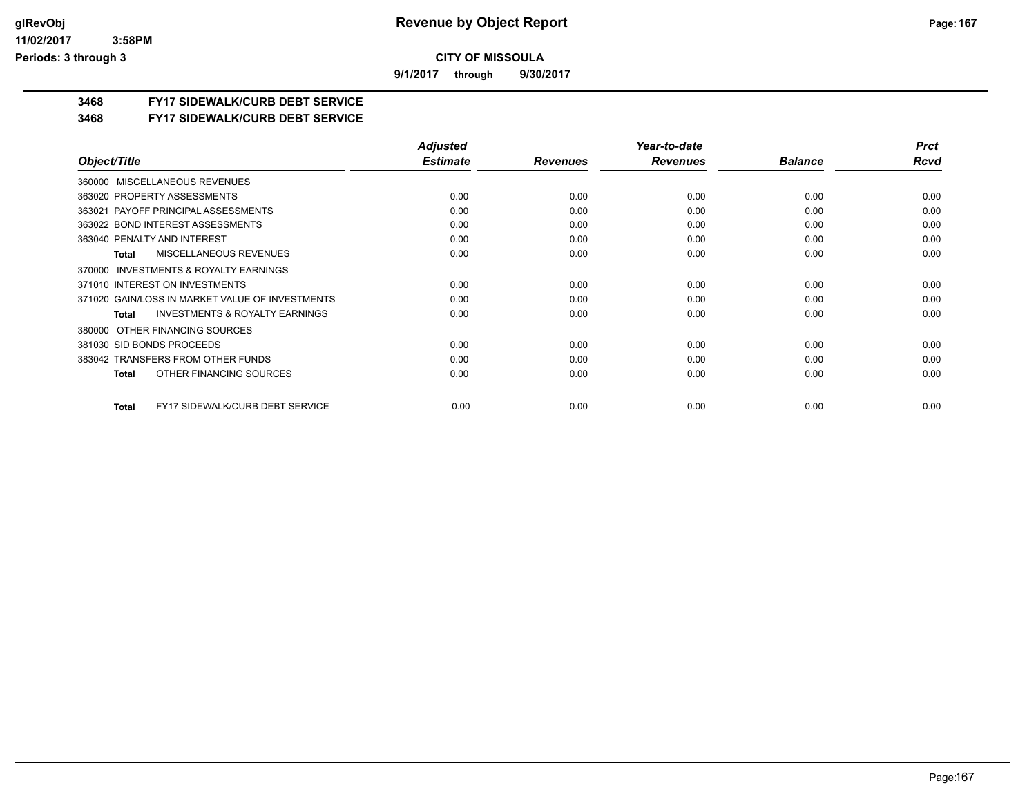**CITY OF MISSOULA**

**9/1/2017 through 9/30/2017**

## 3468 FY17 SIDEWALK/CURB DEBT SERVICE

## 3468 FY17 SIDEWALK/CURB DEBT SERVICE

| Object/Title | Adjusted Estimate | Revenues | Year-to-date Revenues | Balance | Prct Rcvd |
|---|---|---|---|---|---|
| 360000 MISCELLANEOUS REVENUES | | | | | |
| 363020 PROPERTY ASSESSMENTS | 0.00 | 0.00 | 0.00 | 0.00 | 0.00 |
| 363021 PAYOFF PRINCIPAL ASSESSMENTS | 0.00 | 0.00 | 0.00 | 0.00 | 0.00 |
| 363022 BOND INTEREST ASSESSMENTS | 0.00 | 0.00 | 0.00 | 0.00 | 0.00 |
| 363040 PENALTY AND INTEREST | 0.00 | 0.00 | 0.00 | 0.00 | 0.00 |
| **Total** MISCELLANEOUS REVENUES | 0.00 | 0.00 | 0.00 | 0.00 | 0.00 |
| 370000 INVESTMENTS & ROYALTY EARNINGS | | | | | |
| 371010 INTEREST ON INVESTMENTS | 0.00 | 0.00 | 0.00 | 0.00 | 0.00 |
| 371020 GAIN/LOSS IN MARKET VALUE OF INVESTMENTS | 0.00 | 0.00 | 0.00 | 0.00 | 0.00 |
| **Total** INVESTMENTS & ROYALTY EARNINGS | 0.00 | 0.00 | 0.00 | 0.00 | 0.00 |
| 380000 OTHER FINANCING SOURCES | | | | | |
| 381030 SID BONDS PROCEEDS | 0.00 | 0.00 | 0.00 | 0.00 | 0.00 |
| 383042 TRANSFERS FROM OTHER FUNDS | 0.00 | 0.00 | 0.00 | 0.00 | 0.00 |
| **Total** OTHER FINANCING SOURCES | 0.00 | 0.00 | 0.00 | 0.00 | 0.00 |
| **Total** FY17 SIDEWALK/CURB DEBT SERVICE | 0.00 | 0.00 | 0.00 | 0.00 | 0.00 |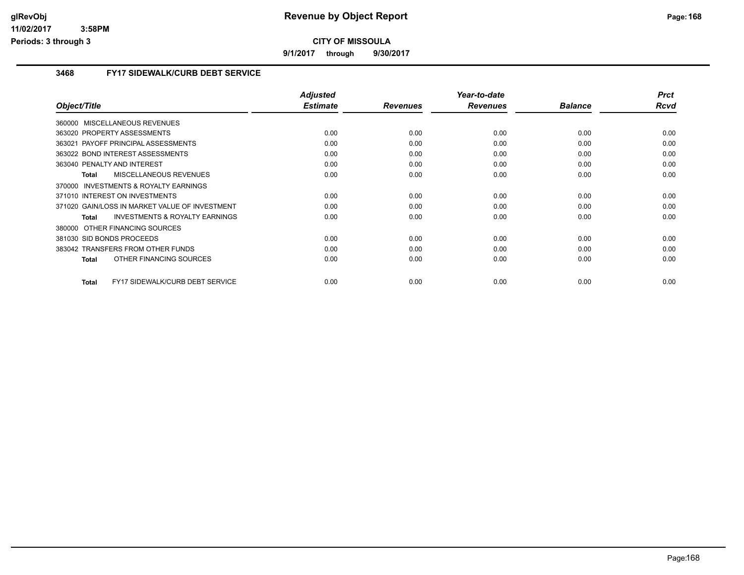# Revenue by Object Report

**CITY OF MISSOULA**

**9/1/2017 through 9/30/2017**

glRevObj
11/02/2017 3:58PM
Periods: 3 through 3

## 3468 FY17 SIDEWALK/CURB DEBT SERVICE

| Object/Title | Adjusted Estimate | Revenues | Year-to-date Revenues | Balance | Prct Rcvd |
|---|---|---|---|---|---|
| 360000 MISCELLANEOUS REVENUES | | | | | |
| 363020 PROPERTY ASSESSMENTS | 0.00 | 0.00 | 0.00 | 0.00 | 0.00 |
| 363021 PAYOFF PRINCIPAL ASSESSMENTS | 0.00 | 0.00 | 0.00 | 0.00 | 0.00 |
| 363022 BOND INTEREST ASSESSMENTS | 0.00 | 0.00 | 0.00 | 0.00 | 0.00 |
| 363040 PENALTY AND INTEREST | 0.00 | 0.00 | 0.00 | 0.00 | 0.00 |
| **Total** MISCELLANEOUS REVENUES | 0.00 | 0.00 | 0.00 | 0.00 | 0.00 |
| 370000 INVESTMENTS & ROYALTY EARNINGS | | | | | |
| 371010 INTEREST ON INVESTMENTS | 0.00 | 0.00 | 0.00 | 0.00 | 0.00 |
| 371020 GAIN/LOSS IN MARKET VALUE OF INVESTMENT | 0.00 | 0.00 | 0.00 | 0.00 | 0.00 |
| **Total** INVESTMENTS & ROYALTY EARNINGS | 0.00 | 0.00 | 0.00 | 0.00 | 0.00 |
| 380000 OTHER FINANCING SOURCES | | | | | |
| 381030 SID BONDS PROCEEDS | 0.00 | 0.00 | 0.00 | 0.00 | 0.00 |
| 383042 TRANSFERS FROM OTHER FUNDS | 0.00 | 0.00 | 0.00 | 0.00 | 0.00 |
| **Total** OTHER FINANCING SOURCES | 0.00 | 0.00 | 0.00 | 0.00 | 0.00 |
| **Total** FY17 SIDEWALK/CURB DEBT SERVICE | 0.00 | 0.00 | 0.00 | 0.00 | 0.00 |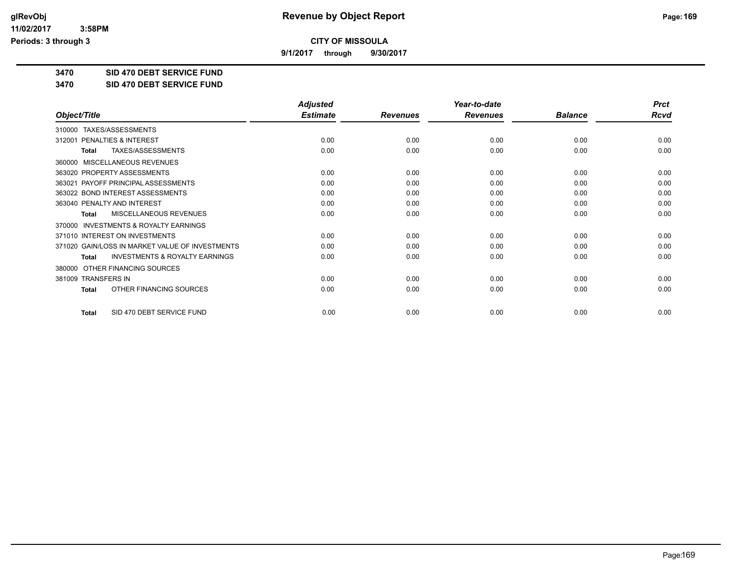**CITY OF MISSOULA**

**9/1/2017 through 9/30/2017**

**3470 SID 470 DEBT SERVICE FUND**

**3470 SID 470 DEBT SERVICE FUND**

| Object/Title | Adjusted Estimate | Revenues | Year-to-date Revenues | Balance | Prct Rcvd |
|---|---|---|---|---|---|
| 310000 TAXES/ASSESSMENTS | | | | | |
| 312001 PENALTIES & INTEREST | 0.00 | 0.00 | 0.00 | 0.00 | 0.00 |
| **Total** TAXES/ASSESSMENTS | 0.00 | 0.00 | 0.00 | 0.00 | 0.00 |
| 360000 MISCELLANEOUS REVENUES | | | | | |
| 363020 PROPERTY ASSESSMENTS | 0.00 | 0.00 | 0.00 | 0.00 | 0.00 |
| 363021 PAYOFF PRINCIPAL ASSESSMENTS | 0.00 | 0.00 | 0.00 | 0.00 | 0.00 |
| 363022 BOND INTEREST ASSESSMENTS | 0.00 | 0.00 | 0.00 | 0.00 | 0.00 |
| 363040 PENALTY AND INTEREST | 0.00 | 0.00 | 0.00 | 0.00 | 0.00 |
| **Total** MISCELLANEOUS REVENUES | 0.00 | 0.00 | 0.00 | 0.00 | 0.00 |
| 370000 INVESTMENTS & ROYALTY EARNINGS | | | | | |
| 371010 INTEREST ON INVESTMENTS | 0.00 | 0.00 | 0.00 | 0.00 | 0.00 |
| 371020 GAIN/LOSS IN MARKET VALUE OF INVESTMENTS | 0.00 | 0.00 | 0.00 | 0.00 | 0.00 |
| **Total** INVESTMENTS & ROYALTY EARNINGS | 0.00 | 0.00 | 0.00 | 0.00 | 0.00 |
| 380000 OTHER FINANCING SOURCES | | | | | |
| 381009 TRANSFERS IN | 0.00 | 0.00 | 0.00 | 0.00 | 0.00 |
| **Total** OTHER FINANCING SOURCES | 0.00 | 0.00 | 0.00 | 0.00 | 0.00 |
| **Total** SID 470 DEBT SERVICE FUND | 0.00 | 0.00 | 0.00 | 0.00 | 0.00 |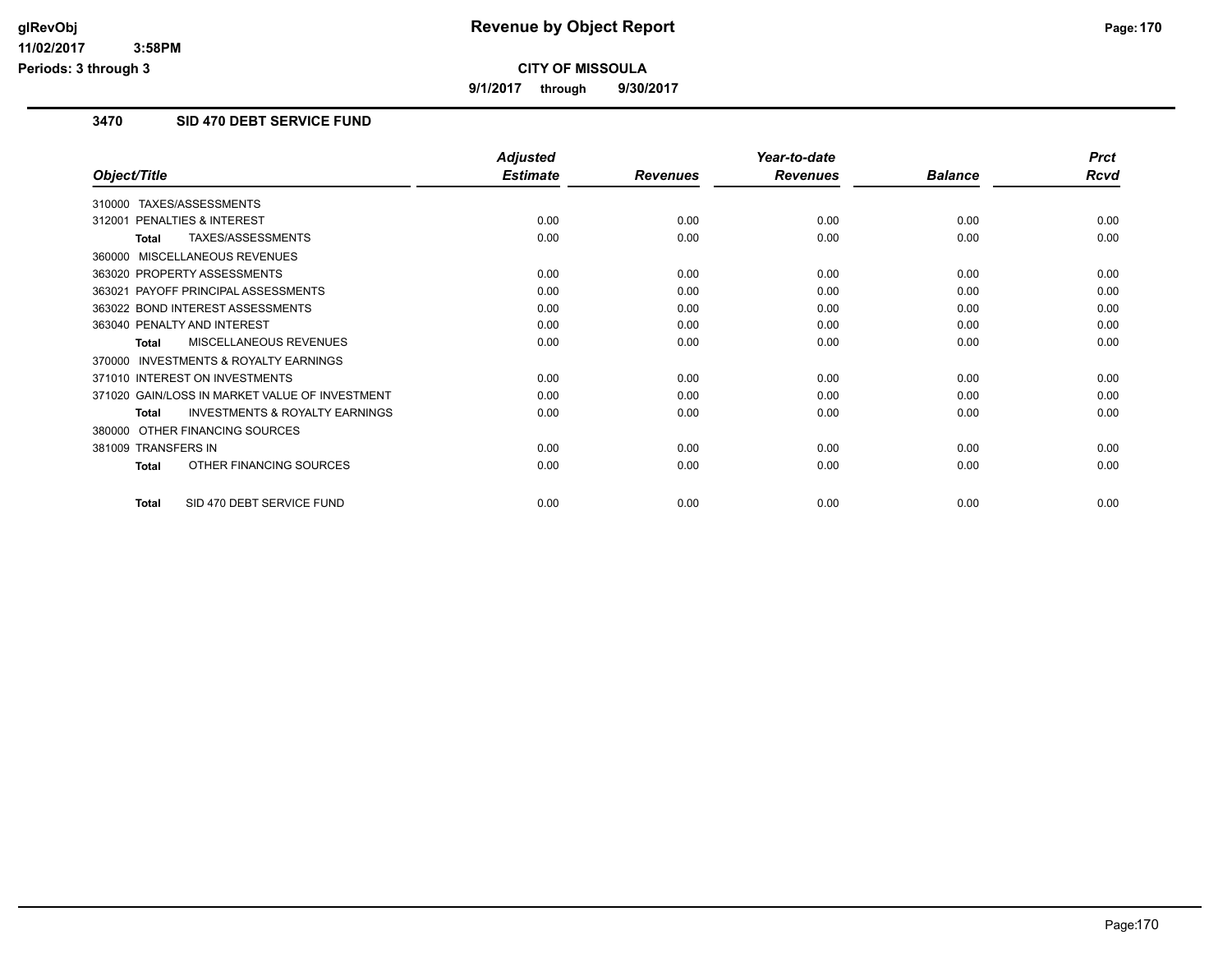**Revenue by Object Report**

**CITY OF MISSOULA**

**9/1/2017 through 9/30/2017**

## 3470 SID 470 DEBT SERVICE FUND

| Object/Title | Adjusted Estimate | Revenues | Year-to-date Revenues | Balance | Prct Rcvd |
|---|---|---|---|---|---|
| 310000 TAXES/ASSESSMENTS | | | | | |
| 312001 PENALTIES & INTEREST | 0.00 | 0.00 | 0.00 | 0.00 | 0.00 |
| **Total** TAXES/ASSESSMENTS | 0.00 | 0.00 | 0.00 | 0.00 | 0.00 |
| 360000 MISCELLANEOUS REVENUES | | | | | |
| 363020 PROPERTY ASSESSMENTS | 0.00 | 0.00 | 0.00 | 0.00 | 0.00 |
| 363021 PAYOFF PRINCIPAL ASSESSMENTS | 0.00 | 0.00 | 0.00 | 0.00 | 0.00 |
| 363022 BOND INTEREST ASSESSMENTS | 0.00 | 0.00 | 0.00 | 0.00 | 0.00 |
| 363040 PENALTY AND INTEREST | 0.00 | 0.00 | 0.00 | 0.00 | 0.00 |
| **Total** MISCELLANEOUS REVENUES | 0.00 | 0.00 | 0.00 | 0.00 | 0.00 |
| 370000 INVESTMENTS & ROYALTY EARNINGS | | | | | |
| 371010 INTEREST ON INVESTMENTS | 0.00 | 0.00 | 0.00 | 0.00 | 0.00 |
| 371020 GAIN/LOSS IN MARKET VALUE OF INVESTMENT | 0.00 | 0.00 | 0.00 | 0.00 | 0.00 |
| **Total** INVESTMENTS & ROYALTY EARNINGS | 0.00 | 0.00 | 0.00 | 0.00 | 0.00 |
| 380000 OTHER FINANCING SOURCES | | | | | |
| 381009 TRANSFERS IN | 0.00 | 0.00 | 0.00 | 0.00 | 0.00 |
| **Total** OTHER FINANCING SOURCES | 0.00 | 0.00 | 0.00 | 0.00 | 0.00 |
| **Total** SID 470 DEBT SERVICE FUND | 0.00 | 0.00 | 0.00 | 0.00 | 0.00 |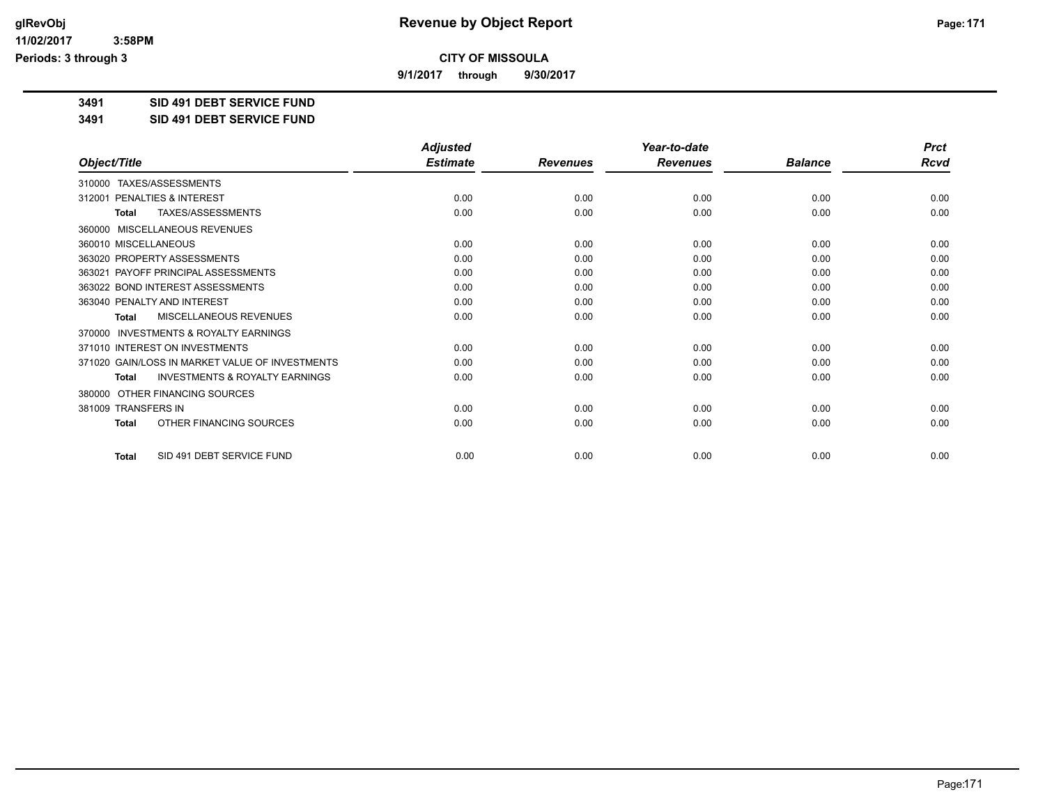# Revenue by Object Report

**CITY OF MISSOULA**

**9/1/2017 through 9/30/2017**

**3491 SID 491 DEBT SERVICE FUND**

**3491 SID 491 DEBT SERVICE FUND**

| Object/Title | Adjusted Estimate | Revenues | Year-to-date Revenues | Balance | Prct Rcvd |
|---|---|---|---|---|---|
| 310000 TAXES/ASSESSMENTS | | | | | |
| 312001 PENALTIES & INTEREST | 0.00 | 0.00 | 0.00 | 0.00 | 0.00 |
| **Total** TAXES/ASSESSMENTS | 0.00 | 0.00 | 0.00 | 0.00 | 0.00 |
| 360000 MISCELLANEOUS REVENUES | | | | | |
| 360010 MISCELLANEOUS | 0.00 | 0.00 | 0.00 | 0.00 | 0.00 |
| 363020 PROPERTY ASSESSMENTS | 0.00 | 0.00 | 0.00 | 0.00 | 0.00 |
| 363021 PAYOFF PRINCIPAL ASSESSMENTS | 0.00 | 0.00 | 0.00 | 0.00 | 0.00 |
| 363022 BOND INTEREST ASSESSMENTS | 0.00 | 0.00 | 0.00 | 0.00 | 0.00 |
| 363040 PENALTY AND INTEREST | 0.00 | 0.00 | 0.00 | 0.00 | 0.00 |
| **Total** MISCELLANEOUS REVENUES | 0.00 | 0.00 | 0.00 | 0.00 | 0.00 |
| 370000 INVESTMENTS & ROYALTY EARNINGS | | | | | |
| 371010 INTEREST ON INVESTMENTS | 0.00 | 0.00 | 0.00 | 0.00 | 0.00 |
| 371020 GAIN/LOSS IN MARKET VALUE OF INVESTMENTS | 0.00 | 0.00 | 0.00 | 0.00 | 0.00 |
| **Total** INVESTMENTS & ROYALTY EARNINGS | 0.00 | 0.00 | 0.00 | 0.00 | 0.00 |
| 380000 OTHER FINANCING SOURCES | | | | | |
| 381009 TRANSFERS IN | 0.00 | 0.00 | 0.00 | 0.00 | 0.00 |
| **Total** OTHER FINANCING SOURCES | 0.00 | 0.00 | 0.00 | 0.00 | 0.00 |
| **Total** SID 491 DEBT SERVICE FUND | 0.00 | 0.00 | 0.00 | 0.00 | 0.00 |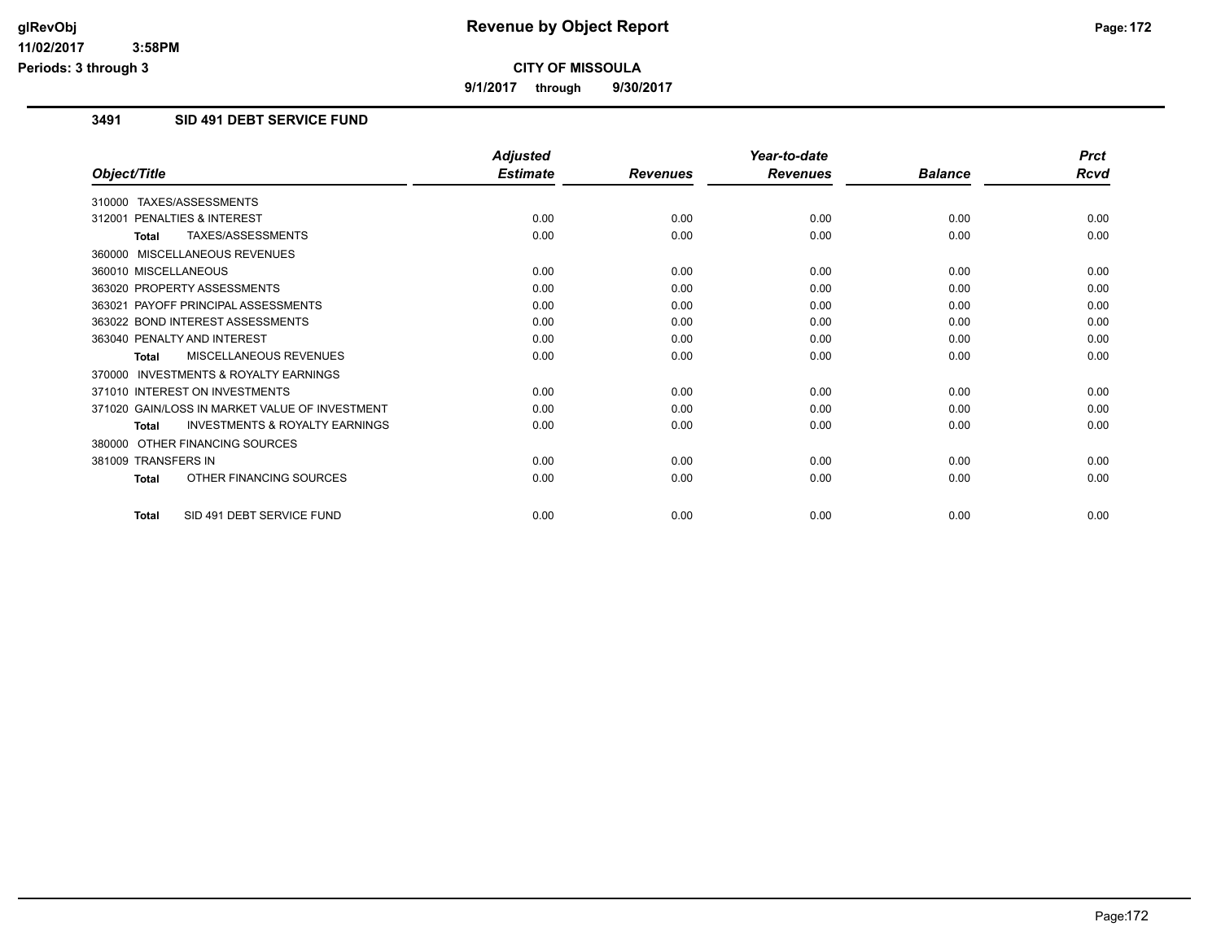**CITY OF MISSOULA**

**9/1/2017 through 9/30/2017**

### 3491 SID 491 DEBT SERVICE FUND

| Object/Title | Adjusted Estimate | Revenues | Year-to-date Revenues | Balance | Prct Rcvd |
|---|---|---|---|---|---|
| 310000 TAXES/ASSESSMENTS | | | | | |
| 312001 PENALTIES & INTEREST | 0.00 | 0.00 | 0.00 | 0.00 | 0.00 |
| **Total** TAXES/ASSESSMENTS | 0.00 | 0.00 | 0.00 | 0.00 | 0.00 |
| 360000 MISCELLANEOUS REVENUES | | | | | |
| 360010 MISCELLANEOUS | 0.00 | 0.00 | 0.00 | 0.00 | 0.00 |
| 363020 PROPERTY ASSESSMENTS | 0.00 | 0.00 | 0.00 | 0.00 | 0.00 |
| 363021 PAYOFF PRINCIPAL ASSESSMENTS | 0.00 | 0.00 | 0.00 | 0.00 | 0.00 |
| 363022 BOND INTEREST ASSESSMENTS | 0.00 | 0.00 | 0.00 | 0.00 | 0.00 |
| 363040 PENALTY AND INTEREST | 0.00 | 0.00 | 0.00 | 0.00 | 0.00 |
| **Total** MISCELLANEOUS REVENUES | 0.00 | 0.00 | 0.00 | 0.00 | 0.00 |
| 370000 INVESTMENTS & ROYALTY EARNINGS | | | | | |
| 371010 INTEREST ON INVESTMENTS | 0.00 | 0.00 | 0.00 | 0.00 | 0.00 |
| 371020 GAIN/LOSS IN MARKET VALUE OF INVESTMENT | 0.00 | 0.00 | 0.00 | 0.00 | 0.00 |
| **Total** INVESTMENTS & ROYALTY EARNINGS | 0.00 | 0.00 | 0.00 | 0.00 | 0.00 |
| 380000 OTHER FINANCING SOURCES | | | | | |
| 381009 TRANSFERS IN | 0.00 | 0.00 | 0.00 | 0.00 | 0.00 |
| **Total** OTHER FINANCING SOURCES | 0.00 | 0.00 | 0.00 | 0.00 | 0.00 |
| **Total** SID 491 DEBT SERVICE FUND | 0.00 | 0.00 | 0.00 | 0.00 | 0.00 |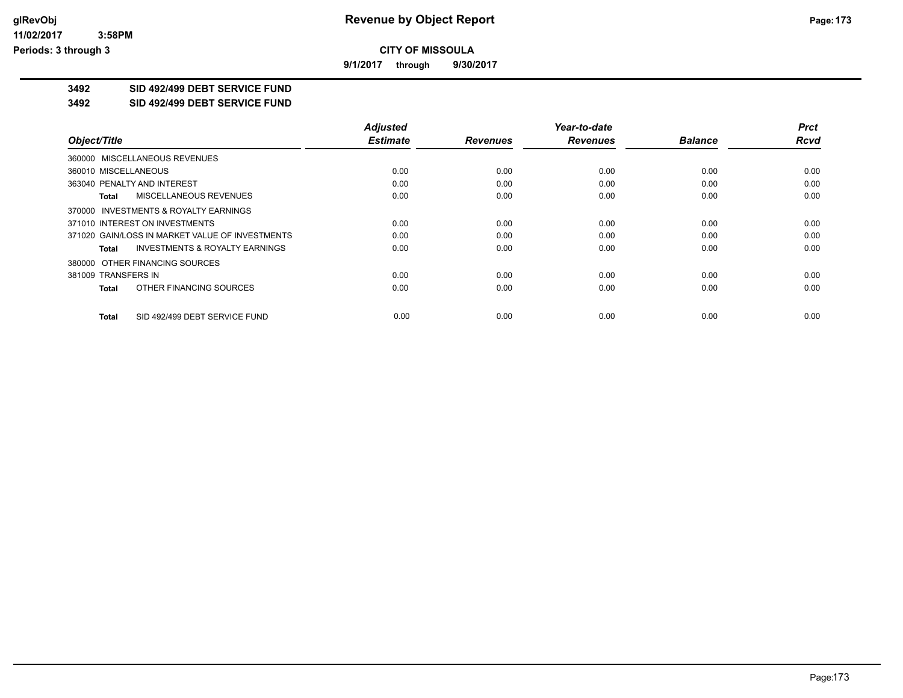# Revenue by Object Report

**CITY OF MISSOULA**

**9/1/2017 through 9/30/2017**

glRevObj
11/02/2017 3:58PM
Periods: 3 through 3

**3492 SID 492/499 DEBT SERVICE FUND**

**3492 SID 492/499 DEBT SERVICE FUND**

| Object/Title | Adjusted Estimate | Revenues | Year-to-date Revenues | Balance | Prct Rcvd |
|---|---|---|---|---|---|
| 360000 MISCELLANEOUS REVENUES | | | | | |
| 360010 MISCELLANEOUS | 0.00 | 0.00 | 0.00 | 0.00 | 0.00 |
| 363040 PENALTY AND INTEREST | 0.00 | 0.00 | 0.00 | 0.00 | 0.00 |
| **Total** MISCELLANEOUS REVENUES | 0.00 | 0.00 | 0.00 | 0.00 | 0.00 |
| 370000 INVESTMENTS & ROYALTY EARNINGS | | | | | |
| 371010 INTEREST ON INVESTMENTS | 0.00 | 0.00 | 0.00 | 0.00 | 0.00 |
| 371020 GAIN/LOSS IN MARKET VALUE OF INVESTMENTS | 0.00 | 0.00 | 0.00 | 0.00 | 0.00 |
| **Total** INVESTMENTS & ROYALTY EARNINGS | 0.00 | 0.00 | 0.00 | 0.00 | 0.00 |
| 380000 OTHER FINANCING SOURCES | | | | | |
| 381009 TRANSFERS IN | 0.00 | 0.00 | 0.00 | 0.00 | 0.00 |
| **Total** OTHER FINANCING SOURCES | 0.00 | 0.00 | 0.00 | 0.00 | 0.00 |
| **Total** SID 492/499 DEBT SERVICE FUND | 0.00 | 0.00 | 0.00 | 0.00 | 0.00 |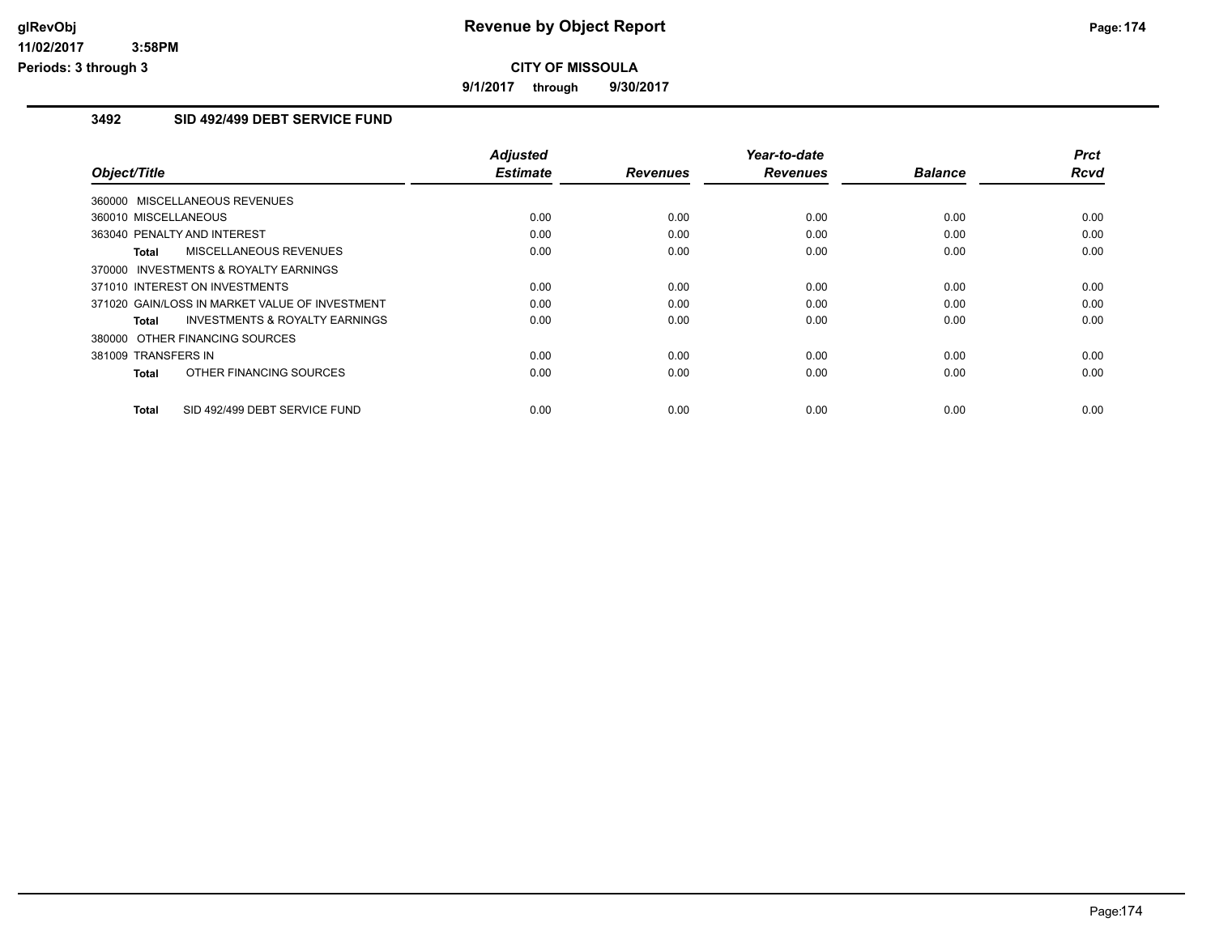**CITY OF MISSOULA**

**9/1/2017 through 9/30/2017**

### 3492 SID 492/499 DEBT SERVICE FUND

| Object/Title | Adjusted Estimate | Revenues | Year-to-date Revenues | Balance | Prct Rcvd |
|---|---|---|---|---|---|
| 360000 MISCELLANEOUS REVENUES | | | | | |
| 360010 MISCELLANEOUS | 0.00 | 0.00 | 0.00 | 0.00 | 0.00 |
| 363040 PENALTY AND INTEREST | 0.00 | 0.00 | 0.00 | 0.00 | 0.00 |
| **Total** MISCELLANEOUS REVENUES | 0.00 | 0.00 | 0.00 | 0.00 | 0.00 |
| 370000 INVESTMENTS & ROYALTY EARNINGS | | | | | |
| 371010 INTEREST ON INVESTMENTS | 0.00 | 0.00 | 0.00 | 0.00 | 0.00 |
| 371020 GAIN/LOSS IN MARKET VALUE OF INVESTMENT | 0.00 | 0.00 | 0.00 | 0.00 | 0.00 |
| **Total** INVESTMENTS & ROYALTY EARNINGS | 0.00 | 0.00 | 0.00 | 0.00 | 0.00 |
| 380000 OTHER FINANCING SOURCES | | | | | |
| 381009 TRANSFERS IN | 0.00 | 0.00 | 0.00 | 0.00 | 0.00 |
| **Total** OTHER FINANCING SOURCES | 0.00 | 0.00 | 0.00 | 0.00 | 0.00 |
| **Total** SID 492/499 DEBT SERVICE FUND | 0.00 | 0.00 | 0.00 | 0.00 | 0.00 |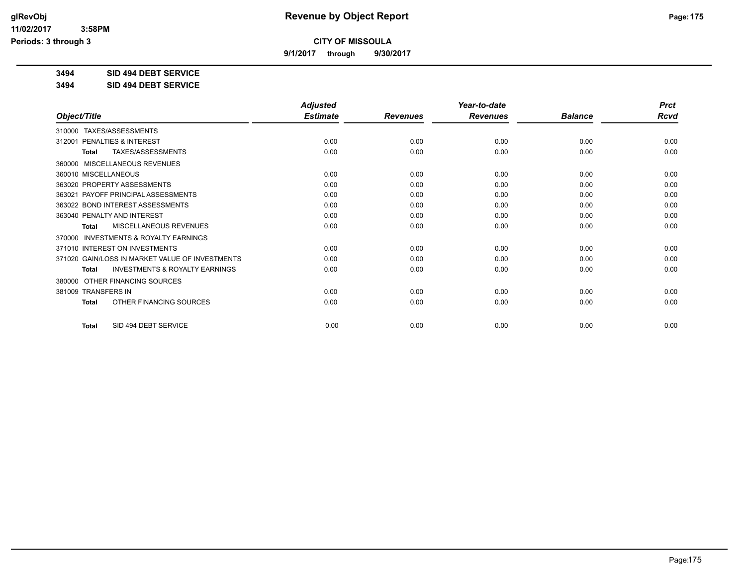**glRevObj** **Revenue by Object Report**

**11/02/2017 3:58PM**

**Periods: 3 through 3**

**CITY OF MISSOULA**

**9/1/2017 through 9/30/2017**

**3494 SID 494 DEBT SERVICE**

**3494 SID 494 DEBT SERVICE**

| Object/Title | Adjusted Estimate | Revenues | Year-to-date Revenues | Balance | Prct Rcvd |
|---|---|---|---|---|---|
| 310000 TAXES/ASSESSMENTS | | | | | |
| 312001 PENALTIES & INTEREST | 0.00 | 0.00 | 0.00 | 0.00 | 0.00 |
| **Total** TAXES/ASSESSMENTS | 0.00 | 0.00 | 0.00 | 0.00 | 0.00 |
| 360000 MISCELLANEOUS REVENUES | | | | | |
| 360010 MISCELLANEOUS | 0.00 | 0.00 | 0.00 | 0.00 | 0.00 |
| 363020 PROPERTY ASSESSMENTS | 0.00 | 0.00 | 0.00 | 0.00 | 0.00 |
| 363021 PAYOFF PRINCIPAL ASSESSMENTS | 0.00 | 0.00 | 0.00 | 0.00 | 0.00 |
| 363022 BOND INTEREST ASSESSMENTS | 0.00 | 0.00 | 0.00 | 0.00 | 0.00 |
| 363040 PENALTY AND INTEREST | 0.00 | 0.00 | 0.00 | 0.00 | 0.00 |
| **Total** MISCELLANEOUS REVENUES | 0.00 | 0.00 | 0.00 | 0.00 | 0.00 |
| 370000 INVESTMENTS & ROYALTY EARNINGS | | | | | |
| 371010 INTEREST ON INVESTMENTS | 0.00 | 0.00 | 0.00 | 0.00 | 0.00 |
| 371020 GAIN/LOSS IN MARKET VALUE OF INVESTMENTS | 0.00 | 0.00 | 0.00 | 0.00 | 0.00 |
| **Total** INVESTMENTS & ROYALTY EARNINGS | 0.00 | 0.00 | 0.00 | 0.00 | 0.00 |
| 380000 OTHER FINANCING SOURCES | | | | | |
| 381009 TRANSFERS IN | 0.00 | 0.00 | 0.00 | 0.00 | 0.00 |
| **Total** OTHER FINANCING SOURCES | 0.00 | 0.00 | 0.00 | 0.00 | 0.00 |
| **Total** SID 494 DEBT SERVICE | 0.00 | 0.00 | 0.00 | 0.00 | 0.00 |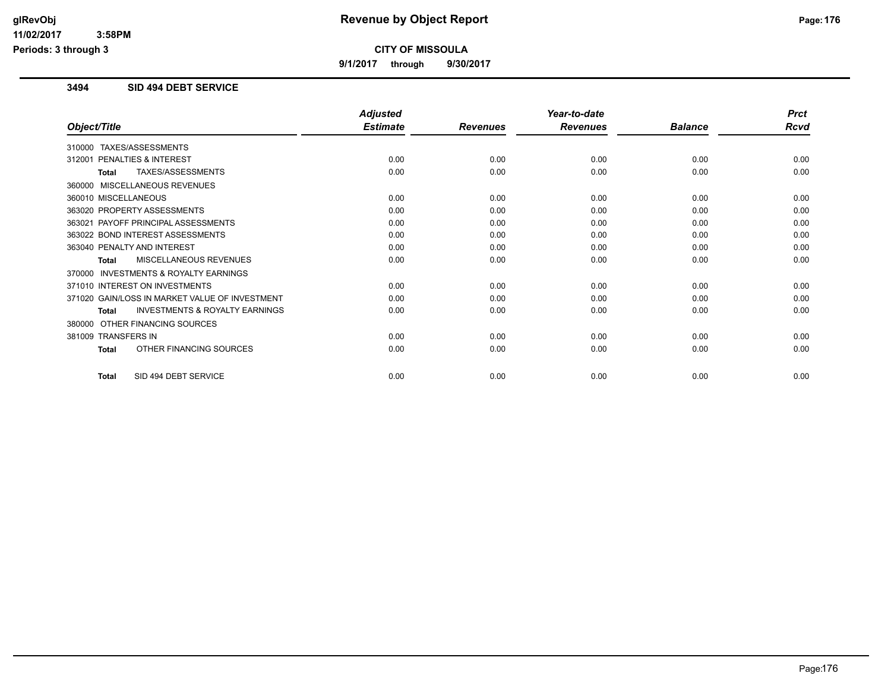**CITY OF MISSOULA**

**9/1/2017 through 9/30/2017**

### 3494 SID 494 DEBT SERVICE

| Object/Title | Adjusted Estimate | Revenues | Year-to-date Revenues | Balance | Prct Rcvd |
|---|---|---|---|---|---|
| 310000 TAXES/ASSESSMENTS | | | | | |
| 312001 PENALTIES & INTEREST | 0.00 | 0.00 | 0.00 | 0.00 | 0.00 |
| **Total** TAXES/ASSESSMENTS | 0.00 | 0.00 | 0.00 | 0.00 | 0.00 |
| 360000 MISCELLANEOUS REVENUES | | | | | |
| 360010 MISCELLANEOUS | 0.00 | 0.00 | 0.00 | 0.00 | 0.00 |
| 363020 PROPERTY ASSESSMENTS | 0.00 | 0.00 | 0.00 | 0.00 | 0.00 |
| 363021 PAYOFF PRINCIPAL ASSESSMENTS | 0.00 | 0.00 | 0.00 | 0.00 | 0.00 |
| 363022 BOND INTEREST ASSESSMENTS | 0.00 | 0.00 | 0.00 | 0.00 | 0.00 |
| 363040 PENALTY AND INTEREST | 0.00 | 0.00 | 0.00 | 0.00 | 0.00 |
| **Total** MISCELLANEOUS REVENUES | 0.00 | 0.00 | 0.00 | 0.00 | 0.00 |
| 370000 INVESTMENTS & ROYALTY EARNINGS | | | | | |
| 371010 INTEREST ON INVESTMENTS | 0.00 | 0.00 | 0.00 | 0.00 | 0.00 |
| 371020 GAIN/LOSS IN MARKET VALUE OF INVESTMENT | 0.00 | 0.00 | 0.00 | 0.00 | 0.00 |
| **Total** INVESTMENTS & ROYALTY EARNINGS | 0.00 | 0.00 | 0.00 | 0.00 | 0.00 |
| 380000 OTHER FINANCING SOURCES | | | | | |
| 381009 TRANSFERS IN | 0.00 | 0.00 | 0.00 | 0.00 | 0.00 |
| **Total** OTHER FINANCING SOURCES | 0.00 | 0.00 | 0.00 | 0.00 | 0.00 |
| **Total** SID 494 DEBT SERVICE | 0.00 | 0.00 | 0.00 | 0.00 | 0.00 |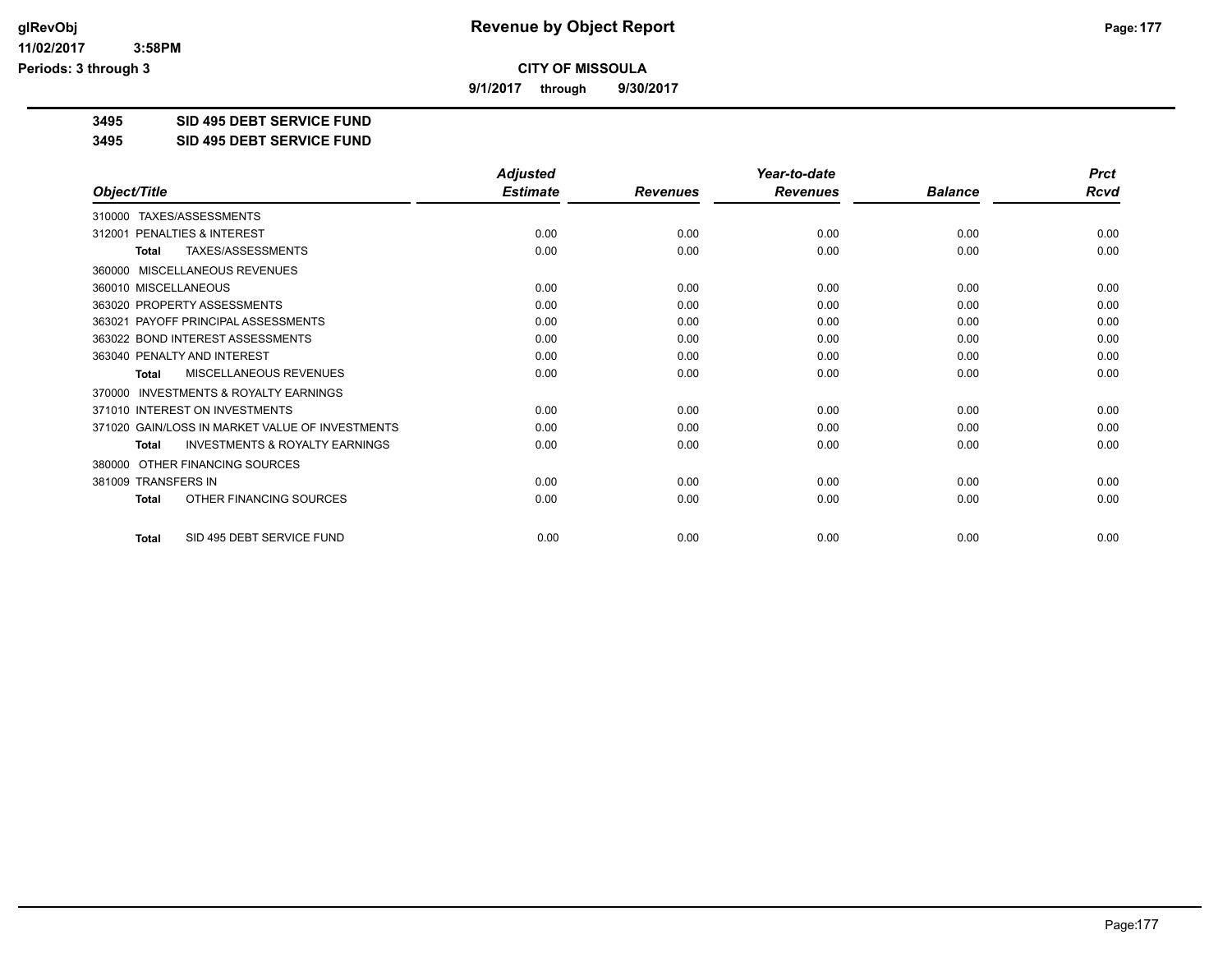**CITY OF MISSOULA**

**9/1/2017 through 9/30/2017**

**3495 SID 495 DEBT SERVICE FUND**

**3495 SID 495 DEBT SERVICE FUND**

| Object/Title | Adjusted Estimate | Revenues | Year-to-date Revenues | Balance | Prct Rcvd |
|---|---|---|---|---|---|
| 310000 TAXES/ASSESSMENTS | | | | | |
| 312001 PENALTIES & INTEREST | 0.00 | 0.00 | 0.00 | 0.00 | 0.00 |
| **Total** TAXES/ASSESSMENTS | 0.00 | 0.00 | 0.00 | 0.00 | 0.00 |
| 360000 MISCELLANEOUS REVENUES | | | | | |
| 360010 MISCELLANEOUS | 0.00 | 0.00 | 0.00 | 0.00 | 0.00 |
| 363020 PROPERTY ASSESSMENTS | 0.00 | 0.00 | 0.00 | 0.00 | 0.00 |
| 363021 PAYOFF PRINCIPAL ASSESSMENTS | 0.00 | 0.00 | 0.00 | 0.00 | 0.00 |
| 363022 BOND INTEREST ASSESSMENTS | 0.00 | 0.00 | 0.00 | 0.00 | 0.00 |
| 363040 PENALTY AND INTEREST | 0.00 | 0.00 | 0.00 | 0.00 | 0.00 |
| **Total** MISCELLANEOUS REVENUES | 0.00 | 0.00 | 0.00 | 0.00 | 0.00 |
| 370000 INVESTMENTS & ROYALTY EARNINGS | | | | | |
| 371010 INTEREST ON INVESTMENTS | 0.00 | 0.00 | 0.00 | 0.00 | 0.00 |
| 371020 GAIN/LOSS IN MARKET VALUE OF INVESTMENTS | 0.00 | 0.00 | 0.00 | 0.00 | 0.00 |
| **Total** INVESTMENTS & ROYALTY EARNINGS | 0.00 | 0.00 | 0.00 | 0.00 | 0.00 |
| 380000 OTHER FINANCING SOURCES | | | | | |
| 381009 TRANSFERS IN | 0.00 | 0.00 | 0.00 | 0.00 | 0.00 |
| **Total** OTHER FINANCING SOURCES | 0.00 | 0.00 | 0.00 | 0.00 | 0.00 |
| **Total** SID 495 DEBT SERVICE FUND | 0.00 | 0.00 | 0.00 | 0.00 | 0.00 |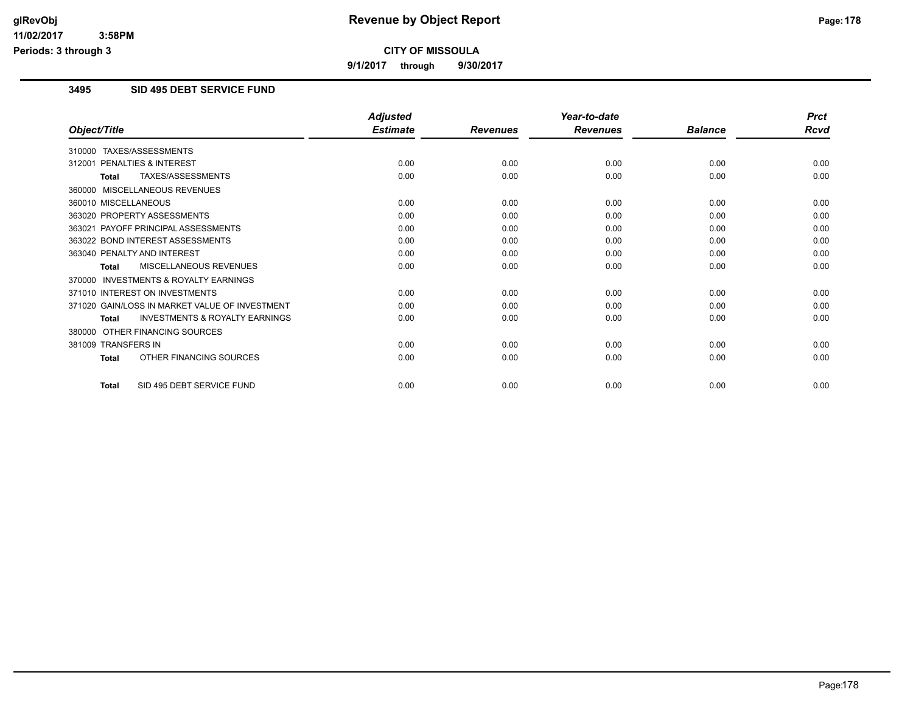# Revenue by Object Report

**CITY OF MISSOULA**

**9/1/2017 through 9/30/2017**

glRevObj
11/02/2017 3:58PM
Periods: 3 through 3

## 3495 SID 495 DEBT SERVICE FUND

| Object/Title | Adjusted Estimate | Revenues | Year-to-date Revenues | Balance | Prct Rcvd |
|---|---|---|---|---|---|
| 310000 TAXES/ASSESSMENTS | | | | | |
| 312001 PENALTIES & INTEREST | 0.00 | 0.00 | 0.00 | 0.00 | 0.00 |
| **Total** TAXES/ASSESSMENTS | 0.00 | 0.00 | 0.00 | 0.00 | 0.00 |
| 360000 MISCELLANEOUS REVENUES | | | | | |
| 360010 MISCELLANEOUS | 0.00 | 0.00 | 0.00 | 0.00 | 0.00 |
| 363020 PROPERTY ASSESSMENTS | 0.00 | 0.00 | 0.00 | 0.00 | 0.00 |
| 363021 PAYOFF PRINCIPAL ASSESSMENTS | 0.00 | 0.00 | 0.00 | 0.00 | 0.00 |
| 363022 BOND INTEREST ASSESSMENTS | 0.00 | 0.00 | 0.00 | 0.00 | 0.00 |
| 363040 PENALTY AND INTEREST | 0.00 | 0.00 | 0.00 | 0.00 | 0.00 |
| **Total** MISCELLANEOUS REVENUES | 0.00 | 0.00 | 0.00 | 0.00 | 0.00 |
| 370000 INVESTMENTS & ROYALTY EARNINGS | | | | | |
| 371010 INTEREST ON INVESTMENTS | 0.00 | 0.00 | 0.00 | 0.00 | 0.00 |
| 371020 GAIN/LOSS IN MARKET VALUE OF INVESTMENT | 0.00 | 0.00 | 0.00 | 0.00 | 0.00 |
| **Total** INVESTMENTS & ROYALTY EARNINGS | 0.00 | 0.00 | 0.00 | 0.00 | 0.00 |
| 380000 OTHER FINANCING SOURCES | | | | | |
| 381009 TRANSFERS IN | 0.00 | 0.00 | 0.00 | 0.00 | 0.00 |
| **Total** OTHER FINANCING SOURCES | 0.00 | 0.00 | 0.00 | 0.00 | 0.00 |
| **Total** SID 495 DEBT SERVICE FUND | 0.00 | 0.00 | 0.00 | 0.00 | 0.00 |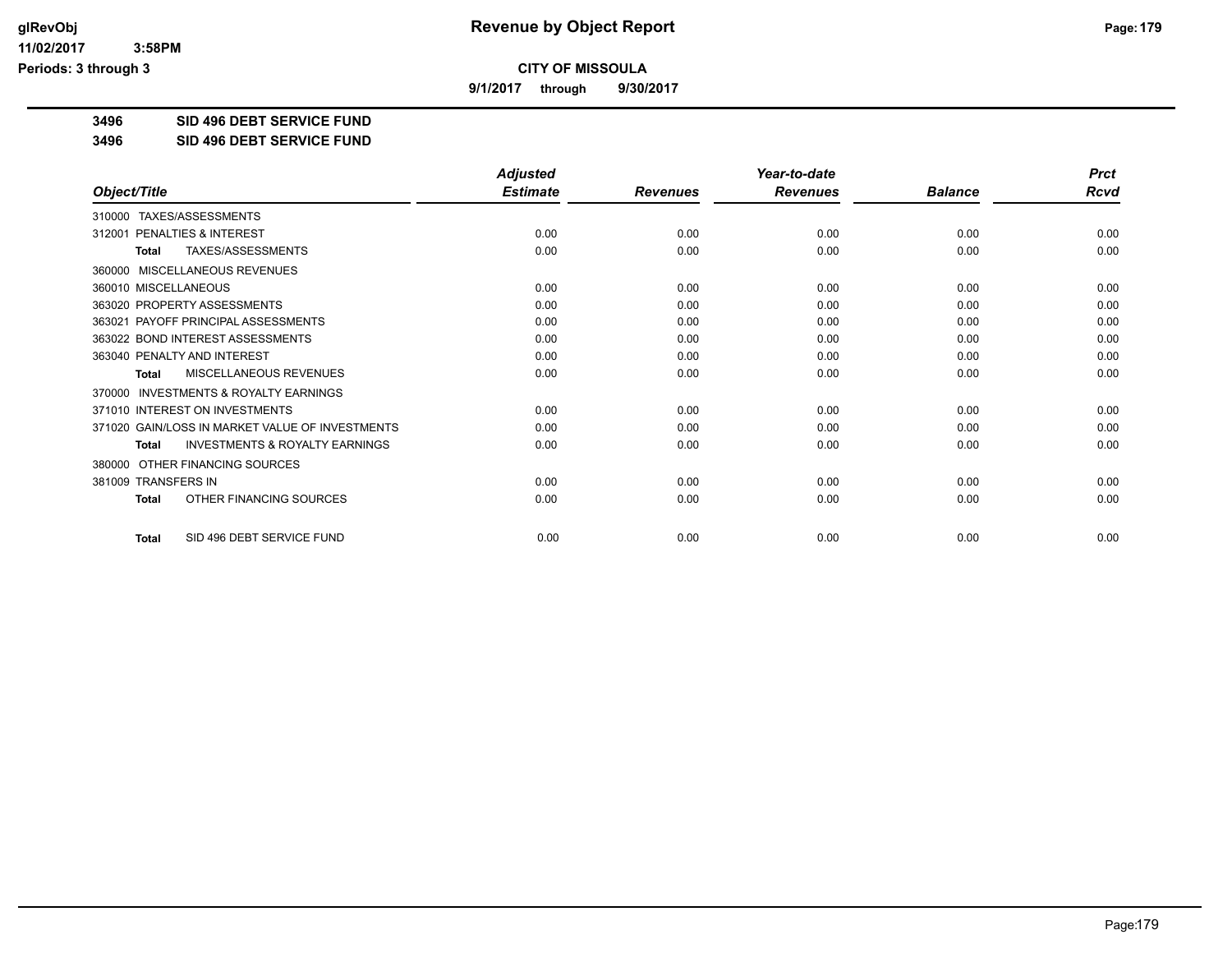# Revenue by Object Report

## CITY OF MISSOULA

9/1/2017 through 9/30/2017

glRevObj
11/02/2017 3:58PM
Periods: 3 through 3

**3496 SID 496 DEBT SERVICE FUND**

**3496 SID 496 DEBT SERVICE FUND**

| Object/Title | Adjusted Estimate | Revenues | Year-to-date Revenues | Balance | Prct Rcvd |
|---|---|---|---|---|---|
| 310000 TAXES/ASSESSMENTS | | | | | |
| 312001 PENALTIES & INTEREST | 0.00 | 0.00 | 0.00 | 0.00 | 0.00 |
| **Total** TAXES/ASSESSMENTS | 0.00 | 0.00 | 0.00 | 0.00 | 0.00 |
| 360000 MISCELLANEOUS REVENUES | | | | | |
| 360010 MISCELLANEOUS | 0.00 | 0.00 | 0.00 | 0.00 | 0.00 |
| 363020 PROPERTY ASSESSMENTS | 0.00 | 0.00 | 0.00 | 0.00 | 0.00 |
| 363021 PAYOFF PRINCIPAL ASSESSMENTS | 0.00 | 0.00 | 0.00 | 0.00 | 0.00 |
| 363022 BOND INTEREST ASSESSMENTS | 0.00 | 0.00 | 0.00 | 0.00 | 0.00 |
| 363040 PENALTY AND INTEREST | 0.00 | 0.00 | 0.00 | 0.00 | 0.00 |
| **Total** MISCELLANEOUS REVENUES | 0.00 | 0.00 | 0.00 | 0.00 | 0.00 |
| 370000 INVESTMENTS & ROYALTY EARNINGS | | | | | |
| 371010 INTEREST ON INVESTMENTS | 0.00 | 0.00 | 0.00 | 0.00 | 0.00 |
| 371020 GAIN/LOSS IN MARKET VALUE OF INVESTMENTS | 0.00 | 0.00 | 0.00 | 0.00 | 0.00 |
| **Total** INVESTMENTS & ROYALTY EARNINGS | 0.00 | 0.00 | 0.00 | 0.00 | 0.00 |
| 380000 OTHER FINANCING SOURCES | | | | | |
| 381009 TRANSFERS IN | 0.00 | 0.00 | 0.00 | 0.00 | 0.00 |
| **Total** OTHER FINANCING SOURCES | 0.00 | 0.00 | 0.00 | 0.00 | 0.00 |
| **Total** SID 496 DEBT SERVICE FUND | 0.00 | 0.00 | 0.00 | 0.00 | 0.00 |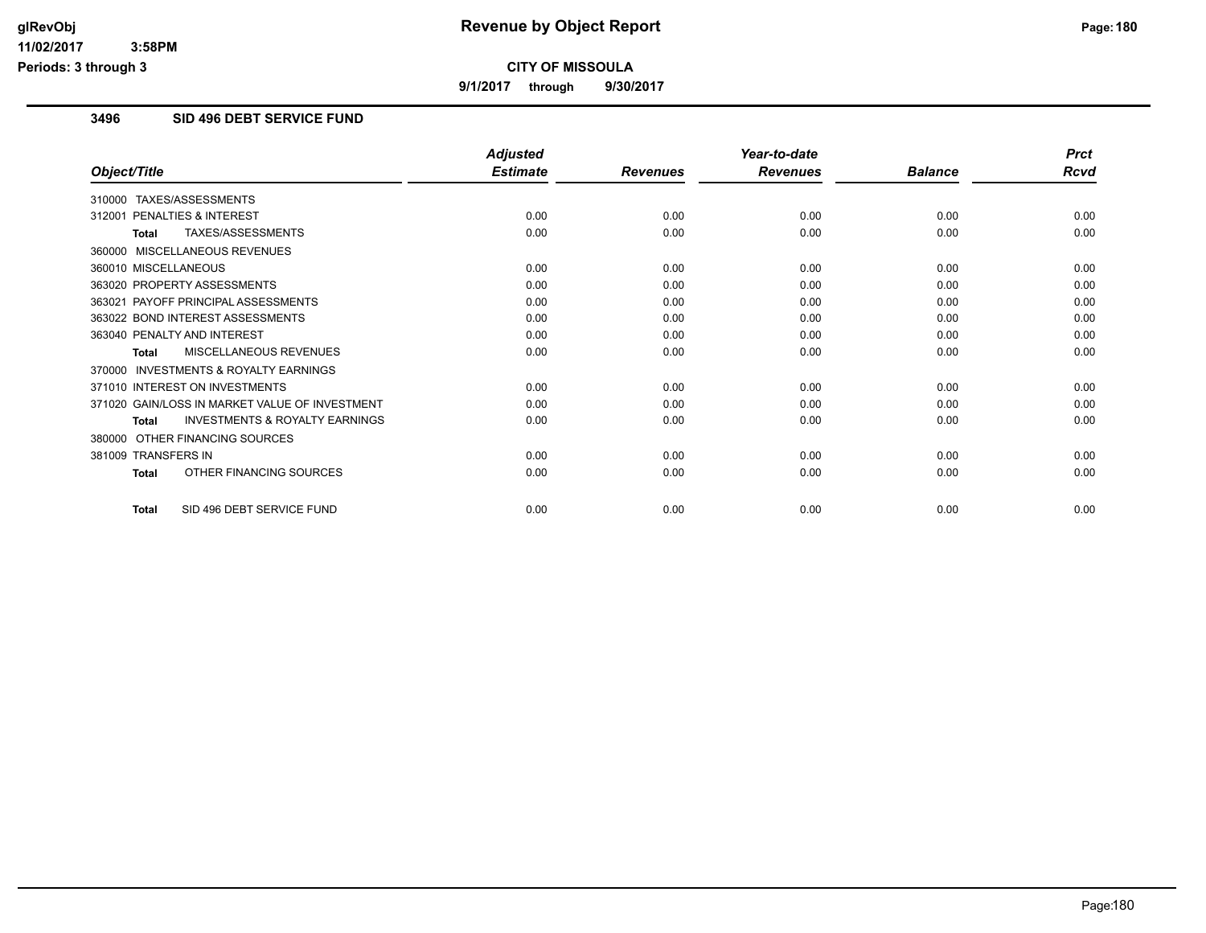# Revenue by Object Report

**CITY OF MISSOULA**

**9/1/2017 through 9/30/2017**

glRevObj
11/02/2017 3:58PM
Periods: 3 through 3

## 3496 SID 496 DEBT SERVICE FUND

| Object/Title | Adjusted Estimate | Revenues | Year-to-date Revenues | Balance | Prct Rcvd |
|---|---|---|---|---|---|
| 310000 TAXES/ASSESSMENTS | | | | | |
| 312001 PENALTIES & INTEREST | 0.00 | 0.00 | 0.00 | 0.00 | 0.00 |
| **Total** TAXES/ASSESSMENTS | 0.00 | 0.00 | 0.00 | 0.00 | 0.00 |
| 360000 MISCELLANEOUS REVENUES | | | | | |
| 360010 MISCELLANEOUS | 0.00 | 0.00 | 0.00 | 0.00 | 0.00 |
| 363020 PROPERTY ASSESSMENTS | 0.00 | 0.00 | 0.00 | 0.00 | 0.00 |
| 363021 PAYOFF PRINCIPAL ASSESSMENTS | 0.00 | 0.00 | 0.00 | 0.00 | 0.00 |
| 363022 BOND INTEREST ASSESSMENTS | 0.00 | 0.00 | 0.00 | 0.00 | 0.00 |
| 363040 PENALTY AND INTEREST | 0.00 | 0.00 | 0.00 | 0.00 | 0.00 |
| **Total** MISCELLANEOUS REVENUES | 0.00 | 0.00 | 0.00 | 0.00 | 0.00 |
| 370000 INVESTMENTS & ROYALTY EARNINGS | | | | | |
| 371010 INTEREST ON INVESTMENTS | 0.00 | 0.00 | 0.00 | 0.00 | 0.00 |
| 371020 GAIN/LOSS IN MARKET VALUE OF INVESTMENT | 0.00 | 0.00 | 0.00 | 0.00 | 0.00 |
| **Total** INVESTMENTS & ROYALTY EARNINGS | 0.00 | 0.00 | 0.00 | 0.00 | 0.00 |
| 380000 OTHER FINANCING SOURCES | | | | | |
| 381009 TRANSFERS IN | 0.00 | 0.00 | 0.00 | 0.00 | 0.00 |
| **Total** OTHER FINANCING SOURCES | 0.00 | 0.00 | 0.00 | 0.00 | 0.00 |
| **Total** SID 496 DEBT SERVICE FUND | 0.00 | 0.00 | 0.00 | 0.00 | 0.00 |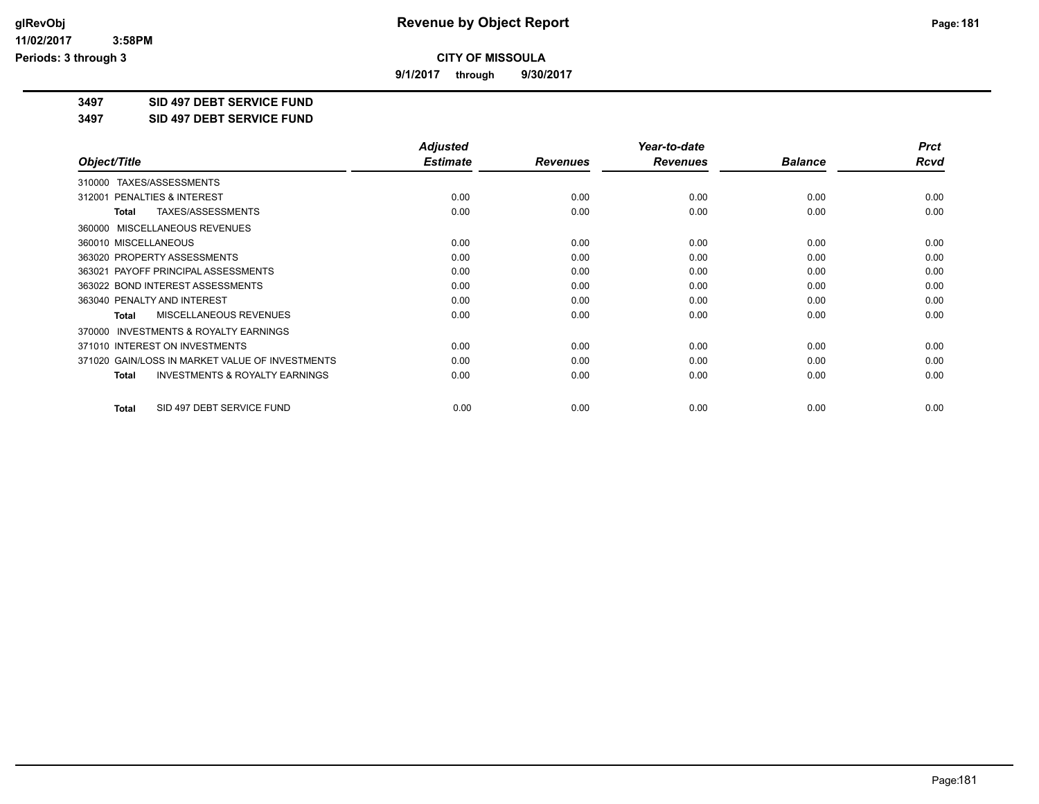**CITY OF MISSOULA**

**9/1/2017 through 9/30/2017**

**3497 SID 497 DEBT SERVICE FUND**

**3497 SID 497 DEBT SERVICE FUND**

| Object/Title | Adjusted Estimate | Revenues | Year-to-date Revenues | Balance | Prct Rcvd |
|---|---|---|---|---|---|
| 310000 TAXES/ASSESSMENTS | | | | | |
| 312001 PENALTIES & INTEREST | 0.00 | 0.00 | 0.00 | 0.00 | 0.00 |
| **Total** TAXES/ASSESSMENTS | 0.00 | 0.00 | 0.00 | 0.00 | 0.00 |
| 360000 MISCELLANEOUS REVENUES | | | | | |
| 360010 MISCELLANEOUS | 0.00 | 0.00 | 0.00 | 0.00 | 0.00 |
| 363020 PROPERTY ASSESSMENTS | 0.00 | 0.00 | 0.00 | 0.00 | 0.00 |
| 363021 PAYOFF PRINCIPAL ASSESSMENTS | 0.00 | 0.00 | 0.00 | 0.00 | 0.00 |
| 363022 BOND INTEREST ASSESSMENTS | 0.00 | 0.00 | 0.00 | 0.00 | 0.00 |
| 363040 PENALTY AND INTEREST | 0.00 | 0.00 | 0.00 | 0.00 | 0.00 |
| **Total** MISCELLANEOUS REVENUES | 0.00 | 0.00 | 0.00 | 0.00 | 0.00 |
| 370000 INVESTMENTS & ROYALTY EARNINGS | | | | | |
| 371010 INTEREST ON INVESTMENTS | 0.00 | 0.00 | 0.00 | 0.00 | 0.00 |
| 371020 GAIN/LOSS IN MARKET VALUE OF INVESTMENTS | 0.00 | 0.00 | 0.00 | 0.00 | 0.00 |
| **Total** INVESTMENTS & ROYALTY EARNINGS | 0.00 | 0.00 | 0.00 | 0.00 | 0.00 |
| **Total** SID 497 DEBT SERVICE FUND | 0.00 | 0.00 | 0.00 | 0.00 | 0.00 |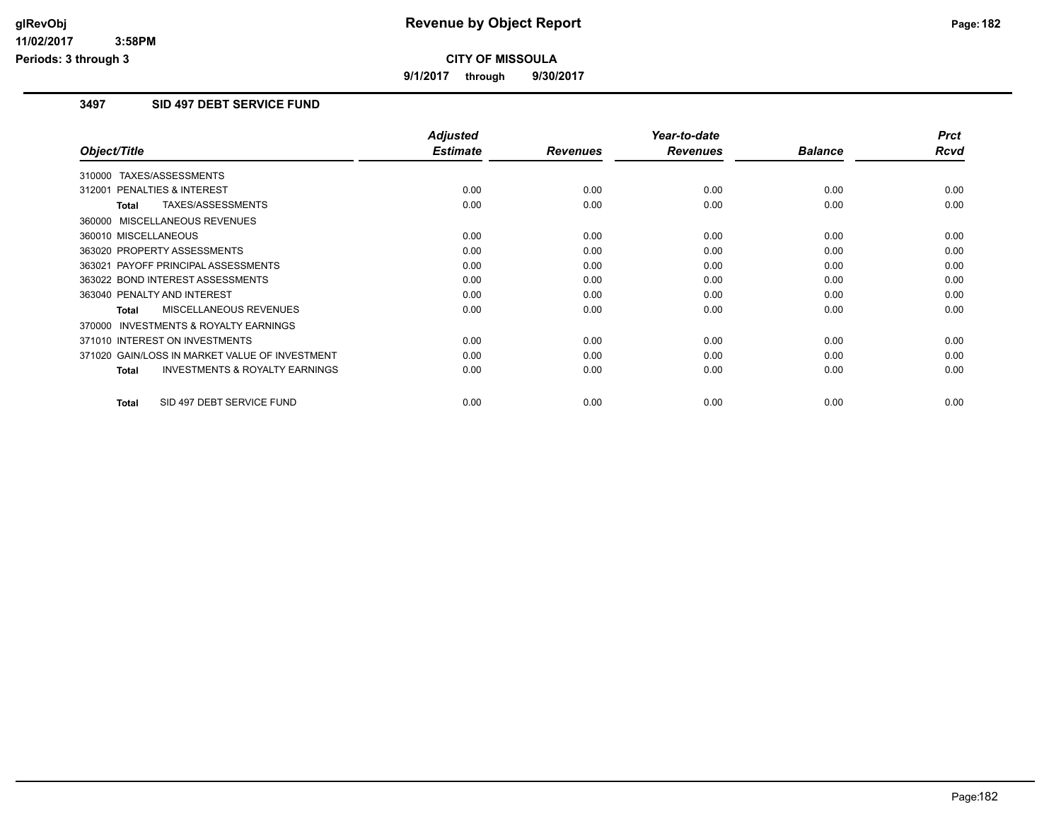# Revenue by Object Report

**CITY OF MISSOULA**

**9/1/2017 through 9/30/2017**

glRevObj
11/02/2017 3:58PM
Periods: 3 through 3

## 3497 SID 497 DEBT SERVICE FUND

| Object/Title | Adjusted Estimate | Revenues | Year-to-date Revenues | Balance | Prct Rcvd |
|---|---|---|---|---|---|
| 310000 TAXES/ASSESSMENTS | | | | | |
| 312001 PENALTIES & INTEREST | 0.00 | 0.00 | 0.00 | 0.00 | 0.00 |
| **Total** TAXES/ASSESSMENTS | 0.00 | 0.00 | 0.00 | 0.00 | 0.00 |
| 360000 MISCELLANEOUS REVENUES | | | | | |
| 360010 MISCELLANEOUS | 0.00 | 0.00 | 0.00 | 0.00 | 0.00 |
| 363020 PROPERTY ASSESSMENTS | 0.00 | 0.00 | 0.00 | 0.00 | 0.00 |
| 363021 PAYOFF PRINCIPAL ASSESSMENTS | 0.00 | 0.00 | 0.00 | 0.00 | 0.00 |
| 363022 BOND INTEREST ASSESSMENTS | 0.00 | 0.00 | 0.00 | 0.00 | 0.00 |
| 363040 PENALTY AND INTEREST | 0.00 | 0.00 | 0.00 | 0.00 | 0.00 |
| **Total** MISCELLANEOUS REVENUES | 0.00 | 0.00 | 0.00 | 0.00 | 0.00 |
| 370000 INVESTMENTS & ROYALTY EARNINGS | | | | | |
| 371010 INTEREST ON INVESTMENTS | 0.00 | 0.00 | 0.00 | 0.00 | 0.00 |
| 371020 GAIN/LOSS IN MARKET VALUE OF INVESTMENT | 0.00 | 0.00 | 0.00 | 0.00 | 0.00 |
| **Total** INVESTMENTS & ROYALTY EARNINGS | 0.00 | 0.00 | 0.00 | 0.00 | 0.00 |
| **Total** SID 497 DEBT SERVICE FUND | 0.00 | 0.00 | 0.00 | 0.00 | 0.00 |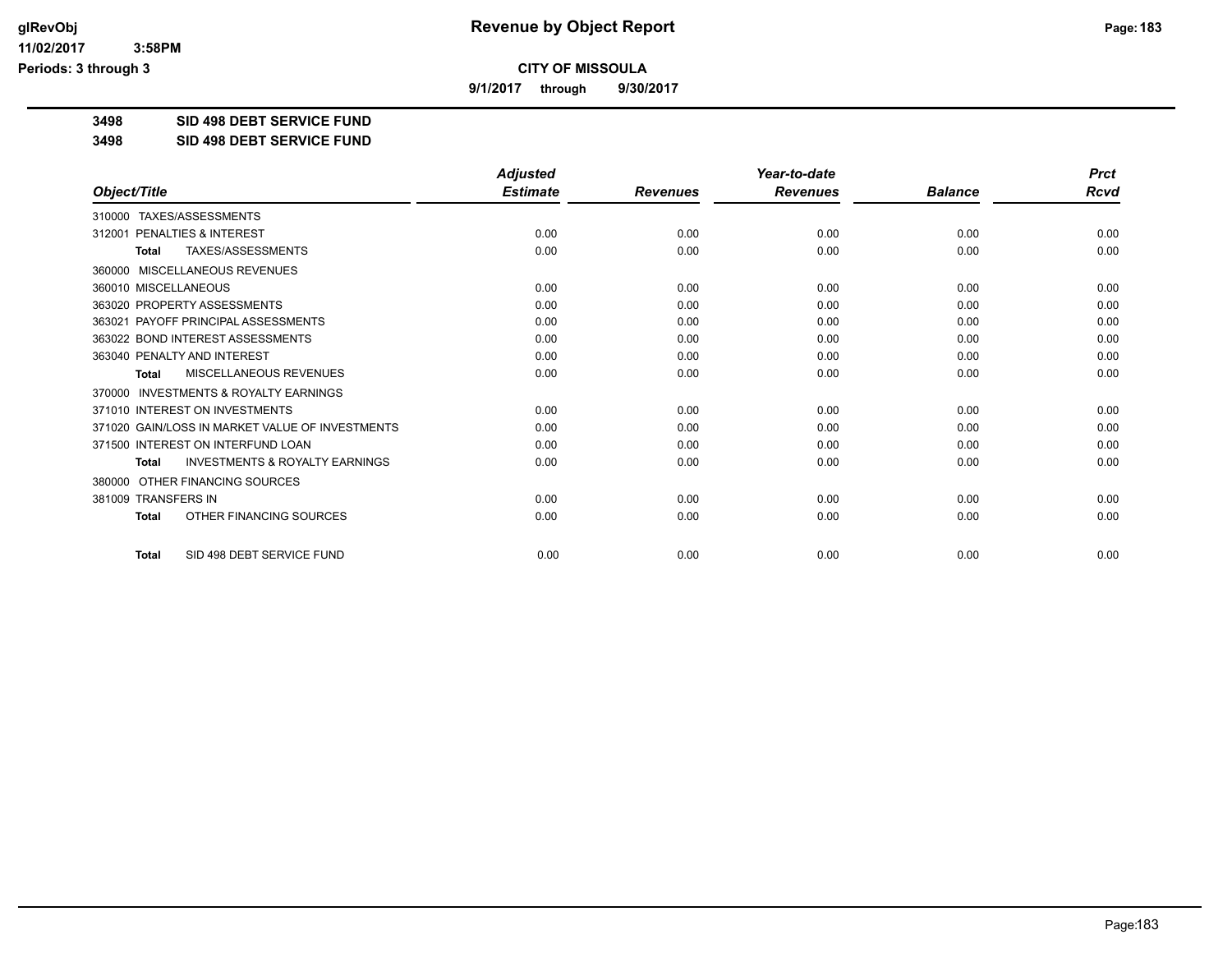**Revenue by Object Report**

**CITY OF MISSOULA**

**9/1/2017 through 9/30/2017**

glRevObj
11/02/2017 3:58PM
Periods: 3 through 3

**3498 SID 498 DEBT SERVICE FUND**

**3498 SID 498 DEBT SERVICE FUND**

| Object/Title | Adjusted Estimate | Revenues | Year-to-date Revenues | Balance | Prct Rcvd |
|---|---|---|---|---|---|
| 310000 TAXES/ASSESSMENTS | | | | | |
| 312001 PENALTIES & INTEREST | 0.00 | 0.00 | 0.00 | 0.00 | 0.00 |
| **Total** TAXES/ASSESSMENTS | 0.00 | 0.00 | 0.00 | 0.00 | 0.00 |
| 360000 MISCELLANEOUS REVENUES | | | | | |
| 360010 MISCELLANEOUS | 0.00 | 0.00 | 0.00 | 0.00 | 0.00 |
| 363020 PROPERTY ASSESSMENTS | 0.00 | 0.00 | 0.00 | 0.00 | 0.00 |
| 363021 PAYOFF PRINCIPAL ASSESSMENTS | 0.00 | 0.00 | 0.00 | 0.00 | 0.00 |
| 363022 BOND INTEREST ASSESSMENTS | 0.00 | 0.00 | 0.00 | 0.00 | 0.00 |
| 363040 PENALTY AND INTEREST | 0.00 | 0.00 | 0.00 | 0.00 | 0.00 |
| **Total** MISCELLANEOUS REVENUES | 0.00 | 0.00 | 0.00 | 0.00 | 0.00 |
| 370000 INVESTMENTS & ROYALTY EARNINGS | | | | | |
| 371010 INTEREST ON INVESTMENTS | 0.00 | 0.00 | 0.00 | 0.00 | 0.00 |
| 371020 GAIN/LOSS IN MARKET VALUE OF INVESTMENTS | 0.00 | 0.00 | 0.00 | 0.00 | 0.00 |
| 371500 INTEREST ON INTERFUND LOAN | 0.00 | 0.00 | 0.00 | 0.00 | 0.00 |
| **Total** INVESTMENTS & ROYALTY EARNINGS | 0.00 | 0.00 | 0.00 | 0.00 | 0.00 |
| 380000 OTHER FINANCING SOURCES | | | | | |
| 381009 TRANSFERS IN | 0.00 | 0.00 | 0.00 | 0.00 | 0.00 |
| **Total** OTHER FINANCING SOURCES | 0.00 | 0.00 | 0.00 | 0.00 | 0.00 |
| **Total** SID 498 DEBT SERVICE FUND | 0.00 | 0.00 | 0.00 | 0.00 | 0.00 |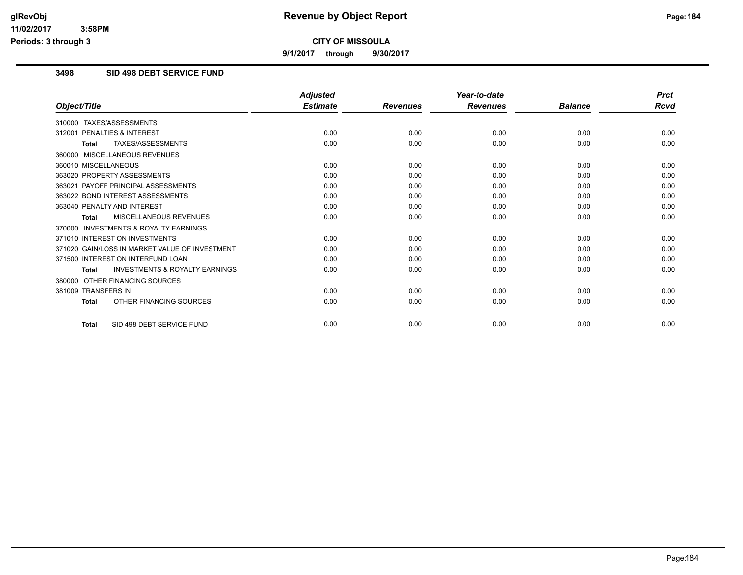## Revenue by Object Report

**CITY OF MISSOULA**

**9/1/2017 through 9/30/2017**

glRevObj
11/02/2017 3:58PM
Periods: 3 through 3

### 3498 SID 498 DEBT SERVICE FUND

| Object/Title | Adjusted Estimate | Revenues | Year-to-date Revenues | Balance | Prct Rcvd |
|---|---|---|---|---|---|
| 310000 TAXES/ASSESSMENTS | | | | | |
| 312001 PENALTIES & INTEREST | 0.00 | 0.00 | 0.00 | 0.00 | 0.00 |
| **Total** TAXES/ASSESSMENTS | 0.00 | 0.00 | 0.00 | 0.00 | 0.00 |
| 360000 MISCELLANEOUS REVENUES | | | | | |
| 360010 MISCELLANEOUS | 0.00 | 0.00 | 0.00 | 0.00 | 0.00 |
| 363020 PROPERTY ASSESSMENTS | 0.00 | 0.00 | 0.00 | 0.00 | 0.00 |
| 363021 PAYOFF PRINCIPAL ASSESSMENTS | 0.00 | 0.00 | 0.00 | 0.00 | 0.00 |
| 363022 BOND INTEREST ASSESSMENTS | 0.00 | 0.00 | 0.00 | 0.00 | 0.00 |
| 363040 PENALTY AND INTEREST | 0.00 | 0.00 | 0.00 | 0.00 | 0.00 |
| **Total** MISCELLANEOUS REVENUES | 0.00 | 0.00 | 0.00 | 0.00 | 0.00 |
| 370000 INVESTMENTS & ROYALTY EARNINGS | | | | | |
| 371010 INTEREST ON INVESTMENTS | 0.00 | 0.00 | 0.00 | 0.00 | 0.00 |
| 371020 GAIN/LOSS IN MARKET VALUE OF INVESTMENT | 0.00 | 0.00 | 0.00 | 0.00 | 0.00 |
| 371500 INTEREST ON INTERFUND LOAN | 0.00 | 0.00 | 0.00 | 0.00 | 0.00 |
| **Total** INVESTMENTS & ROYALTY EARNINGS | 0.00 | 0.00 | 0.00 | 0.00 | 0.00 |
| 380000 OTHER FINANCING SOURCES | | | | | |
| 381009 TRANSFERS IN | 0.00 | 0.00 | 0.00 | 0.00 | 0.00 |
| **Total** OTHER FINANCING SOURCES | 0.00 | 0.00 | 0.00 | 0.00 | 0.00 |
| **Total** SID 498 DEBT SERVICE FUND | 0.00 | 0.00 | 0.00 | 0.00 | 0.00 |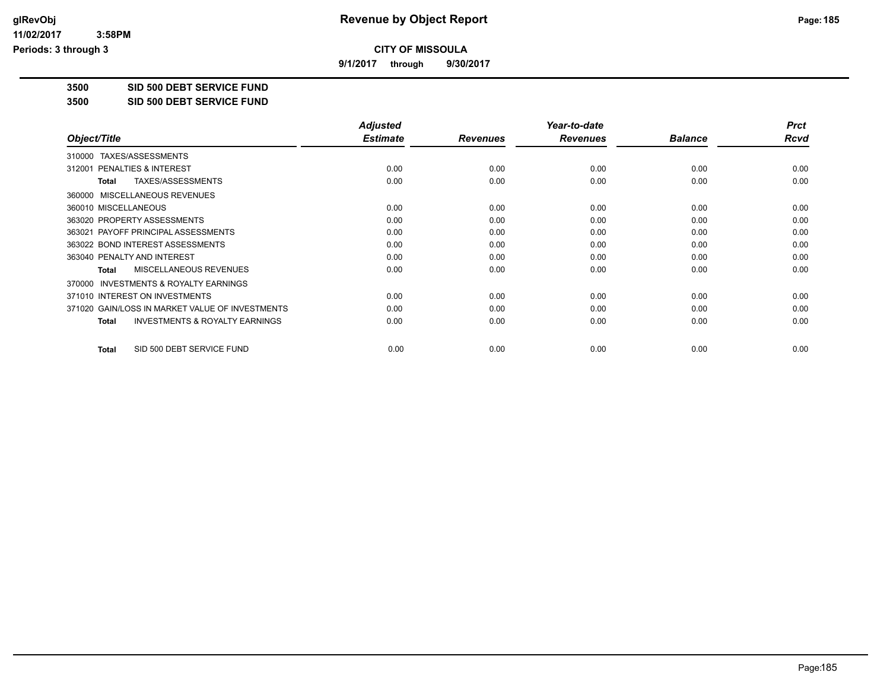**CITY OF MISSOULA**

**9/1/2017 through 9/30/2017**

**3500 SID 500 DEBT SERVICE FUND**

**3500 SID 500 DEBT SERVICE FUND**

| Object/Title | Adjusted Estimate | Revenues | Year-to-date Revenues | Balance | Prct Rcvd |
|---|---|---|---|---|---|
| 310000 TAXES/ASSESSMENTS | | | | | |
| 312001 PENALTIES & INTEREST | 0.00 | 0.00 | 0.00 | 0.00 | 0.00 |
| **Total** TAXES/ASSESSMENTS | 0.00 | 0.00 | 0.00 | 0.00 | 0.00 |
| 360000 MISCELLANEOUS REVENUES | | | | | |
| 360010 MISCELLANEOUS | 0.00 | 0.00 | 0.00 | 0.00 | 0.00 |
| 363020 PROPERTY ASSESSMENTS | 0.00 | 0.00 | 0.00 | 0.00 | 0.00 |
| 363021 PAYOFF PRINCIPAL ASSESSMENTS | 0.00 | 0.00 | 0.00 | 0.00 | 0.00 |
| 363022 BOND INTEREST ASSESSMENTS | 0.00 | 0.00 | 0.00 | 0.00 | 0.00 |
| 363040 PENALTY AND INTEREST | 0.00 | 0.00 | 0.00 | 0.00 | 0.00 |
| **Total** MISCELLANEOUS REVENUES | 0.00 | 0.00 | 0.00 | 0.00 | 0.00 |
| 370000 INVESTMENTS & ROYALTY EARNINGS | | | | | |
| 371010 INTEREST ON INVESTMENTS | 0.00 | 0.00 | 0.00 | 0.00 | 0.00 |
| 371020 GAIN/LOSS IN MARKET VALUE OF INVESTMENTS | 0.00 | 0.00 | 0.00 | 0.00 | 0.00 |
| **Total** INVESTMENTS & ROYALTY EARNINGS | 0.00 | 0.00 | 0.00 | 0.00 | 0.00 |
| **Total** SID 500 DEBT SERVICE FUND | 0.00 | 0.00 | 0.00 | 0.00 | 0.00 |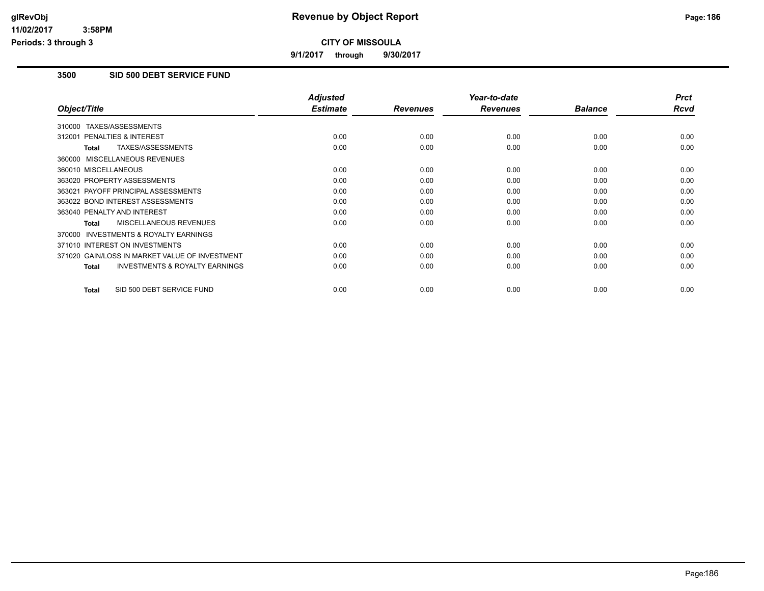**Revenue by Object Report**

**CITY OF MISSOULA**

**9/1/2017 through 9/30/2017**

glRevObj
11/02/2017 3:58PM
Periods: 3 through 3

### 3500 SID 500 DEBT SERVICE FUND

| Object/Title | Adjusted Estimate | Revenues | Year-to-date Revenues | Balance | Prct Rcvd |
|---|---|---|---|---|---|
| 310000 TAXES/ASSESSMENTS | | | | | |
| 312001 PENALTIES & INTEREST | 0.00 | 0.00 | 0.00 | 0.00 | 0.00 |
| **Total** TAXES/ASSESSMENTS | 0.00 | 0.00 | 0.00 | 0.00 | 0.00 |
| 360000 MISCELLANEOUS REVENUES | | | | | |
| 360010 MISCELLANEOUS | 0.00 | 0.00 | 0.00 | 0.00 | 0.00 |
| 363020 PROPERTY ASSESSMENTS | 0.00 | 0.00 | 0.00 | 0.00 | 0.00 |
| 363021 PAYOFF PRINCIPAL ASSESSMENTS | 0.00 | 0.00 | 0.00 | 0.00 | 0.00 |
| 363022 BOND INTEREST ASSESSMENTS | 0.00 | 0.00 | 0.00 | 0.00 | 0.00 |
| 363040 PENALTY AND INTEREST | 0.00 | 0.00 | 0.00 | 0.00 | 0.00 |
| **Total** MISCELLANEOUS REVENUES | 0.00 | 0.00 | 0.00 | 0.00 | 0.00 |
| 370000 INVESTMENTS & ROYALTY EARNINGS | | | | | |
| 371010 INTEREST ON INVESTMENTS | 0.00 | 0.00 | 0.00 | 0.00 | 0.00 |
| 371020 GAIN/LOSS IN MARKET VALUE OF INVESTMENT | 0.00 | 0.00 | 0.00 | 0.00 | 0.00 |
| **Total** INVESTMENTS & ROYALTY EARNINGS | 0.00 | 0.00 | 0.00 | 0.00 | 0.00 |
| **Total** SID 500 DEBT SERVICE FUND | 0.00 | 0.00 | 0.00 | 0.00 | 0.00 |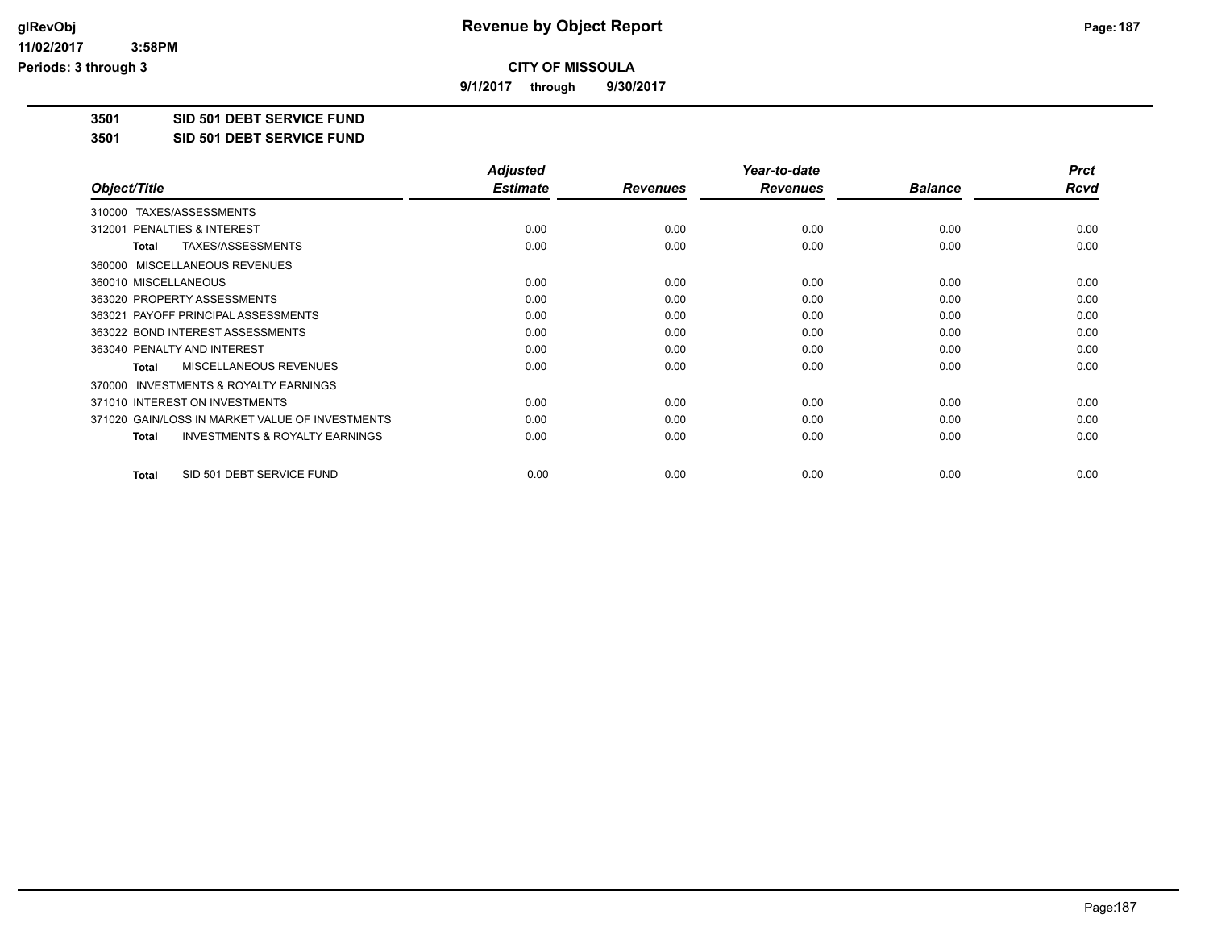**CITY OF MISSOULA**

**9/1/2017 through 9/30/2017**

**3501 SID 501 DEBT SERVICE FUND**

**3501 SID 501 DEBT SERVICE FUND**

| Object/Title | Adjusted Estimate | Revenues | Year-to-date Revenues | Balance | Prct Rcvd |
|---|---|---|---|---|---|
| 310000 TAXES/ASSESSMENTS | | | | | |
| 312001 PENALTIES & INTEREST | 0.00 | 0.00 | 0.00 | 0.00 | 0.00 |
| **Total** TAXES/ASSESSMENTS | 0.00 | 0.00 | 0.00 | 0.00 | 0.00 |
| 360000 MISCELLANEOUS REVENUES | | | | | |
| 360010 MISCELLANEOUS | 0.00 | 0.00 | 0.00 | 0.00 | 0.00 |
| 363020 PROPERTY ASSESSMENTS | 0.00 | 0.00 | 0.00 | 0.00 | 0.00 |
| 363021 PAYOFF PRINCIPAL ASSESSMENTS | 0.00 | 0.00 | 0.00 | 0.00 | 0.00 |
| 363022 BOND INTEREST ASSESSMENTS | 0.00 | 0.00 | 0.00 | 0.00 | 0.00 |
| 363040 PENALTY AND INTEREST | 0.00 | 0.00 | 0.00 | 0.00 | 0.00 |
| **Total** MISCELLANEOUS REVENUES | 0.00 | 0.00 | 0.00 | 0.00 | 0.00 |
| 370000 INVESTMENTS & ROYALTY EARNINGS | | | | | |
| 371010 INTEREST ON INVESTMENTS | 0.00 | 0.00 | 0.00 | 0.00 | 0.00 |
| 371020 GAIN/LOSS IN MARKET VALUE OF INVESTMENTS | 0.00 | 0.00 | 0.00 | 0.00 | 0.00 |
| **Total** INVESTMENTS & ROYALTY EARNINGS | 0.00 | 0.00 | 0.00 | 0.00 | 0.00 |
| **Total** SID 501 DEBT SERVICE FUND | 0.00 | 0.00 | 0.00 | 0.00 | 0.00 |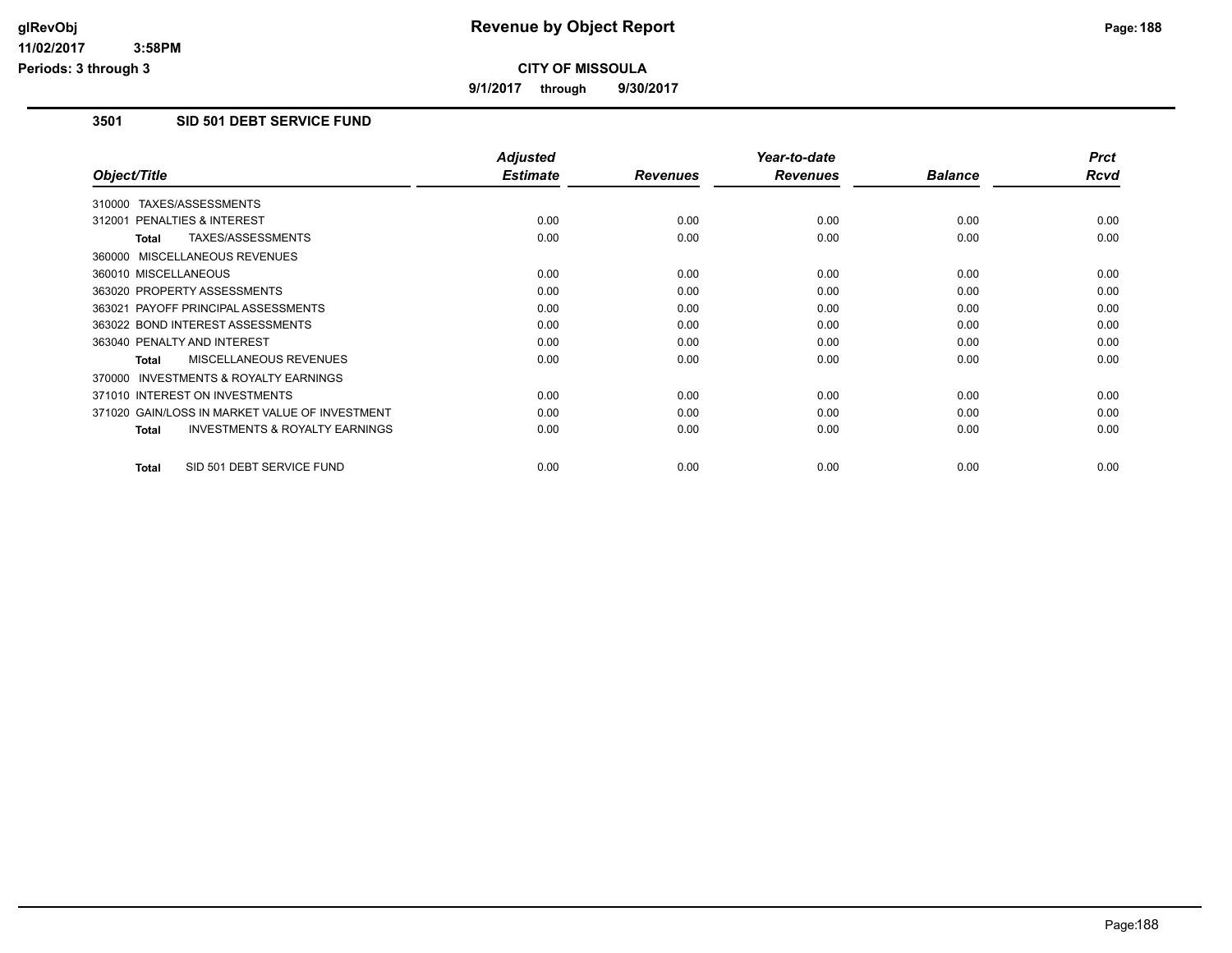# Revenue by Object Report

**CITY OF MISSOULA**

**9/1/2017 through 9/30/2017**

glRevObj
11/02/2017 3:58PM
Periods: 3 through 3

## 3501 SID 501 DEBT SERVICE FUND

| Object/Title | Adjusted Estimate | Revenues | Year-to-date Revenues | Balance | Prct Rcvd |
|---|---|---|---|---|---|
| 310000 TAXES/ASSESSMENTS | | | | | |
| 312001 PENALTIES & INTEREST | 0.00 | 0.00 | 0.00 | 0.00 | 0.00 |
| **Total** TAXES/ASSESSMENTS | 0.00 | 0.00 | 0.00 | 0.00 | 0.00 |
| 360000 MISCELLANEOUS REVENUES | | | | | |
| 360010 MISCELLANEOUS | 0.00 | 0.00 | 0.00 | 0.00 | 0.00 |
| 363020 PROPERTY ASSESSMENTS | 0.00 | 0.00 | 0.00 | 0.00 | 0.00 |
| 363021 PAYOFF PRINCIPAL ASSESSMENTS | 0.00 | 0.00 | 0.00 | 0.00 | 0.00 |
| 363022 BOND INTEREST ASSESSMENTS | 0.00 | 0.00 | 0.00 | 0.00 | 0.00 |
| 363040 PENALTY AND INTEREST | 0.00 | 0.00 | 0.00 | 0.00 | 0.00 |
| **Total** MISCELLANEOUS REVENUES | 0.00 | 0.00 | 0.00 | 0.00 | 0.00 |
| 370000 INVESTMENTS & ROYALTY EARNINGS | | | | | |
| 371010 INTEREST ON INVESTMENTS | 0.00 | 0.00 | 0.00 | 0.00 | 0.00 |
| 371020 GAIN/LOSS IN MARKET VALUE OF INVESTMENT | 0.00 | 0.00 | 0.00 | 0.00 | 0.00 |
| **Total** INVESTMENTS & ROYALTY EARNINGS | 0.00 | 0.00 | 0.00 | 0.00 | 0.00 |
| **Total** SID 501 DEBT SERVICE FUND | 0.00 | 0.00 | 0.00 | 0.00 | 0.00 |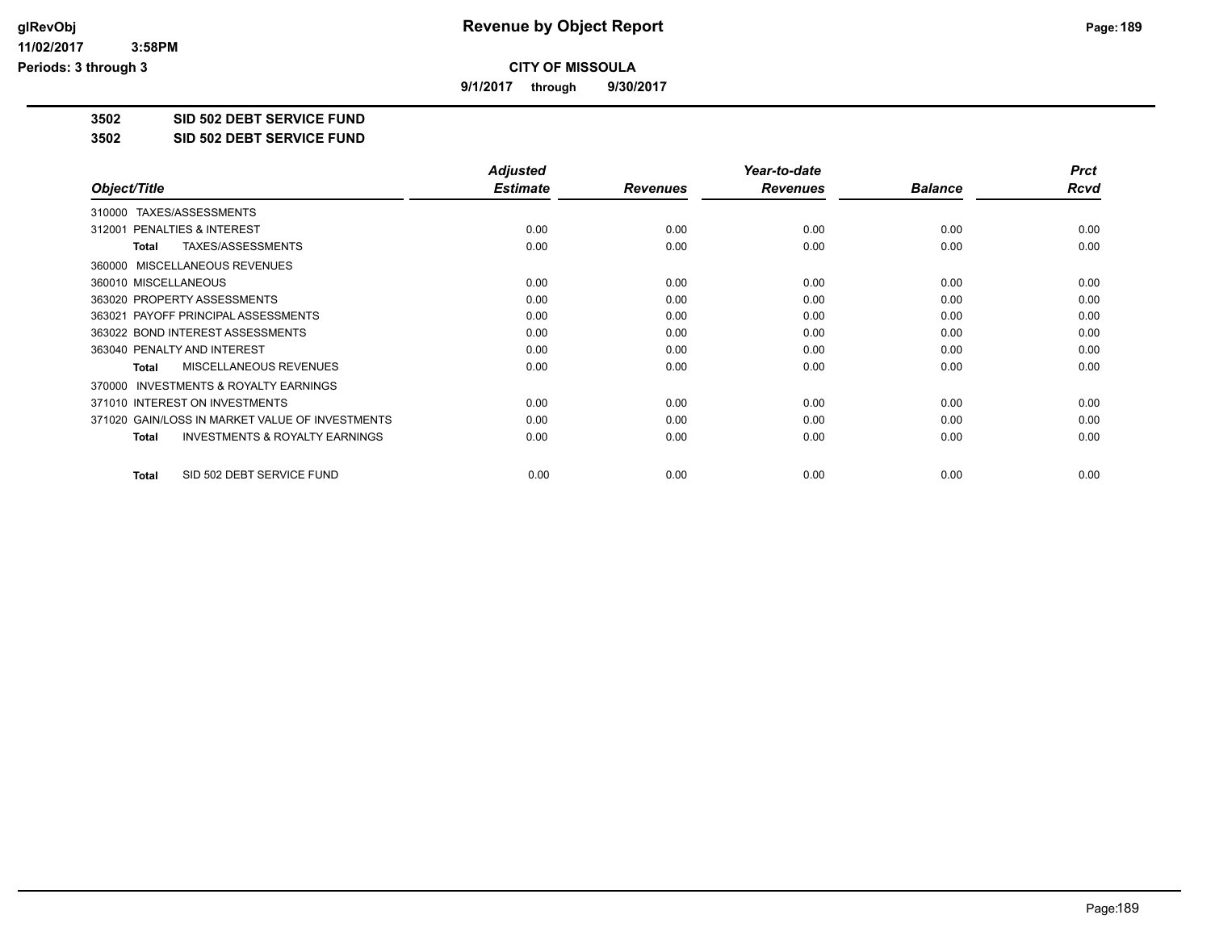**CITY OF MISSOULA**

**9/1/2017 through 9/30/2017**

**3502 SID 502 DEBT SERVICE FUND**

**3502 SID 502 DEBT SERVICE FUND**

| Object/Title | Adjusted Estimate | Revenues | Year-to-date Revenues | Balance | Prct Rcvd |
|---|---|---|---|---|---|
| 310000 TAXES/ASSESSMENTS | | | | | |
| 312001 PENALTIES & INTEREST | 0.00 | 0.00 | 0.00 | 0.00 | 0.00 |
| **Total** TAXES/ASSESSMENTS | 0.00 | 0.00 | 0.00 | 0.00 | 0.00 |
| 360000 MISCELLANEOUS REVENUES | | | | | |
| 360010 MISCELLANEOUS | 0.00 | 0.00 | 0.00 | 0.00 | 0.00 |
| 363020 PROPERTY ASSESSMENTS | 0.00 | 0.00 | 0.00 | 0.00 | 0.00 |
| 363021 PAYOFF PRINCIPAL ASSESSMENTS | 0.00 | 0.00 | 0.00 | 0.00 | 0.00 |
| 363022 BOND INTEREST ASSESSMENTS | 0.00 | 0.00 | 0.00 | 0.00 | 0.00 |
| 363040 PENALTY AND INTEREST | 0.00 | 0.00 | 0.00 | 0.00 | 0.00 |
| **Total** MISCELLANEOUS REVENUES | 0.00 | 0.00 | 0.00 | 0.00 | 0.00 |
| 370000 INVESTMENTS & ROYALTY EARNINGS | | | | | |
| 371010 INTEREST ON INVESTMENTS | 0.00 | 0.00 | 0.00 | 0.00 | 0.00 |
| 371020 GAIN/LOSS IN MARKET VALUE OF INVESTMENTS | 0.00 | 0.00 | 0.00 | 0.00 | 0.00 |
| **Total** INVESTMENTS & ROYALTY EARNINGS | 0.00 | 0.00 | 0.00 | 0.00 | 0.00 |
| **Total** SID 502 DEBT SERVICE FUND | 0.00 | 0.00 | 0.00 | 0.00 | 0.00 |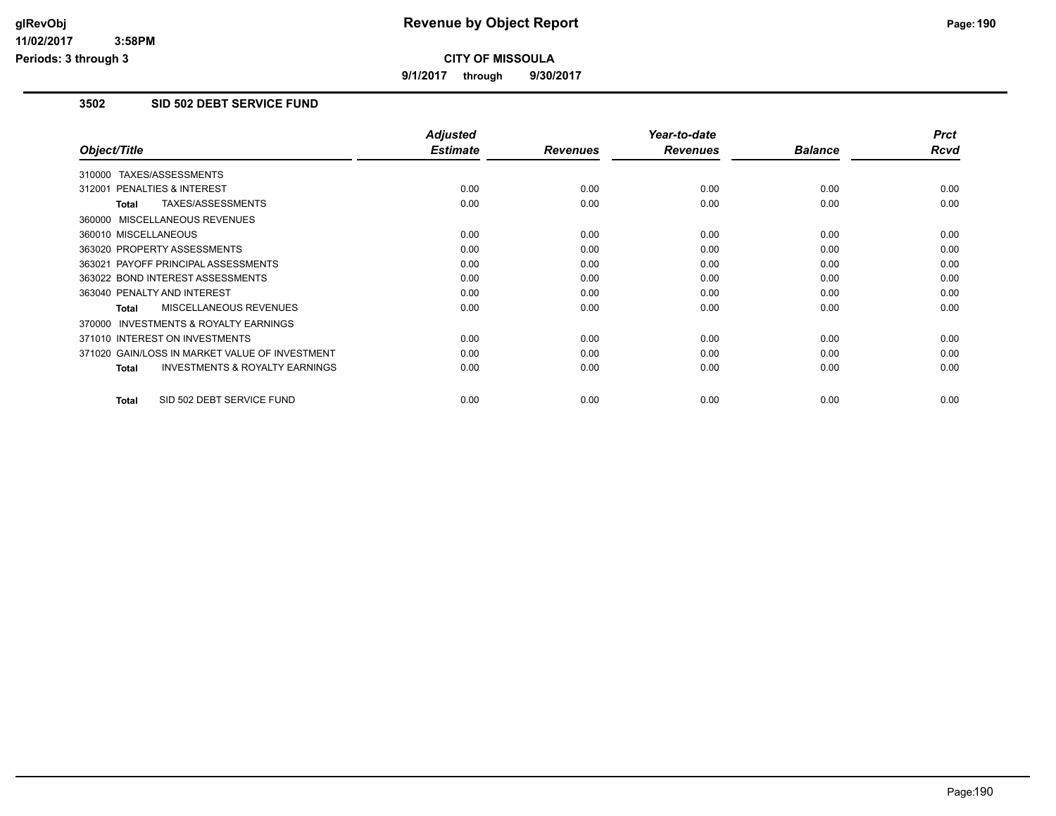**CITY OF MISSOULA**

**9/1/2017 through 9/30/2017**

### 3502 SID 502 DEBT SERVICE FUND

| Object/Title | Adjusted Estimate | Revenues | Year-to-date Revenues | Balance | Prct Rcvd |
|---|---|---|---|---|---|
| 310000 TAXES/ASSESSMENTS | | | | | |
| 312001 PENALTIES & INTEREST | 0.00 | 0.00 | 0.00 | 0.00 | 0.00 |
| **Total** TAXES/ASSESSMENTS | 0.00 | 0.00 | 0.00 | 0.00 | 0.00 |
| 360000 MISCELLANEOUS REVENUES | | | | | |
| 360010 MISCELLANEOUS | 0.00 | 0.00 | 0.00 | 0.00 | 0.00 |
| 363020 PROPERTY ASSESSMENTS | 0.00 | 0.00 | 0.00 | 0.00 | 0.00 |
| 363021 PAYOFF PRINCIPAL ASSESSMENTS | 0.00 | 0.00 | 0.00 | 0.00 | 0.00 |
| 363022 BOND INTEREST ASSESSMENTS | 0.00 | 0.00 | 0.00 | 0.00 | 0.00 |
| 363040 PENALTY AND INTEREST | 0.00 | 0.00 | 0.00 | 0.00 | 0.00 |
| **Total** MISCELLANEOUS REVENUES | 0.00 | 0.00 | 0.00 | 0.00 | 0.00 |
| 370000 INVESTMENTS & ROYALTY EARNINGS | | | | | |
| 371010 INTEREST ON INVESTMENTS | 0.00 | 0.00 | 0.00 | 0.00 | 0.00 |
| 371020 GAIN/LOSS IN MARKET VALUE OF INVESTMENT | 0.00 | 0.00 | 0.00 | 0.00 | 0.00 |
| **Total** INVESTMENTS & ROYALTY EARNINGS | 0.00 | 0.00 | 0.00 | 0.00 | 0.00 |
| **Total** SID 502 DEBT SERVICE FUND | 0.00 | 0.00 | 0.00 | 0.00 | 0.00 |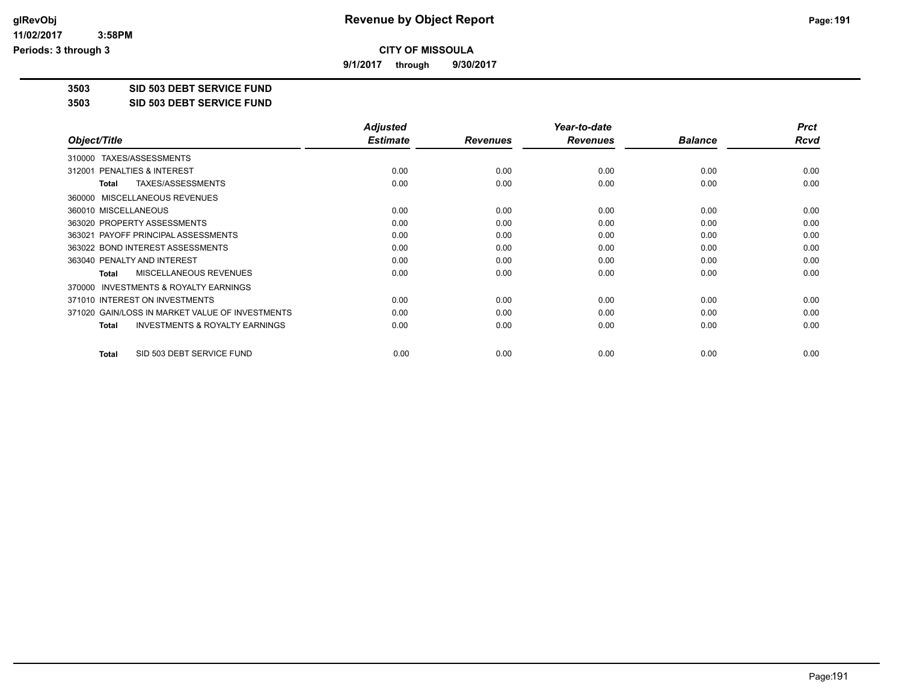**CITY OF MISSOULA**

**9/1/2017 through 9/30/2017**

**3503 SID 503 DEBT SERVICE FUND**

**3503 SID 503 DEBT SERVICE FUND**

| Object/Title | Adjusted Estimate | Revenues | Year-to-date Revenues | Balance | Prct Rcvd |
|---|---|---|---|---|---|
| 310000 TAXES/ASSESSMENTS | | | | | |
| 312001 PENALTIES & INTEREST | 0.00 | 0.00 | 0.00 | 0.00 | 0.00 |
| **Total** TAXES/ASSESSMENTS | 0.00 | 0.00 | 0.00 | 0.00 | 0.00 |
| 360000 MISCELLANEOUS REVENUES | | | | | |
| 360010 MISCELLANEOUS | 0.00 | 0.00 | 0.00 | 0.00 | 0.00 |
| 363020 PROPERTY ASSESSMENTS | 0.00 | 0.00 | 0.00 | 0.00 | 0.00 |
| 363021 PAYOFF PRINCIPAL ASSESSMENTS | 0.00 | 0.00 | 0.00 | 0.00 | 0.00 |
| 363022 BOND INTEREST ASSESSMENTS | 0.00 | 0.00 | 0.00 | 0.00 | 0.00 |
| 363040 PENALTY AND INTEREST | 0.00 | 0.00 | 0.00 | 0.00 | 0.00 |
| **Total** MISCELLANEOUS REVENUES | 0.00 | 0.00 | 0.00 | 0.00 | 0.00 |
| 370000 INVESTMENTS & ROYALTY EARNINGS | | | | | |
| 371010 INTEREST ON INVESTMENTS | 0.00 | 0.00 | 0.00 | 0.00 | 0.00 |
| 371020 GAIN/LOSS IN MARKET VALUE OF INVESTMENTS | 0.00 | 0.00 | 0.00 | 0.00 | 0.00 |
| **Total** INVESTMENTS & ROYALTY EARNINGS | 0.00 | 0.00 | 0.00 | 0.00 | 0.00 |
| **Total** SID 503 DEBT SERVICE FUND | 0.00 | 0.00 | 0.00 | 0.00 | 0.00 |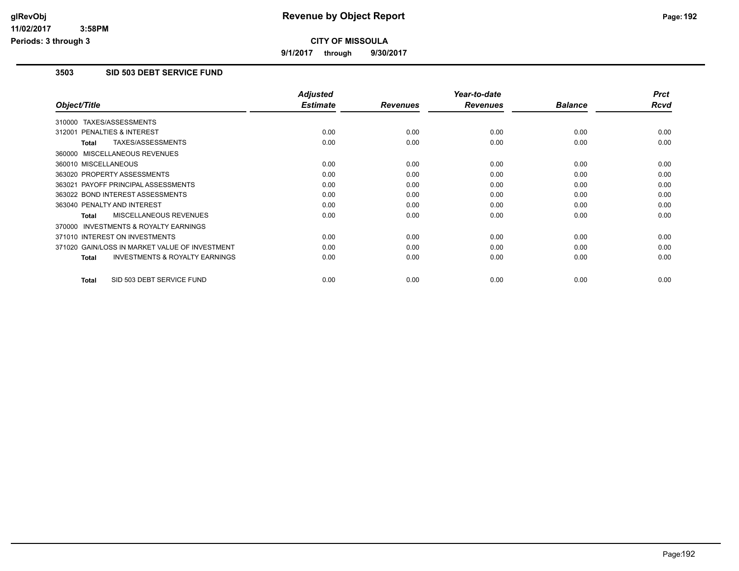**Revenue by Object Report**

**CITY OF MISSOULA**

**9/1/2017 through 9/30/2017**

glRevObj
11/02/2017 3:58PM
Periods: 3 through 3

### 3503 SID 503 DEBT SERVICE FUND

| Object/Title | Adjusted Estimate | Revenues | Year-to-date Revenues | Balance | Prct Rcvd |
|---|---|---|---|---|---|
| 310000 TAXES/ASSESSMENTS | | | | | |
| 312001 PENALTIES & INTEREST | 0.00 | 0.00 | 0.00 | 0.00 | 0.00 |
| **Total** TAXES/ASSESSMENTS | 0.00 | 0.00 | 0.00 | 0.00 | 0.00 |
| 360000 MISCELLANEOUS REVENUES | | | | | |
| 360010 MISCELLANEOUS | 0.00 | 0.00 | 0.00 | 0.00 | 0.00 |
| 363020 PROPERTY ASSESSMENTS | 0.00 | 0.00 | 0.00 | 0.00 | 0.00 |
| 363021 PAYOFF PRINCIPAL ASSESSMENTS | 0.00 | 0.00 | 0.00 | 0.00 | 0.00 |
| 363022 BOND INTEREST ASSESSMENTS | 0.00 | 0.00 | 0.00 | 0.00 | 0.00 |
| 363040 PENALTY AND INTEREST | 0.00 | 0.00 | 0.00 | 0.00 | 0.00 |
| **Total** MISCELLANEOUS REVENUES | 0.00 | 0.00 | 0.00 | 0.00 | 0.00 |
| 370000 INVESTMENTS & ROYALTY EARNINGS | | | | | |
| 371010 INTEREST ON INVESTMENTS | 0.00 | 0.00 | 0.00 | 0.00 | 0.00 |
| 371020 GAIN/LOSS IN MARKET VALUE OF INVESTMENT | 0.00 | 0.00 | 0.00 | 0.00 | 0.00 |
| **Total** INVESTMENTS & ROYALTY EARNINGS | 0.00 | 0.00 | 0.00 | 0.00 | 0.00 |
| **Total** SID 503 DEBT SERVICE FUND | 0.00 | 0.00 | 0.00 | 0.00 | 0.00 |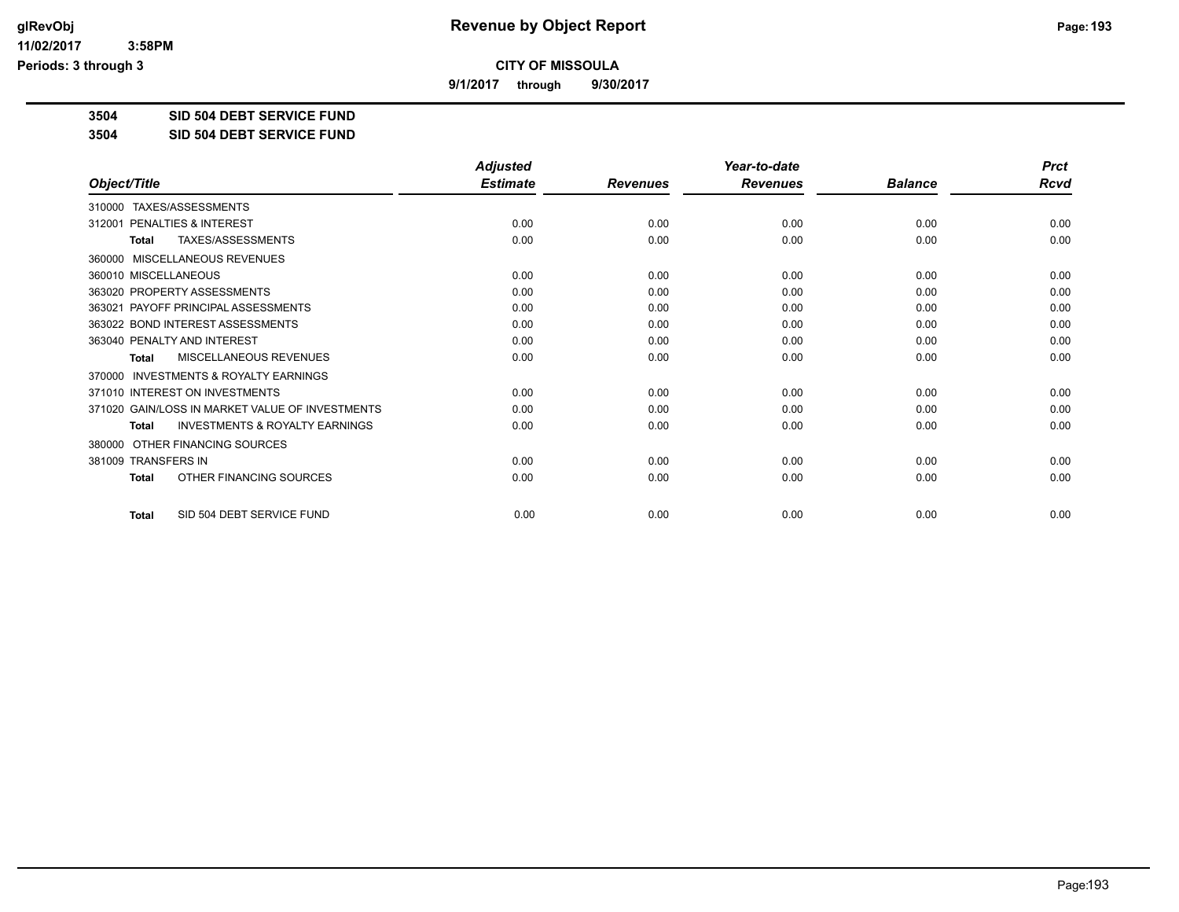**CITY OF MISSOULA**

**9/1/2017 through 9/30/2017**

**Revenue by Object Report**

**3504 SID 504 DEBT SERVICE FUND**

**3504 SID 504 DEBT SERVICE FUND**

| Object/Title | Adjusted Estimate | Revenues | Year-to-date Revenues | Balance | Prct Rcvd |
|---|---|---|---|---|---|
| 310000 TAXES/ASSESSMENTS | | | | | |
| 312001 PENALTIES & INTEREST | 0.00 | 0.00 | 0.00 | 0.00 | 0.00 |
| **Total** TAXES/ASSESSMENTS | 0.00 | 0.00 | 0.00 | 0.00 | 0.00 |
| 360000 MISCELLANEOUS REVENUES | | | | | |
| 360010 MISCELLANEOUS | 0.00 | 0.00 | 0.00 | 0.00 | 0.00 |
| 363020 PROPERTY ASSESSMENTS | 0.00 | 0.00 | 0.00 | 0.00 | 0.00 |
| 363021 PAYOFF PRINCIPAL ASSESSMENTS | 0.00 | 0.00 | 0.00 | 0.00 | 0.00 |
| 363022 BOND INTEREST ASSESSMENTS | 0.00 | 0.00 | 0.00 | 0.00 | 0.00 |
| 363040 PENALTY AND INTEREST | 0.00 | 0.00 | 0.00 | 0.00 | 0.00 |
| **Total** MISCELLANEOUS REVENUES | 0.00 | 0.00 | 0.00 | 0.00 | 0.00 |
| 370000 INVESTMENTS & ROYALTY EARNINGS | | | | | |
| 371010 INTEREST ON INVESTMENTS | 0.00 | 0.00 | 0.00 | 0.00 | 0.00 |
| 371020 GAIN/LOSS IN MARKET VALUE OF INVESTMENTS | 0.00 | 0.00 | 0.00 | 0.00 | 0.00 |
| **Total** INVESTMENTS & ROYALTY EARNINGS | 0.00 | 0.00 | 0.00 | 0.00 | 0.00 |
| 380000 OTHER FINANCING SOURCES | | | | | |
| 381009 TRANSFERS IN | 0.00 | 0.00 | 0.00 | 0.00 | 0.00 |
| **Total** OTHER FINANCING SOURCES | 0.00 | 0.00 | 0.00 | 0.00 | 0.00 |
| **Total** SID 504 DEBT SERVICE FUND | 0.00 | 0.00 | 0.00 | 0.00 | 0.00 |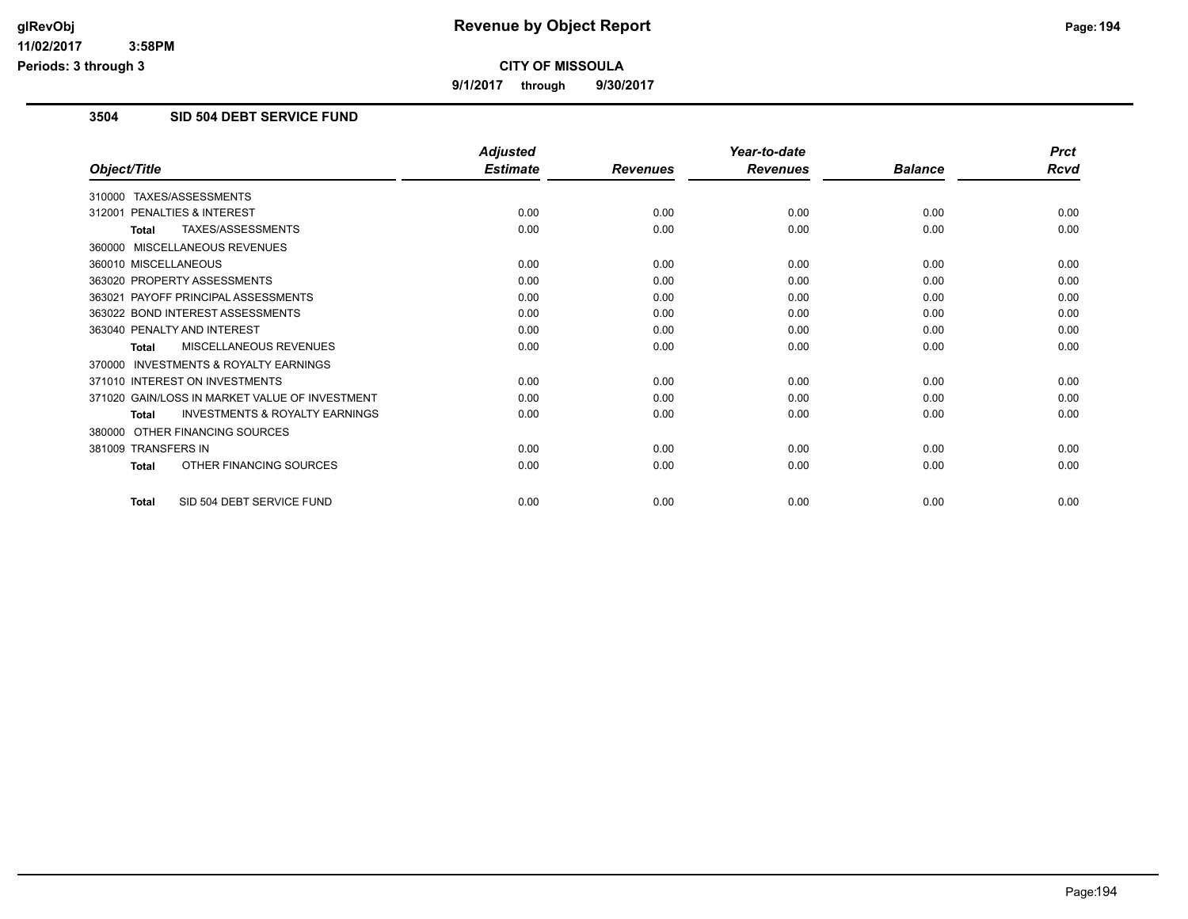# Revenue by Object Report

**CITY OF MISSOULA**

**9/1/2017 through 9/30/2017**

glRevObj
11/02/2017 3:58PM
Periods: 3 through 3

## 3504 SID 504 DEBT SERVICE FUND

| Object/Title | Adjusted Estimate | Revenues | Year-to-date Revenues | Balance | Prct Rcvd |
|---|---|---|---|---|---|
| 310000 TAXES/ASSESSMENTS | | | | | |
| 312001 PENALTIES & INTEREST | 0.00 | 0.00 | 0.00 | 0.00 | 0.00 |
| **Total** TAXES/ASSESSMENTS | 0.00 | 0.00 | 0.00 | 0.00 | 0.00 |
| 360000 MISCELLANEOUS REVENUES | | | | | |
| 360010 MISCELLANEOUS | 0.00 | 0.00 | 0.00 | 0.00 | 0.00 |
| 363020 PROPERTY ASSESSMENTS | 0.00 | 0.00 | 0.00 | 0.00 | 0.00 |
| 363021 PAYOFF PRINCIPAL ASSESSMENTS | 0.00 | 0.00 | 0.00 | 0.00 | 0.00 |
| 363022 BOND INTEREST ASSESSMENTS | 0.00 | 0.00 | 0.00 | 0.00 | 0.00 |
| 363040 PENALTY AND INTEREST | 0.00 | 0.00 | 0.00 | 0.00 | 0.00 |
| **Total** MISCELLANEOUS REVENUES | 0.00 | 0.00 | 0.00 | 0.00 | 0.00 |
| 370000 INVESTMENTS & ROYALTY EARNINGS | | | | | |
| 371010 INTEREST ON INVESTMENTS | 0.00 | 0.00 | 0.00 | 0.00 | 0.00 |
| 371020 GAIN/LOSS IN MARKET VALUE OF INVESTMENT | 0.00 | 0.00 | 0.00 | 0.00 | 0.00 |
| **Total** INVESTMENTS & ROYALTY EARNINGS | 0.00 | 0.00 | 0.00 | 0.00 | 0.00 |
| 380000 OTHER FINANCING SOURCES | | | | | |
| 381009 TRANSFERS IN | 0.00 | 0.00 | 0.00 | 0.00 | 0.00 |
| **Total** OTHER FINANCING SOURCES | 0.00 | 0.00 | 0.00 | 0.00 | 0.00 |
| **Total** SID 504 DEBT SERVICE FUND | 0.00 | 0.00 | 0.00 | 0.00 | 0.00 |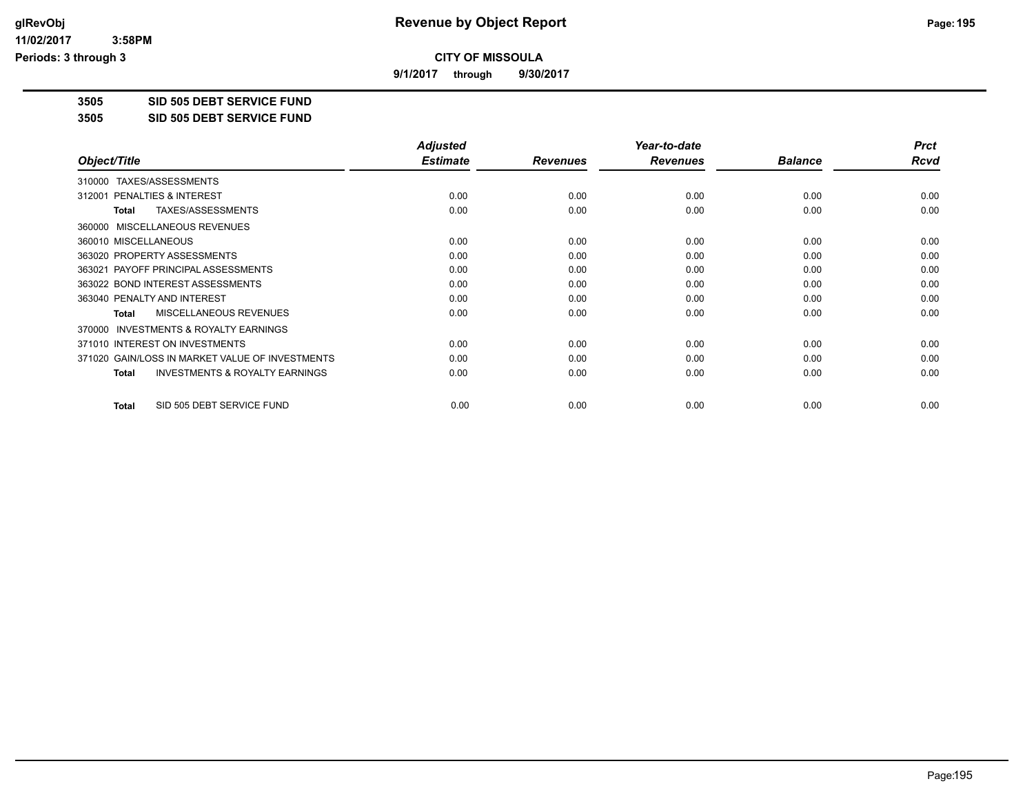# Revenue by Object Report

**CITY OF MISSOULA**

**9/1/2017 through 9/30/2017**

**3505 SID 505 DEBT SERVICE FUND**

**3505 SID 505 DEBT SERVICE FUND**

| Object/Title | Adjusted Estimate | Revenues | Year-to-date Revenues | Balance | Prct Rcvd |
|---|---|---|---|---|---|
| 310000 TAXES/ASSESSMENTS | | | | | |
| 312001 PENALTIES & INTEREST | 0.00 | 0.00 | 0.00 | 0.00 | 0.00 |
| **Total** TAXES/ASSESSMENTS | 0.00 | 0.00 | 0.00 | 0.00 | 0.00 |
| 360000 MISCELLANEOUS REVENUES | | | | | |
| 360010 MISCELLANEOUS | 0.00 | 0.00 | 0.00 | 0.00 | 0.00 |
| 363020 PROPERTY ASSESSMENTS | 0.00 | 0.00 | 0.00 | 0.00 | 0.00 |
| 363021 PAYOFF PRINCIPAL ASSESSMENTS | 0.00 | 0.00 | 0.00 | 0.00 | 0.00 |
| 363022 BOND INTEREST ASSESSMENTS | 0.00 | 0.00 | 0.00 | 0.00 | 0.00 |
| 363040 PENALTY AND INTEREST | 0.00 | 0.00 | 0.00 | 0.00 | 0.00 |
| **Total** MISCELLANEOUS REVENUES | 0.00 | 0.00 | 0.00 | 0.00 | 0.00 |
| 370000 INVESTMENTS & ROYALTY EARNINGS | | | | | |
| 371010 INTEREST ON INVESTMENTS | 0.00 | 0.00 | 0.00 | 0.00 | 0.00 |
| 371020 GAIN/LOSS IN MARKET VALUE OF INVESTMENTS | 0.00 | 0.00 | 0.00 | 0.00 | 0.00 |
| **Total** INVESTMENTS & ROYALTY EARNINGS | 0.00 | 0.00 | 0.00 | 0.00 | 0.00 |
| **Total** SID 505 DEBT SERVICE FUND | 0.00 | 0.00 | 0.00 | 0.00 | 0.00 |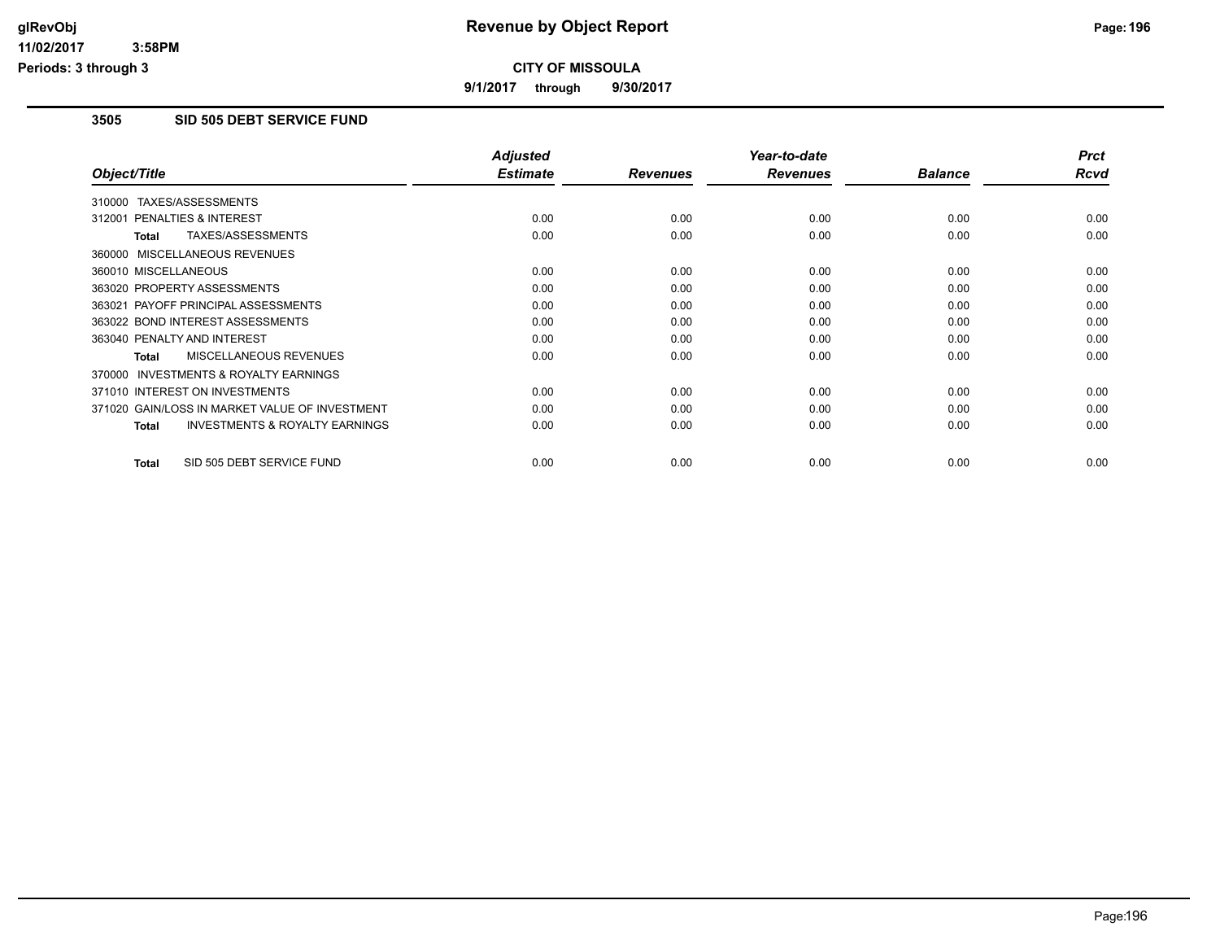**Revenue by Object Report**

**CITY OF MISSOULA**

**9/1/2017 through 9/30/2017**

glRevObj
11/02/2017 3:58PM
Periods: 3 through 3

## 3505 SID 505 DEBT SERVICE FUND

| Object/Title | Adjusted Estimate | Revenues | Year-to-date Revenues | Balance | Prct Rcvd |
|---|---|---|---|---|---|
| 310000 TAXES/ASSESSMENTS | | | | | |
| 312001 PENALTIES & INTEREST | 0.00 | 0.00 | 0.00 | 0.00 | 0.00 |
| **Total** TAXES/ASSESSMENTS | 0.00 | 0.00 | 0.00 | 0.00 | 0.00 |
| 360000 MISCELLANEOUS REVENUES | | | | | |
| 360010 MISCELLANEOUS | 0.00 | 0.00 | 0.00 | 0.00 | 0.00 |
| 363020 PROPERTY ASSESSMENTS | 0.00 | 0.00 | 0.00 | 0.00 | 0.00 |
| 363021 PAYOFF PRINCIPAL ASSESSMENTS | 0.00 | 0.00 | 0.00 | 0.00 | 0.00 |
| 363022 BOND INTEREST ASSESSMENTS | 0.00 | 0.00 | 0.00 | 0.00 | 0.00 |
| 363040 PENALTY AND INTEREST | 0.00 | 0.00 | 0.00 | 0.00 | 0.00 |
| **Total** MISCELLANEOUS REVENUES | 0.00 | 0.00 | 0.00 | 0.00 | 0.00 |
| 370000 INVESTMENTS & ROYALTY EARNINGS | | | | | |
| 371010 INTEREST ON INVESTMENTS | 0.00 | 0.00 | 0.00 | 0.00 | 0.00 |
| 371020 GAIN/LOSS IN MARKET VALUE OF INVESTMENT | 0.00 | 0.00 | 0.00 | 0.00 | 0.00 |
| **Total** INVESTMENTS & ROYALTY EARNINGS | 0.00 | 0.00 | 0.00 | 0.00 | 0.00 |
| **Total** SID 505 DEBT SERVICE FUND | 0.00 | 0.00 | 0.00 | 0.00 | 0.00 |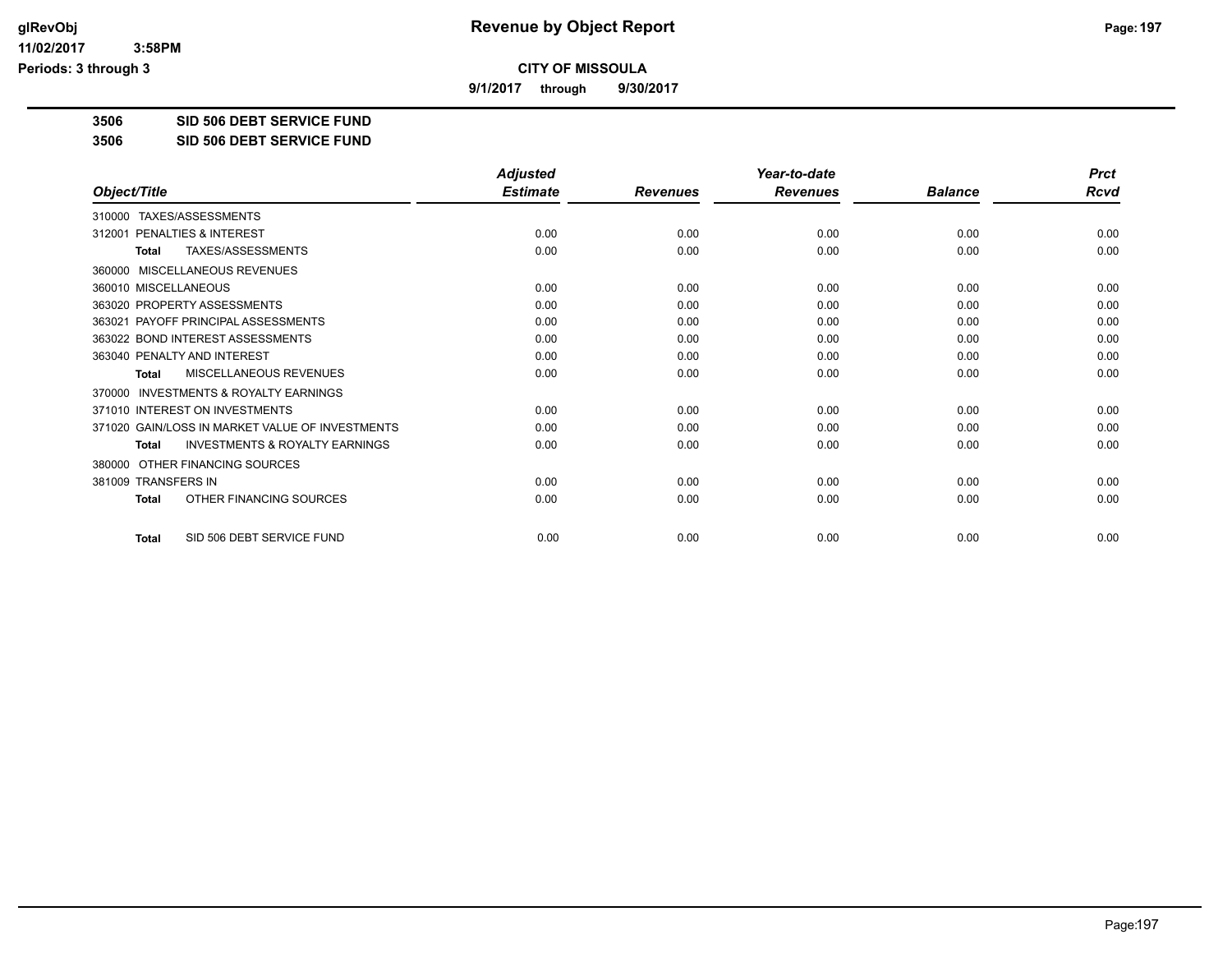**CITY OF MISSOULA**

**9/1/2017 through 9/30/2017**

**3506 SID 506 DEBT SERVICE FUND**

**3506 SID 506 DEBT SERVICE FUND**

| Object/Title | Adjusted Estimate | Revenues | Year-to-date Revenues | Balance | Prct Rcvd |
|---|---|---|---|---|---|
| 310000 TAXES/ASSESSMENTS | | | | | |
| 312001 PENALTIES & INTEREST | 0.00 | 0.00 | 0.00 | 0.00 | 0.00 |
| **Total** TAXES/ASSESSMENTS | 0.00 | 0.00 | 0.00 | 0.00 | 0.00 |
| 360000 MISCELLANEOUS REVENUES | | | | | |
| 360010 MISCELLANEOUS | 0.00 | 0.00 | 0.00 | 0.00 | 0.00 |
| 363020 PROPERTY ASSESSMENTS | 0.00 | 0.00 | 0.00 | 0.00 | 0.00 |
| 363021 PAYOFF PRINCIPAL ASSESSMENTS | 0.00 | 0.00 | 0.00 | 0.00 | 0.00 |
| 363022 BOND INTEREST ASSESSMENTS | 0.00 | 0.00 | 0.00 | 0.00 | 0.00 |
| 363040 PENALTY AND INTEREST | 0.00 | 0.00 | 0.00 | 0.00 | 0.00 |
| **Total** MISCELLANEOUS REVENUES | 0.00 | 0.00 | 0.00 | 0.00 | 0.00 |
| 370000 INVESTMENTS & ROYALTY EARNINGS | | | | | |
| 371010 INTEREST ON INVESTMENTS | 0.00 | 0.00 | 0.00 | 0.00 | 0.00 |
| 371020 GAIN/LOSS IN MARKET VALUE OF INVESTMENTS | 0.00 | 0.00 | 0.00 | 0.00 | 0.00 |
| **Total** INVESTMENTS & ROYALTY EARNINGS | 0.00 | 0.00 | 0.00 | 0.00 | 0.00 |
| 380000 OTHER FINANCING SOURCES | | | | | |
| 381009 TRANSFERS IN | 0.00 | 0.00 | 0.00 | 0.00 | 0.00 |
| **Total** OTHER FINANCING SOURCES | 0.00 | 0.00 | 0.00 | 0.00 | 0.00 |
| **Total** SID 506 DEBT SERVICE FUND | 0.00 | 0.00 | 0.00 | 0.00 | 0.00 |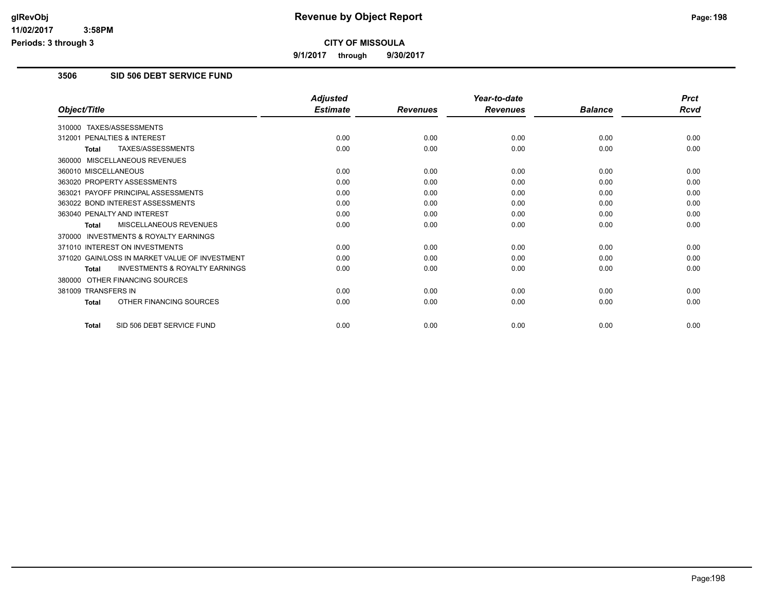# Revenue by Object Report

**CITY OF MISSOULA**

**9/1/2017 through 9/30/2017**

glRevObj
11/02/2017 3:58PM
Periods: 3 through 3

## 3506 SID 506 DEBT SERVICE FUND

| Object/Title | Adjusted Estimate | Revenues | Year-to-date Revenues | Balance | Prct Rcvd |
|---|---|---|---|---|---|
| 310000 TAXES/ASSESSMENTS | | | | | |
| 312001 PENALTIES & INTEREST | 0.00 | 0.00 | 0.00 | 0.00 | 0.00 |
| **Total** TAXES/ASSESSMENTS | 0.00 | 0.00 | 0.00 | 0.00 | 0.00 |
| 360000 MISCELLANEOUS REVENUES | | | | | |
| 360010 MISCELLANEOUS | 0.00 | 0.00 | 0.00 | 0.00 | 0.00 |
| 363020 PROPERTY ASSESSMENTS | 0.00 | 0.00 | 0.00 | 0.00 | 0.00 |
| 363021 PAYOFF PRINCIPAL ASSESSMENTS | 0.00 | 0.00 | 0.00 | 0.00 | 0.00 |
| 363022 BOND INTEREST ASSESSMENTS | 0.00 | 0.00 | 0.00 | 0.00 | 0.00 |
| 363040 PENALTY AND INTEREST | 0.00 | 0.00 | 0.00 | 0.00 | 0.00 |
| **Total** MISCELLANEOUS REVENUES | 0.00 | 0.00 | 0.00 | 0.00 | 0.00 |
| 370000 INVESTMENTS & ROYALTY EARNINGS | | | | | |
| 371010 INTEREST ON INVESTMENTS | 0.00 | 0.00 | 0.00 | 0.00 | 0.00 |
| 371020 GAIN/LOSS IN MARKET VALUE OF INVESTMENT | 0.00 | 0.00 | 0.00 | 0.00 | 0.00 |
| **Total** INVESTMENTS & ROYALTY EARNINGS | 0.00 | 0.00 | 0.00 | 0.00 | 0.00 |
| 380000 OTHER FINANCING SOURCES | | | | | |
| 381009 TRANSFERS IN | 0.00 | 0.00 | 0.00 | 0.00 | 0.00 |
| **Total** OTHER FINANCING SOURCES | 0.00 | 0.00 | 0.00 | 0.00 | 0.00 |
| **Total** SID 506 DEBT SERVICE FUND | 0.00 | 0.00 | 0.00 | 0.00 | 0.00 |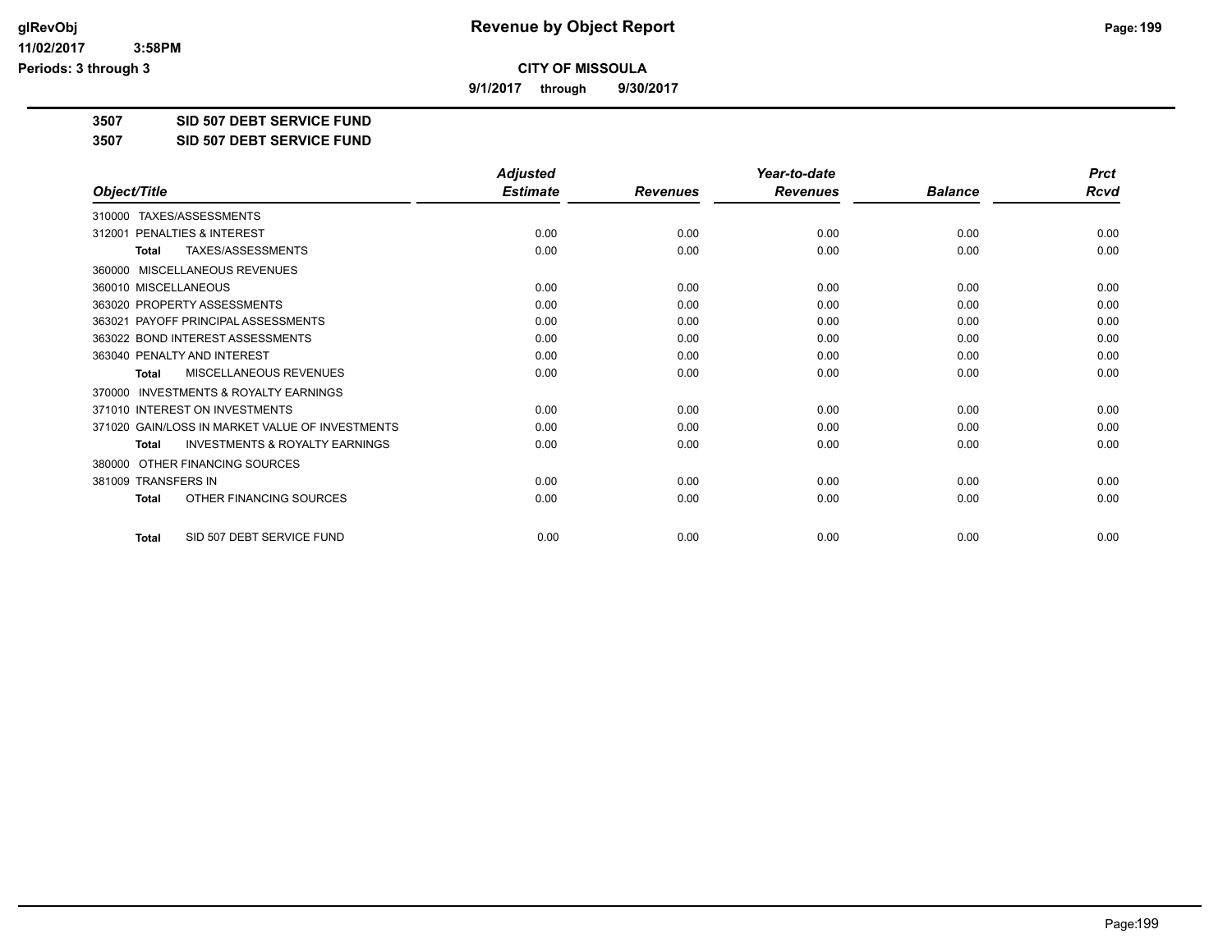**CITY OF MISSOULA**

**9/1/2017 through 9/30/2017**

**3507 SID 507 DEBT SERVICE FUND**

**3507 SID 507 DEBT SERVICE FUND**

| Object/Title | Adjusted Estimate | Revenues | Year-to-date Revenues | Balance | Prct Rcvd |
|---|---|---|---|---|---|
| 310000 TAXES/ASSESSMENTS | | | | | |
| 312001 PENALTIES & INTEREST | 0.00 | 0.00 | 0.00 | 0.00 | 0.00 |
| **Total** TAXES/ASSESSMENTS | 0.00 | 0.00 | 0.00 | 0.00 | 0.00 |
| 360000 MISCELLANEOUS REVENUES | | | | | |
| 360010 MISCELLANEOUS | 0.00 | 0.00 | 0.00 | 0.00 | 0.00 |
| 363020 PROPERTY ASSESSMENTS | 0.00 | 0.00 | 0.00 | 0.00 | 0.00 |
| 363021 PAYOFF PRINCIPAL ASSESSMENTS | 0.00 | 0.00 | 0.00 | 0.00 | 0.00 |
| 363022 BOND INTEREST ASSESSMENTS | 0.00 | 0.00 | 0.00 | 0.00 | 0.00 |
| 363040 PENALTY AND INTEREST | 0.00 | 0.00 | 0.00 | 0.00 | 0.00 |
| **Total** MISCELLANEOUS REVENUES | 0.00 | 0.00 | 0.00 | 0.00 | 0.00 |
| 370000 INVESTMENTS & ROYALTY EARNINGS | | | | | |
| 371010 INTEREST ON INVESTMENTS | 0.00 | 0.00 | 0.00 | 0.00 | 0.00 |
| 371020 GAIN/LOSS IN MARKET VALUE OF INVESTMENTS | 0.00 | 0.00 | 0.00 | 0.00 | 0.00 |
| **Total** INVESTMENTS & ROYALTY EARNINGS | 0.00 | 0.00 | 0.00 | 0.00 | 0.00 |
| 380000 OTHER FINANCING SOURCES | | | | | |
| 381009 TRANSFERS IN | 0.00 | 0.00 | 0.00 | 0.00 | 0.00 |
| **Total** OTHER FINANCING SOURCES | 0.00 | 0.00 | 0.00 | 0.00 | 0.00 |
| **Total** SID 507 DEBT SERVICE FUND | 0.00 | 0.00 | 0.00 | 0.00 | 0.00 |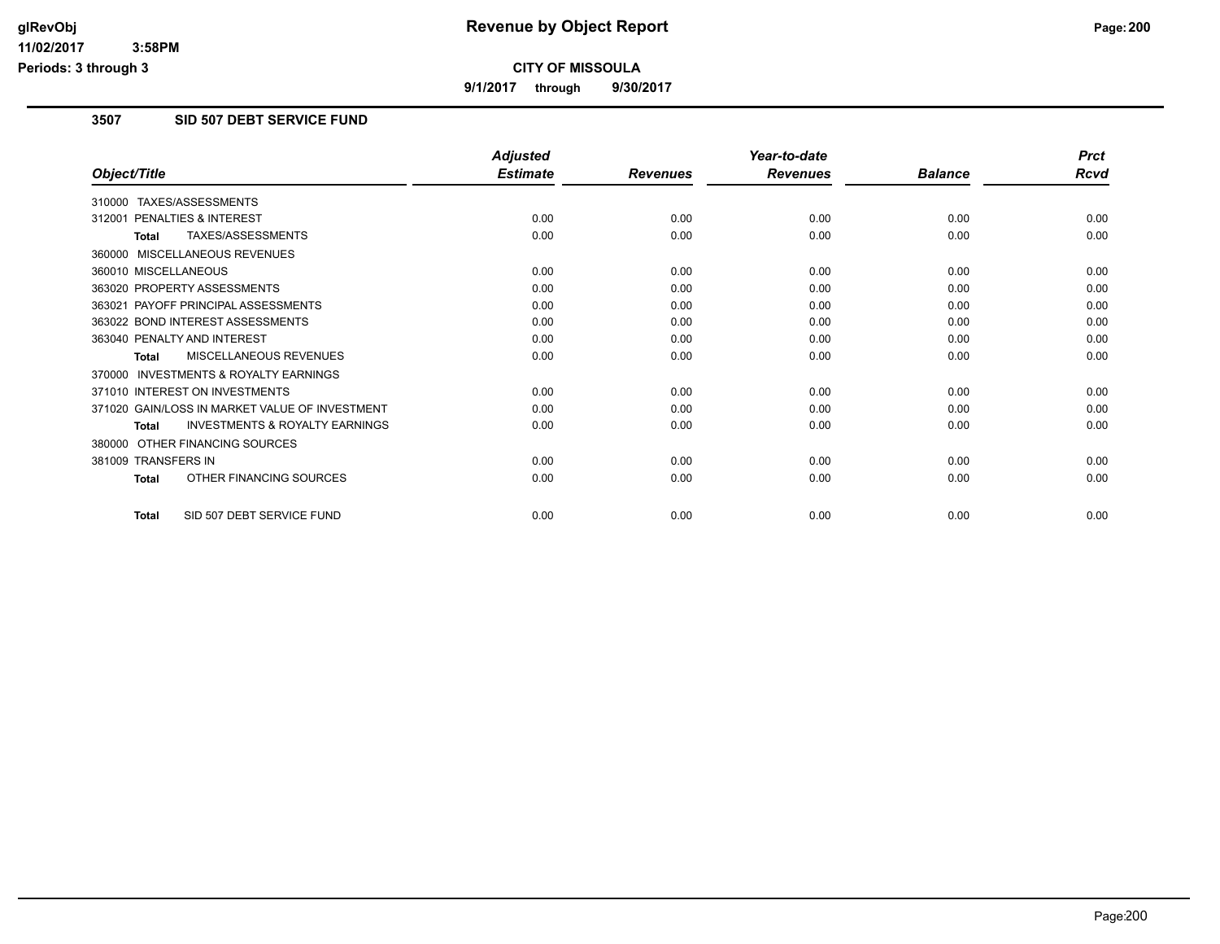# Revenue by Object Report

**CITY OF MISSOULA**

**9/1/2017 through 9/30/2017**

glRevObj
11/02/2017 3:58PM
Periods: 3 through 3

## 3507 SID 507 DEBT SERVICE FUND

| Object/Title | Adjusted Estimate | Revenues | Year-to-date Revenues | Balance | Prct Rcvd |
|---|---|---|---|---|---|
| 310000 TAXES/ASSESSMENTS | | | | | |
| 312001 PENALTIES & INTEREST | 0.00 | 0.00 | 0.00 | 0.00 | 0.00 |
| **Total** TAXES/ASSESSMENTS | 0.00 | 0.00 | 0.00 | 0.00 | 0.00 |
| 360000 MISCELLANEOUS REVENUES | | | | | |
| 360010 MISCELLANEOUS | 0.00 | 0.00 | 0.00 | 0.00 | 0.00 |
| 363020 PROPERTY ASSESSMENTS | 0.00 | 0.00 | 0.00 | 0.00 | 0.00 |
| 363021 PAYOFF PRINCIPAL ASSESSMENTS | 0.00 | 0.00 | 0.00 | 0.00 | 0.00 |
| 363022 BOND INTEREST ASSESSMENTS | 0.00 | 0.00 | 0.00 | 0.00 | 0.00 |
| 363040 PENALTY AND INTEREST | 0.00 | 0.00 | 0.00 | 0.00 | 0.00 |
| **Total** MISCELLANEOUS REVENUES | 0.00 | 0.00 | 0.00 | 0.00 | 0.00 |
| 370000 INVESTMENTS & ROYALTY EARNINGS | | | | | |
| 371010 INTEREST ON INVESTMENTS | 0.00 | 0.00 | 0.00 | 0.00 | 0.00 |
| 371020 GAIN/LOSS IN MARKET VALUE OF INVESTMENT | 0.00 | 0.00 | 0.00 | 0.00 | 0.00 |
| **Total** INVESTMENTS & ROYALTY EARNINGS | 0.00 | 0.00 | 0.00 | 0.00 | 0.00 |
| 380000 OTHER FINANCING SOURCES | | | | | |
| 381009 TRANSFERS IN | 0.00 | 0.00 | 0.00 | 0.00 | 0.00 |
| **Total** OTHER FINANCING SOURCES | 0.00 | 0.00 | 0.00 | 0.00 | 0.00 |
| **Total** SID 507 DEBT SERVICE FUND | 0.00 | 0.00 | 0.00 | 0.00 | 0.00 |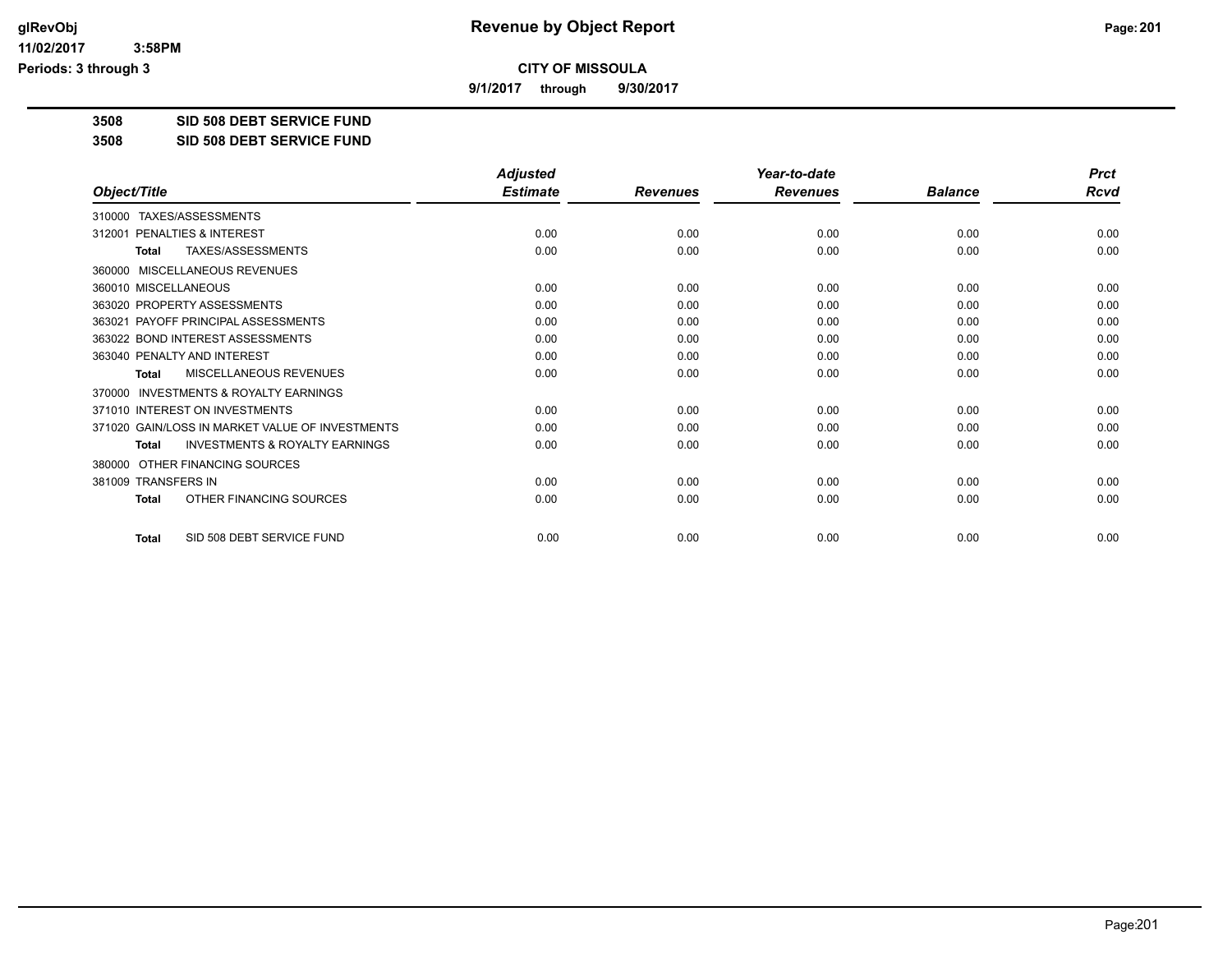# Revenue by Object Report

**CITY OF MISSOULA**

**9/1/2017 through 9/30/2017**

glRevObj
11/02/2017 3:58PM
Periods: 3 through 3

**3508 SID 508 DEBT SERVICE FUND**

**3508 SID 508 DEBT SERVICE FUND**

| Object/Title | Adjusted Estimate | Revenues | Year-to-date Revenues | Balance | Prct Rcvd |
|---|---|---|---|---|---|
| 310000 TAXES/ASSESSMENTS | | | | | |
| 312001 PENALTIES & INTEREST | 0.00 | 0.00 | 0.00 | 0.00 | 0.00 |
| **Total** TAXES/ASSESSMENTS | 0.00 | 0.00 | 0.00 | 0.00 | 0.00 |
| 360000 MISCELLANEOUS REVENUES | | | | | |
| 360010 MISCELLANEOUS | 0.00 | 0.00 | 0.00 | 0.00 | 0.00 |
| 363020 PROPERTY ASSESSMENTS | 0.00 | 0.00 | 0.00 | 0.00 | 0.00 |
| 363021 PAYOFF PRINCIPAL ASSESSMENTS | 0.00 | 0.00 | 0.00 | 0.00 | 0.00 |
| 363022 BOND INTEREST ASSESSMENTS | 0.00 | 0.00 | 0.00 | 0.00 | 0.00 |
| 363040 PENALTY AND INTEREST | 0.00 | 0.00 | 0.00 | 0.00 | 0.00 |
| **Total** MISCELLANEOUS REVENUES | 0.00 | 0.00 | 0.00 | 0.00 | 0.00 |
| 370000 INVESTMENTS & ROYALTY EARNINGS | | | | | |
| 371010 INTEREST ON INVESTMENTS | 0.00 | 0.00 | 0.00 | 0.00 | 0.00 |
| 371020 GAIN/LOSS IN MARKET VALUE OF INVESTMENTS | 0.00 | 0.00 | 0.00 | 0.00 | 0.00 |
| **Total** INVESTMENTS & ROYALTY EARNINGS | 0.00 | 0.00 | 0.00 | 0.00 | 0.00 |
| 380000 OTHER FINANCING SOURCES | | | | | |
| 381009 TRANSFERS IN | 0.00 | 0.00 | 0.00 | 0.00 | 0.00 |
| **Total** OTHER FINANCING SOURCES | 0.00 | 0.00 | 0.00 | 0.00 | 0.00 |
| **Total** SID 508 DEBT SERVICE FUND | 0.00 | 0.00 | 0.00 | 0.00 | 0.00 |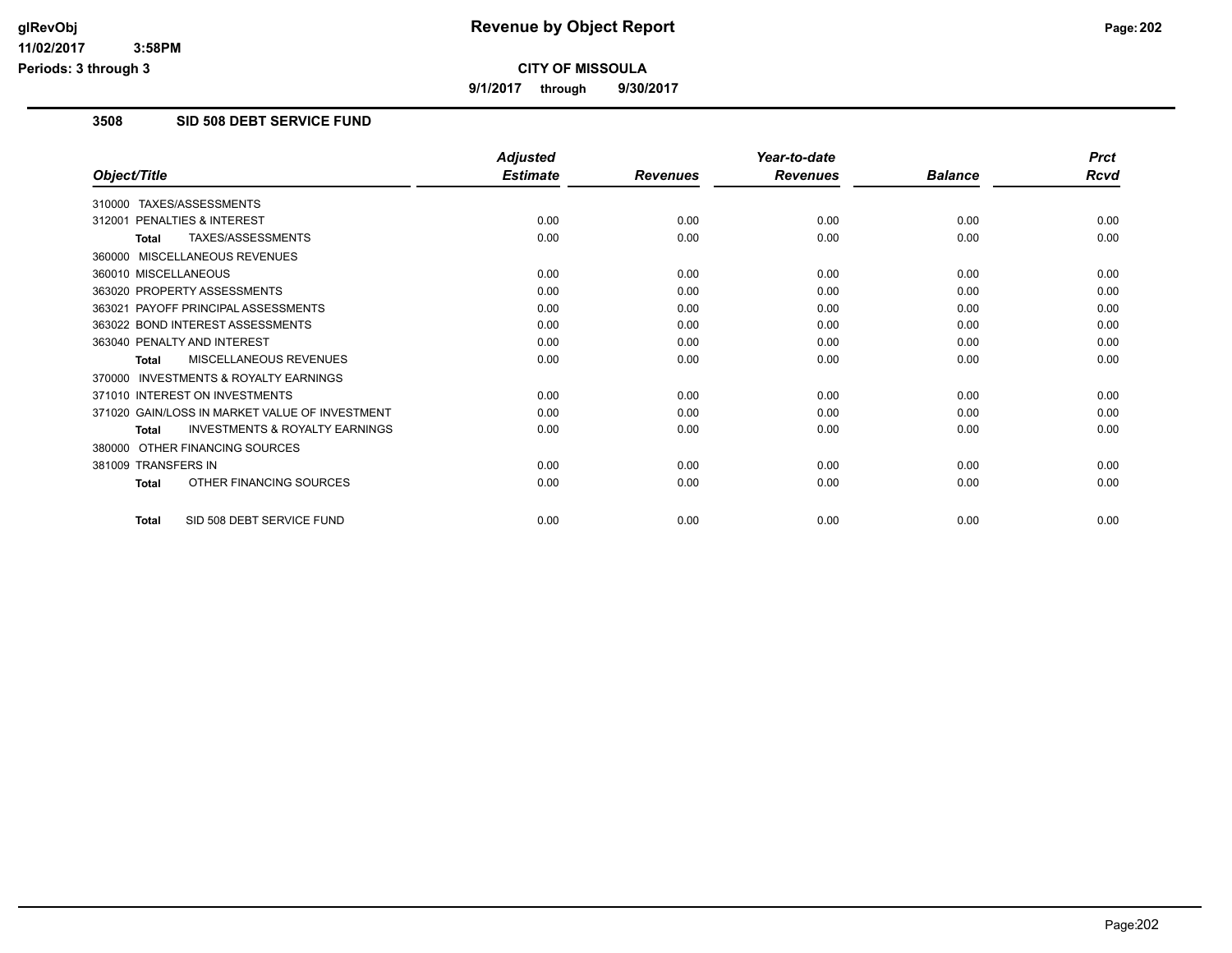# Revenue by Object Report

**CITY OF MISSOULA**

**9/1/2017 through 9/30/2017**

## 3508 SID 508 DEBT SERVICE FUND

| Object/Title | Adjusted Estimate | Revenues | Year-to-date Revenues | Balance | Prct Rcvd |
|---|---|---|---|---|---|
| 310000 TAXES/ASSESSMENTS | | | | | |
| 312001 PENALTIES & INTEREST | 0.00 | 0.00 | 0.00 | 0.00 | 0.00 |
| **Total** TAXES/ASSESSMENTS | 0.00 | 0.00 | 0.00 | 0.00 | 0.00 |
| 360000 MISCELLANEOUS REVENUES | | | | | |
| 360010 MISCELLANEOUS | 0.00 | 0.00 | 0.00 | 0.00 | 0.00 |
| 363020 PROPERTY ASSESSMENTS | 0.00 | 0.00 | 0.00 | 0.00 | 0.00 |
| 363021 PAYOFF PRINCIPAL ASSESSMENTS | 0.00 | 0.00 | 0.00 | 0.00 | 0.00 |
| 363022 BOND INTEREST ASSESSMENTS | 0.00 | 0.00 | 0.00 | 0.00 | 0.00 |
| 363040 PENALTY AND INTEREST | 0.00 | 0.00 | 0.00 | 0.00 | 0.00 |
| **Total** MISCELLANEOUS REVENUES | 0.00 | 0.00 | 0.00 | 0.00 | 0.00 |
| 370000 INVESTMENTS & ROYALTY EARNINGS | | | | | |
| 371010 INTEREST ON INVESTMENTS | 0.00 | 0.00 | 0.00 | 0.00 | 0.00 |
| 371020 GAIN/LOSS IN MARKET VALUE OF INVESTMENT | 0.00 | 0.00 | 0.00 | 0.00 | 0.00 |
| **Total** INVESTMENTS & ROYALTY EARNINGS | 0.00 | 0.00 | 0.00 | 0.00 | 0.00 |
| 380000 OTHER FINANCING SOURCES | | | | | |
| 381009 TRANSFERS IN | 0.00 | 0.00 | 0.00 | 0.00 | 0.00 |
| **Total** OTHER FINANCING SOURCES | 0.00 | 0.00 | 0.00 | 0.00 | 0.00 |
| **Total** SID 508 DEBT SERVICE FUND | 0.00 | 0.00 | 0.00 | 0.00 | 0.00 |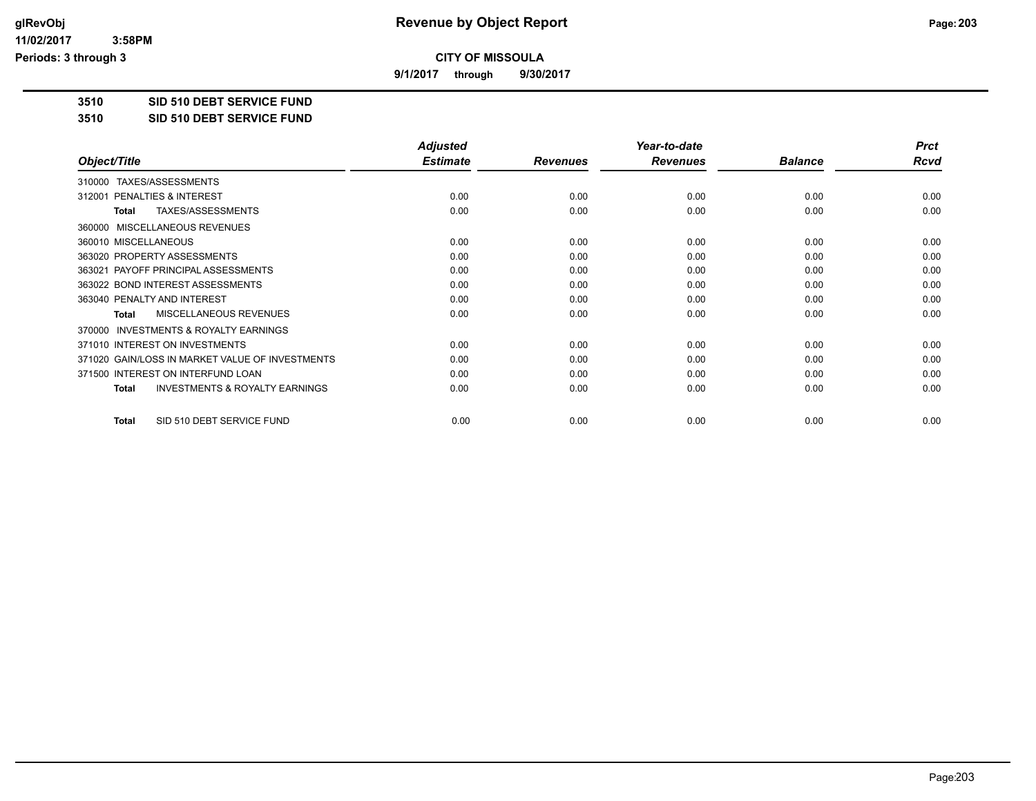**Revenue by Object Report**

**CITY OF MISSOULA**

**9/1/2017 through 9/30/2017**

**3510 SID 510 DEBT SERVICE FUND**

**3510 SID 510 DEBT SERVICE FUND**

| Object/Title | Adjusted Estimate | Revenues | Year-to-date Revenues | Balance | Prct Rcvd |
|---|---|---|---|---|---|
| 310000 TAXES/ASSESSMENTS | | | | | |
| 312001 PENALTIES & INTEREST | 0.00 | 0.00 | 0.00 | 0.00 | 0.00 |
| **Total** TAXES/ASSESSMENTS | 0.00 | 0.00 | 0.00 | 0.00 | 0.00 |
| 360000 MISCELLANEOUS REVENUES | | | | | |
| 360010 MISCELLANEOUS | 0.00 | 0.00 | 0.00 | 0.00 | 0.00 |
| 363020 PROPERTY ASSESSMENTS | 0.00 | 0.00 | 0.00 | 0.00 | 0.00 |
| 363021 PAYOFF PRINCIPAL ASSESSMENTS | 0.00 | 0.00 | 0.00 | 0.00 | 0.00 |
| 363022 BOND INTEREST ASSESSMENTS | 0.00 | 0.00 | 0.00 | 0.00 | 0.00 |
| 363040 PENALTY AND INTEREST | 0.00 | 0.00 | 0.00 | 0.00 | 0.00 |
| **Total** MISCELLANEOUS REVENUES | 0.00 | 0.00 | 0.00 | 0.00 | 0.00 |
| 370000 INVESTMENTS & ROYALTY EARNINGS | | | | | |
| 371010 INTEREST ON INVESTMENTS | 0.00 | 0.00 | 0.00 | 0.00 | 0.00 |
| 371020 GAIN/LOSS IN MARKET VALUE OF INVESTMENTS | 0.00 | 0.00 | 0.00 | 0.00 | 0.00 |
| 371500 INTEREST ON INTERFUND LOAN | 0.00 | 0.00 | 0.00 | 0.00 | 0.00 |
| **Total** INVESTMENTS & ROYALTY EARNINGS | 0.00 | 0.00 | 0.00 | 0.00 | 0.00 |
| **Total** SID 510 DEBT SERVICE FUND | 0.00 | 0.00 | 0.00 | 0.00 | 0.00 |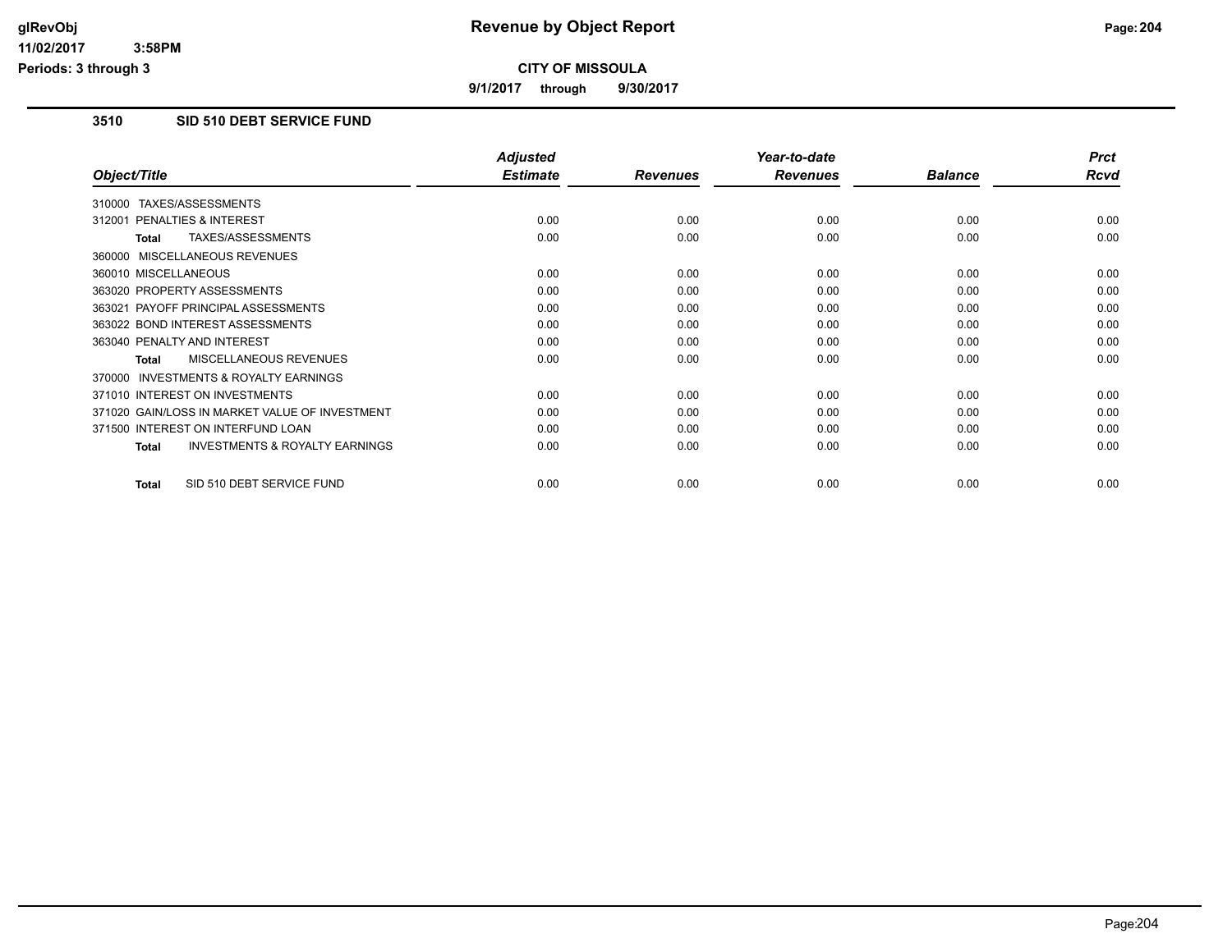**Revenue by Object Report**

**CITY OF MISSOULA**

**9/1/2017 through 9/30/2017**

glRevObj
11/02/2017 3:58PM
Periods: 3 through 3

## 3510 SID 510 DEBT SERVICE FUND

| Object/Title | Adjusted Estimate | Revenues | Year-to-date Revenues | Balance | Prct Rcvd |
|---|---|---|---|---|---|
| 310000 TAXES/ASSESSMENTS | | | | | |
| 312001 PENALTIES & INTEREST | 0.00 | 0.00 | 0.00 | 0.00 | 0.00 |
| **Total** TAXES/ASSESSMENTS | 0.00 | 0.00 | 0.00 | 0.00 | 0.00 |
| 360000 MISCELLANEOUS REVENUES | | | | | |
| 360010 MISCELLANEOUS | 0.00 | 0.00 | 0.00 | 0.00 | 0.00 |
| 363020 PROPERTY ASSESSMENTS | 0.00 | 0.00 | 0.00 | 0.00 | 0.00 |
| 363021 PAYOFF PRINCIPAL ASSESSMENTS | 0.00 | 0.00 | 0.00 | 0.00 | 0.00 |
| 363022 BOND INTEREST ASSESSMENTS | 0.00 | 0.00 | 0.00 | 0.00 | 0.00 |
| 363040 PENALTY AND INTEREST | 0.00 | 0.00 | 0.00 | 0.00 | 0.00 |
| **Total** MISCELLANEOUS REVENUES | 0.00 | 0.00 | 0.00 | 0.00 | 0.00 |
| 370000 INVESTMENTS & ROYALTY EARNINGS | | | | | |
| 371010 INTEREST ON INVESTMENTS | 0.00 | 0.00 | 0.00 | 0.00 | 0.00 |
| 371020 GAIN/LOSS IN MARKET VALUE OF INVESTMENT | 0.00 | 0.00 | 0.00 | 0.00 | 0.00 |
| 371500 INTEREST ON INTERFUND LOAN | 0.00 | 0.00 | 0.00 | 0.00 | 0.00 |
| **Total** INVESTMENTS & ROYALTY EARNINGS | 0.00 | 0.00 | 0.00 | 0.00 | 0.00 |
| **Total** SID 510 DEBT SERVICE FUND | 0.00 | 0.00 | 0.00 | 0.00 | 0.00 |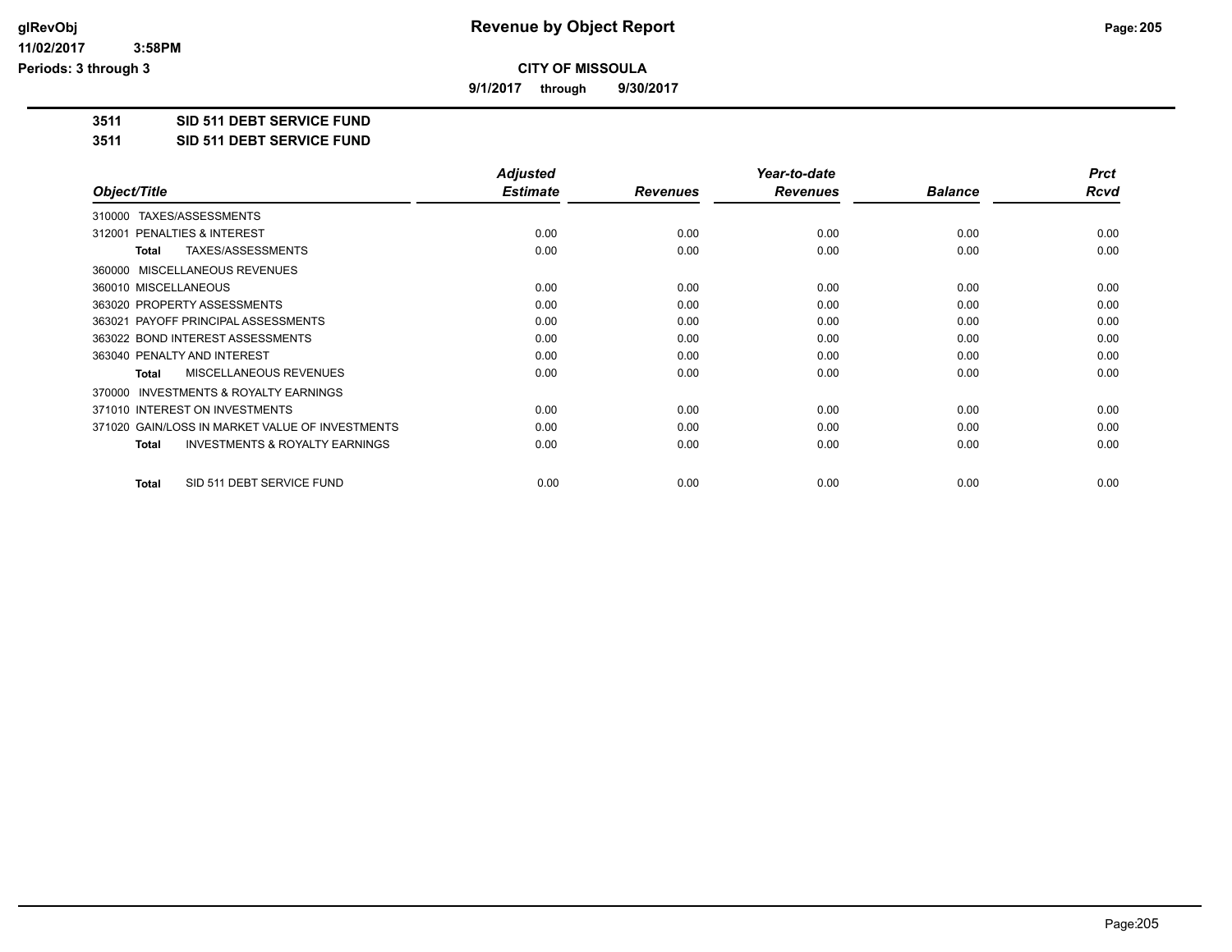# CITY OF MISSOULA

**9/1/2017 through 9/30/2017**

**3511 SID 511 DEBT SERVICE FUND**

**3511 SID 511 DEBT SERVICE FUND**

| Object/Title | Adjusted Estimate | Revenues | Year-to-date Revenues | Balance | Prct Rcvd |
|---|---|---|---|---|---|
| 310000 TAXES/ASSESSMENTS | | | | | |
| 312001 PENALTIES & INTEREST | 0.00 | 0.00 | 0.00 | 0.00 | 0.00 |
| **Total** TAXES/ASSESSMENTS | 0.00 | 0.00 | 0.00 | 0.00 | 0.00 |
| 360000 MISCELLANEOUS REVENUES | | | | | |
| 360010 MISCELLANEOUS | 0.00 | 0.00 | 0.00 | 0.00 | 0.00 |
| 363020 PROPERTY ASSESSMENTS | 0.00 | 0.00 | 0.00 | 0.00 | 0.00 |
| 363021 PAYOFF PRINCIPAL ASSESSMENTS | 0.00 | 0.00 | 0.00 | 0.00 | 0.00 |
| 363022 BOND INTEREST ASSESSMENTS | 0.00 | 0.00 | 0.00 | 0.00 | 0.00 |
| 363040 PENALTY AND INTEREST | 0.00 | 0.00 | 0.00 | 0.00 | 0.00 |
| **Total** MISCELLANEOUS REVENUES | 0.00 | 0.00 | 0.00 | 0.00 | 0.00 |
| 370000 INVESTMENTS & ROYALTY EARNINGS | | | | | |
| 371010 INTEREST ON INVESTMENTS | 0.00 | 0.00 | 0.00 | 0.00 | 0.00 |
| 371020 GAIN/LOSS IN MARKET VALUE OF INVESTMENTS | 0.00 | 0.00 | 0.00 | 0.00 | 0.00 |
| **Total** INVESTMENTS & ROYALTY EARNINGS | 0.00 | 0.00 | 0.00 | 0.00 | 0.00 |
| **Total** SID 511 DEBT SERVICE FUND | 0.00 | 0.00 | 0.00 | 0.00 | 0.00 |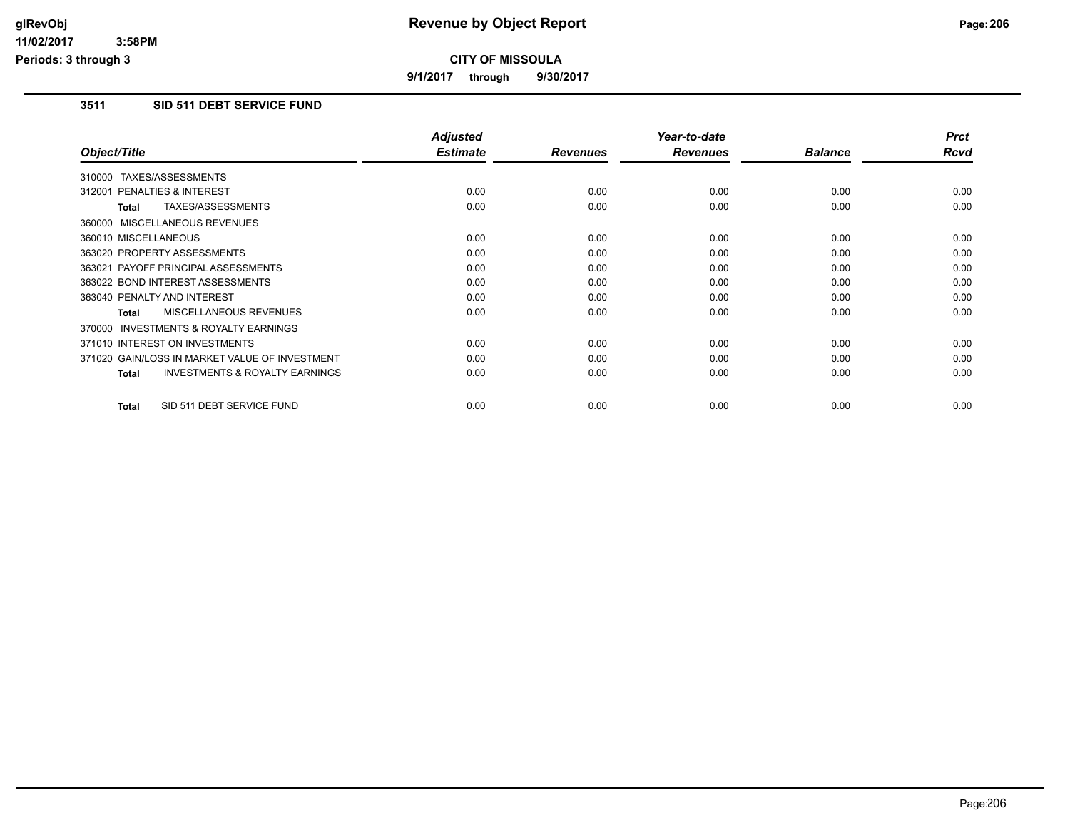# Revenue by Object Report

**CITY OF MISSOULA**

**9/1/2017 through 9/30/2017**

glRevObj
11/02/2017 3:58PM
Periods: 3 through 3

## 3511 SID 511 DEBT SERVICE FUND

| Object/Title | Adjusted Estimate | Revenues | Year-to-date Revenues | Balance | Prct Rcvd |
|---|---|---|---|---|---|
| 310000 TAXES/ASSESSMENTS | | | | | |
| 312001 PENALTIES & INTEREST | 0.00 | 0.00 | 0.00 | 0.00 | 0.00 |
| **Total** TAXES/ASSESSMENTS | 0.00 | 0.00 | 0.00 | 0.00 | 0.00 |
| 360000 MISCELLANEOUS REVENUES | | | | | |
| 360010 MISCELLANEOUS | 0.00 | 0.00 | 0.00 | 0.00 | 0.00 |
| 363020 PROPERTY ASSESSMENTS | 0.00 | 0.00 | 0.00 | 0.00 | 0.00 |
| 363021 PAYOFF PRINCIPAL ASSESSMENTS | 0.00 | 0.00 | 0.00 | 0.00 | 0.00 |
| 363022 BOND INTEREST ASSESSMENTS | 0.00 | 0.00 | 0.00 | 0.00 | 0.00 |
| 363040 PENALTY AND INTEREST | 0.00 | 0.00 | 0.00 | 0.00 | 0.00 |
| **Total** MISCELLANEOUS REVENUES | 0.00 | 0.00 | 0.00 | 0.00 | 0.00 |
| 370000 INVESTMENTS & ROYALTY EARNINGS | | | | | |
| 371010 INTEREST ON INVESTMENTS | 0.00 | 0.00 | 0.00 | 0.00 | 0.00 |
| 371020 GAIN/LOSS IN MARKET VALUE OF INVESTMENT | 0.00 | 0.00 | 0.00 | 0.00 | 0.00 |
| **Total** INVESTMENTS & ROYALTY EARNINGS | 0.00 | 0.00 | 0.00 | 0.00 | 0.00 |
| **Total** SID 511 DEBT SERVICE FUND | 0.00 | 0.00 | 0.00 | 0.00 | 0.00 |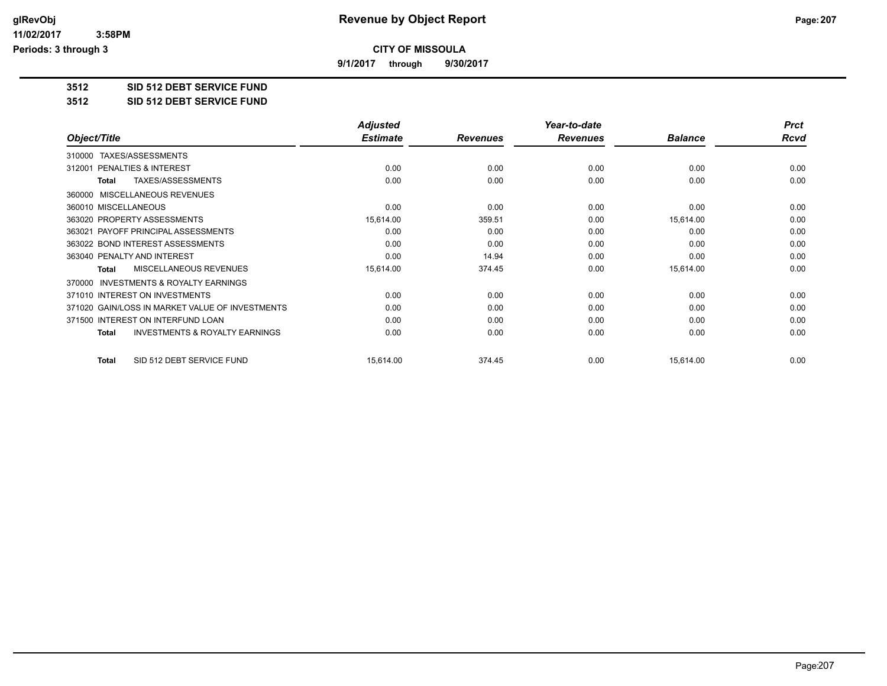# Revenue by Object Report

**CITY OF MISSOULA**

**9/1/2017 through 9/30/2017**

glRevObj
11/02/2017 3:58PM
Periods: 3 through 3

**3512 SID 512 DEBT SERVICE FUND**

**3512 SID 512 DEBT SERVICE FUND**

| Object/Title | Adjusted Estimate | Revenues | Year-to-date Revenues | Balance | Prct Rcvd |
|---|---|---|---|---|---|
| 310000 TAXES/ASSESSMENTS | | | | | |
| 312001 PENALTIES & INTEREST | 0.00 | 0.00 | 0.00 | 0.00 | 0.00 |
| **Total** TAXES/ASSESSMENTS | 0.00 | 0.00 | 0.00 | 0.00 | 0.00 |
| 360000 MISCELLANEOUS REVENUES | | | | | |
| 360010 MISCELLANEOUS | 0.00 | 0.00 | 0.00 | 0.00 | 0.00 |
| 363020 PROPERTY ASSESSMENTS | 15,614.00 | 359.51 | 0.00 | 15,614.00 | 0.00 |
| 363021 PAYOFF PRINCIPAL ASSESSMENTS | 0.00 | 0.00 | 0.00 | 0.00 | 0.00 |
| 363022 BOND INTEREST ASSESSMENTS | 0.00 | 0.00 | 0.00 | 0.00 | 0.00 |
| 363040 PENALTY AND INTEREST | 0.00 | 14.94 | 0.00 | 0.00 | 0.00 |
| **Total** MISCELLANEOUS REVENUES | 15,614.00 | 374.45 | 0.00 | 15,614.00 | 0.00 |
| 370000 INVESTMENTS & ROYALTY EARNINGS | | | | | |
| 371010 INTEREST ON INVESTMENTS | 0.00 | 0.00 | 0.00 | 0.00 | 0.00 |
| 371020 GAIN/LOSS IN MARKET VALUE OF INVESTMENTS | 0.00 | 0.00 | 0.00 | 0.00 | 0.00 |
| 371500 INTEREST ON INTERFUND LOAN | 0.00 | 0.00 | 0.00 | 0.00 | 0.00 |
| **Total** INVESTMENTS & ROYALTY EARNINGS | 0.00 | 0.00 | 0.00 | 0.00 | 0.00 |
| **Total** SID 512 DEBT SERVICE FUND | 15,614.00 | 374.45 | 0.00 | 15,614.00 | 0.00 |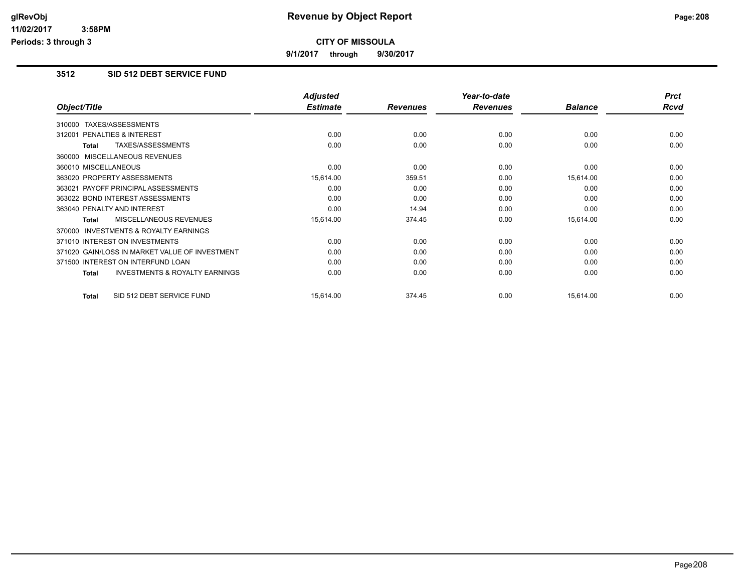**CITY OF MISSOULA**

**9/1/2017 through 9/30/2017**

## 3512 SID 512 DEBT SERVICE FUND

| Object/Title | Adjusted Estimate | Revenues | Year-to-date Revenues | Balance | Prct Rcvd |
|---|---|---|---|---|---|
| 310000 TAXES/ASSESSMENTS | | | | | |
| 312001 PENALTIES & INTEREST | 0.00 | 0.00 | 0.00 | 0.00 | 0.00 |
| **Total** TAXES/ASSESSMENTS | 0.00 | 0.00 | 0.00 | 0.00 | 0.00 |
| 360000 MISCELLANEOUS REVENUES | | | | | |
| 360010 MISCELLANEOUS | 0.00 | 0.00 | 0.00 | 0.00 | 0.00 |
| 363020 PROPERTY ASSESSMENTS | 15,614.00 | 359.51 | 0.00 | 15,614.00 | 0.00 |
| 363021 PAYOFF PRINCIPAL ASSESSMENTS | 0.00 | 0.00 | 0.00 | 0.00 | 0.00 |
| 363022 BOND INTEREST ASSESSMENTS | 0.00 | 0.00 | 0.00 | 0.00 | 0.00 |
| 363040 PENALTY AND INTEREST | 0.00 | 14.94 | 0.00 | 0.00 | 0.00 |
| **Total** MISCELLANEOUS REVENUES | 15,614.00 | 374.45 | 0.00 | 15,614.00 | 0.00 |
| 370000 INVESTMENTS & ROYALTY EARNINGS | | | | | |
| 371010 INTEREST ON INVESTMENTS | 0.00 | 0.00 | 0.00 | 0.00 | 0.00 |
| 371020 GAIN/LOSS IN MARKET VALUE OF INVESTMENT | 0.00 | 0.00 | 0.00 | 0.00 | 0.00 |
| 371500 INTEREST ON INTERFUND LOAN | 0.00 | 0.00 | 0.00 | 0.00 | 0.00 |
| **Total** INVESTMENTS & ROYALTY EARNINGS | 0.00 | 0.00 | 0.00 | 0.00 | 0.00 |
| **Total** SID 512 DEBT SERVICE FUND | 15,614.00 | 374.45 | 0.00 | 15,614.00 | 0.00 |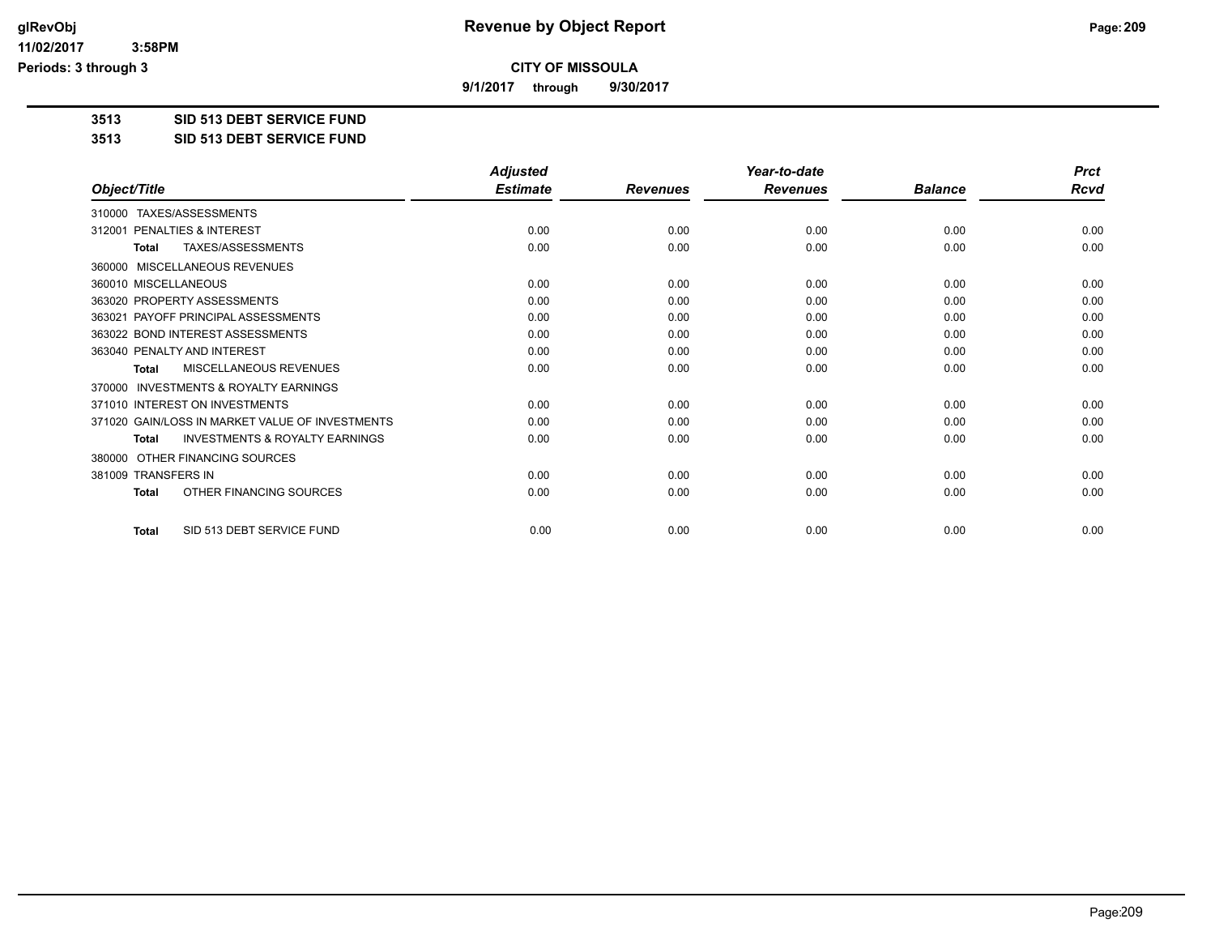# Revenue by Object Report

**CITY OF MISSOULA**

**9/1/2017 through 9/30/2017**

glRevObj
11/02/2017 3:58PM
Periods: 3 through 3

**3513 SID 513 DEBT SERVICE FUND**

**3513 SID 513 DEBT SERVICE FUND**

| Object/Title | Adjusted Estimate | Revenues | Year-to-date Revenues | Balance | Prct Rcvd |
|---|---|---|---|---|---|
| 310000 TAXES/ASSESSMENTS | | | | | |
| 312001 PENALTIES & INTEREST | 0.00 | 0.00 | 0.00 | 0.00 | 0.00 |
| **Total** TAXES/ASSESSMENTS | 0.00 | 0.00 | 0.00 | 0.00 | 0.00 |
| 360000 MISCELLANEOUS REVENUES | | | | | |
| 360010 MISCELLANEOUS | 0.00 | 0.00 | 0.00 | 0.00 | 0.00 |
| 363020 PROPERTY ASSESSMENTS | 0.00 | 0.00 | 0.00 | 0.00 | 0.00 |
| 363021 PAYOFF PRINCIPAL ASSESSMENTS | 0.00 | 0.00 | 0.00 | 0.00 | 0.00 |
| 363022 BOND INTEREST ASSESSMENTS | 0.00 | 0.00 | 0.00 | 0.00 | 0.00 |
| 363040 PENALTY AND INTEREST | 0.00 | 0.00 | 0.00 | 0.00 | 0.00 |
| **Total** MISCELLANEOUS REVENUES | 0.00 | 0.00 | 0.00 | 0.00 | 0.00 |
| 370000 INVESTMENTS & ROYALTY EARNINGS | | | | | |
| 371010 INTEREST ON INVESTMENTS | 0.00 | 0.00 | 0.00 | 0.00 | 0.00 |
| 371020 GAIN/LOSS IN MARKET VALUE OF INVESTMENTS | 0.00 | 0.00 | 0.00 | 0.00 | 0.00 |
| **Total** INVESTMENTS & ROYALTY EARNINGS | 0.00 | 0.00 | 0.00 | 0.00 | 0.00 |
| 380000 OTHER FINANCING SOURCES | | | | | |
| 381009 TRANSFERS IN | 0.00 | 0.00 | 0.00 | 0.00 | 0.00 |
| **Total** OTHER FINANCING SOURCES | 0.00 | 0.00 | 0.00 | 0.00 | 0.00 |
| **Total** SID 513 DEBT SERVICE FUND | 0.00 | 0.00 | 0.00 | 0.00 | 0.00 |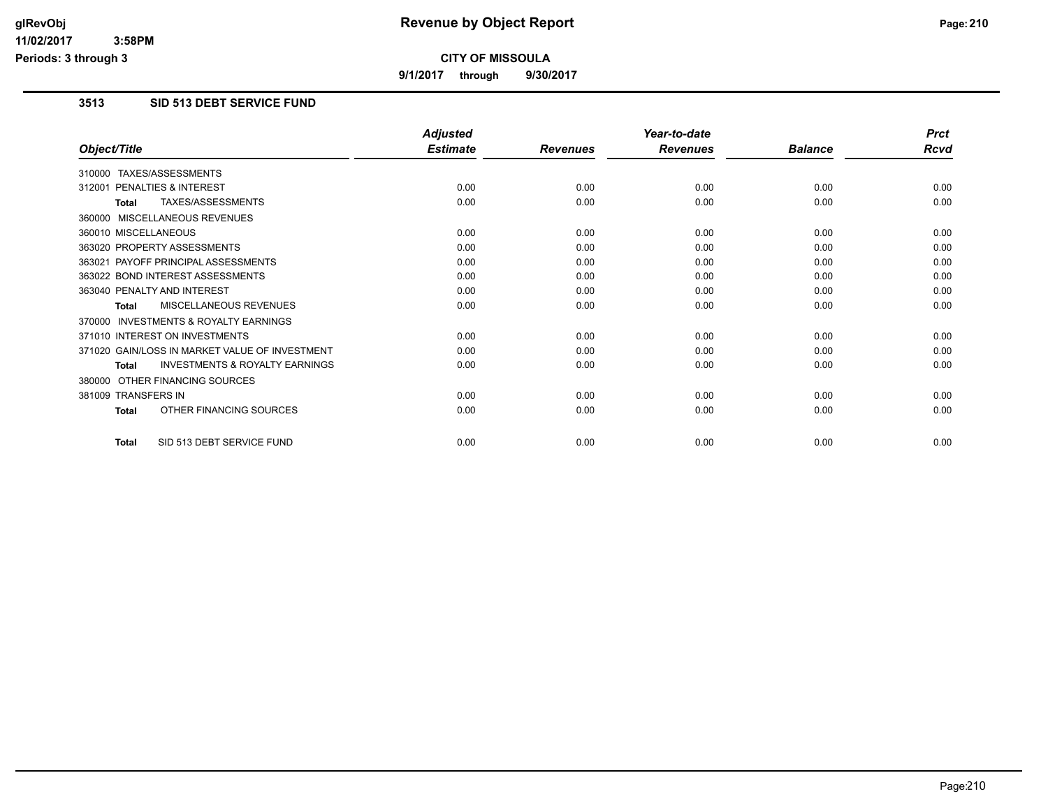# Revenue by Object Report

**CITY OF MISSOULA**

**9/1/2017 through 9/30/2017**

glRevObj
11/02/2017 3:58PM
Periods: 3 through 3

## 3513 SID 513 DEBT SERVICE FUND

| Object/Title | Adjusted Estimate | Revenues | Year-to-date Revenues | Balance | Prct Rcvd |
|---|---|---|---|---|---|
| 310000 TAXES/ASSESSMENTS | | | | | |
| 312001 PENALTIES & INTEREST | 0.00 | 0.00 | 0.00 | 0.00 | 0.00 |
| **Total** TAXES/ASSESSMENTS | 0.00 | 0.00 | 0.00 | 0.00 | 0.00 |
| 360000 MISCELLANEOUS REVENUES | | | | | |
| 360010 MISCELLANEOUS | 0.00 | 0.00 | 0.00 | 0.00 | 0.00 |
| 363020 PROPERTY ASSESSMENTS | 0.00 | 0.00 | 0.00 | 0.00 | 0.00 |
| 363021 PAYOFF PRINCIPAL ASSESSMENTS | 0.00 | 0.00 | 0.00 | 0.00 | 0.00 |
| 363022 BOND INTEREST ASSESSMENTS | 0.00 | 0.00 | 0.00 | 0.00 | 0.00 |
| 363040 PENALTY AND INTEREST | 0.00 | 0.00 | 0.00 | 0.00 | 0.00 |
| **Total** MISCELLANEOUS REVENUES | 0.00 | 0.00 | 0.00 | 0.00 | 0.00 |
| 370000 INVESTMENTS & ROYALTY EARNINGS | | | | | |
| 371010 INTEREST ON INVESTMENTS | 0.00 | 0.00 | 0.00 | 0.00 | 0.00 |
| 371020 GAIN/LOSS IN MARKET VALUE OF INVESTMENT | 0.00 | 0.00 | 0.00 | 0.00 | 0.00 |
| **Total** INVESTMENTS & ROYALTY EARNINGS | 0.00 | 0.00 | 0.00 | 0.00 | 0.00 |
| 380000 OTHER FINANCING SOURCES | | | | | |
| 381009 TRANSFERS IN | 0.00 | 0.00 | 0.00 | 0.00 | 0.00 |
| **Total** OTHER FINANCING SOURCES | 0.00 | 0.00 | 0.00 | 0.00 | 0.00 |
| **Total** SID 513 DEBT SERVICE FUND | 0.00 | 0.00 | 0.00 | 0.00 | 0.00 |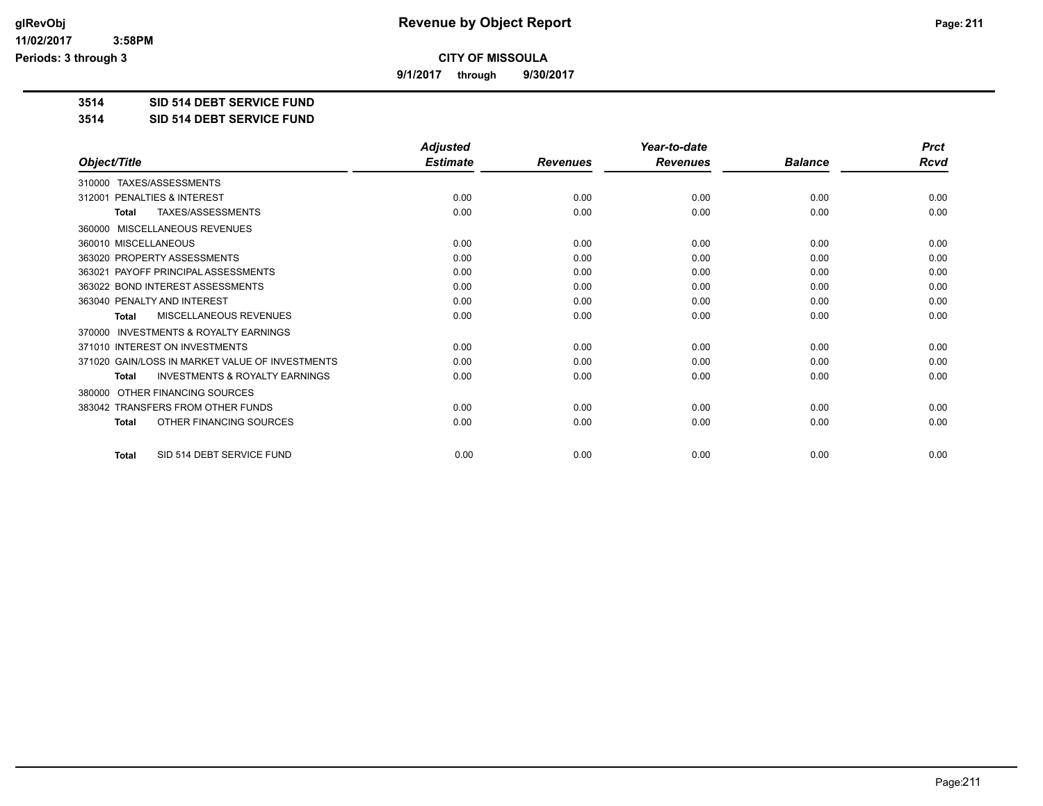# Revenue by Object Report

glRevObj
11/02/2017 3:58PM
Periods: 3 through 3

**CITY OF MISSOULA**

**9/1/2017 through 9/30/2017**

**3514 SID 514 DEBT SERVICE FUND**

**3514 SID 514 DEBT SERVICE FUND**

| Object/Title | Adjusted Estimate | Revenues | Year-to-date Revenues | Balance | Prct Rcvd |
|---|---|---|---|---|---|
| 310000 TAXES/ASSESSMENTS | | | | | |
| 312001 PENALTIES & INTEREST | 0.00 | 0.00 | 0.00 | 0.00 | 0.00 |
| **Total** TAXES/ASSESSMENTS | 0.00 | 0.00 | 0.00 | 0.00 | 0.00 |
| 360000 MISCELLANEOUS REVENUES | | | | | |
| 360010 MISCELLANEOUS | 0.00 | 0.00 | 0.00 | 0.00 | 0.00 |
| 363020 PROPERTY ASSESSMENTS | 0.00 | 0.00 | 0.00 | 0.00 | 0.00 |
| 363021 PAYOFF PRINCIPAL ASSESSMENTS | 0.00 | 0.00 | 0.00 | 0.00 | 0.00 |
| 363022 BOND INTEREST ASSESSMENTS | 0.00 | 0.00 | 0.00 | 0.00 | 0.00 |
| 363040 PENALTY AND INTEREST | 0.00 | 0.00 | 0.00 | 0.00 | 0.00 |
| **Total** MISCELLANEOUS REVENUES | 0.00 | 0.00 | 0.00 | 0.00 | 0.00 |
| 370000 INVESTMENTS & ROYALTY EARNINGS | | | | | |
| 371010 INTEREST ON INVESTMENTS | 0.00 | 0.00 | 0.00 | 0.00 | 0.00 |
| 371020 GAIN/LOSS IN MARKET VALUE OF INVESTMENTS | 0.00 | 0.00 | 0.00 | 0.00 | 0.00 |
| **Total** INVESTMENTS & ROYALTY EARNINGS | 0.00 | 0.00 | 0.00 | 0.00 | 0.00 |
| 380000 OTHER FINANCING SOURCES | | | | | |
| 383042 TRANSFERS FROM OTHER FUNDS | 0.00 | 0.00 | 0.00 | 0.00 | 0.00 |
| **Total** OTHER FINANCING SOURCES | 0.00 | 0.00 | 0.00 | 0.00 | 0.00 |
| **Total** SID 514 DEBT SERVICE FUND | 0.00 | 0.00 | 0.00 | 0.00 | 0.00 |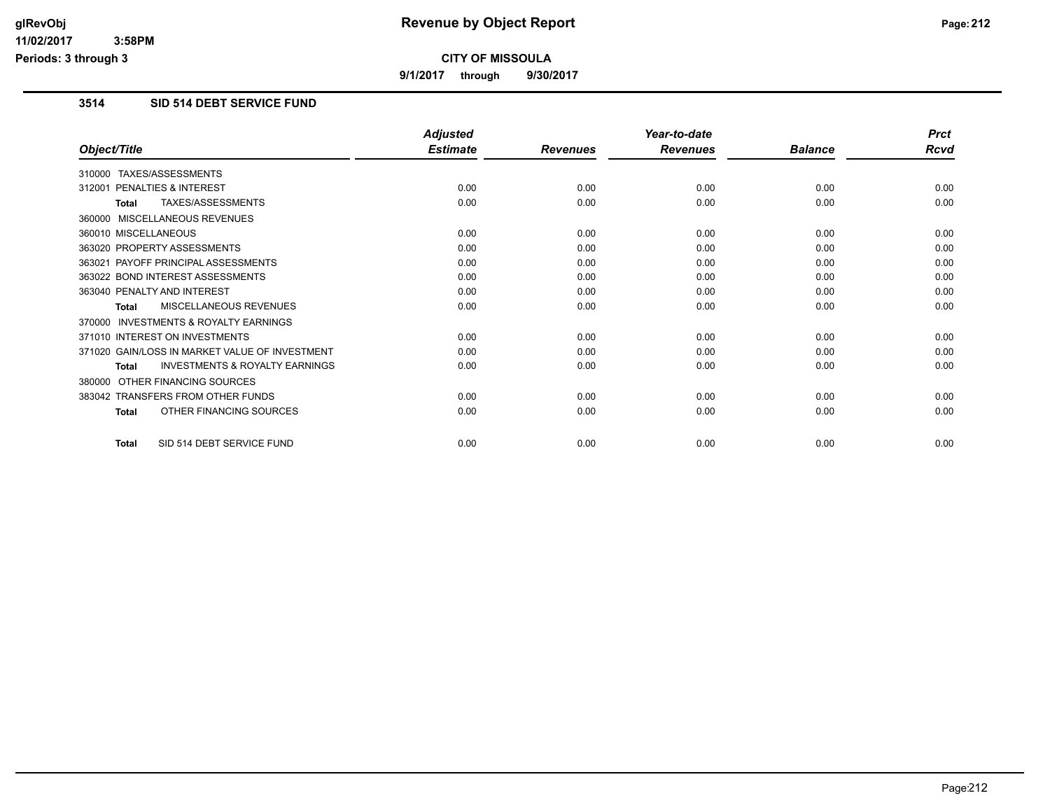**CITY OF MISSOULA**

**9/1/2017 through 9/30/2017**

## 3514 SID 514 DEBT SERVICE FUND

| Object/Title | Adjusted Estimate | Revenues | Year-to-date Revenues | Balance | Prct Rcvd |
|---|---|---|---|---|---|
| 310000 TAXES/ASSESSMENTS | | | | | |
| 312001 PENALTIES & INTEREST | 0.00 | 0.00 | 0.00 | 0.00 | 0.00 |
| **Total** TAXES/ASSESSMENTS | 0.00 | 0.00 | 0.00 | 0.00 | 0.00 |
| 360000 MISCELLANEOUS REVENUES | | | | | |
| 360010 MISCELLANEOUS | 0.00 | 0.00 | 0.00 | 0.00 | 0.00 |
| 363020 PROPERTY ASSESSMENTS | 0.00 | 0.00 | 0.00 | 0.00 | 0.00 |
| 363021 PAYOFF PRINCIPAL ASSESSMENTS | 0.00 | 0.00 | 0.00 | 0.00 | 0.00 |
| 363022 BOND INTEREST ASSESSMENTS | 0.00 | 0.00 | 0.00 | 0.00 | 0.00 |
| 363040 PENALTY AND INTEREST | 0.00 | 0.00 | 0.00 | 0.00 | 0.00 |
| **Total** MISCELLANEOUS REVENUES | 0.00 | 0.00 | 0.00 | 0.00 | 0.00 |
| 370000 INVESTMENTS & ROYALTY EARNINGS | | | | | |
| 371010 INTEREST ON INVESTMENTS | 0.00 | 0.00 | 0.00 | 0.00 | 0.00 |
| 371020 GAIN/LOSS IN MARKET VALUE OF INVESTMENT | 0.00 | 0.00 | 0.00 | 0.00 | 0.00 |
| **Total** INVESTMENTS & ROYALTY EARNINGS | 0.00 | 0.00 | 0.00 | 0.00 | 0.00 |
| 380000 OTHER FINANCING SOURCES | | | | | |
| 383042 TRANSFERS FROM OTHER FUNDS | 0.00 | 0.00 | 0.00 | 0.00 | 0.00 |
| **Total** OTHER FINANCING SOURCES | 0.00 | 0.00 | 0.00 | 0.00 | 0.00 |
| **Total** SID 514 DEBT SERVICE FUND | 0.00 | 0.00 | 0.00 | 0.00 | 0.00 |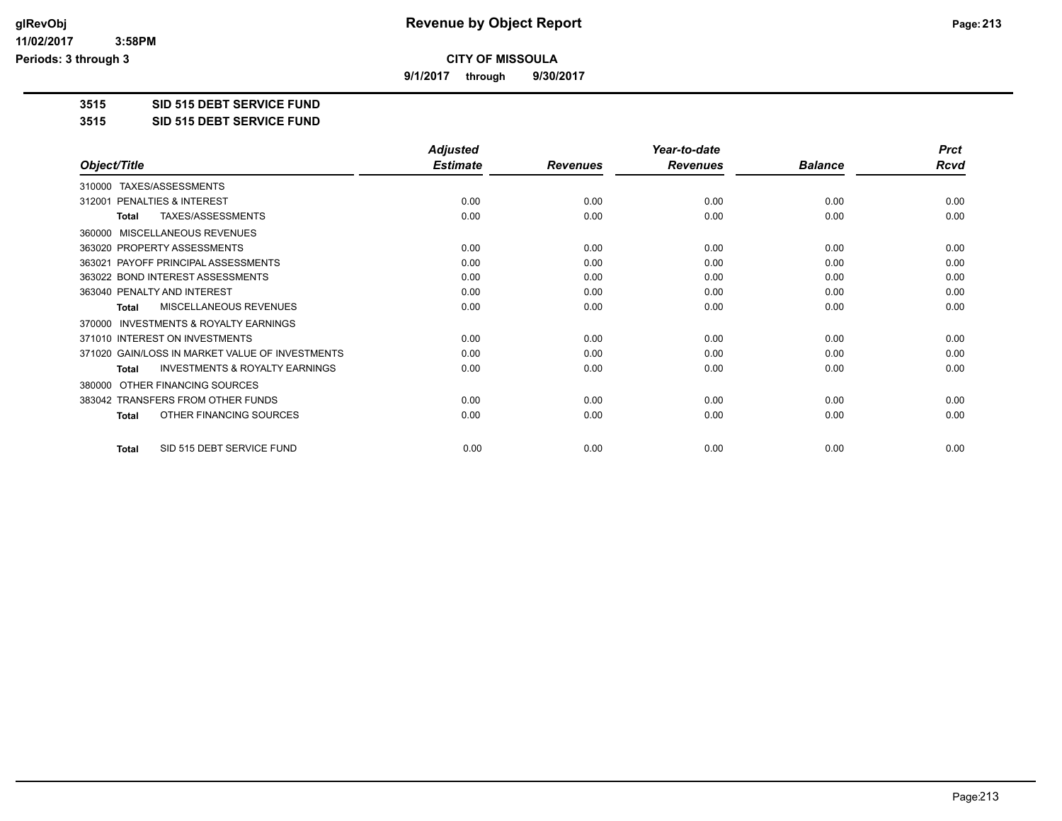**Revenue by Object Report**

**CITY OF MISSOULA**

**9/1/2017 through 9/30/2017**

**3515 SID 515 DEBT SERVICE FUND**

**3515 SID 515 DEBT SERVICE FUND**

| Object/Title | Adjusted Estimate | Revenues | Year-to-date Revenues | Balance | Prct Rcvd |
|---|---|---|---|---|---|
| 310000 TAXES/ASSESSMENTS | | | | | |
| 312001 PENALTIES & INTEREST | 0.00 | 0.00 | 0.00 | 0.00 | 0.00 |
| **Total** TAXES/ASSESSMENTS | 0.00 | 0.00 | 0.00 | 0.00 | 0.00 |
| 360000 MISCELLANEOUS REVENUES | | | | | |
| 363020 PROPERTY ASSESSMENTS | 0.00 | 0.00 | 0.00 | 0.00 | 0.00 |
| 363021 PAYOFF PRINCIPAL ASSESSMENTS | 0.00 | 0.00 | 0.00 | 0.00 | 0.00 |
| 363022 BOND INTEREST ASSESSMENTS | 0.00 | 0.00 | 0.00 | 0.00 | 0.00 |
| 363040 PENALTY AND INTEREST | 0.00 | 0.00 | 0.00 | 0.00 | 0.00 |
| **Total** MISCELLANEOUS REVENUES | 0.00 | 0.00 | 0.00 | 0.00 | 0.00 |
| 370000 INVESTMENTS & ROYALTY EARNINGS | | | | | |
| 371010 INTEREST ON INVESTMENTS | 0.00 | 0.00 | 0.00 | 0.00 | 0.00 |
| 371020 GAIN/LOSS IN MARKET VALUE OF INVESTMENTS | 0.00 | 0.00 | 0.00 | 0.00 | 0.00 |
| **Total** INVESTMENTS & ROYALTY EARNINGS | 0.00 | 0.00 | 0.00 | 0.00 | 0.00 |
| 380000 OTHER FINANCING SOURCES | | | | | |
| 383042 TRANSFERS FROM OTHER FUNDS | 0.00 | 0.00 | 0.00 | 0.00 | 0.00 |
| **Total** OTHER FINANCING SOURCES | 0.00 | 0.00 | 0.00 | 0.00 | 0.00 |
| **Total** SID 515 DEBT SERVICE FUND | 0.00 | 0.00 | 0.00 | 0.00 | 0.00 |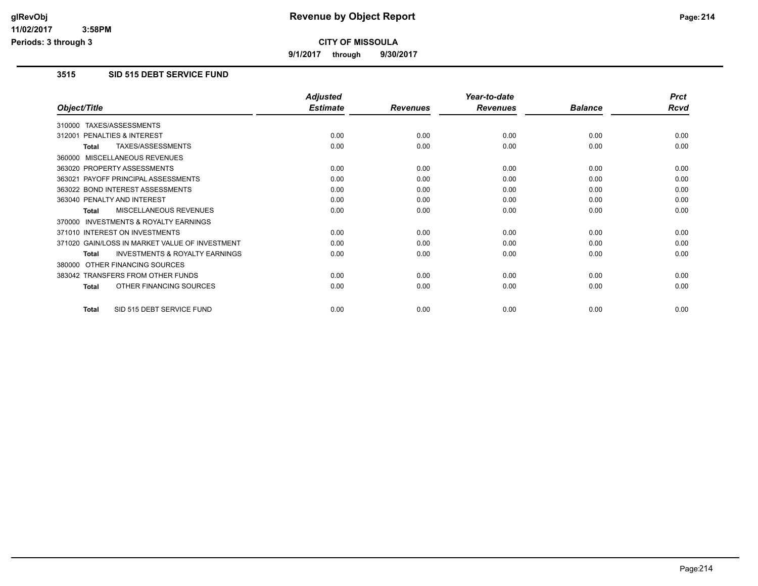glRevObj
11/02/2017 3:58PM
Periods: 3 through 3

# Revenue by Object Report

**CITY OF MISSOULA**

**9/1/2017 through 9/30/2017**

## 3515 SID 515 DEBT SERVICE FUND

| Object/Title | Adjusted Estimate | Revenues | Year-to-date Revenues | Balance | Prct Rcvd |
|---|---|---|---|---|---|
| 310000 TAXES/ASSESSMENTS | | | | | |
| 312001 PENALTIES & INTEREST | 0.00 | 0.00 | 0.00 | 0.00 | 0.00 |
| **Total** TAXES/ASSESSMENTS | 0.00 | 0.00 | 0.00 | 0.00 | 0.00 |
| 360000 MISCELLANEOUS REVENUES | | | | | |
| 363020 PROPERTY ASSESSMENTS | 0.00 | 0.00 | 0.00 | 0.00 | 0.00 |
| 363021 PAYOFF PRINCIPAL ASSESSMENTS | 0.00 | 0.00 | 0.00 | 0.00 | 0.00 |
| 363022 BOND INTEREST ASSESSMENTS | 0.00 | 0.00 | 0.00 | 0.00 | 0.00 |
| 363040 PENALTY AND INTEREST | 0.00 | 0.00 | 0.00 | 0.00 | 0.00 |
| **Total** MISCELLANEOUS REVENUES | 0.00 | 0.00 | 0.00 | 0.00 | 0.00 |
| 370000 INVESTMENTS & ROYALTY EARNINGS | | | | | |
| 371010 INTEREST ON INVESTMENTS | 0.00 | 0.00 | 0.00 | 0.00 | 0.00 |
| 371020 GAIN/LOSS IN MARKET VALUE OF INVESTMENT | 0.00 | 0.00 | 0.00 | 0.00 | 0.00 |
| **Total** INVESTMENTS & ROYALTY EARNINGS | 0.00 | 0.00 | 0.00 | 0.00 | 0.00 |
| 380000 OTHER FINANCING SOURCES | | | | | |
| 383042 TRANSFERS FROM OTHER FUNDS | 0.00 | 0.00 | 0.00 | 0.00 | 0.00 |
| **Total** OTHER FINANCING SOURCES | 0.00 | 0.00 | 0.00 | 0.00 | 0.00 |
| **Total** SID 515 DEBT SERVICE FUND | 0.00 | 0.00 | 0.00 | 0.00 | 0.00 |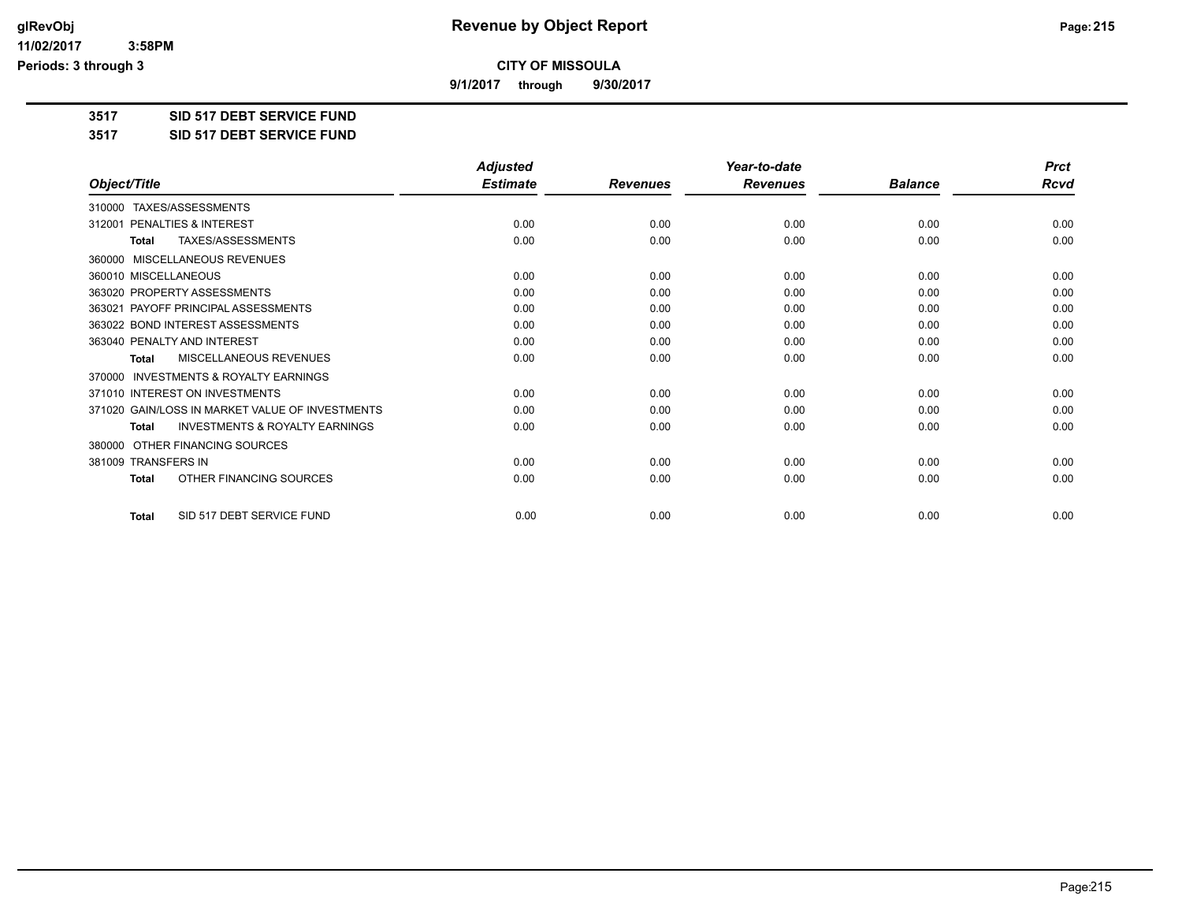**CITY OF MISSOULA**

**9/1/2017 through 9/30/2017**

**3517 SID 517 DEBT SERVICE FUND**

**3517 SID 517 DEBT SERVICE FUND**

| Object/Title | Adjusted Estimate | Revenues | Year-to-date Revenues | Balance | Prct Rcvd |
|---|---|---|---|---|---|
| 310000 TAXES/ASSESSMENTS | | | | | |
| 312001 PENALTIES & INTEREST | 0.00 | 0.00 | 0.00 | 0.00 | 0.00 |
| **Total** TAXES/ASSESSMENTS | 0.00 | 0.00 | 0.00 | 0.00 | 0.00 |
| 360000 MISCELLANEOUS REVENUES | | | | | |
| 360010 MISCELLANEOUS | 0.00 | 0.00 | 0.00 | 0.00 | 0.00 |
| 363020 PROPERTY ASSESSMENTS | 0.00 | 0.00 | 0.00 | 0.00 | 0.00 |
| 363021 PAYOFF PRINCIPAL ASSESSMENTS | 0.00 | 0.00 | 0.00 | 0.00 | 0.00 |
| 363022 BOND INTEREST ASSESSMENTS | 0.00 | 0.00 | 0.00 | 0.00 | 0.00 |
| 363040 PENALTY AND INTEREST | 0.00 | 0.00 | 0.00 | 0.00 | 0.00 |
| **Total** MISCELLANEOUS REVENUES | 0.00 | 0.00 | 0.00 | 0.00 | 0.00 |
| 370000 INVESTMENTS & ROYALTY EARNINGS | | | | | |
| 371010 INTEREST ON INVESTMENTS | 0.00 | 0.00 | 0.00 | 0.00 | 0.00 |
| 371020 GAIN/LOSS IN MARKET VALUE OF INVESTMENTS | 0.00 | 0.00 | 0.00 | 0.00 | 0.00 |
| **Total** INVESTMENTS & ROYALTY EARNINGS | 0.00 | 0.00 | 0.00 | 0.00 | 0.00 |
| 380000 OTHER FINANCING SOURCES | | | | | |
| 381009 TRANSFERS IN | 0.00 | 0.00 | 0.00 | 0.00 | 0.00 |
| **Total** OTHER FINANCING SOURCES | 0.00 | 0.00 | 0.00 | 0.00 | 0.00 |
| **Total** SID 517 DEBT SERVICE FUND | 0.00 | 0.00 | 0.00 | 0.00 | 0.00 |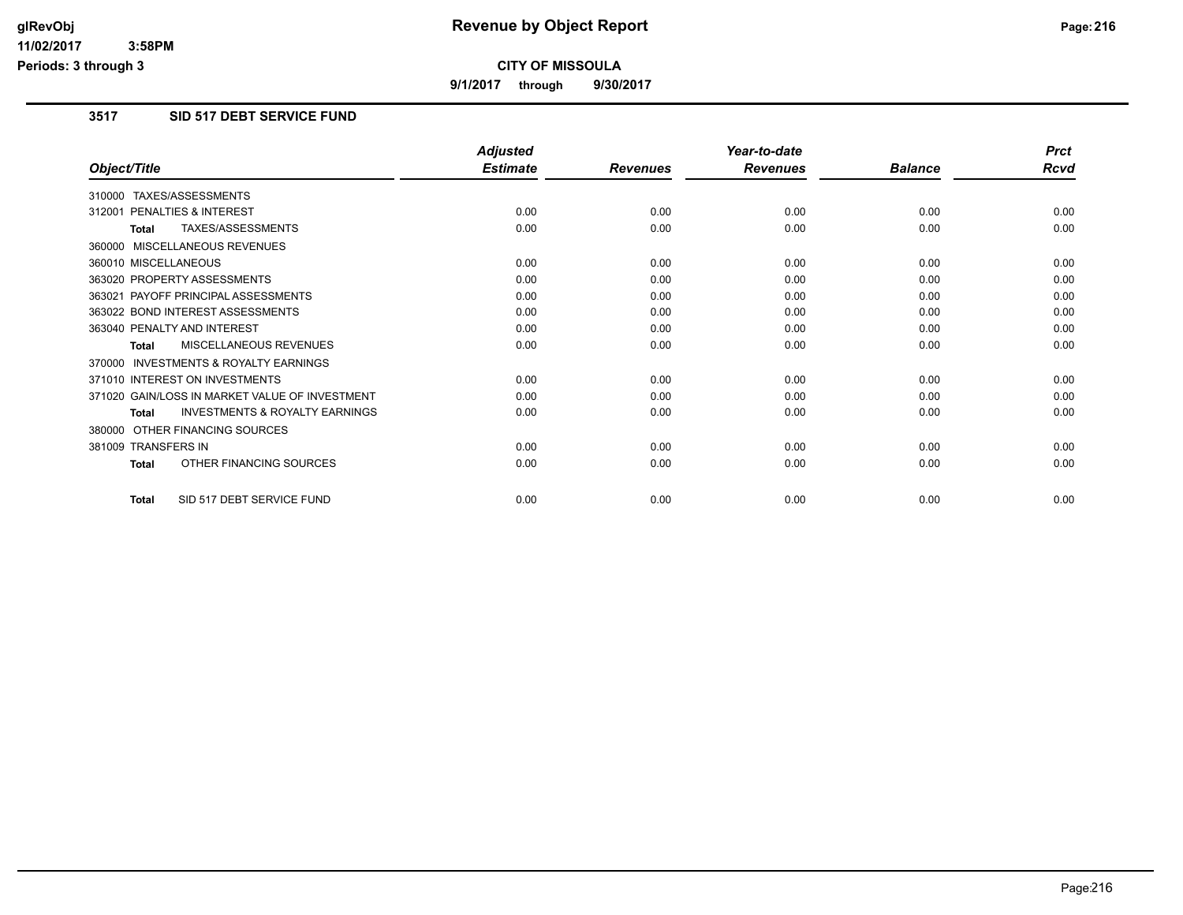**CITY OF MISSOULA**

**9/1/2017 through 9/30/2017**

### 3517 SID 517 DEBT SERVICE FUND

| Object/Title | Adjusted Estimate | Revenues | Year-to-date Revenues | Balance | Prct Rcvd |
|---|---|---|---|---|---|
| 310000 TAXES/ASSESSMENTS | | | | | |
| 312001 PENALTIES & INTEREST | 0.00 | 0.00 | 0.00 | 0.00 | 0.00 |
| **Total** TAXES/ASSESSMENTS | 0.00 | 0.00 | 0.00 | 0.00 | 0.00 |
| 360000 MISCELLANEOUS REVENUES | | | | | |
| 360010 MISCELLANEOUS | 0.00 | 0.00 | 0.00 | 0.00 | 0.00 |
| 363020 PROPERTY ASSESSMENTS | 0.00 | 0.00 | 0.00 | 0.00 | 0.00 |
| 363021 PAYOFF PRINCIPAL ASSESSMENTS | 0.00 | 0.00 | 0.00 | 0.00 | 0.00 |
| 363022 BOND INTEREST ASSESSMENTS | 0.00 | 0.00 | 0.00 | 0.00 | 0.00 |
| 363040 PENALTY AND INTEREST | 0.00 | 0.00 | 0.00 | 0.00 | 0.00 |
| **Total** MISCELLANEOUS REVENUES | 0.00 | 0.00 | 0.00 | 0.00 | 0.00 |
| 370000 INVESTMENTS & ROYALTY EARNINGS | | | | | |
| 371010 INTEREST ON INVESTMENTS | 0.00 | 0.00 | 0.00 | 0.00 | 0.00 |
| 371020 GAIN/LOSS IN MARKET VALUE OF INVESTMENT | 0.00 | 0.00 | 0.00 | 0.00 | 0.00 |
| **Total** INVESTMENTS & ROYALTY EARNINGS | 0.00 | 0.00 | 0.00 | 0.00 | 0.00 |
| 380000 OTHER FINANCING SOURCES | | | | | |
| 381009 TRANSFERS IN | 0.00 | 0.00 | 0.00 | 0.00 | 0.00 |
| **Total** OTHER FINANCING SOURCES | 0.00 | 0.00 | 0.00 | 0.00 | 0.00 |
| **Total** SID 517 DEBT SERVICE FUND | 0.00 | 0.00 | 0.00 | 0.00 | 0.00 |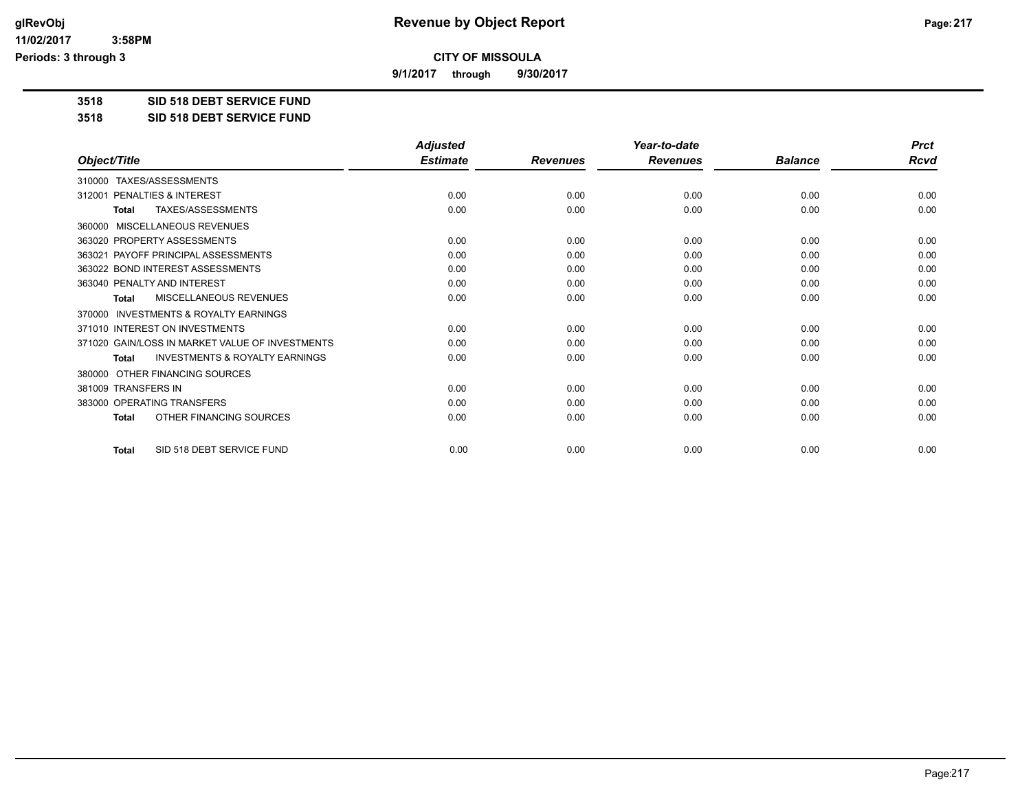**Revenue by Object Report**

**CITY OF MISSOULA**

**9/1/2017 through 9/30/2017**

glRevObj
11/02/2017 3:58PM
Periods: 3 through 3

**3518 SID 518 DEBT SERVICE FUND**

**3518 SID 518 DEBT SERVICE FUND**

| Object/Title | Adjusted Estimate | Revenues | Year-to-date Revenues | Balance | Prct Rcvd |
|---|---|---|---|---|---|
| 310000 TAXES/ASSESSMENTS | | | | | |
| 312001 PENALTIES & INTEREST | 0.00 | 0.00 | 0.00 | 0.00 | 0.00 |
| **Total** TAXES/ASSESSMENTS | 0.00 | 0.00 | 0.00 | 0.00 | 0.00 |
| 360000 MISCELLANEOUS REVENUES | | | | | |
| 363020 PROPERTY ASSESSMENTS | 0.00 | 0.00 | 0.00 | 0.00 | 0.00 |
| 363021 PAYOFF PRINCIPAL ASSESSMENTS | 0.00 | 0.00 | 0.00 | 0.00 | 0.00 |
| 363022 BOND INTEREST ASSESSMENTS | 0.00 | 0.00 | 0.00 | 0.00 | 0.00 |
| 363040 PENALTY AND INTEREST | 0.00 | 0.00 | 0.00 | 0.00 | 0.00 |
| **Total** MISCELLANEOUS REVENUES | 0.00 | 0.00 | 0.00 | 0.00 | 0.00 |
| 370000 INVESTMENTS & ROYALTY EARNINGS | | | | | |
| 371010 INTEREST ON INVESTMENTS | 0.00 | 0.00 | 0.00 | 0.00 | 0.00 |
| 371020 GAIN/LOSS IN MARKET VALUE OF INVESTMENTS | 0.00 | 0.00 | 0.00 | 0.00 | 0.00 |
| **Total** INVESTMENTS & ROYALTY EARNINGS | 0.00 | 0.00 | 0.00 | 0.00 | 0.00 |
| 380000 OTHER FINANCING SOURCES | | | | | |
| 381009 TRANSFERS IN | 0.00 | 0.00 | 0.00 | 0.00 | 0.00 |
| 383000 OPERATING TRANSFERS | 0.00 | 0.00 | 0.00 | 0.00 | 0.00 |
| **Total** OTHER FINANCING SOURCES | 0.00 | 0.00 | 0.00 | 0.00 | 0.00 |
| **Total** SID 518 DEBT SERVICE FUND | 0.00 | 0.00 | 0.00 | 0.00 | 0.00 |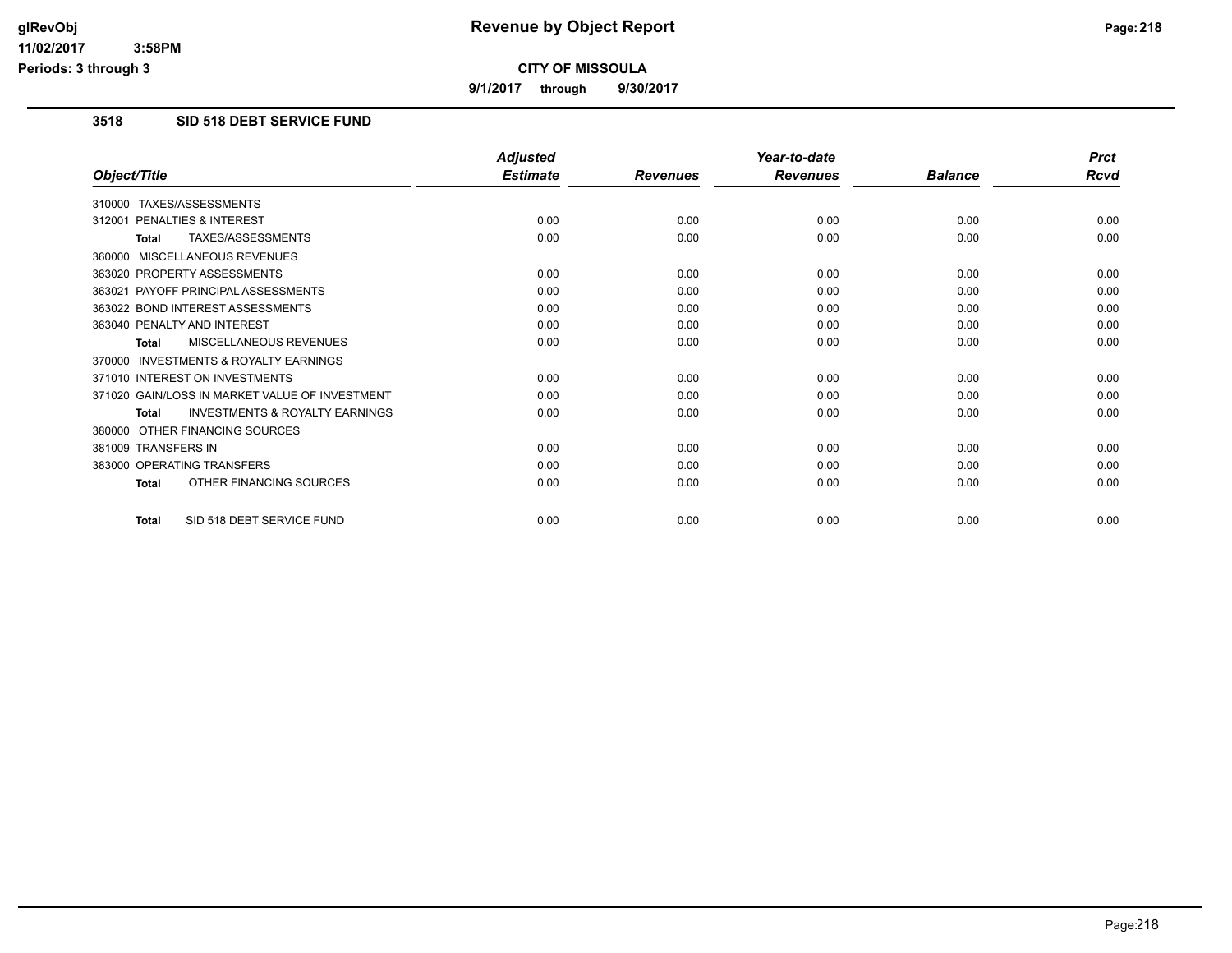# Revenue by Object Report

**CITY OF MISSOULA**

**9/1/2017 through 9/30/2017**

glRevObj
11/02/2017 3:58PM
Periods: 3 through 3

## 3518 SID 518 DEBT SERVICE FUND

| Object/Title | Adjusted Estimate | Revenues | Year-to-date Revenues | Balance | Prct Rcvd |
|---|---|---|---|---|---|
| 310000 TAXES/ASSESSMENTS | | | | | |
| 312001 PENALTIES & INTEREST | 0.00 | 0.00 | 0.00 | 0.00 | 0.00 |
| **Total** TAXES/ASSESSMENTS | 0.00 | 0.00 | 0.00 | 0.00 | 0.00 |
| 360000 MISCELLANEOUS REVENUES | | | | | |
| 363020 PROPERTY ASSESSMENTS | 0.00 | 0.00 | 0.00 | 0.00 | 0.00 |
| 363021 PAYOFF PRINCIPAL ASSESSMENTS | 0.00 | 0.00 | 0.00 | 0.00 | 0.00 |
| 363022 BOND INTEREST ASSESSMENTS | 0.00 | 0.00 | 0.00 | 0.00 | 0.00 |
| 363040 PENALTY AND INTEREST | 0.00 | 0.00 | 0.00 | 0.00 | 0.00 |
| **Total** MISCELLANEOUS REVENUES | 0.00 | 0.00 | 0.00 | 0.00 | 0.00 |
| 370000 INVESTMENTS & ROYALTY EARNINGS | | | | | |
| 371010 INTEREST ON INVESTMENTS | 0.00 | 0.00 | 0.00 | 0.00 | 0.00 |
| 371020 GAIN/LOSS IN MARKET VALUE OF INVESTMENT | 0.00 | 0.00 | 0.00 | 0.00 | 0.00 |
| **Total** INVESTMENTS & ROYALTY EARNINGS | 0.00 | 0.00 | 0.00 | 0.00 | 0.00 |
| 380000 OTHER FINANCING SOURCES | | | | | |
| 381009 TRANSFERS IN | 0.00 | 0.00 | 0.00 | 0.00 | 0.00 |
| 383000 OPERATING TRANSFERS | 0.00 | 0.00 | 0.00 | 0.00 | 0.00 |
| **Total** OTHER FINANCING SOURCES | 0.00 | 0.00 | 0.00 | 0.00 | 0.00 |
| **Total** SID 518 DEBT SERVICE FUND | 0.00 | 0.00 | 0.00 | 0.00 | 0.00 |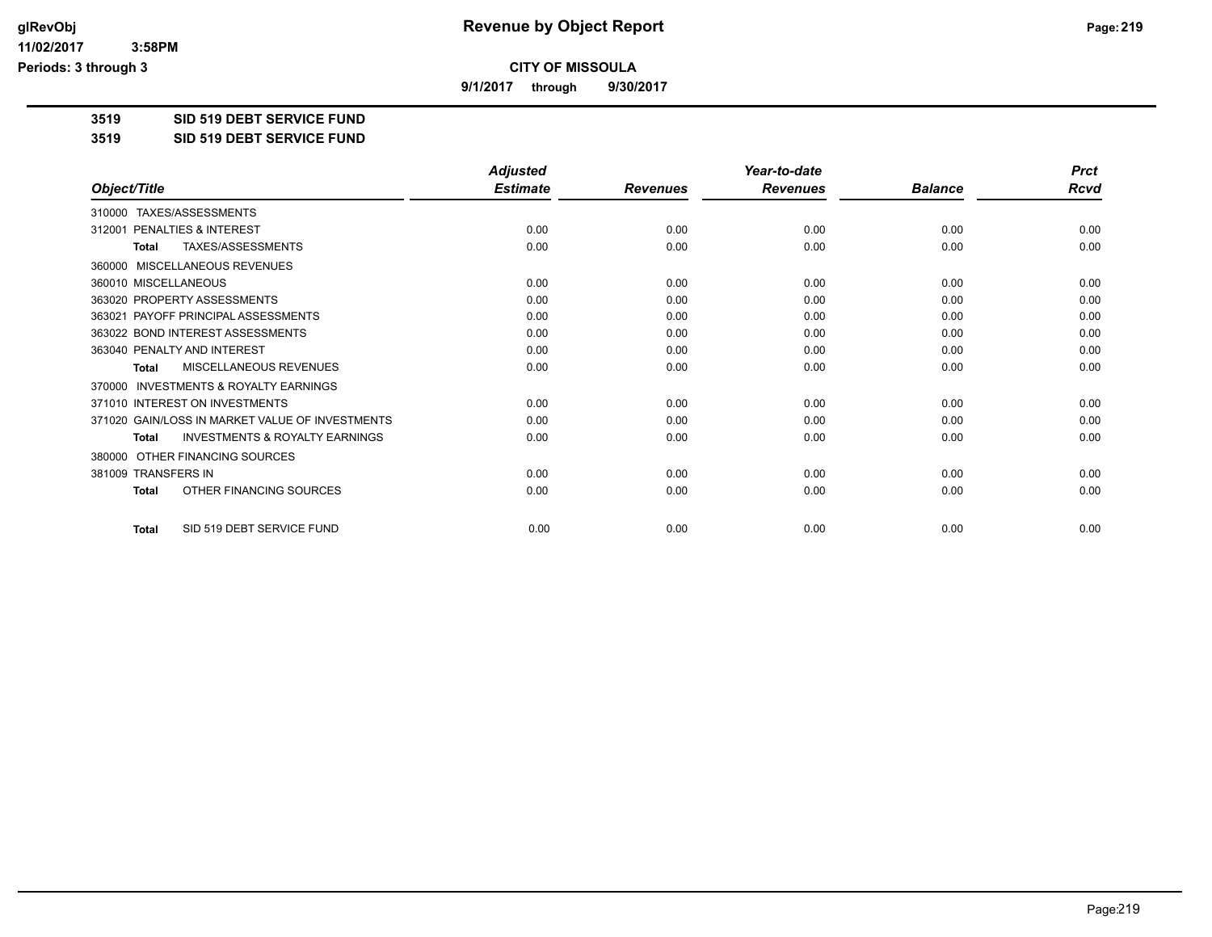**CITY OF MISSOULA**

**9/1/2017 through 9/30/2017**

**3519 SID 519 DEBT SERVICE FUND**

**3519 SID 519 DEBT SERVICE FUND**

| Object/Title | Adjusted Estimate | Revenues | Year-to-date Revenues | Balance | Prct Rcvd |
|---|---|---|---|---|---|
| 310000 TAXES/ASSESSMENTS | | | | | |
| 312001 PENALTIES & INTEREST | 0.00 | 0.00 | 0.00 | 0.00 | 0.00 |
| **Total** TAXES/ASSESSMENTS | 0.00 | 0.00 | 0.00 | 0.00 | 0.00 |
| 360000 MISCELLANEOUS REVENUES | | | | | |
| 360010 MISCELLANEOUS | 0.00 | 0.00 | 0.00 | 0.00 | 0.00 |
| 363020 PROPERTY ASSESSMENTS | 0.00 | 0.00 | 0.00 | 0.00 | 0.00 |
| 363021 PAYOFF PRINCIPAL ASSESSMENTS | 0.00 | 0.00 | 0.00 | 0.00 | 0.00 |
| 363022 BOND INTEREST ASSESSMENTS | 0.00 | 0.00 | 0.00 | 0.00 | 0.00 |
| 363040 PENALTY AND INTEREST | 0.00 | 0.00 | 0.00 | 0.00 | 0.00 |
| **Total** MISCELLANEOUS REVENUES | 0.00 | 0.00 | 0.00 | 0.00 | 0.00 |
| 370000 INVESTMENTS & ROYALTY EARNINGS | | | | | |
| 371010 INTEREST ON INVESTMENTS | 0.00 | 0.00 | 0.00 | 0.00 | 0.00 |
| 371020 GAIN/LOSS IN MARKET VALUE OF INVESTMENTS | 0.00 | 0.00 | 0.00 | 0.00 | 0.00 |
| **Total** INVESTMENTS & ROYALTY EARNINGS | 0.00 | 0.00 | 0.00 | 0.00 | 0.00 |
| 380000 OTHER FINANCING SOURCES | | | | | |
| 381009 TRANSFERS IN | 0.00 | 0.00 | 0.00 | 0.00 | 0.00 |
| **Total** OTHER FINANCING SOURCES | 0.00 | 0.00 | 0.00 | 0.00 | 0.00 |
| **Total** SID 519 DEBT SERVICE FUND | 0.00 | 0.00 | 0.00 | 0.00 | 0.00 |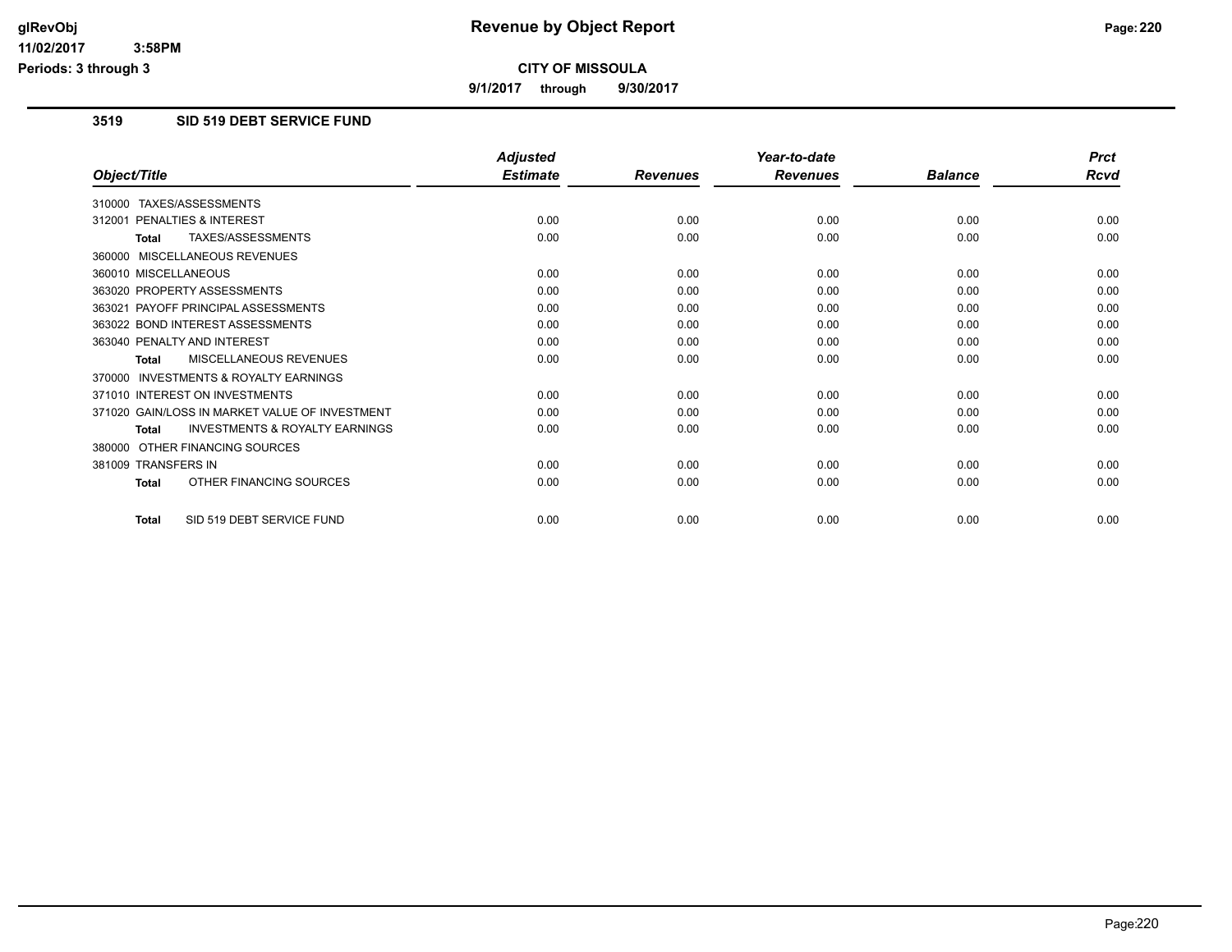# Revenue by Object Report

**CITY OF MISSOULA**

**9/1/2017 through 9/30/2017**

glRevObj
11/02/2017 3:58PM
Periods: 3 through 3

## 3519 SID 519 DEBT SERVICE FUND

| Object/Title | Adjusted Estimate | Revenues | Year-to-date Revenues | Balance | Prct Rcvd |
|---|---|---|---|---|---|
| 310000 TAXES/ASSESSMENTS | | | | | |
| 312001 PENALTIES & INTEREST | 0.00 | 0.00 | 0.00 | 0.00 | 0.00 |
| **Total** TAXES/ASSESSMENTS | 0.00 | 0.00 | 0.00 | 0.00 | 0.00 |
| 360000 MISCELLANEOUS REVENUES | | | | | |
| 360010 MISCELLANEOUS | 0.00 | 0.00 | 0.00 | 0.00 | 0.00 |
| 363020 PROPERTY ASSESSMENTS | 0.00 | 0.00 | 0.00 | 0.00 | 0.00 |
| 363021 PAYOFF PRINCIPAL ASSESSMENTS | 0.00 | 0.00 | 0.00 | 0.00 | 0.00 |
| 363022 BOND INTEREST ASSESSMENTS | 0.00 | 0.00 | 0.00 | 0.00 | 0.00 |
| 363040 PENALTY AND INTEREST | 0.00 | 0.00 | 0.00 | 0.00 | 0.00 |
| **Total** MISCELLANEOUS REVENUES | 0.00 | 0.00 | 0.00 | 0.00 | 0.00 |
| 370000 INVESTMENTS & ROYALTY EARNINGS | | | | | |
| 371010 INTEREST ON INVESTMENTS | 0.00 | 0.00 | 0.00 | 0.00 | 0.00 |
| 371020 GAIN/LOSS IN MARKET VALUE OF INVESTMENT | 0.00 | 0.00 | 0.00 | 0.00 | 0.00 |
| **Total** INVESTMENTS & ROYALTY EARNINGS | 0.00 | 0.00 | 0.00 | 0.00 | 0.00 |
| 380000 OTHER FINANCING SOURCES | | | | | |
| 381009 TRANSFERS IN | 0.00 | 0.00 | 0.00 | 0.00 | 0.00 |
| **Total** OTHER FINANCING SOURCES | 0.00 | 0.00 | 0.00 | 0.00 | 0.00 |
| **Total** SID 519 DEBT SERVICE FUND | 0.00 | 0.00 | 0.00 | 0.00 | 0.00 |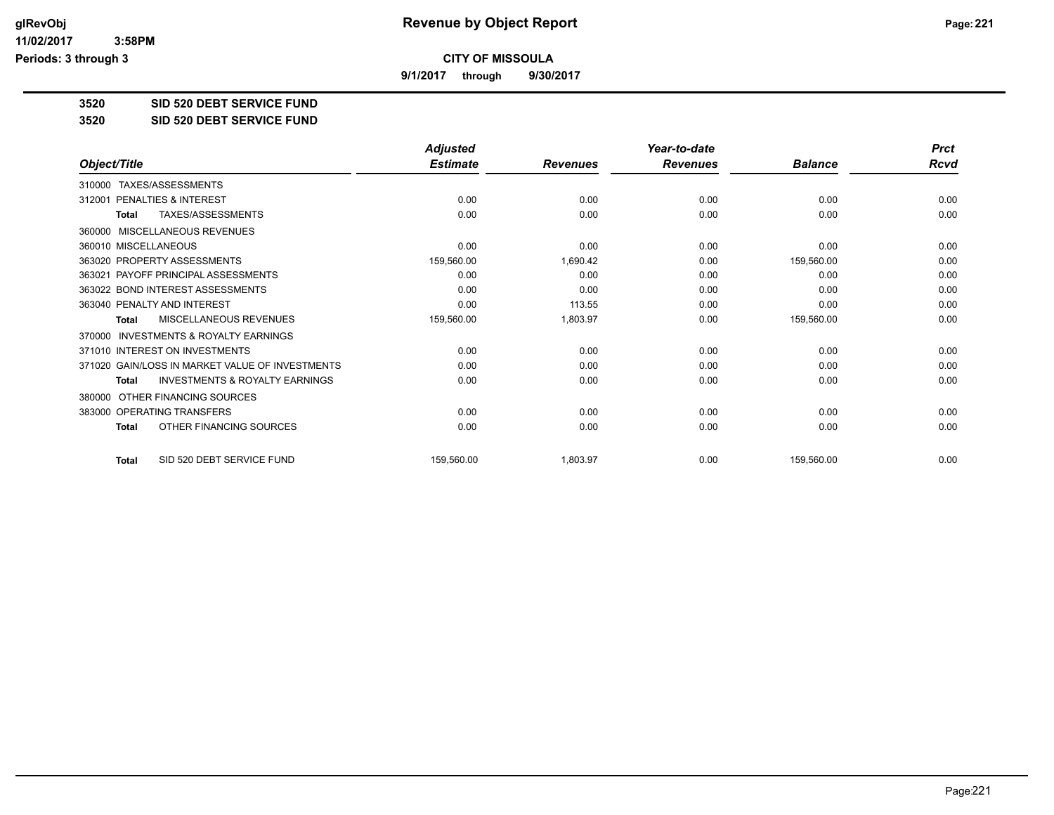**CITY OF MISSOULA**

**9/1/2017 through 9/30/2017**

**Revenue by Object Report**

**3520 SID 520 DEBT SERVICE FUND**

**3520 SID 520 DEBT SERVICE FUND**

| Object/Title | Adjusted Estimate | Revenues | Year-to-date Revenues | Balance | Prct Rcvd |
|---|---|---|---|---|---|
| 310000 TAXES/ASSESSMENTS | | | | | |
| 312001 PENALTIES & INTEREST | 0.00 | 0.00 | 0.00 | 0.00 | 0.00 |
| **Total** TAXES/ASSESSMENTS | 0.00 | 0.00 | 0.00 | 0.00 | 0.00 |
| 360000 MISCELLANEOUS REVENUES | | | | | |
| 360010 MISCELLANEOUS | 0.00 | 0.00 | 0.00 | 0.00 | 0.00 |
| 363020 PROPERTY ASSESSMENTS | 159,560.00 | 1,690.42 | 0.00 | 159,560.00 | 0.00 |
| 363021 PAYOFF PRINCIPAL ASSESSMENTS | 0.00 | 0.00 | 0.00 | 0.00 | 0.00 |
| 363022 BOND INTEREST ASSESSMENTS | 0.00 | 0.00 | 0.00 | 0.00 | 0.00 |
| 363040 PENALTY AND INTEREST | 0.00 | 113.55 | 0.00 | 0.00 | 0.00 |
| **Total** MISCELLANEOUS REVENUES | 159,560.00 | 1,803.97 | 0.00 | 159,560.00 | 0.00 |
| 370000 INVESTMENTS & ROYALTY EARNINGS | | | | | |
| 371010 INTEREST ON INVESTMENTS | 0.00 | 0.00 | 0.00 | 0.00 | 0.00 |
| 371020 GAIN/LOSS IN MARKET VALUE OF INVESTMENTS | 0.00 | 0.00 | 0.00 | 0.00 | 0.00 |
| **Total** INVESTMENTS & ROYALTY EARNINGS | 0.00 | 0.00 | 0.00 | 0.00 | 0.00 |
| 380000 OTHER FINANCING SOURCES | | | | | |
| 383000 OPERATING TRANSFERS | 0.00 | 0.00 | 0.00 | 0.00 | 0.00 |
| **Total** OTHER FINANCING SOURCES | 0.00 | 0.00 | 0.00 | 0.00 | 0.00 |
| **Total** SID 520 DEBT SERVICE FUND | 159,560.00 | 1,803.97 | 0.00 | 159,560.00 | 0.00 |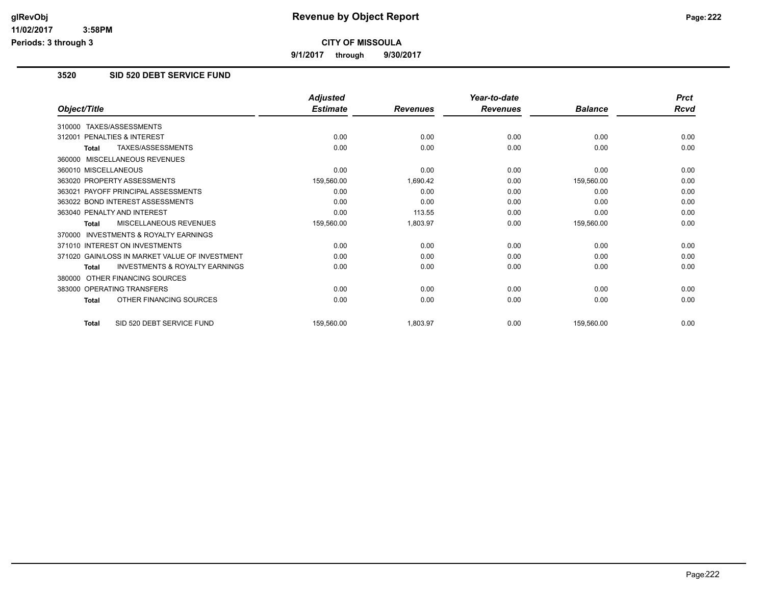# Revenue by Object Report

**CITY OF MISSOULA**

**9/1/2017 through 9/30/2017**

glRevObj
11/02/2017 3:58PM
Periods: 3 through 3

## 3520 SID 520 DEBT SERVICE FUND

| Object/Title | Adjusted Estimate | Revenues | Year-to-date Revenues | Balance | Prct Rcvd |
|---|---|---|---|---|---|
| 310000 TAXES/ASSESSMENTS | | | | | |
| 312001 PENALTIES & INTEREST | 0.00 | 0.00 | 0.00 | 0.00 | 0.00 |
| **Total** TAXES/ASSESSMENTS | 0.00 | 0.00 | 0.00 | 0.00 | 0.00 |
| 360000 MISCELLANEOUS REVENUES | | | | | |
| 360010 MISCELLANEOUS | 0.00 | 0.00 | 0.00 | 0.00 | 0.00 |
| 363020 PROPERTY ASSESSMENTS | 159,560.00 | 1,690.42 | 0.00 | 159,560.00 | 0.00 |
| 363021 PAYOFF PRINCIPAL ASSESSMENTS | 0.00 | 0.00 | 0.00 | 0.00 | 0.00 |
| 363022 BOND INTEREST ASSESSMENTS | 0.00 | 0.00 | 0.00 | 0.00 | 0.00 |
| 363040 PENALTY AND INTEREST | 0.00 | 113.55 | 0.00 | 0.00 | 0.00 |
| **Total** MISCELLANEOUS REVENUES | 159,560.00 | 1,803.97 | 0.00 | 159,560.00 | 0.00 |
| 370000 INVESTMENTS & ROYALTY EARNINGS | | | | | |
| 371010 INTEREST ON INVESTMENTS | 0.00 | 0.00 | 0.00 | 0.00 | 0.00 |
| 371020 GAIN/LOSS IN MARKET VALUE OF INVESTMENT | 0.00 | 0.00 | 0.00 | 0.00 | 0.00 |
| **Total** INVESTMENTS & ROYALTY EARNINGS | 0.00 | 0.00 | 0.00 | 0.00 | 0.00 |
| 380000 OTHER FINANCING SOURCES | | | | | |
| 383000 OPERATING TRANSFERS | 0.00 | 0.00 | 0.00 | 0.00 | 0.00 |
| **Total** OTHER FINANCING SOURCES | 0.00 | 0.00 | 0.00 | 0.00 | 0.00 |
| **Total** SID 520 DEBT SERVICE FUND | 159,560.00 | 1,803.97 | 0.00 | 159,560.00 | 0.00 |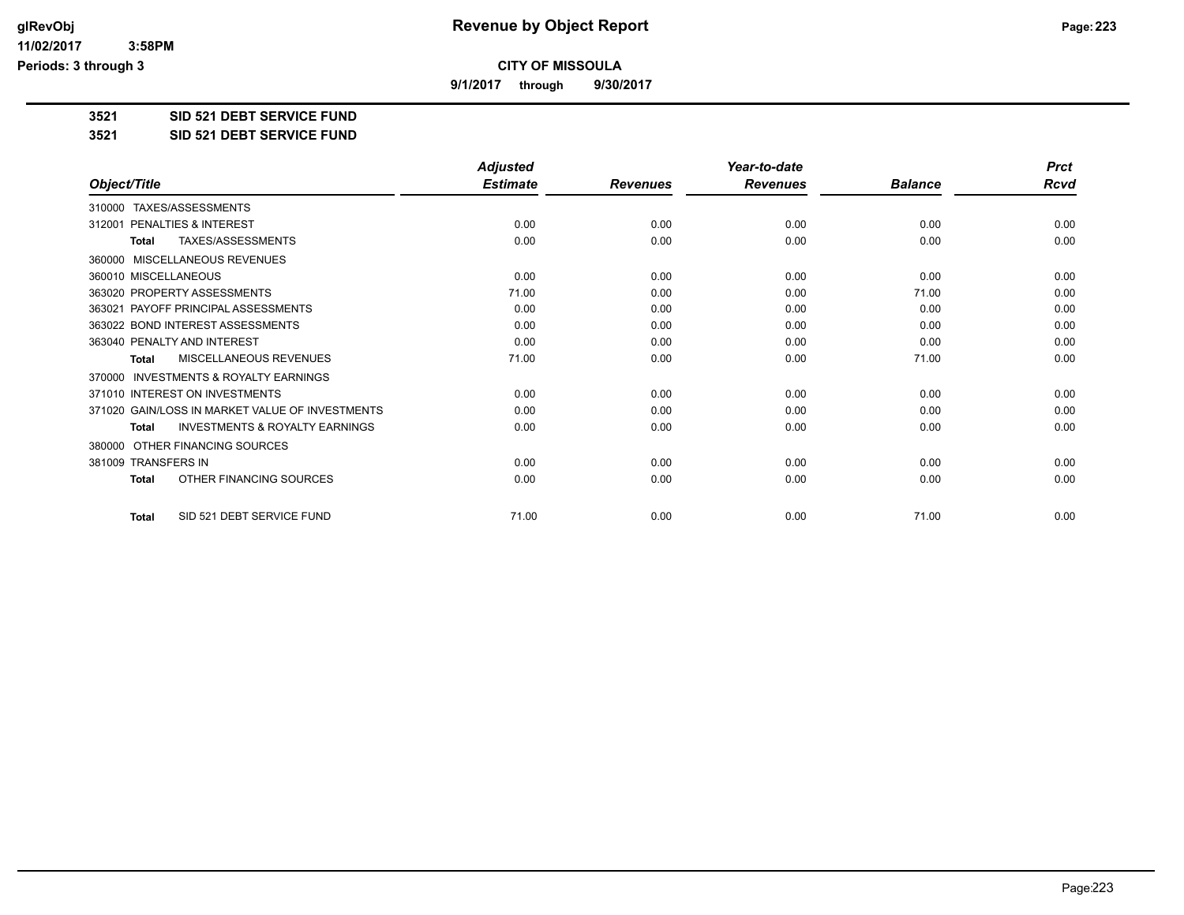# Revenue by Object Report

**CITY OF MISSOULA**

**9/1/2017 through 9/30/2017**

glRevObj
11/02/2017 3:58PM
Periods: 3 through 3

**3521 SID 521 DEBT SERVICE FUND**

**3521 SID 521 DEBT SERVICE FUND**

| Object/Title | Adjusted Estimate | Revenues | Year-to-date Revenues | Balance | Prct Rcvd |
|---|---|---|---|---|---|
| 310000 TAXES/ASSESSMENTS | | | | | |
| 312001 PENALTIES & INTEREST | 0.00 | 0.00 | 0.00 | 0.00 | 0.00 |
| **Total** TAXES/ASSESSMENTS | 0.00 | 0.00 | 0.00 | 0.00 | 0.00 |
| 360000 MISCELLANEOUS REVENUES | | | | | |
| 360010 MISCELLANEOUS | 0.00 | 0.00 | 0.00 | 0.00 | 0.00 |
| 363020 PROPERTY ASSESSMENTS | 71.00 | 0.00 | 0.00 | 71.00 | 0.00 |
| 363021 PAYOFF PRINCIPAL ASSESSMENTS | 0.00 | 0.00 | 0.00 | 0.00 | 0.00 |
| 363022 BOND INTEREST ASSESSMENTS | 0.00 | 0.00 | 0.00 | 0.00 | 0.00 |
| 363040 PENALTY AND INTEREST | 0.00 | 0.00 | 0.00 | 0.00 | 0.00 |
| **Total** MISCELLANEOUS REVENUES | 71.00 | 0.00 | 0.00 | 71.00 | 0.00 |
| 370000 INVESTMENTS & ROYALTY EARNINGS | | | | | |
| 371010 INTEREST ON INVESTMENTS | 0.00 | 0.00 | 0.00 | 0.00 | 0.00 |
| 371020 GAIN/LOSS IN MARKET VALUE OF INVESTMENTS | 0.00 | 0.00 | 0.00 | 0.00 | 0.00 |
| **Total** INVESTMENTS & ROYALTY EARNINGS | 0.00 | 0.00 | 0.00 | 0.00 | 0.00 |
| 380000 OTHER FINANCING SOURCES | | | | | |
| 381009 TRANSFERS IN | 0.00 | 0.00 | 0.00 | 0.00 | 0.00 |
| **Total** OTHER FINANCING SOURCES | 0.00 | 0.00 | 0.00 | 0.00 | 0.00 |
| **Total** SID 521 DEBT SERVICE FUND | 71.00 | 0.00 | 0.00 | 71.00 | 0.00 |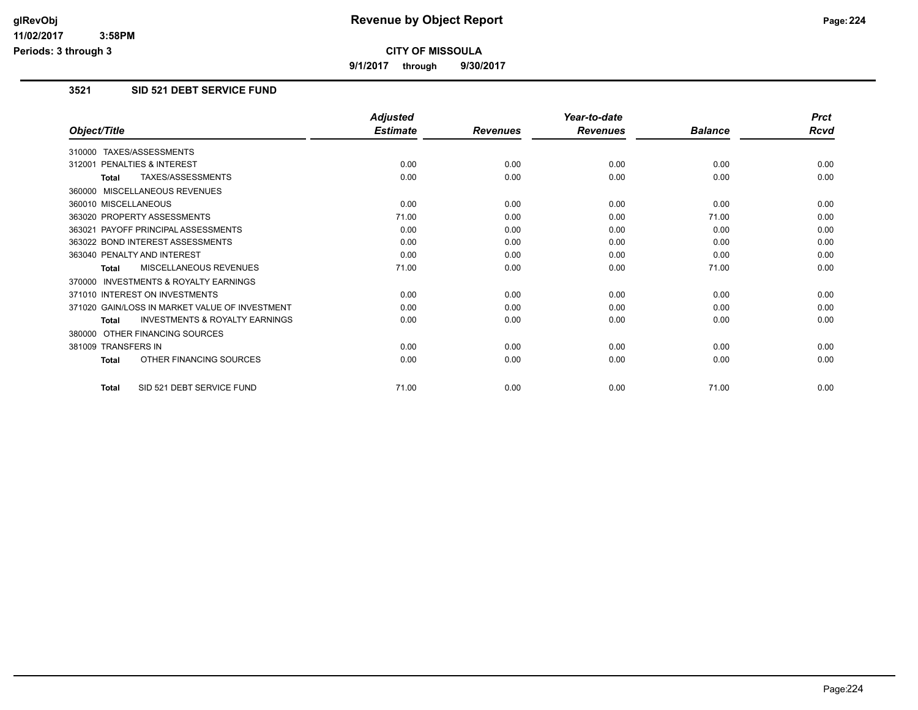# Revenue by Object Report

**CITY OF MISSOULA**

**9/1/2017 through 9/30/2017**

## 3521 SID 521 DEBT SERVICE FUND

| Object/Title | Adjusted Estimate | Revenues | Year-to-date Revenues | Balance | Prct Rcvd |
|---|---|---|---|---|---|
| 310000 TAXES/ASSESSMENTS | | | | | |
| 312001 PENALTIES & INTEREST | 0.00 | 0.00 | 0.00 | 0.00 | 0.00 |
| **Total** TAXES/ASSESSMENTS | 0.00 | 0.00 | 0.00 | 0.00 | 0.00 |
| 360000 MISCELLANEOUS REVENUES | | | | | |
| 360010 MISCELLANEOUS | 0.00 | 0.00 | 0.00 | 0.00 | 0.00 |
| 363020 PROPERTY ASSESSMENTS | 71.00 | 0.00 | 0.00 | 71.00 | 0.00 |
| 363021 PAYOFF PRINCIPAL ASSESSMENTS | 0.00 | 0.00 | 0.00 | 0.00 | 0.00 |
| 363022 BOND INTEREST ASSESSMENTS | 0.00 | 0.00 | 0.00 | 0.00 | 0.00 |
| 363040 PENALTY AND INTEREST | 0.00 | 0.00 | 0.00 | 0.00 | 0.00 |
| **Total** MISCELLANEOUS REVENUES | 71.00 | 0.00 | 0.00 | 71.00 | 0.00 |
| 370000 INVESTMENTS & ROYALTY EARNINGS | | | | | |
| 371010 INTEREST ON INVESTMENTS | 0.00 | 0.00 | 0.00 | 0.00 | 0.00 |
| 371020 GAIN/LOSS IN MARKET VALUE OF INVESTMENT | 0.00 | 0.00 | 0.00 | 0.00 | 0.00 |
| **Total** INVESTMENTS & ROYALTY EARNINGS | 0.00 | 0.00 | 0.00 | 0.00 | 0.00 |
| 380000 OTHER FINANCING SOURCES | | | | | |
| 381009 TRANSFERS IN | 0.00 | 0.00 | 0.00 | 0.00 | 0.00 |
| **Total** OTHER FINANCING SOURCES | 0.00 | 0.00 | 0.00 | 0.00 | 0.00 |
| **Total** SID 521 DEBT SERVICE FUND | 71.00 | 0.00 | 0.00 | 71.00 | 0.00 |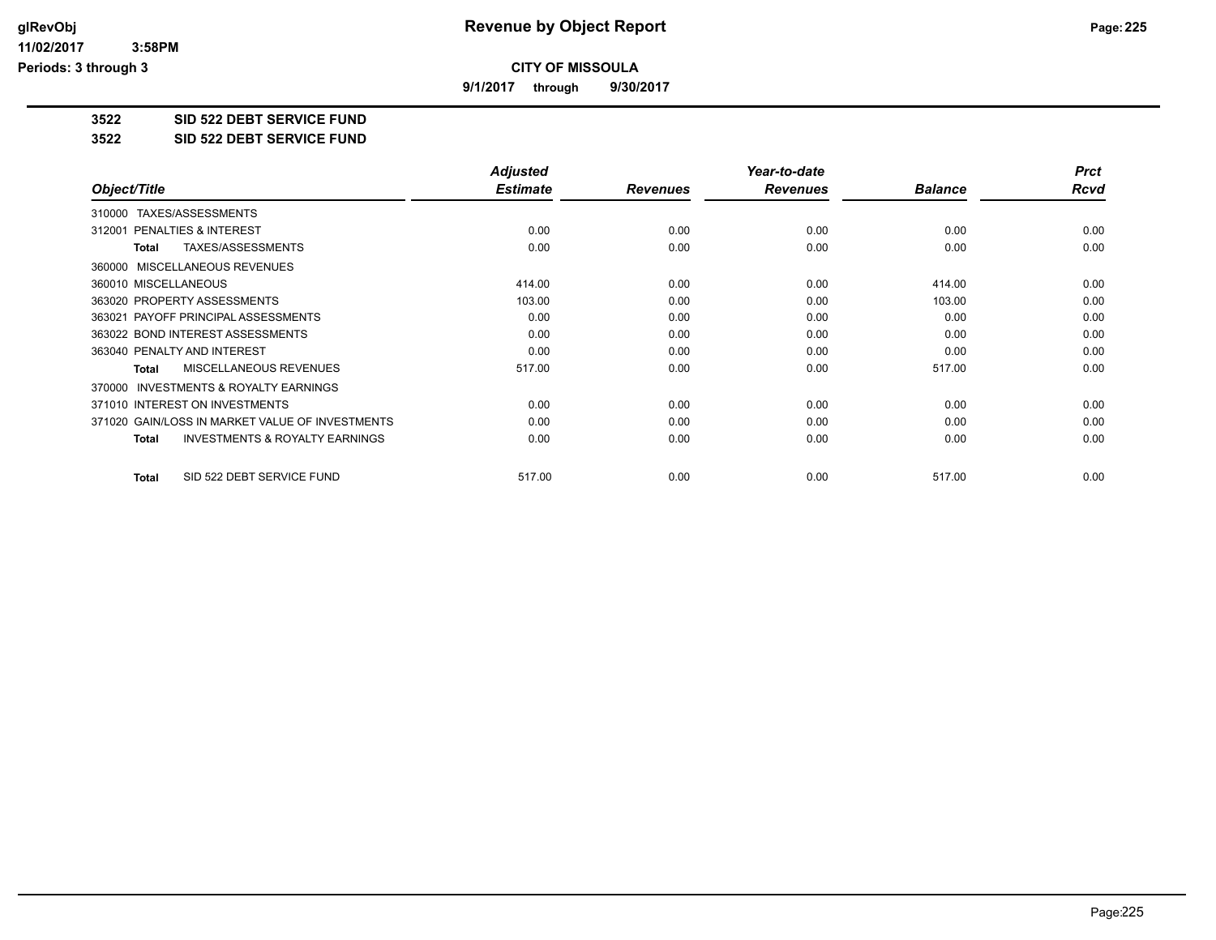**CITY OF MISSOULA**

**9/1/2017 through 9/30/2017**

**3522 SID 522 DEBT SERVICE FUND**

**3522 SID 522 DEBT SERVICE FUND**

| Object/Title | Adjusted Estimate | Revenues | Year-to-date Revenues | Balance | Prct Rcvd |
|---|---|---|---|---|---|
| 310000 TAXES/ASSESSMENTS | | | | | |
| 312001 PENALTIES & INTEREST | 0.00 | 0.00 | 0.00 | 0.00 | 0.00 |
| **Total** TAXES/ASSESSMENTS | 0.00 | 0.00 | 0.00 | 0.00 | 0.00 |
| 360000 MISCELLANEOUS REVENUES | | | | | |
| 360010 MISCELLANEOUS | 414.00 | 0.00 | 0.00 | 414.00 | 0.00 |
| 363020 PROPERTY ASSESSMENTS | 103.00 | 0.00 | 0.00 | 103.00 | 0.00 |
| 363021 PAYOFF PRINCIPAL ASSESSMENTS | 0.00 | 0.00 | 0.00 | 0.00 | 0.00 |
| 363022 BOND INTEREST ASSESSMENTS | 0.00 | 0.00 | 0.00 | 0.00 | 0.00 |
| 363040 PENALTY AND INTEREST | 0.00 | 0.00 | 0.00 | 0.00 | 0.00 |
| **Total** MISCELLANEOUS REVENUES | 517.00 | 0.00 | 0.00 | 517.00 | 0.00 |
| 370000 INVESTMENTS & ROYALTY EARNINGS | | | | | |
| 371010 INTEREST ON INVESTMENTS | 0.00 | 0.00 | 0.00 | 0.00 | 0.00 |
| 371020 GAIN/LOSS IN MARKET VALUE OF INVESTMENTS | 0.00 | 0.00 | 0.00 | 0.00 | 0.00 |
| **Total** INVESTMENTS & ROYALTY EARNINGS | 0.00 | 0.00 | 0.00 | 0.00 | 0.00 |
| **Total** SID 522 DEBT SERVICE FUND | 517.00 | 0.00 | 0.00 | 517.00 | 0.00 |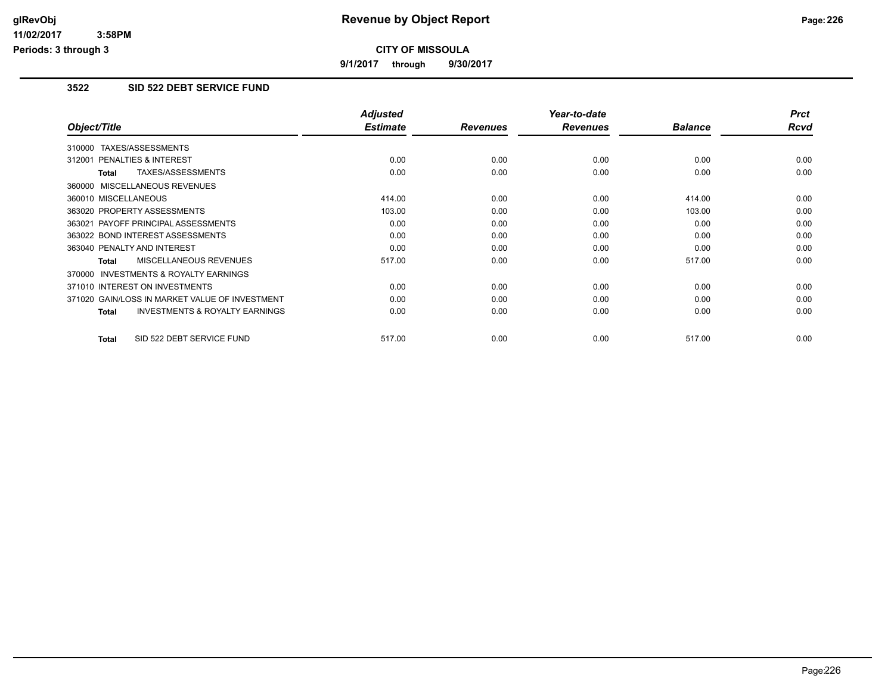# CITY OF MISSOULA

**9/1/2017 through 9/30/2017**

## 3522 SID 522 DEBT SERVICE FUND

| Object/Title | Adjusted Estimate | Revenues | Year-to-date Revenues | Balance | Prct Rcvd |
|---|---|---|---|---|---|
| 310000 TAXES/ASSESSMENTS | | | | | |
| 312001 PENALTIES & INTEREST | 0.00 | 0.00 | 0.00 | 0.00 | 0.00 |
| **Total** TAXES/ASSESSMENTS | 0.00 | 0.00 | 0.00 | 0.00 | 0.00 |
| 360000 MISCELLANEOUS REVENUES | | | | | |
| 360010 MISCELLANEOUS | 414.00 | 0.00 | 0.00 | 414.00 | 0.00 |
| 363020 PROPERTY ASSESSMENTS | 103.00 | 0.00 | 0.00 | 103.00 | 0.00 |
| 363021 PAYOFF PRINCIPAL ASSESSMENTS | 0.00 | 0.00 | 0.00 | 0.00 | 0.00 |
| 363022 BOND INTEREST ASSESSMENTS | 0.00 | 0.00 | 0.00 | 0.00 | 0.00 |
| 363040 PENALTY AND INTEREST | 0.00 | 0.00 | 0.00 | 0.00 | 0.00 |
| **Total** MISCELLANEOUS REVENUES | 517.00 | 0.00 | 0.00 | 517.00 | 0.00 |
| 370000 INVESTMENTS & ROYALTY EARNINGS | | | | | |
| 371010 INTEREST ON INVESTMENTS | 0.00 | 0.00 | 0.00 | 0.00 | 0.00 |
| 371020 GAIN/LOSS IN MARKET VALUE OF INVESTMENT | 0.00 | 0.00 | 0.00 | 0.00 | 0.00 |
| **Total** INVESTMENTS & ROYALTY EARNINGS | 0.00 | 0.00 | 0.00 | 0.00 | 0.00 |
| **Total** SID 522 DEBT SERVICE FUND | 517.00 | 0.00 | 0.00 | 517.00 | 0.00 |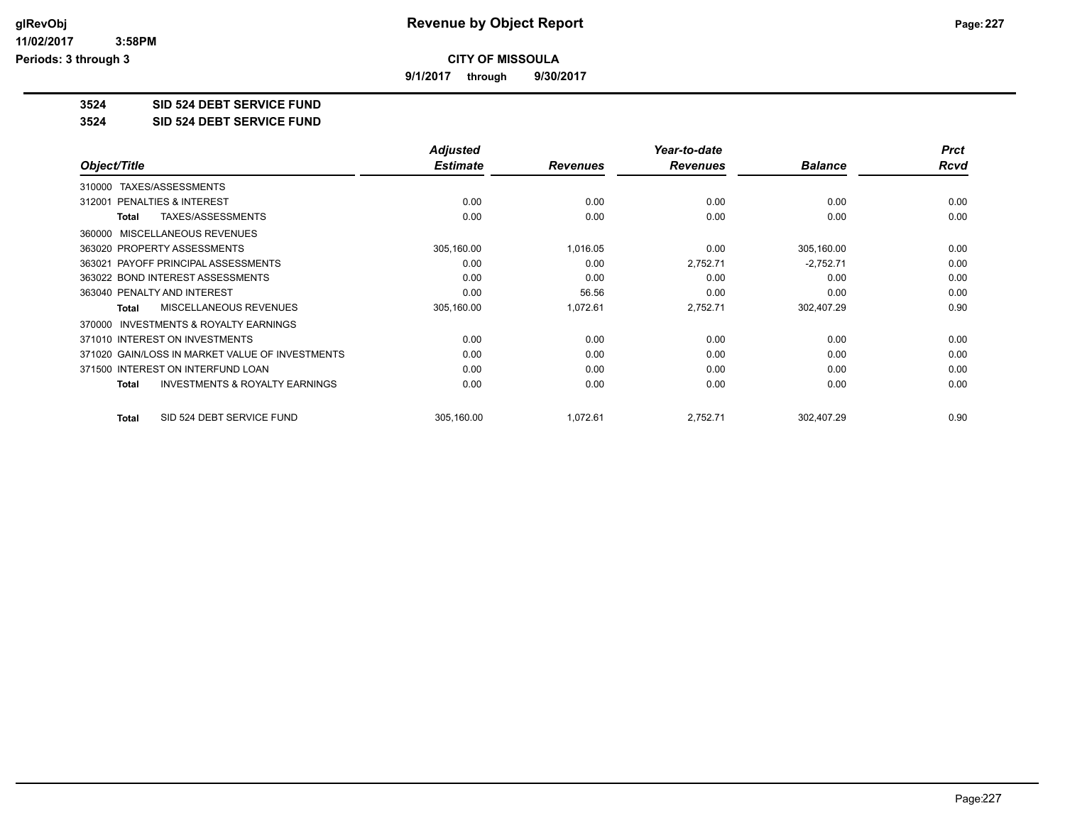**Revenue by Object Report**

**CITY OF MISSOULA**

**9/1/2017 through 9/30/2017**

glRevObj
11/02/2017 3:58PM
Periods: 3 through 3

**3524 SID 524 DEBT SERVICE FUND**

**3524 SID 524 DEBT SERVICE FUND**

| Object/Title | Adjusted Estimate | Revenues | Year-to-date Revenues | Balance | Prct Rcvd |
|---|---|---|---|---|---|
| 310000 TAXES/ASSESSMENTS | | | | | |
| 312001 PENALTIES & INTEREST | 0.00 | 0.00 | 0.00 | 0.00 | 0.00 |
| **Total** TAXES/ASSESSMENTS | 0.00 | 0.00 | 0.00 | 0.00 | 0.00 |
| 360000 MISCELLANEOUS REVENUES | | | | | |
| 363020 PROPERTY ASSESSMENTS | 305,160.00 | 1,016.05 | 0.00 | 305,160.00 | 0.00 |
| 363021 PAYOFF PRINCIPAL ASSESSMENTS | 0.00 | 0.00 | 2,752.71 | -2,752.71 | 0.00 |
| 363022 BOND INTEREST ASSESSMENTS | 0.00 | 0.00 | 0.00 | 0.00 | 0.00 |
| 363040 PENALTY AND INTEREST | 0.00 | 56.56 | 0.00 | 0.00 | 0.00 |
| **Total** MISCELLANEOUS REVENUES | 305,160.00 | 1,072.61 | 2,752.71 | 302,407.29 | 0.90 |
| 370000 INVESTMENTS & ROYALTY EARNINGS | | | | | |
| 371010 INTEREST ON INVESTMENTS | 0.00 | 0.00 | 0.00 | 0.00 | 0.00 |
| 371020 GAIN/LOSS IN MARKET VALUE OF INVESTMENTS | 0.00 | 0.00 | 0.00 | 0.00 | 0.00 |
| 371500 INTEREST ON INTERFUND LOAN | 0.00 | 0.00 | 0.00 | 0.00 | 0.00 |
| **Total** INVESTMENTS & ROYALTY EARNINGS | 0.00 | 0.00 | 0.00 | 0.00 | 0.00 |
| **Total** SID 524 DEBT SERVICE FUND | 305,160.00 | 1,072.61 | 2,752.71 | 302,407.29 | 0.90 |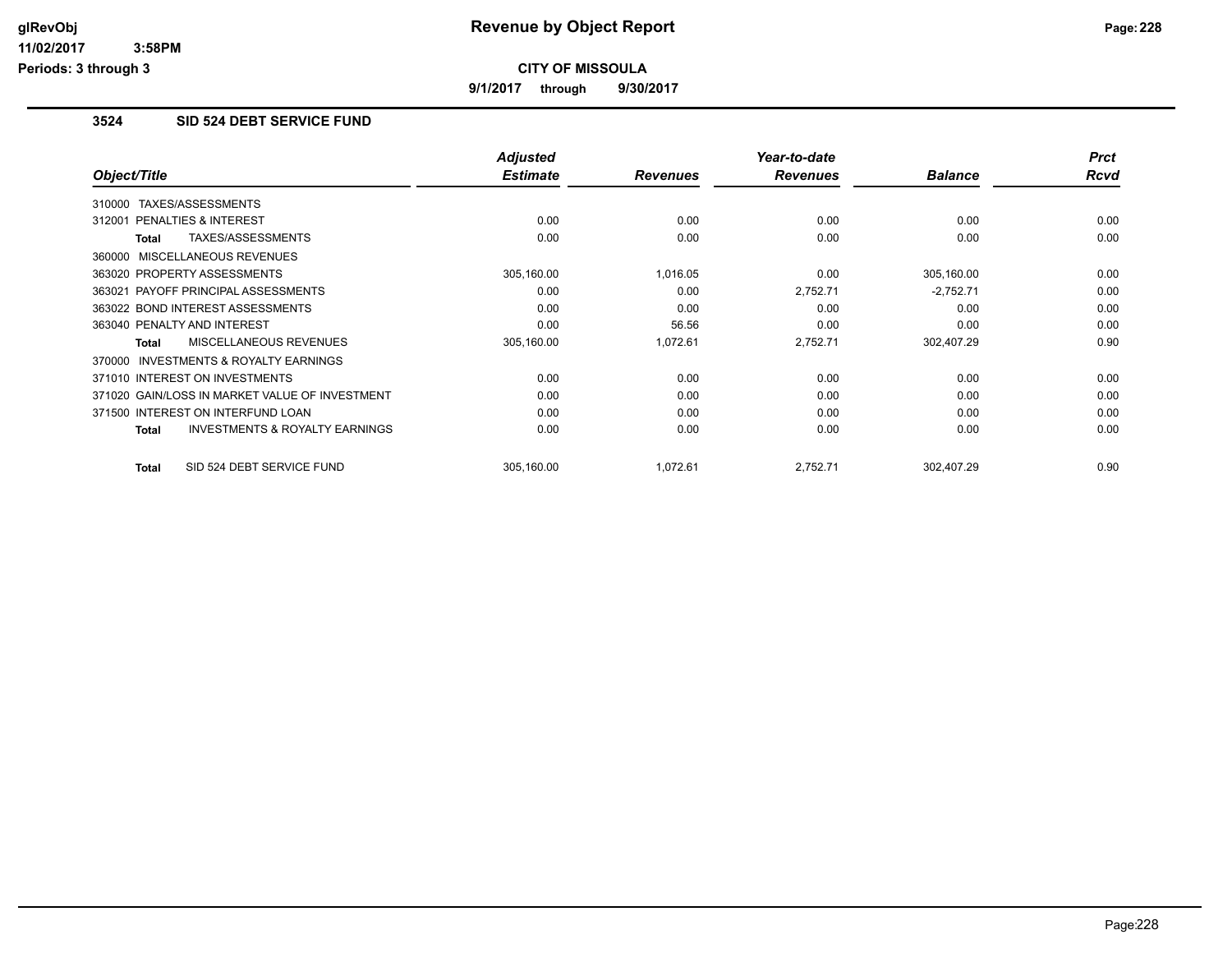**CITY OF MISSOULA**

**9/1/2017 through 9/30/2017**

## 3524 SID 524 DEBT SERVICE FUND

| Object/Title | Adjusted Estimate | Revenues | Year-to-date Revenues | Balance | Prct Rcvd |
|---|---|---|---|---|---|
| 310000 TAXES/ASSESSMENTS | | | | | |
| 312001 PENALTIES & INTEREST | 0.00 | 0.00 | 0.00 | 0.00 | 0.00 |
| **Total** TAXES/ASSESSMENTS | 0.00 | 0.00 | 0.00 | 0.00 | 0.00 |
| 360000 MISCELLANEOUS REVENUES | | | | | |
| 363020 PROPERTY ASSESSMENTS | 305,160.00 | 1,016.05 | 0.00 | 305,160.00 | 0.00 |
| 363021 PAYOFF PRINCIPAL ASSESSMENTS | 0.00 | 0.00 | 2,752.71 | -2,752.71 | 0.00 |
| 363022 BOND INTEREST ASSESSMENTS | 0.00 | 0.00 | 0.00 | 0.00 | 0.00 |
| 363040 PENALTY AND INTEREST | 0.00 | 56.56 | 0.00 | 0.00 | 0.00 |
| **Total** MISCELLANEOUS REVENUES | 305,160.00 | 1,072.61 | 2,752.71 | 302,407.29 | 0.90 |
| 370000 INVESTMENTS & ROYALTY EARNINGS | | | | | |
| 371010 INTEREST ON INVESTMENTS | 0.00 | 0.00 | 0.00 | 0.00 | 0.00 |
| 371020 GAIN/LOSS IN MARKET VALUE OF INVESTMENT | 0.00 | 0.00 | 0.00 | 0.00 | 0.00 |
| 371500 INTEREST ON INTERFUND LOAN | 0.00 | 0.00 | 0.00 | 0.00 | 0.00 |
| **Total** INVESTMENTS & ROYALTY EARNINGS | 0.00 | 0.00 | 0.00 | 0.00 | 0.00 |
| **Total** SID 524 DEBT SERVICE FUND | 305,160.00 | 1,072.61 | 2,752.71 | 302,407.29 | 0.90 |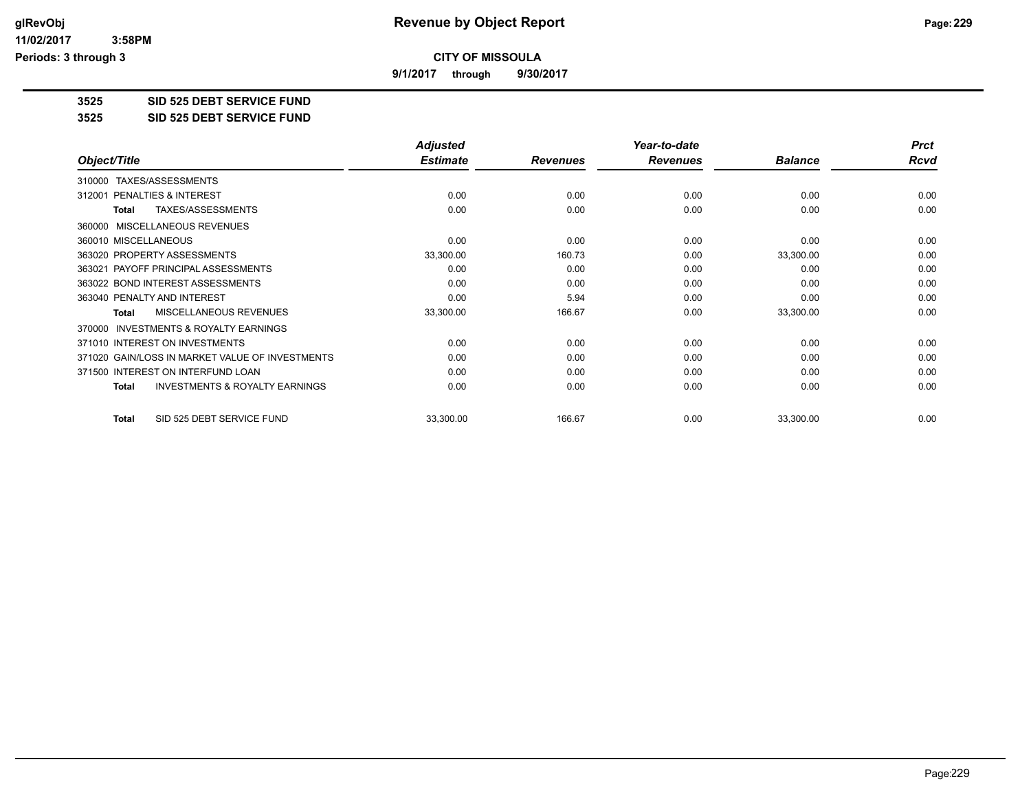**CITY OF MISSOULA**

**9/1/2017 through 9/30/2017**

**3525 SID 525 DEBT SERVICE FUND**

**3525 SID 525 DEBT SERVICE FUND**

| Object/Title | Adjusted Estimate | Revenues | Year-to-date Revenues | Balance | Prct Rcvd |
|---|---|---|---|---|---|
| 310000 TAXES/ASSESSMENTS | | | | | |
| 312001 PENALTIES & INTEREST | 0.00 | 0.00 | 0.00 | 0.00 | 0.00 |
| **Total** TAXES/ASSESSMENTS | 0.00 | 0.00 | 0.00 | 0.00 | 0.00 |
| 360000 MISCELLANEOUS REVENUES | | | | | |
| 360010 MISCELLANEOUS | 0.00 | 0.00 | 0.00 | 0.00 | 0.00 |
| 363020 PROPERTY ASSESSMENTS | 33,300.00 | 160.73 | 0.00 | 33,300.00 | 0.00 |
| 363021 PAYOFF PRINCIPAL ASSESSMENTS | 0.00 | 0.00 | 0.00 | 0.00 | 0.00 |
| 363022 BOND INTEREST ASSESSMENTS | 0.00 | 0.00 | 0.00 | 0.00 | 0.00 |
| 363040 PENALTY AND INTEREST | 0.00 | 5.94 | 0.00 | 0.00 | 0.00 |
| **Total** MISCELLANEOUS REVENUES | 33,300.00 | 166.67 | 0.00 | 33,300.00 | 0.00 |
| 370000 INVESTMENTS & ROYALTY EARNINGS | | | | | |
| 371010 INTEREST ON INVESTMENTS | 0.00 | 0.00 | 0.00 | 0.00 | 0.00 |
| 371020 GAIN/LOSS IN MARKET VALUE OF INVESTMENTS | 0.00 | 0.00 | 0.00 | 0.00 | 0.00 |
| 371500 INTEREST ON INTERFUND LOAN | 0.00 | 0.00 | 0.00 | 0.00 | 0.00 |
| **Total** INVESTMENTS & ROYALTY EARNINGS | 0.00 | 0.00 | 0.00 | 0.00 | 0.00 |
| **Total** SID 525 DEBT SERVICE FUND | 33,300.00 | 166.67 | 0.00 | 33,300.00 | 0.00 |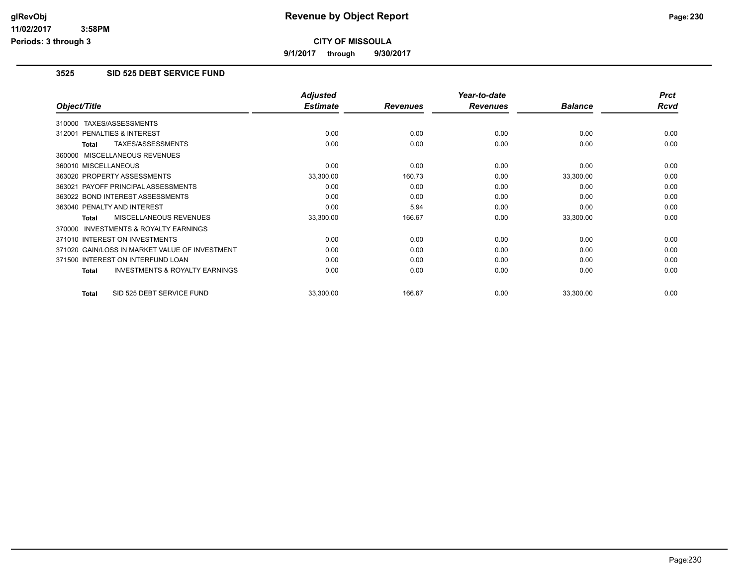# Revenue by Object Report

glRevObj
11/02/2017 3:58PM
Periods: 3 through 3

**CITY OF MISSOULA**

**9/1/2017 through 9/30/2017**

## 3525 SID 525 DEBT SERVICE FUND

| Object/Title | Adjusted Estimate | Revenues | Year-to-date Revenues | Balance | Prct Rcvd |
|---|---|---|---|---|---|
| 310000 TAXES/ASSESSMENTS | | | | | |
| 312001 PENALTIES & INTEREST | 0.00 | 0.00 | 0.00 | 0.00 | 0.00 |
| **Total** TAXES/ASSESSMENTS | 0.00 | 0.00 | 0.00 | 0.00 | 0.00 |
| 360000 MISCELLANEOUS REVENUES | | | | | |
| 360010 MISCELLANEOUS | 0.00 | 0.00 | 0.00 | 0.00 | 0.00 |
| 363020 PROPERTY ASSESSMENTS | 33,300.00 | 160.73 | 0.00 | 33,300.00 | 0.00 |
| 363021 PAYOFF PRINCIPAL ASSESSMENTS | 0.00 | 0.00 | 0.00 | 0.00 | 0.00 |
| 363022 BOND INTEREST ASSESSMENTS | 0.00 | 0.00 | 0.00 | 0.00 | 0.00 |
| 363040 PENALTY AND INTEREST | 0.00 | 5.94 | 0.00 | 0.00 | 0.00 |
| **Total** MISCELLANEOUS REVENUES | 33,300.00 | 166.67 | 0.00 | 33,300.00 | 0.00 |
| 370000 INVESTMENTS & ROYALTY EARNINGS | | | | | |
| 371010 INTEREST ON INVESTMENTS | 0.00 | 0.00 | 0.00 | 0.00 | 0.00 |
| 371020 GAIN/LOSS IN MARKET VALUE OF INVESTMENT | 0.00 | 0.00 | 0.00 | 0.00 | 0.00 |
| 371500 INTEREST ON INTERFUND LOAN | 0.00 | 0.00 | 0.00 | 0.00 | 0.00 |
| **Total** INVESTMENTS & ROYALTY EARNINGS | 0.00 | 0.00 | 0.00 | 0.00 | 0.00 |
| **Total** SID 525 DEBT SERVICE FUND | 33,300.00 | 166.67 | 0.00 | 33,300.00 | 0.00 |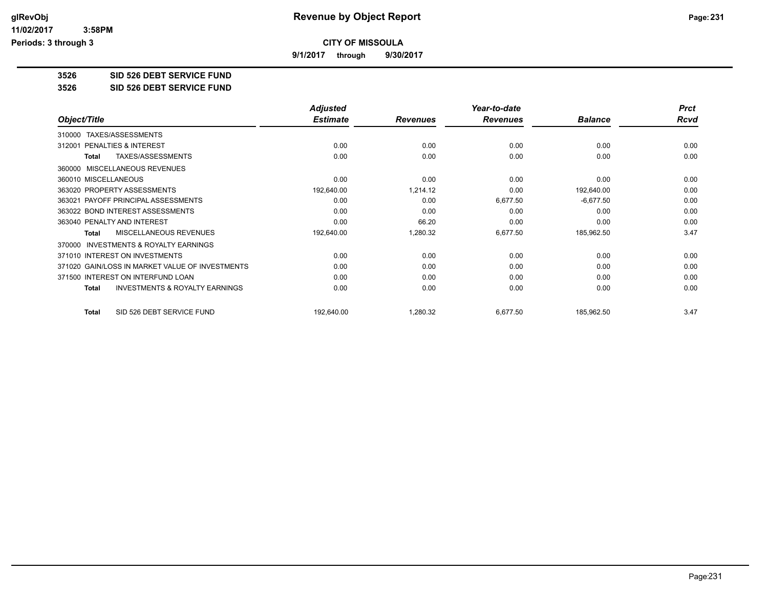**CITY OF MISSOULA**

**9/1/2017 through 9/30/2017**

**3526 SID 526 DEBT SERVICE FUND**

**3526 SID 526 DEBT SERVICE FUND**

| Object/Title | Adjusted Estimate | Revenues | Year-to-date Revenues | Balance | Prct Rcvd |
|---|---|---|---|---|---|
| 310000 TAXES/ASSESSMENTS | | | | | |
| 312001 PENALTIES & INTEREST | 0.00 | 0.00 | 0.00 | 0.00 | 0.00 |
| **Total** TAXES/ASSESSMENTS | 0.00 | 0.00 | 0.00 | 0.00 | 0.00 |
| 360000 MISCELLANEOUS REVENUES | | | | | |
| 360010 MISCELLANEOUS | 0.00 | 0.00 | 0.00 | 0.00 | 0.00 |
| 363020 PROPERTY ASSESSMENTS | 192,640.00 | 1,214.12 | 0.00 | 192,640.00 | 0.00 |
| 363021 PAYOFF PRINCIPAL ASSESSMENTS | 0.00 | 0.00 | 6,677.50 | -6,677.50 | 0.00 |
| 363022 BOND INTEREST ASSESSMENTS | 0.00 | 0.00 | 0.00 | 0.00 | 0.00 |
| 363040 PENALTY AND INTEREST | 0.00 | 66.20 | 0.00 | 0.00 | 0.00 |
| **Total** MISCELLANEOUS REVENUES | 192,640.00 | 1,280.32 | 6,677.50 | 185,962.50 | 3.47 |
| 370000 INVESTMENTS & ROYALTY EARNINGS | | | | | |
| 371010 INTEREST ON INVESTMENTS | 0.00 | 0.00 | 0.00 | 0.00 | 0.00 |
| 371020 GAIN/LOSS IN MARKET VALUE OF INVESTMENTS | 0.00 | 0.00 | 0.00 | 0.00 | 0.00 |
| 371500 INTEREST ON INTERFUND LOAN | 0.00 | 0.00 | 0.00 | 0.00 | 0.00 |
| **Total** INVESTMENTS & ROYALTY EARNINGS | 0.00 | 0.00 | 0.00 | 0.00 | 0.00 |
| **Total** SID 526 DEBT SERVICE FUND | 192,640.00 | 1,280.32 | 6,677.50 | 185,962.50 | 3.47 |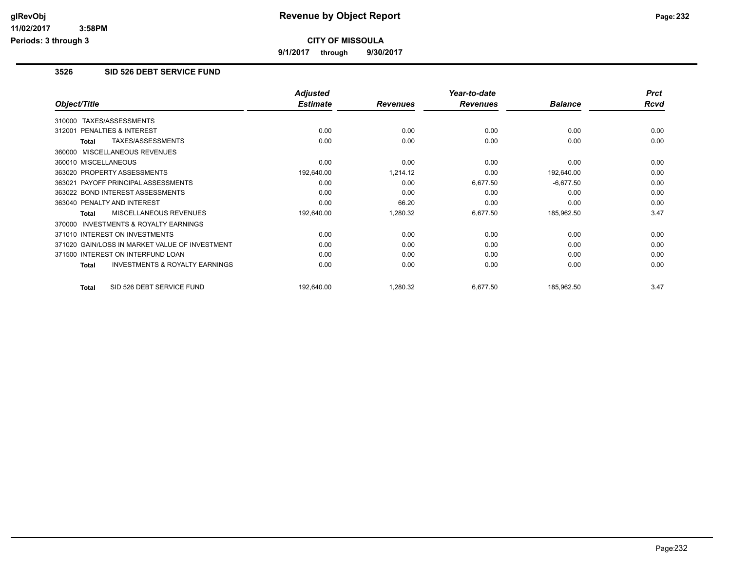# Revenue by Object Report

**CITY OF MISSOULA**

**9/1/2017 through 9/30/2017**

glRevObj
11/02/2017 3:58PM
Periods: 3 through 3

## 3526 SID 526 DEBT SERVICE FUND

| Object/Title | Adjusted Estimate | Revenues | Year-to-date Revenues | Balance | Prct Rcvd |
|---|---|---|---|---|---|
| 310000 TAXES/ASSESSMENTS | | | | | |
| 312001 PENALTIES & INTEREST | 0.00 | 0.00 | 0.00 | 0.00 | 0.00 |
| **Total** TAXES/ASSESSMENTS | 0.00 | 0.00 | 0.00 | 0.00 | 0.00 |
| 360000 MISCELLANEOUS REVENUES | | | | | |
| 360010 MISCELLANEOUS | 0.00 | 0.00 | 0.00 | 0.00 | 0.00 |
| 363020 PROPERTY ASSESSMENTS | 192,640.00 | 1,214.12 | 0.00 | 192,640.00 | 0.00 |
| 363021 PAYOFF PRINCIPAL ASSESSMENTS | 0.00 | 0.00 | 6,677.50 | -6,677.50 | 0.00 |
| 363022 BOND INTEREST ASSESSMENTS | 0.00 | 0.00 | 0.00 | 0.00 | 0.00 |
| 363040 PENALTY AND INTEREST | 0.00 | 66.20 | 0.00 | 0.00 | 0.00 |
| **Total** MISCELLANEOUS REVENUES | 192,640.00 | 1,280.32 | 6,677.50 | 185,962.50 | 3.47 |
| 370000 INVESTMENTS & ROYALTY EARNINGS | | | | | |
| 371010 INTEREST ON INVESTMENTS | 0.00 | 0.00 | 0.00 | 0.00 | 0.00 |
| 371020 GAIN/LOSS IN MARKET VALUE OF INVESTMENT | 0.00 | 0.00 | 0.00 | 0.00 | 0.00 |
| 371500 INTEREST ON INTERFUND LOAN | 0.00 | 0.00 | 0.00 | 0.00 | 0.00 |
| **Total** INVESTMENTS & ROYALTY EARNINGS | 0.00 | 0.00 | 0.00 | 0.00 | 0.00 |
| **Total** SID 526 DEBT SERVICE FUND | 192,640.00 | 1,280.32 | 6,677.50 | 185,962.50 | 3.47 |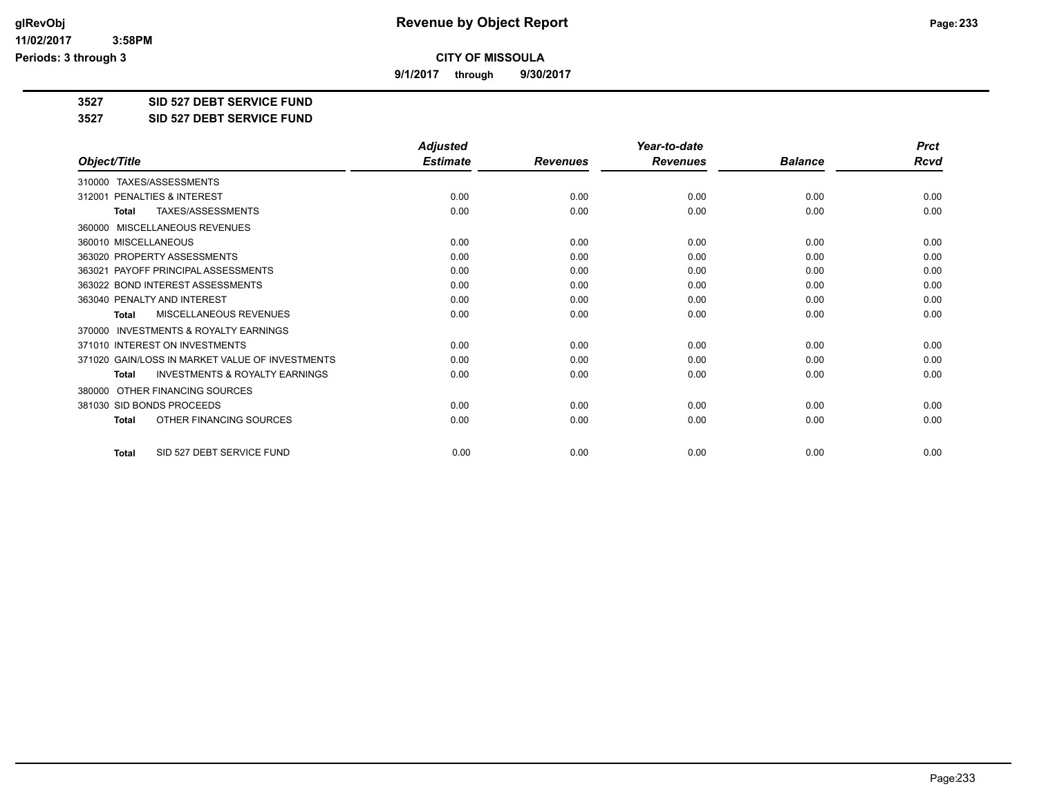**CITY OF MISSOULA**

**9/1/2017 through 9/30/2017**

**3527 SID 527 DEBT SERVICE FUND**

**3527 SID 527 DEBT SERVICE FUND**

| Object/Title | Adjusted Estimate | Revenues | Year-to-date Revenues | Balance | Prct Rcvd |
|---|---|---|---|---|---|
| 310000 TAXES/ASSESSMENTS | | | | | |
| 312001 PENALTIES & INTEREST | 0.00 | 0.00 | 0.00 | 0.00 | 0.00 |
| **Total** TAXES/ASSESSMENTS | 0.00 | 0.00 | 0.00 | 0.00 | 0.00 |
| 360000 MISCELLANEOUS REVENUES | | | | | |
| 360010 MISCELLANEOUS | 0.00 | 0.00 | 0.00 | 0.00 | 0.00 |
| 363020 PROPERTY ASSESSMENTS | 0.00 | 0.00 | 0.00 | 0.00 | 0.00 |
| 363021 PAYOFF PRINCIPAL ASSESSMENTS | 0.00 | 0.00 | 0.00 | 0.00 | 0.00 |
| 363022 BOND INTEREST ASSESSMENTS | 0.00 | 0.00 | 0.00 | 0.00 | 0.00 |
| 363040 PENALTY AND INTEREST | 0.00 | 0.00 | 0.00 | 0.00 | 0.00 |
| **Total** MISCELLANEOUS REVENUES | 0.00 | 0.00 | 0.00 | 0.00 | 0.00 |
| 370000 INVESTMENTS & ROYALTY EARNINGS | | | | | |
| 371010 INTEREST ON INVESTMENTS | 0.00 | 0.00 | 0.00 | 0.00 | 0.00 |
| 371020 GAIN/LOSS IN MARKET VALUE OF INVESTMENTS | 0.00 | 0.00 | 0.00 | 0.00 | 0.00 |
| **Total** INVESTMENTS & ROYALTY EARNINGS | 0.00 | 0.00 | 0.00 | 0.00 | 0.00 |
| 380000 OTHER FINANCING SOURCES | | | | | |
| 381030 SID BONDS PROCEEDS | 0.00 | 0.00 | 0.00 | 0.00 | 0.00 |
| **Total** OTHER FINANCING SOURCES | 0.00 | 0.00 | 0.00 | 0.00 | 0.00 |
| **Total** SID 527 DEBT SERVICE FUND | 0.00 | 0.00 | 0.00 | 0.00 | 0.00 |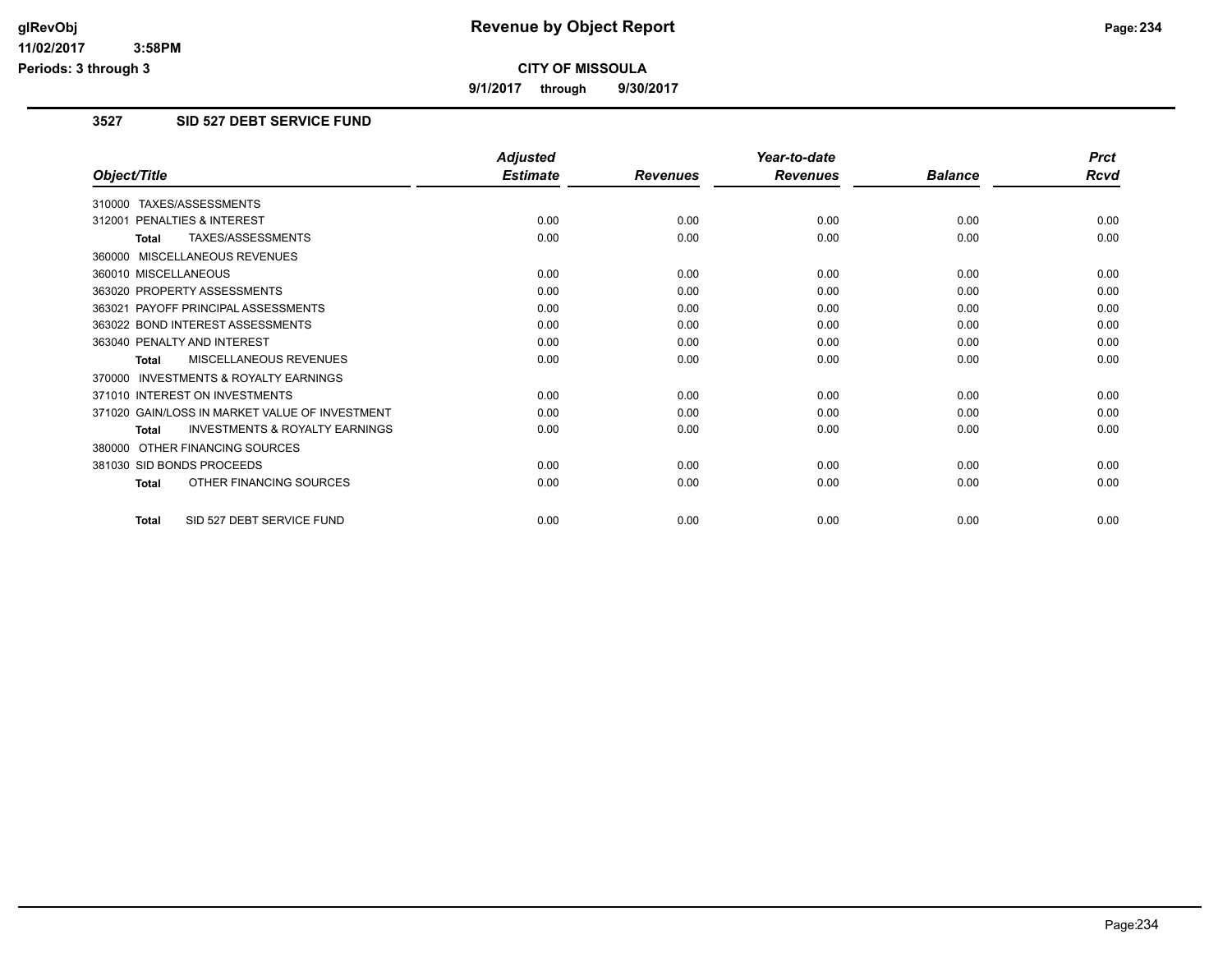# Revenue by Object Report

**CITY OF MISSOULA**

**9/1/2017 through 9/30/2017**

glRevObj
11/02/2017 3:58PM
Periods: 3 through 3

## 3527 SID 527 DEBT SERVICE FUND

| Object/Title | Adjusted Estimate | Revenues | Year-to-date Revenues | Balance | Prct Rcvd |
|---|---|---|---|---|---|
| 310000 TAXES/ASSESSMENTS | | | | | |
| 312001 PENALTIES & INTEREST | 0.00 | 0.00 | 0.00 | 0.00 | 0.00 |
| **Total** TAXES/ASSESSMENTS | 0.00 | 0.00 | 0.00 | 0.00 | 0.00 |
| 360000 MISCELLANEOUS REVENUES | | | | | |
| 360010 MISCELLANEOUS | 0.00 | 0.00 | 0.00 | 0.00 | 0.00 |
| 363020 PROPERTY ASSESSMENTS | 0.00 | 0.00 | 0.00 | 0.00 | 0.00 |
| 363021 PAYOFF PRINCIPAL ASSESSMENTS | 0.00 | 0.00 | 0.00 | 0.00 | 0.00 |
| 363022 BOND INTEREST ASSESSMENTS | 0.00 | 0.00 | 0.00 | 0.00 | 0.00 |
| 363040 PENALTY AND INTEREST | 0.00 | 0.00 | 0.00 | 0.00 | 0.00 |
| **Total** MISCELLANEOUS REVENUES | 0.00 | 0.00 | 0.00 | 0.00 | 0.00 |
| 370000 INVESTMENTS & ROYALTY EARNINGS | | | | | |
| 371010 INTEREST ON INVESTMENTS | 0.00 | 0.00 | 0.00 | 0.00 | 0.00 |
| 371020 GAIN/LOSS IN MARKET VALUE OF INVESTMENT | 0.00 | 0.00 | 0.00 | 0.00 | 0.00 |
| **Total** INVESTMENTS & ROYALTY EARNINGS | 0.00 | 0.00 | 0.00 | 0.00 | 0.00 |
| 380000 OTHER FINANCING SOURCES | | | | | |
| 381030 SID BONDS PROCEEDS | 0.00 | 0.00 | 0.00 | 0.00 | 0.00 |
| **Total** OTHER FINANCING SOURCES | 0.00 | 0.00 | 0.00 | 0.00 | 0.00 |
| **Total** SID 527 DEBT SERVICE FUND | 0.00 | 0.00 | 0.00 | 0.00 | 0.00 |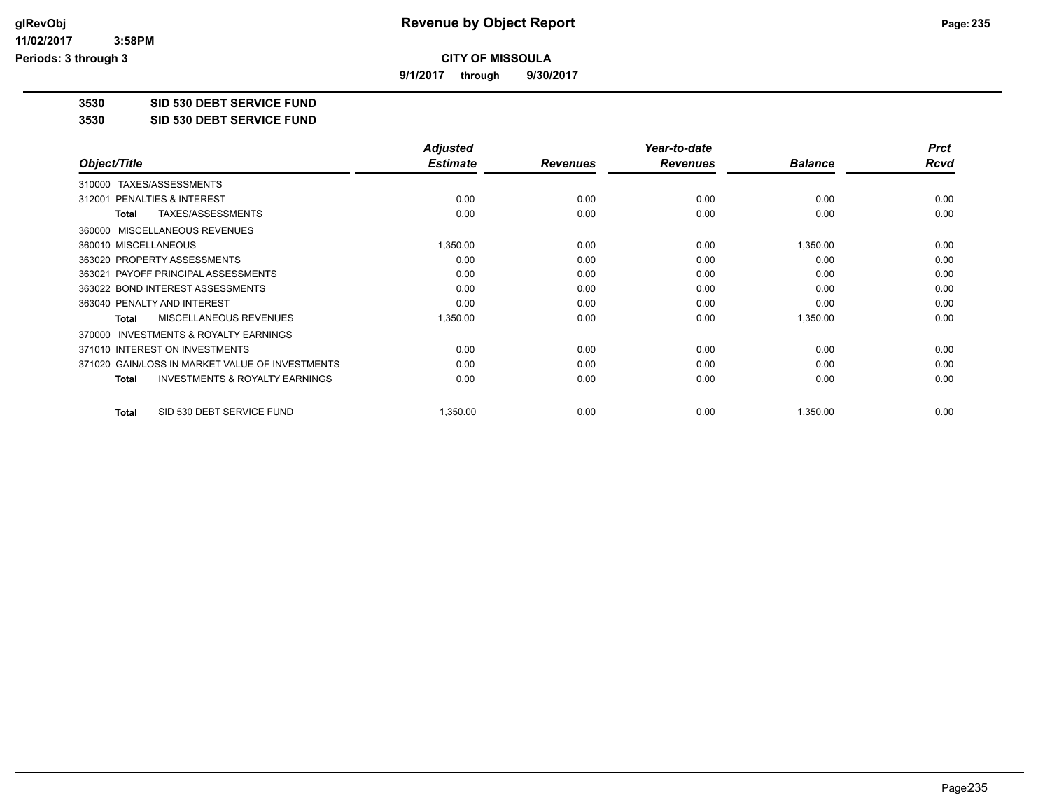# Revenue by Object Report

glRevObj
11/02/2017 3:58PM
Periods: 3 through 3

**CITY OF MISSOULA**

**9/1/2017 through 9/30/2017**

**3530 SID 530 DEBT SERVICE FUND**

**3530 SID 530 DEBT SERVICE FUND**

| Object/Title | Adjusted Estimate | Revenues | Year-to-date Revenues | Balance | Prct Rcvd |
|---|---|---|---|---|---|
| 310000 TAXES/ASSESSMENTS | | | | | |
| 312001 PENALTIES & INTEREST | 0.00 | 0.00 | 0.00 | 0.00 | 0.00 |
| **Total** TAXES/ASSESSMENTS | 0.00 | 0.00 | 0.00 | 0.00 | 0.00 |
| 360000 MISCELLANEOUS REVENUES | | | | | |
| 360010 MISCELLANEOUS | 1,350.00 | 0.00 | 0.00 | 1,350.00 | 0.00 |
| 363020 PROPERTY ASSESSMENTS | 0.00 | 0.00 | 0.00 | 0.00 | 0.00 |
| 363021 PAYOFF PRINCIPAL ASSESSMENTS | 0.00 | 0.00 | 0.00 | 0.00 | 0.00 |
| 363022 BOND INTEREST ASSESSMENTS | 0.00 | 0.00 | 0.00 | 0.00 | 0.00 |
| 363040 PENALTY AND INTEREST | 0.00 | 0.00 | 0.00 | 0.00 | 0.00 |
| **Total** MISCELLANEOUS REVENUES | 1,350.00 | 0.00 | 0.00 | 1,350.00 | 0.00 |
| 370000 INVESTMENTS & ROYALTY EARNINGS | | | | | |
| 371010 INTEREST ON INVESTMENTS | 0.00 | 0.00 | 0.00 | 0.00 | 0.00 |
| 371020 GAIN/LOSS IN MARKET VALUE OF INVESTMENTS | 0.00 | 0.00 | 0.00 | 0.00 | 0.00 |
| **Total** INVESTMENTS & ROYALTY EARNINGS | 0.00 | 0.00 | 0.00 | 0.00 | 0.00 |
| **Total** SID 530 DEBT SERVICE FUND | 1,350.00 | 0.00 | 0.00 | 1,350.00 | 0.00 |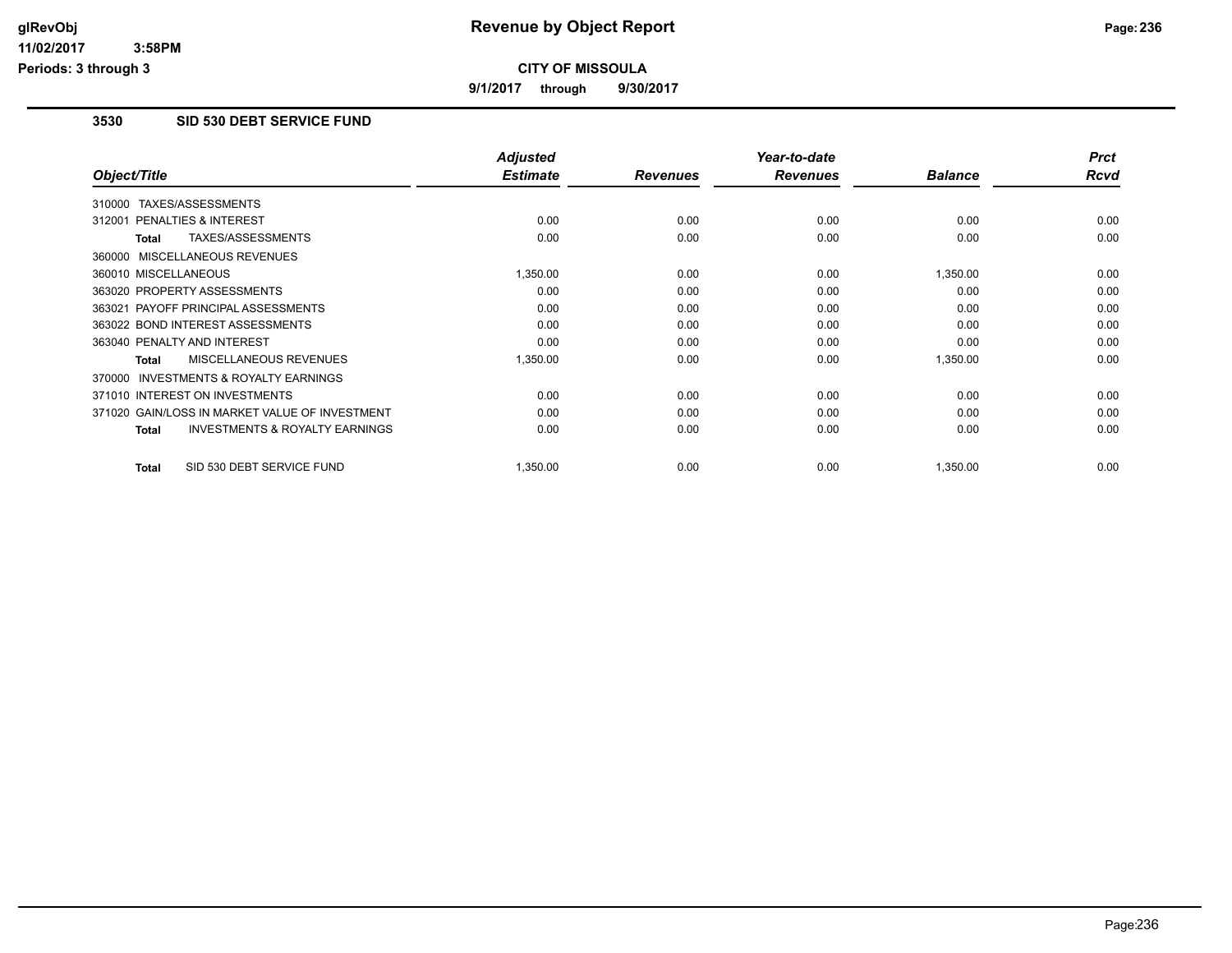**CITY OF MISSOULA**

**9/1/2017 through 9/30/2017**

### 3530 SID 530 DEBT SERVICE FUND

| Object/Title | Adjusted Estimate | Revenues | Year-to-date Revenues | Balance | Prct Rcvd |
|---|---|---|---|---|---|
| 310000 TAXES/ASSESSMENTS | | | | | |
| 312001 PENALTIES & INTEREST | 0.00 | 0.00 | 0.00 | 0.00 | 0.00 |
| **Total** TAXES/ASSESSMENTS | 0.00 | 0.00 | 0.00 | 0.00 | 0.00 |
| 360000 MISCELLANEOUS REVENUES | | | | | |
| 360010 MISCELLANEOUS | 1,350.00 | 0.00 | 0.00 | 1,350.00 | 0.00 |
| 363020 PROPERTY ASSESSMENTS | 0.00 | 0.00 | 0.00 | 0.00 | 0.00 |
| 363021 PAYOFF PRINCIPAL ASSESSMENTS | 0.00 | 0.00 | 0.00 | 0.00 | 0.00 |
| 363022 BOND INTEREST ASSESSMENTS | 0.00 | 0.00 | 0.00 | 0.00 | 0.00 |
| 363040 PENALTY AND INTEREST | 0.00 | 0.00 | 0.00 | 0.00 | 0.00 |
| **Total** MISCELLANEOUS REVENUES | 1,350.00 | 0.00 | 0.00 | 1,350.00 | 0.00 |
| 370000 INVESTMENTS & ROYALTY EARNINGS | | | | | |
| 371010 INTEREST ON INVESTMENTS | 0.00 | 0.00 | 0.00 | 0.00 | 0.00 |
| 371020 GAIN/LOSS IN MARKET VALUE OF INVESTMENT | 0.00 | 0.00 | 0.00 | 0.00 | 0.00 |
| **Total** INVESTMENTS & ROYALTY EARNINGS | 0.00 | 0.00 | 0.00 | 0.00 | 0.00 |
| **Total** SID 530 DEBT SERVICE FUND | 1,350.00 | 0.00 | 0.00 | 1,350.00 | 0.00 |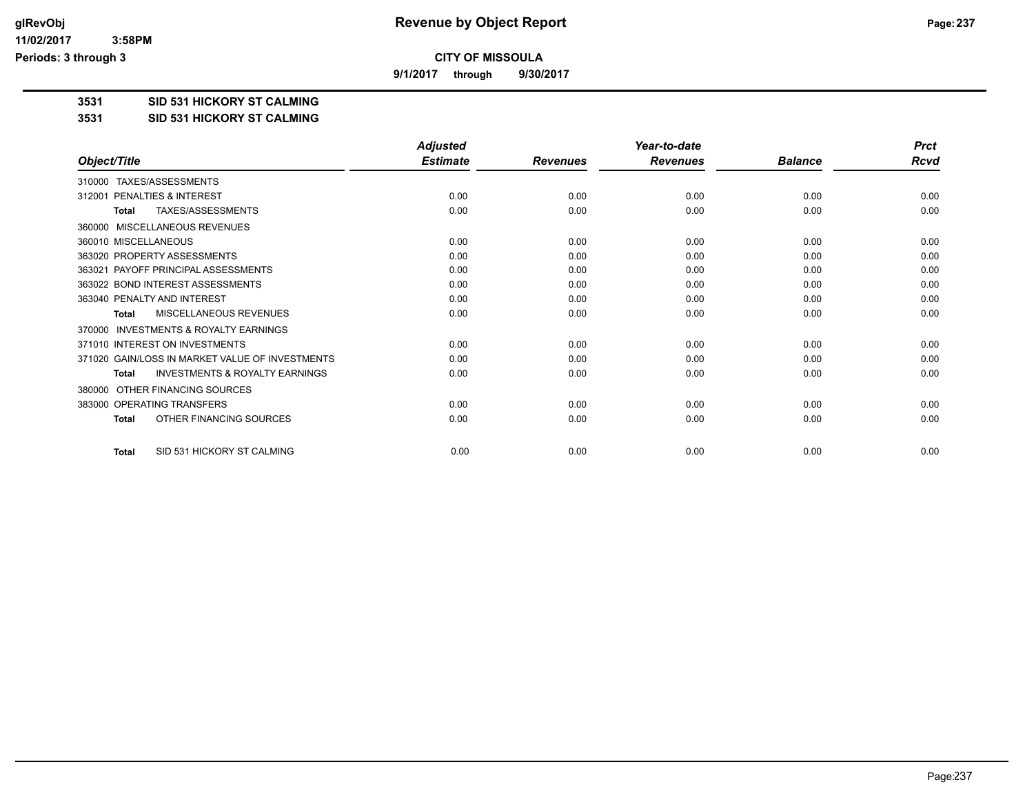# CITY OF MISSOULA

**9/1/2017 through 9/30/2017**

**3531 SID 531 HICKORY ST CALMING**

**3531 SID 531 HICKORY ST CALMING**

| Object/Title | Adjusted Estimate | Revenues | Year-to-date Revenues | Balance | Prct Rcvd |
|---|---|---|---|---|---|
| 310000 TAXES/ASSESSMENTS | | | | | |
| 312001 PENALTIES & INTEREST | 0.00 | 0.00 | 0.00 | 0.00 | 0.00 |
| **Total** TAXES/ASSESSMENTS | 0.00 | 0.00 | 0.00 | 0.00 | 0.00 |
| 360000 MISCELLANEOUS REVENUES | | | | | |
| 360010 MISCELLANEOUS | 0.00 | 0.00 | 0.00 | 0.00 | 0.00 |
| 363020 PROPERTY ASSESSMENTS | 0.00 | 0.00 | 0.00 | 0.00 | 0.00 |
| 363021 PAYOFF PRINCIPAL ASSESSMENTS | 0.00 | 0.00 | 0.00 | 0.00 | 0.00 |
| 363022 BOND INTEREST ASSESSMENTS | 0.00 | 0.00 | 0.00 | 0.00 | 0.00 |
| 363040 PENALTY AND INTEREST | 0.00 | 0.00 | 0.00 | 0.00 | 0.00 |
| **Total** MISCELLANEOUS REVENUES | 0.00 | 0.00 | 0.00 | 0.00 | 0.00 |
| 370000 INVESTMENTS & ROYALTY EARNINGS | | | | | |
| 371010 INTEREST ON INVESTMENTS | 0.00 | 0.00 | 0.00 | 0.00 | 0.00 |
| 371020 GAIN/LOSS IN MARKET VALUE OF INVESTMENTS | 0.00 | 0.00 | 0.00 | 0.00 | 0.00 |
| **Total** INVESTMENTS & ROYALTY EARNINGS | 0.00 | 0.00 | 0.00 | 0.00 | 0.00 |
| 380000 OTHER FINANCING SOURCES | | | | | |
| 383000 OPERATING TRANSFERS | 0.00 | 0.00 | 0.00 | 0.00 | 0.00 |
| **Total** OTHER FINANCING SOURCES | 0.00 | 0.00 | 0.00 | 0.00 | 0.00 |
| **Total** SID 531 HICKORY ST CALMING | 0.00 | 0.00 | 0.00 | 0.00 | 0.00 |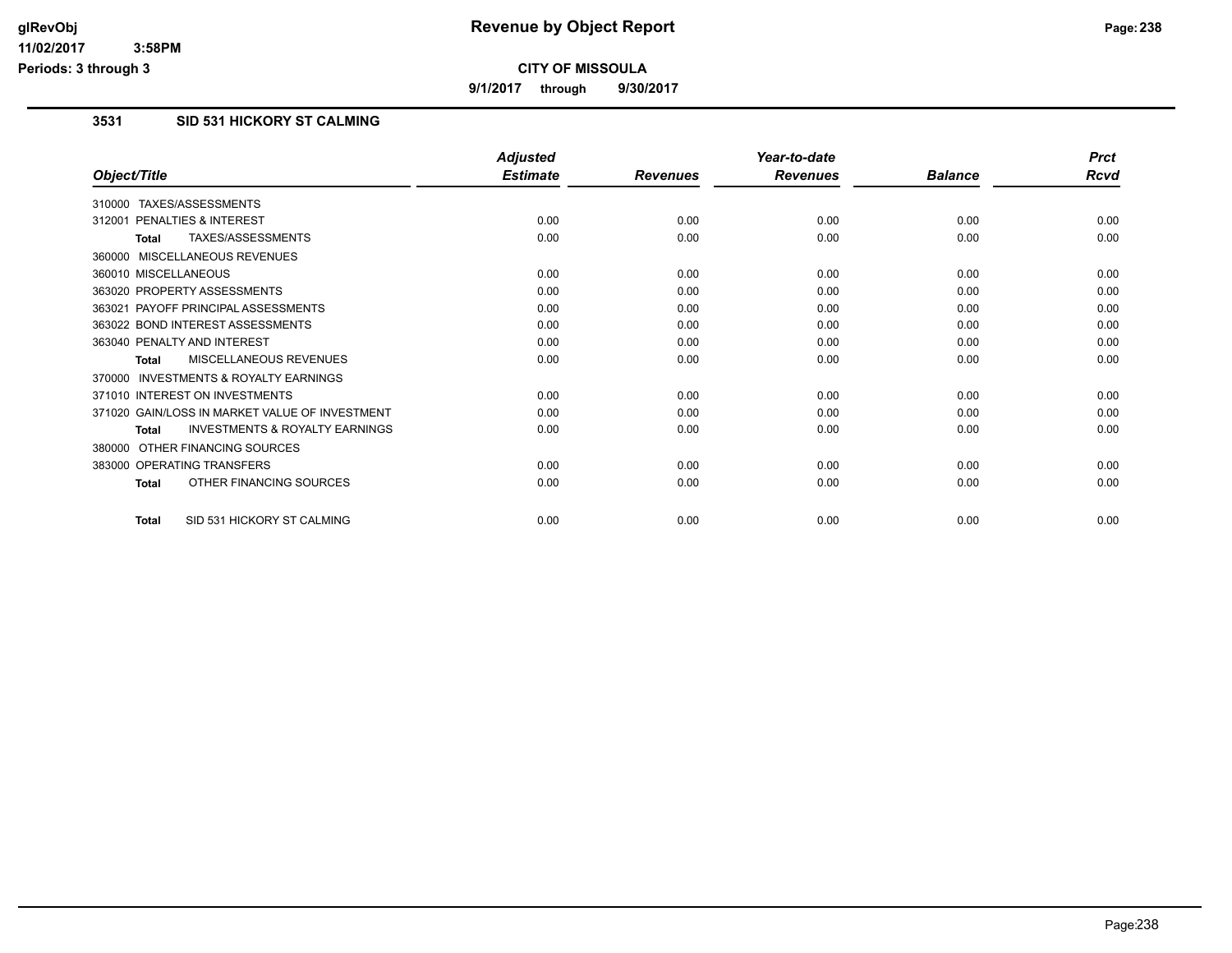# Revenue by Object Report

**CITY OF MISSOULA**

**9/1/2017 through 9/30/2017**

glRevObj
11/02/2017 3:58PM
Periods: 3 through 3

### 3531 SID 531 HICKORY ST CALMING

| Object/Title | Adjusted Estimate | Revenues | Year-to-date Revenues | Balance | Prct Rcvd |
|---|---|---|---|---|---|
| 310000 TAXES/ASSESSMENTS | | | | | |
| 312001 PENALTIES & INTEREST | 0.00 | 0.00 | 0.00 | 0.00 | 0.00 |
| **Total** TAXES/ASSESSMENTS | 0.00 | 0.00 | 0.00 | 0.00 | 0.00 |
| 360000 MISCELLANEOUS REVENUES | | | | | |
| 360010 MISCELLANEOUS | 0.00 | 0.00 | 0.00 | 0.00 | 0.00 |
| 363020 PROPERTY ASSESSMENTS | 0.00 | 0.00 | 0.00 | 0.00 | 0.00 |
| 363021 PAYOFF PRINCIPAL ASSESSMENTS | 0.00 | 0.00 | 0.00 | 0.00 | 0.00 |
| 363022 BOND INTEREST ASSESSMENTS | 0.00 | 0.00 | 0.00 | 0.00 | 0.00 |
| 363040 PENALTY AND INTEREST | 0.00 | 0.00 | 0.00 | 0.00 | 0.00 |
| **Total** MISCELLANEOUS REVENUES | 0.00 | 0.00 | 0.00 | 0.00 | 0.00 |
| 370000 INVESTMENTS & ROYALTY EARNINGS | | | | | |
| 371010 INTEREST ON INVESTMENTS | 0.00 | 0.00 | 0.00 | 0.00 | 0.00 |
| 371020 GAIN/LOSS IN MARKET VALUE OF INVESTMENT | 0.00 | 0.00 | 0.00 | 0.00 | 0.00 |
| **Total** INVESTMENTS & ROYALTY EARNINGS | 0.00 | 0.00 | 0.00 | 0.00 | 0.00 |
| 380000 OTHER FINANCING SOURCES | | | | | |
| 383000 OPERATING TRANSFERS | 0.00 | 0.00 | 0.00 | 0.00 | 0.00 |
| **Total** OTHER FINANCING SOURCES | 0.00 | 0.00 | 0.00 | 0.00 | 0.00 |
| **Total** SID 531 HICKORY ST CALMING | 0.00 | 0.00 | 0.00 | 0.00 | 0.00 |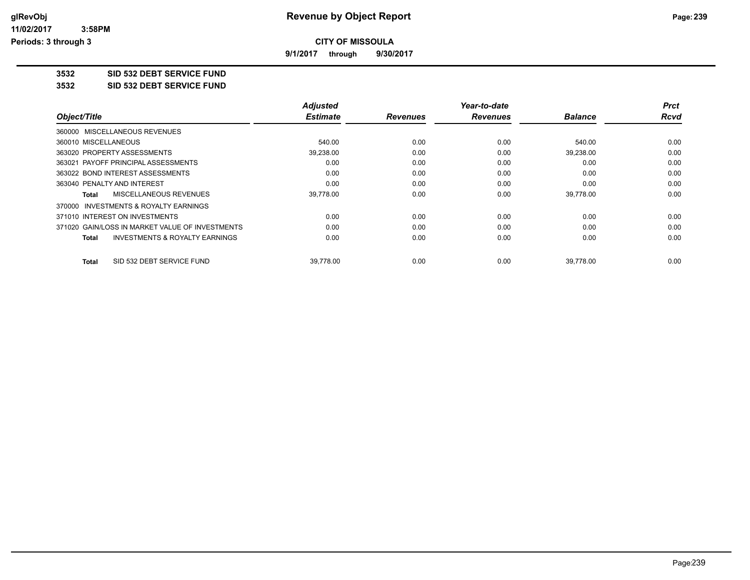**CITY OF MISSOULA**

**9/1/2017 through 9/30/2017**

## 3532 SID 532 DEBT SERVICE FUND

### 3532 SID 532 DEBT SERVICE FUND

| Object/Title | Adjusted Estimate | Revenues | Year-to-date Revenues | Balance | Prct Rcvd |
|---|---|---|---|---|---|
| 360000 MISCELLANEOUS REVENUES | | | | | |
| 360010 MISCELLANEOUS | 540.00 | 0.00 | 0.00 | 540.00 | 0.00 |
| 363020 PROPERTY ASSESSMENTS | 39,238.00 | 0.00 | 0.00 | 39,238.00 | 0.00 |
| 363021 PAYOFF PRINCIPAL ASSESSMENTS | 0.00 | 0.00 | 0.00 | 0.00 | 0.00 |
| 363022 BOND INTEREST ASSESSMENTS | 0.00 | 0.00 | 0.00 | 0.00 | 0.00 |
| 363040 PENALTY AND INTEREST | 0.00 | 0.00 | 0.00 | 0.00 | 0.00 |
| **Total** MISCELLANEOUS REVENUES | 39,778.00 | 0.00 | 0.00 | 39,778.00 | 0.00 |
| 370000 INVESTMENTS & ROYALTY EARNINGS | | | | | |
| 371010 INTEREST ON INVESTMENTS | 0.00 | 0.00 | 0.00 | 0.00 | 0.00 |
| 371020 GAIN/LOSS IN MARKET VALUE OF INVESTMENTS | 0.00 | 0.00 | 0.00 | 0.00 | 0.00 |
| **Total** INVESTMENTS & ROYALTY EARNINGS | 0.00 | 0.00 | 0.00 | 0.00 | 0.00 |
| **Total** SID 532 DEBT SERVICE FUND | 39,778.00 | 0.00 | 0.00 | 39,778.00 | 0.00 |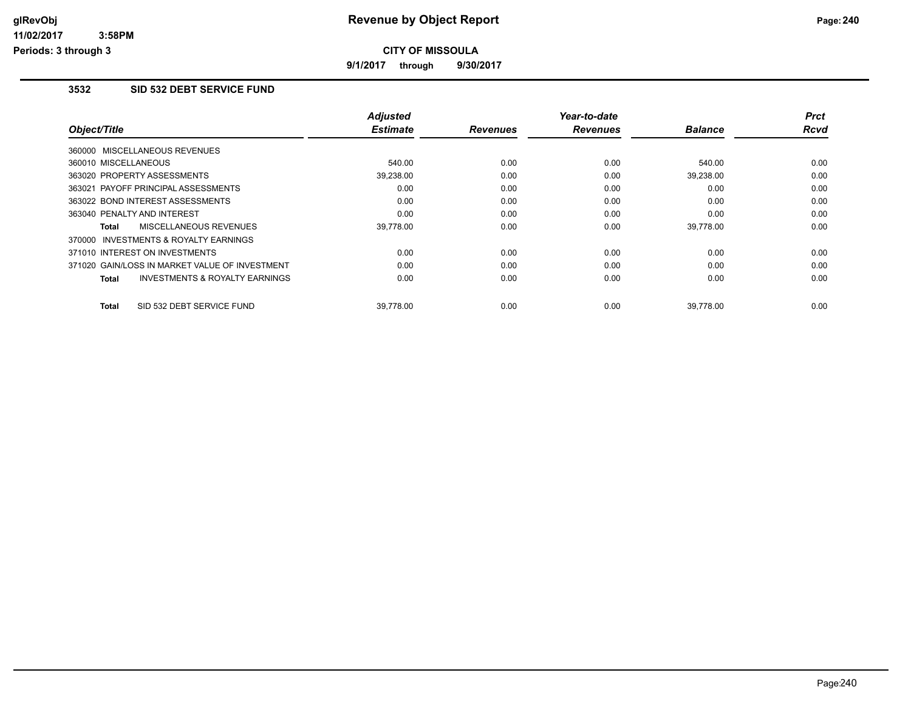# Revenue by Object Report

**CITY OF MISSOULA**

**9/1/2017 through 9/30/2017**

glRevObj
11/02/2017 3:58PM
Periods: 3 through 3

## 3532 SID 532 DEBT SERVICE FUND

| Object/Title | Adjusted Estimate | Revenues | Year-to-date Revenues | Balance | Prct Rcvd |
|---|---|---|---|---|---|
| 360000 MISCELLANEOUS REVENUES | | | | | |
| 360010 MISCELLANEOUS | 540.00 | 0.00 | 0.00 | 540.00 | 0.00 |
| 363020 PROPERTY ASSESSMENTS | 39,238.00 | 0.00 | 0.00 | 39,238.00 | 0.00 |
| 363021 PAYOFF PRINCIPAL ASSESSMENTS | 0.00 | 0.00 | 0.00 | 0.00 | 0.00 |
| 363022 BOND INTEREST ASSESSMENTS | 0.00 | 0.00 | 0.00 | 0.00 | 0.00 |
| 363040 PENALTY AND INTEREST | 0.00 | 0.00 | 0.00 | 0.00 | 0.00 |
| **Total** MISCELLANEOUS REVENUES | 39,778.00 | 0.00 | 0.00 | 39,778.00 | 0.00 |
| 370000 INVESTMENTS & ROYALTY EARNINGS | | | | | |
| 371010 INTEREST ON INVESTMENTS | 0.00 | 0.00 | 0.00 | 0.00 | 0.00 |
| 371020 GAIN/LOSS IN MARKET VALUE OF INVESTMENT | 0.00 | 0.00 | 0.00 | 0.00 | 0.00 |
| **Total** INVESTMENTS & ROYALTY EARNINGS | 0.00 | 0.00 | 0.00 | 0.00 | 0.00 |
| **Total** SID 532 DEBT SERVICE FUND | 39,778.00 | 0.00 | 0.00 | 39,778.00 | 0.00 |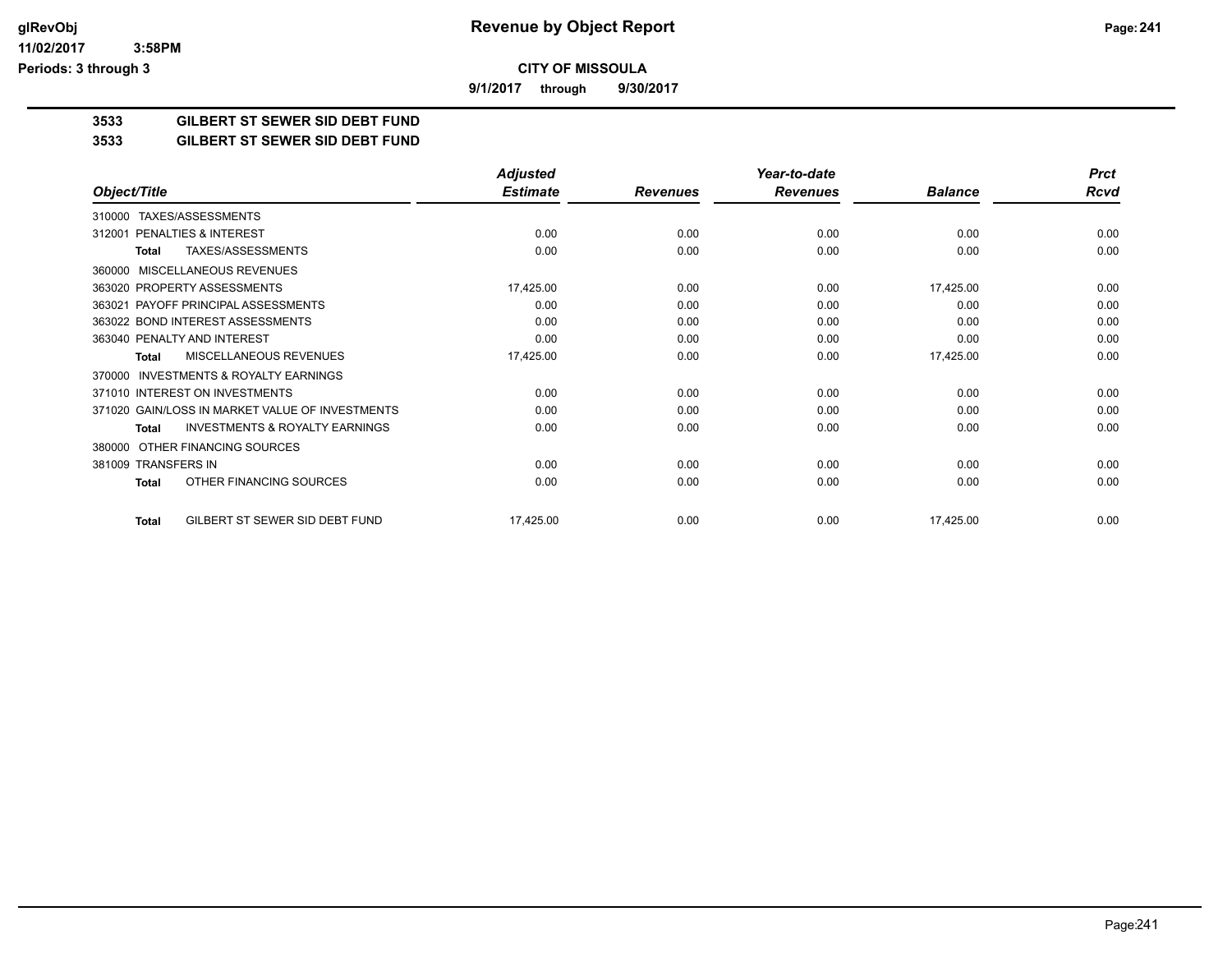**CITY OF MISSOULA**

**9/1/2017 through 9/30/2017**

# Revenue by Object Report

## 3533 GILBERT ST SEWER SID DEBT FUND

### 3533 GILBERT ST SEWER SID DEBT FUND

| Object/Title | Adjusted Estimate | Revenues | Year-to-date Revenues | Balance | Prct Rcvd |
|---|---|---|---|---|---|
| 310000 TAXES/ASSESSMENTS | | | | | |
| 312001 PENALTIES & INTEREST | 0.00 | 0.00 | 0.00 | 0.00 | 0.00 |
| **Total** TAXES/ASSESSMENTS | 0.00 | 0.00 | 0.00 | 0.00 | 0.00 |
| 360000 MISCELLANEOUS REVENUES | | | | | |
| 363020 PROPERTY ASSESSMENTS | 17,425.00 | 0.00 | 0.00 | 17,425.00 | 0.00 |
| 363021 PAYOFF PRINCIPAL ASSESSMENTS | 0.00 | 0.00 | 0.00 | 0.00 | 0.00 |
| 363022 BOND INTEREST ASSESSMENTS | 0.00 | 0.00 | 0.00 | 0.00 | 0.00 |
| 363040 PENALTY AND INTEREST | 0.00 | 0.00 | 0.00 | 0.00 | 0.00 |
| **Total** MISCELLANEOUS REVENUES | 17,425.00 | 0.00 | 0.00 | 17,425.00 | 0.00 |
| 370000 INVESTMENTS & ROYALTY EARNINGS | | | | | |
| 371010 INTEREST ON INVESTMENTS | 0.00 | 0.00 | 0.00 | 0.00 | 0.00 |
| 371020 GAIN/LOSS IN MARKET VALUE OF INVESTMENTS | 0.00 | 0.00 | 0.00 | 0.00 | 0.00 |
| **Total** INVESTMENTS & ROYALTY EARNINGS | 0.00 | 0.00 | 0.00 | 0.00 | 0.00 |
| 380000 OTHER FINANCING SOURCES | | | | | |
| 381009 TRANSFERS IN | 0.00 | 0.00 | 0.00 | 0.00 | 0.00 |
| **Total** OTHER FINANCING SOURCES | 0.00 | 0.00 | 0.00 | 0.00 | 0.00 |
| **Total** GILBERT ST SEWER SID DEBT FUND | 17,425.00 | 0.00 | 0.00 | 17,425.00 | 0.00 |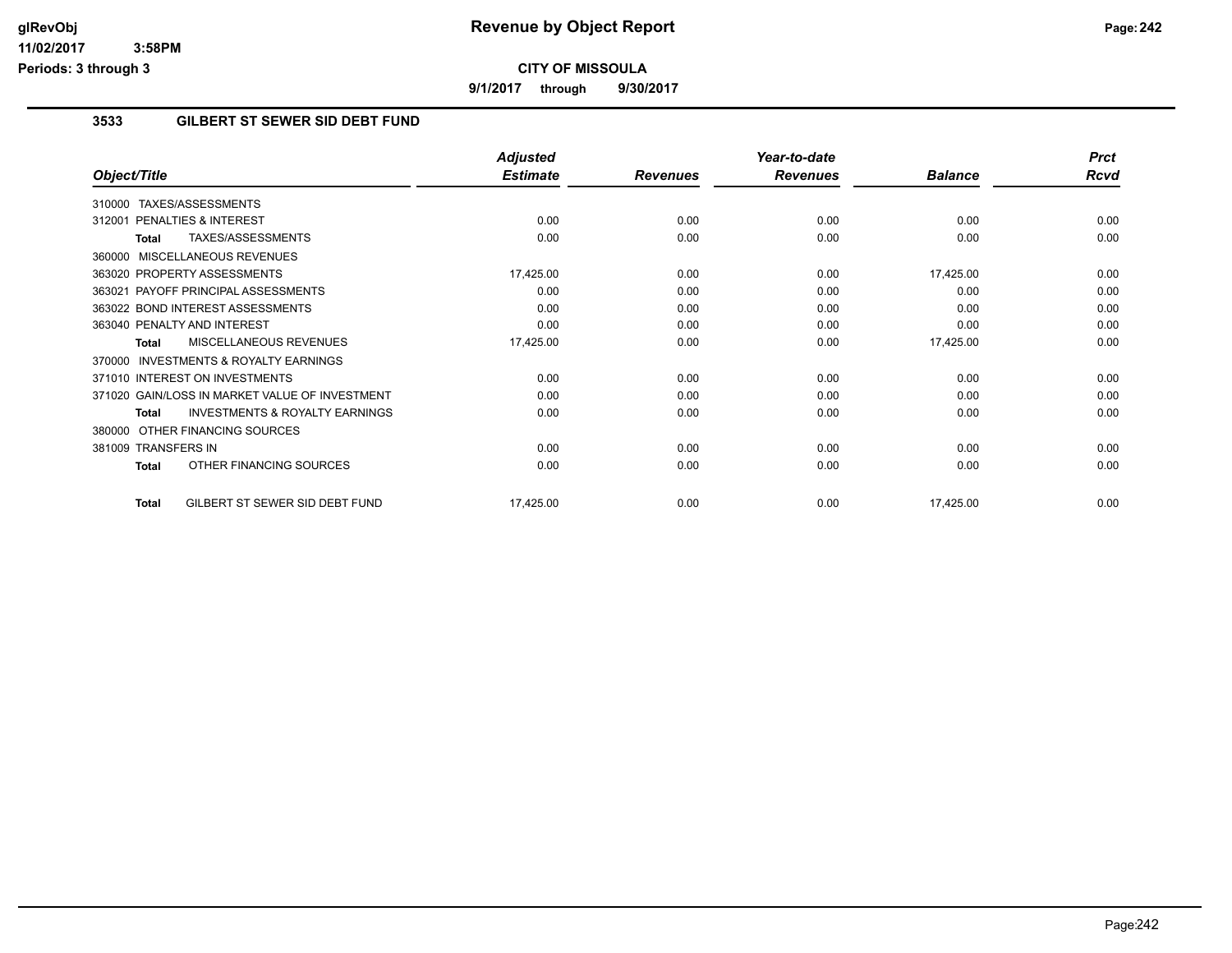# CITY OF MISSOULA

**9/1/2017 through 9/30/2017**

## 3533 GILBERT ST SEWER SID DEBT FUND

| Object/Title | Adjusted Estimate | Revenues | Year-to-date Revenues | Balance | Prct Rcvd |
|---|---|---|---|---|---|
| 310000 TAXES/ASSESSMENTS | | | | | |
| 312001 PENALTIES & INTEREST | 0.00 | 0.00 | 0.00 | 0.00 | 0.00 |
| **Total** TAXES/ASSESSMENTS | 0.00 | 0.00 | 0.00 | 0.00 | 0.00 |
| 360000 MISCELLANEOUS REVENUES | | | | | |
| 363020 PROPERTY ASSESSMENTS | 17,425.00 | 0.00 | 0.00 | 17,425.00 | 0.00 |
| 363021 PAYOFF PRINCIPAL ASSESSMENTS | 0.00 | 0.00 | 0.00 | 0.00 | 0.00 |
| 363022 BOND INTEREST ASSESSMENTS | 0.00 | 0.00 | 0.00 | 0.00 | 0.00 |
| 363040 PENALTY AND INTEREST | 0.00 | 0.00 | 0.00 | 0.00 | 0.00 |
| **Total** MISCELLANEOUS REVENUES | 17,425.00 | 0.00 | 0.00 | 17,425.00 | 0.00 |
| 370000 INVESTMENTS & ROYALTY EARNINGS | | | | | |
| 371010 INTEREST ON INVESTMENTS | 0.00 | 0.00 | 0.00 | 0.00 | 0.00 |
| 371020 GAIN/LOSS IN MARKET VALUE OF INVESTMENT | 0.00 | 0.00 | 0.00 | 0.00 | 0.00 |
| **Total** INVESTMENTS & ROYALTY EARNINGS | 0.00 | 0.00 | 0.00 | 0.00 | 0.00 |
| 380000 OTHER FINANCING SOURCES | | | | | |
| 381009 TRANSFERS IN | 0.00 | 0.00 | 0.00 | 0.00 | 0.00 |
| **Total** OTHER FINANCING SOURCES | 0.00 | 0.00 | 0.00 | 0.00 | 0.00 |
| **Total** GILBERT ST SEWER SID DEBT FUND | 17,425.00 | 0.00 | 0.00 | 17,425.00 | 0.00 |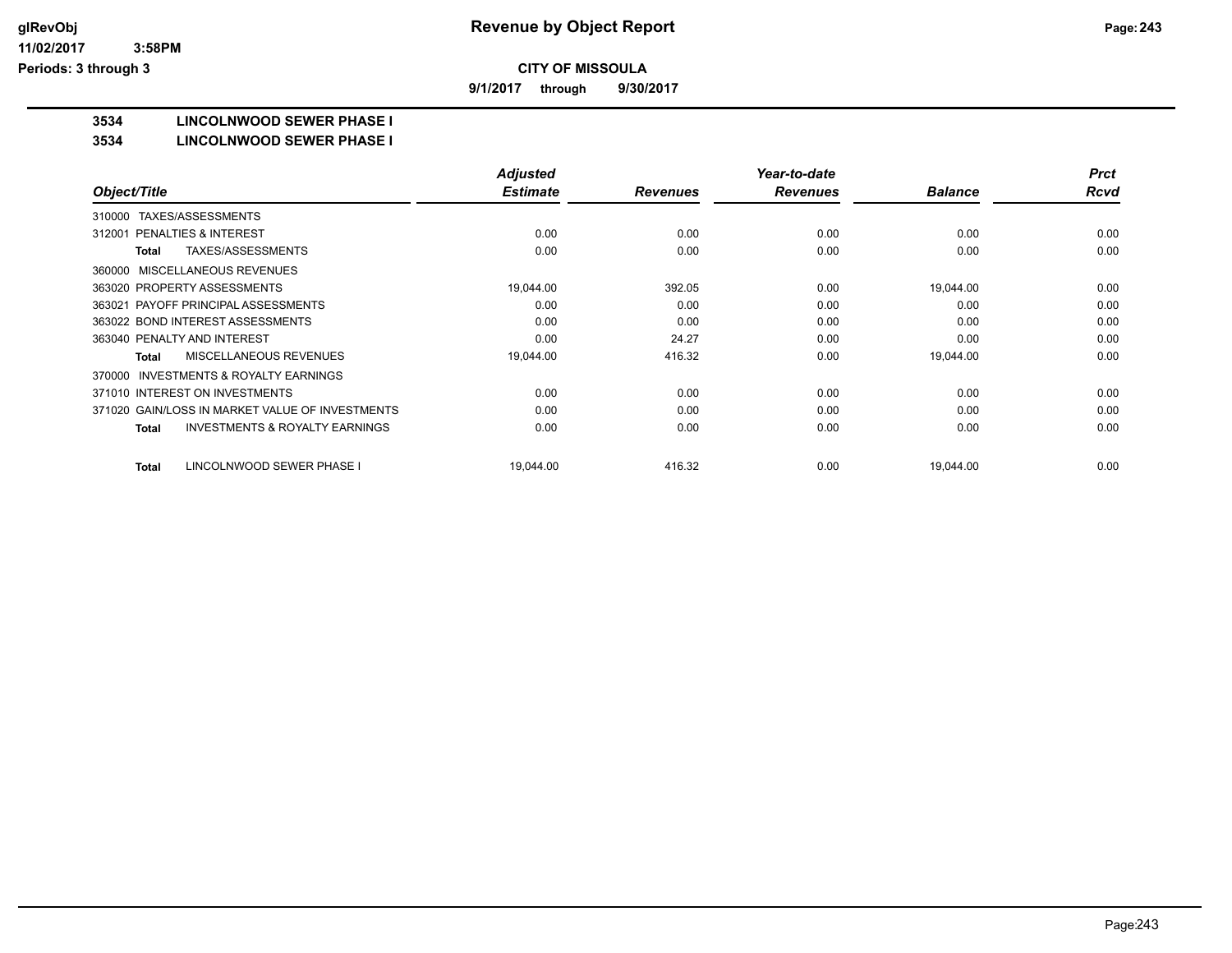# CITY OF MISSOULA

**9/1/2017 through 9/30/2017**

## 3534 LINCOLNWOOD SEWER PHASE I

### 3534 LINCOLNWOOD SEWER PHASE I

| Object/Title | Adjusted Estimate | Revenues | Year-to-date Revenues | Balance | Prct Rcvd |
|---|---|---|---|---|---|
| 310000 TAXES/ASSESSMENTS | | | | | |
| 312001 PENALTIES & INTEREST | 0.00 | 0.00 | 0.00 | 0.00 | 0.00 |
| **Total** TAXES/ASSESSMENTS | 0.00 | 0.00 | 0.00 | 0.00 | 0.00 |
| 360000 MISCELLANEOUS REVENUES | | | | | |
| 363020 PROPERTY ASSESSMENTS | 19,044.00 | 392.05 | 0.00 | 19,044.00 | 0.00 |
| 363021 PAYOFF PRINCIPAL ASSESSMENTS | 0.00 | 0.00 | 0.00 | 0.00 | 0.00 |
| 363022 BOND INTEREST ASSESSMENTS | 0.00 | 0.00 | 0.00 | 0.00 | 0.00 |
| 363040 PENALTY AND INTEREST | 0.00 | 24.27 | 0.00 | 0.00 | 0.00 |
| **Total** MISCELLANEOUS REVENUES | 19,044.00 | 416.32 | 0.00 | 19,044.00 | 0.00 |
| 370000 INVESTMENTS & ROYALTY EARNINGS | | | | | |
| 371010 INTEREST ON INVESTMENTS | 0.00 | 0.00 | 0.00 | 0.00 | 0.00 |
| 371020 GAIN/LOSS IN MARKET VALUE OF INVESTMENTS | 0.00 | 0.00 | 0.00 | 0.00 | 0.00 |
| **Total** INVESTMENTS & ROYALTY EARNINGS | 0.00 | 0.00 | 0.00 | 0.00 | 0.00 |
| **Total** LINCOLNWOOD SEWER PHASE I | 19,044.00 | 416.32 | 0.00 | 19,044.00 | 0.00 |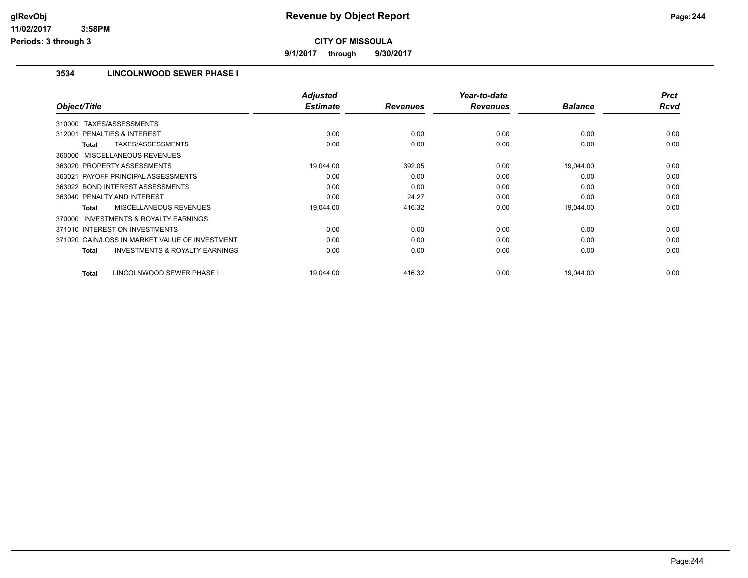# Revenue by Object Report

**CITY OF MISSOULA**

**9/1/2017 through 9/30/2017**

glRevObj
11/02/2017 3:58PM
Periods: 3 through 3

## 3534 LINCOLNWOOD SEWER PHASE I

| Object/Title | Adjusted Estimate | Revenues | Year-to-date Revenues | Balance | Prct Rcvd |
|---|---|---|---|---|---|
| 310000 TAXES/ASSESSMENTS | | | | | |
| 312001 PENALTIES & INTEREST | 0.00 | 0.00 | 0.00 | 0.00 | 0.00 |
| **Total** TAXES/ASSESSMENTS | 0.00 | 0.00 | 0.00 | 0.00 | 0.00 |
| 360000 MISCELLANEOUS REVENUES | | | | | |
| 363020 PROPERTY ASSESSMENTS | 19,044.00 | 392.05 | 0.00 | 19,044.00 | 0.00 |
| 363021 PAYOFF PRINCIPAL ASSESSMENTS | 0.00 | 0.00 | 0.00 | 0.00 | 0.00 |
| 363022 BOND INTEREST ASSESSMENTS | 0.00 | 0.00 | 0.00 | 0.00 | 0.00 |
| 363040 PENALTY AND INTEREST | 0.00 | 24.27 | 0.00 | 0.00 | 0.00 |
| **Total** MISCELLANEOUS REVENUES | 19,044.00 | 416.32 | 0.00 | 19,044.00 | 0.00 |
| 370000 INVESTMENTS & ROYALTY EARNINGS | | | | | |
| 371010 INTEREST ON INVESTMENTS | 0.00 | 0.00 | 0.00 | 0.00 | 0.00 |
| 371020 GAIN/LOSS IN MARKET VALUE OF INVESTMENT | 0.00 | 0.00 | 0.00 | 0.00 | 0.00 |
| **Total** INVESTMENTS & ROYALTY EARNINGS | 0.00 | 0.00 | 0.00 | 0.00 | 0.00 |
| **Total** LINCOLNWOOD SEWER PHASE I | 19,044.00 | 416.32 | 0.00 | 19,044.00 | 0.00 |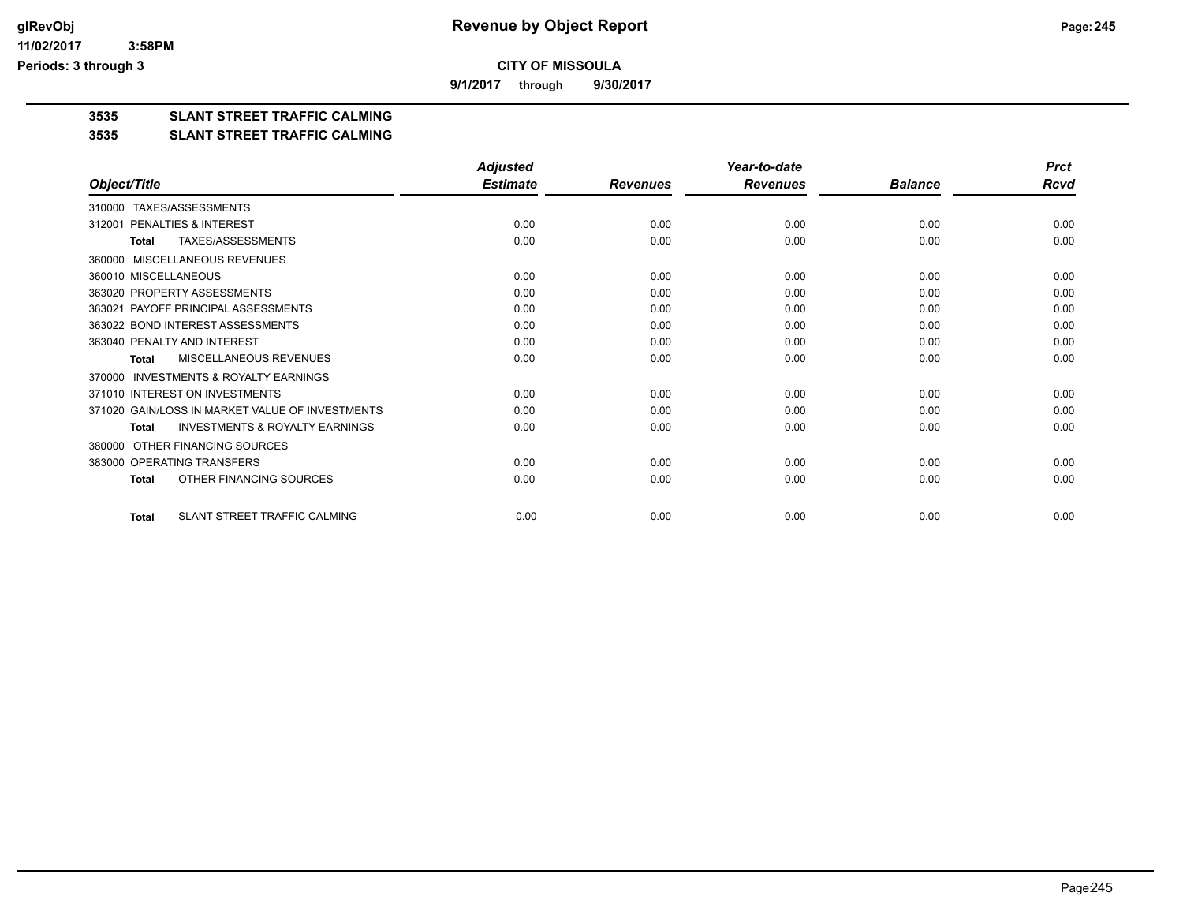**Revenue by Object Report**

**CITY OF MISSOULA**

**9/1/2017 through 9/30/2017**

glRevObj
11/02/2017 3:58PM
Periods: 3 through 3

## 3535 SLANT STREET TRAFFIC CALMING
## 3535 SLANT STREET TRAFFIC CALMING

| Object/Title | Adjusted Estimate | Revenues | Year-to-date Revenues | Balance | Prct Rcvd |
|---|---|---|---|---|---|
| 310000 TAXES/ASSESSMENTS | | | | | |
| 312001 PENALTIES & INTEREST | 0.00 | 0.00 | 0.00 | 0.00 | 0.00 |
| **Total** TAXES/ASSESSMENTS | 0.00 | 0.00 | 0.00 | 0.00 | 0.00 |
| 360000 MISCELLANEOUS REVENUES | | | | | |
| 360010 MISCELLANEOUS | 0.00 | 0.00 | 0.00 | 0.00 | 0.00 |
| 363020 PROPERTY ASSESSMENTS | 0.00 | 0.00 | 0.00 | 0.00 | 0.00 |
| 363021 PAYOFF PRINCIPAL ASSESSMENTS | 0.00 | 0.00 | 0.00 | 0.00 | 0.00 |
| 363022 BOND INTEREST ASSESSMENTS | 0.00 | 0.00 | 0.00 | 0.00 | 0.00 |
| 363040 PENALTY AND INTEREST | 0.00 | 0.00 | 0.00 | 0.00 | 0.00 |
| **Total** MISCELLANEOUS REVENUES | 0.00 | 0.00 | 0.00 | 0.00 | 0.00 |
| 370000 INVESTMENTS & ROYALTY EARNINGS | | | | | |
| 371010 INTEREST ON INVESTMENTS | 0.00 | 0.00 | 0.00 | 0.00 | 0.00 |
| 371020 GAIN/LOSS IN MARKET VALUE OF INVESTMENTS | 0.00 | 0.00 | 0.00 | 0.00 | 0.00 |
| **Total** INVESTMENTS & ROYALTY EARNINGS | 0.00 | 0.00 | 0.00 | 0.00 | 0.00 |
| 380000 OTHER FINANCING SOURCES | | | | | |
| 383000 OPERATING TRANSFERS | 0.00 | 0.00 | 0.00 | 0.00 | 0.00 |
| **Total** OTHER FINANCING SOURCES | 0.00 | 0.00 | 0.00 | 0.00 | 0.00 |
| **Total** SLANT STREET TRAFFIC CALMING | 0.00 | 0.00 | 0.00 | 0.00 | 0.00 |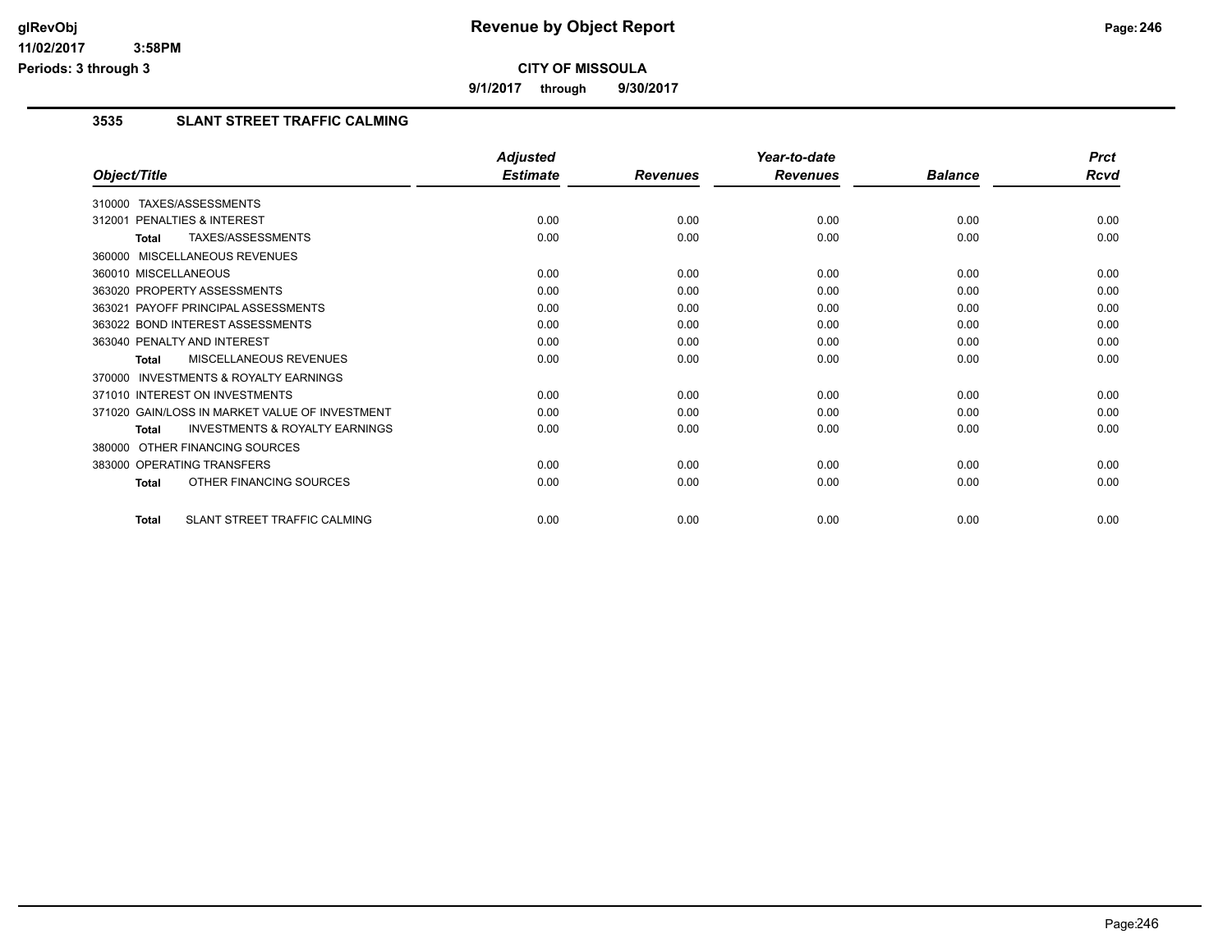# Revenue by Object Report

**CITY OF MISSOULA**

**9/1/2017 through 9/30/2017**

glRevObj
11/02/2017 3:58PM
Periods: 3 through 3

## 3535 SLANT STREET TRAFFIC CALMING

| Object/Title | Adjusted Estimate | Revenues | Year-to-date Revenues | Balance | Prct Rcvd |
|---|---|---|---|---|---|
| 310000 TAXES/ASSESSMENTS | | | | | |
| 312001 PENALTIES & INTEREST | 0.00 | 0.00 | 0.00 | 0.00 | 0.00 |
| **Total** TAXES/ASSESSMENTS | 0.00 | 0.00 | 0.00 | 0.00 | 0.00 |
| 360000 MISCELLANEOUS REVENUES | | | | | |
| 360010 MISCELLANEOUS | 0.00 | 0.00 | 0.00 | 0.00 | 0.00 |
| 363020 PROPERTY ASSESSMENTS | 0.00 | 0.00 | 0.00 | 0.00 | 0.00 |
| 363021 PAYOFF PRINCIPAL ASSESSMENTS | 0.00 | 0.00 | 0.00 | 0.00 | 0.00 |
| 363022 BOND INTEREST ASSESSMENTS | 0.00 | 0.00 | 0.00 | 0.00 | 0.00 |
| 363040 PENALTY AND INTEREST | 0.00 | 0.00 | 0.00 | 0.00 | 0.00 |
| **Total** MISCELLANEOUS REVENUES | 0.00 | 0.00 | 0.00 | 0.00 | 0.00 |
| 370000 INVESTMENTS & ROYALTY EARNINGS | | | | | |
| 371010 INTEREST ON INVESTMENTS | 0.00 | 0.00 | 0.00 | 0.00 | 0.00 |
| 371020 GAIN/LOSS IN MARKET VALUE OF INVESTMENT | 0.00 | 0.00 | 0.00 | 0.00 | 0.00 |
| **Total** INVESTMENTS & ROYALTY EARNINGS | 0.00 | 0.00 | 0.00 | 0.00 | 0.00 |
| 380000 OTHER FINANCING SOURCES | | | | | |
| 383000 OPERATING TRANSFERS | 0.00 | 0.00 | 0.00 | 0.00 | 0.00 |
| **Total** OTHER FINANCING SOURCES | 0.00 | 0.00 | 0.00 | 0.00 | 0.00 |
| **Total** SLANT STREET TRAFFIC CALMING | 0.00 | 0.00 | 0.00 | 0.00 | 0.00 |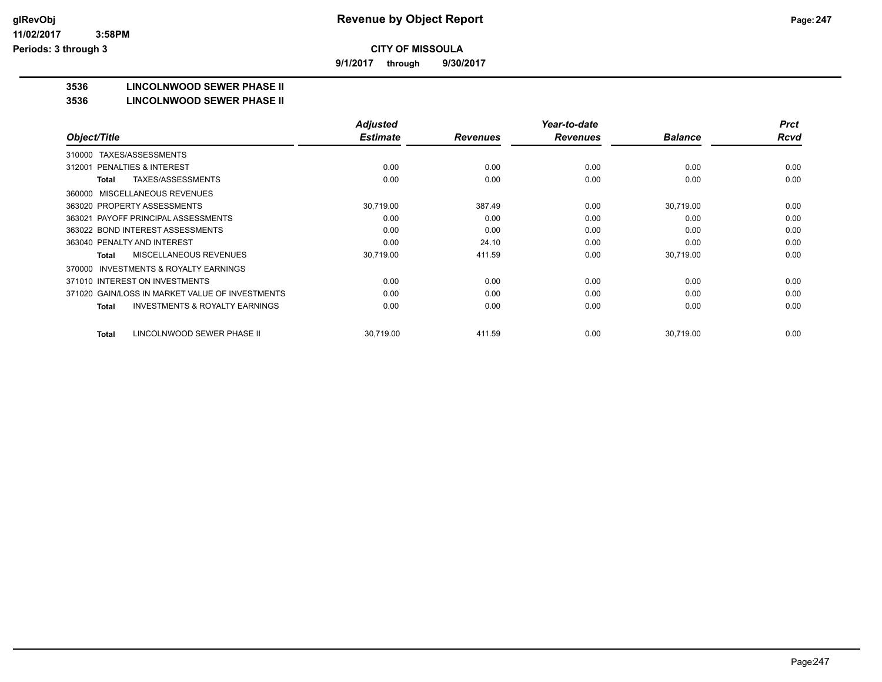# Revenue by Object Report

**CITY OF MISSOULA**

**9/1/2017 through 9/30/2017**

glRevObj
11/02/2017 3:58PM
Periods: 3 through 3

## 3536 LINCOLNWOOD SEWER PHASE II

### 3536 LINCOLNWOOD SEWER PHASE II

| Object/Title | Adjusted Estimate | Revenues | Year-to-date Revenues | Balance | Prct Rcvd |
|---|---|---|---|---|---|
| 310000 TAXES/ASSESSMENTS | | | | | |
| 312001 PENALTIES & INTEREST | 0.00 | 0.00 | 0.00 | 0.00 | 0.00 |
| **Total** TAXES/ASSESSMENTS | 0.00 | 0.00 | 0.00 | 0.00 | 0.00 |
| 360000 MISCELLANEOUS REVENUES | | | | | |
| 363020 PROPERTY ASSESSMENTS | 30,719.00 | 387.49 | 0.00 | 30,719.00 | 0.00 |
| 363021 PAYOFF PRINCIPAL ASSESSMENTS | 0.00 | 0.00 | 0.00 | 0.00 | 0.00 |
| 363022 BOND INTEREST ASSESSMENTS | 0.00 | 0.00 | 0.00 | 0.00 | 0.00 |
| 363040 PENALTY AND INTEREST | 0.00 | 24.10 | 0.00 | 0.00 | 0.00 |
| **Total** MISCELLANEOUS REVENUES | 30,719.00 | 411.59 | 0.00 | 30,719.00 | 0.00 |
| 370000 INVESTMENTS & ROYALTY EARNINGS | | | | | |
| 371010 INTEREST ON INVESTMENTS | 0.00 | 0.00 | 0.00 | 0.00 | 0.00 |
| 371020 GAIN/LOSS IN MARKET VALUE OF INVESTMENTS | 0.00 | 0.00 | 0.00 | 0.00 | 0.00 |
| **Total** INVESTMENTS & ROYALTY EARNINGS | 0.00 | 0.00 | 0.00 | 0.00 | 0.00 |
| **Total** LINCOLNWOOD SEWER PHASE II | 30,719.00 | 411.59 | 0.00 | 30,719.00 | 0.00 |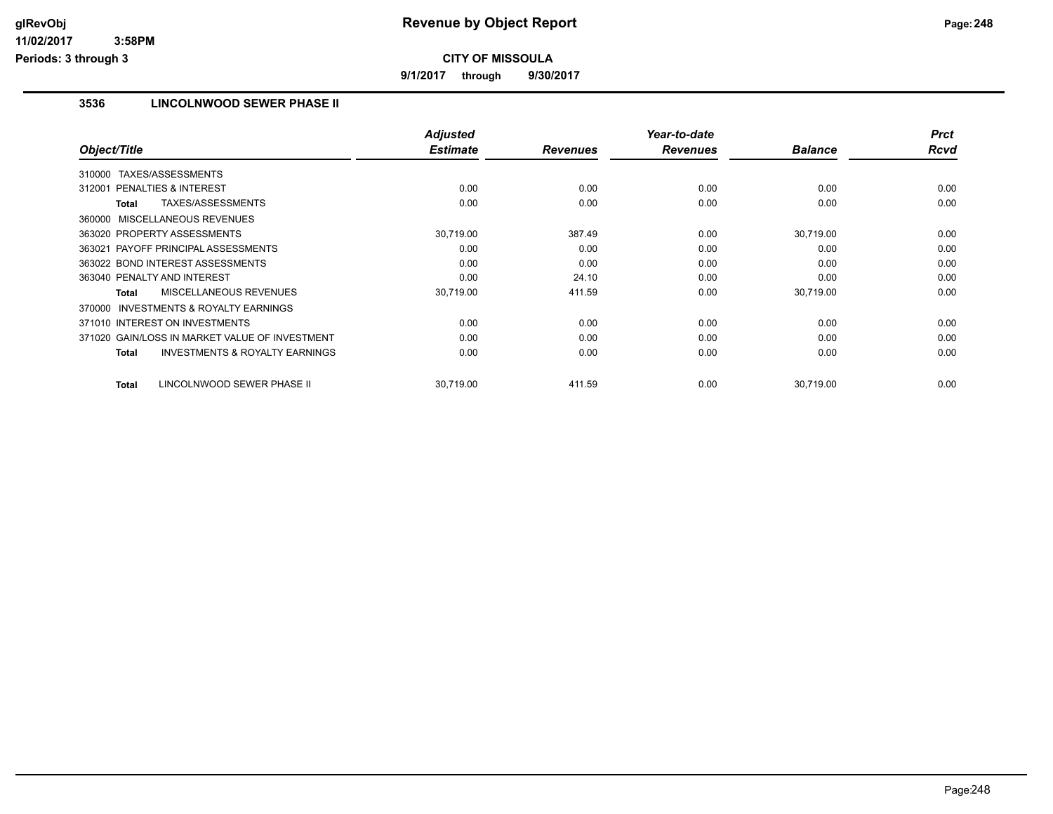# Revenue by Object Report

**CITY OF MISSOULA**

**9/1/2017 through 9/30/2017**

glRevObj
11/02/2017 3:58PM
Periods: 3 through 3

### 3536 LINCOLNWOOD SEWER PHASE II

| Object/Title | Adjusted Estimate | Revenues | Year-to-date Revenues | Balance | Prct Rcvd |
|---|---|---|---|---|---|
| 310000 TAXES/ASSESSMENTS | | | | | |
| 312001 PENALTIES & INTEREST | 0.00 | 0.00 | 0.00 | 0.00 | 0.00 |
| **Total** TAXES/ASSESSMENTS | 0.00 | 0.00 | 0.00 | 0.00 | 0.00 |
| 360000 MISCELLANEOUS REVENUES | | | | | |
| 363020 PROPERTY ASSESSMENTS | 30,719.00 | 387.49 | 0.00 | 30,719.00 | 0.00 |
| 363021 PAYOFF PRINCIPAL ASSESSMENTS | 0.00 | 0.00 | 0.00 | 0.00 | 0.00 |
| 363022 BOND INTEREST ASSESSMENTS | 0.00 | 0.00 | 0.00 | 0.00 | 0.00 |
| 363040 PENALTY AND INTEREST | 0.00 | 24.10 | 0.00 | 0.00 | 0.00 |
| **Total** MISCELLANEOUS REVENUES | 30,719.00 | 411.59 | 0.00 | 30,719.00 | 0.00 |
| 370000 INVESTMENTS & ROYALTY EARNINGS | | | | | |
| 371010 INTEREST ON INVESTMENTS | 0.00 | 0.00 | 0.00 | 0.00 | 0.00 |
| 371020 GAIN/LOSS IN MARKET VALUE OF INVESTMENT | 0.00 | 0.00 | 0.00 | 0.00 | 0.00 |
| **Total** INVESTMENTS & ROYALTY EARNINGS | 0.00 | 0.00 | 0.00 | 0.00 | 0.00 |
| **Total** LINCOLNWOOD SEWER PHASE II | 30,719.00 | 411.59 | 0.00 | 30,719.00 | 0.00 |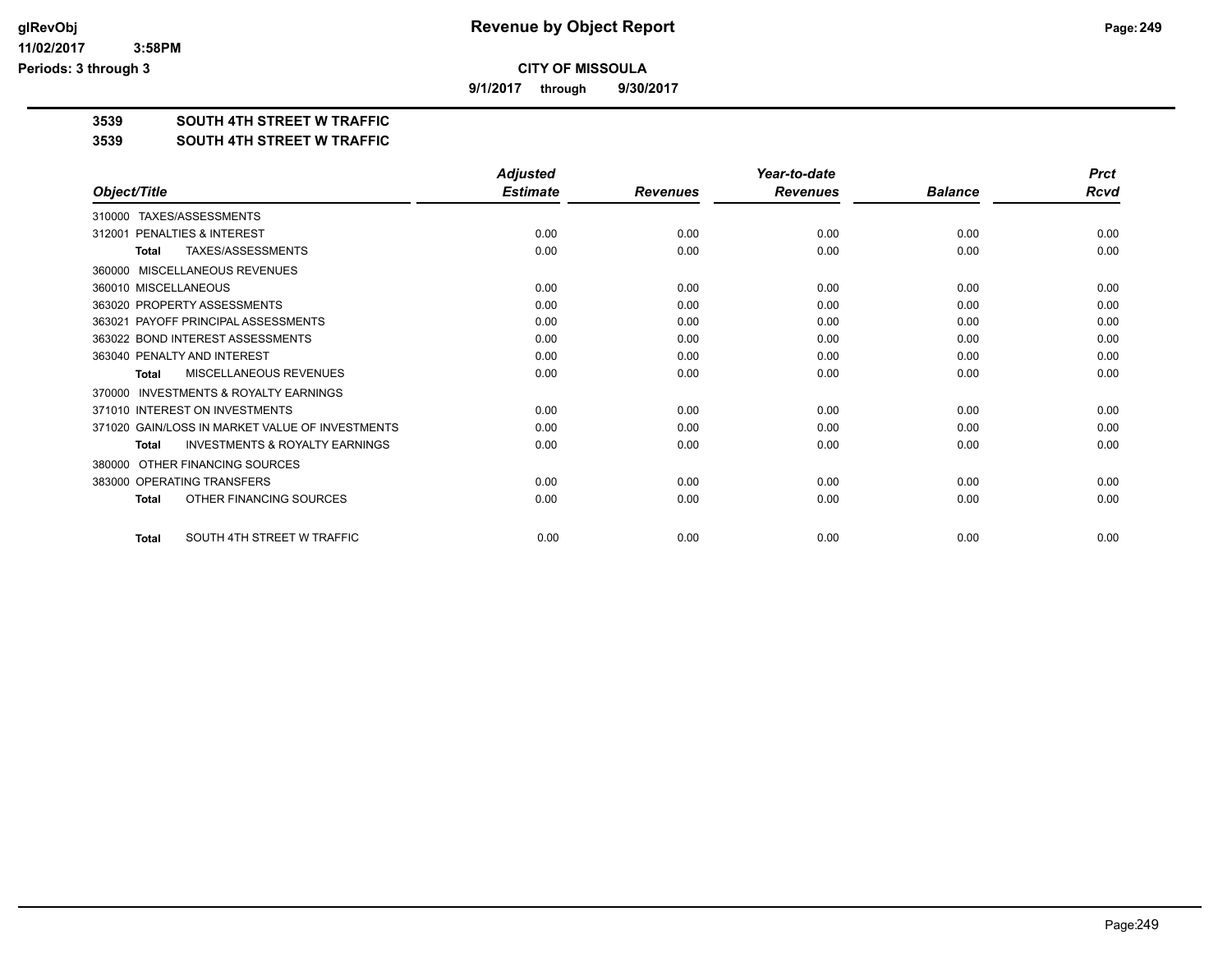**glRevObj**
**11/02/2017 3:58PM**
**Periods: 3 through 3**

# Revenue by Object Report

**CITY OF MISSOULA**

**9/1/2017 through 9/30/2017**

## 3539 SOUTH 4TH STREET W TRAFFIC
## 3539 SOUTH 4TH STREET W TRAFFIC

| Object/Title | Adjusted Estimate | Revenues | Year-to-date Revenues | Balance | Prct Rcvd |
|---|---|---|---|---|---|
| 310000 TAXES/ASSESSMENTS | | | | | |
| 312001 PENALTIES & INTEREST | 0.00 | 0.00 | 0.00 | 0.00 | 0.00 |
| **Total** TAXES/ASSESSMENTS | 0.00 | 0.00 | 0.00 | 0.00 | 0.00 |
| 360000 MISCELLANEOUS REVENUES | | | | | |
| 360010 MISCELLANEOUS | 0.00 | 0.00 | 0.00 | 0.00 | 0.00 |
| 363020 PROPERTY ASSESSMENTS | 0.00 | 0.00 | 0.00 | 0.00 | 0.00 |
| 363021 PAYOFF PRINCIPAL ASSESSMENTS | 0.00 | 0.00 | 0.00 | 0.00 | 0.00 |
| 363022 BOND INTEREST ASSESSMENTS | 0.00 | 0.00 | 0.00 | 0.00 | 0.00 |
| 363040 PENALTY AND INTEREST | 0.00 | 0.00 | 0.00 | 0.00 | 0.00 |
| **Total** MISCELLANEOUS REVENUES | 0.00 | 0.00 | 0.00 | 0.00 | 0.00 |
| 370000 INVESTMENTS & ROYALTY EARNINGS | | | | | |
| 371010 INTEREST ON INVESTMENTS | 0.00 | 0.00 | 0.00 | 0.00 | 0.00 |
| 371020 GAIN/LOSS IN MARKET VALUE OF INVESTMENTS | 0.00 | 0.00 | 0.00 | 0.00 | 0.00 |
| **Total** INVESTMENTS & ROYALTY EARNINGS | 0.00 | 0.00 | 0.00 | 0.00 | 0.00 |
| 380000 OTHER FINANCING SOURCES | | | | | |
| 383000 OPERATING TRANSFERS | 0.00 | 0.00 | 0.00 | 0.00 | 0.00 |
| **Total** OTHER FINANCING SOURCES | 0.00 | 0.00 | 0.00 | 0.00 | 0.00 |
| **Total** SOUTH 4TH STREET W TRAFFIC | 0.00 | 0.00 | 0.00 | 0.00 | 0.00 |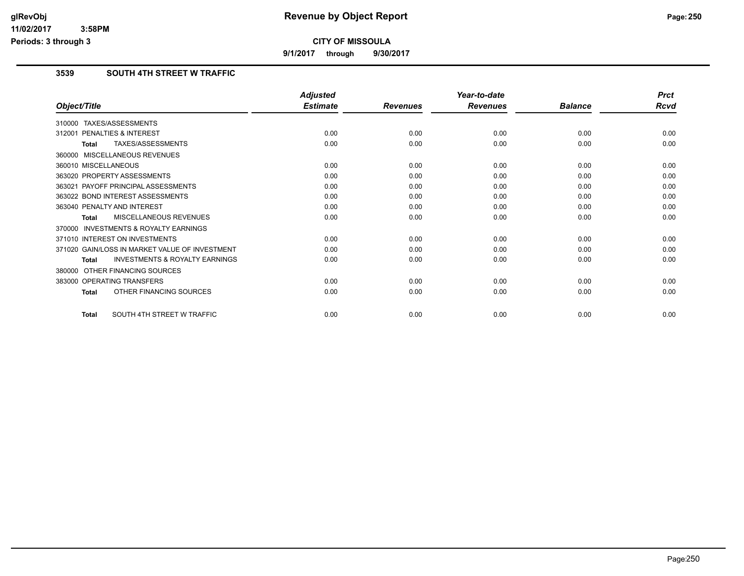# Revenue by Object Report

**CITY OF MISSOULA**

**9/1/2017 through 9/30/2017**

Periods: 3 through 3

### 3539 SOUTH 4TH STREET W TRAFFIC

| Object/Title | Adjusted Estimate | Revenues | Year-to-date Revenues | Balance | Prct Rcvd |
|---|---|---|---|---|---|
| 310000 TAXES/ASSESSMENTS | | | | | |
| 312001 PENALTIES & INTEREST | 0.00 | 0.00 | 0.00 | 0.00 | 0.00 |
| **Total** TAXES/ASSESSMENTS | 0.00 | 0.00 | 0.00 | 0.00 | 0.00 |
| 360000 MISCELLANEOUS REVENUES | | | | | |
| 360010 MISCELLANEOUS | 0.00 | 0.00 | 0.00 | 0.00 | 0.00 |
| 363020 PROPERTY ASSESSMENTS | 0.00 | 0.00 | 0.00 | 0.00 | 0.00 |
| 363021 PAYOFF PRINCIPAL ASSESSMENTS | 0.00 | 0.00 | 0.00 | 0.00 | 0.00 |
| 363022 BOND INTEREST ASSESSMENTS | 0.00 | 0.00 | 0.00 | 0.00 | 0.00 |
| 363040 PENALTY AND INTEREST | 0.00 | 0.00 | 0.00 | 0.00 | 0.00 |
| **Total** MISCELLANEOUS REVENUES | 0.00 | 0.00 | 0.00 | 0.00 | 0.00 |
| 370000 INVESTMENTS & ROYALTY EARNINGS | | | | | |
| 371010 INTEREST ON INVESTMENTS | 0.00 | 0.00 | 0.00 | 0.00 | 0.00 |
| 371020 GAIN/LOSS IN MARKET VALUE OF INVESTMENT | 0.00 | 0.00 | 0.00 | 0.00 | 0.00 |
| **Total** INVESTMENTS & ROYALTY EARNINGS | 0.00 | 0.00 | 0.00 | 0.00 | 0.00 |
| 380000 OTHER FINANCING SOURCES | | | | | |
| 383000 OPERATING TRANSFERS | 0.00 | 0.00 | 0.00 | 0.00 | 0.00 |
| **Total** OTHER FINANCING SOURCES | 0.00 | 0.00 | 0.00 | 0.00 | 0.00 |
| **Total** SOUTH 4TH STREET W TRAFFIC | 0.00 | 0.00 | 0.00 | 0.00 | 0.00 |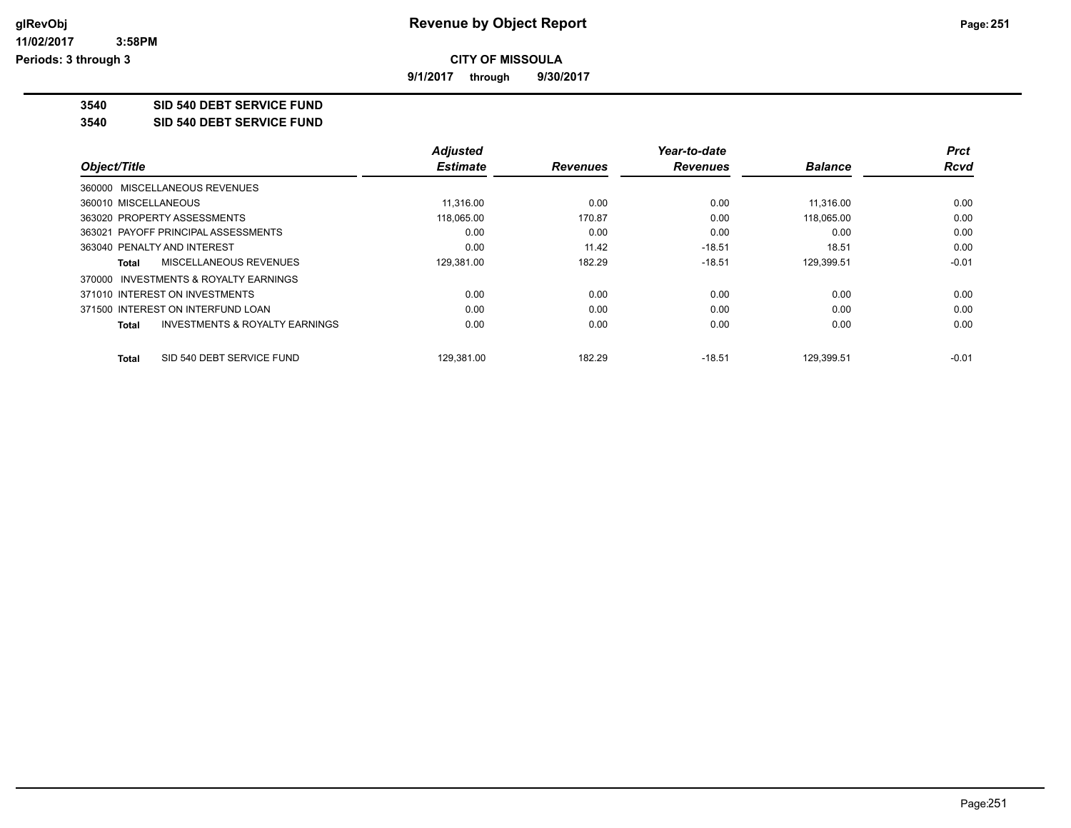**glRevObj**
**11/02/2017 3:58PM**
**Periods: 3 through 3**

# Revenue by Object Report

**CITY OF MISSOULA**

**9/1/2017 through 9/30/2017**

## 3540 SID 540 DEBT SERVICE FUND

## 3540 SID 540 DEBT SERVICE FUND

| Object/Title | Adjusted Estimate | Revenues | Year-to-date Revenues | Balance | Prct Rcvd |
|---|---|---|---|---|---|
| 360000 MISCELLANEOUS REVENUES | | | | | |
| 360010 MISCELLANEOUS | 11,316.00 | 0.00 | 0.00 | 11,316.00 | 0.00 |
| 363020 PROPERTY ASSESSMENTS | 118,065.00 | 170.87 | 0.00 | 118,065.00 | 0.00 |
| 363021 PAYOFF PRINCIPAL ASSESSMENTS | 0.00 | 0.00 | 0.00 | 0.00 | 0.00 |
| 363040 PENALTY AND INTEREST | 0.00 | 11.42 | -18.51 | 18.51 | 0.00 |
| **Total** MISCELLANEOUS REVENUES | 129,381.00 | 182.29 | -18.51 | 129,399.51 | -0.01 |
| 370000 INVESTMENTS & ROYALTY EARNINGS | | | | | |
| 371010 INTEREST ON INVESTMENTS | 0.00 | 0.00 | 0.00 | 0.00 | 0.00 |
| 371500 INTEREST ON INTERFUND LOAN | 0.00 | 0.00 | 0.00 | 0.00 | 0.00 |
| **Total** INVESTMENTS & ROYALTY EARNINGS | 0.00 | 0.00 | 0.00 | 0.00 | 0.00 |
| **Total** SID 540 DEBT SERVICE FUND | 129,381.00 | 182.29 | -18.51 | 129,399.51 | -0.01 |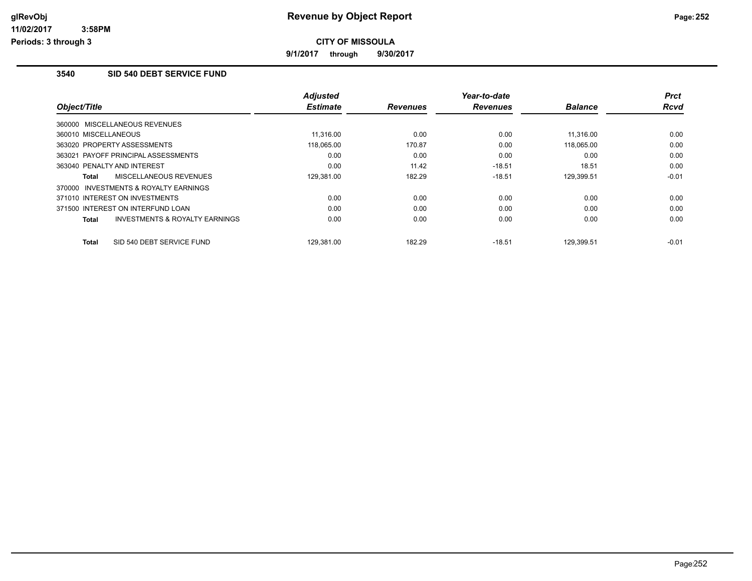**CITY OF MISSOULA**

**9/1/2017 through 9/30/2017**

### 3540 SID 540 DEBT SERVICE FUND

| Object/Title | Adjusted Estimate | Revenues | Year-to-date Revenues | Balance | Prct Rcvd |
|---|---|---|---|---|---|
| 360000 MISCELLANEOUS REVENUES | | | | | |
| 360010 MISCELLANEOUS | 11,316.00 | 0.00 | 0.00 | 11,316.00 | 0.00 |
| 363020 PROPERTY ASSESSMENTS | 118,065.00 | 170.87 | 0.00 | 118,065.00 | 0.00 |
| 363021 PAYOFF PRINCIPAL ASSESSMENTS | 0.00 | 0.00 | 0.00 | 0.00 | 0.00 |
| 363040 PENALTY AND INTEREST | 0.00 | 11.42 | -18.51 | 18.51 | 0.00 |
| **Total** MISCELLANEOUS REVENUES | 129,381.00 | 182.29 | -18.51 | 129,399.51 | -0.01 |
| 370000 INVESTMENTS & ROYALTY EARNINGS | | | | | |
| 371010 INTEREST ON INVESTMENTS | 0.00 | 0.00 | 0.00 | 0.00 | 0.00 |
| 371500 INTEREST ON INTERFUND LOAN | 0.00 | 0.00 | 0.00 | 0.00 | 0.00 |
| **Total** INVESTMENTS & ROYALTY EARNINGS | 0.00 | 0.00 | 0.00 | 0.00 | 0.00 |
| **Total** SID 540 DEBT SERVICE FUND | 129,381.00 | 182.29 | -18.51 | 129,399.51 | -0.01 |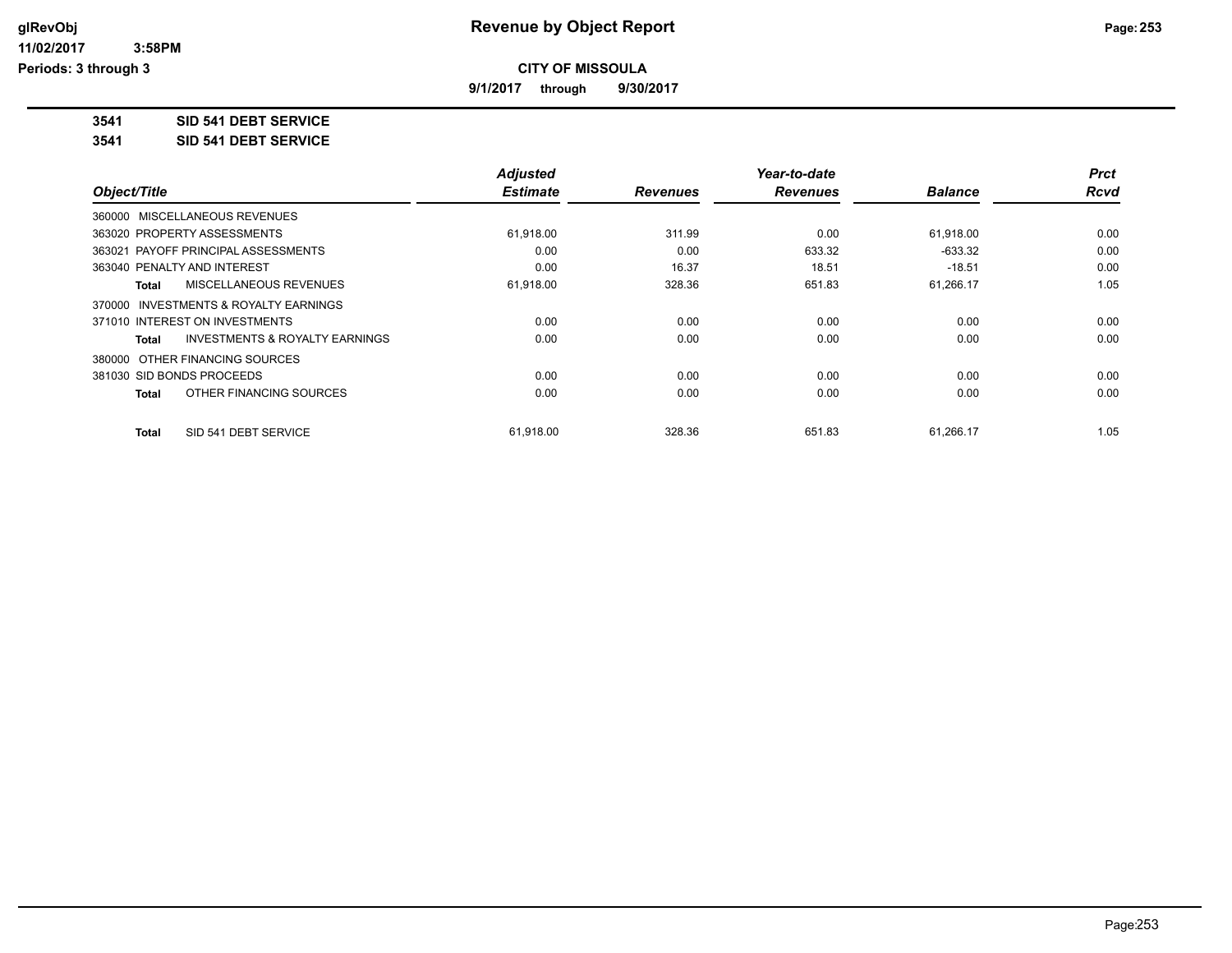# Revenue by Object Report

**CITY OF MISSOULA**

**9/1/2017 through 9/30/2017**

glRevObj
11/02/2017 3:58PM
Periods: 3 through 3

**3541 SID 541 DEBT SERVICE**

**3541 SID 541 DEBT SERVICE**

| Object/Title | Adjusted Estimate | Revenues | Year-to-date Revenues | Balance | Prct Rcvd |
|---|---|---|---|---|---|
| 360000 MISCELLANEOUS REVENUES | | | | | |
| 363020 PROPERTY ASSESSMENTS | 61,918.00 | 311.99 | 0.00 | 61,918.00 | 0.00 |
| 363021 PAYOFF PRINCIPAL ASSESSMENTS | 0.00 | 0.00 | 633.32 | -633.32 | 0.00 |
| 363040 PENALTY AND INTEREST | 0.00 | 16.37 | 18.51 | -18.51 | 0.00 |
| **Total** MISCELLANEOUS REVENUES | 61,918.00 | 328.36 | 651.83 | 61,266.17 | 1.05 |
| 370000 INVESTMENTS & ROYALTY EARNINGS | | | | | |
| 371010 INTEREST ON INVESTMENTS | 0.00 | 0.00 | 0.00 | 0.00 | 0.00 |
| **Total** INVESTMENTS & ROYALTY EARNINGS | 0.00 | 0.00 | 0.00 | 0.00 | 0.00 |
| 380000 OTHER FINANCING SOURCES | | | | | |
| 381030 SID BONDS PROCEEDS | 0.00 | 0.00 | 0.00 | 0.00 | 0.00 |
| **Total** OTHER FINANCING SOURCES | 0.00 | 0.00 | 0.00 | 0.00 | 0.00 |
| **Total** SID 541 DEBT SERVICE | 61,918.00 | 328.36 | 651.83 | 61,266.17 | 1.05 |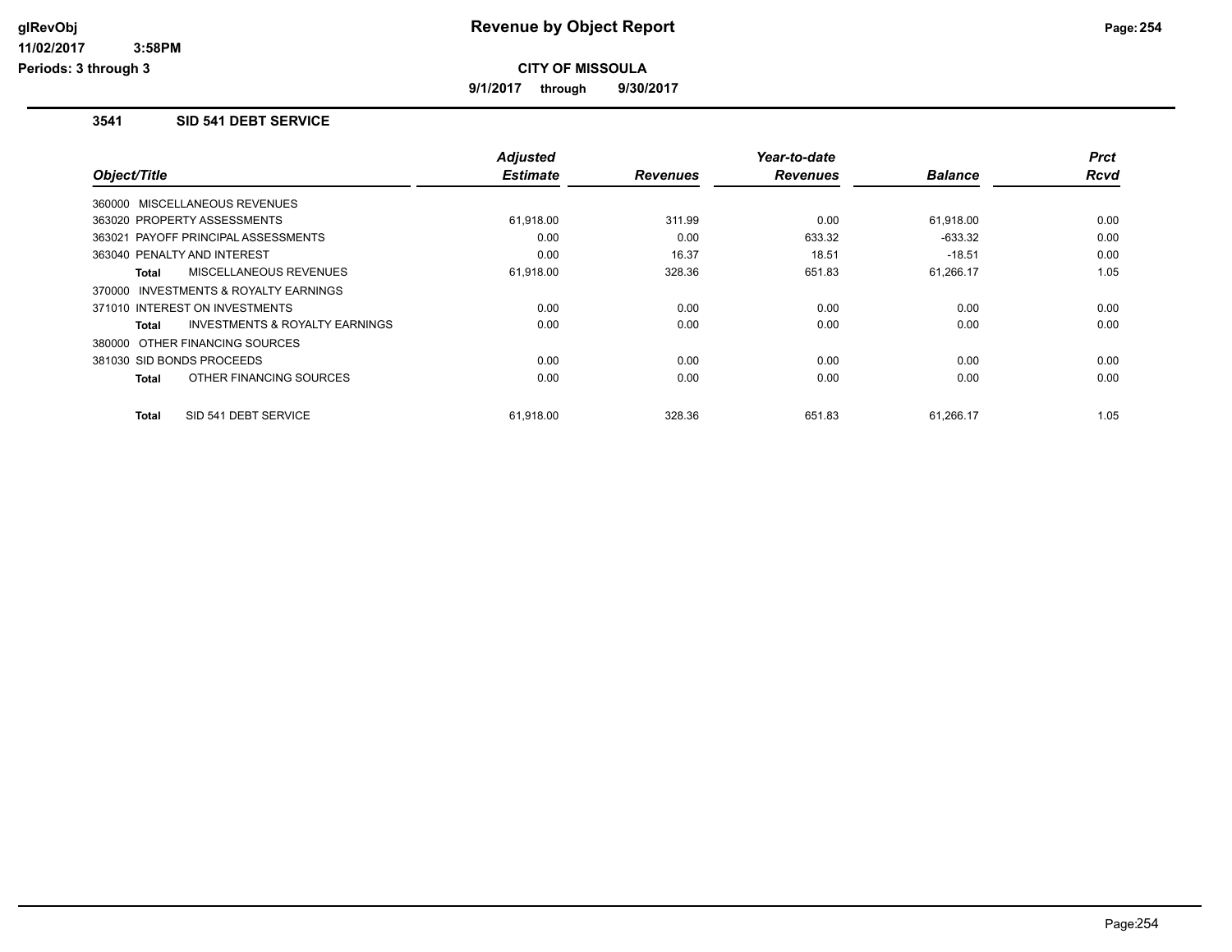# Revenue by Object Report

**CITY OF MISSOULA**

**9/1/2017 through 9/30/2017**

glRevObj
11/02/2017 3:58PM
Periods: 3 through 3

## 3541 SID 541 DEBT SERVICE

| Object/Title | Adjusted Estimate | Revenues | Year-to-date Revenues | Balance | Prct Rcvd |
|---|---|---|---|---|---|
| 360000 MISCELLANEOUS REVENUES | | | | | |
| 363020 PROPERTY ASSESSMENTS | 61,918.00 | 311.99 | 0.00 | 61,918.00 | 0.00 |
| 363021 PAYOFF PRINCIPAL ASSESSMENTS | 0.00 | 0.00 | 633.32 | -633.32 | 0.00 |
| 363040 PENALTY AND INTEREST | 0.00 | 16.37 | 18.51 | -18.51 | 0.00 |
| **Total** MISCELLANEOUS REVENUES | 61,918.00 | 328.36 | 651.83 | 61,266.17 | 1.05 |
| 370000 INVESTMENTS & ROYALTY EARNINGS | | | | | |
| 371010 INTEREST ON INVESTMENTS | 0.00 | 0.00 | 0.00 | 0.00 | 0.00 |
| **Total** INVESTMENTS & ROYALTY EARNINGS | 0.00 | 0.00 | 0.00 | 0.00 | 0.00 |
| 380000 OTHER FINANCING SOURCES | | | | | |
| 381030 SID BONDS PROCEEDS | 0.00 | 0.00 | 0.00 | 0.00 | 0.00 |
| **Total** OTHER FINANCING SOURCES | 0.00 | 0.00 | 0.00 | 0.00 | 0.00 |
| **Total** SID 541 DEBT SERVICE | 61,918.00 | 328.36 | 651.83 | 61,266.17 | 1.05 |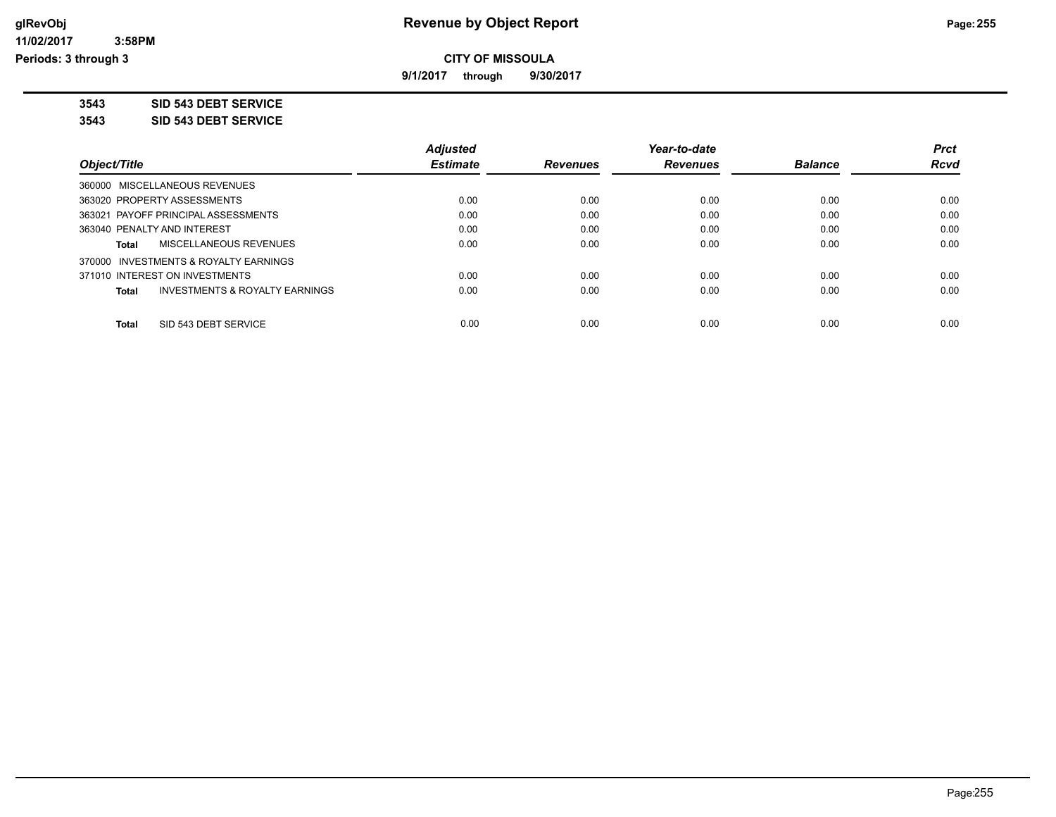**CITY OF MISSOULA**

**9/1/2017 through 9/30/2017**

**3543 SID 543 DEBT SERVICE**

**3543 SID 543 DEBT SERVICE**

| Object/Title | Adjusted Estimate | Revenues | Year-to-date Revenues | Balance | Prct Rcvd |
|---|---|---|---|---|---|
| 360000 MISCELLANEOUS REVENUES | | | | | |
| 363020 PROPERTY ASSESSMENTS | 0.00 | 0.00 | 0.00 | 0.00 | 0.00 |
| 363021 PAYOFF PRINCIPAL ASSESSMENTS | 0.00 | 0.00 | 0.00 | 0.00 | 0.00 |
| 363040 PENALTY AND INTEREST | 0.00 | 0.00 | 0.00 | 0.00 | 0.00 |
| **Total** MISCELLANEOUS REVENUES | 0.00 | 0.00 | 0.00 | 0.00 | 0.00 |
| 370000 INVESTMENTS & ROYALTY EARNINGS | | | | | |
| 371010 INTEREST ON INVESTMENTS | 0.00 | 0.00 | 0.00 | 0.00 | 0.00 |
| **Total** INVESTMENTS & ROYALTY EARNINGS | 0.00 | 0.00 | 0.00 | 0.00 | 0.00 |
| **Total** SID 543 DEBT SERVICE | 0.00 | 0.00 | 0.00 | 0.00 | 0.00 |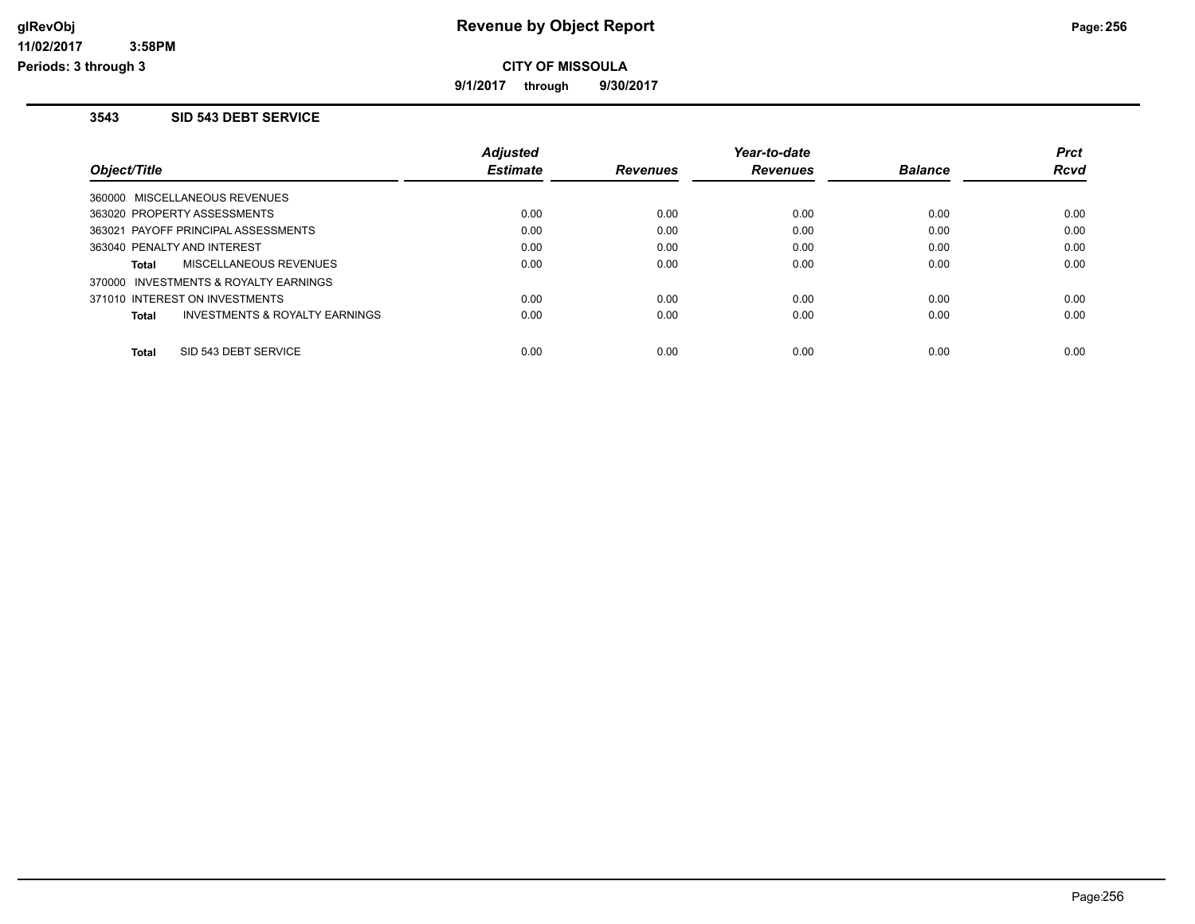**Revenue by Object Report**

**CITY OF MISSOULA**

**9/1/2017 through 9/30/2017**

glRevObj
11/02/2017 3:58PM
Periods: 3 through 3

### 3543 SID 543 DEBT SERVICE

| Object/Title | Adjusted Estimate | Revenues | Year-to-date Revenues | Balance | Prct Rcvd |
|---|---|---|---|---|---|
| 360000 MISCELLANEOUS REVENUES | | | | | |
| 363020 PROPERTY ASSESSMENTS | 0.00 | 0.00 | 0.00 | 0.00 | 0.00 |
| 363021 PAYOFF PRINCIPAL ASSESSMENTS | 0.00 | 0.00 | 0.00 | 0.00 | 0.00 |
| 363040 PENALTY AND INTEREST | 0.00 | 0.00 | 0.00 | 0.00 | 0.00 |
| **Total** MISCELLANEOUS REVENUES | 0.00 | 0.00 | 0.00 | 0.00 | 0.00 |
| 370000 INVESTMENTS & ROYALTY EARNINGS | | | | | |
| 371010 INTEREST ON INVESTMENTS | 0.00 | 0.00 | 0.00 | 0.00 | 0.00 |
| **Total** INVESTMENTS & ROYALTY EARNINGS | 0.00 | 0.00 | 0.00 | 0.00 | 0.00 |
| **Total** SID 543 DEBT SERVICE | 0.00 | 0.00 | 0.00 | 0.00 | 0.00 |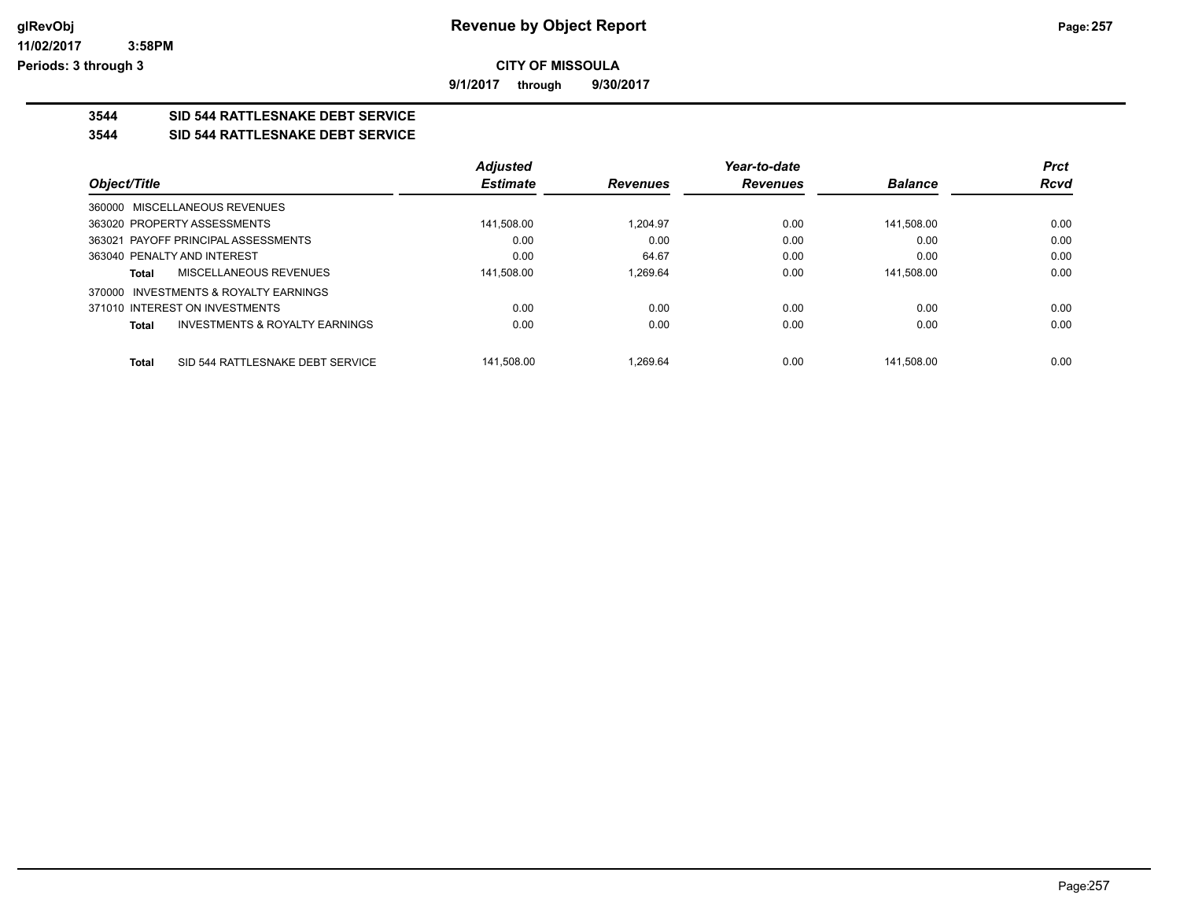**CITY OF MISSOULA**

**9/1/2017 through 9/30/2017**

**3544 SID 544 RATTLESNAKE DEBT SERVICE**

**3544 SID 544 RATTLESNAKE DEBT SERVICE**

| Object/Title | | Adjusted Estimate | Revenues | Year-to-date Revenues | Balance | Prct Rcvd |
|---|---|---|---|---|---|---|
| 360000 MISCELLANEOUS REVENUES | | | | | | |
| 363020 PROPERTY ASSESSMENTS | | 141,508.00 | 1,204.97 | 0.00 | 141,508.00 | 0.00 |
| 363021 PAYOFF PRINCIPAL ASSESSMENTS | | 0.00 | 0.00 | 0.00 | 0.00 | 0.00 |
| 363040 PENALTY AND INTEREST | | 0.00 | 64.67 | 0.00 | 0.00 | 0.00 |
| Total | MISCELLANEOUS REVENUES | 141,508.00 | 1,269.64 | 0.00 | 141,508.00 | 0.00 |
| 370000 INVESTMENTS & ROYALTY EARNINGS | | | | | | |
| 371010 INTEREST ON INVESTMENTS | | 0.00 | 0.00 | 0.00 | 0.00 | 0.00 |
| Total | INVESTMENTS & ROYALTY EARNINGS | 0.00 | 0.00 | 0.00 | 0.00 | 0.00 |
| Total | SID 544 RATTLESNAKE DEBT SERVICE | 141,508.00 | 1,269.64 | 0.00 | 141,508.00 | 0.00 |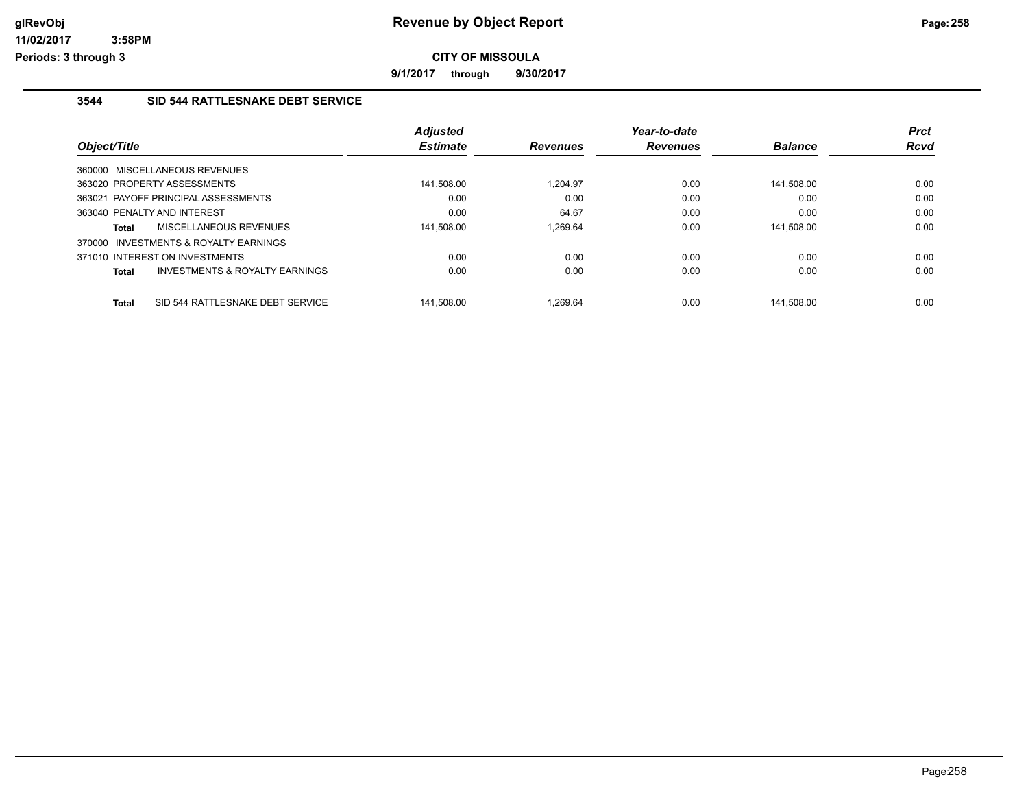**CITY OF MISSOULA**

**9/1/2017 through 9/30/2017**

### 3544 SID 544 RATTLESNAKE DEBT SERVICE

| Object/Title | Adjusted Estimate | Revenues | Year-to-date Revenues | Balance | Prct Rcvd |
|---|---|---|---|---|---|
| 360000 MISCELLANEOUS REVENUES | | | | | |
| 363020 PROPERTY ASSESSMENTS | 141,508.00 | 1,204.97 | 0.00 | 141,508.00 | 0.00 |
| 363021 PAYOFF PRINCIPAL ASSESSMENTS | 0.00 | 0.00 | 0.00 | 0.00 | 0.00 |
| 363040 PENALTY AND INTEREST | 0.00 | 64.67 | 0.00 | 0.00 | 0.00 |
| **Total** MISCELLANEOUS REVENUES | 141,508.00 | 1,269.64 | 0.00 | 141,508.00 | 0.00 |
| 370000 INVESTMENTS & ROYALTY EARNINGS | | | | | |
| 371010 INTEREST ON INVESTMENTS | 0.00 | 0.00 | 0.00 | 0.00 | 0.00 |
| **Total** INVESTMENTS & ROYALTY EARNINGS | 0.00 | 0.00 | 0.00 | 0.00 | 0.00 |
| **Total** SID 544 RATTLESNAKE DEBT SERVICE | 141,508.00 | 1,269.64 | 0.00 | 141,508.00 | 0.00 |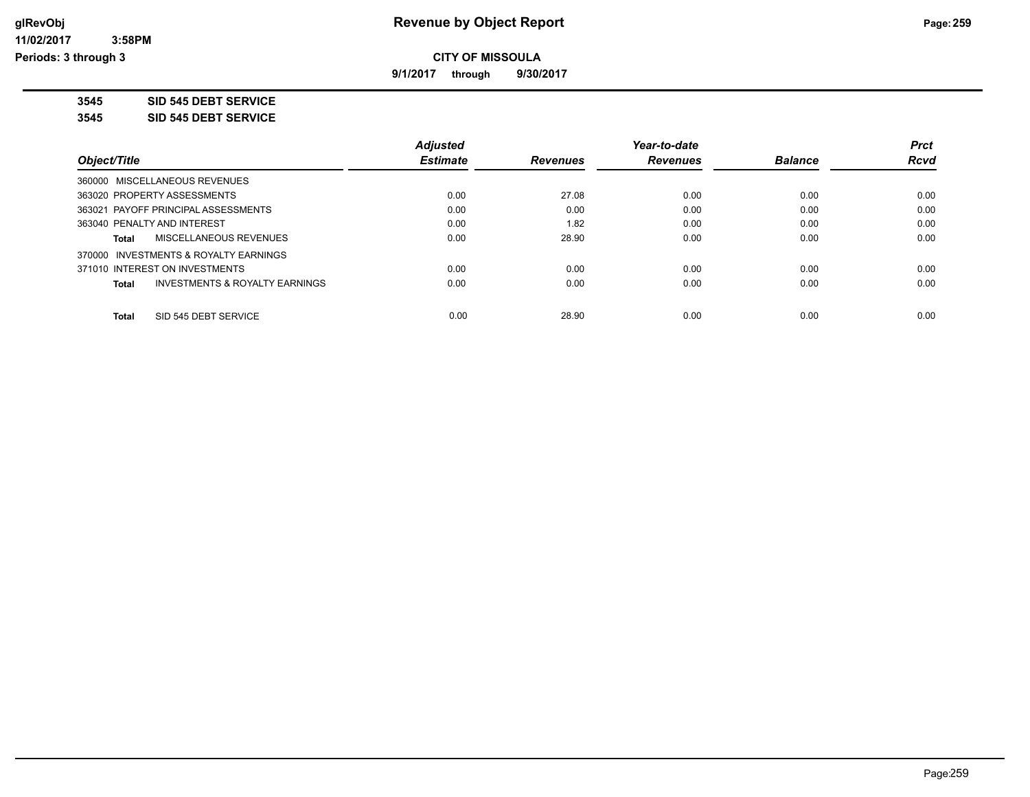# Revenue by Object Report

**CITY OF MISSOULA**

**9/1/2017 through 9/30/2017**

glRevObj
11/02/2017 3:58PM
Periods: 3 through 3

**3545 SID 545 DEBT SERVICE**

**3545 SID 545 DEBT SERVICE**

| Object/Title | Adjusted Estimate | Revenues | Year-to-date Revenues | Balance | Prct Rcvd |
|---|---|---|---|---|---|
| 360000 MISCELLANEOUS REVENUES | | | | | |
| 363020 PROPERTY ASSESSMENTS | 0.00 | 27.08 | 0.00 | 0.00 | 0.00 |
| 363021 PAYOFF PRINCIPAL ASSESSMENTS | 0.00 | 0.00 | 0.00 | 0.00 | 0.00 |
| 363040 PENALTY AND INTEREST | 0.00 | 1.82 | 0.00 | 0.00 | 0.00 |
| **Total** MISCELLANEOUS REVENUES | 0.00 | 28.90 | 0.00 | 0.00 | 0.00 |
| 370000 INVESTMENTS & ROYALTY EARNINGS | | | | | |
| 371010 INTEREST ON INVESTMENTS | 0.00 | 0.00 | 0.00 | 0.00 | 0.00 |
| **Total** INVESTMENTS & ROYALTY EARNINGS | 0.00 | 0.00 | 0.00 | 0.00 | 0.00 |
| **Total** SID 545 DEBT SERVICE | 0.00 | 28.90 | 0.00 | 0.00 | 0.00 |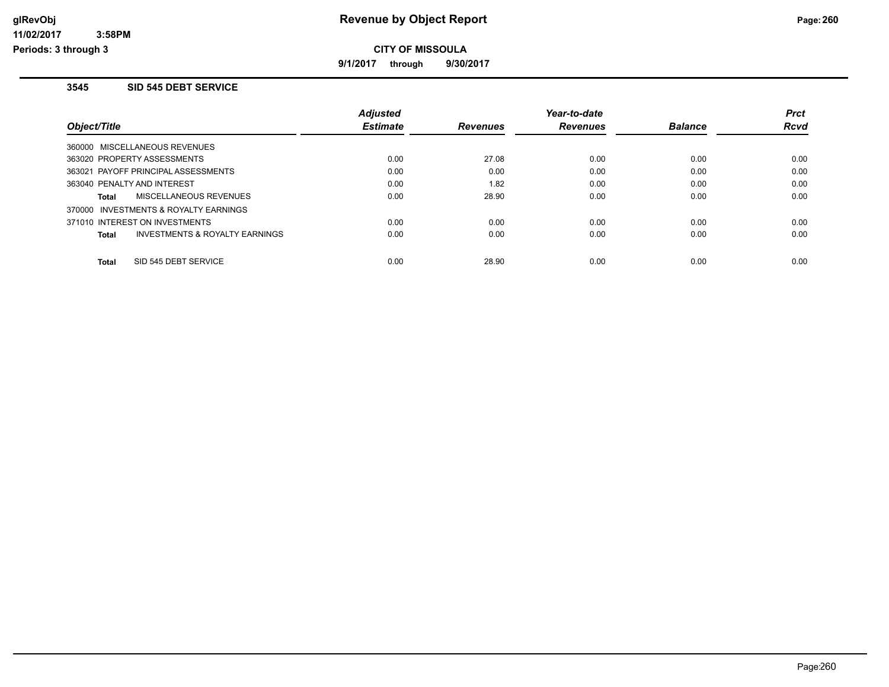**CITY OF MISSOULA**

**9/1/2017 through 9/30/2017**

### 3545 SID 545 DEBT SERVICE

| Object/Title | Adjusted Estimate | Revenues | Year-to-date Revenues | Balance | Prct Rcvd |
|---|---|---|---|---|---|
| 360000 MISCELLANEOUS REVENUES | | | | | |
| 363020 PROPERTY ASSESSMENTS | 0.00 | 27.08 | 0.00 | 0.00 | 0.00 |
| 363021 PAYOFF PRINCIPAL ASSESSMENTS | 0.00 | 0.00 | 0.00 | 0.00 | 0.00 |
| 363040 PENALTY AND INTEREST | 0.00 | 1.82 | 0.00 | 0.00 | 0.00 |
| **Total** MISCELLANEOUS REVENUES | 0.00 | 28.90 | 0.00 | 0.00 | 0.00 |
| 370000 INVESTMENTS & ROYALTY EARNINGS | | | | | |
| 371010 INTEREST ON INVESTMENTS | 0.00 | 0.00 | 0.00 | 0.00 | 0.00 |
| **Total** INVESTMENTS & ROYALTY EARNINGS | 0.00 | 0.00 | 0.00 | 0.00 | 0.00 |
| **Total** SID 545 DEBT SERVICE | 0.00 | 28.90 | 0.00 | 0.00 | 0.00 |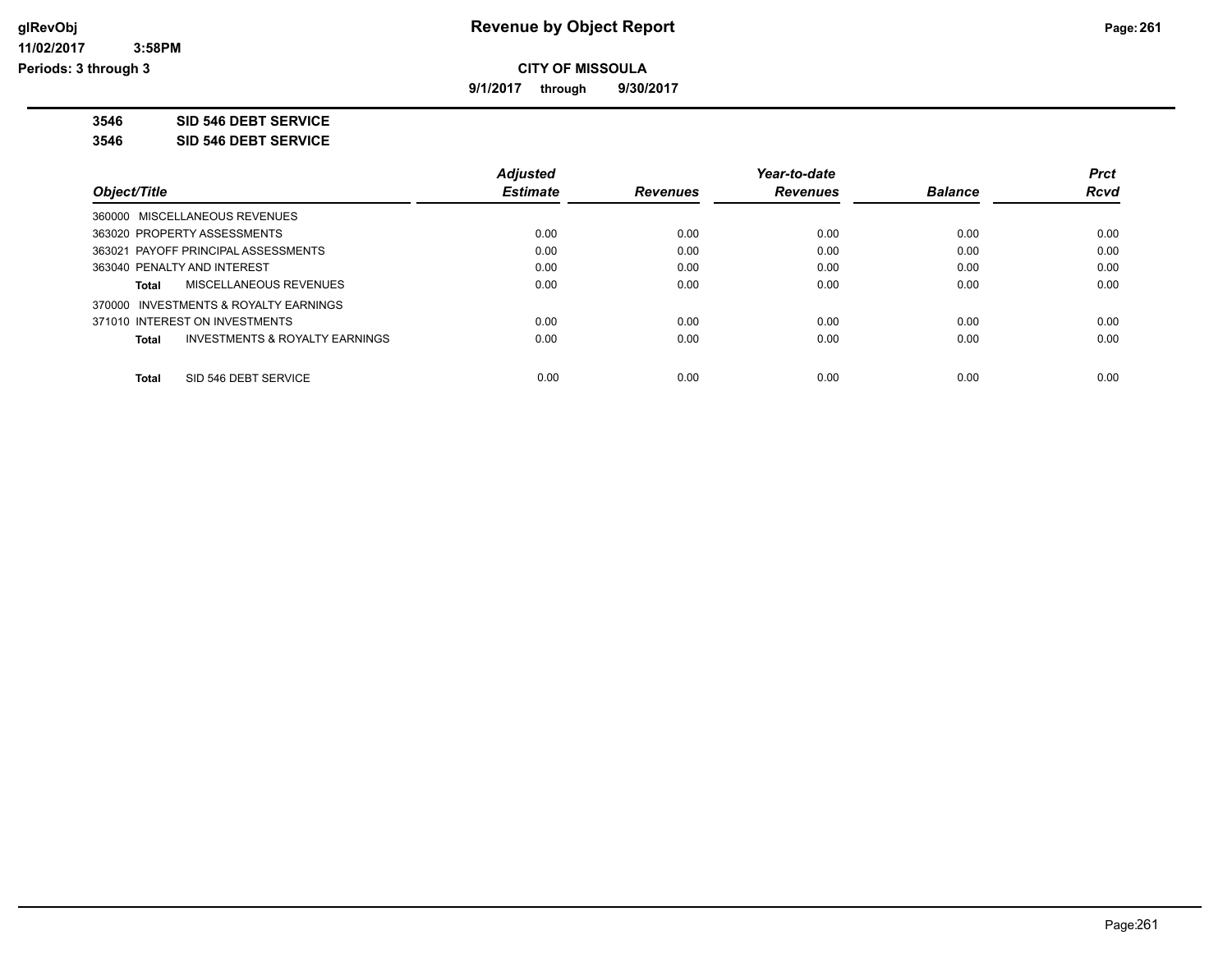# Revenue by Object Report

**CITY OF MISSOULA**

**9/1/2017 through 9/30/2017**

**3546 SID 546 DEBT SERVICE**

**3546 SID 546 DEBT SERVICE**

| Object/Title | Adjusted Estimate | Revenues | Year-to-date Revenues | Balance | Prct Rcvd |
|---|---|---|---|---|---|
| 360000 MISCELLANEOUS REVENUES | | | | | |
| 363020 PROPERTY ASSESSMENTS | 0.00 | 0.00 | 0.00 | 0.00 | 0.00 |
| 363021 PAYOFF PRINCIPAL ASSESSMENTS | 0.00 | 0.00 | 0.00 | 0.00 | 0.00 |
| 363040 PENALTY AND INTEREST | 0.00 | 0.00 | 0.00 | 0.00 | 0.00 |
| **Total** MISCELLANEOUS REVENUES | 0.00 | 0.00 | 0.00 | 0.00 | 0.00 |
| 370000 INVESTMENTS & ROYALTY EARNINGS | | | | | |
| 371010 INTEREST ON INVESTMENTS | 0.00 | 0.00 | 0.00 | 0.00 | 0.00 |
| **Total** INVESTMENTS & ROYALTY EARNINGS | 0.00 | 0.00 | 0.00 | 0.00 | 0.00 |
| **Total** SID 546 DEBT SERVICE | 0.00 | 0.00 | 0.00 | 0.00 | 0.00 |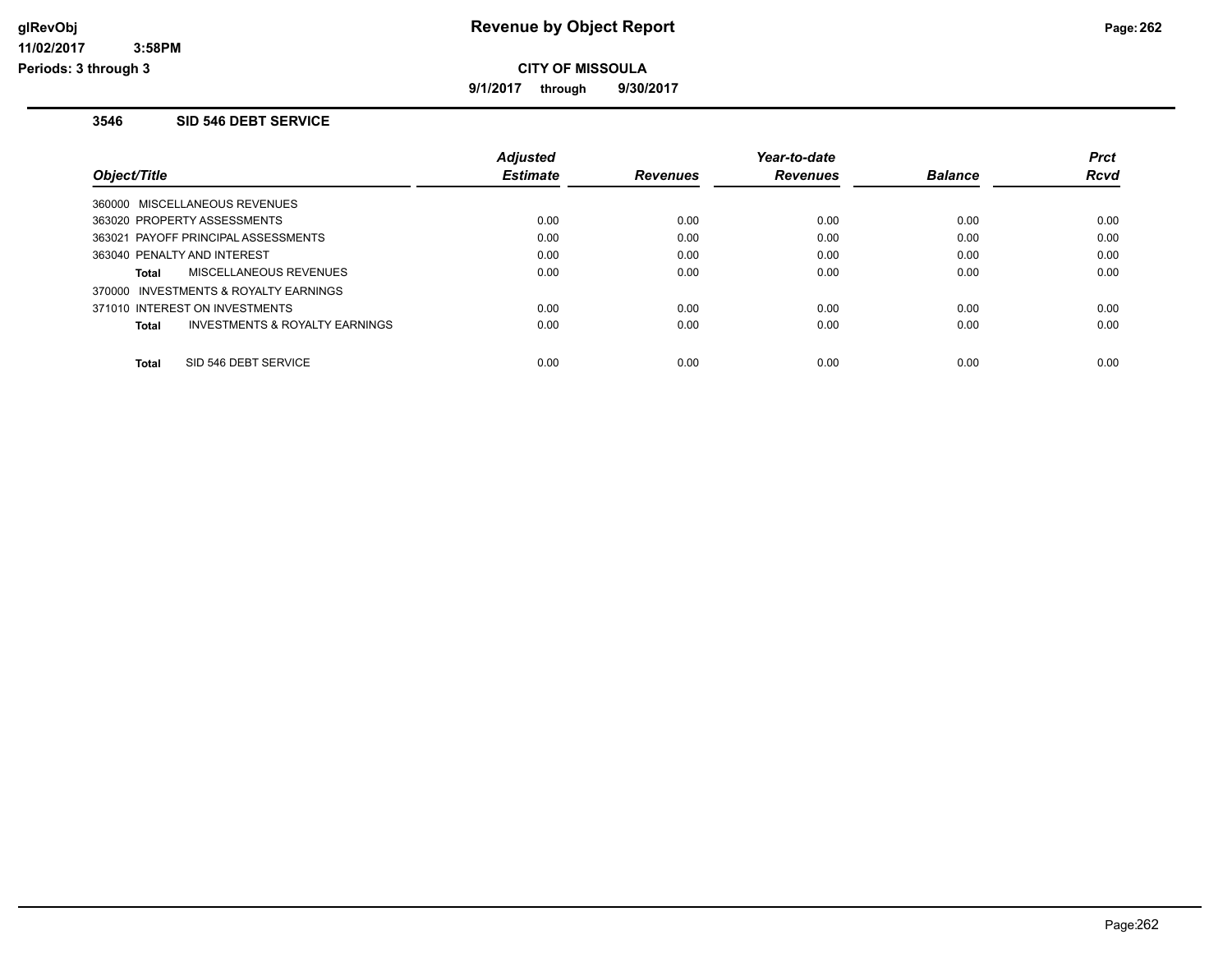## Revenue by Object Report

**CITY OF MISSOULA**

**9/1/2017 through 9/30/2017**

### 3546 SID 546 DEBT SERVICE

| Object/Title | Adjusted Estimate | Revenues | Year-to-date Revenues | Balance | Prct Rcvd |
|---|---|---|---|---|---|
| 360000 MISCELLANEOUS REVENUES | | | | | |
| 363020 PROPERTY ASSESSMENTS | 0.00 | 0.00 | 0.00 | 0.00 | 0.00 |
| 363021 PAYOFF PRINCIPAL ASSESSMENTS | 0.00 | 0.00 | 0.00 | 0.00 | 0.00 |
| 363040 PENALTY AND INTEREST | 0.00 | 0.00 | 0.00 | 0.00 | 0.00 |
| **Total** MISCELLANEOUS REVENUES | 0.00 | 0.00 | 0.00 | 0.00 | 0.00 |
| 370000 INVESTMENTS & ROYALTY EARNINGS | | | | | |
| 371010 INTEREST ON INVESTMENTS | 0.00 | 0.00 | 0.00 | 0.00 | 0.00 |
| **Total** INVESTMENTS & ROYALTY EARNINGS | 0.00 | 0.00 | 0.00 | 0.00 | 0.00 |
| **Total** SID 546 DEBT SERVICE | 0.00 | 0.00 | 0.00 | 0.00 | 0.00 |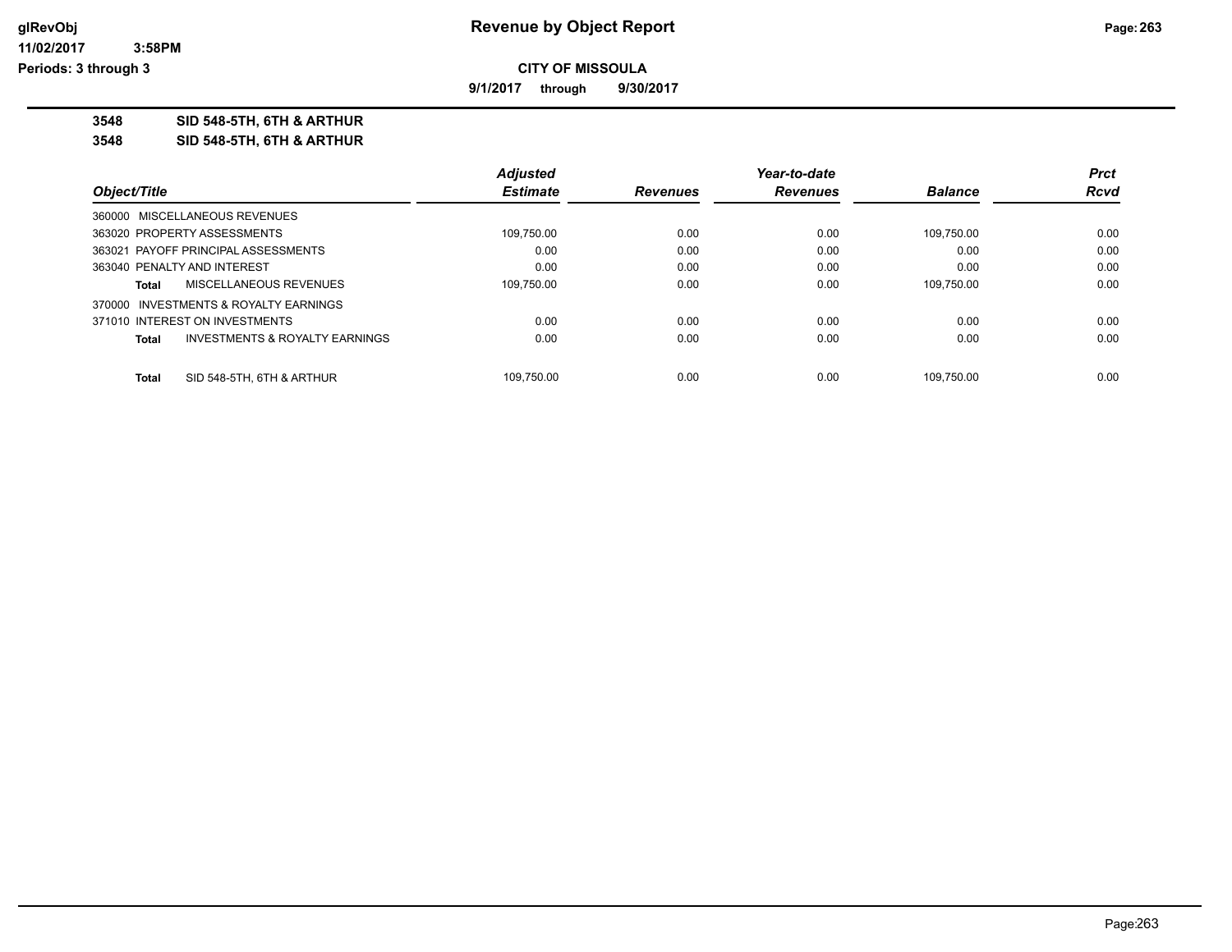# Revenue by Object Report

## CITY OF MISSOULA

**9/1/2017 through 9/30/2017**

glRevObj
11/02/2017 3:58PM
Periods: 3 through 3

### 3548 SID 548-5TH, 6TH & ARTHUR
### 3548 SID 548-5TH, 6TH & ARTHUR

| Object/Title | Adjusted Estimate | Revenues | Year-to-date Revenues | Balance | Prct Rcvd |
|---|---|---|---|---|---|
| 360000 MISCELLANEOUS REVENUES | | | | | |
| 363020 PROPERTY ASSESSMENTS | 109,750.00 | 0.00 | 0.00 | 109,750.00 | 0.00 |
| 363021 PAYOFF PRINCIPAL ASSESSMENTS | 0.00 | 0.00 | 0.00 | 0.00 | 0.00 |
| 363040 PENALTY AND INTEREST | 0.00 | 0.00 | 0.00 | 0.00 | 0.00 |
| **Total** MISCELLANEOUS REVENUES | 109,750.00 | 0.00 | 0.00 | 109,750.00 | 0.00 |
| 370000 INVESTMENTS & ROYALTY EARNINGS | | | | | |
| 371010 INTEREST ON INVESTMENTS | 0.00 | 0.00 | 0.00 | 0.00 | 0.00 |
| **Total** INVESTMENTS & ROYALTY EARNINGS | 0.00 | 0.00 | 0.00 | 0.00 | 0.00 |
| **Total** SID 548-5TH, 6TH & ARTHUR | 109,750.00 | 0.00 | 0.00 | 109,750.00 | 0.00 |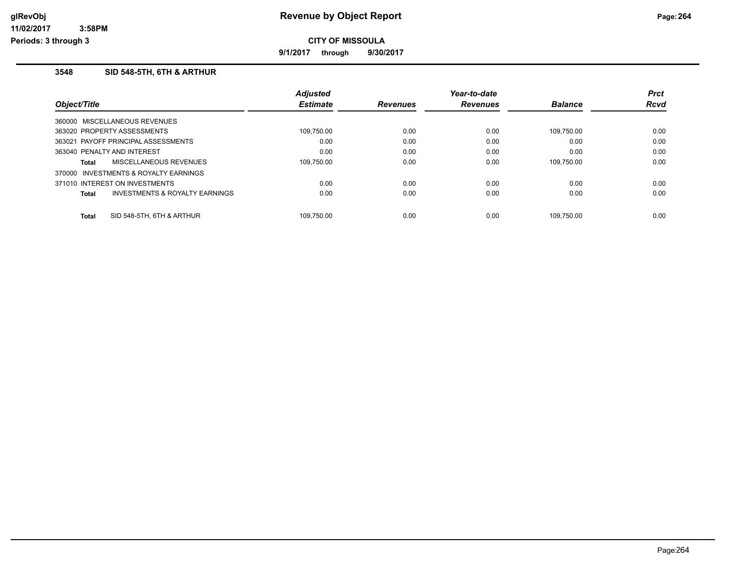# Revenue by Object Report

**CITY OF MISSOULA**

**9/1/2017 through 9/30/2017**

glRevObj
11/02/2017 3:58PM
Periods: 3 through 3

### 3548 SID 548-5TH, 6TH & ARTHUR

| Object/Title | Adjusted Estimate | Revenues | Year-to-date Revenues | Balance | Prct Rcvd |
|---|---|---|---|---|---|
| 360000 MISCELLANEOUS REVENUES | | | | | |
| 363020 PROPERTY ASSESSMENTS | 109,750.00 | 0.00 | 0.00 | 109,750.00 | 0.00 |
| 363021 PAYOFF PRINCIPAL ASSESSMENTS | 0.00 | 0.00 | 0.00 | 0.00 | 0.00 |
| 363040 PENALTY AND INTEREST | 0.00 | 0.00 | 0.00 | 0.00 | 0.00 |
| **Total** MISCELLANEOUS REVENUES | 109,750.00 | 0.00 | 0.00 | 109,750.00 | 0.00 |
| 370000 INVESTMENTS & ROYALTY EARNINGS | | | | | |
| 371010 INTEREST ON INVESTMENTS | 0.00 | 0.00 | 0.00 | 0.00 | 0.00 |
| **Total** INVESTMENTS & ROYALTY EARNINGS | 0.00 | 0.00 | 0.00 | 0.00 | 0.00 |
| **Total** SID 548-5TH, 6TH & ARTHUR | 109,750.00 | 0.00 | 0.00 | 109,750.00 | 0.00 |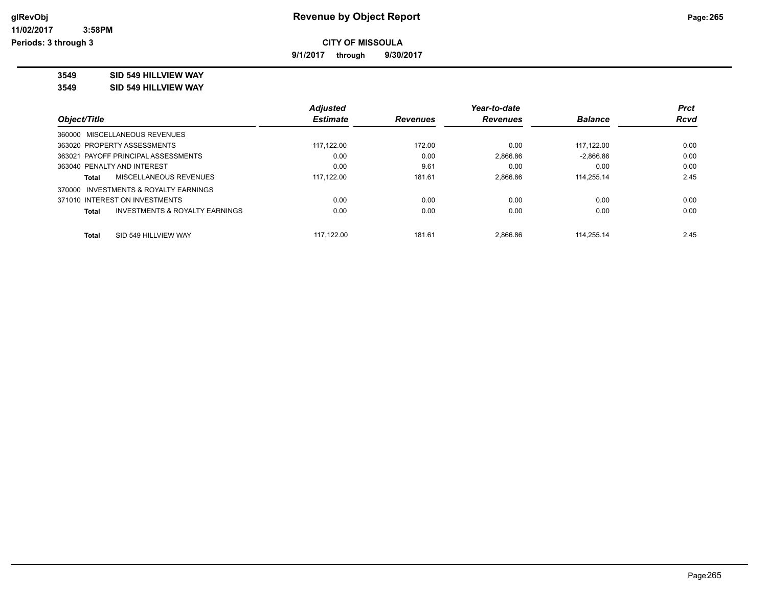**CITY OF MISSOULA**

**9/1/2017 through 9/30/2017**

**3549 SID 549 HILLVIEW WAY**

**3549 SID 549 HILLVIEW WAY**

| Object/Title | Adjusted Estimate | Revenues | Year-to-date Revenues | Balance | Prct Rcvd |
|---|---|---|---|---|---|
| 360000 MISCELLANEOUS REVENUES | | | | | |
| 363020 PROPERTY ASSESSMENTS | 117,122.00 | 172.00 | 0.00 | 117,122.00 | 0.00 |
| 363021 PAYOFF PRINCIPAL ASSESSMENTS | 0.00 | 0.00 | 2,866.86 | -2,866.86 | 0.00 |
| 363040 PENALTY AND INTEREST | 0.00 | 9.61 | 0.00 | 0.00 | 0.00 |
| **Total** MISCELLANEOUS REVENUES | 117,122.00 | 181.61 | 2,866.86 | 114,255.14 | 2.45 |
| 370000 INVESTMENTS & ROYALTY EARNINGS | | | | | |
| 371010 INTEREST ON INVESTMENTS | 0.00 | 0.00 | 0.00 | 0.00 | 0.00 |
| **Total** INVESTMENTS & ROYALTY EARNINGS | 0.00 | 0.00 | 0.00 | 0.00 | 0.00 |
| **Total** SID 549 HILLVIEW WAY | 117,122.00 | 181.61 | 2,866.86 | 114,255.14 | 2.45 |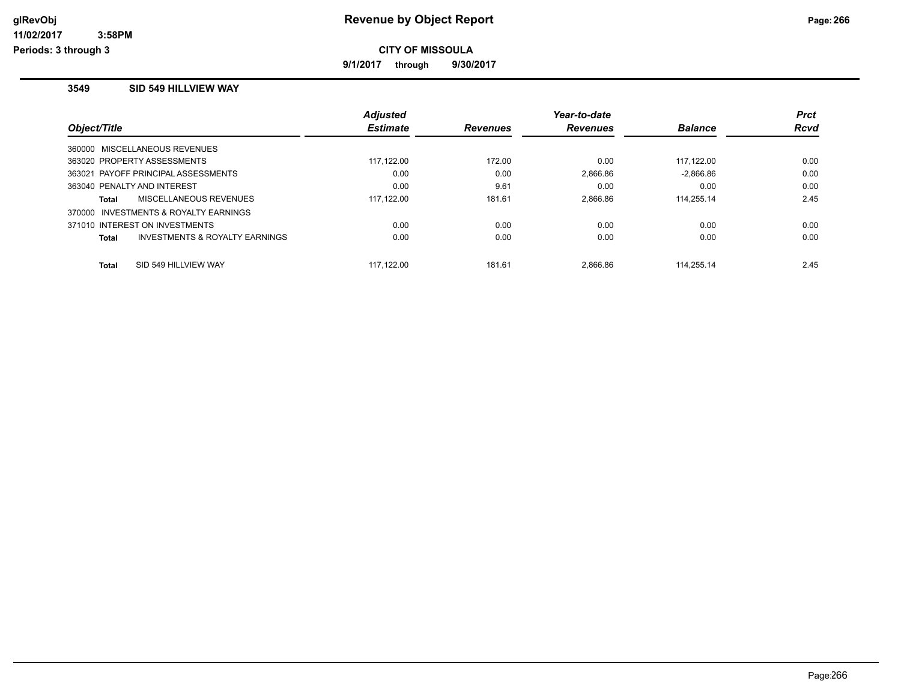# Revenue by Object Report

glRevObj
11/02/2017 3:58PM
Periods: 3 through 3

**CITY OF MISSOULA**

**9/1/2017 through 9/30/2017**

## 3549 SID 549 HILLVIEW WAY

| Object/Title | Adjusted Estimate | Revenues | Year-to-date Revenues | Balance | Prct Rcvd |
|---|---|---|---|---|---|
| 360000 MISCELLANEOUS REVENUES | | | | | |
| 363020 PROPERTY ASSESSMENTS | 117,122.00 | 172.00 | 0.00 | 117,122.00 | 0.00 |
| 363021 PAYOFF PRINCIPAL ASSESSMENTS | 0.00 | 0.00 | 2,866.86 | -2,866.86 | 0.00 |
| 363040 PENALTY AND INTEREST | 0.00 | 9.61 | 0.00 | 0.00 | 0.00 |
| **Total** MISCELLANEOUS REVENUES | 117,122.00 | 181.61 | 2,866.86 | 114,255.14 | 2.45 |
| 370000 INVESTMENTS & ROYALTY EARNINGS | | | | | |
| 371010 INTEREST ON INVESTMENTS | 0.00 | 0.00 | 0.00 | 0.00 | 0.00 |
| **Total** INVESTMENTS & ROYALTY EARNINGS | 0.00 | 0.00 | 0.00 | 0.00 | 0.00 |
| **Total** SID 549 HILLVIEW WAY | 117,122.00 | 181.61 | 2,866.86 | 114,255.14 | 2.45 |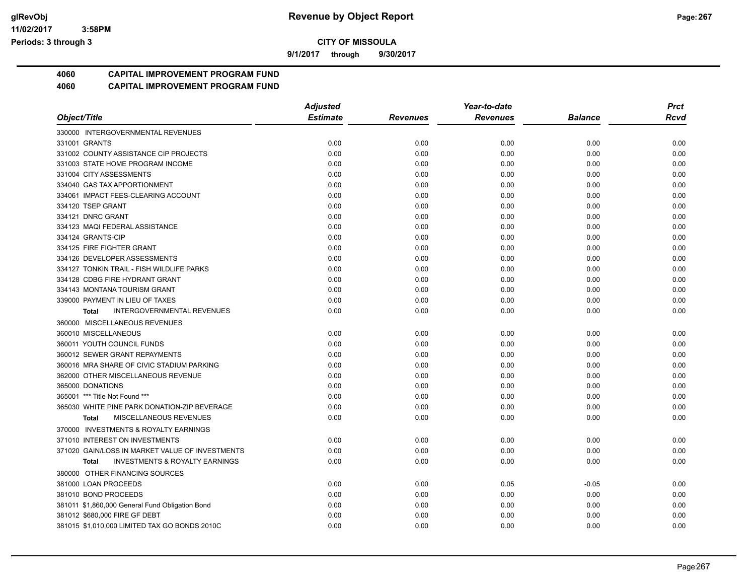# CITY OF MISSOULA

**9/1/2017 through 9/30/2017**

## 4060 CAPITAL IMPROVEMENT PROGRAM FUND

## 4060 CAPITAL IMPROVEMENT PROGRAM FUND

| Object/Title | Adjusted Estimate | Revenues | Year-to-date Revenues | Balance | Prct Rcvd |
|---|---|---|---|---|---|
| 330000 INTERGOVERNMENTAL REVENUES | | | | | |
| 331001 GRANTS | 0.00 | 0.00 | 0.00 | 0.00 | 0.00 |
| 331002 COUNTY ASSISTANCE CIP PROJECTS | 0.00 | 0.00 | 0.00 | 0.00 | 0.00 |
| 331003 STATE HOME PROGRAM INCOME | 0.00 | 0.00 | 0.00 | 0.00 | 0.00 |
| 331004 CITY ASSESSMENTS | 0.00 | 0.00 | 0.00 | 0.00 | 0.00 |
| 334040 GAS TAX APPORTIONMENT | 0.00 | 0.00 | 0.00 | 0.00 | 0.00 |
| 334061 IMPACT FEES-CLEARING ACCOUNT | 0.00 | 0.00 | 0.00 | 0.00 | 0.00 |
| 334120 TSEP GRANT | 0.00 | 0.00 | 0.00 | 0.00 | 0.00 |
| 334121 DNRC GRANT | 0.00 | 0.00 | 0.00 | 0.00 | 0.00 |
| 334123 MAQI FEDERAL ASSISTANCE | 0.00 | 0.00 | 0.00 | 0.00 | 0.00 |
| 334124 GRANTS-CIP | 0.00 | 0.00 | 0.00 | 0.00 | 0.00 |
| 334125 FIRE FIGHTER GRANT | 0.00 | 0.00 | 0.00 | 0.00 | 0.00 |
| 334126 DEVELOPER ASSESSMENTS | 0.00 | 0.00 | 0.00 | 0.00 | 0.00 |
| 334127 TONKIN TRAIL - FISH WILDLIFE PARKS | 0.00 | 0.00 | 0.00 | 0.00 | 0.00 |
| 334128 CDBG FIRE HYDRANT GRANT | 0.00 | 0.00 | 0.00 | 0.00 | 0.00 |
| 334143 MONTANA TOURISM GRANT | 0.00 | 0.00 | 0.00 | 0.00 | 0.00 |
| 339000 PAYMENT IN LIEU OF TAXES | 0.00 | 0.00 | 0.00 | 0.00 | 0.00 |
| **Total** INTERGOVERNMENTAL REVENUES | 0.00 | 0.00 | 0.00 | 0.00 | 0.00 |
| 360000 MISCELLANEOUS REVENUES | | | | | |
| 360010 MISCELLANEOUS | 0.00 | 0.00 | 0.00 | 0.00 | 0.00 |
| 360011 YOUTH COUNCIL FUNDS | 0.00 | 0.00 | 0.00 | 0.00 | 0.00 |
| 360012 SEWER GRANT REPAYMENTS | 0.00 | 0.00 | 0.00 | 0.00 | 0.00 |
| 360016 MRA SHARE OF CIVIC STADIUM PARKING | 0.00 | 0.00 | 0.00 | 0.00 | 0.00 |
| 362000 OTHER MISCELLANEOUS REVENUE | 0.00 | 0.00 | 0.00 | 0.00 | 0.00 |
| 365000 DONATIONS | 0.00 | 0.00 | 0.00 | 0.00 | 0.00 |
| 365001 *** Title Not Found *** | 0.00 | 0.00 | 0.00 | 0.00 | 0.00 |
| 365030 WHITE PINE PARK DONATION-ZIP BEVERAGE | 0.00 | 0.00 | 0.00 | 0.00 | 0.00 |
| **Total** MISCELLANEOUS REVENUES | 0.00 | 0.00 | 0.00 | 0.00 | 0.00 |
| 370000 INVESTMENTS & ROYALTY EARNINGS | | | | | |
| 371010 INTEREST ON INVESTMENTS | 0.00 | 0.00 | 0.00 | 0.00 | 0.00 |
| 371020 GAIN/LOSS IN MARKET VALUE OF INVESTMENTS | 0.00 | 0.00 | 0.00 | 0.00 | 0.00 |
| **Total** INVESTMENTS & ROYALTY EARNINGS | 0.00 | 0.00 | 0.00 | 0.00 | 0.00 |
| 380000 OTHER FINANCING SOURCES | | | | | |
| 381000 LOAN PROCEEDS | 0.00 | 0.00 | 0.05 | -0.05 | 0.00 |
| 381010 BOND PROCEEDS | 0.00 | 0.00 | 0.00 | 0.00 | 0.00 |
| 381011 $1,860,000 General Fund Obligation Bond | 0.00 | 0.00 | 0.00 | 0.00 | 0.00 |
| 381012 $680,000 FIRE GF DEBT | 0.00 | 0.00 | 0.00 | 0.00 | 0.00 |
| 381015 $1,010,000 LIMITED TAX GO BONDS 2010C | 0.00 | 0.00 | 0.00 | 0.00 | 0.00 |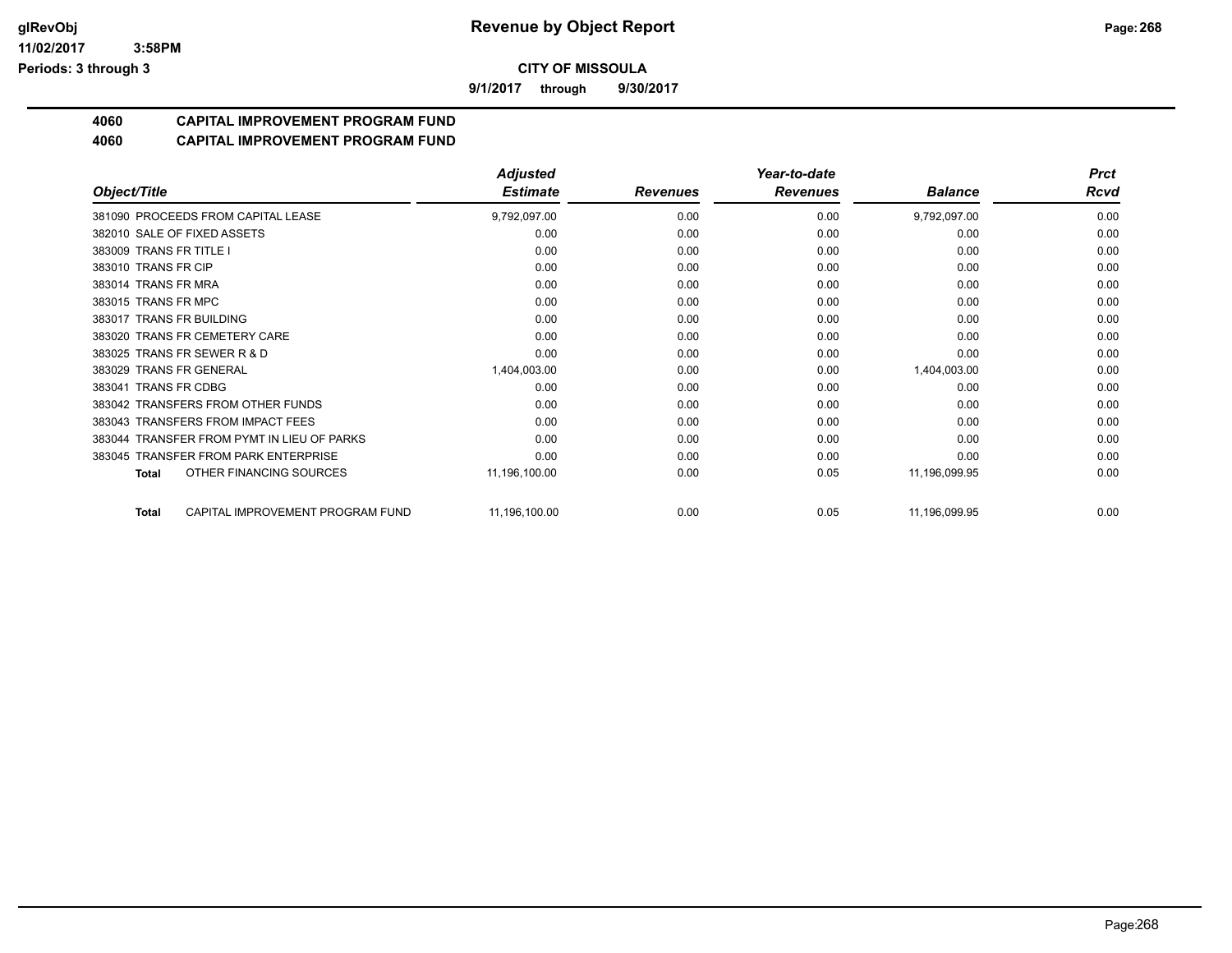# Revenue by Object Report

**CITY OF MISSOULA**

**9/1/2017 through 9/30/2017**

glRevObj
11/02/2017 3:58PM
Periods: 3 through 3

## 4060 CAPITAL IMPROVEMENT PROGRAM FUND
## 4060 CAPITAL IMPROVEMENT PROGRAM FUND

| Object/Title | Adjusted Estimate | Revenues | Year-to-date Revenues | Balance | Prct Rcvd |
|---|---|---|---|---|---|
| 381090 PROCEEDS FROM CAPITAL LEASE | 9,792,097.00 | 0.00 | 0.00 | 9,792,097.00 | 0.00 |
| 382010 SALE OF FIXED ASSETS | 0.00 | 0.00 | 0.00 | 0.00 | 0.00 |
| 383009 TRANS FR TITLE I | 0.00 | 0.00 | 0.00 | 0.00 | 0.00 |
| 383010 TRANS FR CIP | 0.00 | 0.00 | 0.00 | 0.00 | 0.00 |
| 383014 TRANS FR MRA | 0.00 | 0.00 | 0.00 | 0.00 | 0.00 |
| 383015 TRANS FR MPC | 0.00 | 0.00 | 0.00 | 0.00 | 0.00 |
| 383017 TRANS FR BUILDING | 0.00 | 0.00 | 0.00 | 0.00 | 0.00 |
| 383020 TRANS FR CEMETERY CARE | 0.00 | 0.00 | 0.00 | 0.00 | 0.00 |
| 383025 TRANS FR SEWER R & D | 0.00 | 0.00 | 0.00 | 0.00 | 0.00 |
| 383029 TRANS FR GENERAL | 1,404,003.00 | 0.00 | 0.00 | 1,404,003.00 | 0.00 |
| 383041 TRANS FR CDBG | 0.00 | 0.00 | 0.00 | 0.00 | 0.00 |
| 383042 TRANSFERS FROM OTHER FUNDS | 0.00 | 0.00 | 0.00 | 0.00 | 0.00 |
| 383043 TRANSFERS FROM IMPACT FEES | 0.00 | 0.00 | 0.00 | 0.00 | 0.00 |
| 383044 TRANSFER FROM PYMT IN LIEU OF PARKS | 0.00 | 0.00 | 0.00 | 0.00 | 0.00 |
| 383045 TRANSFER FROM PARK ENTERPRISE | 0.00 | 0.00 | 0.00 | 0.00 | 0.00 |
| **Total** OTHER FINANCING SOURCES | 11,196,100.00 | 0.00 | 0.05 | 11,196,099.95 | 0.00 |
| **Total** CAPITAL IMPROVEMENT PROGRAM FUND | 11,196,100.00 | 0.00 | 0.05 | 11,196,099.95 | 0.00 |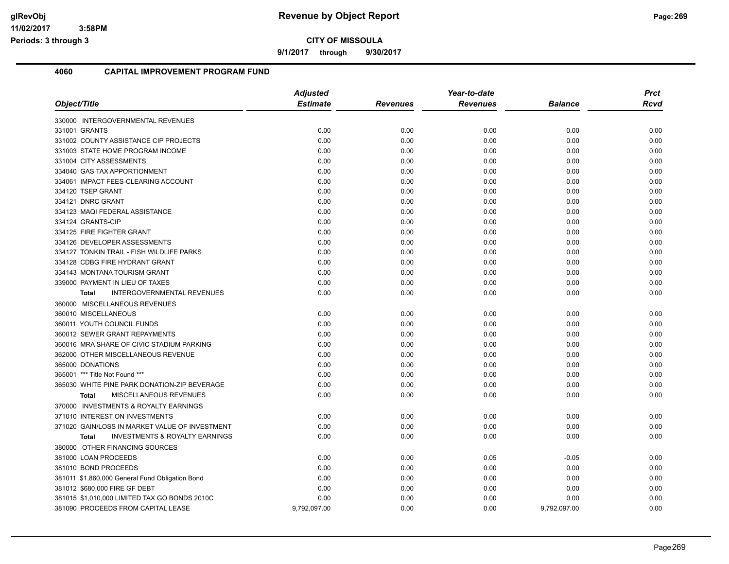# Revenue by Object Report

**CITY OF MISSOULA**

**9/1/2017 through 9/30/2017**

## 4060 CAPITAL IMPROVEMENT PROGRAM FUND

| Object/Title | Adjusted Estimate | Revenues | Year-to-date Revenues | Balance | Prct Rcvd |
|---|---|---|---|---|---|
| 330000 INTERGOVERNMENTAL REVENUES | | | | | |
| 331001 GRANTS | 0.00 | 0.00 | 0.00 | 0.00 | 0.00 |
| 331002 COUNTY ASSISTANCE CIP PROJECTS | 0.00 | 0.00 | 0.00 | 0.00 | 0.00 |
| 331003 STATE HOME PROGRAM INCOME | 0.00 | 0.00 | 0.00 | 0.00 | 0.00 |
| 331004 CITY ASSESSMENTS | 0.00 | 0.00 | 0.00 | 0.00 | 0.00 |
| 334040 GAS TAX APPORTIONMENT | 0.00 | 0.00 | 0.00 | 0.00 | 0.00 |
| 334061 IMPACT FEES-CLEARING ACCOUNT | 0.00 | 0.00 | 0.00 | 0.00 | 0.00 |
| 334120 TSEP GRANT | 0.00 | 0.00 | 0.00 | 0.00 | 0.00 |
| 334121 DNRC GRANT | 0.00 | 0.00 | 0.00 | 0.00 | 0.00 |
| 334123 MAQI FEDERAL ASSISTANCE | 0.00 | 0.00 | 0.00 | 0.00 | 0.00 |
| 334124 GRANTS-CIP | 0.00 | 0.00 | 0.00 | 0.00 | 0.00 |
| 334125 FIRE FIGHTER GRANT | 0.00 | 0.00 | 0.00 | 0.00 | 0.00 |
| 334126 DEVELOPER ASSESSMENTS | 0.00 | 0.00 | 0.00 | 0.00 | 0.00 |
| 334127 TONKIN TRAIL - FISH WILDLIFE PARKS | 0.00 | 0.00 | 0.00 | 0.00 | 0.00 |
| 334128 CDBG FIRE HYDRANT GRANT | 0.00 | 0.00 | 0.00 | 0.00 | 0.00 |
| 334143 MONTANA TOURISM GRANT | 0.00 | 0.00 | 0.00 | 0.00 | 0.00 |
| 339000 PAYMENT IN LIEU OF TAXES | 0.00 | 0.00 | 0.00 | 0.00 | 0.00 |
| **Total** INTERGOVERNMENTAL REVENUES | 0.00 | 0.00 | 0.00 | 0.00 | 0.00 |
| 360000 MISCELLANEOUS REVENUES | | | | | |
| 360010 MISCELLANEOUS | 0.00 | 0.00 | 0.00 | 0.00 | 0.00 |
| 360011 YOUTH COUNCIL FUNDS | 0.00 | 0.00 | 0.00 | 0.00 | 0.00 |
| 360012 SEWER GRANT REPAYMENTS | 0.00 | 0.00 | 0.00 | 0.00 | 0.00 |
| 360016 MRA SHARE OF CIVIC STADIUM PARKING | 0.00 | 0.00 | 0.00 | 0.00 | 0.00 |
| 362000 OTHER MISCELLANEOUS REVENUE | 0.00 | 0.00 | 0.00 | 0.00 | 0.00 |
| 365000 DONATIONS | 0.00 | 0.00 | 0.00 | 0.00 | 0.00 |
| 365001 *** Title Not Found *** | 0.00 | 0.00 | 0.00 | 0.00 | 0.00 |
| 365030 WHITE PINE PARK DONATION-ZIP BEVERAGE | 0.00 | 0.00 | 0.00 | 0.00 | 0.00 |
| **Total** MISCELLANEOUS REVENUES | 0.00 | 0.00 | 0.00 | 0.00 | 0.00 |
| 370000 INVESTMENTS & ROYALTY EARNINGS | | | | | |
| 371010 INTEREST ON INVESTMENTS | 0.00 | 0.00 | 0.00 | 0.00 | 0.00 |
| 371020 GAIN/LOSS IN MARKET VALUE OF INVESTMENT | 0.00 | 0.00 | 0.00 | 0.00 | 0.00 |
| **Total** INVESTMENTS & ROYALTY EARNINGS | 0.00 | 0.00 | 0.00 | 0.00 | 0.00 |
| 380000 OTHER FINANCING SOURCES | | | | | |
| 381000 LOAN PROCEEDS | 0.00 | 0.00 | 0.05 | -0.05 | 0.00 |
| 381010 BOND PROCEEDS | 0.00 | 0.00 | 0.00 | 0.00 | 0.00 |
| 381011 $1,860,000 General Fund Obligation Bond | 0.00 | 0.00 | 0.00 | 0.00 | 0.00 |
| 381012 $680,000 FIRE GF DEBT | 0.00 | 0.00 | 0.00 | 0.00 | 0.00 |
| 381015 $1,010,000 LIMITED TAX GO BONDS 2010C | 0.00 | 0.00 | 0.00 | 0.00 | 0.00 |
| 381090 PROCEEDS FROM CAPITAL LEASE | 9,792,097.00 | 0.00 | 0.00 | 9,792,097.00 | 0.00 |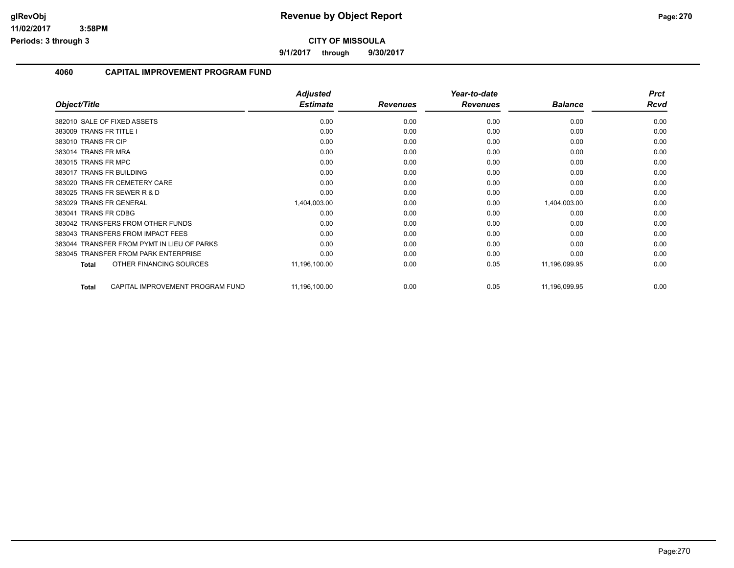# Revenue by Object Report

## CITY OF MISSOULA

9/1/2017 through 9/30/2017

### 4060 CAPITAL IMPROVEMENT PROGRAM FUND

| Object/Title | Adjusted Estimate | Revenues | Year-to-date Revenues | Balance | Prct Rcvd |
|---|---|---|---|---|---|
| 382010 SALE OF FIXED ASSETS | 0.00 | 0.00 | 0.00 | 0.00 | 0.00 |
| 383009 TRANS FR TITLE I | 0.00 | 0.00 | 0.00 | 0.00 | 0.00 |
| 383010 TRANS FR CIP | 0.00 | 0.00 | 0.00 | 0.00 | 0.00 |
| 383014 TRANS FR MRA | 0.00 | 0.00 | 0.00 | 0.00 | 0.00 |
| 383015 TRANS FR MPC | 0.00 | 0.00 | 0.00 | 0.00 | 0.00 |
| 383017 TRANS FR BUILDING | 0.00 | 0.00 | 0.00 | 0.00 | 0.00 |
| 383020 TRANS FR CEMETERY CARE | 0.00 | 0.00 | 0.00 | 0.00 | 0.00 |
| 383025 TRANS FR SEWER R & D | 0.00 | 0.00 | 0.00 | 0.00 | 0.00 |
| 383029 TRANS FR GENERAL | 1,404,003.00 | 0.00 | 0.00 | 1,404,003.00 | 0.00 |
| 383041 TRANS FR CDBG | 0.00 | 0.00 | 0.00 | 0.00 | 0.00 |
| 383042 TRANSFERS FROM OTHER FUNDS | 0.00 | 0.00 | 0.00 | 0.00 | 0.00 |
| 383043 TRANSFERS FROM IMPACT FEES | 0.00 | 0.00 | 0.00 | 0.00 | 0.00 |
| 383044 TRANSFER FROM PYMT IN LIEU OF PARKS | 0.00 | 0.00 | 0.00 | 0.00 | 0.00 |
| 383045 TRANSFER FROM PARK ENTERPRISE | 0.00 | 0.00 | 0.00 | 0.00 | 0.00 |
| **Total** OTHER FINANCING SOURCES | 11,196,100.00 | 0.00 | 0.05 | 11,196,099.95 | 0.00 |
| **Total** CAPITAL IMPROVEMENT PROGRAM FUND | 11,196,100.00 | 0.00 | 0.05 | 11,196,099.95 | 0.00 |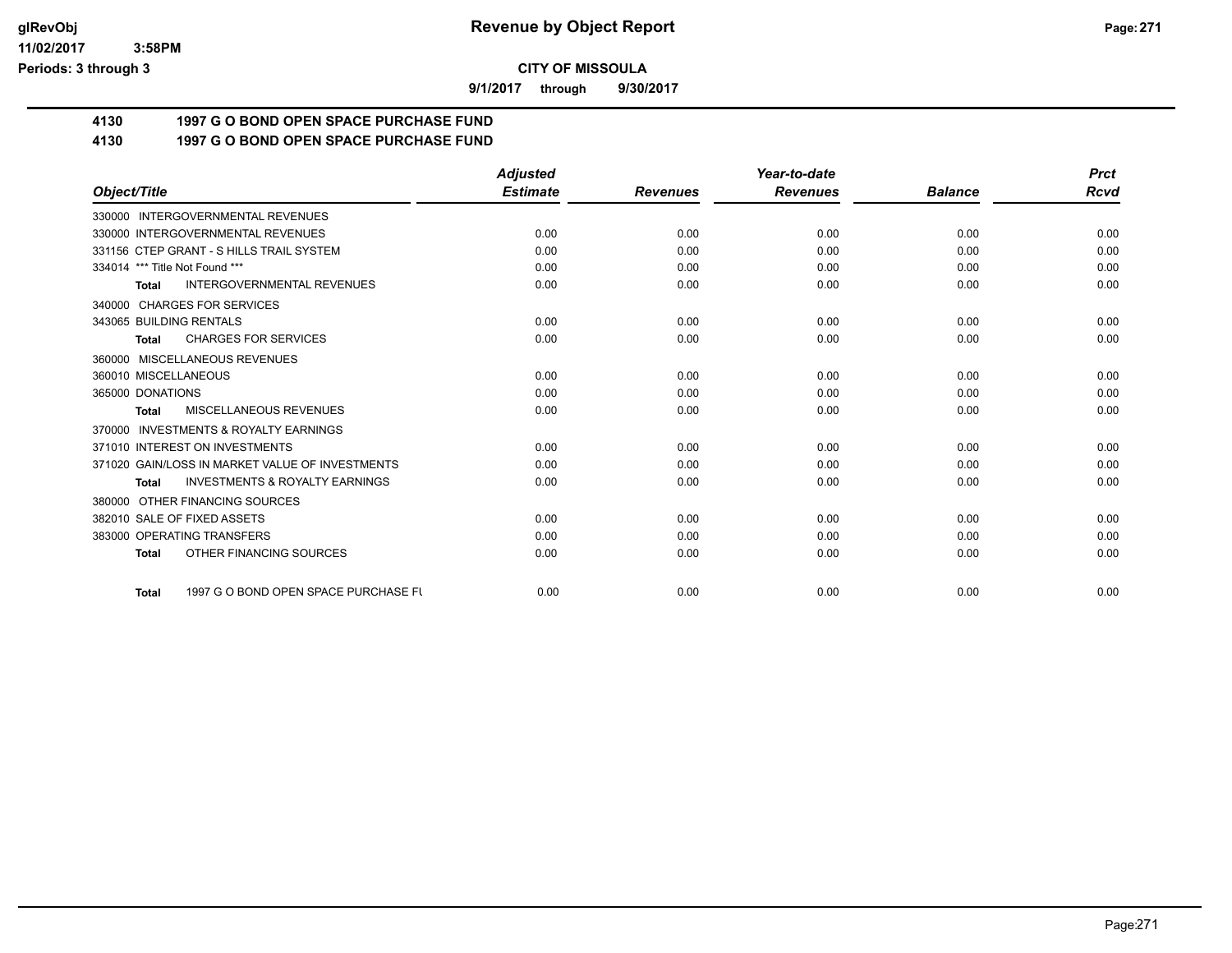**CITY OF MISSOULA**

**9/1/2017 through 9/30/2017**

## 4130 1997 G O BOND OPEN SPACE PURCHASE FUND

## 4130 1997 G O BOND OPEN SPACE PURCHASE FUND

| Object/Title | Adjusted Estimate | Revenues | Year-to-date Revenues | Balance | Prct Rcvd |
|---|---|---|---|---|---|
| 330000 INTERGOVERNMENTAL REVENUES | | | | | |
| 330000 INTERGOVERNMENTAL REVENUES | 0.00 | 0.00 | 0.00 | 0.00 | 0.00 |
| 331156 CTEP GRANT - S HILLS TRAIL SYSTEM | 0.00 | 0.00 | 0.00 | 0.00 | 0.00 |
| 334014 *** Title Not Found *** | 0.00 | 0.00 | 0.00 | 0.00 | 0.00 |
| **Total** INTERGOVERNMENTAL REVENUES | 0.00 | 0.00 | 0.00 | 0.00 | 0.00 |
| 340000 CHARGES FOR SERVICES | | | | | |
| 343065 BUILDING RENTALS | 0.00 | 0.00 | 0.00 | 0.00 | 0.00 |
| **Total** CHARGES FOR SERVICES | 0.00 | 0.00 | 0.00 | 0.00 | 0.00 |
| 360000 MISCELLANEOUS REVENUES | | | | | |
| 360010 MISCELLANEOUS | 0.00 | 0.00 | 0.00 | 0.00 | 0.00 |
| 365000 DONATIONS | 0.00 | 0.00 | 0.00 | 0.00 | 0.00 |
| **Total** MISCELLANEOUS REVENUES | 0.00 | 0.00 | 0.00 | 0.00 | 0.00 |
| 370000 INVESTMENTS & ROYALTY EARNINGS | | | | | |
| 371010 INTEREST ON INVESTMENTS | 0.00 | 0.00 | 0.00 | 0.00 | 0.00 |
| 371020 GAIN/LOSS IN MARKET VALUE OF INVESTMENTS | 0.00 | 0.00 | 0.00 | 0.00 | 0.00 |
| **Total** INVESTMENTS & ROYALTY EARNINGS | 0.00 | 0.00 | 0.00 | 0.00 | 0.00 |
| 380000 OTHER FINANCING SOURCES | | | | | |
| 382010 SALE OF FIXED ASSETS | 0.00 | 0.00 | 0.00 | 0.00 | 0.00 |
| 383000 OPERATING TRANSFERS | 0.00 | 0.00 | 0.00 | 0.00 | 0.00 |
| **Total** OTHER FINANCING SOURCES | 0.00 | 0.00 | 0.00 | 0.00 | 0.00 |
| **Total** 1997 G O BOND OPEN SPACE PURCHASE FU | 0.00 | 0.00 | 0.00 | 0.00 | 0.00 |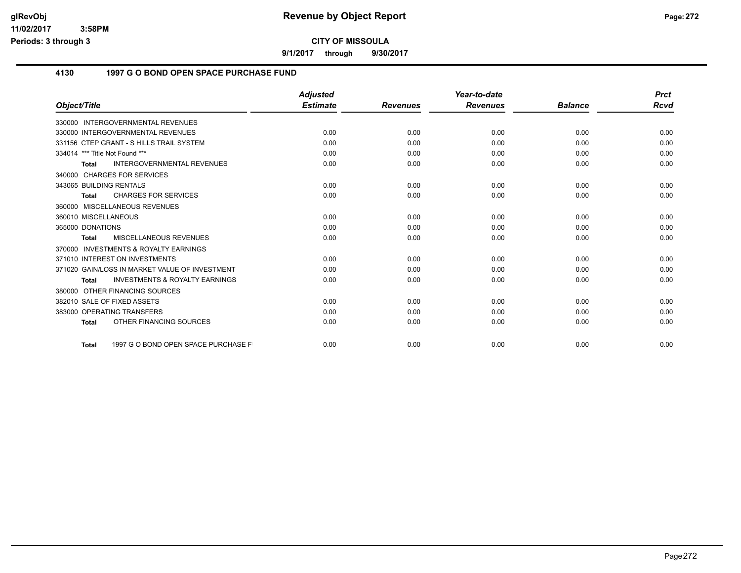**glRevObj** **Revenue by Object Report**
**11/02/2017 3:58PM**
**Periods: 3 through 3**

**CITY OF MISSOULA**

**9/1/2017 through 9/30/2017**

## 4130 1997 G O BOND OPEN SPACE PURCHASE FUND

| Object/Title | Adjusted Estimate | Revenues | Year-to-date Revenues | Balance | Prct Rcvd |
|---|---|---|---|---|---|
| 330000 INTERGOVERNMENTAL REVENUES | | | | | |
| 330000 INTERGOVERNMENTAL REVENUES | 0.00 | 0.00 | 0.00 | 0.00 | 0.00 |
| 331156 CTEP GRANT - S HILLS TRAIL SYSTEM | 0.00 | 0.00 | 0.00 | 0.00 | 0.00 |
| 334014 *** Title Not Found *** | 0.00 | 0.00 | 0.00 | 0.00 | 0.00 |
| **Total** INTERGOVERNMENTAL REVENUES | 0.00 | 0.00 | 0.00 | 0.00 | 0.00 |
| 340000 CHARGES FOR SERVICES | | | | | |
| 343065 BUILDING RENTALS | 0.00 | 0.00 | 0.00 | 0.00 | 0.00 |
| **Total** CHARGES FOR SERVICES | 0.00 | 0.00 | 0.00 | 0.00 | 0.00 |
| 360000 MISCELLANEOUS REVENUES | | | | | |
| 360010 MISCELLANEOUS | 0.00 | 0.00 | 0.00 | 0.00 | 0.00 |
| 365000 DONATIONS | 0.00 | 0.00 | 0.00 | 0.00 | 0.00 |
| **Total** MISCELLANEOUS REVENUES | 0.00 | 0.00 | 0.00 | 0.00 | 0.00 |
| 370000 INVESTMENTS & ROYALTY EARNINGS | | | | | |
| 371010 INTEREST ON INVESTMENTS | 0.00 | 0.00 | 0.00 | 0.00 | 0.00 |
| 371020 GAIN/LOSS IN MARKET VALUE OF INVESTMENT | 0.00 | 0.00 | 0.00 | 0.00 | 0.00 |
| **Total** INVESTMENTS & ROYALTY EARNINGS | 0.00 | 0.00 | 0.00 | 0.00 | 0.00 |
| 380000 OTHER FINANCING SOURCES | | | | | |
| 382010 SALE OF FIXED ASSETS | 0.00 | 0.00 | 0.00 | 0.00 | 0.00 |
| 383000 OPERATING TRANSFERS | 0.00 | 0.00 | 0.00 | 0.00 | 0.00 |
| **Total** OTHER FINANCING SOURCES | 0.00 | 0.00 | 0.00 | 0.00 | 0.00 |
| **Total** 1997 G O BOND OPEN SPACE PURCHASE F | 0.00 | 0.00 | 0.00 | 0.00 | 0.00 |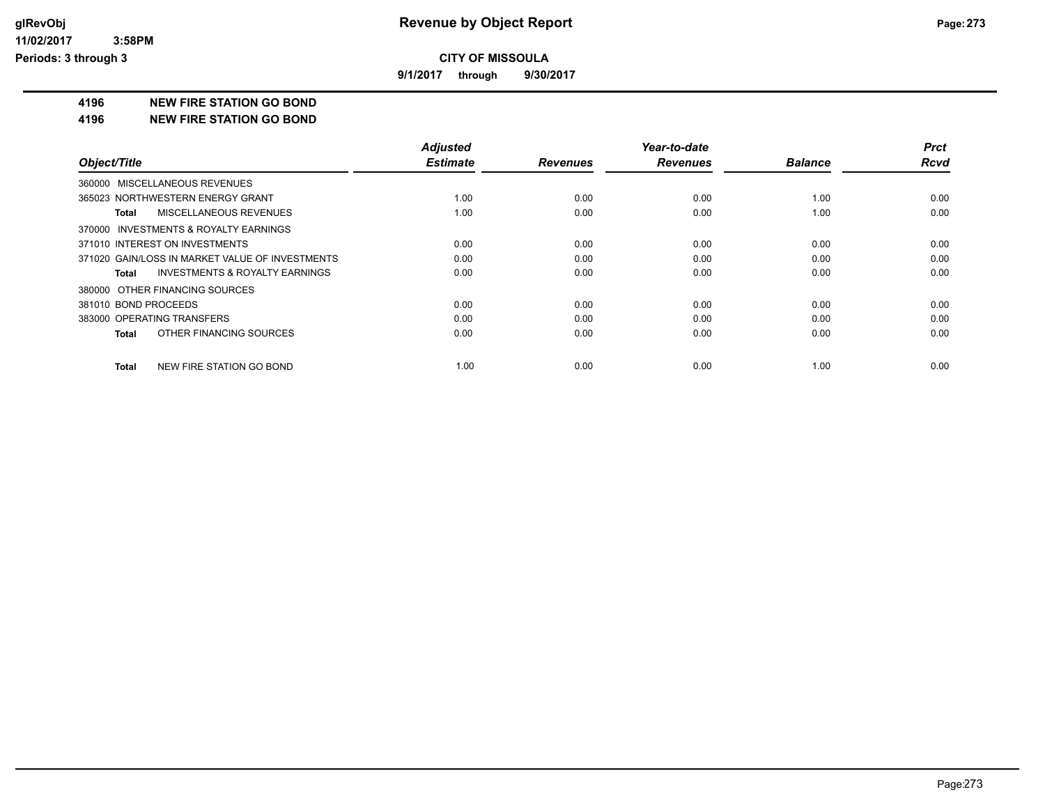# Revenue by Object Report

**CITY OF MISSOULA**

**9/1/2017 through 9/30/2017**

glRevObj
11/02/2017 3:58PM
Periods: 3 through 3

## 4196 NEW FIRE STATION GO BOND
## 4196 NEW FIRE STATION GO BOND

| Object/Title | Adjusted Estimate | Revenues | Year-to-date Revenues | Balance | Prct Rcvd |
|---|---|---|---|---|---|
| 360000 MISCELLANEOUS REVENUES | | | | | |
| 365023 NORTHWESTERN ENERGY GRANT | 1.00 | 0.00 | 0.00 | 1.00 | 0.00 |
| **Total** MISCELLANEOUS REVENUES | 1.00 | 0.00 | 0.00 | 1.00 | 0.00 |
| 370000 INVESTMENTS & ROYALTY EARNINGS | | | | | |
| 371010 INTEREST ON INVESTMENTS | 0.00 | 0.00 | 0.00 | 0.00 | 0.00 |
| 371020 GAIN/LOSS IN MARKET VALUE OF INVESTMENTS | 0.00 | 0.00 | 0.00 | 0.00 | 0.00 |
| **Total** INVESTMENTS & ROYALTY EARNINGS | 0.00 | 0.00 | 0.00 | 0.00 | 0.00 |
| 380000 OTHER FINANCING SOURCES | | | | | |
| 381010 BOND PROCEEDS | 0.00 | 0.00 | 0.00 | 0.00 | 0.00 |
| 383000 OPERATING TRANSFERS | 0.00 | 0.00 | 0.00 | 0.00 | 0.00 |
| **Total** OTHER FINANCING SOURCES | 0.00 | 0.00 | 0.00 | 0.00 | 0.00 |
| **Total** NEW FIRE STATION GO BOND | 1.00 | 0.00 | 0.00 | 1.00 | 0.00 |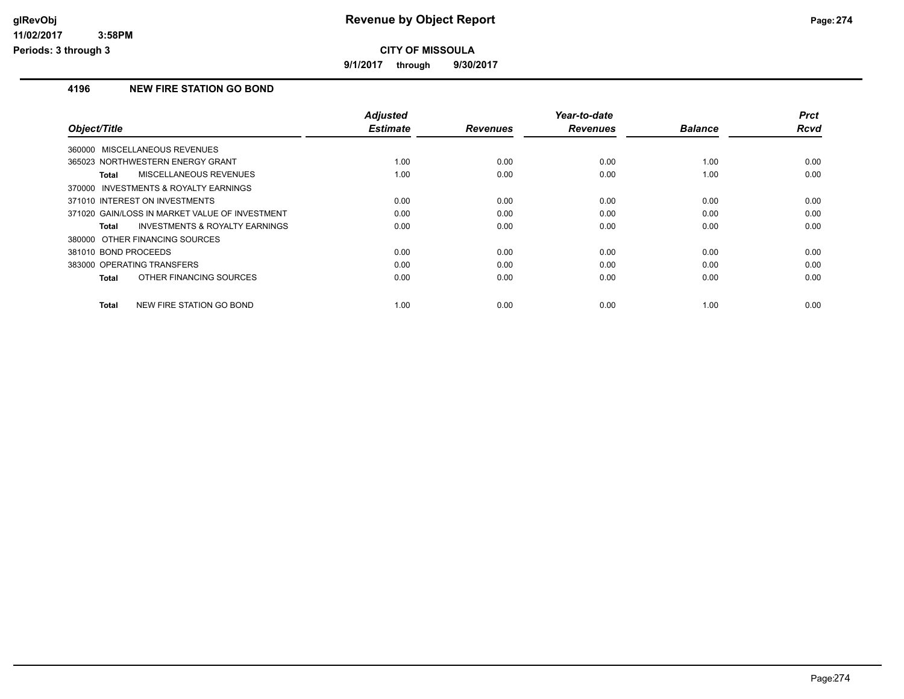**Revenue by Object Report**

**CITY OF MISSOULA**

**9/1/2017 through 9/30/2017**

glRevObj
11/02/2017 3:58PM
Periods: 3 through 3

## 4196 NEW FIRE STATION GO BOND

| Object/Title | Adjusted Estimate | Revenues | Year-to-date Revenues | Balance | Prct Rcvd |
|---|---|---|---|---|---|
| 360000 MISCELLANEOUS REVENUES | | | | | |
| 365023 NORTHWESTERN ENERGY GRANT | 1.00 | 0.00 | 0.00 | 1.00 | 0.00 |
| **Total** MISCELLANEOUS REVENUES | 1.00 | 0.00 | 0.00 | 1.00 | 0.00 |
| 370000 INVESTMENTS & ROYALTY EARNINGS | | | | | |
| 371010 INTEREST ON INVESTMENTS | 0.00 | 0.00 | 0.00 | 0.00 | 0.00 |
| 371020 GAIN/LOSS IN MARKET VALUE OF INVESTMENT | 0.00 | 0.00 | 0.00 | 0.00 | 0.00 |
| **Total** INVESTMENTS & ROYALTY EARNINGS | 0.00 | 0.00 | 0.00 | 0.00 | 0.00 |
| 380000 OTHER FINANCING SOURCES | | | | | |
| 381010 BOND PROCEEDS | 0.00 | 0.00 | 0.00 | 0.00 | 0.00 |
| 383000 OPERATING TRANSFERS | 0.00 | 0.00 | 0.00 | 0.00 | 0.00 |
| **Total** OTHER FINANCING SOURCES | 0.00 | 0.00 | 0.00 | 0.00 | 0.00 |
| **Total** NEW FIRE STATION GO BOND | 1.00 | 0.00 | 0.00 | 1.00 | 0.00 |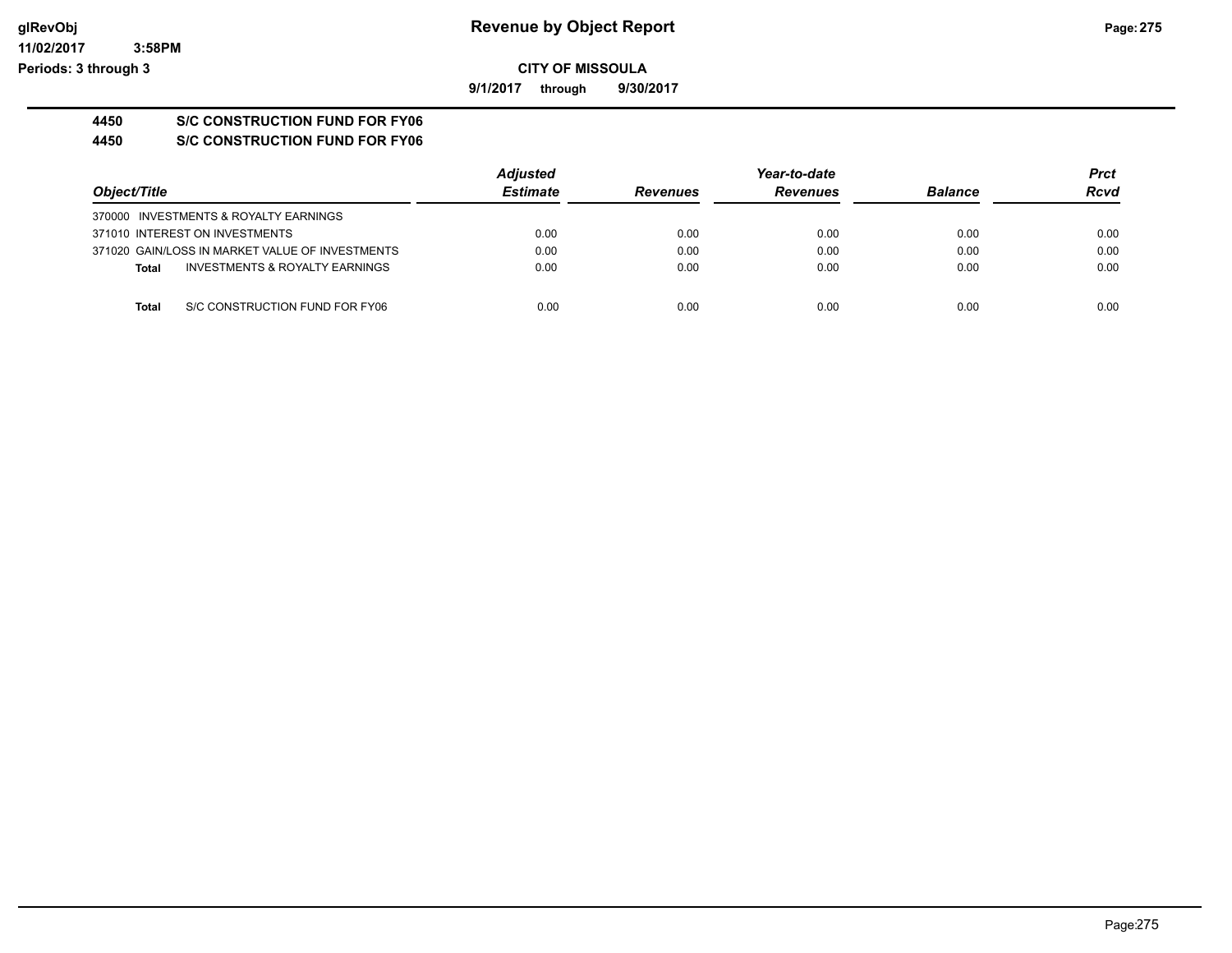# Revenue by Object Report

**CITY OF MISSOULA**

**9/1/2017 through 9/30/2017**

**4450 S/C CONSTRUCTION FUND FOR FY06**

**4450 S/C CONSTRUCTION FUND FOR FY06**

| Object/Title | Adjusted Estimate | Revenues | Year-to-date Revenues | Balance | Prct Rcvd |
|---|---|---|---|---|---|
| 370000 INVESTMENTS & ROYALTY EARNINGS | | | | | |
| 371010 INTEREST ON INVESTMENTS | 0.00 | 0.00 | 0.00 | 0.00 | 0.00 |
| 371020 GAIN/LOSS IN MARKET VALUE OF INVESTMENTS | 0.00 | 0.00 | 0.00 | 0.00 | 0.00 |
| **Total** INVESTMENTS & ROYALTY EARNINGS | 0.00 | 0.00 | 0.00 | 0.00 | 0.00 |
| **Total** S/C CONSTRUCTION FUND FOR FY06 | 0.00 | 0.00 | 0.00 | 0.00 | 0.00 |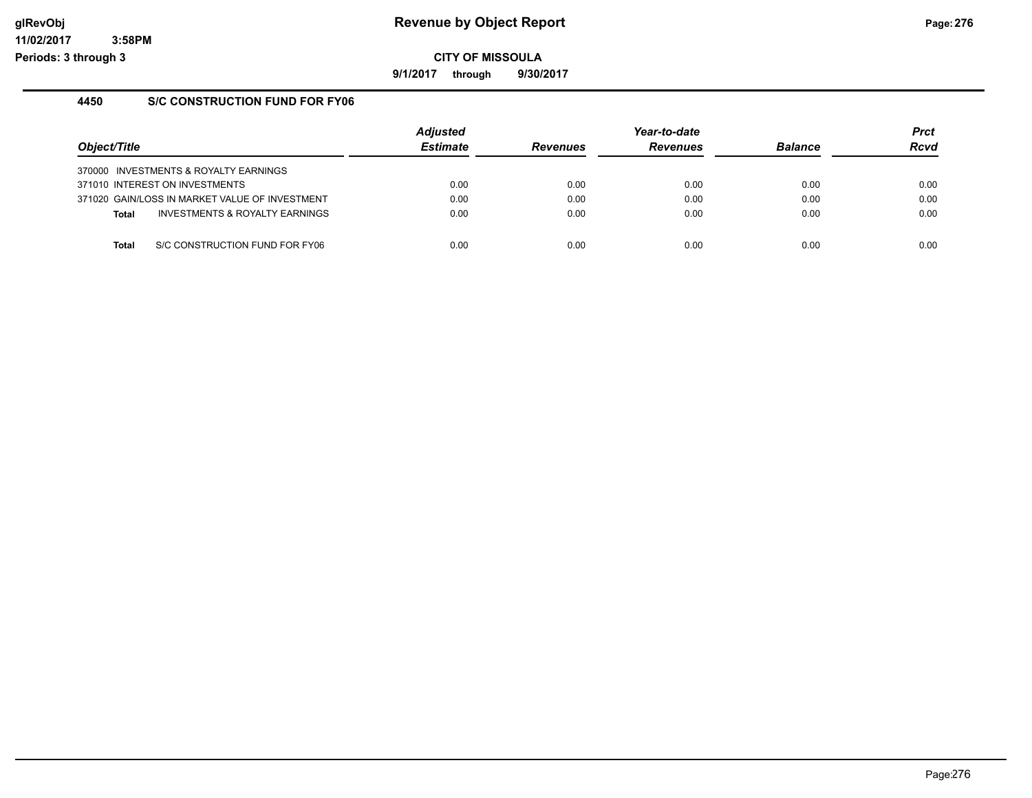# Revenue by Object Report

**CITY OF MISSOULA**

**9/1/2017 through 9/30/2017**

glRevObj
11/02/2017 3:58PM
Periods: 3 through 3

## 4450 S/C CONSTRUCTION FUND FOR FY06

| Object/Title | Adjusted Estimate | Revenues | Year-to-date Revenues | Balance | Prct Rcvd |
|---|---|---|---|---|---|
| 370000 INVESTMENTS & ROYALTY EARNINGS | | | | | |
| 371010 INTEREST ON INVESTMENTS | 0.00 | 0.00 | 0.00 | 0.00 | 0.00 |
| 371020 GAIN/LOSS IN MARKET VALUE OF INVESTMENT | 0.00 | 0.00 | 0.00 | 0.00 | 0.00 |
| **Total** INVESTMENTS & ROYALTY EARNINGS | 0.00 | 0.00 | 0.00 | 0.00 | 0.00 |
| **Total** S/C CONSTRUCTION FUND FOR FY06 | 0.00 | 0.00 | 0.00 | 0.00 | 0.00 |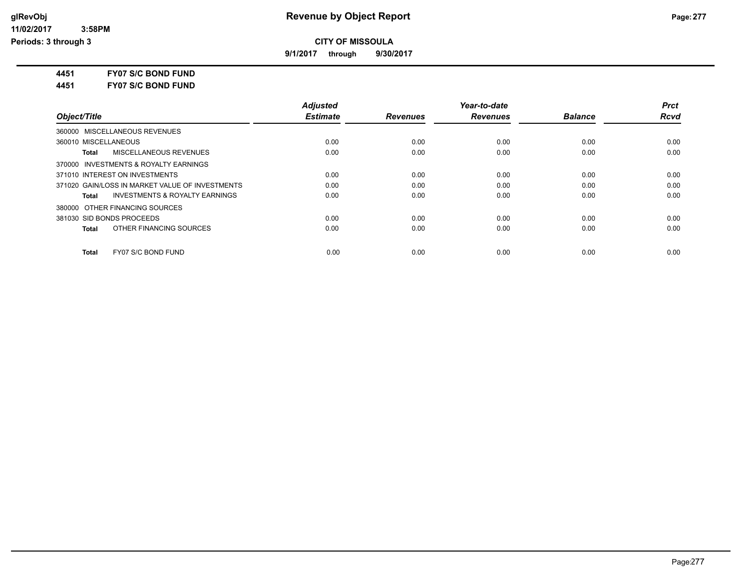# Revenue by Object Report

glRevObj
11/02/2017 3:58PM
Periods: 3 through 3

**CITY OF MISSOULA**

**9/1/2017 through 9/30/2017**

**4451 FY07 S/C BOND FUND**

**4451 FY07 S/C BOND FUND**

| Object/Title | Adjusted Estimate | Revenues | Year-to-date Revenues | Balance | Prct Rcvd |
|---|---|---|---|---|---|
| 360000 MISCELLANEOUS REVENUES | | | | | |
| 360010 MISCELLANEOUS | 0.00 | 0.00 | 0.00 | 0.00 | 0.00 |
| **Total** MISCELLANEOUS REVENUES | 0.00 | 0.00 | 0.00 | 0.00 | 0.00 |
| 370000 INVESTMENTS & ROYALTY EARNINGS | | | | | |
| 371010 INTEREST ON INVESTMENTS | 0.00 | 0.00 | 0.00 | 0.00 | 0.00 |
| 371020 GAIN/LOSS IN MARKET VALUE OF INVESTMENTS | 0.00 | 0.00 | 0.00 | 0.00 | 0.00 |
| **Total** INVESTMENTS & ROYALTY EARNINGS | 0.00 | 0.00 | 0.00 | 0.00 | 0.00 |
| 380000 OTHER FINANCING SOURCES | | | | | |
| 381030 SID BONDS PROCEEDS | 0.00 | 0.00 | 0.00 | 0.00 | 0.00 |
| **Total** OTHER FINANCING SOURCES | 0.00 | 0.00 | 0.00 | 0.00 | 0.00 |
| **Total** FY07 S/C BOND FUND | 0.00 | 0.00 | 0.00 | 0.00 | 0.00 |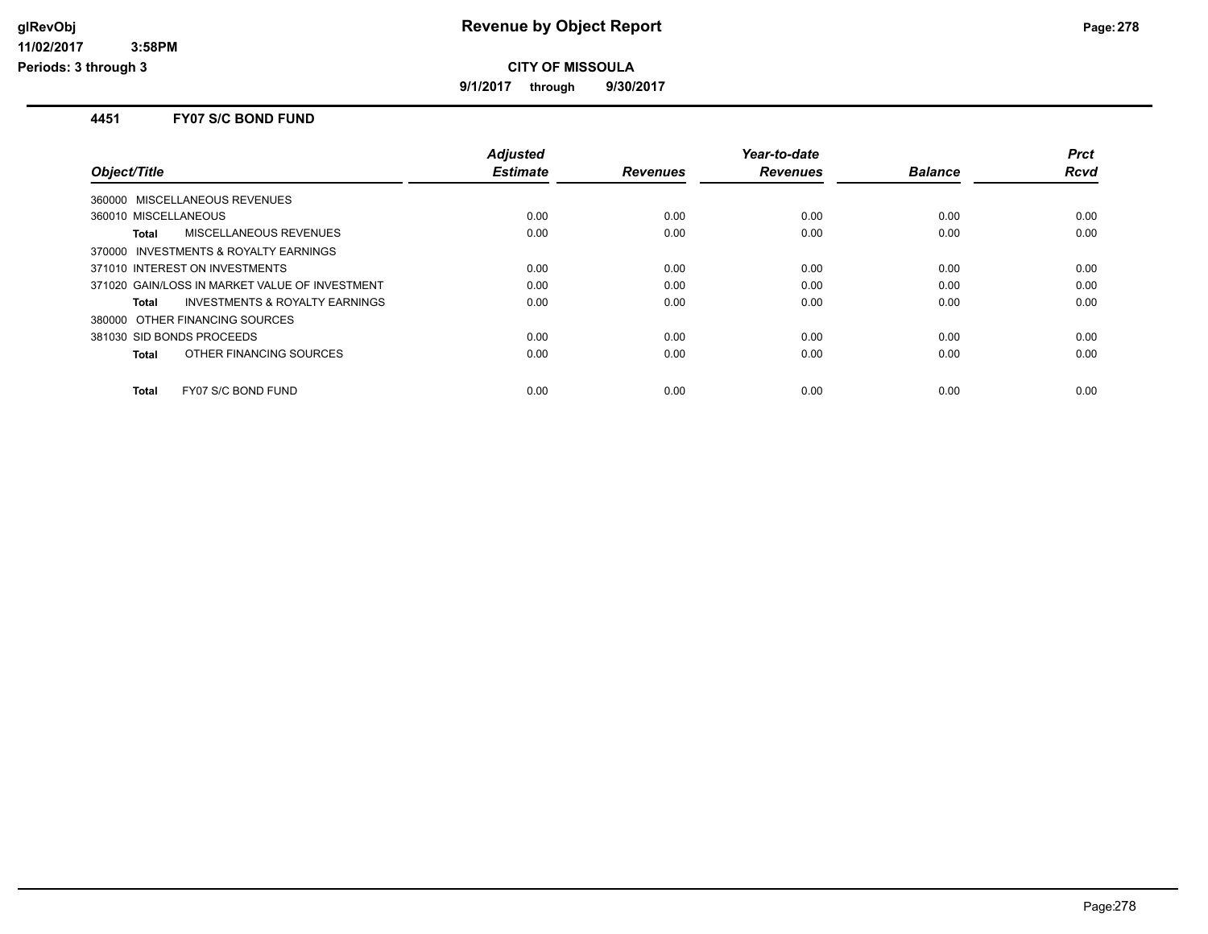# Revenue by Object Report

## CITY OF MISSOULA

**9/1/2017 through 9/30/2017**

### 4451 FY07 S/C BOND FUND

| Object/Title | Adjusted Estimate | Revenues | Year-to-date Revenues | Balance | Prct Rcvd |
|---|---|---|---|---|---|
| 360000 MISCELLANEOUS REVENUES | | | | | |
| 360010 MISCELLANEOUS | 0.00 | 0.00 | 0.00 | 0.00 | 0.00 |
| **Total** MISCELLANEOUS REVENUES | 0.00 | 0.00 | 0.00 | 0.00 | 0.00 |
| 370000 INVESTMENTS & ROYALTY EARNINGS | | | | | |
| 371010 INTEREST ON INVESTMENTS | 0.00 | 0.00 | 0.00 | 0.00 | 0.00 |
| 371020 GAIN/LOSS IN MARKET VALUE OF INVESTMENT | 0.00 | 0.00 | 0.00 | 0.00 | 0.00 |
| **Total** INVESTMENTS & ROYALTY EARNINGS | 0.00 | 0.00 | 0.00 | 0.00 | 0.00 |
| 380000 OTHER FINANCING SOURCES | | | | | |
| 381030 SID BONDS PROCEEDS | 0.00 | 0.00 | 0.00 | 0.00 | 0.00 |
| **Total** OTHER FINANCING SOURCES | 0.00 | 0.00 | 0.00 | 0.00 | 0.00 |
| **Total** FY07 S/C BOND FUND | 0.00 | 0.00 | 0.00 | 0.00 | 0.00 |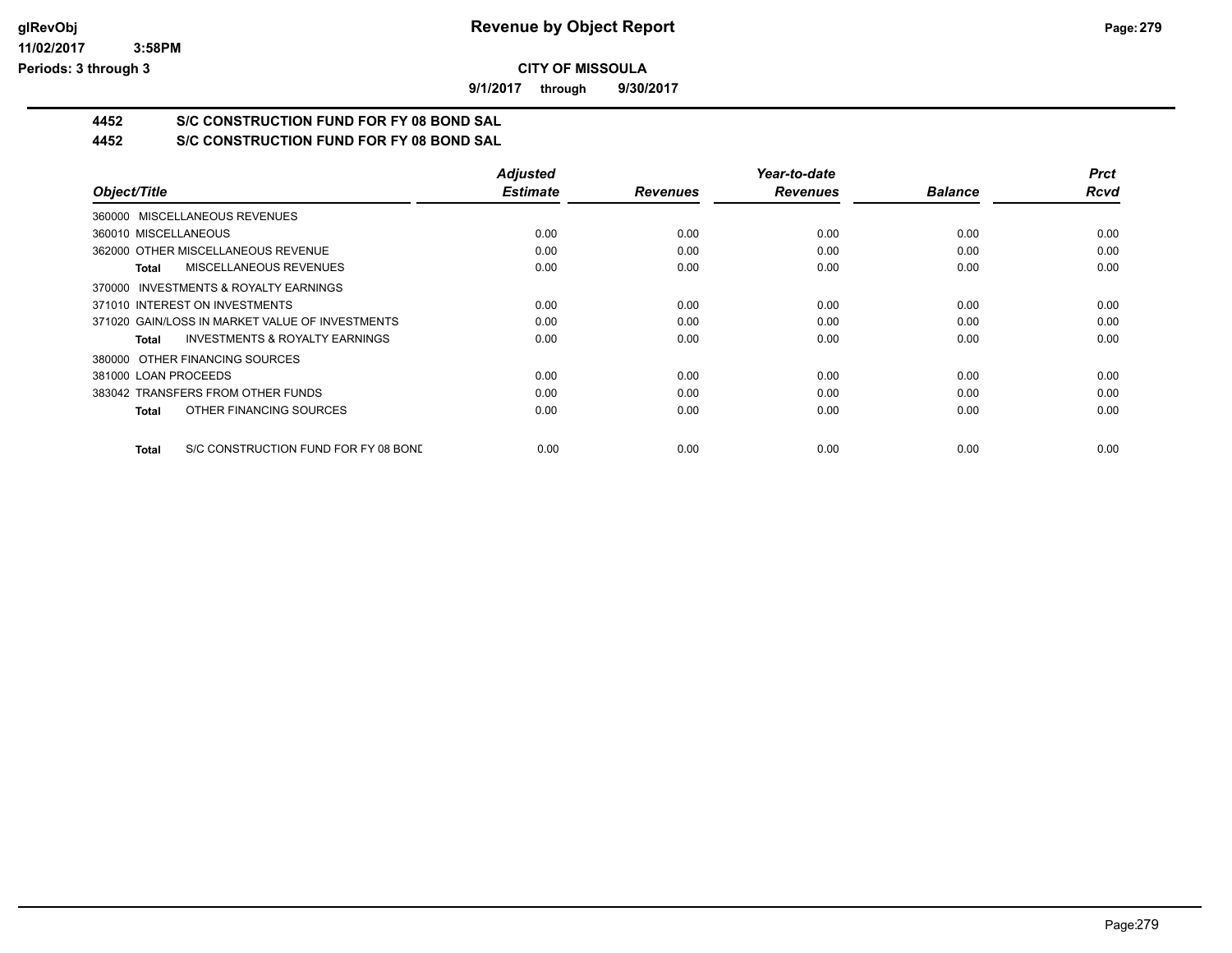# Revenue by Object Report

**CITY OF MISSOULA**

**9/1/2017 through 9/30/2017**

glRevObj
11/02/2017 3:58PM
Periods: 3 through 3

## 4452 S/C CONSTRUCTION FUND FOR FY 08 BOND SAL

## 4452 S/C CONSTRUCTION FUND FOR FY 08 BOND SAL

| Object/Title | Adjusted Estimate | Revenues | Year-to-date Revenues | Balance | Prct Rcvd |
|---|---|---|---|---|---|
| 360000 MISCELLANEOUS REVENUES | | | | | |
| 360010 MISCELLANEOUS | 0.00 | 0.00 | 0.00 | 0.00 | 0.00 |
| 362000 OTHER MISCELLANEOUS REVENUE | 0.00 | 0.00 | 0.00 | 0.00 | 0.00 |
| **Total** MISCELLANEOUS REVENUES | 0.00 | 0.00 | 0.00 | 0.00 | 0.00 |
| 370000 INVESTMENTS & ROYALTY EARNINGS | | | | | |
| 371010 INTEREST ON INVESTMENTS | 0.00 | 0.00 | 0.00 | 0.00 | 0.00 |
| 371020 GAIN/LOSS IN MARKET VALUE OF INVESTMENTS | 0.00 | 0.00 | 0.00 | 0.00 | 0.00 |
| **Total** INVESTMENTS & ROYALTY EARNINGS | 0.00 | 0.00 | 0.00 | 0.00 | 0.00 |
| 380000 OTHER FINANCING SOURCES | | | | | |
| 381000 LOAN PROCEEDS | 0.00 | 0.00 | 0.00 | 0.00 | 0.00 |
| 383042 TRANSFERS FROM OTHER FUNDS | 0.00 | 0.00 | 0.00 | 0.00 | 0.00 |
| **Total** OTHER FINANCING SOURCES | 0.00 | 0.00 | 0.00 | 0.00 | 0.00 |
| **Total** S/C CONSTRUCTION FUND FOR FY 08 BONE | 0.00 | 0.00 | 0.00 | 0.00 | 0.00 |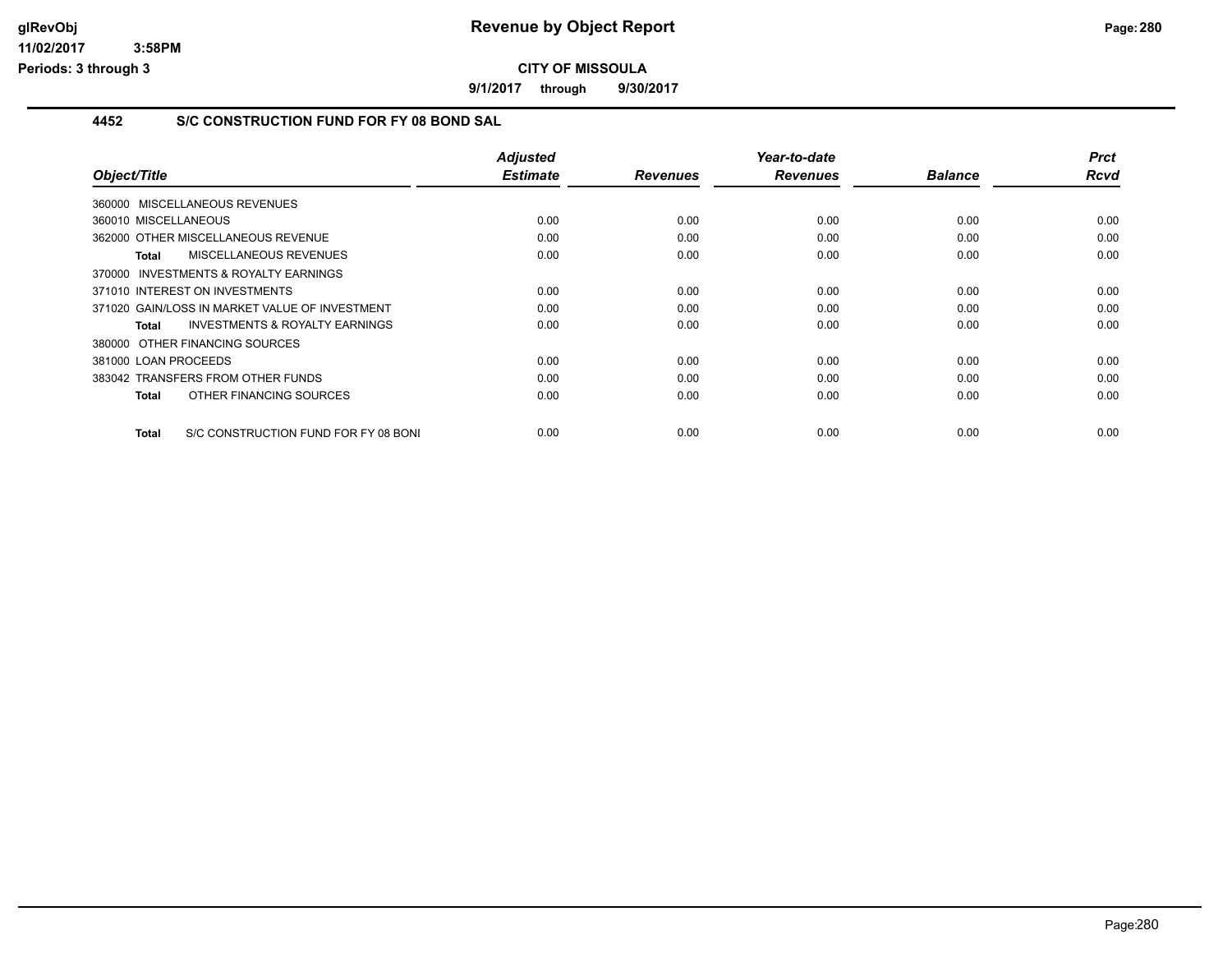# Revenue by Object Report

**CITY OF MISSOULA**

**9/1/2017 through 9/30/2017**

glRevObj
11/02/2017 3:58PM
Periods: 3 through 3

## 4452 S/C CONSTRUCTION FUND FOR FY 08 BOND SAL

| Object/Title | Adjusted Estimate | Revenues | Year-to-date Revenues | Balance | Prct Rcvd |
|---|---|---|---|---|---|
| 360000 MISCELLANEOUS REVENUES | | | | | |
| 360010 MISCELLANEOUS | 0.00 | 0.00 | 0.00 | 0.00 | 0.00 |
| 362000 OTHER MISCELLANEOUS REVENUE | 0.00 | 0.00 | 0.00 | 0.00 | 0.00 |
| **Total** MISCELLANEOUS REVENUES | 0.00 | 0.00 | 0.00 | 0.00 | 0.00 |
| 370000 INVESTMENTS & ROYALTY EARNINGS | | | | | |
| 371010 INTEREST ON INVESTMENTS | 0.00 | 0.00 | 0.00 | 0.00 | 0.00 |
| 371020 GAIN/LOSS IN MARKET VALUE OF INVESTMENT | 0.00 | 0.00 | 0.00 | 0.00 | 0.00 |
| **Total** INVESTMENTS & ROYALTY EARNINGS | 0.00 | 0.00 | 0.00 | 0.00 | 0.00 |
| 380000 OTHER FINANCING SOURCES | | | | | |
| 381000 LOAN PROCEEDS | 0.00 | 0.00 | 0.00 | 0.00 | 0.00 |
| 383042 TRANSFERS FROM OTHER FUNDS | 0.00 | 0.00 | 0.00 | 0.00 | 0.00 |
| **Total** OTHER FINANCING SOURCES | 0.00 | 0.00 | 0.00 | 0.00 | 0.00 |
| **Total** S/C CONSTRUCTION FUND FOR FY 08 BONI | 0.00 | 0.00 | 0.00 | 0.00 | 0.00 |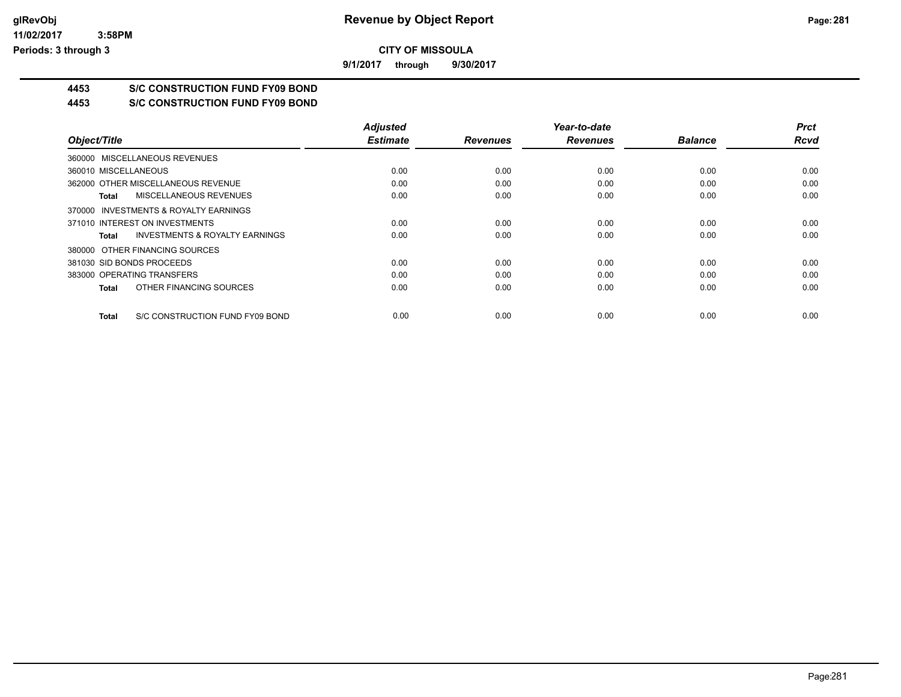# CITY OF MISSOULA

**9/1/2017 through 9/30/2017**

## 4453 S/C CONSTRUCTION FUND FY09 BOND

## 4453 S/C CONSTRUCTION FUND FY09 BOND

| Object/Title | Adjusted Estimate | Revenues | Year-to-date Revenues | Balance | Prct Rcvd |
|---|---|---|---|---|---|
| 360000 MISCELLANEOUS REVENUES | | | | | |
| 360010 MISCELLANEOUS | 0.00 | 0.00 | 0.00 | 0.00 | 0.00 |
| 362000 OTHER MISCELLANEOUS REVENUE | 0.00 | 0.00 | 0.00 | 0.00 | 0.00 |
| **Total** MISCELLANEOUS REVENUES | 0.00 | 0.00 | 0.00 | 0.00 | 0.00 |
| 370000 INVESTMENTS & ROYALTY EARNINGS | | | | | |
| 371010 INTEREST ON INVESTMENTS | 0.00 | 0.00 | 0.00 | 0.00 | 0.00 |
| **Total** INVESTMENTS & ROYALTY EARNINGS | 0.00 | 0.00 | 0.00 | 0.00 | 0.00 |
| 380000 OTHER FINANCING SOURCES | | | | | |
| 381030 SID BONDS PROCEEDS | 0.00 | 0.00 | 0.00 | 0.00 | 0.00 |
| 383000 OPERATING TRANSFERS | 0.00 | 0.00 | 0.00 | 0.00 | 0.00 |
| **Total** OTHER FINANCING SOURCES | 0.00 | 0.00 | 0.00 | 0.00 | 0.00 |
| **Total** S/C CONSTRUCTION FUND FY09 BOND | 0.00 | 0.00 | 0.00 | 0.00 | 0.00 |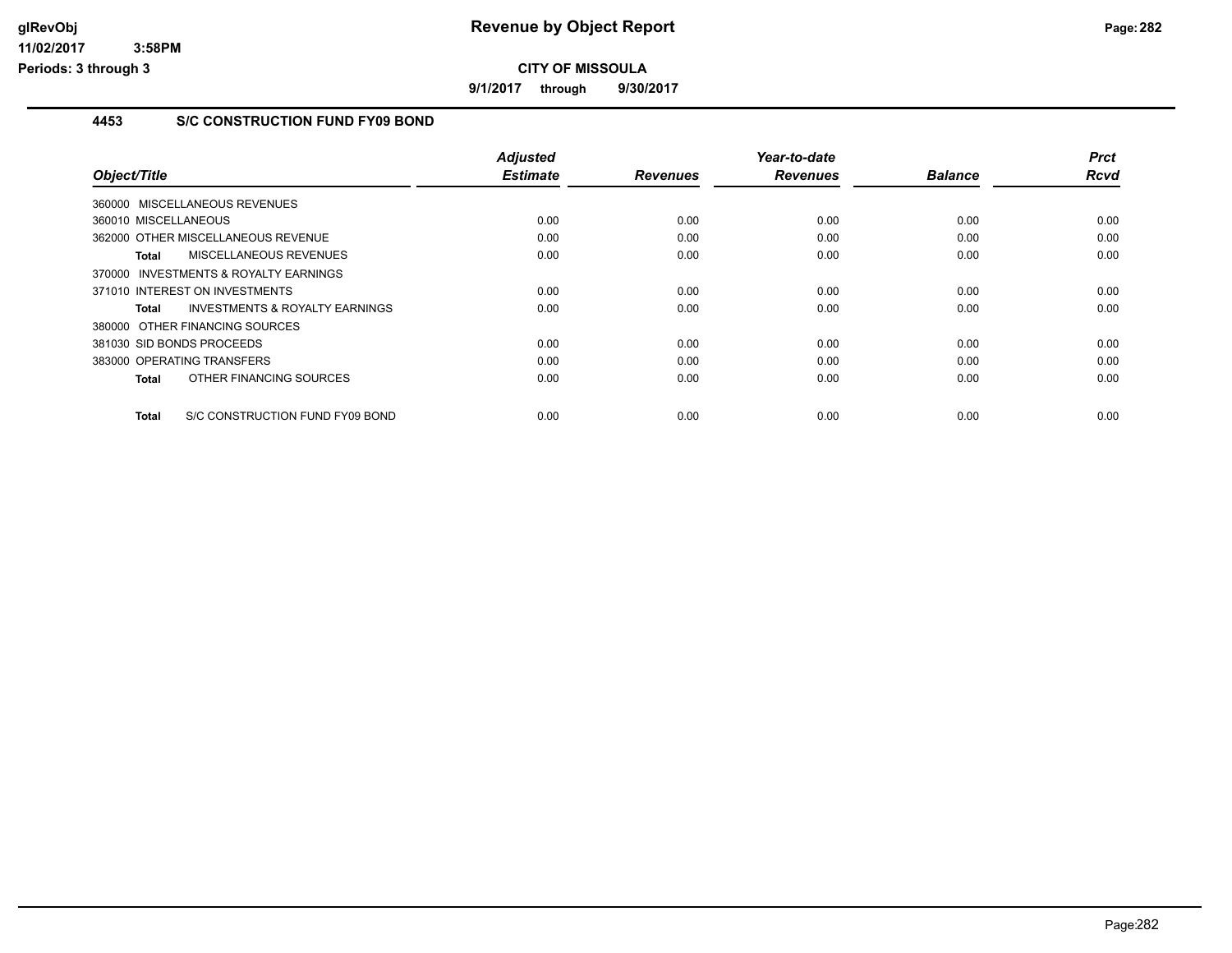# CITY OF MISSOULA

**9/1/2017 through 9/30/2017**

## 4453 S/C CONSTRUCTION FUND FY09 BOND

| Object/Title | Adjusted Estimate | Revenues | Year-to-date Revenues | Balance | Prct Rcvd |
|---|---|---|---|---|---|
| 360000 MISCELLANEOUS REVENUES | | | | | |
| 360010 MISCELLANEOUS | 0.00 | 0.00 | 0.00 | 0.00 | 0.00 |
| 362000 OTHER MISCELLANEOUS REVENUE | 0.00 | 0.00 | 0.00 | 0.00 | 0.00 |
| **Total** MISCELLANEOUS REVENUES | 0.00 | 0.00 | 0.00 | 0.00 | 0.00 |
| 370000 INVESTMENTS & ROYALTY EARNINGS | | | | | |
| 371010 INTEREST ON INVESTMENTS | 0.00 | 0.00 | 0.00 | 0.00 | 0.00 |
| **Total** INVESTMENTS & ROYALTY EARNINGS | 0.00 | 0.00 | 0.00 | 0.00 | 0.00 |
| 380000 OTHER FINANCING SOURCES | | | | | |
| 381030 SID BONDS PROCEEDS | 0.00 | 0.00 | 0.00 | 0.00 | 0.00 |
| 383000 OPERATING TRANSFERS | 0.00 | 0.00 | 0.00 | 0.00 | 0.00 |
| **Total** OTHER FINANCING SOURCES | 0.00 | 0.00 | 0.00 | 0.00 | 0.00 |
| **Total** S/C CONSTRUCTION FUND FY09 BOND | 0.00 | 0.00 | 0.00 | 0.00 | 0.00 |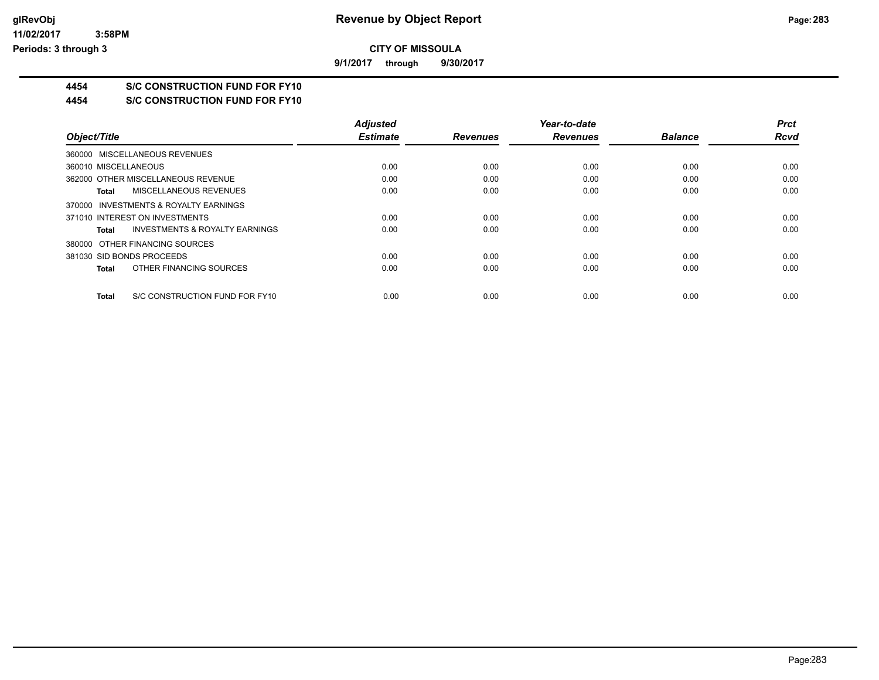# Revenue by Object Report

**CITY OF MISSOULA**

**9/1/2017 through 9/30/2017**

glRevObj
11/02/2017 3:58PM
Periods: 3 through 3

## 4454 S/C CONSTRUCTION FUND FOR FY10

### 4454 S/C CONSTRUCTION FUND FOR FY10

| Object/Title | Adjusted Estimate | Revenues | Year-to-date Revenues | Balance | Prct Rcvd |
|---|---|---|---|---|---|
| 360000 MISCELLANEOUS REVENUES | | | | | |
| 360010 MISCELLANEOUS | 0.00 | 0.00 | 0.00 | 0.00 | 0.00 |
| 362000 OTHER MISCELLANEOUS REVENUE | 0.00 | 0.00 | 0.00 | 0.00 | 0.00 |
| **Total** MISCELLANEOUS REVENUES | 0.00 | 0.00 | 0.00 | 0.00 | 0.00 |
| 370000 INVESTMENTS & ROYALTY EARNINGS | | | | | |
| 371010 INTEREST ON INVESTMENTS | 0.00 | 0.00 | 0.00 | 0.00 | 0.00 |
| **Total** INVESTMENTS & ROYALTY EARNINGS | 0.00 | 0.00 | 0.00 | 0.00 | 0.00 |
| 380000 OTHER FINANCING SOURCES | | | | | |
| 381030 SID BONDS PROCEEDS | 0.00 | 0.00 | 0.00 | 0.00 | 0.00 |
| **Total** OTHER FINANCING SOURCES | 0.00 | 0.00 | 0.00 | 0.00 | 0.00 |
| **Total** S/C CONSTRUCTION FUND FOR FY10 | 0.00 | 0.00 | 0.00 | 0.00 | 0.00 |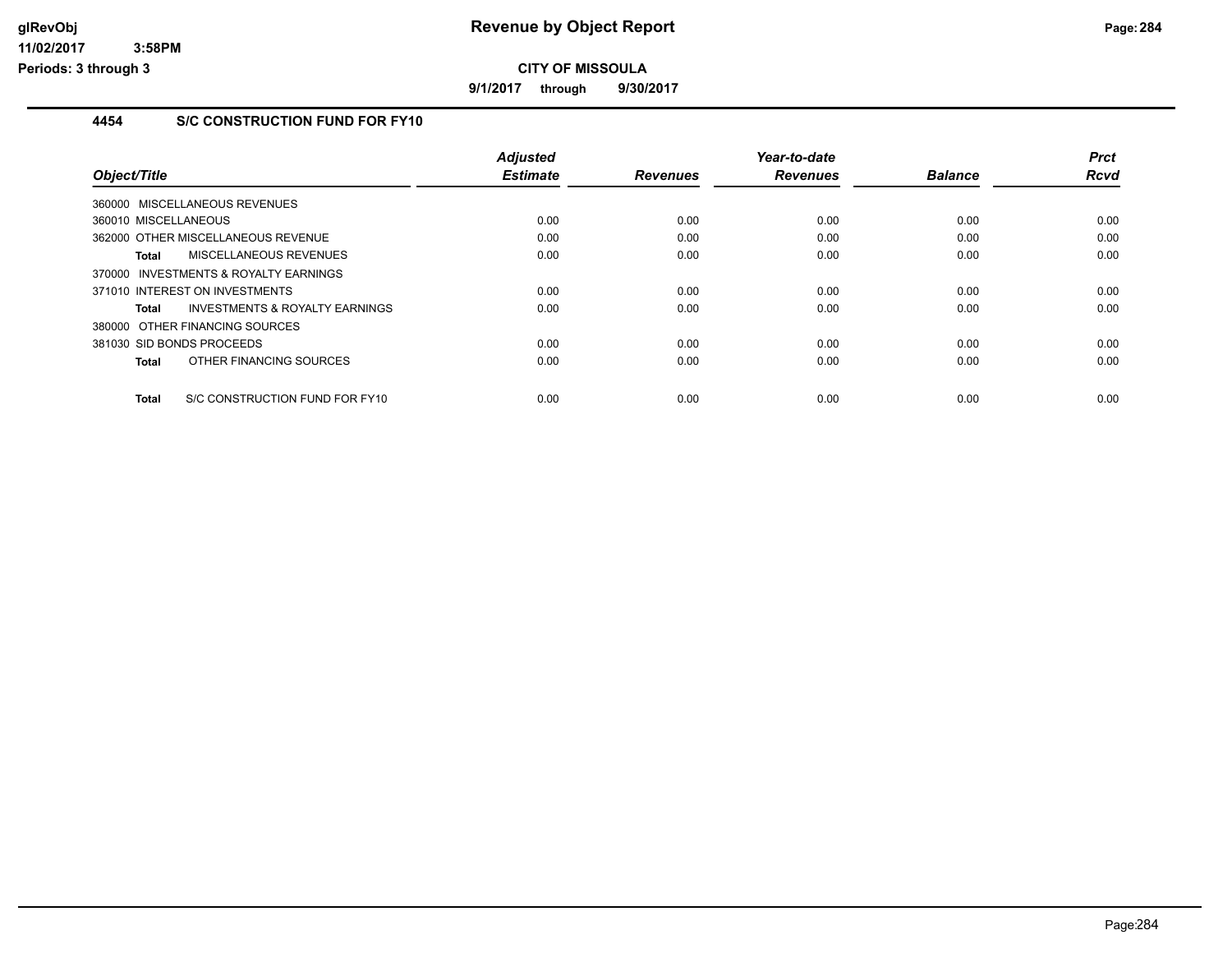**CITY OF MISSOULA**

**9/1/2017 through 9/30/2017**

### 4454 S/C CONSTRUCTION FUND FOR FY10

| Object/Title | Adjusted Estimate | Revenues | Year-to-date Revenues | Balance | Prct Rcvd |
|---|---|---|---|---|---|
| 360000 MISCELLANEOUS REVENUES | | | | | |
| 360010 MISCELLANEOUS | 0.00 | 0.00 | 0.00 | 0.00 | 0.00 |
| 362000 OTHER MISCELLANEOUS REVENUE | 0.00 | 0.00 | 0.00 | 0.00 | 0.00 |
| **Total** MISCELLANEOUS REVENUES | 0.00 | 0.00 | 0.00 | 0.00 | 0.00 |
| 370000 INVESTMENTS & ROYALTY EARNINGS | | | | | |
| 371010 INTEREST ON INVESTMENTS | 0.00 | 0.00 | 0.00 | 0.00 | 0.00 |
| **Total** INVESTMENTS & ROYALTY EARNINGS | 0.00 | 0.00 | 0.00 | 0.00 | 0.00 |
| 380000 OTHER FINANCING SOURCES | | | | | |
| 381030 SID BONDS PROCEEDS | 0.00 | 0.00 | 0.00 | 0.00 | 0.00 |
| **Total** OTHER FINANCING SOURCES | 0.00 | 0.00 | 0.00 | 0.00 | 0.00 |
| **Total** S/C CONSTRUCTION FUND FOR FY10 | 0.00 | 0.00 | 0.00 | 0.00 | 0.00 |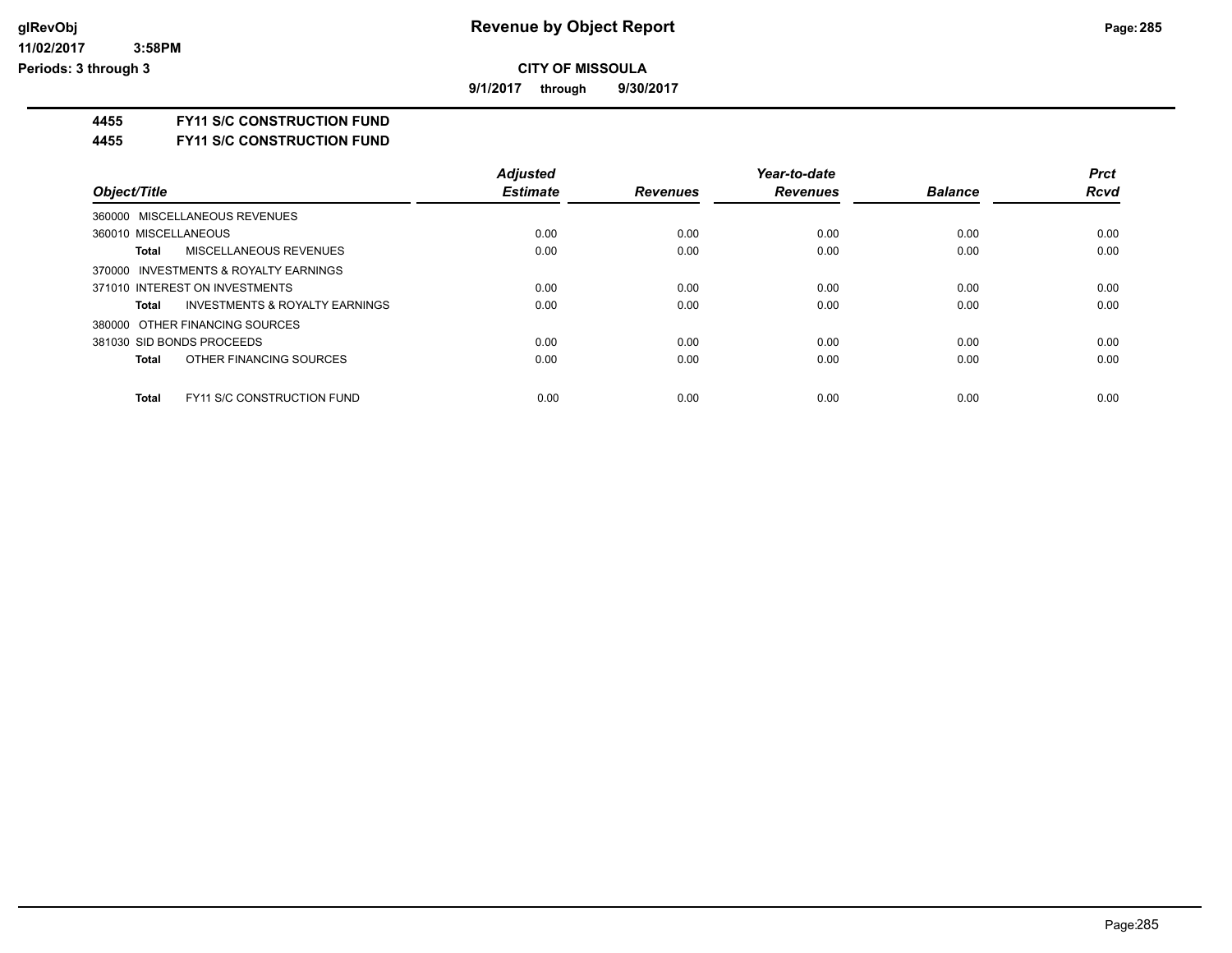glRevObj
11/02/2017 3:58PM
Periods: 3 through 3

# Revenue by Object Report

**CITY OF MISSOULA**

**9/1/2017 through 9/30/2017**

**4455 FY11 S/C CONSTRUCTION FUND**

**4455 FY11 S/C CONSTRUCTION FUND**

| Object/Title | Adjusted Estimate | Revenues | Year-to-date Revenues | Balance | Prct Rcvd |
|---|---|---|---|---|---|
| 360000 MISCELLANEOUS REVENUES | | | | | |
| 360010 MISCELLANEOUS | 0.00 | 0.00 | 0.00 | 0.00 | 0.00 |
| **Total** MISCELLANEOUS REVENUES | 0.00 | 0.00 | 0.00 | 0.00 | 0.00 |
| 370000 INVESTMENTS & ROYALTY EARNINGS | | | | | |
| 371010 INTEREST ON INVESTMENTS | 0.00 | 0.00 | 0.00 | 0.00 | 0.00 |
| **Total** INVESTMENTS & ROYALTY EARNINGS | 0.00 | 0.00 | 0.00 | 0.00 | 0.00 |
| 380000 OTHER FINANCING SOURCES | | | | | |
| 381030 SID BONDS PROCEEDS | 0.00 | 0.00 | 0.00 | 0.00 | 0.00 |
| **Total** OTHER FINANCING SOURCES | 0.00 | 0.00 | 0.00 | 0.00 | 0.00 |
| **Total** FY11 S/C CONSTRUCTION FUND | 0.00 | 0.00 | 0.00 | 0.00 | 0.00 |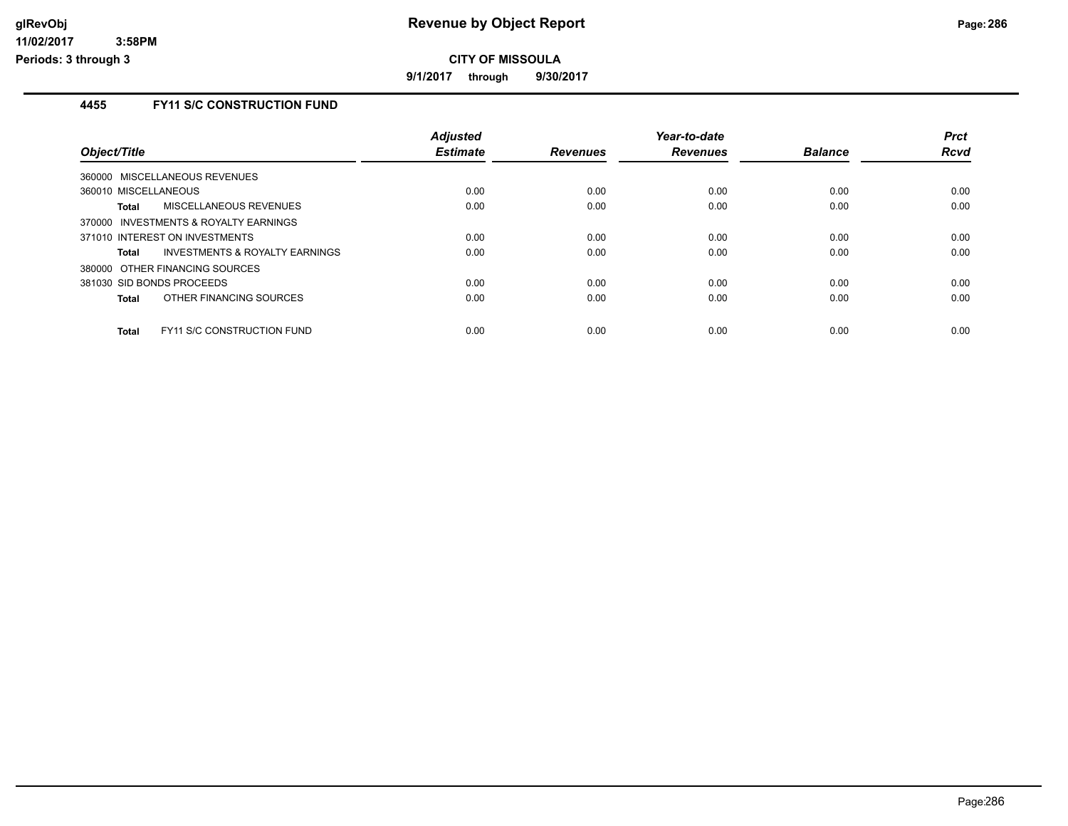## Revenue by Object Report

**CITY OF MISSOULA**

**9/1/2017 through 9/30/2017**

glRevObj
11/02/2017 3:58PM
Periods: 3 through 3

### 4455 FY11 S/C CONSTRUCTION FUND

| Object/Title | Adjusted Estimate | Revenues | Year-to-date Revenues | Balance | Prct Rcvd |
|---|---|---|---|---|---|
| 360000 MISCELLANEOUS REVENUES | | | | | |
| 360010 MISCELLANEOUS | 0.00 | 0.00 | 0.00 | 0.00 | 0.00 |
| **Total** MISCELLANEOUS REVENUES | 0.00 | 0.00 | 0.00 | 0.00 | 0.00 |
| 370000 INVESTMENTS & ROYALTY EARNINGS | | | | | |
| 371010 INTEREST ON INVESTMENTS | 0.00 | 0.00 | 0.00 | 0.00 | 0.00 |
| **Total** INVESTMENTS & ROYALTY EARNINGS | 0.00 | 0.00 | 0.00 | 0.00 | 0.00 |
| 380000 OTHER FINANCING SOURCES | | | | | |
| 381030 SID BONDS PROCEEDS | 0.00 | 0.00 | 0.00 | 0.00 | 0.00 |
| **Total** OTHER FINANCING SOURCES | 0.00 | 0.00 | 0.00 | 0.00 | 0.00 |
| **Total** FY11 S/C CONSTRUCTION FUND | 0.00 | 0.00 | 0.00 | 0.00 | 0.00 |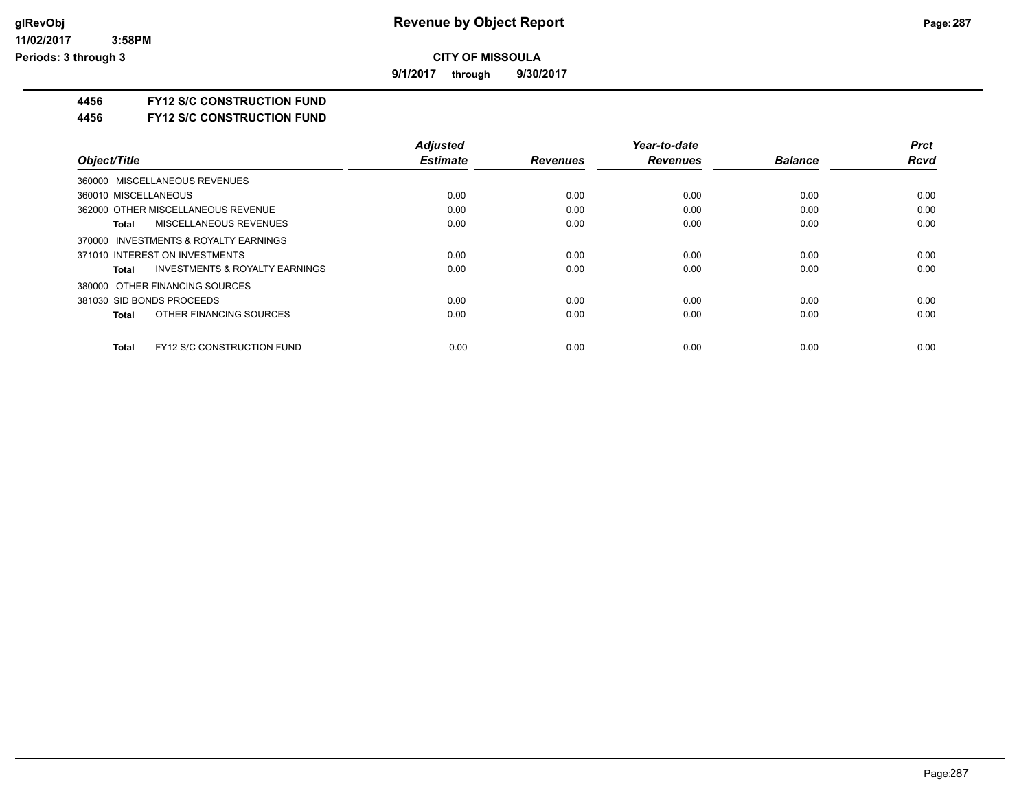**CITY OF MISSOULA**

**9/1/2017 through 9/30/2017**

# 4456 FY12 S/C CONSTRUCTION FUND

## 4456 FY12 S/C CONSTRUCTION FUND

| Object/Title | | Adjusted Estimate | Revenues | Year-to-date Revenues | Balance | Prct Rcvd |
|---|---|---|---|---|---|---|
| 360000 MISCELLANEOUS REVENUES | | | | | | |
| 360010 MISCELLANEOUS | | 0.00 | 0.00 | 0.00 | 0.00 | 0.00 |
| 362000 OTHER MISCELLANEOUS REVENUE | | 0.00 | 0.00 | 0.00 | 0.00 | 0.00 |
| **Total** | MISCELLANEOUS REVENUES | 0.00 | 0.00 | 0.00 | 0.00 | 0.00 |
| 370000 INVESTMENTS & ROYALTY EARNINGS | | | | | | |
| 371010 INTEREST ON INVESTMENTS | | 0.00 | 0.00 | 0.00 | 0.00 | 0.00 |
| **Total** | INVESTMENTS & ROYALTY EARNINGS | 0.00 | 0.00 | 0.00 | 0.00 | 0.00 |
| 380000 OTHER FINANCING SOURCES | | | | | | |
| 381030 SID BONDS PROCEEDS | | 0.00 | 0.00 | 0.00 | 0.00 | 0.00 |
| **Total** | OTHER FINANCING SOURCES | 0.00 | 0.00 | 0.00 | 0.00 | 0.00 |
| **Total** | FY12 S/C CONSTRUCTION FUND | 0.00 | 0.00 | 0.00 | 0.00 | 0.00 |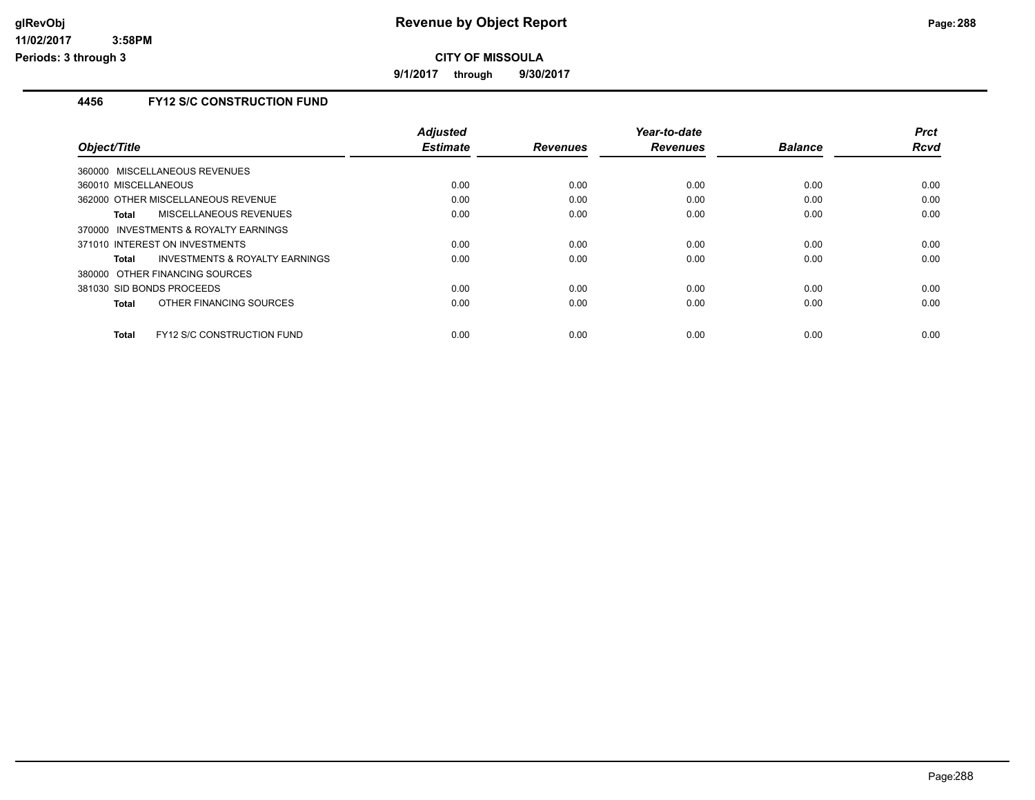**CITY OF MISSOULA**

**9/1/2017 through 9/30/2017**

### 4456 FY12 S/C CONSTRUCTION FUND

| Object/Title | Adjusted Estimate | Revenues | Year-to-date Revenues | Balance | Prct Rcvd |
|---|---|---|---|---|---|
| 360000 MISCELLANEOUS REVENUES | | | | | |
| 360010 MISCELLANEOUS | 0.00 | 0.00 | 0.00 | 0.00 | 0.00 |
| 362000 OTHER MISCELLANEOUS REVENUE | 0.00 | 0.00 | 0.00 | 0.00 | 0.00 |
| **Total** MISCELLANEOUS REVENUES | 0.00 | 0.00 | 0.00 | 0.00 | 0.00 |
| 370000 INVESTMENTS & ROYALTY EARNINGS | | | | | |
| 371010 INTEREST ON INVESTMENTS | 0.00 | 0.00 | 0.00 | 0.00 | 0.00 |
| **Total** INVESTMENTS & ROYALTY EARNINGS | 0.00 | 0.00 | 0.00 | 0.00 | 0.00 |
| 380000 OTHER FINANCING SOURCES | | | | | |
| 381030 SID BONDS PROCEEDS | 0.00 | 0.00 | 0.00 | 0.00 | 0.00 |
| **Total** OTHER FINANCING SOURCES | 0.00 | 0.00 | 0.00 | 0.00 | 0.00 |
| **Total** FY12 S/C CONSTRUCTION FUND | 0.00 | 0.00 | 0.00 | 0.00 | 0.00 |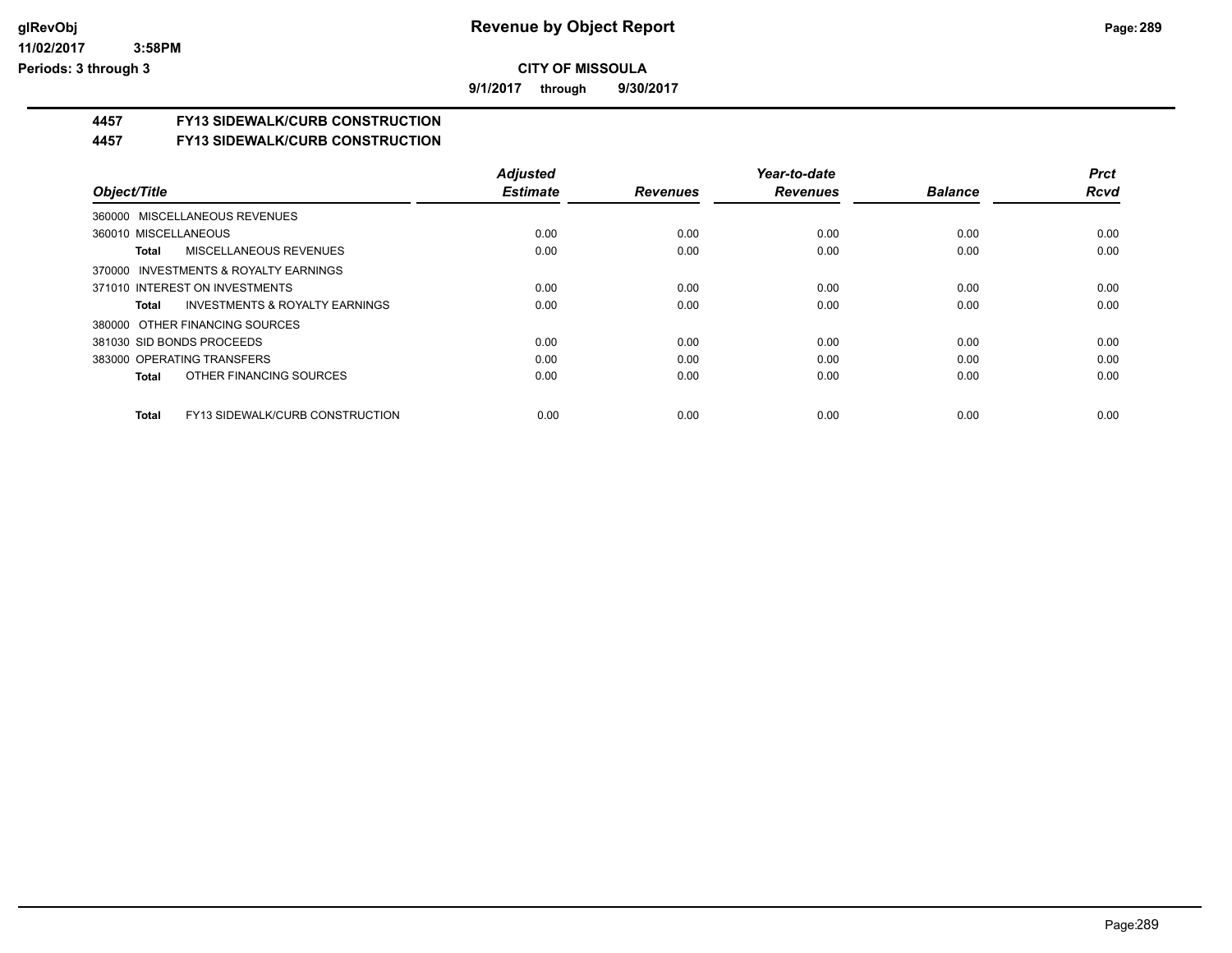**CITY OF MISSOULA**

**9/1/2017 through 9/30/2017**

## 4457 FY13 SIDEWALK/CURB CONSTRUCTION

### 4457 FY13 SIDEWALK/CURB CONSTRUCTION

| Object/Title | Adjusted Estimate | Revenues | Year-to-date Revenues | Balance | Prct Rcvd |
|---|---|---|---|---|---|
| 360000 MISCELLANEOUS REVENUES | | | | | |
| 360010 MISCELLANEOUS | 0.00 | 0.00 | 0.00 | 0.00 | 0.00 |
| **Total** MISCELLANEOUS REVENUES | 0.00 | 0.00 | 0.00 | 0.00 | 0.00 |
| 370000 INVESTMENTS & ROYALTY EARNINGS | | | | | |
| 371010 INTEREST ON INVESTMENTS | 0.00 | 0.00 | 0.00 | 0.00 | 0.00 |
| **Total** INVESTMENTS & ROYALTY EARNINGS | 0.00 | 0.00 | 0.00 | 0.00 | 0.00 |
| 380000 OTHER FINANCING SOURCES | | | | | |
| 381030 SID BONDS PROCEEDS | 0.00 | 0.00 | 0.00 | 0.00 | 0.00 |
| 383000 OPERATING TRANSFERS | 0.00 | 0.00 | 0.00 | 0.00 | 0.00 |
| **Total** OTHER FINANCING SOURCES | 0.00 | 0.00 | 0.00 | 0.00 | 0.00 |
| **Total** FY13 SIDEWALK/CURB CONSTRUCTION | 0.00 | 0.00 | 0.00 | 0.00 | 0.00 |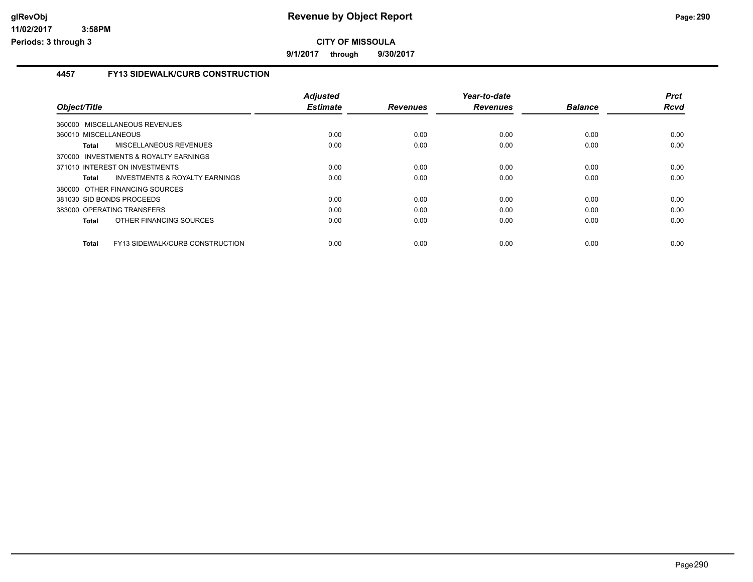# Revenue by Object Report

glRevObj
11/02/2017 3:58PM
Periods: 3 through 3

**CITY OF MISSOULA**

**9/1/2017 through 9/30/2017**

## 4457 FY13 SIDEWALK/CURB CONSTRUCTION

| Object/Title | Adjusted Estimate | Revenues | Year-to-date Revenues | Balance | Prct Rcvd |
|---|---|---|---|---|---|
| 360000 MISCELLANEOUS REVENUES | | | | | |
| 360010 MISCELLANEOUS | 0.00 | 0.00 | 0.00 | 0.00 | 0.00 |
| **Total** MISCELLANEOUS REVENUES | 0.00 | 0.00 | 0.00 | 0.00 | 0.00 |
| 370000 INVESTMENTS & ROYALTY EARNINGS | | | | | |
| 371010 INTEREST ON INVESTMENTS | 0.00 | 0.00 | 0.00 | 0.00 | 0.00 |
| **Total** INVESTMENTS & ROYALTY EARNINGS | 0.00 | 0.00 | 0.00 | 0.00 | 0.00 |
| 380000 OTHER FINANCING SOURCES | | | | | |
| 381030 SID BONDS PROCEEDS | 0.00 | 0.00 | 0.00 | 0.00 | 0.00 |
| 383000 OPERATING TRANSFERS | 0.00 | 0.00 | 0.00 | 0.00 | 0.00 |
| **Total** OTHER FINANCING SOURCES | 0.00 | 0.00 | 0.00 | 0.00 | 0.00 |
| **Total** FY13 SIDEWALK/CURB CONSTRUCTION | 0.00 | 0.00 | 0.00 | 0.00 | 0.00 |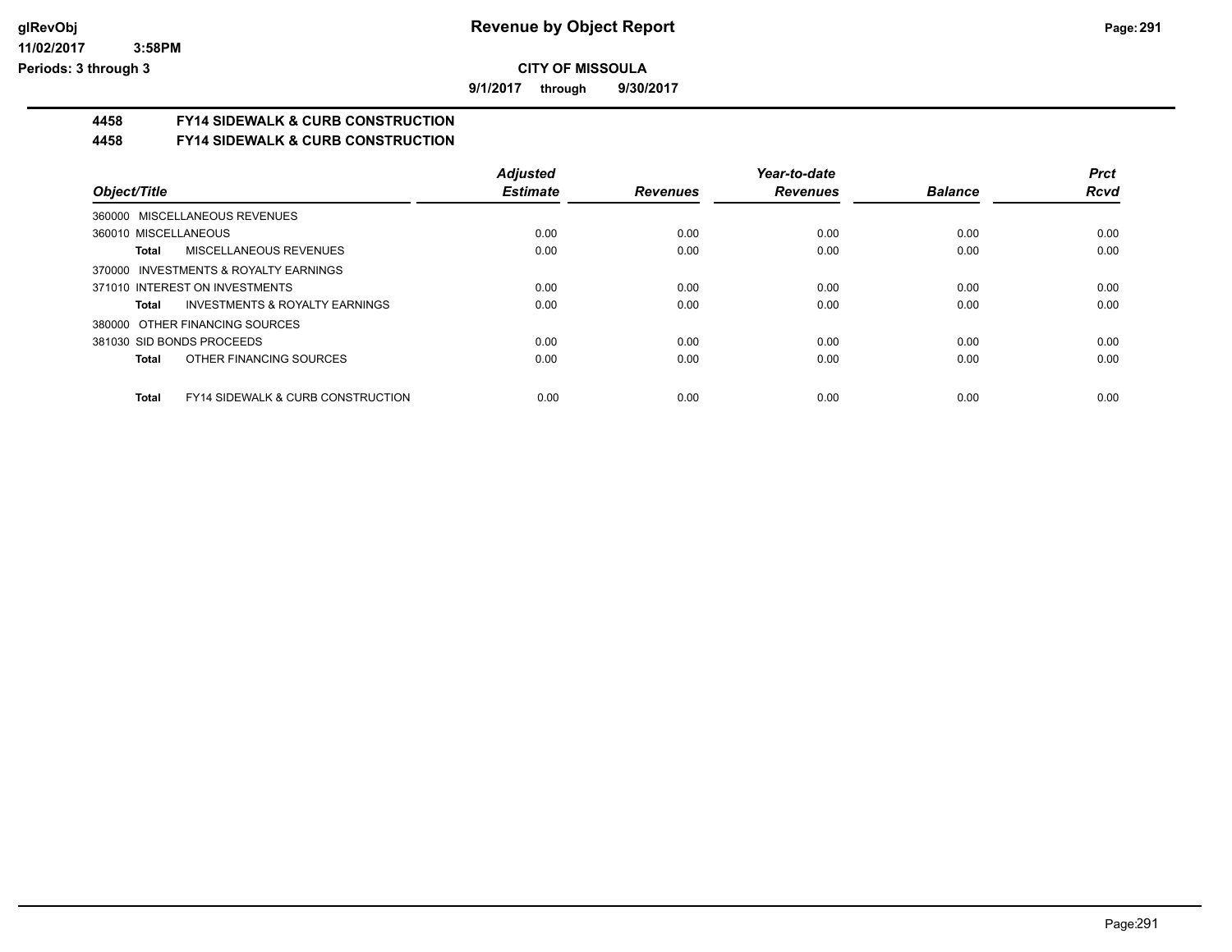**Revenue by Object Report**

**CITY OF MISSOULA**

**9/1/2017 through 9/30/2017**

glRevObj
11/02/2017 3:58PM
Periods: 3 through 3

## 4458 FY14 SIDEWALK & CURB CONSTRUCTION

## 4458 FY14 SIDEWALK & CURB CONSTRUCTION

| Object/Title | Adjusted Estimate | Revenues | Year-to-date Revenues | Balance | Prct Rcvd |
|---|---|---|---|---|---|
| 360000 MISCELLANEOUS REVENUES | | | | | |
| 360010 MISCELLANEOUS | 0.00 | 0.00 | 0.00 | 0.00 | 0.00 |
| **Total** MISCELLANEOUS REVENUES | 0.00 | 0.00 | 0.00 | 0.00 | 0.00 |
| 370000 INVESTMENTS & ROYALTY EARNINGS | | | | | |
| 371010 INTEREST ON INVESTMENTS | 0.00 | 0.00 | 0.00 | 0.00 | 0.00 |
| **Total** INVESTMENTS & ROYALTY EARNINGS | 0.00 | 0.00 | 0.00 | 0.00 | 0.00 |
| 380000 OTHER FINANCING SOURCES | | | | | |
| 381030 SID BONDS PROCEEDS | 0.00 | 0.00 | 0.00 | 0.00 | 0.00 |
| **Total** OTHER FINANCING SOURCES | 0.00 | 0.00 | 0.00 | 0.00 | 0.00 |
| **Total** FY14 SIDEWALK & CURB CONSTRUCTION | 0.00 | 0.00 | 0.00 | 0.00 | 0.00 |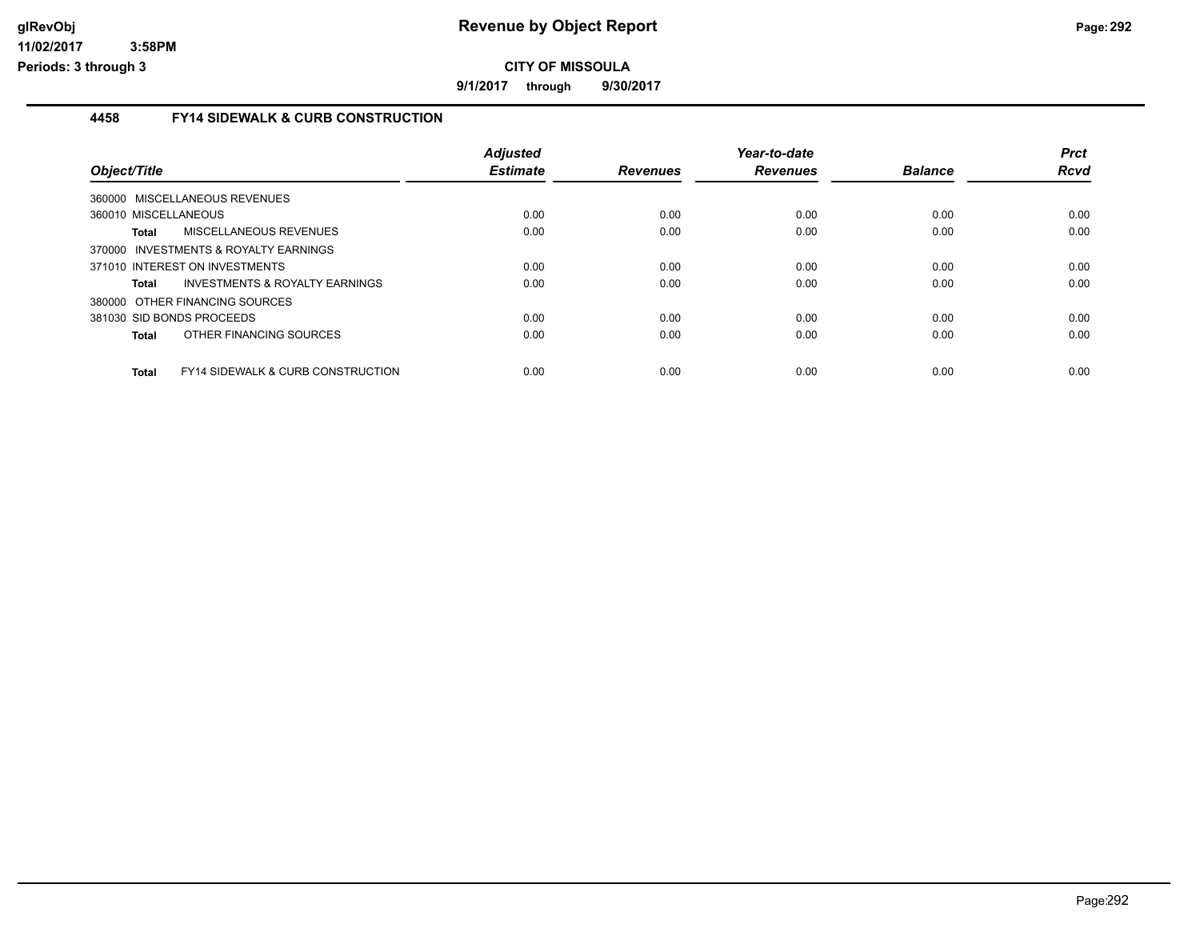**CITY OF MISSOULA**

**9/1/2017 through 9/30/2017**

### 4458 FY14 SIDEWALK & CURB CONSTRUCTION

| Object/Title | Adjusted Estimate | Revenues | Year-to-date Revenues | Balance | Prct Rcvd |
|---|---|---|---|---|---|
| 360000 MISCELLANEOUS REVENUES | | | | | |
| 360010 MISCELLANEOUS | 0.00 | 0.00 | 0.00 | 0.00 | 0.00 |
| **Total** MISCELLANEOUS REVENUES | 0.00 | 0.00 | 0.00 | 0.00 | 0.00 |
| 370000 INVESTMENTS & ROYALTY EARNINGS | | | | | |
| 371010 INTEREST ON INVESTMENTS | 0.00 | 0.00 | 0.00 | 0.00 | 0.00 |
| **Total** INVESTMENTS & ROYALTY EARNINGS | 0.00 | 0.00 | 0.00 | 0.00 | 0.00 |
| 380000 OTHER FINANCING SOURCES | | | | | |
| 381030 SID BONDS PROCEEDS | 0.00 | 0.00 | 0.00 | 0.00 | 0.00 |
| **Total** OTHER FINANCING SOURCES | 0.00 | 0.00 | 0.00 | 0.00 | 0.00 |
| **Total** FY14 SIDEWALK & CURB CONSTRUCTION | 0.00 | 0.00 | 0.00 | 0.00 | 0.00 |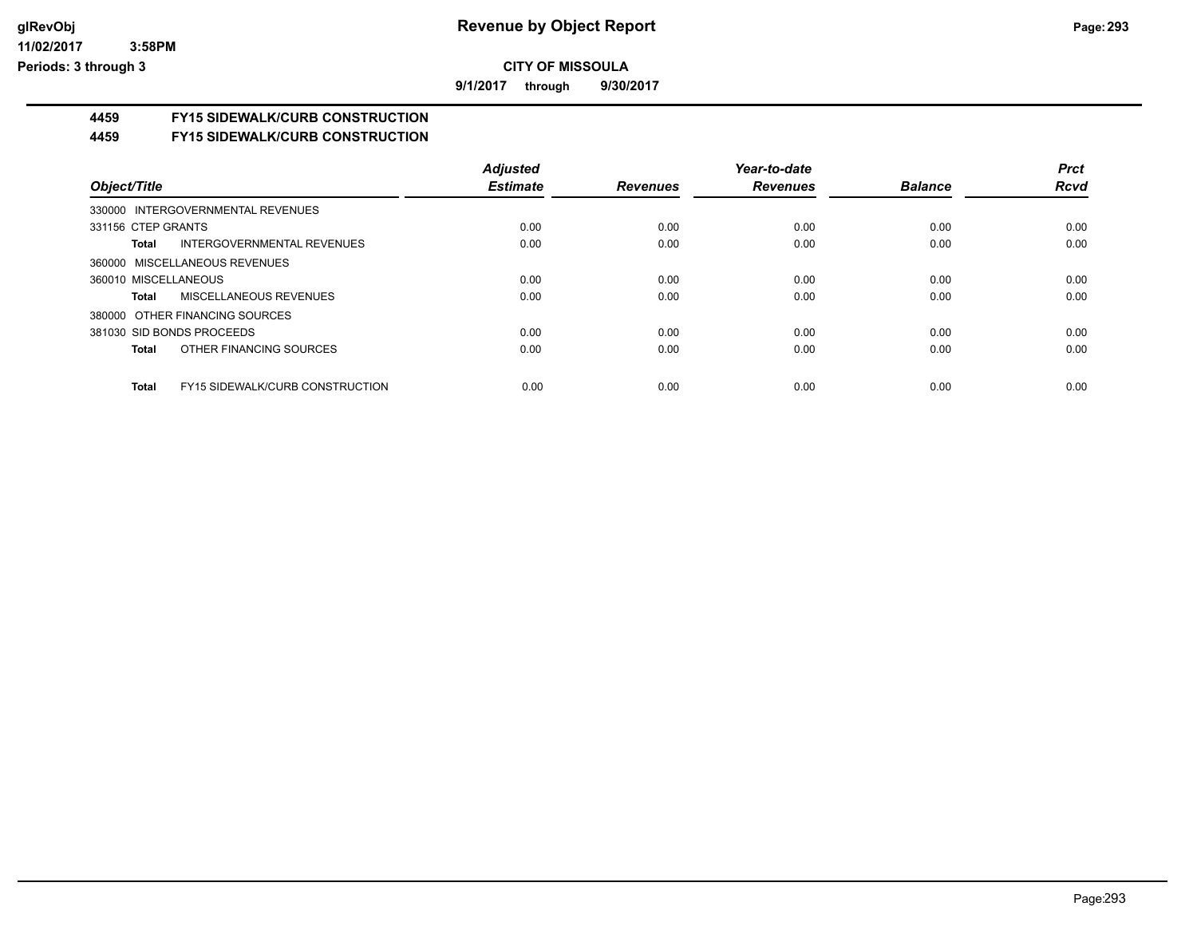# Revenue by Object Report

**CITY OF MISSOULA**

**9/1/2017 through 9/30/2017**

glRevObj
11/02/2017 3:58PM
Periods: 3 through 3

## 4459 FY15 SIDEWALK/CURB CONSTRUCTION

## 4459 FY15 SIDEWALK/CURB CONSTRUCTION

| Object/Title | Adjusted Estimate | Revenues | Year-to-date Revenues | Balance | Prct Rcvd |
|---|---|---|---|---|---|
| 330000 INTERGOVERNMENTAL REVENUES | | | | | |
| 331156 CTEP GRANTS | 0.00 | 0.00 | 0.00 | 0.00 | 0.00 |
| **Total** INTERGOVERNMENTAL REVENUES | 0.00 | 0.00 | 0.00 | 0.00 | 0.00 |
| 360000 MISCELLANEOUS REVENUES | | | | | |
| 360010 MISCELLANEOUS | 0.00 | 0.00 | 0.00 | 0.00 | 0.00 |
| **Total** MISCELLANEOUS REVENUES | 0.00 | 0.00 | 0.00 | 0.00 | 0.00 |
| 380000 OTHER FINANCING SOURCES | | | | | |
| 381030 SID BONDS PROCEEDS | 0.00 | 0.00 | 0.00 | 0.00 | 0.00 |
| **Total** OTHER FINANCING SOURCES | 0.00 | 0.00 | 0.00 | 0.00 | 0.00 |
| **Total** FY15 SIDEWALK/CURB CONSTRUCTION | 0.00 | 0.00 | 0.00 | 0.00 | 0.00 |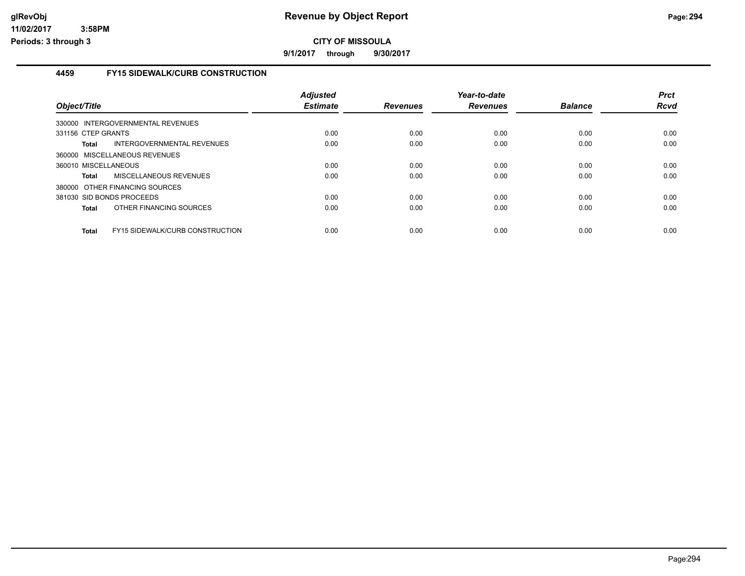**CITY OF MISSOULA**

**9/1/2017 through 9/30/2017**

### 4459 FY15 SIDEWALK/CURB CONSTRUCTION

| Object/Title | Adjusted Estimate | Revenues | Year-to-date Revenues | Balance | Prct Rcvd |
|---|---|---|---|---|---|
| 330000 INTERGOVERNMENTAL REVENUES | | | | | |
| 331156 CTEP GRANTS | 0.00 | 0.00 | 0.00 | 0.00 | 0.00 |
| **Total** INTERGOVERNMENTAL REVENUES | 0.00 | 0.00 | 0.00 | 0.00 | 0.00 |
| 360000 MISCELLANEOUS REVENUES | | | | | |
| 360010 MISCELLANEOUS | 0.00 | 0.00 | 0.00 | 0.00 | 0.00 |
| **Total** MISCELLANEOUS REVENUES | 0.00 | 0.00 | 0.00 | 0.00 | 0.00 |
| 380000 OTHER FINANCING SOURCES | | | | | |
| 381030 SID BONDS PROCEEDS | 0.00 | 0.00 | 0.00 | 0.00 | 0.00 |
| **Total** OTHER FINANCING SOURCES | 0.00 | 0.00 | 0.00 | 0.00 | 0.00 |
| **Total** FY15 SIDEWALK/CURB CONSTRUCTION | 0.00 | 0.00 | 0.00 | 0.00 | 0.00 |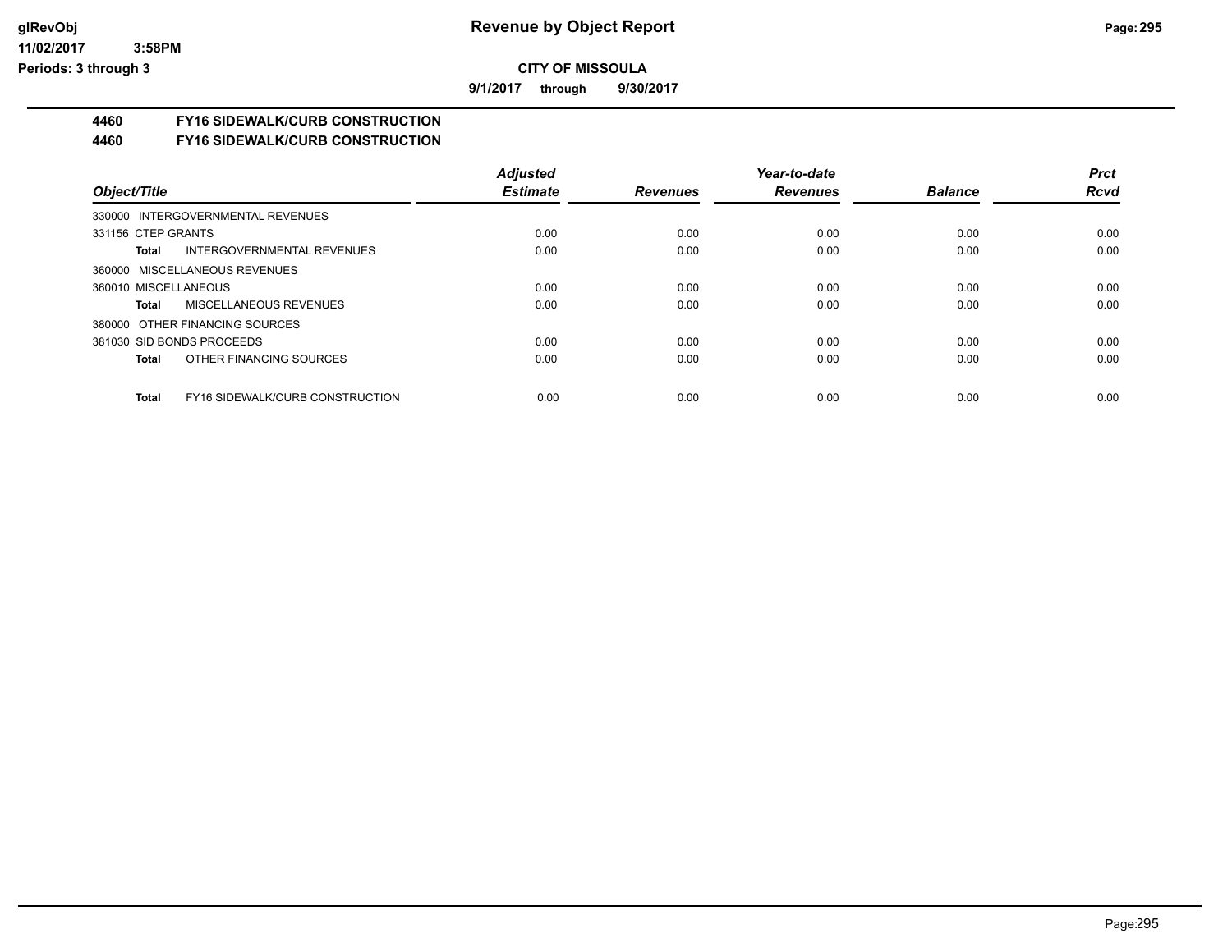**CITY OF MISSOULA**

**9/1/2017 through 9/30/2017**

**4460 FY16 SIDEWALK/CURB CONSTRUCTION**

**4460 FY16 SIDEWALK/CURB CONSTRUCTION**

| Object/Title | | Adjusted Estimate | Revenues | Year-to-date Revenues | Balance | Prct Rcvd |
|---|---|---|---|---|---|---|
| 330000 INTERGOVERNMENTAL REVENUES | | | | | | |
| 331156 CTEP GRANTS | | 0.00 | 0.00 | 0.00 | 0.00 | 0.00 |
| Total | INTERGOVERNMENTAL REVENUES | 0.00 | 0.00 | 0.00 | 0.00 | 0.00 |
| 360000 MISCELLANEOUS REVENUES | | | | | | |
| 360010 MISCELLANEOUS | | 0.00 | 0.00 | 0.00 | 0.00 | 0.00 |
| Total | MISCELLANEOUS REVENUES | 0.00 | 0.00 | 0.00 | 0.00 | 0.00 |
| 380000 OTHER FINANCING SOURCES | | | | | | |
| 381030 SID BONDS PROCEEDS | | 0.00 | 0.00 | 0.00 | 0.00 | 0.00 |
| Total | OTHER FINANCING SOURCES | 0.00 | 0.00 | 0.00 | 0.00 | 0.00 |
| Total | FY16 SIDEWALK/CURB CONSTRUCTION | 0.00 | 0.00 | 0.00 | 0.00 | 0.00 |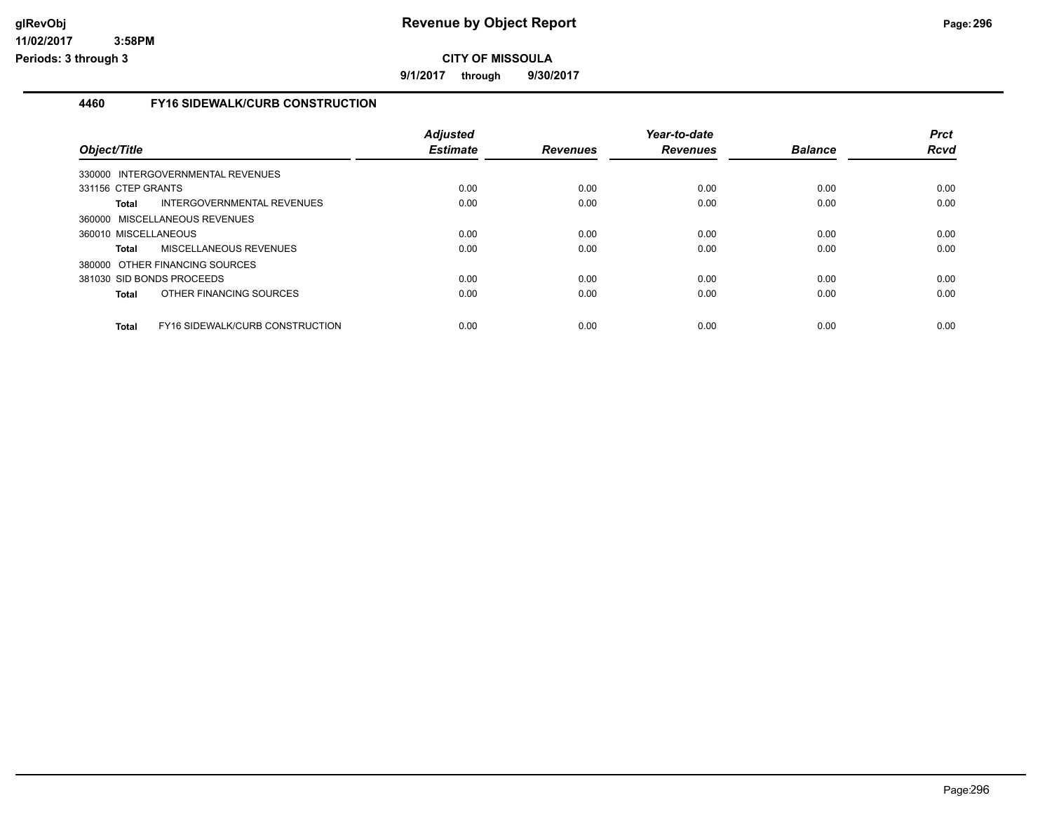**CITY OF MISSOULA**

**9/1/2017 through 9/30/2017**

### 4460 FY16 SIDEWALK/CURB CONSTRUCTION

| Object/Title | Adjusted Estimate | Revenues | Year-to-date Revenues | Balance | Prct Rcvd |
|---|---|---|---|---|---|
| 330000 INTERGOVERNMENTAL REVENUES | | | | | |
| 331156 CTEP GRANTS | 0.00 | 0.00 | 0.00 | 0.00 | 0.00 |
| **Total** INTERGOVERNMENTAL REVENUES | 0.00 | 0.00 | 0.00 | 0.00 | 0.00 |
| 360000 MISCELLANEOUS REVENUES | | | | | |
| 360010 MISCELLANEOUS | 0.00 | 0.00 | 0.00 | 0.00 | 0.00 |
| **Total** MISCELLANEOUS REVENUES | 0.00 | 0.00 | 0.00 | 0.00 | 0.00 |
| 380000 OTHER FINANCING SOURCES | | | | | |
| 381030 SID BONDS PROCEEDS | 0.00 | 0.00 | 0.00 | 0.00 | 0.00 |
| **Total** OTHER FINANCING SOURCES | 0.00 | 0.00 | 0.00 | 0.00 | 0.00 |
| **Total** FY16 SIDEWALK/CURB CONSTRUCTION | 0.00 | 0.00 | 0.00 | 0.00 | 0.00 |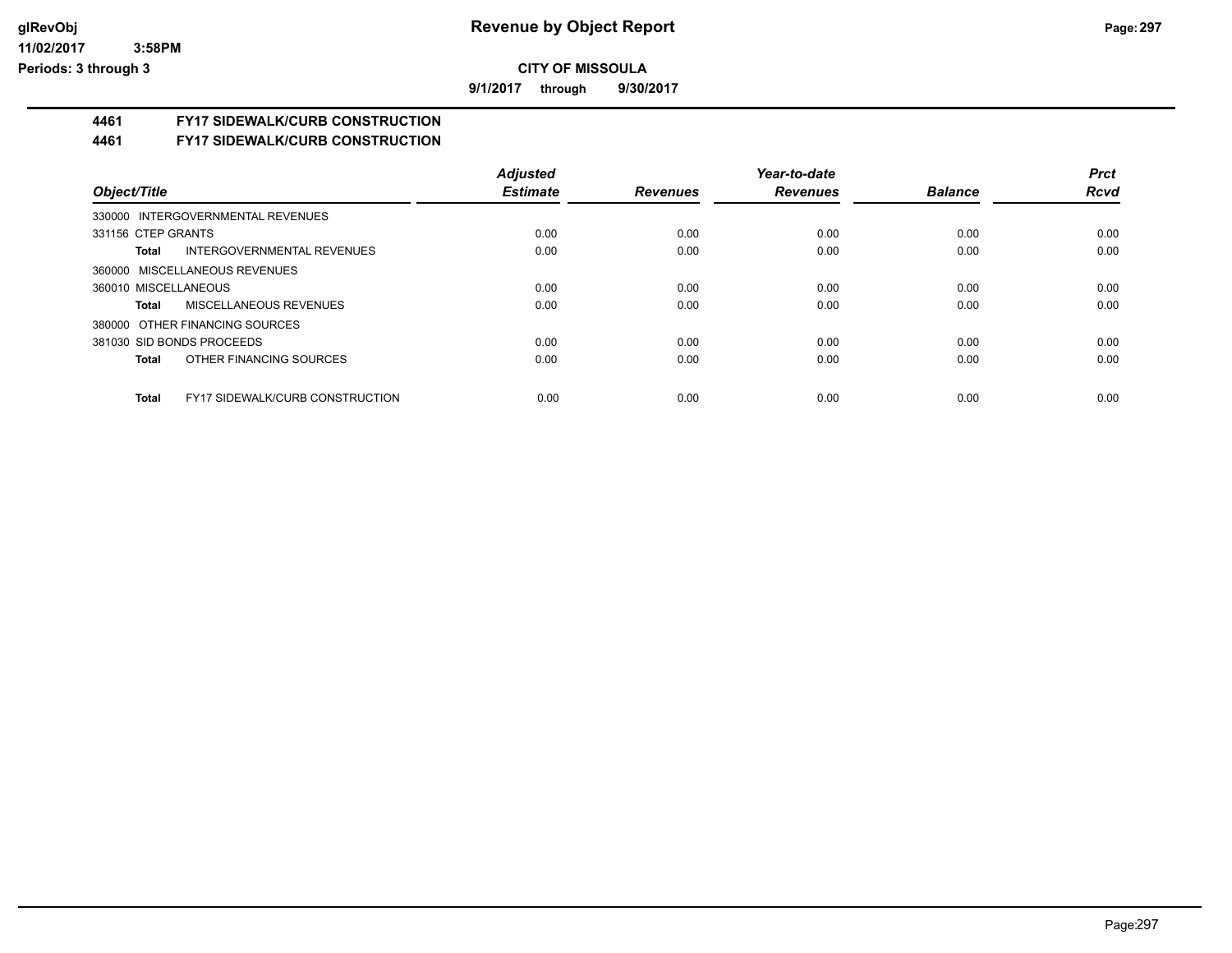# Revenue by Object Report

**CITY OF MISSOULA**

**9/1/2017 through 9/30/2017**

glRevObj
11/02/2017 3:58PM
Periods: 3 through 3

## 4461 FY17 SIDEWALK/CURB CONSTRUCTION

### 4461 FY17 SIDEWALK/CURB CONSTRUCTION

| Object/Title | Adjusted Estimate | Revenues | Year-to-date Revenues | Balance | Prct Rcvd |
|---|---|---|---|---|---|
| 330000 INTERGOVERNMENTAL REVENUES | | | | | |
| 331156 CTEP GRANTS | 0.00 | 0.00 | 0.00 | 0.00 | 0.00 |
| **Total** INTERGOVERNMENTAL REVENUES | 0.00 | 0.00 | 0.00 | 0.00 | 0.00 |
| 360000 MISCELLANEOUS REVENUES | | | | | |
| 360010 MISCELLANEOUS | 0.00 | 0.00 | 0.00 | 0.00 | 0.00 |
| **Total** MISCELLANEOUS REVENUES | 0.00 | 0.00 | 0.00 | 0.00 | 0.00 |
| 380000 OTHER FINANCING SOURCES | | | | | |
| 381030 SID BONDS PROCEEDS | 0.00 | 0.00 | 0.00 | 0.00 | 0.00 |
| **Total** OTHER FINANCING SOURCES | 0.00 | 0.00 | 0.00 | 0.00 | 0.00 |
| **Total** FY17 SIDEWALK/CURB CONSTRUCTION | 0.00 | 0.00 | 0.00 | 0.00 | 0.00 |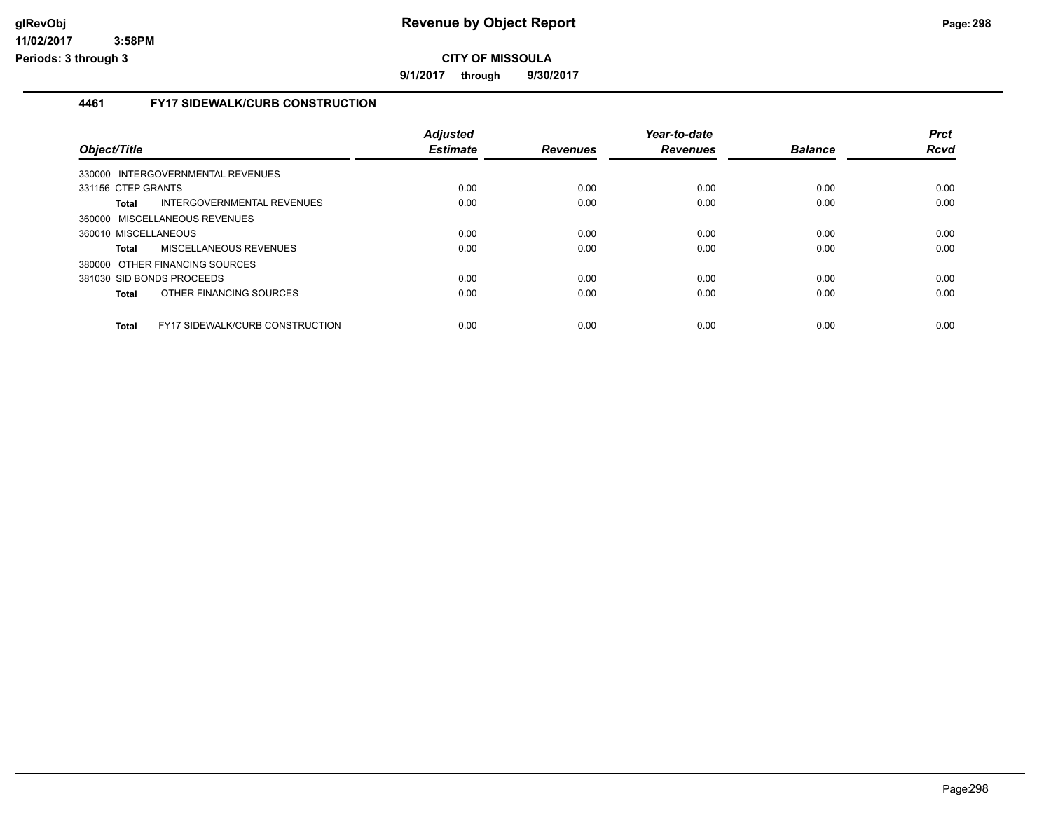**CITY OF MISSOULA**

**9/1/2017 through 9/30/2017**

### 4461 FY17 SIDEWALK/CURB CONSTRUCTION

| Object/Title | Adjusted Estimate | Revenues | Year-to-date Revenues | Balance | Prct Rcvd |
|---|---|---|---|---|---|
| 330000 INTERGOVERNMENTAL REVENUES | | | | | |
| 331156 CTEP GRANTS | 0.00 | 0.00 | 0.00 | 0.00 | 0.00 |
| **Total** INTERGOVERNMENTAL REVENUES | 0.00 | 0.00 | 0.00 | 0.00 | 0.00 |
| 360000 MISCELLANEOUS REVENUES | | | | | |
| 360010 MISCELLANEOUS | 0.00 | 0.00 | 0.00 | 0.00 | 0.00 |
| **Total** MISCELLANEOUS REVENUES | 0.00 | 0.00 | 0.00 | 0.00 | 0.00 |
| 380000 OTHER FINANCING SOURCES | | | | | |
| 381030 SID BONDS PROCEEDS | 0.00 | 0.00 | 0.00 | 0.00 | 0.00 |
| **Total** OTHER FINANCING SOURCES | 0.00 | 0.00 | 0.00 | 0.00 | 0.00 |
| **Total** FY17 SIDEWALK/CURB CONSTRUCTION | 0.00 | 0.00 | 0.00 | 0.00 | 0.00 |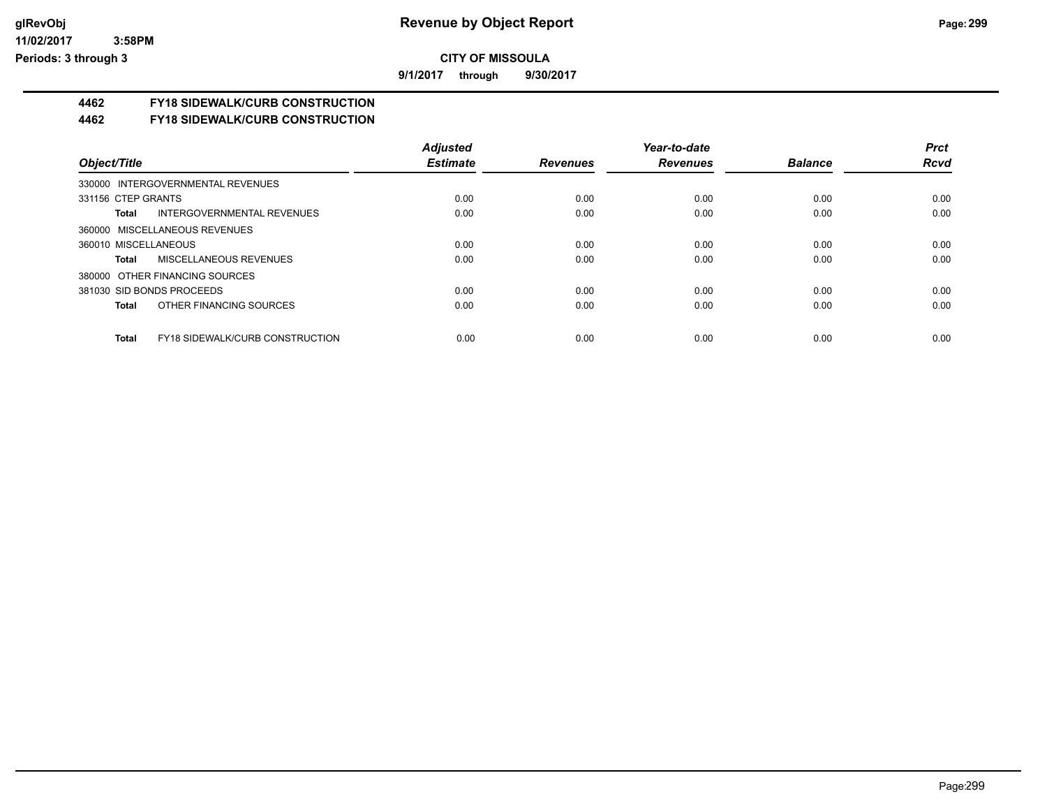**Revenue by Object Report**

**CITY OF MISSOULA**

**9/1/2017 through 9/30/2017**

glRevObj
11/02/2017 3:58PM
Periods: 3 through 3

## 4462 FY18 SIDEWALK/CURB CONSTRUCTION

## 4462 FY18 SIDEWALK/CURB CONSTRUCTION

| Object/Title | Adjusted Estimate | Revenues | Year-to-date Revenues | Balance | Prct Rcvd |
|---|---|---|---|---|---|
| 330000 INTERGOVERNMENTAL REVENUES | | | | | |
| 331156 CTEP GRANTS | 0.00 | 0.00 | 0.00 | 0.00 | 0.00 |
| **Total** INTERGOVERNMENTAL REVENUES | 0.00 | 0.00 | 0.00 | 0.00 | 0.00 |
| 360000 MISCELLANEOUS REVENUES | | | | | |
| 360010 MISCELLANEOUS | 0.00 | 0.00 | 0.00 | 0.00 | 0.00 |
| **Total** MISCELLANEOUS REVENUES | 0.00 | 0.00 | 0.00 | 0.00 | 0.00 |
| 380000 OTHER FINANCING SOURCES | | | | | |
| 381030 SID BONDS PROCEEDS | 0.00 | 0.00 | 0.00 | 0.00 | 0.00 |
| **Total** OTHER FINANCING SOURCES | 0.00 | 0.00 | 0.00 | 0.00 | 0.00 |
| **Total** FY18 SIDEWALK/CURB CONSTRUCTION | 0.00 | 0.00 | 0.00 | 0.00 | 0.00 |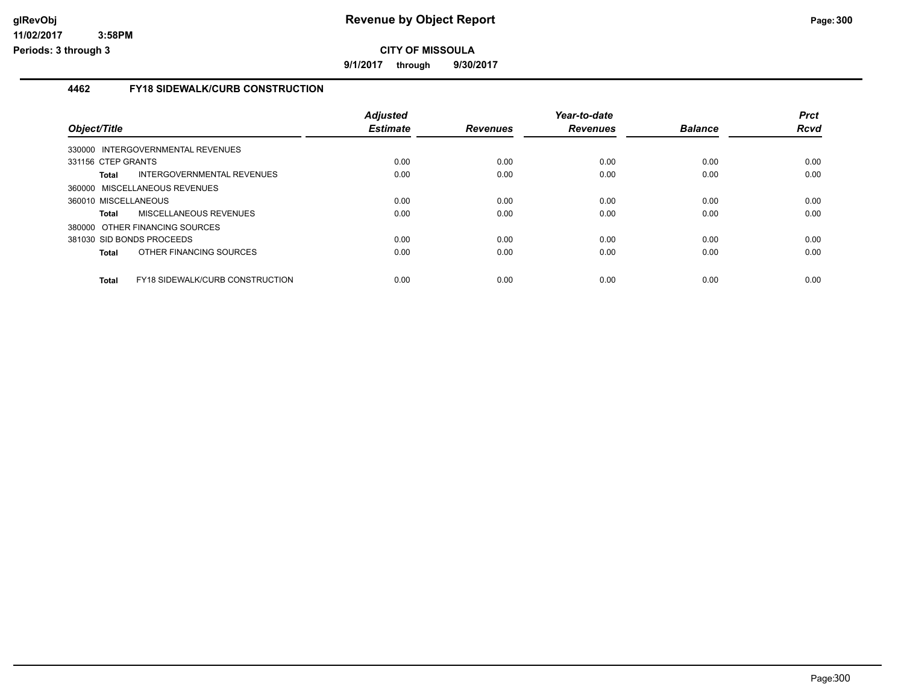**CITY OF MISSOULA**

**9/1/2017 through 9/30/2017**

## 4462 FY18 SIDEWALK/CURB CONSTRUCTION

| Object/Title | Adjusted Estimate | Revenues | Year-to-date Revenues | Balance | Prct Rcvd |
|---|---|---|---|---|---|
| 330000 INTERGOVERNMENTAL REVENUES | | | | | |
| 331156 CTEP GRANTS | 0.00 | 0.00 | 0.00 | 0.00 | 0.00 |
| **Total** INTERGOVERNMENTAL REVENUES | 0.00 | 0.00 | 0.00 | 0.00 | 0.00 |
| 360000 MISCELLANEOUS REVENUES | | | | | |
| 360010 MISCELLANEOUS | 0.00 | 0.00 | 0.00 | 0.00 | 0.00 |
| **Total** MISCELLANEOUS REVENUES | 0.00 | 0.00 | 0.00 | 0.00 | 0.00 |
| 380000 OTHER FINANCING SOURCES | | | | | |
| 381030 SID BONDS PROCEEDS | 0.00 | 0.00 | 0.00 | 0.00 | 0.00 |
| **Total** OTHER FINANCING SOURCES | 0.00 | 0.00 | 0.00 | 0.00 | 0.00 |
| **Total** FY18 SIDEWALK/CURB CONSTRUCTION | 0.00 | 0.00 | 0.00 | 0.00 | 0.00 |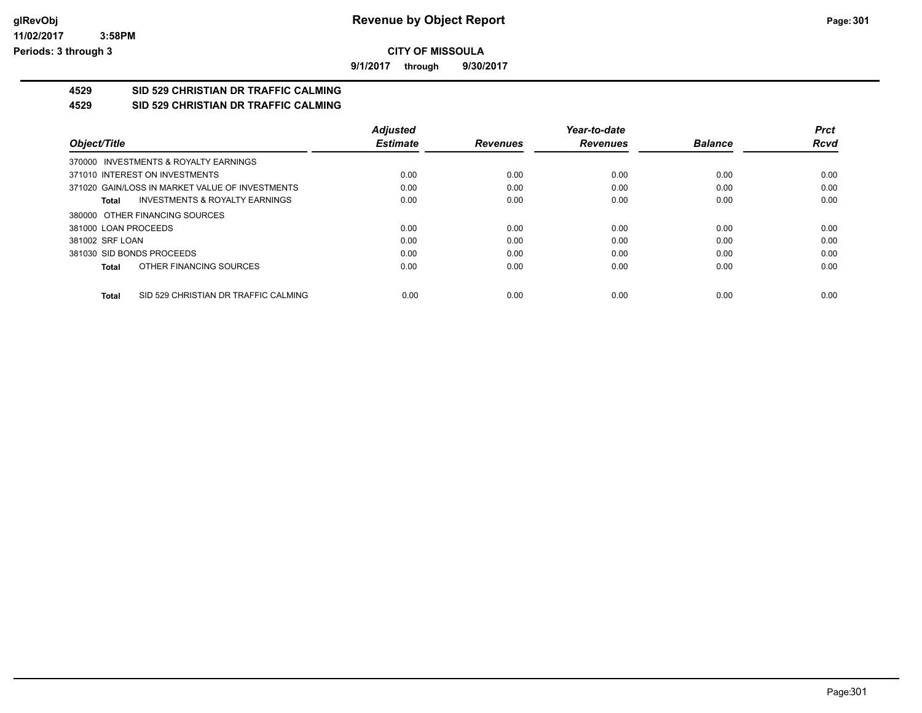# Revenue by Object Report

## CITY OF MISSOULA

**9/1/2017 through 9/30/2017**

Periods: 3 through 3

### 4529 SID 529 CHRISTIAN DR TRAFFIC CALMING

### 4529 SID 529 CHRISTIAN DR TRAFFIC CALMING

| Object/Title | Adjusted Estimate | Revenues | Year-to-date Revenues | Balance | Prct Rcvd |
|---|---|---|---|---|---|
| 370000 INVESTMENTS & ROYALTY EARNINGS | | | | | |
| 371010 INTEREST ON INVESTMENTS | 0.00 | 0.00 | 0.00 | 0.00 | 0.00 |
| 371020 GAIN/LOSS IN MARKET VALUE OF INVESTMENTS | 0.00 | 0.00 | 0.00 | 0.00 | 0.00 |
| **Total** INVESTMENTS & ROYALTY EARNINGS | 0.00 | 0.00 | 0.00 | 0.00 | 0.00 |
| 380000 OTHER FINANCING SOURCES | | | | | |
| 381000 LOAN PROCEEDS | 0.00 | 0.00 | 0.00 | 0.00 | 0.00 |
| 381002 SRF LOAN | 0.00 | 0.00 | 0.00 | 0.00 | 0.00 |
| 381030 SID BONDS PROCEEDS | 0.00 | 0.00 | 0.00 | 0.00 | 0.00 |
| **Total** OTHER FINANCING SOURCES | 0.00 | 0.00 | 0.00 | 0.00 | 0.00 |
| **Total** SID 529 CHRISTIAN DR TRAFFIC CALMING | 0.00 | 0.00 | 0.00 | 0.00 | 0.00 |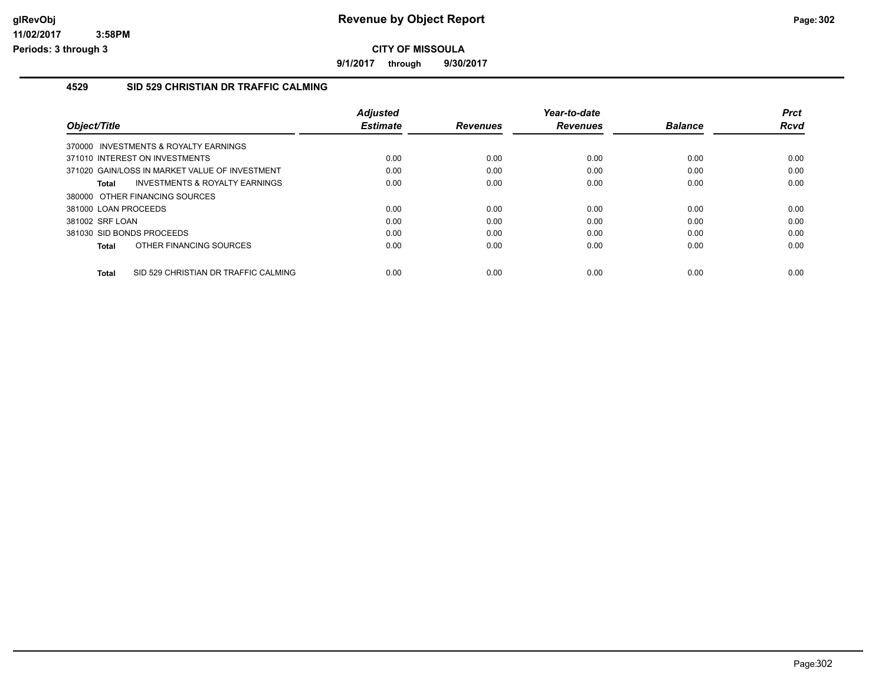# Revenue by Object Report

**CITY OF MISSOULA**

**9/1/2017 through 9/30/2017**

glRevObj
11/02/2017 3:58PM
Periods: 3 through 3

## 4529 SID 529 CHRISTIAN DR TRAFFIC CALMING

| Object/Title | Adjusted Estimate | Revenues | Year-to-date Revenues | Balance | Prct Rcvd |
|---|---|---|---|---|---|
| 370000 INVESTMENTS & ROYALTY EARNINGS | | | | | |
| 371010 INTEREST ON INVESTMENTS | 0.00 | 0.00 | 0.00 | 0.00 | 0.00 |
| 371020 GAIN/LOSS IN MARKET VALUE OF INVESTMENT | 0.00 | 0.00 | 0.00 | 0.00 | 0.00 |
| **Total** INVESTMENTS & ROYALTY EARNINGS | 0.00 | 0.00 | 0.00 | 0.00 | 0.00 |
| 380000 OTHER FINANCING SOURCES | | | | | |
| 381000 LOAN PROCEEDS | 0.00 | 0.00 | 0.00 | 0.00 | 0.00 |
| 381002 SRF LOAN | 0.00 | 0.00 | 0.00 | 0.00 | 0.00 |
| 381030 SID BONDS PROCEEDS | 0.00 | 0.00 | 0.00 | 0.00 | 0.00 |
| **Total** OTHER FINANCING SOURCES | 0.00 | 0.00 | 0.00 | 0.00 | 0.00 |
| **Total** SID 529 CHRISTIAN DR TRAFFIC CALMING | 0.00 | 0.00 | 0.00 | 0.00 | 0.00 |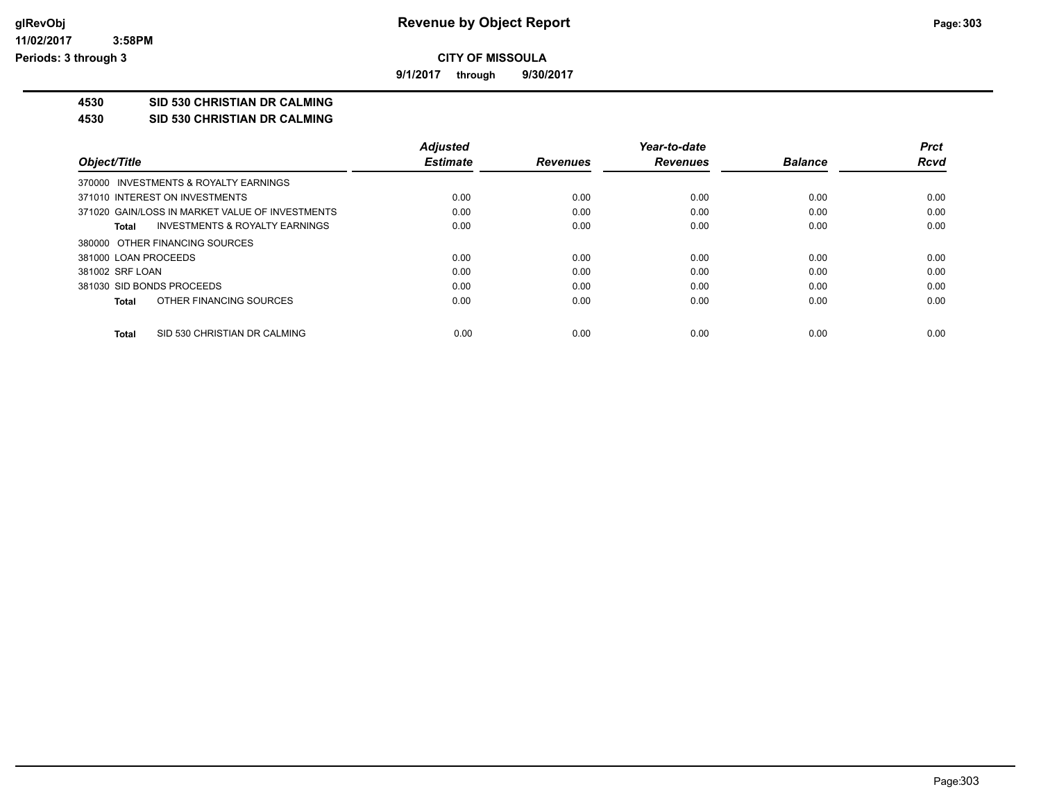# Revenue by Object Report

**CITY OF MISSOULA**

**9/1/2017 through 9/30/2017**

**4530 SID 530 CHRISTIAN DR CALMING**

**4530 SID 530 CHRISTIAN DR CALMING**

| Object/Title | Adjusted Estimate | Revenues | Year-to-date Revenues | Balance | Prct Rcvd |
|---|---|---|---|---|---|
| 370000 INVESTMENTS & ROYALTY EARNINGS | | | | | |
| 371010 INTEREST ON INVESTMENTS | 0.00 | 0.00 | 0.00 | 0.00 | 0.00 |
| 371020 GAIN/LOSS IN MARKET VALUE OF INVESTMENTS | 0.00 | 0.00 | 0.00 | 0.00 | 0.00 |
| **Total** INVESTMENTS & ROYALTY EARNINGS | 0.00 | 0.00 | 0.00 | 0.00 | 0.00 |
| 380000 OTHER FINANCING SOURCES | | | | | |
| 381000 LOAN PROCEEDS | 0.00 | 0.00 | 0.00 | 0.00 | 0.00 |
| 381002 SRF LOAN | 0.00 | 0.00 | 0.00 | 0.00 | 0.00 |
| 381030 SID BONDS PROCEEDS | 0.00 | 0.00 | 0.00 | 0.00 | 0.00 |
| **Total** OTHER FINANCING SOURCES | 0.00 | 0.00 | 0.00 | 0.00 | 0.00 |
| **Total** SID 530 CHRISTIAN DR CALMING | 0.00 | 0.00 | 0.00 | 0.00 | 0.00 |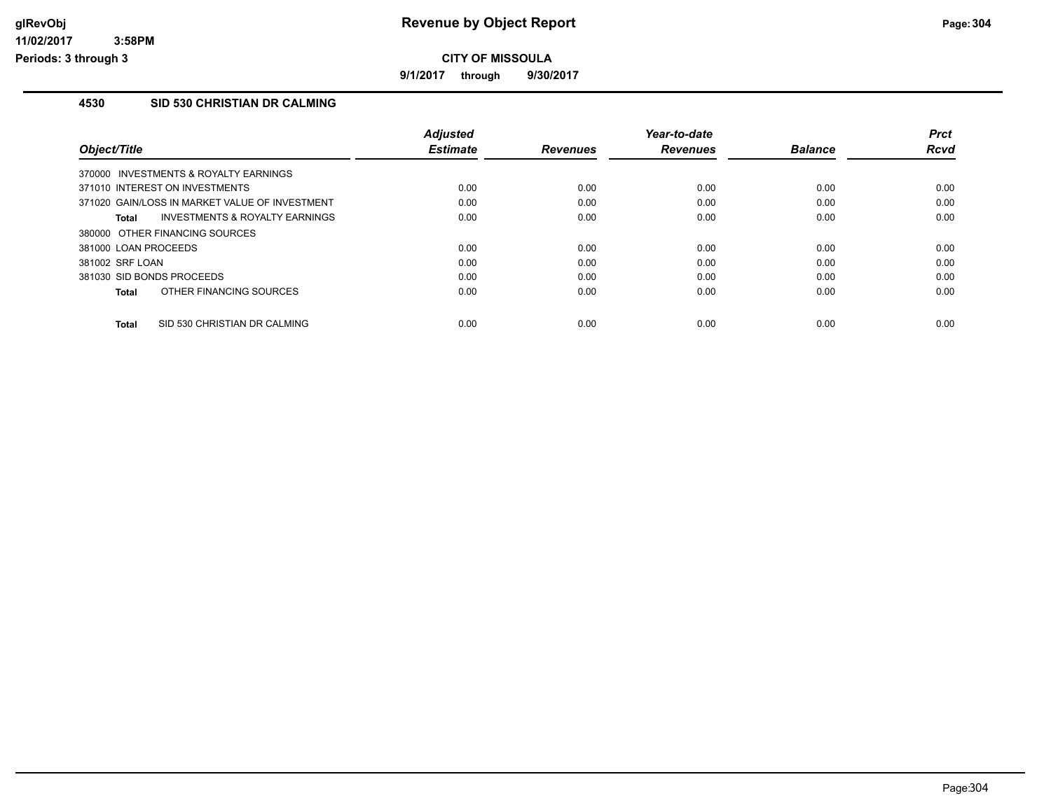# Revenue by Object Report

## CITY OF MISSOULA

**9/1/2017 through 9/30/2017**

### 4530 SID 530 CHRISTIAN DR CALMING

| Object/Title | Adjusted Estimate | Revenues | Year-to-date Revenues | Balance | Prct Rcvd |
|---|---|---|---|---|---|
| 370000 INVESTMENTS & ROYALTY EARNINGS | | | | | |
| 371010 INTEREST ON INVESTMENTS | 0.00 | 0.00 | 0.00 | 0.00 | 0.00 |
| 371020 GAIN/LOSS IN MARKET VALUE OF INVESTMENT | 0.00 | 0.00 | 0.00 | 0.00 | 0.00 |
| **Total** INVESTMENTS & ROYALTY EARNINGS | 0.00 | 0.00 | 0.00 | 0.00 | 0.00 |
| 380000 OTHER FINANCING SOURCES | | | | | |
| 381000 LOAN PROCEEDS | 0.00 | 0.00 | 0.00 | 0.00 | 0.00 |
| 381002 SRF LOAN | 0.00 | 0.00 | 0.00 | 0.00 | 0.00 |
| 381030 SID BONDS PROCEEDS | 0.00 | 0.00 | 0.00 | 0.00 | 0.00 |
| **Total** OTHER FINANCING SOURCES | 0.00 | 0.00 | 0.00 | 0.00 | 0.00 |
| **Total** SID 530 CHRISTIAN DR CALMING | 0.00 | 0.00 | 0.00 | 0.00 | 0.00 |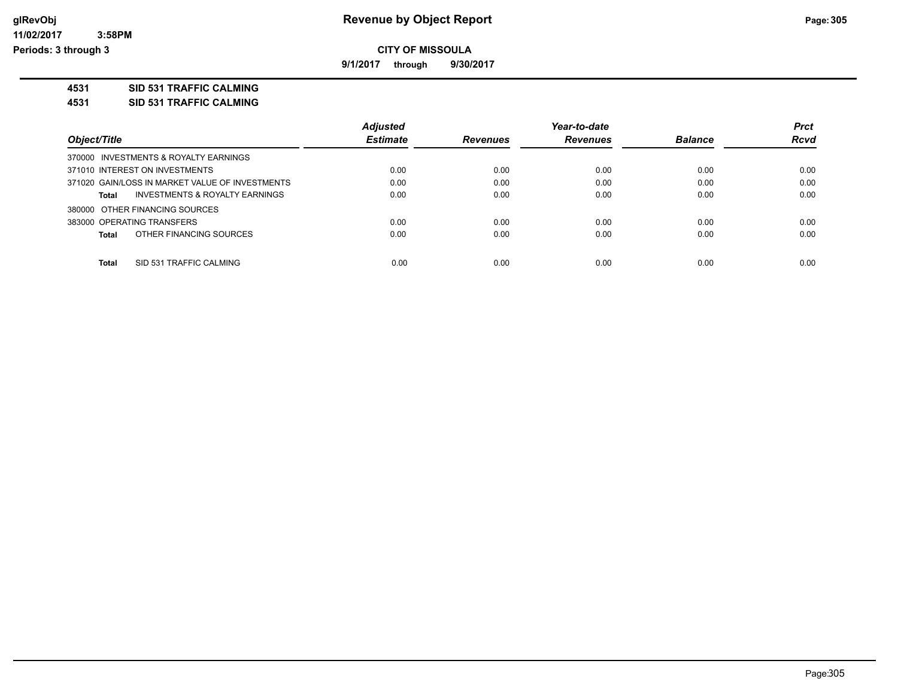**CITY OF MISSOULA**

**9/1/2017 through 9/30/2017**

**4531 SID 531 TRAFFIC CALMING**

**4531 SID 531 TRAFFIC CALMING**

| Object/Title | Adjusted Estimate | Revenues | Year-to-date Revenues | Balance | Prct Rcvd |
|---|---|---|---|---|---|
| 370000 INVESTMENTS & ROYALTY EARNINGS | | | | | |
| 371010 INTEREST ON INVESTMENTS | 0.00 | 0.00 | 0.00 | 0.00 | 0.00 |
| 371020 GAIN/LOSS IN MARKET VALUE OF INVESTMENTS | 0.00 | 0.00 | 0.00 | 0.00 | 0.00 |
| **Total** INVESTMENTS & ROYALTY EARNINGS | 0.00 | 0.00 | 0.00 | 0.00 | 0.00 |
| 380000 OTHER FINANCING SOURCES | | | | | |
| 383000 OPERATING TRANSFERS | 0.00 | 0.00 | 0.00 | 0.00 | 0.00 |
| **Total** OTHER FINANCING SOURCES | 0.00 | 0.00 | 0.00 | 0.00 | 0.00 |
| **Total** SID 531 TRAFFIC CALMING | 0.00 | 0.00 | 0.00 | 0.00 | 0.00 |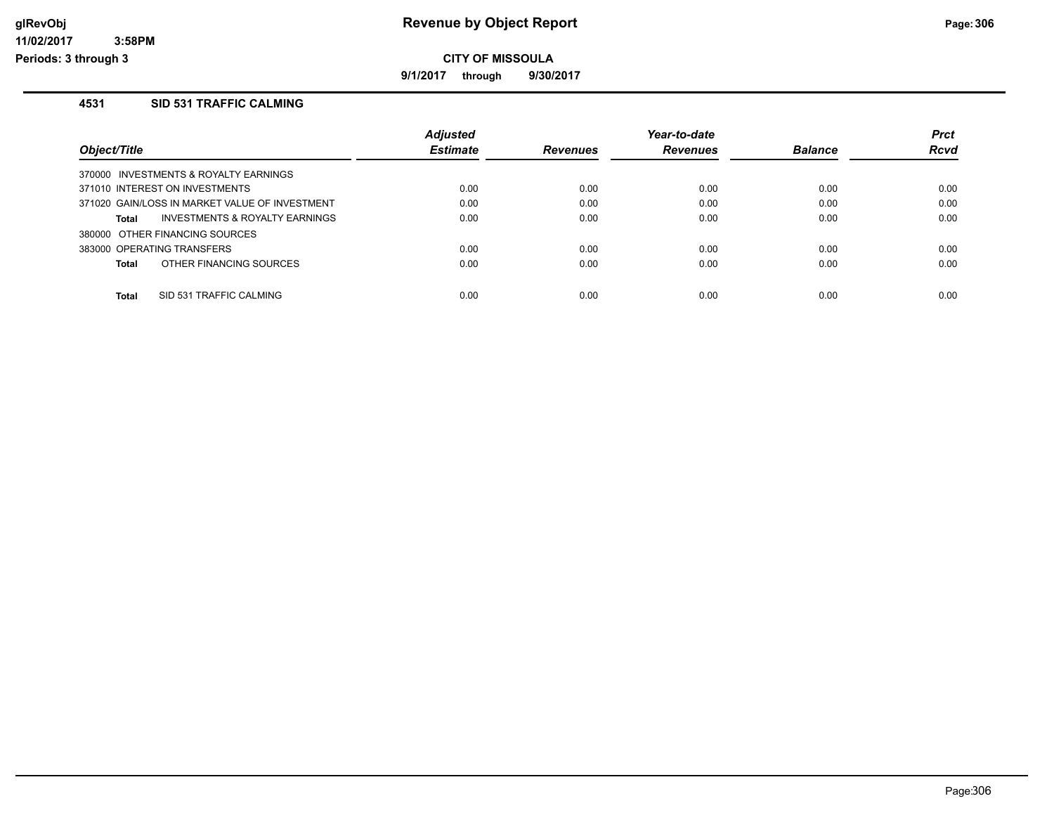# Revenue by Object Report

**CITY OF MISSOULA**

**9/1/2017 through 9/30/2017**

glRevObj
11/02/2017 3:58PM
Periods: 3 through 3

## 4531 SID 531 TRAFFIC CALMING

| Object/Title | Adjusted Estimate | Revenues | Year-to-date Revenues | Balance | Prct Rcvd |
|---|---|---|---|---|---|
| 370000 INVESTMENTS & ROYALTY EARNINGS | | | | | |
| 371010 INTEREST ON INVESTMENTS | 0.00 | 0.00 | 0.00 | 0.00 | 0.00 |
| 371020 GAIN/LOSS IN MARKET VALUE OF INVESTMENT | 0.00 | 0.00 | 0.00 | 0.00 | 0.00 |
| **Total** INVESTMENTS & ROYALTY EARNINGS | 0.00 | 0.00 | 0.00 | 0.00 | 0.00 |
| 380000 OTHER FINANCING SOURCES | | | | | |
| 383000 OPERATING TRANSFERS | 0.00 | 0.00 | 0.00 | 0.00 | 0.00 |
| **Total** OTHER FINANCING SOURCES | 0.00 | 0.00 | 0.00 | 0.00 | 0.00 |
| **Total** SID 531 TRAFFIC CALMING | 0.00 | 0.00 | 0.00 | 0.00 | 0.00 |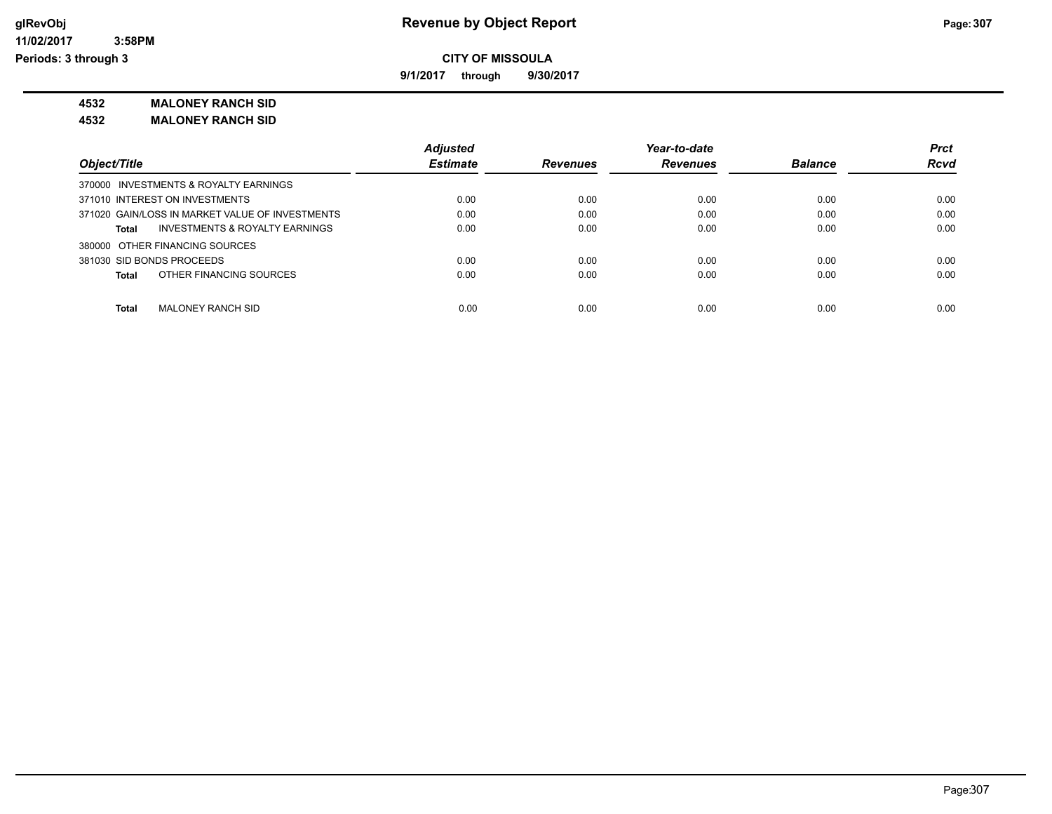# Revenue by Object Report

**CITY OF MISSOULA**

**9/1/2017 through 9/30/2017**

glRevObj
11/02/2017 3:58PM
Periods: 3 through 3

**4532 MALONEY RANCH SID**

**4532 MALONEY RANCH SID**

| Object/Title | Adjusted Estimate | Revenues | Year-to-date Revenues | Balance | Prct Rcvd |
|---|---|---|---|---|---|
| 370000 INVESTMENTS & ROYALTY EARNINGS | | | | | |
| 371010 INTEREST ON INVESTMENTS | 0.00 | 0.00 | 0.00 | 0.00 | 0.00 |
| 371020 GAIN/LOSS IN MARKET VALUE OF INVESTMENTS | 0.00 | 0.00 | 0.00 | 0.00 | 0.00 |
| **Total** INVESTMENTS & ROYALTY EARNINGS | 0.00 | 0.00 | 0.00 | 0.00 | 0.00 |
| 380000 OTHER FINANCING SOURCES | | | | | |
| 381030 SID BONDS PROCEEDS | 0.00 | 0.00 | 0.00 | 0.00 | 0.00 |
| **Total** OTHER FINANCING SOURCES | 0.00 | 0.00 | 0.00 | 0.00 | 0.00 |
| **Total** MALONEY RANCH SID | 0.00 | 0.00 | 0.00 | 0.00 | 0.00 |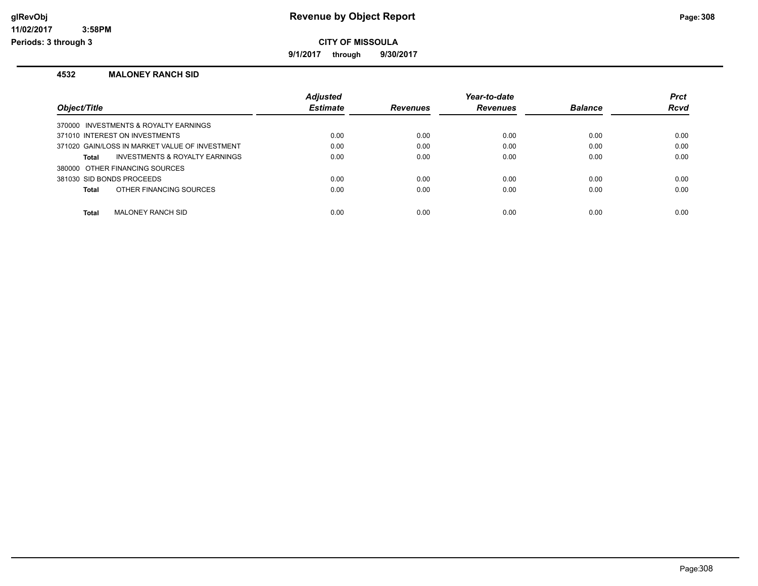# Revenue by Object Report

**CITY OF MISSOULA**

**9/1/2017 through 9/30/2017**

## 4532 MALONEY RANCH SID

| Object/Title | Adjusted Estimate | Revenues | Year-to-date Revenues | Balance | Prct Rcvd |
|---|---|---|---|---|---|
| 370000 INVESTMENTS & ROYALTY EARNINGS | | | | | |
| 371010 INTEREST ON INVESTMENTS | 0.00 | 0.00 | 0.00 | 0.00 | 0.00 |
| 371020 GAIN/LOSS IN MARKET VALUE OF INVESTMENT | 0.00 | 0.00 | 0.00 | 0.00 | 0.00 |
| **Total** INVESTMENTS & ROYALTY EARNINGS | 0.00 | 0.00 | 0.00 | 0.00 | 0.00 |
| 380000 OTHER FINANCING SOURCES | | | | | |
| 381030 SID BONDS PROCEEDS | 0.00 | 0.00 | 0.00 | 0.00 | 0.00 |
| **Total** OTHER FINANCING SOURCES | 0.00 | 0.00 | 0.00 | 0.00 | 0.00 |
| **Total** MALONEY RANCH SID | 0.00 | 0.00 | 0.00 | 0.00 | 0.00 |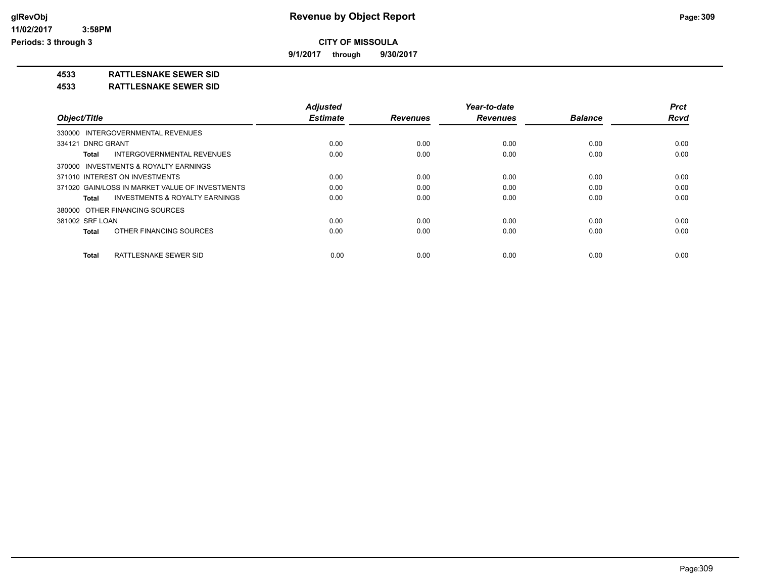# Revenue by Object Report

**CITY OF MISSOULA**

**9/1/2017 through 9/30/2017**

glRevObj
11/02/2017 3:58PM
Periods: 3 through 3

**4533 RATTLESNAKE SEWER SID**

**4533 RATTLESNAKE SEWER SID**

| Object/Title | Adjusted Estimate | Revenues | Year-to-date Revenues | Balance | Prct Rcvd |
|---|---|---|---|---|---|
| 330000 INTERGOVERNMENTAL REVENUES | | | | | |
| 334121 DNRC GRANT | 0.00 | 0.00 | 0.00 | 0.00 | 0.00 |
| **Total** INTERGOVERNMENTAL REVENUES | 0.00 | 0.00 | 0.00 | 0.00 | 0.00 |
| 370000 INVESTMENTS & ROYALTY EARNINGS | | | | | |
| 371010 INTEREST ON INVESTMENTS | 0.00 | 0.00 | 0.00 | 0.00 | 0.00 |
| 371020 GAIN/LOSS IN MARKET VALUE OF INVESTMENTS | 0.00 | 0.00 | 0.00 | 0.00 | 0.00 |
| **Total** INVESTMENTS & ROYALTY EARNINGS | 0.00 | 0.00 | 0.00 | 0.00 | 0.00 |
| 380000 OTHER FINANCING SOURCES | | | | | |
| 381002 SRF LOAN | 0.00 | 0.00 | 0.00 | 0.00 | 0.00 |
| **Total** OTHER FINANCING SOURCES | 0.00 | 0.00 | 0.00 | 0.00 | 0.00 |
| **Total** RATTLESNAKE SEWER SID | 0.00 | 0.00 | 0.00 | 0.00 | 0.00 |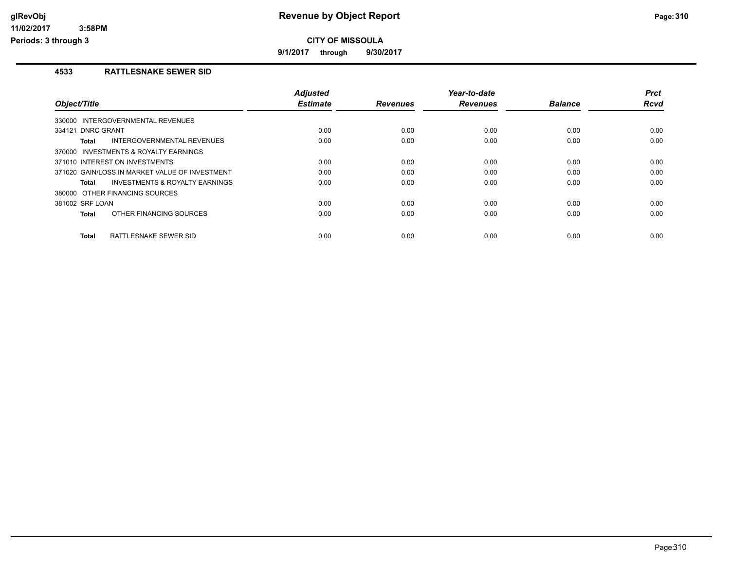# Revenue by Object Report

**CITY OF MISSOULA**

**9/1/2017 through 9/30/2017**

glRevObj
11/02/2017 3:58PM
Periods: 3 through 3

## 4533 RATTLESNAKE SEWER SID

| Object/Title | Adjusted Estimate | Revenues | Year-to-date Revenues | Balance | Prct Rcvd |
|---|---|---|---|---|---|
| 330000 INTERGOVERNMENTAL REVENUES | | | | | |
| 334121 DNRC GRANT | 0.00 | 0.00 | 0.00 | 0.00 | 0.00 |
| **Total** INTERGOVERNMENTAL REVENUES | 0.00 | 0.00 | 0.00 | 0.00 | 0.00 |
| 370000 INVESTMENTS & ROYALTY EARNINGS | | | | | |
| 371010 INTEREST ON INVESTMENTS | 0.00 | 0.00 | 0.00 | 0.00 | 0.00 |
| 371020 GAIN/LOSS IN MARKET VALUE OF INVESTMENT | 0.00 | 0.00 | 0.00 | 0.00 | 0.00 |
| **Total** INVESTMENTS & ROYALTY EARNINGS | 0.00 | 0.00 | 0.00 | 0.00 | 0.00 |
| 380000 OTHER FINANCING SOURCES | | | | | |
| 381002 SRF LOAN | 0.00 | 0.00 | 0.00 | 0.00 | 0.00 |
| **Total** OTHER FINANCING SOURCES | 0.00 | 0.00 | 0.00 | 0.00 | 0.00 |
| **Total** RATTLESNAKE SEWER SID | 0.00 | 0.00 | 0.00 | 0.00 | 0.00 |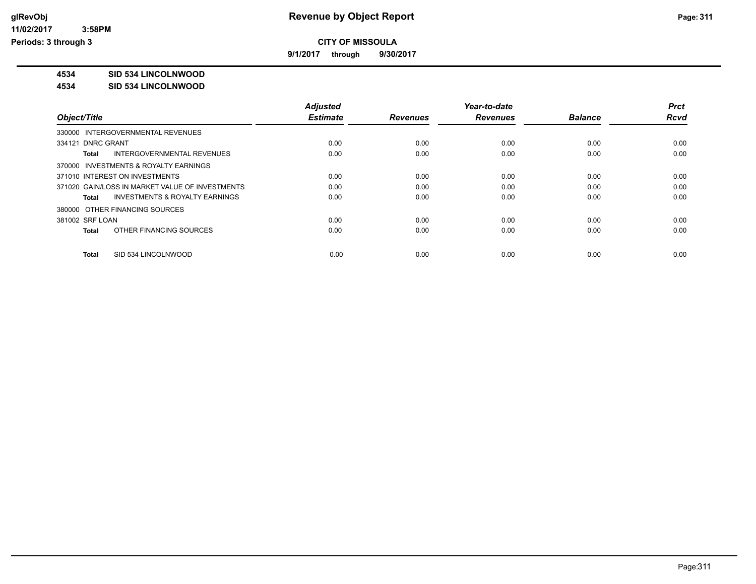**CITY OF MISSOULA**

**9/1/2017 through 9/30/2017**

**4534 SID 534 LINCOLNWOOD**

**4534 SID 534 LINCOLNWOOD**

| Object/Title | Adjusted Estimate | Revenues | Year-to-date Revenues | Balance | Prct Rcvd |
|---|---|---|---|---|---|
| 330000 INTERGOVERNMENTAL REVENUES | | | | | |
| 334121 DNRC GRANT | 0.00 | 0.00 | 0.00 | 0.00 | 0.00 |
| **Total** INTERGOVERNMENTAL REVENUES | 0.00 | 0.00 | 0.00 | 0.00 | 0.00 |
| 370000 INVESTMENTS & ROYALTY EARNINGS | | | | | |
| 371010 INTEREST ON INVESTMENTS | 0.00 | 0.00 | 0.00 | 0.00 | 0.00 |
| 371020 GAIN/LOSS IN MARKET VALUE OF INVESTMENTS | 0.00 | 0.00 | 0.00 | 0.00 | 0.00 |
| **Total** INVESTMENTS & ROYALTY EARNINGS | 0.00 | 0.00 | 0.00 | 0.00 | 0.00 |
| 380000 OTHER FINANCING SOURCES | | | | | |
| 381002 SRF LOAN | 0.00 | 0.00 | 0.00 | 0.00 | 0.00 |
| **Total** OTHER FINANCING SOURCES | 0.00 | 0.00 | 0.00 | 0.00 | 0.00 |
| **Total** SID 534 LINCOLNWOOD | 0.00 | 0.00 | 0.00 | 0.00 | 0.00 |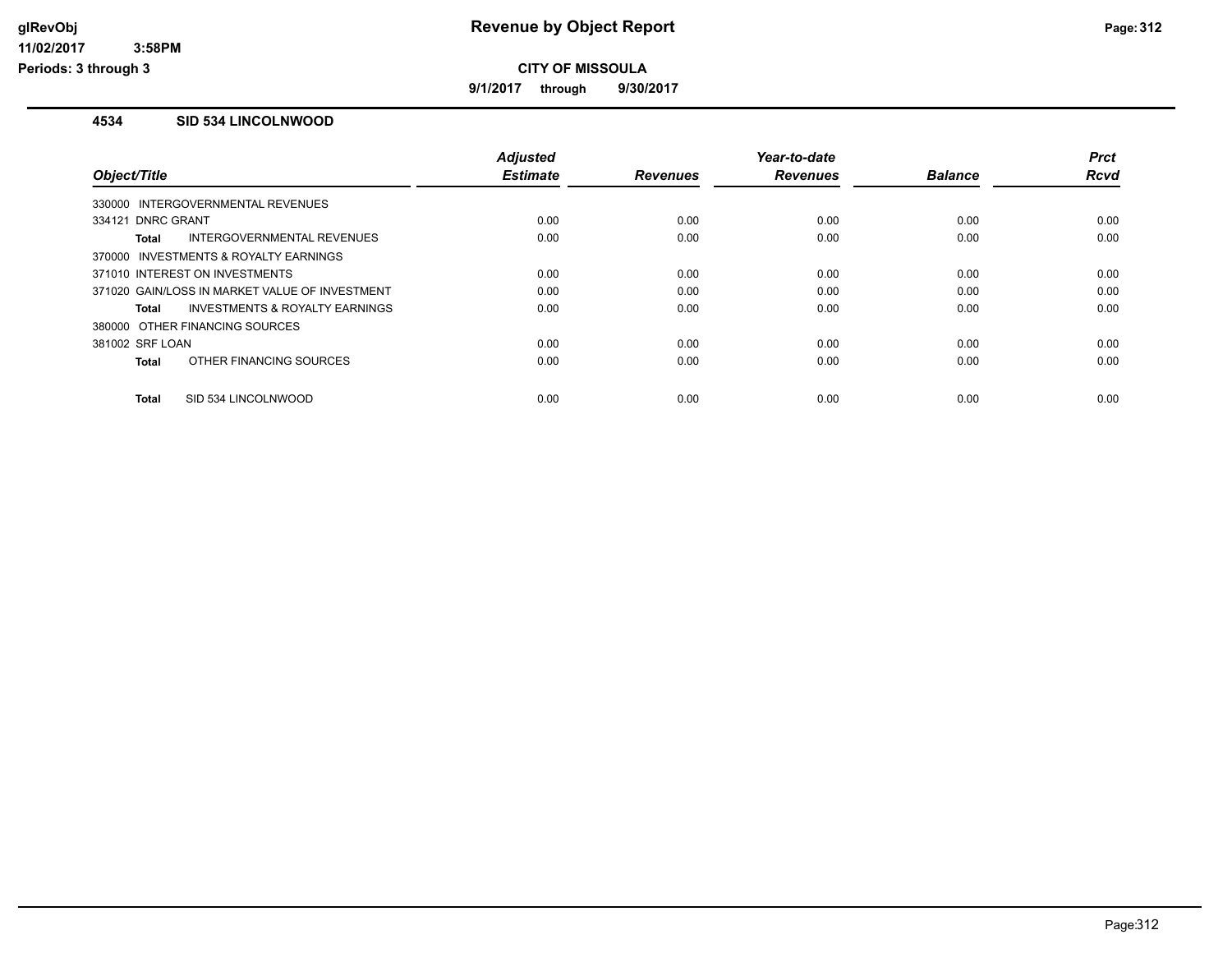**Revenue by Object Report**

**CITY OF MISSOULA**

**9/1/2017 through 9/30/2017**

glRevObj
11/02/2017 3:58PM
Periods: 3 through 3

### 4534 SID 534 LINCOLNWOOD

| Object/Title | Adjusted Estimate | Revenues | Year-to-date Revenues | Balance | Prct Rcvd |
|---|---|---|---|---|---|
| 330000 INTERGOVERNMENTAL REVENUES | | | | | |
| 334121 DNRC GRANT | 0.00 | 0.00 | 0.00 | 0.00 | 0.00 |
| **Total** INTERGOVERNMENTAL REVENUES | 0.00 | 0.00 | 0.00 | 0.00 | 0.00 |
| 370000 INVESTMENTS & ROYALTY EARNINGS | | | | | |
| 371010 INTEREST ON INVESTMENTS | 0.00 | 0.00 | 0.00 | 0.00 | 0.00 |
| 371020 GAIN/LOSS IN MARKET VALUE OF INVESTMENT | 0.00 | 0.00 | 0.00 | 0.00 | 0.00 |
| **Total** INVESTMENTS & ROYALTY EARNINGS | 0.00 | 0.00 | 0.00 | 0.00 | 0.00 |
| 380000 OTHER FINANCING SOURCES | | | | | |
| 381002 SRF LOAN | 0.00 | 0.00 | 0.00 | 0.00 | 0.00 |
| **Total** OTHER FINANCING SOURCES | 0.00 | 0.00 | 0.00 | 0.00 | 0.00 |
| **Total** SID 534 LINCOLNWOOD | 0.00 | 0.00 | 0.00 | 0.00 | 0.00 |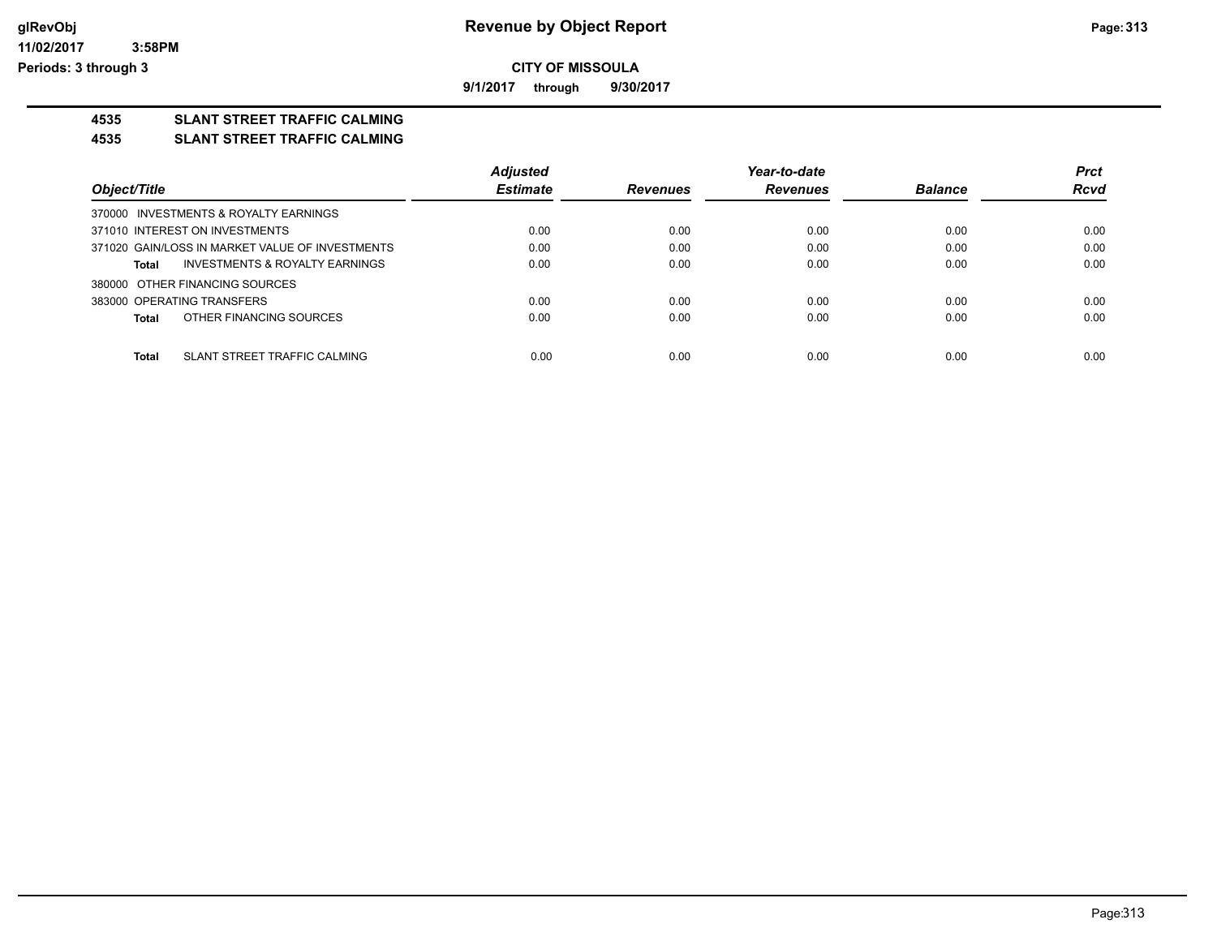**Revenue by Object Report**

**CITY OF MISSOULA**

**9/1/2017 through 9/30/2017**

## 4535 SLANT STREET TRAFFIC CALMING

## 4535 SLANT STREET TRAFFIC CALMING

| Object/Title | Adjusted Estimate | Revenues | Year-to-date Revenues | Balance | Prct Rcvd |
|---|---|---|---|---|---|
| 370000 INVESTMENTS & ROYALTY EARNINGS | | | | | |
| 371010 INTEREST ON INVESTMENTS | 0.00 | 0.00 | 0.00 | 0.00 | 0.00 |
| 371020 GAIN/LOSS IN MARKET VALUE OF INVESTMENTS | 0.00 | 0.00 | 0.00 | 0.00 | 0.00 |
| **Total** INVESTMENTS & ROYALTY EARNINGS | 0.00 | 0.00 | 0.00 | 0.00 | 0.00 |
| 380000 OTHER FINANCING SOURCES | | | | | |
| 383000 OPERATING TRANSFERS | 0.00 | 0.00 | 0.00 | 0.00 | 0.00 |
| **Total** OTHER FINANCING SOURCES | 0.00 | 0.00 | 0.00 | 0.00 | 0.00 |
| **Total** SLANT STREET TRAFFIC CALMING | 0.00 | 0.00 | 0.00 | 0.00 | 0.00 |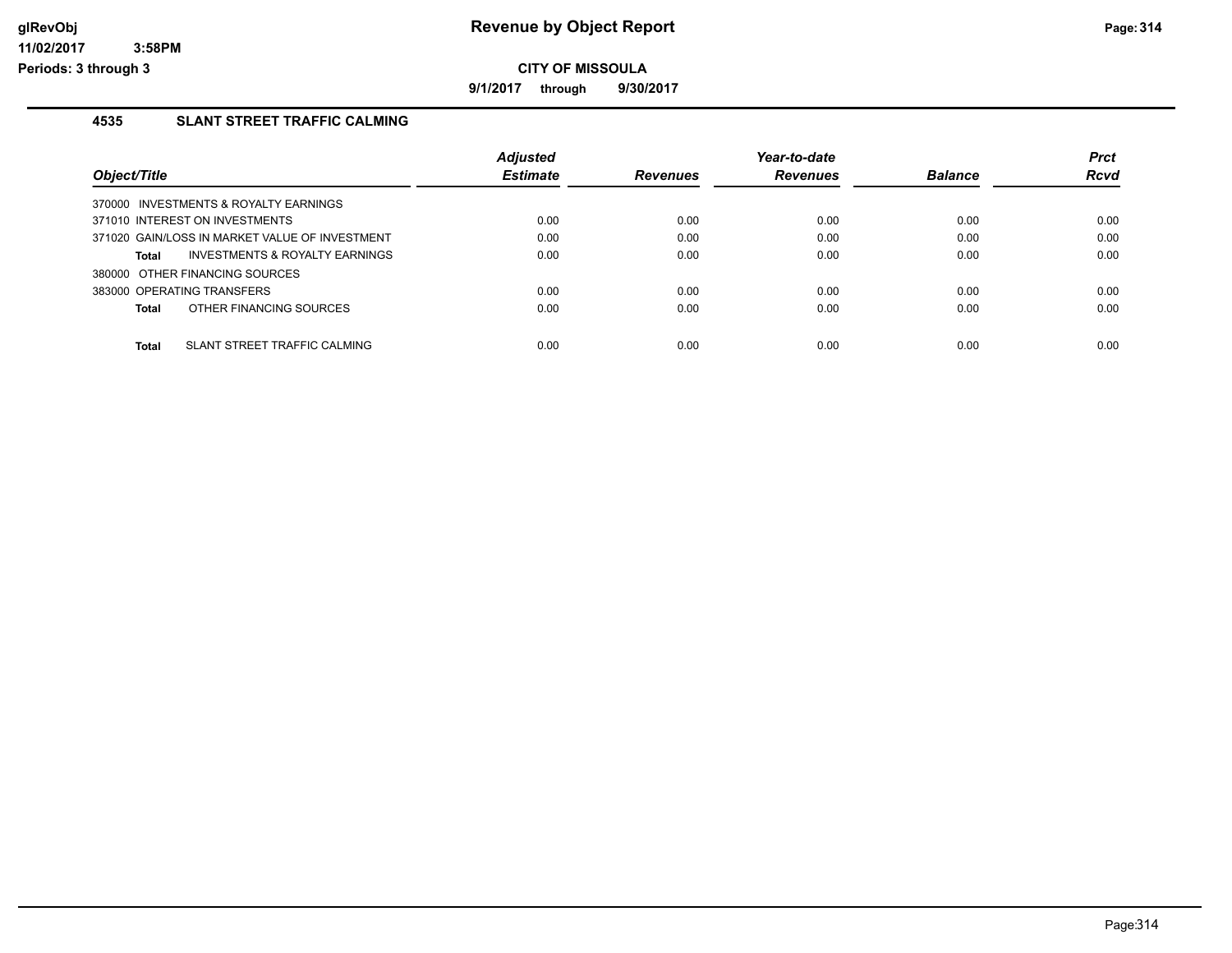# Revenue by Object Report

**CITY OF MISSOULA**

**9/1/2017 through 9/30/2017**

glRevObj
11/02/2017 3:58PM
Periods: 3 through 3

## 4535 SLANT STREET TRAFFIC CALMING

| Object/Title | Adjusted Estimate | Revenues | Year-to-date Revenues | Balance | Prct Rcvd |
|---|---|---|---|---|---|
| 370000 INVESTMENTS & ROYALTY EARNINGS | | | | | |
| 371010 INTEREST ON INVESTMENTS | 0.00 | 0.00 | 0.00 | 0.00 | 0.00 |
| 371020 GAIN/LOSS IN MARKET VALUE OF INVESTMENT | 0.00 | 0.00 | 0.00 | 0.00 | 0.00 |
| **Total** INVESTMENTS & ROYALTY EARNINGS | 0.00 | 0.00 | 0.00 | 0.00 | 0.00 |
| 380000 OTHER FINANCING SOURCES | | | | | |
| 383000 OPERATING TRANSFERS | 0.00 | 0.00 | 0.00 | 0.00 | 0.00 |
| **Total** OTHER FINANCING SOURCES | 0.00 | 0.00 | 0.00 | 0.00 | 0.00 |
| **Total** SLANT STREET TRAFFIC CALMING | 0.00 | 0.00 | 0.00 | 0.00 | 0.00 |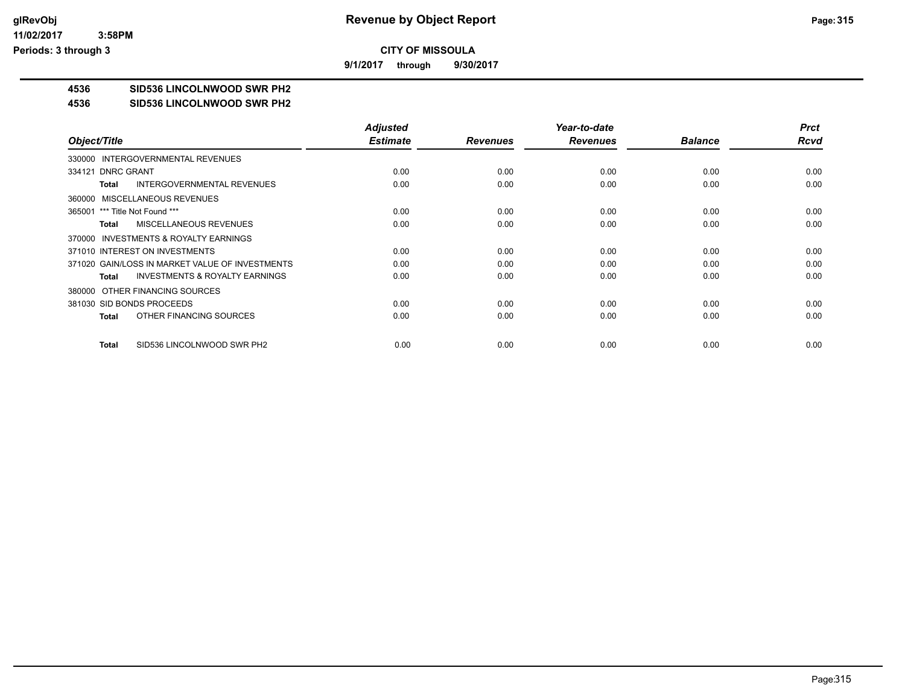**CITY OF MISSOULA**

**9/1/2017 through 9/30/2017**

**4536 SID536 LINCOLNWOOD SWR PH2**

**4536 SID536 LINCOLNWOOD SWR PH2**

| Object/Title | Adjusted Estimate | Revenues | Year-to-date Revenues | Balance | Prct Rcvd |
|---|---|---|---|---|---|
| 330000 INTERGOVERNMENTAL REVENUES | | | | | |
| 334121 DNRC GRANT | 0.00 | 0.00 | 0.00 | 0.00 | 0.00 |
| **Total** INTERGOVERNMENTAL REVENUES | 0.00 | 0.00 | 0.00 | 0.00 | 0.00 |
| 360000 MISCELLANEOUS REVENUES | | | | | |
| 365001 *** Title Not Found *** | 0.00 | 0.00 | 0.00 | 0.00 | 0.00 |
| **Total** MISCELLANEOUS REVENUES | 0.00 | 0.00 | 0.00 | 0.00 | 0.00 |
| 370000 INVESTMENTS & ROYALTY EARNINGS | | | | | |
| 371010 INTEREST ON INVESTMENTS | 0.00 | 0.00 | 0.00 | 0.00 | 0.00 |
| 371020 GAIN/LOSS IN MARKET VALUE OF INVESTMENTS | 0.00 | 0.00 | 0.00 | 0.00 | 0.00 |
| **Total** INVESTMENTS & ROYALTY EARNINGS | 0.00 | 0.00 | 0.00 | 0.00 | 0.00 |
| 380000 OTHER FINANCING SOURCES | | | | | |
| 381030 SID BONDS PROCEEDS | 0.00 | 0.00 | 0.00 | 0.00 | 0.00 |
| **Total** OTHER FINANCING SOURCES | 0.00 | 0.00 | 0.00 | 0.00 | 0.00 |
| **Total** SID536 LINCOLNWOOD SWR PH2 | 0.00 | 0.00 | 0.00 | 0.00 | 0.00 |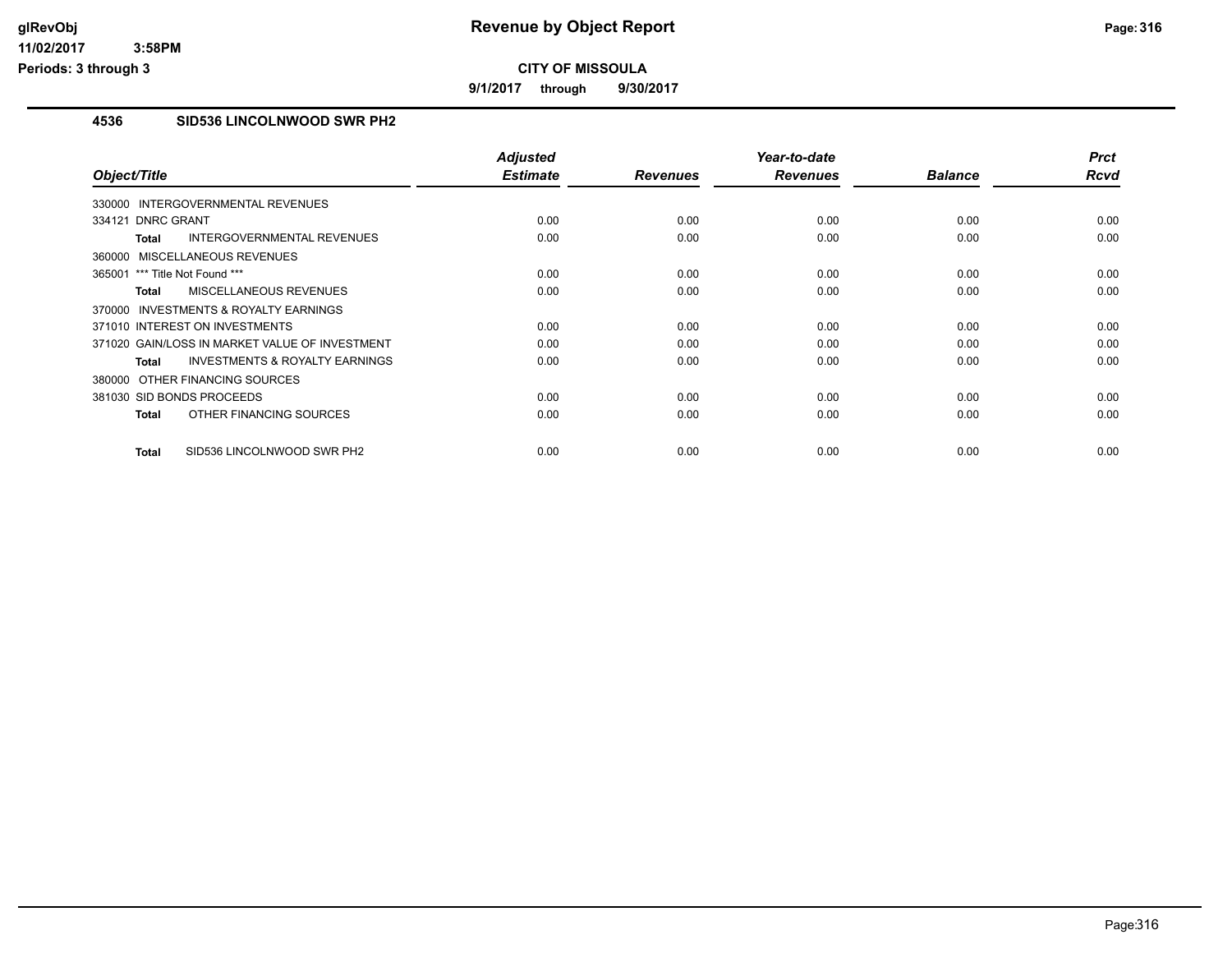# Revenue by Object Report

**CITY OF MISSOULA**

**9/1/2017 through 9/30/2017**

glRevObj
11/02/2017 3:58PM
Periods: 3 through 3

## 4536 SID536 LINCOLNWOOD SWR PH2

| Object/Title | Adjusted Estimate | Revenues | Year-to-date Revenues | Balance | Prct Rcvd |
|---|---|---|---|---|---|
| 330000 INTERGOVERNMENTAL REVENUES | | | | | |
| 334121 DNRC GRANT | 0.00 | 0.00 | 0.00 | 0.00 | 0.00 |
| **Total** INTERGOVERNMENTAL REVENUES | 0.00 | 0.00 | 0.00 | 0.00 | 0.00 |
| 360000 MISCELLANEOUS REVENUES | | | | | |
| 365001 *** Title Not Found *** | 0.00 | 0.00 | 0.00 | 0.00 | 0.00 |
| **Total** MISCELLANEOUS REVENUES | 0.00 | 0.00 | 0.00 | 0.00 | 0.00 |
| 370000 INVESTMENTS & ROYALTY EARNINGS | | | | | |
| 371010 INTEREST ON INVESTMENTS | 0.00 | 0.00 | 0.00 | 0.00 | 0.00 |
| 371020 GAIN/LOSS IN MARKET VALUE OF INVESTMENT | 0.00 | 0.00 | 0.00 | 0.00 | 0.00 |
| **Total** INVESTMENTS & ROYALTY EARNINGS | 0.00 | 0.00 | 0.00 | 0.00 | 0.00 |
| 380000 OTHER FINANCING SOURCES | | | | | |
| 381030 SID BONDS PROCEEDS | 0.00 | 0.00 | 0.00 | 0.00 | 0.00 |
| **Total** OTHER FINANCING SOURCES | 0.00 | 0.00 | 0.00 | 0.00 | 0.00 |
| **Total** SID536 LINCOLNWOOD SWR PH2 | 0.00 | 0.00 | 0.00 | 0.00 | 0.00 |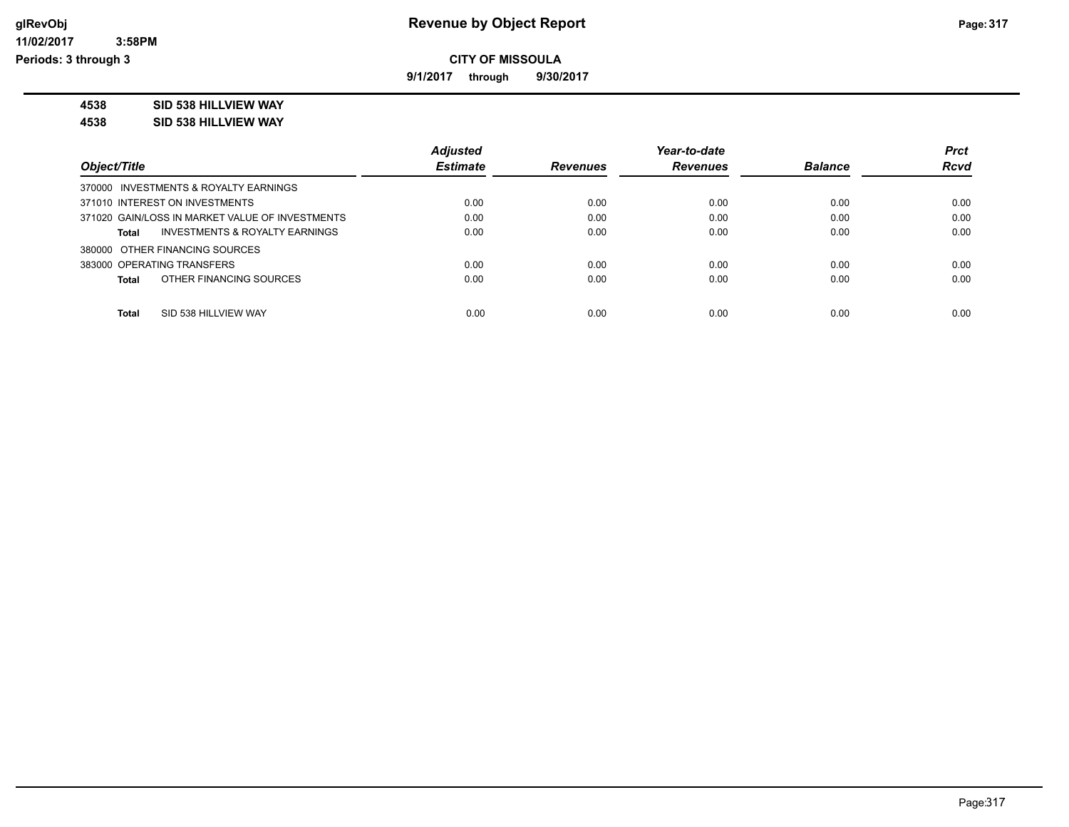# Revenue by Object Report

**CITY OF MISSOULA**

**9/1/2017 through 9/30/2017**

**4538 SID 538 HILLVIEW WAY**

**4538 SID 538 HILLVIEW WAY**

| Object/Title | Adjusted Estimate | Revenues | Year-to-date Revenues | Balance | Prct Rcvd |
|---|---|---|---|---|---|
| 370000 INVESTMENTS & ROYALTY EARNINGS | | | | | |
| 371010 INTEREST ON INVESTMENTS | 0.00 | 0.00 | 0.00 | 0.00 | 0.00 |
| 371020 GAIN/LOSS IN MARKET VALUE OF INVESTMENTS | 0.00 | 0.00 | 0.00 | 0.00 | 0.00 |
| **Total** INVESTMENTS & ROYALTY EARNINGS | 0.00 | 0.00 | 0.00 | 0.00 | 0.00 |
| 380000 OTHER FINANCING SOURCES | | | | | |
| 383000 OPERATING TRANSFERS | 0.00 | 0.00 | 0.00 | 0.00 | 0.00 |
| **Total** OTHER FINANCING SOURCES | 0.00 | 0.00 | 0.00 | 0.00 | 0.00 |
| **Total** SID 538 HILLVIEW WAY | 0.00 | 0.00 | 0.00 | 0.00 | 0.00 |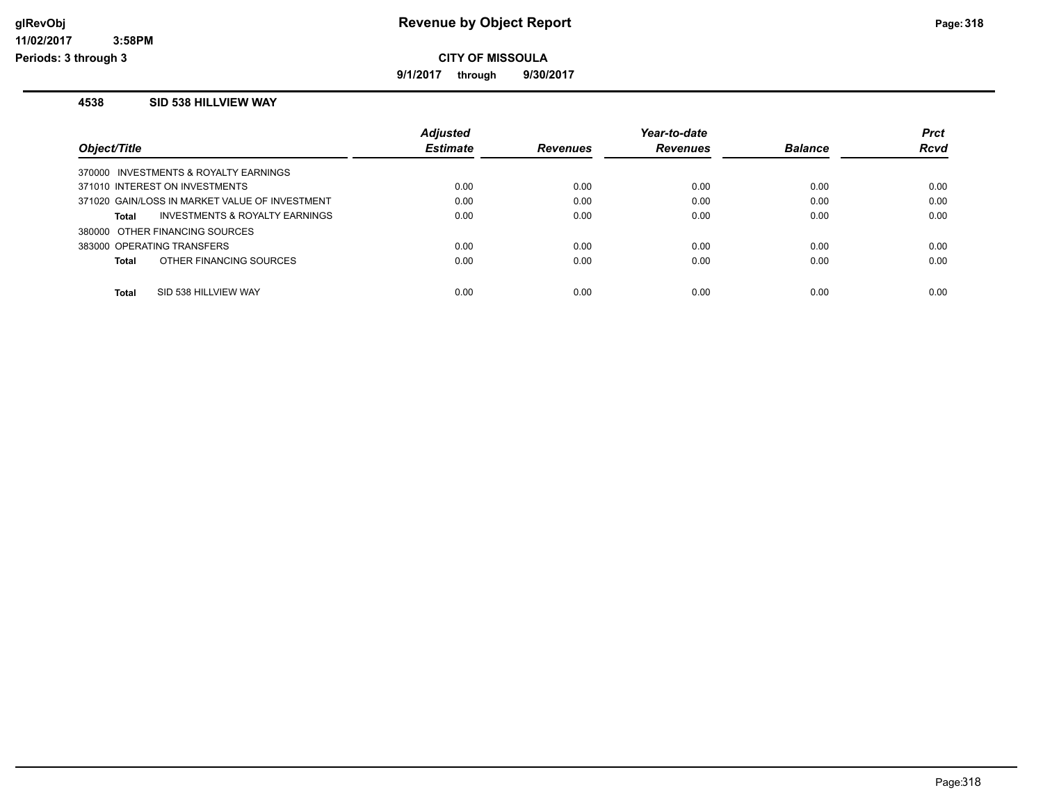# Revenue by Object Report

**CITY OF MISSOULA**

**9/1/2017 through 9/30/2017**

glRevObj
11/02/2017 3:58PM
Periods: 3 through 3

## 4538 SID 538 HILLVIEW WAY

| Object/Title | Adjusted Estimate | Revenues | Year-to-date Revenues | Balance | Prct Rcvd |
|---|---|---|---|---|---|
| 370000 INVESTMENTS & ROYALTY EARNINGS | | | | | |
| 371010 INTEREST ON INVESTMENTS | 0.00 | 0.00 | 0.00 | 0.00 | 0.00 |
| 371020 GAIN/LOSS IN MARKET VALUE OF INVESTMENT | 0.00 | 0.00 | 0.00 | 0.00 | 0.00 |
| **Total** INVESTMENTS & ROYALTY EARNINGS | 0.00 | 0.00 | 0.00 | 0.00 | 0.00 |
| 380000 OTHER FINANCING SOURCES | | | | | |
| 383000 OPERATING TRANSFERS | 0.00 | 0.00 | 0.00 | 0.00 | 0.00 |
| **Total** OTHER FINANCING SOURCES | 0.00 | 0.00 | 0.00 | 0.00 | 0.00 |
| **Total** SID 538 HILLVIEW WAY | 0.00 | 0.00 | 0.00 | 0.00 | 0.00 |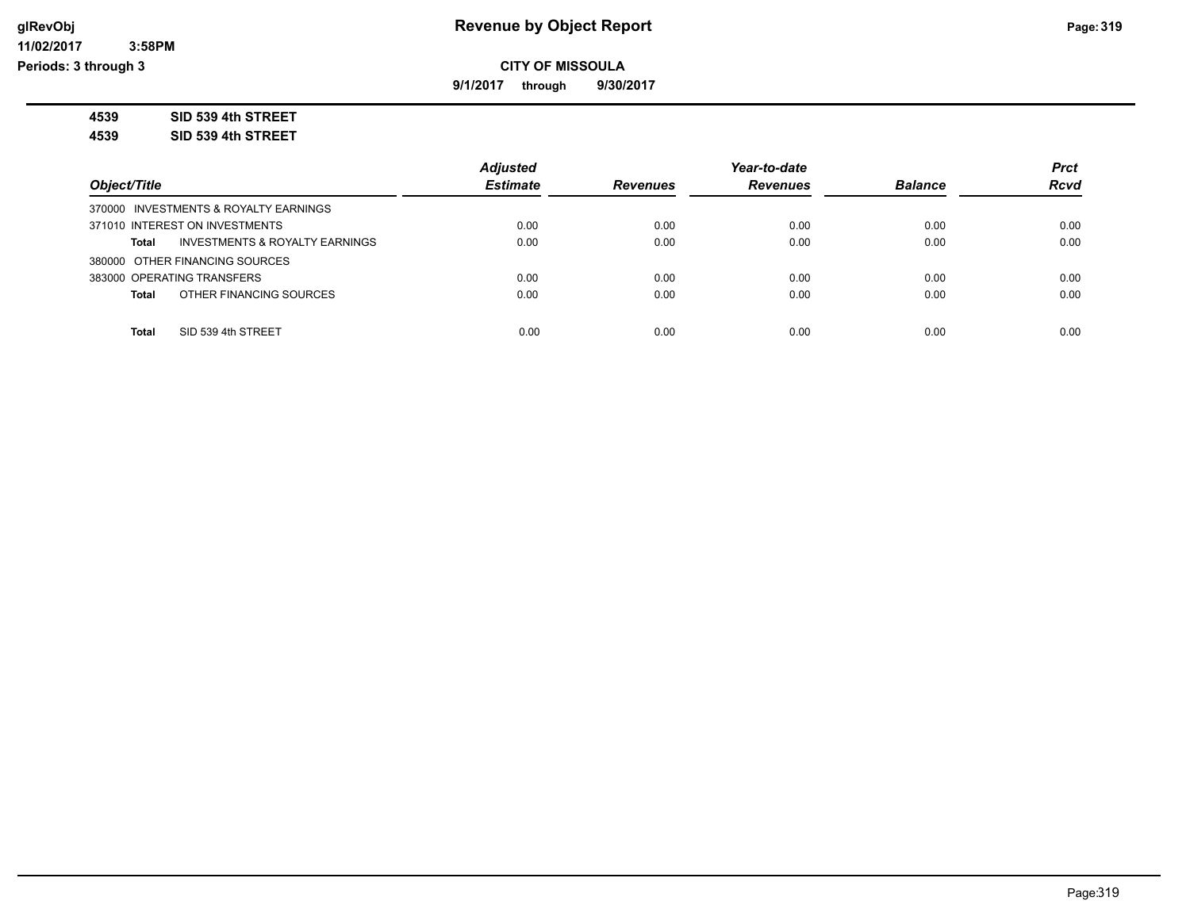**Revenue by Object Report**

**CITY OF MISSOULA**

**9/1/2017 through 9/30/2017**

**4539 SID 539 4th STREET**

**4539 SID 539 4th STREET**

| Object/Title | Adjusted Estimate | Revenues | Year-to-date Revenues | Balance | Prct Rcvd |
|---|---|---|---|---|---|
| 370000 INVESTMENTS & ROYALTY EARNINGS | | | | | |
| 371010 INTEREST ON INVESTMENTS | 0.00 | 0.00 | 0.00 | 0.00 | 0.00 |
| **Total** INVESTMENTS & ROYALTY EARNINGS | 0.00 | 0.00 | 0.00 | 0.00 | 0.00 |
| 380000 OTHER FINANCING SOURCES | | | | | |
| 383000 OPERATING TRANSFERS | 0.00 | 0.00 | 0.00 | 0.00 | 0.00 |
| **Total** OTHER FINANCING SOURCES | 0.00 | 0.00 | 0.00 | 0.00 | 0.00 |
| **Total** SID 539 4th STREET | 0.00 | 0.00 | 0.00 | 0.00 | 0.00 |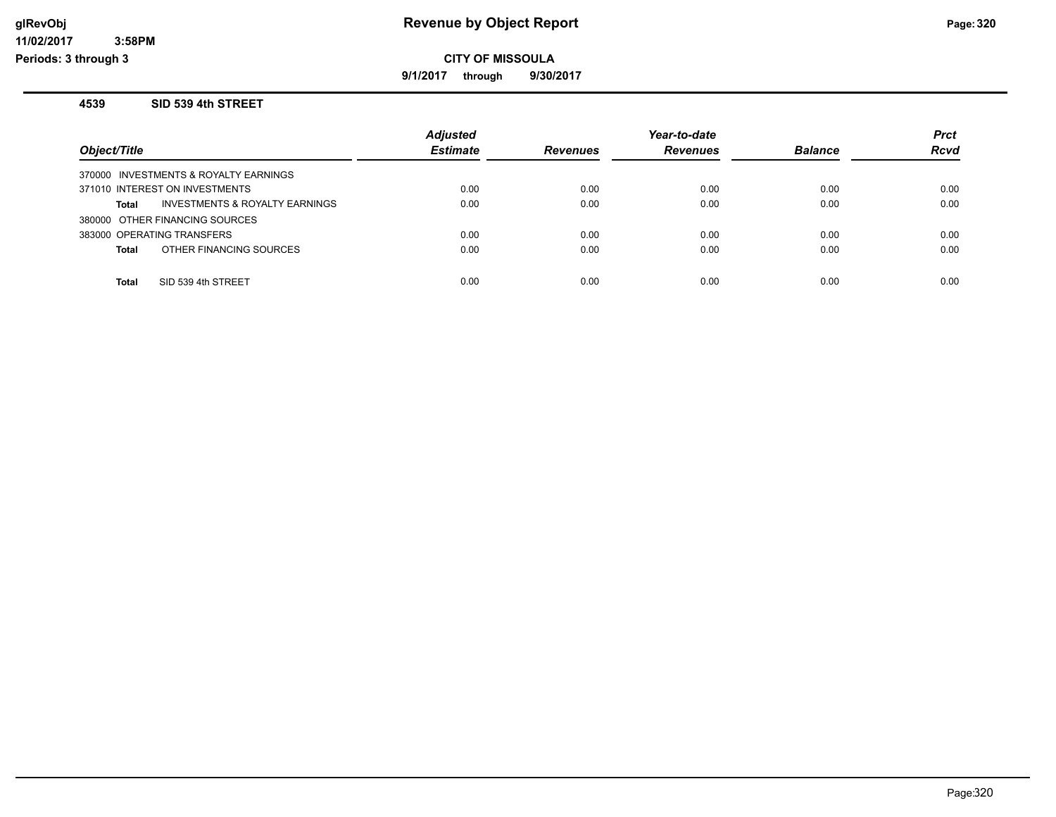# Revenue by Object Report

**CITY OF MISSOULA**

**9/1/2017 through 9/30/2017**

glRevObj
11/02/2017 3:58PM
Periods: 3 through 3

## 4539 SID 539 4th STREET

| Object/Title | Adjusted Estimate | Revenues | Year-to-date Revenues | Balance | Prct Rcvd |
|---|---|---|---|---|---|
| 370000 INVESTMENTS & ROYALTY EARNINGS | | | | | |
| 371010 INTEREST ON INVESTMENTS | 0.00 | 0.00 | 0.00 | 0.00 | 0.00 |
| **Total** INVESTMENTS & ROYALTY EARNINGS | 0.00 | 0.00 | 0.00 | 0.00 | 0.00 |
| 380000 OTHER FINANCING SOURCES | | | | | |
| 383000 OPERATING TRANSFERS | 0.00 | 0.00 | 0.00 | 0.00 | 0.00 |
| **Total** OTHER FINANCING SOURCES | 0.00 | 0.00 | 0.00 | 0.00 | 0.00 |
| **Total** SID 539 4th STREET | 0.00 | 0.00 | 0.00 | 0.00 | 0.00 |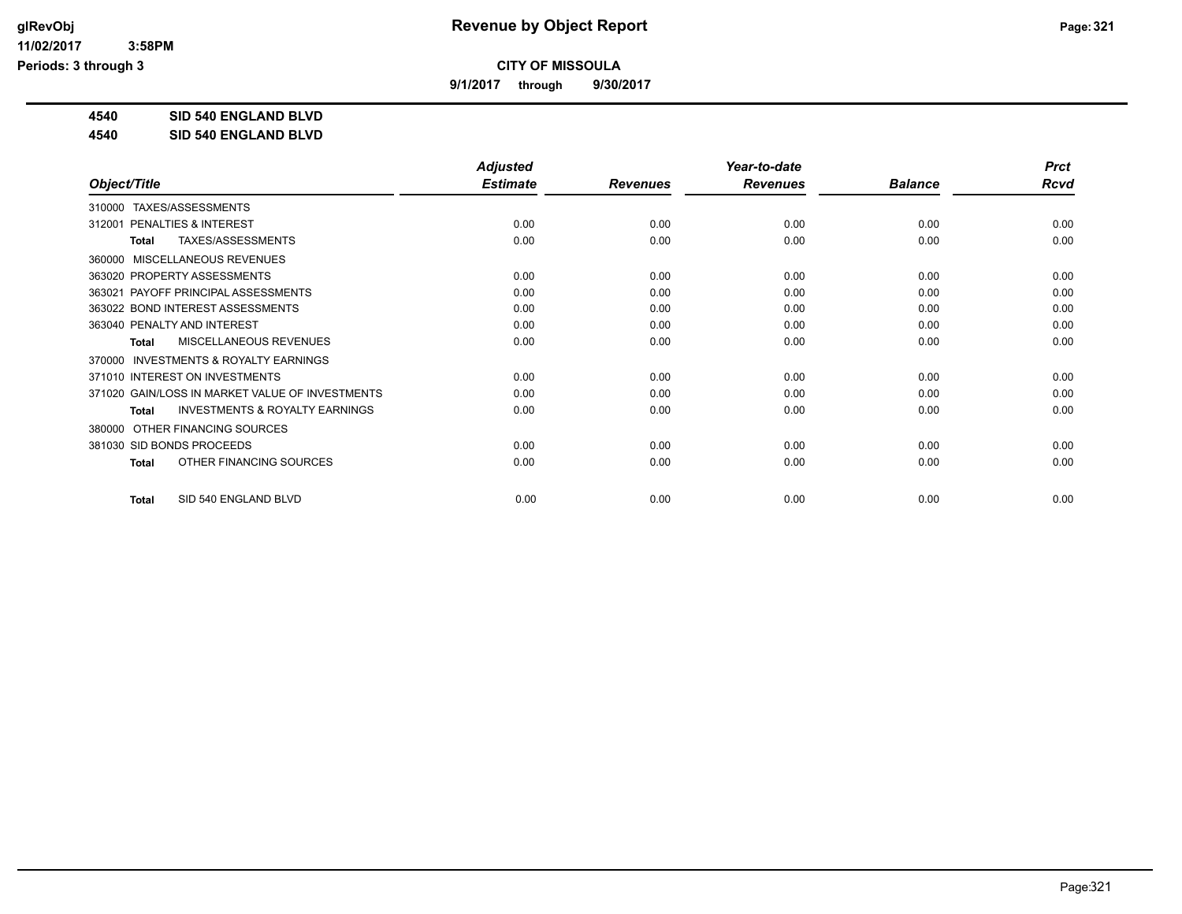# Revenue by Object Report

**CITY OF MISSOULA**

**9/1/2017 through 9/30/2017**

glRevObj
11/02/2017 3:58PM
Periods: 3 through 3

**4540 SID 540 ENGLAND BLVD**

**4540 SID 540 ENGLAND BLVD**

| Object/Title | Adjusted Estimate | Revenues | Year-to-date Revenues | Balance | Prct Rcvd |
|---|---|---|---|---|---|
| 310000 TAXES/ASSESSMENTS | | | | | |
| 312001 PENALTIES & INTEREST | 0.00 | 0.00 | 0.00 | 0.00 | 0.00 |
| **Total** TAXES/ASSESSMENTS | 0.00 | 0.00 | 0.00 | 0.00 | 0.00 |
| 360000 MISCELLANEOUS REVENUES | | | | | |
| 363020 PROPERTY ASSESSMENTS | 0.00 | 0.00 | 0.00 | 0.00 | 0.00 |
| 363021 PAYOFF PRINCIPAL ASSESSMENTS | 0.00 | 0.00 | 0.00 | 0.00 | 0.00 |
| 363022 BOND INTEREST ASSESSMENTS | 0.00 | 0.00 | 0.00 | 0.00 | 0.00 |
| 363040 PENALTY AND INTEREST | 0.00 | 0.00 | 0.00 | 0.00 | 0.00 |
| **Total** MISCELLANEOUS REVENUES | 0.00 | 0.00 | 0.00 | 0.00 | 0.00 |
| 370000 INVESTMENTS & ROYALTY EARNINGS | | | | | |
| 371010 INTEREST ON INVESTMENTS | 0.00 | 0.00 | 0.00 | 0.00 | 0.00 |
| 371020 GAIN/LOSS IN MARKET VALUE OF INVESTMENTS | 0.00 | 0.00 | 0.00 | 0.00 | 0.00 |
| **Total** INVESTMENTS & ROYALTY EARNINGS | 0.00 | 0.00 | 0.00 | 0.00 | 0.00 |
| 380000 OTHER FINANCING SOURCES | | | | | |
| 381030 SID BONDS PROCEEDS | 0.00 | 0.00 | 0.00 | 0.00 | 0.00 |
| **Total** OTHER FINANCING SOURCES | 0.00 | 0.00 | 0.00 | 0.00 | 0.00 |
| **Total** SID 540 ENGLAND BLVD | 0.00 | 0.00 | 0.00 | 0.00 | 0.00 |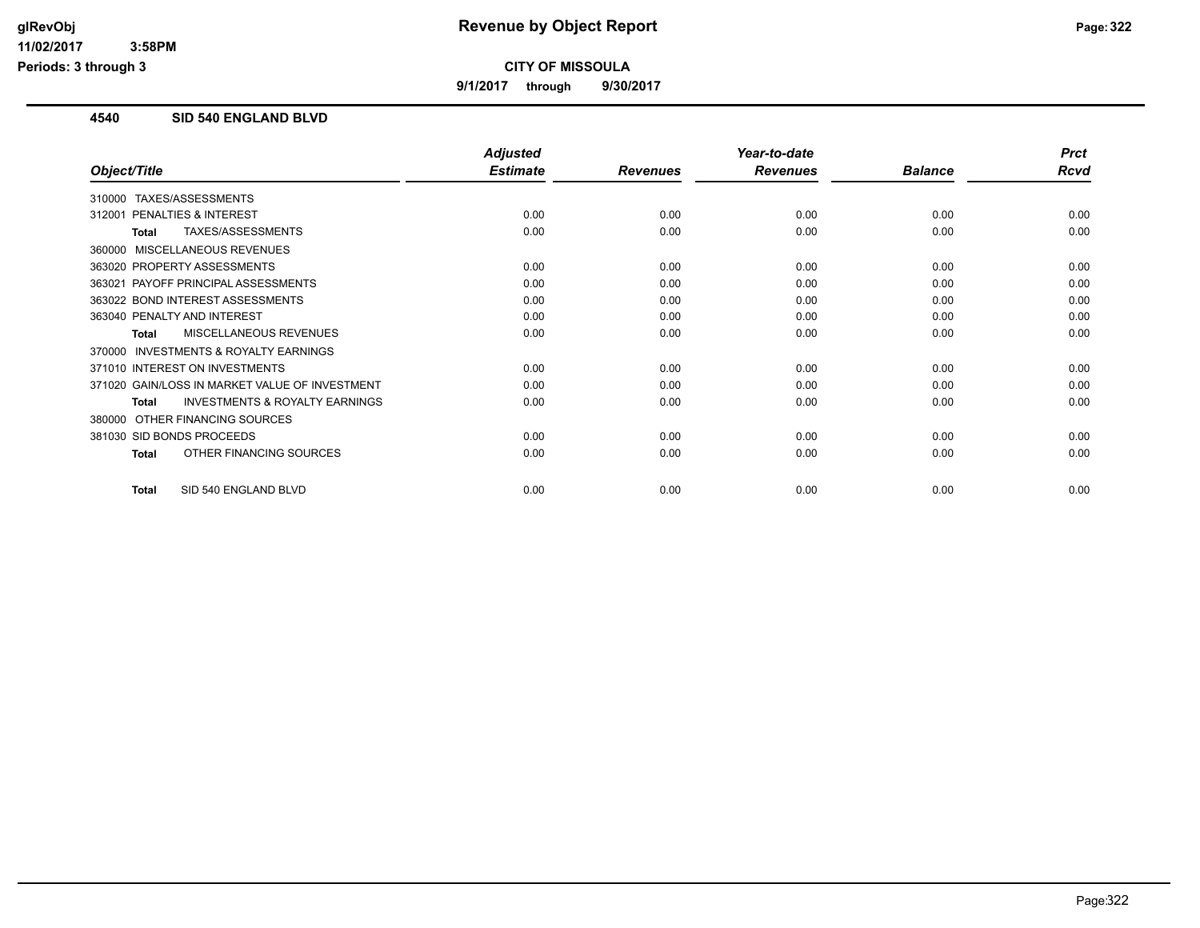# Revenue by Object Report

**CITY OF MISSOULA**

**9/1/2017 through 9/30/2017**

glRevObj
11/02/2017 3:58PM
Periods: 3 through 3

## 4540 SID 540 ENGLAND BLVD

| Object/Title | Adjusted Estimate | Revenues | Year-to-date Revenues | Balance | Prct Rcvd |
|---|---|---|---|---|---|
| 310000 TAXES/ASSESSMENTS | | | | | |
| 312001 PENALTIES & INTEREST | 0.00 | 0.00 | 0.00 | 0.00 | 0.00 |
| **Total** TAXES/ASSESSMENTS | 0.00 | 0.00 | 0.00 | 0.00 | 0.00 |
| 360000 MISCELLANEOUS REVENUES | | | | | |
| 363020 PROPERTY ASSESSMENTS | 0.00 | 0.00 | 0.00 | 0.00 | 0.00 |
| 363021 PAYOFF PRINCIPAL ASSESSMENTS | 0.00 | 0.00 | 0.00 | 0.00 | 0.00 |
| 363022 BOND INTEREST ASSESSMENTS | 0.00 | 0.00 | 0.00 | 0.00 | 0.00 |
| 363040 PENALTY AND INTEREST | 0.00 | 0.00 | 0.00 | 0.00 | 0.00 |
| **Total** MISCELLANEOUS REVENUES | 0.00 | 0.00 | 0.00 | 0.00 | 0.00 |
| 370000 INVESTMENTS & ROYALTY EARNINGS | | | | | |
| 371010 INTEREST ON INVESTMENTS | 0.00 | 0.00 | 0.00 | 0.00 | 0.00 |
| 371020 GAIN/LOSS IN MARKET VALUE OF INVESTMENT | 0.00 | 0.00 | 0.00 | 0.00 | 0.00 |
| **Total** INVESTMENTS & ROYALTY EARNINGS | 0.00 | 0.00 | 0.00 | 0.00 | 0.00 |
| 380000 OTHER FINANCING SOURCES | | | | | |
| 381030 SID BONDS PROCEEDS | 0.00 | 0.00 | 0.00 | 0.00 | 0.00 |
| **Total** OTHER FINANCING SOURCES | 0.00 | 0.00 | 0.00 | 0.00 | 0.00 |
| **Total** SID 540 ENGLAND BLVD | 0.00 | 0.00 | 0.00 | 0.00 | 0.00 |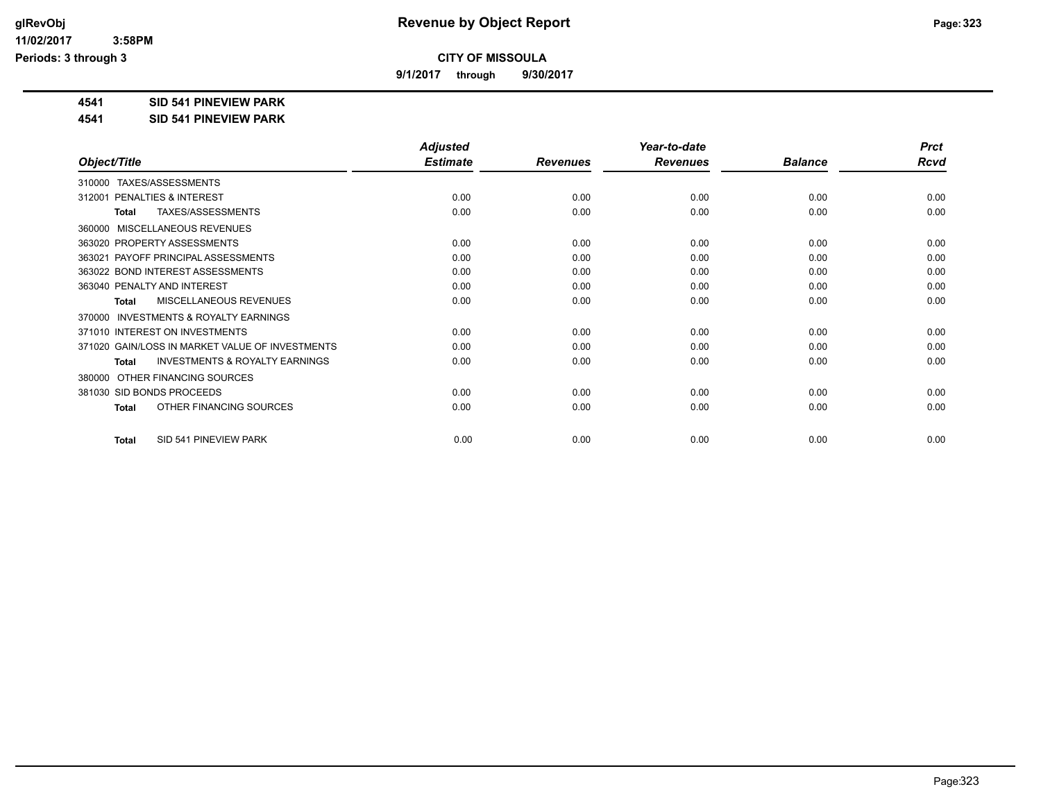**CITY OF MISSOULA**

**9/1/2017 through 9/30/2017**

**4541 SID 541 PINEVIEW PARK**

**4541 SID 541 PINEVIEW PARK**

| Object/Title | Adjusted Estimate | Revenues | Year-to-date Revenues | Balance | Prct Rcvd |
|---|---|---|---|---|---|
| 310000 TAXES/ASSESSMENTS | | | | | |
| 312001 PENALTIES & INTEREST | 0.00 | 0.00 | 0.00 | 0.00 | 0.00 |
| **Total** TAXES/ASSESSMENTS | 0.00 | 0.00 | 0.00 | 0.00 | 0.00 |
| 360000 MISCELLANEOUS REVENUES | | | | | |
| 363020 PROPERTY ASSESSMENTS | 0.00 | 0.00 | 0.00 | 0.00 | 0.00 |
| 363021 PAYOFF PRINCIPAL ASSESSMENTS | 0.00 | 0.00 | 0.00 | 0.00 | 0.00 |
| 363022 BOND INTEREST ASSESSMENTS | 0.00 | 0.00 | 0.00 | 0.00 | 0.00 |
| 363040 PENALTY AND INTEREST | 0.00 | 0.00 | 0.00 | 0.00 | 0.00 |
| **Total** MISCELLANEOUS REVENUES | 0.00 | 0.00 | 0.00 | 0.00 | 0.00 |
| 370000 INVESTMENTS & ROYALTY EARNINGS | | | | | |
| 371010 INTEREST ON INVESTMENTS | 0.00 | 0.00 | 0.00 | 0.00 | 0.00 |
| 371020 GAIN/LOSS IN MARKET VALUE OF INVESTMENTS | 0.00 | 0.00 | 0.00 | 0.00 | 0.00 |
| **Total** INVESTMENTS & ROYALTY EARNINGS | 0.00 | 0.00 | 0.00 | 0.00 | 0.00 |
| 380000 OTHER FINANCING SOURCES | | | | | |
| 381030 SID BONDS PROCEEDS | 0.00 | 0.00 | 0.00 | 0.00 | 0.00 |
| **Total** OTHER FINANCING SOURCES | 0.00 | 0.00 | 0.00 | 0.00 | 0.00 |
| **Total** SID 541 PINEVIEW PARK | 0.00 | 0.00 | 0.00 | 0.00 | 0.00 |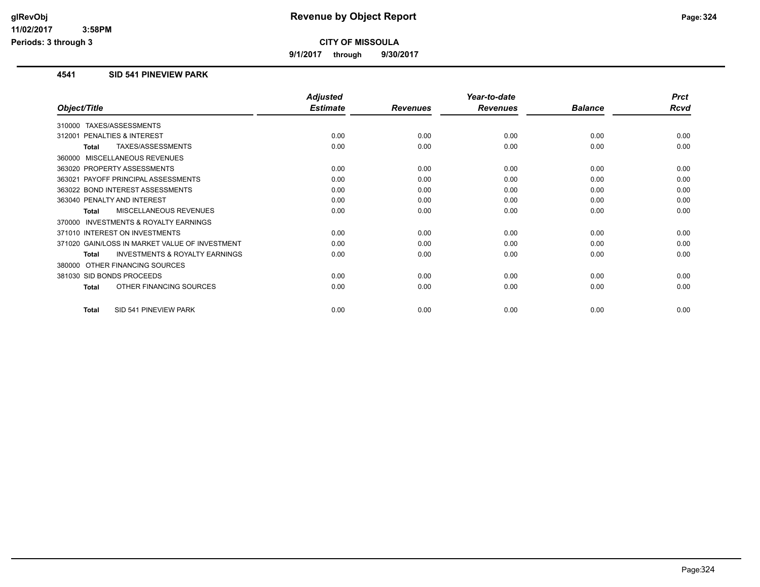# Revenue by Object Report

glRevObj
11/02/2017 3:58PM
Periods: 3 through 3

**CITY OF MISSOULA**

**9/1/2017 through 9/30/2017**

## 4541 SID 541 PINEVIEW PARK

| Object/Title | Adjusted Estimate | Revenues | Year-to-date Revenues | Balance | Prct Rcvd |
|---|---|---|---|---|---|
| 310000 TAXES/ASSESSMENTS | | | | | |
| 312001 PENALTIES & INTEREST | 0.00 | 0.00 | 0.00 | 0.00 | 0.00 |
| **Total** TAXES/ASSESSMENTS | 0.00 | 0.00 | 0.00 | 0.00 | 0.00 |
| 360000 MISCELLANEOUS REVENUES | | | | | |
| 363020 PROPERTY ASSESSMENTS | 0.00 | 0.00 | 0.00 | 0.00 | 0.00 |
| 363021 PAYOFF PRINCIPAL ASSESSMENTS | 0.00 | 0.00 | 0.00 | 0.00 | 0.00 |
| 363022 BOND INTEREST ASSESSMENTS | 0.00 | 0.00 | 0.00 | 0.00 | 0.00 |
| 363040 PENALTY AND INTEREST | 0.00 | 0.00 | 0.00 | 0.00 | 0.00 |
| **Total** MISCELLANEOUS REVENUES | 0.00 | 0.00 | 0.00 | 0.00 | 0.00 |
| 370000 INVESTMENTS & ROYALTY EARNINGS | | | | | |
| 371010 INTEREST ON INVESTMENTS | 0.00 | 0.00 | 0.00 | 0.00 | 0.00 |
| 371020 GAIN/LOSS IN MARKET VALUE OF INVESTMENT | 0.00 | 0.00 | 0.00 | 0.00 | 0.00 |
| **Total** INVESTMENTS & ROYALTY EARNINGS | 0.00 | 0.00 | 0.00 | 0.00 | 0.00 |
| 380000 OTHER FINANCING SOURCES | | | | | |
| 381030 SID BONDS PROCEEDS | 0.00 | 0.00 | 0.00 | 0.00 | 0.00 |
| **Total** OTHER FINANCING SOURCES | 0.00 | 0.00 | 0.00 | 0.00 | 0.00 |
| **Total** SID 541 PINEVIEW PARK | 0.00 | 0.00 | 0.00 | 0.00 | 0.00 |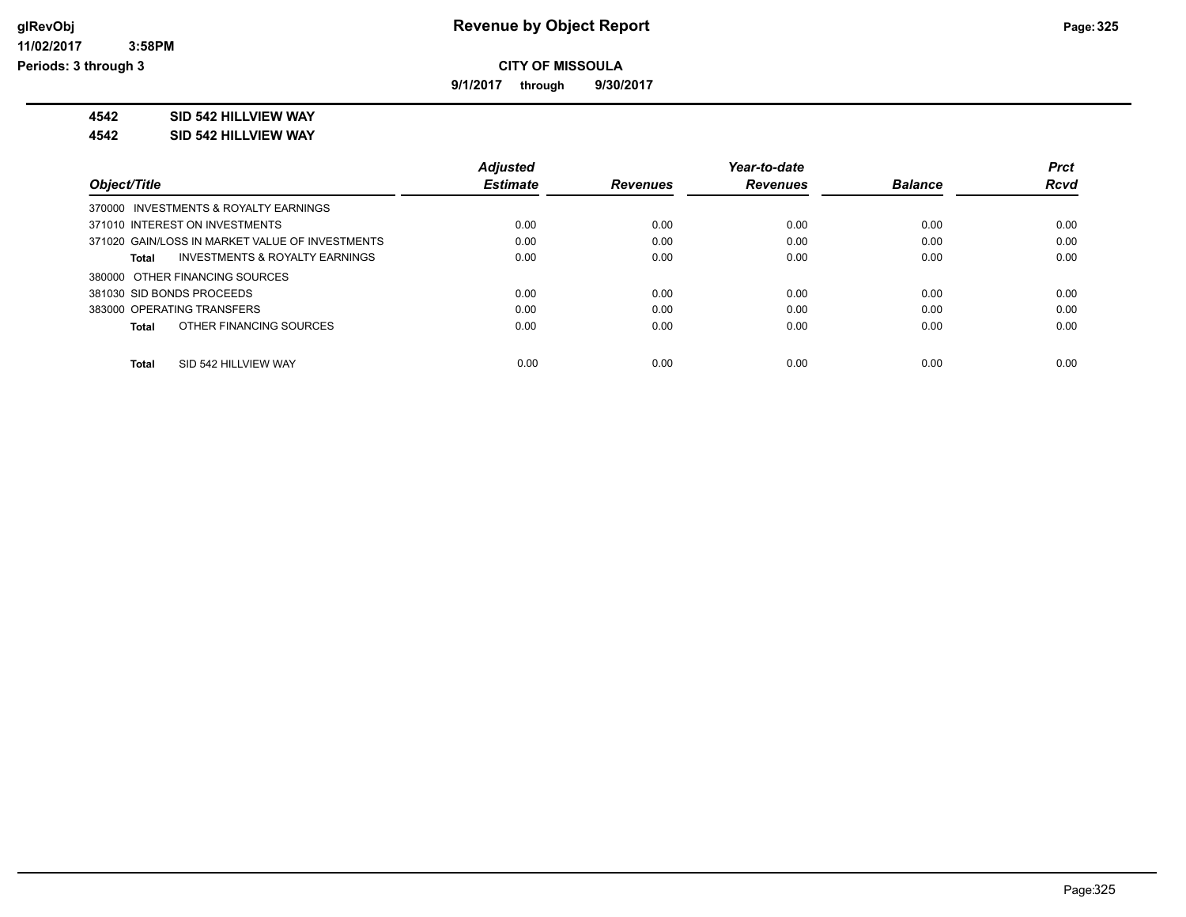**Revenue by Object Report**

**CITY OF MISSOULA**

**9/1/2017 through 9/30/2017**

glRevObj
11/02/2017 3:58PM
Periods: 3 through 3

**4542 SID 542 HILLVIEW WAY**

**4542 SID 542 HILLVIEW WAY**

| Object/Title | Adjusted Estimate | Revenues | Year-to-date Revenues | Balance | Prct Rcvd |
|---|---|---|---|---|---|
| 370000 INVESTMENTS & ROYALTY EARNINGS | | | | | |
| 371010 INTEREST ON INVESTMENTS | 0.00 | 0.00 | 0.00 | 0.00 | 0.00 |
| 371020 GAIN/LOSS IN MARKET VALUE OF INVESTMENTS | 0.00 | 0.00 | 0.00 | 0.00 | 0.00 |
| **Total** INVESTMENTS & ROYALTY EARNINGS | 0.00 | 0.00 | 0.00 | 0.00 | 0.00 |
| 380000 OTHER FINANCING SOURCES | | | | | |
| 381030 SID BONDS PROCEEDS | 0.00 | 0.00 | 0.00 | 0.00 | 0.00 |
| 383000 OPERATING TRANSFERS | 0.00 | 0.00 | 0.00 | 0.00 | 0.00 |
| **Total** OTHER FINANCING SOURCES | 0.00 | 0.00 | 0.00 | 0.00 | 0.00 |
| **Total** SID 542 HILLVIEW WAY | 0.00 | 0.00 | 0.00 | 0.00 | 0.00 |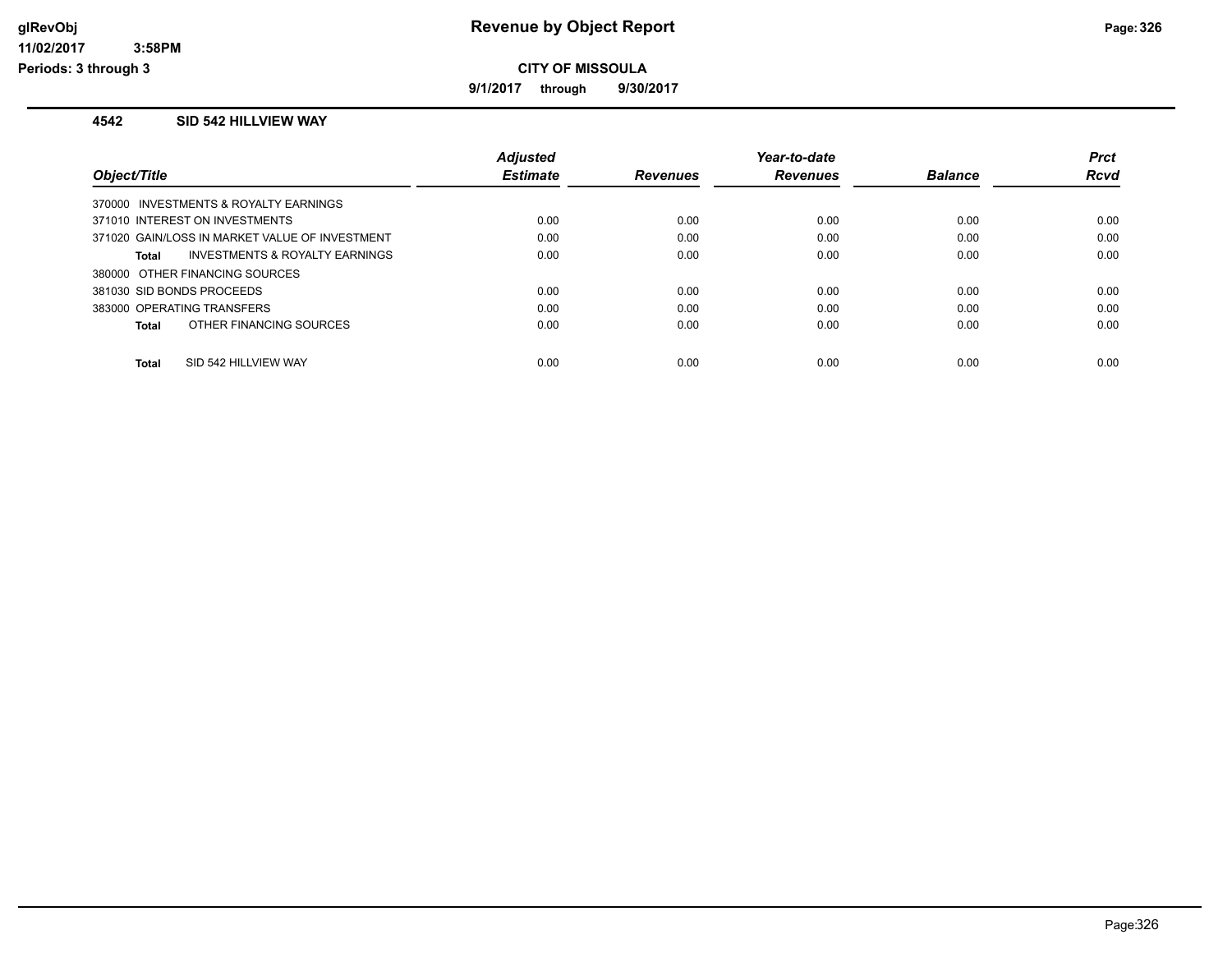# Revenue by Object Report

**CITY OF MISSOULA**

**9/1/2017 through 9/30/2017**

## 4542 SID 542 HILLVIEW WAY

| Object/Title | Adjusted Estimate | Revenues | Year-to-date Revenues | Balance | Prct Rcvd |
|---|---|---|---|---|---|
| 370000 INVESTMENTS & ROYALTY EARNINGS | | | | | |
| 371010 INTEREST ON INVESTMENTS | 0.00 | 0.00 | 0.00 | 0.00 | 0.00 |
| 371020 GAIN/LOSS IN MARKET VALUE OF INVESTMENT | 0.00 | 0.00 | 0.00 | 0.00 | 0.00 |
| **Total** INVESTMENTS & ROYALTY EARNINGS | 0.00 | 0.00 | 0.00 | 0.00 | 0.00 |
| 380000 OTHER FINANCING SOURCES | | | | | |
| 381030 SID BONDS PROCEEDS | 0.00 | 0.00 | 0.00 | 0.00 | 0.00 |
| 383000 OPERATING TRANSFERS | 0.00 | 0.00 | 0.00 | 0.00 | 0.00 |
| **Total** OTHER FINANCING SOURCES | 0.00 | 0.00 | 0.00 | 0.00 | 0.00 |
| **Total** SID 542 HILLVIEW WAY | 0.00 | 0.00 | 0.00 | 0.00 | 0.00 |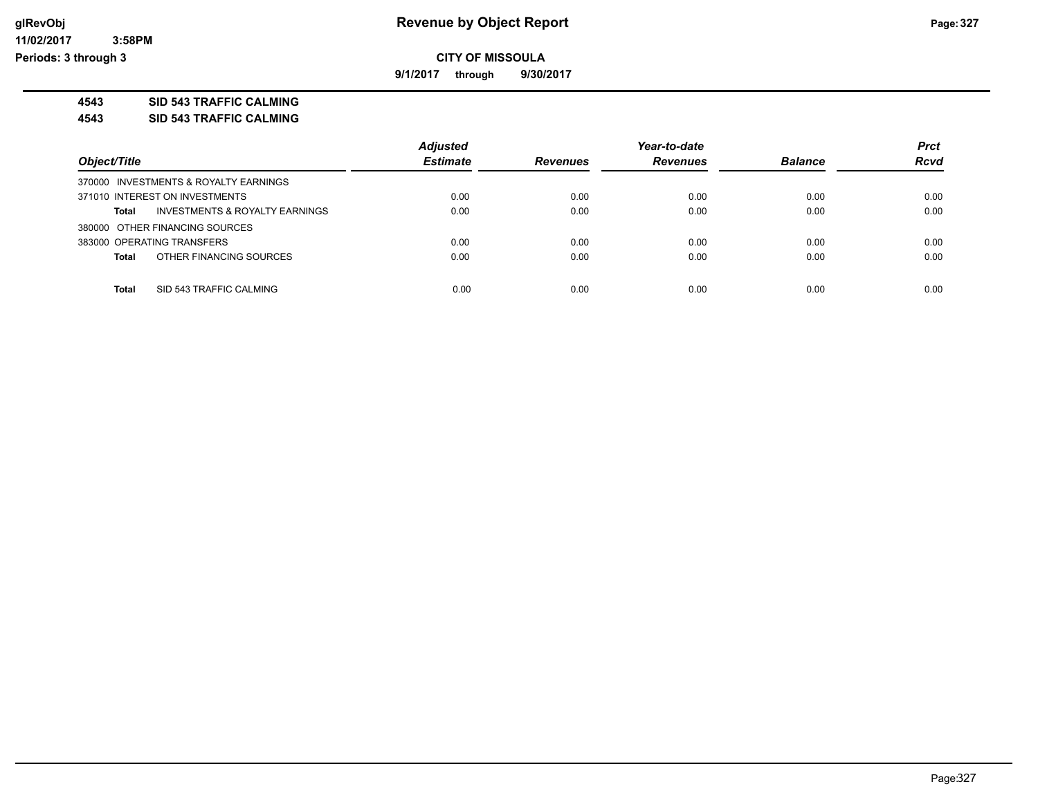**glRevObj**
**11/02/2017 3:58PM**
**Periods: 3 through 3**

# Revenue by Object Report

**CITY OF MISSOULA**

**9/1/2017 through 9/30/2017**

## 4543 SID 543 TRAFFIC CALMING
## 4543 SID 543 TRAFFIC CALMING

| Object/Title | Adjusted Estimate | Revenues | Year-to-date Revenues | Balance | Prct Rcvd |
|---|---|---|---|---|---|
| 370000 INVESTMENTS & ROYALTY EARNINGS | | | | | |
| 371010 INTEREST ON INVESTMENTS | 0.00 | 0.00 | 0.00 | 0.00 | 0.00 |
| **Total** INVESTMENTS & ROYALTY EARNINGS | 0.00 | 0.00 | 0.00 | 0.00 | 0.00 |
| 380000 OTHER FINANCING SOURCES | | | | | |
| 383000 OPERATING TRANSFERS | 0.00 | 0.00 | 0.00 | 0.00 | 0.00 |
| **Total** OTHER FINANCING SOURCES | 0.00 | 0.00 | 0.00 | 0.00 | 0.00 |
| **Total** SID 543 TRAFFIC CALMING | 0.00 | 0.00 | 0.00 | 0.00 | 0.00 |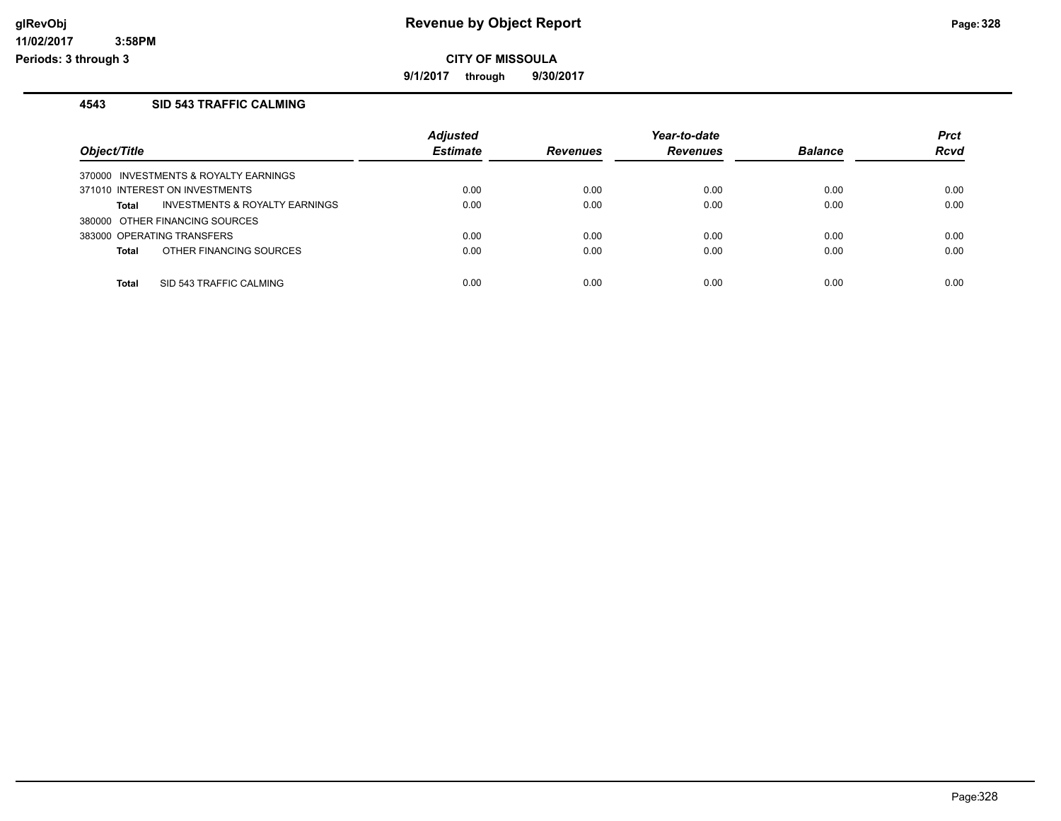**Revenue by Object Report**

**CITY OF MISSOULA**

**9/1/2017 through 9/30/2017**

glRevObj
11/02/2017 3:58PM
Periods: 3 through 3

## 4543 SID 543 TRAFFIC CALMING

| Object/Title | | Adjusted Estimate | Revenues | Year-to-date Revenues | Balance | Prct Rcvd |
|---|---|---|---|---|---|---|
| 370000 INVESTMENTS & ROYALTY EARNINGS | | | | | | |
| 371010 INTEREST ON INVESTMENTS | | 0.00 | 0.00 | 0.00 | 0.00 | 0.00 |
| **Total** | INVESTMENTS & ROYALTY EARNINGS | 0.00 | 0.00 | 0.00 | 0.00 | 0.00 |
| 380000 OTHER FINANCING SOURCES | | | | | | |
| 383000 OPERATING TRANSFERS | | 0.00 | 0.00 | 0.00 | 0.00 | 0.00 |
| **Total** | OTHER FINANCING SOURCES | 0.00 | 0.00 | 0.00 | 0.00 | 0.00 |
| **Total** | SID 543 TRAFFIC CALMING | 0.00 | 0.00 | 0.00 | 0.00 | 0.00 |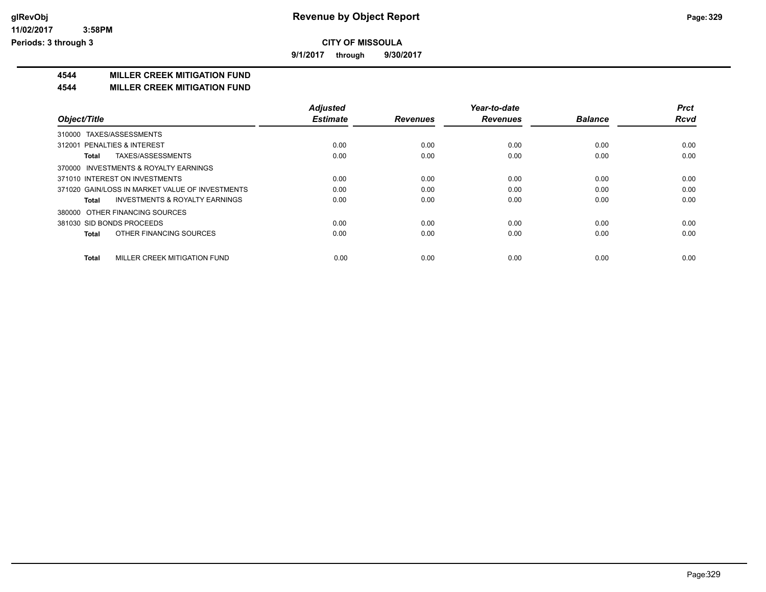**glRevObj** | **Revenue by Object Report**
**11/02/2017 3:58PM**
**Periods: 3 through 3**

**CITY OF MISSOULA**

**9/1/2017 through 9/30/2017**

## 4544 MILLER CREEK MITIGATION FUND

## 4544 MILLER CREEK MITIGATION FUND

| Object/Title | Adjusted Estimate | Revenues | Year-to-date Revenues | Balance | Prct Rcvd |
|---|---|---|---|---|---|
| 310000 TAXES/ASSESSMENTS | | | | | |
| 312001 PENALTIES & INTEREST | 0.00 | 0.00 | 0.00 | 0.00 | 0.00 |
| **Total** TAXES/ASSESSMENTS | 0.00 | 0.00 | 0.00 | 0.00 | 0.00 |
| 370000 INVESTMENTS & ROYALTY EARNINGS | | | | | |
| 371010 INTEREST ON INVESTMENTS | 0.00 | 0.00 | 0.00 | 0.00 | 0.00 |
| 371020 GAIN/LOSS IN MARKET VALUE OF INVESTMENTS | 0.00 | 0.00 | 0.00 | 0.00 | 0.00 |
| **Total** INVESTMENTS & ROYALTY EARNINGS | 0.00 | 0.00 | 0.00 | 0.00 | 0.00 |
| 380000 OTHER FINANCING SOURCES | | | | | |
| 381030 SID BONDS PROCEEDS | 0.00 | 0.00 | 0.00 | 0.00 | 0.00 |
| **Total** OTHER FINANCING SOURCES | 0.00 | 0.00 | 0.00 | 0.00 | 0.00 |
| **Total** MILLER CREEK MITIGATION FUND | 0.00 | 0.00 | 0.00 | 0.00 | 0.00 |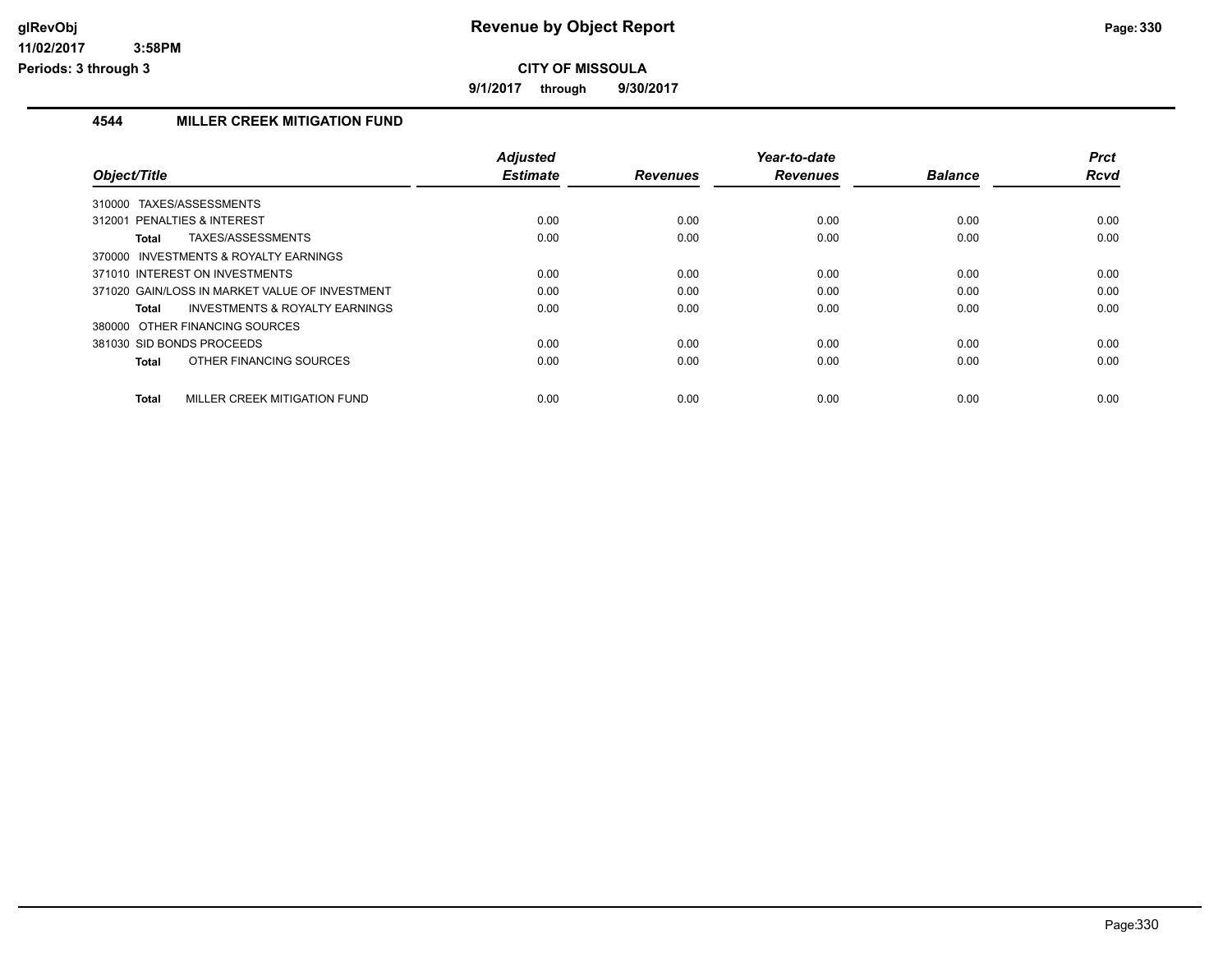**CITY OF MISSOULA**

**9/1/2017 through 9/30/2017**

## 4544 MILLER CREEK MITIGATION FUND

| Object/Title | Adjusted Estimate | Revenues | Year-to-date Revenues | Balance | Prct Rcvd |
|---|---|---|---|---|---|
| 310000 TAXES/ASSESSMENTS | | | | | |
| 312001 PENALTIES & INTEREST | 0.00 | 0.00 | 0.00 | 0.00 | 0.00 |
| **Total** TAXES/ASSESSMENTS | 0.00 | 0.00 | 0.00 | 0.00 | 0.00 |
| 370000 INVESTMENTS & ROYALTY EARNINGS | | | | | |
| 371010 INTEREST ON INVESTMENTS | 0.00 | 0.00 | 0.00 | 0.00 | 0.00 |
| 371020 GAIN/LOSS IN MARKET VALUE OF INVESTMENT | 0.00 | 0.00 | 0.00 | 0.00 | 0.00 |
| **Total** INVESTMENTS & ROYALTY EARNINGS | 0.00 | 0.00 | 0.00 | 0.00 | 0.00 |
| 380000 OTHER FINANCING SOURCES | | | | | |
| 381030 SID BONDS PROCEEDS | 0.00 | 0.00 | 0.00 | 0.00 | 0.00 |
| **Total** OTHER FINANCING SOURCES | 0.00 | 0.00 | 0.00 | 0.00 | 0.00 |
| **Total** MILLER CREEK MITIGATION FUND | 0.00 | 0.00 | 0.00 | 0.00 | 0.00 |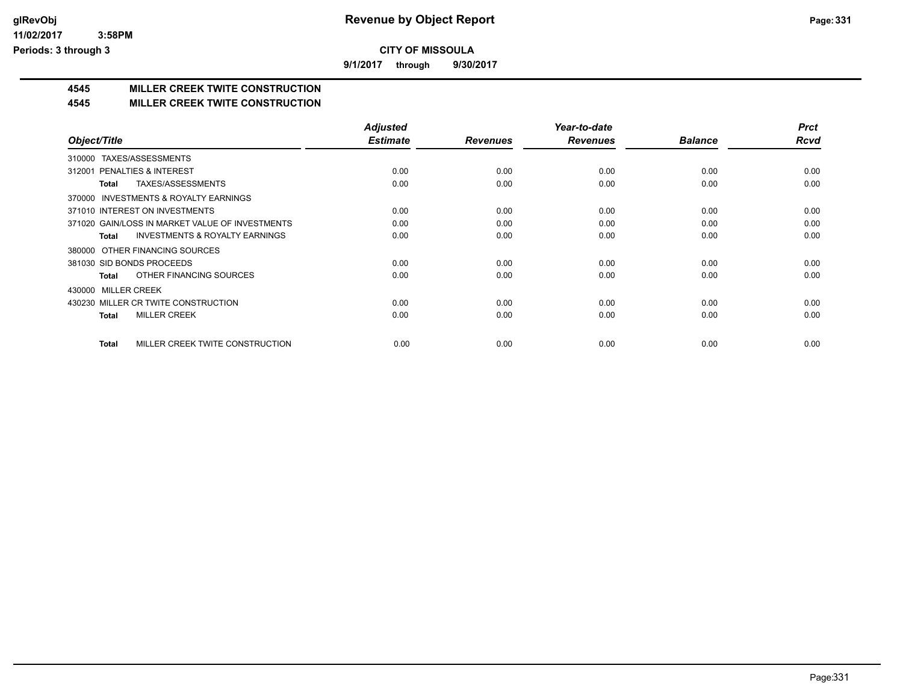**CITY OF MISSOULA**

**9/1/2017 through 9/30/2017**

## 4545 MILLER CREEK TWITE CONSTRUCTION

## 4545 MILLER CREEK TWITE CONSTRUCTION

| Object/Title | Adjusted Estimate | Revenues | Year-to-date Revenues | Balance | Prct Rcvd |
|---|---|---|---|---|---|
| 310000 TAXES/ASSESSMENTS | | | | | |
| 312001 PENALTIES & INTEREST | 0.00 | 0.00 | 0.00 | 0.00 | 0.00 |
| **Total** TAXES/ASSESSMENTS | 0.00 | 0.00 | 0.00 | 0.00 | 0.00 |
| 370000 INVESTMENTS & ROYALTY EARNINGS | | | | | |
| 371010 INTEREST ON INVESTMENTS | 0.00 | 0.00 | 0.00 | 0.00 | 0.00 |
| 371020 GAIN/LOSS IN MARKET VALUE OF INVESTMENTS | 0.00 | 0.00 | 0.00 | 0.00 | 0.00 |
| **Total** INVESTMENTS & ROYALTY EARNINGS | 0.00 | 0.00 | 0.00 | 0.00 | 0.00 |
| 380000 OTHER FINANCING SOURCES | | | | | |
| 381030 SID BONDS PROCEEDS | 0.00 | 0.00 | 0.00 | 0.00 | 0.00 |
| **Total** OTHER FINANCING SOURCES | 0.00 | 0.00 | 0.00 | 0.00 | 0.00 |
| 430000 MILLER CREEK | | | | | |
| 430230 MILLER CR TWITE CONSTRUCTION | 0.00 | 0.00 | 0.00 | 0.00 | 0.00 |
| **Total** MILLER CREEK | 0.00 | 0.00 | 0.00 | 0.00 | 0.00 |
| **Total** MILLER CREEK TWITE CONSTRUCTION | 0.00 | 0.00 | 0.00 | 0.00 | 0.00 |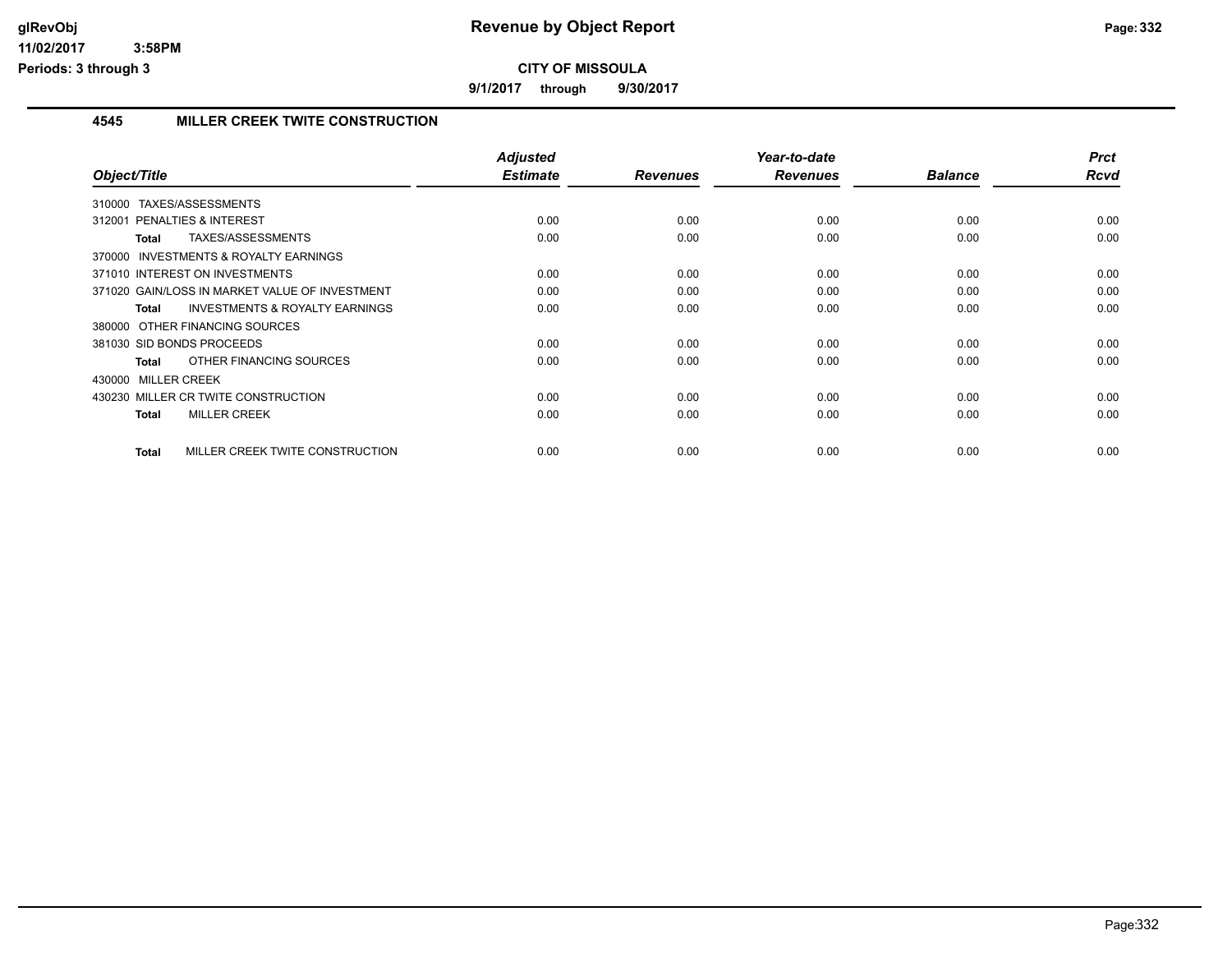**Revenue by Object Report**

**CITY OF MISSOULA**

**9/1/2017 through 9/30/2017**

glRevObj
11/02/2017 3:58PM
Periods: 3 through 3

## 4545 MILLER CREEK TWITE CONSTRUCTION

| Object/Title | Adjusted Estimate | Revenues | Year-to-date Revenues | Balance | Prct Rcvd |
|---|---|---|---|---|---|
| 310000 TAXES/ASSESSMENTS | | | | | |
| 312001 PENALTIES & INTEREST | 0.00 | 0.00 | 0.00 | 0.00 | 0.00 |
| **Total** TAXES/ASSESSMENTS | 0.00 | 0.00 | 0.00 | 0.00 | 0.00 |
| 370000 INVESTMENTS & ROYALTY EARNINGS | | | | | |
| 371010 INTEREST ON INVESTMENTS | 0.00 | 0.00 | 0.00 | 0.00 | 0.00 |
| 371020 GAIN/LOSS IN MARKET VALUE OF INVESTMENT | 0.00 | 0.00 | 0.00 | 0.00 | 0.00 |
| **Total** INVESTMENTS & ROYALTY EARNINGS | 0.00 | 0.00 | 0.00 | 0.00 | 0.00 |
| 380000 OTHER FINANCING SOURCES | | | | | |
| 381030 SID BONDS PROCEEDS | 0.00 | 0.00 | 0.00 | 0.00 | 0.00 |
| **Total** OTHER FINANCING SOURCES | 0.00 | 0.00 | 0.00 | 0.00 | 0.00 |
| 430000 MILLER CREEK | | | | | |
| 430230 MILLER CR TWITE CONSTRUCTION | 0.00 | 0.00 | 0.00 | 0.00 | 0.00 |
| **Total** MILLER CREEK | 0.00 | 0.00 | 0.00 | 0.00 | 0.00 |
| **Total** MILLER CREEK TWITE CONSTRUCTION | 0.00 | 0.00 | 0.00 | 0.00 | 0.00 |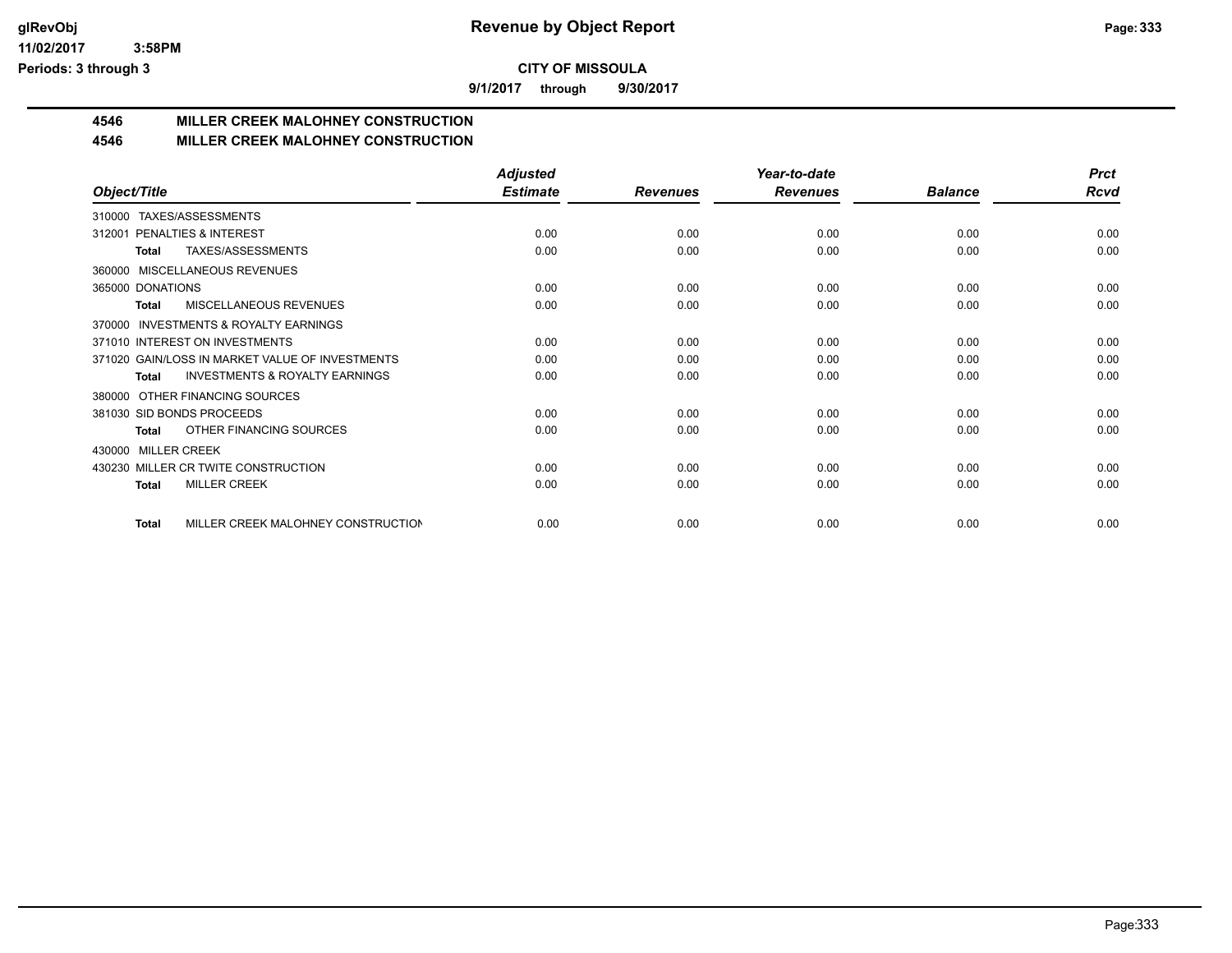**CITY OF MISSOULA**

**9/1/2017 through 9/30/2017**

## 4546 MILLER CREEK MALOHNEY CONSTRUCTION

## 4546 MILLER CREEK MALOHNEY CONSTRUCTION

| Object/Title | Adjusted Estimate | Revenues | Year-to-date Revenues | Balance | Prct Rcvd |
|---|---|---|---|---|---|
| 310000 TAXES/ASSESSMENTS | | | | | |
| 312001 PENALTIES & INTEREST | 0.00 | 0.00 | 0.00 | 0.00 | 0.00 |
| **Total** TAXES/ASSESSMENTS | 0.00 | 0.00 | 0.00 | 0.00 | 0.00 |
| 360000 MISCELLANEOUS REVENUES | | | | | |
| 365000 DONATIONS | 0.00 | 0.00 | 0.00 | 0.00 | 0.00 |
| **Total** MISCELLANEOUS REVENUES | 0.00 | 0.00 | 0.00 | 0.00 | 0.00 |
| 370000 INVESTMENTS & ROYALTY EARNINGS | | | | | |
| 371010 INTEREST ON INVESTMENTS | 0.00 | 0.00 | 0.00 | 0.00 | 0.00 |
| 371020 GAIN/LOSS IN MARKET VALUE OF INVESTMENTS | 0.00 | 0.00 | 0.00 | 0.00 | 0.00 |
| **Total** INVESTMENTS & ROYALTY EARNINGS | 0.00 | 0.00 | 0.00 | 0.00 | 0.00 |
| 380000 OTHER FINANCING SOURCES | | | | | |
| 381030 SID BONDS PROCEEDS | 0.00 | 0.00 | 0.00 | 0.00 | 0.00 |
| **Total** OTHER FINANCING SOURCES | 0.00 | 0.00 | 0.00 | 0.00 | 0.00 |
| 430000 MILLER CREEK | | | | | |
| 430230 MILLER CR TWITE CONSTRUCTION | 0.00 | 0.00 | 0.00 | 0.00 | 0.00 |
| **Total** MILLER CREEK | 0.00 | 0.00 | 0.00 | 0.00 | 0.00 |
| **Total** MILLER CREEK MALOHNEY CONSTRUCTION | 0.00 | 0.00 | 0.00 | 0.00 | 0.00 |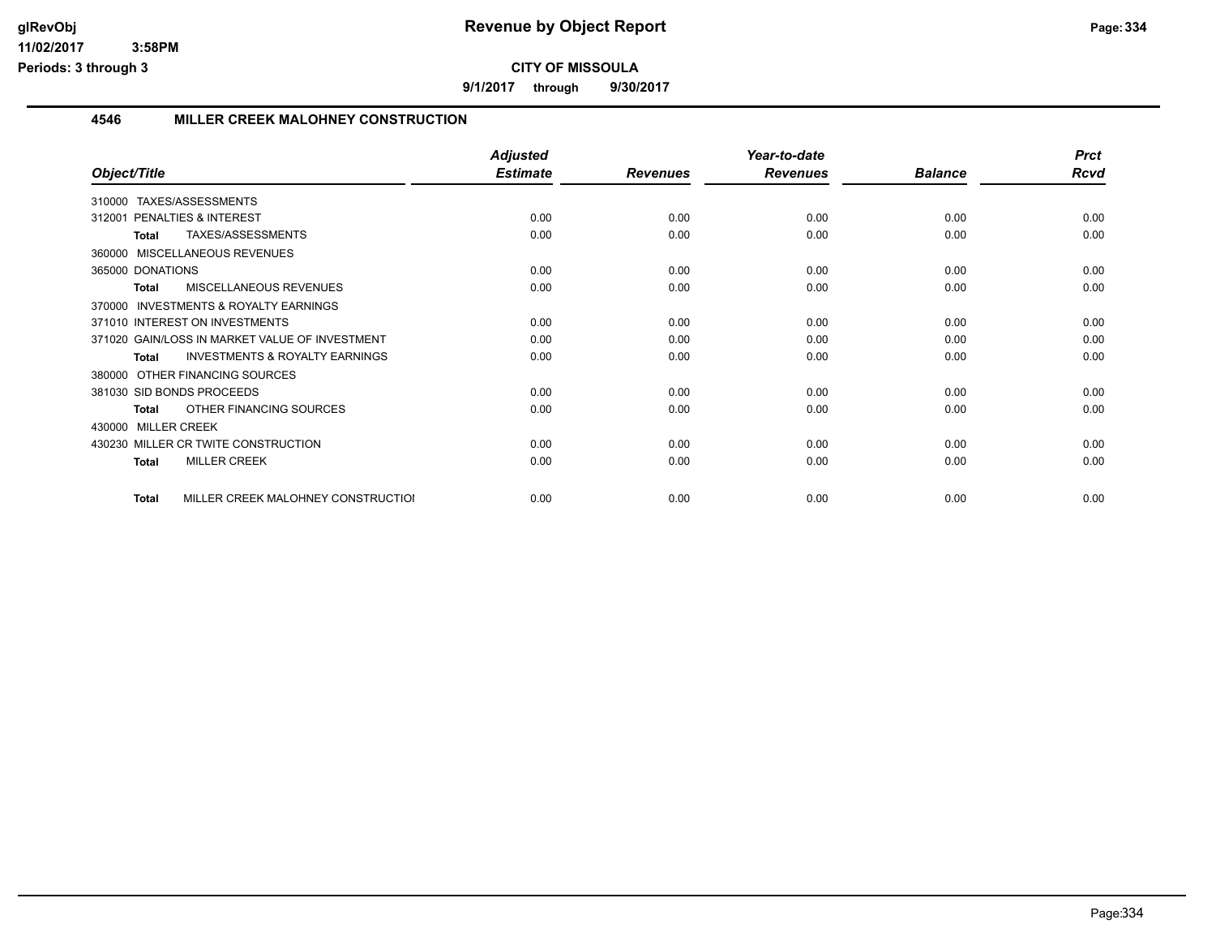# Revenue by Object Report

**CITY OF MISSOULA**

**9/1/2017 through 9/30/2017**

glRevObj
11/02/2017 3:58PM
Periods: 3 through 3

## 4546 MILLER CREEK MALOHNEY CONSTRUCTION

| Object/Title | Adjusted Estimate | Revenues | Year-to-date Revenues | Balance | Prct Rcvd |
|---|---|---|---|---|---|
| 310000 TAXES/ASSESSMENTS | | | | | |
| 312001 PENALTIES & INTEREST | 0.00 | 0.00 | 0.00 | 0.00 | 0.00 |
| **Total** TAXES/ASSESSMENTS | 0.00 | 0.00 | 0.00 | 0.00 | 0.00 |
| 360000 MISCELLANEOUS REVENUES | | | | | |
| 365000 DONATIONS | 0.00 | 0.00 | 0.00 | 0.00 | 0.00 |
| **Total** MISCELLANEOUS REVENUES | 0.00 | 0.00 | 0.00 | 0.00 | 0.00 |
| 370000 INVESTMENTS & ROYALTY EARNINGS | | | | | |
| 371010 INTEREST ON INVESTMENTS | 0.00 | 0.00 | 0.00 | 0.00 | 0.00 |
| 371020 GAIN/LOSS IN MARKET VALUE OF INVESTMENT | 0.00 | 0.00 | 0.00 | 0.00 | 0.00 |
| **Total** INVESTMENTS & ROYALTY EARNINGS | 0.00 | 0.00 | 0.00 | 0.00 | 0.00 |
| 380000 OTHER FINANCING SOURCES | | | | | |
| 381030 SID BONDS PROCEEDS | 0.00 | 0.00 | 0.00 | 0.00 | 0.00 |
| **Total** OTHER FINANCING SOURCES | 0.00 | 0.00 | 0.00 | 0.00 | 0.00 |
| 430000 MILLER CREEK | | | | | |
| 430230 MILLER CR TWITE CONSTRUCTION | 0.00 | 0.00 | 0.00 | 0.00 | 0.00 |
| **Total** MILLER CREEK | 0.00 | 0.00 | 0.00 | 0.00 | 0.00 |
| **Total** MILLER CREEK MALOHNEY CONSTRUCTIOI | 0.00 | 0.00 | 0.00 | 0.00 | 0.00 |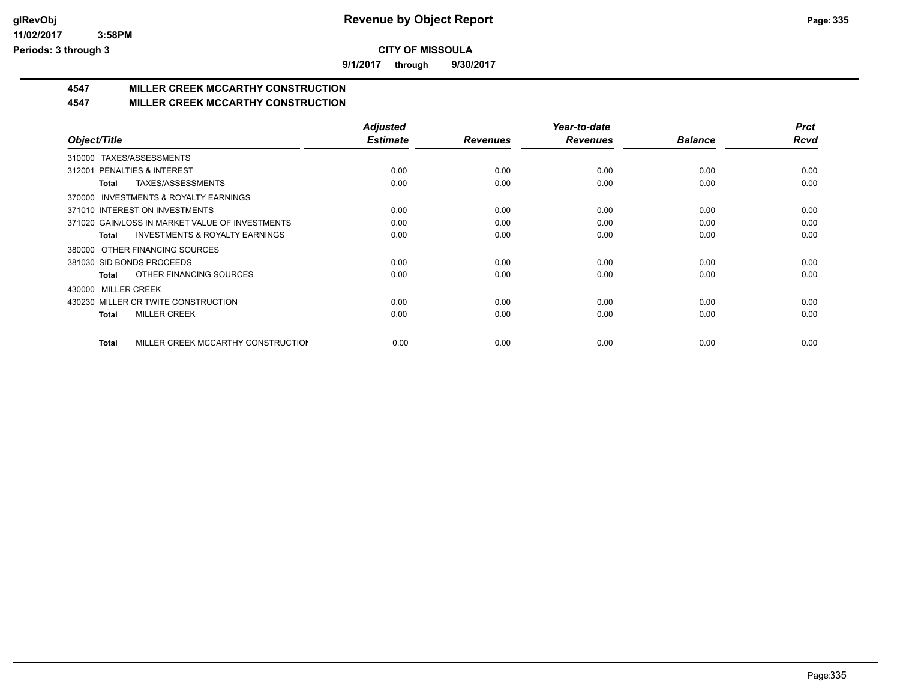**CITY OF MISSOULA**

**9/1/2017 through 9/30/2017**

## 4547 MILLER CREEK MCCARTHY CONSTRUCTION

## 4547 MILLER CREEK MCCARTHY CONSTRUCTION

| Object/Title | Adjusted Estimate | Revenues | Year-to-date Revenues | Balance | Prct Rcvd |
|---|---|---|---|---|---|
| 310000 TAXES/ASSESSMENTS | | | | | |
| 312001 PENALTIES & INTEREST | 0.00 | 0.00 | 0.00 | 0.00 | 0.00 |
| **Total** TAXES/ASSESSMENTS | 0.00 | 0.00 | 0.00 | 0.00 | 0.00 |
| 370000 INVESTMENTS & ROYALTY EARNINGS | | | | | |
| 371010 INTEREST ON INVESTMENTS | 0.00 | 0.00 | 0.00 | 0.00 | 0.00 |
| 371020 GAIN/LOSS IN MARKET VALUE OF INVESTMENTS | 0.00 | 0.00 | 0.00 | 0.00 | 0.00 |
| **Total** INVESTMENTS & ROYALTY EARNINGS | 0.00 | 0.00 | 0.00 | 0.00 | 0.00 |
| 380000 OTHER FINANCING SOURCES | | | | | |
| 381030 SID BONDS PROCEEDS | 0.00 | 0.00 | 0.00 | 0.00 | 0.00 |
| **Total** OTHER FINANCING SOURCES | 0.00 | 0.00 | 0.00 | 0.00 | 0.00 |
| 430000 MILLER CREEK | | | | | |
| 430230 MILLER CR TWITE CONSTRUCTION | 0.00 | 0.00 | 0.00 | 0.00 | 0.00 |
| **Total** MILLER CREEK | 0.00 | 0.00 | 0.00 | 0.00 | 0.00 |
| **Total** MILLER CREEK MCCARTHY CONSTRUCTION | 0.00 | 0.00 | 0.00 | 0.00 | 0.00 |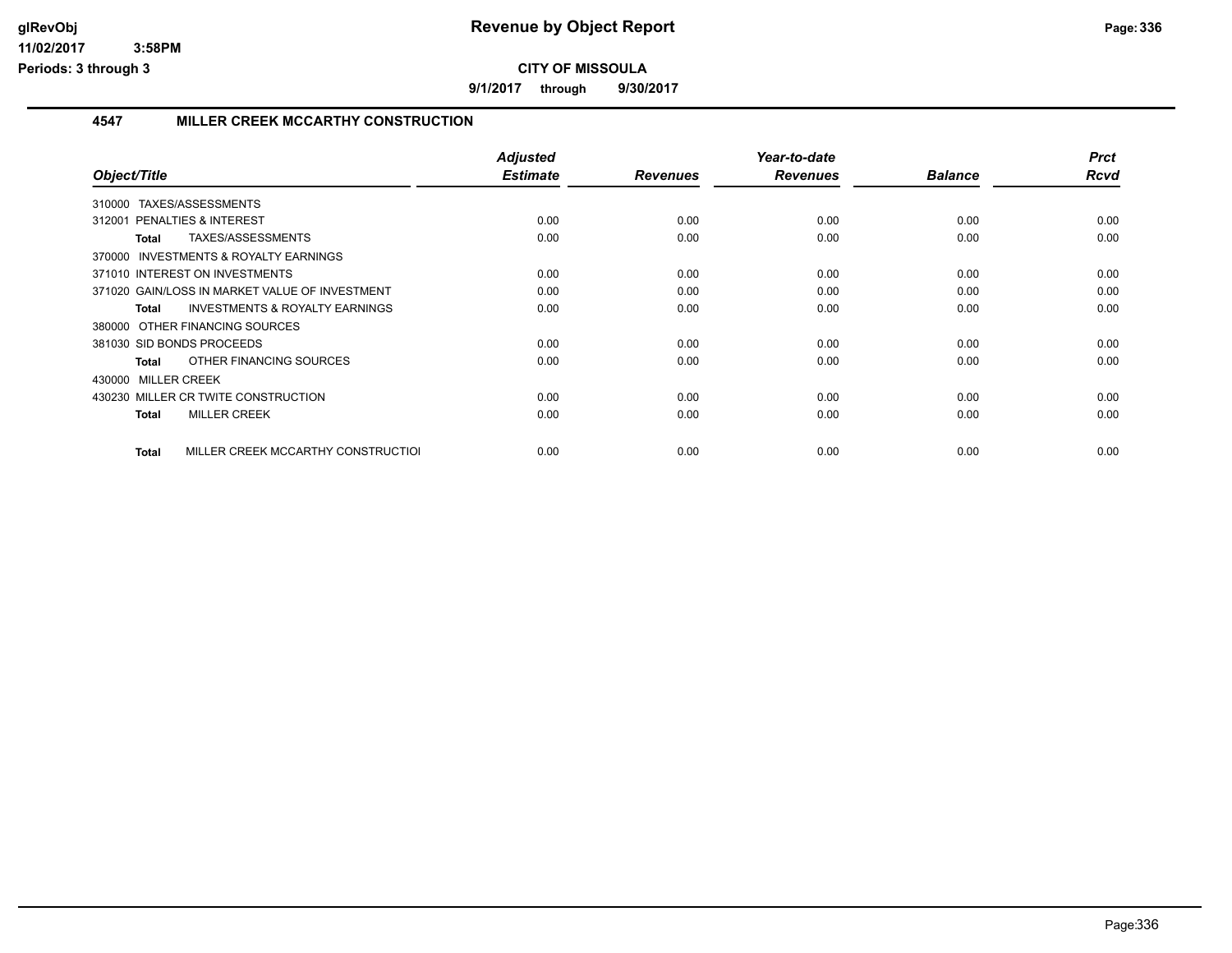# Revenue by Object Report

**glRevObj**
**11/02/2017 3:58PM**
**Periods: 3 through 3**

**CITY OF MISSOULA**

**9/1/2017 through 9/30/2017**

## 4547 MILLER CREEK MCCARTHY CONSTRUCTION

| Object/Title | Adjusted Estimate | Revenues | Year-to-date Revenues | Balance | Prct Rcvd |
|---|---|---|---|---|---|
| 310000 TAXES/ASSESSMENTS | | | | | |
| 312001 PENALTIES & INTEREST | 0.00 | 0.00 | 0.00 | 0.00 | 0.00 |
| **Total** TAXES/ASSESSMENTS | 0.00 | 0.00 | 0.00 | 0.00 | 0.00 |
| 370000 INVESTMENTS & ROYALTY EARNINGS | | | | | |
| 371010 INTEREST ON INVESTMENTS | 0.00 | 0.00 | 0.00 | 0.00 | 0.00 |
| 371020 GAIN/LOSS IN MARKET VALUE OF INVESTMENT | 0.00 | 0.00 | 0.00 | 0.00 | 0.00 |
| **Total** INVESTMENTS & ROYALTY EARNINGS | 0.00 | 0.00 | 0.00 | 0.00 | 0.00 |
| 380000 OTHER FINANCING SOURCES | | | | | |
| 381030 SID BONDS PROCEEDS | 0.00 | 0.00 | 0.00 | 0.00 | 0.00 |
| **Total** OTHER FINANCING SOURCES | 0.00 | 0.00 | 0.00 | 0.00 | 0.00 |
| 430000 MILLER CREEK | | | | | |
| 430230 MILLER CR TWITE CONSTRUCTION | 0.00 | 0.00 | 0.00 | 0.00 | 0.00 |
| **Total** MILLER CREEK | 0.00 | 0.00 | 0.00 | 0.00 | 0.00 |
| **Total** MILLER CREEK MCCARTHY CONSTRUCTIOI | 0.00 | 0.00 | 0.00 | 0.00 | 0.00 |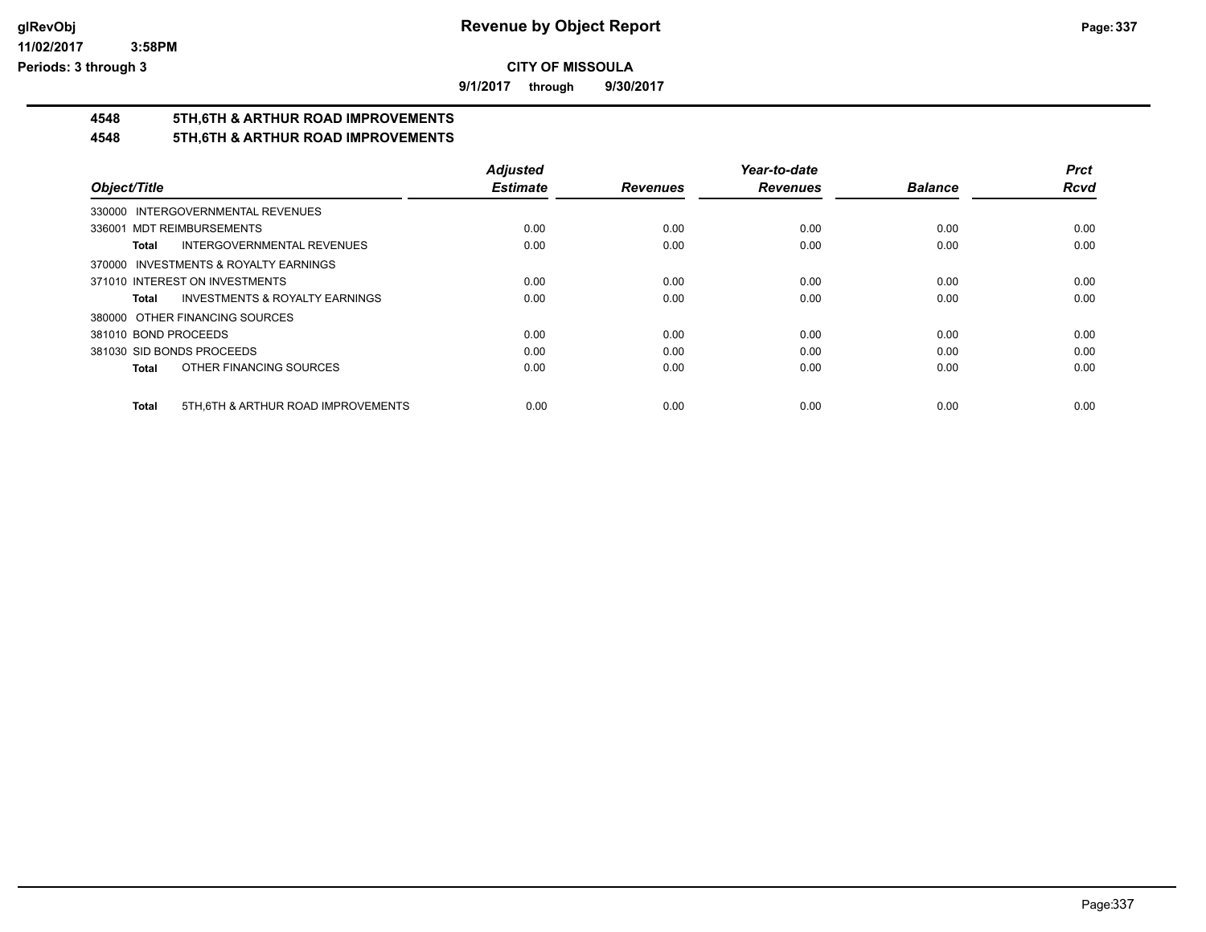**CITY OF MISSOULA**

**9/1/2017 through 9/30/2017**

# 4548 5TH,6TH & ARTHUR ROAD IMPROVEMENTS

## 4548 5TH,6TH & ARTHUR ROAD IMPROVEMENTS

| Object/Title | Adjusted Estimate | Revenues | Year-to-date Revenues | Balance | Prct Rcvd |
|---|---|---|---|---|---|
| 330000 INTERGOVERNMENTAL REVENUES | | | | | |
| 336001 MDT REIMBURSEMENTS | 0.00 | 0.00 | 0.00 | 0.00 | 0.00 |
| **Total** INTERGOVERNMENTAL REVENUES | 0.00 | 0.00 | 0.00 | 0.00 | 0.00 |
| 370000 INVESTMENTS & ROYALTY EARNINGS | | | | | |
| 371010 INTEREST ON INVESTMENTS | 0.00 | 0.00 | 0.00 | 0.00 | 0.00 |
| **Total** INVESTMENTS & ROYALTY EARNINGS | 0.00 | 0.00 | 0.00 | 0.00 | 0.00 |
| 380000 OTHER FINANCING SOURCES | | | | | |
| 381010 BOND PROCEEDS | 0.00 | 0.00 | 0.00 | 0.00 | 0.00 |
| 381030 SID BONDS PROCEEDS | 0.00 | 0.00 | 0.00 | 0.00 | 0.00 |
| **Total** OTHER FINANCING SOURCES | 0.00 | 0.00 | 0.00 | 0.00 | 0.00 |
| **Total** 5TH,6TH & ARTHUR ROAD IMPROVEMENTS | 0.00 | 0.00 | 0.00 | 0.00 | 0.00 |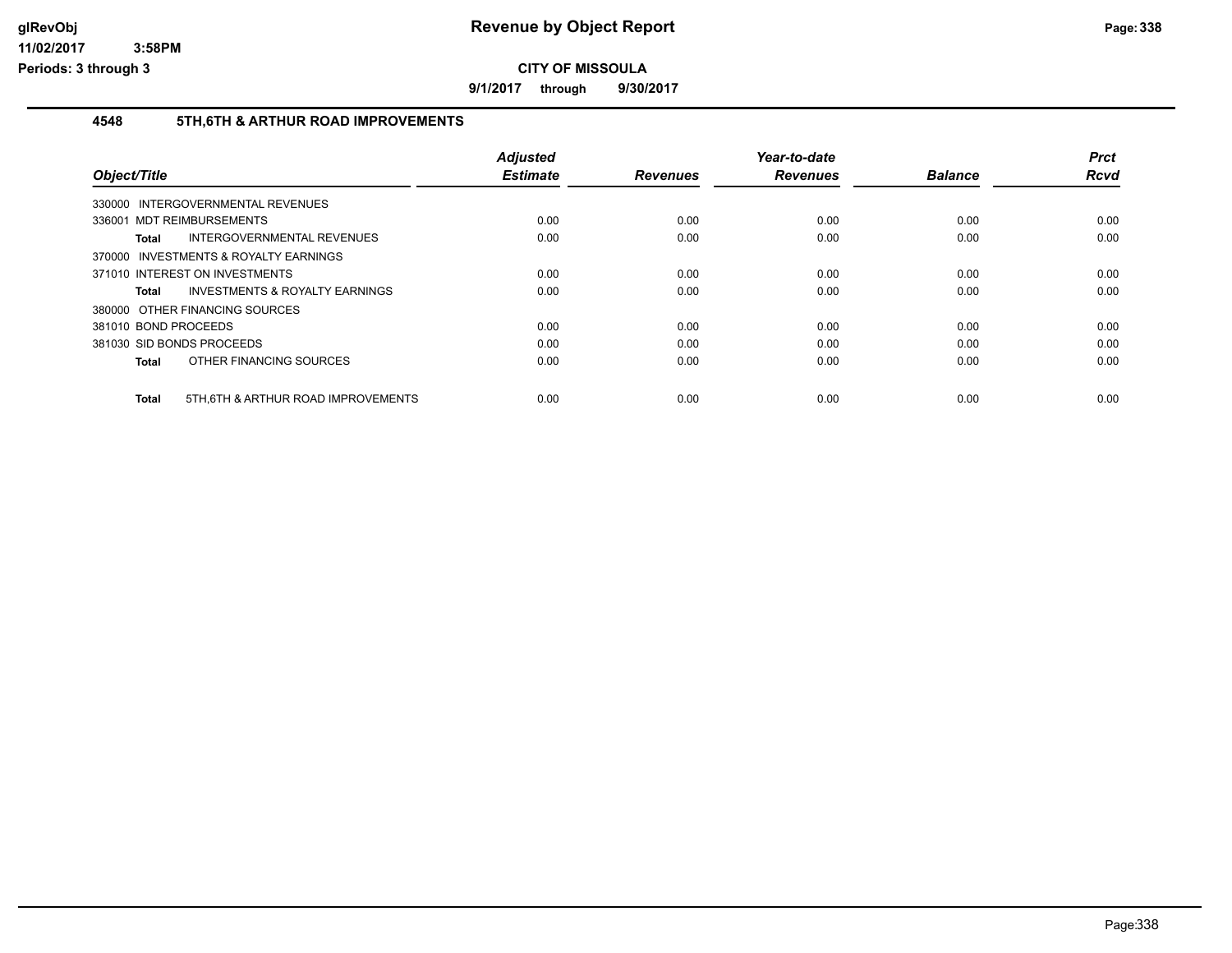# Revenue by Object Report

**CITY OF MISSOULA**

**9/1/2017 through 9/30/2017**

glRevObj
11/02/2017 3:58PM
Periods: 3 through 3

## 4548 5TH,6TH & ARTHUR ROAD IMPROVEMENTS

| Object/Title | Adjusted Estimate | Revenues | Year-to-date Revenues | Balance | Prct Rcvd |
|---|---|---|---|---|---|
| 330000 INTERGOVERNMENTAL REVENUES | | | | | |
| 336001 MDT REIMBURSEMENTS | 0.00 | 0.00 | 0.00 | 0.00 | 0.00 |
| **Total** INTERGOVERNMENTAL REVENUES | 0.00 | 0.00 | 0.00 | 0.00 | 0.00 |
| 370000 INVESTMENTS & ROYALTY EARNINGS | | | | | |
| 371010 INTEREST ON INVESTMENTS | 0.00 | 0.00 | 0.00 | 0.00 | 0.00 |
| **Total** INVESTMENTS & ROYALTY EARNINGS | 0.00 | 0.00 | 0.00 | 0.00 | 0.00 |
| 380000 OTHER FINANCING SOURCES | | | | | |
| 381010 BOND PROCEEDS | 0.00 | 0.00 | 0.00 | 0.00 | 0.00 |
| 381030 SID BONDS PROCEEDS | 0.00 | 0.00 | 0.00 | 0.00 | 0.00 |
| **Total** OTHER FINANCING SOURCES | 0.00 | 0.00 | 0.00 | 0.00 | 0.00 |
| **Total** 5TH,6TH & ARTHUR ROAD IMPROVEMENTS | 0.00 | 0.00 | 0.00 | 0.00 | 0.00 |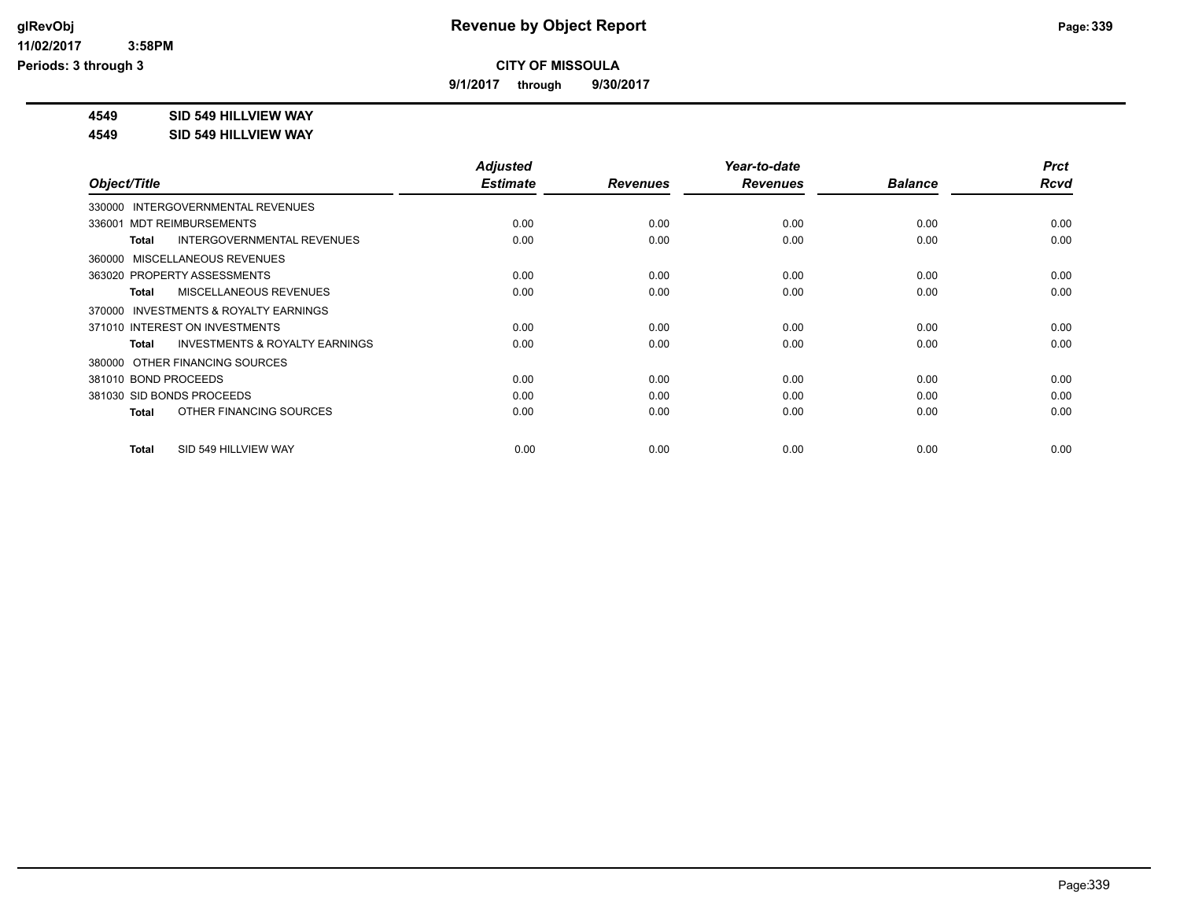# Revenue by Object Report

glRevObj
11/02/2017 3:58PM
Periods: 3 through 3

**CITY OF MISSOULA**

**9/1/2017 through 9/30/2017**

**4549 SID 549 HILLVIEW WAY**

**4549 SID 549 HILLVIEW WAY**

| Object/Title | Adjusted Estimate | Revenues | Year-to-date Revenues | Balance | Prct Rcvd |
|---|---|---|---|---|---|
| 330000 INTERGOVERNMENTAL REVENUES | | | | | |
| 336001 MDT REIMBURSEMENTS | 0.00 | 0.00 | 0.00 | 0.00 | 0.00 |
| **Total** INTERGOVERNMENTAL REVENUES | 0.00 | 0.00 | 0.00 | 0.00 | 0.00 |
| 360000 MISCELLANEOUS REVENUES | | | | | |
| 363020 PROPERTY ASSESSMENTS | 0.00 | 0.00 | 0.00 | 0.00 | 0.00 |
| **Total** MISCELLANEOUS REVENUES | 0.00 | 0.00 | 0.00 | 0.00 | 0.00 |
| 370000 INVESTMENTS & ROYALTY EARNINGS | | | | | |
| 371010 INTEREST ON INVESTMENTS | 0.00 | 0.00 | 0.00 | 0.00 | 0.00 |
| **Total** INVESTMENTS & ROYALTY EARNINGS | 0.00 | 0.00 | 0.00 | 0.00 | 0.00 |
| 380000 OTHER FINANCING SOURCES | | | | | |
| 381010 BOND PROCEEDS | 0.00 | 0.00 | 0.00 | 0.00 | 0.00 |
| 381030 SID BONDS PROCEEDS | 0.00 | 0.00 | 0.00 | 0.00 | 0.00 |
| **Total** OTHER FINANCING SOURCES | 0.00 | 0.00 | 0.00 | 0.00 | 0.00 |
| **Total** SID 549 HILLVIEW WAY | 0.00 | 0.00 | 0.00 | 0.00 | 0.00 |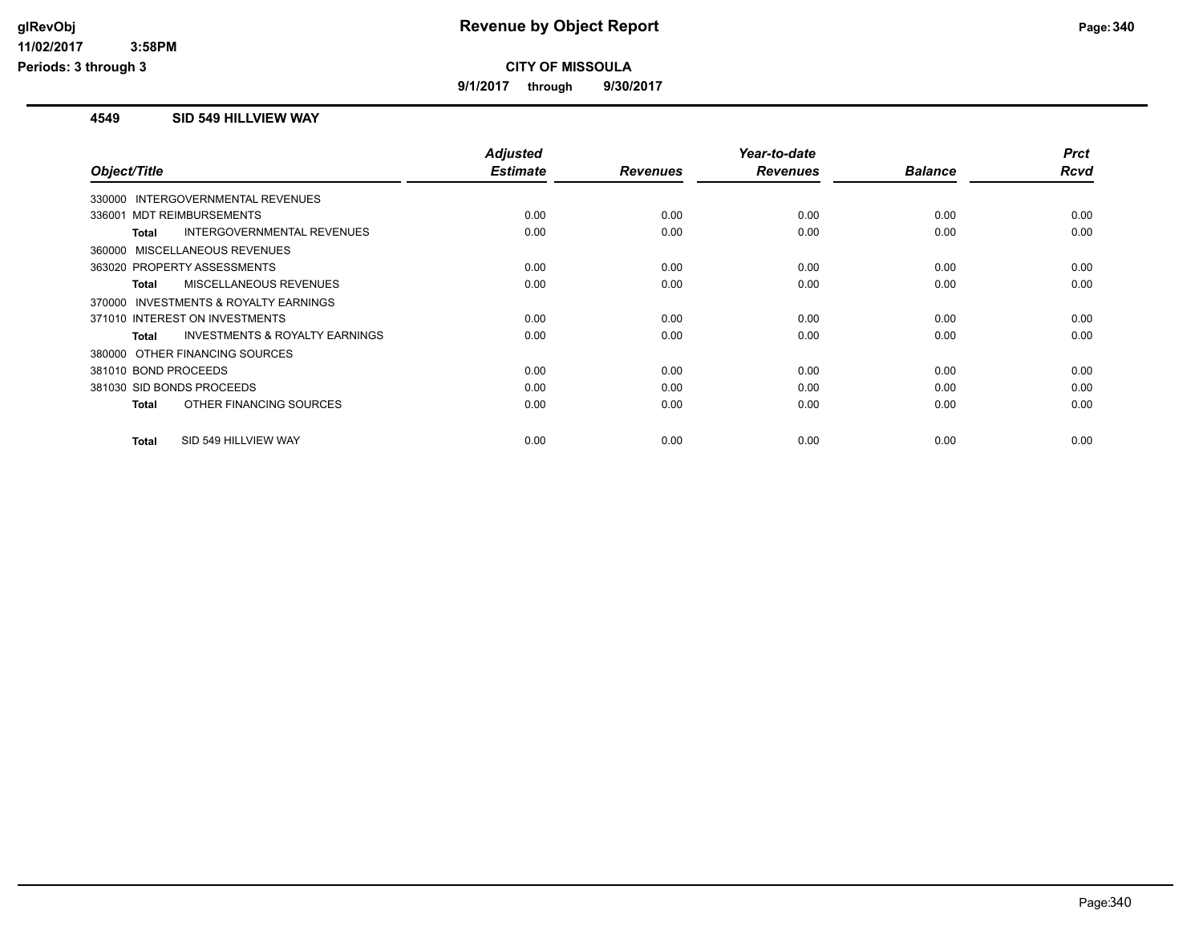**Revenue by Object Report**

**CITY OF MISSOULA**

**9/1/2017 through 9/30/2017**

glRevObj
11/02/2017 3:58PM
Periods: 3 through 3

## 4549 SID 549 HILLVIEW WAY

| Object/Title | Adjusted Estimate | Revenues | Year-to-date Revenues | Balance | Prct Rcvd |
|---|---|---|---|---|---|
| 330000 INTERGOVERNMENTAL REVENUES | | | | | |
| 336001 MDT REIMBURSEMENTS | 0.00 | 0.00 | 0.00 | 0.00 | 0.00 |
| **Total** INTERGOVERNMENTAL REVENUES | 0.00 | 0.00 | 0.00 | 0.00 | 0.00 |
| 360000 MISCELLANEOUS REVENUES | | | | | |
| 363020 PROPERTY ASSESSMENTS | 0.00 | 0.00 | 0.00 | 0.00 | 0.00 |
| **Total** MISCELLANEOUS REVENUES | 0.00 | 0.00 | 0.00 | 0.00 | 0.00 |
| 370000 INVESTMENTS & ROYALTY EARNINGS | | | | | |
| 371010 INTEREST ON INVESTMENTS | 0.00 | 0.00 | 0.00 | 0.00 | 0.00 |
| **Total** INVESTMENTS & ROYALTY EARNINGS | 0.00 | 0.00 | 0.00 | 0.00 | 0.00 |
| 380000 OTHER FINANCING SOURCES | | | | | |
| 381010 BOND PROCEEDS | 0.00 | 0.00 | 0.00 | 0.00 | 0.00 |
| 381030 SID BONDS PROCEEDS | 0.00 | 0.00 | 0.00 | 0.00 | 0.00 |
| **Total** OTHER FINANCING SOURCES | 0.00 | 0.00 | 0.00 | 0.00 | 0.00 |
| **Total** SID 549 HILLVIEW WAY | 0.00 | 0.00 | 0.00 | 0.00 | 0.00 |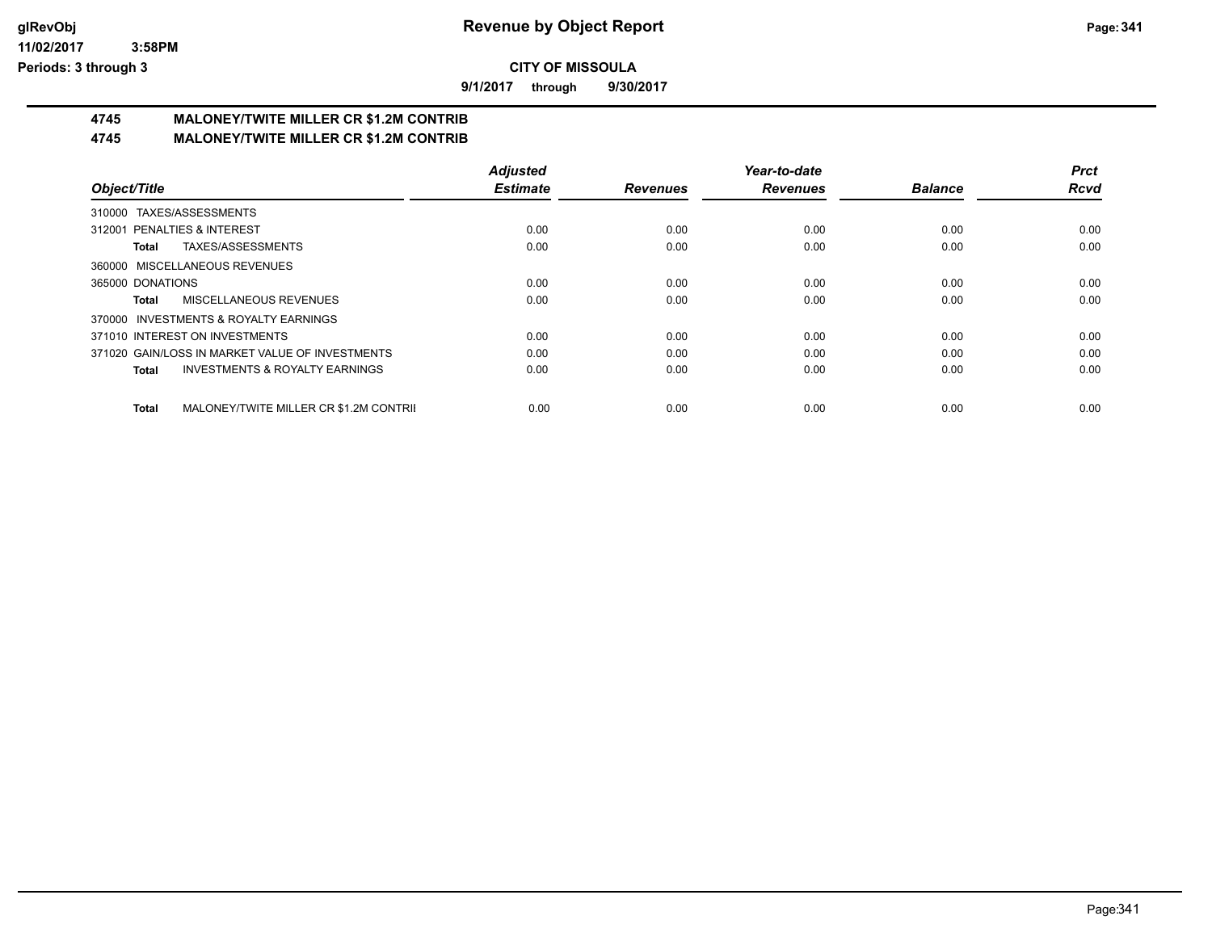**Revenue by Object Report**

**CITY OF MISSOULA**

**9/1/2017 through 9/30/2017**

glRevObj
11/02/2017 3:58PM
Periods: 3 through 3

## 4745 MALONEY/TWITE MILLER CR $1.2M CONTRIB

## 4745 MALONEY/TWITE MILLER CR $1.2M CONTRIB

| Object/Title | Adjusted Estimate | Revenues | Year-to-date Revenues | Balance | Prct Rcvd |
|---|---|---|---|---|---|
| 310000 TAXES/ASSESSMENTS | | | | | |
| 312001 PENALTIES & INTEREST | 0.00 | 0.00 | 0.00 | 0.00 | 0.00 |
| **Total** TAXES/ASSESSMENTS | 0.00 | 0.00 | 0.00 | 0.00 | 0.00 |
| 360000 MISCELLANEOUS REVENUES | | | | | |
| 365000 DONATIONS | 0.00 | 0.00 | 0.00 | 0.00 | 0.00 |
| **Total** MISCELLANEOUS REVENUES | 0.00 | 0.00 | 0.00 | 0.00 | 0.00 |
| 370000 INVESTMENTS & ROYALTY EARNINGS | | | | | |
| 371010 INTEREST ON INVESTMENTS | 0.00 | 0.00 | 0.00 | 0.00 | 0.00 |
| 371020 GAIN/LOSS IN MARKET VALUE OF INVESTMENTS | 0.00 | 0.00 | 0.00 | 0.00 | 0.00 |
| **Total** INVESTMENTS & ROYALTY EARNINGS | 0.00 | 0.00 | 0.00 | 0.00 | 0.00 |
| **Total** MALONEY/TWITE MILLER CR $1.2M CONTRII | 0.00 | 0.00 | 0.00 | 0.00 | 0.00 |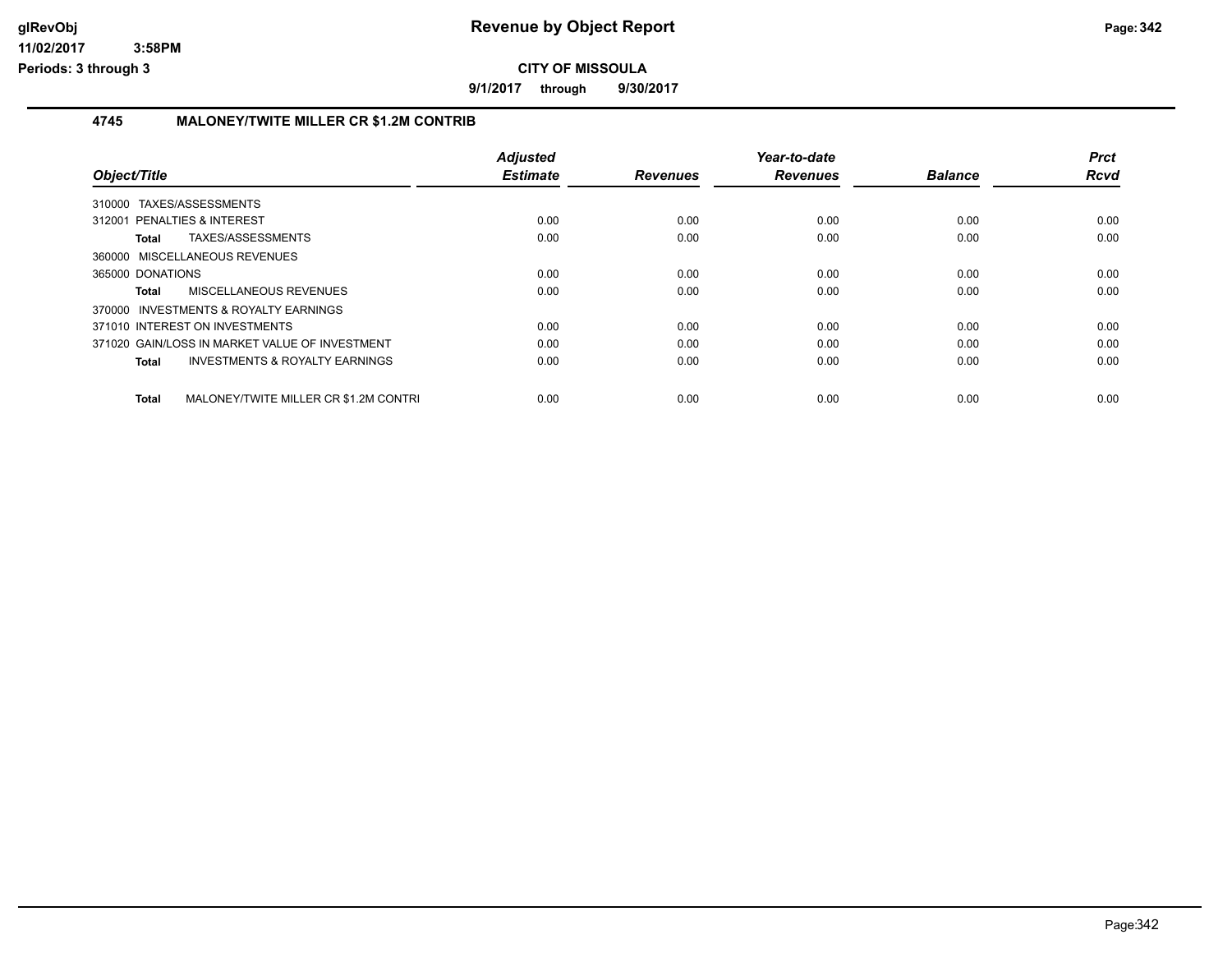# Revenue by Object Report

**CITY OF MISSOULA**

**9/1/2017 through 9/30/2017**

glRevObj
11/02/2017 3:58PM
Periods: 3 through 3

## 4745 MALONEY/TWITE MILLER CR $1.2M CONTRIB

| Object/Title | Adjusted Estimate | Revenues | Year-to-date Revenues | Balance | Prct Rcvd |
|---|---|---|---|---|---|
| 310000 TAXES/ASSESSMENTS | | | | | |
| 312001 PENALTIES & INTEREST | 0.00 | 0.00 | 0.00 | 0.00 | 0.00 |
| **Total** TAXES/ASSESSMENTS | 0.00 | 0.00 | 0.00 | 0.00 | 0.00 |
| 360000 MISCELLANEOUS REVENUES | | | | | |
| 365000 DONATIONS | 0.00 | 0.00 | 0.00 | 0.00 | 0.00 |
| **Total** MISCELLANEOUS REVENUES | 0.00 | 0.00 | 0.00 | 0.00 | 0.00 |
| 370000 INVESTMENTS & ROYALTY EARNINGS | | | | | |
| 371010 INTEREST ON INVESTMENTS | 0.00 | 0.00 | 0.00 | 0.00 | 0.00 |
| 371020 GAIN/LOSS IN MARKET VALUE OF INVESTMENT | 0.00 | 0.00 | 0.00 | 0.00 | 0.00 |
| **Total** INVESTMENTS & ROYALTY EARNINGS | 0.00 | 0.00 | 0.00 | 0.00 | 0.00 |
| **Total** MALONEY/TWITE MILLER CR $1.2M CONTRI | 0.00 | 0.00 | 0.00 | 0.00 | 0.00 |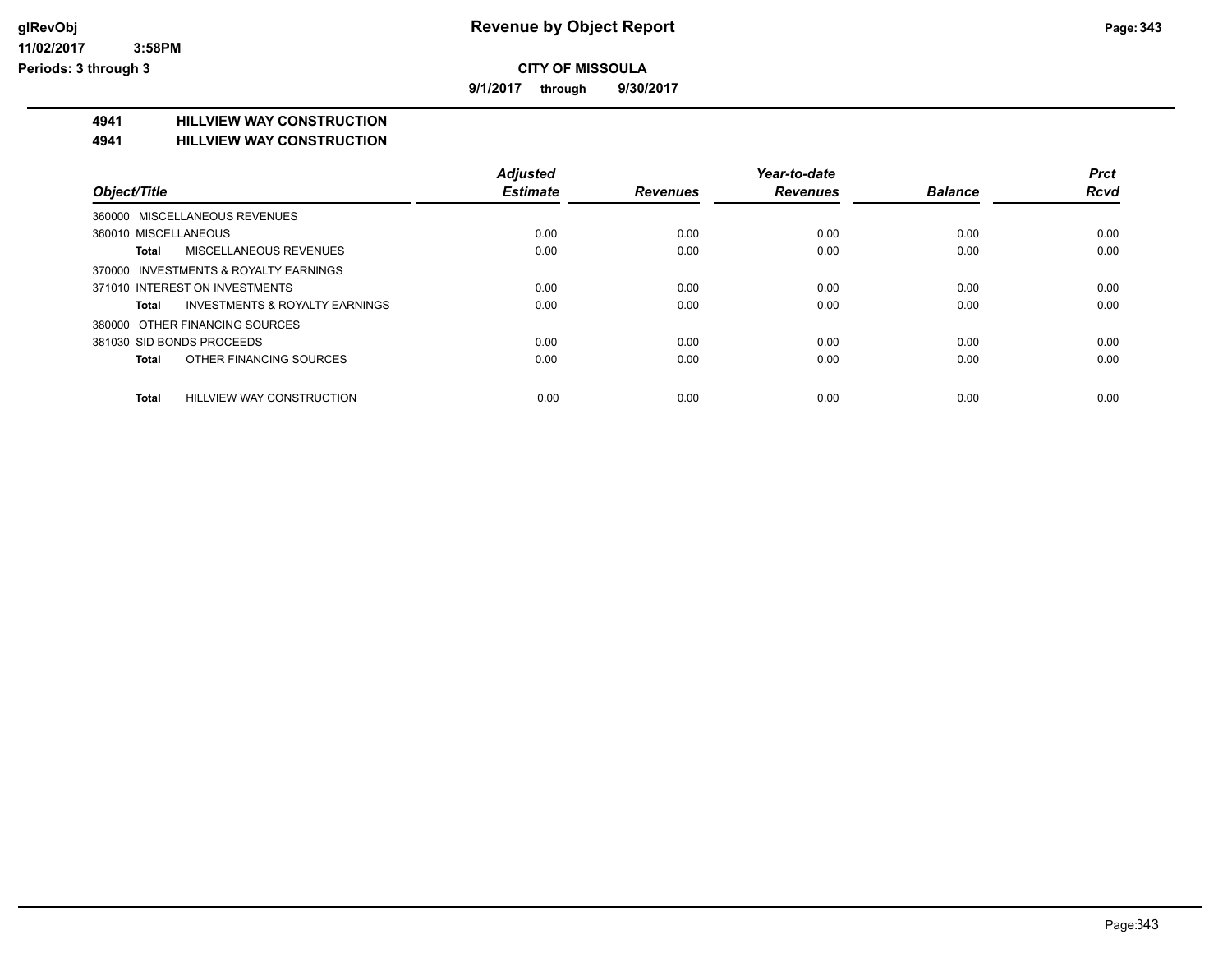**CITY OF MISSOULA**

**9/1/2017 through 9/30/2017**

## 4941 HILLVIEW WAY CONSTRUCTION

## 4941 HILLVIEW WAY CONSTRUCTION

| Object/Title | Adjusted Estimate | Revenues | Year-to-date Revenues | Balance | Prct Rcvd |
|---|---|---|---|---|---|
| 360000 MISCELLANEOUS REVENUES | | | | | |
| 360010 MISCELLANEOUS | 0.00 | 0.00 | 0.00 | 0.00 | 0.00 |
| **Total** MISCELLANEOUS REVENUES | 0.00 | 0.00 | 0.00 | 0.00 | 0.00 |
| 370000 INVESTMENTS & ROYALTY EARNINGS | | | | | |
| 371010 INTEREST ON INVESTMENTS | 0.00 | 0.00 | 0.00 | 0.00 | 0.00 |
| **Total** INVESTMENTS & ROYALTY EARNINGS | 0.00 | 0.00 | 0.00 | 0.00 | 0.00 |
| 380000 OTHER FINANCING SOURCES | | | | | |
| 381030 SID BONDS PROCEEDS | 0.00 | 0.00 | 0.00 | 0.00 | 0.00 |
| **Total** OTHER FINANCING SOURCES | 0.00 | 0.00 | 0.00 | 0.00 | 0.00 |
| **Total** HILLVIEW WAY CONSTRUCTION | 0.00 | 0.00 | 0.00 | 0.00 | 0.00 |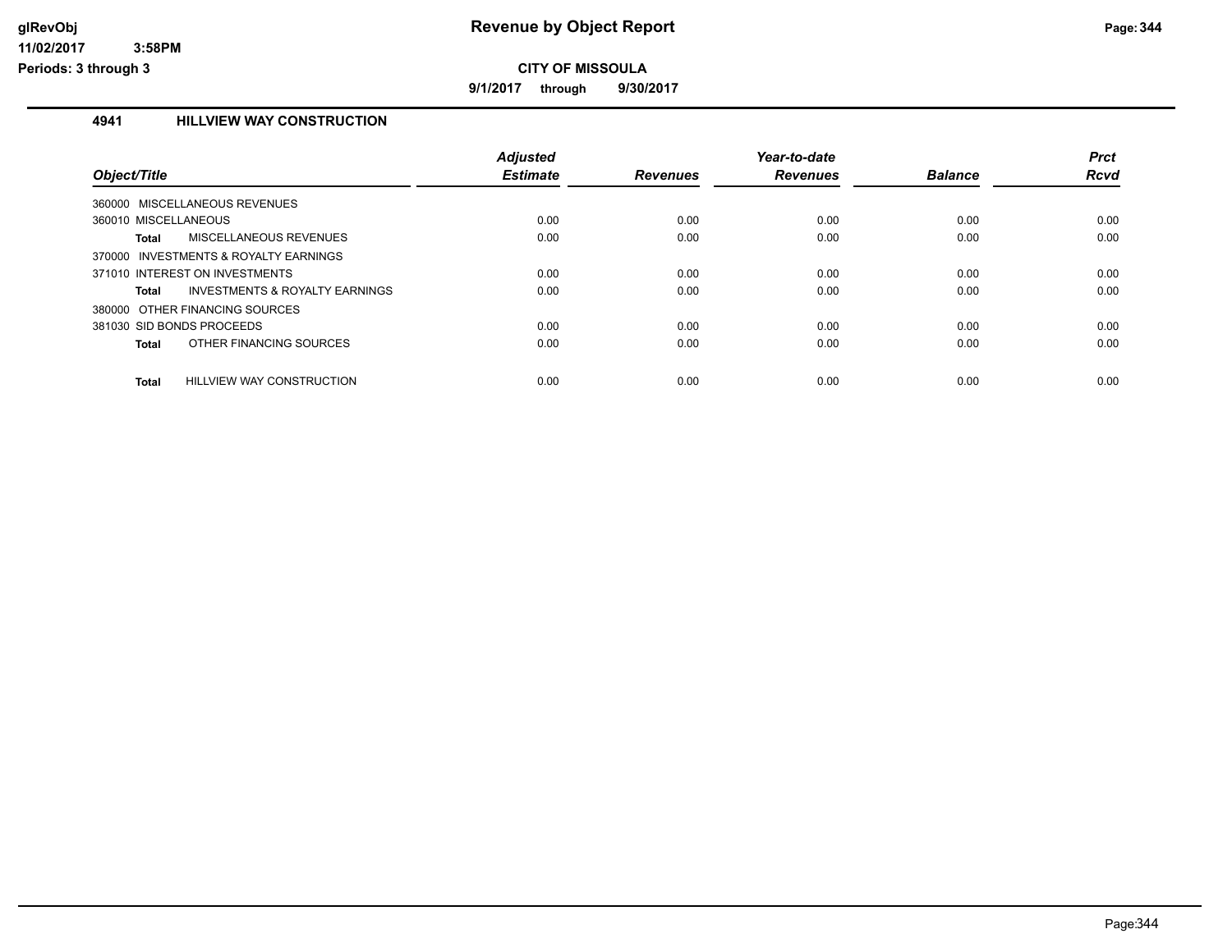# Revenue by Object Report

**CITY OF MISSOULA**

**9/1/2017 through 9/30/2017**

glRevObj
11/02/2017 3:58PM
Periods: 3 through 3

## 4941 HILLVIEW WAY CONSTRUCTION

| Object/Title | Adjusted Estimate | Revenues | Year-to-date Revenues | Balance | Prct Rcvd |
|---|---|---|---|---|---|
| 360000 MISCELLANEOUS REVENUES | | | | | |
| 360010 MISCELLANEOUS | 0.00 | 0.00 | 0.00 | 0.00 | 0.00 |
| **Total** MISCELLANEOUS REVENUES | 0.00 | 0.00 | 0.00 | 0.00 | 0.00 |
| 370000 INVESTMENTS & ROYALTY EARNINGS | | | | | |
| 371010 INTEREST ON INVESTMENTS | 0.00 | 0.00 | 0.00 | 0.00 | 0.00 |
| **Total** INVESTMENTS & ROYALTY EARNINGS | 0.00 | 0.00 | 0.00 | 0.00 | 0.00 |
| 380000 OTHER FINANCING SOURCES | | | | | |
| 381030 SID BONDS PROCEEDS | 0.00 | 0.00 | 0.00 | 0.00 | 0.00 |
| **Total** OTHER FINANCING SOURCES | 0.00 | 0.00 | 0.00 | 0.00 | 0.00 |
| **Total** HILLVIEW WAY CONSTRUCTION | 0.00 | 0.00 | 0.00 | 0.00 | 0.00 |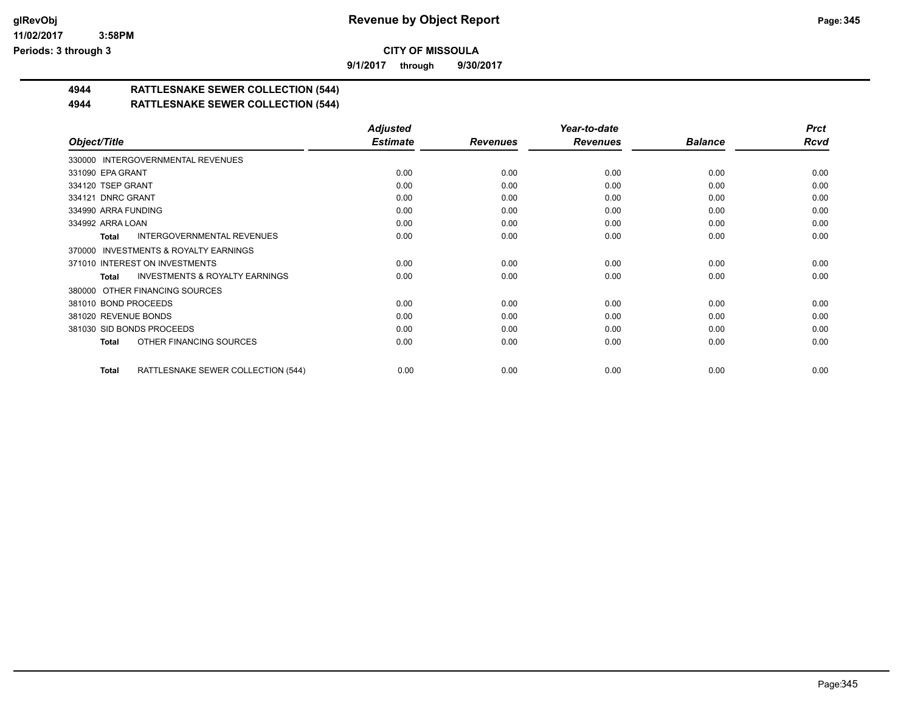# Revenue by Object Report

**CITY OF MISSOULA**

**9/1/2017 through 9/30/2017**

glRevObj
11/02/2017 3:58PM
Periods: 3 through 3

## 4944 RATTLESNAKE SEWER COLLECTION (544)
## 4944 RATTLESNAKE SEWER COLLECTION (544)

| Object/Title | Adjusted Estimate | Revenues | Year-to-date Revenues | Balance | Prct Rcvd |
|---|---|---|---|---|---|
| 330000 INTERGOVERNMENTAL REVENUES | | | | | |
| 331090 EPA GRANT | 0.00 | 0.00 | 0.00 | 0.00 | 0.00 |
| 334120 TSEP GRANT | 0.00 | 0.00 | 0.00 | 0.00 | 0.00 |
| 334121 DNRC GRANT | 0.00 | 0.00 | 0.00 | 0.00 | 0.00 |
| 334990 ARRA FUNDING | 0.00 | 0.00 | 0.00 | 0.00 | 0.00 |
| 334992 ARRA LOAN | 0.00 | 0.00 | 0.00 | 0.00 | 0.00 |
| **Total** INTERGOVERNMENTAL REVENUES | 0.00 | 0.00 | 0.00 | 0.00 | 0.00 |
| 370000 INVESTMENTS & ROYALTY EARNINGS | | | | | |
| 371010 INTEREST ON INVESTMENTS | 0.00 | 0.00 | 0.00 | 0.00 | 0.00 |
| **Total** INVESTMENTS & ROYALTY EARNINGS | 0.00 | 0.00 | 0.00 | 0.00 | 0.00 |
| 380000 OTHER FINANCING SOURCES | | | | | |
| 381010 BOND PROCEEDS | 0.00 | 0.00 | 0.00 | 0.00 | 0.00 |
| 381020 REVENUE BONDS | 0.00 | 0.00 | 0.00 | 0.00 | 0.00 |
| 381030 SID BONDS PROCEEDS | 0.00 | 0.00 | 0.00 | 0.00 | 0.00 |
| **Total** OTHER FINANCING SOURCES | 0.00 | 0.00 | 0.00 | 0.00 | 0.00 |
| **Total** RATTLESNAKE SEWER COLLECTION (544) | 0.00 | 0.00 | 0.00 | 0.00 | 0.00 |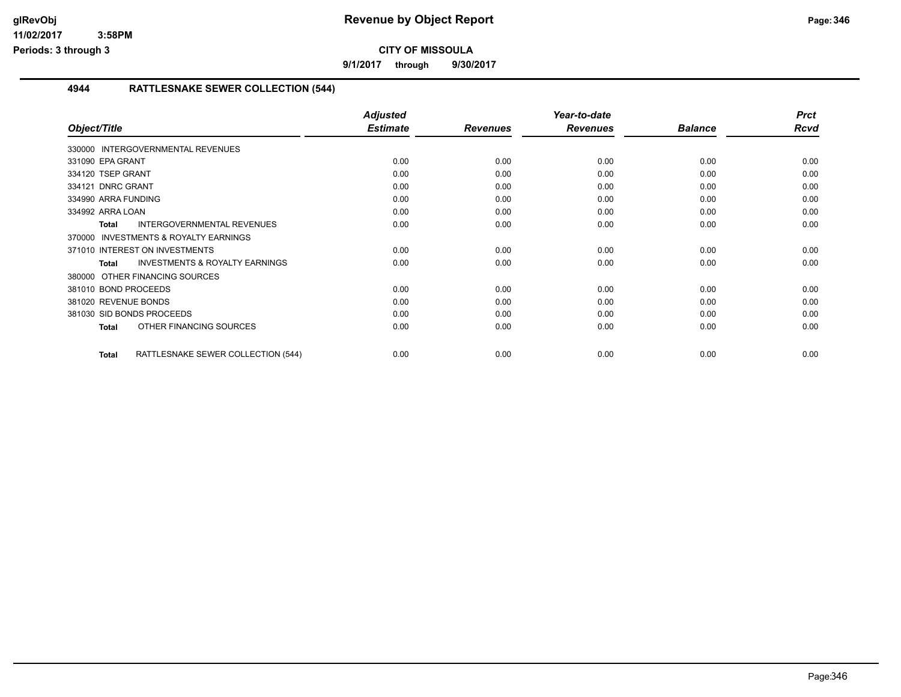**CITY OF MISSOULA**

**9/1/2017 through 9/30/2017**

## 4944 RATTLESNAKE SEWER COLLECTION (544)

| Object/Title | Adjusted Estimate | Revenues | Year-to-date Revenues | Balance | Prct Rcvd |
|---|---|---|---|---|---|
| 330000 INTERGOVERNMENTAL REVENUES | | | | | |
| 331090 EPA GRANT | 0.00 | 0.00 | 0.00 | 0.00 | 0.00 |
| 334120 TSEP GRANT | 0.00 | 0.00 | 0.00 | 0.00 | 0.00 |
| 334121 DNRC GRANT | 0.00 | 0.00 | 0.00 | 0.00 | 0.00 |
| 334990 ARRA FUNDING | 0.00 | 0.00 | 0.00 | 0.00 | 0.00 |
| 334992 ARRA LOAN | 0.00 | 0.00 | 0.00 | 0.00 | 0.00 |
| **Total** INTERGOVERNMENTAL REVENUES | 0.00 | 0.00 | 0.00 | 0.00 | 0.00 |
| 370000 INVESTMENTS & ROYALTY EARNINGS | | | | | |
| 371010 INTEREST ON INVESTMENTS | 0.00 | 0.00 | 0.00 | 0.00 | 0.00 |
| **Total** INVESTMENTS & ROYALTY EARNINGS | 0.00 | 0.00 | 0.00 | 0.00 | 0.00 |
| 380000 OTHER FINANCING SOURCES | | | | | |
| 381010 BOND PROCEEDS | 0.00 | 0.00 | 0.00 | 0.00 | 0.00 |
| 381020 REVENUE BONDS | 0.00 | 0.00 | 0.00 | 0.00 | 0.00 |
| 381030 SID BONDS PROCEEDS | 0.00 | 0.00 | 0.00 | 0.00 | 0.00 |
| **Total** OTHER FINANCING SOURCES | 0.00 | 0.00 | 0.00 | 0.00 | 0.00 |
| **Total** RATTLESNAKE SEWER COLLECTION (544) | 0.00 | 0.00 | 0.00 | 0.00 | 0.00 |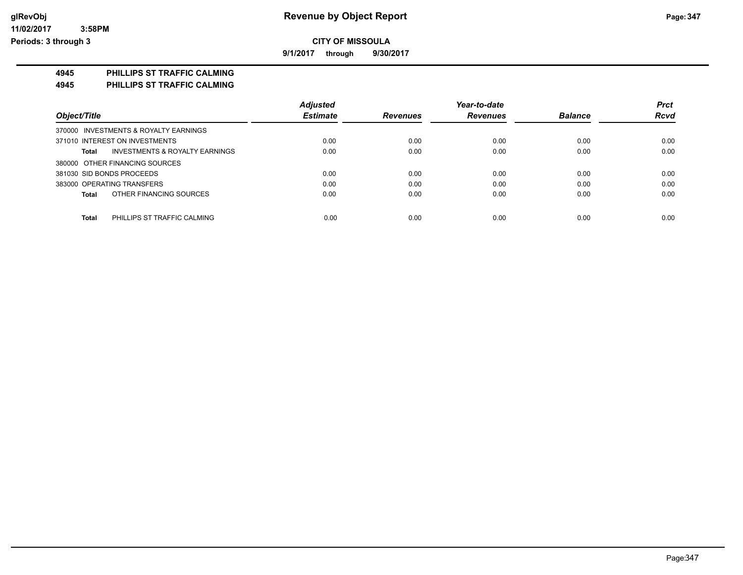# Revenue by Object Report

**CITY OF MISSOULA**

**9/1/2017 through 9/30/2017**

glRevObj
11/02/2017 3:58PM
Periods: 3 through 3

**4945 PHILLIPS ST TRAFFIC CALMING**

**4945 PHILLIPS ST TRAFFIC CALMING**

| Object/Title | Adjusted Estimate | Revenues | Year-to-date Revenues | Balance | Prct Rcvd |
|---|---|---|---|---|---|
| 370000 INVESTMENTS & ROYALTY EARNINGS | | | | | |
| 371010 INTEREST ON INVESTMENTS | 0.00 | 0.00 | 0.00 | 0.00 | 0.00 |
| **Total** INVESTMENTS & ROYALTY EARNINGS | 0.00 | 0.00 | 0.00 | 0.00 | 0.00 |
| 380000 OTHER FINANCING SOURCES | | | | | |
| 381030 SID BONDS PROCEEDS | 0.00 | 0.00 | 0.00 | 0.00 | 0.00 |
| 383000 OPERATING TRANSFERS | 0.00 | 0.00 | 0.00 | 0.00 | 0.00 |
| **Total** OTHER FINANCING SOURCES | 0.00 | 0.00 | 0.00 | 0.00 | 0.00 |
| **Total** PHILLIPS ST TRAFFIC CALMING | 0.00 | 0.00 | 0.00 | 0.00 | 0.00 |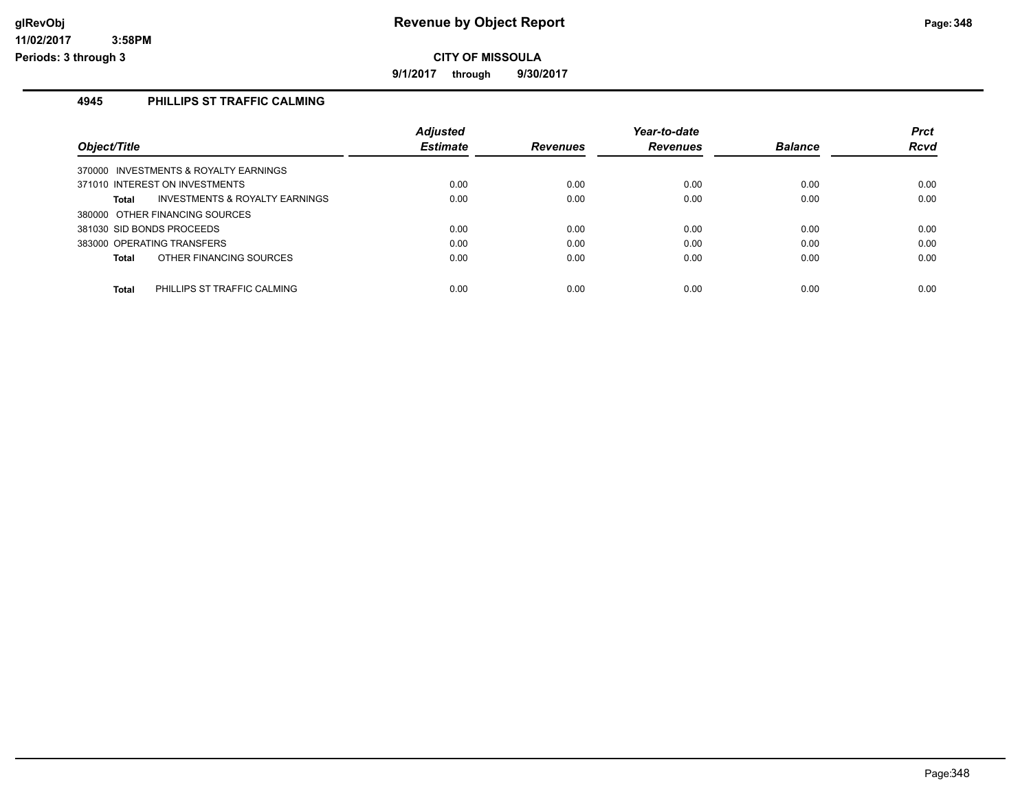# Revenue by Object Report

**CITY OF MISSOULA**

**9/1/2017 through 9/30/2017**

glRevObj
11/02/2017 3:58PM
Periods: 3 through 3

## 4945 PHILLIPS ST TRAFFIC CALMING

| Object/Title | Adjusted Estimate | Revenues | Year-to-date Revenues | Balance | Prct Rcvd |
|---|---|---|---|---|---|
| 370000 INVESTMENTS & ROYALTY EARNINGS | | | | | |
| 371010 INTEREST ON INVESTMENTS | 0.00 | 0.00 | 0.00 | 0.00 | 0.00 |
| **Total** INVESTMENTS & ROYALTY EARNINGS | 0.00 | 0.00 | 0.00 | 0.00 | 0.00 |
| 380000 OTHER FINANCING SOURCES | | | | | |
| 381030 SID BONDS PROCEEDS | 0.00 | 0.00 | 0.00 | 0.00 | 0.00 |
| 383000 OPERATING TRANSFERS | 0.00 | 0.00 | 0.00 | 0.00 | 0.00 |
| **Total** OTHER FINANCING SOURCES | 0.00 | 0.00 | 0.00 | 0.00 | 0.00 |
| **Total** PHILLIPS ST TRAFFIC CALMING | 0.00 | 0.00 | 0.00 | 0.00 | 0.00 |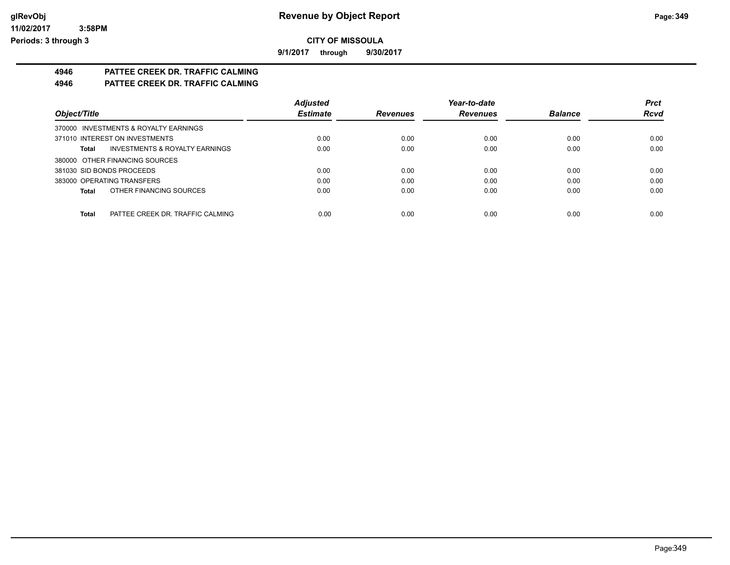**Revenue by Object Report**

**CITY OF MISSOULA**

**9/1/2017 through 9/30/2017**

glRevObj
11/02/2017 3:58PM
Periods: 3 through 3

## 4946 PATTEE CREEK DR. TRAFFIC CALMING

## 4946 PATTEE CREEK DR. TRAFFIC CALMING

| Object/Title | Adjusted Estimate | Revenues | Year-to-date Revenues | Balance | Prct Rcvd |
|---|---|---|---|---|---|
| 370000 INVESTMENTS & ROYALTY EARNINGS | | | | | |
| 371010 INTEREST ON INVESTMENTS | 0.00 | 0.00 | 0.00 | 0.00 | 0.00 |
| **Total** INVESTMENTS & ROYALTY EARNINGS | 0.00 | 0.00 | 0.00 | 0.00 | 0.00 |
| 380000 OTHER FINANCING SOURCES | | | | | |
| 381030 SID BONDS PROCEEDS | 0.00 | 0.00 | 0.00 | 0.00 | 0.00 |
| 383000 OPERATING TRANSFERS | 0.00 | 0.00 | 0.00 | 0.00 | 0.00 |
| **Total** OTHER FINANCING SOURCES | 0.00 | 0.00 | 0.00 | 0.00 | 0.00 |
| **Total** PATTEE CREEK DR. TRAFFIC CALMING | 0.00 | 0.00 | 0.00 | 0.00 | 0.00 |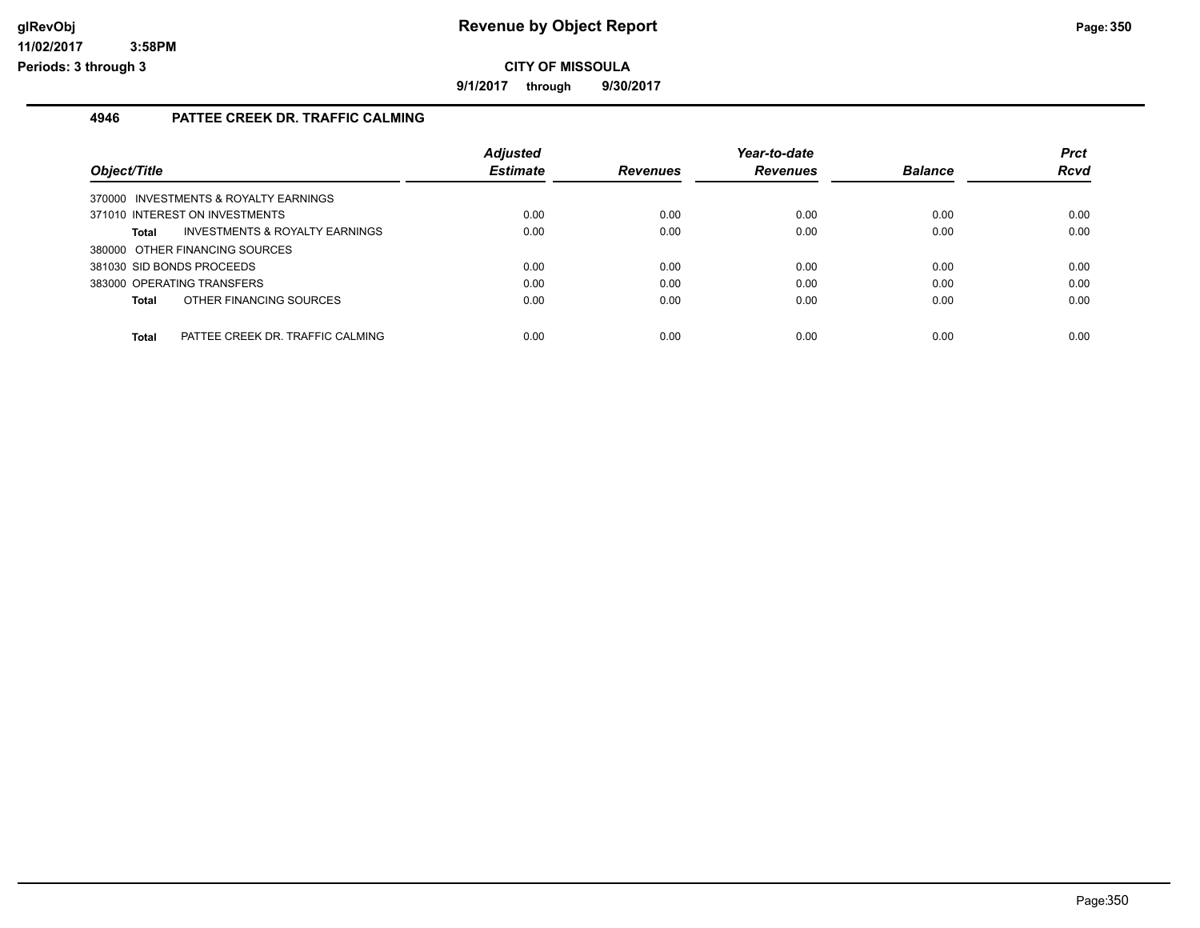**CITY OF MISSOULA**

**9/1/2017 through 9/30/2017**

## 4946 PATTEE CREEK DR. TRAFFIC CALMING

| Object/Title | Adjusted Estimate | Revenues | Year-to-date Revenues | Balance | Prct Rcvd |
|---|---|---|---|---|---|
| 370000 INVESTMENTS & ROYALTY EARNINGS | | | | | |
| 371010 INTEREST ON INVESTMENTS | 0.00 | 0.00 | 0.00 | 0.00 | 0.00 |
| **Total** INVESTMENTS & ROYALTY EARNINGS | 0.00 | 0.00 | 0.00 | 0.00 | 0.00 |
| 380000 OTHER FINANCING SOURCES | | | | | |
| 381030 SID BONDS PROCEEDS | 0.00 | 0.00 | 0.00 | 0.00 | 0.00 |
| 383000 OPERATING TRANSFERS | 0.00 | 0.00 | 0.00 | 0.00 | 0.00 |
| **Total** OTHER FINANCING SOURCES | 0.00 | 0.00 | 0.00 | 0.00 | 0.00 |
| **Total** PATTEE CREEK DR. TRAFFIC CALMING | 0.00 | 0.00 | 0.00 | 0.00 | 0.00 |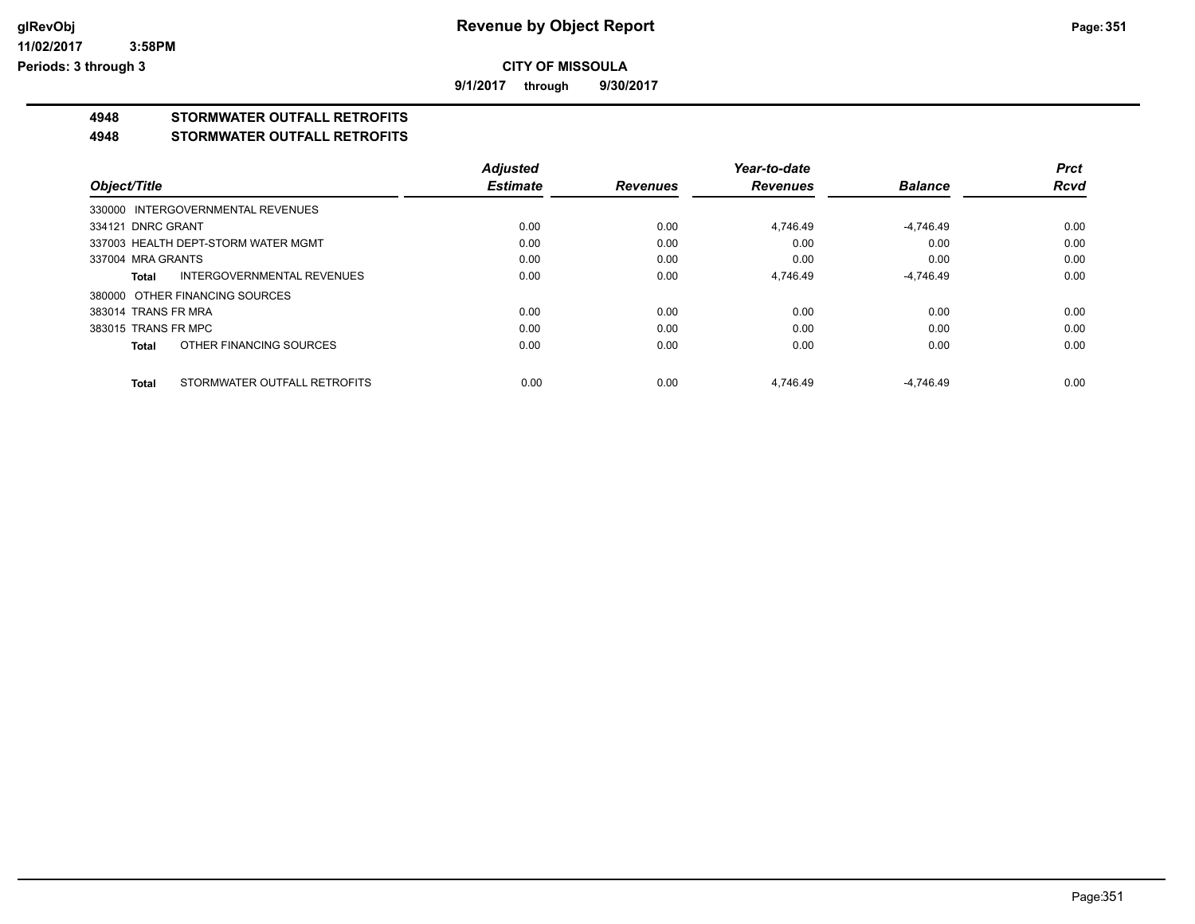**glRevObj**
**11/02/2017 3:58PM**
**Periods: 3 through 3**

# Revenue by Object Report

**CITY OF MISSOULA**

**9/1/2017 through 9/30/2017**

## 4948 STORMWATER OUTFALL RETROFITS
## 4948 STORMWATER OUTFALL RETROFITS

| Object/Title | Adjusted Estimate | Revenues | Year-to-date Revenues | Balance | Prct Rcvd |
|---|---|---|---|---|---|
| 330000 INTERGOVERNMENTAL REVENUES | | | | | |
| 334121 DNRC GRANT | 0.00 | 0.00 | 4,746.49 | -4,746.49 | 0.00 |
| 337003 HEALTH DEPT-STORM WATER MGMT | 0.00 | 0.00 | 0.00 | 0.00 | 0.00 |
| 337004 MRA GRANTS | 0.00 | 0.00 | 0.00 | 0.00 | 0.00 |
| **Total** INTERGOVERNMENTAL REVENUES | 0.00 | 0.00 | 4,746.49 | -4,746.49 | 0.00 |
| 380000 OTHER FINANCING SOURCES | | | | | |
| 383014 TRANS FR MRA | 0.00 | 0.00 | 0.00 | 0.00 | 0.00 |
| 383015 TRANS FR MPC | 0.00 | 0.00 | 0.00 | 0.00 | 0.00 |
| **Total** OTHER FINANCING SOURCES | 0.00 | 0.00 | 0.00 | 0.00 | 0.00 |
| **Total** STORMWATER OUTFALL RETROFITS | 0.00 | 0.00 | 4,746.49 | -4,746.49 | 0.00 |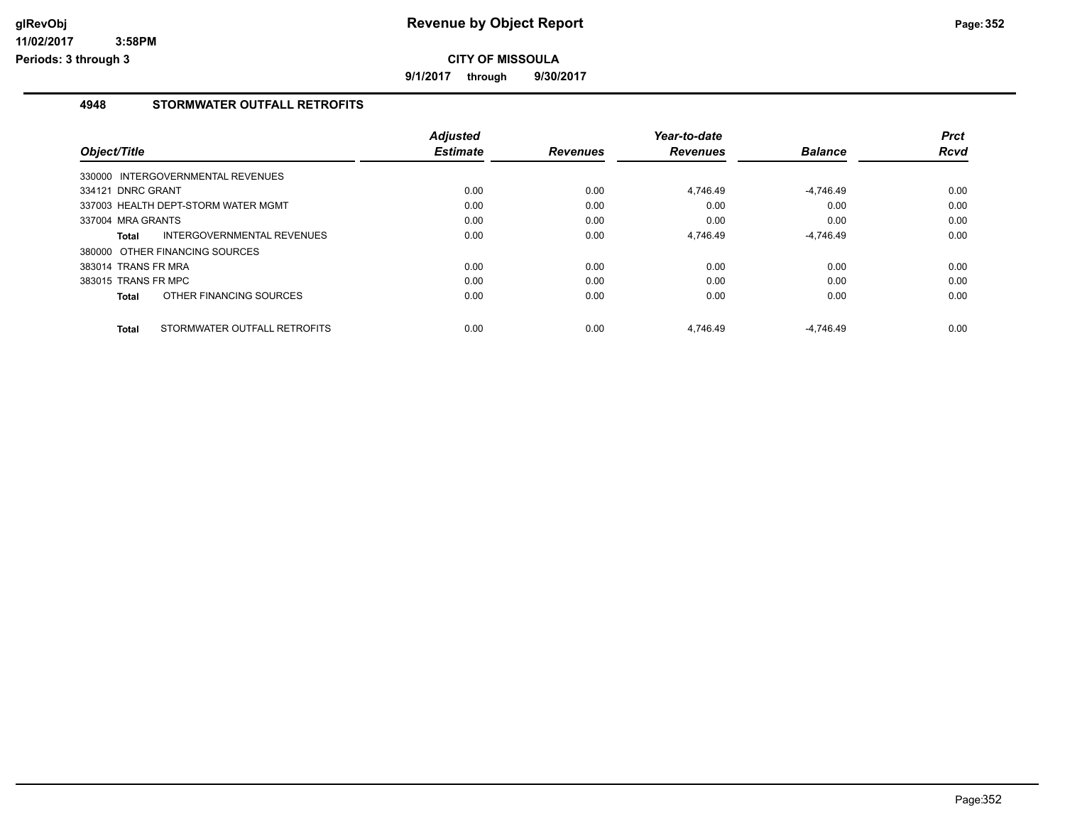**Revenue by Object Report**

**CITY OF MISSOULA**

**9/1/2017 through 9/30/2017**

## 4948 STORMWATER OUTFALL RETROFITS

| Object/Title | Adjusted Estimate | Revenues | Year-to-date Revenues | Balance | Prct Rcvd |
|---|---|---|---|---|---|
| 330000 INTERGOVERNMENTAL REVENUES | | | | | |
| 334121 DNRC GRANT | 0.00 | 0.00 | 4,746.49 | -4,746.49 | 0.00 |
| 337003 HEALTH DEPT-STORM WATER MGMT | 0.00 | 0.00 | 0.00 | 0.00 | 0.00 |
| 337004 MRA GRANTS | 0.00 | 0.00 | 0.00 | 0.00 | 0.00 |
| **Total** INTERGOVERNMENTAL REVENUES | 0.00 | 0.00 | 4,746.49 | -4,746.49 | 0.00 |
| 380000 OTHER FINANCING SOURCES | | | | | |
| 383014 TRANS FR MRA | 0.00 | 0.00 | 0.00 | 0.00 | 0.00 |
| 383015 TRANS FR MPC | 0.00 | 0.00 | 0.00 | 0.00 | 0.00 |
| **Total** OTHER FINANCING SOURCES | 0.00 | 0.00 | 0.00 | 0.00 | 0.00 |
| **Total** STORMWATER OUTFALL RETROFITS | 0.00 | 0.00 | 4,746.49 | -4,746.49 | 0.00 |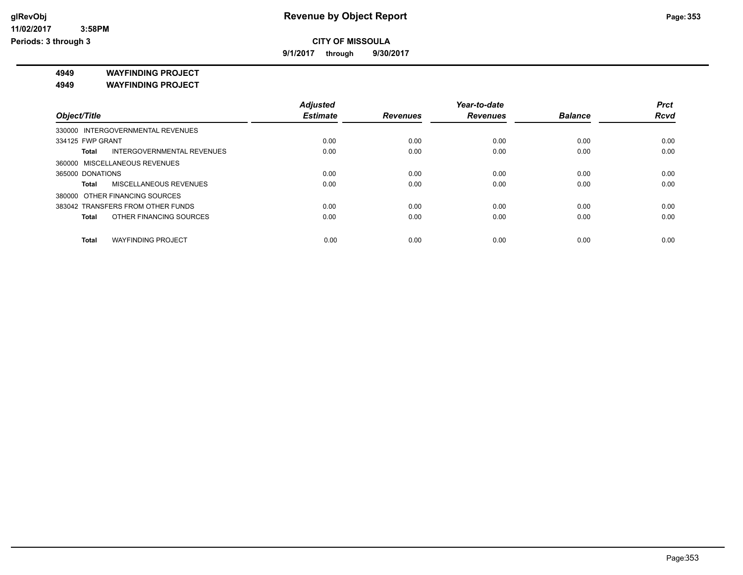**Revenue by Object Report**

**CITY OF MISSOULA**

**9/1/2017 through 9/30/2017**

glRevObj
11/02/2017 3:58PM
Periods: 3 through 3

**4949 WAYFINDING PROJECT**

**4949 WAYFINDING PROJECT**

| Object/Title | Adjusted Estimate | Revenues | Year-to-date Revenues | Balance | Prct Rcvd |
|---|---|---|---|---|---|
| 330000 INTERGOVERNMENTAL REVENUES | | | | | |
| 334125 FWP GRANT | 0.00 | 0.00 | 0.00 | 0.00 | 0.00 |
| **Total** INTERGOVERNMENTAL REVENUES | 0.00 | 0.00 | 0.00 | 0.00 | 0.00 |
| 360000 MISCELLANEOUS REVENUES | | | | | |
| 365000 DONATIONS | 0.00 | 0.00 | 0.00 | 0.00 | 0.00 |
| **Total** MISCELLANEOUS REVENUES | 0.00 | 0.00 | 0.00 | 0.00 | 0.00 |
| 380000 OTHER FINANCING SOURCES | | | | | |
| 383042 TRANSFERS FROM OTHER FUNDS | 0.00 | 0.00 | 0.00 | 0.00 | 0.00 |
| **Total** OTHER FINANCING SOURCES | 0.00 | 0.00 | 0.00 | 0.00 | 0.00 |
| **Total** WAYFINDING PROJECT | 0.00 | 0.00 | 0.00 | 0.00 | 0.00 |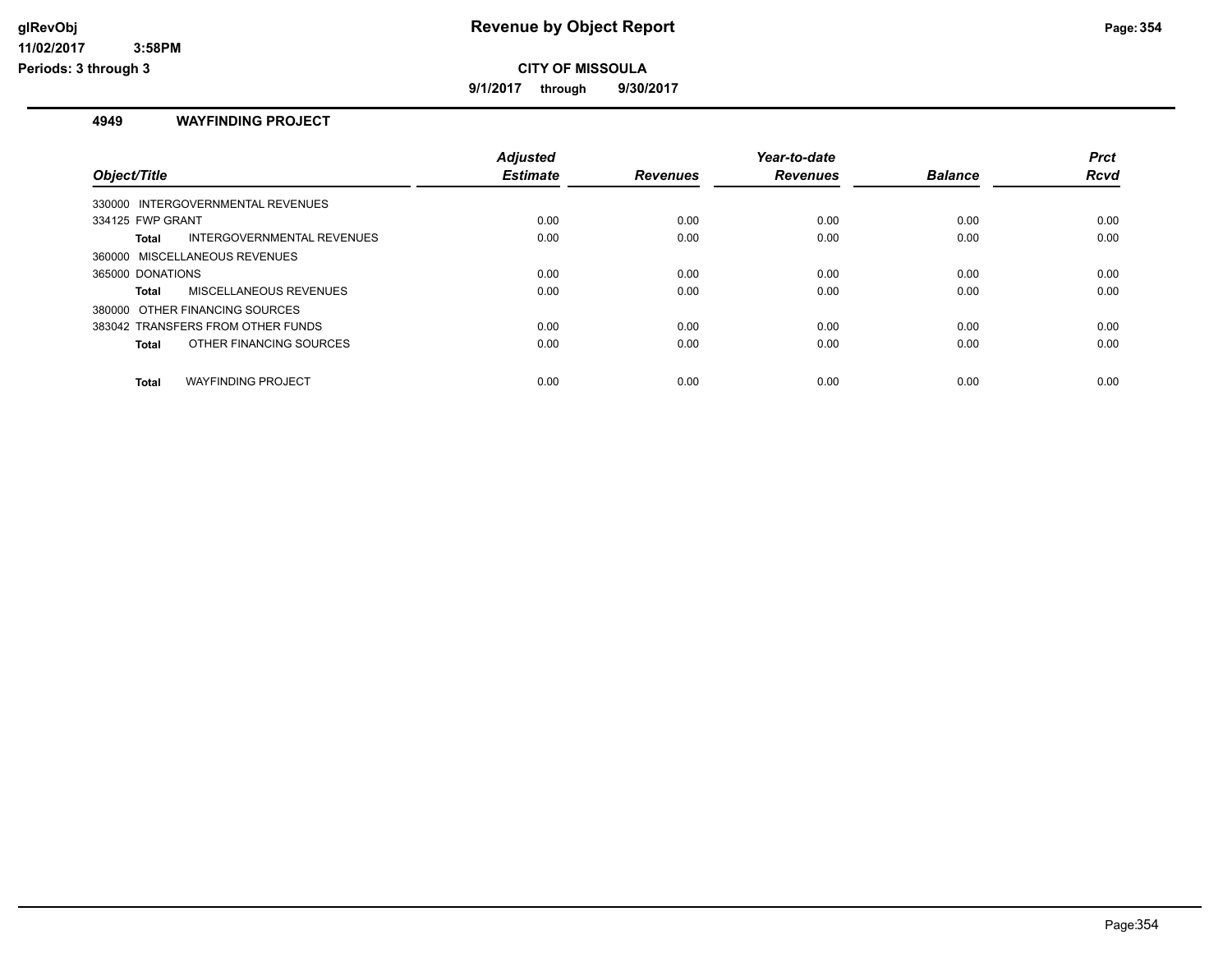# Revenue by Object Report

**CITY OF MISSOULA**

**9/1/2017 through 9/30/2017**

glRevObj
11/02/2017 3:58PM
Periods: 3 through 3

## 4949 WAYFINDING PROJECT

| Object/Title | Adjusted Estimate | Revenues | Year-to-date Revenues | Balance | Prct Rcvd |
|---|---|---|---|---|---|
| 330000 INTERGOVERNMENTAL REVENUES | | | | | |
| 334125 FWP GRANT | 0.00 | 0.00 | 0.00 | 0.00 | 0.00 |
| **Total** INTERGOVERNMENTAL REVENUES | 0.00 | 0.00 | 0.00 | 0.00 | 0.00 |
| 360000 MISCELLANEOUS REVENUES | | | | | |
| 365000 DONATIONS | 0.00 | 0.00 | 0.00 | 0.00 | 0.00 |
| **Total** MISCELLANEOUS REVENUES | 0.00 | 0.00 | 0.00 | 0.00 | 0.00 |
| 380000 OTHER FINANCING SOURCES | | | | | |
| 383042 TRANSFERS FROM OTHER FUNDS | 0.00 | 0.00 | 0.00 | 0.00 | 0.00 |
| **Total** OTHER FINANCING SOURCES | 0.00 | 0.00 | 0.00 | 0.00 | 0.00 |
| **Total** WAYFINDING PROJECT | 0.00 | 0.00 | 0.00 | 0.00 | 0.00 |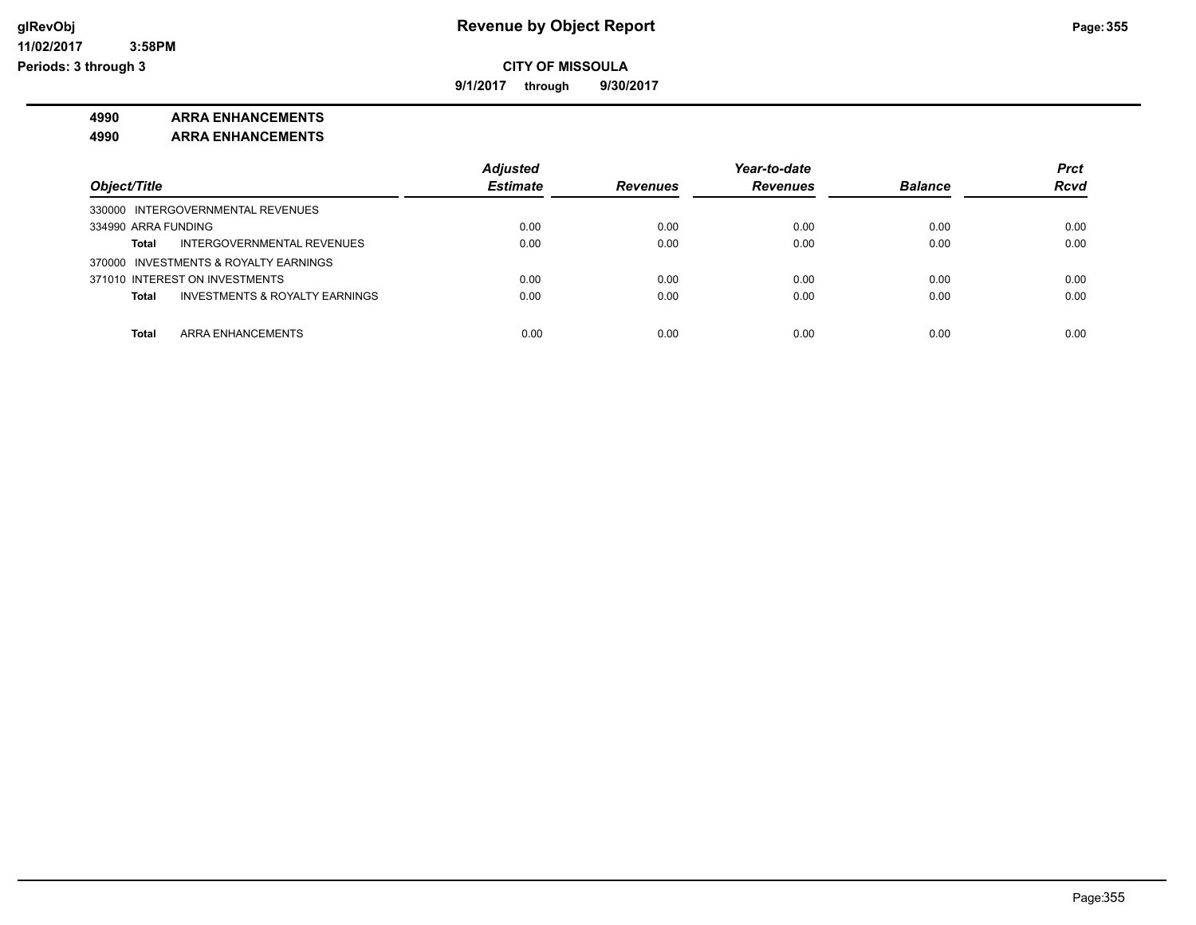**Revenue by Object Report**

**CITY OF MISSOULA**

**9/1/2017 through 9/30/2017**

glRevObj
11/02/2017 3:58PM
Periods: 3 through 3

**4990 ARRA ENHANCEMENTS**

**4990 ARRA ENHANCEMENTS**

| Object/Title | Adjusted Estimate | Revenues | Year-to-date Revenues | Balance | Prct Rcvd |
|---|---|---|---|---|---|
| 330000 INTERGOVERNMENTAL REVENUES | | | | | |
| 334990 ARRA FUNDING | 0.00 | 0.00 | 0.00 | 0.00 | 0.00 |
| **Total** INTERGOVERNMENTAL REVENUES | 0.00 | 0.00 | 0.00 | 0.00 | 0.00 |
| 370000 INVESTMENTS & ROYALTY EARNINGS | | | | | |
| 371010 INTEREST ON INVESTMENTS | 0.00 | 0.00 | 0.00 | 0.00 | 0.00 |
| **Total** INVESTMENTS & ROYALTY EARNINGS | 0.00 | 0.00 | 0.00 | 0.00 | 0.00 |
| **Total** ARRA ENHANCEMENTS | 0.00 | 0.00 | 0.00 | 0.00 | 0.00 |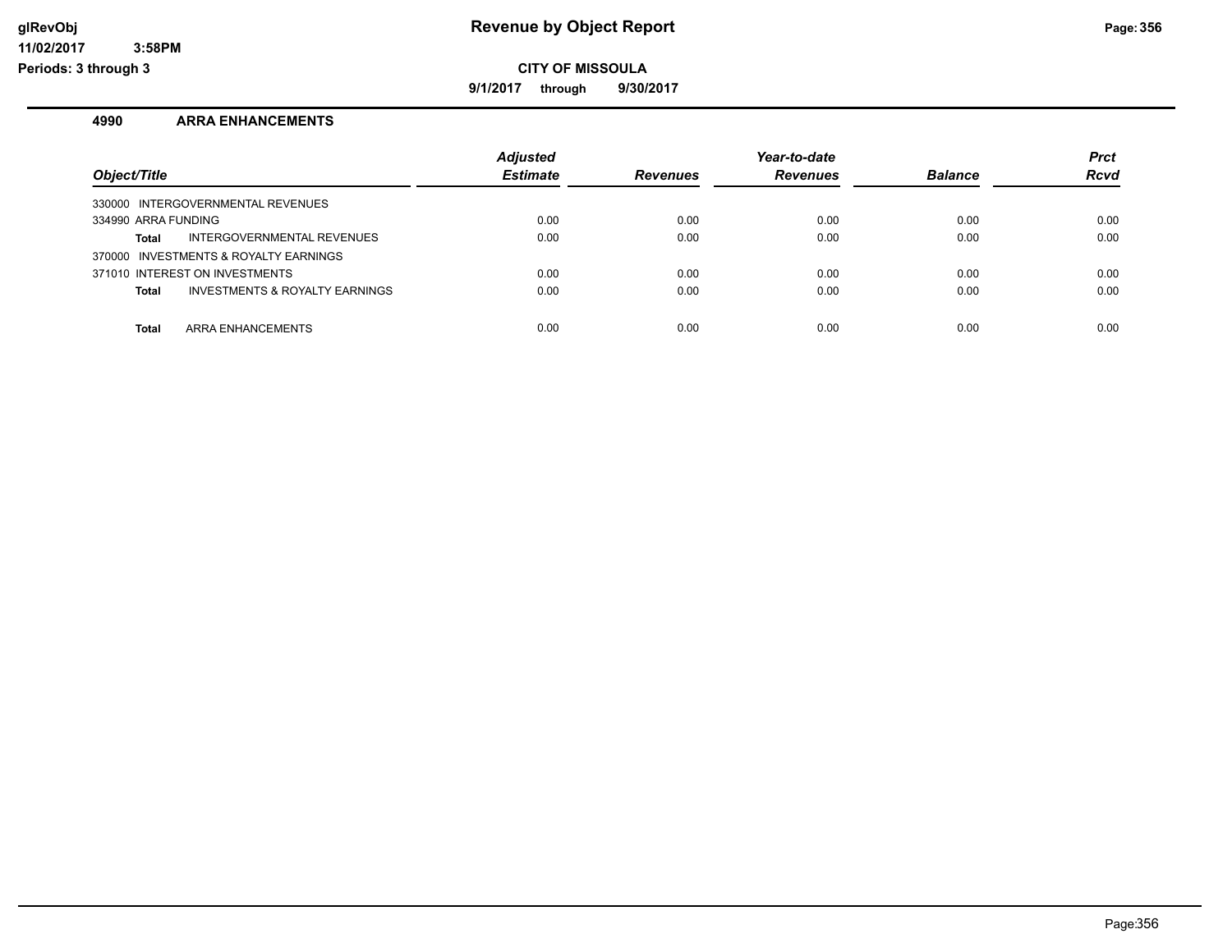**Revenue by Object Report**

**CITY OF MISSOULA**

**9/1/2017 through 9/30/2017**

glRevObj
11/02/2017 3:58PM
Periods: 3 through 3

### 4990 ARRA ENHANCEMENTS

| Object/Title | Adjusted Estimate | Revenues | Year-to-date Revenues | Balance | Prct Rcvd |
|---|---|---|---|---|---|
| 330000 INTERGOVERNMENTAL REVENUES | | | | | |
| 334990 ARRA FUNDING | 0.00 | 0.00 | 0.00 | 0.00 | 0.00 |
| **Total** INTERGOVERNMENTAL REVENUES | 0.00 | 0.00 | 0.00 | 0.00 | 0.00 |
| 370000 INVESTMENTS & ROYALTY EARNINGS | | | | | |
| 371010 INTEREST ON INVESTMENTS | 0.00 | 0.00 | 0.00 | 0.00 | 0.00 |
| **Total** INVESTMENTS & ROYALTY EARNINGS | 0.00 | 0.00 | 0.00 | 0.00 | 0.00 |
| **Total** ARRA ENHANCEMENTS | 0.00 | 0.00 | 0.00 | 0.00 | 0.00 |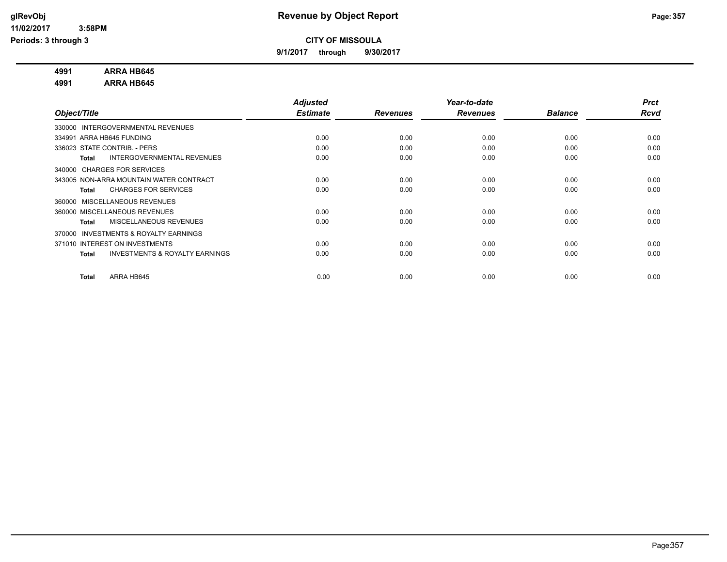**Revenue by Object Report**

**CITY OF MISSOULA**

**9/1/2017 through 9/30/2017**

glRevObj
11/02/2017 3:58PM
Periods: 3 through 3

**4991 ARRA HB645**
**4991 ARRA HB645**

| Object/Title | Adjusted Estimate | Revenues | Year-to-date Revenues | Balance | Prct Rcvd |
|---|---|---|---|---|---|
| 330000 INTERGOVERNMENTAL REVENUES | | | | | |
| 334991 ARRA HB645 FUNDING | 0.00 | 0.00 | 0.00 | 0.00 | 0.00 |
| 336023 STATE CONTRIB. - PERS | 0.00 | 0.00 | 0.00 | 0.00 | 0.00 |
| **Total** INTERGOVERNMENTAL REVENUES | 0.00 | 0.00 | 0.00 | 0.00 | 0.00 |
| 340000 CHARGES FOR SERVICES | | | | | |
| 343005 NON-ARRA MOUNTAIN WATER CONTRACT | 0.00 | 0.00 | 0.00 | 0.00 | 0.00 |
| **Total** CHARGES FOR SERVICES | 0.00 | 0.00 | 0.00 | 0.00 | 0.00 |
| 360000 MISCELLANEOUS REVENUES | | | | | |
| 360000 MISCELLANEOUS REVENUES | 0.00 | 0.00 | 0.00 | 0.00 | 0.00 |
| **Total** MISCELLANEOUS REVENUES | 0.00 | 0.00 | 0.00 | 0.00 | 0.00 |
| 370000 INVESTMENTS & ROYALTY EARNINGS | | | | | |
| 371010 INTEREST ON INVESTMENTS | 0.00 | 0.00 | 0.00 | 0.00 | 0.00 |
| **Total** INVESTMENTS & ROYALTY EARNINGS | 0.00 | 0.00 | 0.00 | 0.00 | 0.00 |
| **Total** ARRA HB645 | 0.00 | 0.00 | 0.00 | 0.00 | 0.00 |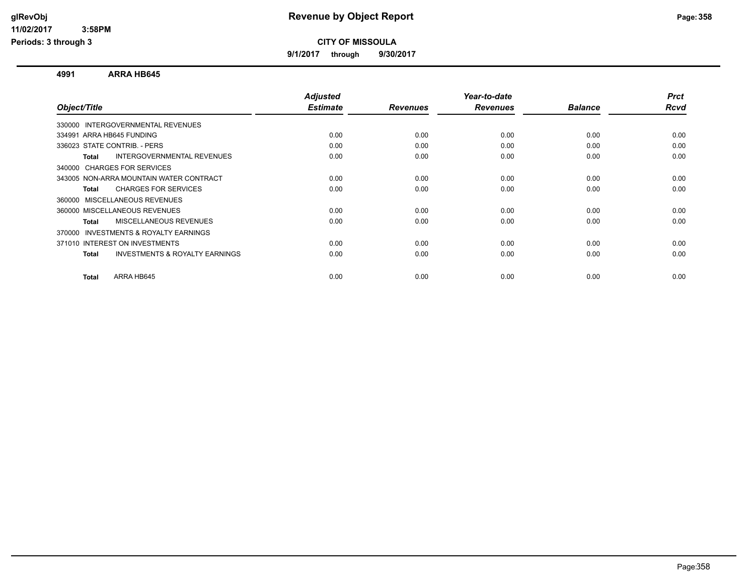# Revenue by Object Report

glRevObj
11/02/2017 3:58PM
Periods: 3 through 3

**CITY OF MISSOULA**

**9/1/2017 through 9/30/2017**

## 4991 ARRA HB645

| Object/Title | Adjusted Estimate | Revenues | Year-to-date Revenues | Balance | Prct Rcvd |
|---|---|---|---|---|---|
| 330000 INTERGOVERNMENTAL REVENUES | | | | | |
| 334991 ARRA HB645 FUNDING | 0.00 | 0.00 | 0.00 | 0.00 | 0.00 |
| 336023 STATE CONTRIB. - PERS | 0.00 | 0.00 | 0.00 | 0.00 | 0.00 |
| **Total** INTERGOVERNMENTAL REVENUES | 0.00 | 0.00 | 0.00 | 0.00 | 0.00 |
| 340000 CHARGES FOR SERVICES | | | | | |
| 343005 NON-ARRA MOUNTAIN WATER CONTRACT | 0.00 | 0.00 | 0.00 | 0.00 | 0.00 |
| **Total** CHARGES FOR SERVICES | 0.00 | 0.00 | 0.00 | 0.00 | 0.00 |
| 360000 MISCELLANEOUS REVENUES | | | | | |
| 360000 MISCELLANEOUS REVENUES | 0.00 | 0.00 | 0.00 | 0.00 | 0.00 |
| **Total** MISCELLANEOUS REVENUES | 0.00 | 0.00 | 0.00 | 0.00 | 0.00 |
| 370000 INVESTMENTS & ROYALTY EARNINGS | | | | | |
| 371010 INTEREST ON INVESTMENTS | 0.00 | 0.00 | 0.00 | 0.00 | 0.00 |
| **Total** INVESTMENTS & ROYALTY EARNINGS | 0.00 | 0.00 | 0.00 | 0.00 | 0.00 |
| **Total** ARRA HB645 | 0.00 | 0.00 | 0.00 | 0.00 | 0.00 |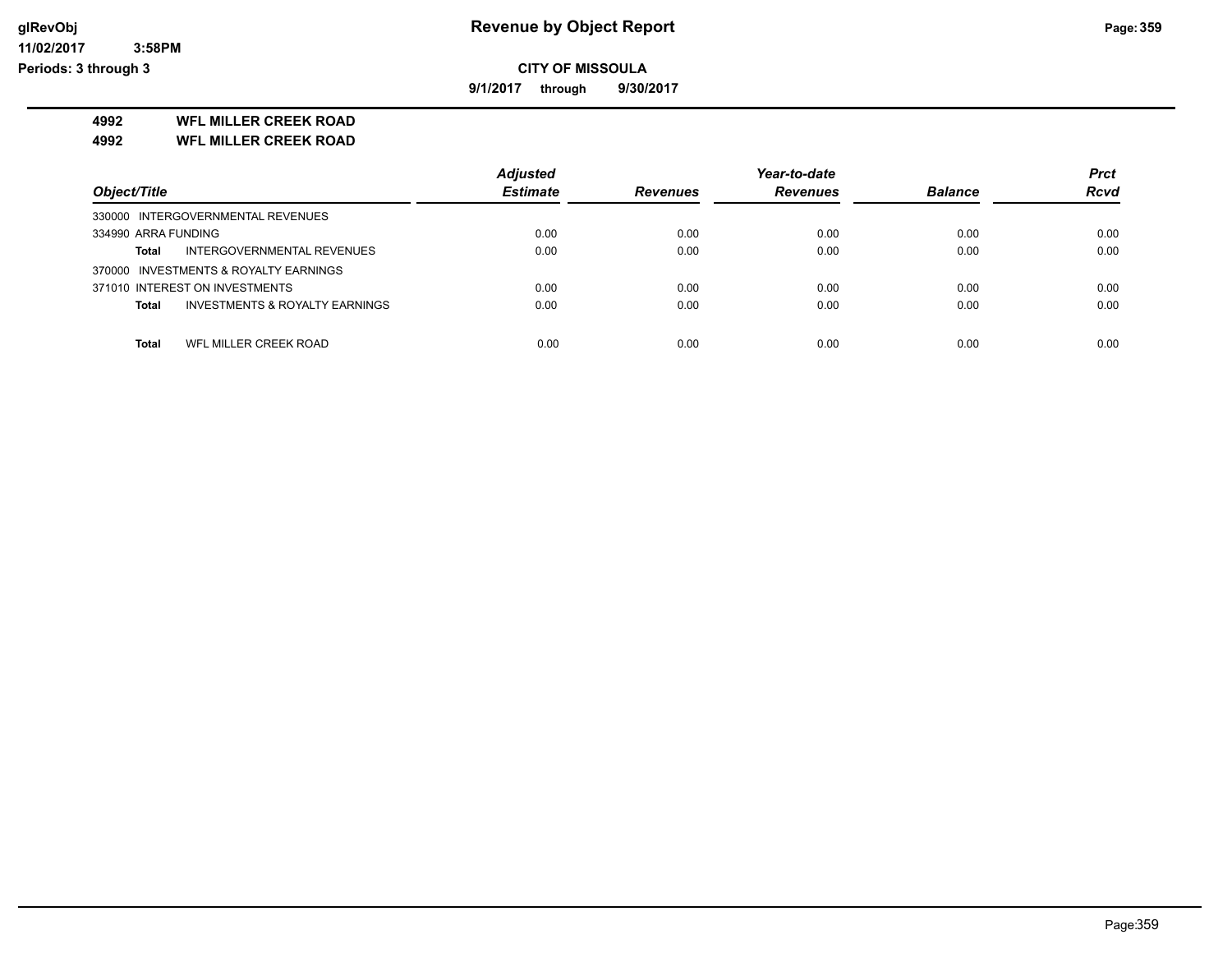# Revenue by Object Report

**CITY OF MISSOULA**

**9/1/2017 through 9/30/2017**

**4992 WFL MILLER CREEK ROAD**

**4992 WFL MILLER CREEK ROAD**

| Object/Title | | Adjusted Estimate | Revenues | Year-to-date Revenues | Balance | Prct Rcvd |
|---|---|---|---|---|---|---|
| 330000 INTERGOVERNMENTAL REVENUES | | | | | | |
| 334990 ARRA FUNDING | | 0.00 | 0.00 | 0.00 | 0.00 | 0.00 |
| Total | INTERGOVERNMENTAL REVENUES | 0.00 | 0.00 | 0.00 | 0.00 | 0.00 |
| 370000 INVESTMENTS & ROYALTY EARNINGS | | | | | | |
| 371010 INTEREST ON INVESTMENTS | | 0.00 | 0.00 | 0.00 | 0.00 | 0.00 |
| Total | INVESTMENTS & ROYALTY EARNINGS | 0.00 | 0.00 | 0.00 | 0.00 | 0.00 |
| Total | WFL MILLER CREEK ROAD | 0.00 | 0.00 | 0.00 | 0.00 | 0.00 |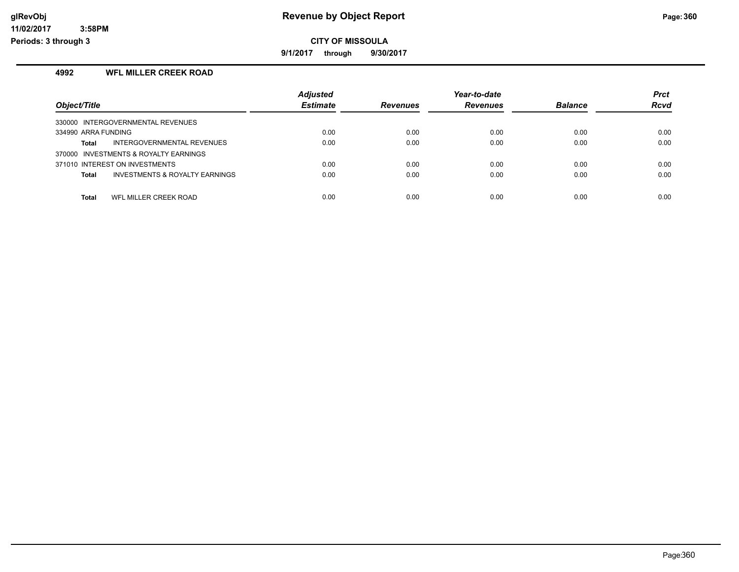# Revenue by Object Report

**CITY OF MISSOULA**

**9/1/2017 through 9/30/2017**

glRevObj
11/02/2017 3:58PM
Periods: 3 through 3

## 4992 WFL MILLER CREEK ROAD

| Object/Title | Adjusted Estimate | Revenues | Year-to-date Revenues | Balance | Prct Rcvd |
|---|---|---|---|---|---|
| 330000 INTERGOVERNMENTAL REVENUES | | | | | |
| 334990 ARRA FUNDING | 0.00 | 0.00 | 0.00 | 0.00 | 0.00 |
| **Total** INTERGOVERNMENTAL REVENUES | 0.00 | 0.00 | 0.00 | 0.00 | 0.00 |
| 370000 INVESTMENTS & ROYALTY EARNINGS | | | | | |
| 371010 INTEREST ON INVESTMENTS | 0.00 | 0.00 | 0.00 | 0.00 | 0.00 |
| **Total** INVESTMENTS & ROYALTY EARNINGS | 0.00 | 0.00 | 0.00 | 0.00 | 0.00 |
| **Total** WFL MILLER CREEK ROAD | 0.00 | 0.00 | 0.00 | 0.00 | 0.00 |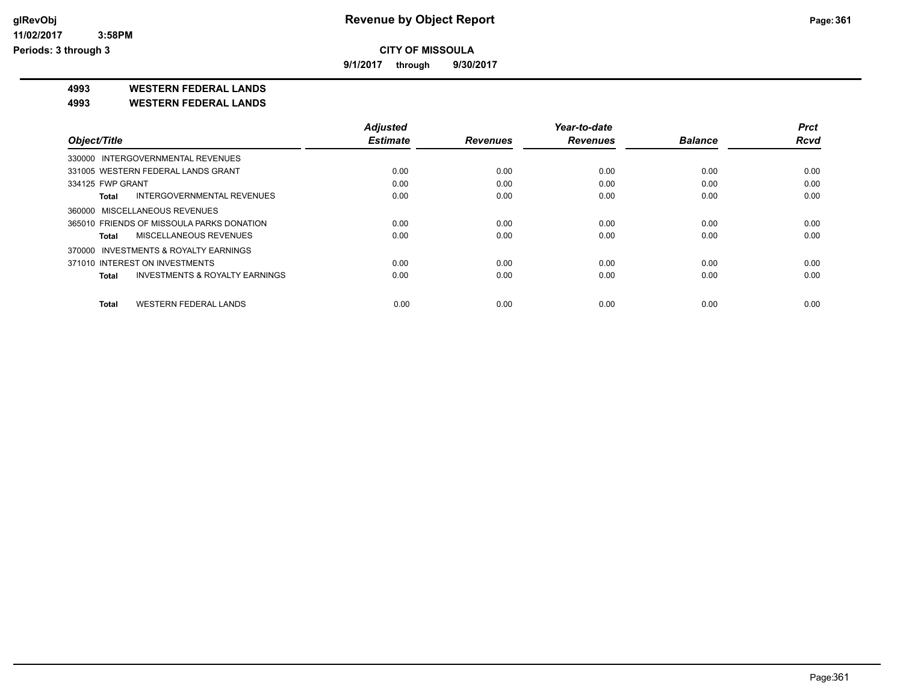**Revenue by Object Report**

**CITY OF MISSOULA**

**9/1/2017 through 9/30/2017**

glRevObj
11/02/2017 3:58PM
Periods: 3 through 3

**4993 WESTERN FEDERAL LANDS**

**4993 WESTERN FEDERAL LANDS**

| Object/Title | Adjusted Estimate | Revenues | Year-to-date Revenues | Balance | Prct Rcvd |
|---|---|---|---|---|---|
| 330000 INTERGOVERNMENTAL REVENUES | | | | | |
| 331005 WESTERN FEDERAL LANDS GRANT | 0.00 | 0.00 | 0.00 | 0.00 | 0.00 |
| 334125 FWP GRANT | 0.00 | 0.00 | 0.00 | 0.00 | 0.00 |
| **Total** INTERGOVERNMENTAL REVENUES | 0.00 | 0.00 | 0.00 | 0.00 | 0.00 |
| 360000 MISCELLANEOUS REVENUES | | | | | |
| 365010 FRIENDS OF MISSOULA PARKS DONATION | 0.00 | 0.00 | 0.00 | 0.00 | 0.00 |
| **Total** MISCELLANEOUS REVENUES | 0.00 | 0.00 | 0.00 | 0.00 | 0.00 |
| 370000 INVESTMENTS & ROYALTY EARNINGS | | | | | |
| 371010 INTEREST ON INVESTMENTS | 0.00 | 0.00 | 0.00 | 0.00 | 0.00 |
| **Total** INVESTMENTS & ROYALTY EARNINGS | 0.00 | 0.00 | 0.00 | 0.00 | 0.00 |
| **Total** WESTERN FEDERAL LANDS | 0.00 | 0.00 | 0.00 | 0.00 | 0.00 |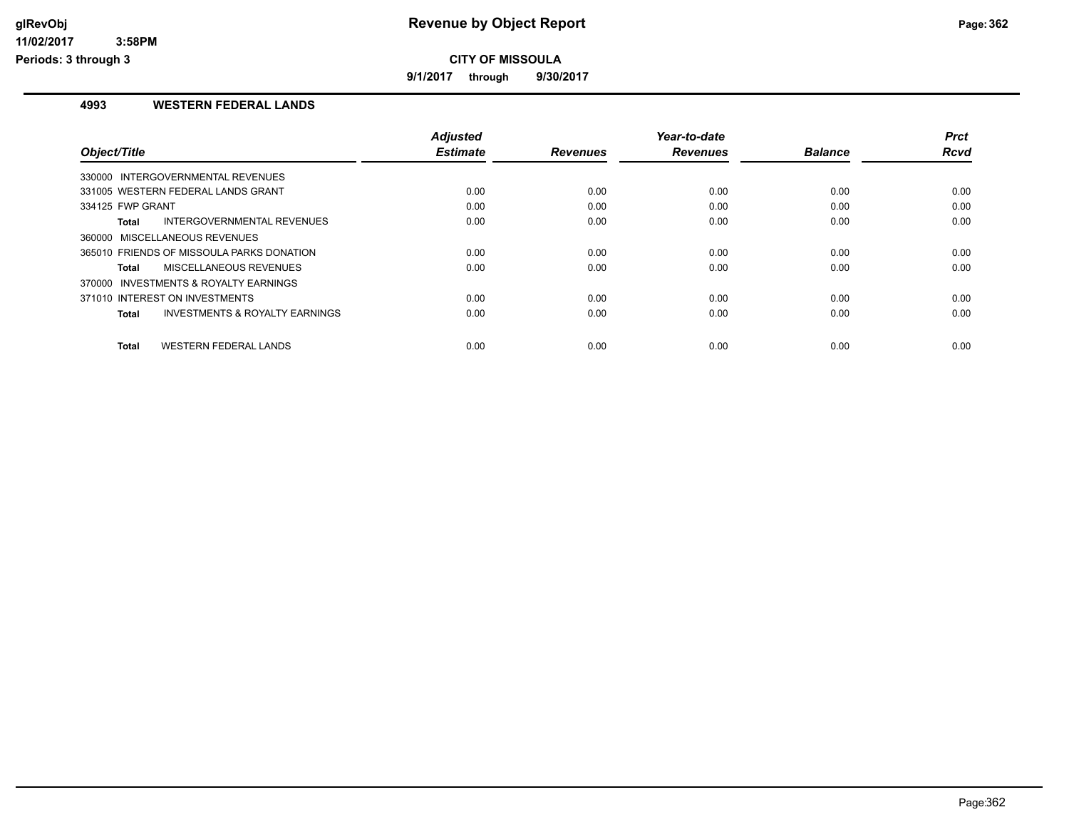**CITY OF MISSOULA**

**9/1/2017 through 9/30/2017**

## 4993 WESTERN FEDERAL LANDS

| Object/Title | Adjusted Estimate | Revenues | Year-to-date Revenues | Balance | Prct Rcvd |
|---|---|---|---|---|---|
| 330000 INTERGOVERNMENTAL REVENUES | | | | | |
| 331005 WESTERN FEDERAL LANDS GRANT | 0.00 | 0.00 | 0.00 | 0.00 | 0.00 |
| 334125 FWP GRANT | 0.00 | 0.00 | 0.00 | 0.00 | 0.00 |
| **Total** INTERGOVERNMENTAL REVENUES | 0.00 | 0.00 | 0.00 | 0.00 | 0.00 |
| 360000 MISCELLANEOUS REVENUES | | | | | |
| 365010 FRIENDS OF MISSOULA PARKS DONATION | 0.00 | 0.00 | 0.00 | 0.00 | 0.00 |
| **Total** MISCELLANEOUS REVENUES | 0.00 | 0.00 | 0.00 | 0.00 | 0.00 |
| 370000 INVESTMENTS & ROYALTY EARNINGS | | | | | |
| 371010 INTEREST ON INVESTMENTS | 0.00 | 0.00 | 0.00 | 0.00 | 0.00 |
| **Total** INVESTMENTS & ROYALTY EARNINGS | 0.00 | 0.00 | 0.00 | 0.00 | 0.00 |
| **Total** WESTERN FEDERAL LANDS | 0.00 | 0.00 | 0.00 | 0.00 | 0.00 |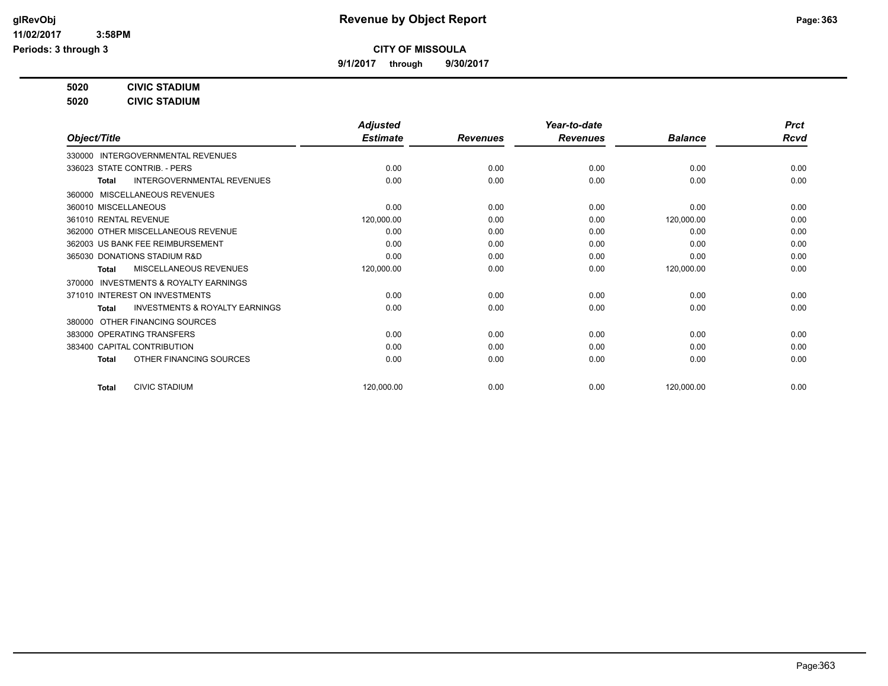# Revenue by Object Report

**CITY OF MISSOULA**

**9/1/2017 through 9/30/2017**

glRevObj
11/02/2017 3:58PM
Periods: 3 through 3

**5020 CIVIC STADIUM**
**5020 CIVIC STADIUM**

| Object/Title | Adjusted Estimate | Revenues | Year-to-date Revenues | Balance | Prct Rcvd |
|---|---|---|---|---|---|
| 330000 INTERGOVERNMENTAL REVENUES | | | | | |
| 336023 STATE CONTRIB. - PERS | 0.00 | 0.00 | 0.00 | 0.00 | 0.00 |
| **Total** INTERGOVERNMENTAL REVENUES | 0.00 | 0.00 | 0.00 | 0.00 | 0.00 |
| 360000 MISCELLANEOUS REVENUES | | | | | |
| 360010 MISCELLANEOUS | 0.00 | 0.00 | 0.00 | 0.00 | 0.00 |
| 361010 RENTAL REVENUE | 120,000.00 | 0.00 | 0.00 | 120,000.00 | 0.00 |
| 362000 OTHER MISCELLANEOUS REVENUE | 0.00 | 0.00 | 0.00 | 0.00 | 0.00 |
| 362003 US BANK FEE REIMBURSEMENT | 0.00 | 0.00 | 0.00 | 0.00 | 0.00 |
| 365030 DONATIONS STADIUM R&D | 0.00 | 0.00 | 0.00 | 0.00 | 0.00 |
| **Total** MISCELLANEOUS REVENUES | 120,000.00 | 0.00 | 0.00 | 120,000.00 | 0.00 |
| 370000 INVESTMENTS & ROYALTY EARNINGS | | | | | |
| 371010 INTEREST ON INVESTMENTS | 0.00 | 0.00 | 0.00 | 0.00 | 0.00 |
| **Total** INVESTMENTS & ROYALTY EARNINGS | 0.00 | 0.00 | 0.00 | 0.00 | 0.00 |
| 380000 OTHER FINANCING SOURCES | | | | | |
| 383000 OPERATING TRANSFERS | 0.00 | 0.00 | 0.00 | 0.00 | 0.00 |
| 383400 CAPITAL CONTRIBUTION | 0.00 | 0.00 | 0.00 | 0.00 | 0.00 |
| **Total** OTHER FINANCING SOURCES | 0.00 | 0.00 | 0.00 | 0.00 | 0.00 |
| **Total** CIVIC STADIUM | 120,000.00 | 0.00 | 0.00 | 120,000.00 | 0.00 |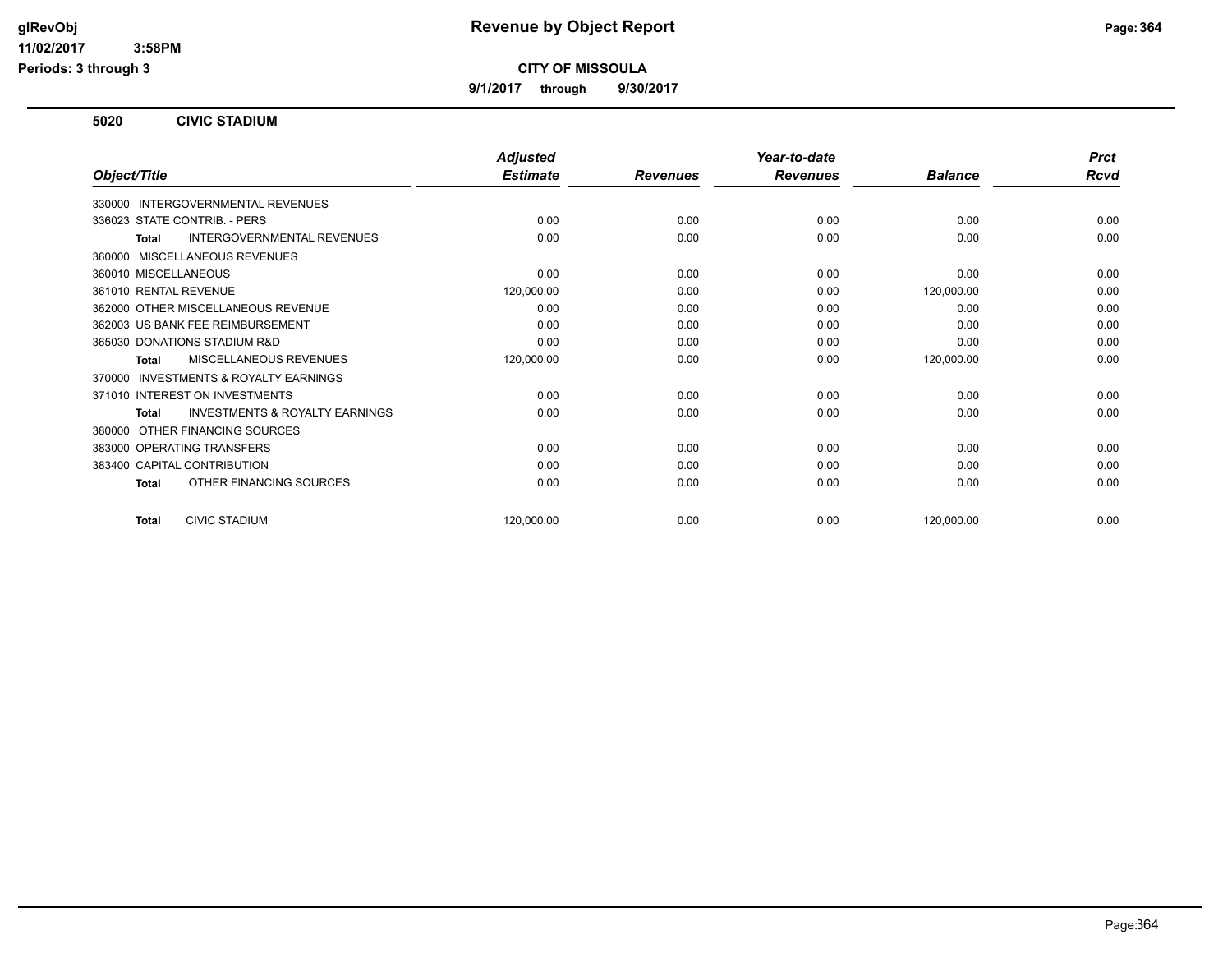# Revenue by Object Report

**CITY OF MISSOULA**

**9/1/2017 through 9/30/2017**

glRevObj
11/02/2017 3:58PM
Periods: 3 through 3

## 5020 CIVIC STADIUM

| Object/Title | Adjusted Estimate | Revenues | Year-to-date Revenues | Balance | Prct Rcvd |
|---|---|---|---|---|---|
| 330000 INTERGOVERNMENTAL REVENUES | | | | | |
| 336023 STATE CONTRIB. - PERS | 0.00 | 0.00 | 0.00 | 0.00 | 0.00 |
| **Total** INTERGOVERNMENTAL REVENUES | 0.00 | 0.00 | 0.00 | 0.00 | 0.00 |
| 360000 MISCELLANEOUS REVENUES | | | | | |
| 360010 MISCELLANEOUS | 0.00 | 0.00 | 0.00 | 0.00 | 0.00 |
| 361010 RENTAL REVENUE | 120,000.00 | 0.00 | 0.00 | 120,000.00 | 0.00 |
| 362000 OTHER MISCELLANEOUS REVENUE | 0.00 | 0.00 | 0.00 | 0.00 | 0.00 |
| 362003 US BANK FEE REIMBURSEMENT | 0.00 | 0.00 | 0.00 | 0.00 | 0.00 |
| 365030 DONATIONS STADIUM R&D | 0.00 | 0.00 | 0.00 | 0.00 | 0.00 |
| **Total** MISCELLANEOUS REVENUES | 120,000.00 | 0.00 | 0.00 | 120,000.00 | 0.00 |
| 370000 INVESTMENTS & ROYALTY EARNINGS | | | | | |
| 371010 INTEREST ON INVESTMENTS | 0.00 | 0.00 | 0.00 | 0.00 | 0.00 |
| **Total** INVESTMENTS & ROYALTY EARNINGS | 0.00 | 0.00 | 0.00 | 0.00 | 0.00 |
| 380000 OTHER FINANCING SOURCES | | | | | |
| 383000 OPERATING TRANSFERS | 0.00 | 0.00 | 0.00 | 0.00 | 0.00 |
| 383400 CAPITAL CONTRIBUTION | 0.00 | 0.00 | 0.00 | 0.00 | 0.00 |
| **Total** OTHER FINANCING SOURCES | 0.00 | 0.00 | 0.00 | 0.00 | 0.00 |
| **Total** CIVIC STADIUM | 120,000.00 | 0.00 | 0.00 | 120,000.00 | 0.00 |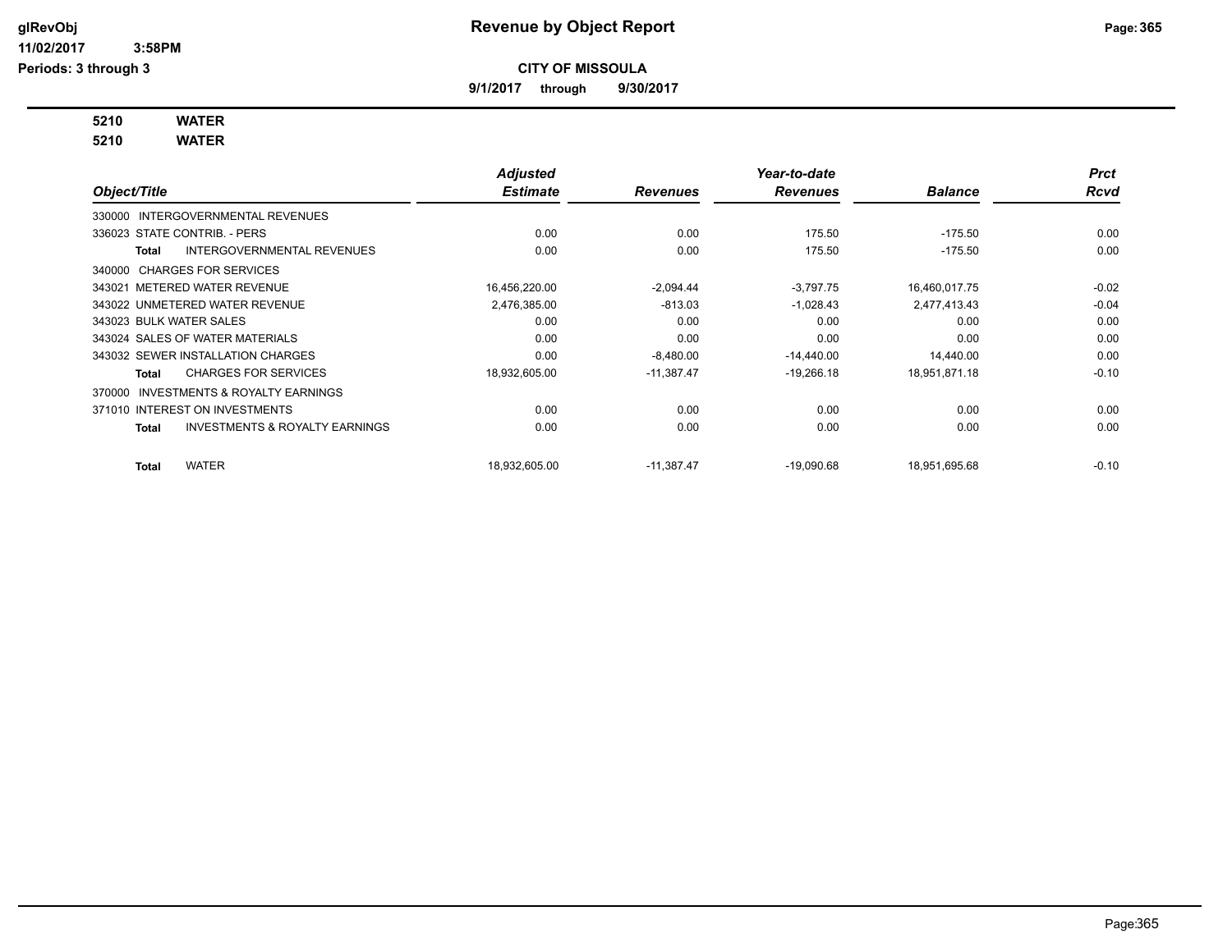# Revenue by Object Report

**CITY OF MISSOULA**

**9/1/2017 through 9/30/2017**

glRevObj
11/02/2017 3:58PM
Periods: 3 through 3

**5210 WATER**
**5210 WATER**

| Object/Title | Adjusted Estimate | Revenues | Year-to-date Revenues | Balance | Prct Rcvd |
|---|---|---|---|---|---|
| 330000 INTERGOVERNMENTAL REVENUES | | | | | |
| 336023 STATE CONTRIB. - PERS | 0.00 | 0.00 | 175.50 | -175.50 | 0.00 |
| **Total** INTERGOVERNMENTAL REVENUES | 0.00 | 0.00 | 175.50 | -175.50 | 0.00 |
| 340000 CHARGES FOR SERVICES | | | | | |
| 343021 METERED WATER REVENUE | 16,456,220.00 | -2,094.44 | -3,797.75 | 16,460,017.75 | -0.02 |
| 343022 UNMETERED WATER REVENUE | 2,476,385.00 | -813.03 | -1,028.43 | 2,477,413.43 | -0.04 |
| 343023 BULK WATER SALES | 0.00 | 0.00 | 0.00 | 0.00 | 0.00 |
| 343024 SALES OF WATER MATERIALS | 0.00 | 0.00 | 0.00 | 0.00 | 0.00 |
| 343032 SEWER INSTALLATION CHARGES | 0.00 | -8,480.00 | -14,440.00 | 14,440.00 | 0.00 |
| **Total** CHARGES FOR SERVICES | 18,932,605.00 | -11,387.47 | -19,266.18 | 18,951,871.18 | -0.10 |
| 370000 INVESTMENTS & ROYALTY EARNINGS | | | | | |
| 371010 INTEREST ON INVESTMENTS | 0.00 | 0.00 | 0.00 | 0.00 | 0.00 |
| **Total** INVESTMENTS & ROYALTY EARNINGS | 0.00 | 0.00 | 0.00 | 0.00 | 0.00 |
| **Total** WATER | 18,932,605.00 | -11,387.47 | -19,090.68 | 18,951,695.68 | -0.10 |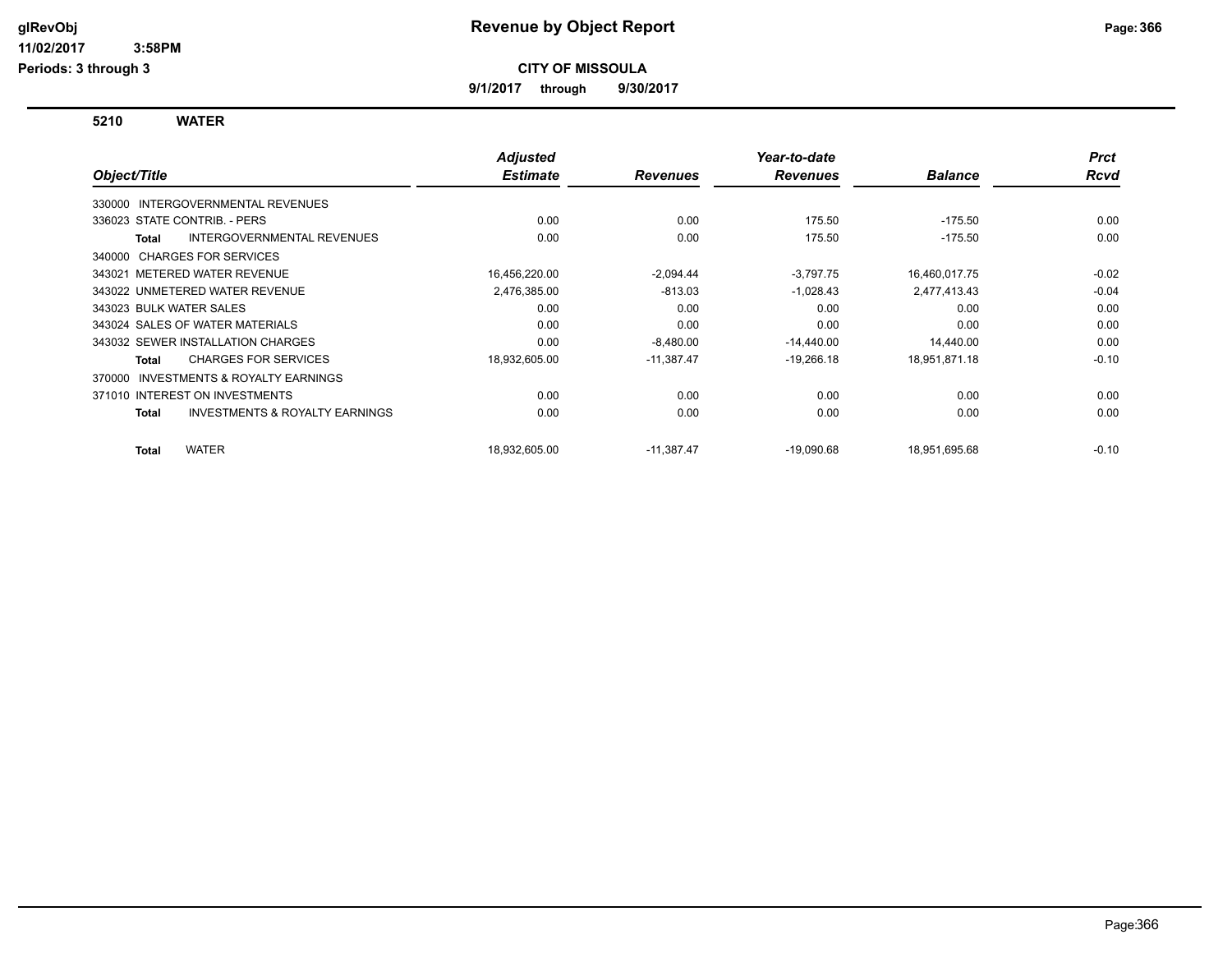# Revenue by Object Report

**CITY OF MISSOULA**

**9/1/2017 through 9/30/2017**

glRevObj
11/02/2017 3:58PM
Periods: 3 through 3

## 5210 WATER

| Object/Title | Adjusted Estimate | Revenues | Year-to-date Revenues | Balance | Prct Rcvd |
|---|---|---|---|---|---|
| 330000 INTERGOVERNMENTAL REVENUES | | | | | |
| 336023 STATE CONTRIB. - PERS | 0.00 | 0.00 | 175.50 | -175.50 | 0.00 |
| **Total** INTERGOVERNMENTAL REVENUES | 0.00 | 0.00 | 175.50 | -175.50 | 0.00 |
| 340000 CHARGES FOR SERVICES | | | | | |
| 343021 METERED WATER REVENUE | 16,456,220.00 | -2,094.44 | -3,797.75 | 16,460,017.75 | -0.02 |
| 343022 UNMETERED WATER REVENUE | 2,476,385.00 | -813.03 | -1,028.43 | 2,477,413.43 | -0.04 |
| 343023 BULK WATER SALES | 0.00 | 0.00 | 0.00 | 0.00 | 0.00 |
| 343024 SALES OF WATER MATERIALS | 0.00 | 0.00 | 0.00 | 0.00 | 0.00 |
| 343032 SEWER INSTALLATION CHARGES | 0.00 | -8,480.00 | -14,440.00 | 14,440.00 | 0.00 |
| **Total** CHARGES FOR SERVICES | 18,932,605.00 | -11,387.47 | -19,266.18 | 18,951,871.18 | -0.10 |
| 370000 INVESTMENTS & ROYALTY EARNINGS | | | | | |
| 371010 INTEREST ON INVESTMENTS | 0.00 | 0.00 | 0.00 | 0.00 | 0.00 |
| **Total** INVESTMENTS & ROYALTY EARNINGS | 0.00 | 0.00 | 0.00 | 0.00 | 0.00 |
| **Total** WATER | 18,932,605.00 | -11,387.47 | -19,090.68 | 18,951,695.68 | -0.10 |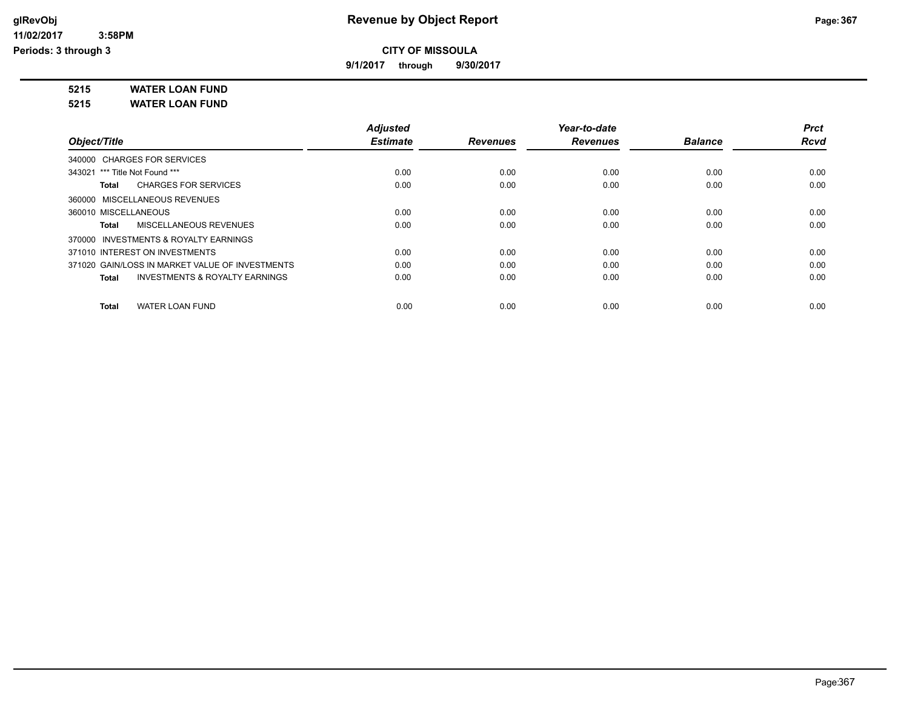# Revenue by Object Report

**CITY OF MISSOULA**

**9/1/2017 through 9/30/2017**

glRevObj
11/02/2017 3:58PM
Periods: 3 through 3

**5215 WATER LOAN FUND**
**5215 WATER LOAN FUND**

| Object/Title | Adjusted Estimate | Revenues | Year-to-date Revenues | Balance | Prct Rcvd |
|---|---|---|---|---|---|
| 340000 CHARGES FOR SERVICES | | | | | |
| 343021 *** Title Not Found *** | 0.00 | 0.00 | 0.00 | 0.00 | 0.00 |
| **Total** CHARGES FOR SERVICES | 0.00 | 0.00 | 0.00 | 0.00 | 0.00 |
| 360000 MISCELLANEOUS REVENUES | | | | | |
| 360010 MISCELLANEOUS | 0.00 | 0.00 | 0.00 | 0.00 | 0.00 |
| **Total** MISCELLANEOUS REVENUES | 0.00 | 0.00 | 0.00 | 0.00 | 0.00 |
| 370000 INVESTMENTS & ROYALTY EARNINGS | | | | | |
| 371010 INTEREST ON INVESTMENTS | 0.00 | 0.00 | 0.00 | 0.00 | 0.00 |
| 371020 GAIN/LOSS IN MARKET VALUE OF INVESTMENTS | 0.00 | 0.00 | 0.00 | 0.00 | 0.00 |
| **Total** INVESTMENTS & ROYALTY EARNINGS | 0.00 | 0.00 | 0.00 | 0.00 | 0.00 |
| **Total** WATER LOAN FUND | 0.00 | 0.00 | 0.00 | 0.00 | 0.00 |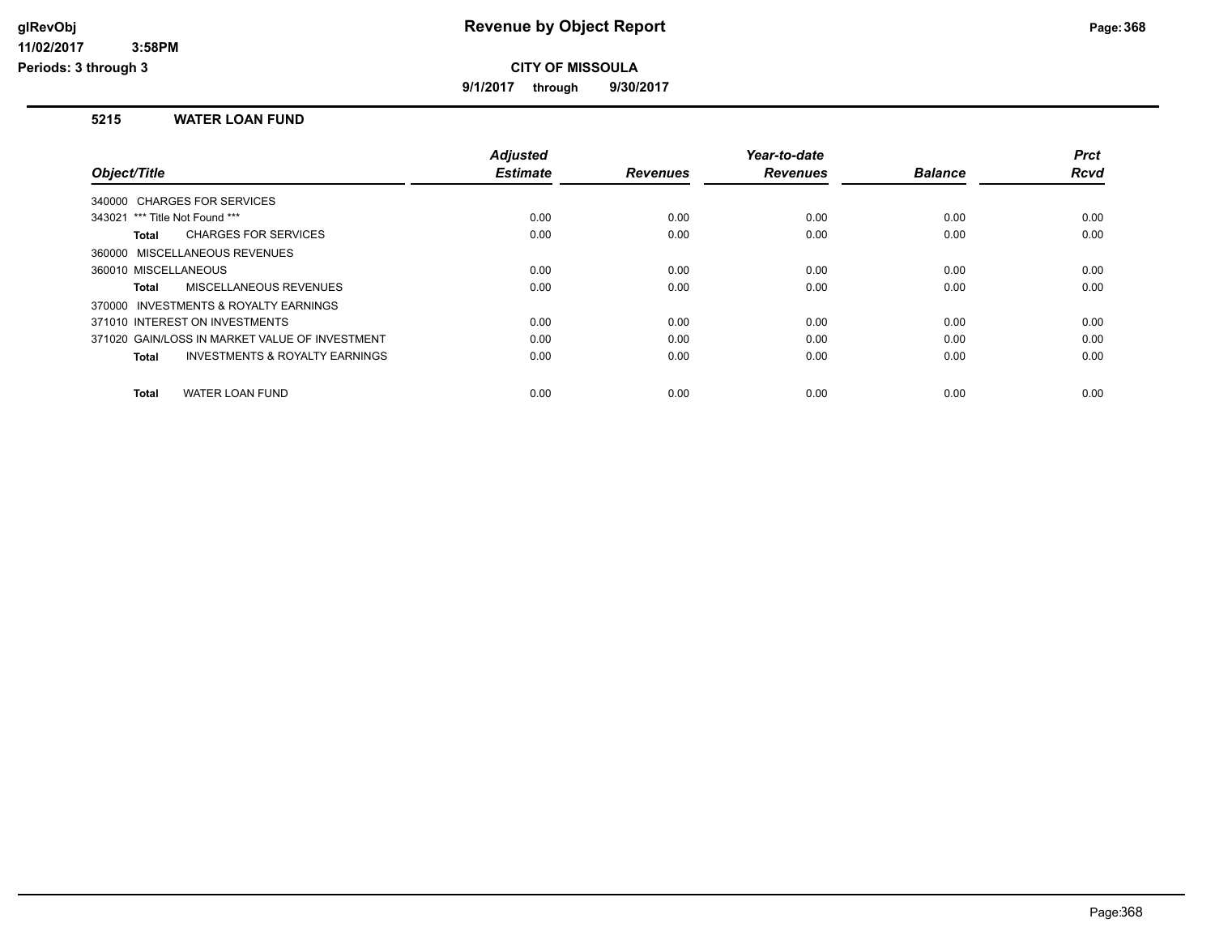# Revenue by Object Report

glRevObj
11/02/2017 3:58PM
Periods: 3 through 3

**CITY OF MISSOULA**

**9/1/2017 through 9/30/2017**

## 5215 WATER LOAN FUND

| Object/Title | Adjusted Estimate | Revenues | Year-to-date Revenues | Balance | Prct Rcvd |
|---|---|---|---|---|---|
| 340000 CHARGES FOR SERVICES | | | | | |
| 343021 *** Title Not Found *** | 0.00 | 0.00 | 0.00 | 0.00 | 0.00 |
| **Total** CHARGES FOR SERVICES | 0.00 | 0.00 | 0.00 | 0.00 | 0.00 |
| 360000 MISCELLANEOUS REVENUES | | | | | |
| 360010 MISCELLANEOUS | 0.00 | 0.00 | 0.00 | 0.00 | 0.00 |
| **Total** MISCELLANEOUS REVENUES | 0.00 | 0.00 | 0.00 | 0.00 | 0.00 |
| 370000 INVESTMENTS & ROYALTY EARNINGS | | | | | |
| 371010 INTEREST ON INVESTMENTS | 0.00 | 0.00 | 0.00 | 0.00 | 0.00 |
| 371020 GAIN/LOSS IN MARKET VALUE OF INVESTMENT | 0.00 | 0.00 | 0.00 | 0.00 | 0.00 |
| **Total** INVESTMENTS & ROYALTY EARNINGS | 0.00 | 0.00 | 0.00 | 0.00 | 0.00 |
| **Total** WATER LOAN FUND | 0.00 | 0.00 | 0.00 | 0.00 | 0.00 |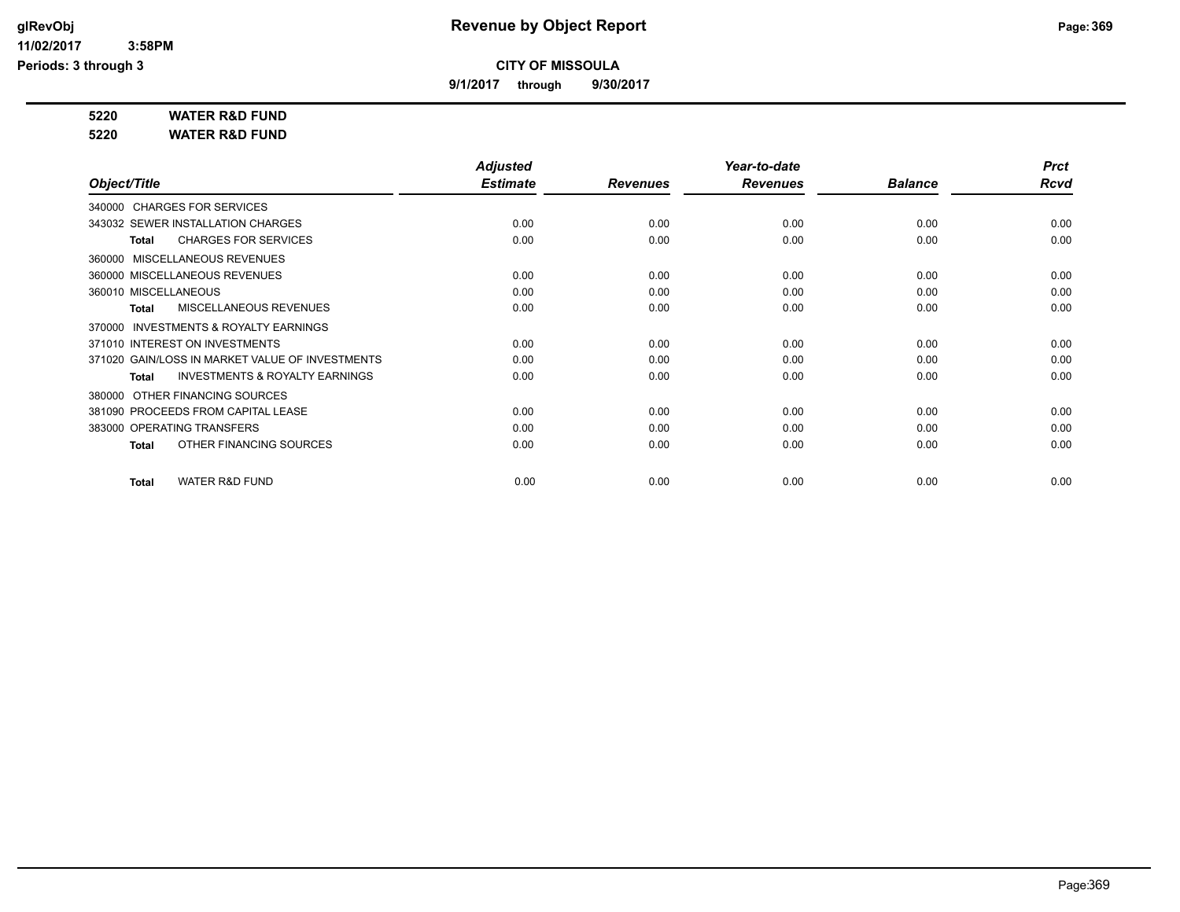**Revenue by Object Report**

**CITY OF MISSOULA**

**9/1/2017 through 9/30/2017**

**glRevObj**
**11/02/2017 3:58PM**
**Periods: 3 through 3**

**5220 WATER R&D FUND**
**5220 WATER R&D FUND**

| Object/Title | Adjusted Estimate | Revenues | Year-to-date Revenues | Balance | Prct Rcvd |
|---|---|---|---|---|---|
| 340000 CHARGES FOR SERVICES | | | | | |
| 343032 SEWER INSTALLATION CHARGES | 0.00 | 0.00 | 0.00 | 0.00 | 0.00 |
| **Total** CHARGES FOR SERVICES | 0.00 | 0.00 | 0.00 | 0.00 | 0.00 |
| 360000 MISCELLANEOUS REVENUES | | | | | |
| 360000 MISCELLANEOUS REVENUES | 0.00 | 0.00 | 0.00 | 0.00 | 0.00 |
| 360010 MISCELLANEOUS | 0.00 | 0.00 | 0.00 | 0.00 | 0.00 |
| **Total** MISCELLANEOUS REVENUES | 0.00 | 0.00 | 0.00 | 0.00 | 0.00 |
| 370000 INVESTMENTS & ROYALTY EARNINGS | | | | | |
| 371010 INTEREST ON INVESTMENTS | 0.00 | 0.00 | 0.00 | 0.00 | 0.00 |
| 371020 GAIN/LOSS IN MARKET VALUE OF INVESTMENTS | 0.00 | 0.00 | 0.00 | 0.00 | 0.00 |
| **Total** INVESTMENTS & ROYALTY EARNINGS | 0.00 | 0.00 | 0.00 | 0.00 | 0.00 |
| 380000 OTHER FINANCING SOURCES | | | | | |
| 381090 PROCEEDS FROM CAPITAL LEASE | 0.00 | 0.00 | 0.00 | 0.00 | 0.00 |
| 383000 OPERATING TRANSFERS | 0.00 | 0.00 | 0.00 | 0.00 | 0.00 |
| **Total** OTHER FINANCING SOURCES | 0.00 | 0.00 | 0.00 | 0.00 | 0.00 |
| **Total** WATER R&D FUND | 0.00 | 0.00 | 0.00 | 0.00 | 0.00 |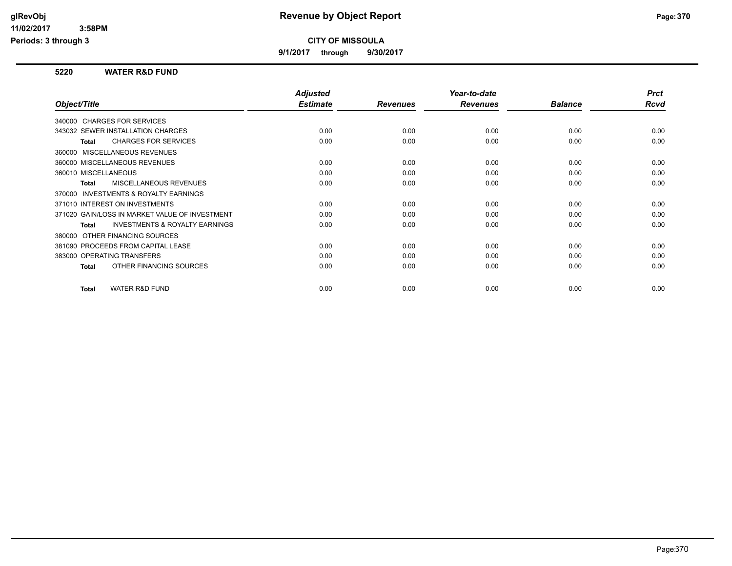# Revenue by Object Report

**CITY OF MISSOULA**

**9/1/2017 through 9/30/2017**

glRevObj
11/02/2017 3:58PM
Periods: 3 through 3

## 5220 WATER R&D FUND

| Object/Title | Adjusted Estimate | Revenues | Year-to-date Revenues | Balance | Prct Rcvd |
|---|---|---|---|---|---|
| 340000 CHARGES FOR SERVICES | | | | | |
| 343032 SEWER INSTALLATION CHARGES | 0.00 | 0.00 | 0.00 | 0.00 | 0.00 |
| **Total** CHARGES FOR SERVICES | 0.00 | 0.00 | 0.00 | 0.00 | 0.00 |
| 360000 MISCELLANEOUS REVENUES | | | | | |
| 360000 MISCELLANEOUS REVENUES | 0.00 | 0.00 | 0.00 | 0.00 | 0.00 |
| 360010 MISCELLANEOUS | 0.00 | 0.00 | 0.00 | 0.00 | 0.00 |
| **Total** MISCELLANEOUS REVENUES | 0.00 | 0.00 | 0.00 | 0.00 | 0.00 |
| 370000 INVESTMENTS & ROYALTY EARNINGS | | | | | |
| 371010 INTEREST ON INVESTMENTS | 0.00 | 0.00 | 0.00 | 0.00 | 0.00 |
| 371020 GAIN/LOSS IN MARKET VALUE OF INVESTMENT | 0.00 | 0.00 | 0.00 | 0.00 | 0.00 |
| **Total** INVESTMENTS & ROYALTY EARNINGS | 0.00 | 0.00 | 0.00 | 0.00 | 0.00 |
| 380000 OTHER FINANCING SOURCES | | | | | |
| 381090 PROCEEDS FROM CAPITAL LEASE | 0.00 | 0.00 | 0.00 | 0.00 | 0.00 |
| 383000 OPERATING TRANSFERS | 0.00 | 0.00 | 0.00 | 0.00 | 0.00 |
| **Total** OTHER FINANCING SOURCES | 0.00 | 0.00 | 0.00 | 0.00 | 0.00 |
| **Total** WATER R&D FUND | 0.00 | 0.00 | 0.00 | 0.00 | 0.00 |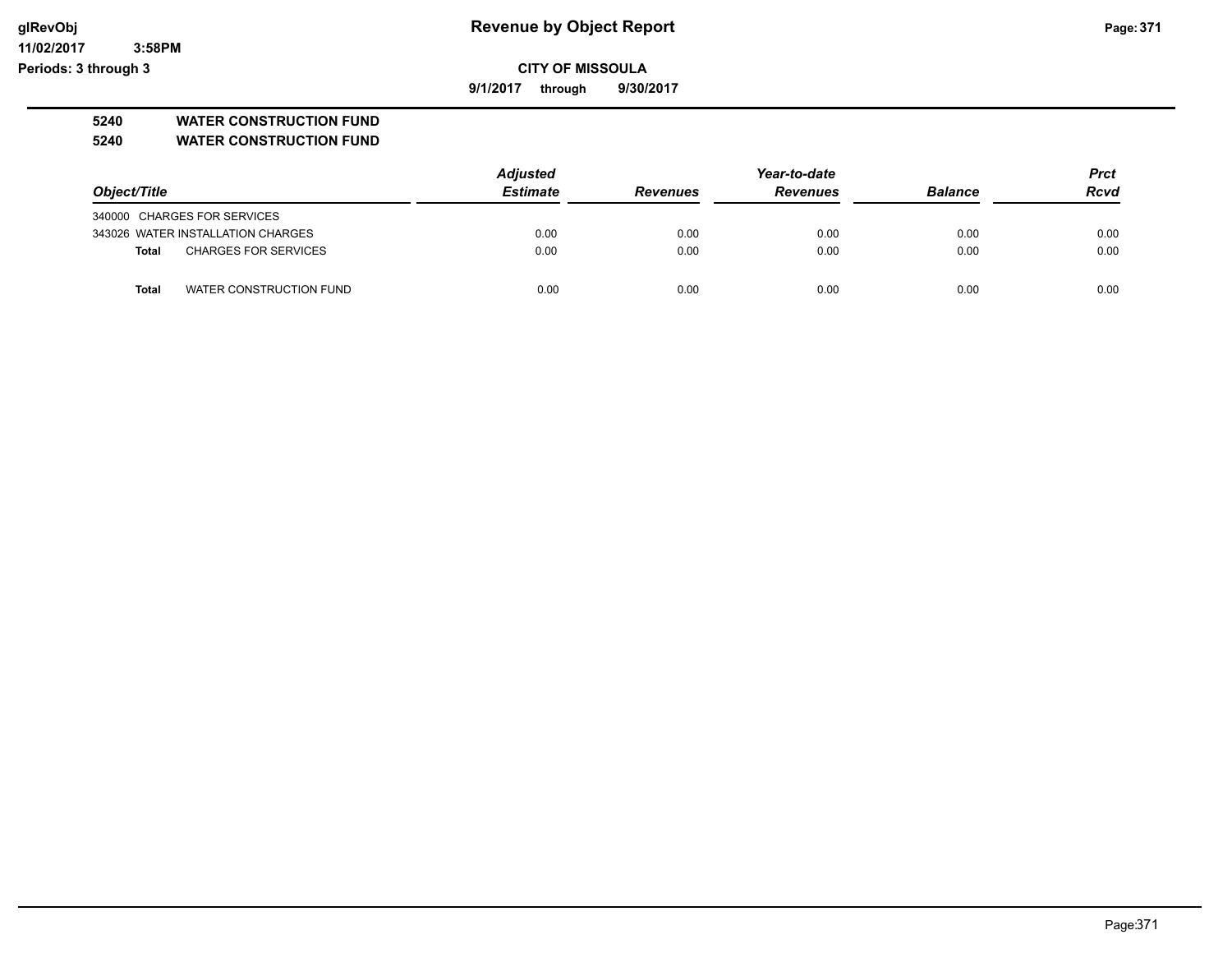**CITY OF MISSOULA**

**9/1/2017 through 9/30/2017**

# Revenue by Object Report

## 5240 WATER CONSTRUCTION FUND

## 5240 WATER CONSTRUCTION FUND

| Object/Title | Adjusted Estimate | Revenues | Year-to-date Revenues | Balance | Prct Rcvd |
|---|---|---|---|---|---|
| 340000 CHARGES FOR SERVICES | | | | | |
| 343026 WATER INSTALLATION CHARGES | 0.00 | 0.00 | 0.00 | 0.00 | 0.00 |
| **Total** CHARGES FOR SERVICES | 0.00 | 0.00 | 0.00 | 0.00 | 0.00 |
| | | | | | |
| **Total** WATER CONSTRUCTION FUND | 0.00 | 0.00 | 0.00 | 0.00 | 0.00 |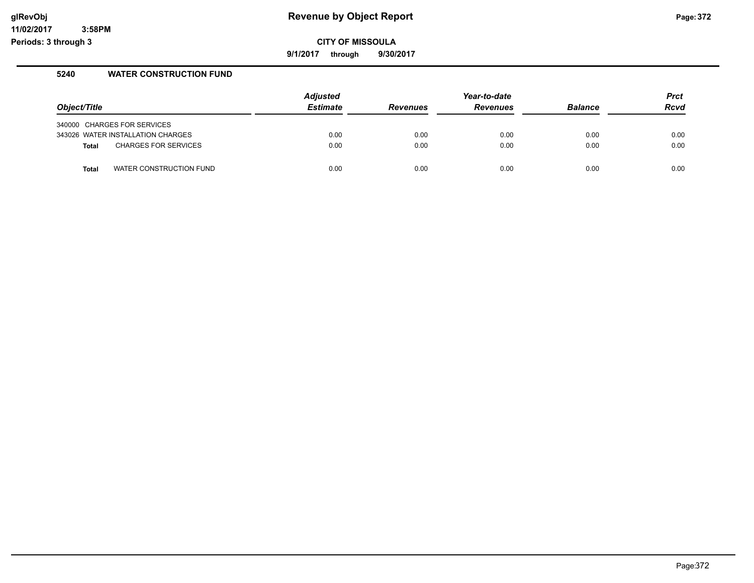# Revenue by Object Report

## CITY OF MISSOULA

**9/1/2017 through 9/30/2017**

glRevObj
11/02/2017 3:58PM
Periods: 3 through 3

### 5240 WATER CONSTRUCTION FUND

| Object/Title | Adjusted Estimate | Revenues | Year-to-date Revenues | Balance | Prct Rcvd |
|---|---|---|---|---|---|
| 340000 CHARGES FOR SERVICES | | | | | |
| 343026 WATER INSTALLATION CHARGES | 0.00 | 0.00 | 0.00 | 0.00 | 0.00 |
| **Total** CHARGES FOR SERVICES | 0.00 | 0.00 | 0.00 | 0.00 | 0.00 |
| **Total** WATER CONSTRUCTION FUND | 0.00 | 0.00 | 0.00 | 0.00 | 0.00 |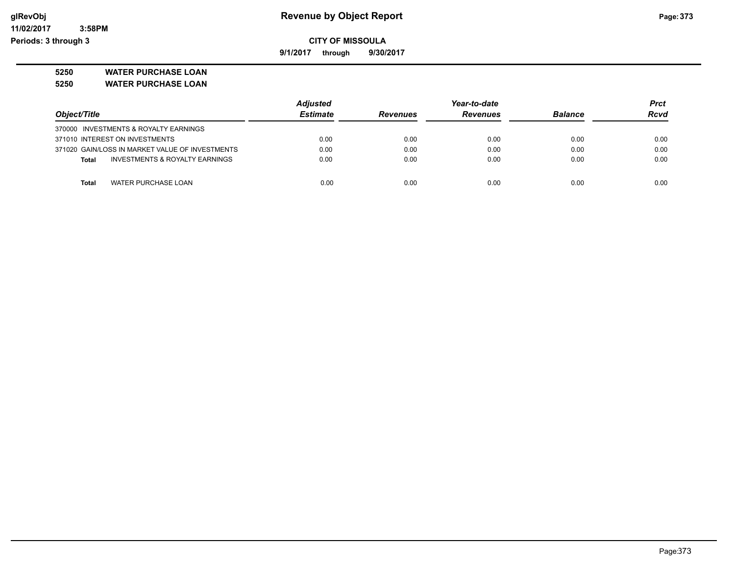**Revenue by Object Report**

**CITY OF MISSOULA**

**9/1/2017 through 9/30/2017**

glRevObj
11/02/2017 3:58PM
Periods: 3 through 3

**5250 WATER PURCHASE LOAN**

**5250 WATER PURCHASE LOAN**

| Object/Title | Adjusted Estimate | Revenues | Year-to-date Revenues | Balance | Prct Rcvd |
|---|---|---|---|---|---|
| 370000 INVESTMENTS & ROYALTY EARNINGS | | | | | |
| 371010 INTEREST ON INVESTMENTS | 0.00 | 0.00 | 0.00 | 0.00 | 0.00 |
| 371020 GAIN/LOSS IN MARKET VALUE OF INVESTMENTS | 0.00 | 0.00 | 0.00 | 0.00 | 0.00 |
| **Total** INVESTMENTS & ROYALTY EARNINGS | 0.00 | 0.00 | 0.00 | 0.00 | 0.00 |
| **Total** WATER PURCHASE LOAN | 0.00 | 0.00 | 0.00 | 0.00 | 0.00 |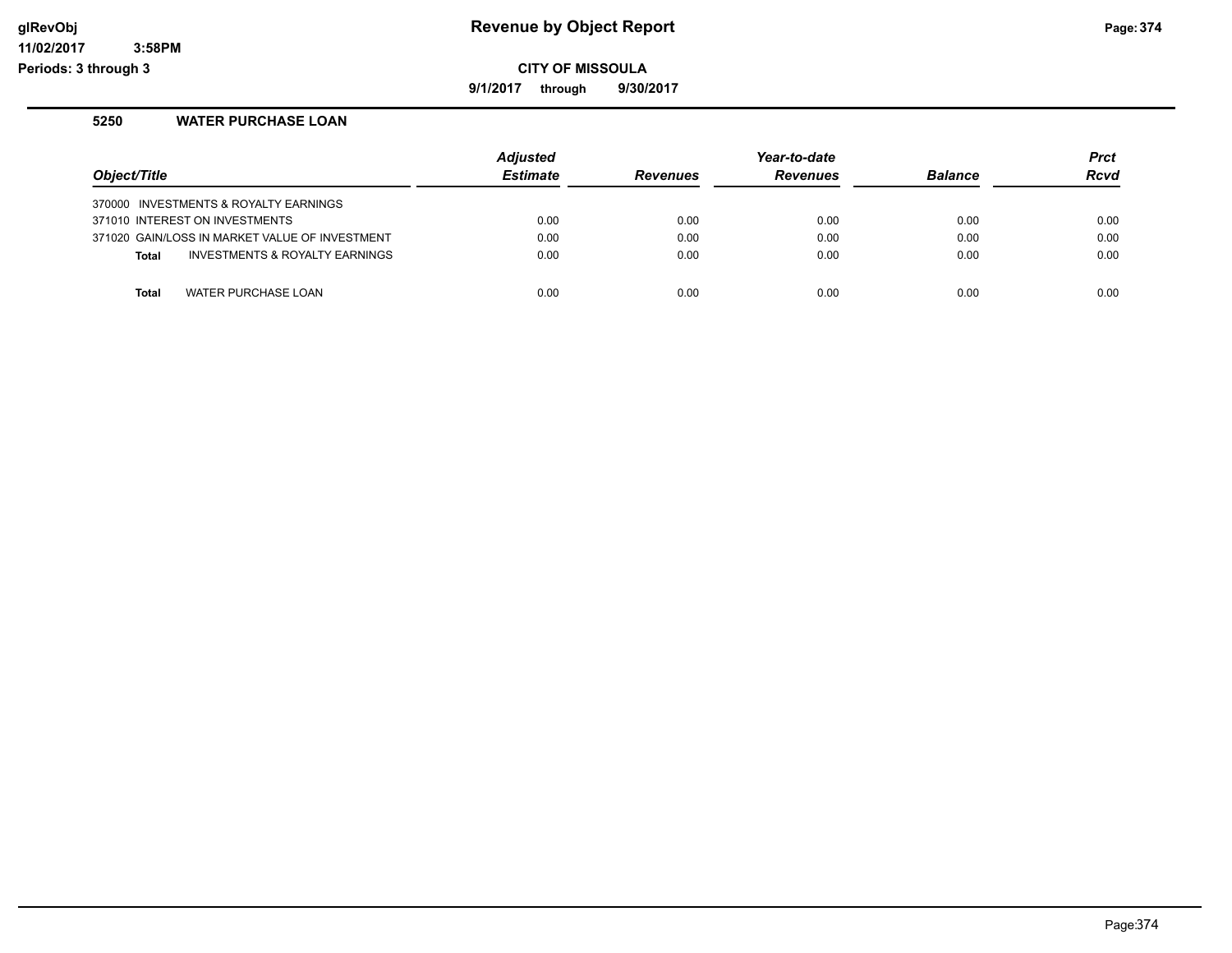# Revenue by Object Report

**CITY OF MISSOULA**

**9/1/2017 through 9/30/2017**

glRevObj
11/02/2017 3:58PM
Periods: 3 through 3

## 5250 WATER PURCHASE LOAN

| Object/Title | Adjusted Estimate | Revenues | Year-to-date Revenues | Balance | Prct Rcvd |
|---|---|---|---|---|---|
| 370000 INVESTMENTS & ROYALTY EARNINGS | | | | | |
| 371010 INTEREST ON INVESTMENTS | 0.00 | 0.00 | 0.00 | 0.00 | 0.00 |
| 371020 GAIN/LOSS IN MARKET VALUE OF INVESTMENT | 0.00 | 0.00 | 0.00 | 0.00 | 0.00 |
| **Total** INVESTMENTS & ROYALTY EARNINGS | 0.00 | 0.00 | 0.00 | 0.00 | 0.00 |
| **Total** WATER PURCHASE LOAN | 0.00 | 0.00 | 0.00 | 0.00 | 0.00 |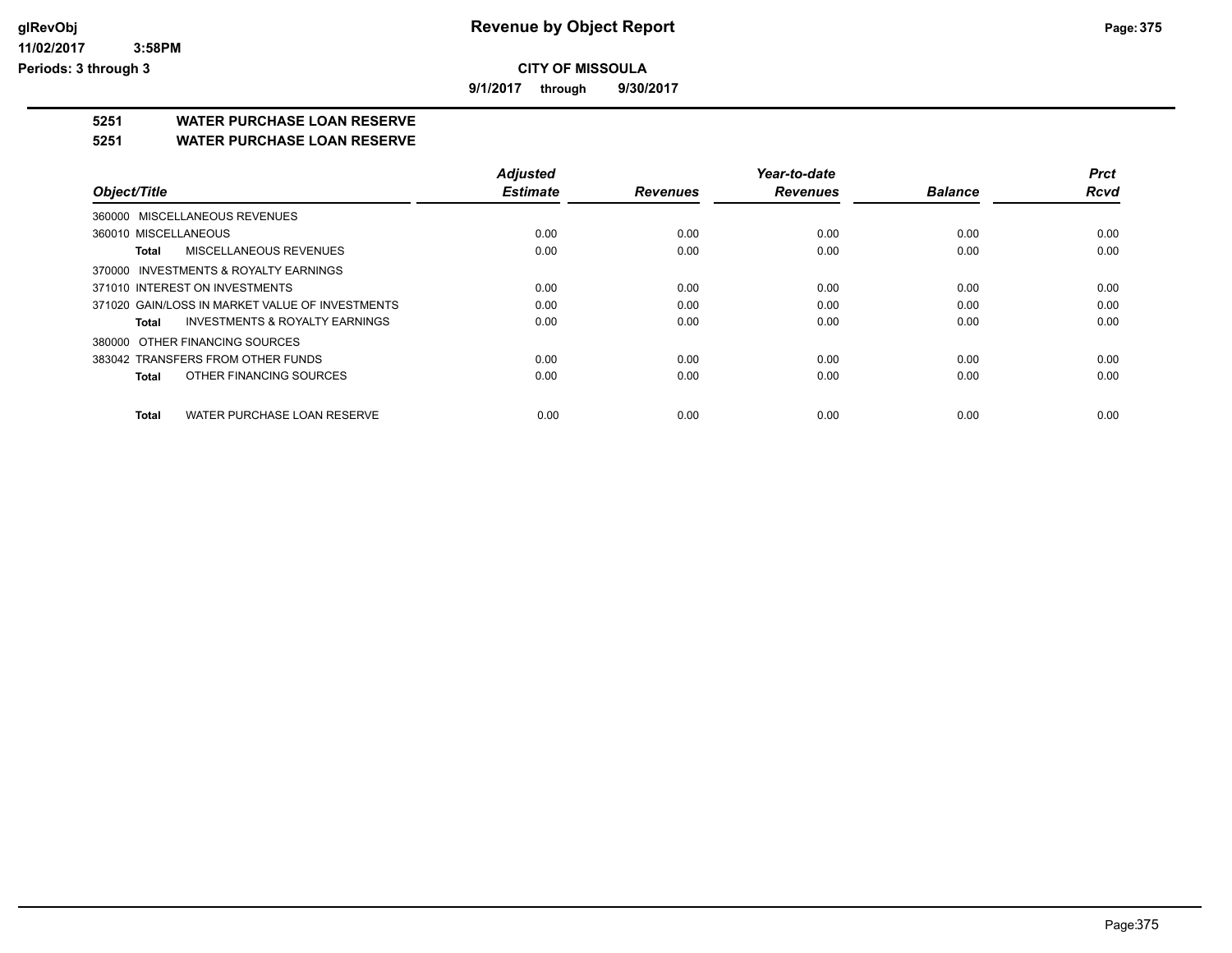**CITY OF MISSOULA**

**9/1/2017 through 9/30/2017**

**Periods: 3 through 3**

## 5251 WATER PURCHASE LOAN RESERVE

### 5251 WATER PURCHASE LOAN RESERVE

| Object/Title | Adjusted Estimate | Revenues | Year-to-date Revenues | Balance | Prct Rcvd |
|---|---|---|---|---|---|
| 360000 MISCELLANEOUS REVENUES | | | | | |
| 360010 MISCELLANEOUS | 0.00 | 0.00 | 0.00 | 0.00 | 0.00 |
| **Total** MISCELLANEOUS REVENUES | 0.00 | 0.00 | 0.00 | 0.00 | 0.00 |
| 370000 INVESTMENTS & ROYALTY EARNINGS | | | | | |
| 371010 INTEREST ON INVESTMENTS | 0.00 | 0.00 | 0.00 | 0.00 | 0.00 |
| 371020 GAIN/LOSS IN MARKET VALUE OF INVESTMENTS | 0.00 | 0.00 | 0.00 | 0.00 | 0.00 |
| **Total** INVESTMENTS & ROYALTY EARNINGS | 0.00 | 0.00 | 0.00 | 0.00 | 0.00 |
| 380000 OTHER FINANCING SOURCES | | | | | |
| 383042 TRANSFERS FROM OTHER FUNDS | 0.00 | 0.00 | 0.00 | 0.00 | 0.00 |
| **Total** OTHER FINANCING SOURCES | 0.00 | 0.00 | 0.00 | 0.00 | 0.00 |
| **Total** WATER PURCHASE LOAN RESERVE | 0.00 | 0.00 | 0.00 | 0.00 | 0.00 |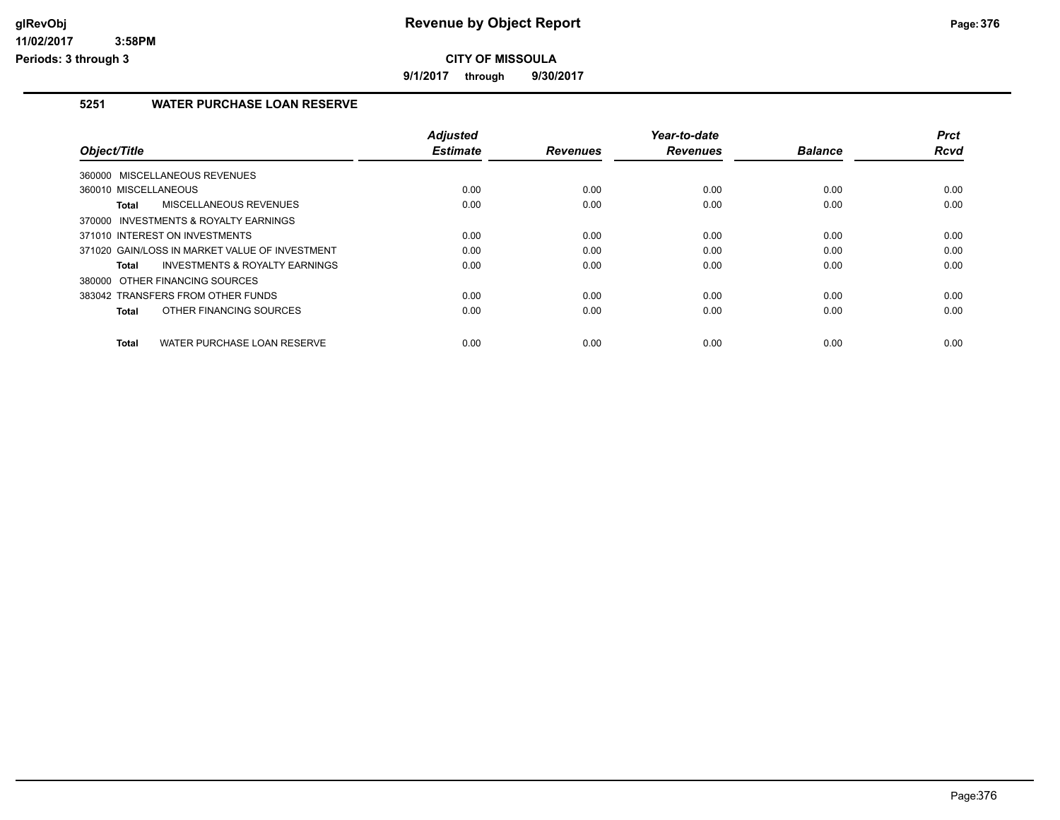# Revenue by Object Report

**CITY OF MISSOULA**

**9/1/2017 through 9/30/2017**

glRevObj
11/02/2017 3:58PM
Periods: 3 through 3

## 5251 WATER PURCHASE LOAN RESERVE

| Object/Title | Adjusted Estimate | Revenues | Year-to-date Revenues | Balance | Prct Rcvd |
|---|---|---|---|---|---|
| 360000 MISCELLANEOUS REVENUES | | | | | |
| 360010 MISCELLANEOUS | 0.00 | 0.00 | 0.00 | 0.00 | 0.00 |
| **Total** MISCELLANEOUS REVENUES | 0.00 | 0.00 | 0.00 | 0.00 | 0.00 |
| 370000 INVESTMENTS & ROYALTY EARNINGS | | | | | |
| 371010 INTEREST ON INVESTMENTS | 0.00 | 0.00 | 0.00 | 0.00 | 0.00 |
| 371020 GAIN/LOSS IN MARKET VALUE OF INVESTMENT | 0.00 | 0.00 | 0.00 | 0.00 | 0.00 |
| **Total** INVESTMENTS & ROYALTY EARNINGS | 0.00 | 0.00 | 0.00 | 0.00 | 0.00 |
| 380000 OTHER FINANCING SOURCES | | | | | |
| 383042 TRANSFERS FROM OTHER FUNDS | 0.00 | 0.00 | 0.00 | 0.00 | 0.00 |
| **Total** OTHER FINANCING SOURCES | 0.00 | 0.00 | 0.00 | 0.00 | 0.00 |
| **Total** WATER PURCHASE LOAN RESERVE | 0.00 | 0.00 | 0.00 | 0.00 | 0.00 |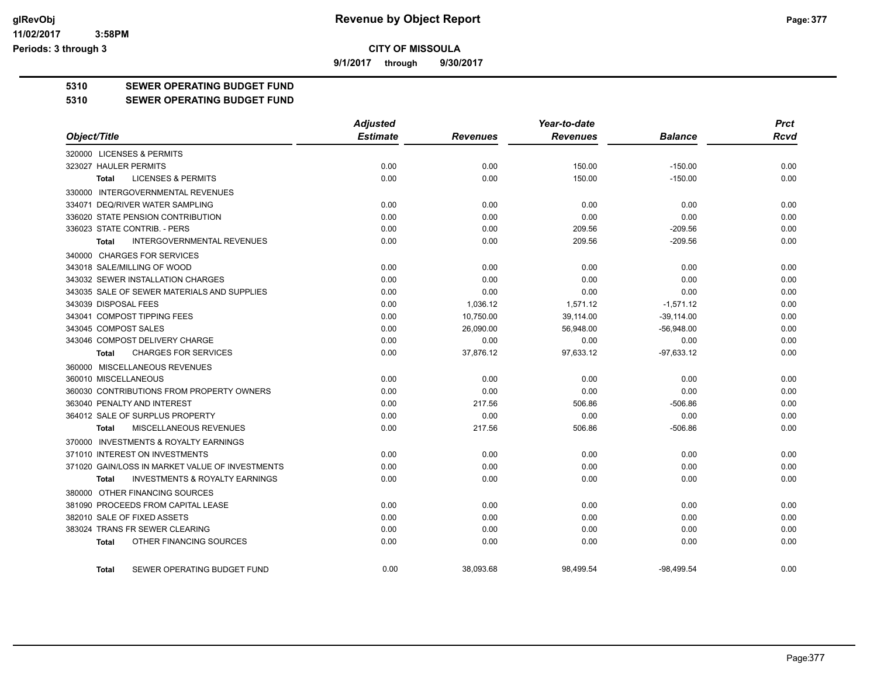# CITY OF MISSOULA

**9/1/2017 through 9/30/2017**

## 5310 SEWER OPERATING BUDGET FUND

## 5310 SEWER OPERATING BUDGET FUND

| Object/Title | Adjusted Estimate | Revenues | Year-to-date Revenues | Balance | Prct Rcvd |
|---|---|---|---|---|---|
| 320000 LICENSES & PERMITS | | | | | |
| 323027 HAULER PERMITS | 0.00 | 0.00 | 150.00 | -150.00 | 0.00 |
| Total LICENSES & PERMITS | 0.00 | 0.00 | 150.00 | -150.00 | 0.00 |
| 330000 INTERGOVERNMENTAL REVENUES | | | | | |
| 334071 DEQ/RIVER WATER SAMPLING | 0.00 | 0.00 | 0.00 | 0.00 | 0.00 |
| 336020 STATE PENSION CONTRIBUTION | 0.00 | 0.00 | 0.00 | 0.00 | 0.00 |
| 336023 STATE CONTRIB. - PERS | 0.00 | 0.00 | 209.56 | -209.56 | 0.00 |
| Total INTERGOVERNMENTAL REVENUES | 0.00 | 0.00 | 209.56 | -209.56 | 0.00 |
| 340000 CHARGES FOR SERVICES | | | | | |
| 343018 SALE/MILLING OF WOOD | 0.00 | 0.00 | 0.00 | 0.00 | 0.00 |
| 343032 SEWER INSTALLATION CHARGES | 0.00 | 0.00 | 0.00 | 0.00 | 0.00 |
| 343035 SALE OF SEWER MATERIALS AND SUPPLIES | 0.00 | 0.00 | 0.00 | 0.00 | 0.00 |
| 343039 DISPOSAL FEES | 0.00 | 1,036.12 | 1,571.12 | -1,571.12 | 0.00 |
| 343041 COMPOST TIPPING FEES | 0.00 | 10,750.00 | 39,114.00 | -39,114.00 | 0.00 |
| 343045 COMPOST SALES | 0.00 | 26,090.00 | 56,948.00 | -56,948.00 | 0.00 |
| 343046 COMPOST DELIVERY CHARGE | 0.00 | 0.00 | 0.00 | 0.00 | 0.00 |
| Total CHARGES FOR SERVICES | 0.00 | 37,876.12 | 97,633.12 | -97,633.12 | 0.00 |
| 360000 MISCELLANEOUS REVENUES | | | | | |
| 360010 MISCELLANEOUS | 0.00 | 0.00 | 0.00 | 0.00 | 0.00 |
| 360030 CONTRIBUTIONS FROM PROPERTY OWNERS | 0.00 | 0.00 | 0.00 | 0.00 | 0.00 |
| 363040 PENALTY AND INTEREST | 0.00 | 217.56 | 506.86 | -506.86 | 0.00 |
| 364012 SALE OF SURPLUS PROPERTY | 0.00 | 0.00 | 0.00 | 0.00 | 0.00 |
| Total MISCELLANEOUS REVENUES | 0.00 | 217.56 | 506.86 | -506.86 | 0.00 |
| 370000 INVESTMENTS & ROYALTY EARNINGS | | | | | |
| 371010 INTEREST ON INVESTMENTS | 0.00 | 0.00 | 0.00 | 0.00 | 0.00 |
| 371020 GAIN/LOSS IN MARKET VALUE OF INVESTMENTS | 0.00 | 0.00 | 0.00 | 0.00 | 0.00 |
| Total INVESTMENTS & ROYALTY EARNINGS | 0.00 | 0.00 | 0.00 | 0.00 | 0.00 |
| 380000 OTHER FINANCING SOURCES | | | | | |
| 381090 PROCEEDS FROM CAPITAL LEASE | 0.00 | 0.00 | 0.00 | 0.00 | 0.00 |
| 382010 SALE OF FIXED ASSETS | 0.00 | 0.00 | 0.00 | 0.00 | 0.00 |
| 383024 TRANS FR SEWER CLEARING | 0.00 | 0.00 | 0.00 | 0.00 | 0.00 |
| Total OTHER FINANCING SOURCES | 0.00 | 0.00 | 0.00 | 0.00 | 0.00 |
| Total SEWER OPERATING BUDGET FUND | 0.00 | 38,093.68 | 98,499.54 | -98,499.54 | 0.00 |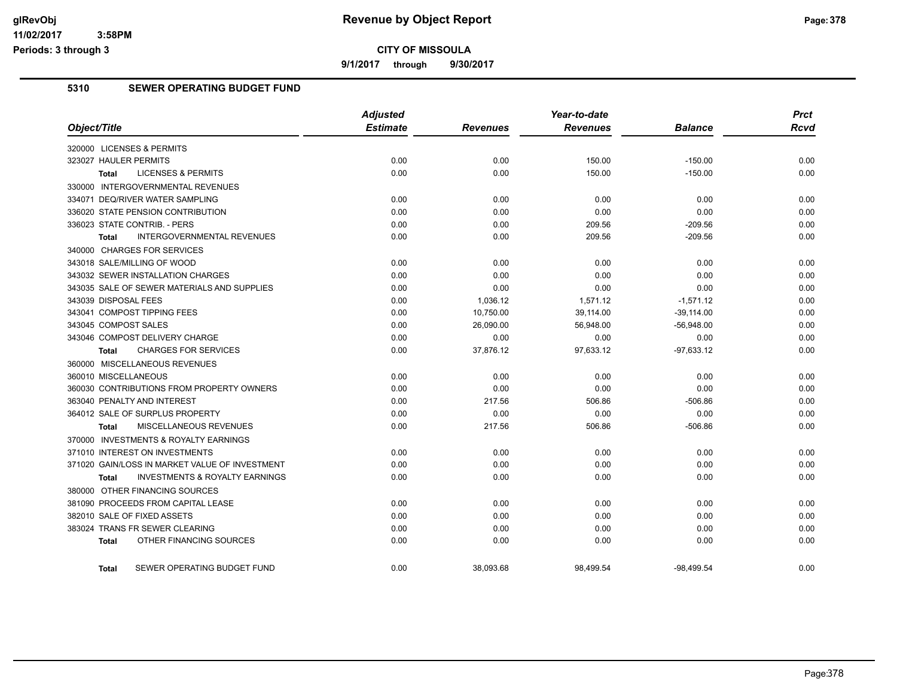# Revenue by Object Report

**CITY OF MISSOULA**

**9/1/2017 through 9/30/2017**

Periods: 3 through 3

## 5310 SEWER OPERATING BUDGET FUND

| Object/Title | Adjusted Estimate | Revenues | Year-to-date Revenues | Balance | Prct Rcvd |
|---|---|---|---|---|---|
| 320000 LICENSES & PERMITS | | | | | |
| 323027 HAULER PERMITS | 0.00 | 0.00 | 150.00 | -150.00 | 0.00 |
| **Total** LICENSES & PERMITS | 0.00 | 0.00 | 150.00 | -150.00 | 0.00 |
| 330000 INTERGOVERNMENTAL REVENUES | | | | | |
| 334071 DEQ/RIVER WATER SAMPLING | 0.00 | 0.00 | 0.00 | 0.00 | 0.00 |
| 336020 STATE PENSION CONTRIBUTION | 0.00 | 0.00 | 0.00 | 0.00 | 0.00 |
| 336023 STATE CONTRIB. - PERS | 0.00 | 0.00 | 209.56 | -209.56 | 0.00 |
| **Total** INTERGOVERNMENTAL REVENUES | 0.00 | 0.00 | 209.56 | -209.56 | 0.00 |
| 340000 CHARGES FOR SERVICES | | | | | |
| 343018 SALE/MILLING OF WOOD | 0.00 | 0.00 | 0.00 | 0.00 | 0.00 |
| 343032 SEWER INSTALLATION CHARGES | 0.00 | 0.00 | 0.00 | 0.00 | 0.00 |
| 343035 SALE OF SEWER MATERIALS AND SUPPLIES | 0.00 | 0.00 | 0.00 | 0.00 | 0.00 |
| 343039 DISPOSAL FEES | 0.00 | 1,036.12 | 1,571.12 | -1,571.12 | 0.00 |
| 343041 COMPOST TIPPING FEES | 0.00 | 10,750.00 | 39,114.00 | -39,114.00 | 0.00 |
| 343045 COMPOST SALES | 0.00 | 26,090.00 | 56,948.00 | -56,948.00 | 0.00 |
| 343046 COMPOST DELIVERY CHARGE | 0.00 | 0.00 | 0.00 | 0.00 | 0.00 |
| **Total** CHARGES FOR SERVICES | 0.00 | 37,876.12 | 97,633.12 | -97,633.12 | 0.00 |
| 360000 MISCELLANEOUS REVENUES | | | | | |
| 360010 MISCELLANEOUS | 0.00 | 0.00 | 0.00 | 0.00 | 0.00 |
| 360030 CONTRIBUTIONS FROM PROPERTY OWNERS | 0.00 | 0.00 | 0.00 | 0.00 | 0.00 |
| 363040 PENALTY AND INTEREST | 0.00 | 217.56 | 506.86 | -506.86 | 0.00 |
| 364012 SALE OF SURPLUS PROPERTY | 0.00 | 0.00 | 0.00 | 0.00 | 0.00 |
| **Total** MISCELLANEOUS REVENUES | 0.00 | 217.56 | 506.86 | -506.86 | 0.00 |
| 370000 INVESTMENTS & ROYALTY EARNINGS | | | | | |
| 371010 INTEREST ON INVESTMENTS | 0.00 | 0.00 | 0.00 | 0.00 | 0.00 |
| 371020 GAIN/LOSS IN MARKET VALUE OF INVESTMENT | 0.00 | 0.00 | 0.00 | 0.00 | 0.00 |
| **Total** INVESTMENTS & ROYALTY EARNINGS | 0.00 | 0.00 | 0.00 | 0.00 | 0.00 |
| 380000 OTHER FINANCING SOURCES | | | | | |
| 381090 PROCEEDS FROM CAPITAL LEASE | 0.00 | 0.00 | 0.00 | 0.00 | 0.00 |
| 382010 SALE OF FIXED ASSETS | 0.00 | 0.00 | 0.00 | 0.00 | 0.00 |
| 383024 TRANS FR SEWER CLEARING | 0.00 | 0.00 | 0.00 | 0.00 | 0.00 |
| **Total** OTHER FINANCING SOURCES | 0.00 | 0.00 | 0.00 | 0.00 | 0.00 |
| **Total** SEWER OPERATING BUDGET FUND | 0.00 | 38,093.68 | 98,499.54 | -98,499.54 | 0.00 |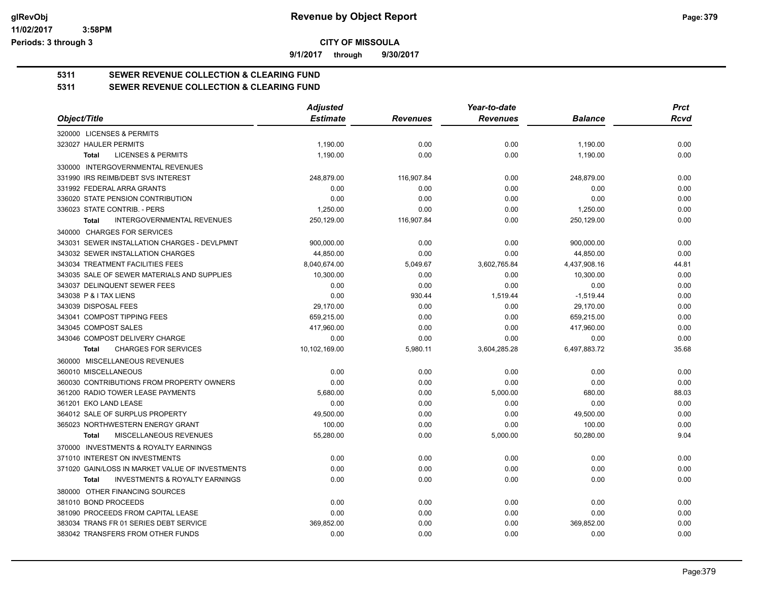# Revenue by Object Report

**CITY OF MISSOULA**

9/1/2017 through 9/30/2017

## 5311 SEWER REVENUE COLLECTION & CLEARING FUND

## 5311 SEWER REVENUE COLLECTION & CLEARING FUND

| Object/Title | Adjusted Estimate | Revenues | Year-to-date Revenues | Balance | Prct Rcvd |
|---|---|---|---|---|---|
| 320000 LICENSES & PERMITS | | | | | |
| 323027 HAULER PERMITS | 1,190.00 | 0.00 | 0.00 | 1,190.00 | 0.00 |
| **Total** LICENSES & PERMITS | 1,190.00 | 0.00 | 0.00 | 1,190.00 | 0.00 |
| 330000 INTERGOVERNMENTAL REVENUES | | | | | |
| 331990 IRS REIMB/DEBT SVS INTEREST | 248,879.00 | 116,907.84 | 0.00 | 248,879.00 | 0.00 |
| 331992 FEDERAL ARRA GRANTS | 0.00 | 0.00 | 0.00 | 0.00 | 0.00 |
| 336020 STATE PENSION CONTRIBUTION | 0.00 | 0.00 | 0.00 | 0.00 | 0.00 |
| 336023 STATE CONTRIB. - PERS | 1,250.00 | 0.00 | 0.00 | 1,250.00 | 0.00 |
| **Total** INTERGOVERNMENTAL REVENUES | 250,129.00 | 116,907.84 | 0.00 | 250,129.00 | 0.00 |
| 340000 CHARGES FOR SERVICES | | | | | |
| 343031 SEWER INSTALLATION CHARGES - DEVLPMNT | 900,000.00 | 0.00 | 0.00 | 900,000.00 | 0.00 |
| 343032 SEWER INSTALLATION CHARGES | 44,850.00 | 0.00 | 0.00 | 44,850.00 | 0.00 |
| 343034 TREATMENT FACILITIES FEES | 8,040,674.00 | 5,049.67 | 3,602,765.84 | 4,437,908.16 | 44.81 |
| 343035 SALE OF SEWER MATERIALS AND SUPPLIES | 10,300.00 | 0.00 | 0.00 | 10,300.00 | 0.00 |
| 343037 DELINQUENT SEWER FEES | 0.00 | 0.00 | 0.00 | 0.00 | 0.00 |
| 343038 P & I TAX LIENS | 0.00 | 930.44 | 1,519.44 | -1,519.44 | 0.00 |
| 343039 DISPOSAL FEES | 29,170.00 | 0.00 | 0.00 | 29,170.00 | 0.00 |
| 343041 COMPOST TIPPING FEES | 659,215.00 | 0.00 | 0.00 | 659,215.00 | 0.00 |
| 343045 COMPOST SALES | 417,960.00 | 0.00 | 0.00 | 417,960.00 | 0.00 |
| 343046 COMPOST DELIVERY CHARGE | 0.00 | 0.00 | 0.00 | 0.00 | 0.00 |
| **Total** CHARGES FOR SERVICES | 10,102,169.00 | 5,980.11 | 3,604,285.28 | 6,497,883.72 | 35.68 |
| 360000 MISCELLANEOUS REVENUES | | | | | |
| 360010 MISCELLANEOUS | 0.00 | 0.00 | 0.00 | 0.00 | 0.00 |
| 360030 CONTRIBUTIONS FROM PROPERTY OWNERS | 0.00 | 0.00 | 0.00 | 0.00 | 0.00 |
| 361200 RADIO TOWER LEASE PAYMENTS | 5,680.00 | 0.00 | 5,000.00 | 680.00 | 88.03 |
| 361201 EKO LAND LEASE | 0.00 | 0.00 | 0.00 | 0.00 | 0.00 |
| 364012 SALE OF SURPLUS PROPERTY | 49,500.00 | 0.00 | 0.00 | 49,500.00 | 0.00 |
| 365023 NORTHWESTERN ENERGY GRANT | 100.00 | 0.00 | 0.00 | 100.00 | 0.00 |
| **Total** MISCELLANEOUS REVENUES | 55,280.00 | 0.00 | 5,000.00 | 50,280.00 | 9.04 |
| 370000 INVESTMENTS & ROYALTY EARNINGS | | | | | |
| 371010 INTEREST ON INVESTMENTS | 0.00 | 0.00 | 0.00 | 0.00 | 0.00 |
| 371020 GAIN/LOSS IN MARKET VALUE OF INVESTMENTS | 0.00 | 0.00 | 0.00 | 0.00 | 0.00 |
| **Total** INVESTMENTS & ROYALTY EARNINGS | 0.00 | 0.00 | 0.00 | 0.00 | 0.00 |
| 380000 OTHER FINANCING SOURCES | | | | | |
| 381010 BOND PROCEEDS | 0.00 | 0.00 | 0.00 | 0.00 | 0.00 |
| 381090 PROCEEDS FROM CAPITAL LEASE | 0.00 | 0.00 | 0.00 | 0.00 | 0.00 |
| 383034 TRANS FR 01 SERIES DEBT SERVICE | 369,852.00 | 0.00 | 0.00 | 369,852.00 | 0.00 |
| 383042 TRANSFERS FROM OTHER FUNDS | 0.00 | 0.00 | 0.00 | 0.00 | 0.00 |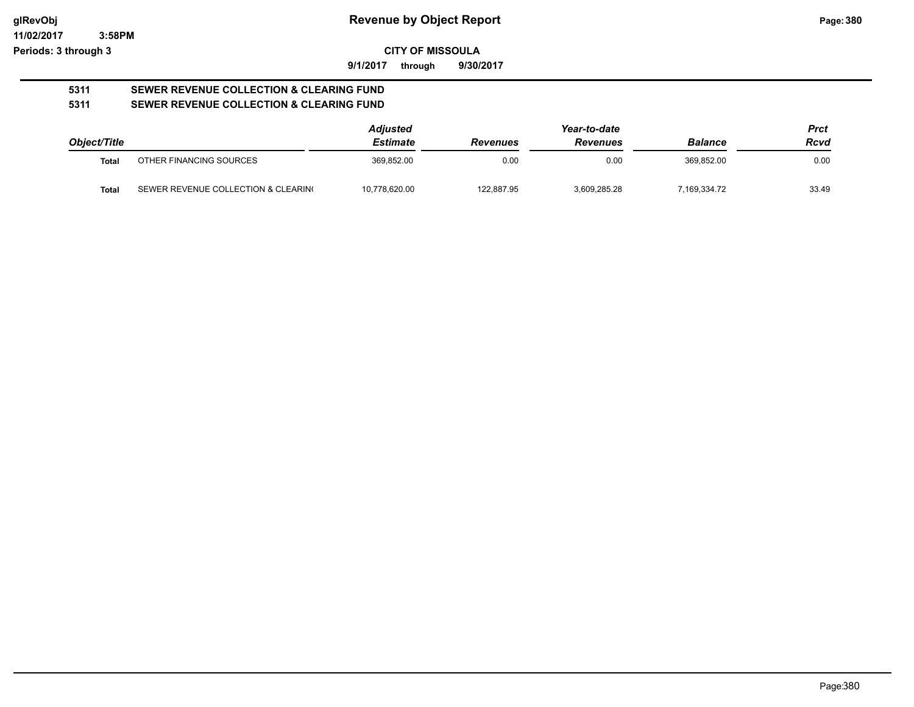**Revenue by Object Report**

**CITY OF MISSOULA**

**9/1/2017 through 9/30/2017**

**5311 SEWER REVENUE COLLECTION & CLEARING FUND**

**5311 SEWER REVENUE COLLECTION & CLEARING FUND**

| Object/Title | | Adjusted Estimate | Revenues | Year-to-date Revenues | Balance | Prct Rcvd |
|---|---|---|---|---|---|---|
| **Total** | OTHER FINANCING SOURCES | 369,852.00 | 0.00 | 0.00 | 369,852.00 | 0.00 |
| **Total** | SEWER REVENUE COLLECTION & CLEARIN( | 10,778,620.00 | 122,887.95 | 3,609,285.28 | 7,169,334.72 | 33.49 |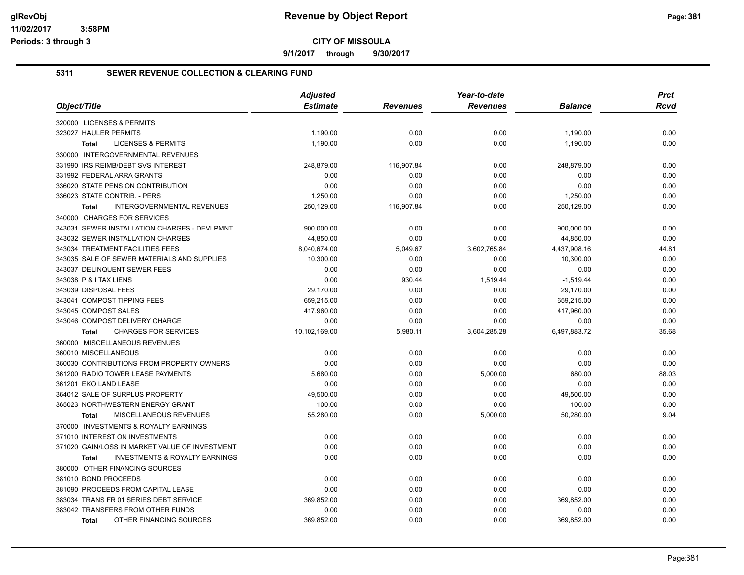**Revenue by Object Report**

**CITY OF MISSOULA**

**9/1/2017 through 9/30/2017**

## 5311 SEWER REVENUE COLLECTION & CLEARING FUND

| Object/Title | Adjusted Estimate | Revenues | Year-to-date Revenues | Balance | Prct Rcvd |
|---|---|---|---|---|---|
| 320000 LICENSES & PERMITS | | | | | |
| 323027 HAULER PERMITS | 1,190.00 | 0.00 | 0.00 | 1,190.00 | 0.00 |
| **Total** LICENSES & PERMITS | 1,190.00 | 0.00 | 0.00 | 1,190.00 | 0.00 |
| 330000 INTERGOVERNMENTAL REVENUES | | | | | |
| 331990 IRS REIMB/DEBT SVS INTEREST | 248,879.00 | 116,907.84 | 0.00 | 248,879.00 | 0.00 |
| 331992 FEDERAL ARRA GRANTS | 0.00 | 0.00 | 0.00 | 0.00 | 0.00 |
| 336020 STATE PENSION CONTRIBUTION | 0.00 | 0.00 | 0.00 | 0.00 | 0.00 |
| 336023 STATE CONTRIB. - PERS | 1,250.00 | 0.00 | 0.00 | 1,250.00 | 0.00 |
| **Total** INTERGOVERNMENTAL REVENUES | 250,129.00 | 116,907.84 | 0.00 | 250,129.00 | 0.00 |
| 340000 CHARGES FOR SERVICES | | | | | |
| 343031 SEWER INSTALLATION CHARGES - DEVLPMNT | 900,000.00 | 0.00 | 0.00 | 900,000.00 | 0.00 |
| 343032 SEWER INSTALLATION CHARGES | 44,850.00 | 0.00 | 0.00 | 44,850.00 | 0.00 |
| 343034 TREATMENT FACILITIES FEES | 8,040,674.00 | 5,049.67 | 3,602,765.84 | 4,437,908.16 | 44.81 |
| 343035 SALE OF SEWER MATERIALS AND SUPPLIES | 10,300.00 | 0.00 | 0.00 | 10,300.00 | 0.00 |
| 343037 DELINQUENT SEWER FEES | 0.00 | 0.00 | 0.00 | 0.00 | 0.00 |
| 343038 P & I TAX LIENS | 0.00 | 930.44 | 1,519.44 | -1,519.44 | 0.00 |
| 343039 DISPOSAL FEES | 29,170.00 | 0.00 | 0.00 | 29,170.00 | 0.00 |
| 343041 COMPOST TIPPING FEES | 659,215.00 | 0.00 | 0.00 | 659,215.00 | 0.00 |
| 343045 COMPOST SALES | 417,960.00 | 0.00 | 0.00 | 417,960.00 | 0.00 |
| 343046 COMPOST DELIVERY CHARGE | 0.00 | 0.00 | 0.00 | 0.00 | 0.00 |
| **Total** CHARGES FOR SERVICES | 10,102,169.00 | 5,980.11 | 3,604,285.28 | 6,497,883.72 | 35.68 |
| 360000 MISCELLANEOUS REVENUES | | | | | |
| 360010 MISCELLANEOUS | 0.00 | 0.00 | 0.00 | 0.00 | 0.00 |
| 360030 CONTRIBUTIONS FROM PROPERTY OWNERS | 0.00 | 0.00 | 0.00 | 0.00 | 0.00 |
| 361200 RADIO TOWER LEASE PAYMENTS | 5,680.00 | 0.00 | 5,000.00 | 680.00 | 88.03 |
| 361201 EKO LAND LEASE | 0.00 | 0.00 | 0.00 | 0.00 | 0.00 |
| 364012 SALE OF SURPLUS PROPERTY | 49,500.00 | 0.00 | 0.00 | 49,500.00 | 0.00 |
| 365023 NORTHWESTERN ENERGY GRANT | 100.00 | 0.00 | 0.00 | 100.00 | 0.00 |
| **Total** MISCELLANEOUS REVENUES | 55,280.00 | 0.00 | 5,000.00 | 50,280.00 | 9.04 |
| 370000 INVESTMENTS & ROYALTY EARNINGS | | | | | |
| 371010 INTEREST ON INVESTMENTS | 0.00 | 0.00 | 0.00 | 0.00 | 0.00 |
| 371020 GAIN/LOSS IN MARKET VALUE OF INVESTMENT | 0.00 | 0.00 | 0.00 | 0.00 | 0.00 |
| **Total** INVESTMENTS & ROYALTY EARNINGS | 0.00 | 0.00 | 0.00 | 0.00 | 0.00 |
| 380000 OTHER FINANCING SOURCES | | | | | |
| 381010 BOND PROCEEDS | 0.00 | 0.00 | 0.00 | 0.00 | 0.00 |
| 381090 PROCEEDS FROM CAPITAL LEASE | 0.00 | 0.00 | 0.00 | 0.00 | 0.00 |
| 383034 TRANS FR 01 SERIES DEBT SERVICE | 369,852.00 | 0.00 | 0.00 | 369,852.00 | 0.00 |
| 383042 TRANSFERS FROM OTHER FUNDS | 0.00 | 0.00 | 0.00 | 0.00 | 0.00 |
| **Total** OTHER FINANCING SOURCES | 369,852.00 | 0.00 | 0.00 | 369,852.00 | 0.00 |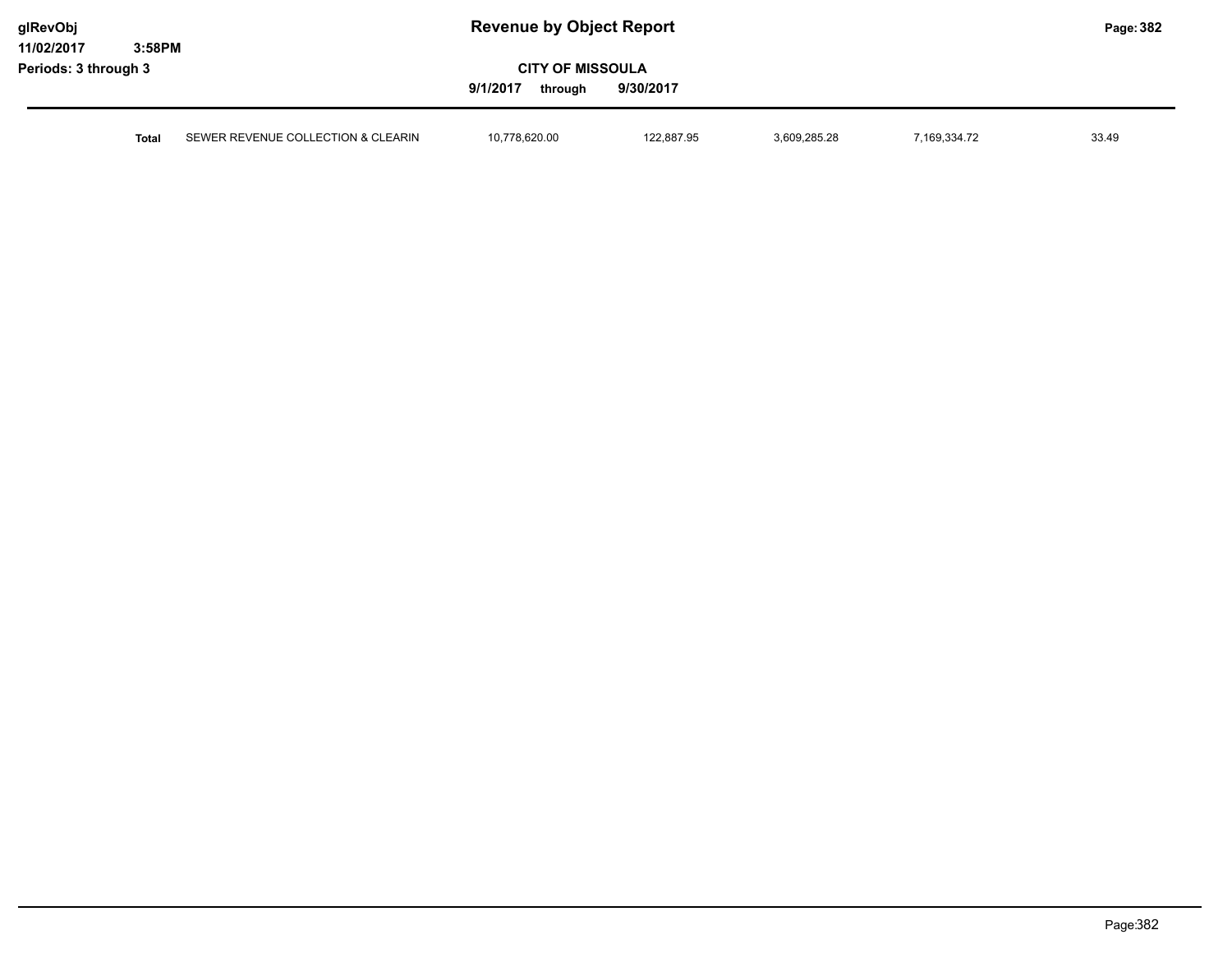| Total | SEWER REVENUE COLLECTION & CLEARIN | 10,778,620.00 | 122,887.95 | 3,609,285.28 | 7,169,334.72 | 33.49 |
|---|---|---|---|---|---|---|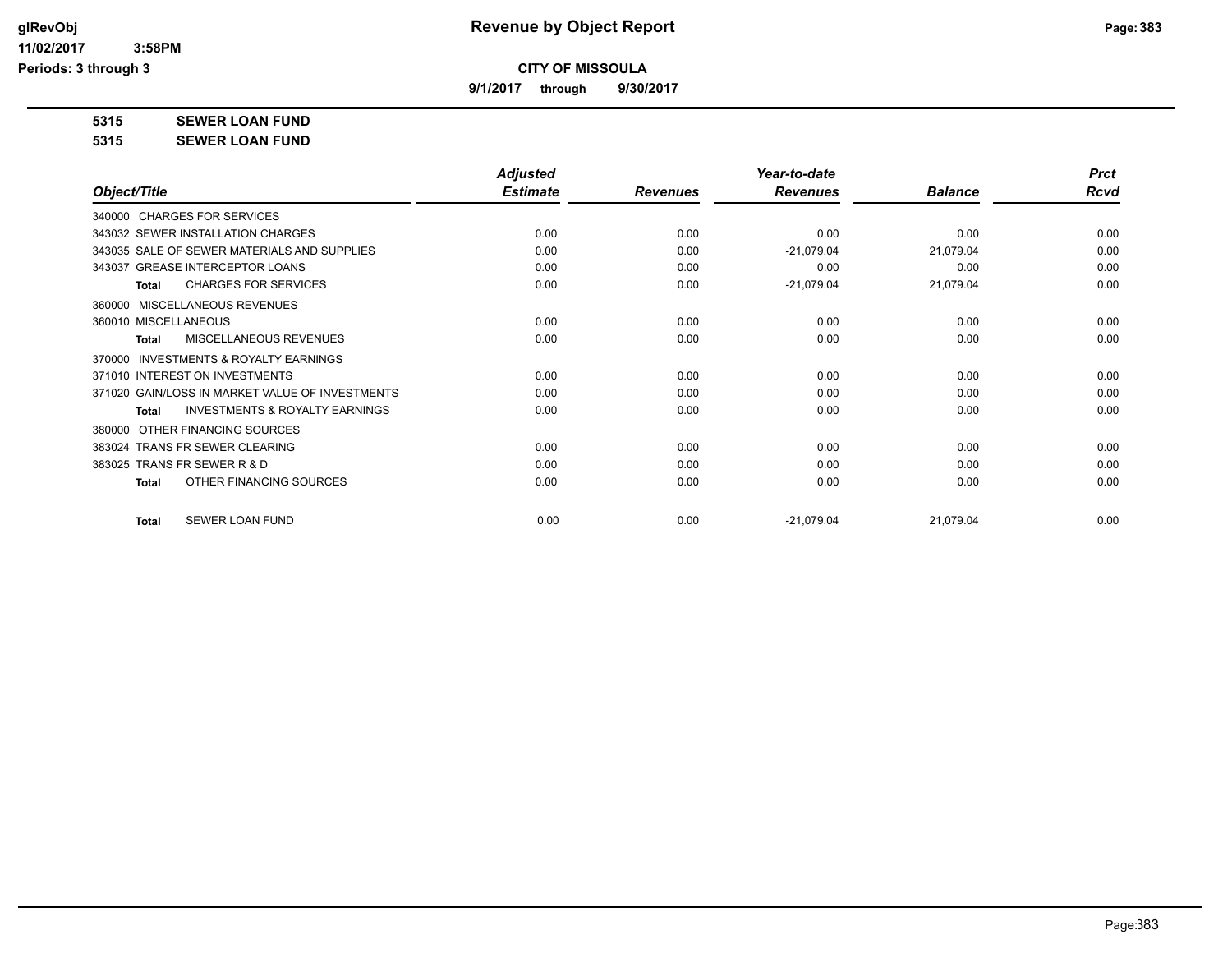# Revenue by Object Report

**CITY OF MISSOULA**

**9/1/2017 through 9/30/2017**

glRevObj
11/02/2017 3:58PM
Periods: 3 through 3

**5315 SEWER LOAN FUND**

**5315 SEWER LOAN FUND**

| Object/Title | Adjusted Estimate | Revenues | Year-to-date Revenues | Balance | Prct Rcvd |
|---|---|---|---|---|---|
| 340000 CHARGES FOR SERVICES | | | | | |
| 343032 SEWER INSTALLATION CHARGES | 0.00 | 0.00 | 0.00 | 0.00 | 0.00 |
| 343035 SALE OF SEWER MATERIALS AND SUPPLIES | 0.00 | 0.00 | -21,079.04 | 21,079.04 | 0.00 |
| 343037 GREASE INTERCEPTOR LOANS | 0.00 | 0.00 | 0.00 | 0.00 | 0.00 |
| **Total** CHARGES FOR SERVICES | 0.00 | 0.00 | -21,079.04 | 21,079.04 | 0.00 |
| 360000 MISCELLANEOUS REVENUES | | | | | |
| 360010 MISCELLANEOUS | 0.00 | 0.00 | 0.00 | 0.00 | 0.00 |
| **Total** MISCELLANEOUS REVENUES | 0.00 | 0.00 | 0.00 | 0.00 | 0.00 |
| 370000 INVESTMENTS & ROYALTY EARNINGS | | | | | |
| 371010 INTEREST ON INVESTMENTS | 0.00 | 0.00 | 0.00 | 0.00 | 0.00 |
| 371020 GAIN/LOSS IN MARKET VALUE OF INVESTMENTS | 0.00 | 0.00 | 0.00 | 0.00 | 0.00 |
| **Total** INVESTMENTS & ROYALTY EARNINGS | 0.00 | 0.00 | 0.00 | 0.00 | 0.00 |
| 380000 OTHER FINANCING SOURCES | | | | | |
| 383024 TRANS FR SEWER CLEARING | 0.00 | 0.00 | 0.00 | 0.00 | 0.00 |
| 383025 TRANS FR SEWER R & D | 0.00 | 0.00 | 0.00 | 0.00 | 0.00 |
| **Total** OTHER FINANCING SOURCES | 0.00 | 0.00 | 0.00 | 0.00 | 0.00 |
| **Total** SEWER LOAN FUND | 0.00 | 0.00 | -21,079.04 | 21,079.04 | 0.00 |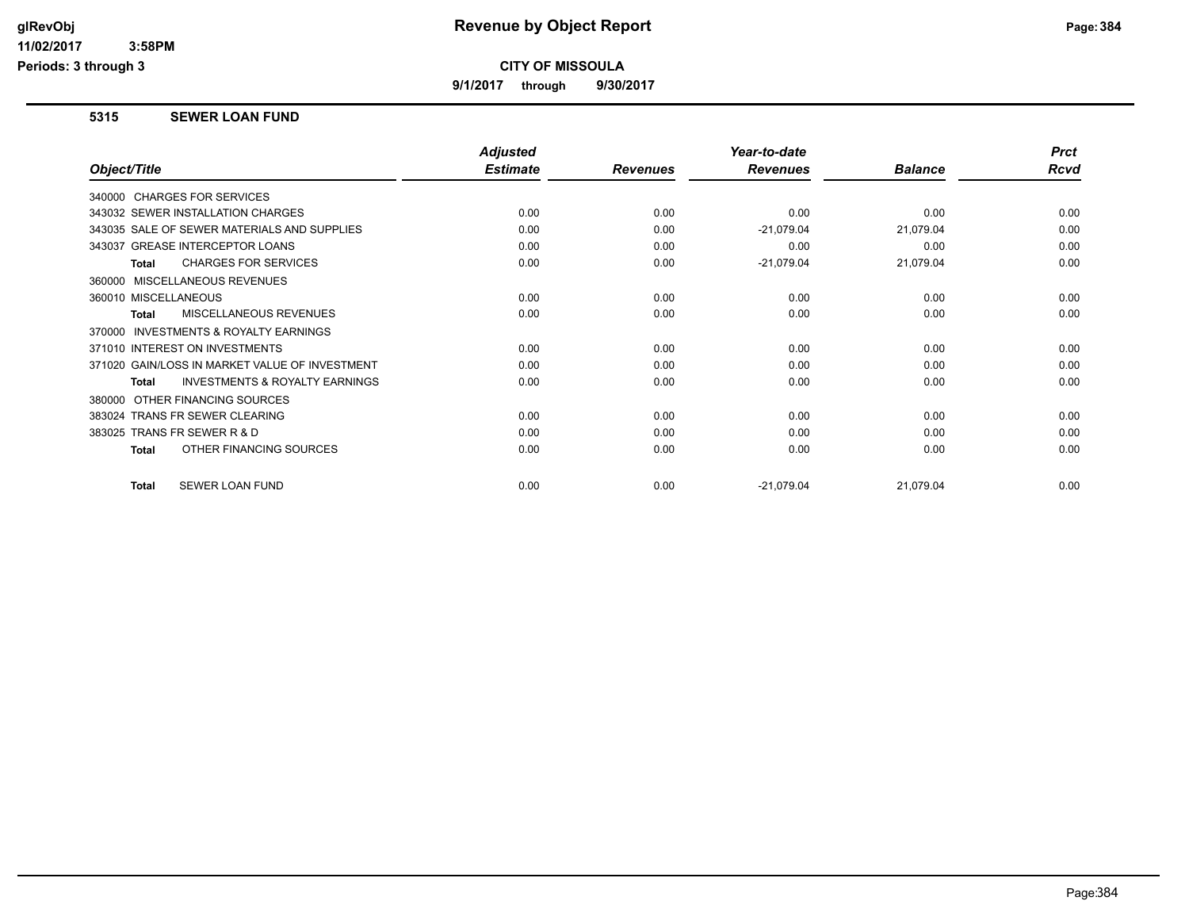# Revenue by Object Report

glRevObj
11/02/2017 3:58PM
Periods: 3 through 3

**CITY OF MISSOULA**

**9/1/2017 through 9/30/2017**

## 5315 SEWER LOAN FUND

| Object/Title | Adjusted Estimate | Revenues | Year-to-date Revenues | Balance | Prct Rcvd |
|---|---|---|---|---|---|
| 340000 CHARGES FOR SERVICES | | | | | |
| 343032 SEWER INSTALLATION CHARGES | 0.00 | 0.00 | 0.00 | 0.00 | 0.00 |
| 343035 SALE OF SEWER MATERIALS AND SUPPLIES | 0.00 | 0.00 | -21,079.04 | 21,079.04 | 0.00 |
| 343037 GREASE INTERCEPTOR LOANS | 0.00 | 0.00 | 0.00 | 0.00 | 0.00 |
| **Total** CHARGES FOR SERVICES | 0.00 | 0.00 | -21,079.04 | 21,079.04 | 0.00 |
| 360000 MISCELLANEOUS REVENUES | | | | | |
| 360010 MISCELLANEOUS | 0.00 | 0.00 | 0.00 | 0.00 | 0.00 |
| **Total** MISCELLANEOUS REVENUES | 0.00 | 0.00 | 0.00 | 0.00 | 0.00 |
| 370000 INVESTMENTS & ROYALTY EARNINGS | | | | | |
| 371010 INTEREST ON INVESTMENTS | 0.00 | 0.00 | 0.00 | 0.00 | 0.00 |
| 371020 GAIN/LOSS IN MARKET VALUE OF INVESTMENT | 0.00 | 0.00 | 0.00 | 0.00 | 0.00 |
| **Total** INVESTMENTS & ROYALTY EARNINGS | 0.00 | 0.00 | 0.00 | 0.00 | 0.00 |
| 380000 OTHER FINANCING SOURCES | | | | | |
| 383024 TRANS FR SEWER CLEARING | 0.00 | 0.00 | 0.00 | 0.00 | 0.00 |
| 383025 TRANS FR SEWER R & D | 0.00 | 0.00 | 0.00 | 0.00 | 0.00 |
| **Total** OTHER FINANCING SOURCES | 0.00 | 0.00 | 0.00 | 0.00 | 0.00 |
| **Total** SEWER LOAN FUND | 0.00 | 0.00 | -21,079.04 | 21,079.04 | 0.00 |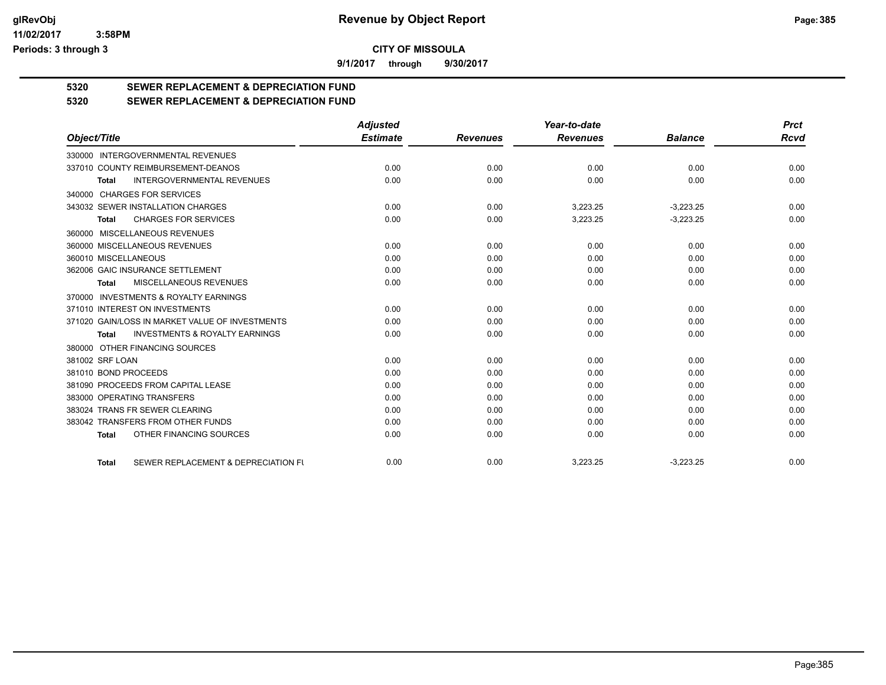**CITY OF MISSOULA**

**9/1/2017 through 9/30/2017**

# 5320 SEWER REPLACEMENT & DEPRECIATION FUND

## 5320 SEWER REPLACEMENT & DEPRECIATION FUND

| Object/Title | Adjusted Estimate | Revenues | Year-to-date Revenues | Balance | Prct Rcvd |
|---|---|---|---|---|---|
| 330000 INTERGOVERNMENTAL REVENUES | | | | | |
| 337010 COUNTY REIMBURSEMENT-DEANOS | 0.00 | 0.00 | 0.00 | 0.00 | 0.00 |
| **Total** INTERGOVERNMENTAL REVENUES | 0.00 | 0.00 | 0.00 | 0.00 | 0.00 |
| 340000 CHARGES FOR SERVICES | | | | | |
| 343032 SEWER INSTALLATION CHARGES | 0.00 | 0.00 | 3,223.25 | -3,223.25 | 0.00 |
| **Total** CHARGES FOR SERVICES | 0.00 | 0.00 | 3,223.25 | -3,223.25 | 0.00 |
| 360000 MISCELLANEOUS REVENUES | | | | | |
| 360000 MISCELLANEOUS REVENUES | 0.00 | 0.00 | 0.00 | 0.00 | 0.00 |
| 360010 MISCELLANEOUS | 0.00 | 0.00 | 0.00 | 0.00 | 0.00 |
| 362006 GAIC INSURANCE SETTLEMENT | 0.00 | 0.00 | 0.00 | 0.00 | 0.00 |
| **Total** MISCELLANEOUS REVENUES | 0.00 | 0.00 | 0.00 | 0.00 | 0.00 |
| 370000 INVESTMENTS & ROYALTY EARNINGS | | | | | |
| 371010 INTEREST ON INVESTMENTS | 0.00 | 0.00 | 0.00 | 0.00 | 0.00 |
| 371020 GAIN/LOSS IN MARKET VALUE OF INVESTMENTS | 0.00 | 0.00 | 0.00 | 0.00 | 0.00 |
| **Total** INVESTMENTS & ROYALTY EARNINGS | 0.00 | 0.00 | 0.00 | 0.00 | 0.00 |
| 380000 OTHER FINANCING SOURCES | | | | | |
| 381002 SRF LOAN | 0.00 | 0.00 | 0.00 | 0.00 | 0.00 |
| 381010 BOND PROCEEDS | 0.00 | 0.00 | 0.00 | 0.00 | 0.00 |
| 381090 PROCEEDS FROM CAPITAL LEASE | 0.00 | 0.00 | 0.00 | 0.00 | 0.00 |
| 383000 OPERATING TRANSFERS | 0.00 | 0.00 | 0.00 | 0.00 | 0.00 |
| 383024 TRANS FR SEWER CLEARING | 0.00 | 0.00 | 0.00 | 0.00 | 0.00 |
| 383042 TRANSFERS FROM OTHER FUNDS | 0.00 | 0.00 | 0.00 | 0.00 | 0.00 |
| **Total** OTHER FINANCING SOURCES | 0.00 | 0.00 | 0.00 | 0.00 | 0.00 |
| **Total** SEWER REPLACEMENT & DEPRECIATION FU | 0.00 | 0.00 | 3,223.25 | -3,223.25 | 0.00 |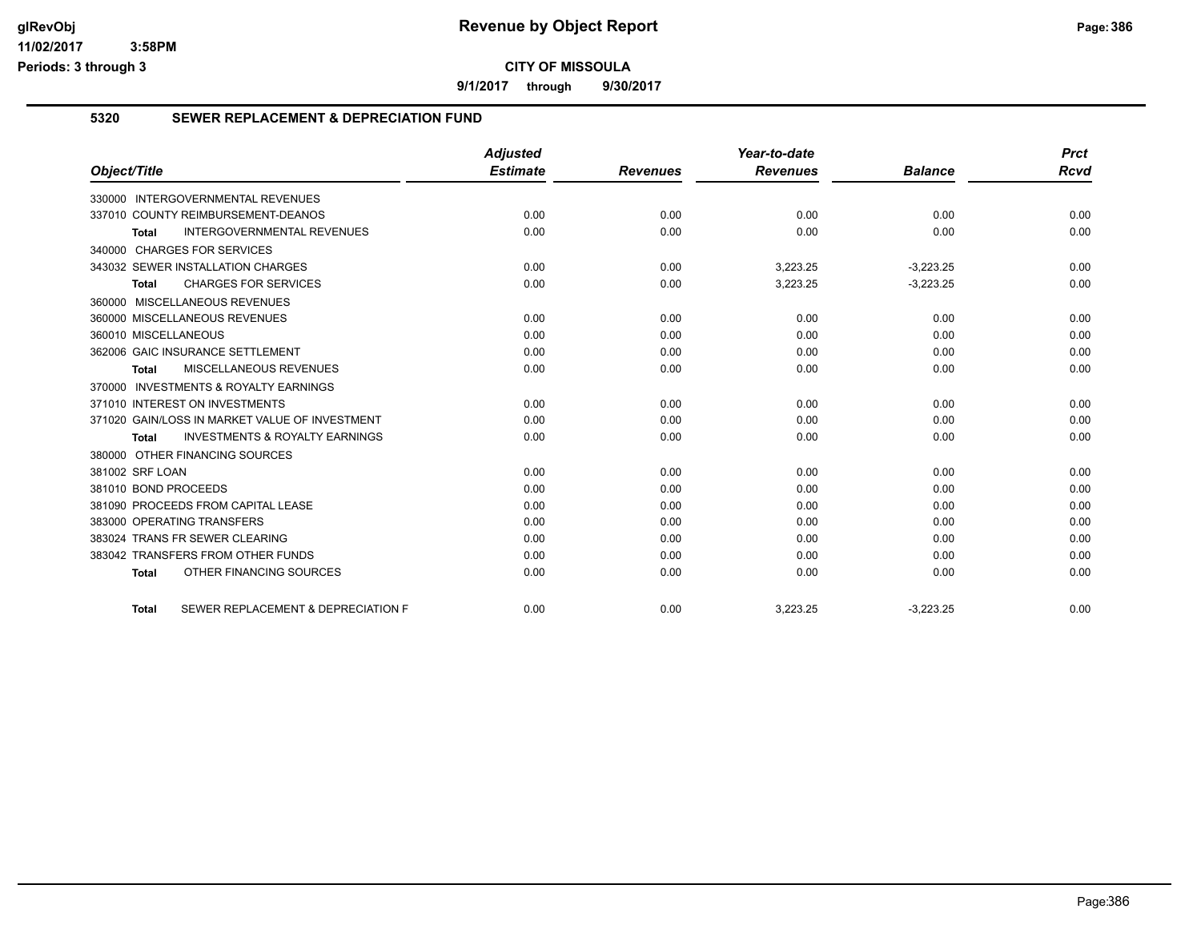# Revenue by Object Report

**CITY OF MISSOULA**

**9/1/2017 through 9/30/2017**

glRevObj
11/02/2017 3:58PM
Periods: 3 through 3

## 5320 SEWER REPLACEMENT & DEPRECIATION FUND

| Object/Title | Adjusted Estimate | Revenues | Year-to-date Revenues | Balance | Prct Rcvd |
|---|---|---|---|---|---|
| 330000 INTERGOVERNMENTAL REVENUES | | | | | |
| 337010 COUNTY REIMBURSEMENT-DEANOS | 0.00 | 0.00 | 0.00 | 0.00 | 0.00 |
| **Total** INTERGOVERNMENTAL REVENUES | 0.00 | 0.00 | 0.00 | 0.00 | 0.00 |
| 340000 CHARGES FOR SERVICES | | | | | |
| 343032 SEWER INSTALLATION CHARGES | 0.00 | 0.00 | 3,223.25 | -3,223.25 | 0.00 |
| **Total** CHARGES FOR SERVICES | 0.00 | 0.00 | 3,223.25 | -3,223.25 | 0.00 |
| 360000 MISCELLANEOUS REVENUES | | | | | |
| 360000 MISCELLANEOUS REVENUES | 0.00 | 0.00 | 0.00 | 0.00 | 0.00 |
| 360010 MISCELLANEOUS | 0.00 | 0.00 | 0.00 | 0.00 | 0.00 |
| 362006 GAIC INSURANCE SETTLEMENT | 0.00 | 0.00 | 0.00 | 0.00 | 0.00 |
| **Total** MISCELLANEOUS REVENUES | 0.00 | 0.00 | 0.00 | 0.00 | 0.00 |
| 370000 INVESTMENTS & ROYALTY EARNINGS | | | | | |
| 371010 INTEREST ON INVESTMENTS | 0.00 | 0.00 | 0.00 | 0.00 | 0.00 |
| 371020 GAIN/LOSS IN MARKET VALUE OF INVESTMENT | 0.00 | 0.00 | 0.00 | 0.00 | 0.00 |
| **Total** INVESTMENTS & ROYALTY EARNINGS | 0.00 | 0.00 | 0.00 | 0.00 | 0.00 |
| 380000 OTHER FINANCING SOURCES | | | | | |
| 381002 SRF LOAN | 0.00 | 0.00 | 0.00 | 0.00 | 0.00 |
| 381010 BOND PROCEEDS | 0.00 | 0.00 | 0.00 | 0.00 | 0.00 |
| 381090 PROCEEDS FROM CAPITAL LEASE | 0.00 | 0.00 | 0.00 | 0.00 | 0.00 |
| 383000 OPERATING TRANSFERS | 0.00 | 0.00 | 0.00 | 0.00 | 0.00 |
| 383024 TRANS FR SEWER CLEARING | 0.00 | 0.00 | 0.00 | 0.00 | 0.00 |
| 383042 TRANSFERS FROM OTHER FUNDS | 0.00 | 0.00 | 0.00 | 0.00 | 0.00 |
| **Total** OTHER FINANCING SOURCES | 0.00 | 0.00 | 0.00 | 0.00 | 0.00 |
| **Total** SEWER REPLACEMENT & DEPRECIATION F | 0.00 | 0.00 | 3,223.25 | -3,223.25 | 0.00 |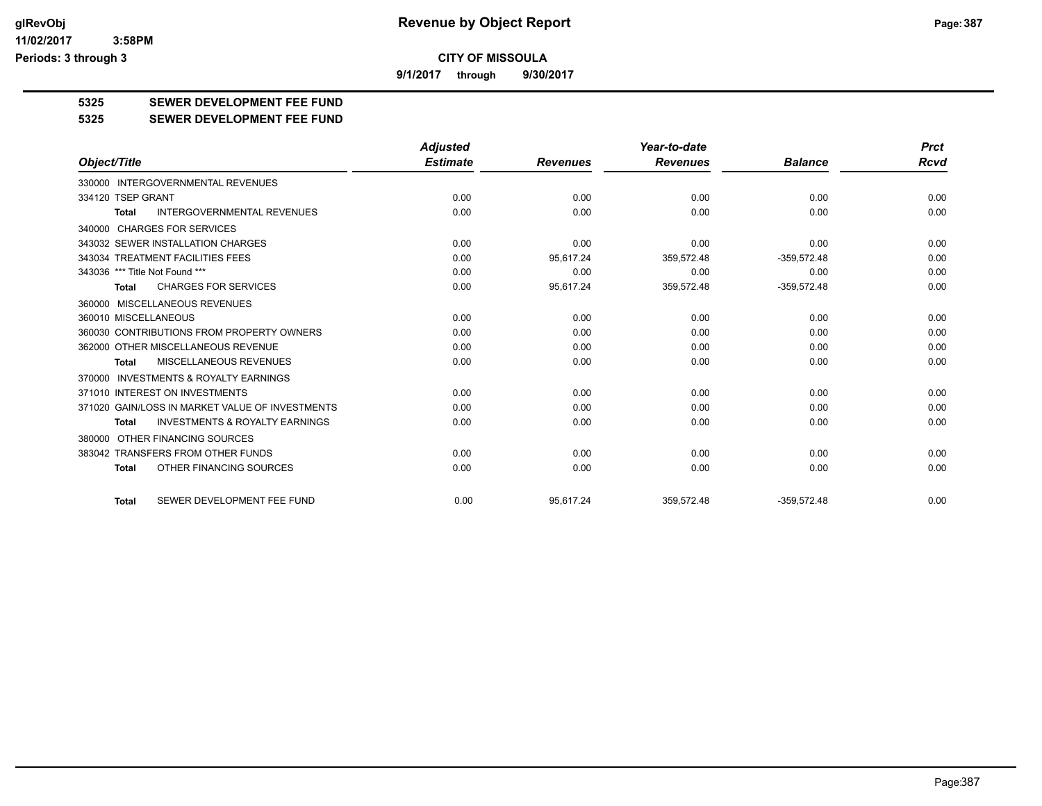**CITY OF MISSOULA**

**9/1/2017 through 9/30/2017**

## 5325 SEWER DEVELOPMENT FEE FUND

## 5325 SEWER DEVELOPMENT FEE FUND

| Object/Title | Adjusted Estimate | Revenues | Year-to-date Revenues | Balance | Prct Rcvd |
|---|---|---|---|---|---|
| 330000 INTERGOVERNMENTAL REVENUES | | | | | |
| 334120 TSEP GRANT | 0.00 | 0.00 | 0.00 | 0.00 | 0.00 |
| **Total** INTERGOVERNMENTAL REVENUES | 0.00 | 0.00 | 0.00 | 0.00 | 0.00 |
| 340000 CHARGES FOR SERVICES | | | | | |
| 343032 SEWER INSTALLATION CHARGES | 0.00 | 0.00 | 0.00 | 0.00 | 0.00 |
| 343034 TREATMENT FACILITIES FEES | 0.00 | 95,617.24 | 359,572.48 | -359,572.48 | 0.00 |
| 343036 *** Title Not Found *** | 0.00 | 0.00 | 0.00 | 0.00 | 0.00 |
| **Total** CHARGES FOR SERVICES | 0.00 | 95,617.24 | 359,572.48 | -359,572.48 | 0.00 |
| 360000 MISCELLANEOUS REVENUES | | | | | |
| 360010 MISCELLANEOUS | 0.00 | 0.00 | 0.00 | 0.00 | 0.00 |
| 360030 CONTRIBUTIONS FROM PROPERTY OWNERS | 0.00 | 0.00 | 0.00 | 0.00 | 0.00 |
| 362000 OTHER MISCELLANEOUS REVENUE | 0.00 | 0.00 | 0.00 | 0.00 | 0.00 |
| **Total** MISCELLANEOUS REVENUES | 0.00 | 0.00 | 0.00 | 0.00 | 0.00 |
| 370000 INVESTMENTS & ROYALTY EARNINGS | | | | | |
| 371010 INTEREST ON INVESTMENTS | 0.00 | 0.00 | 0.00 | 0.00 | 0.00 |
| 371020 GAIN/LOSS IN MARKET VALUE OF INVESTMENTS | 0.00 | 0.00 | 0.00 | 0.00 | 0.00 |
| **Total** INVESTMENTS & ROYALTY EARNINGS | 0.00 | 0.00 | 0.00 | 0.00 | 0.00 |
| 380000 OTHER FINANCING SOURCES | | | | | |
| 383042 TRANSFERS FROM OTHER FUNDS | 0.00 | 0.00 | 0.00 | 0.00 | 0.00 |
| **Total** OTHER FINANCING SOURCES | 0.00 | 0.00 | 0.00 | 0.00 | 0.00 |
| **Total** SEWER DEVELOPMENT FEE FUND | 0.00 | 95,617.24 | 359,572.48 | -359,572.48 | 0.00 |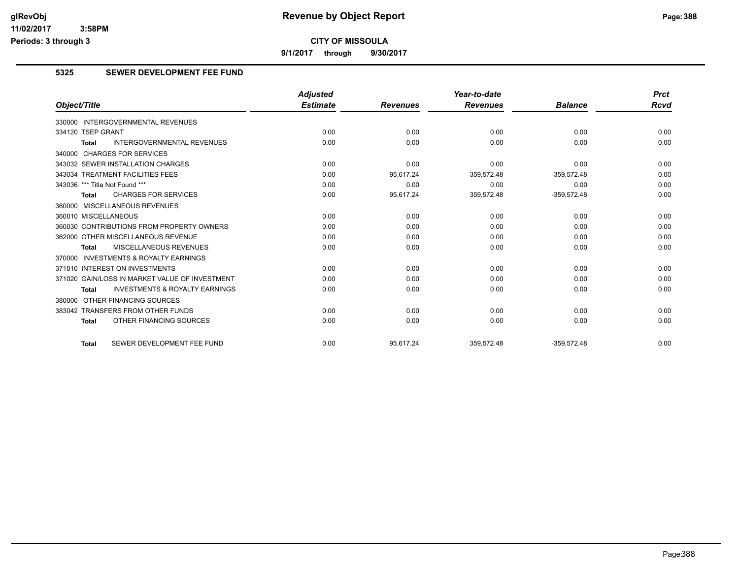# Revenue by Object Report

**CITY OF MISSOULA**

**9/1/2017 through 9/30/2017**

glRevObj
11/02/2017 3:58PM
Periods: 3 through 3

## 5325 SEWER DEVELOPMENT FEE FUND

| Object/Title | Adjusted Estimate | Revenues | Year-to-date Revenues | Balance | Prct Rcvd |
|---|---|---|---|---|---|
| 330000 INTERGOVERNMENTAL REVENUES | | | | | |
| 334120 TSEP GRANT | 0.00 | 0.00 | 0.00 | 0.00 | 0.00 |
| **Total** INTERGOVERNMENTAL REVENUES | 0.00 | 0.00 | 0.00 | 0.00 | 0.00 |
| 340000 CHARGES FOR SERVICES | | | | | |
| 343032 SEWER INSTALLATION CHARGES | 0.00 | 0.00 | 0.00 | 0.00 | 0.00 |
| 343034 TREATMENT FACILITIES FEES | 0.00 | 95,617.24 | 359,572.48 | -359,572.48 | 0.00 |
| 343036 *** Title Not Found *** | 0.00 | 0.00 | 0.00 | 0.00 | 0.00 |
| **Total** CHARGES FOR SERVICES | 0.00 | 95,617.24 | 359,572.48 | -359,572.48 | 0.00 |
| 360000 MISCELLANEOUS REVENUES | | | | | |
| 360010 MISCELLANEOUS | 0.00 | 0.00 | 0.00 | 0.00 | 0.00 |
| 360030 CONTRIBUTIONS FROM PROPERTY OWNERS | 0.00 | 0.00 | 0.00 | 0.00 | 0.00 |
| 362000 OTHER MISCELLANEOUS REVENUE | 0.00 | 0.00 | 0.00 | 0.00 | 0.00 |
| **Total** MISCELLANEOUS REVENUES | 0.00 | 0.00 | 0.00 | 0.00 | 0.00 |
| 370000 INVESTMENTS & ROYALTY EARNINGS | | | | | |
| 371010 INTEREST ON INVESTMENTS | 0.00 | 0.00 | 0.00 | 0.00 | 0.00 |
| 371020 GAIN/LOSS IN MARKET VALUE OF INVESTMENT | 0.00 | 0.00 | 0.00 | 0.00 | 0.00 |
| **Total** INVESTMENTS & ROYALTY EARNINGS | 0.00 | 0.00 | 0.00 | 0.00 | 0.00 |
| 380000 OTHER FINANCING SOURCES | | | | | |
| 383042 TRANSFERS FROM OTHER FUNDS | 0.00 | 0.00 | 0.00 | 0.00 | 0.00 |
| **Total** OTHER FINANCING SOURCES | 0.00 | 0.00 | 0.00 | 0.00 | 0.00 |
| **Total** SEWER DEVELOPMENT FEE FUND | 0.00 | 95,617.24 | 359,572.48 | -359,572.48 | 0.00 |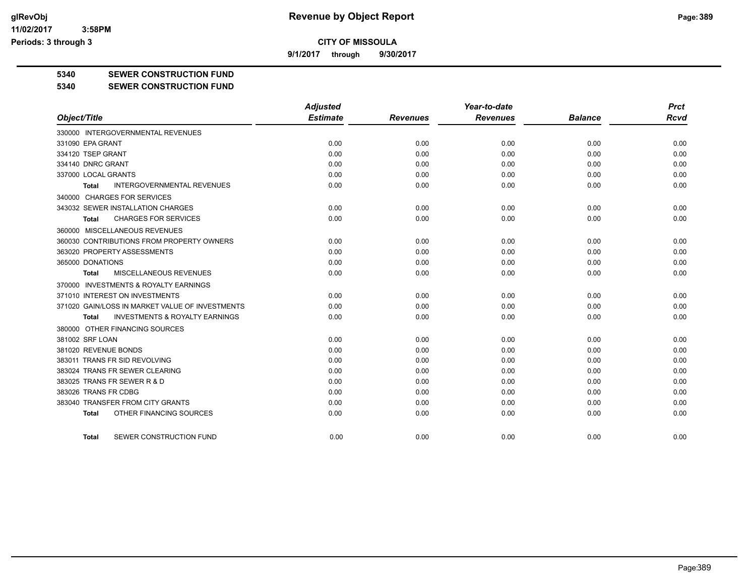# Revenue by Object Report

## CITY OF MISSOULA

9/1/2017 through 9/30/2017

glRevObj
11/02/2017 3:58PM
Periods: 3 through 3

**5340 SEWER CONSTRUCTION FUND**

**5340 SEWER CONSTRUCTION FUND**

| Object/Title | Adjusted Estimate | Revenues | Year-to-date Revenues | Balance | Prct Rcvd |
|---|---|---|---|---|---|
| 330000 INTERGOVERNMENTAL REVENUES | | | | | |
| 331090 EPA GRANT | 0.00 | 0.00 | 0.00 | 0.00 | 0.00 |
| 334120 TSEP GRANT | 0.00 | 0.00 | 0.00 | 0.00 | 0.00 |
| 334140 DNRC GRANT | 0.00 | 0.00 | 0.00 | 0.00 | 0.00 |
| 337000 LOCAL GRANTS | 0.00 | 0.00 | 0.00 | 0.00 | 0.00 |
| **Total** INTERGOVERNMENTAL REVENUES | 0.00 | 0.00 | 0.00 | 0.00 | 0.00 |
| 340000 CHARGES FOR SERVICES | | | | | |
| 343032 SEWER INSTALLATION CHARGES | 0.00 | 0.00 | 0.00 | 0.00 | 0.00 |
| **Total** CHARGES FOR SERVICES | 0.00 | 0.00 | 0.00 | 0.00 | 0.00 |
| 360000 MISCELLANEOUS REVENUES | | | | | |
| 360030 CONTRIBUTIONS FROM PROPERTY OWNERS | 0.00 | 0.00 | 0.00 | 0.00 | 0.00 |
| 363020 PROPERTY ASSESSMENTS | 0.00 | 0.00 | 0.00 | 0.00 | 0.00 |
| 365000 DONATIONS | 0.00 | 0.00 | 0.00 | 0.00 | 0.00 |
| **Total** MISCELLANEOUS REVENUES | 0.00 | 0.00 | 0.00 | 0.00 | 0.00 |
| 370000 INVESTMENTS & ROYALTY EARNINGS | | | | | |
| 371010 INTEREST ON INVESTMENTS | 0.00 | 0.00 | 0.00 | 0.00 | 0.00 |
| 371020 GAIN/LOSS IN MARKET VALUE OF INVESTMENTS | 0.00 | 0.00 | 0.00 | 0.00 | 0.00 |
| **Total** INVESTMENTS & ROYALTY EARNINGS | 0.00 | 0.00 | 0.00 | 0.00 | 0.00 |
| 380000 OTHER FINANCING SOURCES | | | | | |
| 381002 SRF LOAN | 0.00 | 0.00 | 0.00 | 0.00 | 0.00 |
| 381020 REVENUE BONDS | 0.00 | 0.00 | 0.00 | 0.00 | 0.00 |
| 383011 TRANS FR SID REVOLVING | 0.00 | 0.00 | 0.00 | 0.00 | 0.00 |
| 383024 TRANS FR SEWER CLEARING | 0.00 | 0.00 | 0.00 | 0.00 | 0.00 |
| 383025 TRANS FR SEWER R & D | 0.00 | 0.00 | 0.00 | 0.00 | 0.00 |
| 383026 TRANS FR CDBG | 0.00 | 0.00 | 0.00 | 0.00 | 0.00 |
| 383040 TRANSFER FROM CITY GRANTS | 0.00 | 0.00 | 0.00 | 0.00 | 0.00 |
| **Total** OTHER FINANCING SOURCES | 0.00 | 0.00 | 0.00 | 0.00 | 0.00 |
| **Total** SEWER CONSTRUCTION FUND | 0.00 | 0.00 | 0.00 | 0.00 | 0.00 |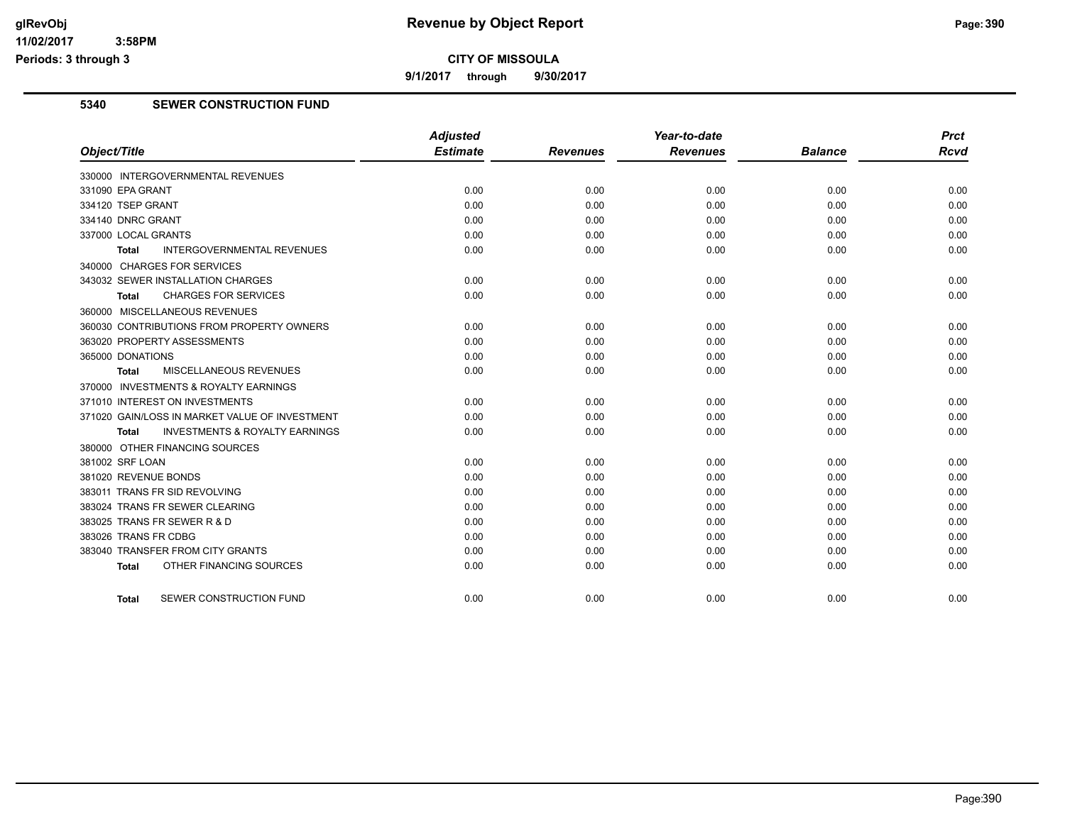# Revenue by Object Report

**CITY OF MISSOULA**

**9/1/2017 through 9/30/2017**

glRevObj
11/02/2017 3:58PM
Periods: 3 through 3

## 5340 SEWER CONSTRUCTION FUND

| Object/Title | Adjusted Estimate | Revenues | Year-to-date Revenues | Balance | Prct Rcvd |
|---|---|---|---|---|---|
| 330000 INTERGOVERNMENTAL REVENUES | | | | | |
| 331090 EPA GRANT | 0.00 | 0.00 | 0.00 | 0.00 | 0.00 |
| 334120 TSEP GRANT | 0.00 | 0.00 | 0.00 | 0.00 | 0.00 |
| 334140 DNRC GRANT | 0.00 | 0.00 | 0.00 | 0.00 | 0.00 |
| 337000 LOCAL GRANTS | 0.00 | 0.00 | 0.00 | 0.00 | 0.00 |
| **Total** INTERGOVERNMENTAL REVENUES | 0.00 | 0.00 | 0.00 | 0.00 | 0.00 |
| 340000 CHARGES FOR SERVICES | | | | | |
| 343032 SEWER INSTALLATION CHARGES | 0.00 | 0.00 | 0.00 | 0.00 | 0.00 |
| **Total** CHARGES FOR SERVICES | 0.00 | 0.00 | 0.00 | 0.00 | 0.00 |
| 360000 MISCELLANEOUS REVENUES | | | | | |
| 360030 CONTRIBUTIONS FROM PROPERTY OWNERS | 0.00 | 0.00 | 0.00 | 0.00 | 0.00 |
| 363020 PROPERTY ASSESSMENTS | 0.00 | 0.00 | 0.00 | 0.00 | 0.00 |
| 365000 DONATIONS | 0.00 | 0.00 | 0.00 | 0.00 | 0.00 |
| **Total** MISCELLANEOUS REVENUES | 0.00 | 0.00 | 0.00 | 0.00 | 0.00 |
| 370000 INVESTMENTS & ROYALTY EARNINGS | | | | | |
| 371010 INTEREST ON INVESTMENTS | 0.00 | 0.00 | 0.00 | 0.00 | 0.00 |
| 371020 GAIN/LOSS IN MARKET VALUE OF INVESTMENT | 0.00 | 0.00 | 0.00 | 0.00 | 0.00 |
| **Total** INVESTMENTS & ROYALTY EARNINGS | 0.00 | 0.00 | 0.00 | 0.00 | 0.00 |
| 380000 OTHER FINANCING SOURCES | | | | | |
| 381002 SRF LOAN | 0.00 | 0.00 | 0.00 | 0.00 | 0.00 |
| 381020 REVENUE BONDS | 0.00 | 0.00 | 0.00 | 0.00 | 0.00 |
| 383011 TRANS FR SID REVOLVING | 0.00 | 0.00 | 0.00 | 0.00 | 0.00 |
| 383024 TRANS FR SEWER CLEARING | 0.00 | 0.00 | 0.00 | 0.00 | 0.00 |
| 383025 TRANS FR SEWER R & D | 0.00 | 0.00 | 0.00 | 0.00 | 0.00 |
| 383026 TRANS FR CDBG | 0.00 | 0.00 | 0.00 | 0.00 | 0.00 |
| 383040 TRANSFER FROM CITY GRANTS | 0.00 | 0.00 | 0.00 | 0.00 | 0.00 |
| **Total** OTHER FINANCING SOURCES | 0.00 | 0.00 | 0.00 | 0.00 | 0.00 |
| **Total** SEWER CONSTRUCTION FUND | 0.00 | 0.00 | 0.00 | 0.00 | 0.00 |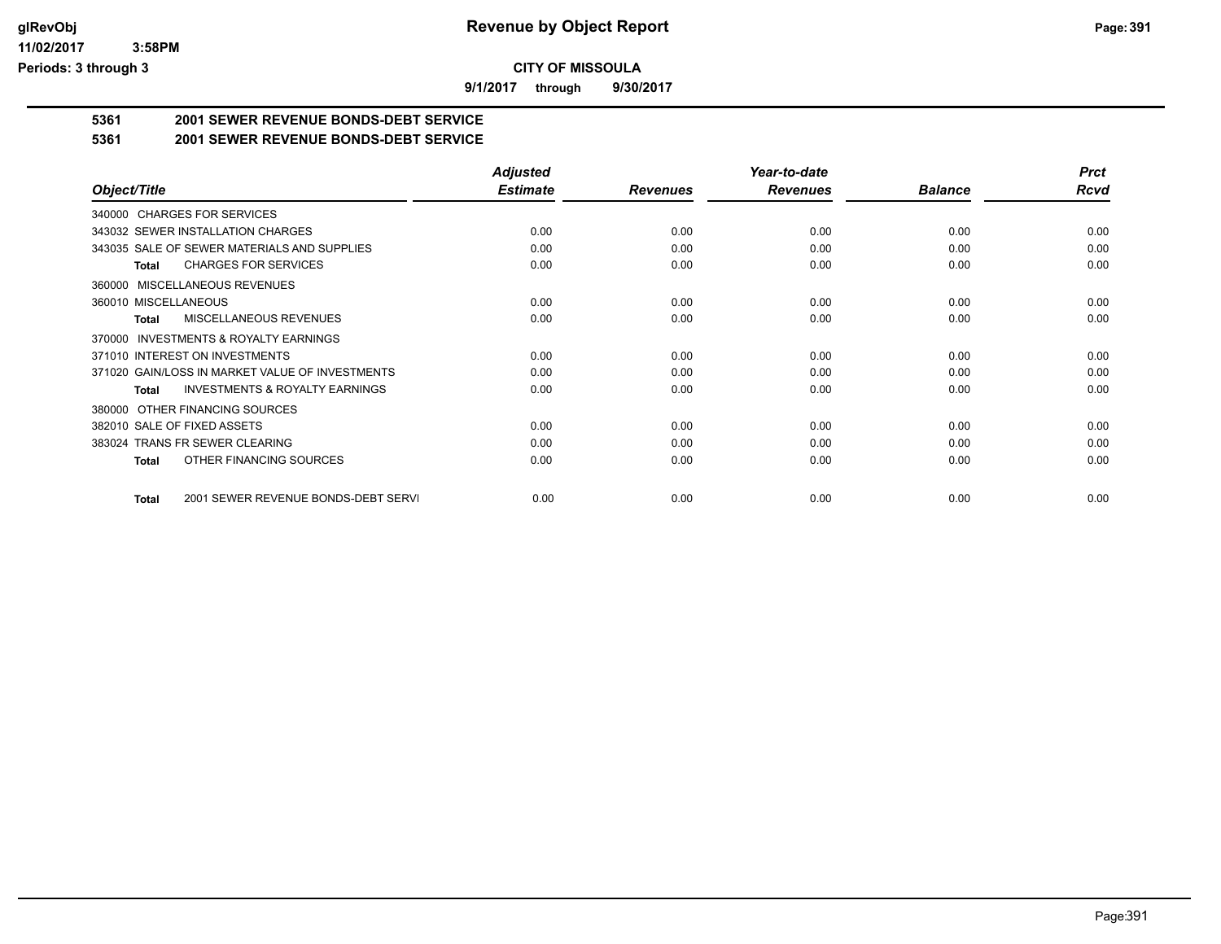**Revenue by Object Report**

**CITY OF MISSOULA**

**9/1/2017 through 9/30/2017**

glRevObj
11/02/2017 3:58PM
Periods: 3 through 3

## 5361 2001 SEWER REVENUE BONDS-DEBT SERVICE

## 5361 2001 SEWER REVENUE BONDS-DEBT SERVICE

| Object/Title | Adjusted Estimate | Revenues | Year-to-date Revenues | Balance | Prct Rcvd |
|---|---|---|---|---|---|
| 340000 CHARGES FOR SERVICES | | | | | |
| 343032 SEWER INSTALLATION CHARGES | 0.00 | 0.00 | 0.00 | 0.00 | 0.00 |
| 343035 SALE OF SEWER MATERIALS AND SUPPLIES | 0.00 | 0.00 | 0.00 | 0.00 | 0.00 |
| **Total** CHARGES FOR SERVICES | 0.00 | 0.00 | 0.00 | 0.00 | 0.00 |
| 360000 MISCELLANEOUS REVENUES | | | | | |
| 360010 MISCELLANEOUS | 0.00 | 0.00 | 0.00 | 0.00 | 0.00 |
| **Total** MISCELLANEOUS REVENUES | 0.00 | 0.00 | 0.00 | 0.00 | 0.00 |
| 370000 INVESTMENTS & ROYALTY EARNINGS | | | | | |
| 371010 INTEREST ON INVESTMENTS | 0.00 | 0.00 | 0.00 | 0.00 | 0.00 |
| 371020 GAIN/LOSS IN MARKET VALUE OF INVESTMENTS | 0.00 | 0.00 | 0.00 | 0.00 | 0.00 |
| **Total** INVESTMENTS & ROYALTY EARNINGS | 0.00 | 0.00 | 0.00 | 0.00 | 0.00 |
| 380000 OTHER FINANCING SOURCES | | | | | |
| 382010 SALE OF FIXED ASSETS | 0.00 | 0.00 | 0.00 | 0.00 | 0.00 |
| 383024 TRANS FR SEWER CLEARING | 0.00 | 0.00 | 0.00 | 0.00 | 0.00 |
| **Total** OTHER FINANCING SOURCES | 0.00 | 0.00 | 0.00 | 0.00 | 0.00 |
| **Total** 2001 SEWER REVENUE BONDS-DEBT SERVI | 0.00 | 0.00 | 0.00 | 0.00 | 0.00 |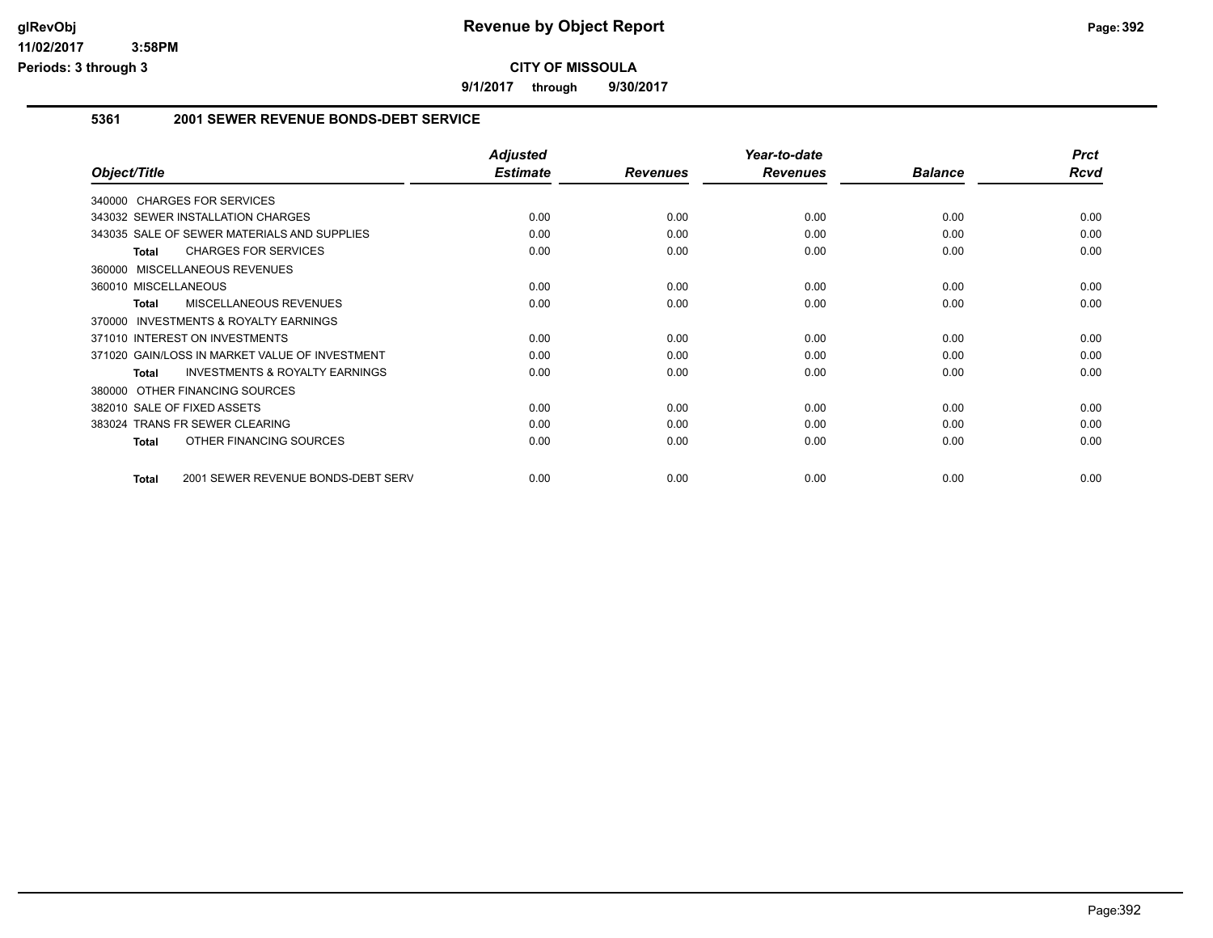**CITY OF MISSOULA**

**9/1/2017 through 9/30/2017**

### 5361 2001 SEWER REVENUE BONDS-DEBT SERVICE

| Object/Title | Adjusted Estimate | Revenues | Year-to-date Revenues | Balance | Prct Rcvd |
|---|---|---|---|---|---|
| 340000 CHARGES FOR SERVICES | | | | | |
| 343032 SEWER INSTALLATION CHARGES | 0.00 | 0.00 | 0.00 | 0.00 | 0.00 |
| 343035 SALE OF SEWER MATERIALS AND SUPPLIES | 0.00 | 0.00 | 0.00 | 0.00 | 0.00 |
| **Total** CHARGES FOR SERVICES | 0.00 | 0.00 | 0.00 | 0.00 | 0.00 |
| 360000 MISCELLANEOUS REVENUES | | | | | |
| 360010 MISCELLANEOUS | 0.00 | 0.00 | 0.00 | 0.00 | 0.00 |
| **Total** MISCELLANEOUS REVENUES | 0.00 | 0.00 | 0.00 | 0.00 | 0.00 |
| 370000 INVESTMENTS & ROYALTY EARNINGS | | | | | |
| 371010 INTEREST ON INVESTMENTS | 0.00 | 0.00 | 0.00 | 0.00 | 0.00 |
| 371020 GAIN/LOSS IN MARKET VALUE OF INVESTMENT | 0.00 | 0.00 | 0.00 | 0.00 | 0.00 |
| **Total** INVESTMENTS & ROYALTY EARNINGS | 0.00 | 0.00 | 0.00 | 0.00 | 0.00 |
| 380000 OTHER FINANCING SOURCES | | | | | |
| 382010 SALE OF FIXED ASSETS | 0.00 | 0.00 | 0.00 | 0.00 | 0.00 |
| 383024 TRANS FR SEWER CLEARING | 0.00 | 0.00 | 0.00 | 0.00 | 0.00 |
| **Total** OTHER FINANCING SOURCES | 0.00 | 0.00 | 0.00 | 0.00 | 0.00 |
| **Total** 2001 SEWER REVENUE BONDS-DEBT SERV | 0.00 | 0.00 | 0.00 | 0.00 | 0.00 |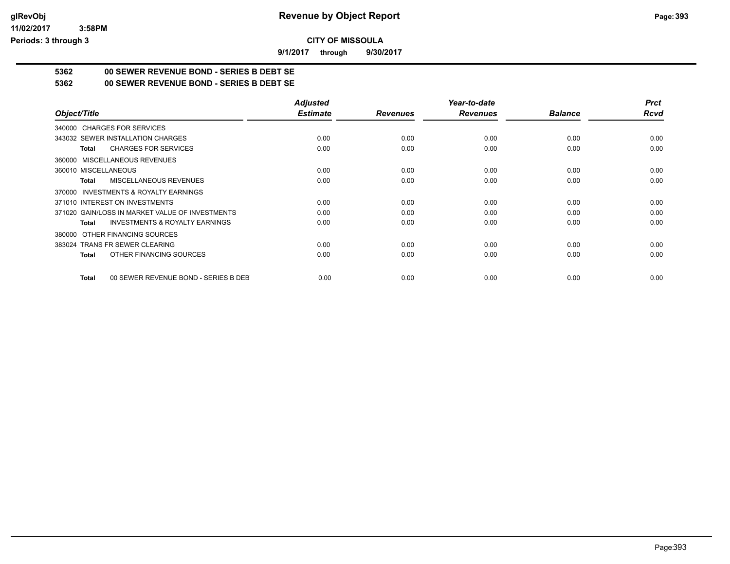**CITY OF MISSOULA**

**9/1/2017 through 9/30/2017**

## 5362 00 SEWER REVENUE BOND - SERIES B DEBT SE

## 5362 00 SEWER REVENUE BOND - SERIES B DEBT SE

| Object/Title | Adjusted Estimate | Revenues | Year-to-date Revenues | Balance | Prct Rcvd |
|---|---|---|---|---|---|
| 340000 CHARGES FOR SERVICES | | | | | |
| 343032 SEWER INSTALLATION CHARGES | 0.00 | 0.00 | 0.00 | 0.00 | 0.00 |
| **Total** CHARGES FOR SERVICES | 0.00 | 0.00 | 0.00 | 0.00 | 0.00 |
| 360000 MISCELLANEOUS REVENUES | | | | | |
| 360010 MISCELLANEOUS | 0.00 | 0.00 | 0.00 | 0.00 | 0.00 |
| **Total** MISCELLANEOUS REVENUES | 0.00 | 0.00 | 0.00 | 0.00 | 0.00 |
| 370000 INVESTMENTS & ROYALTY EARNINGS | | | | | |
| 371010 INTEREST ON INVESTMENTS | 0.00 | 0.00 | 0.00 | 0.00 | 0.00 |
| 371020 GAIN/LOSS IN MARKET VALUE OF INVESTMENTS | 0.00 | 0.00 | 0.00 | 0.00 | 0.00 |
| **Total** INVESTMENTS & ROYALTY EARNINGS | 0.00 | 0.00 | 0.00 | 0.00 | 0.00 |
| 380000 OTHER FINANCING SOURCES | | | | | |
| 383024 TRANS FR SEWER CLEARING | 0.00 | 0.00 | 0.00 | 0.00 | 0.00 |
| **Total** OTHER FINANCING SOURCES | 0.00 | 0.00 | 0.00 | 0.00 | 0.00 |
| **Total** 00 SEWER REVENUE BOND - SERIES B DEBT | 0.00 | 0.00 | 0.00 | 0.00 | 0.00 |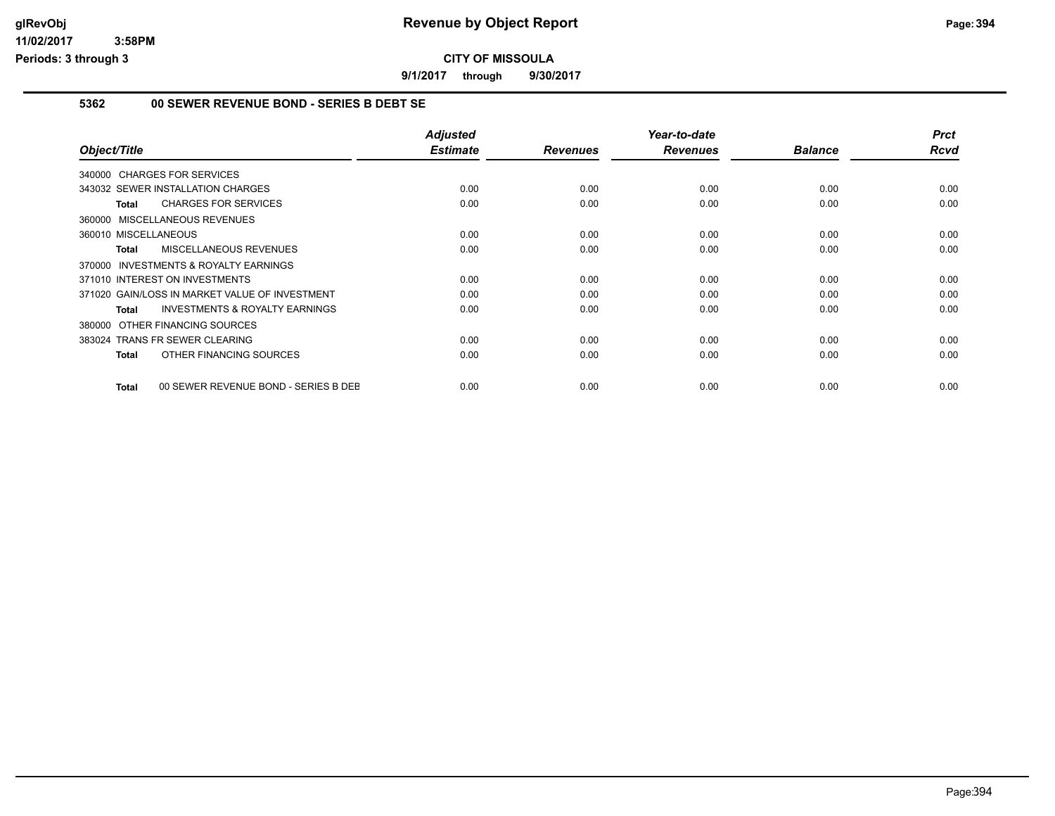# Revenue by Object Report

**CITY OF MISSOULA**

**9/1/2017 through 9/30/2017**

glRevObj
11/02/2017 3:58PM
Periods: 3 through 3

## 5362 00 SEWER REVENUE BOND - SERIES B DEBT SE

| Object/Title | Adjusted Estimate | Revenues | Year-to-date Revenues | Balance | Prct Rcvd |
|---|---|---|---|---|---|
| 340000 CHARGES FOR SERVICES | | | | | |
| 343032 SEWER INSTALLATION CHARGES | 0.00 | 0.00 | 0.00 | 0.00 | 0.00 |
| **Total** CHARGES FOR SERVICES | 0.00 | 0.00 | 0.00 | 0.00 | 0.00 |
| 360000 MISCELLANEOUS REVENUES | | | | | |
| 360010 MISCELLANEOUS | 0.00 | 0.00 | 0.00 | 0.00 | 0.00 |
| **Total** MISCELLANEOUS REVENUES | 0.00 | 0.00 | 0.00 | 0.00 | 0.00 |
| 370000 INVESTMENTS & ROYALTY EARNINGS | | | | | |
| 371010 INTEREST ON INVESTMENTS | 0.00 | 0.00 | 0.00 | 0.00 | 0.00 |
| 371020 GAIN/LOSS IN MARKET VALUE OF INVESTMENT | 0.00 | 0.00 | 0.00 | 0.00 | 0.00 |
| **Total** INVESTMENTS & ROYALTY EARNINGS | 0.00 | 0.00 | 0.00 | 0.00 | 0.00 |
| 380000 OTHER FINANCING SOURCES | | | | | |
| 383024 TRANS FR SEWER CLEARING | 0.00 | 0.00 | 0.00 | 0.00 | 0.00 |
| **Total** OTHER FINANCING SOURCES | 0.00 | 0.00 | 0.00 | 0.00 | 0.00 |
| **Total** 00 SEWER REVENUE BOND - SERIES B DEB | 0.00 | 0.00 | 0.00 | 0.00 | 0.00 |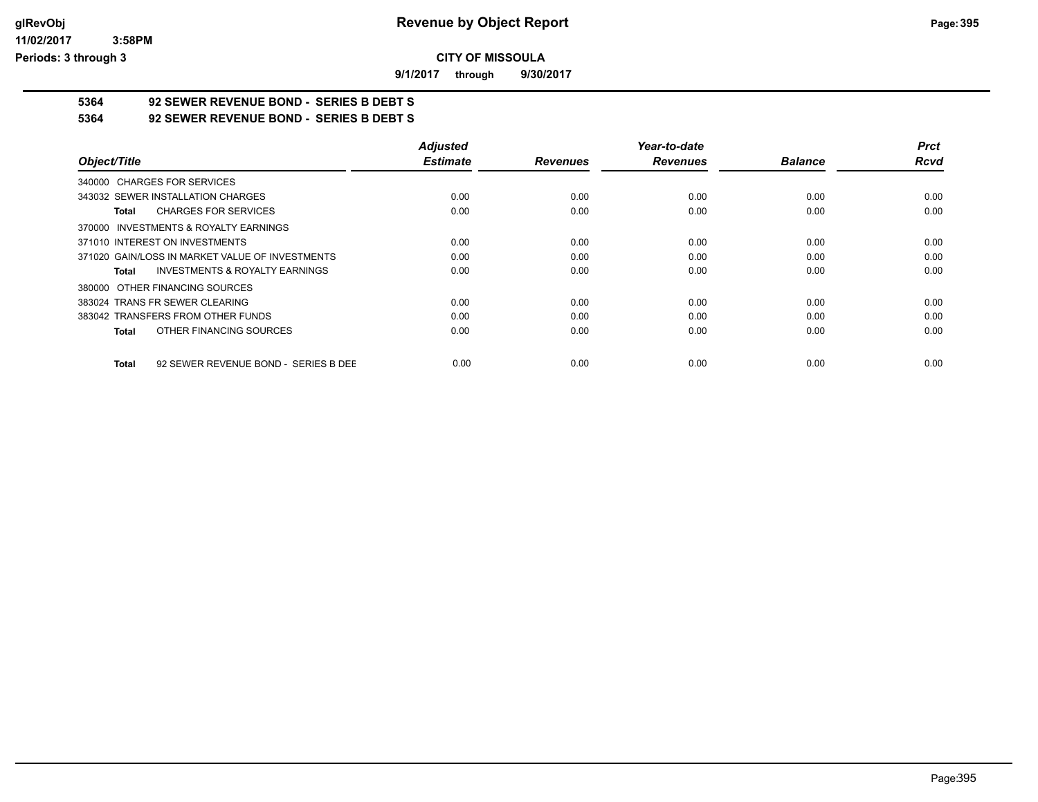# Revenue by Object Report

**CITY OF MISSOULA**

**9/1/2017 through 9/30/2017**

glRevObj
11/02/2017 3:58PM
Periods: 3 through 3

**5364 92 SEWER REVENUE BOND - SERIES B DEBT S**

**5364 92 SEWER REVENUE BOND - SERIES B DEBT S**

| Object/Title | Adjusted Estimate | Revenues | Year-to-date Revenues | Balance | Prct Rcvd |
|---|---|---|---|---|---|
| 340000 CHARGES FOR SERVICES | | | | | |
| 343032 SEWER INSTALLATION CHARGES | 0.00 | 0.00 | 0.00 | 0.00 | 0.00 |
| **Total** CHARGES FOR SERVICES | 0.00 | 0.00 | 0.00 | 0.00 | 0.00 |
| 370000 INVESTMENTS & ROYALTY EARNINGS | | | | | |
| 371010 INTEREST ON INVESTMENTS | 0.00 | 0.00 | 0.00 | 0.00 | 0.00 |
| 371020 GAIN/LOSS IN MARKET VALUE OF INVESTMENTS | 0.00 | 0.00 | 0.00 | 0.00 | 0.00 |
| **Total** INVESTMENTS & ROYALTY EARNINGS | 0.00 | 0.00 | 0.00 | 0.00 | 0.00 |
| 380000 OTHER FINANCING SOURCES | | | | | |
| 383024 TRANS FR SEWER CLEARING | 0.00 | 0.00 | 0.00 | 0.00 | 0.00 |
| 383042 TRANSFERS FROM OTHER FUNDS | 0.00 | 0.00 | 0.00 | 0.00 | 0.00 |
| **Total** OTHER FINANCING SOURCES | 0.00 | 0.00 | 0.00 | 0.00 | 0.00 |
| **Total** 92 SEWER REVENUE BOND - SERIES B DEE | 0.00 | 0.00 | 0.00 | 0.00 | 0.00 |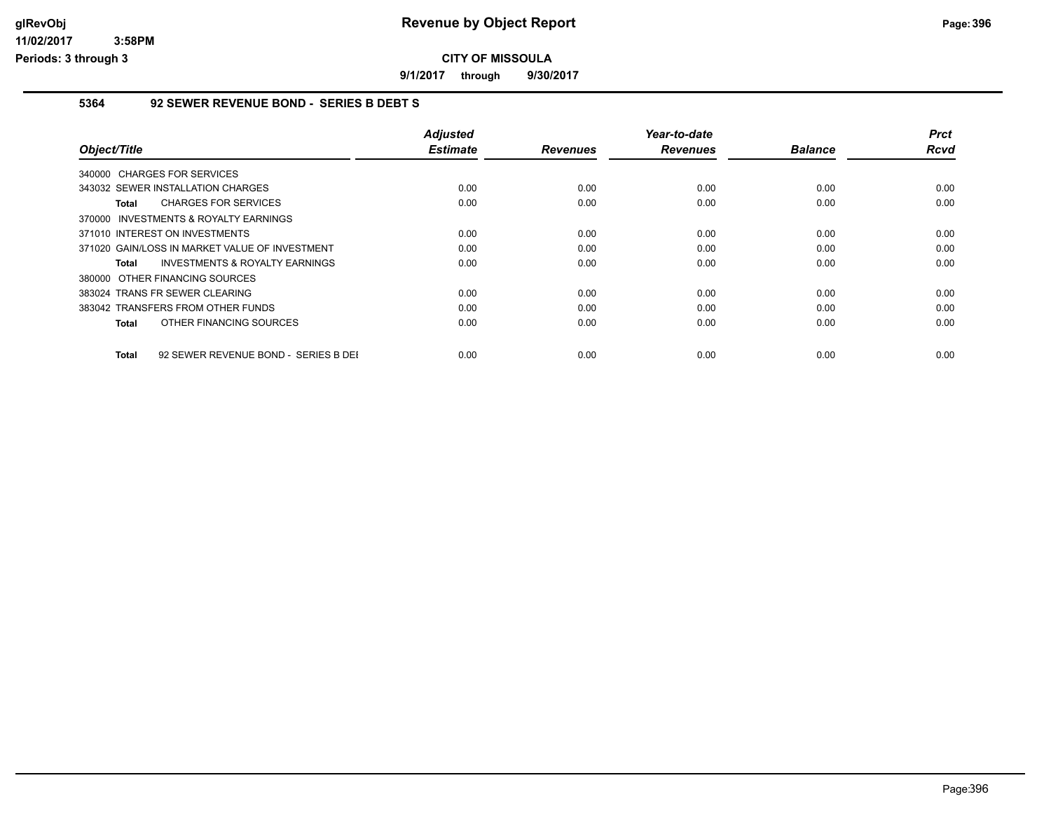# Revenue by Object Report

## CITY OF MISSOULA

**9/1/2017 through 9/30/2017**

glRevObj
11/02/2017 3:58PM
Periods: 3 through 3

### 5364 92 SEWER REVENUE BOND - SERIES B DEBT S

| Object/Title | Adjusted Estimate | Revenues | Year-to-date Revenues | Balance | Prct Rcvd |
|---|---|---|---|---|---|
| 340000 CHARGES FOR SERVICES | | | | | |
| 343032 SEWER INSTALLATION CHARGES | 0.00 | 0.00 | 0.00 | 0.00 | 0.00 |
| **Total** CHARGES FOR SERVICES | 0.00 | 0.00 | 0.00 | 0.00 | 0.00 |
| 370000 INVESTMENTS & ROYALTY EARNINGS | | | | | |
| 371010 INTEREST ON INVESTMENTS | 0.00 | 0.00 | 0.00 | 0.00 | 0.00 |
| 371020 GAIN/LOSS IN MARKET VALUE OF INVESTMENT | 0.00 | 0.00 | 0.00 | 0.00 | 0.00 |
| **Total** INVESTMENTS & ROYALTY EARNINGS | 0.00 | 0.00 | 0.00 | 0.00 | 0.00 |
| 380000 OTHER FINANCING SOURCES | | | | | |
| 383024 TRANS FR SEWER CLEARING | 0.00 | 0.00 | 0.00 | 0.00 | 0.00 |
| 383042 TRANSFERS FROM OTHER FUNDS | 0.00 | 0.00 | 0.00 | 0.00 | 0.00 |
| **Total** OTHER FINANCING SOURCES | 0.00 | 0.00 | 0.00 | 0.00 | 0.00 |
| **Total** 92 SEWER REVENUE BOND - SERIES B DEI | 0.00 | 0.00 | 0.00 | 0.00 | 0.00 |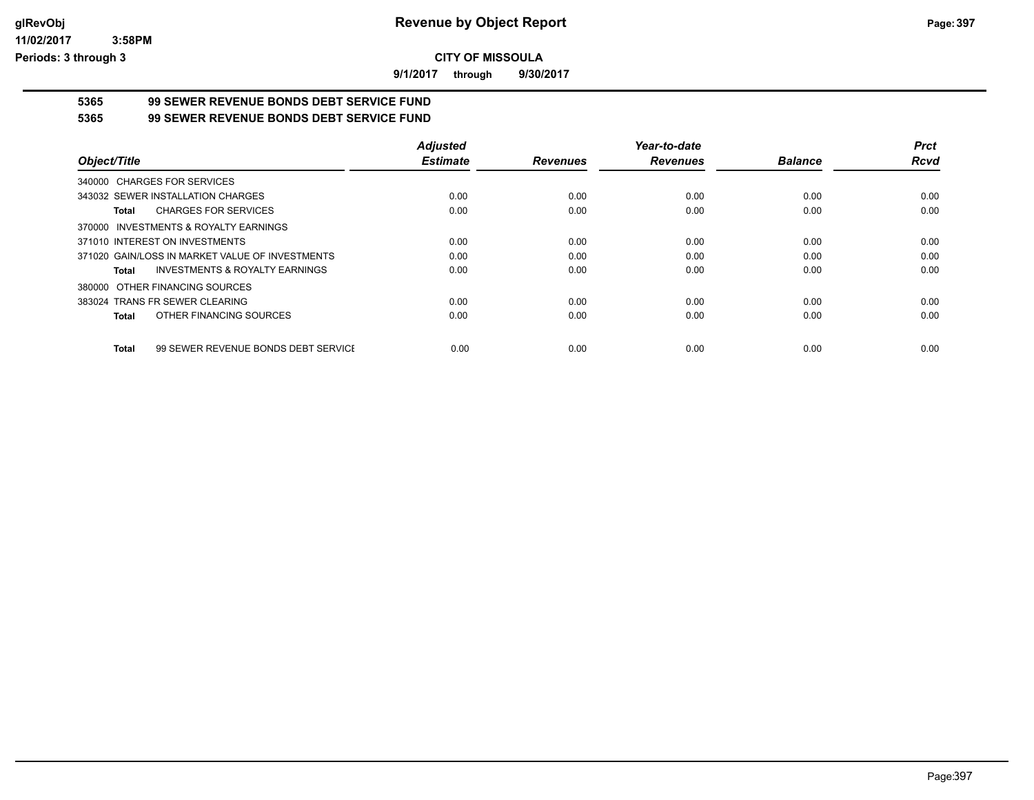**CITY OF MISSOULA**

**9/1/2017 through 9/30/2017**

## 5365 99 SEWER REVENUE BONDS DEBT SERVICE FUND

## 5365 99 SEWER REVENUE BONDS DEBT SERVICE FUND

| Object/Title | Adjusted Estimate | Revenues | Year-to-date Revenues | Balance | Prct Rcvd |
|---|---|---|---|---|---|
| 340000 CHARGES FOR SERVICES | | | | | |
| 343032 SEWER INSTALLATION CHARGES | 0.00 | 0.00 | 0.00 | 0.00 | 0.00 |
| **Total** CHARGES FOR SERVICES | 0.00 | 0.00 | 0.00 | 0.00 | 0.00 |
| 370000 INVESTMENTS & ROYALTY EARNINGS | | | | | |
| 371010 INTEREST ON INVESTMENTS | 0.00 | 0.00 | 0.00 | 0.00 | 0.00 |
| 371020 GAIN/LOSS IN MARKET VALUE OF INVESTMENTS | 0.00 | 0.00 | 0.00 | 0.00 | 0.00 |
| **Total** INVESTMENTS & ROYALTY EARNINGS | 0.00 | 0.00 | 0.00 | 0.00 | 0.00 |
| 380000 OTHER FINANCING SOURCES | | | | | |
| 383024 TRANS FR SEWER CLEARING | 0.00 | 0.00 | 0.00 | 0.00 | 0.00 |
| **Total** OTHER FINANCING SOURCES | 0.00 | 0.00 | 0.00 | 0.00 | 0.00 |
| **Total** 99 SEWER REVENUE BONDS DEBT SERVICE | 0.00 | 0.00 | 0.00 | 0.00 | 0.00 |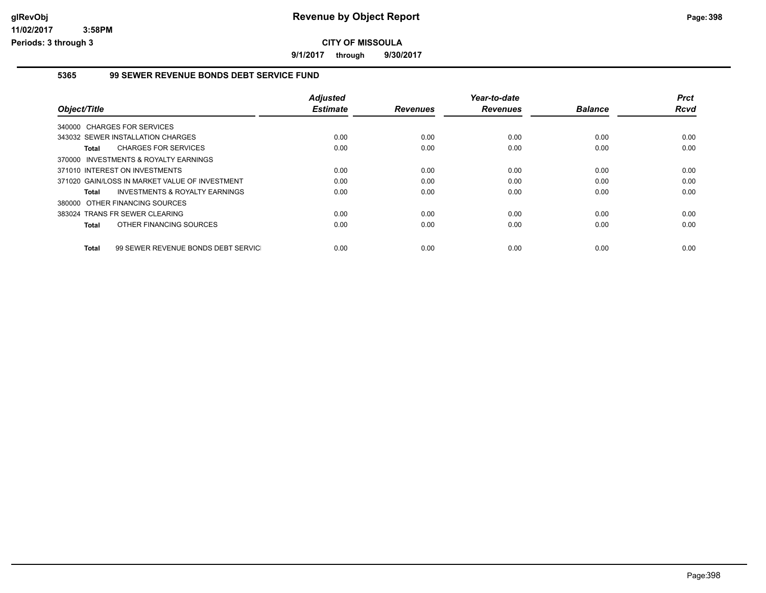# Revenue by Object Report

**CITY OF MISSOULA**

**9/1/2017 through 9/30/2017**

glRevObj
11/02/2017 3:58PM
Periods: 3 through 3

## 5365 99 SEWER REVENUE BONDS DEBT SERVICE FUND

| Object/Title | Adjusted Estimate | Revenues | Year-to-date Revenues | Balance | Prct Rcvd |
|---|---|---|---|---|---|
| 340000 CHARGES FOR SERVICES | | | | | |
| 343032 SEWER INSTALLATION CHARGES | 0.00 | 0.00 | 0.00 | 0.00 | 0.00 |
| **Total** CHARGES FOR SERVICES | 0.00 | 0.00 | 0.00 | 0.00 | 0.00 |
| 370000 INVESTMENTS & ROYALTY EARNINGS | | | | | |
| 371010 INTEREST ON INVESTMENTS | 0.00 | 0.00 | 0.00 | 0.00 | 0.00 |
| 371020 GAIN/LOSS IN MARKET VALUE OF INVESTMENT | 0.00 | 0.00 | 0.00 | 0.00 | 0.00 |
| **Total** INVESTMENTS & ROYALTY EARNINGS | 0.00 | 0.00 | 0.00 | 0.00 | 0.00 |
| 380000 OTHER FINANCING SOURCES | | | | | |
| 383024 TRANS FR SEWER CLEARING | 0.00 | 0.00 | 0.00 | 0.00 | 0.00 |
| **Total** OTHER FINANCING SOURCES | 0.00 | 0.00 | 0.00 | 0.00 | 0.00 |
| **Total** 99 SEWER REVENUE BONDS DEBT SERVICI | 0.00 | 0.00 | 0.00 | 0.00 | 0.00 |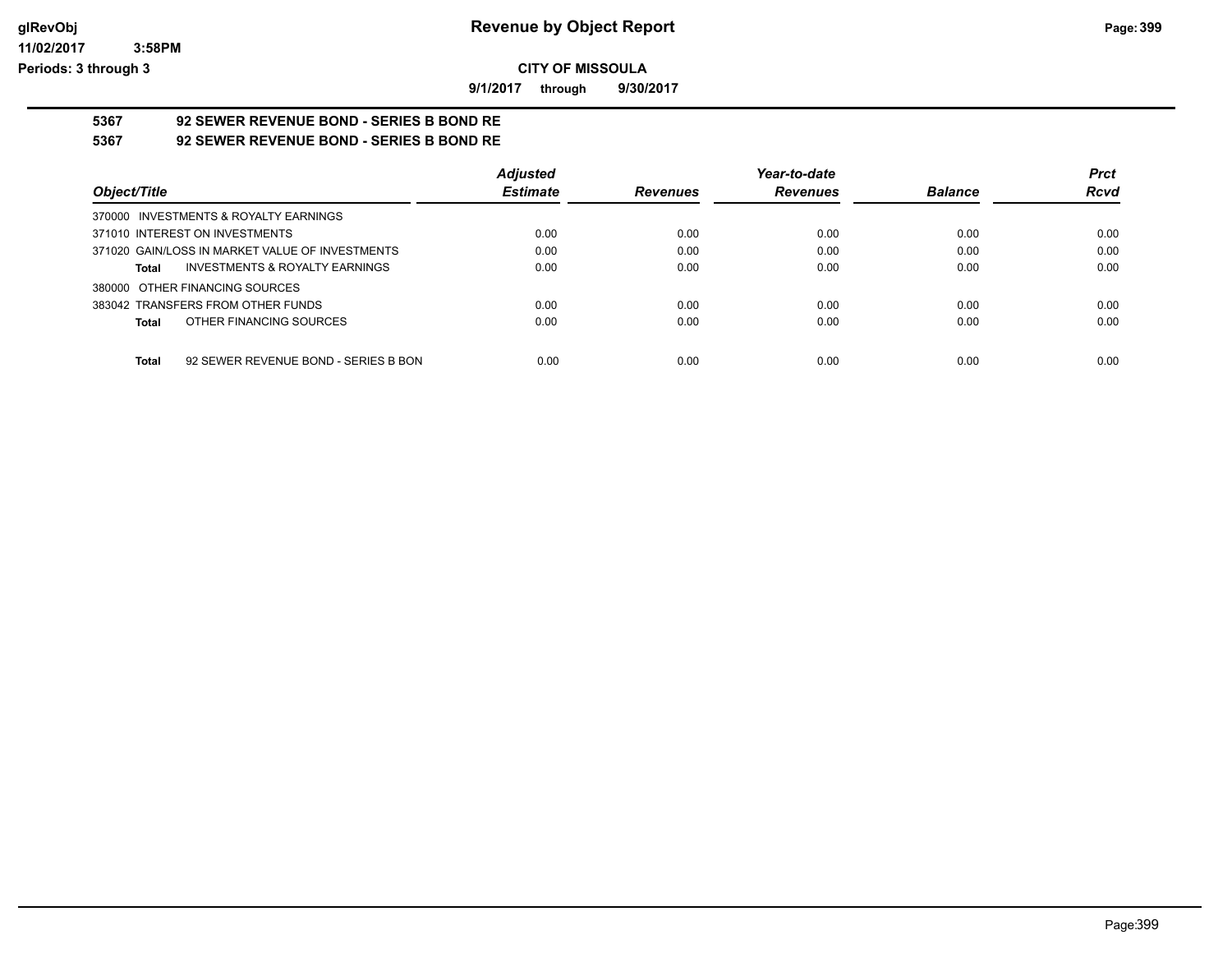**glRevObj** | **Revenue by Object Report**

**11/02/2017 3:58PM**

**Periods: 3 through 3**

**CITY OF MISSOULA**

**9/1/2017 through 9/30/2017**

## 5367 92 SEWER REVENUE BOND - SERIES B BOND RE

## 5367 92 SEWER REVENUE BOND - SERIES B BOND RE

| Object/Title | Adjusted Estimate | Revenues | Year-to-date Revenues | Balance | Prct Rcvd |
|---|---|---|---|---|---|
| 370000 INVESTMENTS & ROYALTY EARNINGS | | | | | |
| 371010 INTEREST ON INVESTMENTS | 0.00 | 0.00 | 0.00 | 0.00 | 0.00 |
| 371020 GAIN/LOSS IN MARKET VALUE OF INVESTMENTS | 0.00 | 0.00 | 0.00 | 0.00 | 0.00 |
| **Total** INVESTMENTS & ROYALTY EARNINGS | 0.00 | 0.00 | 0.00 | 0.00 | 0.00 |
| 380000 OTHER FINANCING SOURCES | | | | | |
| 383042 TRANSFERS FROM OTHER FUNDS | 0.00 | 0.00 | 0.00 | 0.00 | 0.00 |
| **Total** OTHER FINANCING SOURCES | 0.00 | 0.00 | 0.00 | 0.00 | 0.00 |
| **Total** 92 SEWER REVENUE BOND - SERIES B BON | 0.00 | 0.00 | 0.00 | 0.00 | 0.00 |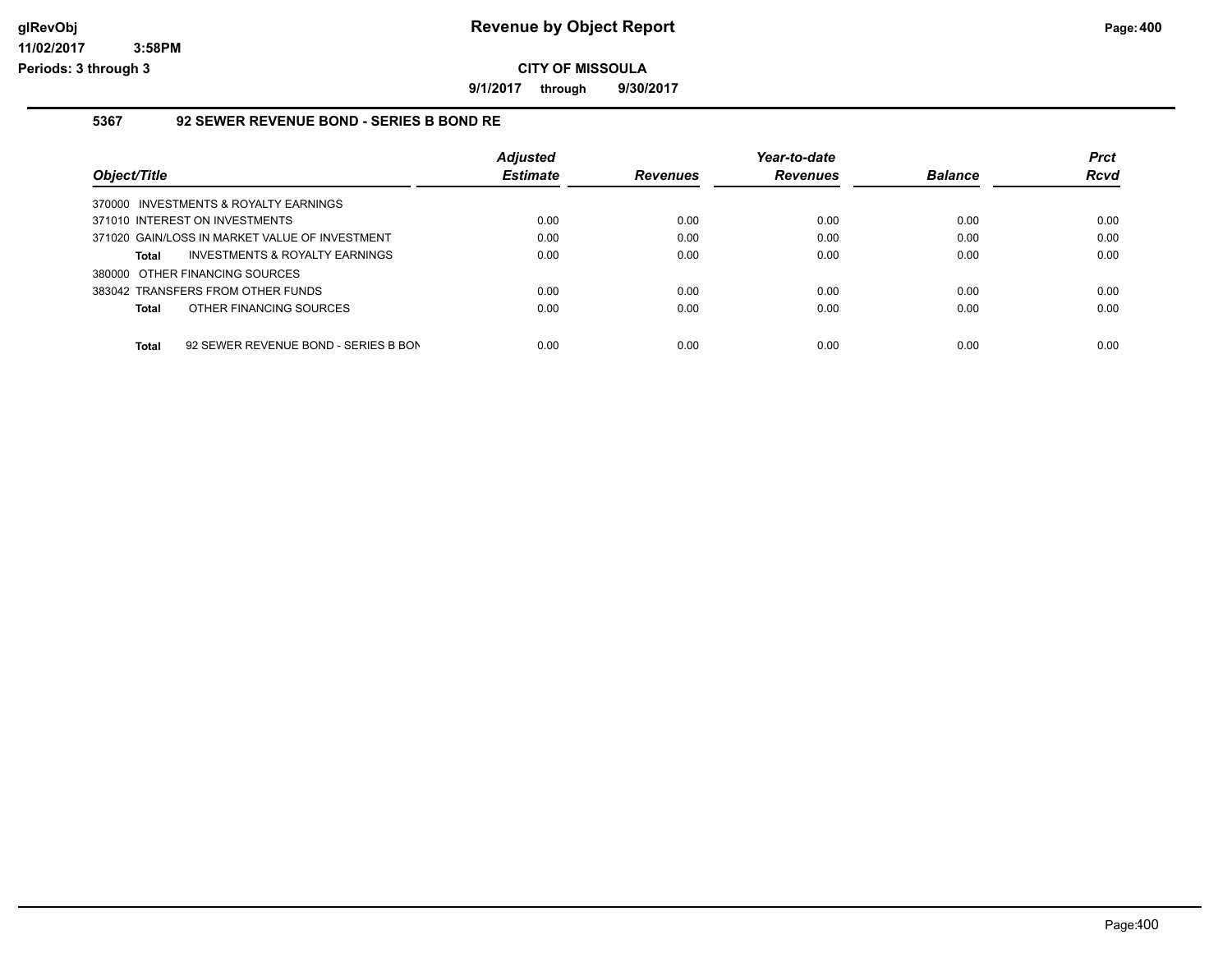**Revenue by Object Report**

**CITY OF MISSOULA**

**9/1/2017 through 9/30/2017**

glRevObj
11/02/2017 3:58PM
Periods: 3 through 3

### 5367 92 SEWER REVENUE BOND - SERIES B BOND RE

| Object/Title | Adjusted Estimate | Revenues | Year-to-date Revenues | Balance | Prct Rcvd |
|---|---|---|---|---|---|
| 370000 INVESTMENTS & ROYALTY EARNINGS | | | | | |
| 371010 INTEREST ON INVESTMENTS | 0.00 | 0.00 | 0.00 | 0.00 | 0.00 |
| 371020 GAIN/LOSS IN MARKET VALUE OF INVESTMENT | 0.00 | 0.00 | 0.00 | 0.00 | 0.00 |
| **Total** INVESTMENTS & ROYALTY EARNINGS | 0.00 | 0.00 | 0.00 | 0.00 | 0.00 |
| 380000 OTHER FINANCING SOURCES | | | | | |
| 383042 TRANSFERS FROM OTHER FUNDS | 0.00 | 0.00 | 0.00 | 0.00 | 0.00 |
| **Total** OTHER FINANCING SOURCES | 0.00 | 0.00 | 0.00 | 0.00 | 0.00 |
| **Total** 92 SEWER REVENUE BOND - SERIES B BON | 0.00 | 0.00 | 0.00 | 0.00 | 0.00 |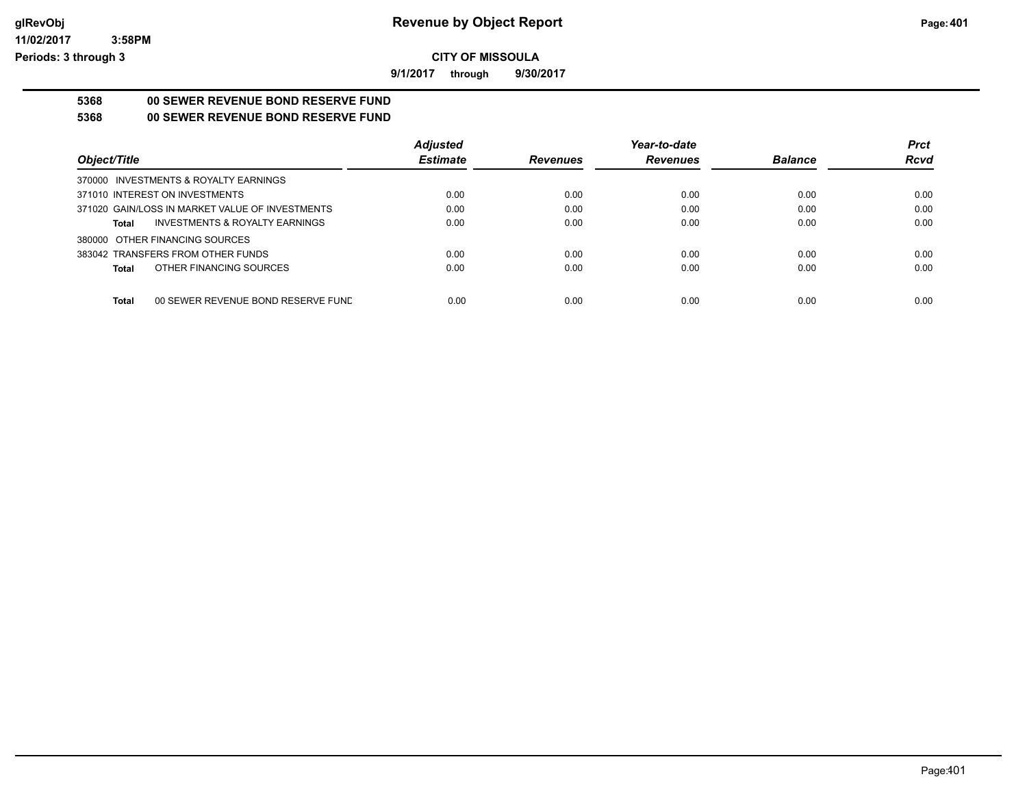# Revenue by Object Report

## CITY OF MISSOULA

**9/1/2017 through 9/30/2017**

**5368 00 SEWER REVENUE BOND RESERVE FUND**

**5368 00 SEWER REVENUE BOND RESERVE FUND**

| Object/Title | Adjusted Estimate | Revenues | Year-to-date Revenues | Balance | Prct Rcvd |
|---|---|---|---|---|---|
| 370000 INVESTMENTS & ROYALTY EARNINGS | | | | | |
| 371010 INTEREST ON INVESTMENTS | 0.00 | 0.00 | 0.00 | 0.00 | 0.00 |
| 371020 GAIN/LOSS IN MARKET VALUE OF INVESTMENTS | 0.00 | 0.00 | 0.00 | 0.00 | 0.00 |
| **Total** INVESTMENTS & ROYALTY EARNINGS | 0.00 | 0.00 | 0.00 | 0.00 | 0.00 |
| 380000 OTHER FINANCING SOURCES | | | | | |
| 383042 TRANSFERS FROM OTHER FUNDS | 0.00 | 0.00 | 0.00 | 0.00 | 0.00 |
| **Total** OTHER FINANCING SOURCES | 0.00 | 0.00 | 0.00 | 0.00 | 0.00 |
| **Total** 00 SEWER REVENUE BOND RESERVE FUND | 0.00 | 0.00 | 0.00 | 0.00 | 0.00 |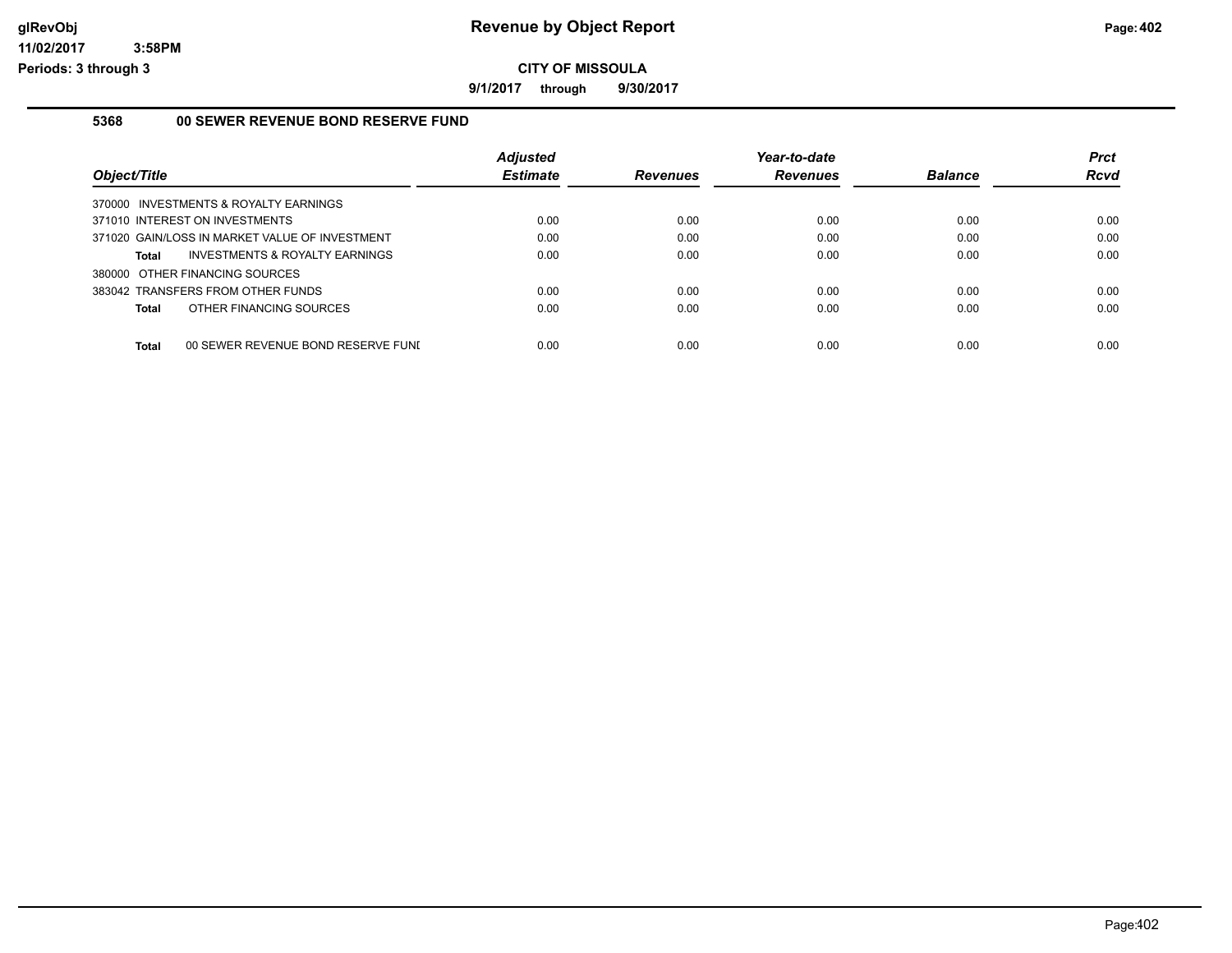# Revenue by Object Report

**CITY OF MISSOULA**

**9/1/2017 through 9/30/2017**

glRevObj
11/02/2017 3:58PM
Periods: 3 through 3

## 5368 00 SEWER REVENUE BOND RESERVE FUND

| Object/Title | Adjusted Estimate | Revenues | Year-to-date Revenues | Balance | Prct Rcvd |
|---|---|---|---|---|---|
| 370000 INVESTMENTS & ROYALTY EARNINGS | | | | | |
| 371010 INTEREST ON INVESTMENTS | 0.00 | 0.00 | 0.00 | 0.00 | 0.00 |
| 371020 GAIN/LOSS IN MARKET VALUE OF INVESTMENT | 0.00 | 0.00 | 0.00 | 0.00 | 0.00 |
| **Total** INVESTMENTS & ROYALTY EARNINGS | 0.00 | 0.00 | 0.00 | 0.00 | 0.00 |
| 380000 OTHER FINANCING SOURCES | | | | | |
| 383042 TRANSFERS FROM OTHER FUNDS | 0.00 | 0.00 | 0.00 | 0.00 | 0.00 |
| **Total** OTHER FINANCING SOURCES | 0.00 | 0.00 | 0.00 | 0.00 | 0.00 |
| **Total** 00 SEWER REVENUE BOND RESERVE FUNI | 0.00 | 0.00 | 0.00 | 0.00 | 0.00 |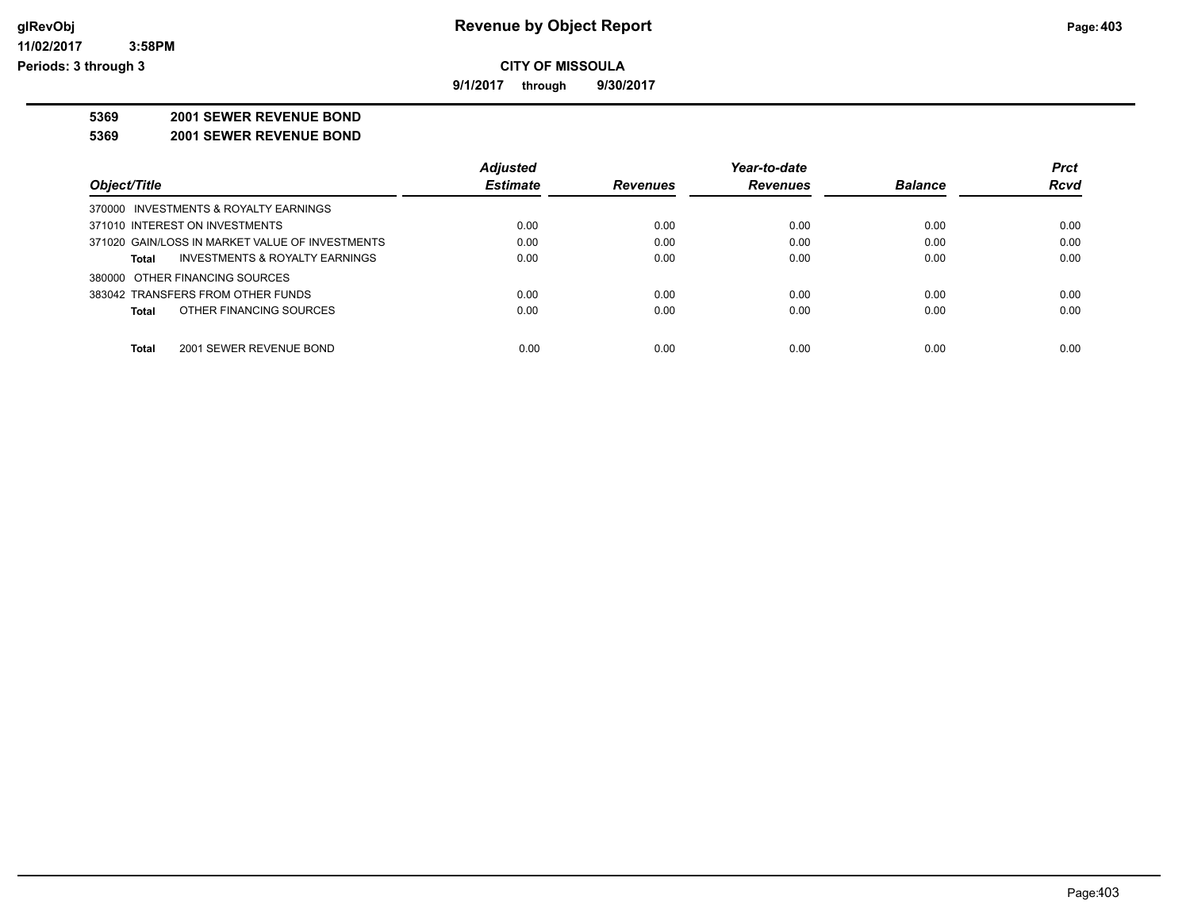# Revenue by Object Report

**CITY OF MISSOULA**

**9/1/2017 through 9/30/2017**

glRevObj
11/02/2017 3:58PM
Periods: 3 through 3

## 5369 2001 SEWER REVENUE BOND

## 5369 2001 SEWER REVENUE BOND

| Object/Title | Adjusted Estimate | Revenues | Year-to-date Revenues | Balance | Prct Rcvd |
|---|---|---|---|---|---|
| 370000 INVESTMENTS & ROYALTY EARNINGS | | | | | |
| 371010 INTEREST ON INVESTMENTS | 0.00 | 0.00 | 0.00 | 0.00 | 0.00 |
| 371020 GAIN/LOSS IN MARKET VALUE OF INVESTMENTS | 0.00 | 0.00 | 0.00 | 0.00 | 0.00 |
| **Total** INVESTMENTS & ROYALTY EARNINGS | 0.00 | 0.00 | 0.00 | 0.00 | 0.00 |
| 380000 OTHER FINANCING SOURCES | | | | | |
| 383042 TRANSFERS FROM OTHER FUNDS | 0.00 | 0.00 | 0.00 | 0.00 | 0.00 |
| **Total** OTHER FINANCING SOURCES | 0.00 | 0.00 | 0.00 | 0.00 | 0.00 |
| **Total** 2001 SEWER REVENUE BOND | 0.00 | 0.00 | 0.00 | 0.00 | 0.00 |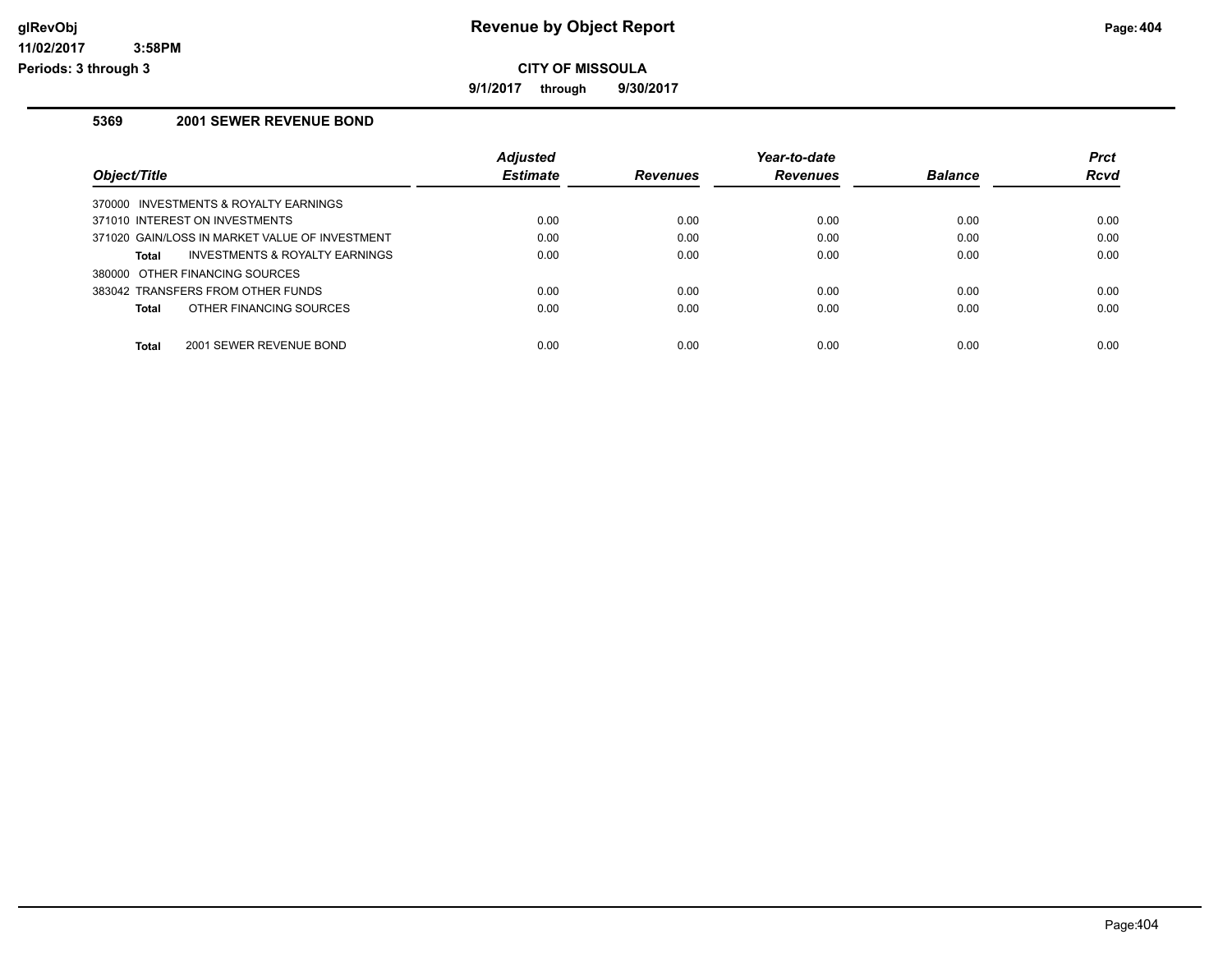**glRevObj**
**11/02/2017 3:58PM**
**Periods: 3 through 3**

# Revenue by Object Report

**CITY OF MISSOULA**

**9/1/2017 through 9/30/2017**

## 5369 2001 SEWER REVENUE BOND

| Object/Title | Adjusted Estimate | Revenues | Year-to-date Revenues | Balance | Prct Rcvd |
|---|---|---|---|---|---|
| 370000 INVESTMENTS & ROYALTY EARNINGS | | | | | |
| 371010 INTEREST ON INVESTMENTS | 0.00 | 0.00 | 0.00 | 0.00 | 0.00 |
| 371020 GAIN/LOSS IN MARKET VALUE OF INVESTMENT | 0.00 | 0.00 | 0.00 | 0.00 | 0.00 |
| **Total** INVESTMENTS & ROYALTY EARNINGS | 0.00 | 0.00 | 0.00 | 0.00 | 0.00 |
| 380000 OTHER FINANCING SOURCES | | | | | |
| 383042 TRANSFERS FROM OTHER FUNDS | 0.00 | 0.00 | 0.00 | 0.00 | 0.00 |
| **Total** OTHER FINANCING SOURCES | 0.00 | 0.00 | 0.00 | 0.00 | 0.00 |
| **Total** 2001 SEWER REVENUE BOND | 0.00 | 0.00 | 0.00 | 0.00 | 0.00 |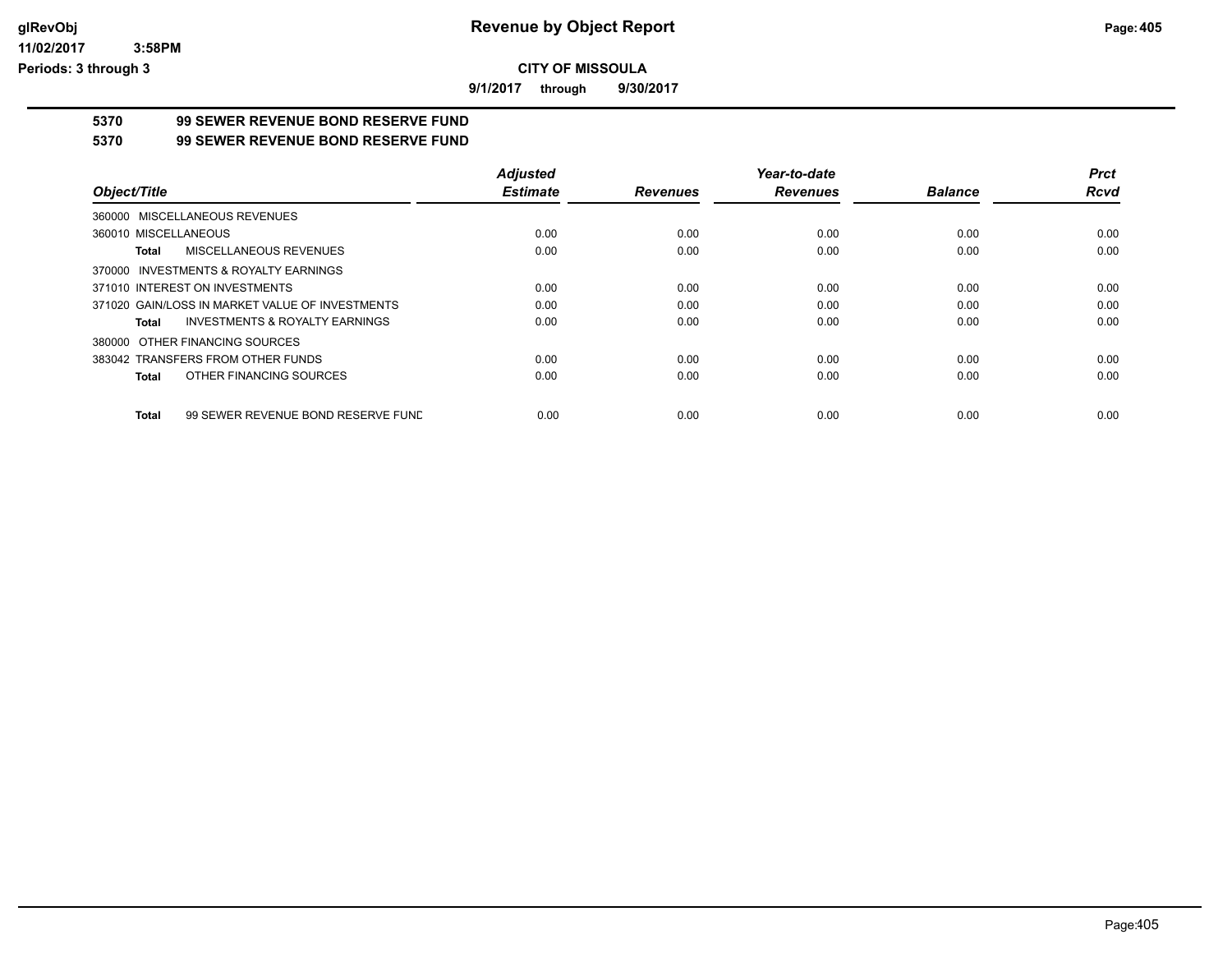# Revenue by Object Report

**CITY OF MISSOULA**

**9/1/2017 through 9/30/2017**

glRevObj
11/02/2017 3:58PM
Periods: 3 through 3

## 5370 99 SEWER REVENUE BOND RESERVE FUND

### 5370 99 SEWER REVENUE BOND RESERVE FUND

| Object/Title | Adjusted Estimate | Revenues | Year-to-date Revenues | Balance | Prct Rcvd |
|---|---|---|---|---|---|
| 360000 MISCELLANEOUS REVENUES | | | | | |
| 360010 MISCELLANEOUS | 0.00 | 0.00 | 0.00 | 0.00 | 0.00 |
| **Total** MISCELLANEOUS REVENUES | 0.00 | 0.00 | 0.00 | 0.00 | 0.00 |
| 370000 INVESTMENTS & ROYALTY EARNINGS | | | | | |
| 371010 INTEREST ON INVESTMENTS | 0.00 | 0.00 | 0.00 | 0.00 | 0.00 |
| 371020 GAIN/LOSS IN MARKET VALUE OF INVESTMENTS | 0.00 | 0.00 | 0.00 | 0.00 | 0.00 |
| **Total** INVESTMENTS & ROYALTY EARNINGS | 0.00 | 0.00 | 0.00 | 0.00 | 0.00 |
| 380000 OTHER FINANCING SOURCES | | | | | |
| 383042 TRANSFERS FROM OTHER FUNDS | 0.00 | 0.00 | 0.00 | 0.00 | 0.00 |
| **Total** OTHER FINANCING SOURCES | 0.00 | 0.00 | 0.00 | 0.00 | 0.00 |
| **Total** 99 SEWER REVENUE BOND RESERVE FUND | 0.00 | 0.00 | 0.00 | 0.00 | 0.00 |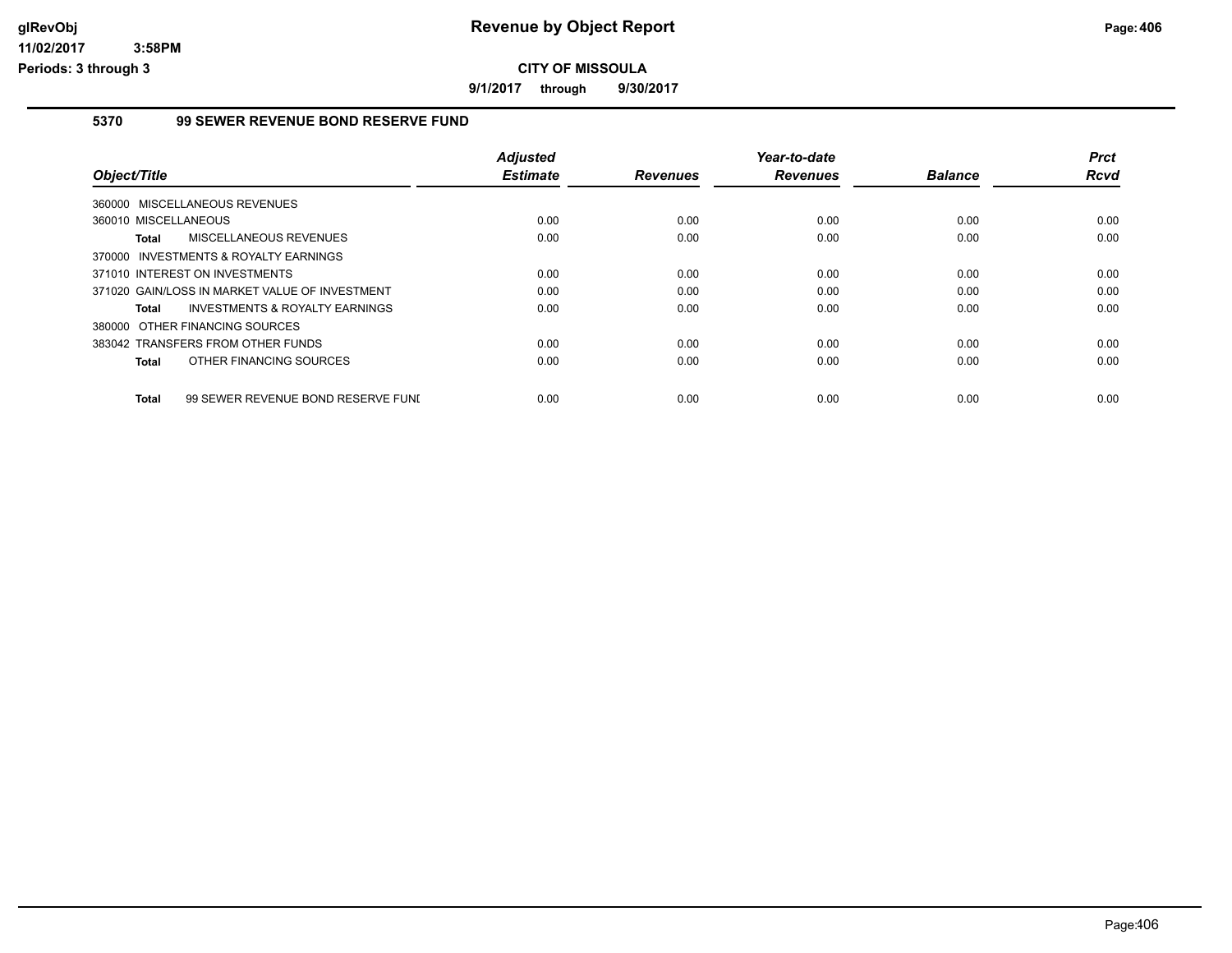**Revenue by Object Report**

**CITY OF MISSOULA**

**9/1/2017 through 9/30/2017**

glRevObj
11/02/2017 3:58PM
Periods: 3 through 3

## 5370 99 SEWER REVENUE BOND RESERVE FUND

| Object/Title | Adjusted Estimate | Revenues | Year-to-date Revenues | Balance | Prct Rcvd |
|---|---|---|---|---|---|
| 360000 MISCELLANEOUS REVENUES | | | | | |
| 360010 MISCELLANEOUS | 0.00 | 0.00 | 0.00 | 0.00 | 0.00 |
| **Total** MISCELLANEOUS REVENUES | 0.00 | 0.00 | 0.00 | 0.00 | 0.00 |
| 370000 INVESTMENTS & ROYALTY EARNINGS | | | | | |
| 371010 INTEREST ON INVESTMENTS | 0.00 | 0.00 | 0.00 | 0.00 | 0.00 |
| 371020 GAIN/LOSS IN MARKET VALUE OF INVESTMENT | 0.00 | 0.00 | 0.00 | 0.00 | 0.00 |
| **Total** INVESTMENTS & ROYALTY EARNINGS | 0.00 | 0.00 | 0.00 | 0.00 | 0.00 |
| 380000 OTHER FINANCING SOURCES | | | | | |
| 383042 TRANSFERS FROM OTHER FUNDS | 0.00 | 0.00 | 0.00 | 0.00 | 0.00 |
| **Total** OTHER FINANCING SOURCES | 0.00 | 0.00 | 0.00 | 0.00 | 0.00 |
| **Total** 99 SEWER REVENUE BOND RESERVE FUNI | 0.00 | 0.00 | 0.00 | 0.00 | 0.00 |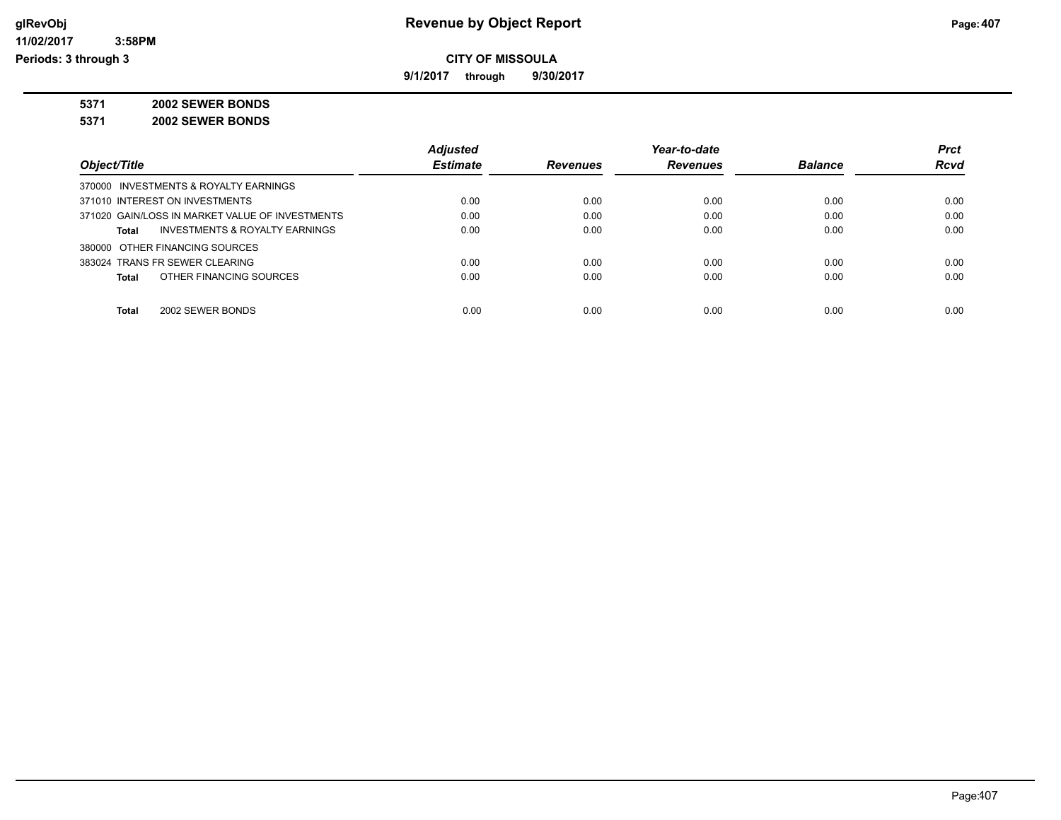# Revenue by Object Report

**CITY OF MISSOULA**

**9/1/2017 through 9/30/2017**

glRevObj
11/02/2017 3:58PM
Periods: 3 through 3

**5371 2002 SEWER BONDS**

**5371 2002 SEWER BONDS**

| Object/Title | Adjusted Estimate | Revenues | Year-to-date Revenues | Balance | Prct Rcvd |
|---|---|---|---|---|---|
| 370000 INVESTMENTS & ROYALTY EARNINGS | | | | | |
| 371010 INTEREST ON INVESTMENTS | 0.00 | 0.00 | 0.00 | 0.00 | 0.00 |
| 371020 GAIN/LOSS IN MARKET VALUE OF INVESTMENTS | 0.00 | 0.00 | 0.00 | 0.00 | 0.00 |
| **Total** INVESTMENTS & ROYALTY EARNINGS | 0.00 | 0.00 | 0.00 | 0.00 | 0.00 |
| 380000 OTHER FINANCING SOURCES | | | | | |
| 383024 TRANS FR SEWER CLEARING | 0.00 | 0.00 | 0.00 | 0.00 | 0.00 |
| **Total** OTHER FINANCING SOURCES | 0.00 | 0.00 | 0.00 | 0.00 | 0.00 |
| **Total** 2002 SEWER BONDS | 0.00 | 0.00 | 0.00 | 0.00 | 0.00 |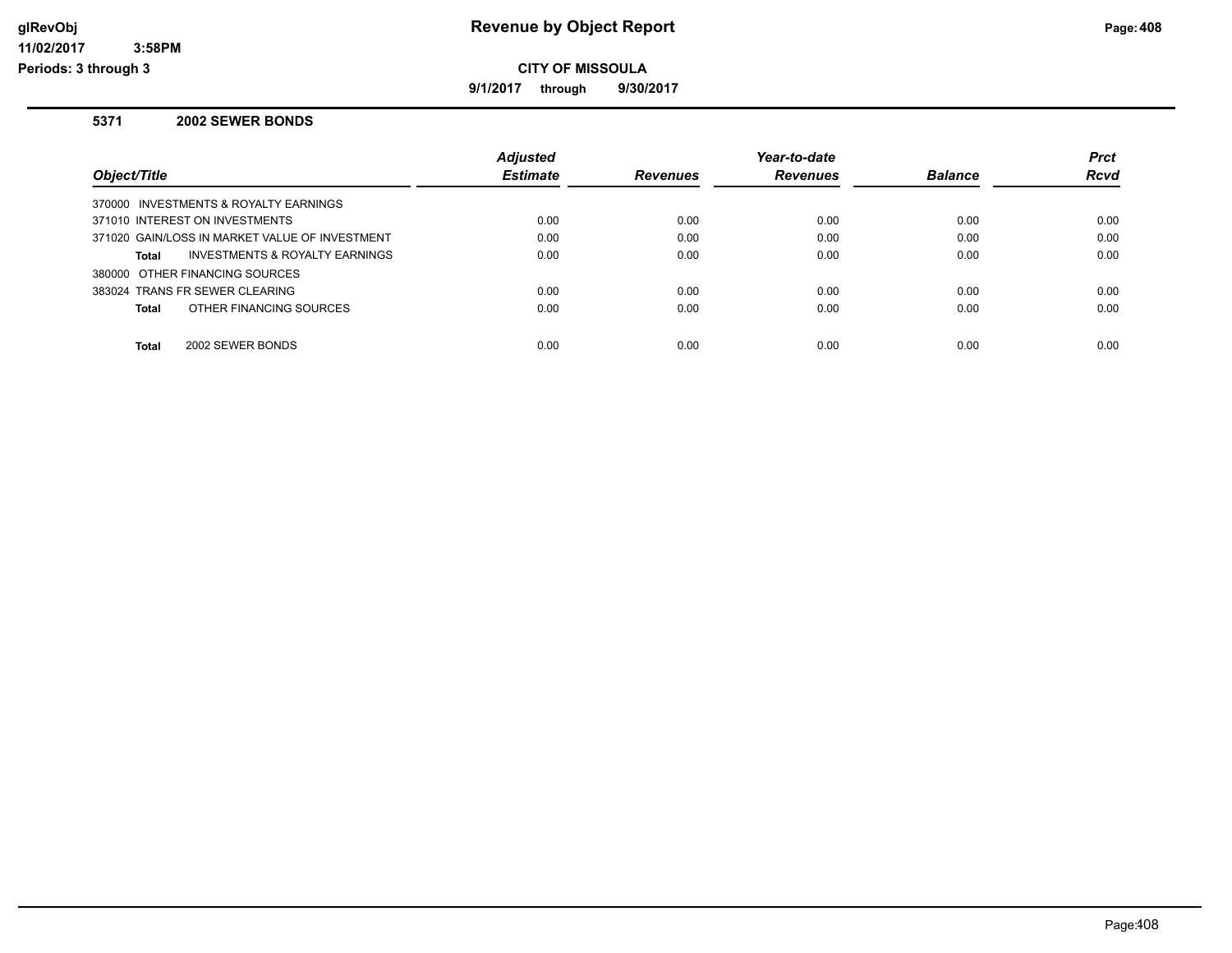# Revenue by Object Report

**CITY OF MISSOULA**

**9/1/2017 through 9/30/2017**

glRevObj
11/02/2017 3:58PM
Periods: 3 through 3

### 5371 2002 SEWER BONDS

| Object/Title | Adjusted Estimate | Revenues | Year-to-date Revenues | Balance | Prct Rcvd |
|---|---|---|---|---|---|
| 370000 INVESTMENTS & ROYALTY EARNINGS | | | | | |
| 371010 INTEREST ON INVESTMENTS | 0.00 | 0.00 | 0.00 | 0.00 | 0.00 |
| 371020 GAIN/LOSS IN MARKET VALUE OF INVESTMENT | 0.00 | 0.00 | 0.00 | 0.00 | 0.00 |
| **Total** INVESTMENTS & ROYALTY EARNINGS | 0.00 | 0.00 | 0.00 | 0.00 | 0.00 |
| 380000 OTHER FINANCING SOURCES | | | | | |
| 383024 TRANS FR SEWER CLEARING | 0.00 | 0.00 | 0.00 | 0.00 | 0.00 |
| **Total** OTHER FINANCING SOURCES | 0.00 | 0.00 | 0.00 | 0.00 | 0.00 |
| **Total** 2002 SEWER BONDS | 0.00 | 0.00 | 0.00 | 0.00 | 0.00 |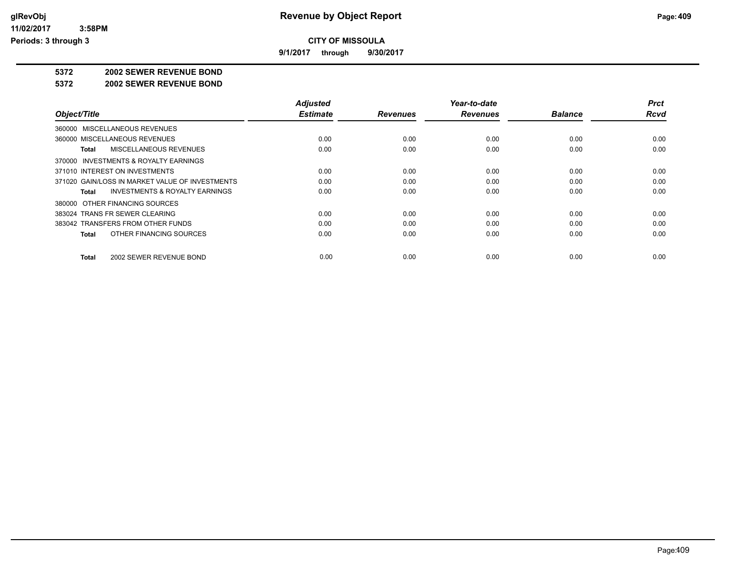**CITY OF MISSOULA**

**9/1/2017 through 9/30/2017**

**5372 2002 SEWER REVENUE BOND**

**5372 2002 SEWER REVENUE BOND**

| Object/Title | Adjusted Estimate | Revenues | Year-to-date Revenues | Balance | Prct Rcvd |
|---|---|---|---|---|---|
| 360000 MISCELLANEOUS REVENUES | | | | | |
| 360000 MISCELLANEOUS REVENUES | 0.00 | 0.00 | 0.00 | 0.00 | 0.00 |
| **Total** MISCELLANEOUS REVENUES | 0.00 | 0.00 | 0.00 | 0.00 | 0.00 |
| 370000 INVESTMENTS & ROYALTY EARNINGS | | | | | |
| 371010 INTEREST ON INVESTMENTS | 0.00 | 0.00 | 0.00 | 0.00 | 0.00 |
| 371020 GAIN/LOSS IN MARKET VALUE OF INVESTMENTS | 0.00 | 0.00 | 0.00 | 0.00 | 0.00 |
| **Total** INVESTMENTS & ROYALTY EARNINGS | 0.00 | 0.00 | 0.00 | 0.00 | 0.00 |
| 380000 OTHER FINANCING SOURCES | | | | | |
| 383024 TRANS FR SEWER CLEARING | 0.00 | 0.00 | 0.00 | 0.00 | 0.00 |
| 383042 TRANSFERS FROM OTHER FUNDS | 0.00 | 0.00 | 0.00 | 0.00 | 0.00 |
| **Total** OTHER FINANCING SOURCES | 0.00 | 0.00 | 0.00 | 0.00 | 0.00 |
| **Total** 2002 SEWER REVENUE BOND | 0.00 | 0.00 | 0.00 | 0.00 | 0.00 |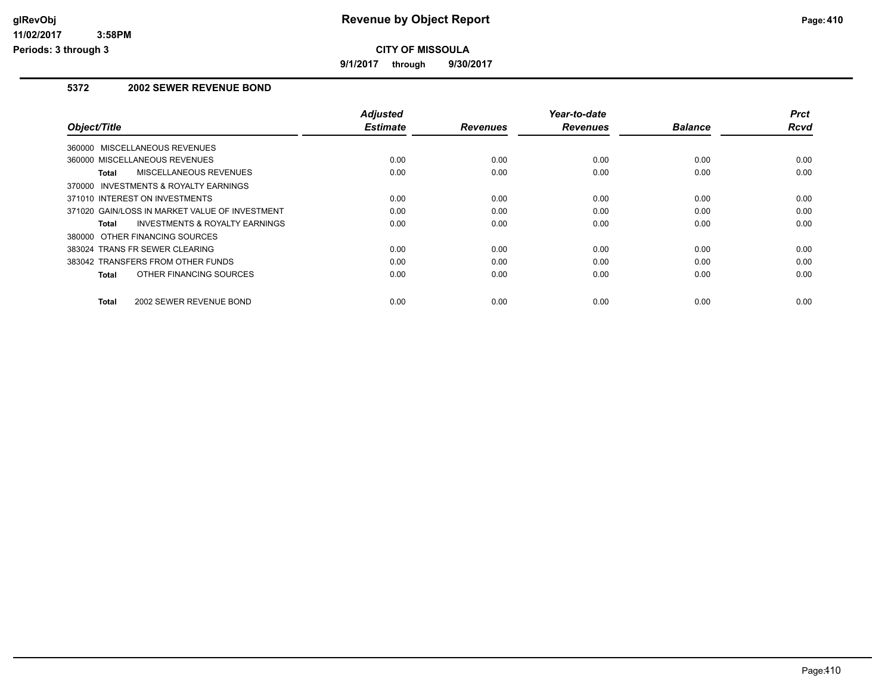# Revenue by Object Report

**CITY OF MISSOULA**

**9/1/2017 through 9/30/2017**

glRevObj
11/02/2017 3:58PM
Periods: 3 through 3

## 5372 2002 SEWER REVENUE BOND

| Object/Title | Adjusted Estimate | Revenues | Year-to-date Revenues | Balance | Prct Rcvd |
|---|---|---|---|---|---|
| 360000 MISCELLANEOUS REVENUES | | | | | |
| 360000 MISCELLANEOUS REVENUES | 0.00 | 0.00 | 0.00 | 0.00 | 0.00 |
| **Total** MISCELLANEOUS REVENUES | 0.00 | 0.00 | 0.00 | 0.00 | 0.00 |
| 370000 INVESTMENTS & ROYALTY EARNINGS | | | | | |
| 371010 INTEREST ON INVESTMENTS | 0.00 | 0.00 | 0.00 | 0.00 | 0.00 |
| 371020 GAIN/LOSS IN MARKET VALUE OF INVESTMENT | 0.00 | 0.00 | 0.00 | 0.00 | 0.00 |
| **Total** INVESTMENTS & ROYALTY EARNINGS | 0.00 | 0.00 | 0.00 | 0.00 | 0.00 |
| 380000 OTHER FINANCING SOURCES | | | | | |
| 383024 TRANS FR SEWER CLEARING | 0.00 | 0.00 | 0.00 | 0.00 | 0.00 |
| 383042 TRANSFERS FROM OTHER FUNDS | 0.00 | 0.00 | 0.00 | 0.00 | 0.00 |
| **Total** OTHER FINANCING SOURCES | 0.00 | 0.00 | 0.00 | 0.00 | 0.00 |
| **Total** 2002 SEWER REVENUE BOND | 0.00 | 0.00 | 0.00 | 0.00 | 0.00 |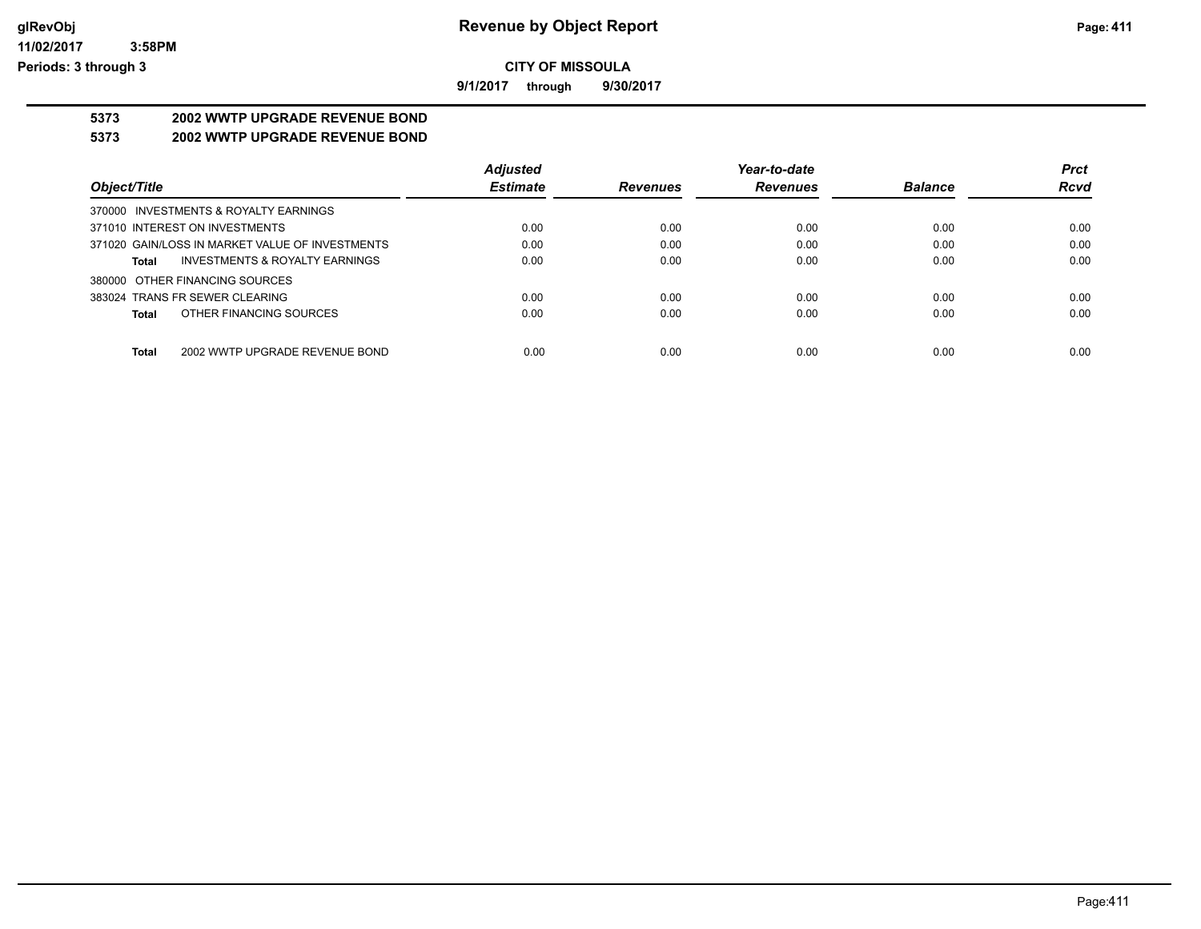# Revenue by Object Report

**CITY OF MISSOULA**

**9/1/2017 through 9/30/2017**

glRevObj
11/02/2017 3:58PM
Periods: 3 through 3

## 5373 2002 WWTP UPGRADE REVENUE BOND

### 5373 2002 WWTP UPGRADE REVENUE BOND

| Object/Title | Adjusted Estimate | Revenues | Year-to-date Revenues | Balance | Prct Rcvd |
|---|---|---|---|---|---|
| 370000 INVESTMENTS & ROYALTY EARNINGS | | | | | |
| 371010 INTEREST ON INVESTMENTS | 0.00 | 0.00 | 0.00 | 0.00 | 0.00 |
| 371020 GAIN/LOSS IN MARKET VALUE OF INVESTMENTS | 0.00 | 0.00 | 0.00 | 0.00 | 0.00 |
| **Total** INVESTMENTS & ROYALTY EARNINGS | 0.00 | 0.00 | 0.00 | 0.00 | 0.00 |
| 380000 OTHER FINANCING SOURCES | | | | | |
| 383024 TRANS FR SEWER CLEARING | 0.00 | 0.00 | 0.00 | 0.00 | 0.00 |
| **Total** OTHER FINANCING SOURCES | 0.00 | 0.00 | 0.00 | 0.00 | 0.00 |
| **Total** 2002 WWTP UPGRADE REVENUE BOND | 0.00 | 0.00 | 0.00 | 0.00 | 0.00 |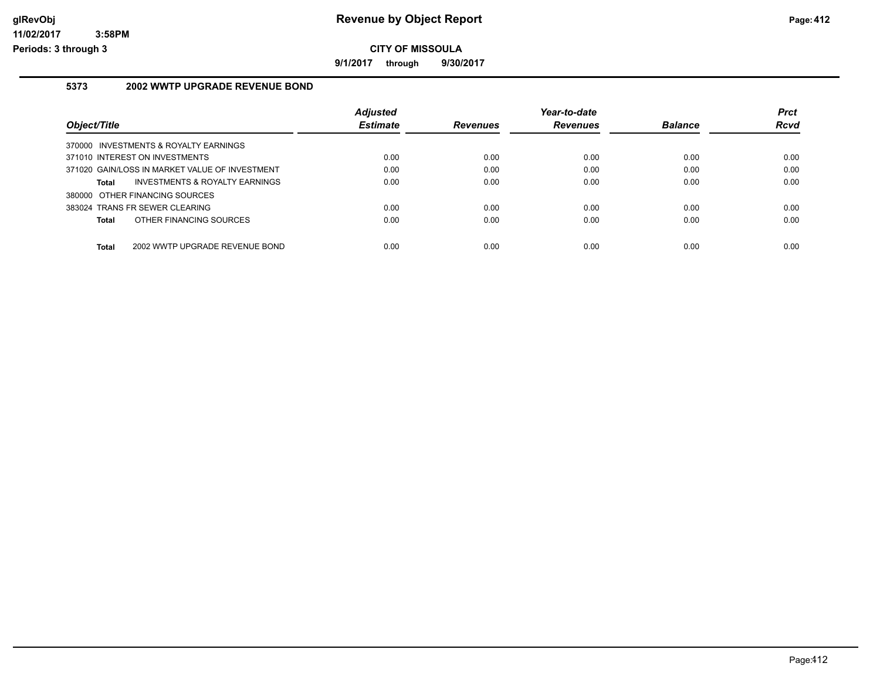# Revenue by Object Report

**CITY OF MISSOULA**

**9/1/2017 through 9/30/2017**

glRevObj
11/02/2017 3:58PM
Periods: 3 through 3

## 5373 2002 WWTP UPGRADE REVENUE BOND

| Object/Title | Adjusted Estimate | Revenues | Year-to-date Revenues | Balance | Prct Rcvd |
|---|---|---|---|---|---|
| 370000 INVESTMENTS & ROYALTY EARNINGS | | | | | |
| 371010 INTEREST ON INVESTMENTS | 0.00 | 0.00 | 0.00 | 0.00 | 0.00 |
| 371020 GAIN/LOSS IN MARKET VALUE OF INVESTMENT | 0.00 | 0.00 | 0.00 | 0.00 | 0.00 |
| **Total** INVESTMENTS & ROYALTY EARNINGS | 0.00 | 0.00 | 0.00 | 0.00 | 0.00 |
| 380000 OTHER FINANCING SOURCES | | | | | |
| 383024 TRANS FR SEWER CLEARING | 0.00 | 0.00 | 0.00 | 0.00 | 0.00 |
| **Total** OTHER FINANCING SOURCES | 0.00 | 0.00 | 0.00 | 0.00 | 0.00 |
| **Total** 2002 WWTP UPGRADE REVENUE BOND | 0.00 | 0.00 | 0.00 | 0.00 | 0.00 |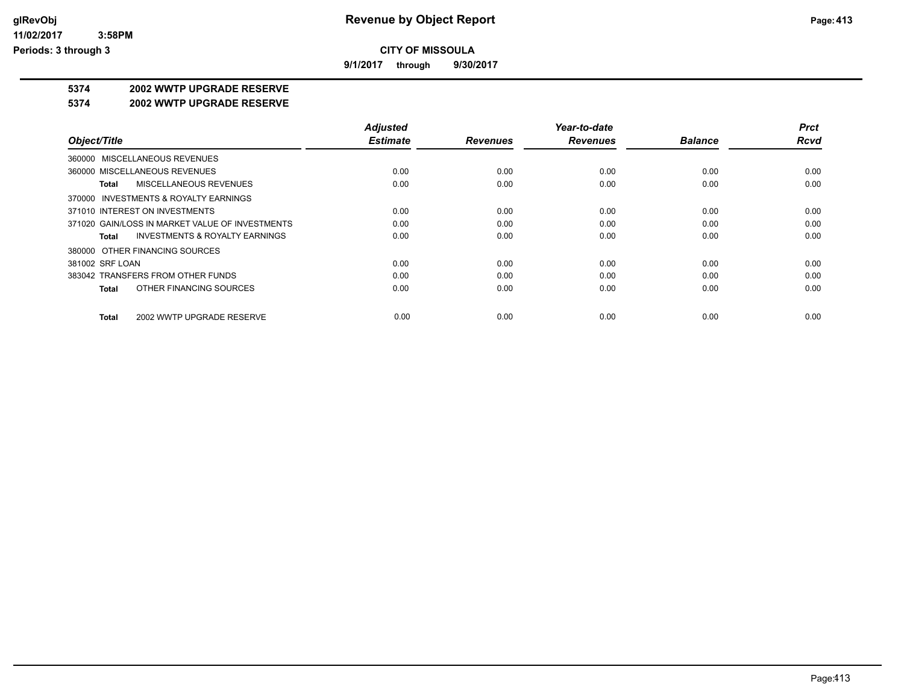# Revenue by Object Report

**CITY OF MISSOULA**

**9/1/2017 through 9/30/2017**

glRevObj
11/02/2017 3:58PM
Periods: 3 through 3

## 5374 2002 WWTP UPGRADE RESERVE

### 5374 2002 WWTP UPGRADE RESERVE

| Object/Title | Adjusted Estimate | Revenues | Year-to-date Revenues | Balance | Prct Rcvd |
|---|---|---|---|---|---|
| 360000 MISCELLANEOUS REVENUES | | | | | |
| 360000 MISCELLANEOUS REVENUES | 0.00 | 0.00 | 0.00 | 0.00 | 0.00 |
| **Total** MISCELLANEOUS REVENUES | 0.00 | 0.00 | 0.00 | 0.00 | 0.00 |
| 370000 INVESTMENTS & ROYALTY EARNINGS | | | | | |
| 371010 INTEREST ON INVESTMENTS | 0.00 | 0.00 | 0.00 | 0.00 | 0.00 |
| 371020 GAIN/LOSS IN MARKET VALUE OF INVESTMENTS | 0.00 | 0.00 | 0.00 | 0.00 | 0.00 |
| **Total** INVESTMENTS & ROYALTY EARNINGS | 0.00 | 0.00 | 0.00 | 0.00 | 0.00 |
| 380000 OTHER FINANCING SOURCES | | | | | |
| 381002 SRF LOAN | 0.00 | 0.00 | 0.00 | 0.00 | 0.00 |
| 383042 TRANSFERS FROM OTHER FUNDS | 0.00 | 0.00 | 0.00 | 0.00 | 0.00 |
| **Total** OTHER FINANCING SOURCES | 0.00 | 0.00 | 0.00 | 0.00 | 0.00 |
| **Total** 2002 WWTP UPGRADE RESERVE | 0.00 | 0.00 | 0.00 | 0.00 | 0.00 |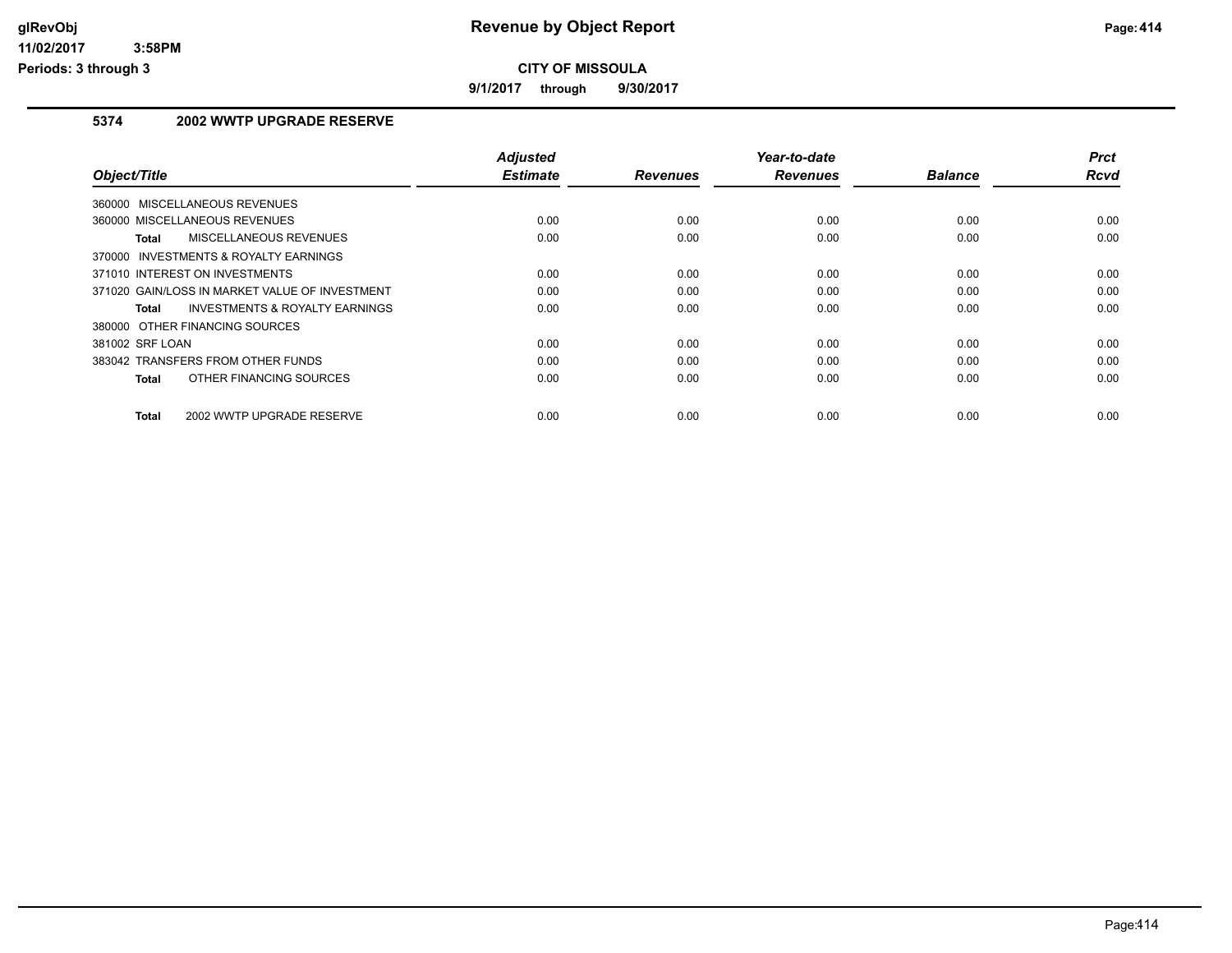# Revenue by Object Report

**CITY OF MISSOULA**

**9/1/2017 through 9/30/2017**

glRevObj
11/02/2017 3:58PM
Periods: 3 through 3

## 5374 2002 WWTP UPGRADE RESERVE

| Object/Title | Adjusted Estimate | Revenues | Year-to-date Revenues | Balance | Prct Rcvd |
|---|---|---|---|---|---|
| 360000 MISCELLANEOUS REVENUES | | | | | |
| 360000 MISCELLANEOUS REVENUES | 0.00 | 0.00 | 0.00 | 0.00 | 0.00 |
| **Total** MISCELLANEOUS REVENUES | 0.00 | 0.00 | 0.00 | 0.00 | 0.00 |
| 370000 INVESTMENTS & ROYALTY EARNINGS | | | | | |
| 371010 INTEREST ON INVESTMENTS | 0.00 | 0.00 | 0.00 | 0.00 | 0.00 |
| 371020 GAIN/LOSS IN MARKET VALUE OF INVESTMENT | 0.00 | 0.00 | 0.00 | 0.00 | 0.00 |
| **Total** INVESTMENTS & ROYALTY EARNINGS | 0.00 | 0.00 | 0.00 | 0.00 | 0.00 |
| 380000 OTHER FINANCING SOURCES | | | | | |
| 381002 SRF LOAN | 0.00 | 0.00 | 0.00 | 0.00 | 0.00 |
| 383042 TRANSFERS FROM OTHER FUNDS | 0.00 | 0.00 | 0.00 | 0.00 | 0.00 |
| **Total** OTHER FINANCING SOURCES | 0.00 | 0.00 | 0.00 | 0.00 | 0.00 |
| **Total** 2002 WWTP UPGRADE RESERVE | 0.00 | 0.00 | 0.00 | 0.00 | 0.00 |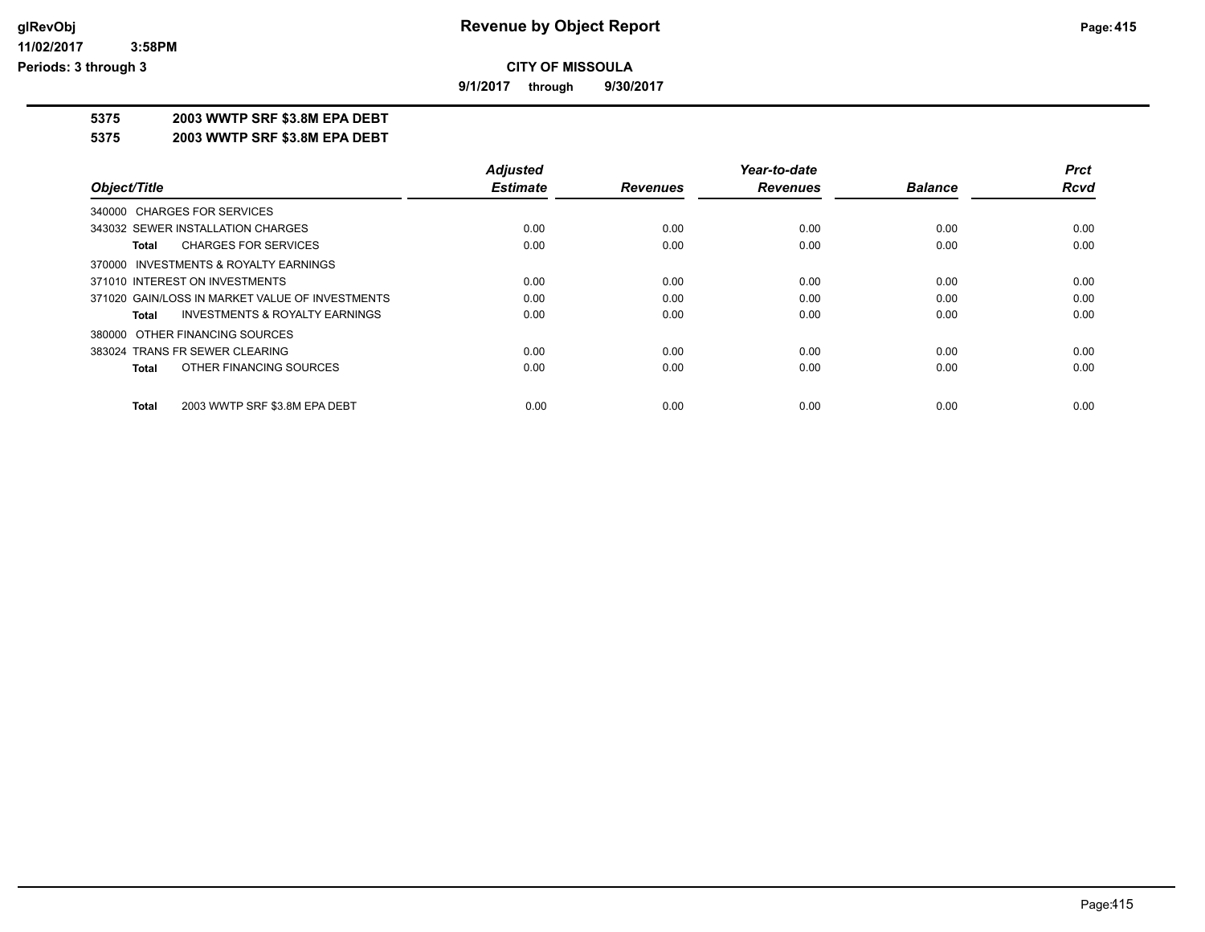# Revenue by Object Report

**CITY OF MISSOULA**

**9/1/2017 through 9/30/2017**

glRevObj
11/02/2017 3:58PM
Periods: 3 through 3

**5375 2003 WWTP SRF $3.8M EPA DEBT**

**5375 2003 WWTP SRF $3.8M EPA DEBT**

| Object/Title | Adjusted Estimate | Revenues | Year-to-date Revenues | Balance | Prct Rcvd |
|---|---|---|---|---|---|
| 340000 CHARGES FOR SERVICES | | | | | |
| 343032 SEWER INSTALLATION CHARGES | 0.00 | 0.00 | 0.00 | 0.00 | 0.00 |
| **Total** CHARGES FOR SERVICES | 0.00 | 0.00 | 0.00 | 0.00 | 0.00 |
| 370000 INVESTMENTS & ROYALTY EARNINGS | | | | | |
| 371010 INTEREST ON INVESTMENTS | 0.00 | 0.00 | 0.00 | 0.00 | 0.00 |
| 371020 GAIN/LOSS IN MARKET VALUE OF INVESTMENTS | 0.00 | 0.00 | 0.00 | 0.00 | 0.00 |
| **Total** INVESTMENTS & ROYALTY EARNINGS | 0.00 | 0.00 | 0.00 | 0.00 | 0.00 |
| 380000 OTHER FINANCING SOURCES | | | | | |
| 383024 TRANS FR SEWER CLEARING | 0.00 | 0.00 | 0.00 | 0.00 | 0.00 |
| **Total** OTHER FINANCING SOURCES | 0.00 | 0.00 | 0.00 | 0.00 | 0.00 |
| **Total** 2003 WWTP SRF $3.8M EPA DEBT | 0.00 | 0.00 | 0.00 | 0.00 | 0.00 |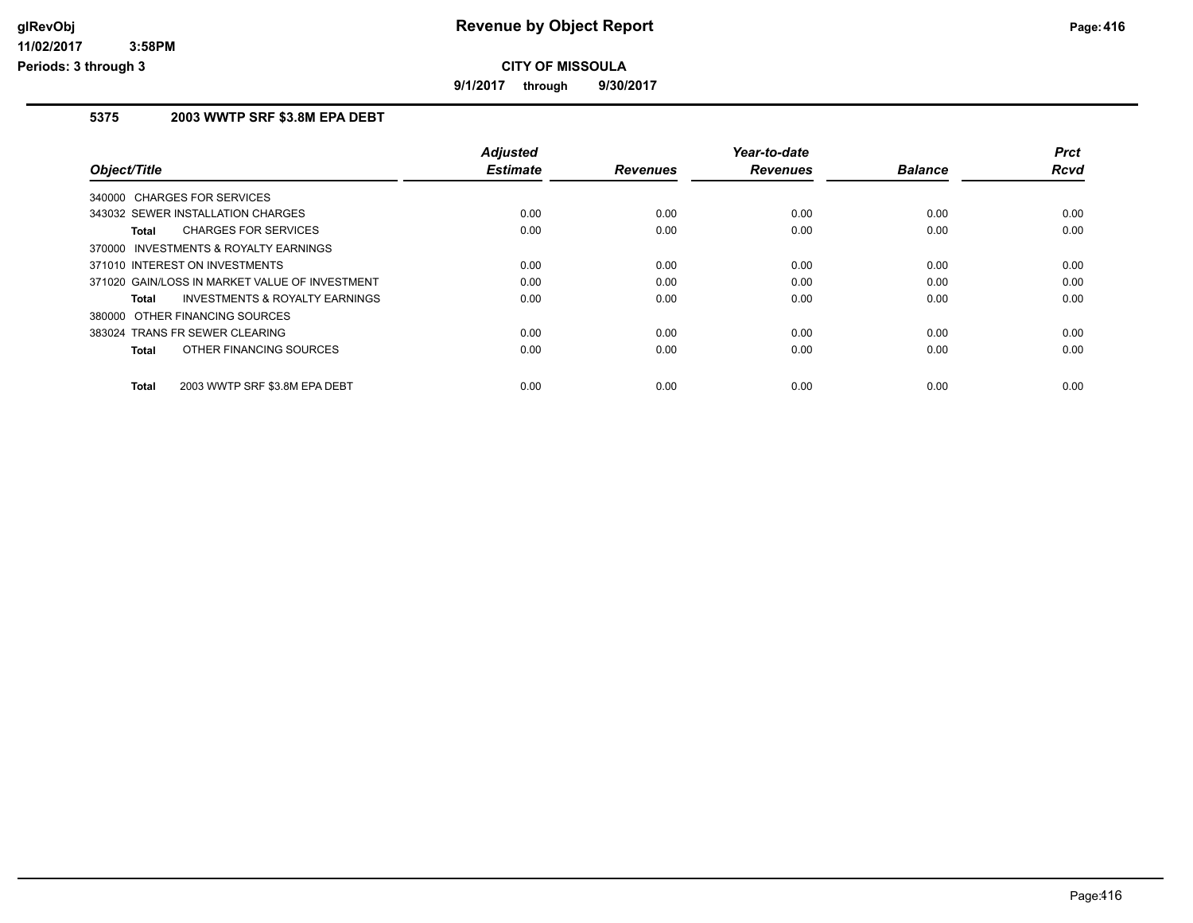**glRevObj**
**11/02/2017 3:58PM**
**Periods: 3 through 3**

# Revenue by Object Report

**CITY OF MISSOULA**

**9/1/2017 through 9/30/2017**

## 5375 2003 WWTP SRF $3.8M EPA DEBT

| Object/Title | Adjusted Estimate | Revenues | Year-to-date Revenues | Balance | Prct Rcvd |
|---|---|---|---|---|---|
| 340000 CHARGES FOR SERVICES | | | | | |
| 343032 SEWER INSTALLATION CHARGES | 0.00 | 0.00 | 0.00 | 0.00 | 0.00 |
| **Total** CHARGES FOR SERVICES | 0.00 | 0.00 | 0.00 | 0.00 | 0.00 |
| 370000 INVESTMENTS & ROYALTY EARNINGS | | | | | |
| 371010 INTEREST ON INVESTMENTS | 0.00 | 0.00 | 0.00 | 0.00 | 0.00 |
| 371020 GAIN/LOSS IN MARKET VALUE OF INVESTMENT | 0.00 | 0.00 | 0.00 | 0.00 | 0.00 |
| **Total** INVESTMENTS & ROYALTY EARNINGS | 0.00 | 0.00 | 0.00 | 0.00 | 0.00 |
| 380000 OTHER FINANCING SOURCES | | | | | |
| 383024 TRANS FR SEWER CLEARING | 0.00 | 0.00 | 0.00 | 0.00 | 0.00 |
| **Total** OTHER FINANCING SOURCES | 0.00 | 0.00 | 0.00 | 0.00 | 0.00 |
| **Total** 2003 WWTP SRF $3.8M EPA DEBT | 0.00 | 0.00 | 0.00 | 0.00 | 0.00 |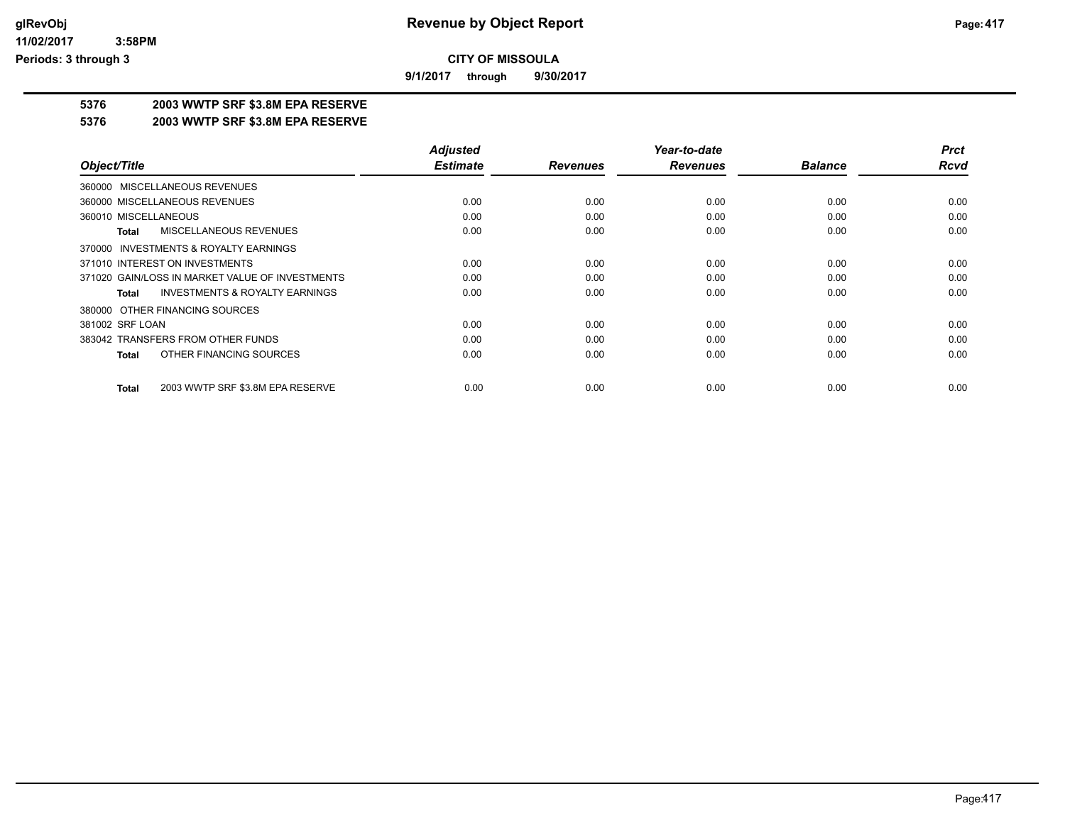# Revenue by Object Report

**CITY OF MISSOULA**

**9/1/2017 through 9/30/2017**

**5376 2003 WWTP SRF $3.8M EPA RESERVE**

**5376 2003 WWTP SRF $3.8M EPA RESERVE**

| Object/Title | Adjusted Estimate | Revenues | Year-to-date Revenues | Balance | Prct Rcvd |
|---|---|---|---|---|---|
| 360000 MISCELLANEOUS REVENUES | | | | | |
| 360000 MISCELLANEOUS REVENUES | 0.00 | 0.00 | 0.00 | 0.00 | 0.00 |
| 360010 MISCELLANEOUS | 0.00 | 0.00 | 0.00 | 0.00 | 0.00 |
| **Total** MISCELLANEOUS REVENUES | 0.00 | 0.00 | 0.00 | 0.00 | 0.00 |
| 370000 INVESTMENTS & ROYALTY EARNINGS | | | | | |
| 371010 INTEREST ON INVESTMENTS | 0.00 | 0.00 | 0.00 | 0.00 | 0.00 |
| 371020 GAIN/LOSS IN MARKET VALUE OF INVESTMENTS | 0.00 | 0.00 | 0.00 | 0.00 | 0.00 |
| **Total** INVESTMENTS & ROYALTY EARNINGS | 0.00 | 0.00 | 0.00 | 0.00 | 0.00 |
| 380000 OTHER FINANCING SOURCES | | | | | |
| 381002 SRF LOAN | 0.00 | 0.00 | 0.00 | 0.00 | 0.00 |
| 383042 TRANSFERS FROM OTHER FUNDS | 0.00 | 0.00 | 0.00 | 0.00 | 0.00 |
| **Total** OTHER FINANCING SOURCES | 0.00 | 0.00 | 0.00 | 0.00 | 0.00 |
| **Total** 2003 WWTP SRF $3.8M EPA RESERVE | 0.00 | 0.00 | 0.00 | 0.00 | 0.00 |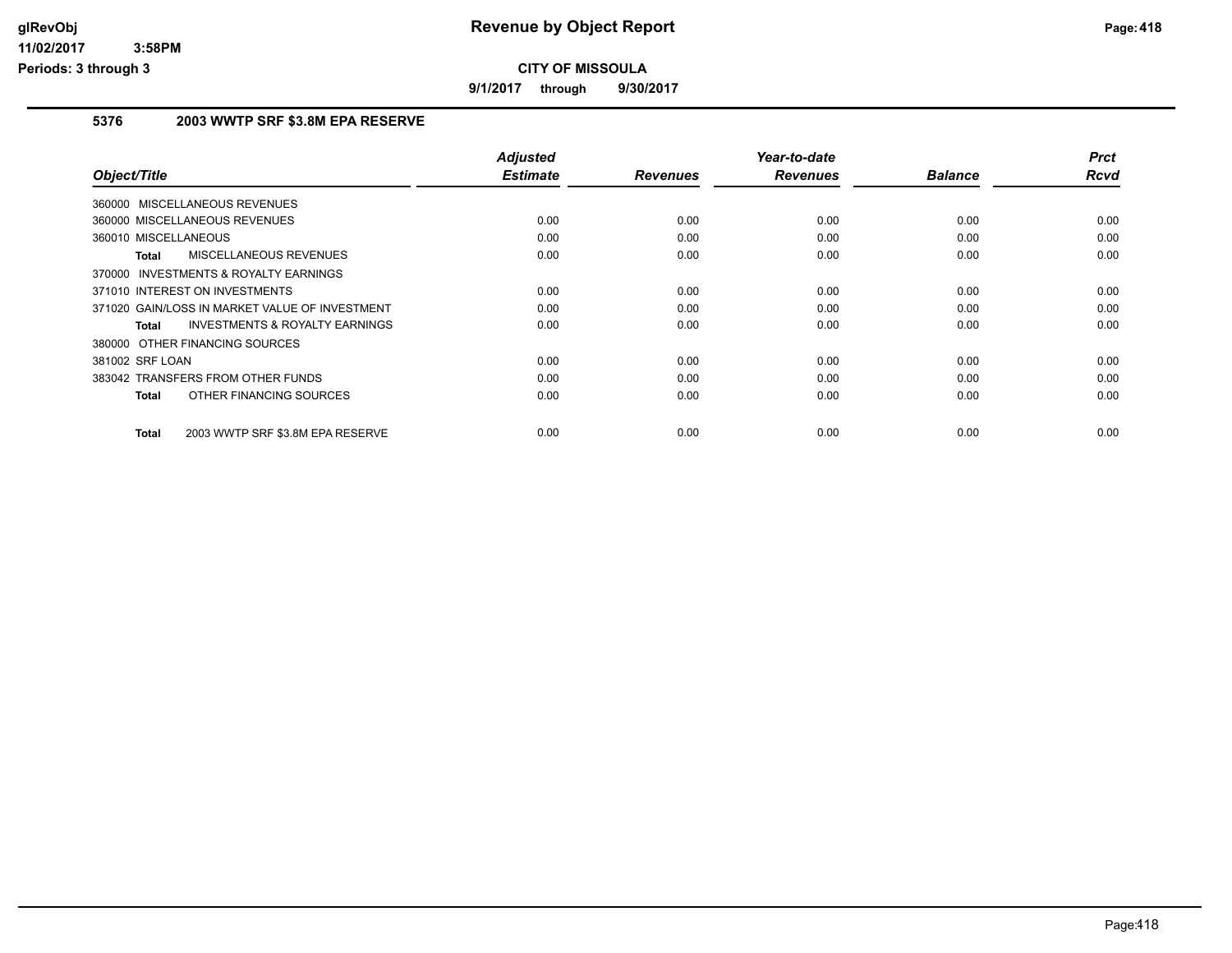# Revenue by Object Report

**CITY OF MISSOULA**

**9/1/2017 through 9/30/2017**

glRevObj
11/02/2017 3:58PM
Periods: 3 through 3

## 5376 2003 WWTP SRF $3.8M EPA RESERVE

| Object/Title | Adjusted Estimate | Revenues | Year-to-date Revenues | Balance | Prct Rcvd |
|---|---|---|---|---|---|
| 360000 MISCELLANEOUS REVENUES | | | | | |
| 360000 MISCELLANEOUS REVENUES | 0.00 | 0.00 | 0.00 | 0.00 | 0.00 |
| 360010 MISCELLANEOUS | 0.00 | 0.00 | 0.00 | 0.00 | 0.00 |
| **Total** MISCELLANEOUS REVENUES | 0.00 | 0.00 | 0.00 | 0.00 | 0.00 |
| 370000 INVESTMENTS & ROYALTY EARNINGS | | | | | |
| 371010 INTEREST ON INVESTMENTS | 0.00 | 0.00 | 0.00 | 0.00 | 0.00 |
| 371020 GAIN/LOSS IN MARKET VALUE OF INVESTMENT | 0.00 | 0.00 | 0.00 | 0.00 | 0.00 |
| **Total** INVESTMENTS & ROYALTY EARNINGS | 0.00 | 0.00 | 0.00 | 0.00 | 0.00 |
| 380000 OTHER FINANCING SOURCES | | | | | |
| 381002 SRF LOAN | 0.00 | 0.00 | 0.00 | 0.00 | 0.00 |
| 383042 TRANSFERS FROM OTHER FUNDS | 0.00 | 0.00 | 0.00 | 0.00 | 0.00 |
| **Total** OTHER FINANCING SOURCES | 0.00 | 0.00 | 0.00 | 0.00 | 0.00 |
| **Total** 2003 WWTP SRF $3.8M EPA RESERVE | 0.00 | 0.00 | 0.00 | 0.00 | 0.00 |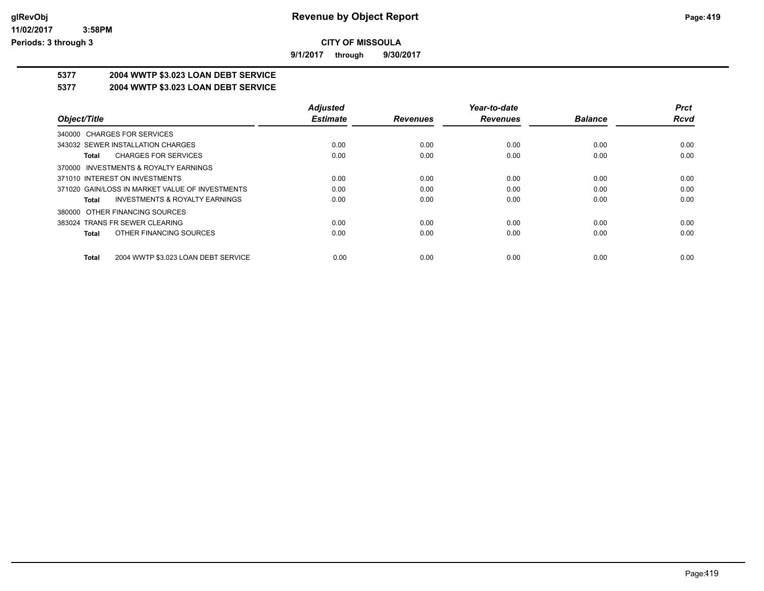# Revenue by Object Report

**CITY OF MISSOULA**

**9/1/2017 through 9/30/2017**

**5377 2004 WWTP $3.023 LOAN DEBT SERVICE**

**5377 2004 WWTP $3.023 LOAN DEBT SERVICE**

| Object/Title | Adjusted Estimate | Revenues | Year-to-date Revenues | Balance | Prct Rcvd |
|---|---|---|---|---|---|
| 340000 CHARGES FOR SERVICES | | | | | |
| 343032 SEWER INSTALLATION CHARGES | 0.00 | 0.00 | 0.00 | 0.00 | 0.00 |
| **Total** CHARGES FOR SERVICES | 0.00 | 0.00 | 0.00 | 0.00 | 0.00 |
| 370000 INVESTMENTS & ROYALTY EARNINGS | | | | | |
| 371010 INTEREST ON INVESTMENTS | 0.00 | 0.00 | 0.00 | 0.00 | 0.00 |
| 371020 GAIN/LOSS IN MARKET VALUE OF INVESTMENTS | 0.00 | 0.00 | 0.00 | 0.00 | 0.00 |
| **Total** INVESTMENTS & ROYALTY EARNINGS | 0.00 | 0.00 | 0.00 | 0.00 | 0.00 |
| 380000 OTHER FINANCING SOURCES | | | | | |
| 383024 TRANS FR SEWER CLEARING | 0.00 | 0.00 | 0.00 | 0.00 | 0.00 |
| **Total** OTHER FINANCING SOURCES | 0.00 | 0.00 | 0.00 | 0.00 | 0.00 |
| **Total** 2004 WWTP $3.023 LOAN DEBT SERVICE | 0.00 | 0.00 | 0.00 | 0.00 | 0.00 |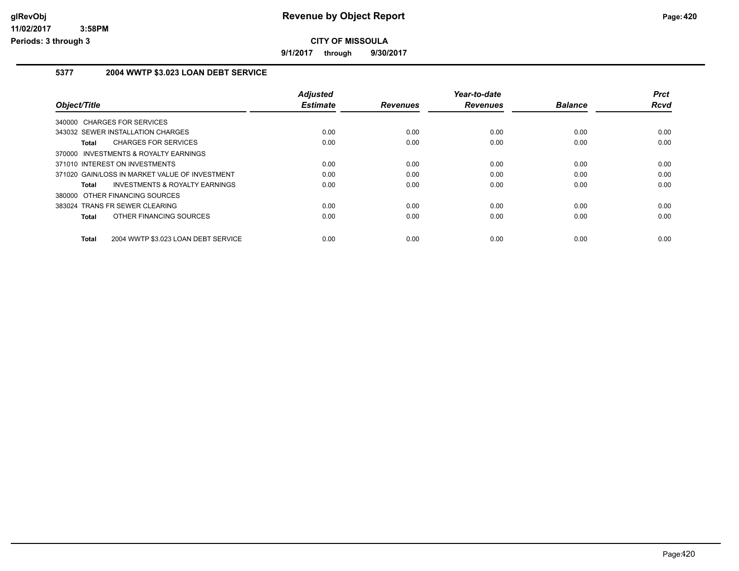**Revenue by Object Report**

**CITY OF MISSOULA**

**9/1/2017 through 9/30/2017**

glRevObj
11/02/2017 3:58PM
Periods: 3 through 3

## 5377 2004 WWTP $3.023 LOAN DEBT SERVICE

| Object/Title | Adjusted Estimate | Revenues | Year-to-date Revenues | Balance | Prct Rcvd |
|---|---|---|---|---|---|
| 340000 CHARGES FOR SERVICES | | | | | |
| 343032 SEWER INSTALLATION CHARGES | 0.00 | 0.00 | 0.00 | 0.00 | 0.00 |
| **Total** CHARGES FOR SERVICES | 0.00 | 0.00 | 0.00 | 0.00 | 0.00 |
| 370000 INVESTMENTS & ROYALTY EARNINGS | | | | | |
| 371010 INTEREST ON INVESTMENTS | 0.00 | 0.00 | 0.00 | 0.00 | 0.00 |
| 371020 GAIN/LOSS IN MARKET VALUE OF INVESTMENT | 0.00 | 0.00 | 0.00 | 0.00 | 0.00 |
| **Total** INVESTMENTS & ROYALTY EARNINGS | 0.00 | 0.00 | 0.00 | 0.00 | 0.00 |
| 380000 OTHER FINANCING SOURCES | | | | | |
| 383024 TRANS FR SEWER CLEARING | 0.00 | 0.00 | 0.00 | 0.00 | 0.00 |
| **Total** OTHER FINANCING SOURCES | 0.00 | 0.00 | 0.00 | 0.00 | 0.00 |
| **Total** 2004 WWTP $3.023 LOAN DEBT SERVICE | 0.00 | 0.00 | 0.00 | 0.00 | 0.00 |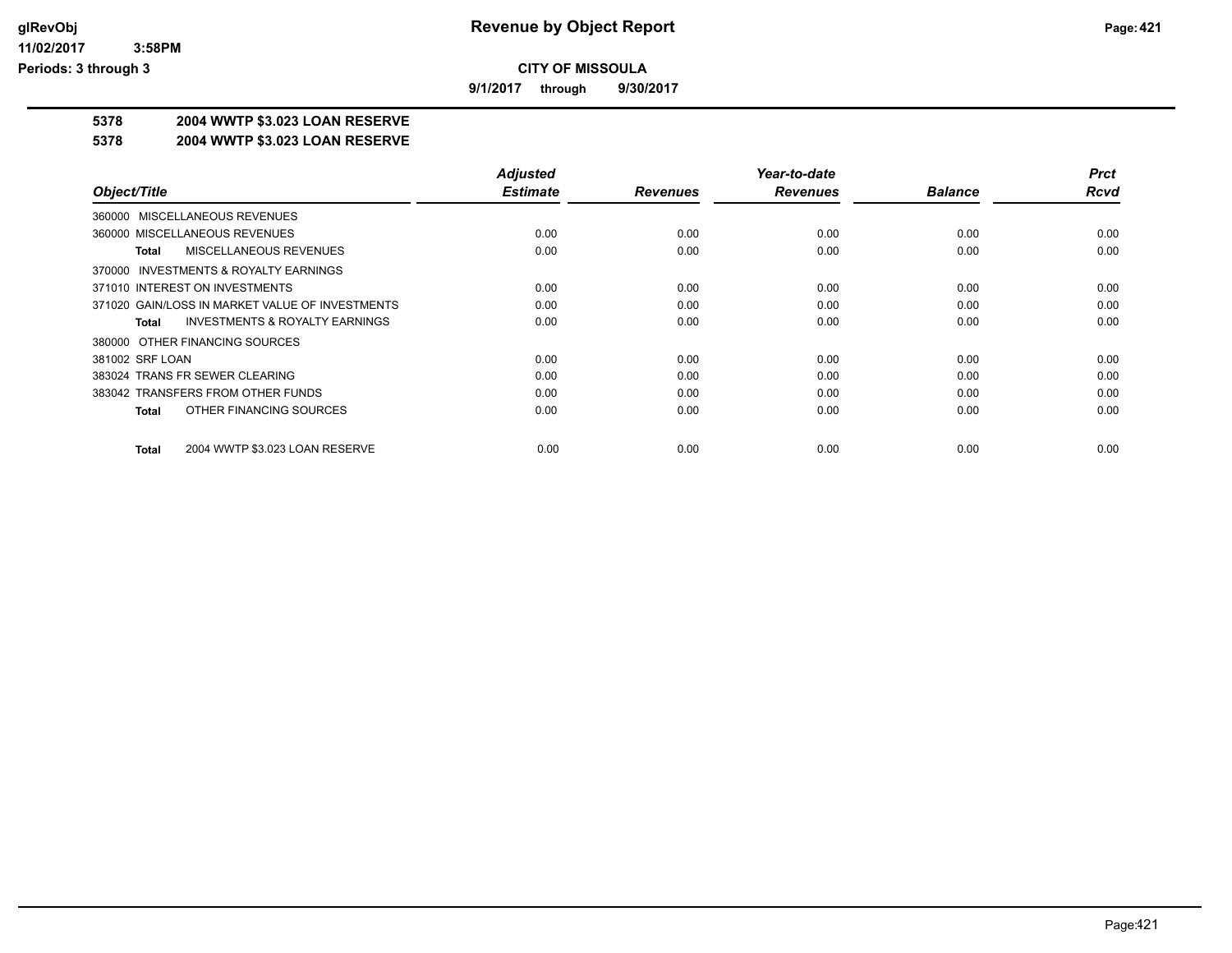**CITY OF MISSOULA**

**9/1/2017 through 9/30/2017**

## 5378 2004 WWTP $3.023 LOAN RESERVE

## 5378 2004 WWTP $3.023 LOAN RESERVE

| Object/Title | Adjusted Estimate | Revenues | Year-to-date Revenues | Balance | Prct Rcvd |
|---|---|---|---|---|---|
| 360000 MISCELLANEOUS REVENUES | | | | | |
| 360000 MISCELLANEOUS REVENUES | 0.00 | 0.00 | 0.00 | 0.00 | 0.00 |
| **Total** MISCELLANEOUS REVENUES | 0.00 | 0.00 | 0.00 | 0.00 | 0.00 |
| 370000 INVESTMENTS & ROYALTY EARNINGS | | | | | |
| 371010 INTEREST ON INVESTMENTS | 0.00 | 0.00 | 0.00 | 0.00 | 0.00 |
| 371020 GAIN/LOSS IN MARKET VALUE OF INVESTMENTS | 0.00 | 0.00 | 0.00 | 0.00 | 0.00 |
| **Total** INVESTMENTS & ROYALTY EARNINGS | 0.00 | 0.00 | 0.00 | 0.00 | 0.00 |
| 380000 OTHER FINANCING SOURCES | | | | | |
| 381002 SRF LOAN | 0.00 | 0.00 | 0.00 | 0.00 | 0.00 |
| 383024 TRANS FR SEWER CLEARING | 0.00 | 0.00 | 0.00 | 0.00 | 0.00 |
| 383042 TRANSFERS FROM OTHER FUNDS | 0.00 | 0.00 | 0.00 | 0.00 | 0.00 |
| **Total** OTHER FINANCING SOURCES | 0.00 | 0.00 | 0.00 | 0.00 | 0.00 |
| **Total** 2004 WWTP $3.023 LOAN RESERVE | 0.00 | 0.00 | 0.00 | 0.00 | 0.00 |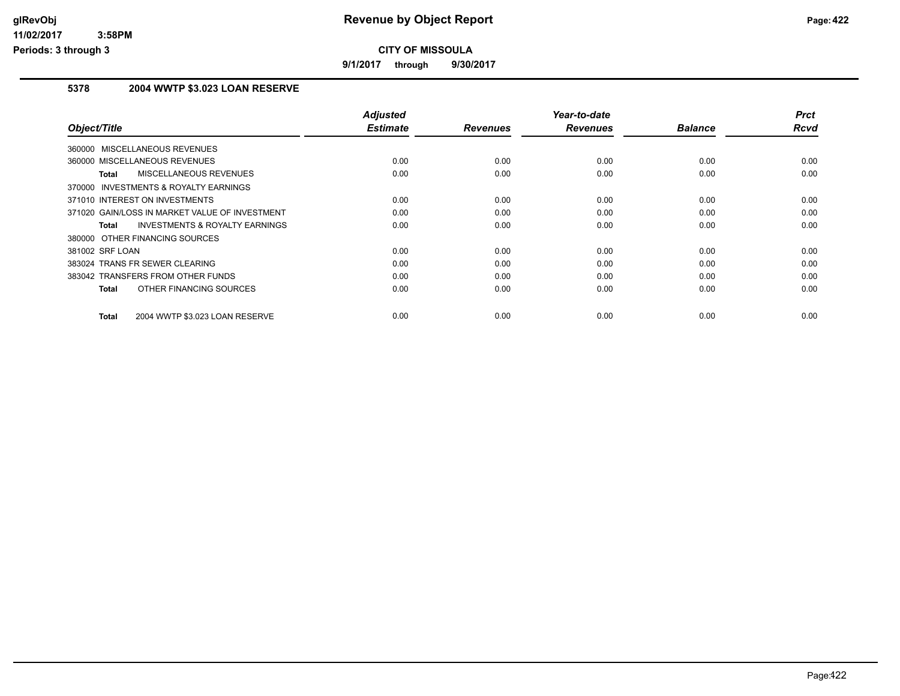**CITY OF MISSOULA**

**9/1/2017 through 9/30/2017**

### 5378 2004 WWTP $3.023 LOAN RESERVE

| Object/Title | Adjusted Estimate | Revenues | Year-to-date Revenues | Balance | Prct Rcvd |
|---|---|---|---|---|---|
| 360000 MISCELLANEOUS REVENUES | | | | | |
| 360000 MISCELLANEOUS REVENUES | 0.00 | 0.00 | 0.00 | 0.00 | 0.00 |
| **Total** MISCELLANEOUS REVENUES | 0.00 | 0.00 | 0.00 | 0.00 | 0.00 |
| 370000 INVESTMENTS & ROYALTY EARNINGS | | | | | |
| 371010 INTEREST ON INVESTMENTS | 0.00 | 0.00 | 0.00 | 0.00 | 0.00 |
| 371020 GAIN/LOSS IN MARKET VALUE OF INVESTMENT | 0.00 | 0.00 | 0.00 | 0.00 | 0.00 |
| **Total** INVESTMENTS & ROYALTY EARNINGS | 0.00 | 0.00 | 0.00 | 0.00 | 0.00 |
| 380000 OTHER FINANCING SOURCES | | | | | |
| 381002 SRF LOAN | 0.00 | 0.00 | 0.00 | 0.00 | 0.00 |
| 383024 TRANS FR SEWER CLEARING | 0.00 | 0.00 | 0.00 | 0.00 | 0.00 |
| 383042 TRANSFERS FROM OTHER FUNDS | 0.00 | 0.00 | 0.00 | 0.00 | 0.00 |
| **Total** OTHER FINANCING SOURCES | 0.00 | 0.00 | 0.00 | 0.00 | 0.00 |
| **Total** 2004 WWTP $3.023 LOAN RESERVE | 0.00 | 0.00 | 0.00 | 0.00 | 0.00 |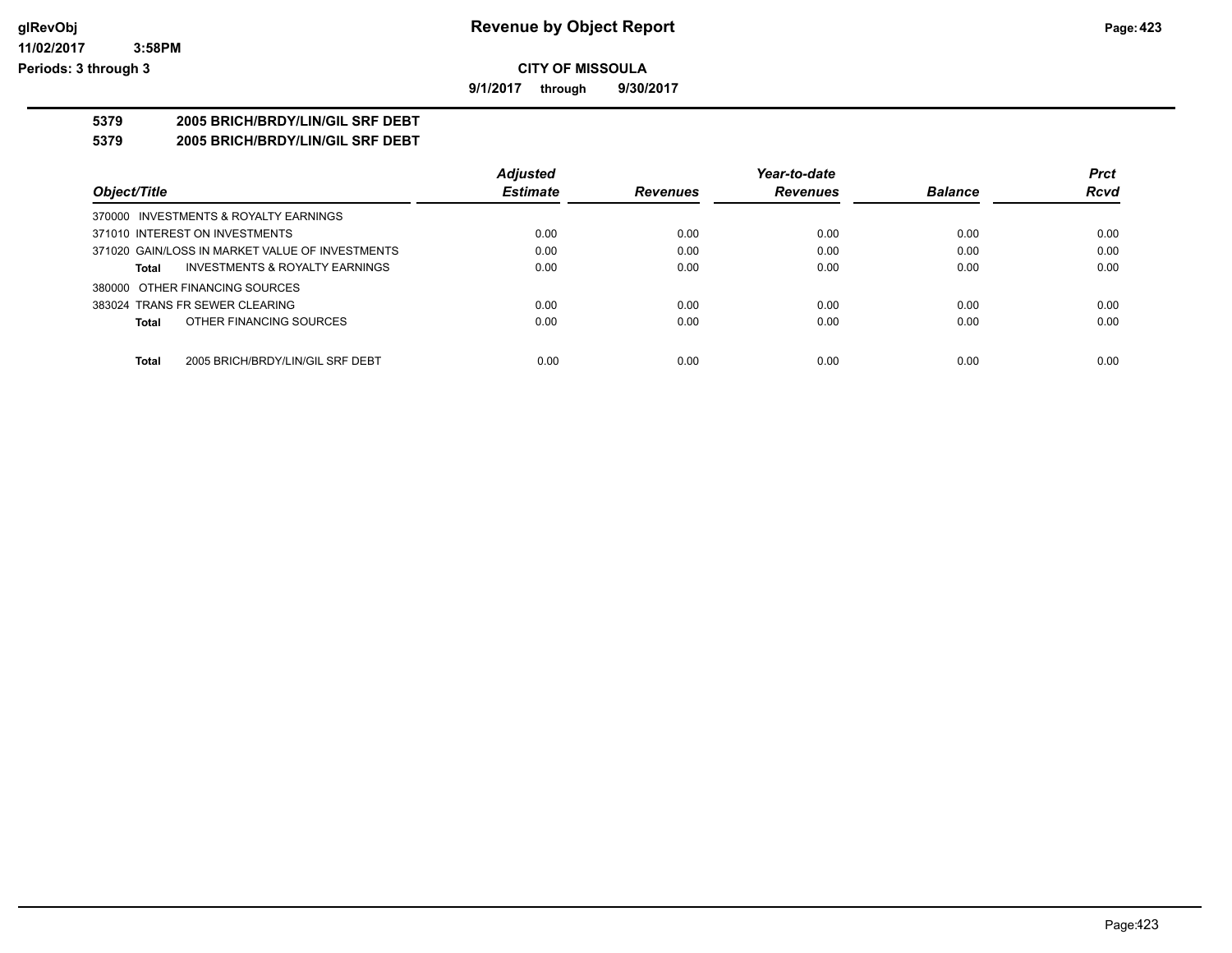# Revenue by Object Report

## CITY OF MISSOULA

**9/1/2017 through 9/30/2017**

glRevObj
11/02/2017 3:58PM
Periods: 3 through 3

### 5379 2005 BRICH/BRDY/LIN/GIL SRF DEBT

### 5379 2005 BRICH/BRDY/LIN/GIL SRF DEBT

| Object/Title | Adjusted Estimate | Revenues | Year-to-date Revenues | Balance | Prct Rcvd |
|---|---|---|---|---|---|
| 370000 INVESTMENTS & ROYALTY EARNINGS | | | | | |
| 371010 INTEREST ON INVESTMENTS | 0.00 | 0.00 | 0.00 | 0.00 | 0.00 |
| 371020 GAIN/LOSS IN MARKET VALUE OF INVESTMENTS | 0.00 | 0.00 | 0.00 | 0.00 | 0.00 |
| **Total** INVESTMENTS & ROYALTY EARNINGS | 0.00 | 0.00 | 0.00 | 0.00 | 0.00 |
| 380000 OTHER FINANCING SOURCES | | | | | |
| 383024 TRANS FR SEWER CLEARING | 0.00 | 0.00 | 0.00 | 0.00 | 0.00 |
| **Total** OTHER FINANCING SOURCES | 0.00 | 0.00 | 0.00 | 0.00 | 0.00 |
| **Total** 2005 BRICH/BRDY/LIN/GIL SRF DEBT | 0.00 | 0.00 | 0.00 | 0.00 | 0.00 |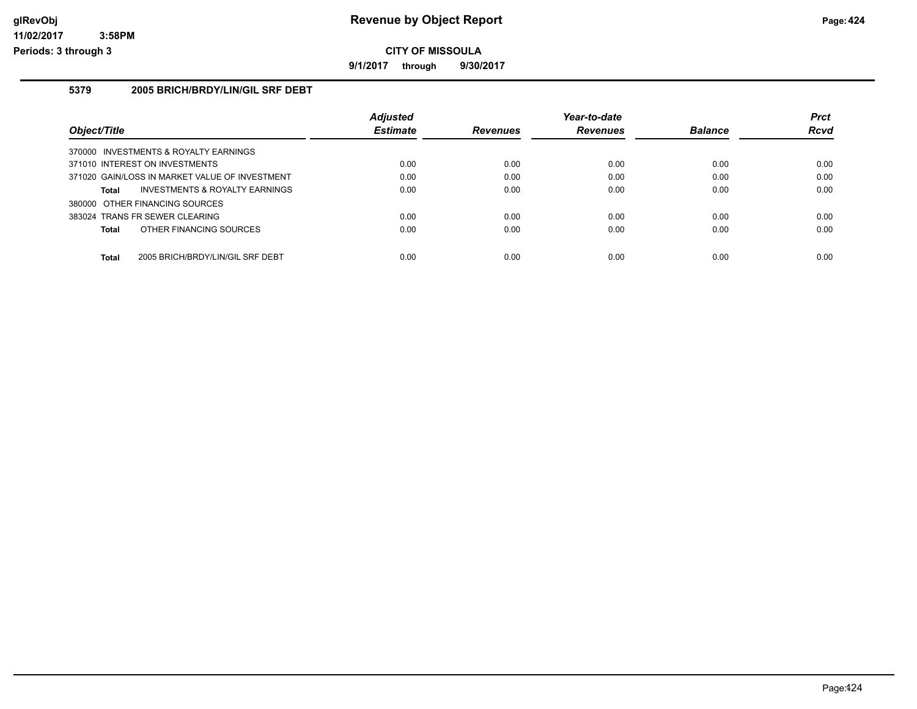# Revenue by Object Report

**CITY OF MISSOULA**

**9/1/2017 through 9/30/2017**

glRevObj
11/02/2017 3:58PM
Periods: 3 through 3

## 5379 2005 BRICH/BRDY/LIN/GIL SRF DEBT

| Object/Title | Adjusted Estimate | Revenues | Year-to-date Revenues | Balance | Prct Rcvd |
|---|---|---|---|---|---|
| 370000 INVESTMENTS & ROYALTY EARNINGS | | | | | |
| 371010 INTEREST ON INVESTMENTS | 0.00 | 0.00 | 0.00 | 0.00 | 0.00 |
| 371020 GAIN/LOSS IN MARKET VALUE OF INVESTMENT | 0.00 | 0.00 | 0.00 | 0.00 | 0.00 |
| **Total** INVESTMENTS & ROYALTY EARNINGS | 0.00 | 0.00 | 0.00 | 0.00 | 0.00 |
| 380000 OTHER FINANCING SOURCES | | | | | |
| 383024 TRANS FR SEWER CLEARING | 0.00 | 0.00 | 0.00 | 0.00 | 0.00 |
| **Total** OTHER FINANCING SOURCES | 0.00 | 0.00 | 0.00 | 0.00 | 0.00 |
| **Total** 2005 BRICH/BRDY/LIN/GIL SRF DEBT | 0.00 | 0.00 | 0.00 | 0.00 | 0.00 |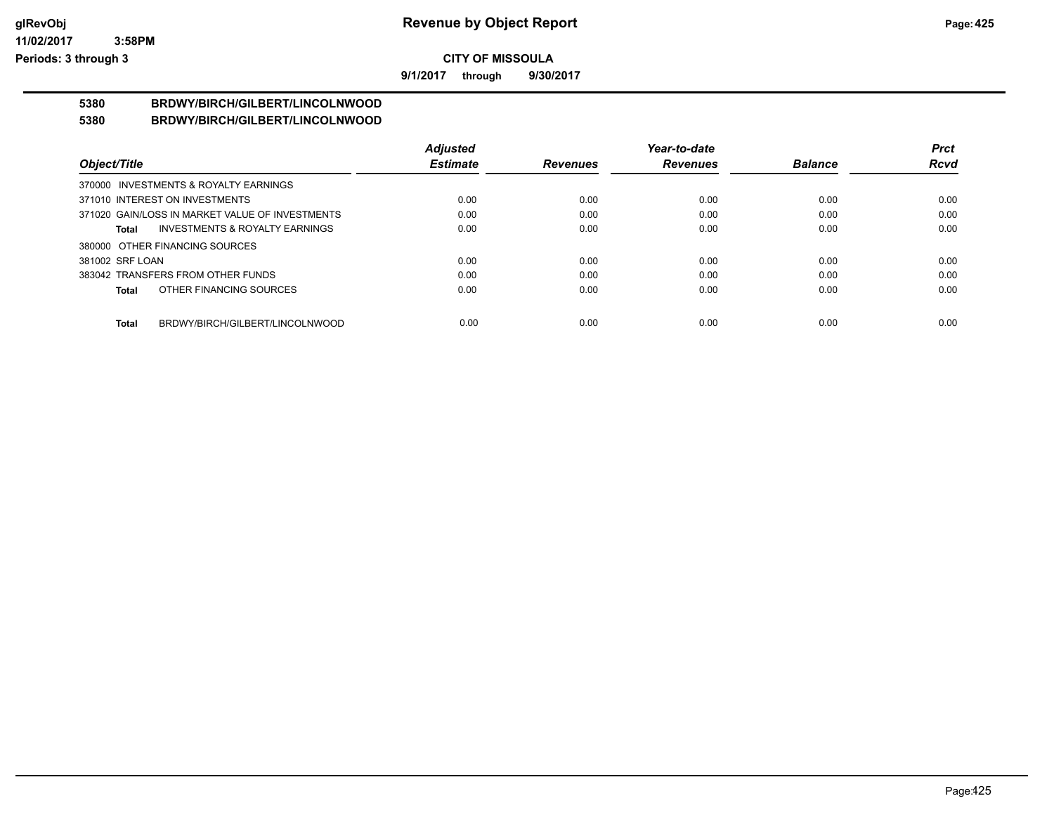# Revenue by Object Report

## CITY OF MISSOULA

**9/1/2017 through 9/30/2017**

### 5380 BRDWY/BIRCH/GILBERT/LINCOLNWOOD
### 5380 BRDWY/BIRCH/GILBERT/LINCOLNWOOD

| Object/Title | Adjusted Estimate | Revenues | Year-to-date Revenues | Balance | Prct Rcvd |
|---|---|---|---|---|---|
| 370000 INVESTMENTS & ROYALTY EARNINGS | | | | | |
| 371010 INTEREST ON INVESTMENTS | 0.00 | 0.00 | 0.00 | 0.00 | 0.00 |
| 371020 GAIN/LOSS IN MARKET VALUE OF INVESTMENTS | 0.00 | 0.00 | 0.00 | 0.00 | 0.00 |
| **Total** INVESTMENTS & ROYALTY EARNINGS | 0.00 | 0.00 | 0.00 | 0.00 | 0.00 |
| 380000 OTHER FINANCING SOURCES | | | | | |
| 381002 SRF LOAN | 0.00 | 0.00 | 0.00 | 0.00 | 0.00 |
| 383042 TRANSFERS FROM OTHER FUNDS | 0.00 | 0.00 | 0.00 | 0.00 | 0.00 |
| **Total** OTHER FINANCING SOURCES | 0.00 | 0.00 | 0.00 | 0.00 | 0.00 |
| **Total** BRDWY/BIRCH/GILBERT/LINCOLNWOOD | 0.00 | 0.00 | 0.00 | 0.00 | 0.00 |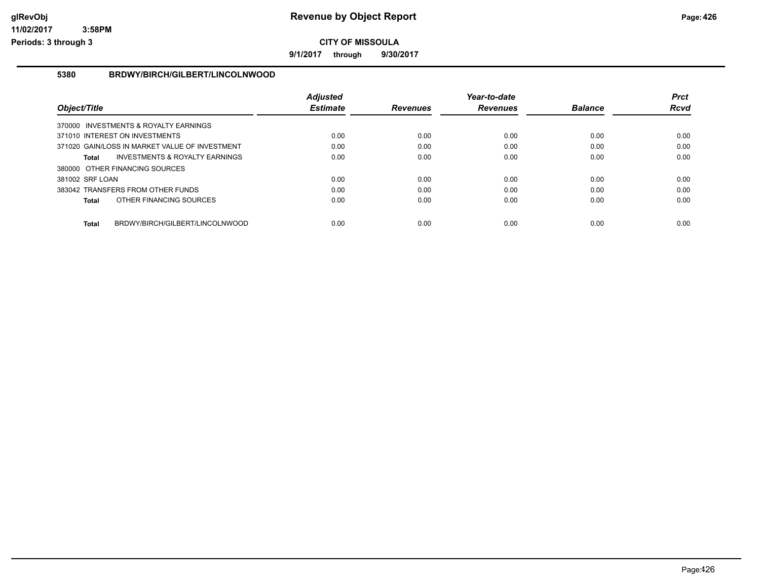**CITY OF MISSOULA**

**9/1/2017 through 9/30/2017**

**5380 BRDWY/BIRCH/GILBERT/LINCOLNWOOD**

| Object/Title | Adjusted Estimate | Revenues | Year-to-date Revenues | Balance | Prct Rcvd |
|---|---|---|---|---|---|
| 370000 INVESTMENTS & ROYALTY EARNINGS | | | | | |
| 371010 INTEREST ON INVESTMENTS | 0.00 | 0.00 | 0.00 | 0.00 | 0.00 |
| 371020 GAIN/LOSS IN MARKET VALUE OF INVESTMENT | 0.00 | 0.00 | 0.00 | 0.00 | 0.00 |
| **Total** INVESTMENTS & ROYALTY EARNINGS | 0.00 | 0.00 | 0.00 | 0.00 | 0.00 |
| 380000 OTHER FINANCING SOURCES | | | | | |
| 381002 SRF LOAN | 0.00 | 0.00 | 0.00 | 0.00 | 0.00 |
| 383042 TRANSFERS FROM OTHER FUNDS | 0.00 | 0.00 | 0.00 | 0.00 | 0.00 |
| **Total** OTHER FINANCING SOURCES | 0.00 | 0.00 | 0.00 | 0.00 | 0.00 |
| **Total** BRDWY/BIRCH/GILBERT/LINCOLNWOOD | 0.00 | 0.00 | 0.00 | 0.00 | 0.00 |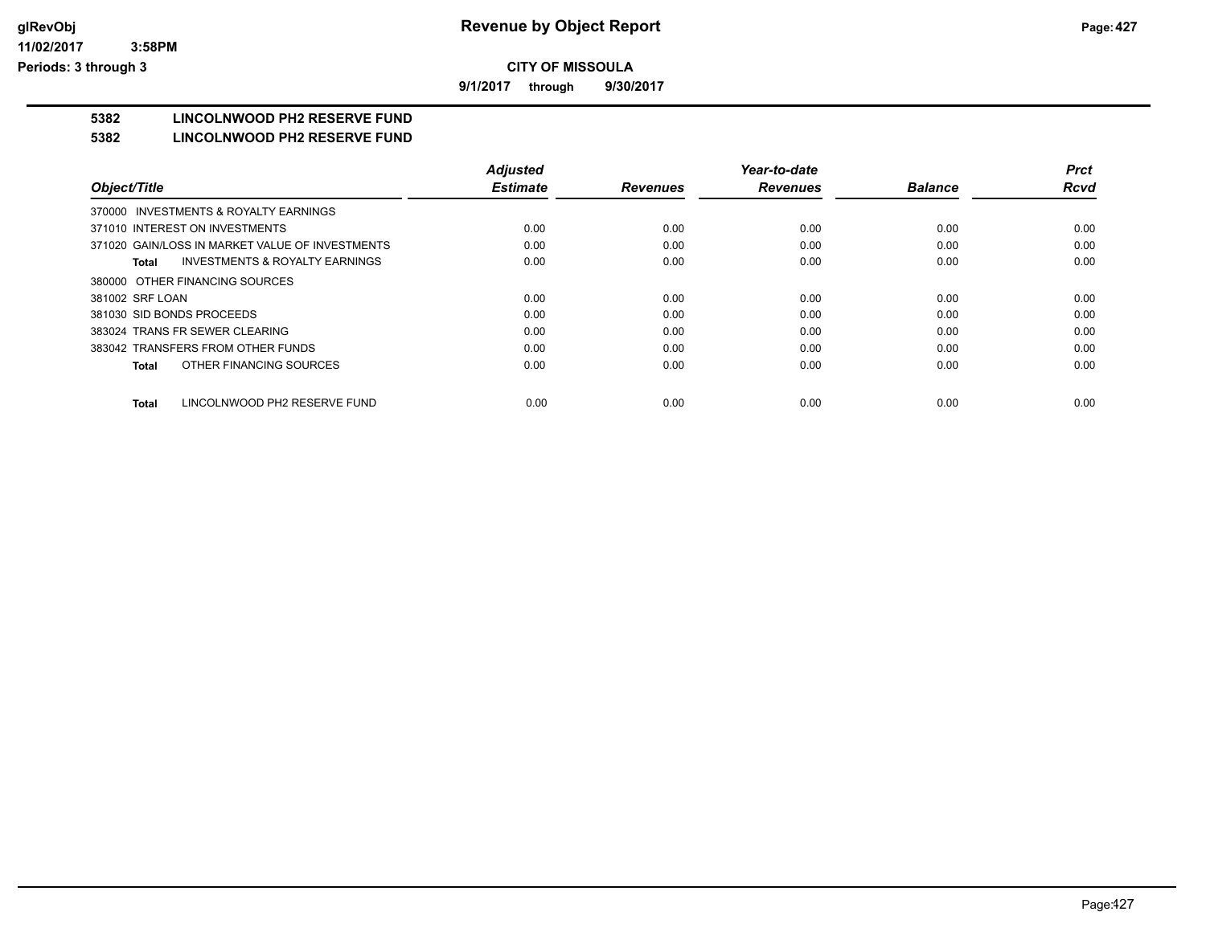**Revenue by Object Report**

**CITY OF MISSOULA**

**9/1/2017 through 9/30/2017**

glRevObj
11/02/2017 3:58PM
Periods: 3 through 3

## 5382 LINCOLNWOOD PH2 RESERVE FUND

## 5382 LINCOLNWOOD PH2 RESERVE FUND

| Object/Title | Adjusted Estimate | Revenues | Year-to-date Revenues | Balance | Prct Rcvd |
|---|---|---|---|---|---|
| 370000 INVESTMENTS & ROYALTY EARNINGS | | | | | |
| 371010 INTEREST ON INVESTMENTS | 0.00 | 0.00 | 0.00 | 0.00 | 0.00 |
| 371020 GAIN/LOSS IN MARKET VALUE OF INVESTMENTS | 0.00 | 0.00 | 0.00 | 0.00 | 0.00 |
| **Total** INVESTMENTS & ROYALTY EARNINGS | 0.00 | 0.00 | 0.00 | 0.00 | 0.00 |
| 380000 OTHER FINANCING SOURCES | | | | | |
| 381002 SRF LOAN | 0.00 | 0.00 | 0.00 | 0.00 | 0.00 |
| 381030 SID BONDS PROCEEDS | 0.00 | 0.00 | 0.00 | 0.00 | 0.00 |
| 383024 TRANS FR SEWER CLEARING | 0.00 | 0.00 | 0.00 | 0.00 | 0.00 |
| 383042 TRANSFERS FROM OTHER FUNDS | 0.00 | 0.00 | 0.00 | 0.00 | 0.00 |
| **Total** OTHER FINANCING SOURCES | 0.00 | 0.00 | 0.00 | 0.00 | 0.00 |
| **Total** LINCOLNWOOD PH2 RESERVE FUND | 0.00 | 0.00 | 0.00 | 0.00 | 0.00 |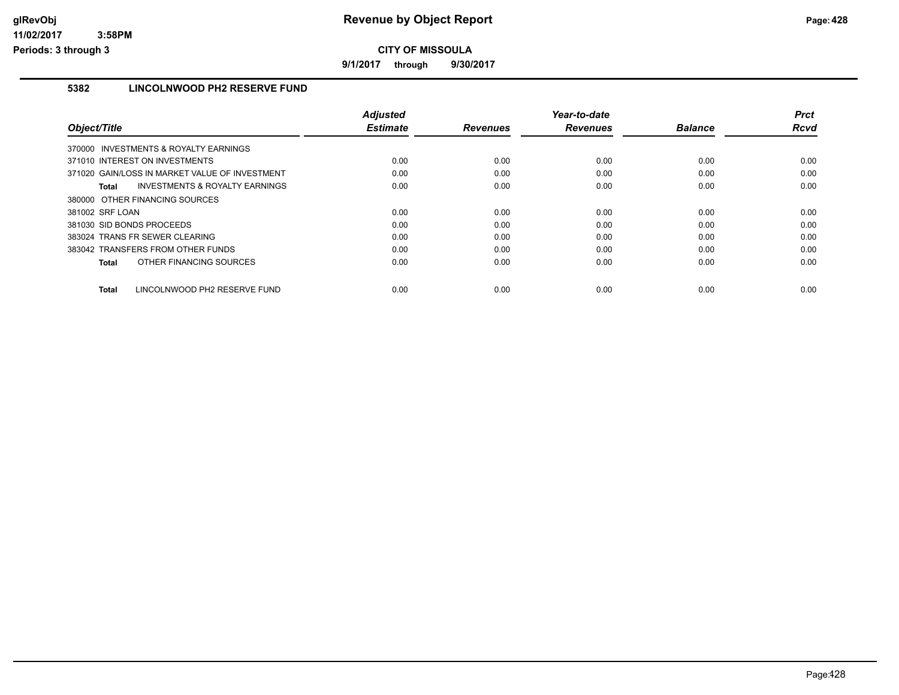**Revenue by Object Report**

**CITY OF MISSOULA**

**9/1/2017 through 9/30/2017**

glRevObj
11/02/2017 3:58PM
Periods: 3 through 3

## 5382 LINCOLNWOOD PH2 RESERVE FUND

| Object/Title | Adjusted Estimate | Revenues | Year-to-date Revenues | Balance | Prct Rcvd |
|---|---|---|---|---|---|
| 370000 INVESTMENTS & ROYALTY EARNINGS | | | | | |
| 371010 INTEREST ON INVESTMENTS | 0.00 | 0.00 | 0.00 | 0.00 | 0.00 |
| 371020 GAIN/LOSS IN MARKET VALUE OF INVESTMENT | 0.00 | 0.00 | 0.00 | 0.00 | 0.00 |
| **Total** INVESTMENTS & ROYALTY EARNINGS | 0.00 | 0.00 | 0.00 | 0.00 | 0.00 |
| 380000 OTHER FINANCING SOURCES | | | | | |
| 381002 SRF LOAN | 0.00 | 0.00 | 0.00 | 0.00 | 0.00 |
| 381030 SID BONDS PROCEEDS | 0.00 | 0.00 | 0.00 | 0.00 | 0.00 |
| 383024 TRANS FR SEWER CLEARING | 0.00 | 0.00 | 0.00 | 0.00 | 0.00 |
| 383042 TRANSFERS FROM OTHER FUNDS | 0.00 | 0.00 | 0.00 | 0.00 | 0.00 |
| **Total** OTHER FINANCING SOURCES | 0.00 | 0.00 | 0.00 | 0.00 | 0.00 |
| **Total** LINCOLNWOOD PH2 RESERVE FUND | 0.00 | 0.00 | 0.00 | 0.00 | 0.00 |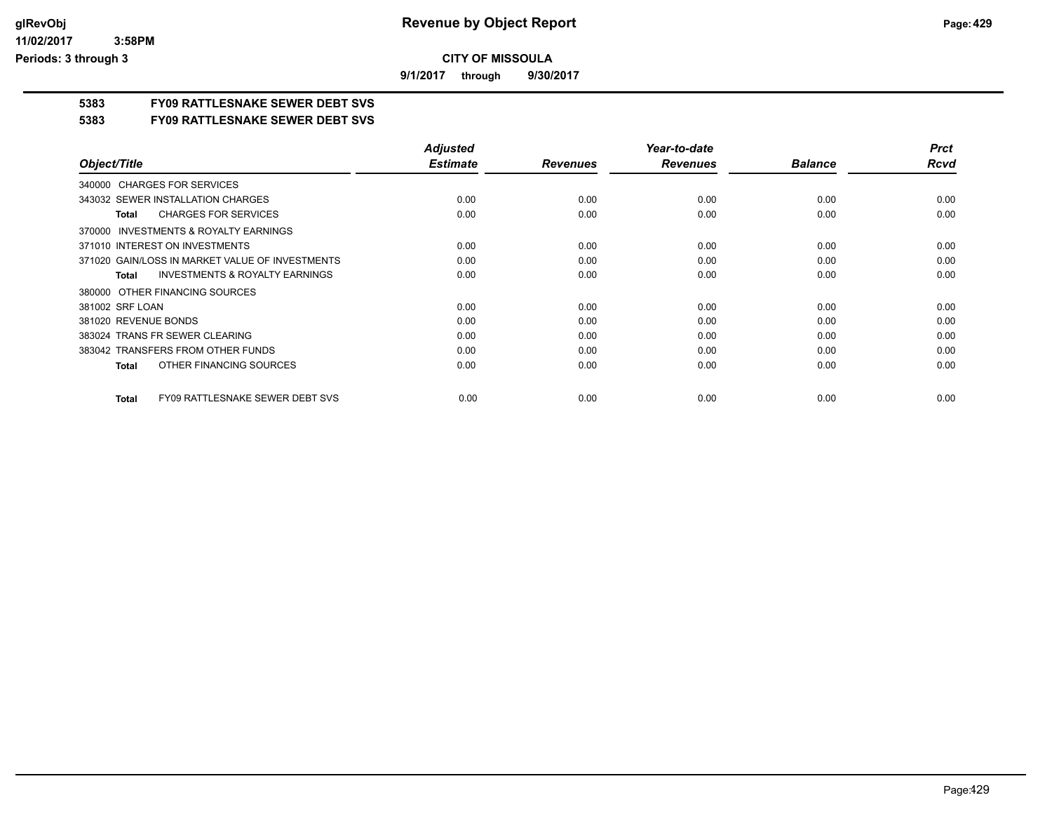# Revenue by Object Report

**CITY OF MISSOULA**

**9/1/2017 through 9/30/2017**

glRevObj
11/02/2017 3:58PM
Periods: 3 through 3

## 5383 FY09 RATTLESNAKE SEWER DEBT SVS

### 5383 FY09 RATTLESNAKE SEWER DEBT SVS

| Object/Title | Adjusted Estimate | Revenues | Year-to-date Revenues | Balance | Prct Rcvd |
|---|---|---|---|---|---|
| 340000 CHARGES FOR SERVICES | | | | | |
| 343032 SEWER INSTALLATION CHARGES | 0.00 | 0.00 | 0.00 | 0.00 | 0.00 |
| **Total** CHARGES FOR SERVICES | 0.00 | 0.00 | 0.00 | 0.00 | 0.00 |
| 370000 INVESTMENTS & ROYALTY EARNINGS | | | | | |
| 371010 INTEREST ON INVESTMENTS | 0.00 | 0.00 | 0.00 | 0.00 | 0.00 |
| 371020 GAIN/LOSS IN MARKET VALUE OF INVESTMENTS | 0.00 | 0.00 | 0.00 | 0.00 | 0.00 |
| **Total** INVESTMENTS & ROYALTY EARNINGS | 0.00 | 0.00 | 0.00 | 0.00 | 0.00 |
| 380000 OTHER FINANCING SOURCES | | | | | |
| 381002 SRF LOAN | 0.00 | 0.00 | 0.00 | 0.00 | 0.00 |
| 381020 REVENUE BONDS | 0.00 | 0.00 | 0.00 | 0.00 | 0.00 |
| 383024 TRANS FR SEWER CLEARING | 0.00 | 0.00 | 0.00 | 0.00 | 0.00 |
| 383042 TRANSFERS FROM OTHER FUNDS | 0.00 | 0.00 | 0.00 | 0.00 | 0.00 |
| **Total** OTHER FINANCING SOURCES | 0.00 | 0.00 | 0.00 | 0.00 | 0.00 |
| **Total** FY09 RATTLESNAKE SEWER DEBT SVS | 0.00 | 0.00 | 0.00 | 0.00 | 0.00 |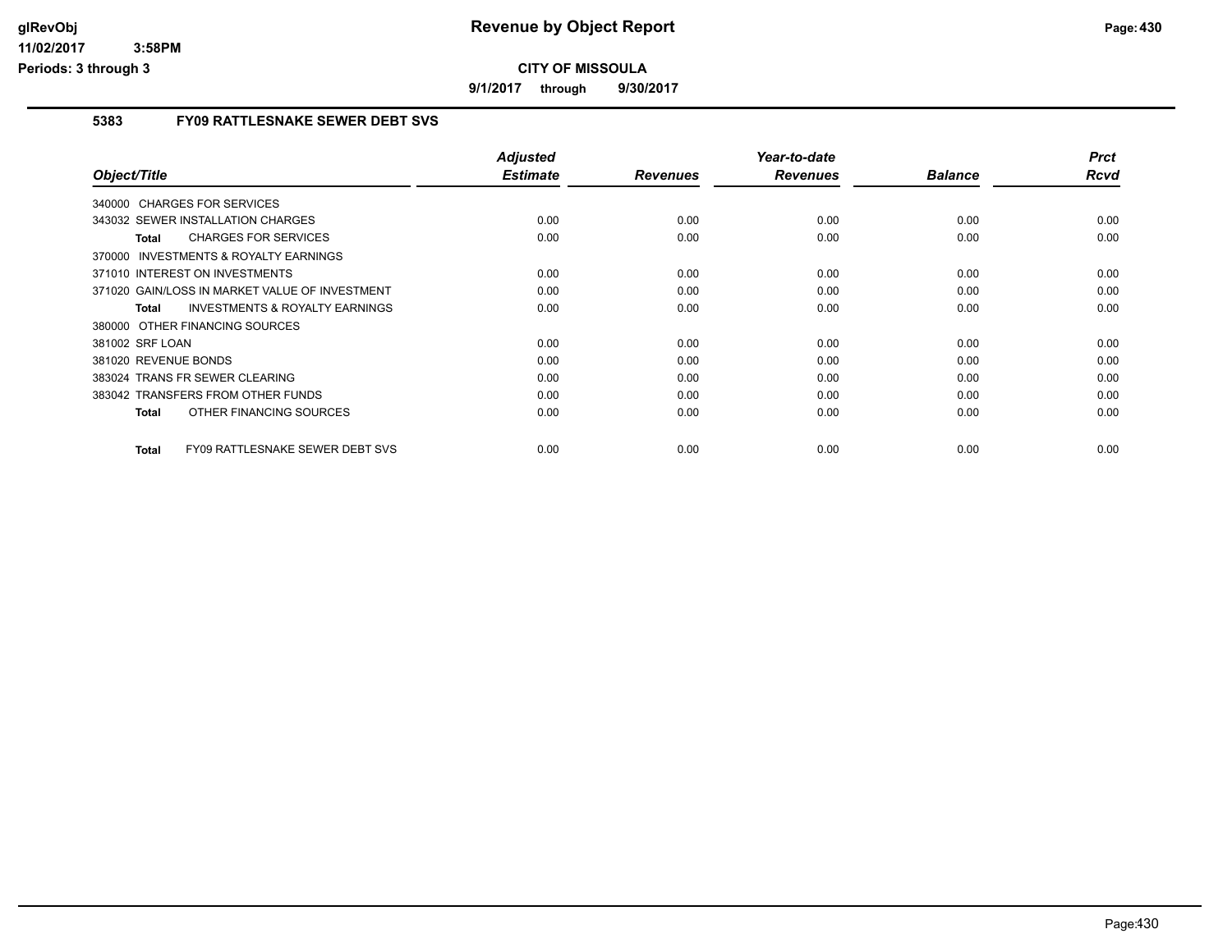# Revenue by Object Report

**CITY OF MISSOULA**

**9/1/2017 through 9/30/2017**

glRevObj
11/02/2017 3:58PM
Periods: 3 through 3

## 5383 FY09 RATTLESNAKE SEWER DEBT SVS

| Object/Title | Adjusted Estimate | Revenues | Year-to-date Revenues | Balance | Prct Rcvd |
|---|---|---|---|---|---|
| 340000 CHARGES FOR SERVICES | | | | | |
| 343032 SEWER INSTALLATION CHARGES | 0.00 | 0.00 | 0.00 | 0.00 | 0.00 |
| **Total** CHARGES FOR SERVICES | 0.00 | 0.00 | 0.00 | 0.00 | 0.00 |
| 370000 INVESTMENTS & ROYALTY EARNINGS | | | | | |
| 371010 INTEREST ON INVESTMENTS | 0.00 | 0.00 | 0.00 | 0.00 | 0.00 |
| 371020 GAIN/LOSS IN MARKET VALUE OF INVESTMENT | 0.00 | 0.00 | 0.00 | 0.00 | 0.00 |
| **Total** INVESTMENTS & ROYALTY EARNINGS | 0.00 | 0.00 | 0.00 | 0.00 | 0.00 |
| 380000 OTHER FINANCING SOURCES | | | | | |
| 381002 SRF LOAN | 0.00 | 0.00 | 0.00 | 0.00 | 0.00 |
| 381020 REVENUE BONDS | 0.00 | 0.00 | 0.00 | 0.00 | 0.00 |
| 383024 TRANS FR SEWER CLEARING | 0.00 | 0.00 | 0.00 | 0.00 | 0.00 |
| 383042 TRANSFERS FROM OTHER FUNDS | 0.00 | 0.00 | 0.00 | 0.00 | 0.00 |
| **Total** OTHER FINANCING SOURCES | 0.00 | 0.00 | 0.00 | 0.00 | 0.00 |
| **Total** FY09 RATTLESNAKE SEWER DEBT SVS | 0.00 | 0.00 | 0.00 | 0.00 | 0.00 |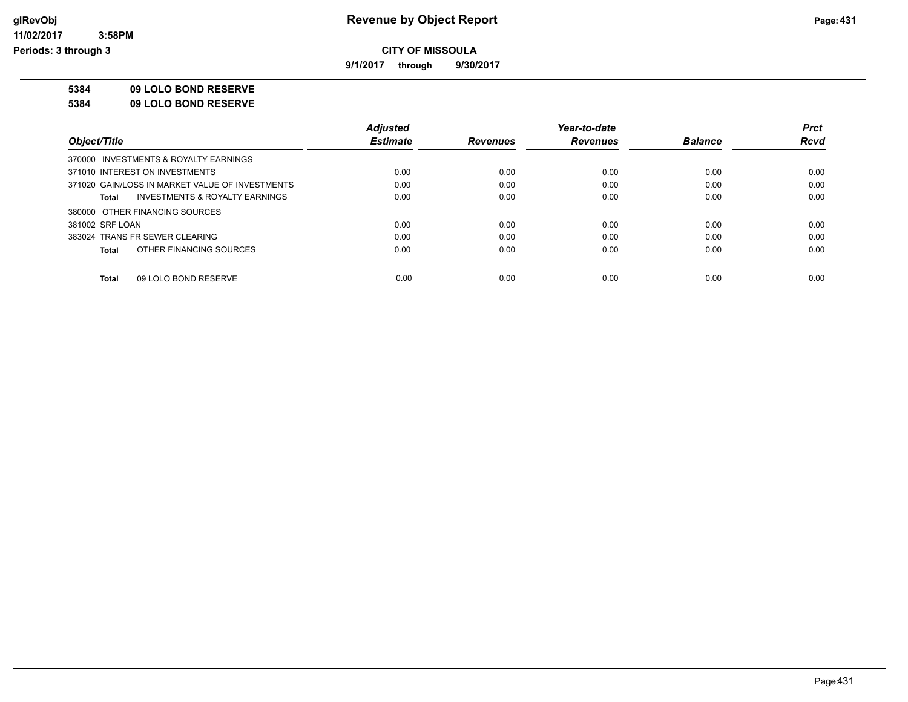# Revenue by Object Report

**CITY OF MISSOULA**

**9/1/2017 through 9/30/2017**

glRevObj
11/02/2017 3:58PM
Periods: 3 through 3

**5384 09 LOLO BOND RESERVE**

**5384 09 LOLO BOND RESERVE**

| Object/Title | Adjusted Estimate | Revenues | Year-to-date Revenues | Balance | Prct Rcvd |
|---|---|---|---|---|---|
| 370000 INVESTMENTS & ROYALTY EARNINGS | | | | | |
| 371010 INTEREST ON INVESTMENTS | 0.00 | 0.00 | 0.00 | 0.00 | 0.00 |
| 371020 GAIN/LOSS IN MARKET VALUE OF INVESTMENTS | 0.00 | 0.00 | 0.00 | 0.00 | 0.00 |
| **Total** INVESTMENTS & ROYALTY EARNINGS | 0.00 | 0.00 | 0.00 | 0.00 | 0.00 |
| 380000 OTHER FINANCING SOURCES | | | | | |
| 381002 SRF LOAN | 0.00 | 0.00 | 0.00 | 0.00 | 0.00 |
| 383024 TRANS FR SEWER CLEARING | 0.00 | 0.00 | 0.00 | 0.00 | 0.00 |
| **Total** OTHER FINANCING SOURCES | 0.00 | 0.00 | 0.00 | 0.00 | 0.00 |
| **Total** 09 LOLO BOND RESERVE | 0.00 | 0.00 | 0.00 | 0.00 | 0.00 |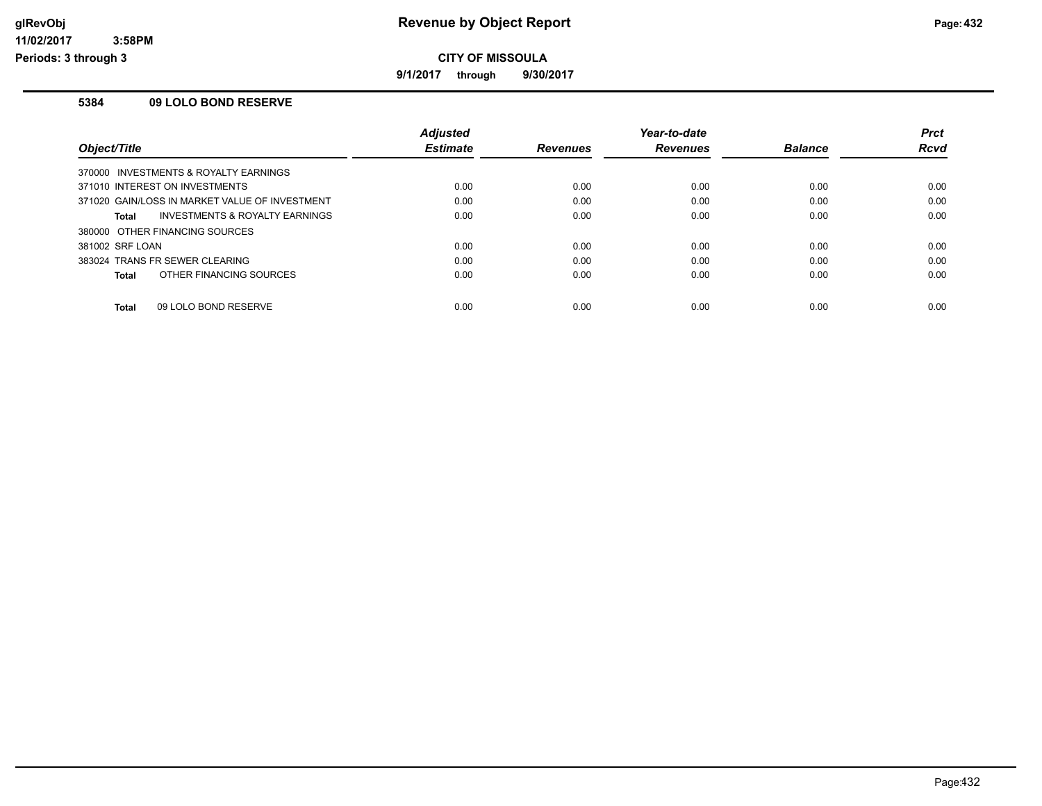# Revenue by Object Report

**CITY OF MISSOULA**

**9/1/2017 through 9/30/2017**

glRevObj
11/02/2017 3:58PM
Periods: 3 through 3

## 5384 09 LOLO BOND RESERVE

| Object/Title | Adjusted Estimate | Revenues | Year-to-date Revenues | Balance | Prct Rcvd |
|---|---|---|---|---|---|
| 370000 INVESTMENTS & ROYALTY EARNINGS | | | | | |
| 371010 INTEREST ON INVESTMENTS | 0.00 | 0.00 | 0.00 | 0.00 | 0.00 |
| 371020 GAIN/LOSS IN MARKET VALUE OF INVESTMENT | 0.00 | 0.00 | 0.00 | 0.00 | 0.00 |
| **Total** INVESTMENTS & ROYALTY EARNINGS | 0.00 | 0.00 | 0.00 | 0.00 | 0.00 |
| 380000 OTHER FINANCING SOURCES | | | | | |
| 381002 SRF LOAN | 0.00 | 0.00 | 0.00 | 0.00 | 0.00 |
| 383024 TRANS FR SEWER CLEARING | 0.00 | 0.00 | 0.00 | 0.00 | 0.00 |
| **Total** OTHER FINANCING SOURCES | 0.00 | 0.00 | 0.00 | 0.00 | 0.00 |
| **Total** 09 LOLO BOND RESERVE | 0.00 | 0.00 | 0.00 | 0.00 | 0.00 |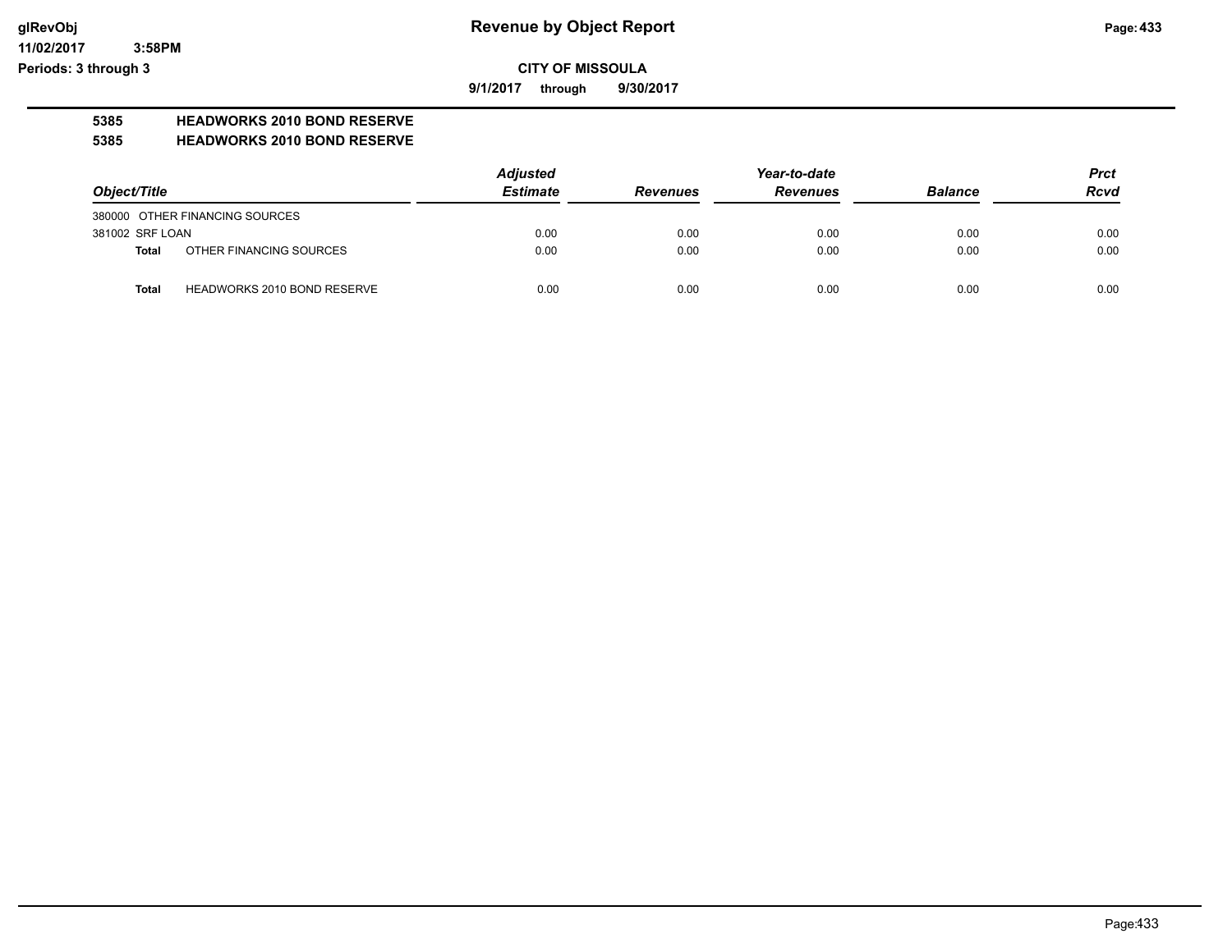**glRevObj**
**11/02/2017 3:58PM**
**Periods: 3 through 3**

# Revenue by Object Report

**CITY OF MISSOULA**

**9/1/2017 through 9/30/2017**

**5385 HEADWORKS 2010 BOND RESERVE**
**5385 HEADWORKS 2010 BOND RESERVE**

| *Object/Title* | *Adjusted Estimate* | *Revenues* | *Year-to-date Revenues* | *Balance* | *Prct Rcvd* |
|---|---|---|---|---|---|
| 380000 OTHER FINANCING SOURCES | | | | | |
| 381002 SRF LOAN | 0.00 | 0.00 | 0.00 | 0.00 | 0.00 |
| **Total** OTHER FINANCING SOURCES | 0.00 | 0.00 | 0.00 | 0.00 | 0.00 |
| **Total** HEADWORKS 2010 BOND RESERVE | 0.00 | 0.00 | 0.00 | 0.00 | 0.00 |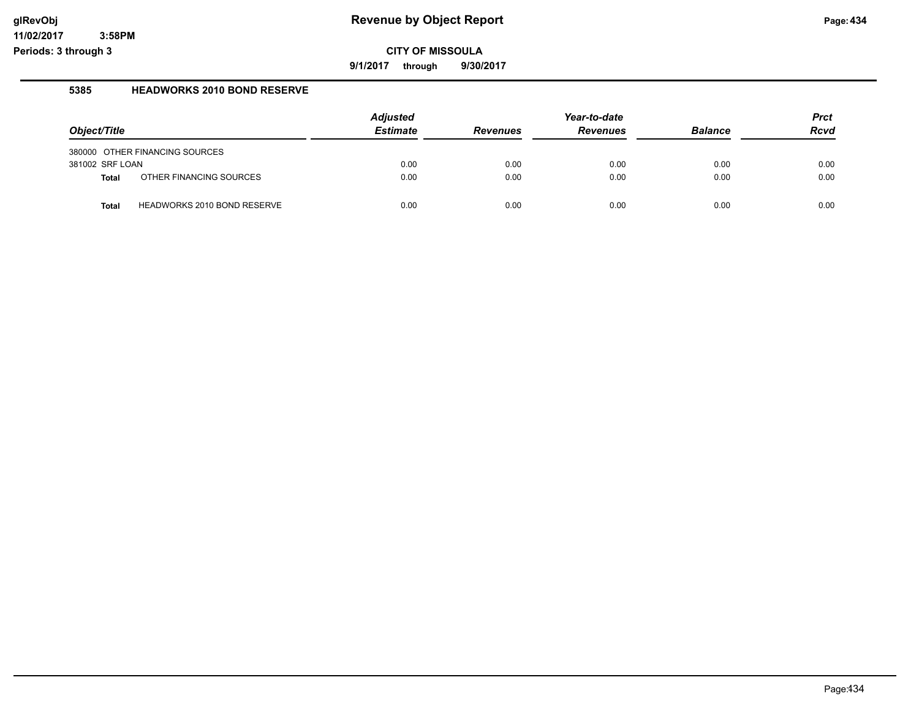**Revenue by Object Report**

**CITY OF MISSOULA**

**9/1/2017 through 9/30/2017**

glRevObj
11/02/2017 3:58PM
Periods: 3 through 3

## 5385 HEADWORKS 2010 BOND RESERVE

| Object/Title | | Adjusted Estimate | Revenues | Year-to-date Revenues | Balance | Prct Rcvd |
|---|---|---|---|---|---|---|
| 380000 OTHER FINANCING SOURCES | | | | | | |
| 381002 SRF LOAN | | 0.00 | 0.00 | 0.00 | 0.00 | 0.00 |
| **Total** | OTHER FINANCING SOURCES | 0.00 | 0.00 | 0.00 | 0.00 | 0.00 |
| **Total** | HEADWORKS 2010 BOND RESERVE | 0.00 | 0.00 | 0.00 | 0.00 | 0.00 |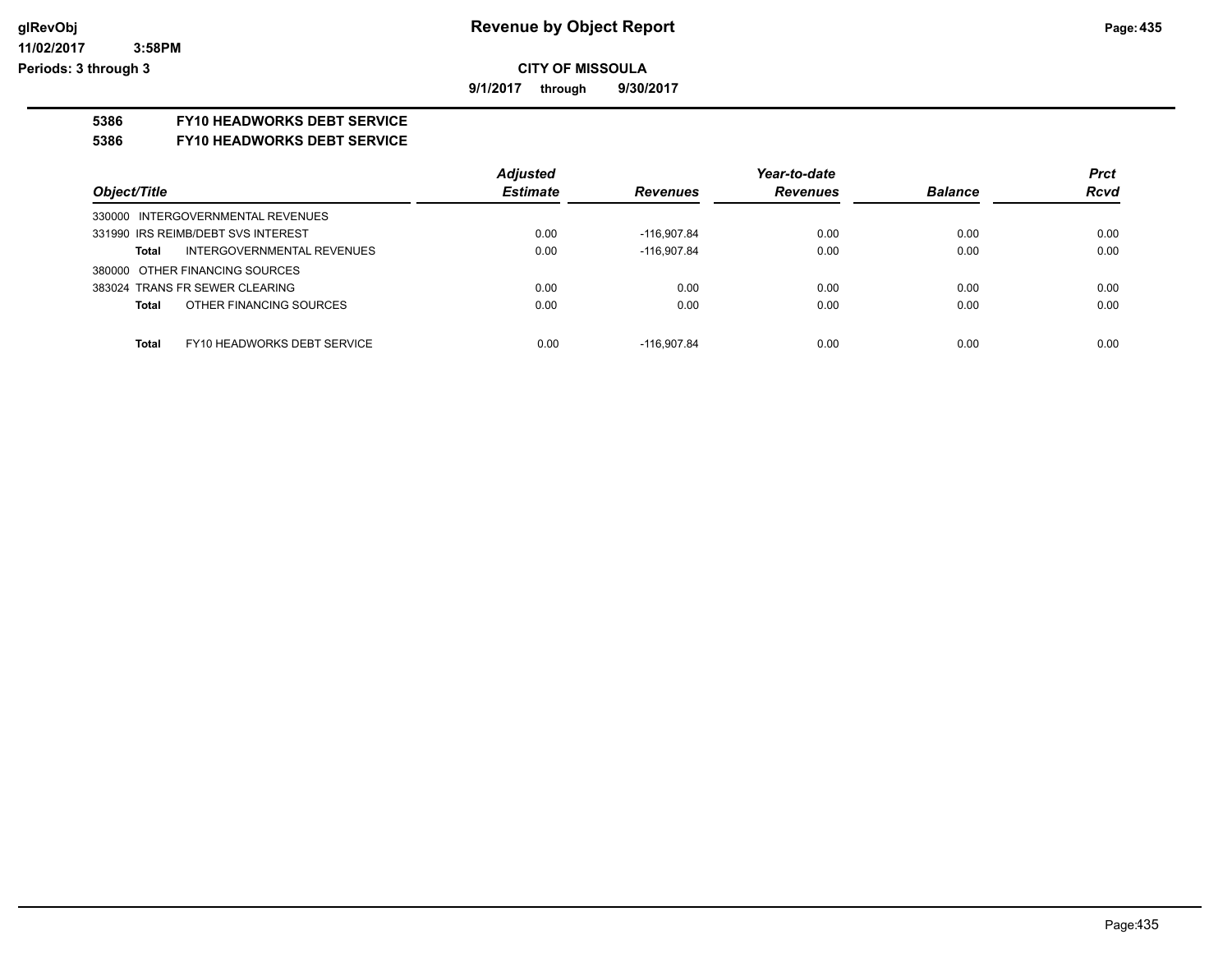**CITY OF MISSOULA**

**9/1/2017 through 9/30/2017**

## 5386 FY10 HEADWORKS DEBT SERVICE

## 5386 FY10 HEADWORKS DEBT SERVICE

| Object/Title | | Adjusted Estimate | Revenues | Year-to-date Revenues | Balance | Prct Rcvd |
|---|---|---|---|---|---|---|
| 330000 INTERGOVERNMENTAL REVENUES | | | | | | |
| 331990 IRS REIMB/DEBT SVS INTEREST | | 0.00 | -116,907.84 | 0.00 | 0.00 | 0.00 |
| **Total** | INTERGOVERNMENTAL REVENUES | 0.00 | -116,907.84 | 0.00 | 0.00 | 0.00 |
| 380000 OTHER FINANCING SOURCES | | | | | | |
| 383024 TRANS FR SEWER CLEARING | | 0.00 | 0.00 | 0.00 | 0.00 | 0.00 |
| **Total** | OTHER FINANCING SOURCES | 0.00 | 0.00 | 0.00 | 0.00 | 0.00 |
| **Total** | FY10 HEADWORKS DEBT SERVICE | 0.00 | -116,907.84 | 0.00 | 0.00 | 0.00 |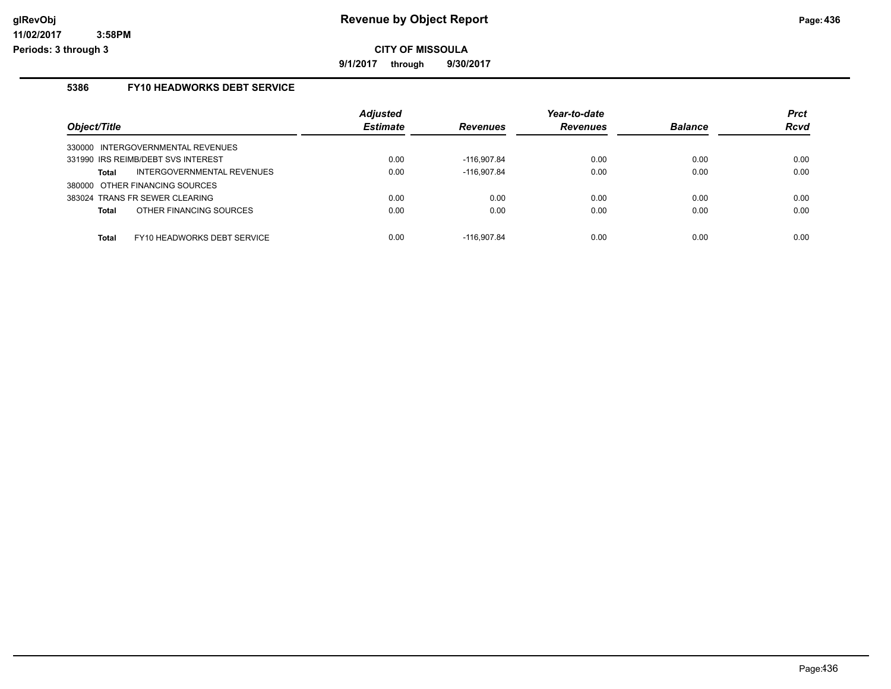# Revenue by Object Report

**CITY OF MISSOULA**

**9/1/2017 through 9/30/2017**

glRevObj
11/02/2017 3:58PM
Periods: 3 through 3

## 5386 FY10 HEADWORKS DEBT SERVICE

| Object/Title | Adjusted Estimate | Revenues | Year-to-date Revenues | Balance | Prct Rcvd |
|---|---|---|---|---|---|
| 330000 INTERGOVERNMENTAL REVENUES | | | | | |
| 331990 IRS REIMB/DEBT SVS INTEREST | 0.00 | -116,907.84 | 0.00 | 0.00 | 0.00 |
| **Total** INTERGOVERNMENTAL REVENUES | 0.00 | -116,907.84 | 0.00 | 0.00 | 0.00 |
| 380000 OTHER FINANCING SOURCES | | | | | |
| 383024 TRANS FR SEWER CLEARING | 0.00 | 0.00 | 0.00 | 0.00 | 0.00 |
| **Total** OTHER FINANCING SOURCES | 0.00 | 0.00 | 0.00 | 0.00 | 0.00 |
| **Total** FY10 HEADWORKS DEBT SERVICE | 0.00 | -116,907.84 | 0.00 | 0.00 | 0.00 |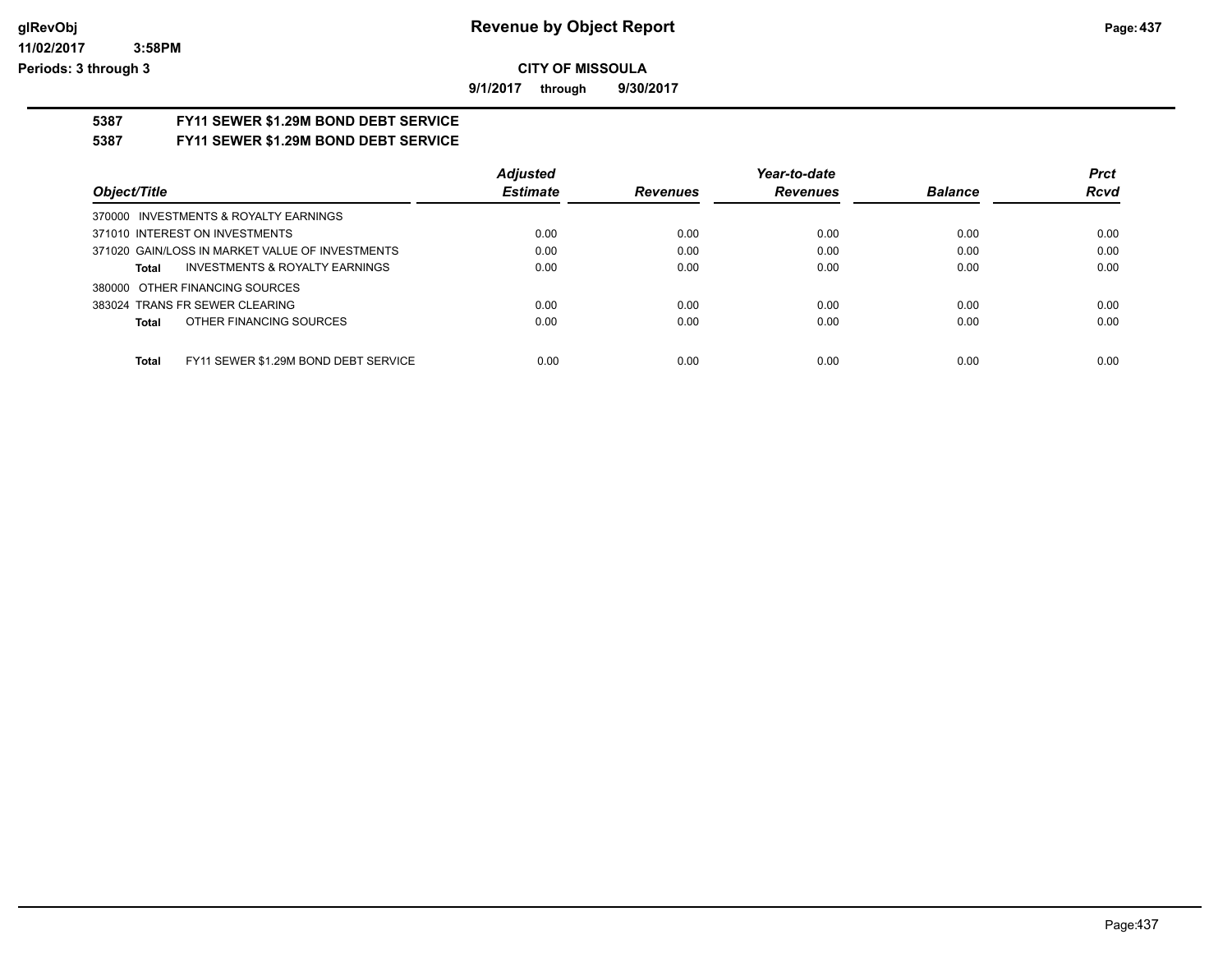**Revenue by Object Report**

**CITY OF MISSOULA**

**9/1/2017 through 9/30/2017**

glRevObj
11/02/2017 3:58PM
Periods: 3 through 3

## 5387 FY11 SEWER $1.29M BOND DEBT SERVICE

## 5387 FY11 SEWER $1.29M BOND DEBT SERVICE

| Object/Title | Adjusted Estimate | Revenues | Year-to-date Revenues | Balance | Prct Rcvd |
|---|---|---|---|---|---|
| 370000 INVESTMENTS & ROYALTY EARNINGS | | | | | |
| 371010 INTEREST ON INVESTMENTS | 0.00 | 0.00 | 0.00 | 0.00 | 0.00 |
| 371020 GAIN/LOSS IN MARKET VALUE OF INVESTMENTS | 0.00 | 0.00 | 0.00 | 0.00 | 0.00 |
| **Total** INVESTMENTS & ROYALTY EARNINGS | 0.00 | 0.00 | 0.00 | 0.00 | 0.00 |
| 380000 OTHER FINANCING SOURCES | | | | | |
| 383024 TRANS FR SEWER CLEARING | 0.00 | 0.00 | 0.00 | 0.00 | 0.00 |
| **Total** OTHER FINANCING SOURCES | 0.00 | 0.00 | 0.00 | 0.00 | 0.00 |
| **Total** FY11 SEWER $1.29M BOND DEBT SERVICE | 0.00 | 0.00 | 0.00 | 0.00 | 0.00 |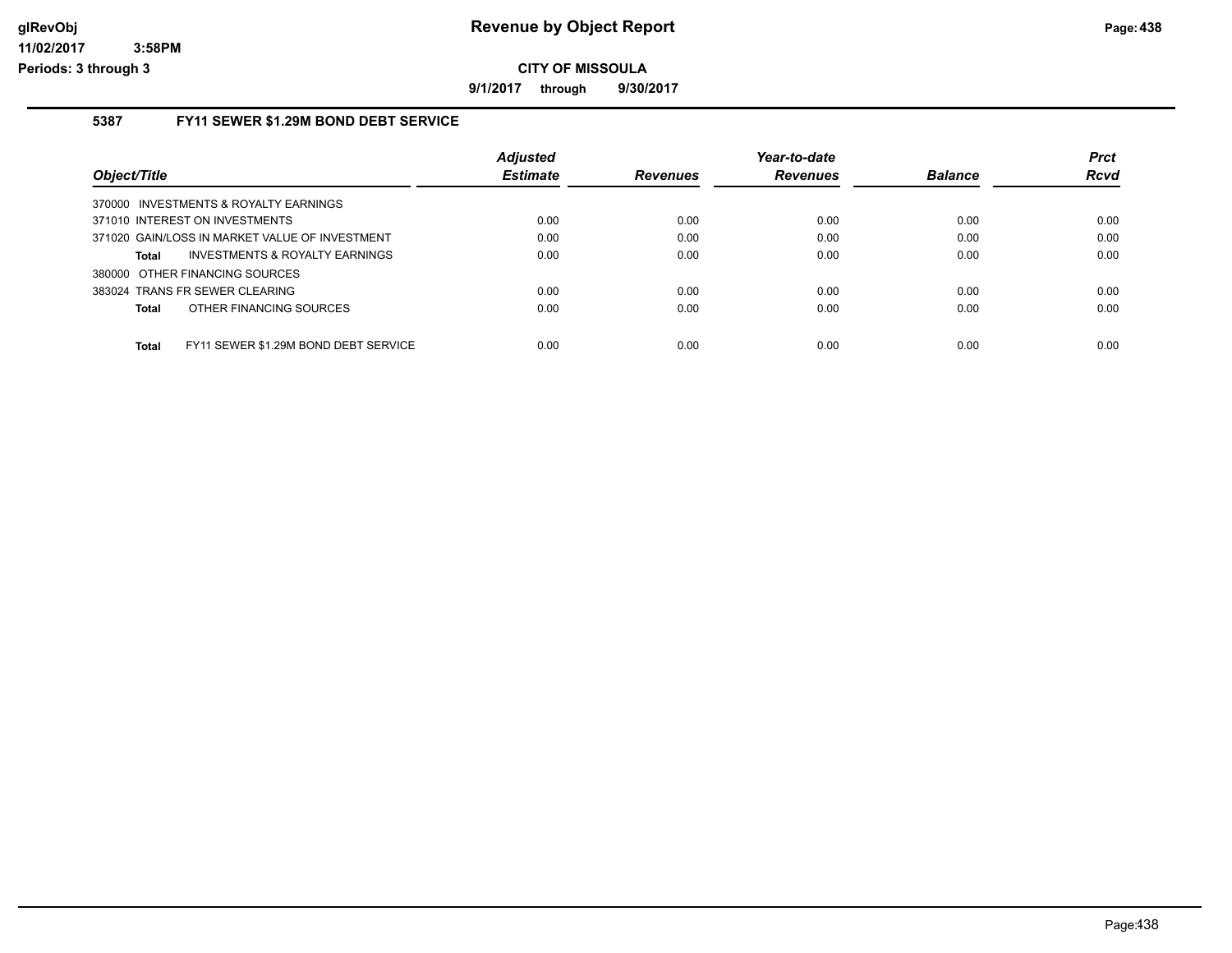# Revenue by Object Report

**CITY OF MISSOULA**

**9/1/2017 through 9/30/2017**

## 5387 FY11 SEWER $1.29M BOND DEBT SERVICE

| Object/Title | Adjusted Estimate | Revenues | Year-to-date Revenues | Balance | Prct Rcvd |
|---|---|---|---|---|---|
| 370000 INVESTMENTS & ROYALTY EARNINGS | | | | | |
| 371010 INTEREST ON INVESTMENTS | 0.00 | 0.00 | 0.00 | 0.00 | 0.00 |
| 371020 GAIN/LOSS IN MARKET VALUE OF INVESTMENT | 0.00 | 0.00 | 0.00 | 0.00 | 0.00 |
| **Total** INVESTMENTS & ROYALTY EARNINGS | 0.00 | 0.00 | 0.00 | 0.00 | 0.00 |
| 380000 OTHER FINANCING SOURCES | | | | | |
| 383024 TRANS FR SEWER CLEARING | 0.00 | 0.00 | 0.00 | 0.00 | 0.00 |
| **Total** OTHER FINANCING SOURCES | 0.00 | 0.00 | 0.00 | 0.00 | 0.00 |
| **Total** FY11 SEWER $1.29M BOND DEBT SERVICE | 0.00 | 0.00 | 0.00 | 0.00 | 0.00 |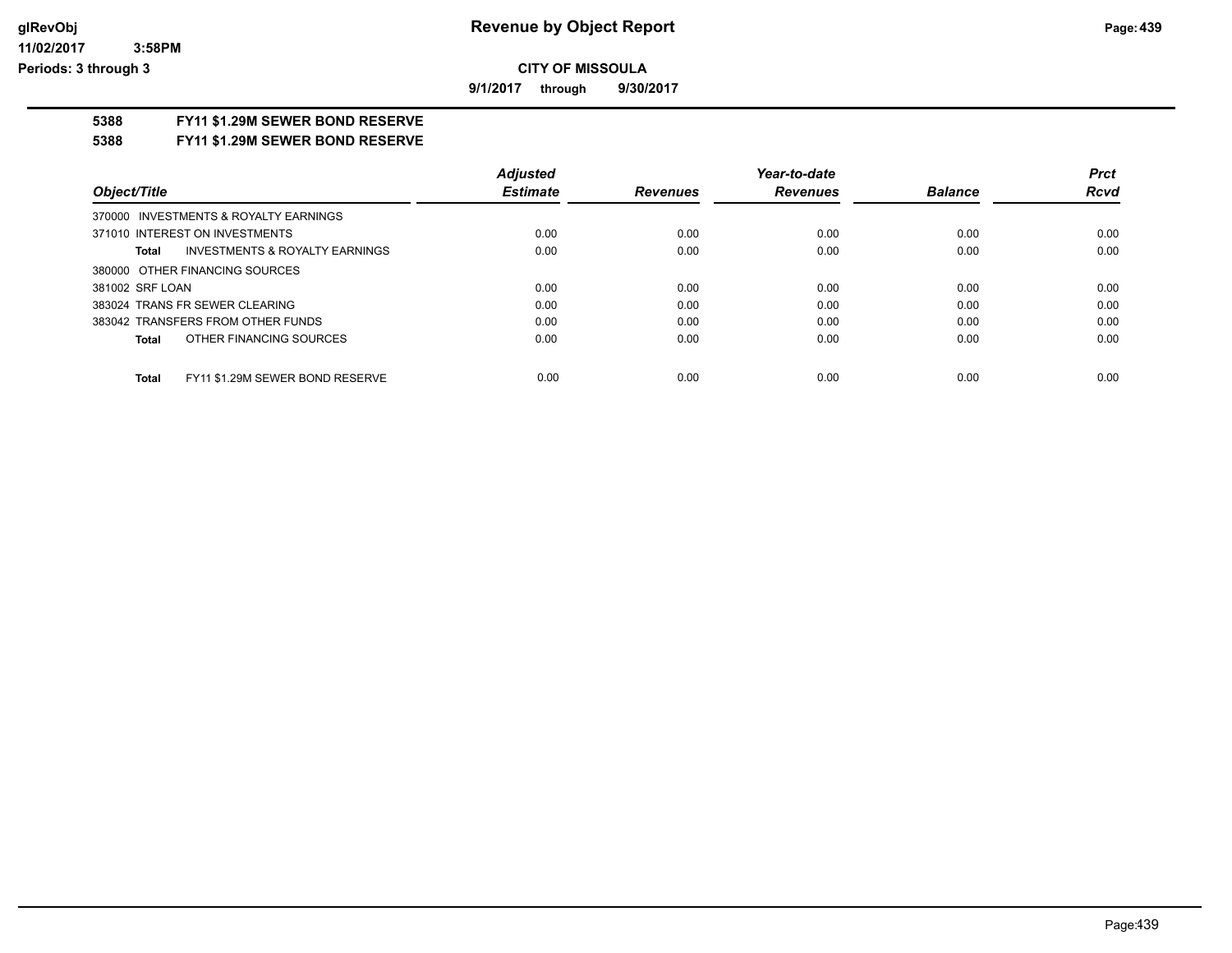# Revenue by Object Report

**CITY OF MISSOULA**

**9/1/2017 through 9/30/2017**

glRevObj
11/02/2017 3:58PM
Periods: 3 through 3

## 5388 FY11 $1.29M SEWER BOND RESERVE

### 5388 FY11 $1.29M SEWER BOND RESERVE

| Object/Title | Adjusted Estimate | Revenues | Year-to-date Revenues | Balance | Prct Rcvd |
|---|---|---|---|---|---|
| 370000 INVESTMENTS & ROYALTY EARNINGS | | | | | |
| 371010 INTEREST ON INVESTMENTS | 0.00 | 0.00 | 0.00 | 0.00 | 0.00 |
| **Total** INVESTMENTS & ROYALTY EARNINGS | 0.00 | 0.00 | 0.00 | 0.00 | 0.00 |
| 380000 OTHER FINANCING SOURCES | | | | | |
| 381002 SRF LOAN | 0.00 | 0.00 | 0.00 | 0.00 | 0.00 |
| 383024 TRANS FR SEWER CLEARING | 0.00 | 0.00 | 0.00 | 0.00 | 0.00 |
| 383042 TRANSFERS FROM OTHER FUNDS | 0.00 | 0.00 | 0.00 | 0.00 | 0.00 |
| **Total** OTHER FINANCING SOURCES | 0.00 | 0.00 | 0.00 | 0.00 | 0.00 |
| **Total** FY11 $1.29M SEWER BOND RESERVE | 0.00 | 0.00 | 0.00 | 0.00 | 0.00 |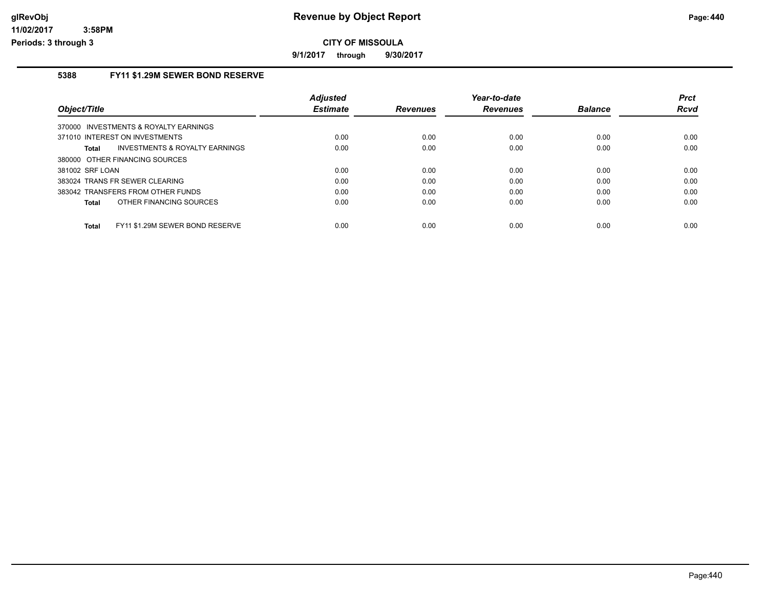**Revenue by Object Report**

**CITY OF MISSOULA**

**9/1/2017 through 9/30/2017**

glRevObj
11/02/2017 3:58PM
Periods: 3 through 3

## 5388 FY11 $1.29M SEWER BOND RESERVE

| Object/Title | Adjusted Estimate | Revenues | Year-to-date Revenues | Balance | Prct Rcvd |
|---|---|---|---|---|---|
| 370000 INVESTMENTS & ROYALTY EARNINGS | | | | | |
| 371010 INTEREST ON INVESTMENTS | 0.00 | 0.00 | 0.00 | 0.00 | 0.00 |
| **Total** INVESTMENTS & ROYALTY EARNINGS | 0.00 | 0.00 | 0.00 | 0.00 | 0.00 |
| 380000 OTHER FINANCING SOURCES | | | | | |
| 381002 SRF LOAN | 0.00 | 0.00 | 0.00 | 0.00 | 0.00 |
| 383024 TRANS FR SEWER CLEARING | 0.00 | 0.00 | 0.00 | 0.00 | 0.00 |
| 383042 TRANSFERS FROM OTHER FUNDS | 0.00 | 0.00 | 0.00 | 0.00 | 0.00 |
| **Total** OTHER FINANCING SOURCES | 0.00 | 0.00 | 0.00 | 0.00 | 0.00 |
| **Total** FY11 $1.29M SEWER BOND RESERVE | 0.00 | 0.00 | 0.00 | 0.00 | 0.00 |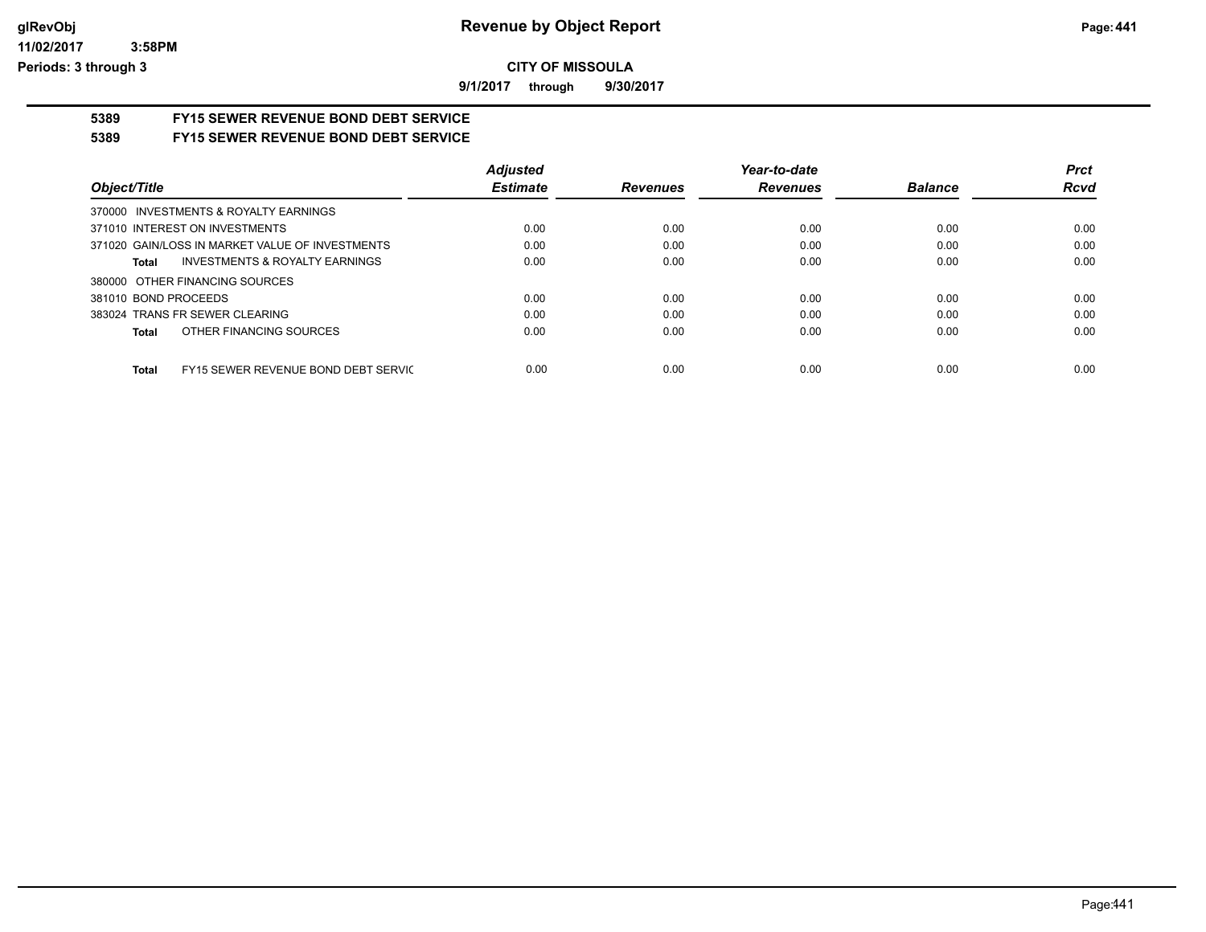# CITY OF MISSOULA

**9/1/2017 through 9/30/2017**

## 5389 FY15 SEWER REVENUE BOND DEBT SERVICE

## 5389 FY15 SEWER REVENUE BOND DEBT SERVICE

| Object/Title | Adjusted Estimate | Revenues | Year-to-date Revenues | Balance | Prct Rcvd |
|---|---|---|---|---|---|
| 370000 INVESTMENTS & ROYALTY EARNINGS | | | | | |
| 371010 INTEREST ON INVESTMENTS | 0.00 | 0.00 | 0.00 | 0.00 | 0.00 |
| 371020 GAIN/LOSS IN MARKET VALUE OF INVESTMENTS | 0.00 | 0.00 | 0.00 | 0.00 | 0.00 |
| **Total** INVESTMENTS & ROYALTY EARNINGS | 0.00 | 0.00 | 0.00 | 0.00 | 0.00 |
| 380000 OTHER FINANCING SOURCES | | | | | |
| 381010 BOND PROCEEDS | 0.00 | 0.00 | 0.00 | 0.00 | 0.00 |
| 383024 TRANS FR SEWER CLEARING | 0.00 | 0.00 | 0.00 | 0.00 | 0.00 |
| **Total** OTHER FINANCING SOURCES | 0.00 | 0.00 | 0.00 | 0.00 | 0.00 |
| **Total** FY15 SEWER REVENUE BOND DEBT SERVIC | 0.00 | 0.00 | 0.00 | 0.00 | 0.00 |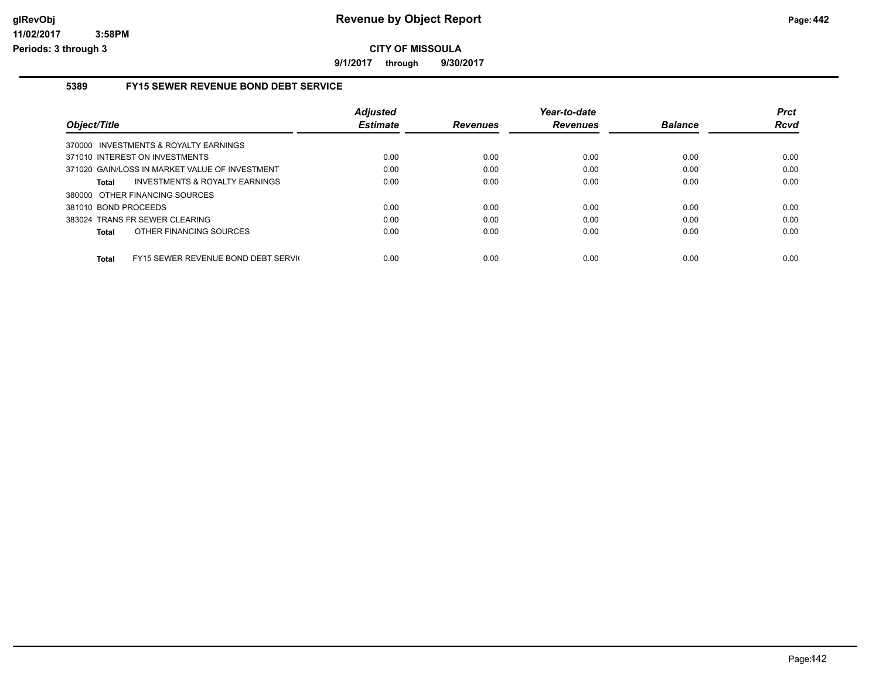**glRevObj**
**11/02/2017 3:58PM**
**Periods: 3 through 3**

# Revenue by Object Report

**CITY OF MISSOULA**

**9/1/2017 through 9/30/2017**

### 5389 FY15 SEWER REVENUE BOND DEBT SERVICE

| Object/Title | Adjusted Estimate | Revenues | Year-to-date Revenues | Balance | Prct Rcvd |
|---|---|---|---|---|---|
| 370000 INVESTMENTS & ROYALTY EARNINGS | | | | | |
| 371010 INTEREST ON INVESTMENTS | 0.00 | 0.00 | 0.00 | 0.00 | 0.00 |
| 371020 GAIN/LOSS IN MARKET VALUE OF INVESTMENT | 0.00 | 0.00 | 0.00 | 0.00 | 0.00 |
| **Total** INVESTMENTS & ROYALTY EARNINGS | 0.00 | 0.00 | 0.00 | 0.00 | 0.00 |
| 380000 OTHER FINANCING SOURCES | | | | | |
| 381010 BOND PROCEEDS | 0.00 | 0.00 | 0.00 | 0.00 | 0.00 |
| 383024 TRANS FR SEWER CLEARING | 0.00 | 0.00 | 0.00 | 0.00 | 0.00 |
| **Total** OTHER FINANCING SOURCES | 0.00 | 0.00 | 0.00 | 0.00 | 0.00 |
| **Total** FY15 SEWER REVENUE BOND DEBT SERVI( | 0.00 | 0.00 | 0.00 | 0.00 | 0.00 |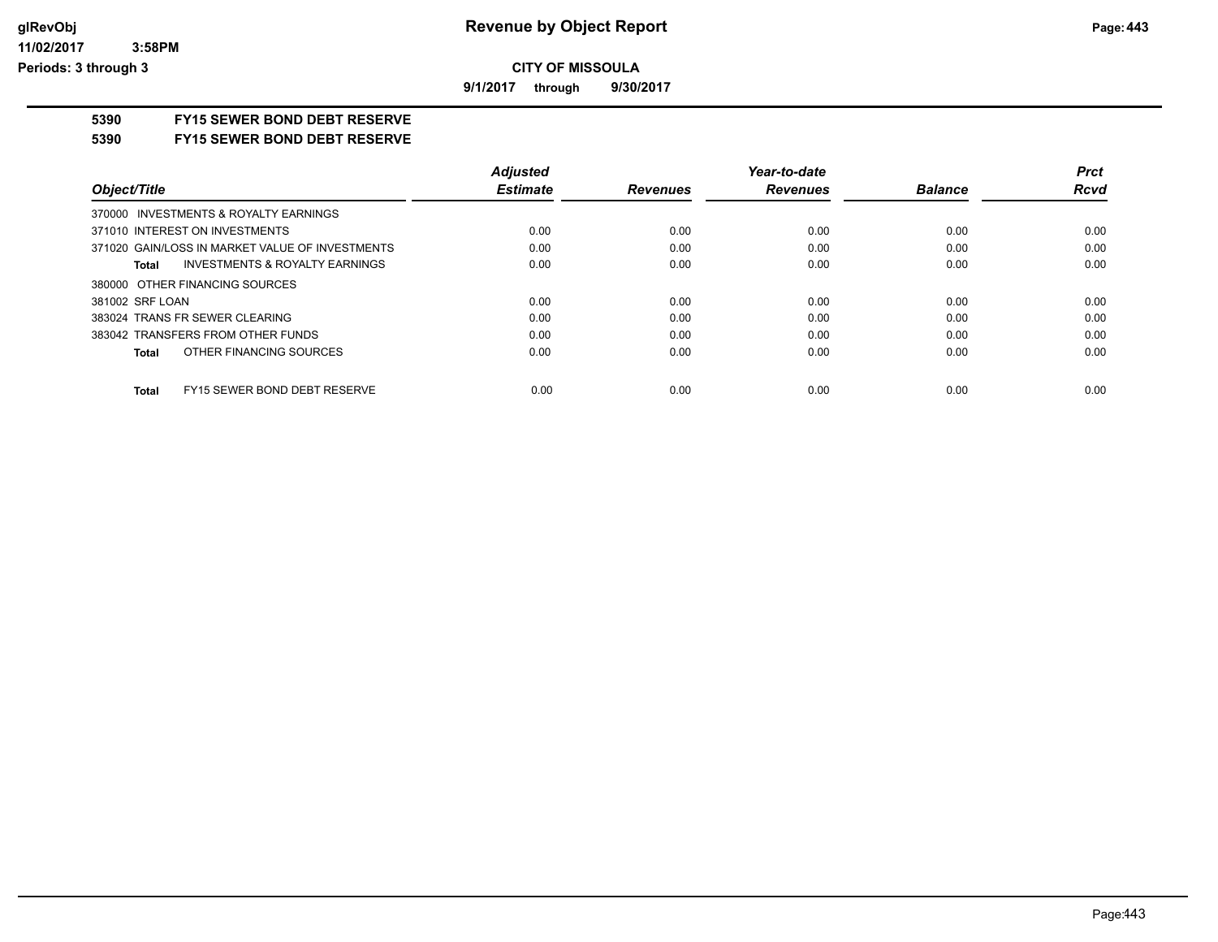**CITY OF MISSOULA**

**9/1/2017 through 9/30/2017**

**5390 FY15 SEWER BOND DEBT RESERVE**

**5390 FY15 SEWER BOND DEBT RESERVE**

| Object/Title | Adjusted Estimate | Revenues | Year-to-date Revenues | Balance | Prct Rcvd |
|---|---|---|---|---|---|
| 370000 INVESTMENTS & ROYALTY EARNINGS | | | | | |
| 371010 INTEREST ON INVESTMENTS | 0.00 | 0.00 | 0.00 | 0.00 | 0.00 |
| 371020 GAIN/LOSS IN MARKET VALUE OF INVESTMENTS | 0.00 | 0.00 | 0.00 | 0.00 | 0.00 |
| **Total** INVESTMENTS & ROYALTY EARNINGS | 0.00 | 0.00 | 0.00 | 0.00 | 0.00 |
| 380000 OTHER FINANCING SOURCES | | | | | |
| 381002 SRF LOAN | 0.00 | 0.00 | 0.00 | 0.00 | 0.00 |
| 383024 TRANS FR SEWER CLEARING | 0.00 | 0.00 | 0.00 | 0.00 | 0.00 |
| 383042 TRANSFERS FROM OTHER FUNDS | 0.00 | 0.00 | 0.00 | 0.00 | 0.00 |
| **Total** OTHER FINANCING SOURCES | 0.00 | 0.00 | 0.00 | 0.00 | 0.00 |
| **Total** FY15 SEWER BOND DEBT RESERVE | 0.00 | 0.00 | 0.00 | 0.00 | 0.00 |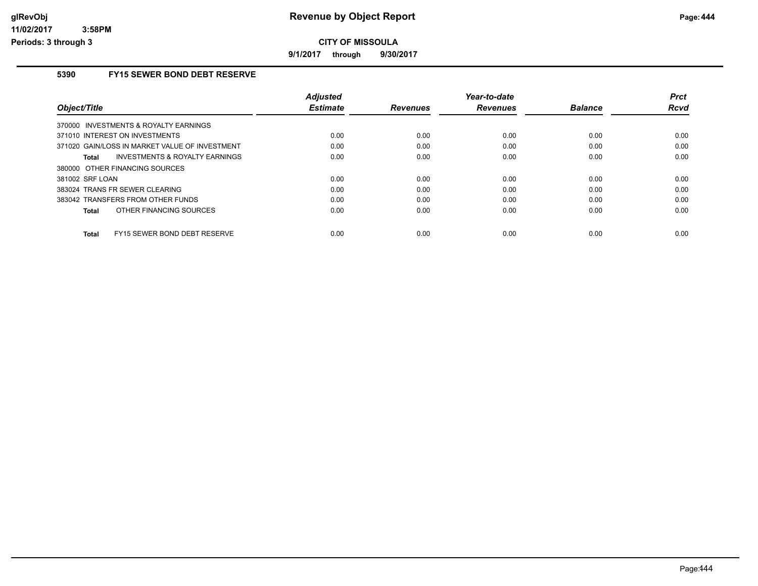# Revenue by Object Report

**CITY OF MISSOULA**

**9/1/2017 through 9/30/2017**

glRevObj
11/02/2017 3:58PM
Periods: 3 through 3

## 5390 FY15 SEWER BOND DEBT RESERVE

| Object/Title | Adjusted Estimate | Revenues | Year-to-date Revenues | Balance | Prct Rcvd |
|---|---|---|---|---|---|
| 370000 INVESTMENTS & ROYALTY EARNINGS | | | | | |
| 371010 INTEREST ON INVESTMENTS | 0.00 | 0.00 | 0.00 | 0.00 | 0.00 |
| 371020 GAIN/LOSS IN MARKET VALUE OF INVESTMENT | 0.00 | 0.00 | 0.00 | 0.00 | 0.00 |
| **Total** INVESTMENTS & ROYALTY EARNINGS | 0.00 | 0.00 | 0.00 | 0.00 | 0.00 |
| 380000 OTHER FINANCING SOURCES | | | | | |
| 381002 SRF LOAN | 0.00 | 0.00 | 0.00 | 0.00 | 0.00 |
| 383024 TRANS FR SEWER CLEARING | 0.00 | 0.00 | 0.00 | 0.00 | 0.00 |
| 383042 TRANSFERS FROM OTHER FUNDS | 0.00 | 0.00 | 0.00 | 0.00 | 0.00 |
| **Total** OTHER FINANCING SOURCES | 0.00 | 0.00 | 0.00 | 0.00 | 0.00 |
| **Total** FY15 SEWER BOND DEBT RESERVE | 0.00 | 0.00 | 0.00 | 0.00 | 0.00 |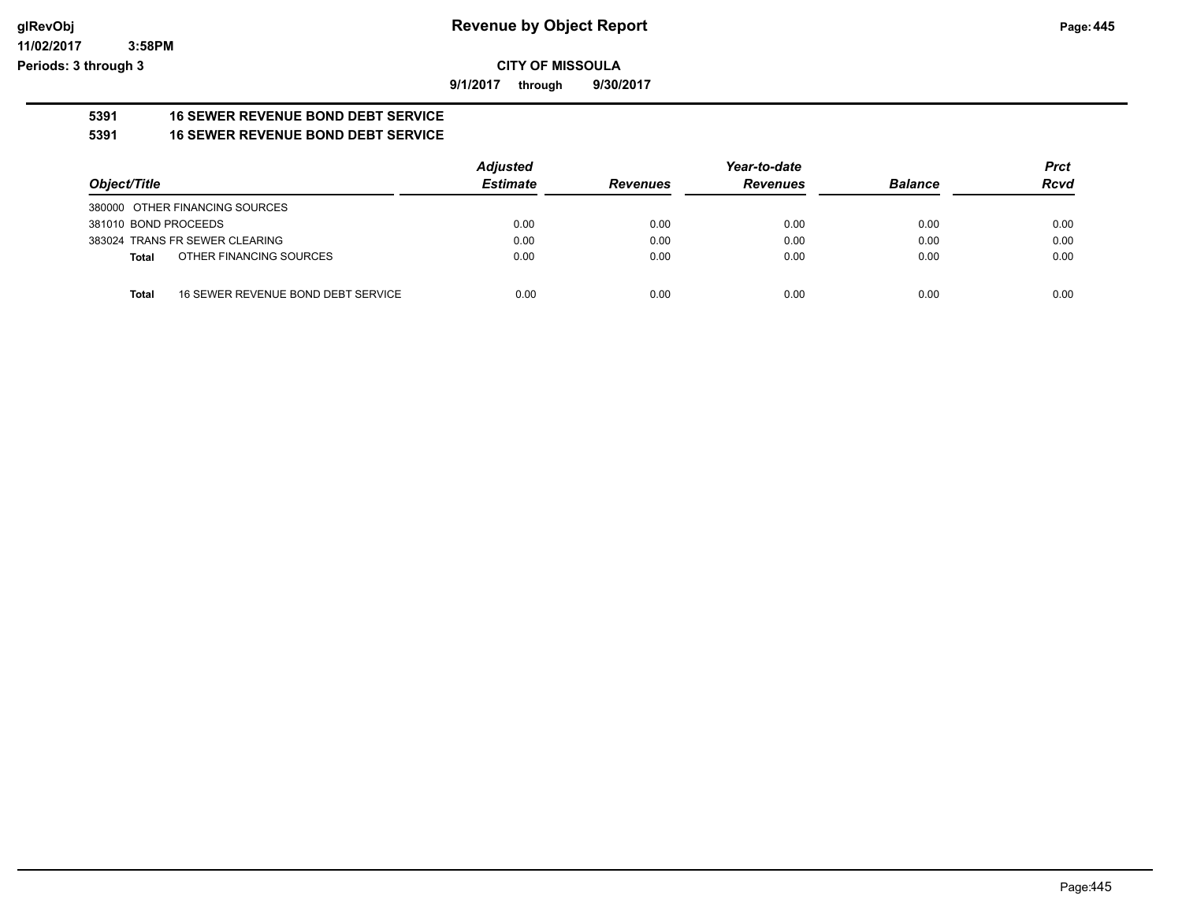**CITY OF MISSOULA**

**9/1/2017 through 9/30/2017**

**5391 16 SEWER REVENUE BOND DEBT SERVICE**

**5391 16 SEWER REVENUE BOND DEBT SERVICE**

| Object/Title | Adjusted Estimate | Revenues | Year-to-date Revenues | Balance | Prct Rcvd |
|---|---|---|---|---|---|
| 380000 OTHER FINANCING SOURCES | | | | | |
| 381010 BOND PROCEEDS | 0.00 | 0.00 | 0.00 | 0.00 | 0.00 |
| 383024 TRANS FR SEWER CLEARING | 0.00 | 0.00 | 0.00 | 0.00 | 0.00 |
| **Total** OTHER FINANCING SOURCES | 0.00 | 0.00 | 0.00 | 0.00 | 0.00 |
| **Total** 16 SEWER REVENUE BOND DEBT SERVICE | 0.00 | 0.00 | 0.00 | 0.00 | 0.00 |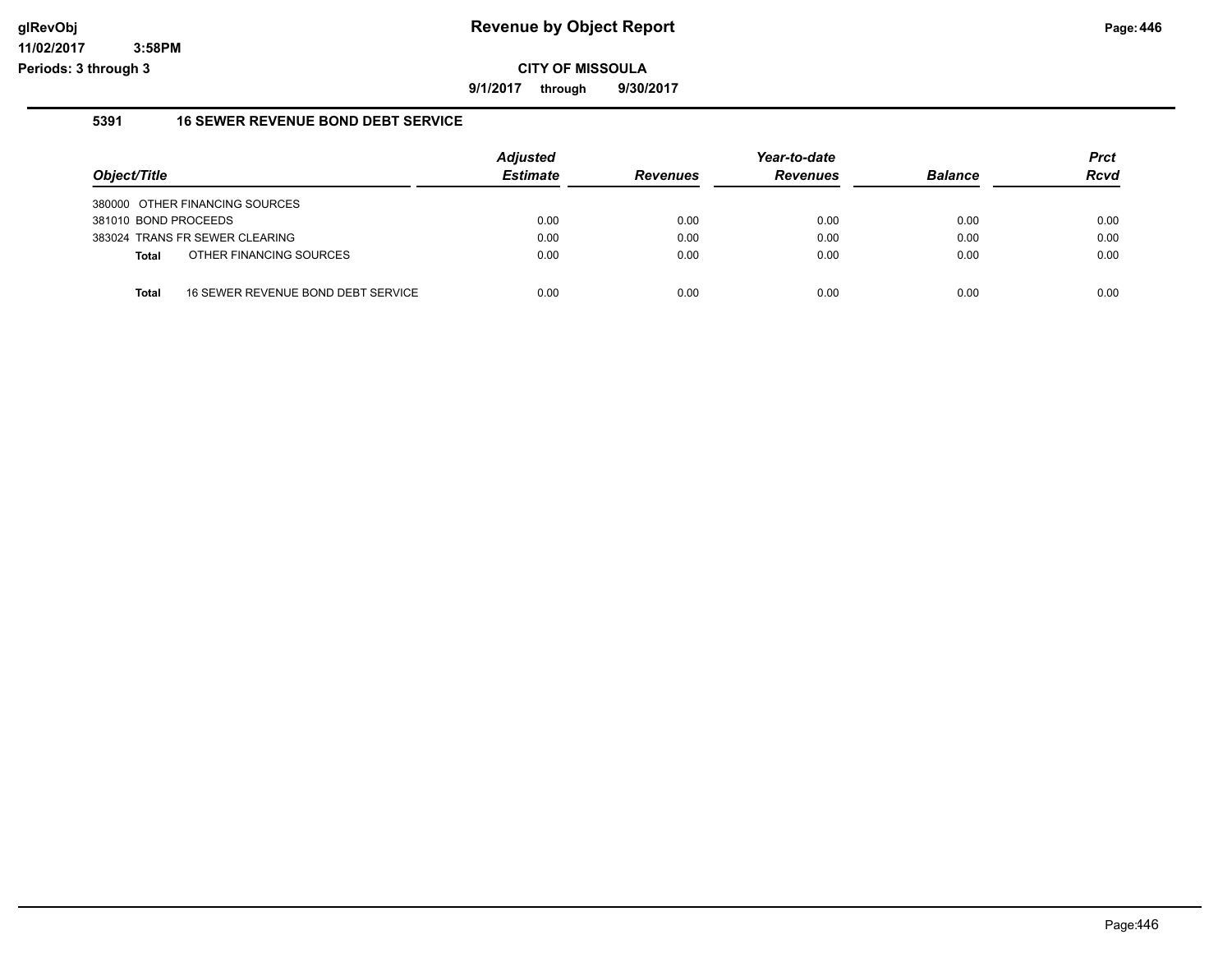# Revenue by Object Report

**CITY OF MISSOULA**

**9/1/2017 through 9/30/2017**

glRevObj
11/02/2017 3:58PM
Periods: 3 through 3

## 5391 16 SEWER REVENUE BOND DEBT SERVICE

| Object/Title | | Adjusted Estimate | Revenues | Year-to-date Revenues | Balance | Prct Rcvd |
|---|---|---|---|---|---|---|
| 380000 OTHER FINANCING SOURCES | | | | | | |
| 381010 BOND PROCEEDS | | 0.00 | 0.00 | 0.00 | 0.00 | 0.00 |
| 383024 TRANS FR SEWER CLEARING | | 0.00 | 0.00 | 0.00 | 0.00 | 0.00 |
| **Total** | OTHER FINANCING SOURCES | 0.00 | 0.00 | 0.00 | 0.00 | 0.00 |
| **Total** | 16 SEWER REVENUE BOND DEBT SERVICE | 0.00 | 0.00 | 0.00 | 0.00 | 0.00 |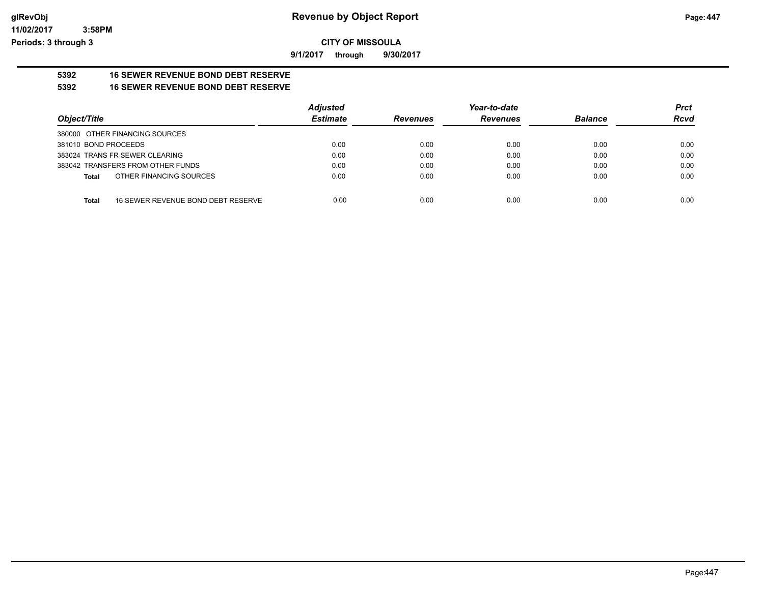# Revenue by Object Report

**CITY OF MISSOULA**

**9/1/2017 through 9/30/2017**

glRevObj
11/02/2017 3:58PM
Periods: 3 through 3

## 5392 16 SEWER REVENUE BOND DEBT RESERVE

## 5392 16 SEWER REVENUE BOND DEBT RESERVE

| Object/Title | Adjusted Estimate | Revenues | Year-to-date Revenues | Balance | Prct Rcvd |
|---|---|---|---|---|---|
| 380000 OTHER FINANCING SOURCES | | | | | |
| 381010 BOND PROCEEDS | 0.00 | 0.00 | 0.00 | 0.00 | 0.00 |
| 383024 TRANS FR SEWER CLEARING | 0.00 | 0.00 | 0.00 | 0.00 | 0.00 |
| 383042 TRANSFERS FROM OTHER FUNDS | 0.00 | 0.00 | 0.00 | 0.00 | 0.00 |
| **Total** OTHER FINANCING SOURCES | 0.00 | 0.00 | 0.00 | 0.00 | 0.00 |
| **Total** 16 SEWER REVENUE BOND DEBT RESERVE | 0.00 | 0.00 | 0.00 | 0.00 | 0.00 |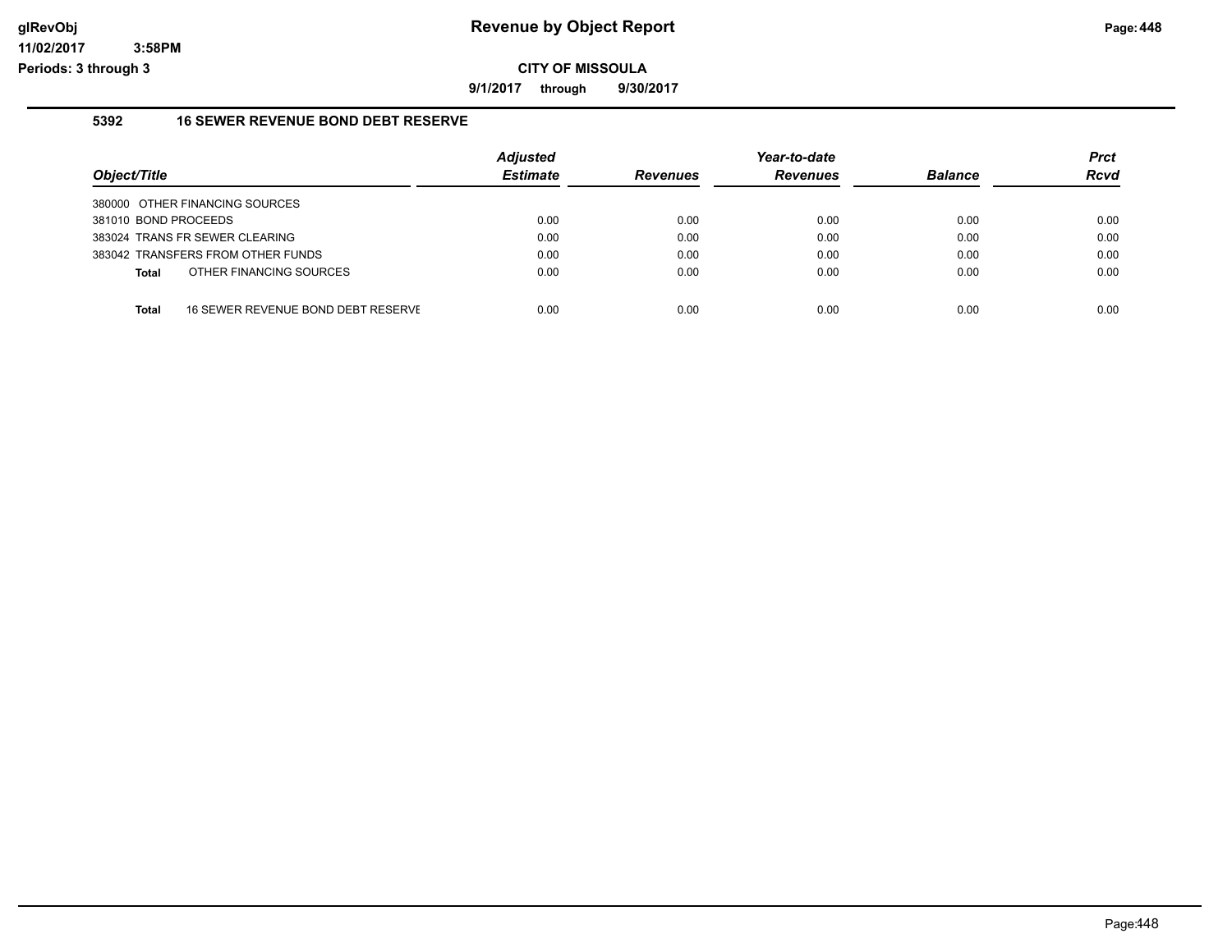**CITY OF MISSOULA**

**9/1/2017 through 9/30/2017**

### 5392 16 SEWER REVENUE BOND DEBT RESERVE

| Object/Title | Adjusted Estimate | Revenues | Year-to-date Revenues | Balance | Prct Rcvd |
|---|---|---|---|---|---|
| 380000 OTHER FINANCING SOURCES | | | | | |
| 381010 BOND PROCEEDS | 0.00 | 0.00 | 0.00 | 0.00 | 0.00 |
| 383024 TRANS FR SEWER CLEARING | 0.00 | 0.00 | 0.00 | 0.00 | 0.00 |
| 383042 TRANSFERS FROM OTHER FUNDS | 0.00 | 0.00 | 0.00 | 0.00 | 0.00 |
| **Total** OTHER FINANCING SOURCES | 0.00 | 0.00 | 0.00 | 0.00 | 0.00 |
| **Total** 16 SEWER REVENUE BOND DEBT RESERVE | 0.00 | 0.00 | 0.00 | 0.00 | 0.00 |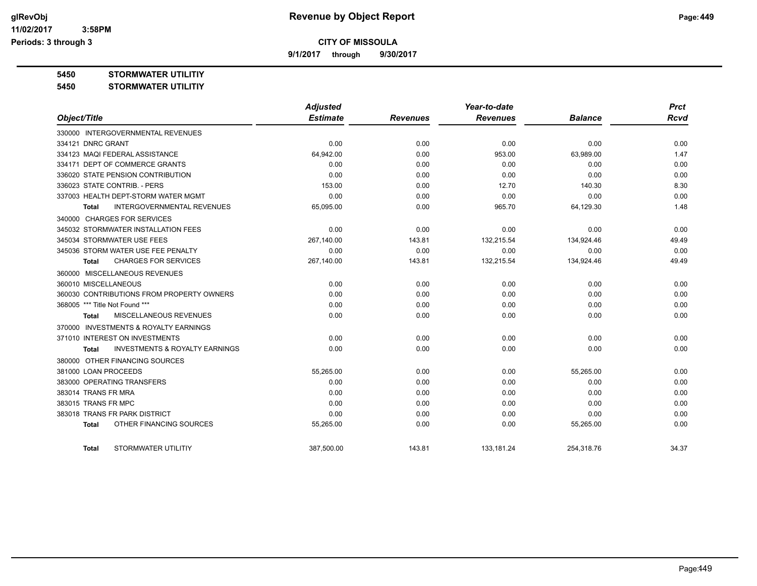# Revenue by Object Report

**CITY OF MISSOULA**

**9/1/2017 through 9/30/2017**

glRevObj
11/02/2017 3:58PM
Periods: 3 through 3

**5450 STORMWATER UTILITIY**

**5450 STORMWATER UTILITIY**

| Object/Title | Adjusted Estimate | Revenues | Year-to-date Revenues | Balance | Prct Rcvd |
|---|---|---|---|---|---|
| 330000 INTERGOVERNMENTAL REVENUES | | | | | |
| 334121 DNRC GRANT | 0.00 | 0.00 | 0.00 | 0.00 | 0.00 |
| 334123 MAQI FEDERAL ASSISTANCE | 64,942.00 | 0.00 | 953.00 | 63,989.00 | 1.47 |
| 334171 DEPT OF COMMERCE GRANTS | 0.00 | 0.00 | 0.00 | 0.00 | 0.00 |
| 336020 STATE PENSION CONTRIBUTION | 0.00 | 0.00 | 0.00 | 0.00 | 0.00 |
| 336023 STATE CONTRIB. - PERS | 153.00 | 0.00 | 12.70 | 140.30 | 8.30 |
| 337003 HEALTH DEPT-STORM WATER MGMT | 0.00 | 0.00 | 0.00 | 0.00 | 0.00 |
| **Total** INTERGOVERNMENTAL REVENUES | 65,095.00 | 0.00 | 965.70 | 64,129.30 | 1.48 |
| 340000 CHARGES FOR SERVICES | | | | | |
| 345032 STORMWATER INSTALLATION FEES | 0.00 | 0.00 | 0.00 | 0.00 | 0.00 |
| 345034 STORMWATER USE FEES | 267,140.00 | 143.81 | 132,215.54 | 134,924.46 | 49.49 |
| 345036 STORM WATER USE FEE PENALTY | 0.00 | 0.00 | 0.00 | 0.00 | 0.00 |
| **Total** CHARGES FOR SERVICES | 267,140.00 | 143.81 | 132,215.54 | 134,924.46 | 49.49 |
| 360000 MISCELLANEOUS REVENUES | | | | | |
| 360010 MISCELLANEOUS | 0.00 | 0.00 | 0.00 | 0.00 | 0.00 |
| 360030 CONTRIBUTIONS FROM PROPERTY OWNERS | 0.00 | 0.00 | 0.00 | 0.00 | 0.00 |
| 368005 *** Title Not Found *** | 0.00 | 0.00 | 0.00 | 0.00 | 0.00 |
| **Total** MISCELLANEOUS REVENUES | 0.00 | 0.00 | 0.00 | 0.00 | 0.00 |
| 370000 INVESTMENTS & ROYALTY EARNINGS | | | | | |
| 371010 INTEREST ON INVESTMENTS | 0.00 | 0.00 | 0.00 | 0.00 | 0.00 |
| **Total** INVESTMENTS & ROYALTY EARNINGS | 0.00 | 0.00 | 0.00 | 0.00 | 0.00 |
| 380000 OTHER FINANCING SOURCES | | | | | |
| 381000 LOAN PROCEEDS | 55,265.00 | 0.00 | 0.00 | 55,265.00 | 0.00 |
| 383000 OPERATING TRANSFERS | 0.00 | 0.00 | 0.00 | 0.00 | 0.00 |
| 383014 TRANS FR MRA | 0.00 | 0.00 | 0.00 | 0.00 | 0.00 |
| 383015 TRANS FR MPC | 0.00 | 0.00 | 0.00 | 0.00 | 0.00 |
| 383018 TRANS FR PARK DISTRICT | 0.00 | 0.00 | 0.00 | 0.00 | 0.00 |
| **Total** OTHER FINANCING SOURCES | 55,265.00 | 0.00 | 0.00 | 55,265.00 | 0.00 |
| **Total** STORMWATER UTILITIY | 387,500.00 | 143.81 | 133,181.24 | 254,318.76 | 34.37 |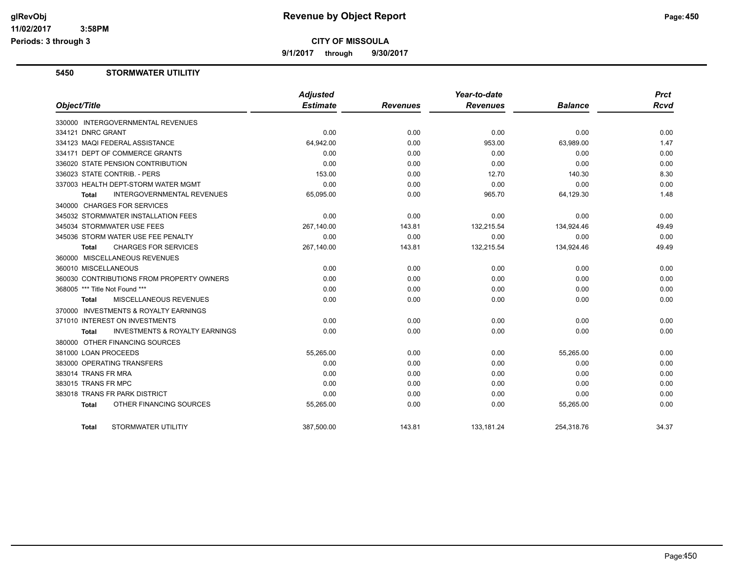**CITY OF MISSOULA**

**9/1/2017 through 9/30/2017**

## 5450 STORMWATER UTILITIY

| Object/Title | Adjusted Estimate | Revenues | Year-to-date Revenues | Balance | Prct Rcvd |
|---|---|---|---|---|---|
| 330000 INTERGOVERNMENTAL REVENUES | | | | | |
| 334121 DNRC GRANT | 0.00 | 0.00 | 0.00 | 0.00 | 0.00 |
| 334123 MAQI FEDERAL ASSISTANCE | 64,942.00 | 0.00 | 953.00 | 63,989.00 | 1.47 |
| 334171 DEPT OF COMMERCE GRANTS | 0.00 | 0.00 | 0.00 | 0.00 | 0.00 |
| 336020 STATE PENSION CONTRIBUTION | 0.00 | 0.00 | 0.00 | 0.00 | 0.00 |
| 336023 STATE CONTRIB. - PERS | 153.00 | 0.00 | 12.70 | 140.30 | 8.30 |
| 337003 HEALTH DEPT-STORM WATER MGMT | 0.00 | 0.00 | 0.00 | 0.00 | 0.00 |
| **Total** INTERGOVERNMENTAL REVENUES | 65,095.00 | 0.00 | 965.70 | 64,129.30 | 1.48 |
| 340000 CHARGES FOR SERVICES | | | | | |
| 345032 STORMWATER INSTALLATION FEES | 0.00 | 0.00 | 0.00 | 0.00 | 0.00 |
| 345034 STORMWATER USE FEES | 267,140.00 | 143.81 | 132,215.54 | 134,924.46 | 49.49 |
| 345036 STORM WATER USE FEE PENALTY | 0.00 | 0.00 | 0.00 | 0.00 | 0.00 |
| **Total** CHARGES FOR SERVICES | 267,140.00 | 143.81 | 132,215.54 | 134,924.46 | 49.49 |
| 360000 MISCELLANEOUS REVENUES | | | | | |
| 360010 MISCELLANEOUS | 0.00 | 0.00 | 0.00 | 0.00 | 0.00 |
| 360030 CONTRIBUTIONS FROM PROPERTY OWNERS | 0.00 | 0.00 | 0.00 | 0.00 | 0.00 |
| 368005 *** Title Not Found *** | 0.00 | 0.00 | 0.00 | 0.00 | 0.00 |
| **Total** MISCELLANEOUS REVENUES | 0.00 | 0.00 | 0.00 | 0.00 | 0.00 |
| 370000 INVESTMENTS & ROYALTY EARNINGS | | | | | |
| 371010 INTEREST ON INVESTMENTS | 0.00 | 0.00 | 0.00 | 0.00 | 0.00 |
| **Total** INVESTMENTS & ROYALTY EARNINGS | 0.00 | 0.00 | 0.00 | 0.00 | 0.00 |
| 380000 OTHER FINANCING SOURCES | | | | | |
| 381000 LOAN PROCEEDS | 55,265.00 | 0.00 | 0.00 | 55,265.00 | 0.00 |
| 383000 OPERATING TRANSFERS | 0.00 | 0.00 | 0.00 | 0.00 | 0.00 |
| 383014 TRANS FR MRA | 0.00 | 0.00 | 0.00 | 0.00 | 0.00 |
| 383015 TRANS FR MPC | 0.00 | 0.00 | 0.00 | 0.00 | 0.00 |
| 383018 TRANS FR PARK DISTRICT | 0.00 | 0.00 | 0.00 | 0.00 | 0.00 |
| **Total** OTHER FINANCING SOURCES | 55,265.00 | 0.00 | 0.00 | 55,265.00 | 0.00 |
| **Total** STORMWATER UTILITIY | 387,500.00 | 143.81 | 133,181.24 | 254,318.76 | 34.37 |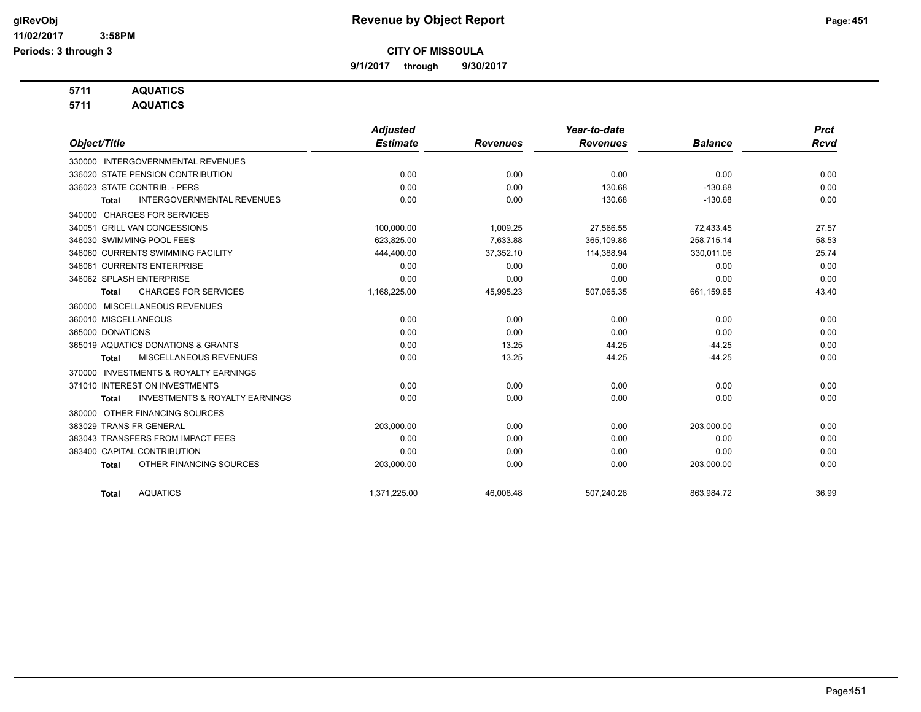# Revenue by Object Report

**CITY OF MISSOULA**

**9/1/2017 through 9/30/2017**

glRevObj
11/02/2017 3:58PM
Periods: 3 through 3

**5711 AQUATICS**
**5711 AQUATICS**

| Object/Title | Adjusted Estimate | Revenues | Year-to-date Revenues | Balance | Prct Rcvd |
|---|---|---|---|---|---|
| 330000 INTERGOVERNMENTAL REVENUES | | | | | |
| 336020 STATE PENSION CONTRIBUTION | 0.00 | 0.00 | 0.00 | 0.00 | 0.00 |
| 336023 STATE CONTRIB. - PERS | 0.00 | 0.00 | 130.68 | -130.68 | 0.00 |
| **Total** INTERGOVERNMENTAL REVENUES | 0.00 | 0.00 | 130.68 | -130.68 | 0.00 |
| 340000 CHARGES FOR SERVICES | | | | | |
| 340051 GRILL VAN CONCESSIONS | 100,000.00 | 1,009.25 | 27,566.55 | 72,433.45 | 27.57 |
| 346030 SWIMMING POOL FEES | 623,825.00 | 7,633.88 | 365,109.86 | 258,715.14 | 58.53 |
| 346060 CURRENTS SWIMMING FACILITY | 444,400.00 | 37,352.10 | 114,388.94 | 330,011.06 | 25.74 |
| 346061 CURRENTS ENTERPRISE | 0.00 | 0.00 | 0.00 | 0.00 | 0.00 |
| 346062 SPLASH ENTERPRISE | 0.00 | 0.00 | 0.00 | 0.00 | 0.00 |
| **Total** CHARGES FOR SERVICES | 1,168,225.00 | 45,995.23 | 507,065.35 | 661,159.65 | 43.40 |
| 360000 MISCELLANEOUS REVENUES | | | | | |
| 360010 MISCELLANEOUS | 0.00 | 0.00 | 0.00 | 0.00 | 0.00 |
| 365000 DONATIONS | 0.00 | 0.00 | 0.00 | 0.00 | 0.00 |
| 365019 AQUATICS DONATIONS & GRANTS | 0.00 | 13.25 | 44.25 | -44.25 | 0.00 |
| **Total** MISCELLANEOUS REVENUES | 0.00 | 13.25 | 44.25 | -44.25 | 0.00 |
| 370000 INVESTMENTS & ROYALTY EARNINGS | | | | | |
| 371010 INTEREST ON INVESTMENTS | 0.00 | 0.00 | 0.00 | 0.00 | 0.00 |
| **Total** INVESTMENTS & ROYALTY EARNINGS | 0.00 | 0.00 | 0.00 | 0.00 | 0.00 |
| 380000 OTHER FINANCING SOURCES | | | | | |
| 383029 TRANS FR GENERAL | 203,000.00 | 0.00 | 0.00 | 203,000.00 | 0.00 |
| 383043 TRANSFERS FROM IMPACT FEES | 0.00 | 0.00 | 0.00 | 0.00 | 0.00 |
| 383400 CAPITAL CONTRIBUTION | 0.00 | 0.00 | 0.00 | 0.00 | 0.00 |
| **Total** OTHER FINANCING SOURCES | 203,000.00 | 0.00 | 0.00 | 203,000.00 | 0.00 |
| **Total** AQUATICS | 1,371,225.00 | 46,008.48 | 507,240.28 | 863,984.72 | 36.99 |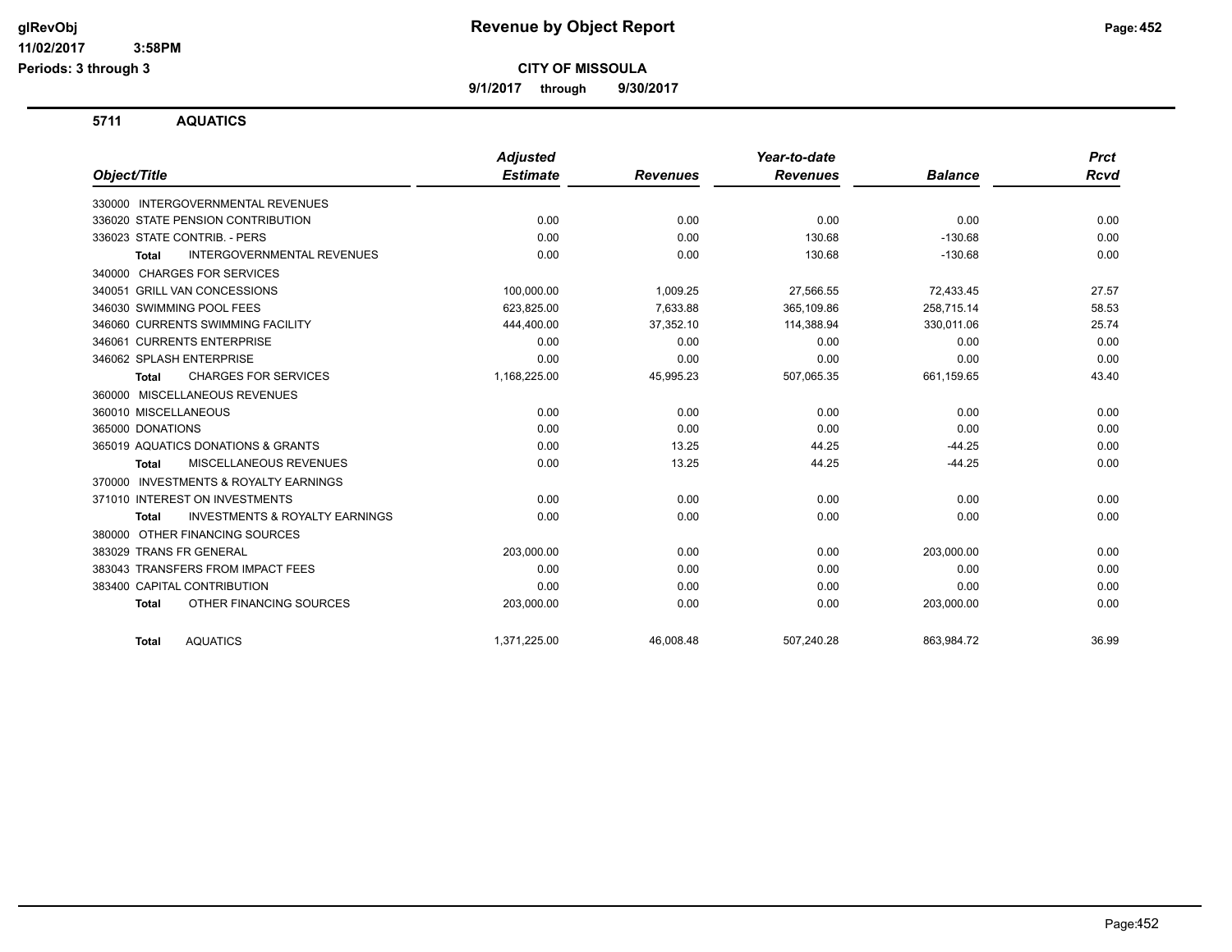# Revenue by Object Report

**CITY OF MISSOULA**

**9/1/2017 through 9/30/2017**

glRevObj
11/02/2017 3:58PM
Periods: 3 through 3

## 5711 AQUATICS

| Object/Title | Adjusted Estimate | Revenues | Year-to-date Revenues | Balance | Prct Rcvd |
|---|---|---|---|---|---|
| 330000 INTERGOVERNMENTAL REVENUES | | | | | |
| 336020 STATE PENSION CONTRIBUTION | 0.00 | 0.00 | 0.00 | 0.00 | 0.00 |
| 336023 STATE CONTRIB. - PERS | 0.00 | 0.00 | 130.68 | -130.68 | 0.00 |
| **Total** INTERGOVERNMENTAL REVENUES | 0.00 | 0.00 | 130.68 | -130.68 | 0.00 |
| 340000 CHARGES FOR SERVICES | | | | | |
| 340051 GRILL VAN CONCESSIONS | 100,000.00 | 1,009.25 | 27,566.55 | 72,433.45 | 27.57 |
| 346030 SWIMMING POOL FEES | 623,825.00 | 7,633.88 | 365,109.86 | 258,715.14 | 58.53 |
| 346060 CURRENTS SWIMMING FACILITY | 444,400.00 | 37,352.10 | 114,388.94 | 330,011.06 | 25.74 |
| 346061 CURRENTS ENTERPRISE | 0.00 | 0.00 | 0.00 | 0.00 | 0.00 |
| 346062 SPLASH ENTERPRISE | 0.00 | 0.00 | 0.00 | 0.00 | 0.00 |
| **Total** CHARGES FOR SERVICES | 1,168,225.00 | 45,995.23 | 507,065.35 | 661,159.65 | 43.40 |
| 360000 MISCELLANEOUS REVENUES | | | | | |
| 360010 MISCELLANEOUS | 0.00 | 0.00 | 0.00 | 0.00 | 0.00 |
| 365000 DONATIONS | 0.00 | 0.00 | 0.00 | 0.00 | 0.00 |
| 365019 AQUATICS DONATIONS & GRANTS | 0.00 | 13.25 | 44.25 | -44.25 | 0.00 |
| **Total** MISCELLANEOUS REVENUES | 0.00 | 13.25 | 44.25 | -44.25 | 0.00 |
| 370000 INVESTMENTS & ROYALTY EARNINGS | | | | | |
| 371010 INTEREST ON INVESTMENTS | 0.00 | 0.00 | 0.00 | 0.00 | 0.00 |
| **Total** INVESTMENTS & ROYALTY EARNINGS | 0.00 | 0.00 | 0.00 | 0.00 | 0.00 |
| 380000 OTHER FINANCING SOURCES | | | | | |
| 383029 TRANS FR GENERAL | 203,000.00 | 0.00 | 0.00 | 203,000.00 | 0.00 |
| 383043 TRANSFERS FROM IMPACT FEES | 0.00 | 0.00 | 0.00 | 0.00 | 0.00 |
| 383400 CAPITAL CONTRIBUTION | 0.00 | 0.00 | 0.00 | 0.00 | 0.00 |
| **Total** OTHER FINANCING SOURCES | 203,000.00 | 0.00 | 0.00 | 203,000.00 | 0.00 |
| **Total** AQUATICS | 1,371,225.00 | 46,008.48 | 507,240.28 | 863,984.72 | 36.99 |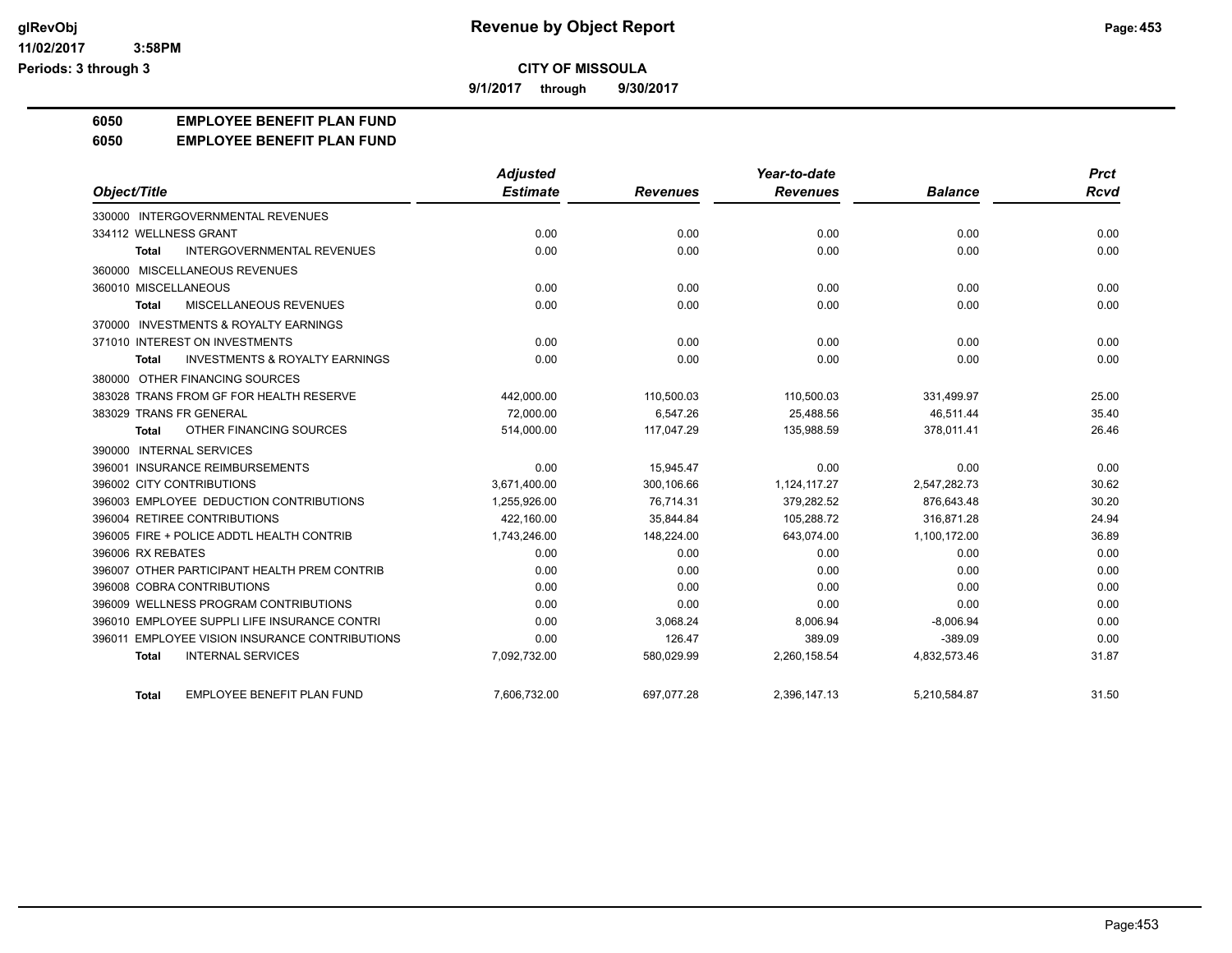# Revenue by Object Report

**CITY OF MISSOULA**

**9/1/2017 through 9/30/2017**

glRevObj
11/02/2017 3:58PM
Periods: 3 through 3

## 6050 EMPLOYEE BENEFIT PLAN FUND
## 6050 EMPLOYEE BENEFIT PLAN FUND

| Object/Title | Adjusted Estimate | Revenues | Year-to-date Revenues | Balance | Prct Rcvd |
|---|---|---|---|---|---|
| 330000 INTERGOVERNMENTAL REVENUES | | | | | |
| 334112 WELLNESS GRANT | 0.00 | 0.00 | 0.00 | 0.00 | 0.00 |
| **Total** INTERGOVERNMENTAL REVENUES | 0.00 | 0.00 | 0.00 | 0.00 | 0.00 |
| 360000 MISCELLANEOUS REVENUES | | | | | |
| 360010 MISCELLANEOUS | 0.00 | 0.00 | 0.00 | 0.00 | 0.00 |
| **Total** MISCELLANEOUS REVENUES | 0.00 | 0.00 | 0.00 | 0.00 | 0.00 |
| 370000 INVESTMENTS & ROYALTY EARNINGS | | | | | |
| 371010 INTEREST ON INVESTMENTS | 0.00 | 0.00 | 0.00 | 0.00 | 0.00 |
| **Total** INVESTMENTS & ROYALTY EARNINGS | 0.00 | 0.00 | 0.00 | 0.00 | 0.00 |
| 380000 OTHER FINANCING SOURCES | | | | | |
| 383028 TRANS FROM GF FOR HEALTH RESERVE | 442,000.00 | 110,500.03 | 110,500.03 | 331,499.97 | 25.00 |
| 383029 TRANS FR GENERAL | 72,000.00 | 6,547.26 | 25,488.56 | 46,511.44 | 35.40 |
| **Total** OTHER FINANCING SOURCES | 514,000.00 | 117,047.29 | 135,988.59 | 378,011.41 | 26.46 |
| 390000 INTERNAL SERVICES | | | | | |
| 396001 INSURANCE REIMBURSEMENTS | 0.00 | 15,945.47 | 0.00 | 0.00 | 0.00 |
| 396002 CITY CONTRIBUTIONS | 3,671,400.00 | 300,106.66 | 1,124,117.27 | 2,547,282.73 | 30.62 |
| 396003 EMPLOYEE DEDUCTION CONTRIBUTIONS | 1,255,926.00 | 76,714.31 | 379,282.52 | 876,643.48 | 30.20 |
| 396004 RETIREE CONTRIBUTIONS | 422,160.00 | 35,844.84 | 105,288.72 | 316,871.28 | 24.94 |
| 396005 FIRE + POLICE ADDTL HEALTH CONTRIB | 1,743,246.00 | 148,224.00 | 643,074.00 | 1,100,172.00 | 36.89 |
| 396006 RX REBATES | 0.00 | 0.00 | 0.00 | 0.00 | 0.00 |
| 396007 OTHER PARTICIPANT HEALTH PREM CONTRIB | 0.00 | 0.00 | 0.00 | 0.00 | 0.00 |
| 396008 COBRA CONTRIBUTIONS | 0.00 | 0.00 | 0.00 | 0.00 | 0.00 |
| 396009 WELLNESS PROGRAM CONTRIBUTIONS | 0.00 | 0.00 | 0.00 | 0.00 | 0.00 |
| 396010 EMPLOYEE SUPPLI LIFE INSURANCE CONTRI | 0.00 | 3,068.24 | 8,006.94 | -8,006.94 | 0.00 |
| 396011 EMPLOYEE VISION INSURANCE CONTRIBUTIONS | 0.00 | 126.47 | 389.09 | -389.09 | 0.00 |
| **Total** INTERNAL SERVICES | 7,092,732.00 | 580,029.99 | 2,260,158.54 | 4,832,573.46 | 31.87 |
| **Total** EMPLOYEE BENEFIT PLAN FUND | 7,606,732.00 | 697,077.28 | 2,396,147.13 | 5,210,584.87 | 31.50 |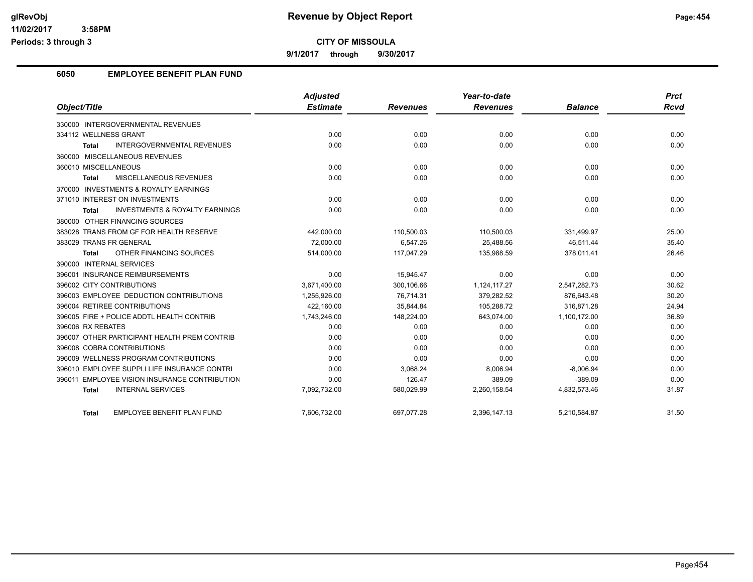# Revenue by Object Report

**CITY OF MISSOULA**

**9/1/2017 through 9/30/2017**

## 6050 EMPLOYEE BENEFIT PLAN FUND

| Object/Title | Adjusted Estimate | Revenues | Year-to-date Revenues | Balance | Prct Rcvd |
|---|---|---|---|---|---|
| 330000 INTERGOVERNMENTAL REVENUES | | | | | |
| 334112 WELLNESS GRANT | 0.00 | 0.00 | 0.00 | 0.00 | 0.00 |
| **Total** INTERGOVERNMENTAL REVENUES | 0.00 | 0.00 | 0.00 | 0.00 | 0.00 |
| 360000 MISCELLANEOUS REVENUES | | | | | |
| 360010 MISCELLANEOUS | 0.00 | 0.00 | 0.00 | 0.00 | 0.00 |
| **Total** MISCELLANEOUS REVENUES | 0.00 | 0.00 | 0.00 | 0.00 | 0.00 |
| 370000 INVESTMENTS & ROYALTY EARNINGS | | | | | |
| 371010 INTEREST ON INVESTMENTS | 0.00 | 0.00 | 0.00 | 0.00 | 0.00 |
| **Total** INVESTMENTS & ROYALTY EARNINGS | 0.00 | 0.00 | 0.00 | 0.00 | 0.00 |
| 380000 OTHER FINANCING SOURCES | | | | | |
| 383028 TRANS FROM GF FOR HEALTH RESERVE | 442,000.00 | 110,500.03 | 110,500.03 | 331,499.97 | 25.00 |
| 383029 TRANS FR GENERAL | 72,000.00 | 6,547.26 | 25,488.56 | 46,511.44 | 35.40 |
| **Total** OTHER FINANCING SOURCES | 514,000.00 | 117,047.29 | 135,988.59 | 378,011.41 | 26.46 |
| 390000 INTERNAL SERVICES | | | | | |
| 396001 INSURANCE REIMBURSEMENTS | 0.00 | 15,945.47 | 0.00 | 0.00 | 0.00 |
| 396002 CITY CONTRIBUTIONS | 3,671,400.00 | 300,106.66 | 1,124,117.27 | 2,547,282.73 | 30.62 |
| 396003 EMPLOYEE DEDUCTION CONTRIBUTIONS | 1,255,926.00 | 76,714.31 | 379,282.52 | 876,643.48 | 30.20 |
| 396004 RETIREE CONTRIBUTIONS | 422,160.00 | 35,844.84 | 105,288.72 | 316,871.28 | 24.94 |
| 396005 FIRE + POLICE ADDTL HEALTH CONTRIB | 1,743,246.00 | 148,224.00 | 643,074.00 | 1,100,172.00 | 36.89 |
| 396006 RX REBATES | 0.00 | 0.00 | 0.00 | 0.00 | 0.00 |
| 396007 OTHER PARTICIPANT HEALTH PREM CONTRIB | 0.00 | 0.00 | 0.00 | 0.00 | 0.00 |
| 396008 COBRA CONTRIBUTIONS | 0.00 | 0.00 | 0.00 | 0.00 | 0.00 |
| 396009 WELLNESS PROGRAM CONTRIBUTIONS | 0.00 | 0.00 | 0.00 | 0.00 | 0.00 |
| 396010 EMPLOYEE SUPPLI LIFE INSURANCE CONTRI | 0.00 | 3,068.24 | 8,006.94 | -8,006.94 | 0.00 |
| 396011 EMPLOYEE VISION INSURANCE CONTRIBUTION | 0.00 | 126.47 | 389.09 | -389.09 | 0.00 |
| **Total** INTERNAL SERVICES | 7,092,732.00 | 580,029.99 | 2,260,158.54 | 4,832,573.46 | 31.87 |
| **Total** EMPLOYEE BENEFIT PLAN FUND | 7,606,732.00 | 697,077.28 | 2,396,147.13 | 5,210,584.87 | 31.50 |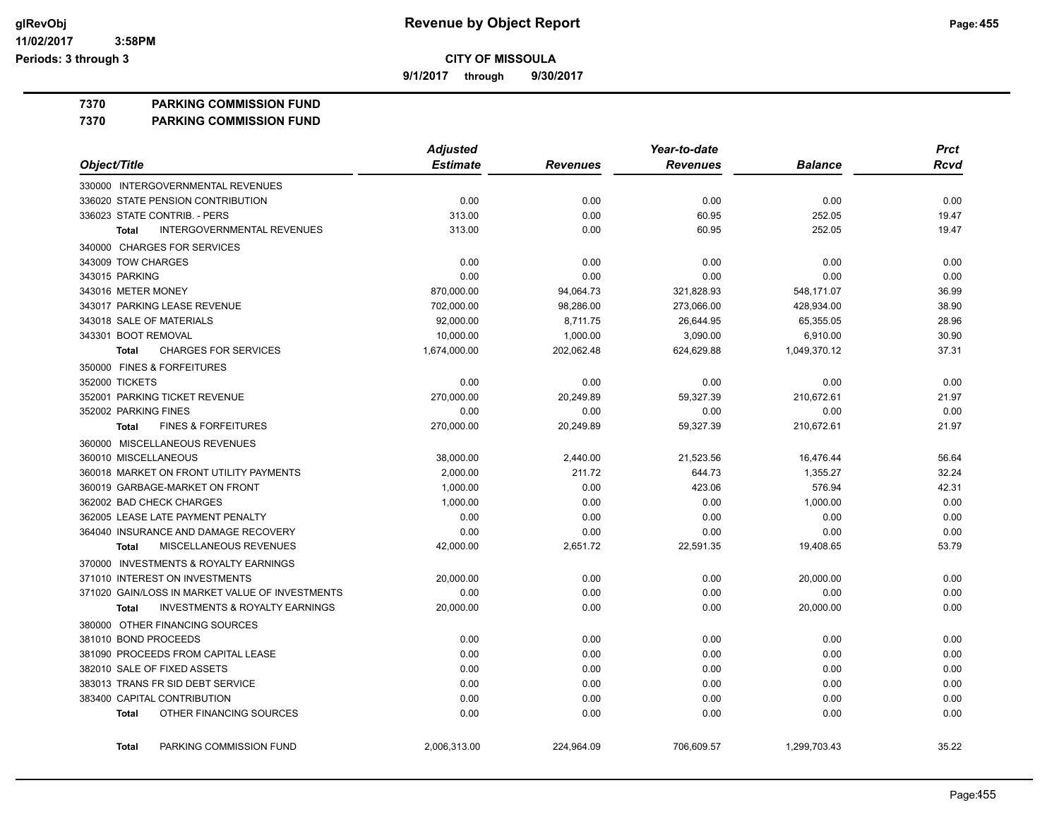# Revenue by Object Report

**CITY OF MISSOULA**

**9/1/2017 through 9/30/2017**

glRevObj
11/02/2017 3:58PM
Periods: 3 through 3

## 7370 PARKING COMMISSION FUND
## 7370 PARKING COMMISSION FUND

| Object/Title | Adjusted Estimate | Revenues | Year-to-date Revenues | Balance | Prct Rcvd |
|---|---|---|---|---|---|
| 330000 INTERGOVERNMENTAL REVENUES | | | | | |
| 336020 STATE PENSION CONTRIBUTION | 0.00 | 0.00 | 0.00 | 0.00 | 0.00 |
| 336023 STATE CONTRIB. - PERS | 313.00 | 0.00 | 60.95 | 252.05 | 19.47 |
| **Total** INTERGOVERNMENTAL REVENUES | 313.00 | 0.00 | 60.95 | 252.05 | 19.47 |
| 340000 CHARGES FOR SERVICES | | | | | |
| 343009 TOW CHARGES | 0.00 | 0.00 | 0.00 | 0.00 | 0.00 |
| 343015 PARKING | 0.00 | 0.00 | 0.00 | 0.00 | 0.00 |
| 343016 METER MONEY | 870,000.00 | 94,064.73 | 321,828.93 | 548,171.07 | 36.99 |
| 343017 PARKING LEASE REVENUE | 702,000.00 | 98,286.00 | 273,066.00 | 428,934.00 | 38.90 |
| 343018 SALE OF MATERIALS | 92,000.00 | 8,711.75 | 26,644.95 | 65,355.05 | 28.96 |
| 343301 BOOT REMOVAL | 10,000.00 | 1,000.00 | 3,090.00 | 6,910.00 | 30.90 |
| **Total** CHARGES FOR SERVICES | 1,674,000.00 | 202,062.48 | 624,629.88 | 1,049,370.12 | 37.31 |
| 350000 FINES & FORFEITURES | | | | | |
| 352000 TICKETS | 0.00 | 0.00 | 0.00 | 0.00 | 0.00 |
| 352001 PARKING TICKET REVENUE | 270,000.00 | 20,249.89 | 59,327.39 | 210,672.61 | 21.97 |
| 352002 PARKING FINES | 0.00 | 0.00 | 0.00 | 0.00 | 0.00 |
| **Total** FINES & FORFEITURES | 270,000.00 | 20,249.89 | 59,327.39 | 210,672.61 | 21.97 |
| 360000 MISCELLANEOUS REVENUES | | | | | |
| 360010 MISCELLANEOUS | 38,000.00 | 2,440.00 | 21,523.56 | 16,476.44 | 56.64 |
| 360018 MARKET ON FRONT UTILITY PAYMENTS | 2,000.00 | 211.72 | 644.73 | 1,355.27 | 32.24 |
| 360019 GARBAGE-MARKET ON FRONT | 1,000.00 | 0.00 | 423.06 | 576.94 | 42.31 |
| 362002 BAD CHECK CHARGES | 1,000.00 | 0.00 | 0.00 | 1,000.00 | 0.00 |
| 362005 LEASE LATE PAYMENT PENALTY | 0.00 | 0.00 | 0.00 | 0.00 | 0.00 |
| 364040 INSURANCE AND DAMAGE RECOVERY | 0.00 | 0.00 | 0.00 | 0.00 | 0.00 |
| **Total** MISCELLANEOUS REVENUES | 42,000.00 | 2,651.72 | 22,591.35 | 19,408.65 | 53.79 |
| 370000 INVESTMENTS & ROYALTY EARNINGS | | | | | |
| 371010 INTEREST ON INVESTMENTS | 20,000.00 | 0.00 | 0.00 | 20,000.00 | 0.00 |
| 371020 GAIN/LOSS IN MARKET VALUE OF INVESTMENTS | 0.00 | 0.00 | 0.00 | 0.00 | 0.00 |
| **Total** INVESTMENTS & ROYALTY EARNINGS | 20,000.00 | 0.00 | 0.00 | 20,000.00 | 0.00 |
| 380000 OTHER FINANCING SOURCES | | | | | |
| 381010 BOND PROCEEDS | 0.00 | 0.00 | 0.00 | 0.00 | 0.00 |
| 381090 PROCEEDS FROM CAPITAL LEASE | 0.00 | 0.00 | 0.00 | 0.00 | 0.00 |
| 382010 SALE OF FIXED ASSETS | 0.00 | 0.00 | 0.00 | 0.00 | 0.00 |
| 383013 TRANS FR SID DEBT SERVICE | 0.00 | 0.00 | 0.00 | 0.00 | 0.00 |
| 383400 CAPITAL CONTRIBUTION | 0.00 | 0.00 | 0.00 | 0.00 | 0.00 |
| **Total** OTHER FINANCING SOURCES | 0.00 | 0.00 | 0.00 | 0.00 | 0.00 |
| **Total** PARKING COMMISSION FUND | 2,006,313.00 | 224,964.09 | 706,609.57 | 1,299,703.43 | 35.22 |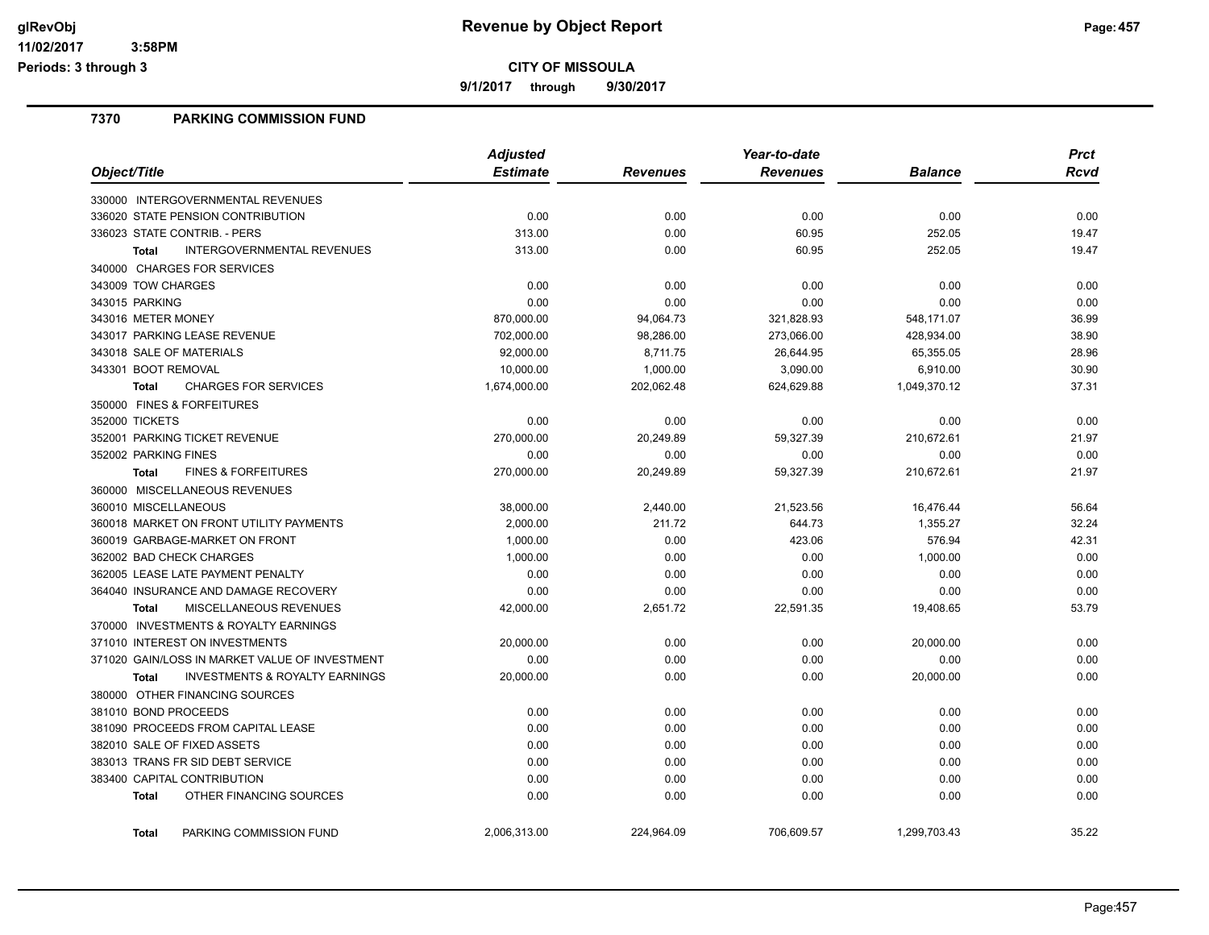# Revenue by Object Report

**CITY OF MISSOULA**

**9/1/2017 through 9/30/2017**

glRevObj
11/02/2017 3:58PM
Periods: 3 through 3

## 7370 PARKING COMMISSION FUND

| Object/Title | Adjusted Estimate | Revenues | Year-to-date Revenues | Balance | Prct Rcvd |
|---|---|---|---|---|---|
| 330000 INTERGOVERNMENTAL REVENUES | | | | | |
| 336020 STATE PENSION CONTRIBUTION | 0.00 | 0.00 | 0.00 | 0.00 | 0.00 |
| 336023 STATE CONTRIB. - PERS | 313.00 | 0.00 | 60.95 | 252.05 | 19.47 |
| **Total** INTERGOVERNMENTAL REVENUES | 313.00 | 0.00 | 60.95 | 252.05 | 19.47 |
| 340000 CHARGES FOR SERVICES | | | | | |
| 343009 TOW CHARGES | 0.00 | 0.00 | 0.00 | 0.00 | 0.00 |
| 343015 PARKING | 0.00 | 0.00 | 0.00 | 0.00 | 0.00 |
| 343016 METER MONEY | 870,000.00 | 94,064.73 | 321,828.93 | 548,171.07 | 36.99 |
| 343017 PARKING LEASE REVENUE | 702,000.00 | 98,286.00 | 273,066.00 | 428,934.00 | 38.90 |
| 343018 SALE OF MATERIALS | 92,000.00 | 8,711.75 | 26,644.95 | 65,355.05 | 28.96 |
| 343301 BOOT REMOVAL | 10,000.00 | 1,000.00 | 3,090.00 | 6,910.00 | 30.90 |
| **Total** CHARGES FOR SERVICES | 1,674,000.00 | 202,062.48 | 624,629.88 | 1,049,370.12 | 37.31 |
| 350000 FINES & FORFEITURES | | | | | |
| 352000 TICKETS | 0.00 | 0.00 | 0.00 | 0.00 | 0.00 |
| 352001 PARKING TICKET REVENUE | 270,000.00 | 20,249.89 | 59,327.39 | 210,672.61 | 21.97 |
| 352002 PARKING FINES | 0.00 | 0.00 | 0.00 | 0.00 | 0.00 |
| **Total** FINES & FORFEITURES | 270,000.00 | 20,249.89 | 59,327.39 | 210,672.61 | 21.97 |
| 360000 MISCELLANEOUS REVENUES | | | | | |
| 360010 MISCELLANEOUS | 38,000.00 | 2,440.00 | 21,523.56 | 16,476.44 | 56.64 |
| 360018 MARKET ON FRONT UTILITY PAYMENTS | 2,000.00 | 211.72 | 644.73 | 1,355.27 | 32.24 |
| 360019 GARBAGE-MARKET ON FRONT | 1,000.00 | 0.00 | 423.06 | 576.94 | 42.31 |
| 362002 BAD CHECK CHARGES | 1,000.00 | 0.00 | 0.00 | 1,000.00 | 0.00 |
| 362005 LEASE LATE PAYMENT PENALTY | 0.00 | 0.00 | 0.00 | 0.00 | 0.00 |
| 364040 INSURANCE AND DAMAGE RECOVERY | 0.00 | 0.00 | 0.00 | 0.00 | 0.00 |
| **Total** MISCELLANEOUS REVENUES | 42,000.00 | 2,651.72 | 22,591.35 | 19,408.65 | 53.79 |
| 370000 INVESTMENTS & ROYALTY EARNINGS | | | | | |
| 371010 INTEREST ON INVESTMENTS | 20,000.00 | 0.00 | 0.00 | 20,000.00 | 0.00 |
| 371020 GAIN/LOSS IN MARKET VALUE OF INVESTMENT | 0.00 | 0.00 | 0.00 | 0.00 | 0.00 |
| **Total** INVESTMENTS & ROYALTY EARNINGS | 20,000.00 | 0.00 | 0.00 | 20,000.00 | 0.00 |
| 380000 OTHER FINANCING SOURCES | | | | | |
| 381010 BOND PROCEEDS | 0.00 | 0.00 | 0.00 | 0.00 | 0.00 |
| 381090 PROCEEDS FROM CAPITAL LEASE | 0.00 | 0.00 | 0.00 | 0.00 | 0.00 |
| 382010 SALE OF FIXED ASSETS | 0.00 | 0.00 | 0.00 | 0.00 | 0.00 |
| 383013 TRANS FR SID DEBT SERVICE | 0.00 | 0.00 | 0.00 | 0.00 | 0.00 |
| 383400 CAPITAL CONTRIBUTION | 0.00 | 0.00 | 0.00 | 0.00 | 0.00 |
| **Total** OTHER FINANCING SOURCES | 0.00 | 0.00 | 0.00 | 0.00 | 0.00 |
| **Total** PARKING COMMISSION FUND | 2,006,313.00 | 224,964.09 | 706,609.57 | 1,299,703.43 | 35.22 |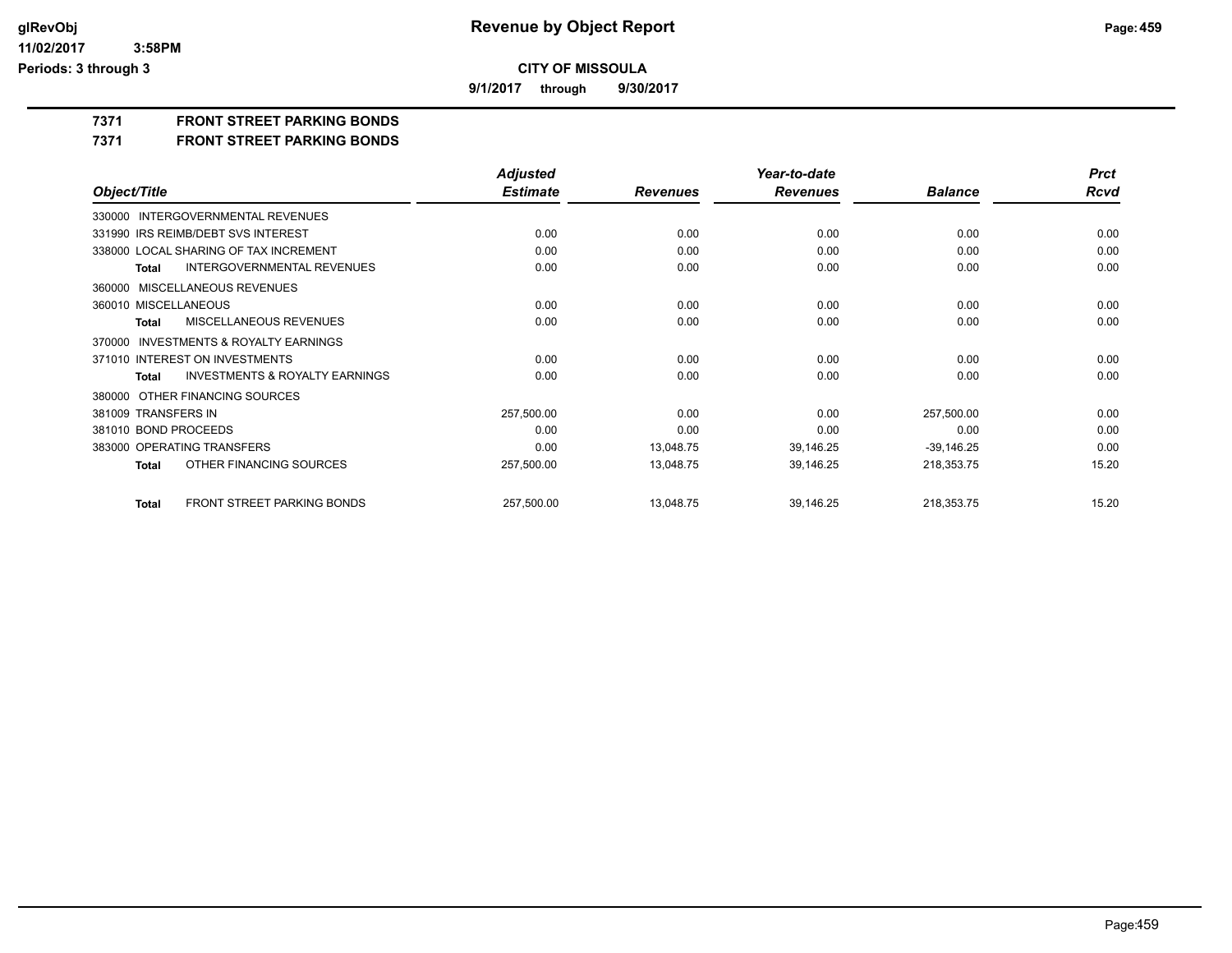# Revenue by Object Report

## CITY OF MISSOULA

**9/1/2017 through 9/30/2017**

glRevObj
11/02/2017 3:58PM
Periods: 3 through 3

### 7371 FRONT STREET PARKING BONDS
### 7371 FRONT STREET PARKING BONDS

| Object/Title | Adjusted Estimate | Revenues | Year-to-date Revenues | Balance | Prct Rcvd |
|---|---|---|---|---|---|
| 330000 INTERGOVERNMENTAL REVENUES | | | | | |
| 331990 IRS REIMB/DEBT SVS INTEREST | 0.00 | 0.00 | 0.00 | 0.00 | 0.00 |
| 338000 LOCAL SHARING OF TAX INCREMENT | 0.00 | 0.00 | 0.00 | 0.00 | 0.00 |
| **Total** INTERGOVERNMENTAL REVENUES | 0.00 | 0.00 | 0.00 | 0.00 | 0.00 |
| 360000 MISCELLANEOUS REVENUES | | | | | |
| 360010 MISCELLANEOUS | 0.00 | 0.00 | 0.00 | 0.00 | 0.00 |
| **Total** MISCELLANEOUS REVENUES | 0.00 | 0.00 | 0.00 | 0.00 | 0.00 |
| 370000 INVESTMENTS & ROYALTY EARNINGS | | | | | |
| 371010 INTEREST ON INVESTMENTS | 0.00 | 0.00 | 0.00 | 0.00 | 0.00 |
| **Total** INVESTMENTS & ROYALTY EARNINGS | 0.00 | 0.00 | 0.00 | 0.00 | 0.00 |
| 380000 OTHER FINANCING SOURCES | | | | | |
| 381009 TRANSFERS IN | 257,500.00 | 0.00 | 0.00 | 257,500.00 | 0.00 |
| 381010 BOND PROCEEDS | 0.00 | 0.00 | 0.00 | 0.00 | 0.00 |
| 383000 OPERATING TRANSFERS | 0.00 | 13,048.75 | 39,146.25 | -39,146.25 | 0.00 |
| **Total** OTHER FINANCING SOURCES | 257,500.00 | 13,048.75 | 39,146.25 | 218,353.75 | 15.20 |
| **Total** FRONT STREET PARKING BONDS | 257,500.00 | 13,048.75 | 39,146.25 | 218,353.75 | 15.20 |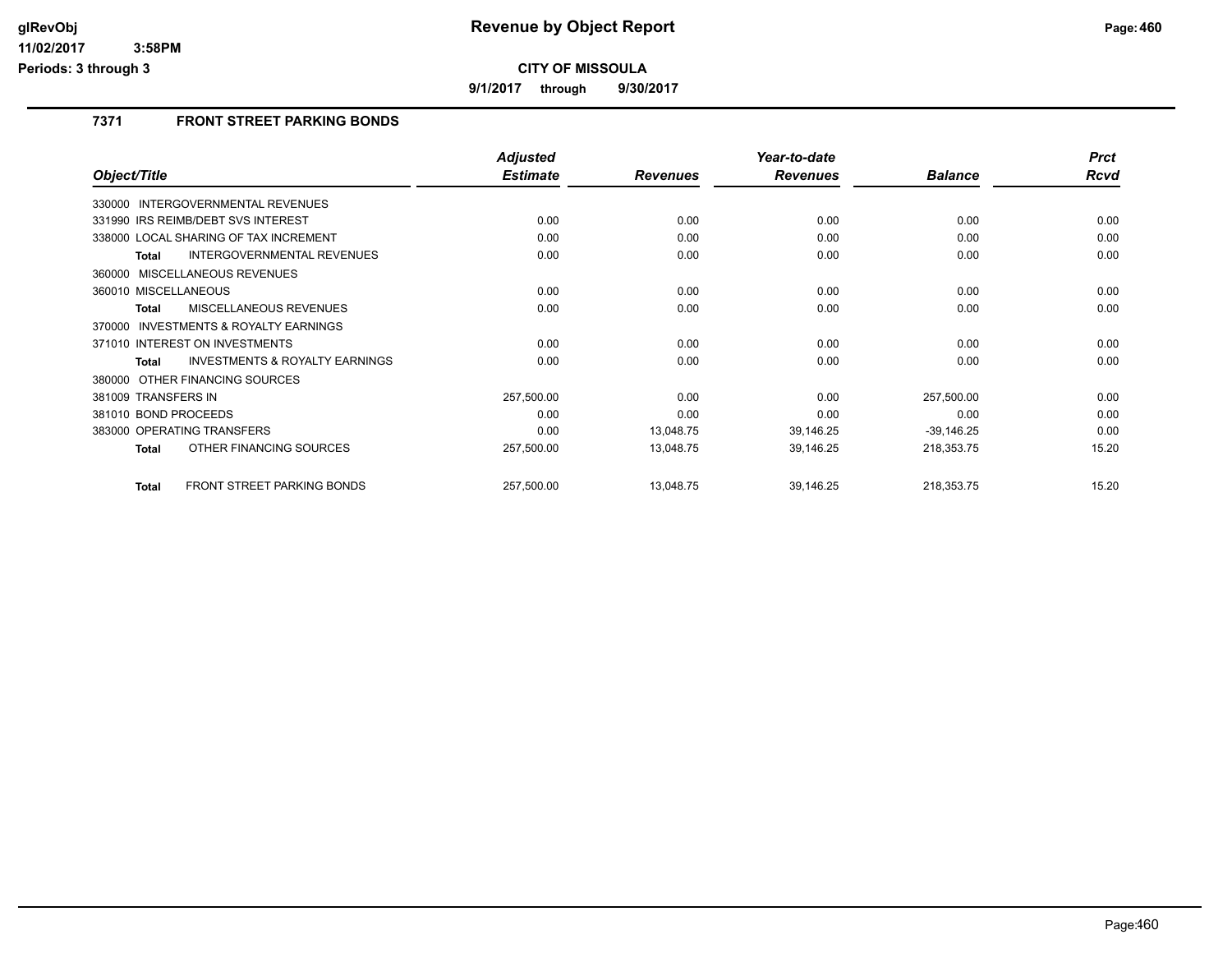# Revenue by Object Report

**CITY OF MISSOULA**

**9/1/2017 through 9/30/2017**

glRevObj
11/02/2017 3:58PM
Periods: 3 through 3

## 7371 FRONT STREET PARKING BONDS

| Object/Title | Adjusted Estimate | Revenues | Year-to-date Revenues | Balance | Prct Rcvd |
|---|---|---|---|---|---|
| 330000 INTERGOVERNMENTAL REVENUES | | | | | |
| 331990 IRS REIMB/DEBT SVS INTEREST | 0.00 | 0.00 | 0.00 | 0.00 | 0.00 |
| 338000 LOCAL SHARING OF TAX INCREMENT | 0.00 | 0.00 | 0.00 | 0.00 | 0.00 |
| **Total** INTERGOVERNMENTAL REVENUES | 0.00 | 0.00 | 0.00 | 0.00 | 0.00 |
| 360000 MISCELLANEOUS REVENUES | | | | | |
| 360010 MISCELLANEOUS | 0.00 | 0.00 | 0.00 | 0.00 | 0.00 |
| **Total** MISCELLANEOUS REVENUES | 0.00 | 0.00 | 0.00 | 0.00 | 0.00 |
| 370000 INVESTMENTS & ROYALTY EARNINGS | | | | | |
| 371010 INTEREST ON INVESTMENTS | 0.00 | 0.00 | 0.00 | 0.00 | 0.00 |
| **Total** INVESTMENTS & ROYALTY EARNINGS | 0.00 | 0.00 | 0.00 | 0.00 | 0.00 |
| 380000 OTHER FINANCING SOURCES | | | | | |
| 381009 TRANSFERS IN | 257,500.00 | 0.00 | 0.00 | 257,500.00 | 0.00 |
| 381010 BOND PROCEEDS | 0.00 | 0.00 | 0.00 | 0.00 | 0.00 |
| 383000 OPERATING TRANSFERS | 0.00 | 13,048.75 | 39,146.25 | -39,146.25 | 0.00 |
| **Total** OTHER FINANCING SOURCES | 257,500.00 | 13,048.75 | 39,146.25 | 218,353.75 | 15.20 |
| **Total** FRONT STREET PARKING BONDS | 257,500.00 | 13,048.75 | 39,146.25 | 218,353.75 | 15.20 |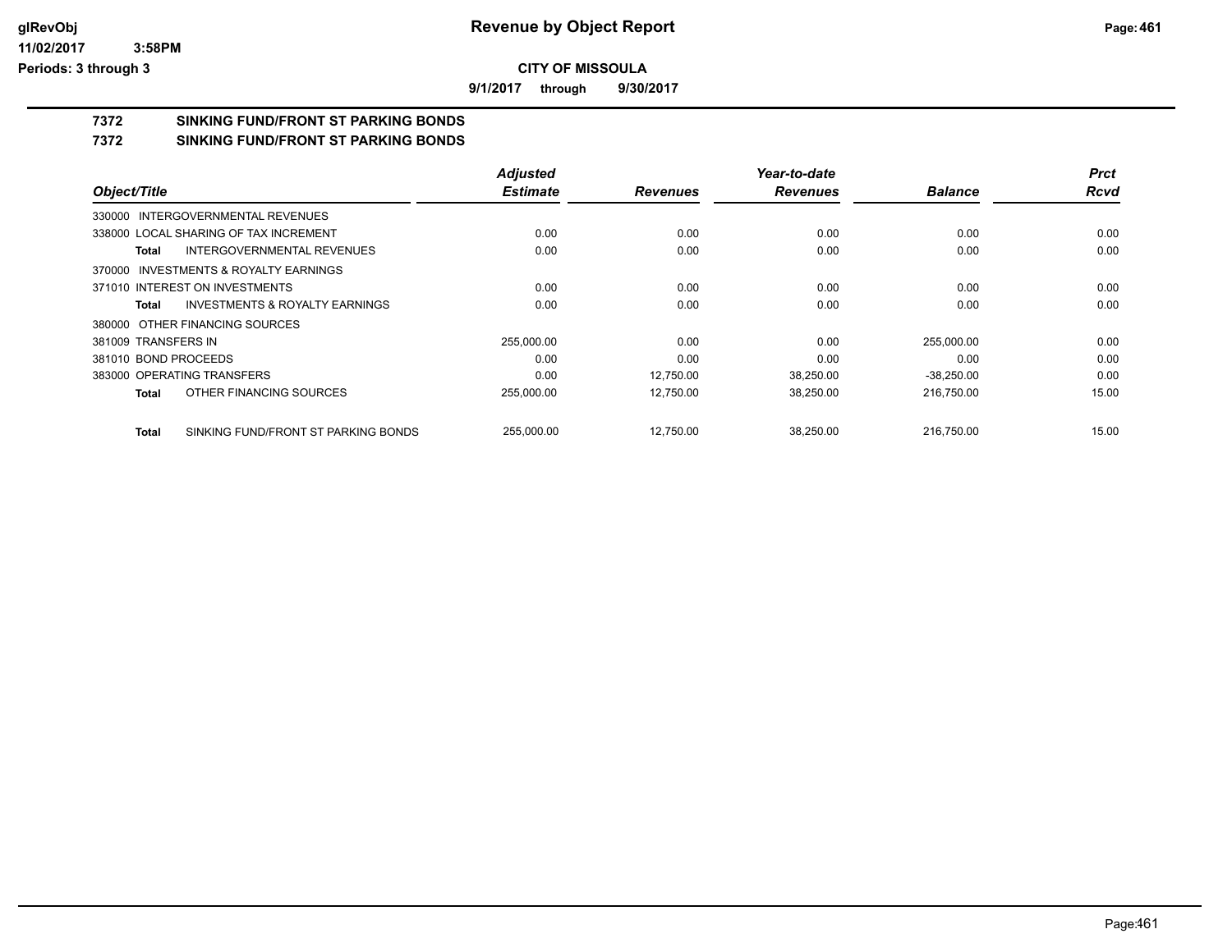# Revenue by Object Report

## CITY OF MISSOULA

**9/1/2017 through 9/30/2017**

### 7372 SINKING FUND/FRONT ST PARKING BONDS

### 7372 SINKING FUND/FRONT ST PARKING BONDS

| Object/Title | Adjusted Estimate | Revenues | Year-to-date Revenues | Balance | Prct Rcvd |
|---|---|---|---|---|---|
| 330000 INTERGOVERNMENTAL REVENUES | | | | | |
| 338000 LOCAL SHARING OF TAX INCREMENT | 0.00 | 0.00 | 0.00 | 0.00 | 0.00 |
| **Total** INTERGOVERNMENTAL REVENUES | 0.00 | 0.00 | 0.00 | 0.00 | 0.00 |
| 370000 INVESTMENTS & ROYALTY EARNINGS | | | | | |
| 371010 INTEREST ON INVESTMENTS | 0.00 | 0.00 | 0.00 | 0.00 | 0.00 |
| **Total** INVESTMENTS & ROYALTY EARNINGS | 0.00 | 0.00 | 0.00 | 0.00 | 0.00 |
| 380000 OTHER FINANCING SOURCES | | | | | |
| 381009 TRANSFERS IN | 255,000.00 | 0.00 | 0.00 | 255,000.00 | 0.00 |
| 381010 BOND PROCEEDS | 0.00 | 0.00 | 0.00 | 0.00 | 0.00 |
| 383000 OPERATING TRANSFERS | 0.00 | 12,750.00 | 38,250.00 | -38,250.00 | 0.00 |
| **Total** OTHER FINANCING SOURCES | 255,000.00 | 12,750.00 | 38,250.00 | 216,750.00 | 15.00 |
| **Total** SINKING FUND/FRONT ST PARKING BONDS | 255,000.00 | 12,750.00 | 38,250.00 | 216,750.00 | 15.00 |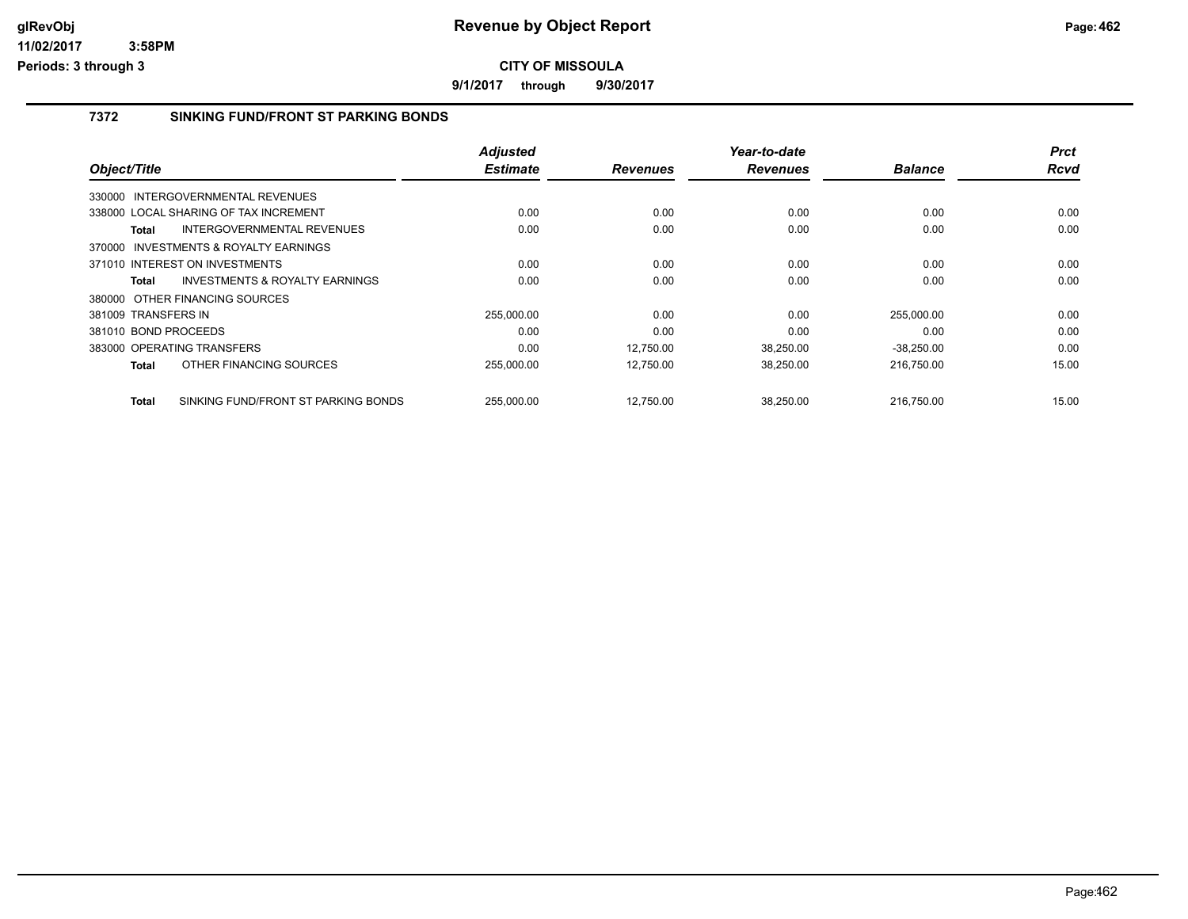# Revenue by Object Report

**CITY OF MISSOULA**

**9/1/2017 through 9/30/2017**

### 7372 SINKING FUND/FRONT ST PARKING BONDS

| Object/Title | Adjusted Estimate | Revenues | Year-to-date Revenues | Balance | Prct Rcvd |
|---|---|---|---|---|---|
| 330000 INTERGOVERNMENTAL REVENUES | | | | | |
| 338000 LOCAL SHARING OF TAX INCREMENT | 0.00 | 0.00 | 0.00 | 0.00 | 0.00 |
| **Total** INTERGOVERNMENTAL REVENUES | 0.00 | 0.00 | 0.00 | 0.00 | 0.00 |
| 370000 INVESTMENTS & ROYALTY EARNINGS | | | | | |
| 371010 INTEREST ON INVESTMENTS | 0.00 | 0.00 | 0.00 | 0.00 | 0.00 |
| **Total** INVESTMENTS & ROYALTY EARNINGS | 0.00 | 0.00 | 0.00 | 0.00 | 0.00 |
| 380000 OTHER FINANCING SOURCES | | | | | |
| 381009 TRANSFERS IN | 255,000.00 | 0.00 | 0.00 | 255,000.00 | 0.00 |
| 381010 BOND PROCEEDS | 0.00 | 0.00 | 0.00 | 0.00 | 0.00 |
| 383000 OPERATING TRANSFERS | 0.00 | 12,750.00 | 38,250.00 | -38,250.00 | 0.00 |
| **Total** OTHER FINANCING SOURCES | 255,000.00 | 12,750.00 | 38,250.00 | 216,750.00 | 15.00 |
| **Total** SINKING FUND/FRONT ST PARKING BONDS | 255,000.00 | 12,750.00 | 38,250.00 | 216,750.00 | 15.00 |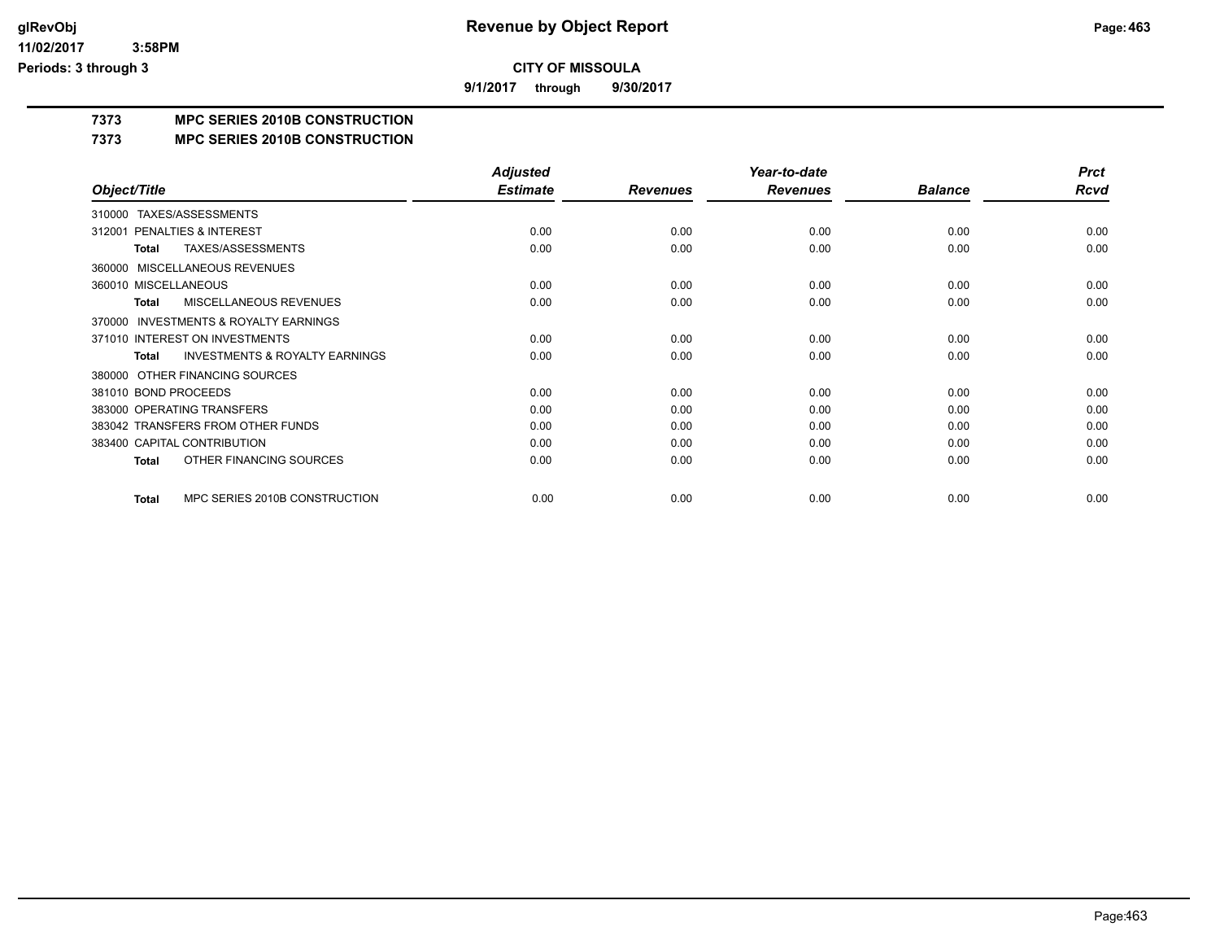**Revenue by Object Report**

**CITY OF MISSOULA**

**9/1/2017 through 9/30/2017**

glRevObj
11/02/2017 3:58PM
Periods: 3 through 3

## 7373 MPC SERIES 2010B CONSTRUCTION

## 7373 MPC SERIES 2010B CONSTRUCTION

| Object/Title | Adjusted Estimate | Revenues | Year-to-date Revenues | Balance | Prct Rcvd |
|---|---|---|---|---|---|
| 310000 TAXES/ASSESSMENTS | | | | | |
| 312001 PENALTIES & INTEREST | 0.00 | 0.00 | 0.00 | 0.00 | 0.00 |
| **Total** TAXES/ASSESSMENTS | 0.00 | 0.00 | 0.00 | 0.00 | 0.00 |
| 360000 MISCELLANEOUS REVENUES | | | | | |
| 360010 MISCELLANEOUS | 0.00 | 0.00 | 0.00 | 0.00 | 0.00 |
| **Total** MISCELLANEOUS REVENUES | 0.00 | 0.00 | 0.00 | 0.00 | 0.00 |
| 370000 INVESTMENTS & ROYALTY EARNINGS | | | | | |
| 371010 INTEREST ON INVESTMENTS | 0.00 | 0.00 | 0.00 | 0.00 | 0.00 |
| **Total** INVESTMENTS & ROYALTY EARNINGS | 0.00 | 0.00 | 0.00 | 0.00 | 0.00 |
| 380000 OTHER FINANCING SOURCES | | | | | |
| 381010 BOND PROCEEDS | 0.00 | 0.00 | 0.00 | 0.00 | 0.00 |
| 383000 OPERATING TRANSFERS | 0.00 | 0.00 | 0.00 | 0.00 | 0.00 |
| 383042 TRANSFERS FROM OTHER FUNDS | 0.00 | 0.00 | 0.00 | 0.00 | 0.00 |
| 383400 CAPITAL CONTRIBUTION | 0.00 | 0.00 | 0.00 | 0.00 | 0.00 |
| **Total** OTHER FINANCING SOURCES | 0.00 | 0.00 | 0.00 | 0.00 | 0.00 |
| **Total** MPC SERIES 2010B CONSTRUCTION | 0.00 | 0.00 | 0.00 | 0.00 | 0.00 |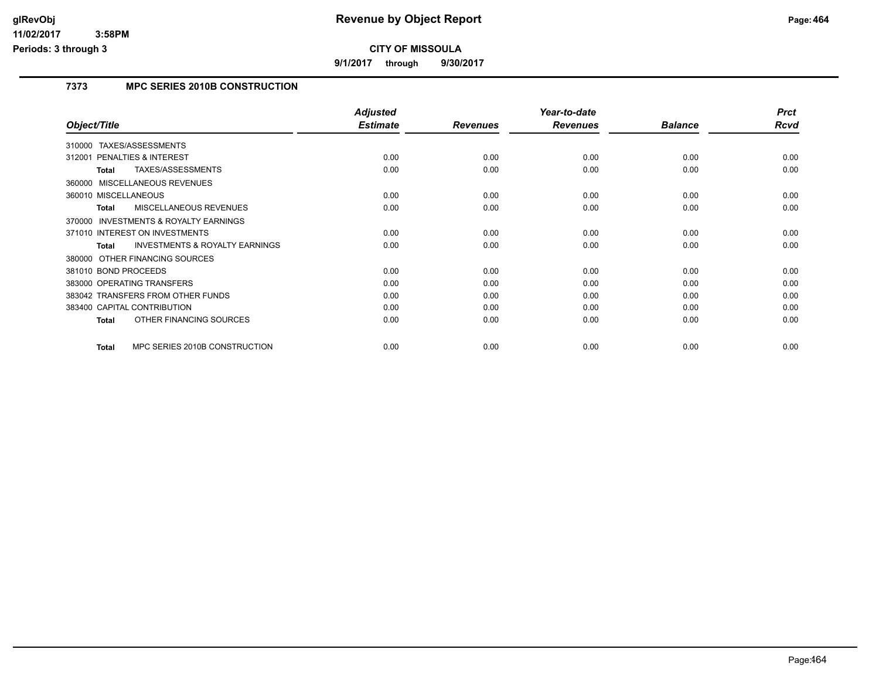**CITY OF MISSOULA**

**9/1/2017 through 9/30/2017**

## 7373 MPC SERIES 2010B CONSTRUCTION

| Object/Title | Adjusted Estimate | Revenues | Year-to-date Revenues | Balance | Prct Rcvd |
|---|---|---|---|---|---|
| 310000 TAXES/ASSESSMENTS | | | | | |
| 312001 PENALTIES & INTEREST | 0.00 | 0.00 | 0.00 | 0.00 | 0.00 |
| **Total** TAXES/ASSESSMENTS | 0.00 | 0.00 | 0.00 | 0.00 | 0.00 |
| 360000 MISCELLANEOUS REVENUES | | | | | |
| 360010 MISCELLANEOUS | 0.00 | 0.00 | 0.00 | 0.00 | 0.00 |
| **Total** MISCELLANEOUS REVENUES | 0.00 | 0.00 | 0.00 | 0.00 | 0.00 |
| 370000 INVESTMENTS & ROYALTY EARNINGS | | | | | |
| 371010 INTEREST ON INVESTMENTS | 0.00 | 0.00 | 0.00 | 0.00 | 0.00 |
| **Total** INVESTMENTS & ROYALTY EARNINGS | 0.00 | 0.00 | 0.00 | 0.00 | 0.00 |
| 380000 OTHER FINANCING SOURCES | | | | | |
| 381010 BOND PROCEEDS | 0.00 | 0.00 | 0.00 | 0.00 | 0.00 |
| 383000 OPERATING TRANSFERS | 0.00 | 0.00 | 0.00 | 0.00 | 0.00 |
| 383042 TRANSFERS FROM OTHER FUNDS | 0.00 | 0.00 | 0.00 | 0.00 | 0.00 |
| 383400 CAPITAL CONTRIBUTION | 0.00 | 0.00 | 0.00 | 0.00 | 0.00 |
| **Total** OTHER FINANCING SOURCES | 0.00 | 0.00 | 0.00 | 0.00 | 0.00 |
| **Total** MPC SERIES 2010B CONSTRUCTION | 0.00 | 0.00 | 0.00 | 0.00 | 0.00 |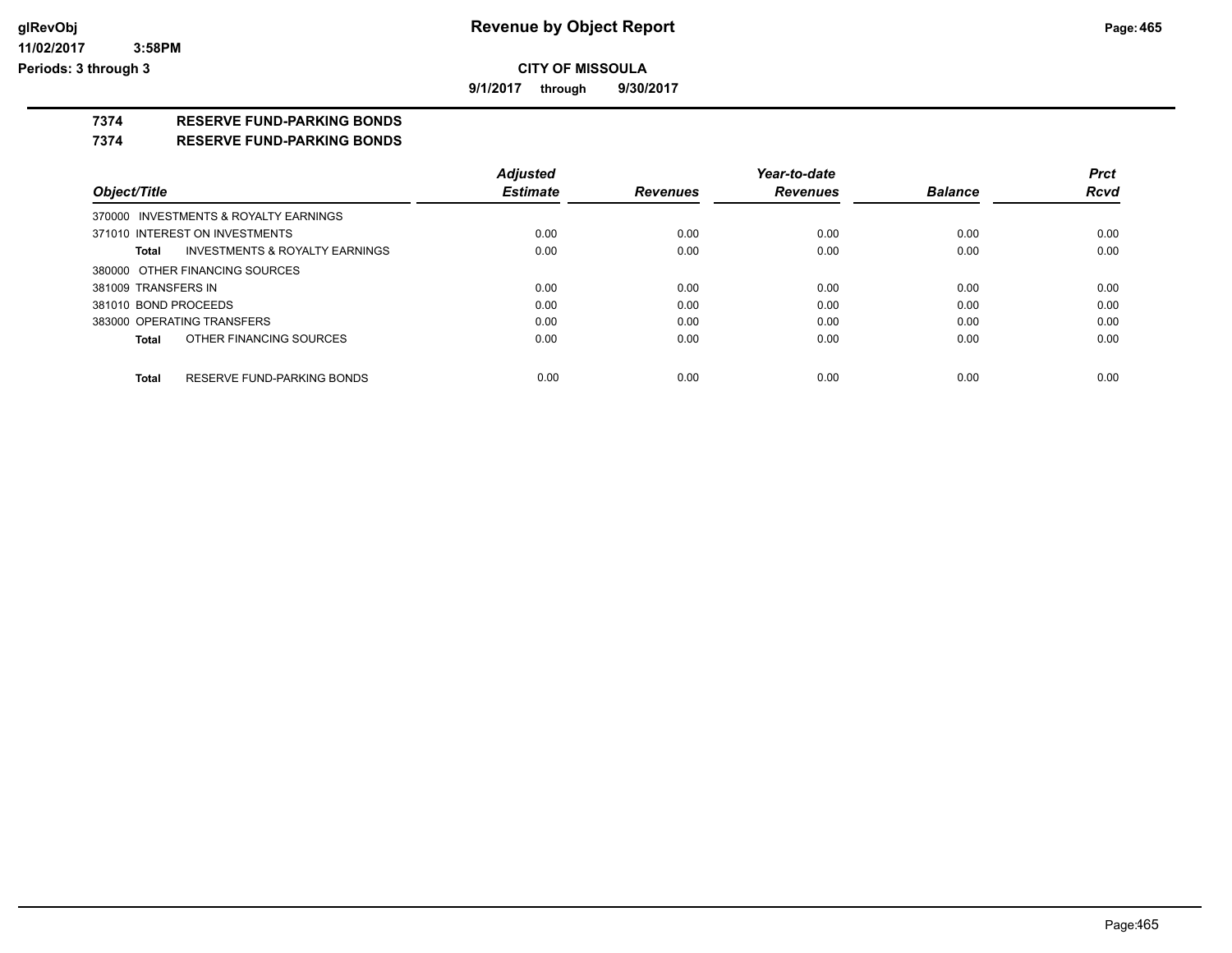**Revenue by Object Report**

**CITY OF MISSOULA**

**9/1/2017 through 9/30/2017**

glRevObj
11/02/2017 3:58PM
Periods: 3 through 3

## 7374 RESERVE FUND-PARKING BONDS

## 7374 RESERVE FUND-PARKING BONDS

| Object/Title | Adjusted Estimate | Revenues | Year-to-date Revenues | Balance | Prct Rcvd |
|---|---|---|---|---|---|
| 370000 INVESTMENTS & ROYALTY EARNINGS | | | | | |
| 371010 INTEREST ON INVESTMENTS | 0.00 | 0.00 | 0.00 | 0.00 | 0.00 |
| **Total** INVESTMENTS & ROYALTY EARNINGS | 0.00 | 0.00 | 0.00 | 0.00 | 0.00 |
| 380000 OTHER FINANCING SOURCES | | | | | |
| 381009 TRANSFERS IN | 0.00 | 0.00 | 0.00 | 0.00 | 0.00 |
| 381010 BOND PROCEEDS | 0.00 | 0.00 | 0.00 | 0.00 | 0.00 |
| 383000 OPERATING TRANSFERS | 0.00 | 0.00 | 0.00 | 0.00 | 0.00 |
| **Total** OTHER FINANCING SOURCES | 0.00 | 0.00 | 0.00 | 0.00 | 0.00 |
| **Total** RESERVE FUND-PARKING BONDS | 0.00 | 0.00 | 0.00 | 0.00 | 0.00 |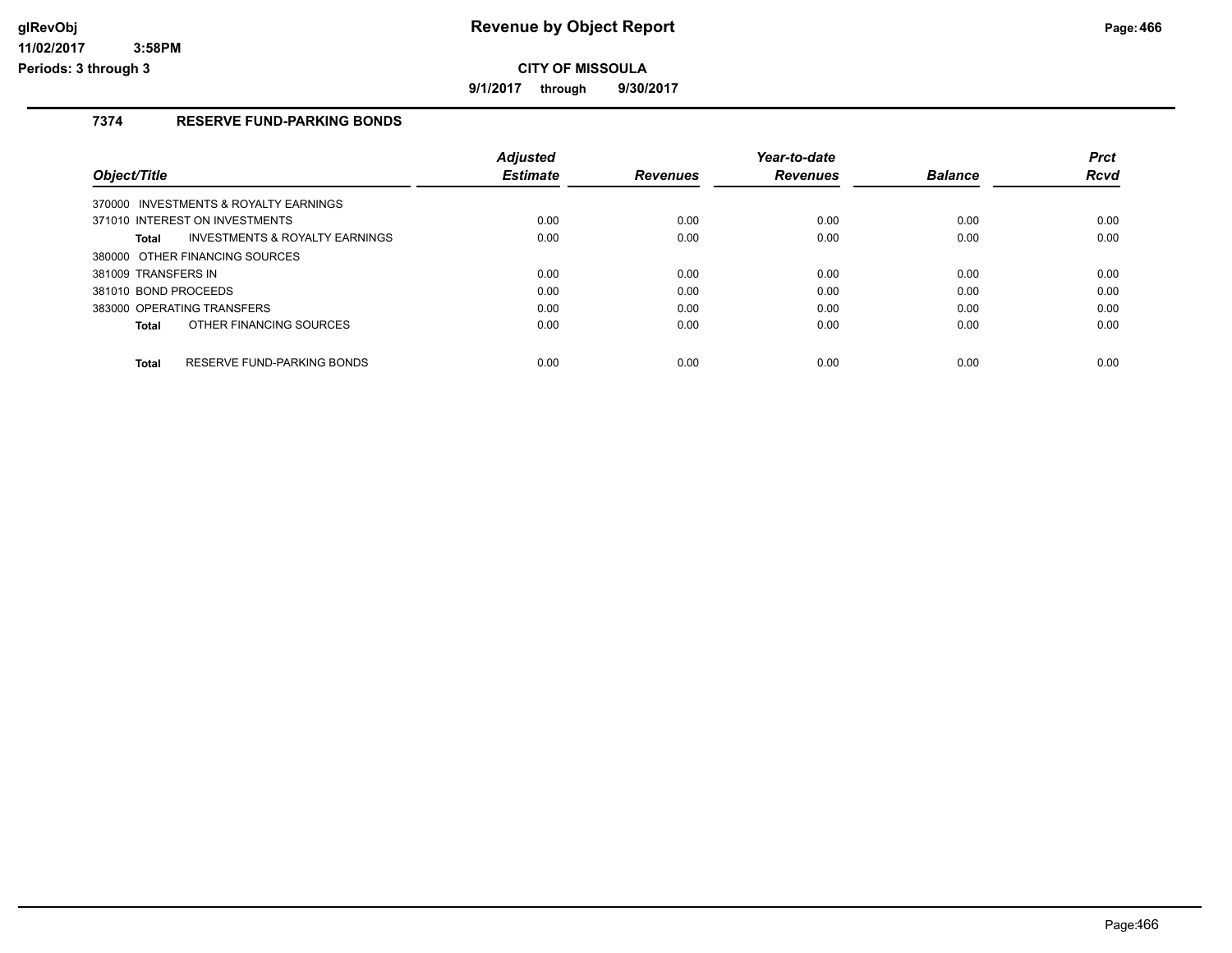# Revenue by Object Report

**CITY OF MISSOULA**

**9/1/2017 through 9/30/2017**

glRevObj
11/02/2017 3:58PM
Periods: 3 through 3

### 7374 RESERVE FUND-PARKING BONDS

| Object/Title | Adjusted Estimate | Revenues | Year-to-date Revenues | Balance | Prct Rcvd |
|---|---|---|---|---|---|
| 370000 INVESTMENTS & ROYALTY EARNINGS | | | | | |
| 371010 INTEREST ON INVESTMENTS | 0.00 | 0.00 | 0.00 | 0.00 | 0.00 |
| **Total** INVESTMENTS & ROYALTY EARNINGS | 0.00 | 0.00 | 0.00 | 0.00 | 0.00 |
| 380000 OTHER FINANCING SOURCES | | | | | |
| 381009 TRANSFERS IN | 0.00 | 0.00 | 0.00 | 0.00 | 0.00 |
| 381010 BOND PROCEEDS | 0.00 | 0.00 | 0.00 | 0.00 | 0.00 |
| 383000 OPERATING TRANSFERS | 0.00 | 0.00 | 0.00 | 0.00 | 0.00 |
| **Total** OTHER FINANCING SOURCES | 0.00 | 0.00 | 0.00 | 0.00 | 0.00 |
| **Total** RESERVE FUND-PARKING BONDS | 0.00 | 0.00 | 0.00 | 0.00 | 0.00 |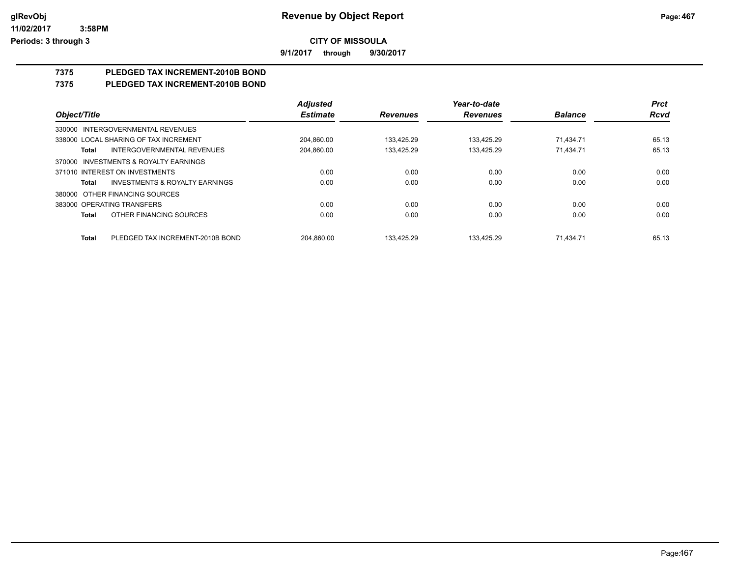**Revenue by Object Report**

**CITY OF MISSOULA**

**9/1/2017 through 9/30/2017**

glRevObj
11/02/2017 3:58PM
Periods: 3 through 3

## 7375 PLEDGED TAX INCREMENT-2010B BOND
## 7375 PLEDGED TAX INCREMENT-2010B BOND

| Object/Title | Adjusted Estimate | Revenues | Year-to-date Revenues | Balance | Prct Rcvd |
|---|---|---|---|---|---|
| 330000 INTERGOVERNMENTAL REVENUES | | | | | |
| 338000 LOCAL SHARING OF TAX INCREMENT | 204,860.00 | 133,425.29 | 133,425.29 | 71,434.71 | 65.13 |
| **Total** INTERGOVERNMENTAL REVENUES | 204,860.00 | 133,425.29 | 133,425.29 | 71,434.71 | 65.13 |
| 370000 INVESTMENTS & ROYALTY EARNINGS | | | | | |
| 371010 INTEREST ON INVESTMENTS | 0.00 | 0.00 | 0.00 | 0.00 | 0.00 |
| **Total** INVESTMENTS & ROYALTY EARNINGS | 0.00 | 0.00 | 0.00 | 0.00 | 0.00 |
| 380000 OTHER FINANCING SOURCES | | | | | |
| 383000 OPERATING TRANSFERS | 0.00 | 0.00 | 0.00 | 0.00 | 0.00 |
| **Total** OTHER FINANCING SOURCES | 0.00 | 0.00 | 0.00 | 0.00 | 0.00 |
| **Total** PLEDGED TAX INCREMENT-2010B BOND | 204,860.00 | 133,425.29 | 133,425.29 | 71,434.71 | 65.13 |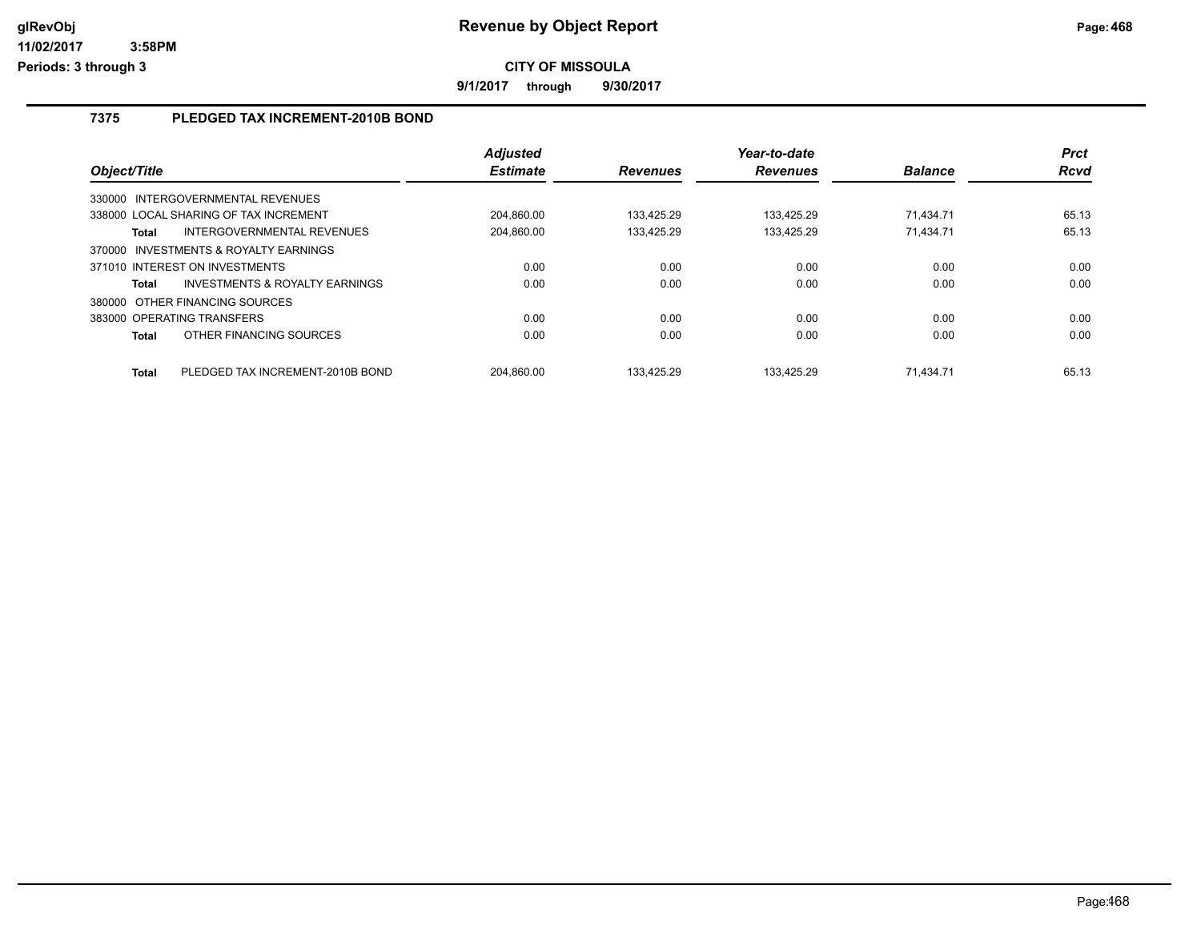# Revenue by Object Report

**CITY OF MISSOULA**

**9/1/2017 through 9/30/2017**

glRevObj
11/02/2017 3:58PM
Periods: 3 through 3

## 7375 PLEDGED TAX INCREMENT-2010B BOND

| Object/Title | Adjusted Estimate | Revenues | Year-to-date Revenues | Balance | Prct Rcvd |
|---|---|---|---|---|---|
| 330000 INTERGOVERNMENTAL REVENUES | | | | | |
| 338000 LOCAL SHARING OF TAX INCREMENT | 204,860.00 | 133,425.29 | 133,425.29 | 71,434.71 | 65.13 |
| **Total** INTERGOVERNMENTAL REVENUES | 204,860.00 | 133,425.29 | 133,425.29 | 71,434.71 | 65.13 |
| 370000 INVESTMENTS & ROYALTY EARNINGS | | | | | |
| 371010 INTEREST ON INVESTMENTS | 0.00 | 0.00 | 0.00 | 0.00 | 0.00 |
| **Total** INVESTMENTS & ROYALTY EARNINGS | 0.00 | 0.00 | 0.00 | 0.00 | 0.00 |
| 380000 OTHER FINANCING SOURCES | | | | | |
| 383000 OPERATING TRANSFERS | 0.00 | 0.00 | 0.00 | 0.00 | 0.00 |
| **Total** OTHER FINANCING SOURCES | 0.00 | 0.00 | 0.00 | 0.00 | 0.00 |
| **Total** PLEDGED TAX INCREMENT-2010B BOND | 204,860.00 | 133,425.29 | 133,425.29 | 71,434.71 | 65.13 |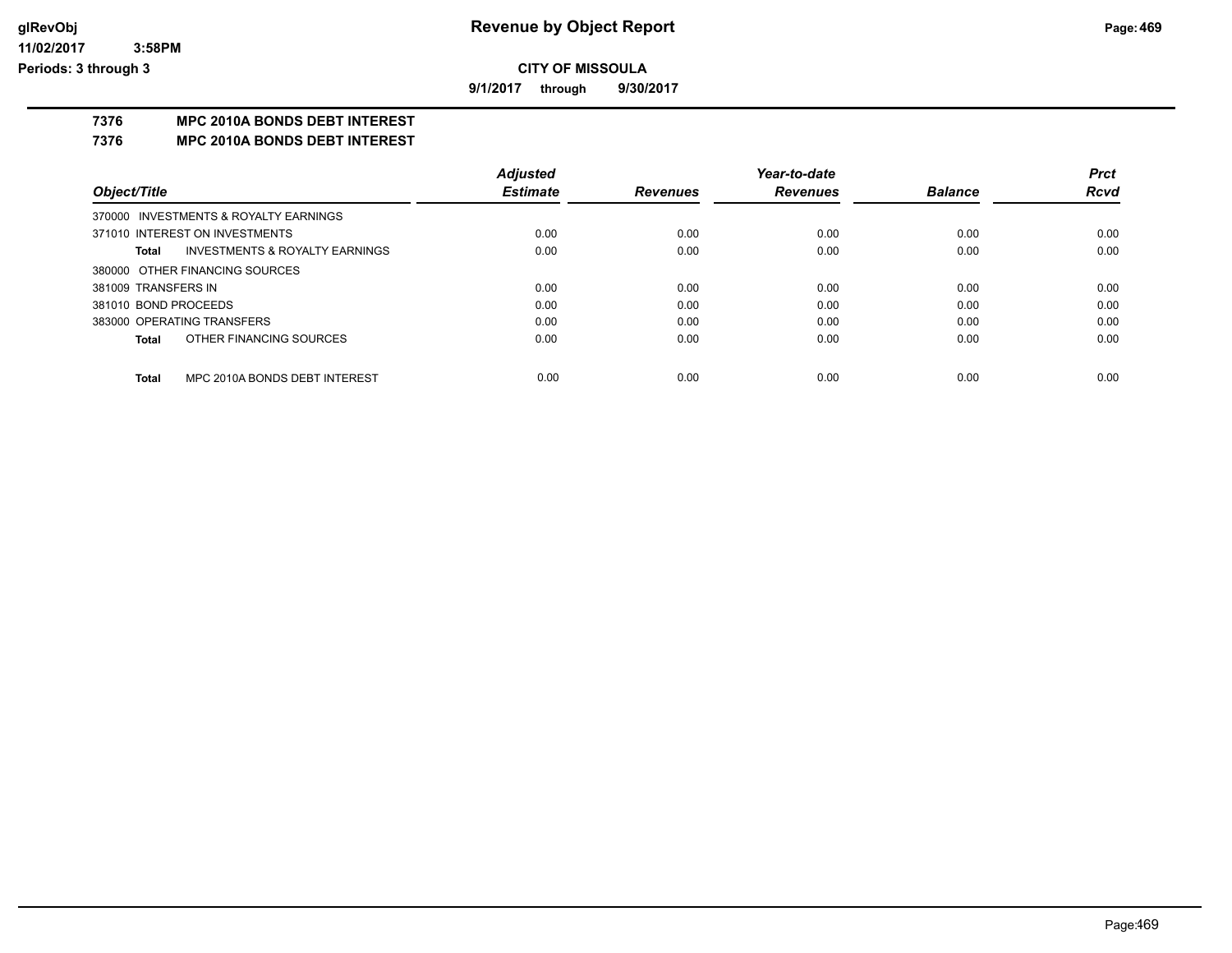# Revenue by Object Report

**CITY OF MISSOULA**

**9/1/2017 through 9/30/2017**

**7376 MPC 2010A BONDS DEBT INTEREST**

**7376 MPC 2010A BONDS DEBT INTEREST**

| Object/Title | Adjusted Estimate | Revenues | Year-to-date Revenues | Balance | Prct Rcvd |
|---|---|---|---|---|---|
| 370000 INVESTMENTS & ROYALTY EARNINGS | | | | | |
| 371010 INTEREST ON INVESTMENTS | 0.00 | 0.00 | 0.00 | 0.00 | 0.00 |
| **Total** INVESTMENTS & ROYALTY EARNINGS | 0.00 | 0.00 | 0.00 | 0.00 | 0.00 |
| 380000 OTHER FINANCING SOURCES | | | | | |
| 381009 TRANSFERS IN | 0.00 | 0.00 | 0.00 | 0.00 | 0.00 |
| 381010 BOND PROCEEDS | 0.00 | 0.00 | 0.00 | 0.00 | 0.00 |
| 383000 OPERATING TRANSFERS | 0.00 | 0.00 | 0.00 | 0.00 | 0.00 |
| **Total** OTHER FINANCING SOURCES | 0.00 | 0.00 | 0.00 | 0.00 | 0.00 |
| **Total** MPC 2010A BONDS DEBT INTEREST | 0.00 | 0.00 | 0.00 | 0.00 | 0.00 |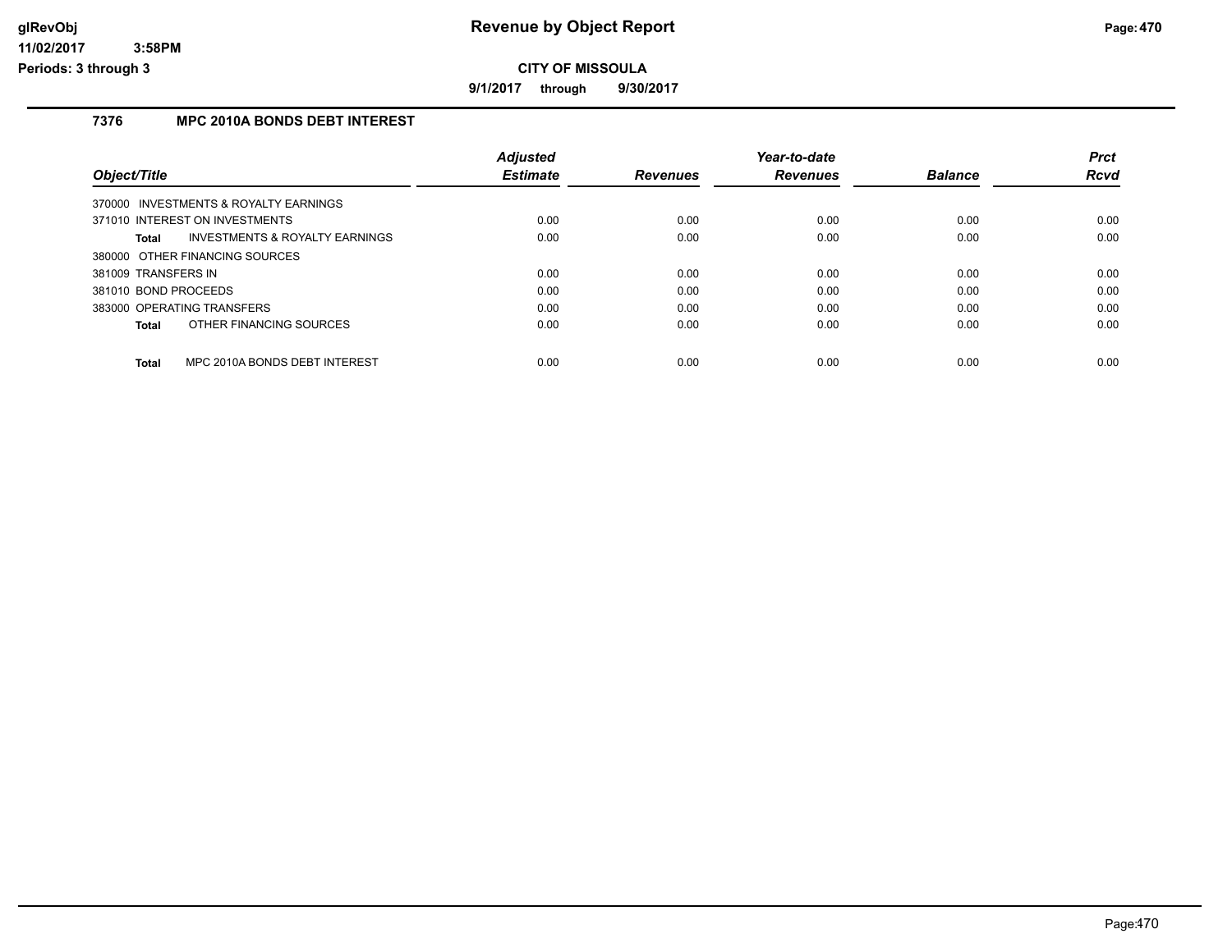**CITY OF MISSOULA**

**9/1/2017 through 9/30/2017**

## 7376 MPC 2010A BONDS DEBT INTEREST

| Object/Title | Adjusted Estimate | Revenues | Year-to-date Revenues | Balance | Prct Rcvd |
|---|---|---|---|---|---|
| 370000 INVESTMENTS & ROYALTY EARNINGS | | | | | |
| 371010 INTEREST ON INVESTMENTS | 0.00 | 0.00 | 0.00 | 0.00 | 0.00 |
| **Total** INVESTMENTS & ROYALTY EARNINGS | 0.00 | 0.00 | 0.00 | 0.00 | 0.00 |
| 380000 OTHER FINANCING SOURCES | | | | | |
| 381009 TRANSFERS IN | 0.00 | 0.00 | 0.00 | 0.00 | 0.00 |
| 381010 BOND PROCEEDS | 0.00 | 0.00 | 0.00 | 0.00 | 0.00 |
| 383000 OPERATING TRANSFERS | 0.00 | 0.00 | 0.00 | 0.00 | 0.00 |
| **Total** OTHER FINANCING SOURCES | 0.00 | 0.00 | 0.00 | 0.00 | 0.00 |
| **Total** MPC 2010A BONDS DEBT INTEREST | 0.00 | 0.00 | 0.00 | 0.00 | 0.00 |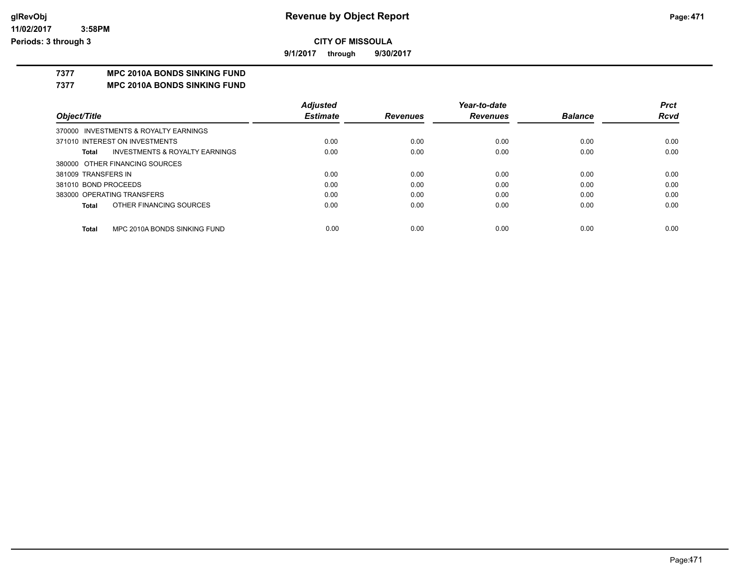# Revenue by Object Report

**CITY OF MISSOULA**

**9/1/2017 through 9/30/2017**

## 7377 MPC 2010A BONDS SINKING FUND

## 7377 MPC 2010A BONDS SINKING FUND

| Object/Title | Adjusted Estimate | Revenues | Year-to-date Revenues | Balance | Prct Rcvd |
|---|---|---|---|---|---|
| 370000 INVESTMENTS & ROYALTY EARNINGS | | | | | |
| 371010 INTEREST ON INVESTMENTS | 0.00 | 0.00 | 0.00 | 0.00 | 0.00 |
| **Total** INVESTMENTS & ROYALTY EARNINGS | 0.00 | 0.00 | 0.00 | 0.00 | 0.00 |
| 380000 OTHER FINANCING SOURCES | | | | | |
| 381009 TRANSFERS IN | 0.00 | 0.00 | 0.00 | 0.00 | 0.00 |
| 381010 BOND PROCEEDS | 0.00 | 0.00 | 0.00 | 0.00 | 0.00 |
| 383000 OPERATING TRANSFERS | 0.00 | 0.00 | 0.00 | 0.00 | 0.00 |
| **Total** OTHER FINANCING SOURCES | 0.00 | 0.00 | 0.00 | 0.00 | 0.00 |
| **Total** MPC 2010A BONDS SINKING FUND | 0.00 | 0.00 | 0.00 | 0.00 | 0.00 |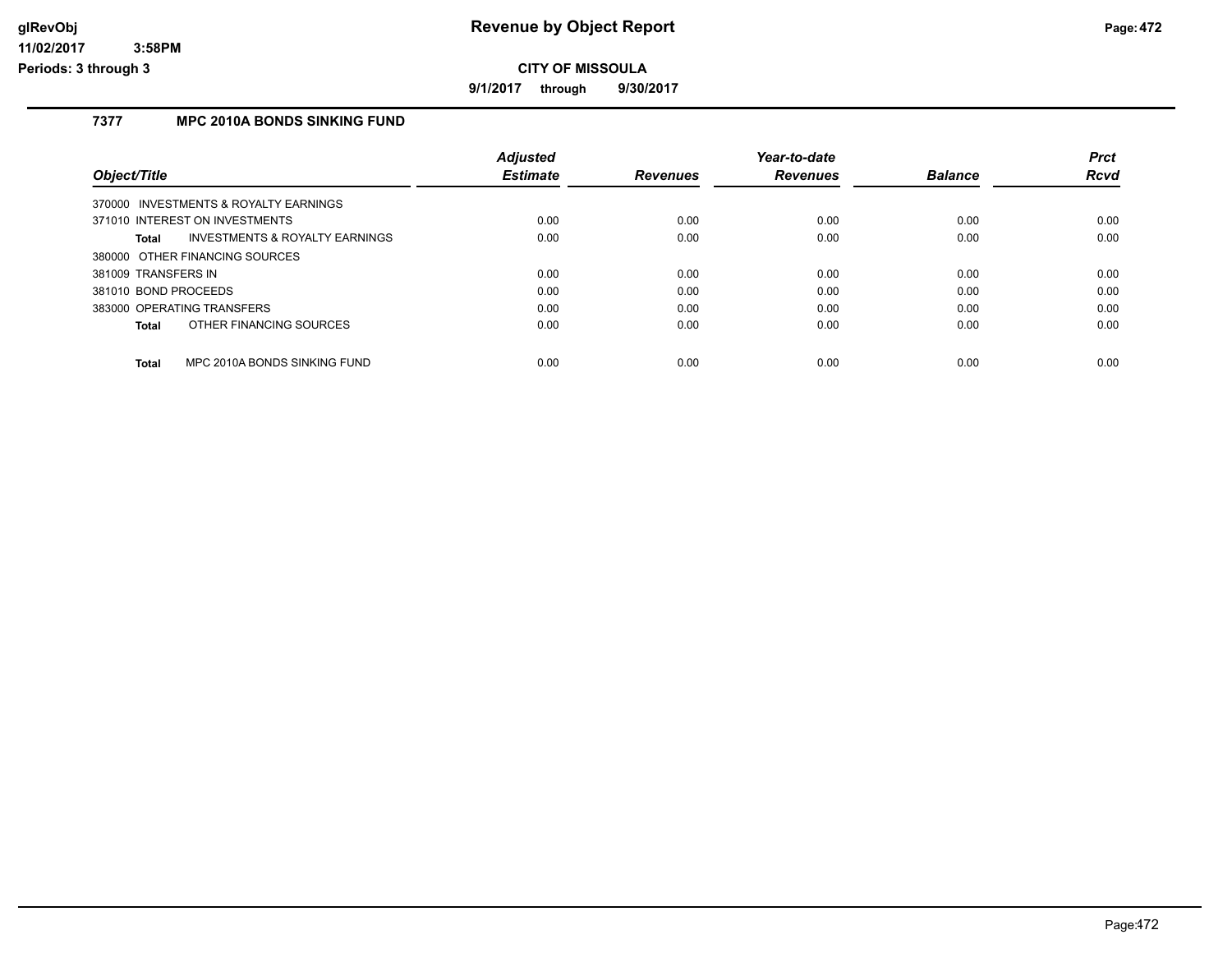# Revenue by Object Report

**CITY OF MISSOULA**

**9/1/2017 through 9/30/2017**

glRevObj
11/02/2017 3:58PM
Periods: 3 through 3

## 7377 MPC 2010A BONDS SINKING FUND

| Object/Title | Adjusted Estimate | Revenues | Year-to-date Revenues | Balance | Prct Rcvd |
|---|---|---|---|---|---|
| 370000 INVESTMENTS & ROYALTY EARNINGS | | | | | |
| 371010 INTEREST ON INVESTMENTS | 0.00 | 0.00 | 0.00 | 0.00 | 0.00 |
| **Total** INVESTMENTS & ROYALTY EARNINGS | 0.00 | 0.00 | 0.00 | 0.00 | 0.00 |
| 380000 OTHER FINANCING SOURCES | | | | | |
| 381009 TRANSFERS IN | 0.00 | 0.00 | 0.00 | 0.00 | 0.00 |
| 381010 BOND PROCEEDS | 0.00 | 0.00 | 0.00 | 0.00 | 0.00 |
| 383000 OPERATING TRANSFERS | 0.00 | 0.00 | 0.00 | 0.00 | 0.00 |
| **Total** OTHER FINANCING SOURCES | 0.00 | 0.00 | 0.00 | 0.00 | 0.00 |
| **Total** MPC 2010A BONDS SINKING FUND | 0.00 | 0.00 | 0.00 | 0.00 | 0.00 |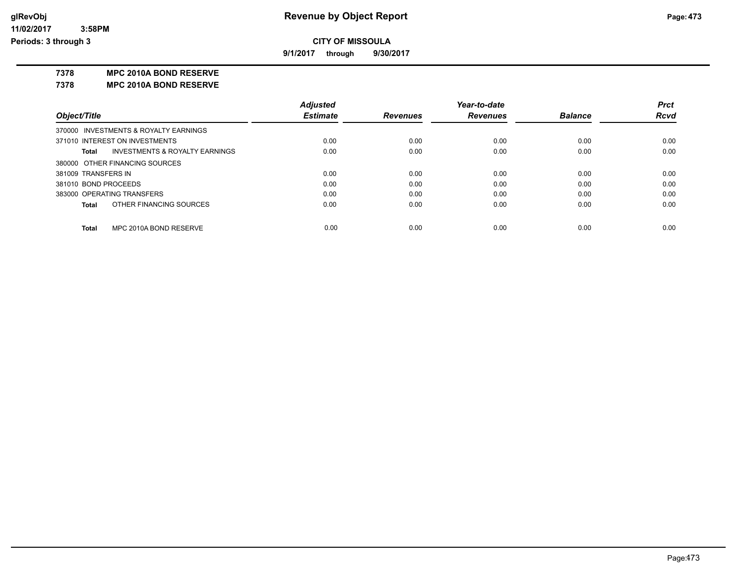# Revenue by Object Report

**CITY OF MISSOULA**

**9/1/2017 through 9/30/2017**

glRevObj
11/02/2017 3:58PM
Periods: 3 through 3

## 7378 MPC 2010A BOND RESERVE

### 7378 MPC 2010A BOND RESERVE

| Object/Title | Adjusted Estimate | Revenues | Year-to-date Revenues | Balance | Prct Rcvd |
|---|---|---|---|---|---|
| 370000 INVESTMENTS & ROYALTY EARNINGS | | | | | |
| 371010 INTEREST ON INVESTMENTS | 0.00 | 0.00 | 0.00 | 0.00 | 0.00 |
| **Total** INVESTMENTS & ROYALTY EARNINGS | 0.00 | 0.00 | 0.00 | 0.00 | 0.00 |
| 380000 OTHER FINANCING SOURCES | | | | | |
| 381009 TRANSFERS IN | 0.00 | 0.00 | 0.00 | 0.00 | 0.00 |
| 381010 BOND PROCEEDS | 0.00 | 0.00 | 0.00 | 0.00 | 0.00 |
| 383000 OPERATING TRANSFERS | 0.00 | 0.00 | 0.00 | 0.00 | 0.00 |
| **Total** OTHER FINANCING SOURCES | 0.00 | 0.00 | 0.00 | 0.00 | 0.00 |
| **Total** MPC 2010A BOND RESERVE | 0.00 | 0.00 | 0.00 | 0.00 | 0.00 |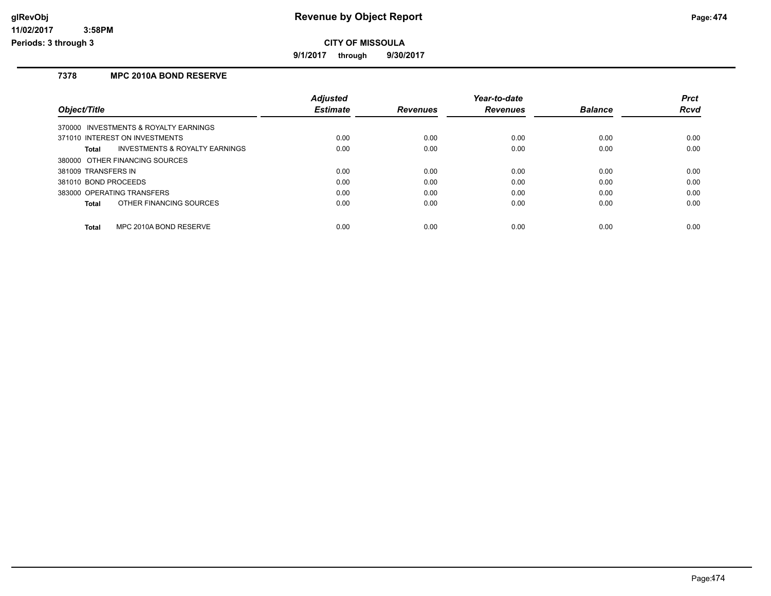**Revenue by Object Report**

**CITY OF MISSOULA**

**9/1/2017 through 9/30/2017**

### 7378 MPC 2010A BOND RESERVE

| Object/Title | Adjusted Estimate | Revenues | Year-to-date Revenues | Balance | Prct Rcvd |
|---|---|---|---|---|---|
| 370000 INVESTMENTS & ROYALTY EARNINGS | | | | | |
| 371010 INTEREST ON INVESTMENTS | 0.00 | 0.00 | 0.00 | 0.00 | 0.00 |
| **Total** INVESTMENTS & ROYALTY EARNINGS | 0.00 | 0.00 | 0.00 | 0.00 | 0.00 |
| 380000 OTHER FINANCING SOURCES | | | | | |
| 381009 TRANSFERS IN | 0.00 | 0.00 | 0.00 | 0.00 | 0.00 |
| 381010 BOND PROCEEDS | 0.00 | 0.00 | 0.00 | 0.00 | 0.00 |
| 383000 OPERATING TRANSFERS | 0.00 | 0.00 | 0.00 | 0.00 | 0.00 |
| **Total** OTHER FINANCING SOURCES | 0.00 | 0.00 | 0.00 | 0.00 | 0.00 |
| **Total** MPC 2010A BOND RESERVE | 0.00 | 0.00 | 0.00 | 0.00 | 0.00 |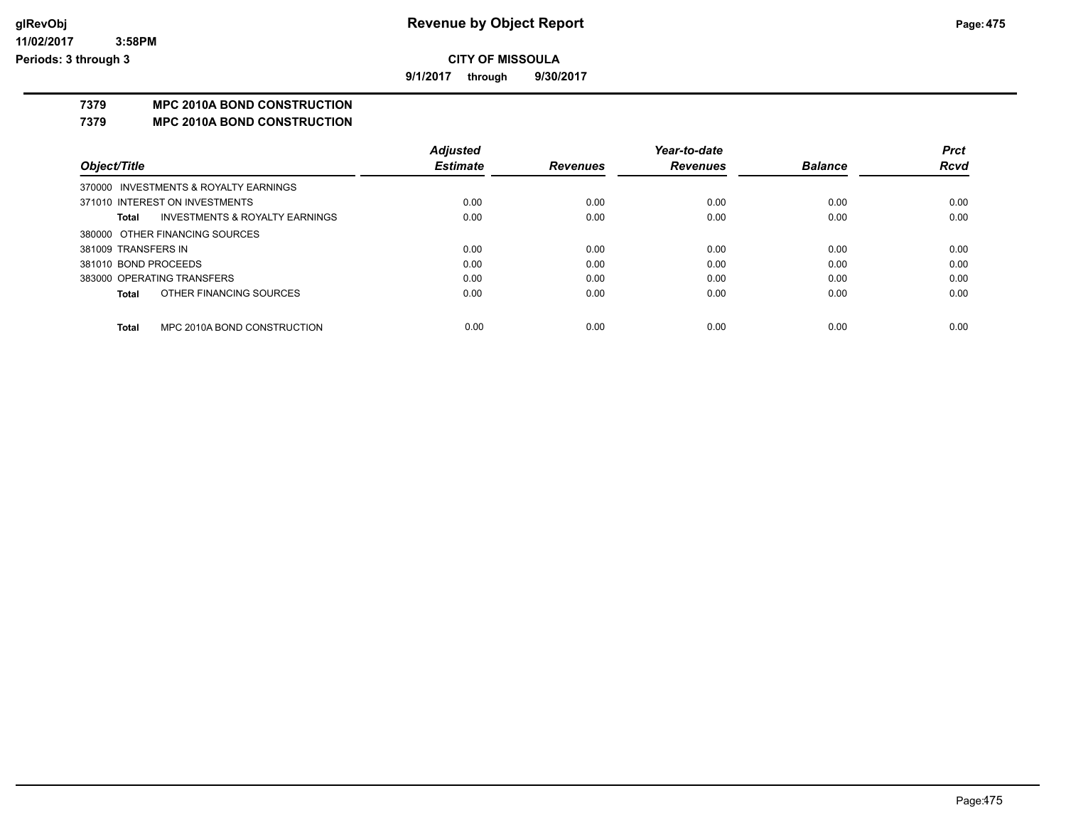**CITY OF MISSOULA**

**9/1/2017 through 9/30/2017**

## 7379 MPC 2010A BOND CONSTRUCTION

## 7379 MPC 2010A BOND CONSTRUCTION

| Object/Title | Adjusted Estimate | Revenues | Year-to-date Revenues | Balance | Prct Rcvd |
|---|---|---|---|---|---|
| 370000 INVESTMENTS & ROYALTY EARNINGS | | | | | |
| 371010 INTEREST ON INVESTMENTS | 0.00 | 0.00 | 0.00 | 0.00 | 0.00 |
| **Total** INVESTMENTS & ROYALTY EARNINGS | 0.00 | 0.00 | 0.00 | 0.00 | 0.00 |
| 380000 OTHER FINANCING SOURCES | | | | | |
| 381009 TRANSFERS IN | 0.00 | 0.00 | 0.00 | 0.00 | 0.00 |
| 381010 BOND PROCEEDS | 0.00 | 0.00 | 0.00 | 0.00 | 0.00 |
| 383000 OPERATING TRANSFERS | 0.00 | 0.00 | 0.00 | 0.00 | 0.00 |
| **Total** OTHER FINANCING SOURCES | 0.00 | 0.00 | 0.00 | 0.00 | 0.00 |
| **Total** MPC 2010A BOND CONSTRUCTION | 0.00 | 0.00 | 0.00 | 0.00 | 0.00 |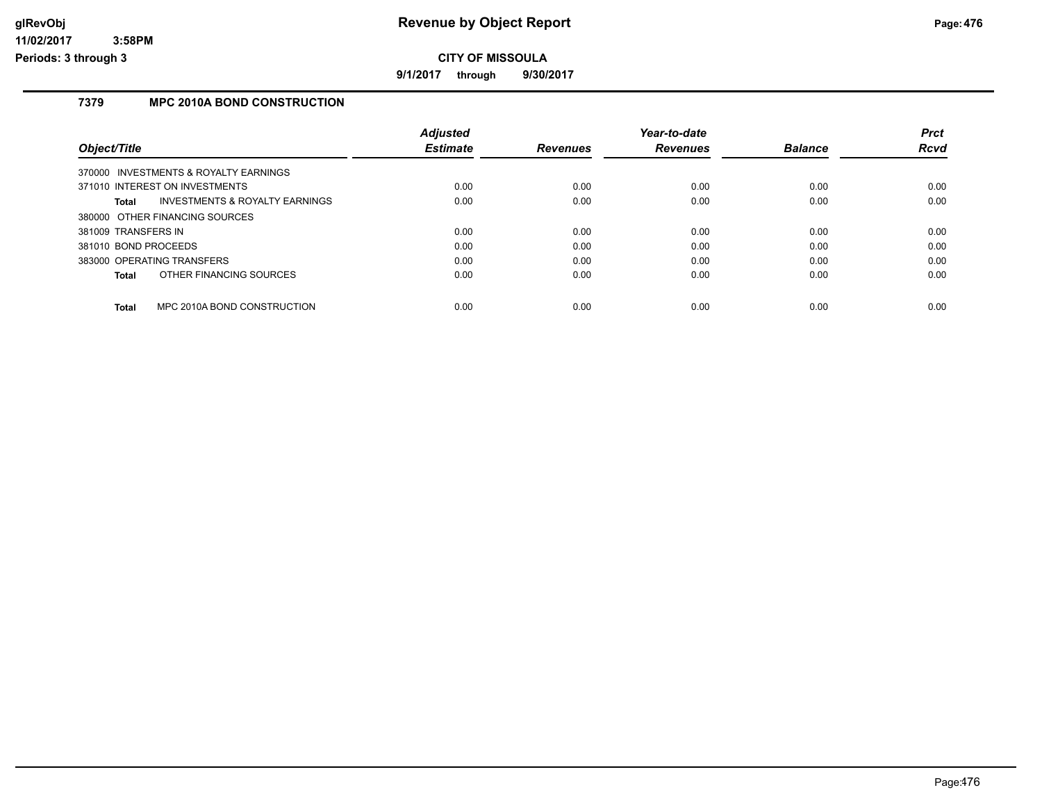# Revenue by Object Report

**CITY OF MISSOULA**

**9/1/2017 through 9/30/2017**

glRevObj
11/02/2017 3:58PM
Periods: 3 through 3

## 7379 MPC 2010A BOND CONSTRUCTION

| Object/Title | Adjusted Estimate | Revenues | Year-to-date Revenues | Balance | Prct Rcvd |
|---|---|---|---|---|---|
| 370000 INVESTMENTS & ROYALTY EARNINGS | | | | | |
| 371010 INTEREST ON INVESTMENTS | 0.00 | 0.00 | 0.00 | 0.00 | 0.00 |
| **Total** INVESTMENTS & ROYALTY EARNINGS | 0.00 | 0.00 | 0.00 | 0.00 | 0.00 |
| 380000 OTHER FINANCING SOURCES | | | | | |
| 381009 TRANSFERS IN | 0.00 | 0.00 | 0.00 | 0.00 | 0.00 |
| 381010 BOND PROCEEDS | 0.00 | 0.00 | 0.00 | 0.00 | 0.00 |
| 383000 OPERATING TRANSFERS | 0.00 | 0.00 | 0.00 | 0.00 | 0.00 |
| **Total** OTHER FINANCING SOURCES | 0.00 | 0.00 | 0.00 | 0.00 | 0.00 |
| **Total** MPC 2010A BOND CONSTRUCTION | 0.00 | 0.00 | 0.00 | 0.00 | 0.00 |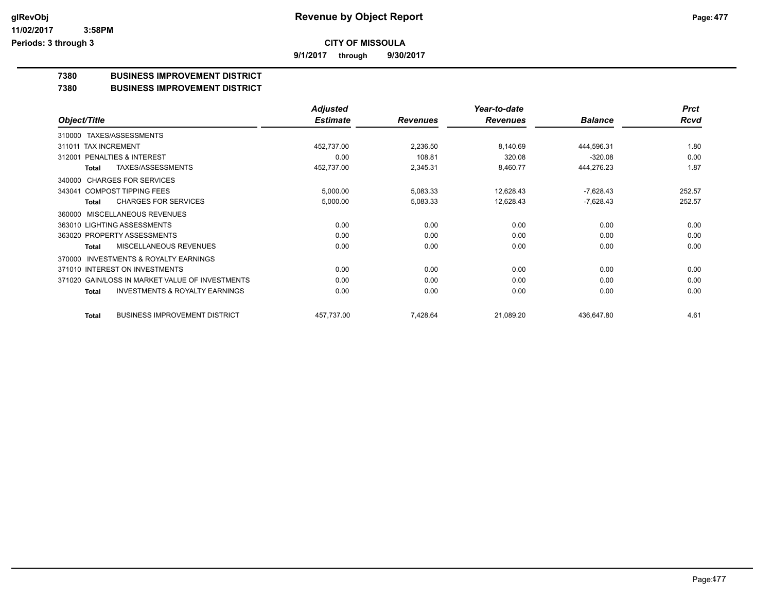# Revenue by Object Report

glRevObj
11/02/2017 3:58PM
Periods: 3 through 3

**CITY OF MISSOULA**

**9/1/2017 through 9/30/2017**

## 7380 BUSINESS IMPROVEMENT DISTRICT
## 7380 BUSINESS IMPROVEMENT DISTRICT

| Object/Title | Adjusted Estimate | Revenues | Year-to-date Revenues | Balance | Prct Rcvd |
|---|---|---|---|---|---|
| 310000 TAXES/ASSESSMENTS | | | | | |
| 311011 TAX INCREMENT | 452,737.00 | 2,236.50 | 8,140.69 | 444,596.31 | 1.80 |
| 312001 PENALTIES & INTEREST | 0.00 | 108.81 | 320.08 | -320.08 | 0.00 |
| Total TAXES/ASSESSMENTS | 452,737.00 | 2,345.31 | 8,460.77 | 444,276.23 | 1.87 |
| 340000 CHARGES FOR SERVICES | | | | | |
| 343041 COMPOST TIPPING FEES | 5,000.00 | 5,083.33 | 12,628.43 | -7,628.43 | 252.57 |
| Total CHARGES FOR SERVICES | 5,000.00 | 5,083.33 | 12,628.43 | -7,628.43 | 252.57 |
| 360000 MISCELLANEOUS REVENUES | | | | | |
| 363010 LIGHTING ASSESSMENTS | 0.00 | 0.00 | 0.00 | 0.00 | 0.00 |
| 363020 PROPERTY ASSESSMENTS | 0.00 | 0.00 | 0.00 | 0.00 | 0.00 |
| Total MISCELLANEOUS REVENUES | 0.00 | 0.00 | 0.00 | 0.00 | 0.00 |
| 370000 INVESTMENTS & ROYALTY EARNINGS | | | | | |
| 371010 INTEREST ON INVESTMENTS | 0.00 | 0.00 | 0.00 | 0.00 | 0.00 |
| 371020 GAIN/LOSS IN MARKET VALUE OF INVESTMENTS | 0.00 | 0.00 | 0.00 | 0.00 | 0.00 |
| Total INVESTMENTS & ROYALTY EARNINGS | 0.00 | 0.00 | 0.00 | 0.00 | 0.00 |
| Total BUSINESS IMPROVEMENT DISTRICT | 457,737.00 | 7,428.64 | 21,089.20 | 436,647.80 | 4.61 |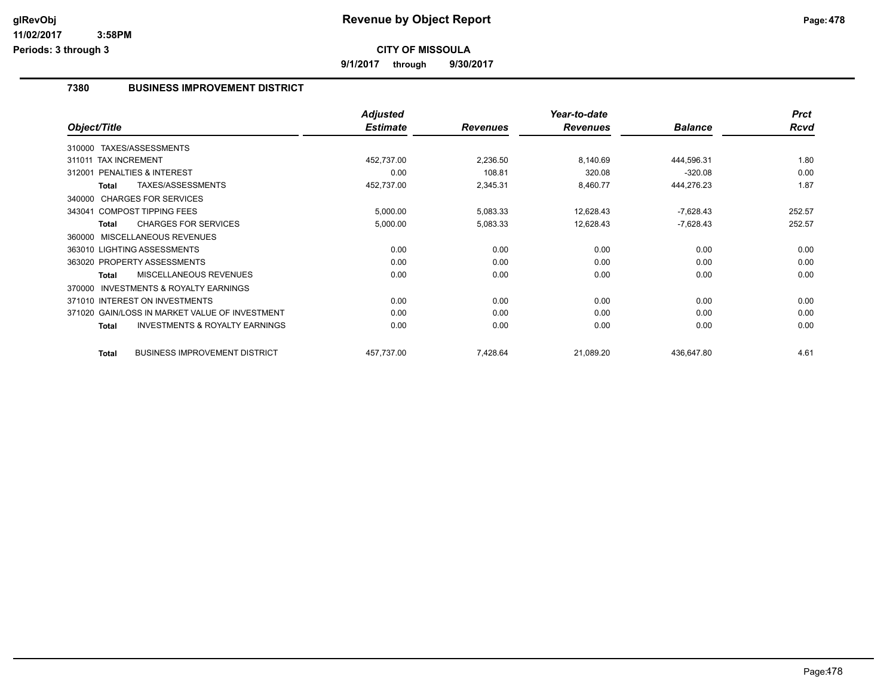# Revenue by Object Report

**CITY OF MISSOULA**

**9/1/2017 through 9/30/2017**

glRevObj
11/02/2017 3:58PM
Periods: 3 through 3

## 7380 BUSINESS IMPROVEMENT DISTRICT

| Object/Title | Adjusted Estimate | Revenues | Year-to-date Revenues | Balance | Prct Rcvd |
|---|---|---|---|---|---|
| 310000 TAXES/ASSESSMENTS | | | | | |
| 311011 TAX INCREMENT | 452,737.00 | 2,236.50 | 8,140.69 | 444,596.31 | 1.80 |
| 312001 PENALTIES & INTEREST | 0.00 | 108.81 | 320.08 | -320.08 | 0.00 |
| **Total** TAXES/ASSESSMENTS | 452,737.00 | 2,345.31 | 8,460.77 | 444,276.23 | 1.87 |
| 340000 CHARGES FOR SERVICES | | | | | |
| 343041 COMPOST TIPPING FEES | 5,000.00 | 5,083.33 | 12,628.43 | -7,628.43 | 252.57 |
| **Total** CHARGES FOR SERVICES | 5,000.00 | 5,083.33 | 12,628.43 | -7,628.43 | 252.57 |
| 360000 MISCELLANEOUS REVENUES | | | | | |
| 363010 LIGHTING ASSESSMENTS | 0.00 | 0.00 | 0.00 | 0.00 | 0.00 |
| 363020 PROPERTY ASSESSMENTS | 0.00 | 0.00 | 0.00 | 0.00 | 0.00 |
| **Total** MISCELLANEOUS REVENUES | 0.00 | 0.00 | 0.00 | 0.00 | 0.00 |
| 370000 INVESTMENTS & ROYALTY EARNINGS | | | | | |
| 371010 INTEREST ON INVESTMENTS | 0.00 | 0.00 | 0.00 | 0.00 | 0.00 |
| 371020 GAIN/LOSS IN MARKET VALUE OF INVESTMENT | 0.00 | 0.00 | 0.00 | 0.00 | 0.00 |
| **Total** INVESTMENTS & ROYALTY EARNINGS | 0.00 | 0.00 | 0.00 | 0.00 | 0.00 |
| **Total** BUSINESS IMPROVEMENT DISTRICT | 457,737.00 | 7,428.64 | 21,089.20 | 436,647.80 | 4.61 |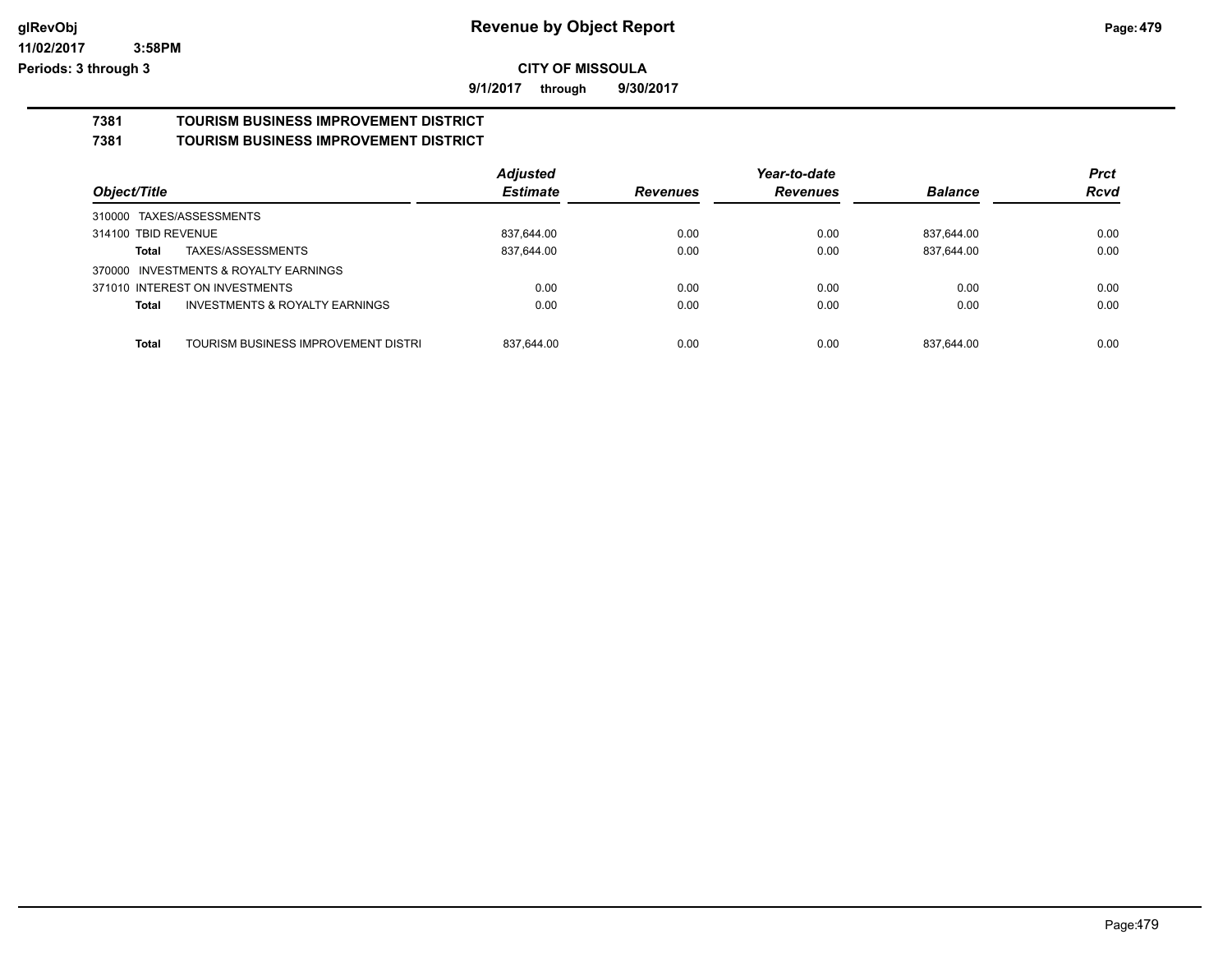# CITY OF MISSOULA

**9/1/2017 through 9/30/2017**

## 7381 TOURISM BUSINESS IMPROVEMENT DISTRICT

## 7381 TOURISM BUSINESS IMPROVEMENT DISTRICT

| Object/Title | | Adjusted Estimate | Revenues | Year-to-date Revenues | Balance | Prct Rcvd |
|---|---|---|---|---|---|---|
| 310000 TAXES/ASSESSMENTS | | | | | | |
| 314100 TBID REVENUE | | 837,644.00 | 0.00 | 0.00 | 837,644.00 | 0.00 |
| **Total** | TAXES/ASSESSMENTS | 837,644.00 | 0.00 | 0.00 | 837,644.00 | 0.00 |
| 370000 INVESTMENTS & ROYALTY EARNINGS | | | | | | |
| 371010 INTEREST ON INVESTMENTS | | 0.00 | 0.00 | 0.00 | 0.00 | 0.00 |
| **Total** | INVESTMENTS & ROYALTY EARNINGS | 0.00 | 0.00 | 0.00 | 0.00 | 0.00 |
| **Total** | TOURISM BUSINESS IMPROVEMENT DISTRI | 837,644.00 | 0.00 | 0.00 | 837,644.00 | 0.00 |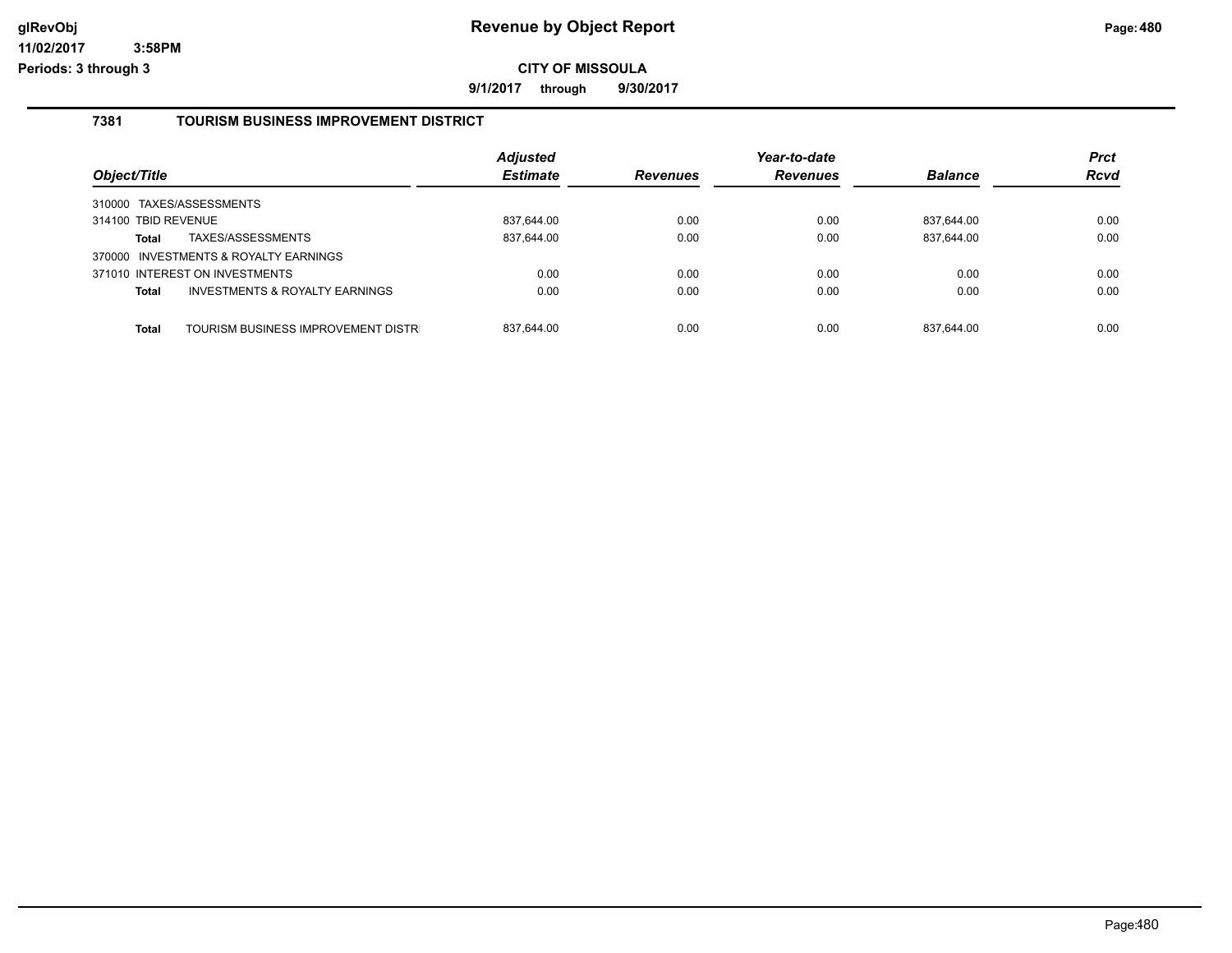**CITY OF MISSOULA**

**9/1/2017 through 9/30/2017**

## 7381 TOURISM BUSINESS IMPROVEMENT DISTRICT

| Object/Title | | Adjusted Estimate | Revenues | Year-to-date Revenues | Balance | Prct Rcvd |
|---|---|---|---|---|---|---|
| 310000 TAXES/ASSESSMENTS | | | | | | |
| 314100 TBID REVENUE | | 837,644.00 | 0.00 | 0.00 | 837,644.00 | 0.00 |
| **Total** | TAXES/ASSESSMENTS | 837,644.00 | 0.00 | 0.00 | 837,644.00 | 0.00 |
| 370000 INVESTMENTS & ROYALTY EARNINGS | | | | | | |
| 371010 INTEREST ON INVESTMENTS | | 0.00 | 0.00 | 0.00 | 0.00 | 0.00 |
| **Total** | INVESTMENTS & ROYALTY EARNINGS | 0.00 | 0.00 | 0.00 | 0.00 | 0.00 |
| **Total** | TOURISM BUSINESS IMPROVEMENT DISTR | 837,644.00 | 0.00 | 0.00 | 837,644.00 | 0.00 |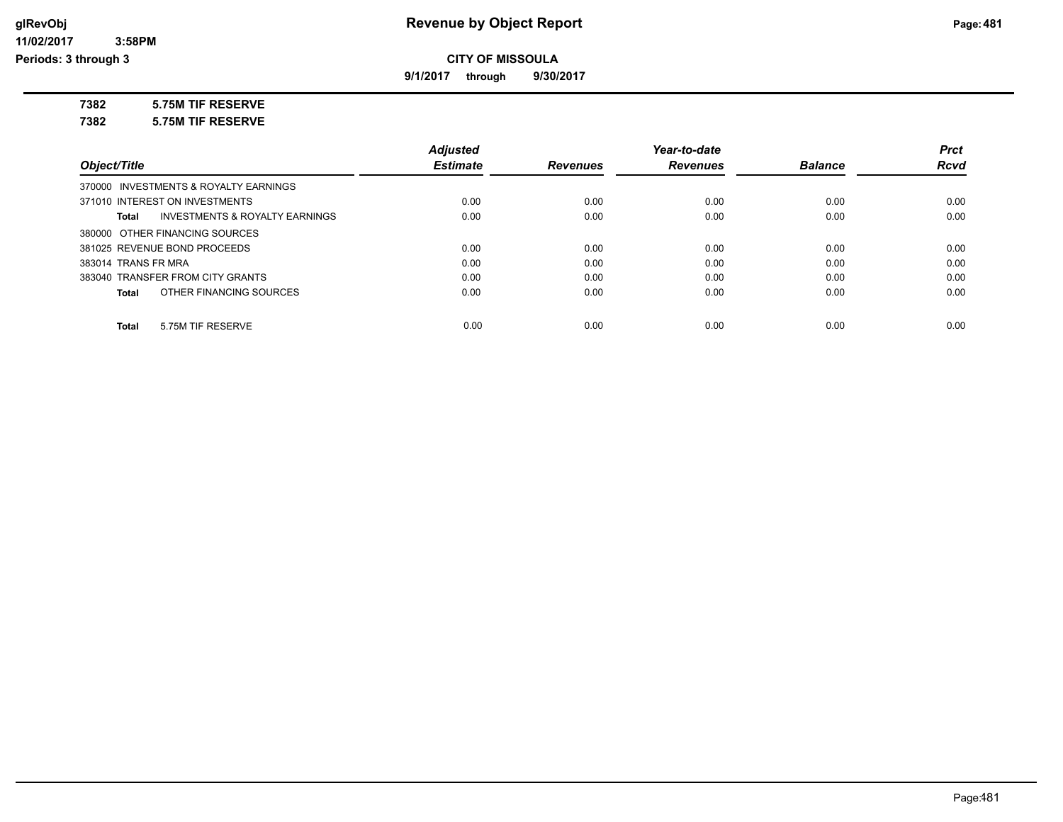**Revenue by Object Report**

**CITY OF MISSOULA**

**9/1/2017 through 9/30/2017**

glRevObj
11/02/2017 3:58PM
Periods: 3 through 3

**7382 5.75M TIF RESERVE**

**7382 5.75M TIF RESERVE**

| Object/Title | Adjusted Estimate | Revenues | Year-to-date Revenues | Balance | Prct Rcvd |
|---|---|---|---|---|---|
| 370000 INVESTMENTS & ROYALTY EARNINGS | | | | | |
| 371010 INTEREST ON INVESTMENTS | 0.00 | 0.00 | 0.00 | 0.00 | 0.00 |
| **Total** INVESTMENTS & ROYALTY EARNINGS | 0.00 | 0.00 | 0.00 | 0.00 | 0.00 |
| 380000 OTHER FINANCING SOURCES | | | | | |
| 381025 REVENUE BOND PROCEEDS | 0.00 | 0.00 | 0.00 | 0.00 | 0.00 |
| 383014 TRANS FR MRA | 0.00 | 0.00 | 0.00 | 0.00 | 0.00 |
| 383040 TRANSFER FROM CITY GRANTS | 0.00 | 0.00 | 0.00 | 0.00 | 0.00 |
| **Total** OTHER FINANCING SOURCES | 0.00 | 0.00 | 0.00 | 0.00 | 0.00 |
| **Total** 5.75M TIF RESERVE | 0.00 | 0.00 | 0.00 | 0.00 | 0.00 |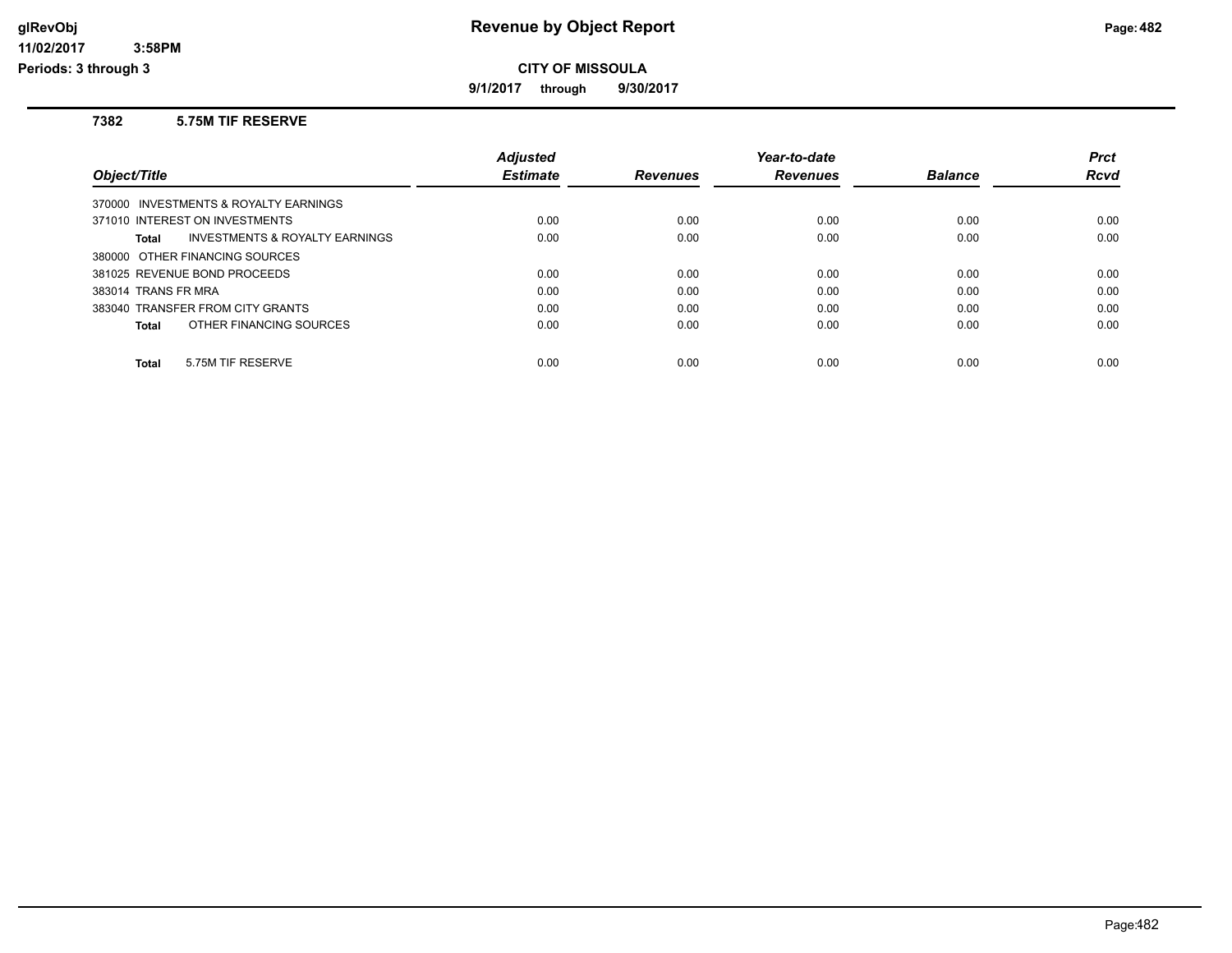**Revenue by Object Report**

**CITY OF MISSOULA**

**9/1/2017 through 9/30/2017**

glRevObj
11/02/2017 3:58PM
Periods: 3 through 3

### 7382 5.75M TIF RESERVE

| Object/Title | Adjusted Estimate | Revenues | Year-to-date Revenues | Balance | Prct Rcvd |
|---|---|---|---|---|---|
| 370000 INVESTMENTS & ROYALTY EARNINGS | | | | | |
| 371010 INTEREST ON INVESTMENTS | 0.00 | 0.00 | 0.00 | 0.00 | 0.00 |
| **Total** INVESTMENTS & ROYALTY EARNINGS | 0.00 | 0.00 | 0.00 | 0.00 | 0.00 |
| 380000 OTHER FINANCING SOURCES | | | | | |
| 381025 REVENUE BOND PROCEEDS | 0.00 | 0.00 | 0.00 | 0.00 | 0.00 |
| 383014 TRANS FR MRA | 0.00 | 0.00 | 0.00 | 0.00 | 0.00 |
| 383040 TRANSFER FROM CITY GRANTS | 0.00 | 0.00 | 0.00 | 0.00 | 0.00 |
| **Total** OTHER FINANCING SOURCES | 0.00 | 0.00 | 0.00 | 0.00 | 0.00 |
| **Total** 5.75M TIF RESERVE | 0.00 | 0.00 | 0.00 | 0.00 | 0.00 |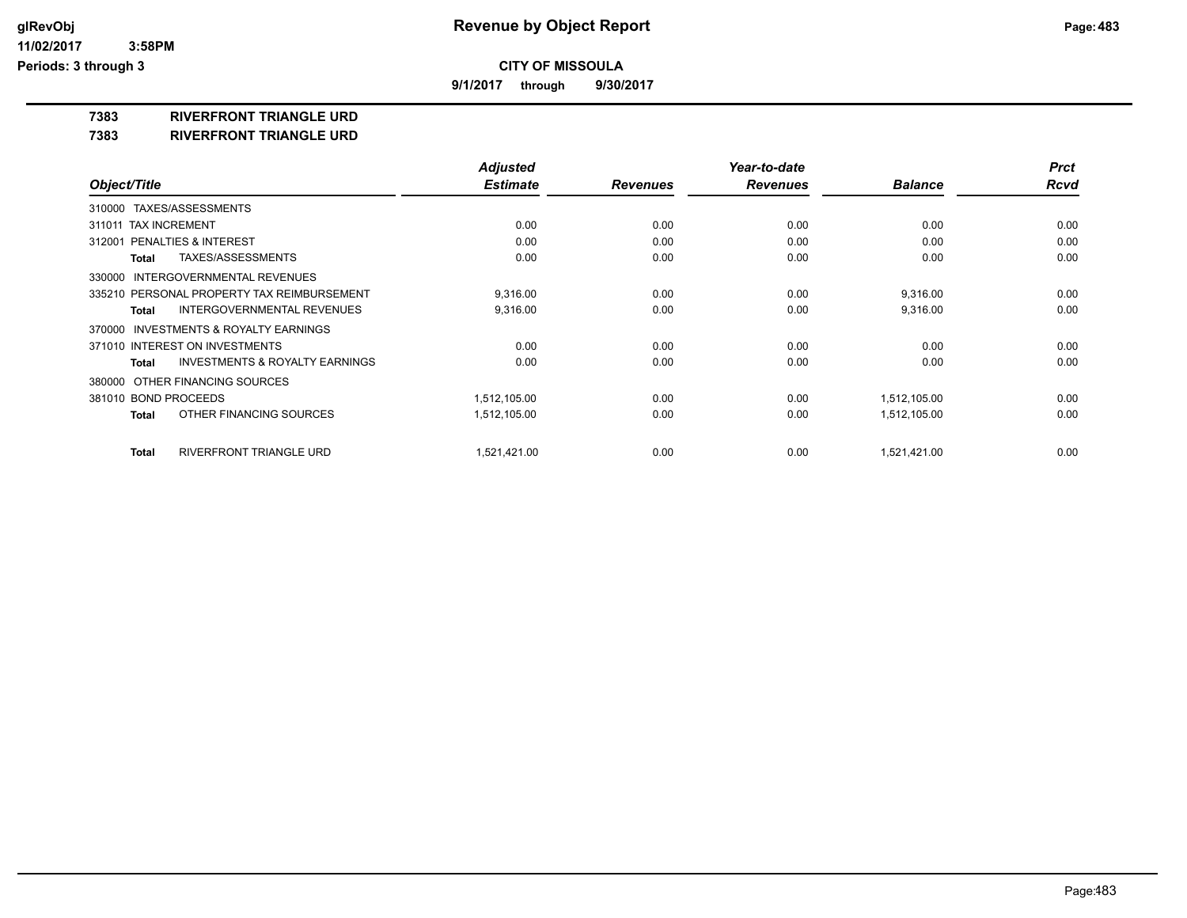glRevObj

11/02/2017 3:58PM

Periods: 3 through 3

# Revenue by Object Report

**CITY OF MISSOULA**

**9/1/2017 through 9/30/2017**

**7383 RIVERFRONT TRIANGLE URD**

**7383 RIVERFRONT TRIANGLE URD**

| Object/Title | Adjusted Estimate | Revenues | Year-to-date Revenues | Balance | Prct Rcvd |
|---|---|---|---|---|---|
| 310000 TAXES/ASSESSMENTS | | | | | |
| 311011 TAX INCREMENT | 0.00 | 0.00 | 0.00 | 0.00 | 0.00 |
| 312001 PENALTIES & INTEREST | 0.00 | 0.00 | 0.00 | 0.00 | 0.00 |
| **Total** TAXES/ASSESSMENTS | 0.00 | 0.00 | 0.00 | 0.00 | 0.00 |
| 330000 INTERGOVERNMENTAL REVENUES | | | | | |
| 335210 PERSONAL PROPERTY TAX REIMBURSEMENT | 9,316.00 | 0.00 | 0.00 | 9,316.00 | 0.00 |
| **Total** INTERGOVERNMENTAL REVENUES | 9,316.00 | 0.00 | 0.00 | 9,316.00 | 0.00 |
| 370000 INVESTMENTS & ROYALTY EARNINGS | | | | | |
| 371010 INTEREST ON INVESTMENTS | 0.00 | 0.00 | 0.00 | 0.00 | 0.00 |
| **Total** INVESTMENTS & ROYALTY EARNINGS | 0.00 | 0.00 | 0.00 | 0.00 | 0.00 |
| 380000 OTHER FINANCING SOURCES | | | | | |
| 381010 BOND PROCEEDS | 1,512,105.00 | 0.00 | 0.00 | 1,512,105.00 | 0.00 |
| **Total** OTHER FINANCING SOURCES | 1,512,105.00 | 0.00 | 0.00 | 1,512,105.00 | 0.00 |
| **Total** RIVERFRONT TRIANGLE URD | 1,521,421.00 | 0.00 | 0.00 | 1,521,421.00 | 0.00 |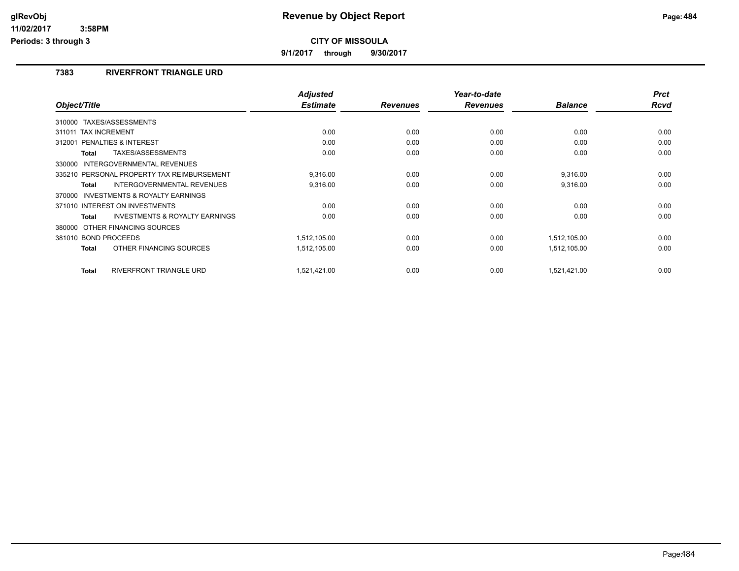# Revenue by Object Report

**CITY OF MISSOULA**

**9/1/2017 through 9/30/2017**

glRevObj
11/02/2017 3:58PM
Periods: 3 through 3

## 7383 RIVERFRONT TRIANGLE URD

| Object/Title | Adjusted Estimate | Revenues | Year-to-date Revenues | Balance | Prct Rcvd |
|---|---|---|---|---|---|
| 310000 TAXES/ASSESSMENTS | | | | | |
| 311011 TAX INCREMENT | 0.00 | 0.00 | 0.00 | 0.00 | 0.00 |
| 312001 PENALTIES & INTEREST | 0.00 | 0.00 | 0.00 | 0.00 | 0.00 |
| **Total** TAXES/ASSESSMENTS | 0.00 | 0.00 | 0.00 | 0.00 | 0.00 |
| 330000 INTERGOVERNMENTAL REVENUES | | | | | |
| 335210 PERSONAL PROPERTY TAX REIMBURSEMENT | 9,316.00 | 0.00 | 0.00 | 9,316.00 | 0.00 |
| **Total** INTERGOVERNMENTAL REVENUES | 9,316.00 | 0.00 | 0.00 | 9,316.00 | 0.00 |
| 370000 INVESTMENTS & ROYALTY EARNINGS | | | | | |
| 371010 INTEREST ON INVESTMENTS | 0.00 | 0.00 | 0.00 | 0.00 | 0.00 |
| **Total** INVESTMENTS & ROYALTY EARNINGS | 0.00 | 0.00 | 0.00 | 0.00 | 0.00 |
| 380000 OTHER FINANCING SOURCES | | | | | |
| 381010 BOND PROCEEDS | 1,512,105.00 | 0.00 | 0.00 | 1,512,105.00 | 0.00 |
| **Total** OTHER FINANCING SOURCES | 1,512,105.00 | 0.00 | 0.00 | 1,512,105.00 | 0.00 |
| **Total** RIVERFRONT TRIANGLE URD | 1,521,421.00 | 0.00 | 0.00 | 1,521,421.00 | 0.00 |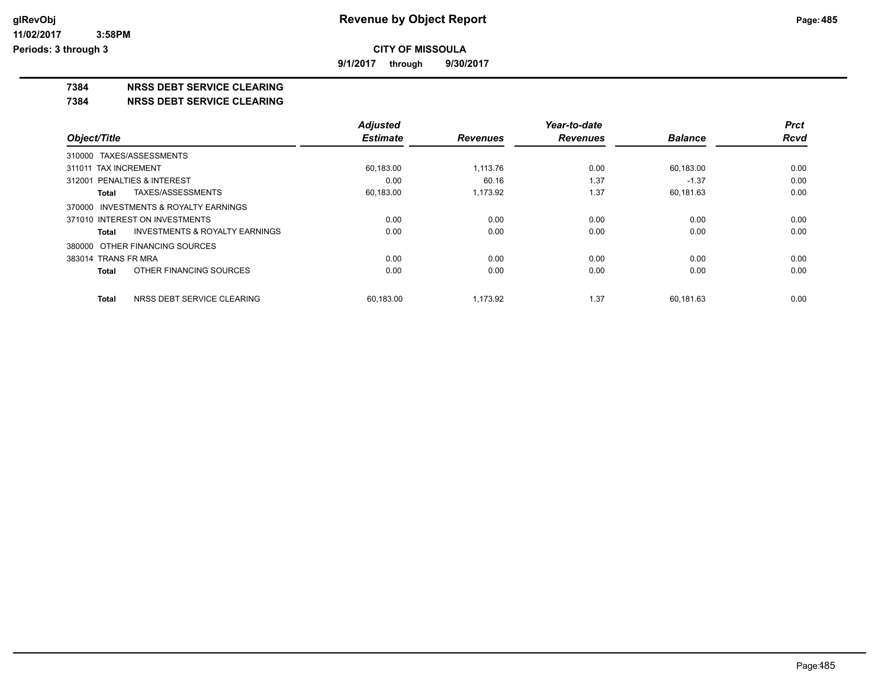**glRevObj**
**11/02/2017 3:58PM**
**Periods: 3 through 3**

# Revenue by Object Report

**CITY OF MISSOULA**

**9/1/2017 through 9/30/2017**

## 7384 NRSS DEBT SERVICE CLEARING
## 7384 NRSS DEBT SERVICE CLEARING

| Object/Title | Adjusted Estimate | Revenues | Year-to-date Revenues | Balance | Prct Rcvd |
|---|---|---|---|---|---|
| 310000 TAXES/ASSESSMENTS | | | | | |
| 311011 TAX INCREMENT | 60,183.00 | 1,113.76 | 0.00 | 60,183.00 | 0.00 |
| 312001 PENALTIES & INTEREST | 0.00 | 60.16 | 1.37 | -1.37 | 0.00 |
| **Total** TAXES/ASSESSMENTS | 60,183.00 | 1,173.92 | 1.37 | 60,181.63 | 0.00 |
| 370000 INVESTMENTS & ROYALTY EARNINGS | | | | | |
| 371010 INTEREST ON INVESTMENTS | 0.00 | 0.00 | 0.00 | 0.00 | 0.00 |
| **Total** INVESTMENTS & ROYALTY EARNINGS | 0.00 | 0.00 | 0.00 | 0.00 | 0.00 |
| 380000 OTHER FINANCING SOURCES | | | | | |
| 383014 TRANS FR MRA | 0.00 | 0.00 | 0.00 | 0.00 | 0.00 |
| **Total** OTHER FINANCING SOURCES | 0.00 | 0.00 | 0.00 | 0.00 | 0.00 |
| **Total** NRSS DEBT SERVICE CLEARING | 60,183.00 | 1,173.92 | 1.37 | 60,181.63 | 0.00 |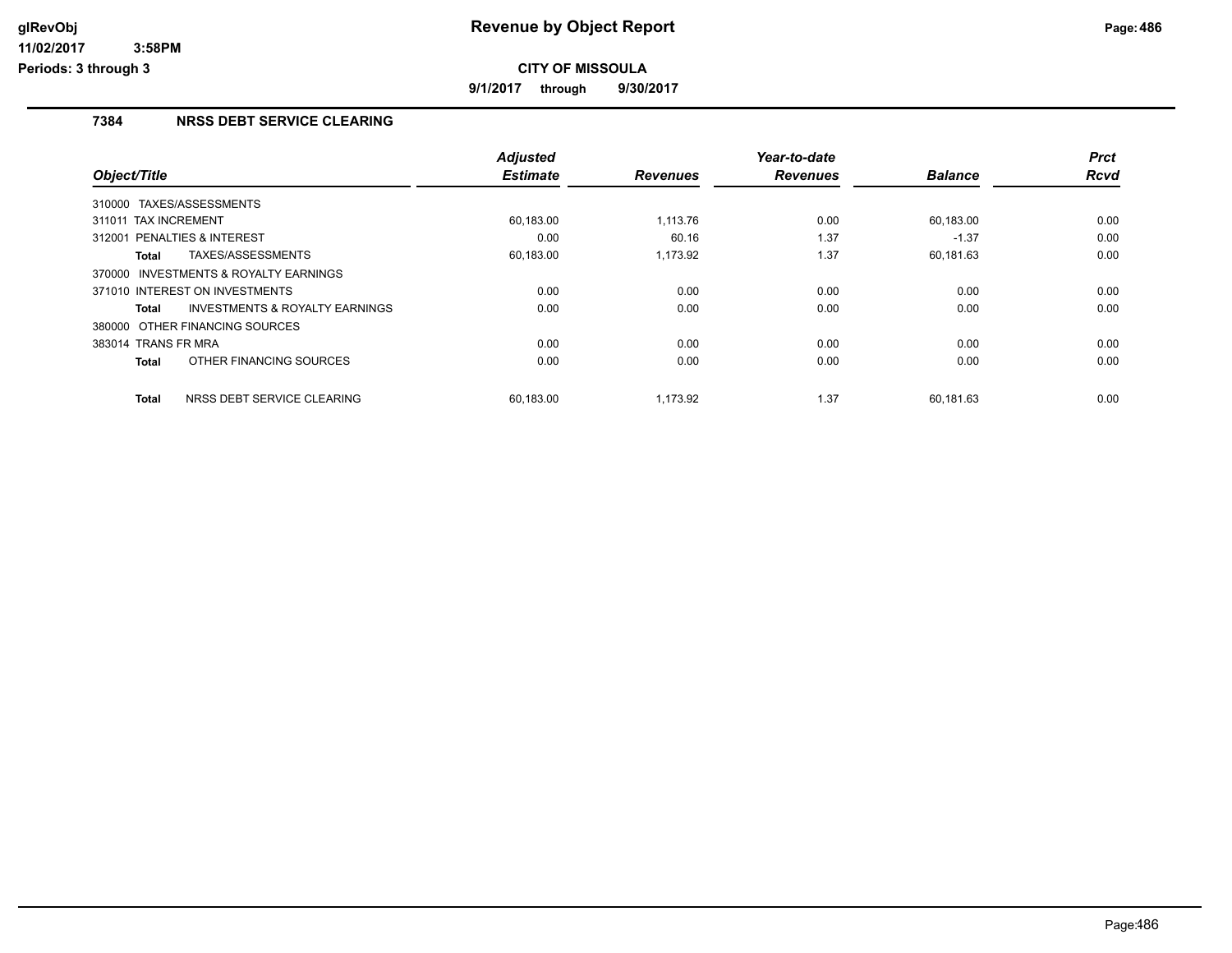# Revenue by Object Report

**CITY OF MISSOULA**

**9/1/2017 through 9/30/2017**

glRevObj
11/02/2017 3:58PM
Periods: 3 through 3

## 7384 NRSS DEBT SERVICE CLEARING

| Object/Title | Adjusted Estimate | Revenues | Year-to-date Revenues | Balance | Prct Rcvd |
|---|---|---|---|---|---|
| 310000 TAXES/ASSESSMENTS | | | | | |
| 311011 TAX INCREMENT | 60,183.00 | 1,113.76 | 0.00 | 60,183.00 | 0.00 |
| 312001 PENALTIES & INTEREST | 0.00 | 60.16 | 1.37 | -1.37 | 0.00 |
| **Total** TAXES/ASSESSMENTS | 60,183.00 | 1,173.92 | 1.37 | 60,181.63 | 0.00 |
| 370000 INVESTMENTS & ROYALTY EARNINGS | | | | | |
| 371010 INTEREST ON INVESTMENTS | 0.00 | 0.00 | 0.00 | 0.00 | 0.00 |
| **Total** INVESTMENTS & ROYALTY EARNINGS | 0.00 | 0.00 | 0.00 | 0.00 | 0.00 |
| 380000 OTHER FINANCING SOURCES | | | | | |
| 383014 TRANS FR MRA | 0.00 | 0.00 | 0.00 | 0.00 | 0.00 |
| **Total** OTHER FINANCING SOURCES | 0.00 | 0.00 | 0.00 | 0.00 | 0.00 |
| **Total** NRSS DEBT SERVICE CLEARING | 60,183.00 | 1,173.92 | 1.37 | 60,181.63 | 0.00 |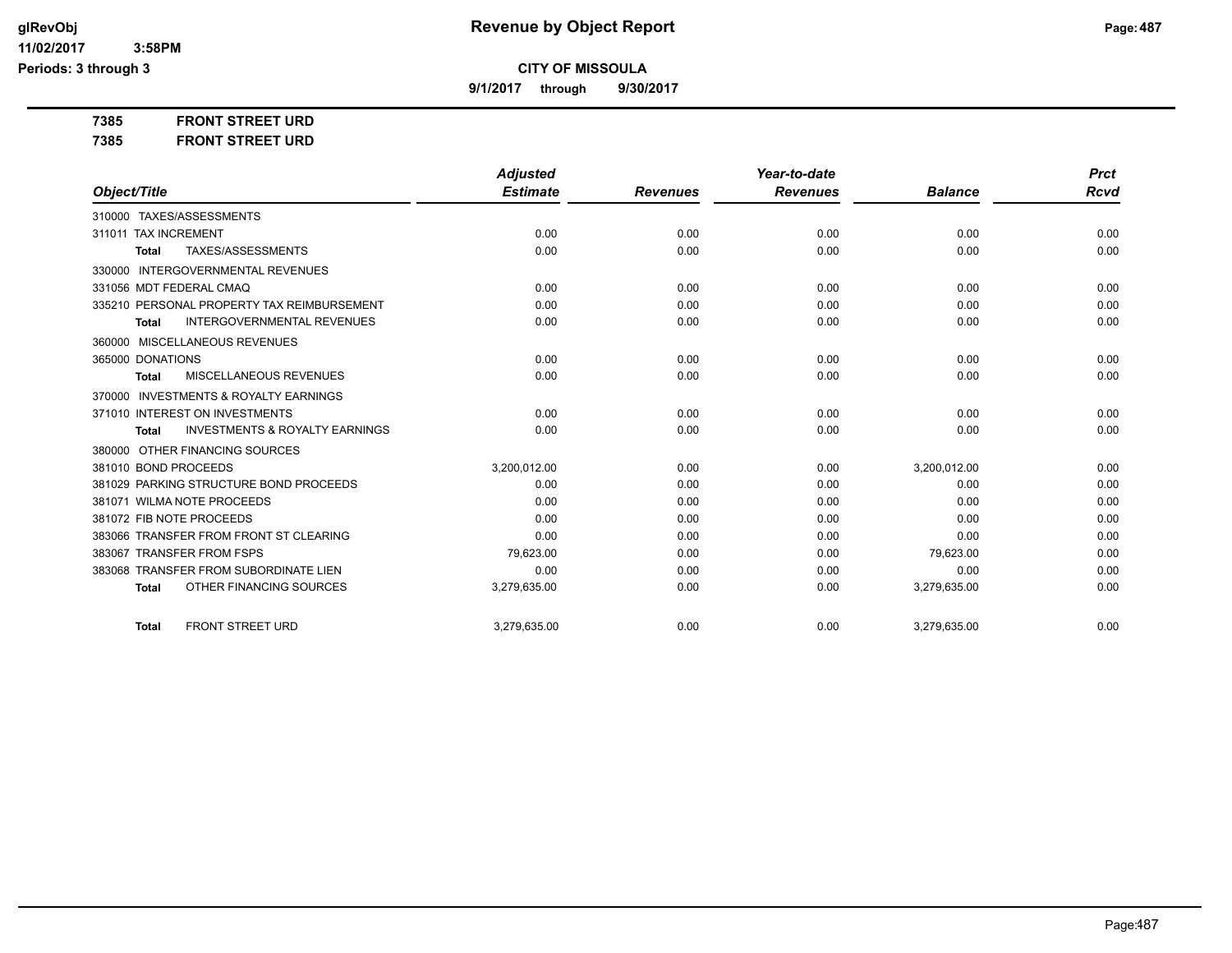# Revenue by Object Report

**CITY OF MISSOULA**

**9/1/2017 through 9/30/2017**

glRevObj
11/02/2017 3:58PM
Periods: 3 through 3

**7385 FRONT STREET URD**

**7385 FRONT STREET URD**

| Object/Title | Adjusted Estimate | Revenues | Year-to-date Revenues | Balance | Prct Rcvd |
|---|---|---|---|---|---|
| 310000 TAXES/ASSESSMENTS | | | | | |
| 311011 TAX INCREMENT | 0.00 | 0.00 | 0.00 | 0.00 | 0.00 |
| **Total** TAXES/ASSESSMENTS | 0.00 | 0.00 | 0.00 | 0.00 | 0.00 |
| 330000 INTERGOVERNMENTAL REVENUES | | | | | |
| 331056 MDT FEDERAL CMAQ | 0.00 | 0.00 | 0.00 | 0.00 | 0.00 |
| 335210 PERSONAL PROPERTY TAX REIMBURSEMENT | 0.00 | 0.00 | 0.00 | 0.00 | 0.00 |
| **Total** INTERGOVERNMENTAL REVENUES | 0.00 | 0.00 | 0.00 | 0.00 | 0.00 |
| 360000 MISCELLANEOUS REVENUES | | | | | |
| 365000 DONATIONS | 0.00 | 0.00 | 0.00 | 0.00 | 0.00 |
| **Total** MISCELLANEOUS REVENUES | 0.00 | 0.00 | 0.00 | 0.00 | 0.00 |
| 370000 INVESTMENTS & ROYALTY EARNINGS | | | | | |
| 371010 INTEREST ON INVESTMENTS | 0.00 | 0.00 | 0.00 | 0.00 | 0.00 |
| **Total** INVESTMENTS & ROYALTY EARNINGS | 0.00 | 0.00 | 0.00 | 0.00 | 0.00 |
| 380000 OTHER FINANCING SOURCES | | | | | |
| 381010 BOND PROCEEDS | 3,200,012.00 | 0.00 | 0.00 | 3,200,012.00 | 0.00 |
| 381029 PARKING STRUCTURE BOND PROCEEDS | 0.00 | 0.00 | 0.00 | 0.00 | 0.00 |
| 381071 WILMA NOTE PROCEEDS | 0.00 | 0.00 | 0.00 | 0.00 | 0.00 |
| 381072 FIB NOTE PROCEEDS | 0.00 | 0.00 | 0.00 | 0.00 | 0.00 |
| 383066 TRANSFER FROM FRONT ST CLEARING | 0.00 | 0.00 | 0.00 | 0.00 | 0.00 |
| 383067 TRANSFER FROM FSPS | 79,623.00 | 0.00 | 0.00 | 79,623.00 | 0.00 |
| 383068 TRANSFER FROM SUBORDINATE LIEN | 0.00 | 0.00 | 0.00 | 0.00 | 0.00 |
| **Total** OTHER FINANCING SOURCES | 3,279,635.00 | 0.00 | 0.00 | 3,279,635.00 | 0.00 |
| **Total** FRONT STREET URD | 3,279,635.00 | 0.00 | 0.00 | 3,279,635.00 | 0.00 |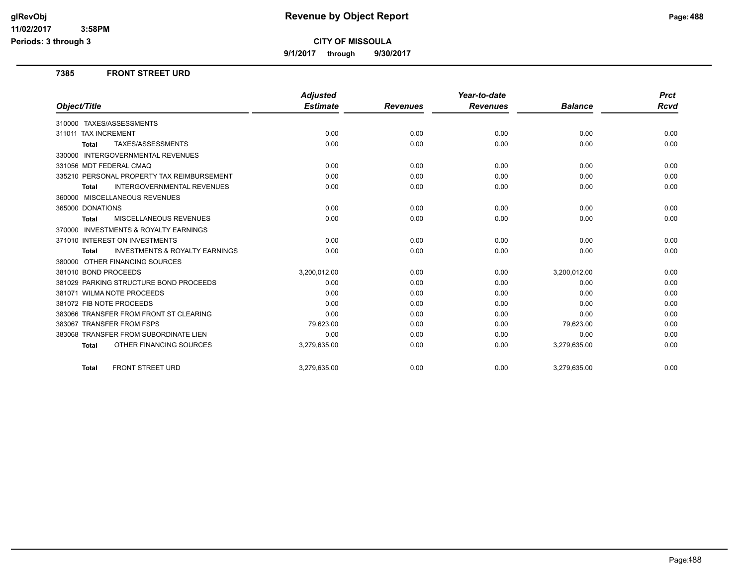# Revenue by Object Report

**CITY OF MISSOULA**

**9/1/2017 through 9/30/2017**

glRevObj
11/02/2017 3:58PM
Periods: 3 through 3

### 7385 FRONT STREET URD

| Object/Title | Adjusted Estimate | Revenues | Year-to-date Revenues | Balance | Prct Rcvd |
|---|---|---|---|---|---|
| 310000 TAXES/ASSESSMENTS | | | | | |
| 311011 TAX INCREMENT | 0.00 | 0.00 | 0.00 | 0.00 | 0.00 |
| **Total** TAXES/ASSESSMENTS | 0.00 | 0.00 | 0.00 | 0.00 | 0.00 |
| 330000 INTERGOVERNMENTAL REVENUES | | | | | |
| 331056 MDT FEDERAL CMAQ | 0.00 | 0.00 | 0.00 | 0.00 | 0.00 |
| 335210 PERSONAL PROPERTY TAX REIMBURSEMENT | 0.00 | 0.00 | 0.00 | 0.00 | 0.00 |
| **Total** INTERGOVERNMENTAL REVENUES | 0.00 | 0.00 | 0.00 | 0.00 | 0.00 |
| 360000 MISCELLANEOUS REVENUES | | | | | |
| 365000 DONATIONS | 0.00 | 0.00 | 0.00 | 0.00 | 0.00 |
| **Total** MISCELLANEOUS REVENUES | 0.00 | 0.00 | 0.00 | 0.00 | 0.00 |
| 370000 INVESTMENTS & ROYALTY EARNINGS | | | | | |
| 371010 INTEREST ON INVESTMENTS | 0.00 | 0.00 | 0.00 | 0.00 | 0.00 |
| **Total** INVESTMENTS & ROYALTY EARNINGS | 0.00 | 0.00 | 0.00 | 0.00 | 0.00 |
| 380000 OTHER FINANCING SOURCES | | | | | |
| 381010 BOND PROCEEDS | 3,200,012.00 | 0.00 | 0.00 | 3,200,012.00 | 0.00 |
| 381029 PARKING STRUCTURE BOND PROCEEDS | 0.00 | 0.00 | 0.00 | 0.00 | 0.00 |
| 381071 WILMA NOTE PROCEEDS | 0.00 | 0.00 | 0.00 | 0.00 | 0.00 |
| 381072 FIB NOTE PROCEEDS | 0.00 | 0.00 | 0.00 | 0.00 | 0.00 |
| 383066 TRANSFER FROM FRONT ST CLEARING | 0.00 | 0.00 | 0.00 | 0.00 | 0.00 |
| 383067 TRANSFER FROM FSPS | 79,623.00 | 0.00 | 0.00 | 79,623.00 | 0.00 |
| 383068 TRANSFER FROM SUBORDINATE LIEN | 0.00 | 0.00 | 0.00 | 0.00 | 0.00 |
| **Total** OTHER FINANCING SOURCES | 3,279,635.00 | 0.00 | 0.00 | 3,279,635.00 | 0.00 |
| **Total** FRONT STREET URD | 3,279,635.00 | 0.00 | 0.00 | 3,279,635.00 | 0.00 |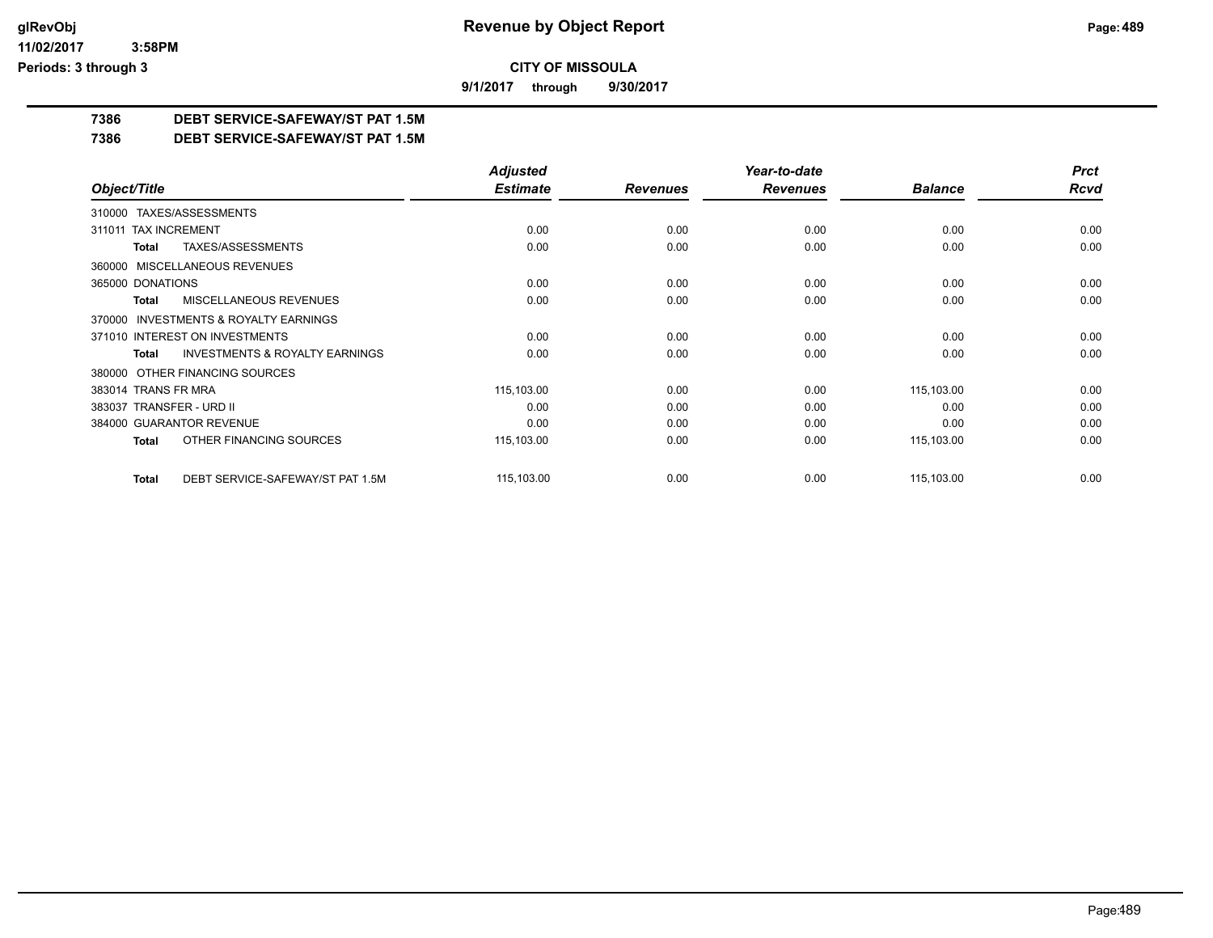**Revenue by Object Report**

**CITY OF MISSOULA**

**9/1/2017 through 9/30/2017**

glRevObj
11/02/2017 3:58PM
Periods: 3 through 3

**7386 DEBT SERVICE-SAFEWAY/ST PAT 1.5M**

**7386 DEBT SERVICE-SAFEWAY/ST PAT 1.5M**

| Object/Title | Adjusted Estimate | Revenues | Year-to-date Revenues | Balance | Prct Rcvd |
|---|---|---|---|---|---|
| 310000 TAXES/ASSESSMENTS | | | | | |
| 311011 TAX INCREMENT | 0.00 | 0.00 | 0.00 | 0.00 | 0.00 |
| **Total** TAXES/ASSESSMENTS | 0.00 | 0.00 | 0.00 | 0.00 | 0.00 |
| 360000 MISCELLANEOUS REVENUES | | | | | |
| 365000 DONATIONS | 0.00 | 0.00 | 0.00 | 0.00 | 0.00 |
| **Total** MISCELLANEOUS REVENUES | 0.00 | 0.00 | 0.00 | 0.00 | 0.00 |
| 370000 INVESTMENTS & ROYALTY EARNINGS | | | | | |
| 371010 INTEREST ON INVESTMENTS | 0.00 | 0.00 | 0.00 | 0.00 | 0.00 |
| **Total** INVESTMENTS & ROYALTY EARNINGS | 0.00 | 0.00 | 0.00 | 0.00 | 0.00 |
| 380000 OTHER FINANCING SOURCES | | | | | |
| 383014 TRANS FR MRA | 115,103.00 | 0.00 | 0.00 | 115,103.00 | 0.00 |
| 383037 TRANSFER - URD II | 0.00 | 0.00 | 0.00 | 0.00 | 0.00 |
| 384000 GUARANTOR REVENUE | 0.00 | 0.00 | 0.00 | 0.00 | 0.00 |
| **Total** OTHER FINANCING SOURCES | 115,103.00 | 0.00 | 0.00 | 115,103.00 | 0.00 |
| **Total** DEBT SERVICE-SAFEWAY/ST PAT 1.5M | 115,103.00 | 0.00 | 0.00 | 115,103.00 | 0.00 |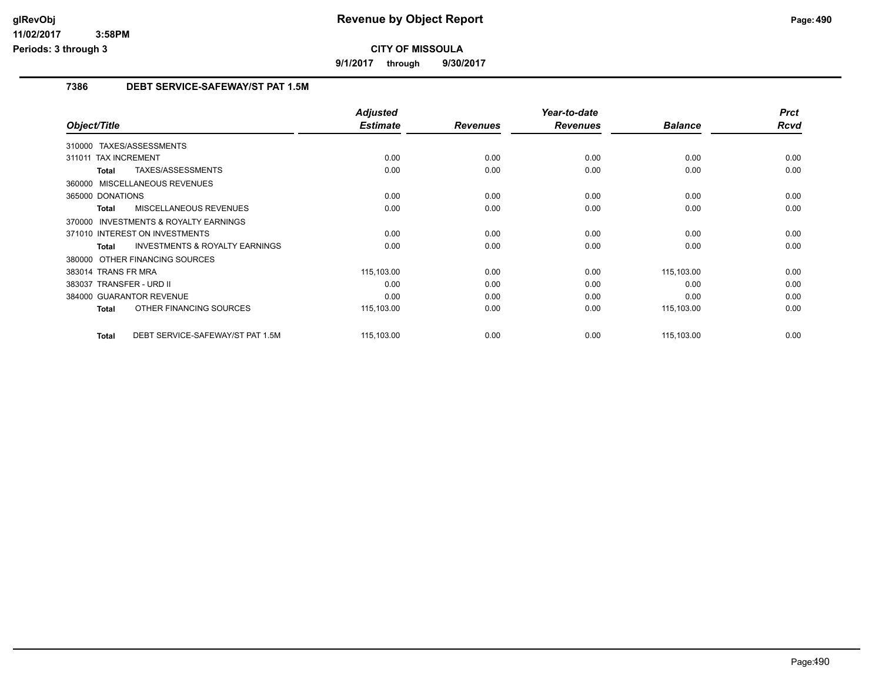# Revenue by Object Report

**CITY OF MISSOULA**

**9/1/2017 through 9/30/2017**

glRevObj
11/02/2017 3:58PM
Periods: 3 through 3

## 7386 DEBT SERVICE-SAFEWAY/ST PAT 1.5M

| Object/Title | Adjusted Estimate | Revenues | Year-to-date Revenues | Balance | Prct Rcvd |
|---|---|---|---|---|---|
| 310000 TAXES/ASSESSMENTS | | | | | |
| 311011 TAX INCREMENT | 0.00 | 0.00 | 0.00 | 0.00 | 0.00 |
| **Total** TAXES/ASSESSMENTS | 0.00 | 0.00 | 0.00 | 0.00 | 0.00 |
| 360000 MISCELLANEOUS REVENUES | | | | | |
| 365000 DONATIONS | 0.00 | 0.00 | 0.00 | 0.00 | 0.00 |
| **Total** MISCELLANEOUS REVENUES | 0.00 | 0.00 | 0.00 | 0.00 | 0.00 |
| 370000 INVESTMENTS & ROYALTY EARNINGS | | | | | |
| 371010 INTEREST ON INVESTMENTS | 0.00 | 0.00 | 0.00 | 0.00 | 0.00 |
| **Total** INVESTMENTS & ROYALTY EARNINGS | 0.00 | 0.00 | 0.00 | 0.00 | 0.00 |
| 380000 OTHER FINANCING SOURCES | | | | | |
| 383014 TRANS FR MRA | 115,103.00 | 0.00 | 0.00 | 115,103.00 | 0.00 |
| 383037 TRANSFER - URD II | 0.00 | 0.00 | 0.00 | 0.00 | 0.00 |
| 384000 GUARANTOR REVENUE | 0.00 | 0.00 | 0.00 | 0.00 | 0.00 |
| **Total** OTHER FINANCING SOURCES | 115,103.00 | 0.00 | 0.00 | 115,103.00 | 0.00 |
| **Total** DEBT SERVICE-SAFEWAY/ST PAT 1.5M | 115,103.00 | 0.00 | 0.00 | 115,103.00 | 0.00 |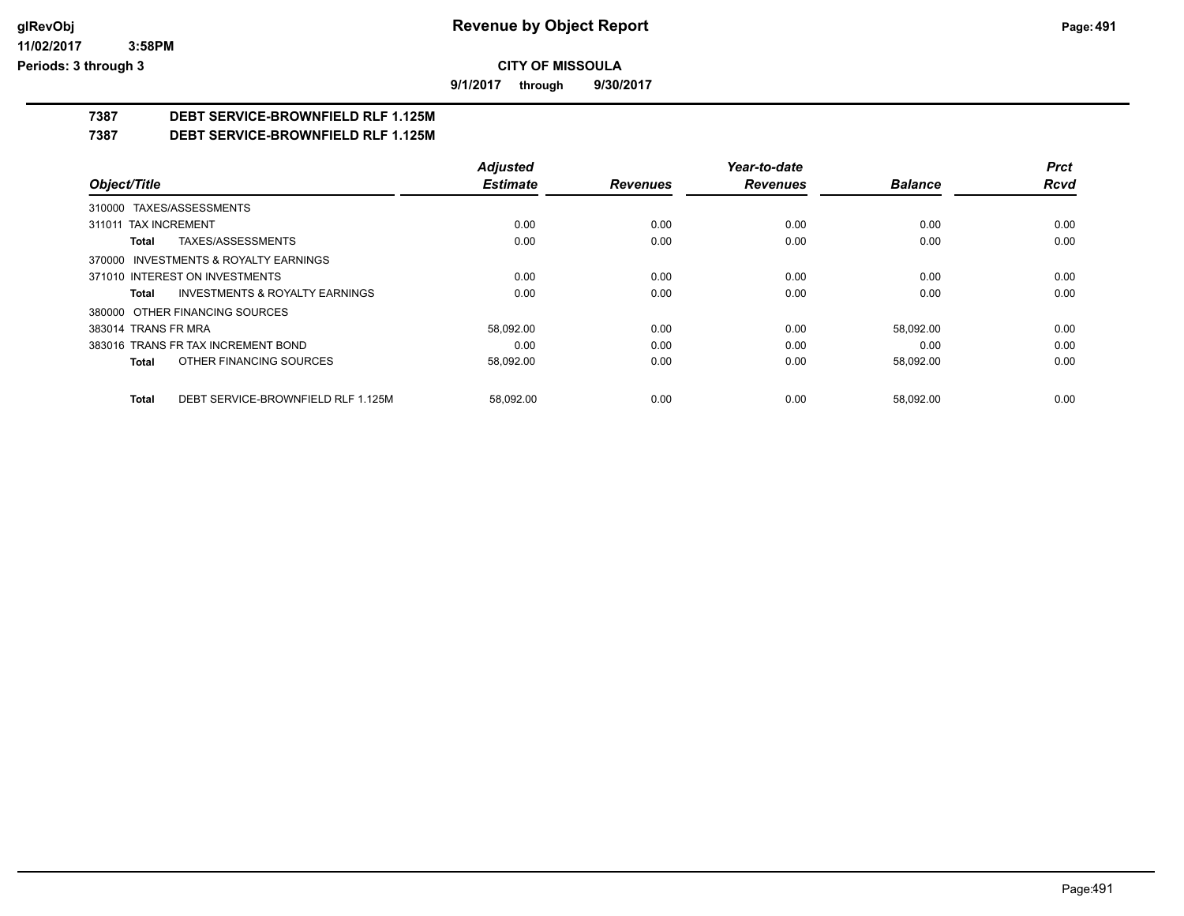# Revenue by Object Report

**CITY OF MISSOULA**

**9/1/2017 through 9/30/2017**

glRevObj
11/02/2017 3:58PM
Periods: 3 through 3

## 7387 DEBT SERVICE-BROWNFIELD RLF 1.125M

## 7387 DEBT SERVICE-BROWNFIELD RLF 1.125M

| Object/Title | Adjusted Estimate | Revenues | Year-to-date Revenues | Balance | Prct Rcvd |
|---|---|---|---|---|---|
| 310000 TAXES/ASSESSMENTS | | | | | |
| 311011 TAX INCREMENT | 0.00 | 0.00 | 0.00 | 0.00 | 0.00 |
| **Total** TAXES/ASSESSMENTS | 0.00 | 0.00 | 0.00 | 0.00 | 0.00 |
| 370000 INVESTMENTS & ROYALTY EARNINGS | | | | | |
| 371010 INTEREST ON INVESTMENTS | 0.00 | 0.00 | 0.00 | 0.00 | 0.00 |
| **Total** INVESTMENTS & ROYALTY EARNINGS | 0.00 | 0.00 | 0.00 | 0.00 | 0.00 |
| 380000 OTHER FINANCING SOURCES | | | | | |
| 383014 TRANS FR MRA | 58,092.00 | 0.00 | 0.00 | 58,092.00 | 0.00 |
| 383016 TRANS FR TAX INCREMENT BOND | 0.00 | 0.00 | 0.00 | 0.00 | 0.00 |
| **Total** OTHER FINANCING SOURCES | 58,092.00 | 0.00 | 0.00 | 58,092.00 | 0.00 |
| **Total** DEBT SERVICE-BROWNFIELD RLF 1.125M | 58,092.00 | 0.00 | 0.00 | 58,092.00 | 0.00 |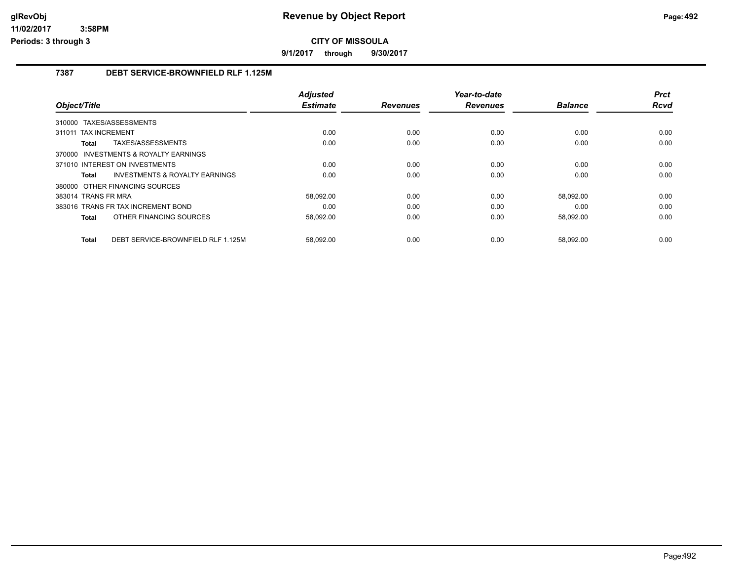**Revenue by Object Report**

**CITY OF MISSOULA**

**9/1/2017 through 9/30/2017**

**glRevObj**
**11/02/2017 3:58PM**
**Periods: 3 through 3**

## 7387 DEBT SERVICE-BROWNFIELD RLF 1.125M

| Object/Title | Adjusted Estimate | Revenues | Year-to-date Revenues | Balance | Prct Rcvd |
|---|---|---|---|---|---|
| 310000 TAXES/ASSESSMENTS | | | | | |
| 311011 TAX INCREMENT | 0.00 | 0.00 | 0.00 | 0.00 | 0.00 |
| **Total** TAXES/ASSESSMENTS | 0.00 | 0.00 | 0.00 | 0.00 | 0.00 |
| 370000 INVESTMENTS & ROYALTY EARNINGS | | | | | |
| 371010 INTEREST ON INVESTMENTS | 0.00 | 0.00 | 0.00 | 0.00 | 0.00 |
| **Total** INVESTMENTS & ROYALTY EARNINGS | 0.00 | 0.00 | 0.00 | 0.00 | 0.00 |
| 380000 OTHER FINANCING SOURCES | | | | | |
| 383014 TRANS FR MRA | 58,092.00 | 0.00 | 0.00 | 58,092.00 | 0.00 |
| 383016 TRANS FR TAX INCREMENT BOND | 0.00 | 0.00 | 0.00 | 0.00 | 0.00 |
| **Total** OTHER FINANCING SOURCES | 58,092.00 | 0.00 | 0.00 | 58,092.00 | 0.00 |
| **Total** DEBT SERVICE-BROWNFIELD RLF 1.125M | 58,092.00 | 0.00 | 0.00 | 58,092.00 | 0.00 |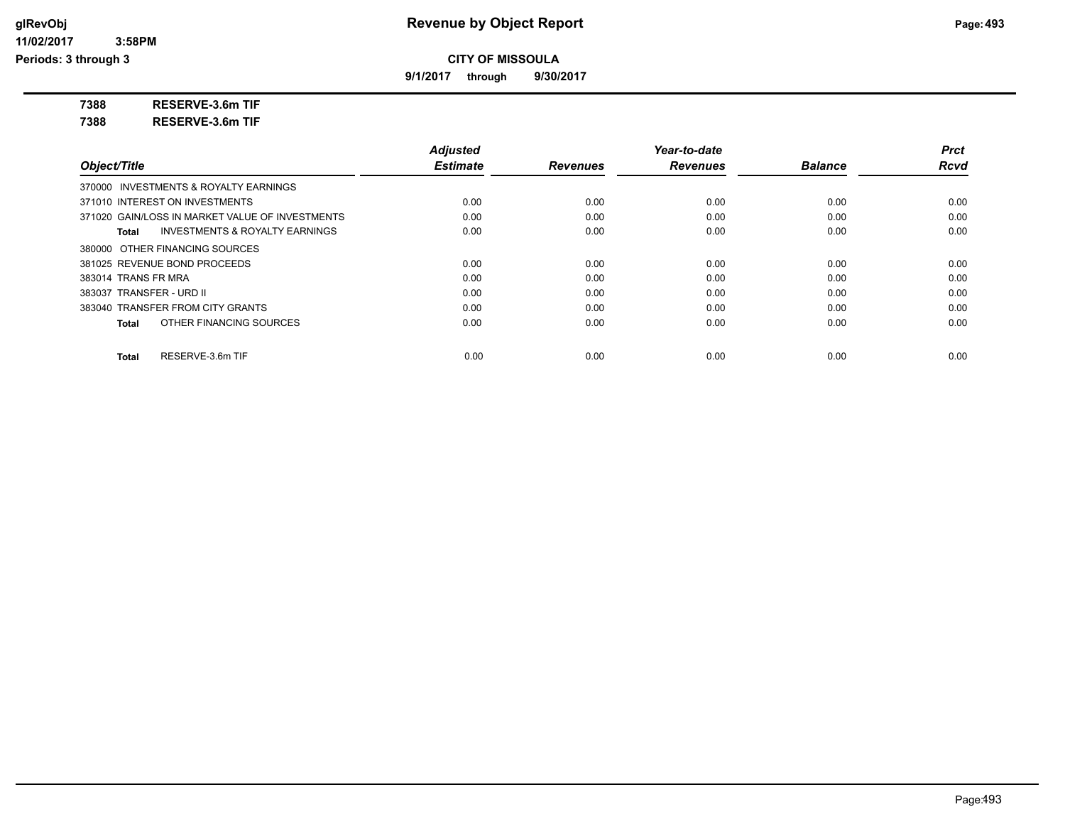# Revenue by Object Report

**CITY OF MISSOULA**

**9/1/2017 through 9/30/2017**

glRevObj
11/02/2017 3:58PM
Periods: 3 through 3

**7388 RESERVE-3.6m TIF**

**7388 RESERVE-3.6m TIF**

| Object/Title | Adjusted Estimate | Revenues | Year-to-date Revenues | Balance | Prct Rcvd |
|---|---|---|---|---|---|
| 370000 INVESTMENTS & ROYALTY EARNINGS | | | | | |
| 371010 INTEREST ON INVESTMENTS | 0.00 | 0.00 | 0.00 | 0.00 | 0.00 |
| 371020 GAIN/LOSS IN MARKET VALUE OF INVESTMENTS | 0.00 | 0.00 | 0.00 | 0.00 | 0.00 |
| **Total** INVESTMENTS & ROYALTY EARNINGS | 0.00 | 0.00 | 0.00 | 0.00 | 0.00 |
| 380000 OTHER FINANCING SOURCES | | | | | |
| 381025 REVENUE BOND PROCEEDS | 0.00 | 0.00 | 0.00 | 0.00 | 0.00 |
| 383014 TRANS FR MRA | 0.00 | 0.00 | 0.00 | 0.00 | 0.00 |
| 383037 TRANSFER - URD II | 0.00 | 0.00 | 0.00 | 0.00 | 0.00 |
| 383040 TRANSFER FROM CITY GRANTS | 0.00 | 0.00 | 0.00 | 0.00 | 0.00 |
| **Total** OTHER FINANCING SOURCES | 0.00 | 0.00 | 0.00 | 0.00 | 0.00 |
| **Total** RESERVE-3.6m TIF | 0.00 | 0.00 | 0.00 | 0.00 | 0.00 |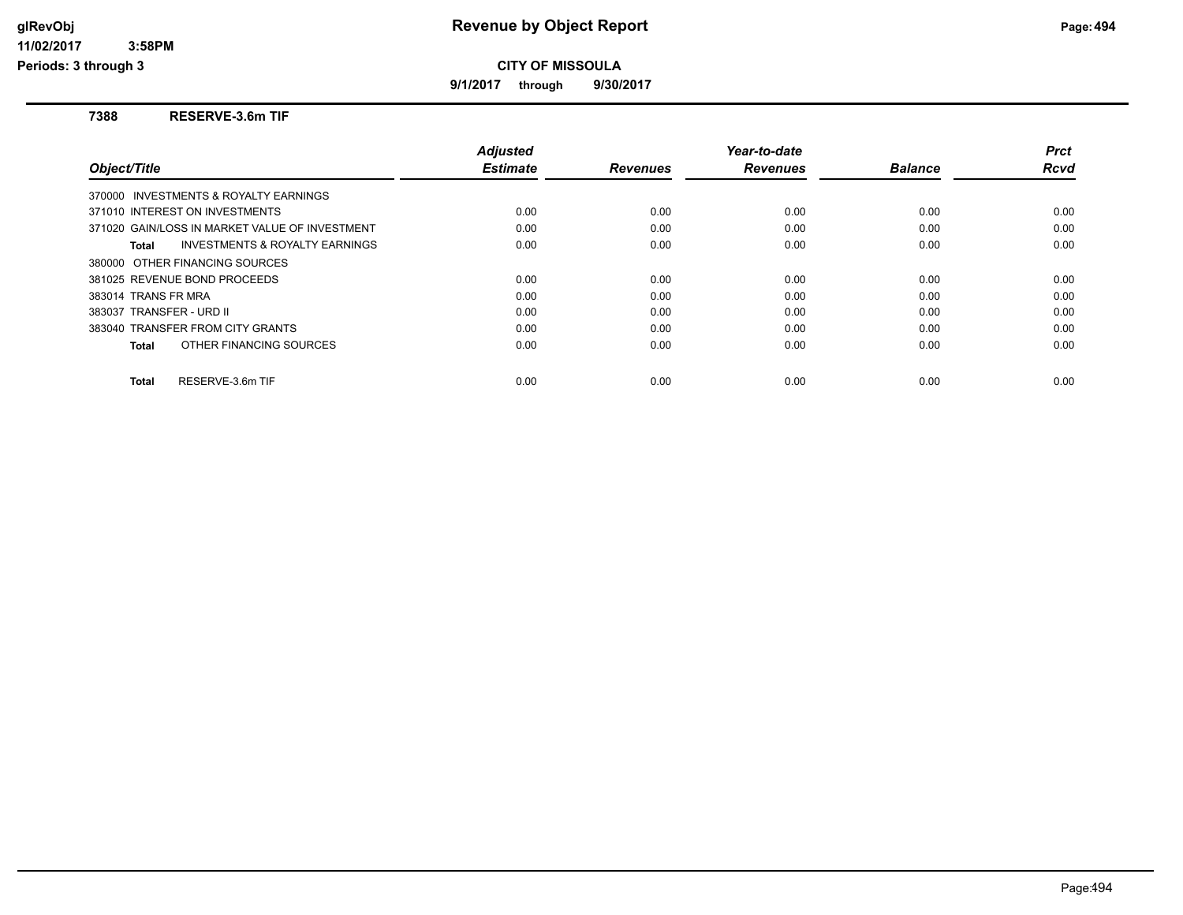# Revenue by Object Report

**CITY OF MISSOULA**

**9/1/2017 through 9/30/2017**

glRevObj
11/02/2017 3:58PM
Periods: 3 through 3

## 7388 RESERVE-3.6m TIF

| Object/Title | Adjusted Estimate | Revenues | Year-to-date Revenues | Balance | Prct Rcvd |
|---|---|---|---|---|---|
| 370000 INVESTMENTS & ROYALTY EARNINGS | | | | | |
| 371010 INTEREST ON INVESTMENTS | 0.00 | 0.00 | 0.00 | 0.00 | 0.00 |
| 371020 GAIN/LOSS IN MARKET VALUE OF INVESTMENT | 0.00 | 0.00 | 0.00 | 0.00 | 0.00 |
| **Total** INVESTMENTS & ROYALTY EARNINGS | 0.00 | 0.00 | 0.00 | 0.00 | 0.00 |
| 380000 OTHER FINANCING SOURCES | | | | | |
| 381025 REVENUE BOND PROCEEDS | 0.00 | 0.00 | 0.00 | 0.00 | 0.00 |
| 383014 TRANS FR MRA | 0.00 | 0.00 | 0.00 | 0.00 | 0.00 |
| 383037 TRANSFER - URD II | 0.00 | 0.00 | 0.00 | 0.00 | 0.00 |
| 383040 TRANSFER FROM CITY GRANTS | 0.00 | 0.00 | 0.00 | 0.00 | 0.00 |
| **Total** OTHER FINANCING SOURCES | 0.00 | 0.00 | 0.00 | 0.00 | 0.00 |
| **Total** RESERVE-3.6m TIF | 0.00 | 0.00 | 0.00 | 0.00 | 0.00 |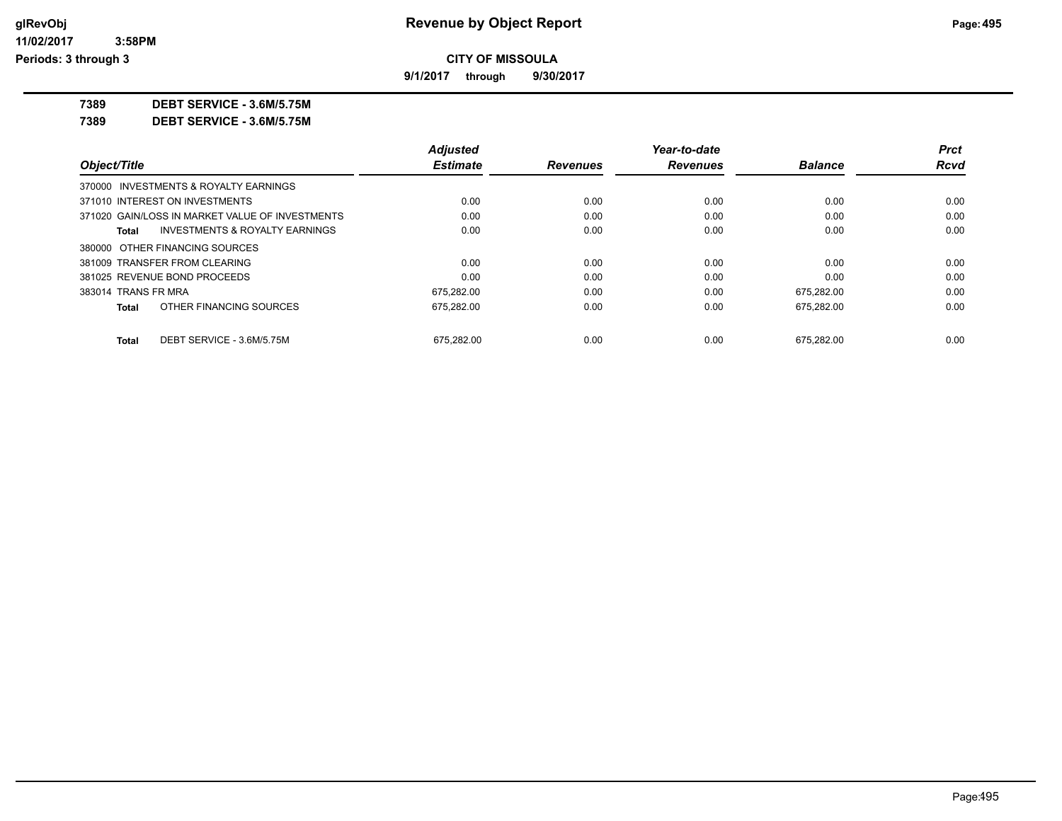# Revenue by Object Report

**CITY OF MISSOULA**

**9/1/2017 through 9/30/2017**

glRevObj
11/02/2017 3:58PM
Periods: 3 through 3

**7389 DEBT SERVICE - 3.6M/5.75M**

**7389 DEBT SERVICE - 3.6M/5.75M**

| Object/Title | Adjusted Estimate | Revenues | Year-to-date Revenues | Balance | Prct Rcvd |
|---|---|---|---|---|---|
| 370000 INVESTMENTS & ROYALTY EARNINGS | | | | | |
| 371010 INTEREST ON INVESTMENTS | 0.00 | 0.00 | 0.00 | 0.00 | 0.00 |
| 371020 GAIN/LOSS IN MARKET VALUE OF INVESTMENTS | 0.00 | 0.00 | 0.00 | 0.00 | 0.00 |
| **Total** INVESTMENTS & ROYALTY EARNINGS | 0.00 | 0.00 | 0.00 | 0.00 | 0.00 |
| 380000 OTHER FINANCING SOURCES | | | | | |
| 381009 TRANSFER FROM CLEARING | 0.00 | 0.00 | 0.00 | 0.00 | 0.00 |
| 381025 REVENUE BOND PROCEEDS | 0.00 | 0.00 | 0.00 | 0.00 | 0.00 |
| 383014 TRANS FR MRA | 675,282.00 | 0.00 | 0.00 | 675,282.00 | 0.00 |
| **Total** OTHER FINANCING SOURCES | 675,282.00 | 0.00 | 0.00 | 675,282.00 | 0.00 |
| **Total** DEBT SERVICE - 3.6M/5.75M | 675,282.00 | 0.00 | 0.00 | 675,282.00 | 0.00 |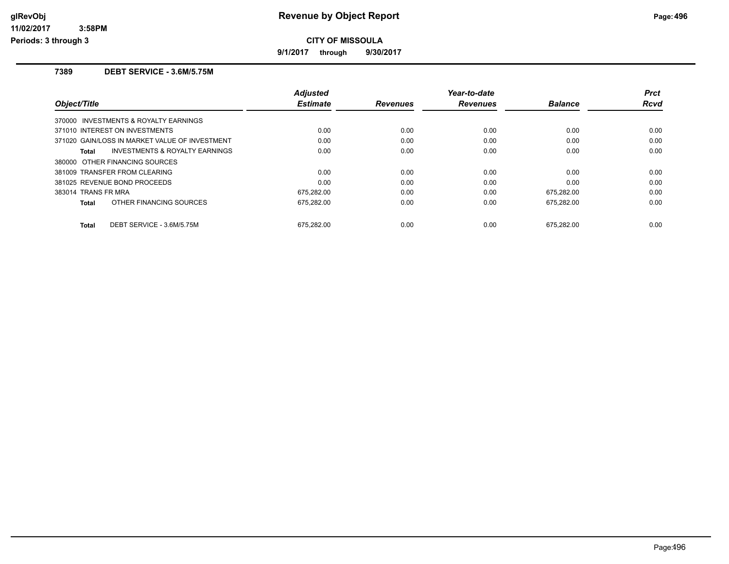# Revenue by Object Report

**CITY OF MISSOULA**

**9/1/2017 through 9/30/2017**

glRevObj
11/02/2017 3:58PM
Periods: 3 through 3

## 7389 DEBT SERVICE - 3.6M/5.75M

| Object/Title | Adjusted Estimate | Revenues | Year-to-date Revenues | Balance | Prct Rcvd |
|---|---|---|---|---|---|
| 370000 INVESTMENTS & ROYALTY EARNINGS | | | | | |
| 371010 INTEREST ON INVESTMENTS | 0.00 | 0.00 | 0.00 | 0.00 | 0.00 |
| 371020 GAIN/LOSS IN MARKET VALUE OF INVESTMENT | 0.00 | 0.00 | 0.00 | 0.00 | 0.00 |
| **Total** INVESTMENTS & ROYALTY EARNINGS | 0.00 | 0.00 | 0.00 | 0.00 | 0.00 |
| 380000 OTHER FINANCING SOURCES | | | | | |
| 381009 TRANSFER FROM CLEARING | 0.00 | 0.00 | 0.00 | 0.00 | 0.00 |
| 381025 REVENUE BOND PROCEEDS | 0.00 | 0.00 | 0.00 | 0.00 | 0.00 |
| 383014 TRANS FR MRA | 675,282.00 | 0.00 | 0.00 | 675,282.00 | 0.00 |
| **Total** OTHER FINANCING SOURCES | 675,282.00 | 0.00 | 0.00 | 675,282.00 | 0.00 |
| **Total** DEBT SERVICE - 3.6M/5.75M | 675,282.00 | 0.00 | 0.00 | 675,282.00 | 0.00 |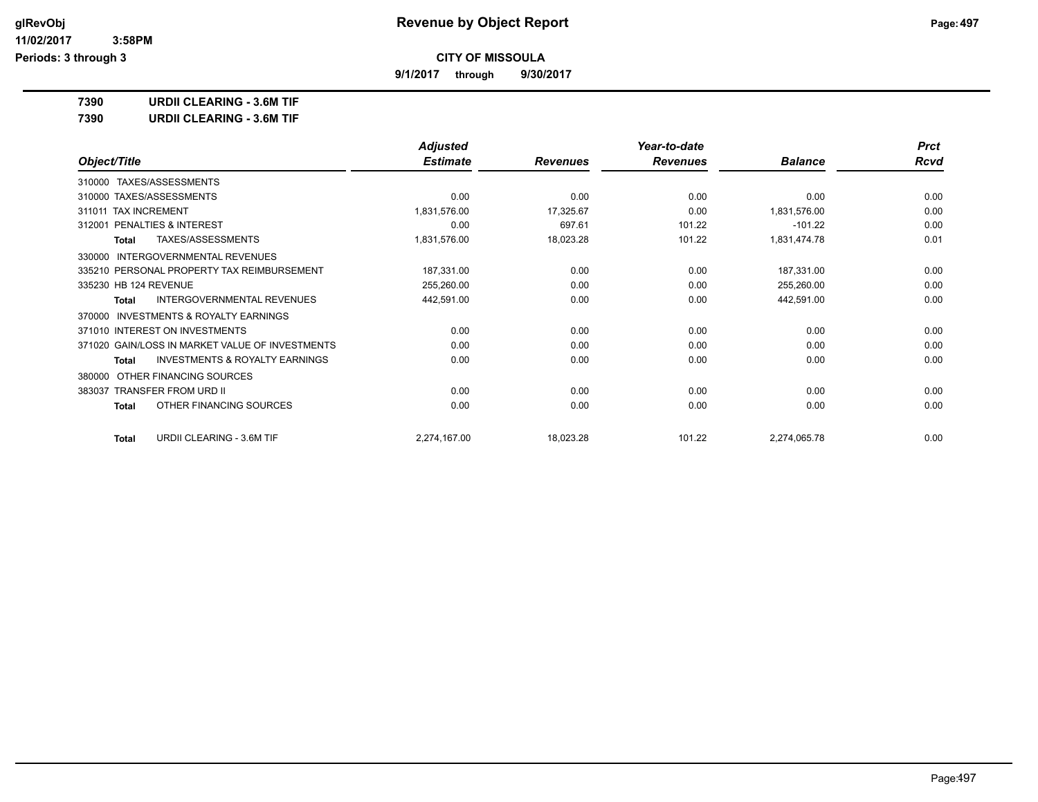**Revenue by Object Report**

**CITY OF MISSOULA**

**9/1/2017 through 9/30/2017**

glRevObj
11/02/2017 3:58PM
Periods: 3 through 3

**7390 URDII CLEARING - 3.6M TIF**

**7390 URDII CLEARING - 3.6M TIF**

| Object/Title | Adjusted Estimate | Revenues | Year-to-date Revenues | Balance | Prct Rcvd |
|---|---|---|---|---|---|
| 310000 TAXES/ASSESSMENTS | | | | | |
| 310000 TAXES/ASSESSMENTS | 0.00 | 0.00 | 0.00 | 0.00 | 0.00 |
| 311011 TAX INCREMENT | 1,831,576.00 | 17,325.67 | 0.00 | 1,831,576.00 | 0.00 |
| 312001 PENALTIES & INTEREST | 0.00 | 697.61 | 101.22 | -101.22 | 0.00 |
| **Total** TAXES/ASSESSMENTS | 1,831,576.00 | 18,023.28 | 101.22 | 1,831,474.78 | 0.01 |
| 330000 INTERGOVERNMENTAL REVENUES | | | | | |
| 335210 PERSONAL PROPERTY TAX REIMBURSEMENT | 187,331.00 | 0.00 | 0.00 | 187,331.00 | 0.00 |
| 335230 HB 124 REVENUE | 255,260.00 | 0.00 | 0.00 | 255,260.00 | 0.00 |
| **Total** INTERGOVERNMENTAL REVENUES | 442,591.00 | 0.00 | 0.00 | 442,591.00 | 0.00 |
| 370000 INVESTMENTS & ROYALTY EARNINGS | | | | | |
| 371010 INTEREST ON INVESTMENTS | 0.00 | 0.00 | 0.00 | 0.00 | 0.00 |
| 371020 GAIN/LOSS IN MARKET VALUE OF INVESTMENTS | 0.00 | 0.00 | 0.00 | 0.00 | 0.00 |
| **Total** INVESTMENTS & ROYALTY EARNINGS | 0.00 | 0.00 | 0.00 | 0.00 | 0.00 |
| 380000 OTHER FINANCING SOURCES | | | | | |
| 383037 TRANSFER FROM URD II | 0.00 | 0.00 | 0.00 | 0.00 | 0.00 |
| **Total** OTHER FINANCING SOURCES | 0.00 | 0.00 | 0.00 | 0.00 | 0.00 |
| **Total** URDII CLEARING - 3.6M TIF | 2,274,167.00 | 18,023.28 | 101.22 | 2,274,065.78 | 0.00 |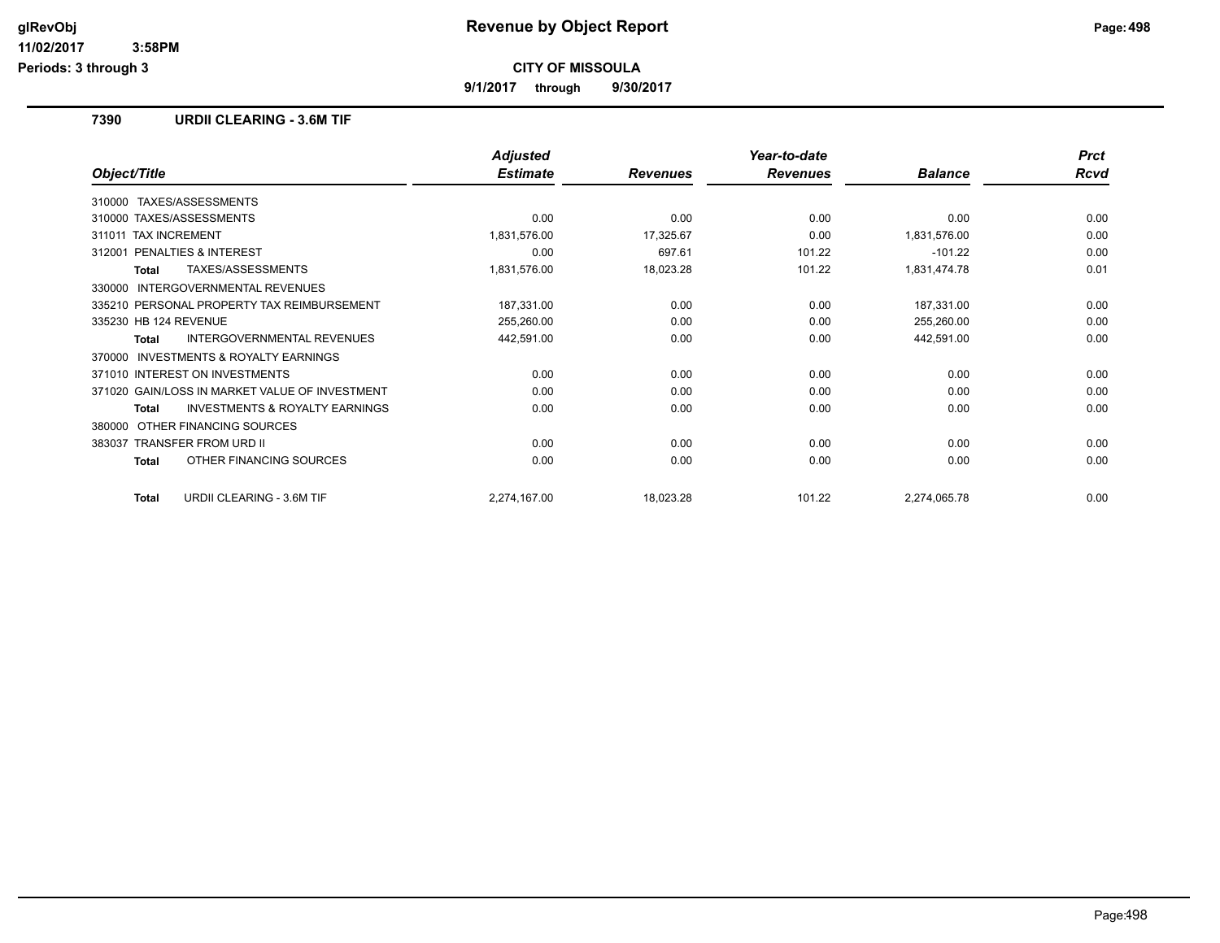# Revenue by Object Report

**CITY OF MISSOULA**

**9/1/2017 through 9/30/2017**

glRevObj
11/02/2017 3:58PM
Periods: 3 through 3

## 7390 URDII CLEARING - 3.6M TIF

| Object/Title | Adjusted Estimate | Revenues | Year-to-date Revenues | Balance | Prct Rcvd |
|---|---|---|---|---|---|
| 310000 TAXES/ASSESSMENTS | | | | | |
| 310000 TAXES/ASSESSMENTS | 0.00 | 0.00 | 0.00 | 0.00 | 0.00 |
| 311011 TAX INCREMENT | 1,831,576.00 | 17,325.67 | 0.00 | 1,831,576.00 | 0.00 |
| 312001 PENALTIES & INTEREST | 0.00 | 697.61 | 101.22 | -101.22 | 0.00 |
| **Total** TAXES/ASSESSMENTS | 1,831,576.00 | 18,023.28 | 101.22 | 1,831,474.78 | 0.01 |
| 330000 INTERGOVERNMENTAL REVENUES | | | | | |
| 335210 PERSONAL PROPERTY TAX REIMBURSEMENT | 187,331.00 | 0.00 | 0.00 | 187,331.00 | 0.00 |
| 335230 HB 124 REVENUE | 255,260.00 | 0.00 | 0.00 | 255,260.00 | 0.00 |
| **Total** INTERGOVERNMENTAL REVENUES | 442,591.00 | 0.00 | 0.00 | 442,591.00 | 0.00 |
| 370000 INVESTMENTS & ROYALTY EARNINGS | | | | | |
| 371010 INTEREST ON INVESTMENTS | 0.00 | 0.00 | 0.00 | 0.00 | 0.00 |
| 371020 GAIN/LOSS IN MARKET VALUE OF INVESTMENT | 0.00 | 0.00 | 0.00 | 0.00 | 0.00 |
| **Total** INVESTMENTS & ROYALTY EARNINGS | 0.00 | 0.00 | 0.00 | 0.00 | 0.00 |
| 380000 OTHER FINANCING SOURCES | | | | | |
| 383037 TRANSFER FROM URD II | 0.00 | 0.00 | 0.00 | 0.00 | 0.00 |
| **Total** OTHER FINANCING SOURCES | 0.00 | 0.00 | 0.00 | 0.00 | 0.00 |
| **Total** URDII CLEARING - 3.6M TIF | 2,274,167.00 | 18,023.28 | 101.22 | 2,274,065.78 | 0.00 |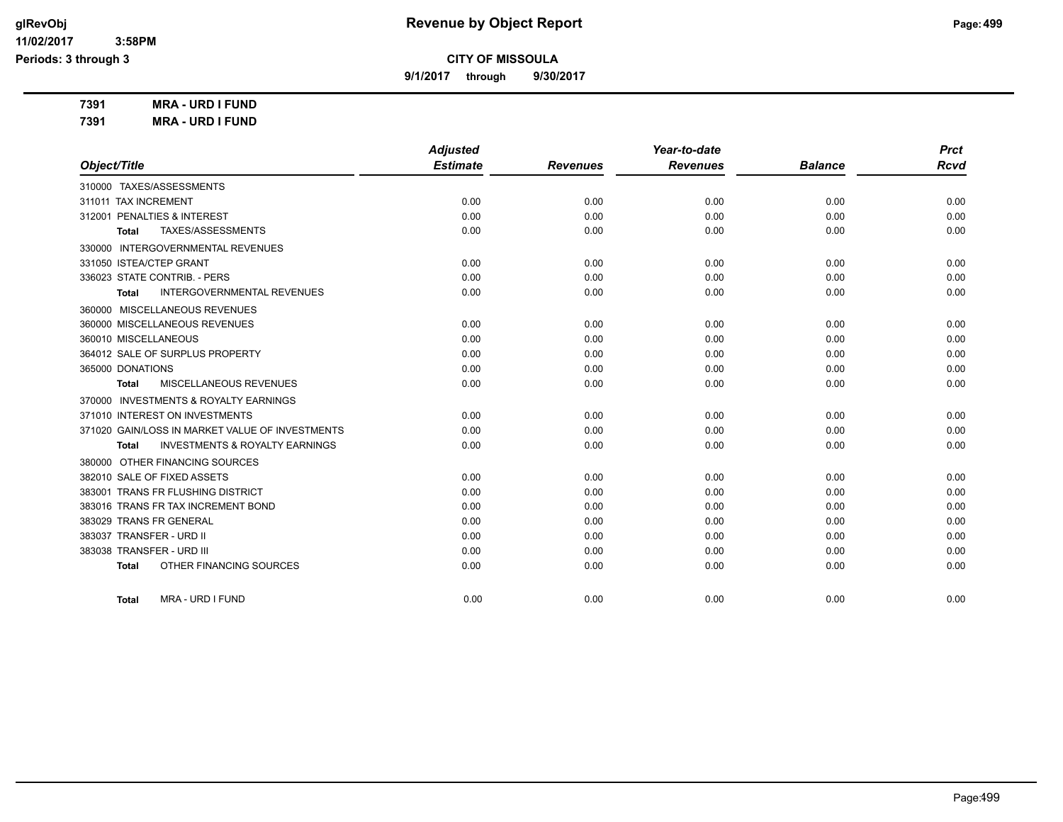# Revenue by Object Report

**CITY OF MISSOULA**

9/1/2017 through 9/30/2017

glRevObj
11/02/2017 3:58PM
Periods: 3 through 3

**7391 MRA - URD I FUND**
**7391 MRA - URD I FUND**

| Object/Title | Adjusted Estimate | Revenues | Year-to-date Revenues | Balance | Prct Rcvd |
|---|---|---|---|---|---|
| 310000 TAXES/ASSESSMENTS | | | | | |
| 311011 TAX INCREMENT | 0.00 | 0.00 | 0.00 | 0.00 | 0.00 |
| 312001 PENALTIES & INTEREST | 0.00 | 0.00 | 0.00 | 0.00 | 0.00 |
| Total TAXES/ASSESSMENTS | 0.00 | 0.00 | 0.00 | 0.00 | 0.00 |
| 330000 INTERGOVERNMENTAL REVENUES | | | | | |
| 331050 ISTEA/CTEP GRANT | 0.00 | 0.00 | 0.00 | 0.00 | 0.00 |
| 336023 STATE CONTRIB. - PERS | 0.00 | 0.00 | 0.00 | 0.00 | 0.00 |
| Total INTERGOVERNMENTAL REVENUES | 0.00 | 0.00 | 0.00 | 0.00 | 0.00 |
| 360000 MISCELLANEOUS REVENUES | | | | | |
| 360000 MISCELLANEOUS REVENUES | 0.00 | 0.00 | 0.00 | 0.00 | 0.00 |
| 360010 MISCELLANEOUS | 0.00 | 0.00 | 0.00 | 0.00 | 0.00 |
| 364012 SALE OF SURPLUS PROPERTY | 0.00 | 0.00 | 0.00 | 0.00 | 0.00 |
| 365000 DONATIONS | 0.00 | 0.00 | 0.00 | 0.00 | 0.00 |
| Total MISCELLANEOUS REVENUES | 0.00 | 0.00 | 0.00 | 0.00 | 0.00 |
| 370000 INVESTMENTS & ROYALTY EARNINGS | | | | | |
| 371010 INTEREST ON INVESTMENTS | 0.00 | 0.00 | 0.00 | 0.00 | 0.00 |
| 371020 GAIN/LOSS IN MARKET VALUE OF INVESTMENTS | 0.00 | 0.00 | 0.00 | 0.00 | 0.00 |
| Total INVESTMENTS & ROYALTY EARNINGS | 0.00 | 0.00 | 0.00 | 0.00 | 0.00 |
| 380000 OTHER FINANCING SOURCES | | | | | |
| 382010 SALE OF FIXED ASSETS | 0.00 | 0.00 | 0.00 | 0.00 | 0.00 |
| 383001 TRANS FR FLUSHING DISTRICT | 0.00 | 0.00 | 0.00 | 0.00 | 0.00 |
| 383016 TRANS FR TAX INCREMENT BOND | 0.00 | 0.00 | 0.00 | 0.00 | 0.00 |
| 383029 TRANS FR GENERAL | 0.00 | 0.00 | 0.00 | 0.00 | 0.00 |
| 383037 TRANSFER - URD II | 0.00 | 0.00 | 0.00 | 0.00 | 0.00 |
| 383038 TRANSFER - URD III | 0.00 | 0.00 | 0.00 | 0.00 | 0.00 |
| Total OTHER FINANCING SOURCES | 0.00 | 0.00 | 0.00 | 0.00 | 0.00 |
| Total MRA - URD I FUND | 0.00 | 0.00 | 0.00 | 0.00 | 0.00 |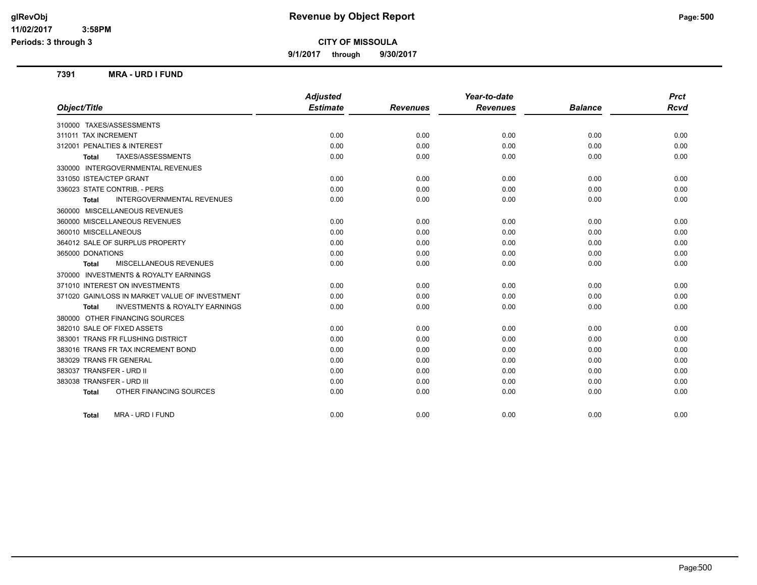# Revenue by Object Report

**CITY OF MISSOULA**

**9/1/2017 through 9/30/2017**

glRevObj
11/02/2017 3:58PM
Periods: 3 through 3

## 7391 MRA - URD I FUND

| Object/Title | Adjusted Estimate | Revenues | Year-to-date Revenues | Balance | Prct Rcvd |
|---|---|---|---|---|---|
| 310000 TAXES/ASSESSMENTS | | | | | |
| 311011 TAX INCREMENT | 0.00 | 0.00 | 0.00 | 0.00 | 0.00 |
| 312001 PENALTIES & INTEREST | 0.00 | 0.00 | 0.00 | 0.00 | 0.00 |
| **Total** TAXES/ASSESSMENTS | 0.00 | 0.00 | 0.00 | 0.00 | 0.00 |
| 330000 INTERGOVERNMENTAL REVENUES | | | | | |
| 331050 ISTEA/CTEP GRANT | 0.00 | 0.00 | 0.00 | 0.00 | 0.00 |
| 336023 STATE CONTRIB. - PERS | 0.00 | 0.00 | 0.00 | 0.00 | 0.00 |
| **Total** INTERGOVERNMENTAL REVENUES | 0.00 | 0.00 | 0.00 | 0.00 | 0.00 |
| 360000 MISCELLANEOUS REVENUES | | | | | |
| 360000 MISCELLANEOUS REVENUES | 0.00 | 0.00 | 0.00 | 0.00 | 0.00 |
| 360010 MISCELLANEOUS | 0.00 | 0.00 | 0.00 | 0.00 | 0.00 |
| 364012 SALE OF SURPLUS PROPERTY | 0.00 | 0.00 | 0.00 | 0.00 | 0.00 |
| 365000 DONATIONS | 0.00 | 0.00 | 0.00 | 0.00 | 0.00 |
| **Total** MISCELLANEOUS REVENUES | 0.00 | 0.00 | 0.00 | 0.00 | 0.00 |
| 370000 INVESTMENTS & ROYALTY EARNINGS | | | | | |
| 371010 INTEREST ON INVESTMENTS | 0.00 | 0.00 | 0.00 | 0.00 | 0.00 |
| 371020 GAIN/LOSS IN MARKET VALUE OF INVESTMENT | 0.00 | 0.00 | 0.00 | 0.00 | 0.00 |
| **Total** INVESTMENTS & ROYALTY EARNINGS | 0.00 | 0.00 | 0.00 | 0.00 | 0.00 |
| 380000 OTHER FINANCING SOURCES | | | | | |
| 382010 SALE OF FIXED ASSETS | 0.00 | 0.00 | 0.00 | 0.00 | 0.00 |
| 383001 TRANS FR FLUSHING DISTRICT | 0.00 | 0.00 | 0.00 | 0.00 | 0.00 |
| 383016 TRANS FR TAX INCREMENT BOND | 0.00 | 0.00 | 0.00 | 0.00 | 0.00 |
| 383029 TRANS FR GENERAL | 0.00 | 0.00 | 0.00 | 0.00 | 0.00 |
| 383037 TRANSFER - URD II | 0.00 | 0.00 | 0.00 | 0.00 | 0.00 |
| 383038 TRANSFER - URD III | 0.00 | 0.00 | 0.00 | 0.00 | 0.00 |
| **Total** OTHER FINANCING SOURCES | 0.00 | 0.00 | 0.00 | 0.00 | 0.00 |
| **Total** MRA - URD I FUND | 0.00 | 0.00 | 0.00 | 0.00 | 0.00 |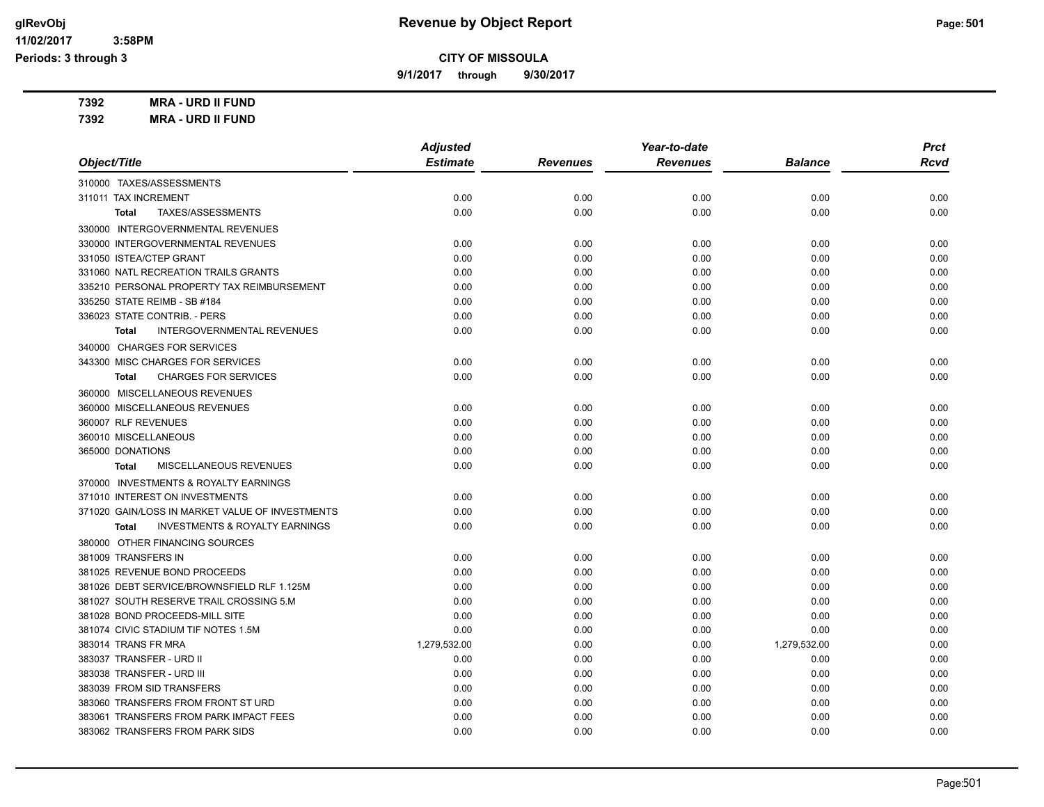# Revenue by Object Report

glRevObj
11/02/2017 3:58PM
Periods: 3 through 3

**CITY OF MISSOULA**

9/1/2017 through 9/30/2017

**7392 MRA - URD II FUND**

**7392 MRA - URD II FUND**

| Object/Title | Adjusted Estimate | Revenues | Year-to-date Revenues | Balance | Prct Rcvd |
|---|---|---|---|---|---|
| 310000 TAXES/ASSESSMENTS | | | | | |
| 311011 TAX INCREMENT | 0.00 | 0.00 | 0.00 | 0.00 | 0.00 |
| **Total** TAXES/ASSESSMENTS | 0.00 | 0.00 | 0.00 | 0.00 | 0.00 |
| 330000 INTERGOVERNMENTAL REVENUES | | | | | |
| 330000 INTERGOVERNMENTAL REVENUES | 0.00 | 0.00 | 0.00 | 0.00 | 0.00 |
| 331050 ISTEA/CTEP GRANT | 0.00 | 0.00 | 0.00 | 0.00 | 0.00 |
| 331060 NATL RECREATION TRAILS GRANTS | 0.00 | 0.00 | 0.00 | 0.00 | 0.00 |
| 335210 PERSONAL PROPERTY TAX REIMBURSEMENT | 0.00 | 0.00 | 0.00 | 0.00 | 0.00 |
| 335250 STATE REIMB - SB #184 | 0.00 | 0.00 | 0.00 | 0.00 | 0.00 |
| 336023 STATE CONTRIB. - PERS | 0.00 | 0.00 | 0.00 | 0.00 | 0.00 |
| **Total** INTERGOVERNMENTAL REVENUES | 0.00 | 0.00 | 0.00 | 0.00 | 0.00 |
| 340000 CHARGES FOR SERVICES | | | | | |
| 343300 MISC CHARGES FOR SERVICES | 0.00 | 0.00 | 0.00 | 0.00 | 0.00 |
| **Total** CHARGES FOR SERVICES | 0.00 | 0.00 | 0.00 | 0.00 | 0.00 |
| 360000 MISCELLANEOUS REVENUES | | | | | |
| 360000 MISCELLANEOUS REVENUES | 0.00 | 0.00 | 0.00 | 0.00 | 0.00 |
| 360007 RLF REVENUES | 0.00 | 0.00 | 0.00 | 0.00 | 0.00 |
| 360010 MISCELLANEOUS | 0.00 | 0.00 | 0.00 | 0.00 | 0.00 |
| 365000 DONATIONS | 0.00 | 0.00 | 0.00 | 0.00 | 0.00 |
| **Total** MISCELLANEOUS REVENUES | 0.00 | 0.00 | 0.00 | 0.00 | 0.00 |
| 370000 INVESTMENTS & ROYALTY EARNINGS | | | | | |
| 371010 INTEREST ON INVESTMENTS | 0.00 | 0.00 | 0.00 | 0.00 | 0.00 |
| 371020 GAIN/LOSS IN MARKET VALUE OF INVESTMENTS | 0.00 | 0.00 | 0.00 | 0.00 | 0.00 |
| **Total** INVESTMENTS & ROYALTY EARNINGS | 0.00 | 0.00 | 0.00 | 0.00 | 0.00 |
| 380000 OTHER FINANCING SOURCES | | | | | |
| 381009 TRANSFERS IN | 0.00 | 0.00 | 0.00 | 0.00 | 0.00 |
| 381025 REVENUE BOND PROCEEDS | 0.00 | 0.00 | 0.00 | 0.00 | 0.00 |
| 381026 DEBT SERVICE/BROWNSFIELD RLF 1.125M | 0.00 | 0.00 | 0.00 | 0.00 | 0.00 |
| 381027 SOUTH RESERVE TRAIL CROSSING 5.M | 0.00 | 0.00 | 0.00 | 0.00 | 0.00 |
| 381028 BOND PROCEEDS-MILL SITE | 0.00 | 0.00 | 0.00 | 0.00 | 0.00 |
| 381074 CIVIC STADIUM TIF NOTES 1.5M | 0.00 | 0.00 | 0.00 | 0.00 | 0.00 |
| 383014 TRANS FR MRA | 1,279,532.00 | 0.00 | 0.00 | 1,279,532.00 | 0.00 |
| 383037 TRANSFER - URD II | 0.00 | 0.00 | 0.00 | 0.00 | 0.00 |
| 383038 TRANSFER - URD III | 0.00 | 0.00 | 0.00 | 0.00 | 0.00 |
| 383039 FROM SID TRANSFERS | 0.00 | 0.00 | 0.00 | 0.00 | 0.00 |
| 383060 TRANSFERS FROM FRONT ST URD | 0.00 | 0.00 | 0.00 | 0.00 | 0.00 |
| 383061 TRANSFERS FROM PARK IMPACT FEES | 0.00 | 0.00 | 0.00 | 0.00 | 0.00 |
| 383062 TRANSFERS FROM PARK SIDS | 0.00 | 0.00 | 0.00 | 0.00 | 0.00 |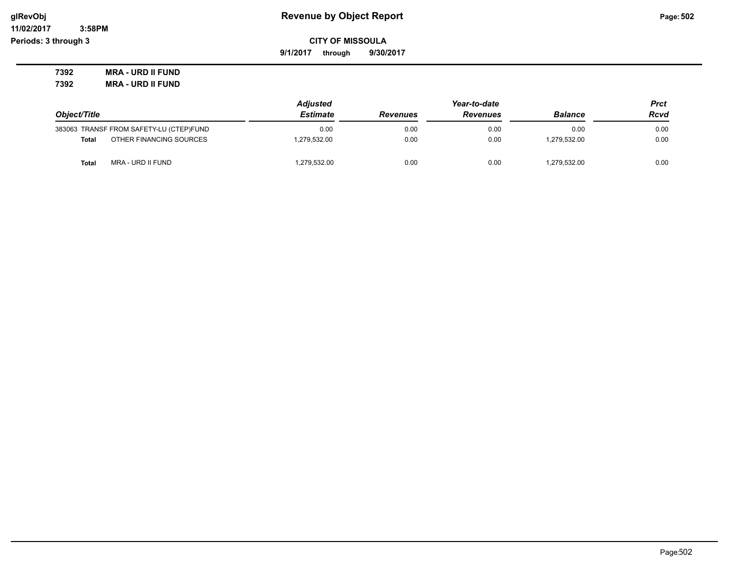# Revenue by Object Report

glRevObj
11/02/2017 3:58PM
Periods: 3 through 3

**CITY OF MISSOULA**

**9/1/2017 through 9/30/2017**

**7392 MRA - URD II FUND**

**7392 MRA - URD II FUND**

| Object/Title | | Adjusted Estimate | Revenues | Year-to-date Revenues | Balance | Prct Rcvd |
|---|---|---|---|---|---|---|
| 383063 | TRANSF FROM SAFETY-LU (CTEP)FUND | 0.00 | 0.00 | 0.00 | 0.00 | 0.00 |
| **Total** | OTHER FINANCING SOURCES | 1,279,532.00 | 0.00 | 0.00 | 1,279,532.00 | 0.00 |
| **Total** | MRA - URD II FUND | 1,279,532.00 | 0.00 | 0.00 | 1,279,532.00 | 0.00 |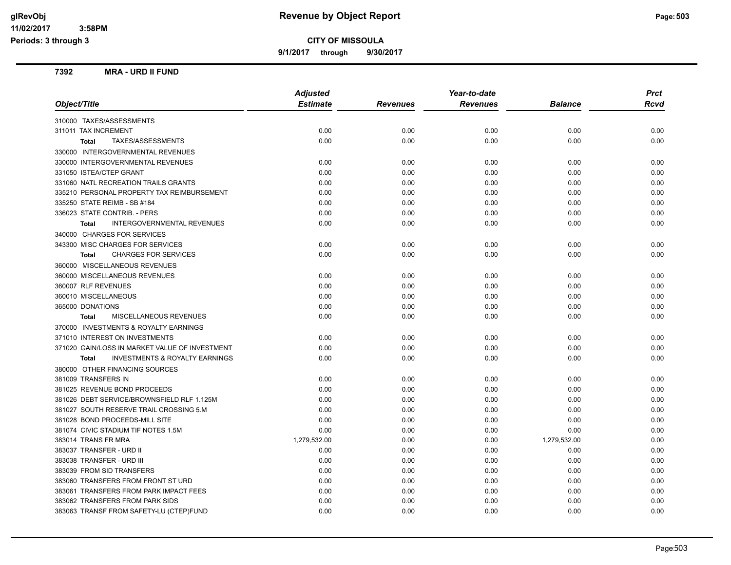# Revenue by Object Report

**CITY OF MISSOULA**

9/1/2017 through 9/30/2017

glRevObj
11/02/2017 3:58PM
Periods: 3 through 3

## 7392 MRA - URD II FUND

| Object/Title | Adjusted Estimate | Revenues | Year-to-date Revenues | Balance | Prct Rcvd |
|---|---|---|---|---|---|
| 310000 TAXES/ASSESSMENTS | | | | | |
| 311011 TAX INCREMENT | 0.00 | 0.00 | 0.00 | 0.00 | 0.00 |
| **Total** TAXES/ASSESSMENTS | 0.00 | 0.00 | 0.00 | 0.00 | 0.00 |
| 330000 INTERGOVERNMENTAL REVENUES | | | | | |
| 330000 INTERGOVERNMENTAL REVENUES | 0.00 | 0.00 | 0.00 | 0.00 | 0.00 |
| 331050 ISTEA/CTEP GRANT | 0.00 | 0.00 | 0.00 | 0.00 | 0.00 |
| 331060 NATL RECREATION TRAILS GRANTS | 0.00 | 0.00 | 0.00 | 0.00 | 0.00 |
| 335210 PERSONAL PROPERTY TAX REIMBURSEMENT | 0.00 | 0.00 | 0.00 | 0.00 | 0.00 |
| 335250 STATE REIMB - SB #184 | 0.00 | 0.00 | 0.00 | 0.00 | 0.00 |
| 336023 STATE CONTRIB. - PERS | 0.00 | 0.00 | 0.00 | 0.00 | 0.00 |
| **Total** INTERGOVERNMENTAL REVENUES | 0.00 | 0.00 | 0.00 | 0.00 | 0.00 |
| 340000 CHARGES FOR SERVICES | | | | | |
| 343300 MISC CHARGES FOR SERVICES | 0.00 | 0.00 | 0.00 | 0.00 | 0.00 |
| **Total** CHARGES FOR SERVICES | 0.00 | 0.00 | 0.00 | 0.00 | 0.00 |
| 360000 MISCELLANEOUS REVENUES | | | | | |
| 360000 MISCELLANEOUS REVENUES | 0.00 | 0.00 | 0.00 | 0.00 | 0.00 |
| 360007 RLF REVENUES | 0.00 | 0.00 | 0.00 | 0.00 | 0.00 |
| 360010 MISCELLANEOUS | 0.00 | 0.00 | 0.00 | 0.00 | 0.00 |
| 365000 DONATIONS | 0.00 | 0.00 | 0.00 | 0.00 | 0.00 |
| **Total** MISCELLANEOUS REVENUES | 0.00 | 0.00 | 0.00 | 0.00 | 0.00 |
| 370000 INVESTMENTS & ROYALTY EARNINGS | | | | | |
| 371010 INTEREST ON INVESTMENTS | 0.00 | 0.00 | 0.00 | 0.00 | 0.00 |
| 371020 GAIN/LOSS IN MARKET VALUE OF INVESTMENT | 0.00 | 0.00 | 0.00 | 0.00 | 0.00 |
| **Total** INVESTMENTS & ROYALTY EARNINGS | 0.00 | 0.00 | 0.00 | 0.00 | 0.00 |
| 380000 OTHER FINANCING SOURCES | | | | | |
| 381009 TRANSFERS IN | 0.00 | 0.00 | 0.00 | 0.00 | 0.00 |
| 381025 REVENUE BOND PROCEEDS | 0.00 | 0.00 | 0.00 | 0.00 | 0.00 |
| 381026 DEBT SERVICE/BROWNSFIELD RLF 1.125M | 0.00 | 0.00 | 0.00 | 0.00 | 0.00 |
| 381027 SOUTH RESERVE TRAIL CROSSING 5.M | 0.00 | 0.00 | 0.00 | 0.00 | 0.00 |
| 381028 BOND PROCEEDS-MILL SITE | 0.00 | 0.00 | 0.00 | 0.00 | 0.00 |
| 381074 CIVIC STADIUM TIF NOTES 1.5M | 0.00 | 0.00 | 0.00 | 0.00 | 0.00 |
| 383014 TRANS FR MRA | 1,279,532.00 | 0.00 | 0.00 | 1,279,532.00 | 0.00 |
| 383037 TRANSFER - URD II | 0.00 | 0.00 | 0.00 | 0.00 | 0.00 |
| 383038 TRANSFER - URD III | 0.00 | 0.00 | 0.00 | 0.00 | 0.00 |
| 383039 FROM SID TRANSFERS | 0.00 | 0.00 | 0.00 | 0.00 | 0.00 |
| 383060 TRANSFERS FROM FRONT ST URD | 0.00 | 0.00 | 0.00 | 0.00 | 0.00 |
| 383061 TRANSFERS FROM PARK IMPACT FEES | 0.00 | 0.00 | 0.00 | 0.00 | 0.00 |
| 383062 TRANSFERS FROM PARK SIDS | 0.00 | 0.00 | 0.00 | 0.00 | 0.00 |
| 383063 TRANSF FROM SAFETY-LU (CTEP)FUND | 0.00 | 0.00 | 0.00 | 0.00 | 0.00 |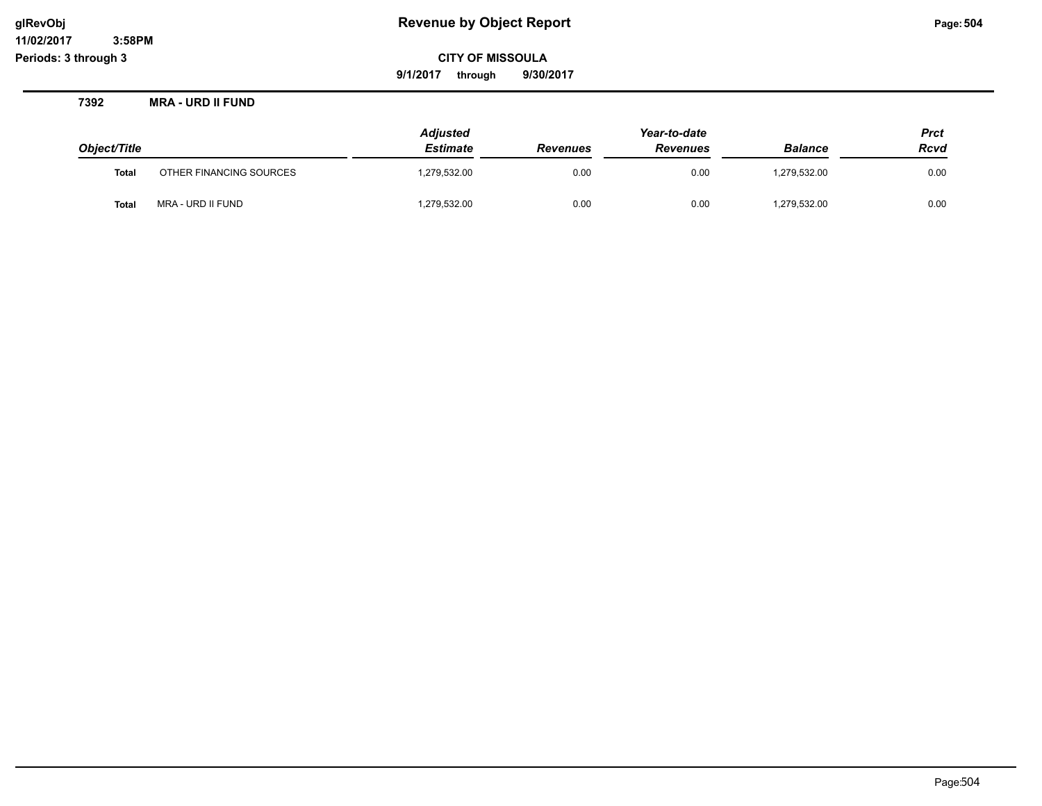# Revenue by Object Report

**CITY OF MISSOULA**

**9/1/2017 through 9/30/2017**

glRevObj
11/02/2017 3:58PM
Periods: 3 through 3

### 7392 MRA - URD II FUND

| Object/Title | | Adjusted Estimate | Revenues | Year-to-date Revenues | Balance | Prct Rcvd |
|---|---|---|---|---|---|---|
| **Total** | OTHER FINANCING SOURCES | 1,279,532.00 | 0.00 | 0.00 | 1,279,532.00 | 0.00 |
| **Total** | MRA - URD II FUND | 1,279,532.00 | 0.00 | 0.00 | 1,279,532.00 | 0.00 |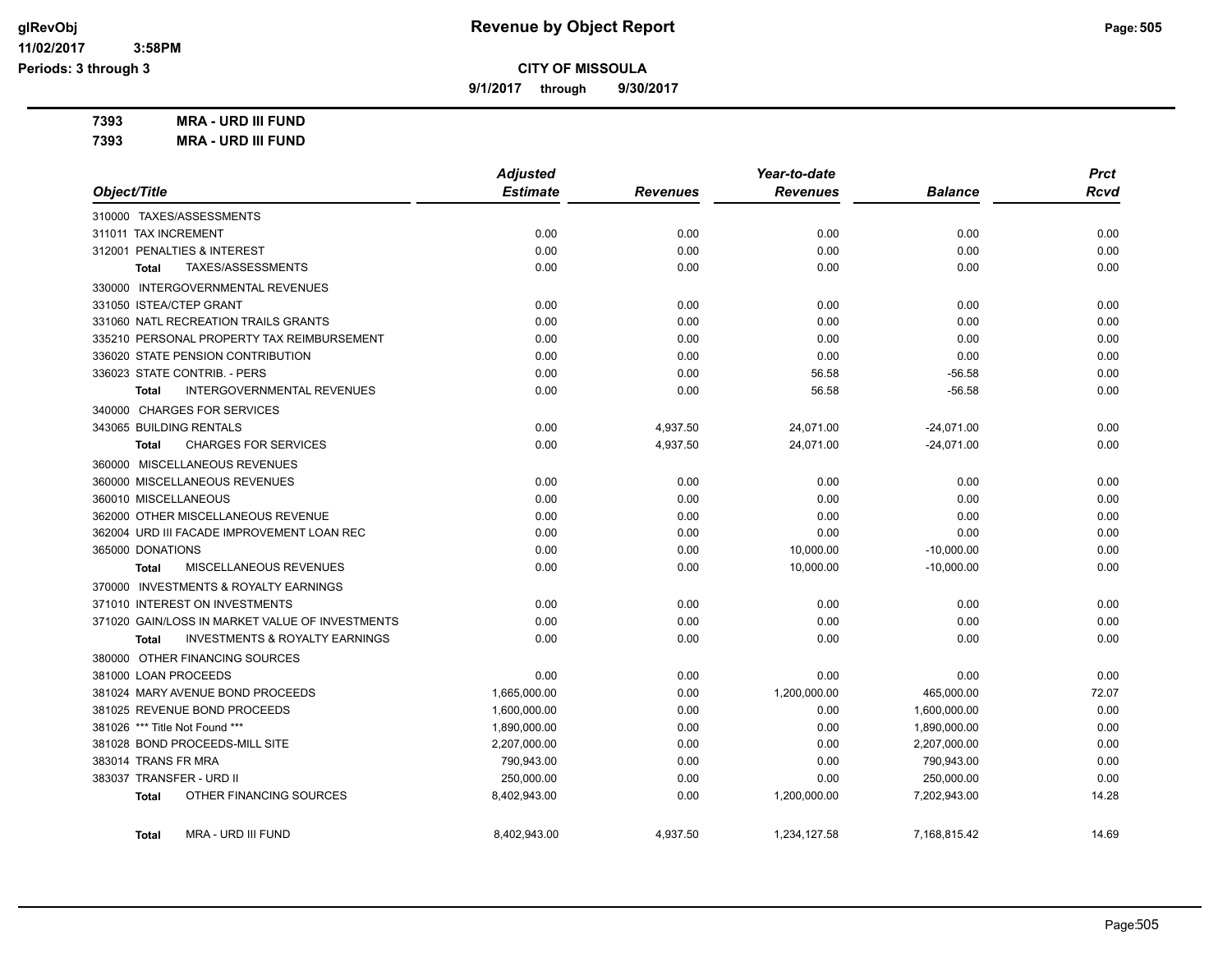# Revenue by Object Report

glRevObj
11/02/2017 3:58PM
Periods: 3 through 3

**CITY OF MISSOULA**

**9/1/2017 through 9/30/2017**

**7393 MRA - URD III FUND**
**7393 MRA - URD III FUND**

| Object/Title | Adjusted Estimate | Revenues | Year-to-date Revenues | Balance | Prct Rcvd |
|---|---|---|---|---|---|
| 310000 TAXES/ASSESSMENTS | | | | | |
| 311011 TAX INCREMENT | 0.00 | 0.00 | 0.00 | 0.00 | 0.00 |
| 312001 PENALTIES & INTEREST | 0.00 | 0.00 | 0.00 | 0.00 | 0.00 |
| **Total** TAXES/ASSESSMENTS | 0.00 | 0.00 | 0.00 | 0.00 | 0.00 |
| 330000 INTERGOVERNMENTAL REVENUES | | | | | |
| 331050 ISTEA/CTEP GRANT | 0.00 | 0.00 | 0.00 | 0.00 | 0.00 |
| 331060 NATL RECREATION TRAILS GRANTS | 0.00 | 0.00 | 0.00 | 0.00 | 0.00 |
| 335210 PERSONAL PROPERTY TAX REIMBURSEMENT | 0.00 | 0.00 | 0.00 | 0.00 | 0.00 |
| 336020 STATE PENSION CONTRIBUTION | 0.00 | 0.00 | 0.00 | 0.00 | 0.00 |
| 336023 STATE CONTRIB. - PERS | 0.00 | 0.00 | 56.58 | -56.58 | 0.00 |
| **Total** INTERGOVERNMENTAL REVENUES | 0.00 | 0.00 | 56.58 | -56.58 | 0.00 |
| 340000 CHARGES FOR SERVICES | | | | | |
| 343065 BUILDING RENTALS | 0.00 | 4,937.50 | 24,071.00 | -24,071.00 | 0.00 |
| **Total** CHARGES FOR SERVICES | 0.00 | 4,937.50 | 24,071.00 | -24,071.00 | 0.00 |
| 360000 MISCELLANEOUS REVENUES | | | | | |
| 360000 MISCELLANEOUS REVENUES | 0.00 | 0.00 | 0.00 | 0.00 | 0.00 |
| 360010 MISCELLANEOUS | 0.00 | 0.00 | 0.00 | 0.00 | 0.00 |
| 362000 OTHER MISCELLANEOUS REVENUE | 0.00 | 0.00 | 0.00 | 0.00 | 0.00 |
| 362004 URD III FACADE IMPROVEMENT LOAN REC | 0.00 | 0.00 | 0.00 | 0.00 | 0.00 |
| 365000 DONATIONS | 0.00 | 0.00 | 10,000.00 | -10,000.00 | 0.00 |
| **Total** MISCELLANEOUS REVENUES | 0.00 | 0.00 | 10,000.00 | -10,000.00 | 0.00 |
| 370000 INVESTMENTS & ROYALTY EARNINGS | | | | | |
| 371010 INTEREST ON INVESTMENTS | 0.00 | 0.00 | 0.00 | 0.00 | 0.00 |
| 371020 GAIN/LOSS IN MARKET VALUE OF INVESTMENTS | 0.00 | 0.00 | 0.00 | 0.00 | 0.00 |
| **Total** INVESTMENTS & ROYALTY EARNINGS | 0.00 | 0.00 | 0.00 | 0.00 | 0.00 |
| 380000 OTHER FINANCING SOURCES | | | | | |
| 381000 LOAN PROCEEDS | 0.00 | 0.00 | 0.00 | 0.00 | 0.00 |
| 381024 MARY AVENUE BOND PROCEEDS | 1,665,000.00 | 0.00 | 1,200,000.00 | 465,000.00 | 72.07 |
| 381025 REVENUE BOND PROCEEDS | 1,600,000.00 | 0.00 | 0.00 | 1,600,000.00 | 0.00 |
| 381026 *** Title Not Found *** | 1,890,000.00 | 0.00 | 0.00 | 1,890,000.00 | 0.00 |
| 381028 BOND PROCEEDS-MILL SITE | 2,207,000.00 | 0.00 | 0.00 | 2,207,000.00 | 0.00 |
| 383014 TRANS FR MRA | 790,943.00 | 0.00 | 0.00 | 790,943.00 | 0.00 |
| 383037 TRANSFER - URD II | 250,000.00 | 0.00 | 0.00 | 250,000.00 | 0.00 |
| **Total** OTHER FINANCING SOURCES | 8,402,943.00 | 0.00 | 1,200,000.00 | 7,202,943.00 | 14.28 |
| **Total** MRA - URD III FUND | 8,402,943.00 | 4,937.50 | 1,234,127.58 | 7,168,815.42 | 14.69 |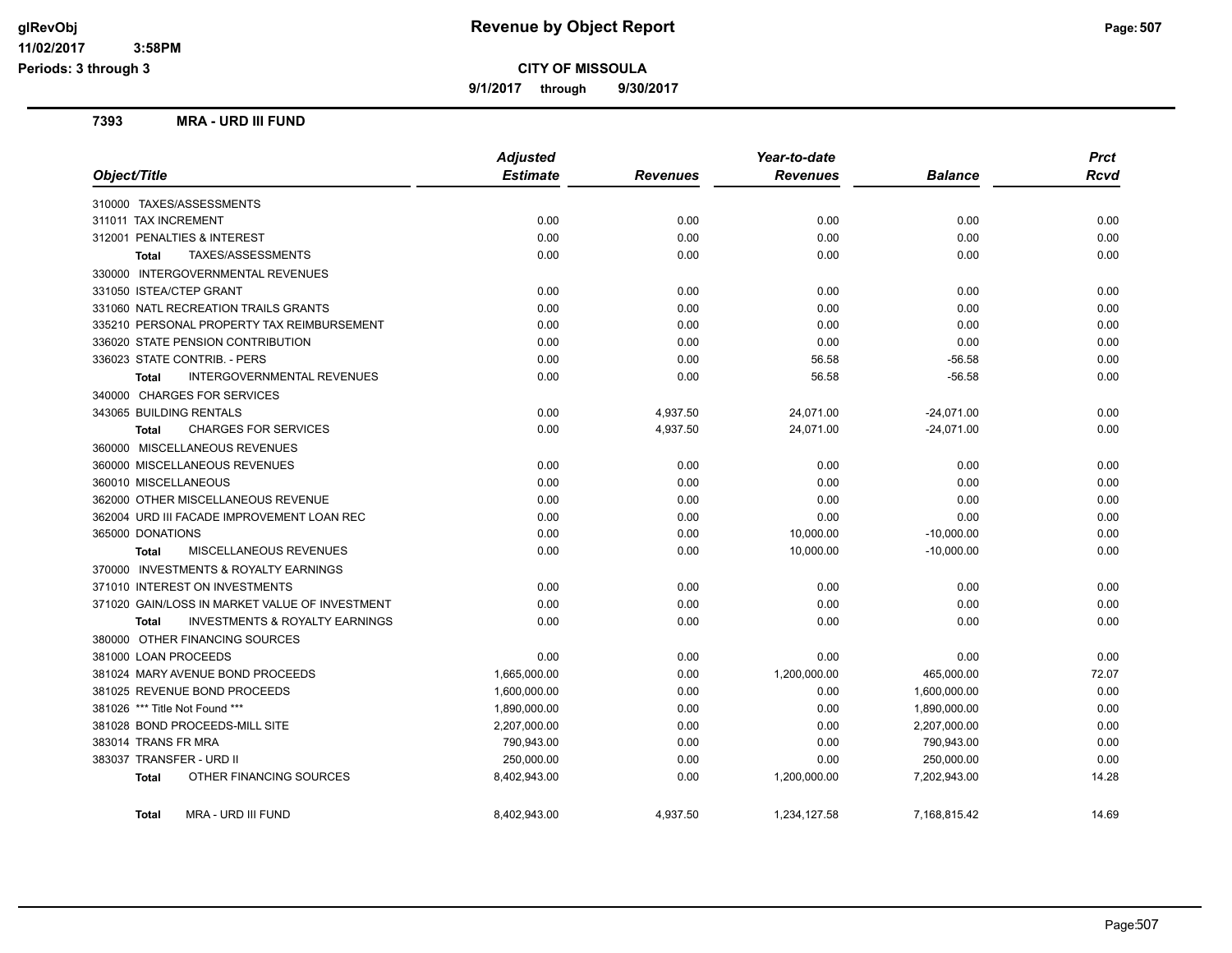# Revenue by Object Report

**CITY OF MISSOULA**

**9/1/2017 through 9/30/2017**

glRevObj
11/02/2017 3:58PM
Periods: 3 through 3

## 7393 MRA - URD III FUND

| Object/Title | Adjusted Estimate | Revenues | Year-to-date Revenues | Balance | Prct Rcvd |
|---|---|---|---|---|---|
| 310000 TAXES/ASSESSMENTS | | | | | |
| 311011 TAX INCREMENT | 0.00 | 0.00 | 0.00 | 0.00 | 0.00 |
| 312001 PENALTIES & INTEREST | 0.00 | 0.00 | 0.00 | 0.00 | 0.00 |
| **Total** TAXES/ASSESSMENTS | 0.00 | 0.00 | 0.00 | 0.00 | 0.00 |
| 330000 INTERGOVERNMENTAL REVENUES | | | | | |
| 331050 ISTEA/CTEP GRANT | 0.00 | 0.00 | 0.00 | 0.00 | 0.00 |
| 331060 NATL RECREATION TRAILS GRANTS | 0.00 | 0.00 | 0.00 | 0.00 | 0.00 |
| 335210 PERSONAL PROPERTY TAX REIMBURSEMENT | 0.00 | 0.00 | 0.00 | 0.00 | 0.00 |
| 336020 STATE PENSION CONTRIBUTION | 0.00 | 0.00 | 0.00 | 0.00 | 0.00 |
| 336023 STATE CONTRIB. - PERS | 0.00 | 0.00 | 56.58 | -56.58 | 0.00 |
| **Total** INTERGOVERNMENTAL REVENUES | 0.00 | 0.00 | 56.58 | -56.58 | 0.00 |
| 340000 CHARGES FOR SERVICES | | | | | |
| 343065 BUILDING RENTALS | 0.00 | 4,937.50 | 24,071.00 | -24,071.00 | 0.00 |
| **Total** CHARGES FOR SERVICES | 0.00 | 4,937.50 | 24,071.00 | -24,071.00 | 0.00 |
| 360000 MISCELLANEOUS REVENUES | | | | | |
| 360000 MISCELLANEOUS REVENUES | 0.00 | 0.00 | 0.00 | 0.00 | 0.00 |
| 360010 MISCELLANEOUS | 0.00 | 0.00 | 0.00 | 0.00 | 0.00 |
| 362000 OTHER MISCELLANEOUS REVENUE | 0.00 | 0.00 | 0.00 | 0.00 | 0.00 |
| 362004 URD III FACADE IMPROVEMENT LOAN REC | 0.00 | 0.00 | 0.00 | 0.00 | 0.00 |
| 365000 DONATIONS | 0.00 | 0.00 | 10,000.00 | -10,000.00 | 0.00 |
| **Total** MISCELLANEOUS REVENUES | 0.00 | 0.00 | 10,000.00 | -10,000.00 | 0.00 |
| 370000 INVESTMENTS & ROYALTY EARNINGS | | | | | |
| 371010 INTEREST ON INVESTMENTS | 0.00 | 0.00 | 0.00 | 0.00 | 0.00 |
| 371020 GAIN/LOSS IN MARKET VALUE OF INVESTMENT | 0.00 | 0.00 | 0.00 | 0.00 | 0.00 |
| **Total** INVESTMENTS & ROYALTY EARNINGS | 0.00 | 0.00 | 0.00 | 0.00 | 0.00 |
| 380000 OTHER FINANCING SOURCES | | | | | |
| 381000 LOAN PROCEEDS | 0.00 | 0.00 | 0.00 | 0.00 | 0.00 |
| 381024 MARY AVENUE BOND PROCEEDS | 1,665,000.00 | 0.00 | 1,200,000.00 | 465,000.00 | 72.07 |
| 381025 REVENUE BOND PROCEEDS | 1,600,000.00 | 0.00 | 0.00 | 1,600,000.00 | 0.00 |
| 381026 *** Title Not Found *** | 1,890,000.00 | 0.00 | 0.00 | 1,890,000.00 | 0.00 |
| 381028 BOND PROCEEDS-MILL SITE | 2,207,000.00 | 0.00 | 0.00 | 2,207,000.00 | 0.00 |
| 383014 TRANS FR MRA | 790,943.00 | 0.00 | 0.00 | 790,943.00 | 0.00 |
| 383037 TRANSFER - URD II | 250,000.00 | 0.00 | 0.00 | 250,000.00 | 0.00 |
| **Total** OTHER FINANCING SOURCES | 8,402,943.00 | 0.00 | 1,200,000.00 | 7,202,943.00 | 14.28 |
| **Total** MRA - URD III FUND | 8,402,943.00 | 4,937.50 | 1,234,127.58 | 7,168,815.42 | 14.69 |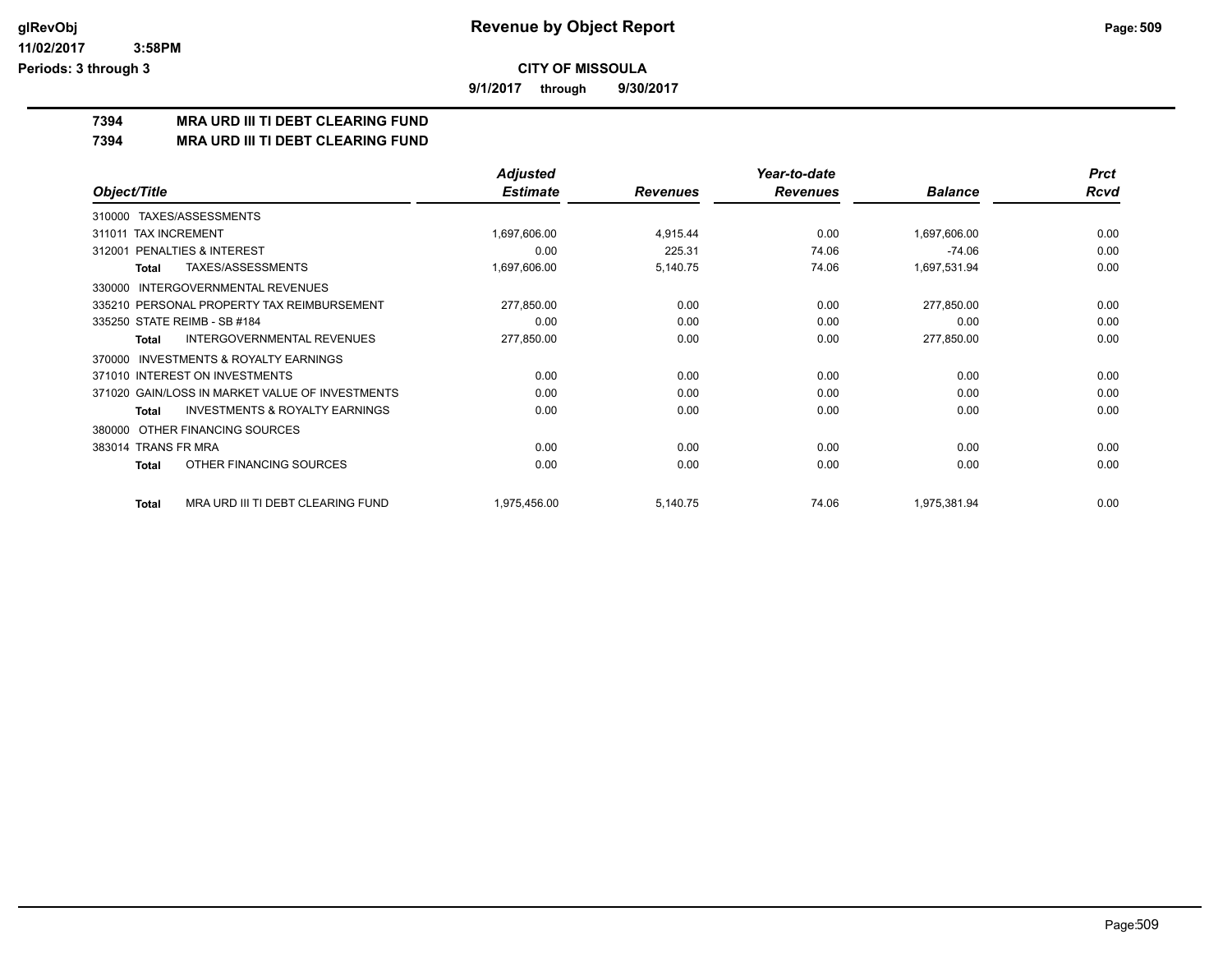# Revenue by Object Report

glRevObj
11/02/2017 3:58PM
Periods: 3 through 3

**CITY OF MISSOULA**

**9/1/2017 through 9/30/2017**

## 7394 MRA URD III TI DEBT CLEARING FUND
## 7394 MRA URD III TI DEBT CLEARING FUND

| Object/Title | Adjusted Estimate | Revenues | Year-to-date Revenues | Balance | Prct Rcvd |
|---|---|---|---|---|---|
| 310000 TAXES/ASSESSMENTS | | | | | |
| 311011 TAX INCREMENT | 1,697,606.00 | 4,915.44 | 0.00 | 1,697,606.00 | 0.00 |
| 312001 PENALTIES & INTEREST | 0.00 | 225.31 | 74.06 | -74.06 | 0.00 |
| **Total** TAXES/ASSESSMENTS | 1,697,606.00 | 5,140.75 | 74.06 | 1,697,531.94 | 0.00 |
| 330000 INTERGOVERNMENTAL REVENUES | | | | | |
| 335210 PERSONAL PROPERTY TAX REIMBURSEMENT | 277,850.00 | 0.00 | 0.00 | 277,850.00 | 0.00 |
| 335250 STATE REIMB - SB #184 | 0.00 | 0.00 | 0.00 | 0.00 | 0.00 |
| **Total** INTERGOVERNMENTAL REVENUES | 277,850.00 | 0.00 | 0.00 | 277,850.00 | 0.00 |
| 370000 INVESTMENTS & ROYALTY EARNINGS | | | | | |
| 371010 INTEREST ON INVESTMENTS | 0.00 | 0.00 | 0.00 | 0.00 | 0.00 |
| 371020 GAIN/LOSS IN MARKET VALUE OF INVESTMENTS | 0.00 | 0.00 | 0.00 | 0.00 | 0.00 |
| **Total** INVESTMENTS & ROYALTY EARNINGS | 0.00 | 0.00 | 0.00 | 0.00 | 0.00 |
| 380000 OTHER FINANCING SOURCES | | | | | |
| 383014 TRANS FR MRA | 0.00 | 0.00 | 0.00 | 0.00 | 0.00 |
| **Total** OTHER FINANCING SOURCES | 0.00 | 0.00 | 0.00 | 0.00 | 0.00 |
| **Total** MRA URD III TI DEBT CLEARING FUND | 1,975,456.00 | 5,140.75 | 74.06 | 1,975,381.94 | 0.00 |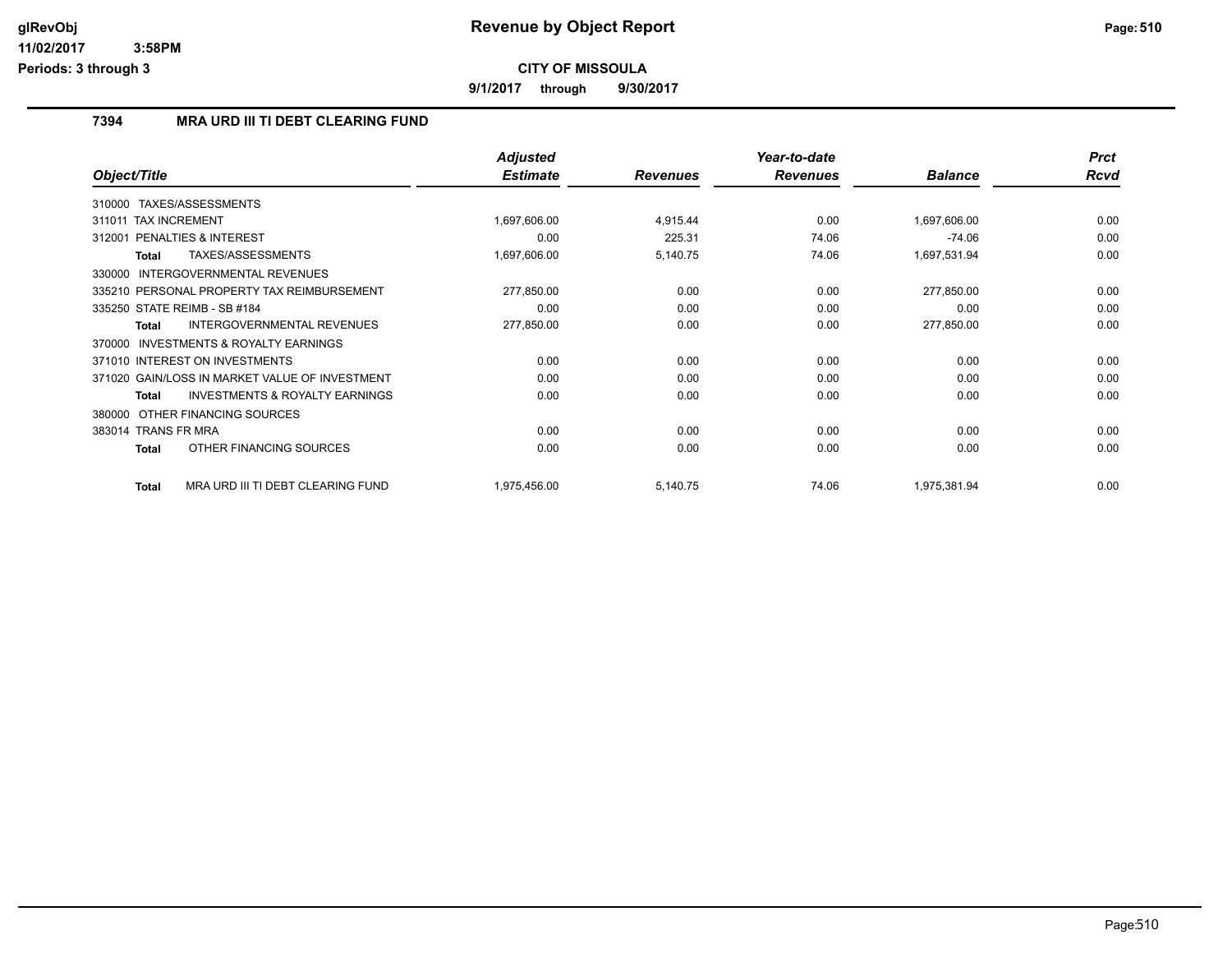**glRevObj** 
**11/02/2017 3:58PM** 
**Periods: 3 through 3**

# Revenue by Object Report

**CITY OF MISSOULA**

**9/1/2017 through 9/30/2017**

## 7394 MRA URD III TI DEBT CLEARING FUND

| Object/Title | Adjusted Estimate | Revenues | Year-to-date Revenues | Balance | Prct Rcvd |
|---|---|---|---|---|---|
| 310000 TAXES/ASSESSMENTS | | | | | |
| 311011 TAX INCREMENT | 1,697,606.00 | 4,915.44 | 0.00 | 1,697,606.00 | 0.00 |
| 312001 PENALTIES & INTEREST | 0.00 | 225.31 | 74.06 | -74.06 | 0.00 |
| **Total** TAXES/ASSESSMENTS | 1,697,606.00 | 5,140.75 | 74.06 | 1,697,531.94 | 0.00 |
| 330000 INTERGOVERNMENTAL REVENUES | | | | | |
| 335210 PERSONAL PROPERTY TAX REIMBURSEMENT | 277,850.00 | 0.00 | 0.00 | 277,850.00 | 0.00 |
| 335250 STATE REIMB - SB #184 | 0.00 | 0.00 | 0.00 | 0.00 | 0.00 |
| **Total** INTERGOVERNMENTAL REVENUES | 277,850.00 | 0.00 | 0.00 | 277,850.00 | 0.00 |
| 370000 INVESTMENTS & ROYALTY EARNINGS | | | | | |
| 371010 INTEREST ON INVESTMENTS | 0.00 | 0.00 | 0.00 | 0.00 | 0.00 |
| 371020 GAIN/LOSS IN MARKET VALUE OF INVESTMENT | 0.00 | 0.00 | 0.00 | 0.00 | 0.00 |
| **Total** INVESTMENTS & ROYALTY EARNINGS | 0.00 | 0.00 | 0.00 | 0.00 | 0.00 |
| 380000 OTHER FINANCING SOURCES | | | | | |
| 383014 TRANS FR MRA | 0.00 | 0.00 | 0.00 | 0.00 | 0.00 |
| **Total** OTHER FINANCING SOURCES | 0.00 | 0.00 | 0.00 | 0.00 | 0.00 |
| **Total** MRA URD III TI DEBT CLEARING FUND | 1,975,456.00 | 5,140.75 | 74.06 | 1,975,381.94 | 0.00 |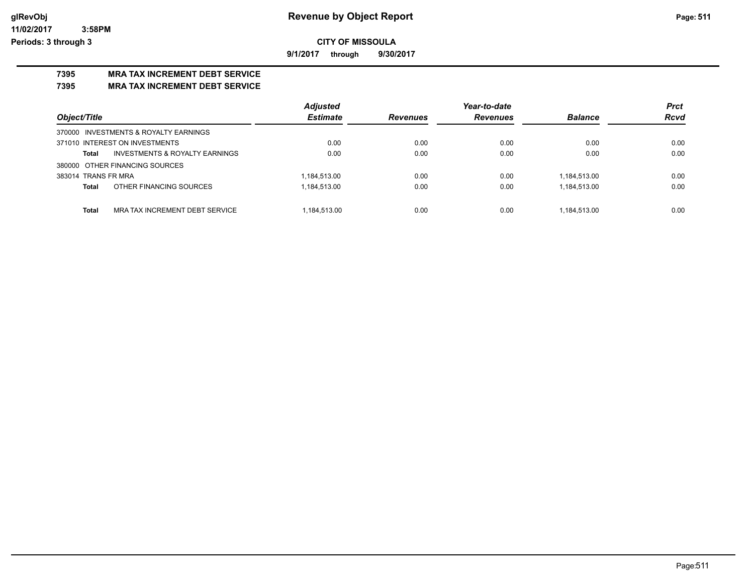# Revenue by Object Report

**CITY OF MISSOULA**

**9/1/2017 through 9/30/2017**

glRevObj
11/02/2017 3:58PM
Periods: 3 through 3

## 7395 MRA TAX INCREMENT DEBT SERVICE
## 7395 MRA TAX INCREMENT DEBT SERVICE

| Object/Title | Adjusted Estimate | Revenues | Year-to-date Revenues | Balance | Prct Rcvd |
|---|---|---|---|---|---|
| 370000 INVESTMENTS & ROYALTY EARNINGS | | | | | |
| 371010 INTEREST ON INVESTMENTS | 0.00 | 0.00 | 0.00 | 0.00 | 0.00 |
| **Total** INVESTMENTS & ROYALTY EARNINGS | 0.00 | 0.00 | 0.00 | 0.00 | 0.00 |
| 380000 OTHER FINANCING SOURCES | | | | | |
| 383014 TRANS FR MRA | 1,184,513.00 | 0.00 | 0.00 | 1,184,513.00 | 0.00 |
| **Total** OTHER FINANCING SOURCES | 1,184,513.00 | 0.00 | 0.00 | 1,184,513.00 | 0.00 |
| **Total** MRA TAX INCREMENT DEBT SERVICE | 1,184,513.00 | 0.00 | 0.00 | 1,184,513.00 | 0.00 |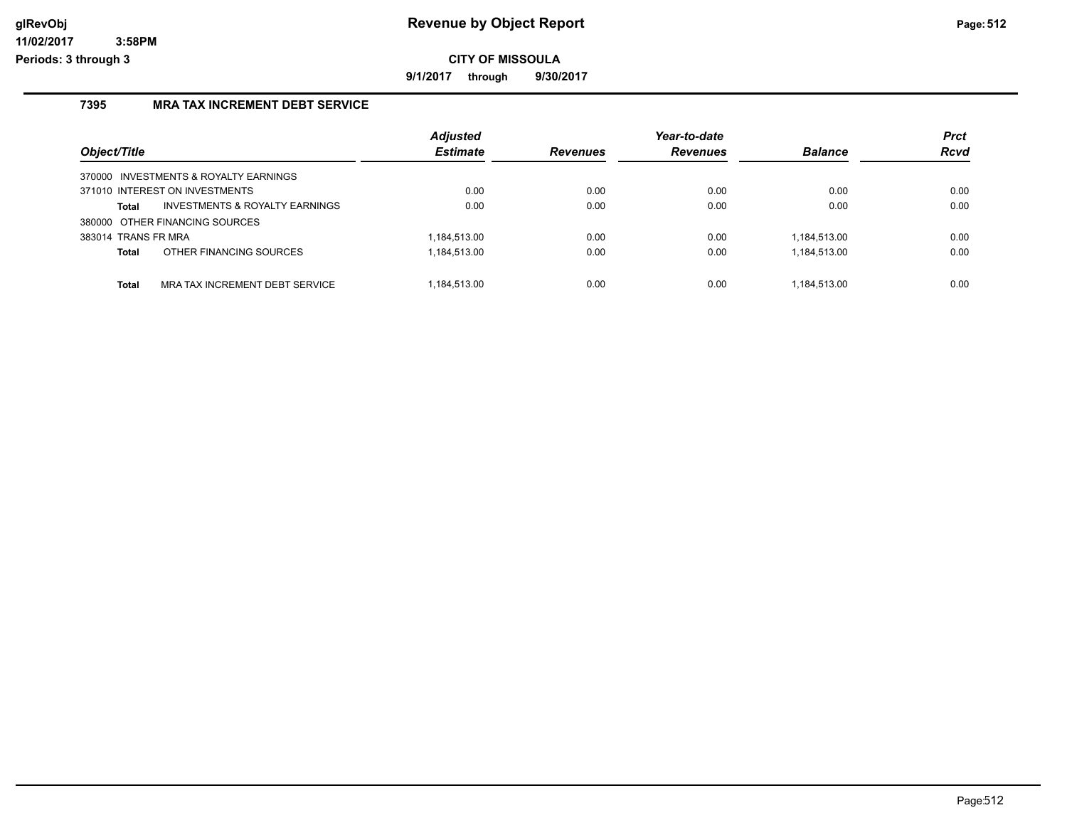# Revenue by Object Report

**CITY OF MISSOULA**

**9/1/2017 through 9/30/2017**

glRevObj
11/02/2017 3:58PM
Periods: 3 through 3

## 7395 MRA TAX INCREMENT DEBT SERVICE

| Object/Title | Adjusted Estimate | Revenues | Year-to-date Revenues | Balance | Prct Rcvd |
|---|---|---|---|---|---|
| 370000 INVESTMENTS & ROYALTY EARNINGS | | | | | |
| 371010 INTEREST ON INVESTMENTS | 0.00 | 0.00 | 0.00 | 0.00 | 0.00 |
| **Total** INVESTMENTS & ROYALTY EARNINGS | 0.00 | 0.00 | 0.00 | 0.00 | 0.00 |
| 380000 OTHER FINANCING SOURCES | | | | | |
| 383014 TRANS FR MRA | 1,184,513.00 | 0.00 | 0.00 | 1,184,513.00 | 0.00 |
| **Total** OTHER FINANCING SOURCES | 1,184,513.00 | 0.00 | 0.00 | 1,184,513.00 | 0.00 |
| **Total** MRA TAX INCREMENT DEBT SERVICE | 1,184,513.00 | 0.00 | 0.00 | 1,184,513.00 | 0.00 |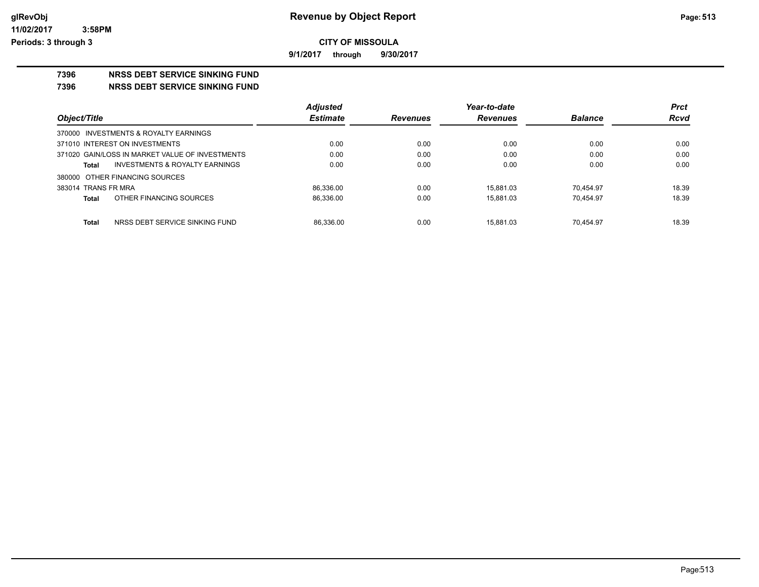**CITY OF MISSOULA**

**9/1/2017 through 9/30/2017**

## 7396 NRSS DEBT SERVICE SINKING FUND

## 7396 NRSS DEBT SERVICE SINKING FUND

| Object/Title | Adjusted Estimate | Revenues | Year-to-date Revenues | Balance | Prct Rcvd |
|---|---|---|---|---|---|
| 370000 INVESTMENTS & ROYALTY EARNINGS | | | | | |
| 371010 INTEREST ON INVESTMENTS | 0.00 | 0.00 | 0.00 | 0.00 | 0.00 |
| 371020 GAIN/LOSS IN MARKET VALUE OF INVESTMENTS | 0.00 | 0.00 | 0.00 | 0.00 | 0.00 |
| **Total** INVESTMENTS & ROYALTY EARNINGS | 0.00 | 0.00 | 0.00 | 0.00 | 0.00 |
| 380000 OTHER FINANCING SOURCES | | | | | |
| 383014 TRANS FR MRA | 86,336.00 | 0.00 | 15,881.03 | 70,454.97 | 18.39 |
| **Total** OTHER FINANCING SOURCES | 86,336.00 | 0.00 | 15,881.03 | 70,454.97 | 18.39 |
| **Total** NRSS DEBT SERVICE SINKING FUND | 86,336.00 | 0.00 | 15,881.03 | 70,454.97 | 18.39 |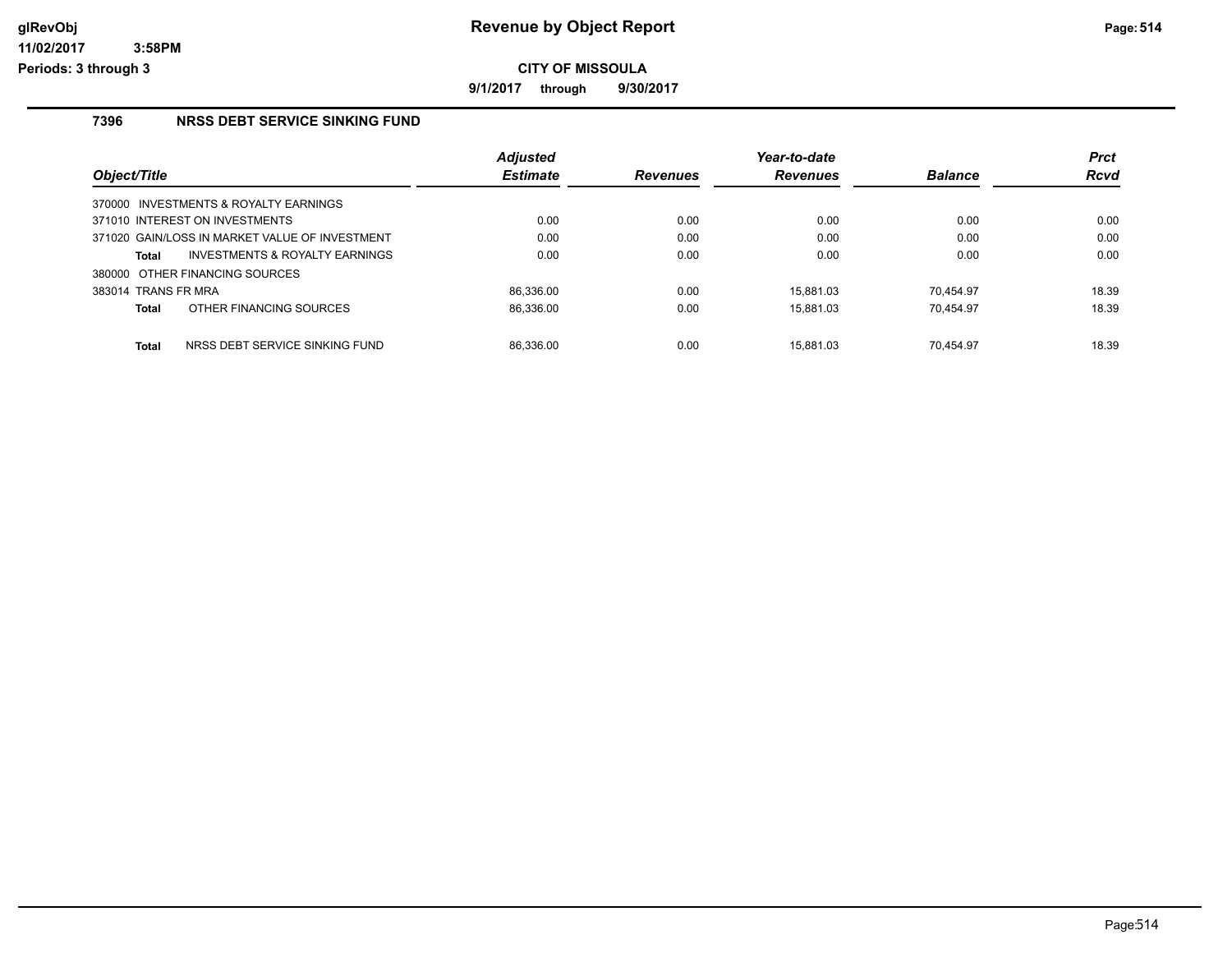**CITY OF MISSOULA**

**9/1/2017 through 9/30/2017**

## 7396 NRSS DEBT SERVICE SINKING FUND

| Object/Title | Adjusted Estimate | Revenues | Year-to-date Revenues | Balance | Prct Rcvd |
|---|---|---|---|---|---|
| 370000 INVESTMENTS & ROYALTY EARNINGS | | | | | |
| 371010 INTEREST ON INVESTMENTS | 0.00 | 0.00 | 0.00 | 0.00 | 0.00 |
| 371020 GAIN/LOSS IN MARKET VALUE OF INVESTMENT | 0.00 | 0.00 | 0.00 | 0.00 | 0.00 |
| **Total** INVESTMENTS & ROYALTY EARNINGS | 0.00 | 0.00 | 0.00 | 0.00 | 0.00 |
| 380000 OTHER FINANCING SOURCES | | | | | |
| 383014 TRANS FR MRA | 86,336.00 | 0.00 | 15,881.03 | 70,454.97 | 18.39 |
| **Total** OTHER FINANCING SOURCES | 86,336.00 | 0.00 | 15,881.03 | 70,454.97 | 18.39 |
| **Total** NRSS DEBT SERVICE SINKING FUND | 86,336.00 | 0.00 | 15,881.03 | 70,454.97 | 18.39 |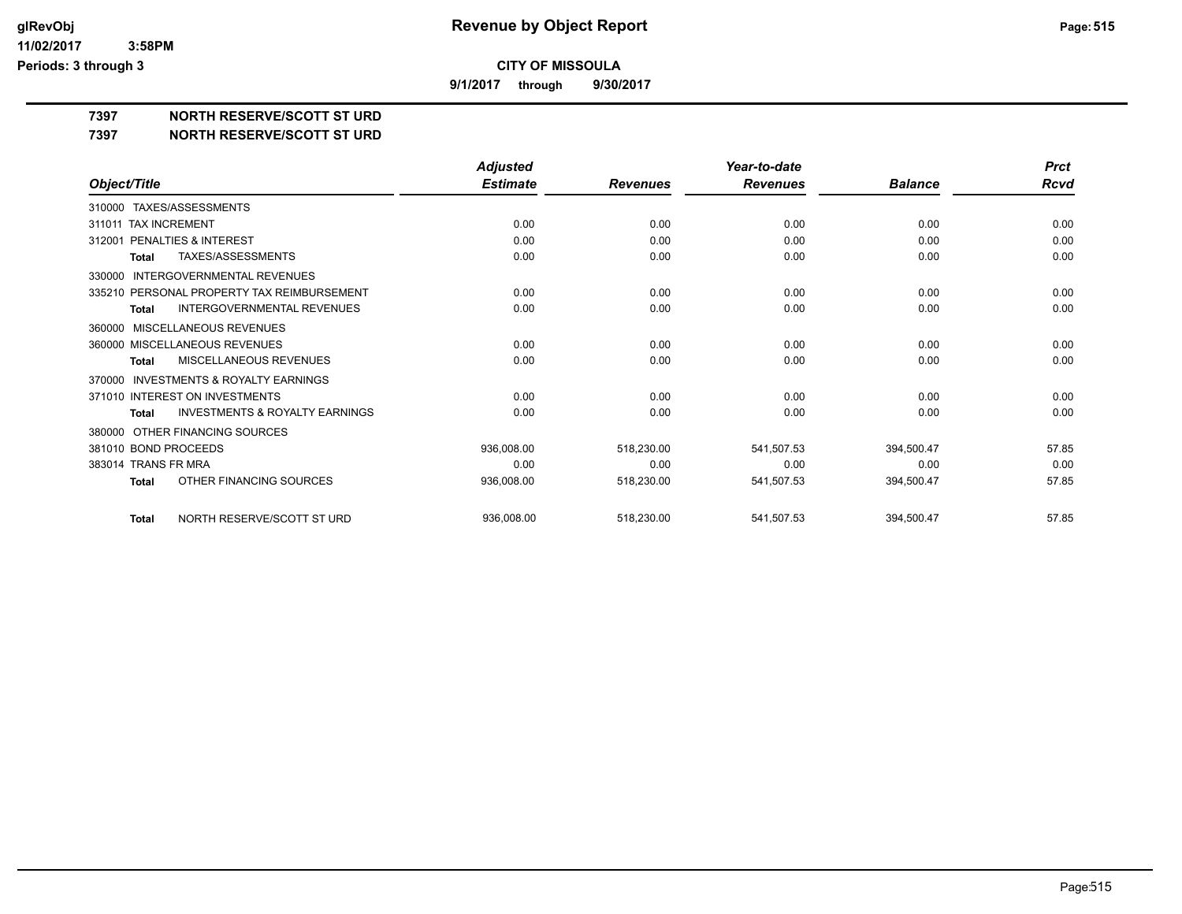**Revenue by Object Report**

**CITY OF MISSOULA**

**9/1/2017 through 9/30/2017**

glRevObj
11/02/2017 3:58PM
Periods: 3 through 3

## 7397 NORTH RESERVE/SCOTT ST URD
## 7397 NORTH RESERVE/SCOTT ST URD

| Object/Title | Adjusted Estimate | Revenues | Year-to-date Revenues | Balance | Prct Rcvd |
|---|---|---|---|---|---|
| 310000 TAXES/ASSESSMENTS | | | | | |
| 311011 TAX INCREMENT | 0.00 | 0.00 | 0.00 | 0.00 | 0.00 |
| 312001 PENALTIES & INTEREST | 0.00 | 0.00 | 0.00 | 0.00 | 0.00 |
| **Total** TAXES/ASSESSMENTS | 0.00 | 0.00 | 0.00 | 0.00 | 0.00 |
| 330000 INTERGOVERNMENTAL REVENUES | | | | | |
| 335210 PERSONAL PROPERTY TAX REIMBURSEMENT | 0.00 | 0.00 | 0.00 | 0.00 | 0.00 |
| **Total** INTERGOVERNMENTAL REVENUES | 0.00 | 0.00 | 0.00 | 0.00 | 0.00 |
| 360000 MISCELLANEOUS REVENUES | | | | | |
| 360000 MISCELLANEOUS REVENUES | 0.00 | 0.00 | 0.00 | 0.00 | 0.00 |
| **Total** MISCELLANEOUS REVENUES | 0.00 | 0.00 | 0.00 | 0.00 | 0.00 |
| 370000 INVESTMENTS & ROYALTY EARNINGS | | | | | |
| 371010 INTEREST ON INVESTMENTS | 0.00 | 0.00 | 0.00 | 0.00 | 0.00 |
| **Total** INVESTMENTS & ROYALTY EARNINGS | 0.00 | 0.00 | 0.00 | 0.00 | 0.00 |
| 380000 OTHER FINANCING SOURCES | | | | | |
| 381010 BOND PROCEEDS | 936,008.00 | 518,230.00 | 541,507.53 | 394,500.47 | 57.85 |
| 383014 TRANS FR MRA | 0.00 | 0.00 | 0.00 | 0.00 | 0.00 |
| **Total** OTHER FINANCING SOURCES | 936,008.00 | 518,230.00 | 541,507.53 | 394,500.47 | 57.85 |
| **Total** NORTH RESERVE/SCOTT ST URD | 936,008.00 | 518,230.00 | 541,507.53 | 394,500.47 | 57.85 |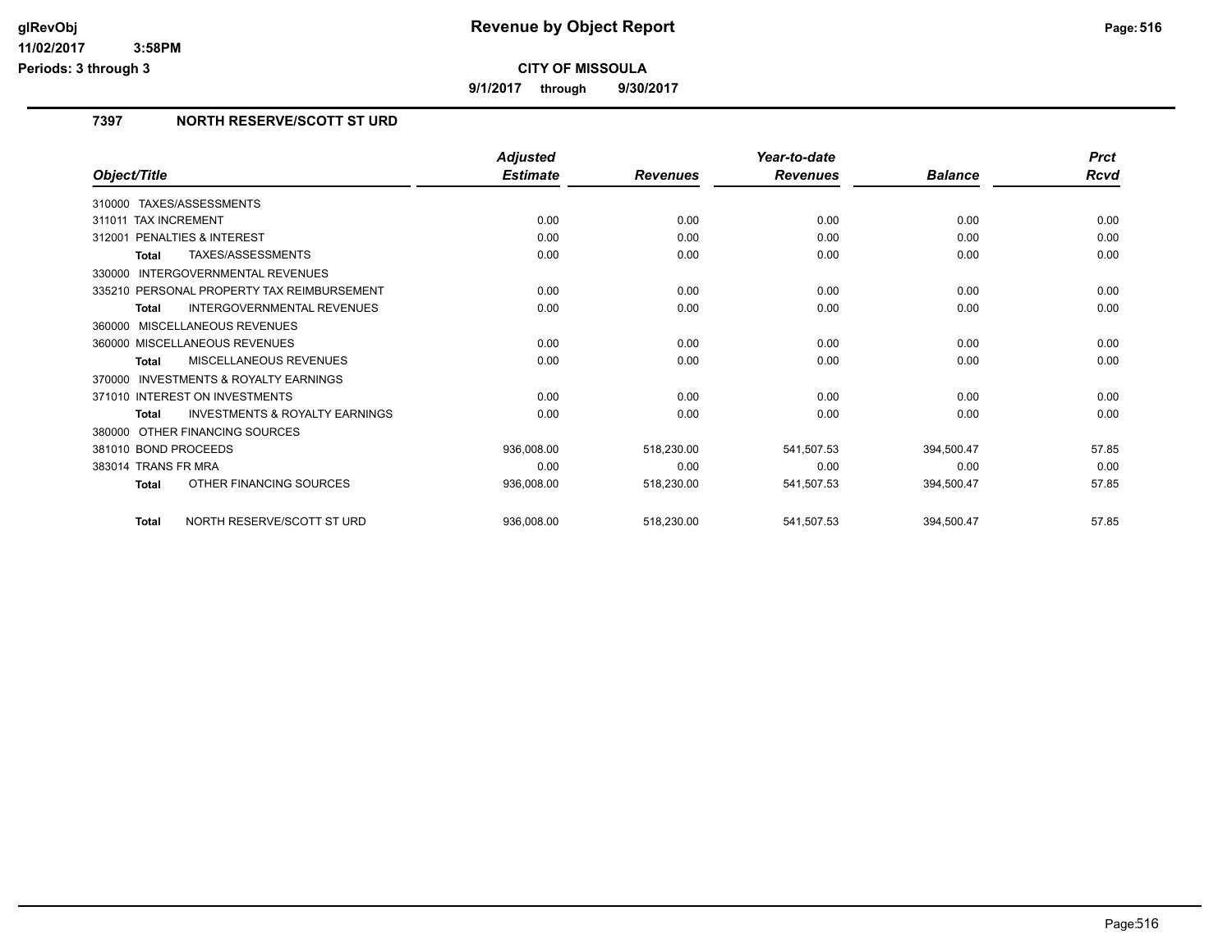# Revenue by Object Report

**CITY OF MISSOULA**

**9/1/2017 through 9/30/2017**

glRevObj
11/02/2017 3:58PM
Periods: 3 through 3

## 7397 NORTH RESERVE/SCOTT ST URD

| Object/Title | Adjusted Estimate | Revenues | Year-to-date Revenues | Balance | Prct Rcvd |
|---|---|---|---|---|---|
| 310000 TAXES/ASSESSMENTS | | | | | |
| 311011 TAX INCREMENT | 0.00 | 0.00 | 0.00 | 0.00 | 0.00 |
| 312001 PENALTIES & INTEREST | 0.00 | 0.00 | 0.00 | 0.00 | 0.00 |
| **Total** TAXES/ASSESSMENTS | 0.00 | 0.00 | 0.00 | 0.00 | 0.00 |
| 330000 INTERGOVERNMENTAL REVENUES | | | | | |
| 335210 PERSONAL PROPERTY TAX REIMBURSEMENT | 0.00 | 0.00 | 0.00 | 0.00 | 0.00 |
| **Total** INTERGOVERNMENTAL REVENUES | 0.00 | 0.00 | 0.00 | 0.00 | 0.00 |
| 360000 MISCELLANEOUS REVENUES | | | | | |
| 360000 MISCELLANEOUS REVENUES | 0.00 | 0.00 | 0.00 | 0.00 | 0.00 |
| **Total** MISCELLANEOUS REVENUES | 0.00 | 0.00 | 0.00 | 0.00 | 0.00 |
| 370000 INVESTMENTS & ROYALTY EARNINGS | | | | | |
| 371010 INTEREST ON INVESTMENTS | 0.00 | 0.00 | 0.00 | 0.00 | 0.00 |
| **Total** INVESTMENTS & ROYALTY EARNINGS | 0.00 | 0.00 | 0.00 | 0.00 | 0.00 |
| 380000 OTHER FINANCING SOURCES | | | | | |
| 381010 BOND PROCEEDS | 936,008.00 | 518,230.00 | 541,507.53 | 394,500.47 | 57.85 |
| 383014 TRANS FR MRA | 0.00 | 0.00 | 0.00 | 0.00 | 0.00 |
| **Total** OTHER FINANCING SOURCES | 936,008.00 | 518,230.00 | 541,507.53 | 394,500.47 | 57.85 |
| **Total** NORTH RESERVE/SCOTT ST URD | 936,008.00 | 518,230.00 | 541,507.53 | 394,500.47 | 57.85 |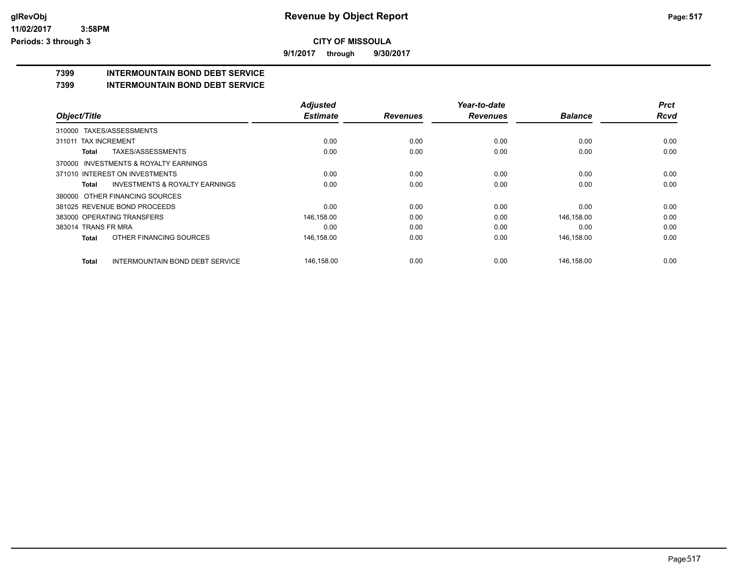# Revenue by Object Report

**CITY OF MISSOULA**

**9/1/2017 through 9/30/2017**

glRevObj
11/02/2017 3:58PM
Periods: 3 through 3

## 7399 INTERMOUNTAIN BOND DEBT SERVICE

## 7399 INTERMOUNTAIN BOND DEBT SERVICE

| Object/Title | Adjusted Estimate | Revenues | Year-to-date Revenues | Balance | Prct Rcvd |
|---|---|---|---|---|---|
| 310000 TAXES/ASSESSMENTS | | | | | |
| 311011 TAX INCREMENT | 0.00 | 0.00 | 0.00 | 0.00 | 0.00 |
| **Total** TAXES/ASSESSMENTS | 0.00 | 0.00 | 0.00 | 0.00 | 0.00 |
| 370000 INVESTMENTS & ROYALTY EARNINGS | | | | | |
| 371010 INTEREST ON INVESTMENTS | 0.00 | 0.00 | 0.00 | 0.00 | 0.00 |
| **Total** INVESTMENTS & ROYALTY EARNINGS | 0.00 | 0.00 | 0.00 | 0.00 | 0.00 |
| 380000 OTHER FINANCING SOURCES | | | | | |
| 381025 REVENUE BOND PROCEEDS | 0.00 | 0.00 | 0.00 | 0.00 | 0.00 |
| 383000 OPERATING TRANSFERS | 146,158.00 | 0.00 | 0.00 | 146,158.00 | 0.00 |
| 383014 TRANS FR MRA | 0.00 | 0.00 | 0.00 | 0.00 | 0.00 |
| **Total** OTHER FINANCING SOURCES | 146,158.00 | 0.00 | 0.00 | 146,158.00 | 0.00 |
| **Total** INTERMOUNTAIN BOND DEBT SERVICE | 146,158.00 | 0.00 | 0.00 | 146,158.00 | 0.00 |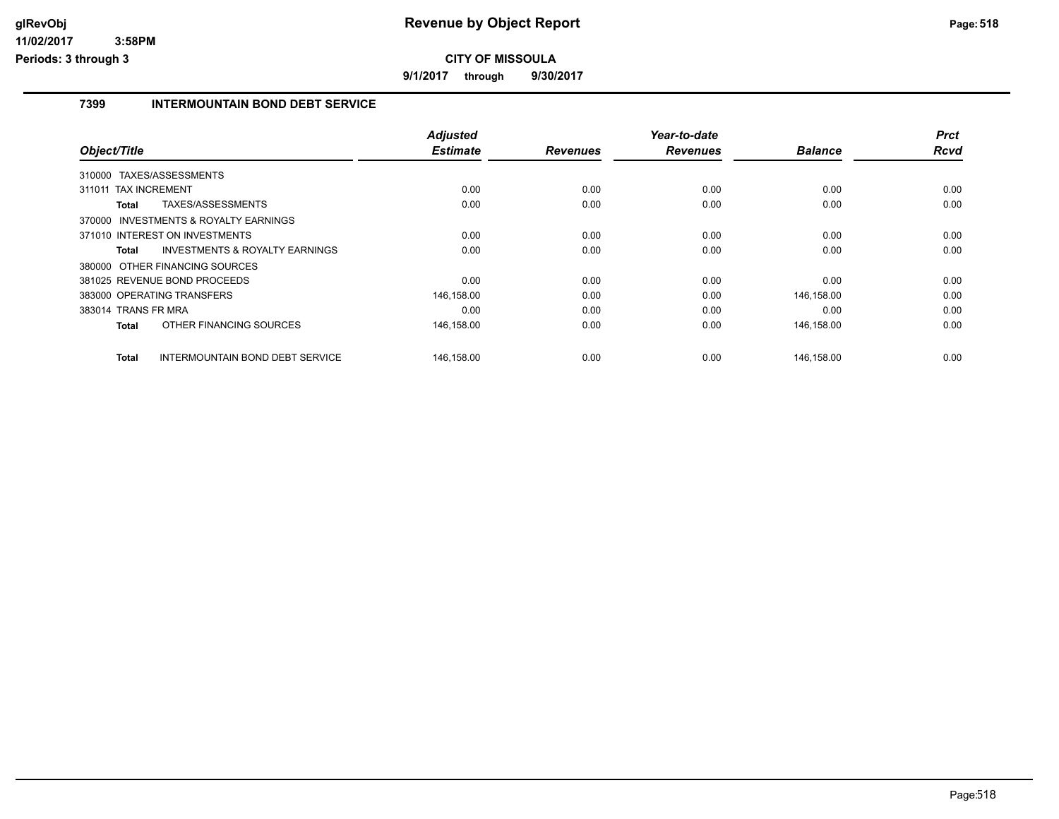# Revenue by Object Report

**CITY OF MISSOULA**

**9/1/2017 through 9/30/2017**

glRevObj
11/02/2017 3:58PM
Periods: 3 through 3

## 7399 INTERMOUNTAIN BOND DEBT SERVICE

| Object/Title | Adjusted Estimate | Revenues | Year-to-date Revenues | Balance | Prct Rcvd |
|---|---|---|---|---|---|
| 310000 TAXES/ASSESSMENTS | | | | | |
| 311011 TAX INCREMENT | 0.00 | 0.00 | 0.00 | 0.00 | 0.00 |
| **Total** TAXES/ASSESSMENTS | 0.00 | 0.00 | 0.00 | 0.00 | 0.00 |
| 370000 INVESTMENTS & ROYALTY EARNINGS | | | | | |
| 371010 INTEREST ON INVESTMENTS | 0.00 | 0.00 | 0.00 | 0.00 | 0.00 |
| **Total** INVESTMENTS & ROYALTY EARNINGS | 0.00 | 0.00 | 0.00 | 0.00 | 0.00 |
| 380000 OTHER FINANCING SOURCES | | | | | |
| 381025 REVENUE BOND PROCEEDS | 0.00 | 0.00 | 0.00 | 0.00 | 0.00 |
| 383000 OPERATING TRANSFERS | 146,158.00 | 0.00 | 0.00 | 146,158.00 | 0.00 |
| 383014 TRANS FR MRA | 0.00 | 0.00 | 0.00 | 0.00 | 0.00 |
| **Total** OTHER FINANCING SOURCES | 146,158.00 | 0.00 | 0.00 | 146,158.00 | 0.00 |
| **Total** INTERMOUNTAIN BOND DEBT SERVICE | 146,158.00 | 0.00 | 0.00 | 146,158.00 | 0.00 |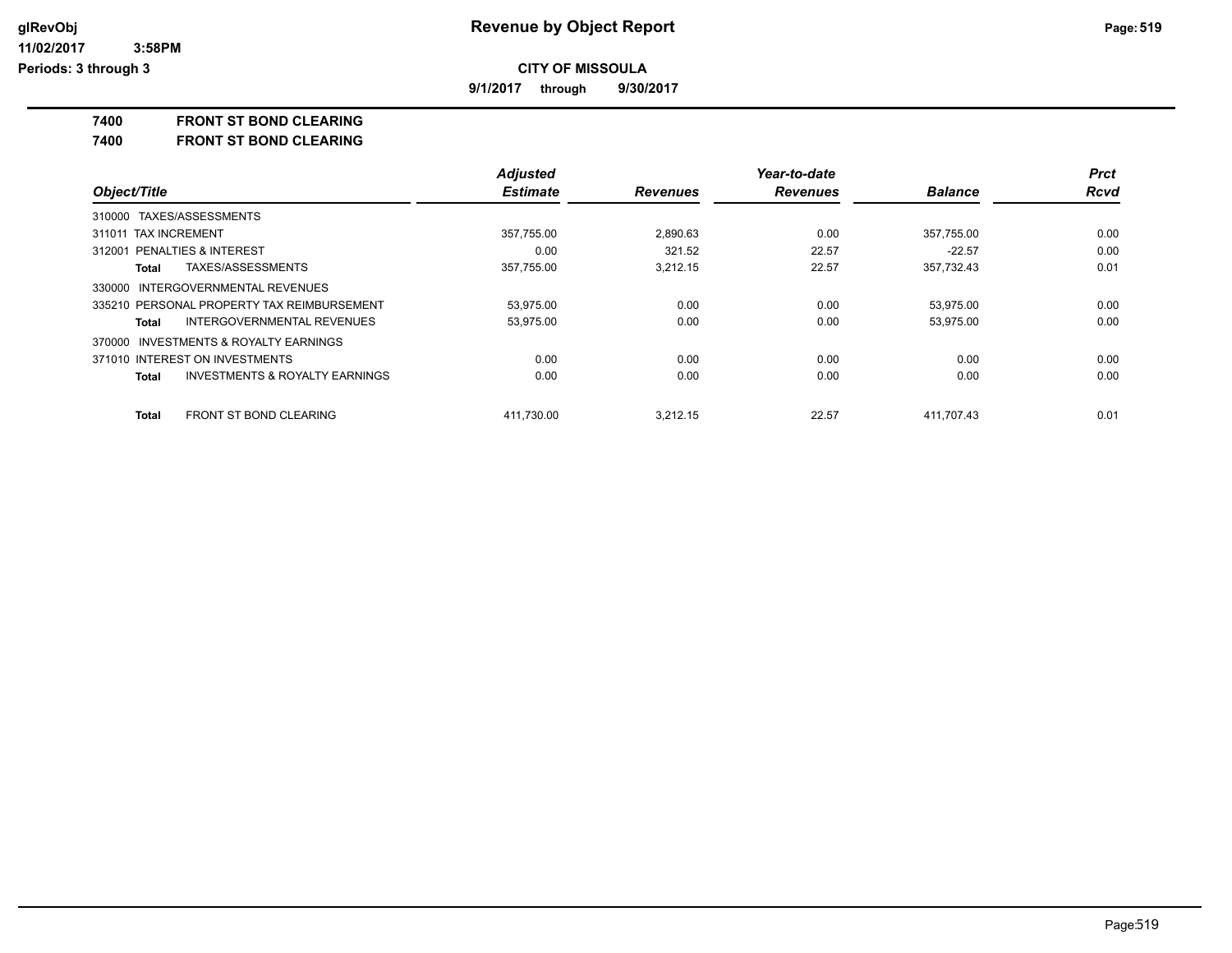**Revenue by Object Report**

**CITY OF MISSOULA**

**9/1/2017 through 9/30/2017**

glRevObj
11/02/2017 3:58PM
Periods: 3 through 3

**7400 FRONT ST BOND CLEARING**

**7400 FRONT ST BOND CLEARING**

| Object/Title | Adjusted Estimate | Revenues | Year-to-date Revenues | Balance | Prct Rcvd |
|---|---|---|---|---|---|
| 310000 TAXES/ASSESSMENTS | | | | | |
| 311011 TAX INCREMENT | 357,755.00 | 2,890.63 | 0.00 | 357,755.00 | 0.00 |
| 312001 PENALTIES & INTEREST | 0.00 | 321.52 | 22.57 | -22.57 | 0.00 |
| **Total** TAXES/ASSESSMENTS | 357,755.00 | 3,212.15 | 22.57 | 357,732.43 | 0.01 |
| 330000 INTERGOVERNMENTAL REVENUES | | | | | |
| 335210 PERSONAL PROPERTY TAX REIMBURSEMENT | 53,975.00 | 0.00 | 0.00 | 53,975.00 | 0.00 |
| **Total** INTERGOVERNMENTAL REVENUES | 53,975.00 | 0.00 | 0.00 | 53,975.00 | 0.00 |
| 370000 INVESTMENTS & ROYALTY EARNINGS | | | | | |
| 371010 INTEREST ON INVESTMENTS | 0.00 | 0.00 | 0.00 | 0.00 | 0.00 |
| **Total** INVESTMENTS & ROYALTY EARNINGS | 0.00 | 0.00 | 0.00 | 0.00 | 0.00 |
| **Total** FRONT ST BOND CLEARING | 411,730.00 | 3,212.15 | 22.57 | 411,707.43 | 0.01 |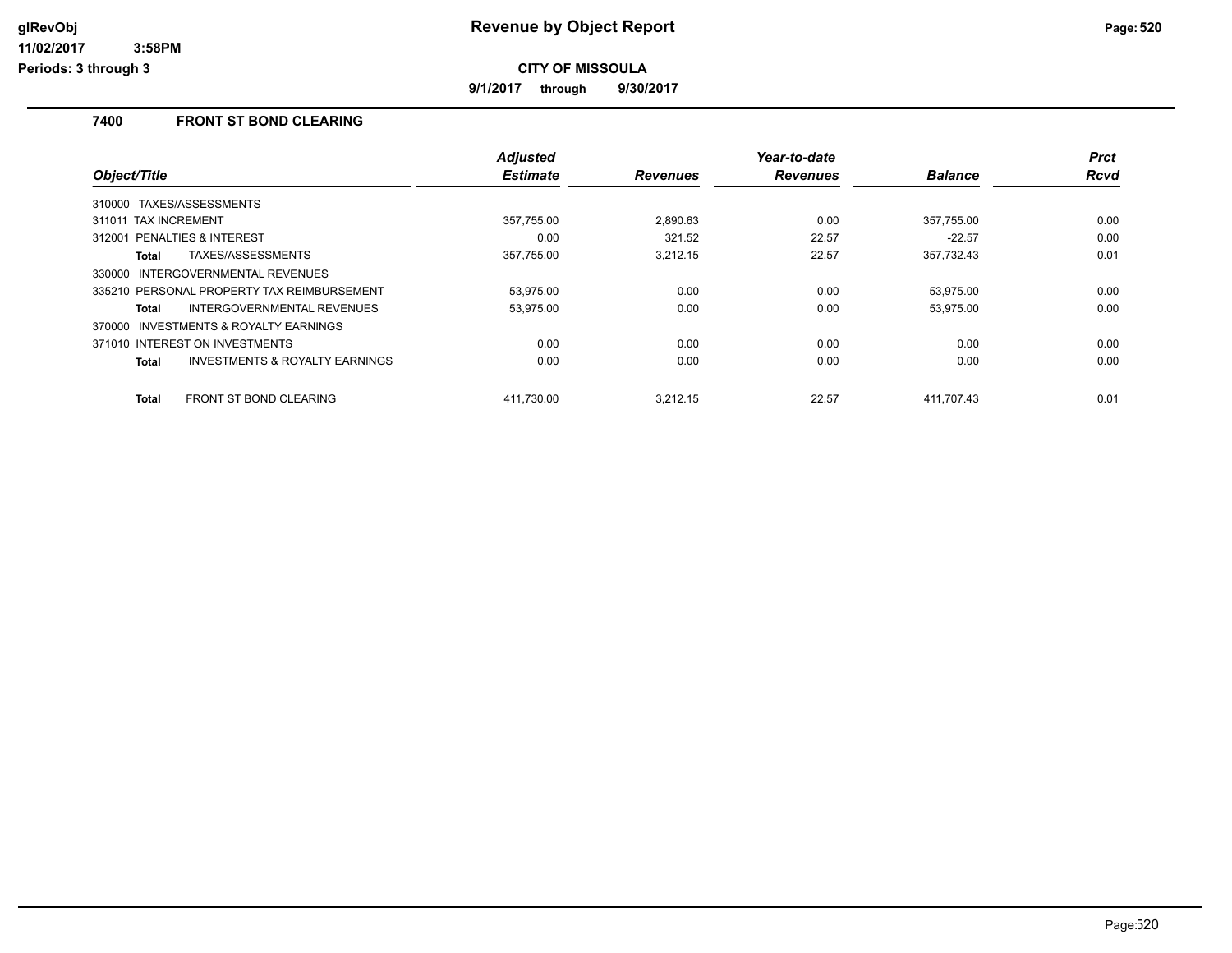**Revenue by Object Report**

**CITY OF MISSOULA**

**9/1/2017 through 9/30/2017**

### 7400 FRONT ST BOND CLEARING

| Object/Title | Adjusted Estimate | Revenues | Year-to-date Revenues | Balance | Prct Rcvd |
|---|---|---|---|---|---|
| 310000 TAXES/ASSESSMENTS | | | | | |
| 311011 TAX INCREMENT | 357,755.00 | 2,890.63 | 0.00 | 357,755.00 | 0.00 |
| 312001 PENALTIES & INTEREST | 0.00 | 321.52 | 22.57 | -22.57 | 0.00 |
| **Total** TAXES/ASSESSMENTS | 357,755.00 | 3,212.15 | 22.57 | 357,732.43 | 0.01 |
| 330000 INTERGOVERNMENTAL REVENUES | | | | | |
| 335210 PERSONAL PROPERTY TAX REIMBURSEMENT | 53,975.00 | 0.00 | 0.00 | 53,975.00 | 0.00 |
| **Total** INTERGOVERNMENTAL REVENUES | 53,975.00 | 0.00 | 0.00 | 53,975.00 | 0.00 |
| 370000 INVESTMENTS & ROYALTY EARNINGS | | | | | |
| 371010 INTEREST ON INVESTMENTS | 0.00 | 0.00 | 0.00 | 0.00 | 0.00 |
| **Total** INVESTMENTS & ROYALTY EARNINGS | 0.00 | 0.00 | 0.00 | 0.00 | 0.00 |
| **Total** FRONT ST BOND CLEARING | 411,730.00 | 3,212.15 | 22.57 | 411,707.43 | 0.01 |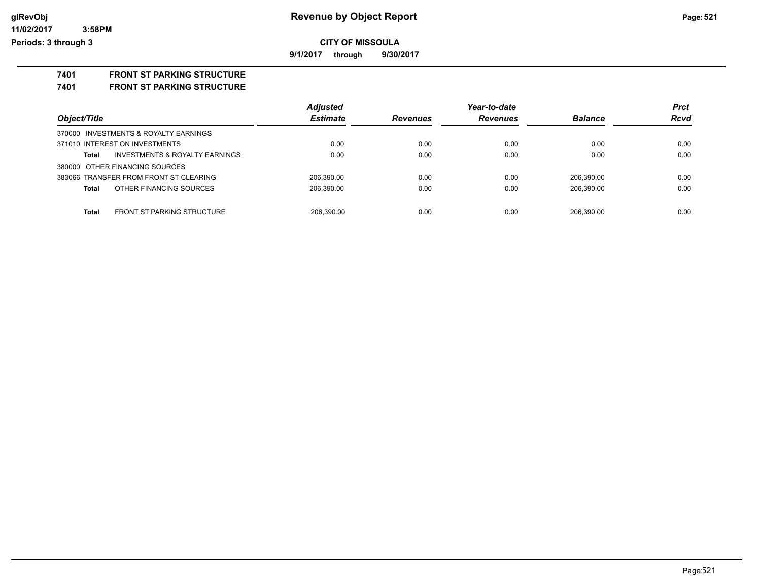# Revenue by Object Report

**CITY OF MISSOULA**

**9/1/2017 through 9/30/2017**

glRevObj
11/02/2017 3:58PM
Periods: 3 through 3

## 7401 FRONT ST PARKING STRUCTURE
## 7401 FRONT ST PARKING STRUCTURE

| Object/Title | Adjusted Estimate | Revenues | Year-to-date Revenues | Balance | Prct Rcvd |
|---|---|---|---|---|---|
| 370000 INVESTMENTS & ROYALTY EARNINGS | | | | | |
| 371010 INTEREST ON INVESTMENTS | 0.00 | 0.00 | 0.00 | 0.00 | 0.00 |
| **Total** INVESTMENTS & ROYALTY EARNINGS | 0.00 | 0.00 | 0.00 | 0.00 | 0.00 |
| 380000 OTHER FINANCING SOURCES | | | | | |
| 383066 TRANSFER FROM FRONT ST CLEARING | 206,390.00 | 0.00 | 0.00 | 206,390.00 | 0.00 |
| **Total** OTHER FINANCING SOURCES | 206,390.00 | 0.00 | 0.00 | 206,390.00 | 0.00 |
| **Total** FRONT ST PARKING STRUCTURE | 206,390.00 | 0.00 | 0.00 | 206,390.00 | 0.00 |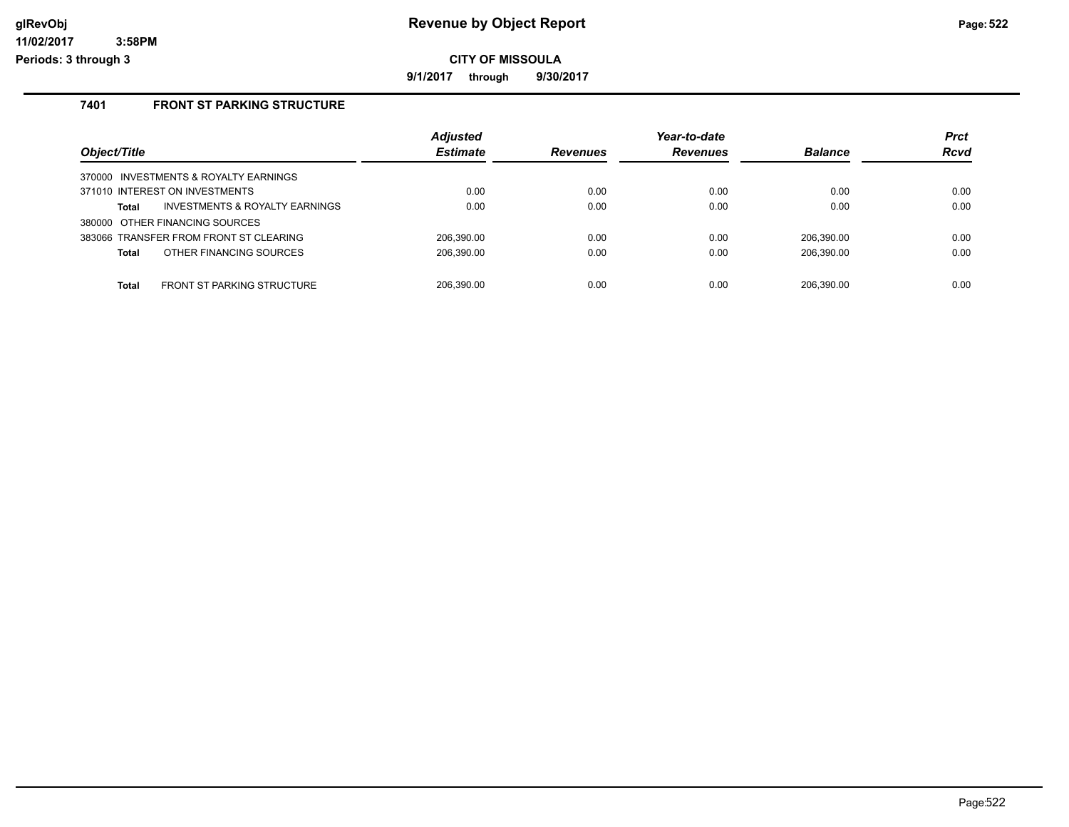# Revenue by Object Report

## CITY OF MISSOULA

**9/1/2017 through 9/30/2017**

glRevObj
11/02/2017 3:58PM
Periods: 3 through 3

### 7401 FRONT ST PARKING STRUCTURE

| Object/Title | Adjusted Estimate | Revenues | Year-to-date Revenues | Balance | Prct Rcvd |
|---|---|---|---|---|---|
| 370000 INVESTMENTS & ROYALTY EARNINGS | | | | | |
| 371010 INTEREST ON INVESTMENTS | 0.00 | 0.00 | 0.00 | 0.00 | 0.00 |
| **Total** INVESTMENTS & ROYALTY EARNINGS | 0.00 | 0.00 | 0.00 | 0.00 | 0.00 |
| 380000 OTHER FINANCING SOURCES | | | | | |
| 383066 TRANSFER FROM FRONT ST CLEARING | 206,390.00 | 0.00 | 0.00 | 206,390.00 | 0.00 |
| **Total** OTHER FINANCING SOURCES | 206,390.00 | 0.00 | 0.00 | 206,390.00 | 0.00 |
| **Total** FRONT ST PARKING STRUCTURE | 206,390.00 | 0.00 | 0.00 | 206,390.00 | 0.00 |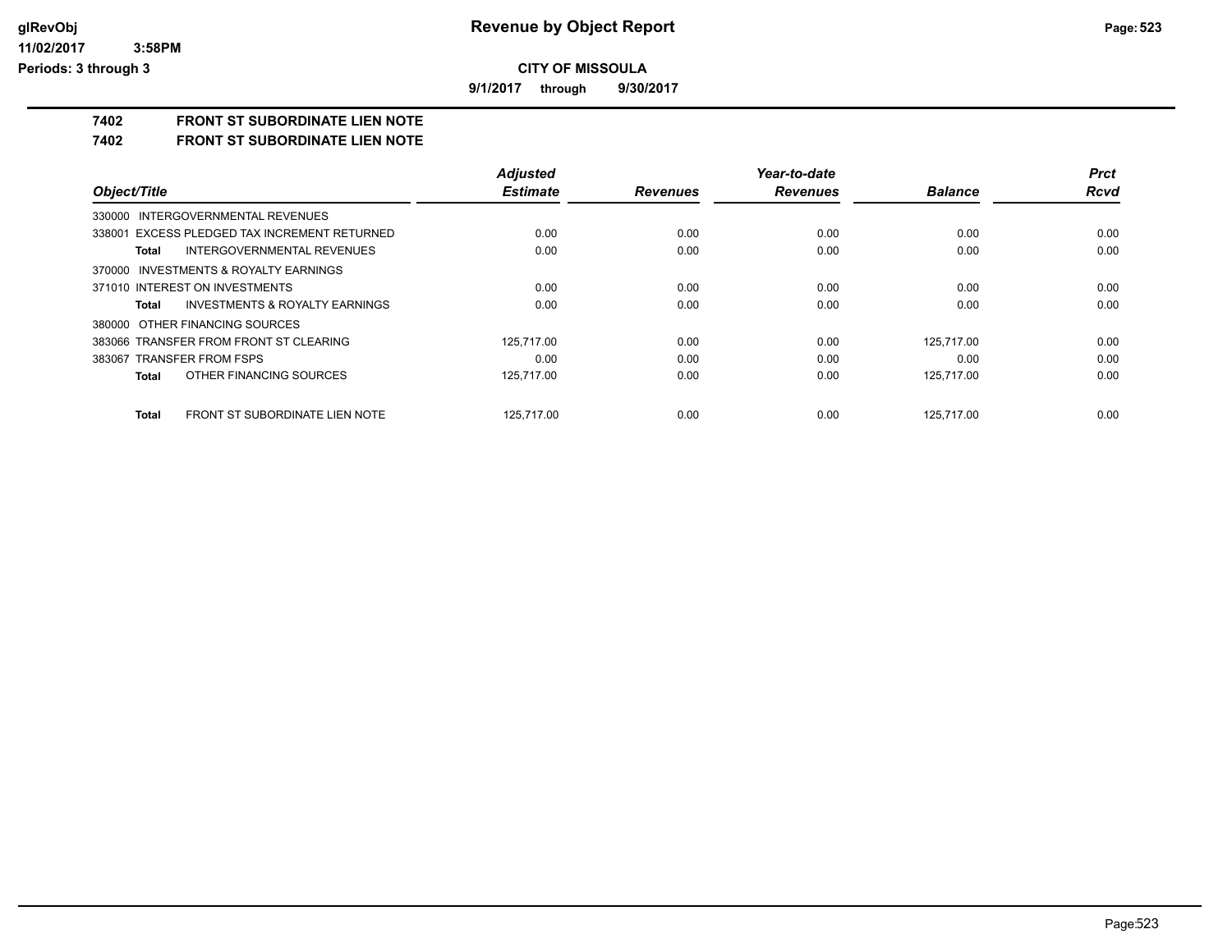**CITY OF MISSOULA**

**9/1/2017 through 9/30/2017**

## 7402 FRONT ST SUBORDINATE LIEN NOTE

## 7402 FRONT ST SUBORDINATE LIEN NOTE

| Object/Title | Adjusted Estimate | Revenues | Year-to-date Revenues | Balance | Prct Rcvd |
|---|---|---|---|---|---|
| 330000 INTERGOVERNMENTAL REVENUES | | | | | |
| 338001 EXCESS PLEDGED TAX INCREMENT RETURNED | 0.00 | 0.00 | 0.00 | 0.00 | 0.00 |
| **Total** INTERGOVERNMENTAL REVENUES | 0.00 | 0.00 | 0.00 | 0.00 | 0.00 |
| 370000 INVESTMENTS & ROYALTY EARNINGS | | | | | |
| 371010 INTEREST ON INVESTMENTS | 0.00 | 0.00 | 0.00 | 0.00 | 0.00 |
| **Total** INVESTMENTS & ROYALTY EARNINGS | 0.00 | 0.00 | 0.00 | 0.00 | 0.00 |
| 380000 OTHER FINANCING SOURCES | | | | | |
| 383066 TRANSFER FROM FRONT ST CLEARING | 125,717.00 | 0.00 | 0.00 | 125,717.00 | 0.00 |
| 383067 TRANSFER FROM FSPS | 0.00 | 0.00 | 0.00 | 0.00 | 0.00 |
| **Total** OTHER FINANCING SOURCES | 125,717.00 | 0.00 | 0.00 | 125,717.00 | 0.00 |
| **Total** FRONT ST SUBORDINATE LIEN NOTE | 125,717.00 | 0.00 | 0.00 | 125,717.00 | 0.00 |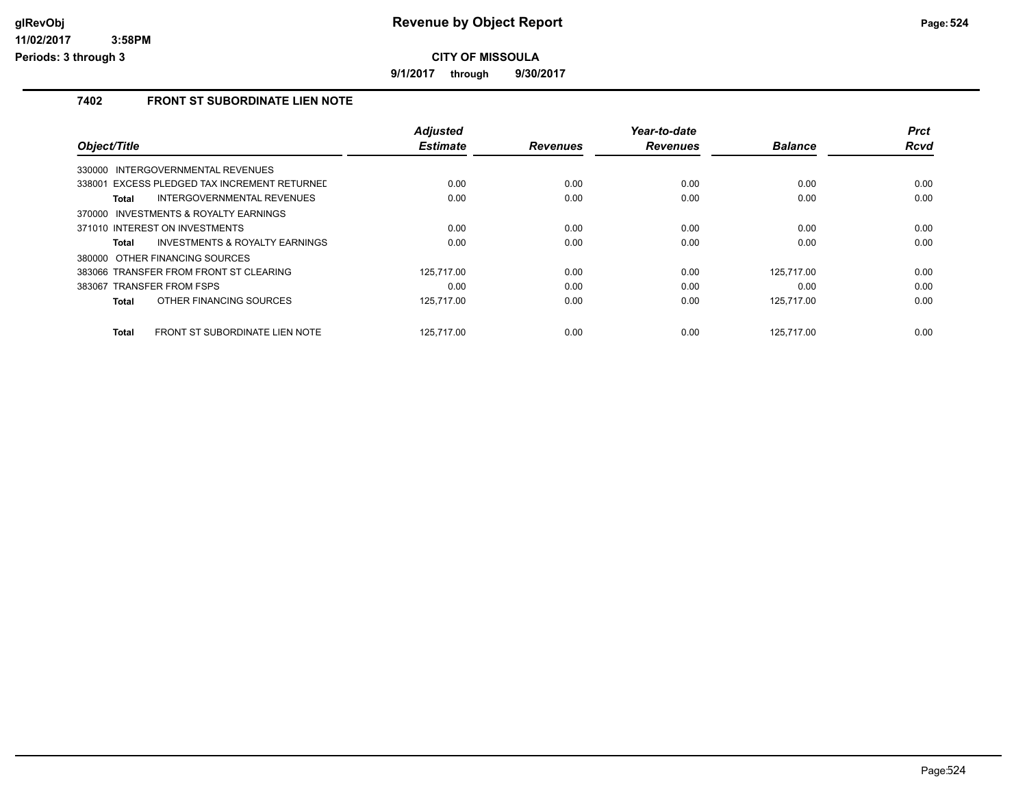# Revenue by Object Report

**CITY OF MISSOULA**

**9/1/2017 through 9/30/2017**

glRevObj
11/02/2017 3:58PM
Periods: 3 through 3

## 7402 FRONT ST SUBORDINATE LIEN NOTE

| Object/Title | Adjusted Estimate | Revenues | Year-to-date Revenues | Balance | Prct Rcvd |
|---|---|---|---|---|---|
| 330000 INTERGOVERNMENTAL REVENUES | | | | | |
| 338001 EXCESS PLEDGED TAX INCREMENT RETURNED | 0.00 | 0.00 | 0.00 | 0.00 | 0.00 |
| **Total** INTERGOVERNMENTAL REVENUES | 0.00 | 0.00 | 0.00 | 0.00 | 0.00 |
| 370000 INVESTMENTS & ROYALTY EARNINGS | | | | | |
| 371010 INTEREST ON INVESTMENTS | 0.00 | 0.00 | 0.00 | 0.00 | 0.00 |
| **Total** INVESTMENTS & ROYALTY EARNINGS | 0.00 | 0.00 | 0.00 | 0.00 | 0.00 |
| 380000 OTHER FINANCING SOURCES | | | | | |
| 383066 TRANSFER FROM FRONT ST CLEARING | 125,717.00 | 0.00 | 0.00 | 125,717.00 | 0.00 |
| 383067 TRANSFER FROM FSPS | 0.00 | 0.00 | 0.00 | 0.00 | 0.00 |
| **Total** OTHER FINANCING SOURCES | 125,717.00 | 0.00 | 0.00 | 125,717.00 | 0.00 |
| **Total** FRONT ST SUBORDINATE LIEN NOTE | 125,717.00 | 0.00 | 0.00 | 125,717.00 | 0.00 |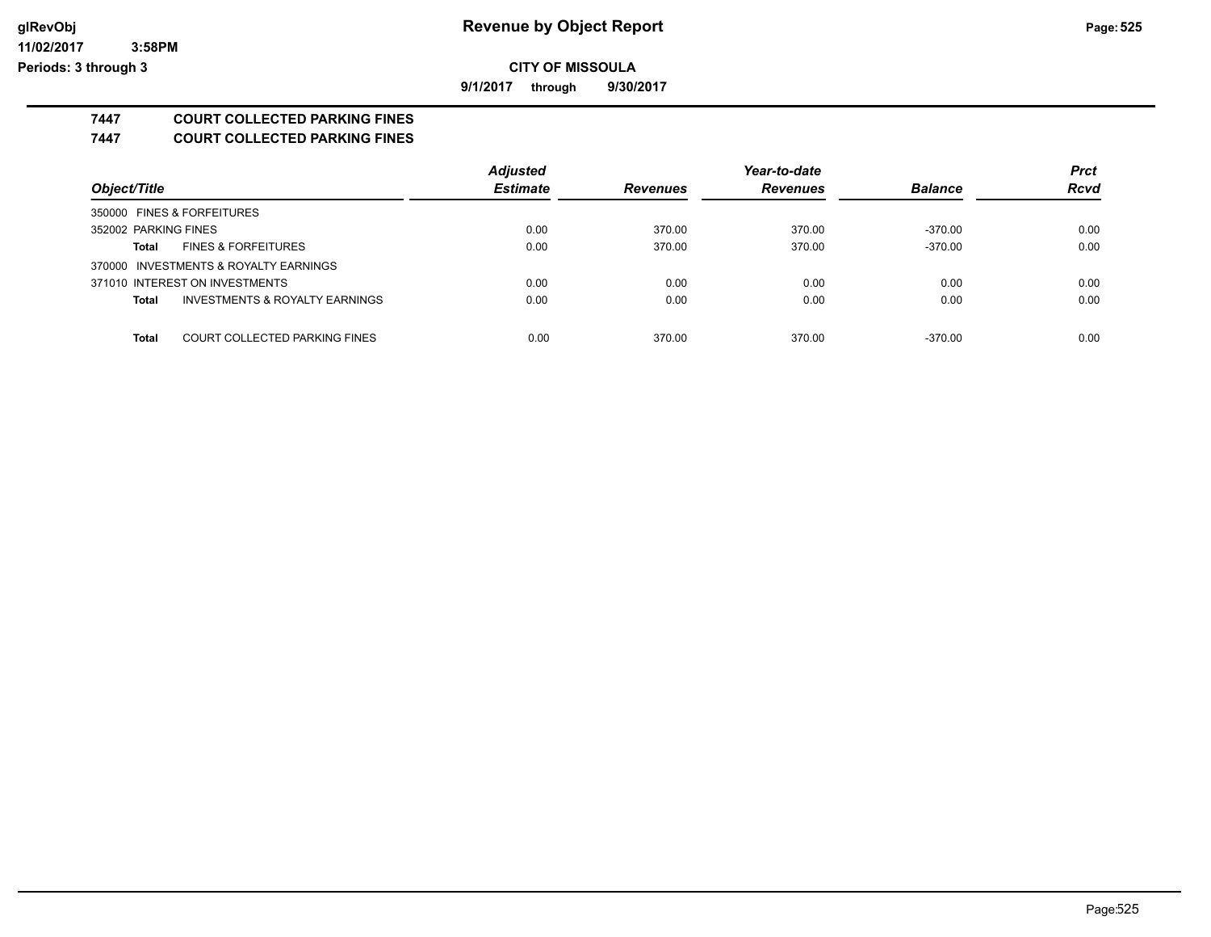**CITY OF MISSOULA**

**9/1/2017 through 9/30/2017**

## 7447 COURT COLLECTED PARKING FINES

## 7447 COURT COLLECTED PARKING FINES

| Object/Title | | Adjusted Estimate | Revenues | Year-to-date Revenues | Balance | Prct Rcvd |
|---|---|---|---|---|---|---|
| 350000 FINES & FORFEITURES | | | | | | |
| 352002 PARKING FINES | | 0.00 | 370.00 | 370.00 | -370.00 | 0.00 |
| **Total** | FINES & FORFEITURES | 0.00 | 370.00 | 370.00 | -370.00 | 0.00 |
| 370000 INVESTMENTS & ROYALTY EARNINGS | | | | | | |
| 371010 INTEREST ON INVESTMENTS | | 0.00 | 0.00 | 0.00 | 0.00 | 0.00 |
| **Total** | INVESTMENTS & ROYALTY EARNINGS | 0.00 | 0.00 | 0.00 | 0.00 | 0.00 |
| **Total** | COURT COLLECTED PARKING FINES | 0.00 | 370.00 | 370.00 | -370.00 | 0.00 |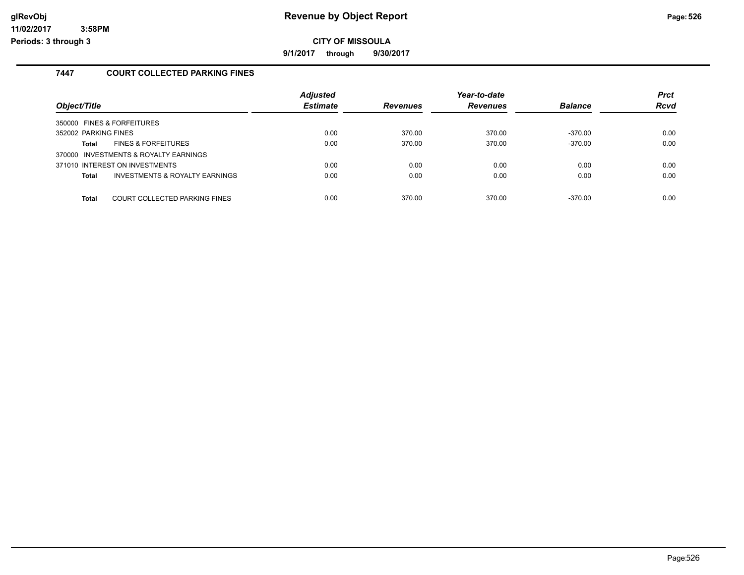# Revenue by Object Report

glRevObj
11/02/2017 3:58PM
Periods: 3 through 3

**CITY OF MISSOULA**

**9/1/2017 through 9/30/2017**

## 7447 COURT COLLECTED PARKING FINES

| Object/Title | | Adjusted Estimate | Revenues | Year-to-date Revenues | Balance | Prct Rcvd |
|---|---|---|---|---|---|---|
| 350000 FINES & FORFEITURES | | | | | | |
| 352002 PARKING FINES | | 0.00 | 370.00 | 370.00 | -370.00 | 0.00 |
| **Total** | FINES & FORFEITURES | 0.00 | 370.00 | 370.00 | -370.00 | 0.00 |
| 370000 INVESTMENTS & ROYALTY EARNINGS | | | | | | |
| 371010 INTEREST ON INVESTMENTS | | 0.00 | 0.00 | 0.00 | 0.00 | 0.00 |
| **Total** | INVESTMENTS & ROYALTY EARNINGS | 0.00 | 0.00 | 0.00 | 0.00 | 0.00 |
| **Total** | COURT COLLECTED PARKING FINES | 0.00 | 370.00 | 370.00 | -370.00 | 0.00 |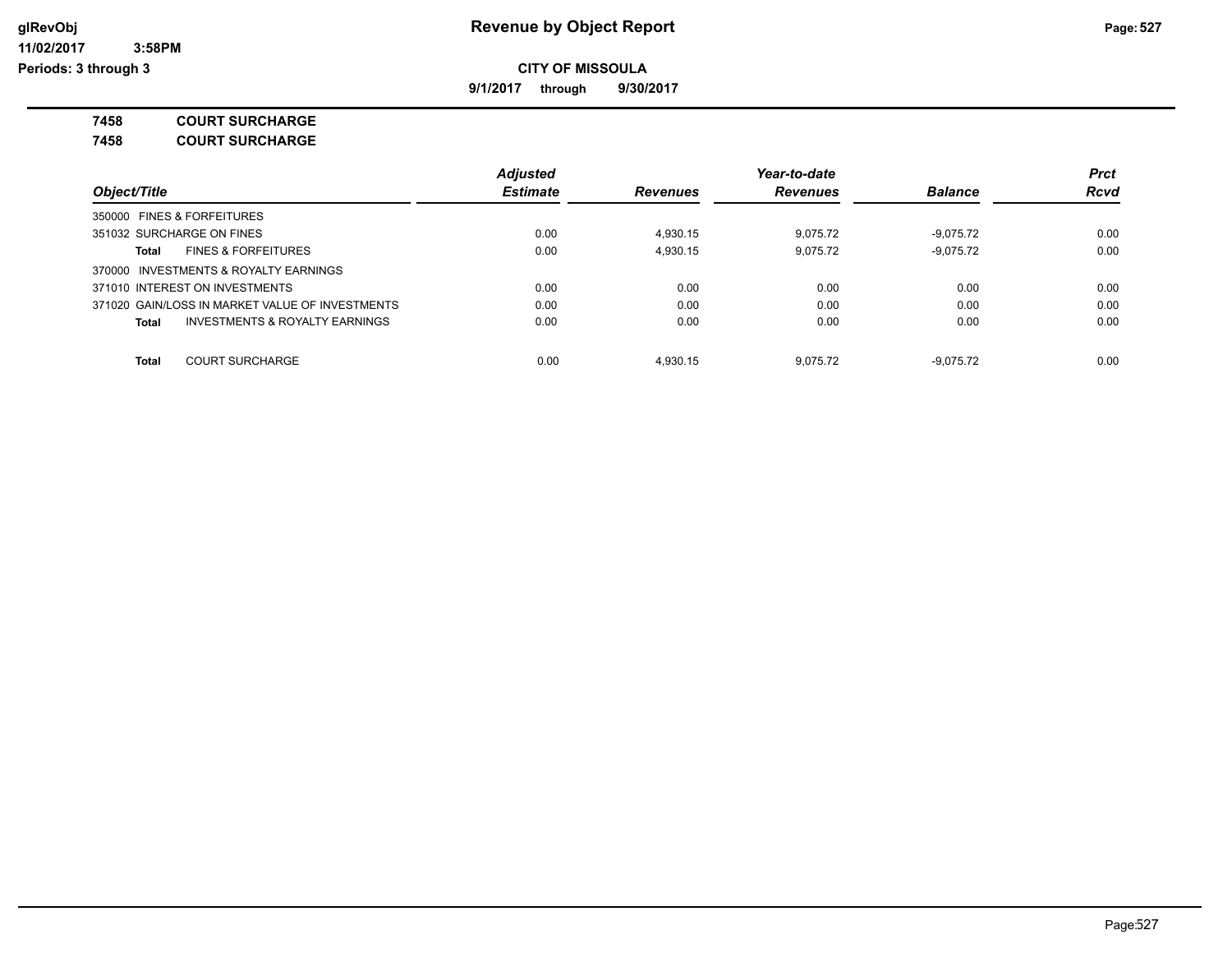**Revenue by Object Report**

**CITY OF MISSOULA**

**9/1/2017 through 9/30/2017**

glRevObj
11/02/2017 3:58PM
Periods: 3 through 3

**7458 COURT SURCHARGE**

**7458 COURT SURCHARGE**

| Object/Title | Adjusted Estimate | Revenues | Year-to-date Revenues | Balance | Prct Rcvd |
|---|---|---|---|---|---|
| 350000 FINES & FORFEITURES | | | | | |
| 351032 SURCHARGE ON FINES | 0.00 | 4,930.15 | 9,075.72 | -9,075.72 | 0.00 |
| **Total** FINES & FORFEITURES | 0.00 | 4,930.15 | 9,075.72 | -9,075.72 | 0.00 |
| 370000 INVESTMENTS & ROYALTY EARNINGS | | | | | |
| 371010 INTEREST ON INVESTMENTS | 0.00 | 0.00 | 0.00 | 0.00 | 0.00 |
| 371020 GAIN/LOSS IN MARKET VALUE OF INVESTMENTS | 0.00 | 0.00 | 0.00 | 0.00 | 0.00 |
| **Total** INVESTMENTS & ROYALTY EARNINGS | 0.00 | 0.00 | 0.00 | 0.00 | 0.00 |
| **Total** COURT SURCHARGE | 0.00 | 4,930.15 | 9,075.72 | -9,075.72 | 0.00 |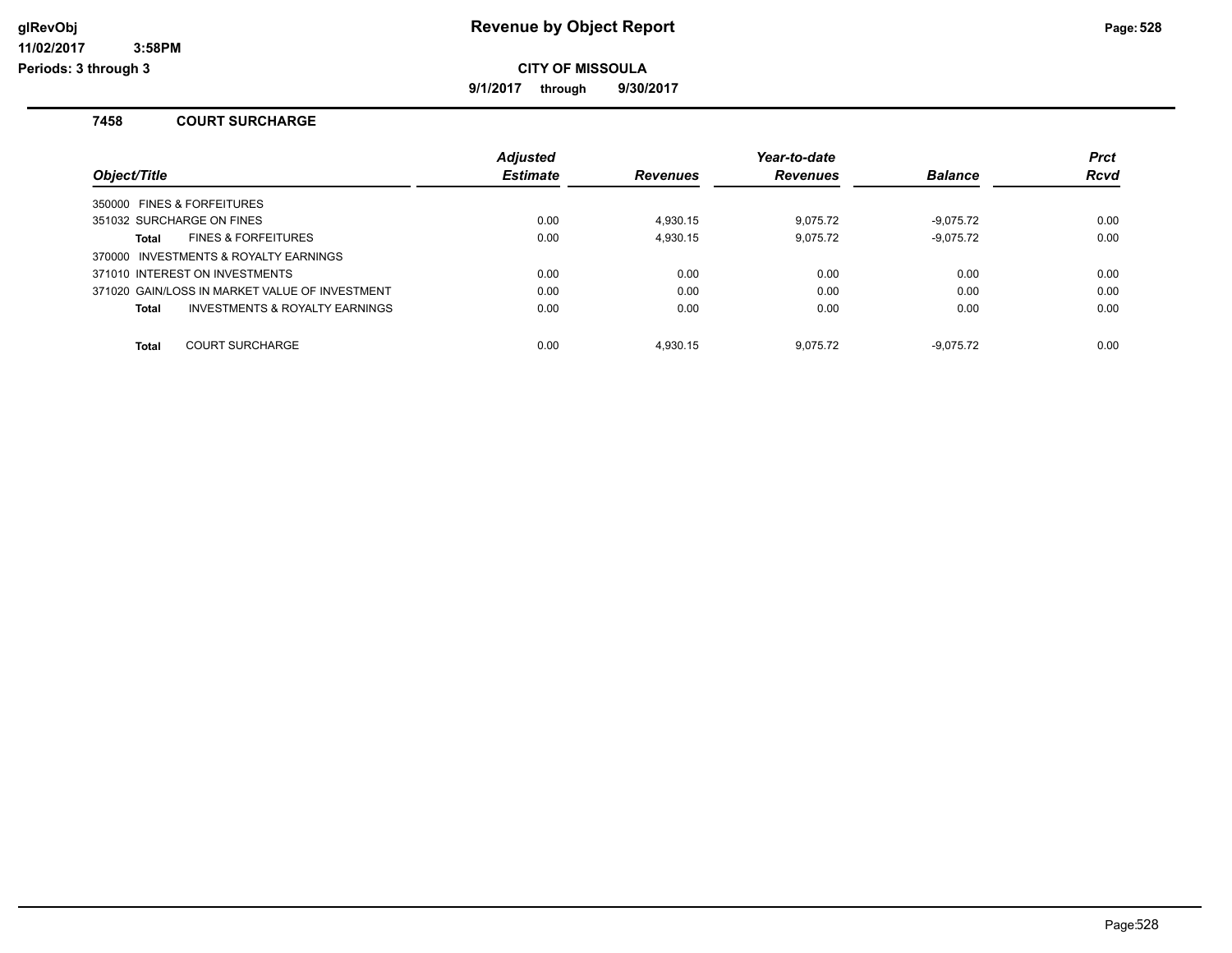# Revenue by Object Report

glRevObj
11/02/2017 3:58PM
Periods: 3 through 3

**CITY OF MISSOULA**

**9/1/2017 through 9/30/2017**

## 7458 COURT SURCHARGE

| Object/Title | Adjusted Estimate | Revenues | Year-to-date Revenues | Balance | Prct Rcvd |
|---|---|---|---|---|---|
| 350000 FINES & FORFEITURES | | | | | |
| 351032 SURCHARGE ON FINES | 0.00 | 4,930.15 | 9,075.72 | -9,075.72 | 0.00 |
| **Total** FINES & FORFEITURES | 0.00 | 4,930.15 | 9,075.72 | -9,075.72 | 0.00 |
| 370000 INVESTMENTS & ROYALTY EARNINGS | | | | | |
| 371010 INTEREST ON INVESTMENTS | 0.00 | 0.00 | 0.00 | 0.00 | 0.00 |
| 371020 GAIN/LOSS IN MARKET VALUE OF INVESTMENT | 0.00 | 0.00 | 0.00 | 0.00 | 0.00 |
| **Total** INVESTMENTS & ROYALTY EARNINGS | 0.00 | 0.00 | 0.00 | 0.00 | 0.00 |
| **Total** COURT SURCHARGE | 0.00 | 4,930.15 | 9,075.72 | -9,075.72 | 0.00 |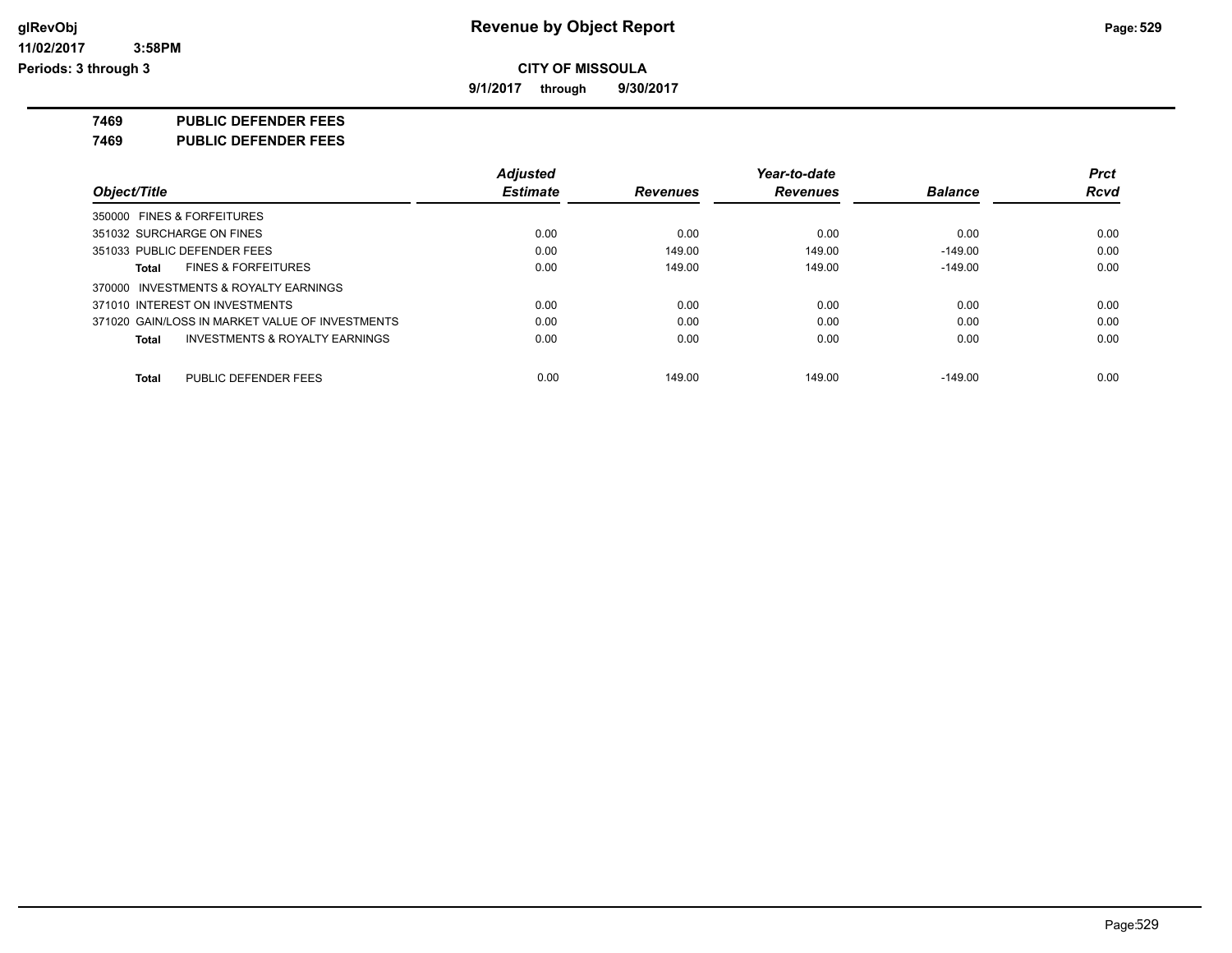**Revenue by Object Report**

**CITY OF MISSOULA**

**9/1/2017 through 9/30/2017**

glRevObj
11/02/2017 3:58PM
Periods: 3 through 3

**7469 PUBLIC DEFENDER FEES**

**7469 PUBLIC DEFENDER FEES**

| Object/Title | Adjusted Estimate | Revenues | Year-to-date Revenues | Balance | Prct Rcvd |
|---|---|---|---|---|---|
| 350000 FINES & FORFEITURES | | | | | |
| 351032 SURCHARGE ON FINES | 0.00 | 0.00 | 0.00 | 0.00 | 0.00 |
| 351033 PUBLIC DEFENDER FEES | 0.00 | 149.00 | 149.00 | -149.00 | 0.00 |
| **Total** FINES & FORFEITURES | 0.00 | 149.00 | 149.00 | -149.00 | 0.00 |
| 370000 INVESTMENTS & ROYALTY EARNINGS | | | | | |
| 371010 INTEREST ON INVESTMENTS | 0.00 | 0.00 | 0.00 | 0.00 | 0.00 |
| 371020 GAIN/LOSS IN MARKET VALUE OF INVESTMENTS | 0.00 | 0.00 | 0.00 | 0.00 | 0.00 |
| **Total** INVESTMENTS & ROYALTY EARNINGS | 0.00 | 0.00 | 0.00 | 0.00 | 0.00 |
| **Total** PUBLIC DEFENDER FEES | 0.00 | 149.00 | 149.00 | -149.00 | 0.00 |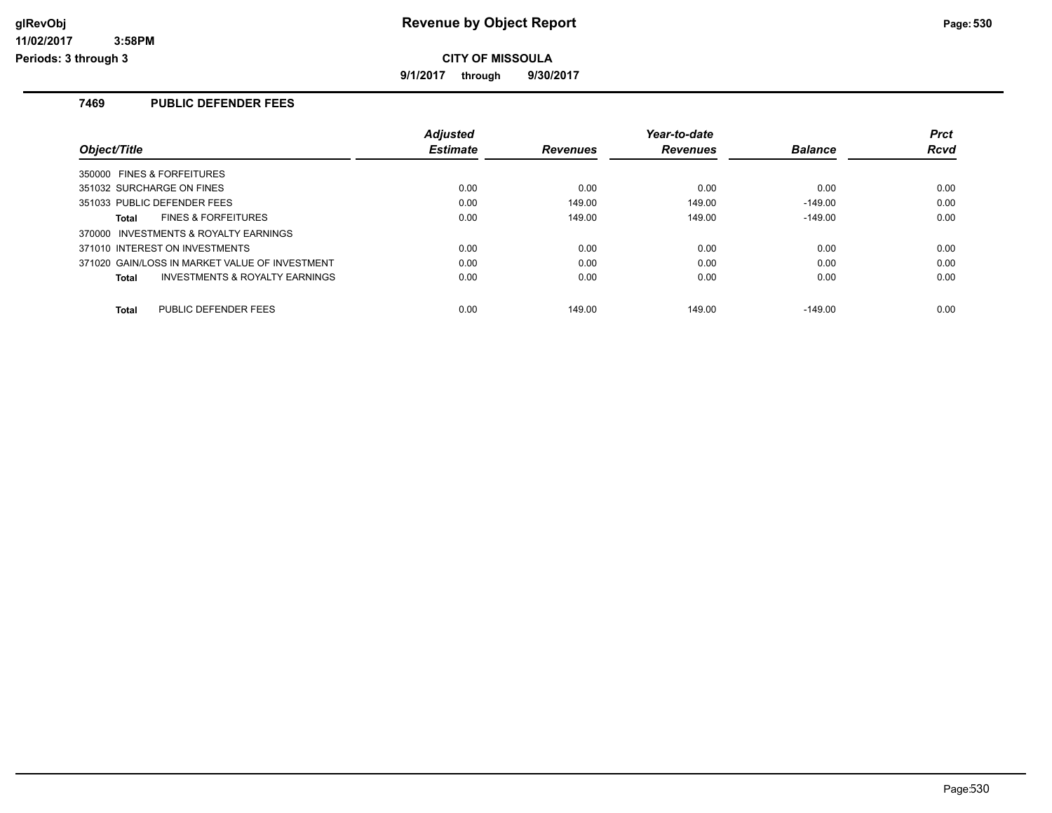## Revenue by Object Report

**CITY OF MISSOULA**

**9/1/2017 through 9/30/2017**

glRevObj
11/02/2017 3:58PM
Periods: 3 through 3

### 7469 PUBLIC DEFENDER FEES

| Object/Title | Adjusted Estimate | Revenues | Year-to-date Revenues | Balance | Prct Rcvd |
|---|---|---|---|---|---|
| 350000 FINES & FORFEITURES | | | | | |
| 351032 SURCHARGE ON FINES | 0.00 | 0.00 | 0.00 | 0.00 | 0.00 |
| 351033 PUBLIC DEFENDER FEES | 0.00 | 149.00 | 149.00 | -149.00 | 0.00 |
| **Total** FINES & FORFEITURES | 0.00 | 149.00 | 149.00 | -149.00 | 0.00 |
| 370000 INVESTMENTS & ROYALTY EARNINGS | | | | | |
| 371010 INTEREST ON INVESTMENTS | 0.00 | 0.00 | 0.00 | 0.00 | 0.00 |
| 371020 GAIN/LOSS IN MARKET VALUE OF INVESTMENT | 0.00 | 0.00 | 0.00 | 0.00 | 0.00 |
| **Total** INVESTMENTS & ROYALTY EARNINGS | 0.00 | 0.00 | 0.00 | 0.00 | 0.00 |
| **Total** PUBLIC DEFENDER FEES | 0.00 | 149.00 | 149.00 | -149.00 | 0.00 |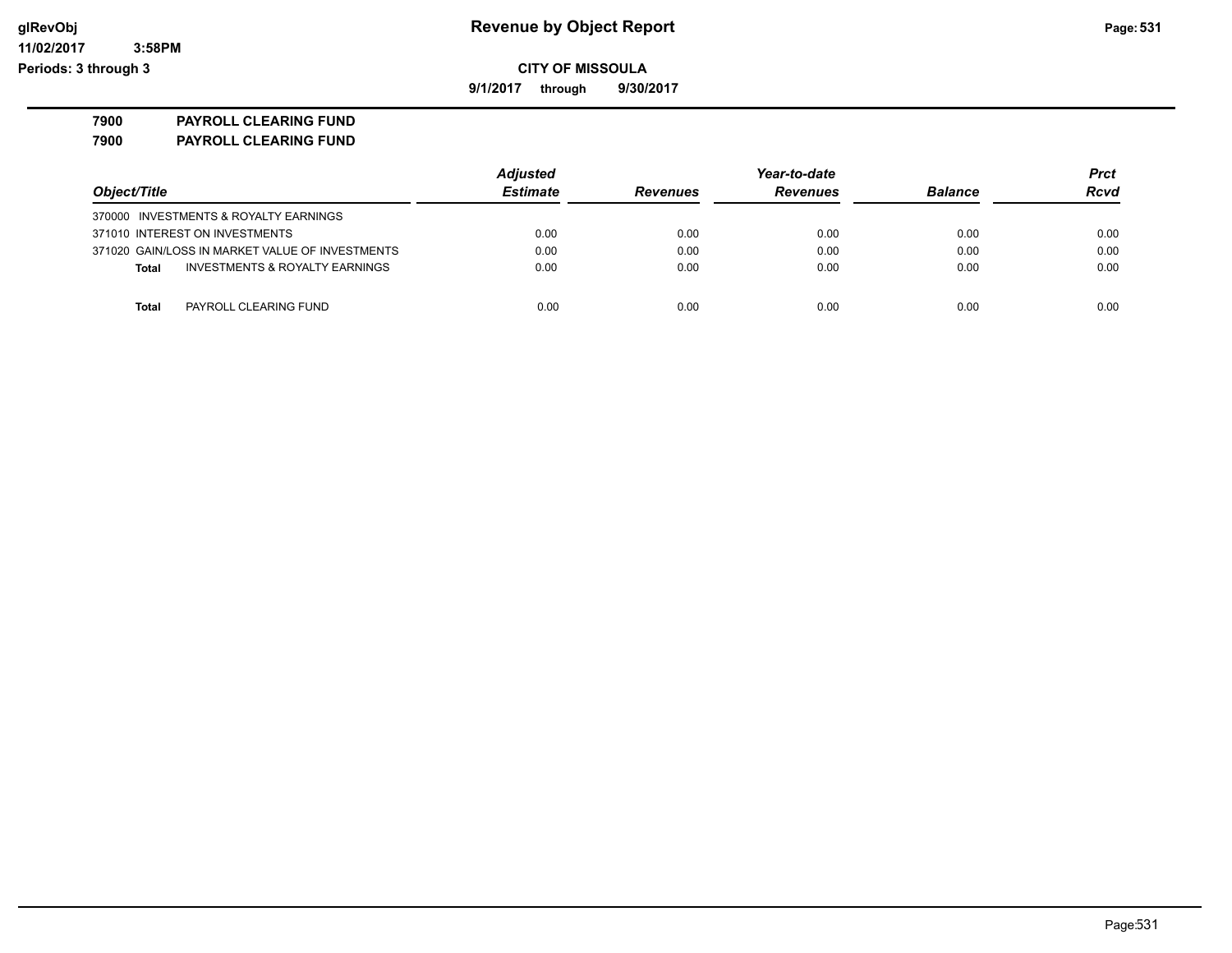**Revenue by Object Report**

**CITY OF MISSOULA**

**9/1/2017 through 9/30/2017**

glRevObj
11/02/2017 3:58PM
Periods: 3 through 3

**7900 PAYROLL CLEARING FUND**

**7900 PAYROLL CLEARING FUND**

| Object/Title | Adjusted Estimate | Revenues | Year-to-date Revenues | Balance | Prct Rcvd |
|---|---|---|---|---|---|
| 370000 INVESTMENTS & ROYALTY EARNINGS | | | | | |
| 371010 INTEREST ON INVESTMENTS | 0.00 | 0.00 | 0.00 | 0.00 | 0.00 |
| 371020 GAIN/LOSS IN MARKET VALUE OF INVESTMENTS | 0.00 | 0.00 | 0.00 | 0.00 | 0.00 |
| **Total** INVESTMENTS & ROYALTY EARNINGS | 0.00 | 0.00 | 0.00 | 0.00 | 0.00 |
| **Total** PAYROLL CLEARING FUND | 0.00 | 0.00 | 0.00 | 0.00 | 0.00 |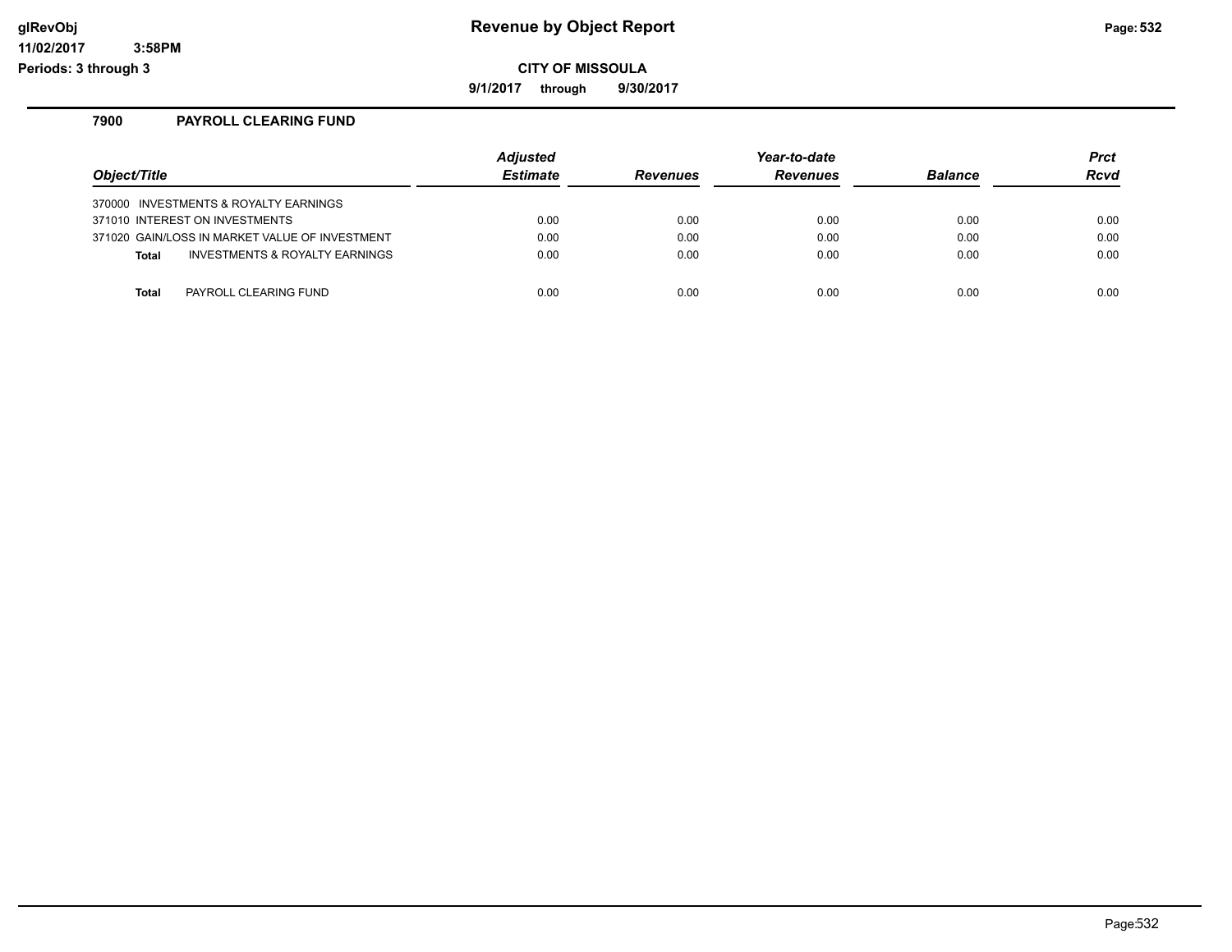# Revenue by Object Report

**CITY OF MISSOULA**

**9/1/2017 through 9/30/2017**

glRevObj
11/02/2017 3:58PM
Periods: 3 through 3

## 7900 PAYROLL CLEARING FUND

| Object/Title | Adjusted Estimate | Revenues | Year-to-date Revenues | Balance | Prct Rcvd |
|---|---|---|---|---|---|
| 370000 INVESTMENTS & ROYALTY EARNINGS | | | | | |
| 371010 INTEREST ON INVESTMENTS | 0.00 | 0.00 | 0.00 | 0.00 | 0.00 |
| 371020 GAIN/LOSS IN MARKET VALUE OF INVESTMENT | 0.00 | 0.00 | 0.00 | 0.00 | 0.00 |
| **Total** INVESTMENTS & ROYALTY EARNINGS | 0.00 | 0.00 | 0.00 | 0.00 | 0.00 |
| **Total** PAYROLL CLEARING FUND | 0.00 | 0.00 | 0.00 | 0.00 | 0.00 |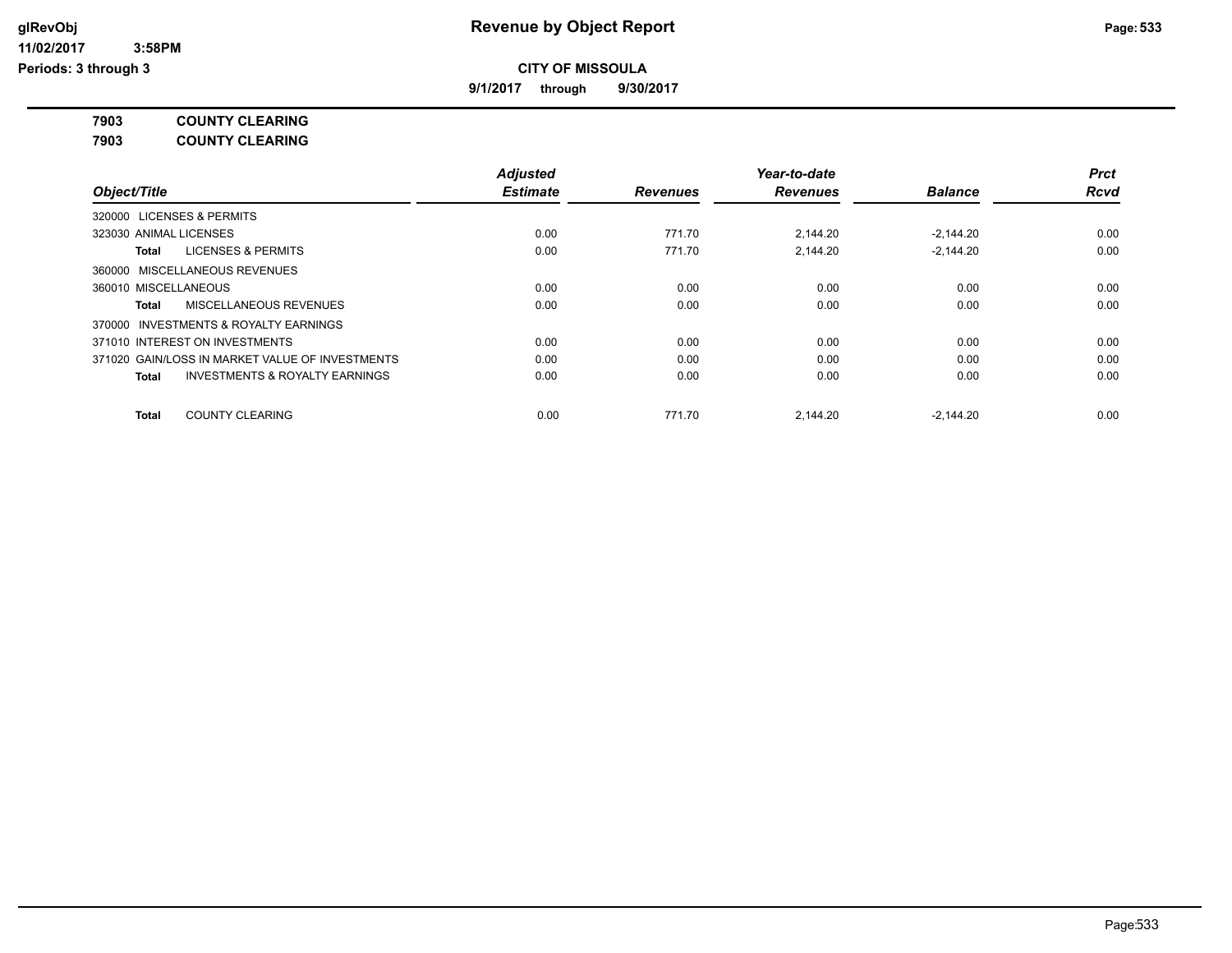# Revenue by Object Report

**CITY OF MISSOULA**

**9/1/2017 through 9/30/2017**

glRevObj
11/02/2017 3:58PM
Periods: 3 through 3

**7903 COUNTY CLEARING**

**7903 COUNTY CLEARING**

| Object/Title | Adjusted Estimate | Revenues | Year-to-date Revenues | Balance | Prct Rcvd |
|---|---|---|---|---|---|
| 320000 LICENSES & PERMITS | | | | | |
| 323030 ANIMAL LICENSES | 0.00 | 771.70 | 2,144.20 | -2,144.20 | 0.00 |
| **Total** LICENSES & PERMITS | 0.00 | 771.70 | 2,144.20 | -2,144.20 | 0.00 |
| 360000 MISCELLANEOUS REVENUES | | | | | |
| 360010 MISCELLANEOUS | 0.00 | 0.00 | 0.00 | 0.00 | 0.00 |
| **Total** MISCELLANEOUS REVENUES | 0.00 | 0.00 | 0.00 | 0.00 | 0.00 |
| 370000 INVESTMENTS & ROYALTY EARNINGS | | | | | |
| 371010 INTEREST ON INVESTMENTS | 0.00 | 0.00 | 0.00 | 0.00 | 0.00 |
| 371020 GAIN/LOSS IN MARKET VALUE OF INVESTMENTS | 0.00 | 0.00 | 0.00 | 0.00 | 0.00 |
| **Total** INVESTMENTS & ROYALTY EARNINGS | 0.00 | 0.00 | 0.00 | 0.00 | 0.00 |
| **Total** COUNTY CLEARING | 0.00 | 771.70 | 2,144.20 | -2,144.20 | 0.00 |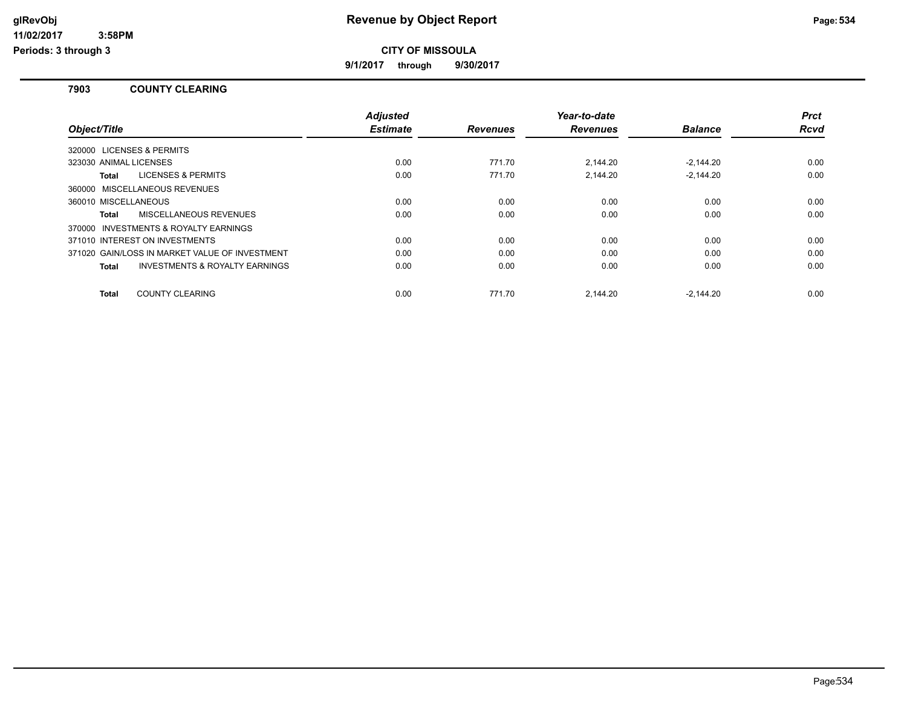**Revenue by Object Report**

**CITY OF MISSOULA**

**9/1/2017 through 9/30/2017**

glRevObj
11/02/2017 3:58PM
Periods: 3 through 3

### 7903 COUNTY CLEARING

| Object/Title | Adjusted Estimate | Revenues | Year-to-date Revenues | Balance | Prct Rcvd |
|---|---|---|---|---|---|
| 320000 LICENSES & PERMITS | | | | | |
| 323030 ANIMAL LICENSES | 0.00 | 771.70 | 2,144.20 | -2,144.20 | 0.00 |
| **Total** LICENSES & PERMITS | 0.00 | 771.70 | 2,144.20 | -2,144.20 | 0.00 |
| 360000 MISCELLANEOUS REVENUES | | | | | |
| 360010 MISCELLANEOUS | 0.00 | 0.00 | 0.00 | 0.00 | 0.00 |
| **Total** MISCELLANEOUS REVENUES | 0.00 | 0.00 | 0.00 | 0.00 | 0.00 |
| 370000 INVESTMENTS & ROYALTY EARNINGS | | | | | |
| 371010 INTEREST ON INVESTMENTS | 0.00 | 0.00 | 0.00 | 0.00 | 0.00 |
| 371020 GAIN/LOSS IN MARKET VALUE OF INVESTMENT | 0.00 | 0.00 | 0.00 | 0.00 | 0.00 |
| **Total** INVESTMENTS & ROYALTY EARNINGS | 0.00 | 0.00 | 0.00 | 0.00 | 0.00 |
| **Total** COUNTY CLEARING | 0.00 | 771.70 | 2,144.20 | -2,144.20 | 0.00 |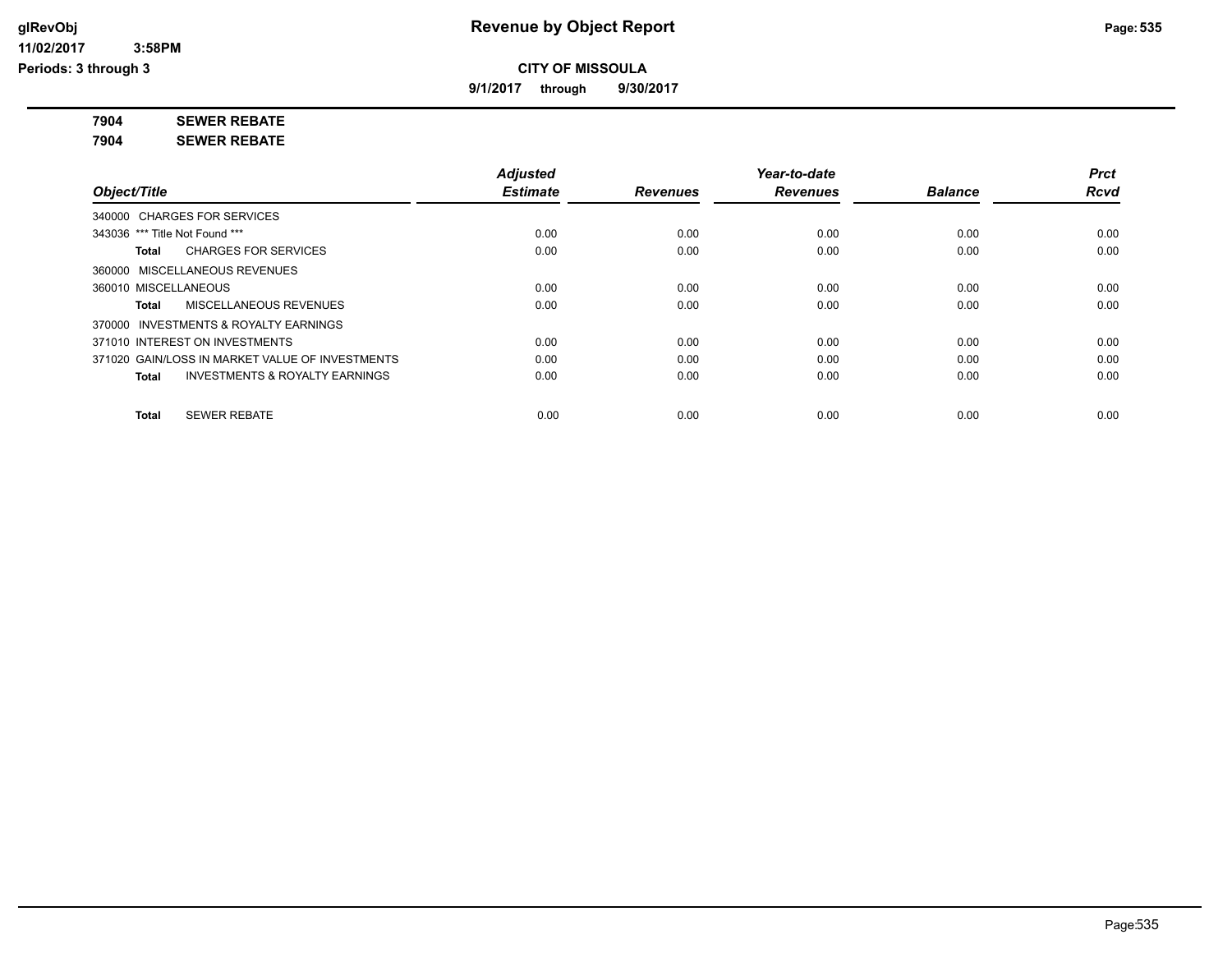glRevObj
11/02/2017 3:58PM
Periods: 3 through 3

# Revenue by Object Report

**CITY OF MISSOULA**

**9/1/2017 through 9/30/2017**

**7904 SEWER REBATE**

**7904 SEWER REBATE**

| Object/Title | Adjusted Estimate | Revenues | Year-to-date Revenues | Balance | Prct Rcvd |
|---|---|---|---|---|---|
| 340000 CHARGES FOR SERVICES | | | | | |
| 343036 *** Title Not Found *** | 0.00 | 0.00 | 0.00 | 0.00 | 0.00 |
| **Total** CHARGES FOR SERVICES | 0.00 | 0.00 | 0.00 | 0.00 | 0.00 |
| 360000 MISCELLANEOUS REVENUES | | | | | |
| 360010 MISCELLANEOUS | 0.00 | 0.00 | 0.00 | 0.00 | 0.00 |
| **Total** MISCELLANEOUS REVENUES | 0.00 | 0.00 | 0.00 | 0.00 | 0.00 |
| 370000 INVESTMENTS & ROYALTY EARNINGS | | | | | |
| 371010 INTEREST ON INVESTMENTS | 0.00 | 0.00 | 0.00 | 0.00 | 0.00 |
| 371020 GAIN/LOSS IN MARKET VALUE OF INVESTMENTS | 0.00 | 0.00 | 0.00 | 0.00 | 0.00 |
| **Total** INVESTMENTS & ROYALTY EARNINGS | 0.00 | 0.00 | 0.00 | 0.00 | 0.00 |
| **Total** SEWER REBATE | 0.00 | 0.00 | 0.00 | 0.00 | 0.00 |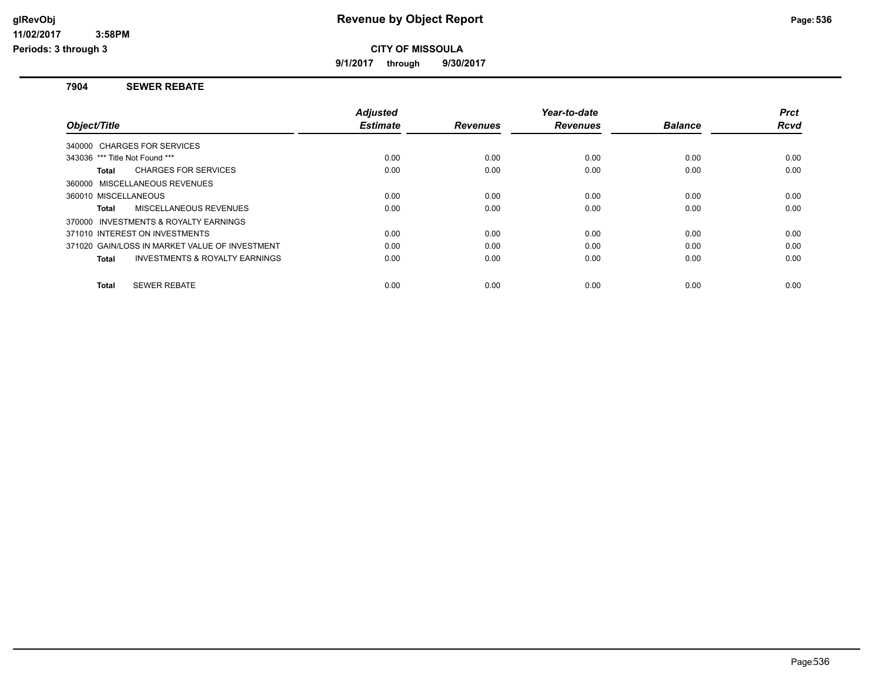# Revenue by Object Report

glRevObj
11/02/2017 3:58PM
Periods: 3 through 3

**CITY OF MISSOULA**

**9/1/2017 through 9/30/2017**

## 7904 SEWER REBATE

| Object/Title | Adjusted Estimate | Revenues | Year-to-date Revenues | Balance | Prct Rcvd |
|---|---|---|---|---|---|
| 340000 CHARGES FOR SERVICES | | | | | |
| 343036 *** Title Not Found *** | 0.00 | 0.00 | 0.00 | 0.00 | 0.00 |
| **Total** CHARGES FOR SERVICES | 0.00 | 0.00 | 0.00 | 0.00 | 0.00 |
| 360000 MISCELLANEOUS REVENUES | | | | | |
| 360010 MISCELLANEOUS | 0.00 | 0.00 | 0.00 | 0.00 | 0.00 |
| **Total** MISCELLANEOUS REVENUES | 0.00 | 0.00 | 0.00 | 0.00 | 0.00 |
| 370000 INVESTMENTS & ROYALTY EARNINGS | | | | | |
| 371010 INTEREST ON INVESTMENTS | 0.00 | 0.00 | 0.00 | 0.00 | 0.00 |
| 371020 GAIN/LOSS IN MARKET VALUE OF INVESTMENT | 0.00 | 0.00 | 0.00 | 0.00 | 0.00 |
| **Total** INVESTMENTS & ROYALTY EARNINGS | 0.00 | 0.00 | 0.00 | 0.00 | 0.00 |
| **Total** SEWER REBATE | 0.00 | 0.00 | 0.00 | 0.00 | 0.00 |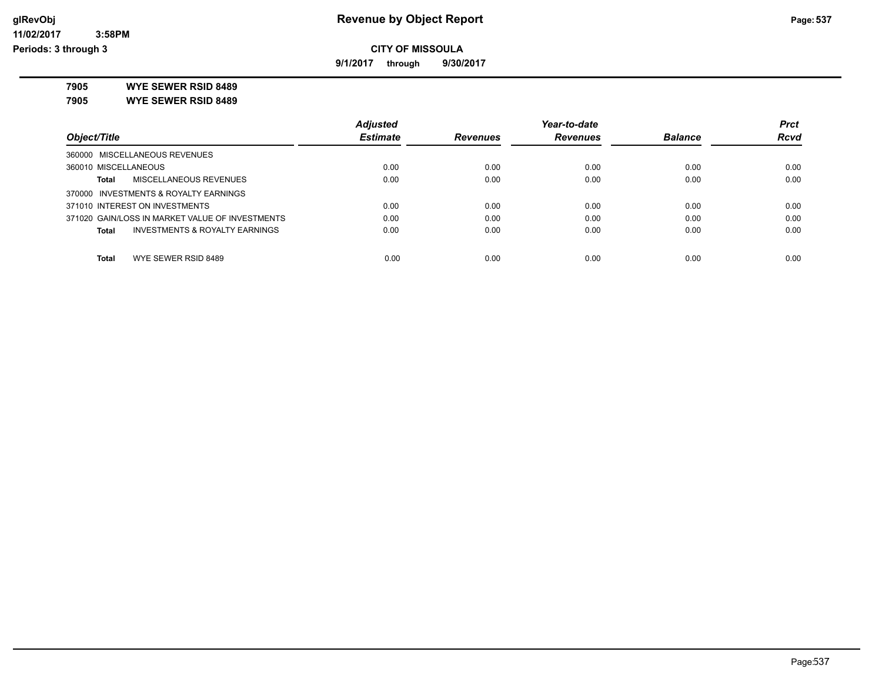**CITY OF MISSOULA**

**9/1/2017 through 9/30/2017**

**7905 WYE SEWER RSID 8489**

**7905 WYE SEWER RSID 8489**

| Object/Title | Adjusted Estimate | Revenues | Year-to-date Revenues | Balance | Prct Rcvd |
|---|---|---|---|---|---|
| 360000 MISCELLANEOUS REVENUES | | | | | |
| 360010 MISCELLANEOUS | 0.00 | 0.00 | 0.00 | 0.00 | 0.00 |
| **Total** MISCELLANEOUS REVENUES | 0.00 | 0.00 | 0.00 | 0.00 | 0.00 |
| 370000 INVESTMENTS & ROYALTY EARNINGS | | | | | |
| 371010 INTEREST ON INVESTMENTS | 0.00 | 0.00 | 0.00 | 0.00 | 0.00 |
| 371020 GAIN/LOSS IN MARKET VALUE OF INVESTMENTS | 0.00 | 0.00 | 0.00 | 0.00 | 0.00 |
| **Total** INVESTMENTS & ROYALTY EARNINGS | 0.00 | 0.00 | 0.00 | 0.00 | 0.00 |
| **Total** WYE SEWER RSID 8489 | 0.00 | 0.00 | 0.00 | 0.00 | 0.00 |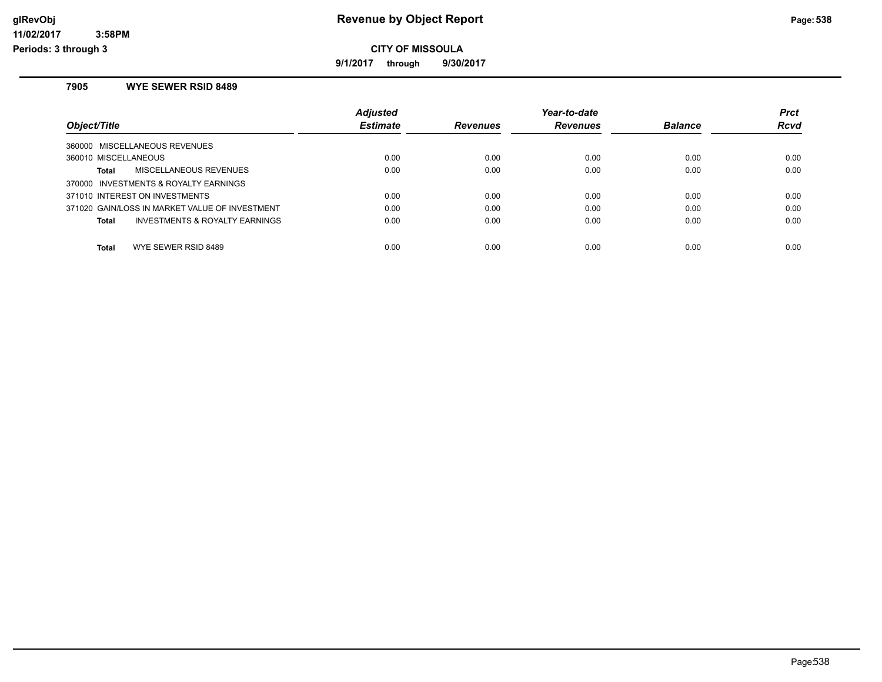**Revenue by Object Report**

**CITY OF MISSOULA**

**9/1/2017 through 9/30/2017**

glRevObj
11/02/2017 3:58PM
Periods: 3 through 3

### 7905 WYE SEWER RSID 8489

| Object/Title | Adjusted Estimate | Revenues | Year-to-date Revenues | Balance | Prct Rcvd |
|---|---|---|---|---|---|
| 360000 MISCELLANEOUS REVENUES | | | | | |
| 360010 MISCELLANEOUS | 0.00 | 0.00 | 0.00 | 0.00 | 0.00 |
| **Total** MISCELLANEOUS REVENUES | 0.00 | 0.00 | 0.00 | 0.00 | 0.00 |
| 370000 INVESTMENTS & ROYALTY EARNINGS | | | | | |
| 371010 INTEREST ON INVESTMENTS | 0.00 | 0.00 | 0.00 | 0.00 | 0.00 |
| 371020 GAIN/LOSS IN MARKET VALUE OF INVESTMENT | 0.00 | 0.00 | 0.00 | 0.00 | 0.00 |
| **Total** INVESTMENTS & ROYALTY EARNINGS | 0.00 | 0.00 | 0.00 | 0.00 | 0.00 |
| **Total** WYE SEWER RSID 8489 | 0.00 | 0.00 | 0.00 | 0.00 | 0.00 |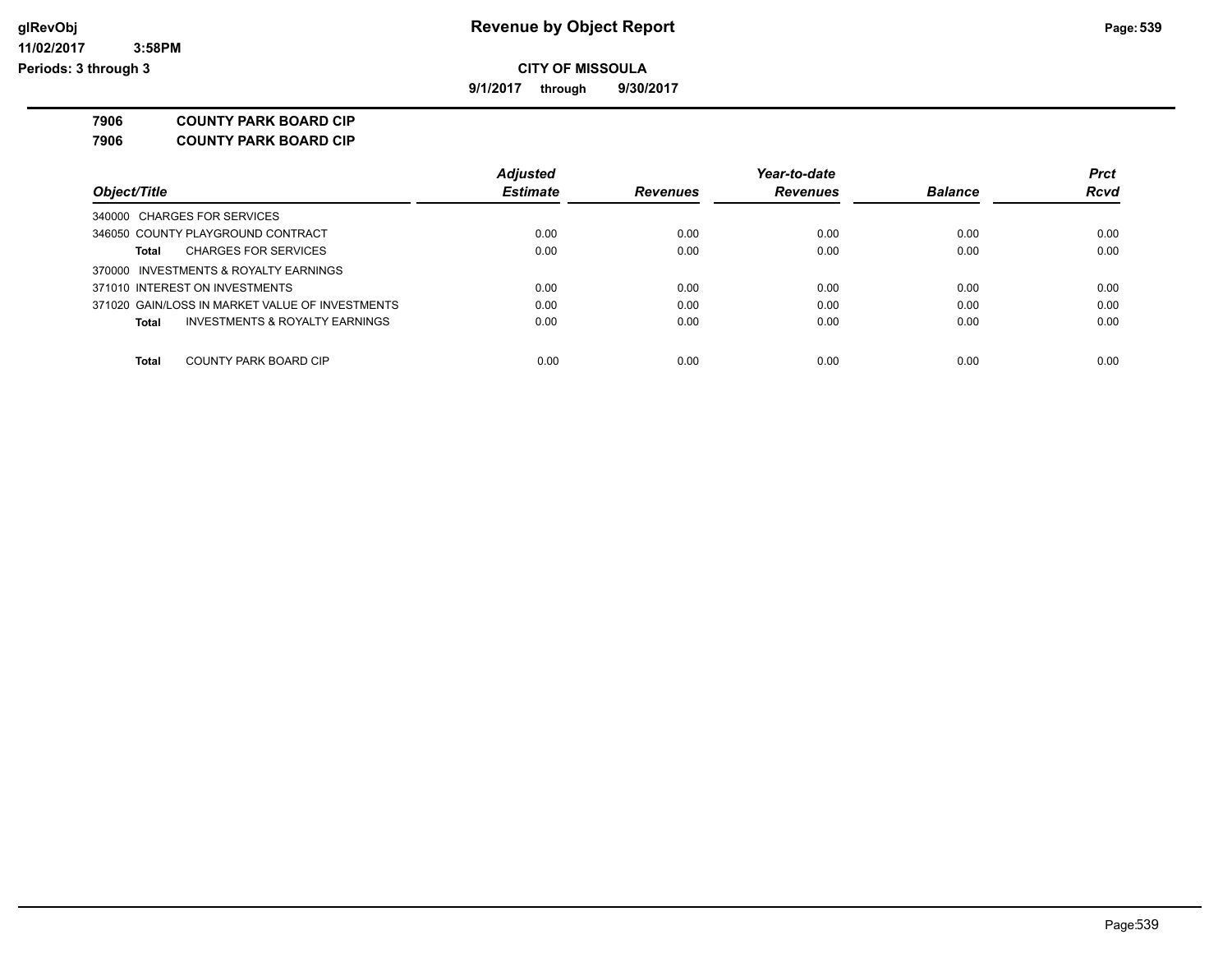# Revenue by Object Report

**CITY OF MISSOULA**

**9/1/2017 through 9/30/2017**

glRevObj
11/02/2017 3:58PM
Periods: 3 through 3

**7906 COUNTY PARK BOARD CIP**

**7906 COUNTY PARK BOARD CIP**

| Object/Title | Adjusted Estimate | Revenues | Year-to-date Revenues | Balance | Prct Rcvd |
|---|---|---|---|---|---|
| 340000 CHARGES FOR SERVICES | | | | | |
| 346050 COUNTY PLAYGROUND CONTRACT | 0.00 | 0.00 | 0.00 | 0.00 | 0.00 |
| **Total** CHARGES FOR SERVICES | 0.00 | 0.00 | 0.00 | 0.00 | 0.00 |
| 370000 INVESTMENTS & ROYALTY EARNINGS | | | | | |
| 371010 INTEREST ON INVESTMENTS | 0.00 | 0.00 | 0.00 | 0.00 | 0.00 |
| 371020 GAIN/LOSS IN MARKET VALUE OF INVESTMENTS | 0.00 | 0.00 | 0.00 | 0.00 | 0.00 |
| **Total** INVESTMENTS & ROYALTY EARNINGS | 0.00 | 0.00 | 0.00 | 0.00 | 0.00 |
| **Total** COUNTY PARK BOARD CIP | 0.00 | 0.00 | 0.00 | 0.00 | 0.00 |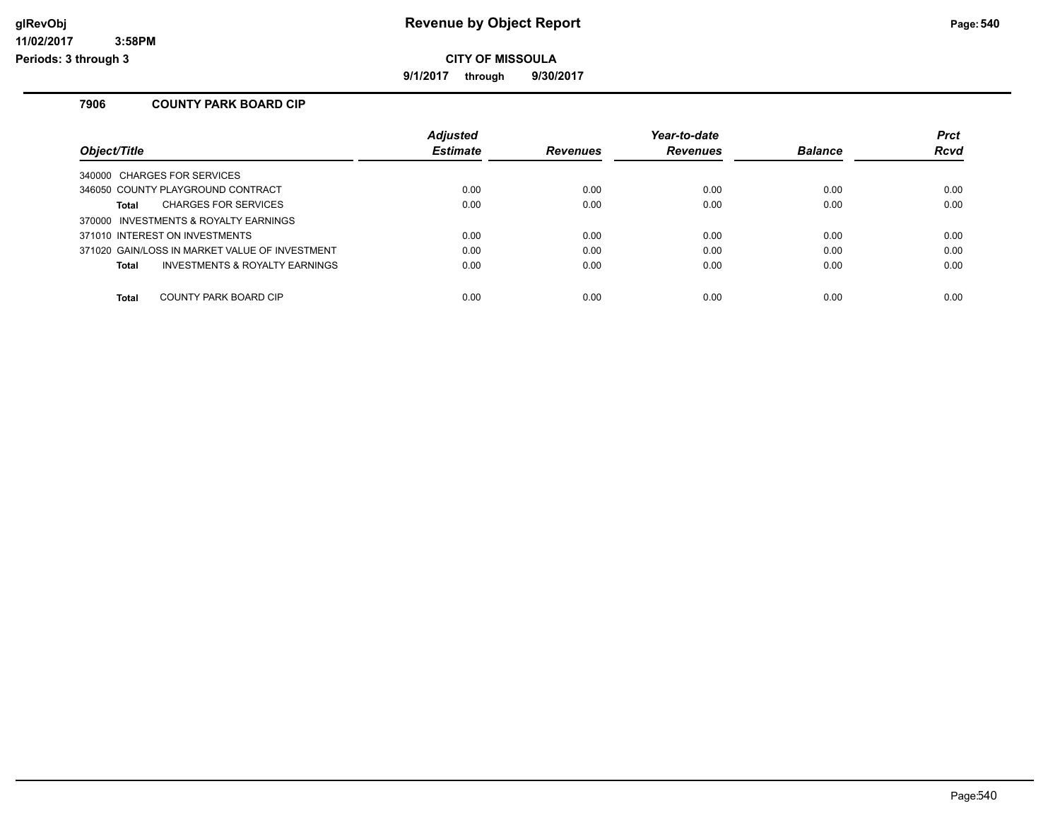# Revenue by Object Report

**CITY OF MISSOULA**

**9/1/2017 through 9/30/2017**

glRevObj
11/02/2017 3:58PM
Periods: 3 through 3

## 7906 COUNTY PARK BOARD CIP

| Object/Title | Adjusted Estimate | Revenues | Year-to-date Revenues | Balance | Prct Rcvd |
|---|---|---|---|---|---|
| 340000 CHARGES FOR SERVICES | | | | | |
| 346050 COUNTY PLAYGROUND CONTRACT | 0.00 | 0.00 | 0.00 | 0.00 | 0.00 |
| **Total** CHARGES FOR SERVICES | 0.00 | 0.00 | 0.00 | 0.00 | 0.00 |
| 370000 INVESTMENTS & ROYALTY EARNINGS | | | | | |
| 371010 INTEREST ON INVESTMENTS | 0.00 | 0.00 | 0.00 | 0.00 | 0.00 |
| 371020 GAIN/LOSS IN MARKET VALUE OF INVESTMENT | 0.00 | 0.00 | 0.00 | 0.00 | 0.00 |
| **Total** INVESTMENTS & ROYALTY EARNINGS | 0.00 | 0.00 | 0.00 | 0.00 | 0.00 |
| **Total** COUNTY PARK BOARD CIP | 0.00 | 0.00 | 0.00 | 0.00 | 0.00 |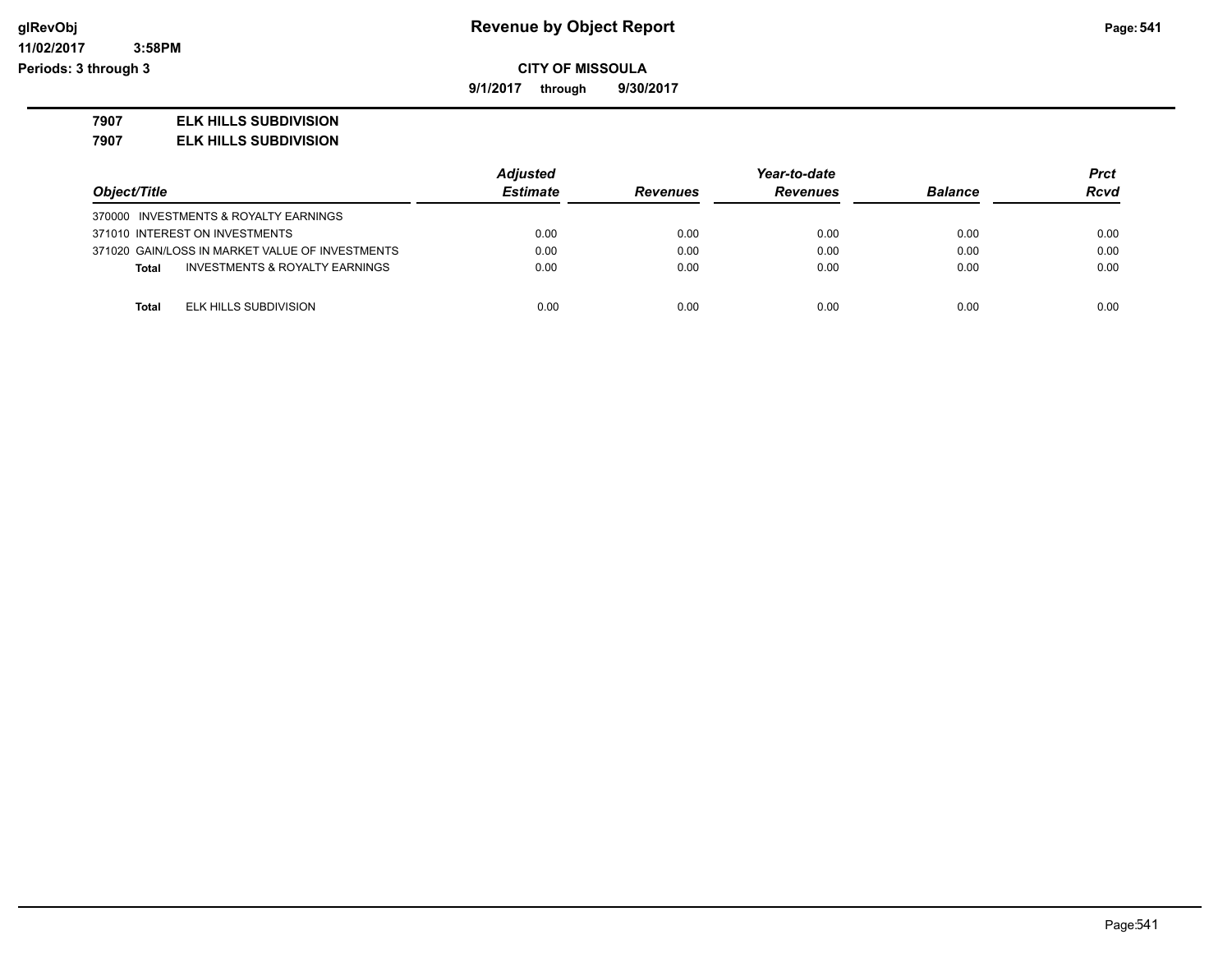# Revenue by Object Report

**CITY OF MISSOULA**

**9/1/2017 through 9/30/2017**

glRevObj
11/02/2017 3:58PM
Periods: 3 through 3

**7907 ELK HILLS SUBDIVISION**

**7907 ELK HILLS SUBDIVISION**

| Object/Title | Adjusted Estimate | Revenues | Year-to-date Revenues | Balance | Prct Rcvd |
|---|---|---|---|---|---|
| 370000 INVESTMENTS & ROYALTY EARNINGS | | | | | |
| 371010 INTEREST ON INVESTMENTS | 0.00 | 0.00 | 0.00 | 0.00 | 0.00 |
| 371020 GAIN/LOSS IN MARKET VALUE OF INVESTMENTS | 0.00 | 0.00 | 0.00 | 0.00 | 0.00 |
| **Total** INVESTMENTS & ROYALTY EARNINGS | 0.00 | 0.00 | 0.00 | 0.00 | 0.00 |
| **Total** ELK HILLS SUBDIVISION | 0.00 | 0.00 | 0.00 | 0.00 | 0.00 |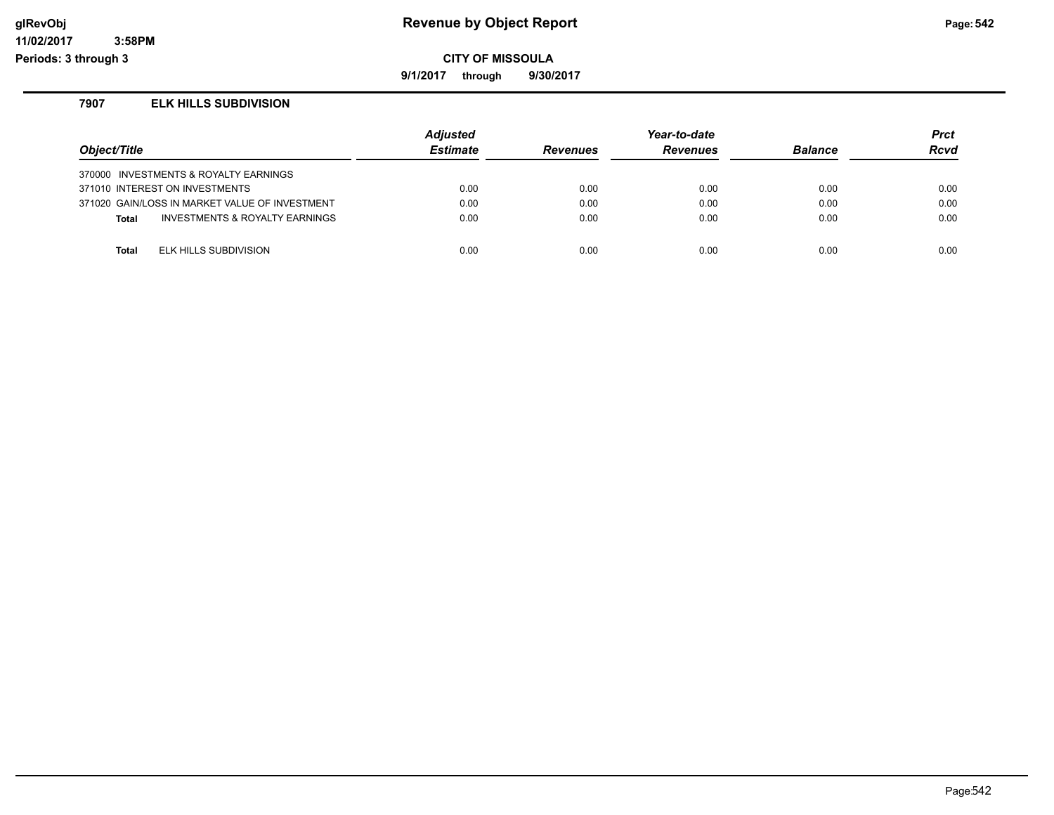**Revenue by Object Report**

**CITY OF MISSOULA**

**9/1/2017 through 9/30/2017**

**glRevObj**
**11/02/2017 3:58PM**
**Periods: 3 through 3**

## 7907 ELK HILLS SUBDIVISION

| Object/Title | Adjusted Estimate | Revenues | Year-to-date Revenues | Balance | Prct Rcvd |
|---|---|---|---|---|---|
| 370000 INVESTMENTS & ROYALTY EARNINGS | | | | | |
| 371010 INTEREST ON INVESTMENTS | 0.00 | 0.00 | 0.00 | 0.00 | 0.00 |
| 371020 GAIN/LOSS IN MARKET VALUE OF INVESTMENT | 0.00 | 0.00 | 0.00 | 0.00 | 0.00 |
| **Total** INVESTMENTS & ROYALTY EARNINGS | 0.00 | 0.00 | 0.00 | 0.00 | 0.00 |
| **Total** ELK HILLS SUBDIVISION | 0.00 | 0.00 | 0.00 | 0.00 | 0.00 |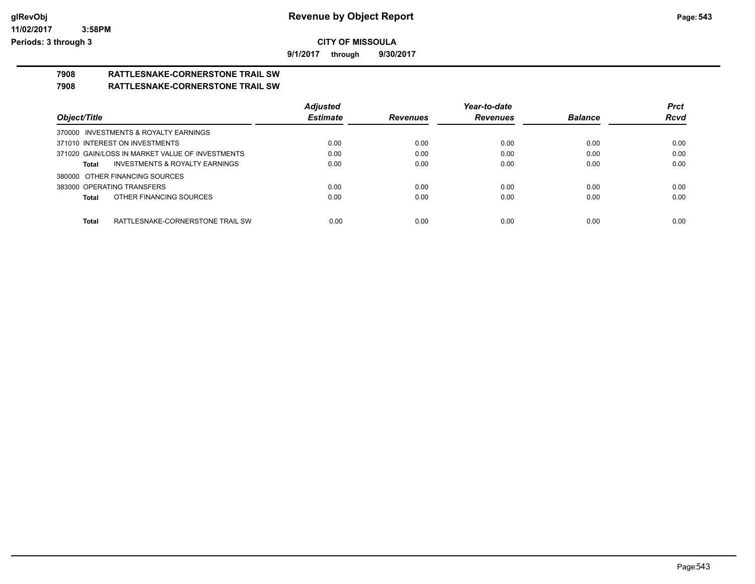# Revenue by Object Report

**CITY OF MISSOULA**

**9/1/2017 through 9/30/2017**

glRevObj
11/02/2017 3:58PM
Periods: 3 through 3

## 7908 RATTLESNAKE-CORNERSTONE TRAIL SW

### 7908 RATTLESNAKE-CORNERSTONE TRAIL SW

| Object/Title | Adjusted Estimate | Revenues | Year-to-date Revenues | Balance | Prct Rcvd |
|---|---|---|---|---|---|
| 370000 INVESTMENTS & ROYALTY EARNINGS | | | | | |
| 371010 INTEREST ON INVESTMENTS | 0.00 | 0.00 | 0.00 | 0.00 | 0.00 |
| 371020 GAIN/LOSS IN MARKET VALUE OF INVESTMENTS | 0.00 | 0.00 | 0.00 | 0.00 | 0.00 |
| **Total** INVESTMENTS & ROYALTY EARNINGS | 0.00 | 0.00 | 0.00 | 0.00 | 0.00 |
| 380000 OTHER FINANCING SOURCES | | | | | |
| 383000 OPERATING TRANSFERS | 0.00 | 0.00 | 0.00 | 0.00 | 0.00 |
| **Total** OTHER FINANCING SOURCES | 0.00 | 0.00 | 0.00 | 0.00 | 0.00 |
| **Total** RATTLESNAKE-CORNERSTONE TRAIL SW | 0.00 | 0.00 | 0.00 | 0.00 | 0.00 |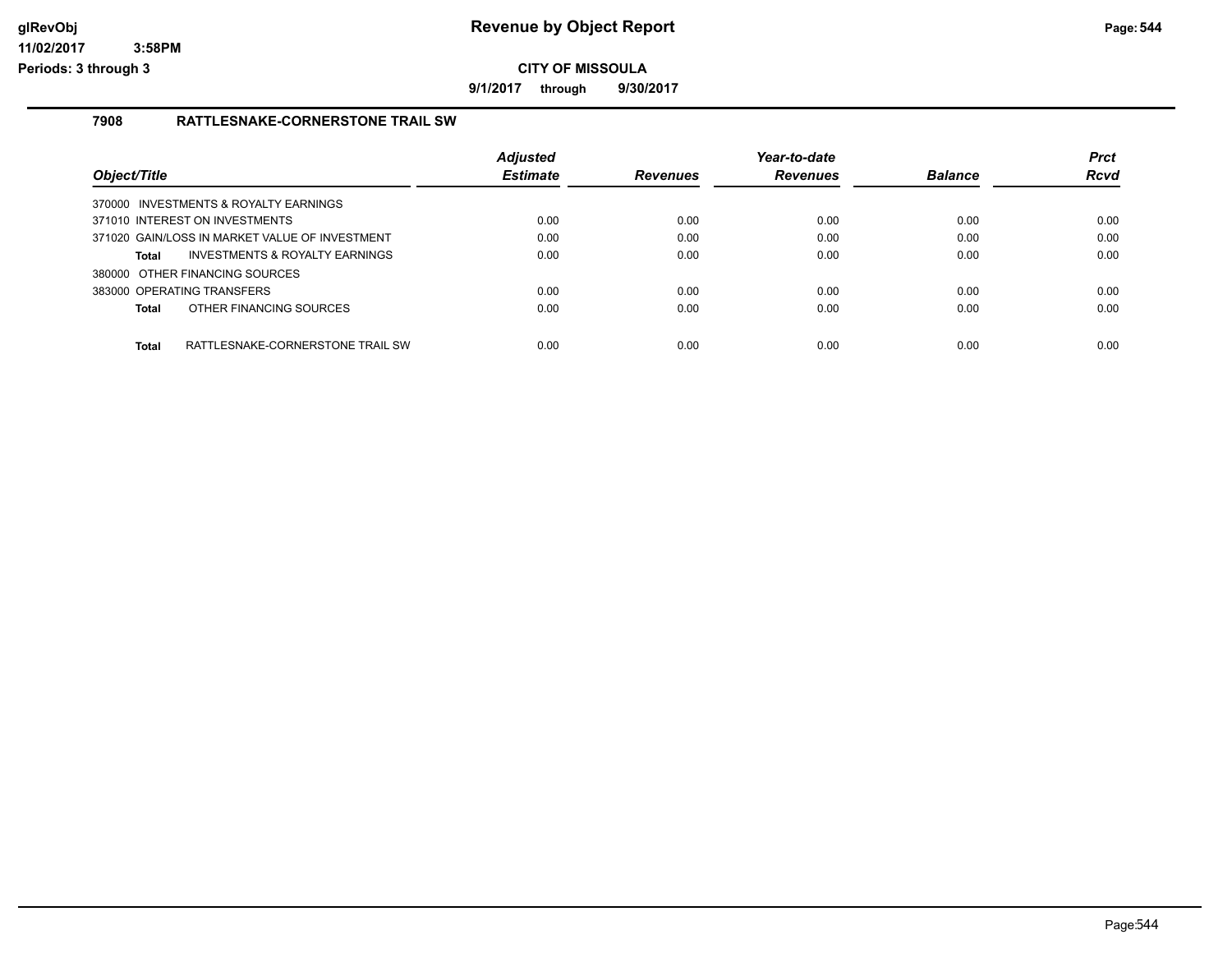# Revenue by Object Report

**CITY OF MISSOULA**

**9/1/2017 through 9/30/2017**

glRevObj
11/02/2017 3:58PM
Periods: 3 through 3

## 7908 RATTLESNAKE-CORNERSTONE TRAIL SW

| Object/Title | Adjusted Estimate | Revenues | Year-to-date Revenues | Balance | Prct Rcvd |
|---|---|---|---|---|---|
| 370000 INVESTMENTS & ROYALTY EARNINGS | | | | | |
| 371010 INTEREST ON INVESTMENTS | 0.00 | 0.00 | 0.00 | 0.00 | 0.00 |
| 371020 GAIN/LOSS IN MARKET VALUE OF INVESTMENT | 0.00 | 0.00 | 0.00 | 0.00 | 0.00 |
| **Total** INVESTMENTS & ROYALTY EARNINGS | 0.00 | 0.00 | 0.00 | 0.00 | 0.00 |
| 380000 OTHER FINANCING SOURCES | | | | | |
| 383000 OPERATING TRANSFERS | 0.00 | 0.00 | 0.00 | 0.00 | 0.00 |
| **Total** OTHER FINANCING SOURCES | 0.00 | 0.00 | 0.00 | 0.00 | 0.00 |
| **Total** RATTLESNAKE-CORNERSTONE TRAIL SW | 0.00 | 0.00 | 0.00 | 0.00 | 0.00 |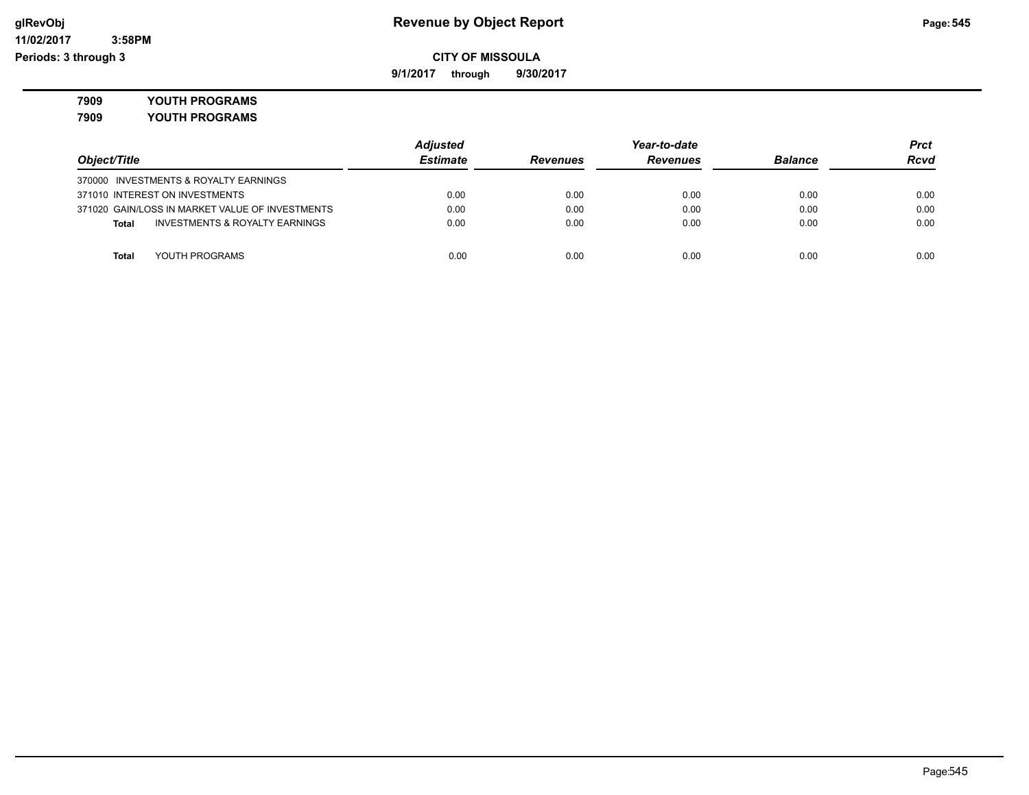# Revenue by Object Report

**CITY OF MISSOULA**

**9/1/2017 through 9/30/2017**

glRevObj
11/02/2017 3:58PM
Periods: 3 through 3

**7909 YOUTH PROGRAMS**

**7909 YOUTH PROGRAMS**

| Object/Title | Adjusted Estimate | Revenues | Year-to-date Revenues | Balance | Prct Rcvd |
|---|---|---|---|---|---|
| 370000 INVESTMENTS & ROYALTY EARNINGS | | | | | |
| 371010 INTEREST ON INVESTMENTS | 0.00 | 0.00 | 0.00 | 0.00 | 0.00 |
| 371020 GAIN/LOSS IN MARKET VALUE OF INVESTMENTS | 0.00 | 0.00 | 0.00 | 0.00 | 0.00 |
| **Total** INVESTMENTS & ROYALTY EARNINGS | 0.00 | 0.00 | 0.00 | 0.00 | 0.00 |
| **Total** YOUTH PROGRAMS | 0.00 | 0.00 | 0.00 | 0.00 | 0.00 |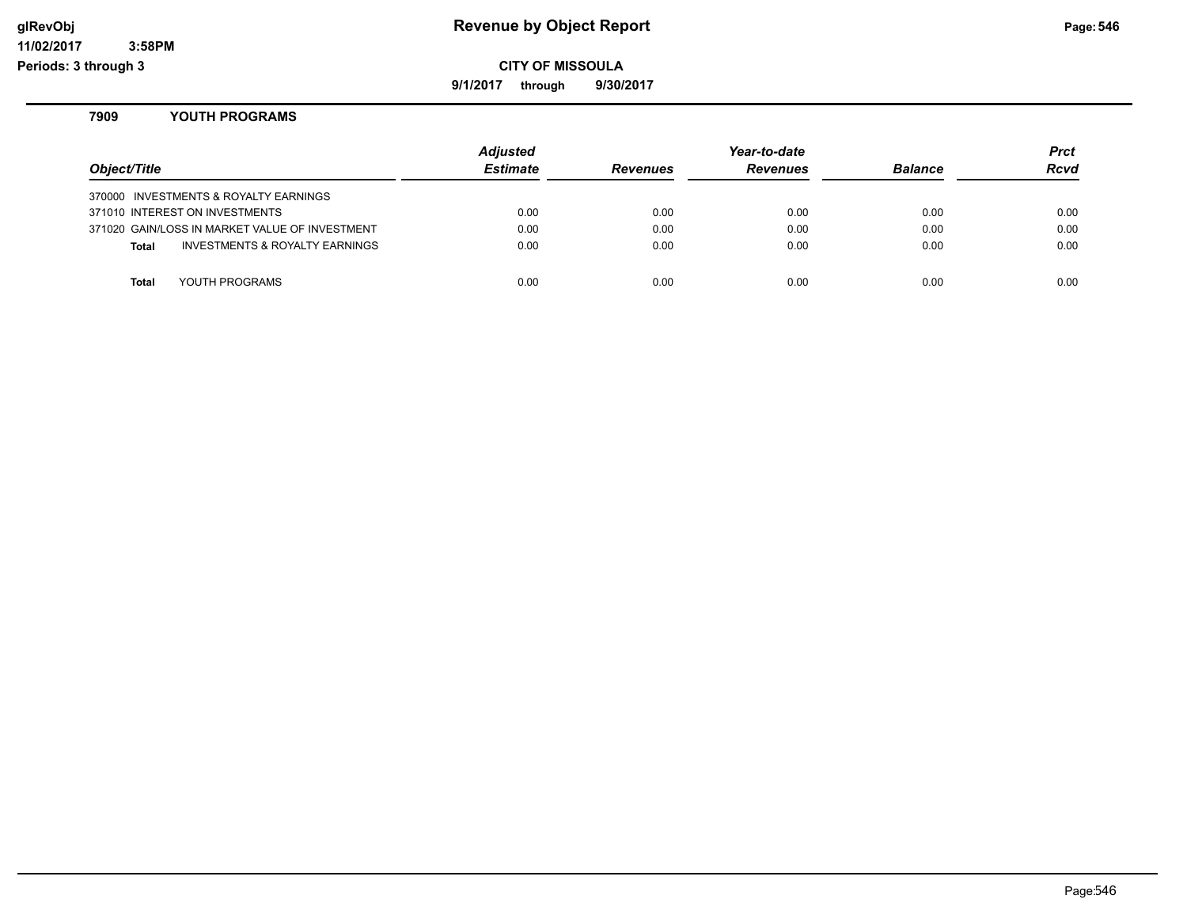# Revenue by Object Report

**CITY OF MISSOULA**

**9/1/2017 through 9/30/2017**

glRevObj
11/02/2017 3:58PM
Periods: 3 through 3

## 7909 YOUTH PROGRAMS

| Object/Title | Adjusted Estimate | Revenues | Year-to-date Revenues | Balance | Prct Rcvd |
|---|---|---|---|---|---|
| 370000 INVESTMENTS & ROYALTY EARNINGS | | | | | |
| 371010 INTEREST ON INVESTMENTS | 0.00 | 0.00 | 0.00 | 0.00 | 0.00 |
| 371020 GAIN/LOSS IN MARKET VALUE OF INVESTMENT | 0.00 | 0.00 | 0.00 | 0.00 | 0.00 |
| **Total** INVESTMENTS & ROYALTY EARNINGS | 0.00 | 0.00 | 0.00 | 0.00 | 0.00 |
| **Total** YOUTH PROGRAMS | 0.00 | 0.00 | 0.00 | 0.00 | 0.00 |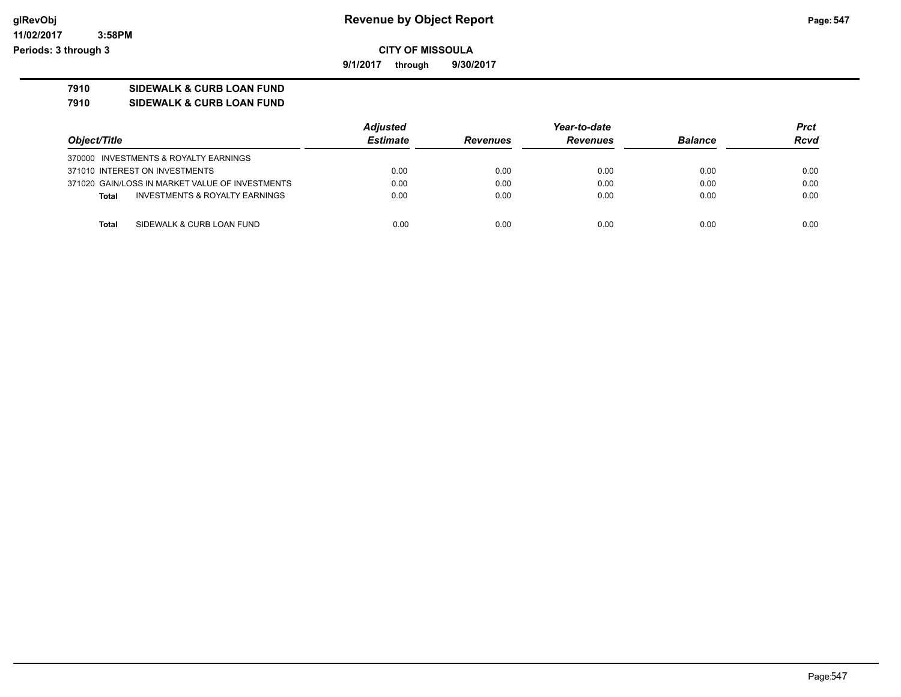**CITY OF MISSOULA**

**9/1/2017 through 9/30/2017**

**7910 SIDEWALK & CURB LOAN FUND**

**7910 SIDEWALK & CURB LOAN FUND**

| Object/Title | Adjusted Estimate | Revenues | Year-to-date Revenues | Balance | Prct Rcvd |
|---|---|---|---|---|---|
| 370000 INVESTMENTS & ROYALTY EARNINGS | | | | | |
| 371010 INTEREST ON INVESTMENTS | 0.00 | 0.00 | 0.00 | 0.00 | 0.00 |
| 371020 GAIN/LOSS IN MARKET VALUE OF INVESTMENTS | 0.00 | 0.00 | 0.00 | 0.00 | 0.00 |
| **Total** INVESTMENTS & ROYALTY EARNINGS | 0.00 | 0.00 | 0.00 | 0.00 | 0.00 |
| **Total** SIDEWALK & CURB LOAN FUND | 0.00 | 0.00 | 0.00 | 0.00 | 0.00 |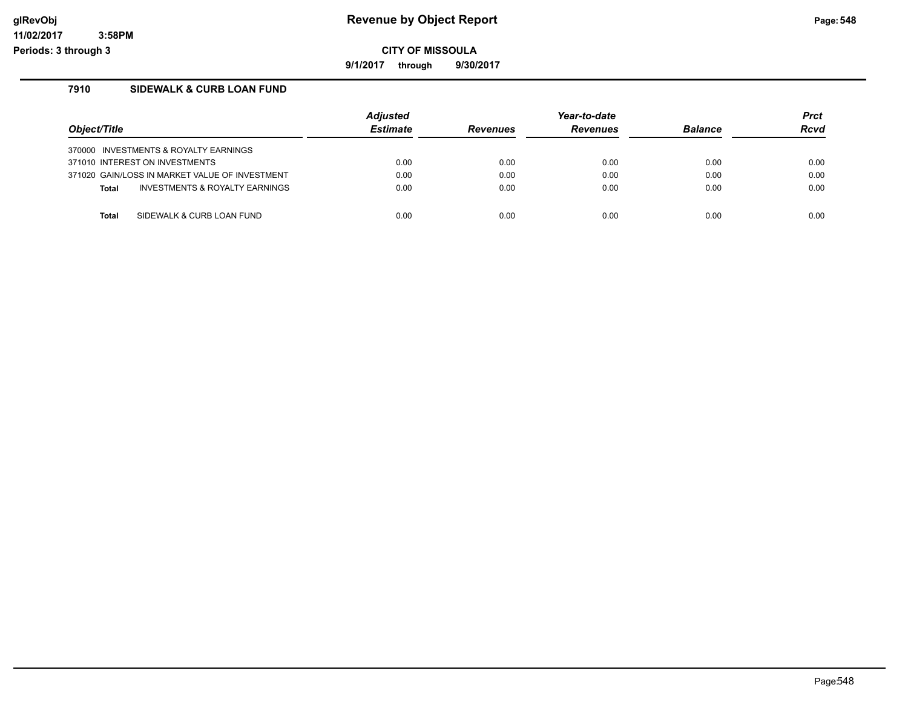**Revenue by Object Report**

**CITY OF MISSOULA**

**9/1/2017 through 9/30/2017**

**glRevObj**
**11/02/2017 3:58PM**
**Periods: 3 through 3**

## 7910 SIDEWALK & CURB LOAN FUND

| Object/Title | Adjusted Estimate | Revenues | Year-to-date Revenues | Balance | Prct Rcvd |
|---|---|---|---|---|---|
| 370000 INVESTMENTS & ROYALTY EARNINGS | | | | | |
| 371010 INTEREST ON INVESTMENTS | 0.00 | 0.00 | 0.00 | 0.00 | 0.00 |
| 371020 GAIN/LOSS IN MARKET VALUE OF INVESTMENT | 0.00 | 0.00 | 0.00 | 0.00 | 0.00 |
| **Total** INVESTMENTS & ROYALTY EARNINGS | 0.00 | 0.00 | 0.00 | 0.00 | 0.00 |
| **Total** SIDEWALK & CURB LOAN FUND | 0.00 | 0.00 | 0.00 | 0.00 | 0.00 |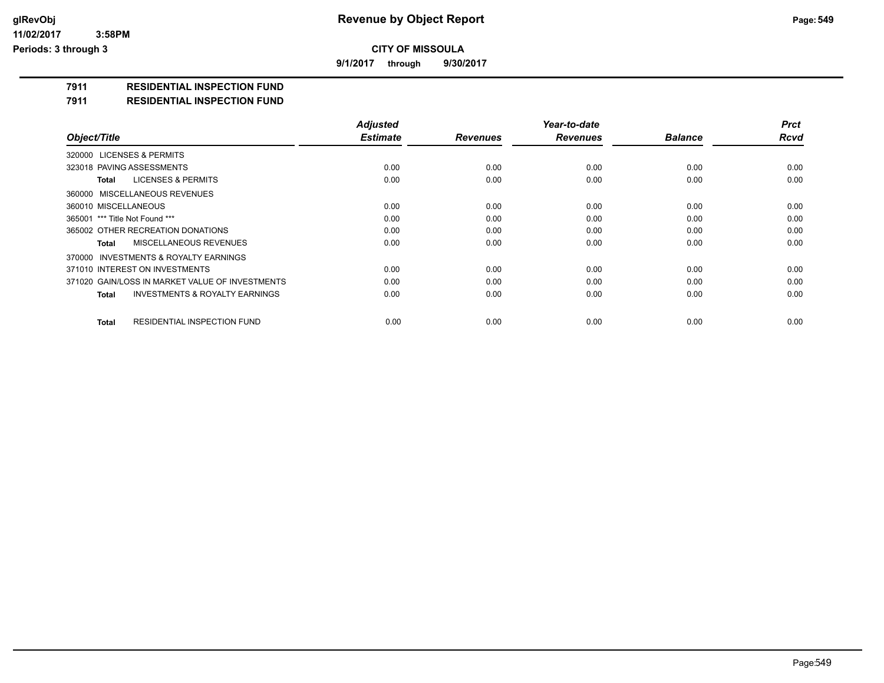# Revenue by Object Report

**CITY OF MISSOULA**

**9/1/2017 through 9/30/2017**

glRevObj
11/02/2017 3:58PM
Periods: 3 through 3

## 7911 RESIDENTIAL INSPECTION FUND
## 7911 RESIDENTIAL INSPECTION FUND

| Object/Title | Adjusted Estimate | Revenues | Year-to-date Revenues | Balance | Prct Rcvd |
|---|---|---|---|---|---|
| 320000 LICENSES & PERMITS | | | | | |
| 323018 PAVING ASSESSMENTS | 0.00 | 0.00 | 0.00 | 0.00 | 0.00 |
| **Total** LICENSES & PERMITS | 0.00 | 0.00 | 0.00 | 0.00 | 0.00 |
| 360000 MISCELLANEOUS REVENUES | | | | | |
| 360010 MISCELLANEOUS | 0.00 | 0.00 | 0.00 | 0.00 | 0.00 |
| 365001 *** Title Not Found *** | 0.00 | 0.00 | 0.00 | 0.00 | 0.00 |
| 365002 OTHER RECREATION DONATIONS | 0.00 | 0.00 | 0.00 | 0.00 | 0.00 |
| **Total** MISCELLANEOUS REVENUES | 0.00 | 0.00 | 0.00 | 0.00 | 0.00 |
| 370000 INVESTMENTS & ROYALTY EARNINGS | | | | | |
| 371010 INTEREST ON INVESTMENTS | 0.00 | 0.00 | 0.00 | 0.00 | 0.00 |
| 371020 GAIN/LOSS IN MARKET VALUE OF INVESTMENTS | 0.00 | 0.00 | 0.00 | 0.00 | 0.00 |
| **Total** INVESTMENTS & ROYALTY EARNINGS | 0.00 | 0.00 | 0.00 | 0.00 | 0.00 |
| **Total** RESIDENTIAL INSPECTION FUND | 0.00 | 0.00 | 0.00 | 0.00 | 0.00 |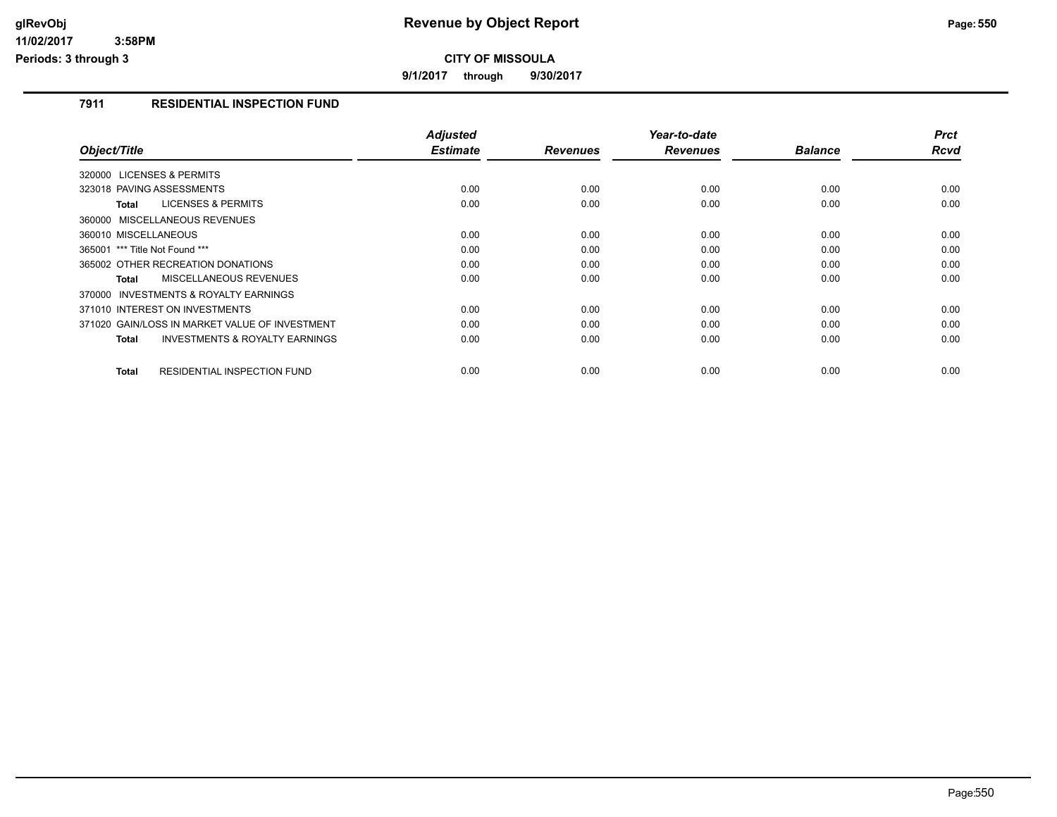# Revenue by Object Report

glRevObj
11/02/2017 3:58PM
Periods: 3 through 3

**CITY OF MISSOULA**

**9/1/2017 through 9/30/2017**

## 7911 RESIDENTIAL INSPECTION FUND

| Object/Title | Adjusted Estimate | Revenues | Year-to-date Revenues | Balance | Prct Rcvd |
|---|---|---|---|---|---|
| 320000 LICENSES & PERMITS | | | | | |
| 323018 PAVING ASSESSMENTS | 0.00 | 0.00 | 0.00 | 0.00 | 0.00 |
| **Total** LICENSES & PERMITS | 0.00 | 0.00 | 0.00 | 0.00 | 0.00 |
| 360000 MISCELLANEOUS REVENUES | | | | | |
| 360010 MISCELLANEOUS | 0.00 | 0.00 | 0.00 | 0.00 | 0.00 |
| 365001 *** Title Not Found *** | 0.00 | 0.00 | 0.00 | 0.00 | 0.00 |
| 365002 OTHER RECREATION DONATIONS | 0.00 | 0.00 | 0.00 | 0.00 | 0.00 |
| **Total** MISCELLANEOUS REVENUES | 0.00 | 0.00 | 0.00 | 0.00 | 0.00 |
| 370000 INVESTMENTS & ROYALTY EARNINGS | | | | | |
| 371010 INTEREST ON INVESTMENTS | 0.00 | 0.00 | 0.00 | 0.00 | 0.00 |
| 371020 GAIN/LOSS IN MARKET VALUE OF INVESTMENT | 0.00 | 0.00 | 0.00 | 0.00 | 0.00 |
| **Total** INVESTMENTS & ROYALTY EARNINGS | 0.00 | 0.00 | 0.00 | 0.00 | 0.00 |
| **Total** RESIDENTIAL INSPECTION FUND | 0.00 | 0.00 | 0.00 | 0.00 | 0.00 |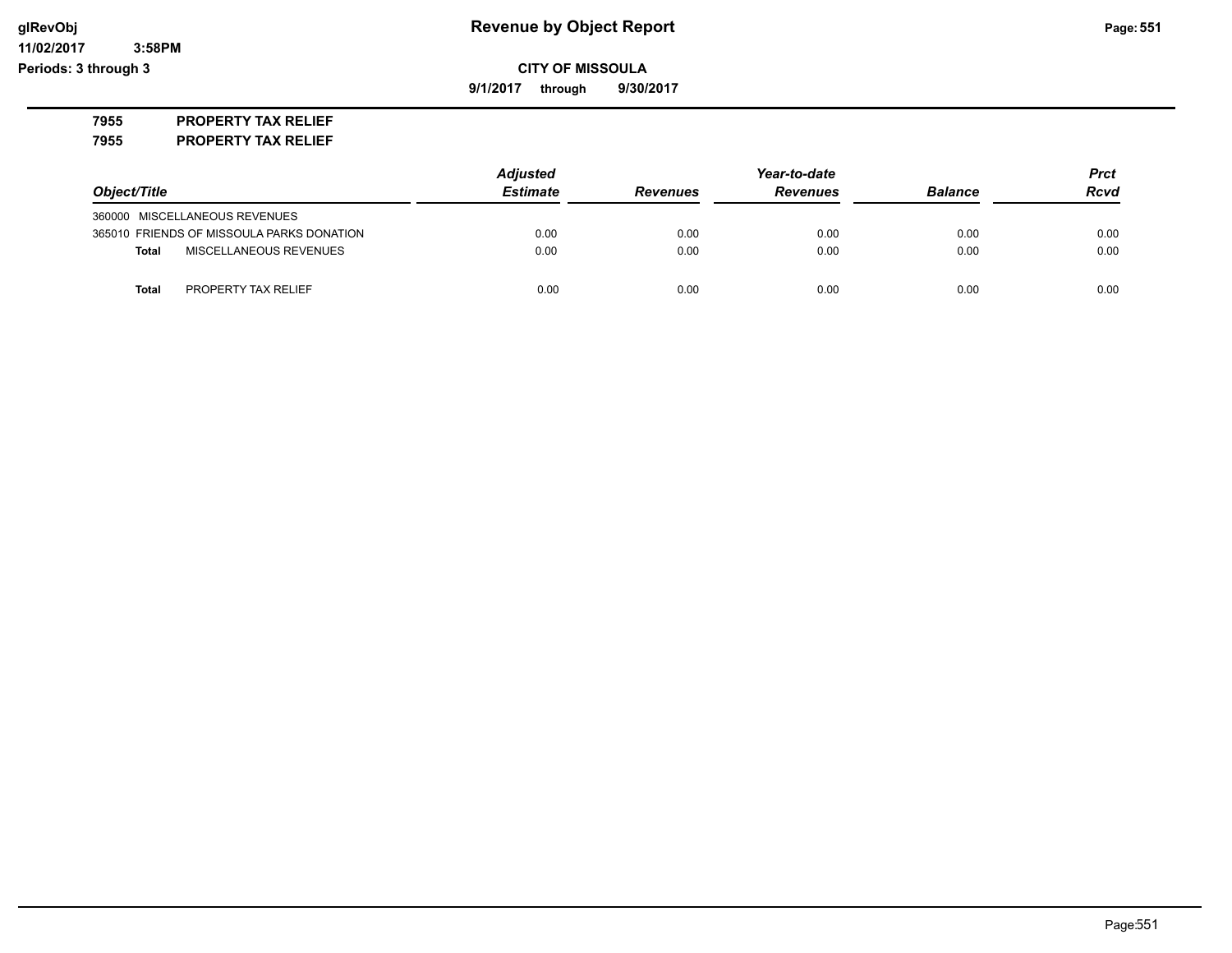# Revenue by Object Report

**CITY OF MISSOULA**

**9/1/2017 through 9/30/2017**

**7955 PROPERTY TAX RELIEF**

**7955 PROPERTY TAX RELIEF**

| Object/Title | Adjusted Estimate | Revenues | Year-to-date Revenues | Balance | Prct Rcvd |
|---|---|---|---|---|---|
| 360000 MISCELLANEOUS REVENUES | | | | | |
| 365010 FRIENDS OF MISSOULA PARKS DONATION | 0.00 | 0.00 | 0.00 | 0.00 | 0.00 |
| **Total** MISCELLANEOUS REVENUES | 0.00 | 0.00 | 0.00 | 0.00 | 0.00 |
| **Total** PROPERTY TAX RELIEF | 0.00 | 0.00 | 0.00 | 0.00 | 0.00 |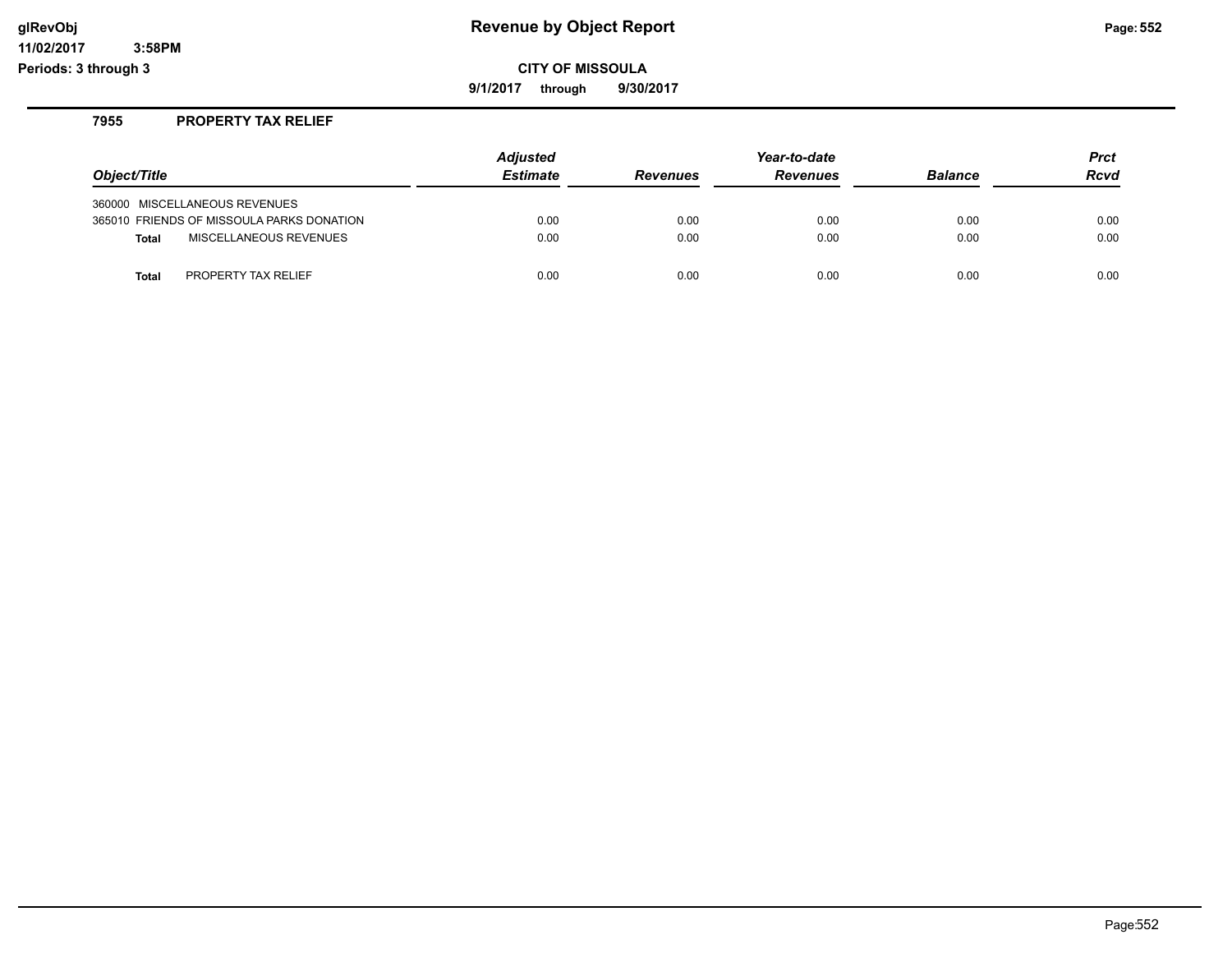# Revenue by Object Report

glRevObj
11/02/2017 3:58PM
Periods: 3 through 3

**CITY OF MISSOULA**

**9/1/2017 through 9/30/2017**

## 7955 PROPERTY TAX RELIEF

| Object/Title | Adjusted Estimate | Revenues | Year-to-date Revenues | Balance | Prct Rcvd |
|---|---|---|---|---|---|
| 360000 MISCELLANEOUS REVENUES | | | | | |
| 365010 FRIENDS OF MISSOULA PARKS DONATION | 0.00 | 0.00 | 0.00 | 0.00 | 0.00 |
| **Total** MISCELLANEOUS REVENUES | 0.00 | 0.00 | 0.00 | 0.00 | 0.00 |
| **Total** PROPERTY TAX RELIEF | 0.00 | 0.00 | 0.00 | 0.00 | 0.00 |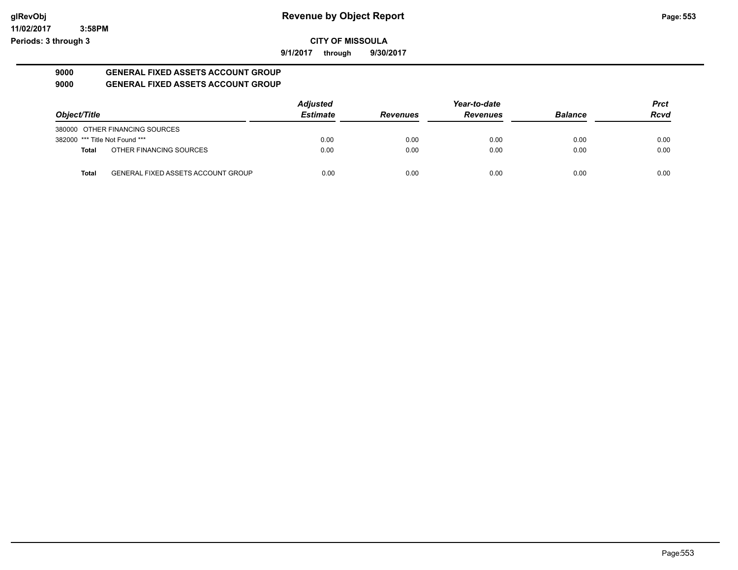# Revenue by Object Report

glRevObj
11/02/2017 3:58PM
Periods: 3 through 3

**CITY OF MISSOULA**

**9/1/2017 through 9/30/2017**

## 9000 GENERAL FIXED ASSETS ACCOUNT GROUP
## 9000 GENERAL FIXED ASSETS ACCOUNT GROUP

| Object/Title | Adjusted Estimate | Revenues | Year-to-date Revenues | Balance | Prct Rcvd |
|---|---|---|---|---|---|
| 380000 OTHER FINANCING SOURCES | | | | | |
| 382000 *** Title Not Found *** | 0.00 | 0.00 | 0.00 | 0.00 | 0.00 |
| **Total** OTHER FINANCING SOURCES | 0.00 | 0.00 | 0.00 | 0.00 | 0.00 |
| **Total** GENERAL FIXED ASSETS ACCOUNT GROUP | 0.00 | 0.00 | 0.00 | 0.00 | 0.00 |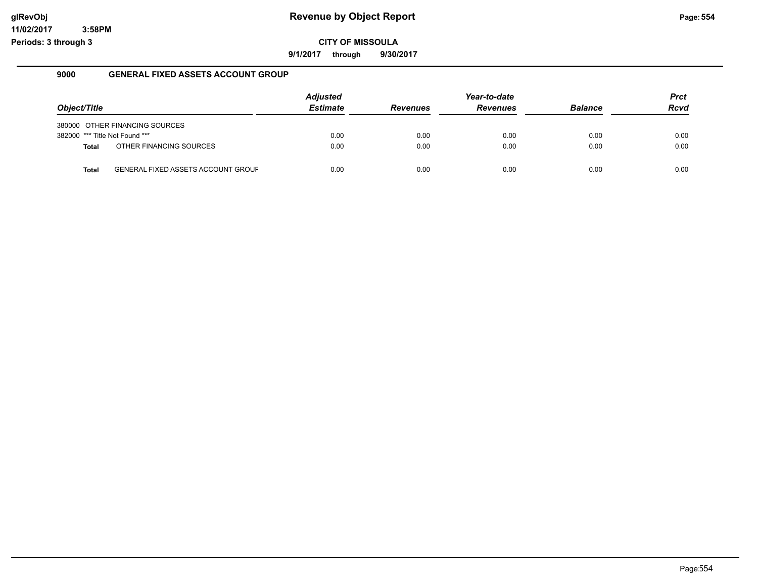# Revenue by Object Report

glRevObj
11/02/2017 3:58PM
Periods: 3 through 3

**CITY OF MISSOULA**

**9/1/2017 through 9/30/2017**

## 9000 GENERAL FIXED ASSETS ACCOUNT GROUP

| Object/Title | Adjusted Estimate | Revenues | Year-to-date Revenues | Balance | Prct Rcvd |
|---|---|---|---|---|---|
| 380000 OTHER FINANCING SOURCES | | | | | |
| 382000 *** Title Not Found *** | 0.00 | 0.00 | 0.00 | 0.00 | 0.00 |
| **Total** OTHER FINANCING SOURCES | 0.00 | 0.00 | 0.00 | 0.00 | 0.00 |
| **Total** GENERAL FIXED ASSETS ACCOUNT GROUF | 0.00 | 0.00 | 0.00 | 0.00 | 0.00 |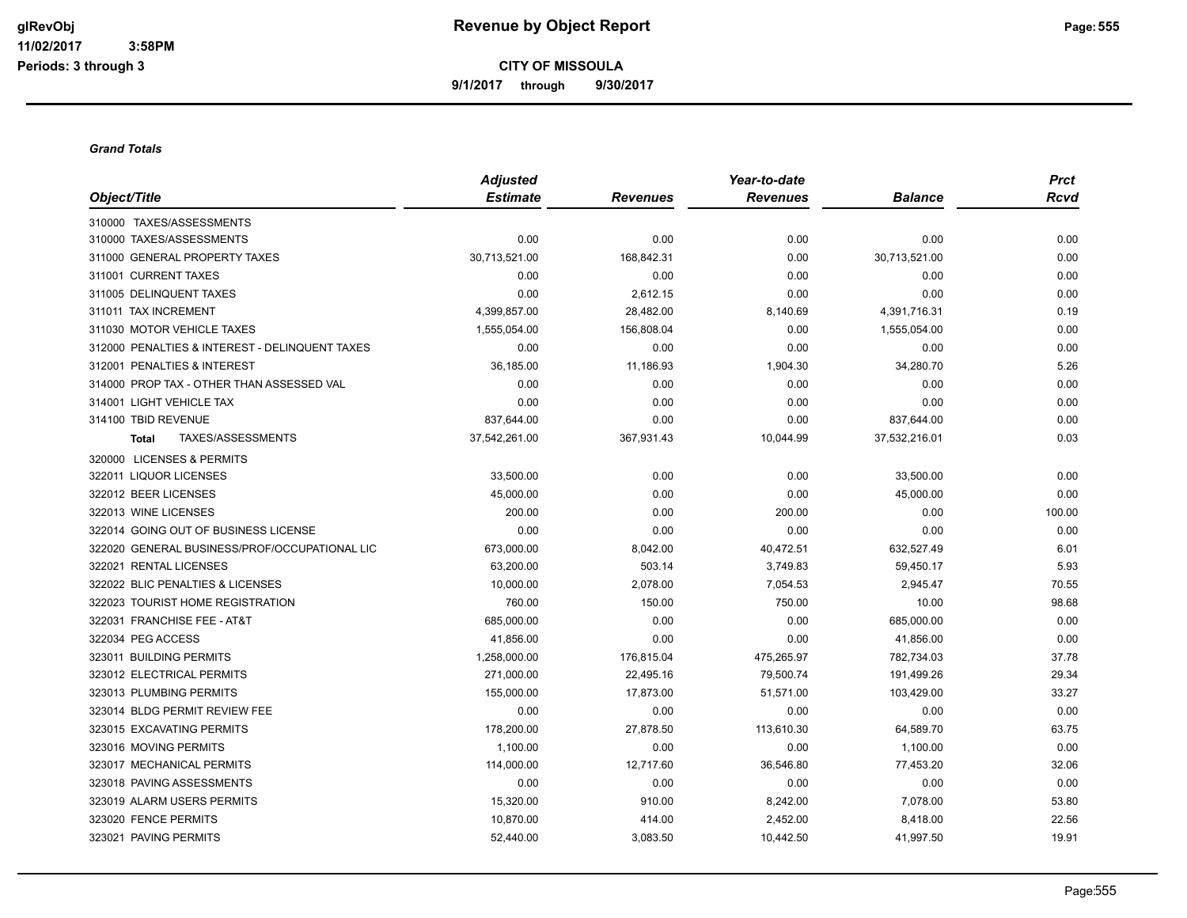**Revenue by Object Report**

**CITY OF MISSOULA**

**9/1/2017 through 9/30/2017**

glRevObj
11/02/2017 3:58PM
Periods: 3 through 3

***Grand Totals***

| Object/Title | Adjusted Estimate | Revenues | Year-to-date Revenues | Balance | Prct Rcvd |
|---|---|---|---|---|---|
| 310000 TAXES/ASSESSMENTS | | | | | |
| 310000 TAXES/ASSESSMENTS | 0.00 | 0.00 | 0.00 | 0.00 | 0.00 |
| 311000 GENERAL PROPERTY TAXES | 30,713,521.00 | 168,842.31 | 0.00 | 30,713,521.00 | 0.00 |
| 311001 CURRENT TAXES | 0.00 | 0.00 | 0.00 | 0.00 | 0.00 |
| 311005 DELINQUENT TAXES | 0.00 | 2,612.15 | 0.00 | 0.00 | 0.00 |
| 311011 TAX INCREMENT | 4,399,857.00 | 28,482.00 | 8,140.69 | 4,391,716.31 | 0.19 |
| 311030 MOTOR VEHICLE TAXES | 1,555,054.00 | 156,808.04 | 0.00 | 1,555,054.00 | 0.00 |
| 312000 PENALTIES & INTEREST - DELINQUENT TAXES | 0.00 | 0.00 | 0.00 | 0.00 | 0.00 |
| 312001 PENALTIES & INTEREST | 36,185.00 | 11,186.93 | 1,904.30 | 34,280.70 | 5.26 |
| 314000 PROP TAX - OTHER THAN ASSESSED VAL | 0.00 | 0.00 | 0.00 | 0.00 | 0.00 |
| 314001 LIGHT VEHICLE TAX | 0.00 | 0.00 | 0.00 | 0.00 | 0.00 |
| 314100 TBID REVENUE | 837,644.00 | 0.00 | 0.00 | 837,644.00 | 0.00 |
| **Total** TAXES/ASSESSMENTS | 37,542,261.00 | 367,931.43 | 10,044.99 | 37,532,216.01 | 0.03 |
| 320000 LICENSES & PERMITS | | | | | |
| 322011 LIQUOR LICENSES | 33,500.00 | 0.00 | 0.00 | 33,500.00 | 0.00 |
| 322012 BEER LICENSES | 45,000.00 | 0.00 | 0.00 | 45,000.00 | 0.00 |
| 322013 WINE LICENSES | 200.00 | 0.00 | 200.00 | 0.00 | 100.00 |
| 322014 GOING OUT OF BUSINESS LICENSE | 0.00 | 0.00 | 0.00 | 0.00 | 0.00 |
| 322020 GENERAL BUSINESS/PROF/OCCUPATIONAL LIC | 673,000.00 | 8,042.00 | 40,472.51 | 632,527.49 | 6.01 |
| 322021 RENTAL LICENSES | 63,200.00 | 503.14 | 3,749.83 | 59,450.17 | 5.93 |
| 322022 BLIC PENALTIES & LICENSES | 10,000.00 | 2,078.00 | 7,054.53 | 2,945.47 | 70.55 |
| 322023 TOURIST HOME REGISTRATION | 760.00 | 150.00 | 750.00 | 10.00 | 98.68 |
| 322031 FRANCHISE FEE - AT&T | 685,000.00 | 0.00 | 0.00 | 685,000.00 | 0.00 |
| 322034 PEG ACCESS | 41,856.00 | 0.00 | 0.00 | 41,856.00 | 0.00 |
| 323011 BUILDING PERMITS | 1,258,000.00 | 176,815.04 | 475,265.97 | 782,734.03 | 37.78 |
| 323012 ELECTRICAL PERMITS | 271,000.00 | 22,495.16 | 79,500.74 | 191,499.26 | 29.34 |
| 323013 PLUMBING PERMITS | 155,000.00 | 17,873.00 | 51,571.00 | 103,429.00 | 33.27 |
| 323014 BLDG PERMIT REVIEW FEE | 0.00 | 0.00 | 0.00 | 0.00 | 0.00 |
| 323015 EXCAVATING PERMITS | 178,200.00 | 27,878.50 | 113,610.30 | 64,589.70 | 63.75 |
| 323016 MOVING PERMITS | 1,100.00 | 0.00 | 0.00 | 1,100.00 | 0.00 |
| 323017 MECHANICAL PERMITS | 114,000.00 | 12,717.60 | 36,546.80 | 77,453.20 | 32.06 |
| 323018 PAVING ASSESSMENTS | 0.00 | 0.00 | 0.00 | 0.00 | 0.00 |
| 323019 ALARM USERS PERMITS | 15,320.00 | 910.00 | 8,242.00 | 7,078.00 | 53.80 |
| 323020 FENCE PERMITS | 10,870.00 | 414.00 | 2,452.00 | 8,418.00 | 22.56 |
| 323021 PAVING PERMITS | 52,440.00 | 3,083.50 | 10,442.50 | 41,997.50 | 19.91 |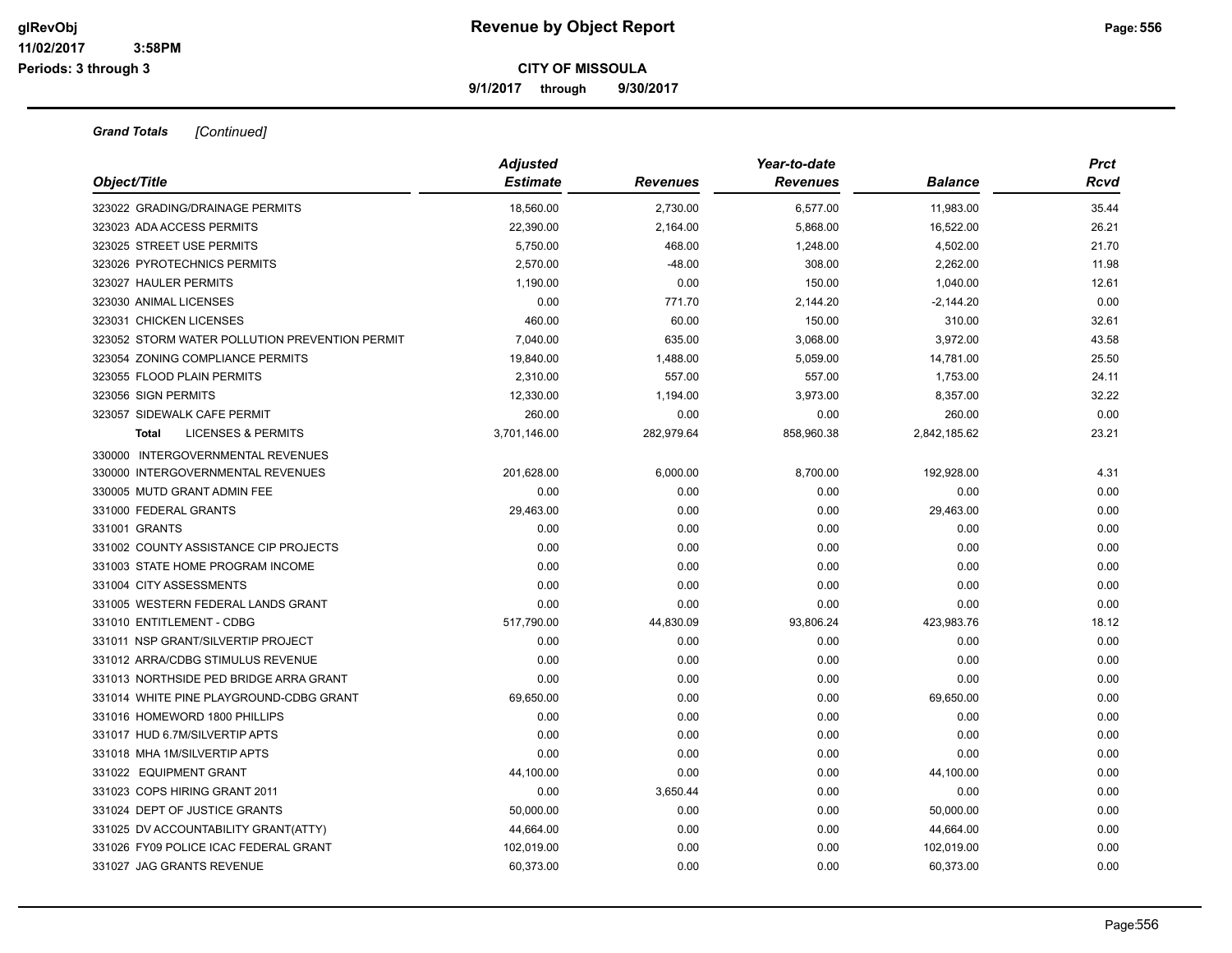**Grand Totals** *[Continued]*

| Object/Title | Adjusted Estimate | Revenues | Year-to-date Revenues | Balance | Prct Rcvd |
|---|---|---|---|---|---|
| 323022 GRADING/DRAINAGE PERMITS | 18,560.00 | 2,730.00 | 6,577.00 | 11,983.00 | 35.44 |
| 323023 ADA ACCESS PERMITS | 22,390.00 | 2,164.00 | 5,868.00 | 16,522.00 | 26.21 |
| 323025 STREET USE PERMITS | 5,750.00 | 468.00 | 1,248.00 | 4,502.00 | 21.70 |
| 323026 PYROTECHNICS PERMITS | 2,570.00 | -48.00 | 308.00 | 2,262.00 | 11.98 |
| 323027 HAULER PERMITS | 1,190.00 | 0.00 | 150.00 | 1,040.00 | 12.61 |
| 323030 ANIMAL LICENSES | 0.00 | 771.70 | 2,144.20 | -2,144.20 | 0.00 |
| 323031 CHICKEN LICENSES | 460.00 | 60.00 | 150.00 | 310.00 | 32.61 |
| 323052 STORM WATER POLLUTION PREVENTION PERMIT | 7,040.00 | 635.00 | 3,068.00 | 3,972.00 | 43.58 |
| 323054 ZONING COMPLIANCE PERMITS | 19,840.00 | 1,488.00 | 5,059.00 | 14,781.00 | 25.50 |
| 323055 FLOOD PLAIN PERMITS | 2,310.00 | 557.00 | 557.00 | 1,753.00 | 24.11 |
| 323056 SIGN PERMITS | 12,330.00 | 1,194.00 | 3,973.00 | 8,357.00 | 32.22 |
| 323057 SIDEWALK CAFE PERMIT | 260.00 | 0.00 | 0.00 | 260.00 | 0.00 |
| **Total** LICENSES & PERMITS | 3,701,146.00 | 282,979.64 | 858,960.38 | 2,842,185.62 | 23.21 |
| 330000 INTERGOVERNMENTAL REVENUES | | | | | |
| 330000 INTERGOVERNMENTAL REVENUES | 201,628.00 | 6,000.00 | 8,700.00 | 192,928.00 | 4.31 |
| 330005 MUTD GRANT ADMIN FEE | 0.00 | 0.00 | 0.00 | 0.00 | 0.00 |
| 331000 FEDERAL GRANTS | 29,463.00 | 0.00 | 0.00 | 29,463.00 | 0.00 |
| 331001 GRANTS | 0.00 | 0.00 | 0.00 | 0.00 | 0.00 |
| 331002 COUNTY ASSISTANCE CIP PROJECTS | 0.00 | 0.00 | 0.00 | 0.00 | 0.00 |
| 331003 STATE HOME PROGRAM INCOME | 0.00 | 0.00 | 0.00 | 0.00 | 0.00 |
| 331004 CITY ASSESSMENTS | 0.00 | 0.00 | 0.00 | 0.00 | 0.00 |
| 331005 WESTERN FEDERAL LANDS GRANT | 0.00 | 0.00 | 0.00 | 0.00 | 0.00 |
| 331010 ENTITLEMENT - CDBG | 517,790.00 | 44,830.09 | 93,806.24 | 423,983.76 | 18.12 |
| 331011 NSP GRANT/SILVERTIP PROJECT | 0.00 | 0.00 | 0.00 | 0.00 | 0.00 |
| 331012 ARRA/CDBG STIMULUS REVENUE | 0.00 | 0.00 | 0.00 | 0.00 | 0.00 |
| 331013 NORTHSIDE PED BRIDGE ARRA GRANT | 0.00 | 0.00 | 0.00 | 0.00 | 0.00 |
| 331014 WHITE PINE PLAYGROUND-CDBG GRANT | 69,650.00 | 0.00 | 0.00 | 69,650.00 | 0.00 |
| 331016 HOMEWORD 1800 PHILLIPS | 0.00 | 0.00 | 0.00 | 0.00 | 0.00 |
| 331017 HUD 6.7M/SILVERTIP APTS | 0.00 | 0.00 | 0.00 | 0.00 | 0.00 |
| 331018 MHA 1M/SILVERTIP APTS | 0.00 | 0.00 | 0.00 | 0.00 | 0.00 |
| 331022 EQUIPMENT GRANT | 44,100.00 | 0.00 | 0.00 | 44,100.00 | 0.00 |
| 331023 COPS HIRING GRANT 2011 | 0.00 | 3,650.44 | 0.00 | 0.00 | 0.00 |
| 331024 DEPT OF JUSTICE GRANTS | 50,000.00 | 0.00 | 0.00 | 50,000.00 | 0.00 |
| 331025 DV ACCOUNTABILITY GRANT(ATTY) | 44,664.00 | 0.00 | 0.00 | 44,664.00 | 0.00 |
| 331026 FY09 POLICE ICAC FEDERAL GRANT | 102,019.00 | 0.00 | 0.00 | 102,019.00 | 0.00 |
| 331027 JAG GRANTS REVENUE | 60,373.00 | 0.00 | 0.00 | 60,373.00 | 0.00 |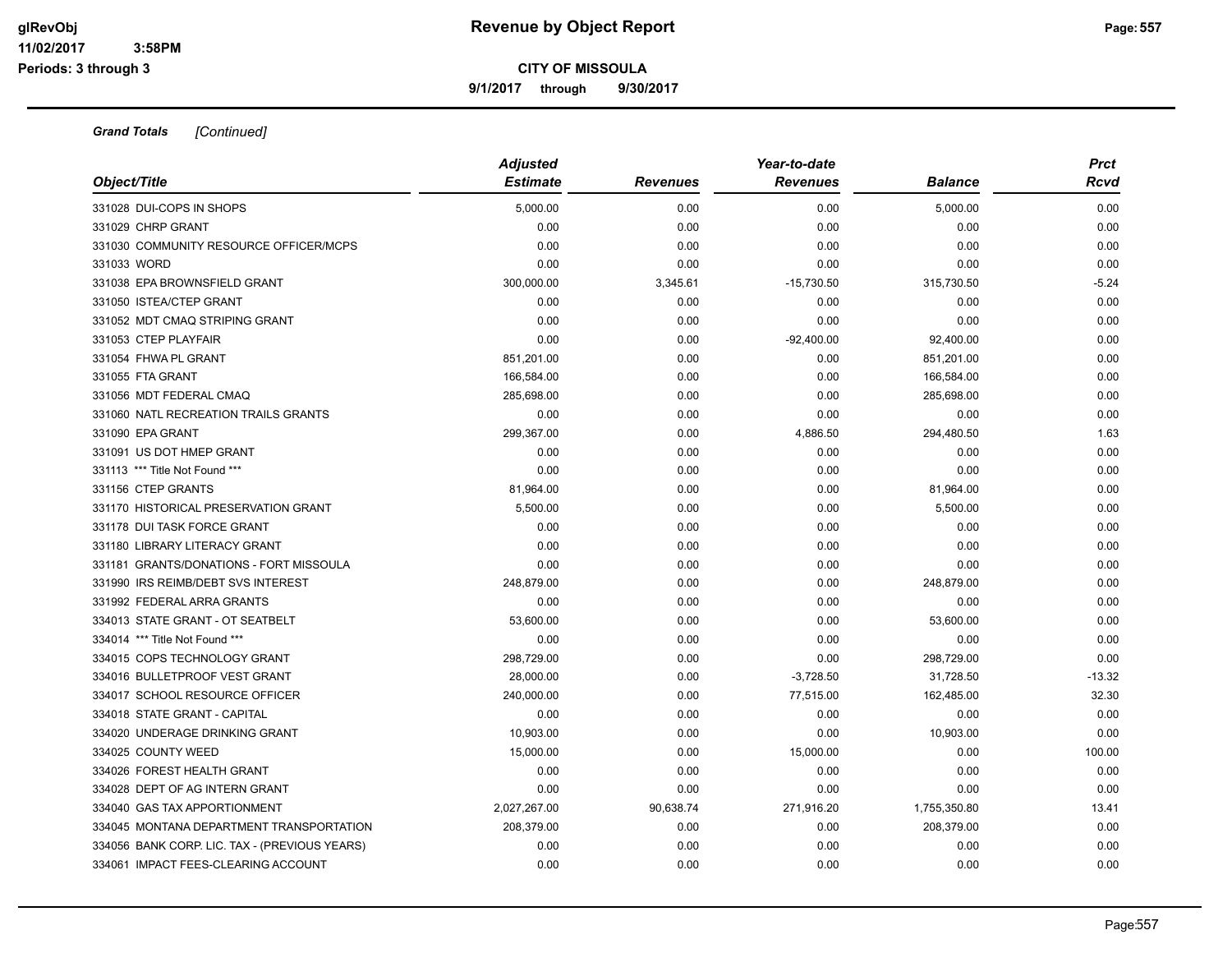**Grand Totals** *[Continued]*

| Object/Title | Adjusted Estimate | Revenues | Year-to-date Revenues | Balance | Prct Rcvd |
|---|---|---|---|---|---|
| 331028 DUI-COPS IN SHOPS | 5,000.00 | 0.00 | 0.00 | 5,000.00 | 0.00 |
| 331029 CHRP GRANT | 0.00 | 0.00 | 0.00 | 0.00 | 0.00 |
| 331030 COMMUNITY RESOURCE OFFICER/MCPS | 0.00 | 0.00 | 0.00 | 0.00 | 0.00 |
| 331033 WORD | 0.00 | 0.00 | 0.00 | 0.00 | 0.00 |
| 331038 EPA BROWNSFIELD GRANT | 300,000.00 | 3,345.61 | -15,730.50 | 315,730.50 | -5.24 |
| 331050 ISTEA/CTEP GRANT | 0.00 | 0.00 | 0.00 | 0.00 | 0.00 |
| 331052 MDT CMAQ STRIPING GRANT | 0.00 | 0.00 | 0.00 | 0.00 | 0.00 |
| 331053 CTEP PLAYFAIR | 0.00 | 0.00 | -92,400.00 | 92,400.00 | 0.00 |
| 331054 FHWA PL GRANT | 851,201.00 | 0.00 | 0.00 | 851,201.00 | 0.00 |
| 331055 FTA GRANT | 166,584.00 | 0.00 | 0.00 | 166,584.00 | 0.00 |
| 331056 MDT FEDERAL CMAQ | 285,698.00 | 0.00 | 0.00 | 285,698.00 | 0.00 |
| 331060 NATL RECREATION TRAILS GRANTS | 0.00 | 0.00 | 0.00 | 0.00 | 0.00 |
| 331090 EPA GRANT | 299,367.00 | 0.00 | 4,886.50 | 294,480.50 | 1.63 |
| 331091 US DOT HMEP GRANT | 0.00 | 0.00 | 0.00 | 0.00 | 0.00 |
| 331113 *** Title Not Found *** | 0.00 | 0.00 | 0.00 | 0.00 | 0.00 |
| 331156 CTEP GRANTS | 81,964.00 | 0.00 | 0.00 | 81,964.00 | 0.00 |
| 331170 HISTORICAL PRESERVATION GRANT | 5,500.00 | 0.00 | 0.00 | 5,500.00 | 0.00 |
| 331178 DUI TASK FORCE GRANT | 0.00 | 0.00 | 0.00 | 0.00 | 0.00 |
| 331180 LIBRARY LITERACY GRANT | 0.00 | 0.00 | 0.00 | 0.00 | 0.00 |
| 331181 GRANTS/DONATIONS - FORT MISSOULA | 0.00 | 0.00 | 0.00 | 0.00 | 0.00 |
| 331990 IRS REIMB/DEBT SVS INTEREST | 248,879.00 | 0.00 | 0.00 | 248,879.00 | 0.00 |
| 331992 FEDERAL ARRA GRANTS | 0.00 | 0.00 | 0.00 | 0.00 | 0.00 |
| 334013 STATE GRANT - OT SEATBELT | 53,600.00 | 0.00 | 0.00 | 53,600.00 | 0.00 |
| 334014 *** Title Not Found *** | 0.00 | 0.00 | 0.00 | 0.00 | 0.00 |
| 334015 COPS TECHNOLOGY GRANT | 298,729.00 | 0.00 | 0.00 | 298,729.00 | 0.00 |
| 334016 BULLETPROOF VEST GRANT | 28,000.00 | 0.00 | -3,728.50 | 31,728.50 | -13.32 |
| 334017 SCHOOL RESOURCE OFFICER | 240,000.00 | 0.00 | 77,515.00 | 162,485.00 | 32.30 |
| 334018 STATE GRANT - CAPITAL | 0.00 | 0.00 | 0.00 | 0.00 | 0.00 |
| 334020 UNDERAGE DRINKING GRANT | 10,903.00 | 0.00 | 0.00 | 10,903.00 | 0.00 |
| 334025 COUNTY WEED | 15,000.00 | 0.00 | 15,000.00 | 0.00 | 100.00 |
| 334026 FOREST HEALTH GRANT | 0.00 | 0.00 | 0.00 | 0.00 | 0.00 |
| 334028 DEPT OF AG INTERN GRANT | 0.00 | 0.00 | 0.00 | 0.00 | 0.00 |
| 334040 GAS TAX APPORTIONMENT | 2,027,267.00 | 90,638.74 | 271,916.20 | 1,755,350.80 | 13.41 |
| 334045 MONTANA DEPARTMENT TRANSPORTATION | 208,379.00 | 0.00 | 0.00 | 208,379.00 | 0.00 |
| 334056 BANK CORP. LIC. TAX - (PREVIOUS YEARS) | 0.00 | 0.00 | 0.00 | 0.00 | 0.00 |
| 334061 IMPACT FEES-CLEARING ACCOUNT | 0.00 | 0.00 | 0.00 | 0.00 | 0.00 |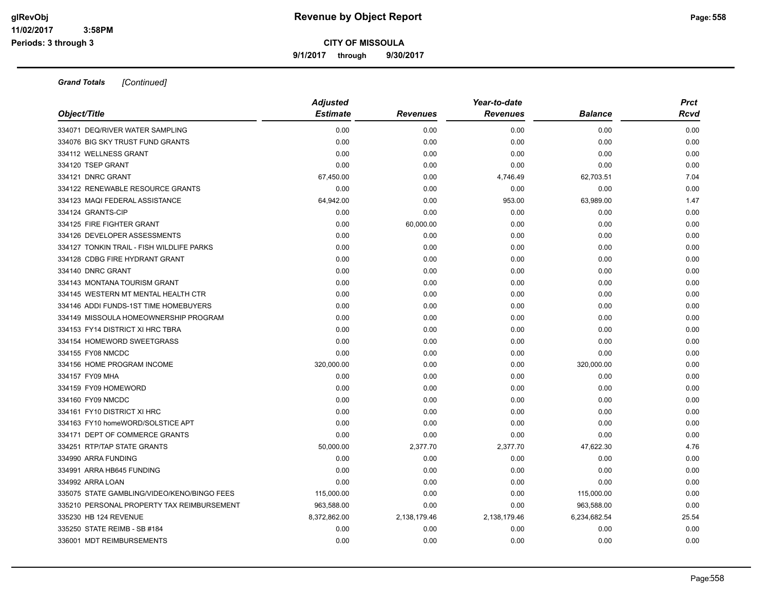# Revenue by Object Report

**CITY OF MISSOULA**

**9/1/2017 through 9/30/2017**

glRevObj
11/02/2017 3:58PM
Periods: 3 through 3

***Grand Totals*** *[Continued]*

| Object/Title | Adjusted Estimate | Revenues | Year-to-date Revenues | Balance | Prct Rcvd |
|---|---|---|---|---|---|
| 334071 DEQ/RIVER WATER SAMPLING | 0.00 | 0.00 | 0.00 | 0.00 | 0.00 |
| 334076 BIG SKY TRUST FUND GRANTS | 0.00 | 0.00 | 0.00 | 0.00 | 0.00 |
| 334112 WELLNESS GRANT | 0.00 | 0.00 | 0.00 | 0.00 | 0.00 |
| 334120 TSEP GRANT | 0.00 | 0.00 | 0.00 | 0.00 | 0.00 |
| 334121 DNRC GRANT | 67,450.00 | 0.00 | 4,746.49 | 62,703.51 | 7.04 |
| 334122 RENEWABLE RESOURCE GRANTS | 0.00 | 0.00 | 0.00 | 0.00 | 0.00 |
| 334123 MAQI FEDERAL ASSISTANCE | 64,942.00 | 0.00 | 953.00 | 63,989.00 | 1.47 |
| 334124 GRANTS-CIP | 0.00 | 0.00 | 0.00 | 0.00 | 0.00 |
| 334125 FIRE FIGHTER GRANT | 0.00 | 60,000.00 | 0.00 | 0.00 | 0.00 |
| 334126 DEVELOPER ASSESSMENTS | 0.00 | 0.00 | 0.00 | 0.00 | 0.00 |
| 334127 TONKIN TRAIL - FISH WILDLIFE PARKS | 0.00 | 0.00 | 0.00 | 0.00 | 0.00 |
| 334128 CDBG FIRE HYDRANT GRANT | 0.00 | 0.00 | 0.00 | 0.00 | 0.00 |
| 334140 DNRC GRANT | 0.00 | 0.00 | 0.00 | 0.00 | 0.00 |
| 334143 MONTANA TOURISM GRANT | 0.00 | 0.00 | 0.00 | 0.00 | 0.00 |
| 334145 WESTERN MT MENTAL HEALTH CTR | 0.00 | 0.00 | 0.00 | 0.00 | 0.00 |
| 334146 ADDI FUNDS-1ST TIME HOMEBUYERS | 0.00 | 0.00 | 0.00 | 0.00 | 0.00 |
| 334149 MISSOULA HOMEOWNERSHIP PROGRAM | 0.00 | 0.00 | 0.00 | 0.00 | 0.00 |
| 334153 FY14 DISTRICT XI HRC TBRA | 0.00 | 0.00 | 0.00 | 0.00 | 0.00 |
| 334154 HOMEWORD SWEETGRASS | 0.00 | 0.00 | 0.00 | 0.00 | 0.00 |
| 334155 FY08 NMCDC | 0.00 | 0.00 | 0.00 | 0.00 | 0.00 |
| 334156 HOME PROGRAM INCOME | 320,000.00 | 0.00 | 0.00 | 320,000.00 | 0.00 |
| 334157 FY09 MHA | 0.00 | 0.00 | 0.00 | 0.00 | 0.00 |
| 334159 FY09 HOMEWORD | 0.00 | 0.00 | 0.00 | 0.00 | 0.00 |
| 334160 FY09 NMCDC | 0.00 | 0.00 | 0.00 | 0.00 | 0.00 |
| 334161 FY10 DISTRICT XI HRC | 0.00 | 0.00 | 0.00 | 0.00 | 0.00 |
| 334163 FY10 homeWORD/SOLSTICE APT | 0.00 | 0.00 | 0.00 | 0.00 | 0.00 |
| 334171 DEPT OF COMMERCE GRANTS | 0.00 | 0.00 | 0.00 | 0.00 | 0.00 |
| 334251 RTP/TAP STATE GRANTS | 50,000.00 | 2,377.70 | 2,377.70 | 47,622.30 | 4.76 |
| 334990 ARRA FUNDING | 0.00 | 0.00 | 0.00 | 0.00 | 0.00 |
| 334991 ARRA HB645 FUNDING | 0.00 | 0.00 | 0.00 | 0.00 | 0.00 |
| 334992 ARRA LOAN | 0.00 | 0.00 | 0.00 | 0.00 | 0.00 |
| 335075 STATE GAMBLING/VIDEO/KENO/BINGO FEES | 115,000.00 | 0.00 | 0.00 | 115,000.00 | 0.00 |
| 335210 PERSONAL PROPERTY TAX REIMBURSEMENT | 963,588.00 | 0.00 | 0.00 | 963,588.00 | 0.00 |
| 335230 HB 124 REVENUE | 8,372,862.00 | 2,138,179.46 | 2,138,179.46 | 6,234,682.54 | 25.54 |
| 335250 STATE REIMB - SB #184 | 0.00 | 0.00 | 0.00 | 0.00 | 0.00 |
| 336001 MDT REIMBURSEMENTS | 0.00 | 0.00 | 0.00 | 0.00 | 0.00 |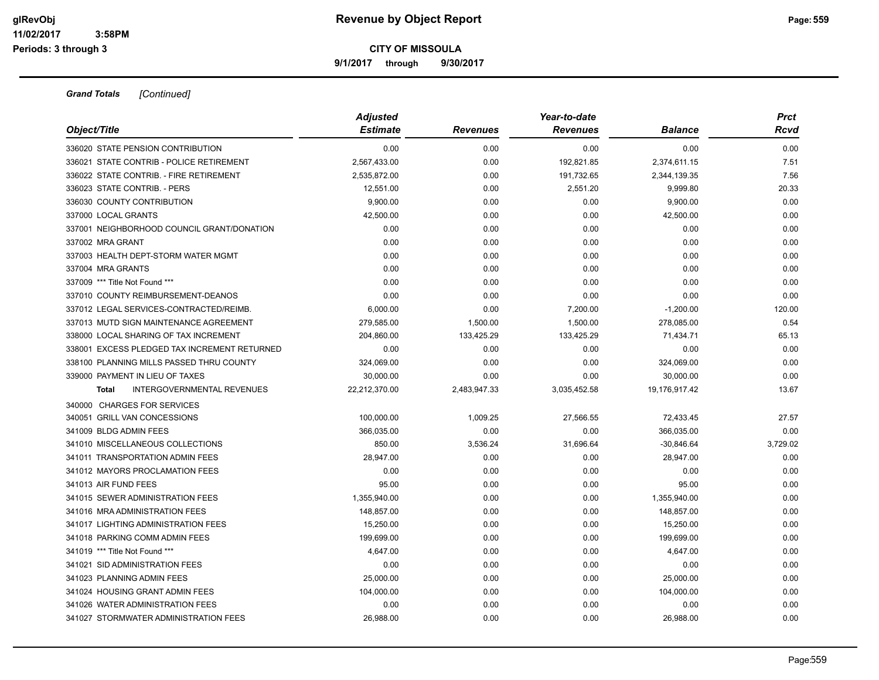**Grand Totals** *[Continued]*

| Object/Title | Adjusted Estimate | Revenues | Year-to-date Revenues | Balance | Prct Rcvd |
|---|---|---|---|---|---|
| 336020 STATE PENSION CONTRIBUTION | 0.00 | 0.00 | 0.00 | 0.00 | 0.00 |
| 336021 STATE CONTRIB - POLICE RETIREMENT | 2,567,433.00 | 0.00 | 192,821.85 | 2,374,611.15 | 7.51 |
| 336022 STATE CONTRIB. - FIRE RETIREMENT | 2,535,872.00 | 0.00 | 191,732.65 | 2,344,139.35 | 7.56 |
| 336023 STATE CONTRIB. - PERS | 12,551.00 | 0.00 | 2,551.20 | 9,999.80 | 20.33 |
| 336030 COUNTY CONTRIBUTION | 9,900.00 | 0.00 | 0.00 | 9,900.00 | 0.00 |
| 337000 LOCAL GRANTS | 42,500.00 | 0.00 | 0.00 | 42,500.00 | 0.00 |
| 337001 NEIGHBORHOOD COUNCIL GRANT/DONATION | 0.00 | 0.00 | 0.00 | 0.00 | 0.00 |
| 337002 MRA GRANT | 0.00 | 0.00 | 0.00 | 0.00 | 0.00 |
| 337003 HEALTH DEPT-STORM WATER MGMT | 0.00 | 0.00 | 0.00 | 0.00 | 0.00 |
| 337004 MRA GRANTS | 0.00 | 0.00 | 0.00 | 0.00 | 0.00 |
| 337009 *** Title Not Found *** | 0.00 | 0.00 | 0.00 | 0.00 | 0.00 |
| 337010 COUNTY REIMBURSEMENT-DEANOS | 0.00 | 0.00 | 0.00 | 0.00 | 0.00 |
| 337012 LEGAL SERVICES-CONTRACTED/REIMB. | 6,000.00 | 0.00 | 7,200.00 | -1,200.00 | 120.00 |
| 337013 MUTD SIGN MAINTENANCE AGREEMENT | 279,585.00 | 1,500.00 | 1,500.00 | 278,085.00 | 0.54 |
| 338000 LOCAL SHARING OF TAX INCREMENT | 204,860.00 | 133,425.29 | 133,425.29 | 71,434.71 | 65.13 |
| 338001 EXCESS PLEDGED TAX INCREMENT RETURNED | 0.00 | 0.00 | 0.00 | 0.00 | 0.00 |
| 338100 PLANNING MILLS PASSED THRU COUNTY | 324,069.00 | 0.00 | 0.00 | 324,069.00 | 0.00 |
| 339000 PAYMENT IN LIEU OF TAXES | 30,000.00 | 0.00 | 0.00 | 30,000.00 | 0.00 |
| **Total** INTERGOVERNMENTAL REVENUES | 22,212,370.00 | 2,483,947.33 | 3,035,452.58 | 19,176,917.42 | 13.67 |
| 340000 CHARGES FOR SERVICES | | | | | |
| 340051 GRILL VAN CONCESSIONS | 100,000.00 | 1,009.25 | 27,566.55 | 72,433.45 | 27.57 |
| 341009 BLDG ADMIN FEES | 366,035.00 | 0.00 | 0.00 | 366,035.00 | 0.00 |
| 341010 MISCELLANEOUS COLLECTIONS | 850.00 | 3,536.24 | 31,696.64 | -30,846.64 | 3,729.02 |
| 341011 TRANSPORTATION ADMIN FEES | 28,947.00 | 0.00 | 0.00 | 28,947.00 | 0.00 |
| 341012 MAYORS PROCLAMATION FEES | 0.00 | 0.00 | 0.00 | 0.00 | 0.00 |
| 341013 AIR FUND FEES | 95.00 | 0.00 | 0.00 | 95.00 | 0.00 |
| 341015 SEWER ADMINISTRATION FEES | 1,355,940.00 | 0.00 | 0.00 | 1,355,940.00 | 0.00 |
| 341016 MRA ADMINISTRATION FEES | 148,857.00 | 0.00 | 0.00 | 148,857.00 | 0.00 |
| 341017 LIGHTING ADMINISTRATION FEES | 15,250.00 | 0.00 | 0.00 | 15,250.00 | 0.00 |
| 341018 PARKING COMM ADMIN FEES | 199,699.00 | 0.00 | 0.00 | 199,699.00 | 0.00 |
| 341019 *** Title Not Found *** | 4,647.00 | 0.00 | 0.00 | 4,647.00 | 0.00 |
| 341021 SID ADMINISTRATION FEES | 0.00 | 0.00 | 0.00 | 0.00 | 0.00 |
| 341023 PLANNING ADMIN FEES | 25,000.00 | 0.00 | 0.00 | 25,000.00 | 0.00 |
| 341024 HOUSING GRANT ADMIN FEES | 104,000.00 | 0.00 | 0.00 | 104,000.00 | 0.00 |
| 341026 WATER ADMINISTRATION FEES | 0.00 | 0.00 | 0.00 | 0.00 | 0.00 |
| 341027 STORMWATER ADMINISTRATION FEES | 26,988.00 | 0.00 | 0.00 | 26,988.00 | 0.00 |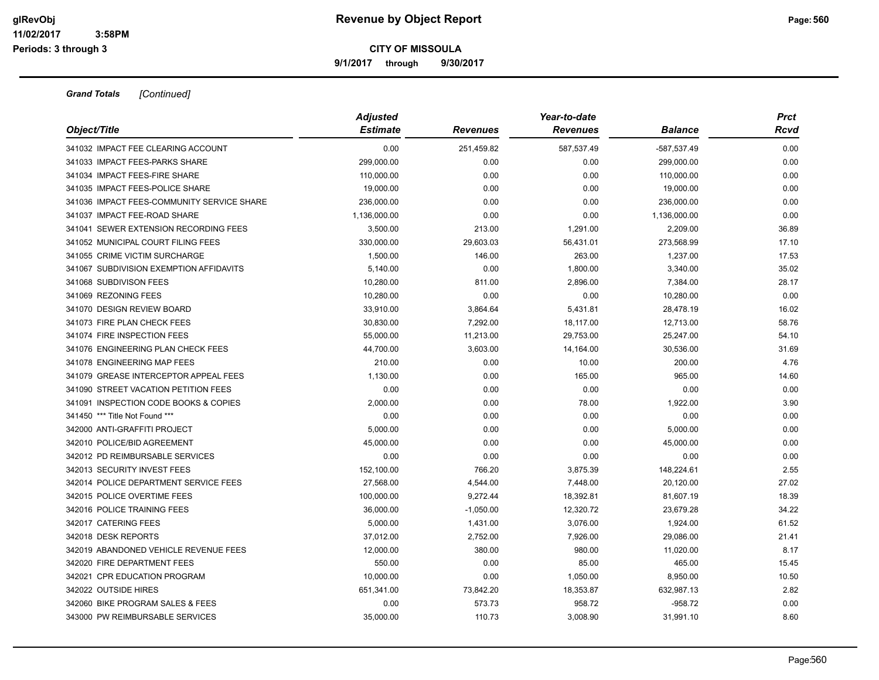**CITY OF MISSOULA**

**9/1/2017 through 9/30/2017**

***Grand Totals*** *[Continued]*

| Object/Title | Adjusted Estimate | Revenues | Year-to-date Revenues | Balance | Prct Rcvd |
|---|---|---|---|---|---|
| 341032 IMPACT FEE CLEARING ACCOUNT | 0.00 | 251,459.82 | 587,537.49 | -587,537.49 | 0.00 |
| 341033 IMPACT FEES-PARKS SHARE | 299,000.00 | 0.00 | 0.00 | 299,000.00 | 0.00 |
| 341034 IMPACT FEES-FIRE SHARE | 110,000.00 | 0.00 | 0.00 | 110,000.00 | 0.00 |
| 341035 IMPACT FEES-POLICE SHARE | 19,000.00 | 0.00 | 0.00 | 19,000.00 | 0.00 |
| 341036 IMPACT FEES-COMMUNITY SERVICE SHARE | 236,000.00 | 0.00 | 0.00 | 236,000.00 | 0.00 |
| 341037 IMPACT FEE-ROAD SHARE | 1,136,000.00 | 0.00 | 0.00 | 1,136,000.00 | 0.00 |
| 341041 SEWER EXTENSION RECORDING FEES | 3,500.00 | 213.00 | 1,291.00 | 2,209.00 | 36.89 |
| 341052 MUNICIPAL COURT FILING FEES | 330,000.00 | 29,603.03 | 56,431.01 | 273,568.99 | 17.10 |
| 341055 CRIME VICTIM SURCHARGE | 1,500.00 | 146.00 | 263.00 | 1,237.00 | 17.53 |
| 341067 SUBDIVISION EXEMPTION AFFIDAVITS | 5,140.00 | 0.00 | 1,800.00 | 3,340.00 | 35.02 |
| 341068 SUBDIVISON FEES | 10,280.00 | 811.00 | 2,896.00 | 7,384.00 | 28.17 |
| 341069 REZONING FEES | 10,280.00 | 0.00 | 0.00 | 10,280.00 | 0.00 |
| 341070 DESIGN REVIEW BOARD | 33,910.00 | 3,864.64 | 5,431.81 | 28,478.19 | 16.02 |
| 341073 FIRE PLAN CHECK FEES | 30,830.00 | 7,292.00 | 18,117.00 | 12,713.00 | 58.76 |
| 341074 FIRE INSPECTION FEES | 55,000.00 | 11,213.00 | 29,753.00 | 25,247.00 | 54.10 |
| 341076 ENGINEERING PLAN CHECK FEES | 44,700.00 | 3,603.00 | 14,164.00 | 30,536.00 | 31.69 |
| 341078 ENGINEERING MAP FEES | 210.00 | 0.00 | 10.00 | 200.00 | 4.76 |
| 341079 GREASE INTERCEPTOR APPEAL FEES | 1,130.00 | 0.00 | 165.00 | 965.00 | 14.60 |
| 341090 STREET VACATION PETITION FEES | 0.00 | 0.00 | 0.00 | 0.00 | 0.00 |
| 341091 INSPECTION CODE BOOKS & COPIES | 2,000.00 | 0.00 | 78.00 | 1,922.00 | 3.90 |
| 341450 *** Title Not Found *** | 0.00 | 0.00 | 0.00 | 0.00 | 0.00 |
| 342000 ANTI-GRAFFITI PROJECT | 5,000.00 | 0.00 | 0.00 | 5,000.00 | 0.00 |
| 342010 POLICE/BID AGREEMENT | 45,000.00 | 0.00 | 0.00 | 45,000.00 | 0.00 |
| 342012 PD REIMBURSABLE SERVICES | 0.00 | 0.00 | 0.00 | 0.00 | 0.00 |
| 342013 SECURITY INVEST FEES | 152,100.00 | 766.20 | 3,875.39 | 148,224.61 | 2.55 |
| 342014 POLICE DEPARTMENT SERVICE FEES | 27,568.00 | 4,544.00 | 7,448.00 | 20,120.00 | 27.02 |
| 342015 POLICE OVERTIME FEES | 100,000.00 | 9,272.44 | 18,392.81 | 81,607.19 | 18.39 |
| 342016 POLICE TRAINING FEES | 36,000.00 | -1,050.00 | 12,320.72 | 23,679.28 | 34.22 |
| 342017 CATERING FEES | 5,000.00 | 1,431.00 | 3,076.00 | 1,924.00 | 61.52 |
| 342018 DESK REPORTS | 37,012.00 | 2,752.00 | 7,926.00 | 29,086.00 | 21.41 |
| 342019 ABANDONED VEHICLE REVENUE FEES | 12,000.00 | 380.00 | 980.00 | 11,020.00 | 8.17 |
| 342020 FIRE DEPARTMENT FEES | 550.00 | 0.00 | 85.00 | 465.00 | 15.45 |
| 342021 CPR EDUCATION PROGRAM | 10,000.00 | 0.00 | 1,050.00 | 8,950.00 | 10.50 |
| 342022 OUTSIDE HIRES | 651,341.00 | 73,842.20 | 18,353.87 | 632,987.13 | 2.82 |
| 342060 BIKE PROGRAM SALES & FEES | 0.00 | 573.73 | 958.72 | -958.72 | 0.00 |
| 343000 PW REIMBURSABLE SERVICES | 35,000.00 | 110.73 | 3,008.90 | 31,991.10 | 8.60 |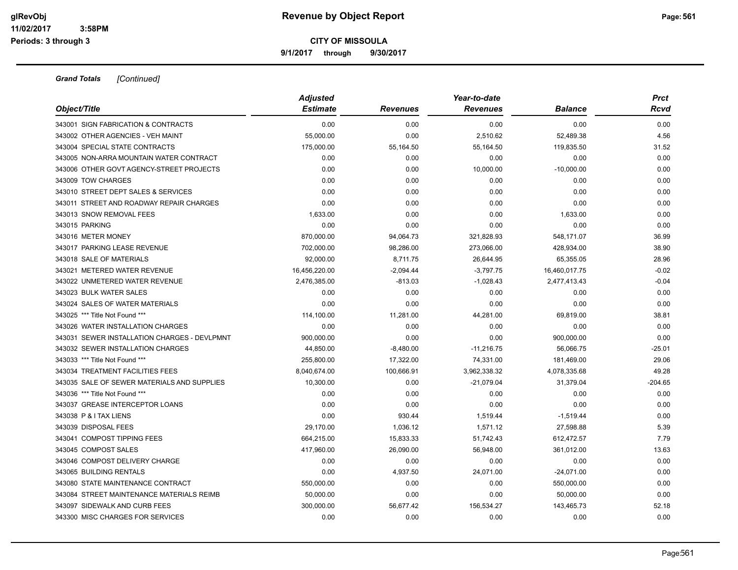**Grand Totals** *[Continued]*

| Object/Title | Adjusted Estimate | Revenues | Year-to-date Revenues | Balance | Prct Rcvd |
|---|---|---|---|---|---|
| 343001 SIGN FABRICATION & CONTRACTS | 0.00 | 0.00 | 0.00 | 0.00 | 0.00 |
| 343002 OTHER AGENCIES - VEH MAINT | 55,000.00 | 0.00 | 2,510.62 | 52,489.38 | 4.56 |
| 343004 SPECIAL STATE CONTRACTS | 175,000.00 | 55,164.50 | 55,164.50 | 119,835.50 | 31.52 |
| 343005 NON-ARRA MOUNTAIN WATER CONTRACT | 0.00 | 0.00 | 0.00 | 0.00 | 0.00 |
| 343006 OTHER GOVT AGENCY-STREET PROJECTS | 0.00 | 0.00 | 10,000.00 | -10,000.00 | 0.00 |
| 343009 TOW CHARGES | 0.00 | 0.00 | 0.00 | 0.00 | 0.00 |
| 343010 STREET DEPT SALES & SERVICES | 0.00 | 0.00 | 0.00 | 0.00 | 0.00 |
| 343011 STREET AND ROADWAY REPAIR CHARGES | 0.00 | 0.00 | 0.00 | 0.00 | 0.00 |
| 343013 SNOW REMOVAL FEES | 1,633.00 | 0.00 | 0.00 | 1,633.00 | 0.00 |
| 343015 PARKING | 0.00 | 0.00 | 0.00 | 0.00 | 0.00 |
| 343016 METER MONEY | 870,000.00 | 94,064.73 | 321,828.93 | 548,171.07 | 36.99 |
| 343017 PARKING LEASE REVENUE | 702,000.00 | 98,286.00 | 273,066.00 | 428,934.00 | 38.90 |
| 343018 SALE OF MATERIALS | 92,000.00 | 8,711.75 | 26,644.95 | 65,355.05 | 28.96 |
| 343021 METERED WATER REVENUE | 16,456,220.00 | -2,094.44 | -3,797.75 | 16,460,017.75 | -0.02 |
| 343022 UNMETERED WATER REVENUE | 2,476,385.00 | -813.03 | -1,028.43 | 2,477,413.43 | -0.04 |
| 343023 BULK WATER SALES | 0.00 | 0.00 | 0.00 | 0.00 | 0.00 |
| 343024 SALES OF WATER MATERIALS | 0.00 | 0.00 | 0.00 | 0.00 | 0.00 |
| 343025 *** Title Not Found *** | 114,100.00 | 11,281.00 | 44,281.00 | 69,819.00 | 38.81 |
| 343026 WATER INSTALLATION CHARGES | 0.00 | 0.00 | 0.00 | 0.00 | 0.00 |
| 343031 SEWER INSTALLATION CHARGES - DEVLPMNT | 900,000.00 | 0.00 | 0.00 | 900,000.00 | 0.00 |
| 343032 SEWER INSTALLATION CHARGES | 44,850.00 | -8,480.00 | -11,216.75 | 56,066.75 | -25.01 |
| 343033 *** Title Not Found *** | 255,800.00 | 17,322.00 | 74,331.00 | 181,469.00 | 29.06 |
| 343034 TREATMENT FACILITIES FEES | 8,040,674.00 | 100,666.91 | 3,962,338.32 | 4,078,335.68 | 49.28 |
| 343035 SALE OF SEWER MATERIALS AND SUPPLIES | 10,300.00 | 0.00 | -21,079.04 | 31,379.04 | -204.65 |
| 343036 *** Title Not Found *** | 0.00 | 0.00 | 0.00 | 0.00 | 0.00 |
| 343037 GREASE INTERCEPTOR LOANS | 0.00 | 0.00 | 0.00 | 0.00 | 0.00 |
| 343038 P & I TAX LIENS | 0.00 | 930.44 | 1,519.44 | -1,519.44 | 0.00 |
| 343039 DISPOSAL FEES | 29,170.00 | 1,036.12 | 1,571.12 | 27,598.88 | 5.39 |
| 343041 COMPOST TIPPING FEES | 664,215.00 | 15,833.33 | 51,742.43 | 612,472.57 | 7.79 |
| 343045 COMPOST SALES | 417,960.00 | 26,090.00 | 56,948.00 | 361,012.00 | 13.63 |
| 343046 COMPOST DELIVERY CHARGE | 0.00 | 0.00 | 0.00 | 0.00 | 0.00 |
| 343065 BUILDING RENTALS | 0.00 | 4,937.50 | 24,071.00 | -24,071.00 | 0.00 |
| 343080 STATE MAINTENANCE CONTRACT | 550,000.00 | 0.00 | 0.00 | 550,000.00 | 0.00 |
| 343084 STREET MAINTENANCE MATERIALS REIMB | 50,000.00 | 0.00 | 0.00 | 50,000.00 | 0.00 |
| 343097 SIDEWALK AND CURB FEES | 300,000.00 | 56,677.42 | 156,534.27 | 143,465.73 | 52.18 |
| 343300 MISC CHARGES FOR SERVICES | 0.00 | 0.00 | 0.00 | 0.00 | 0.00 |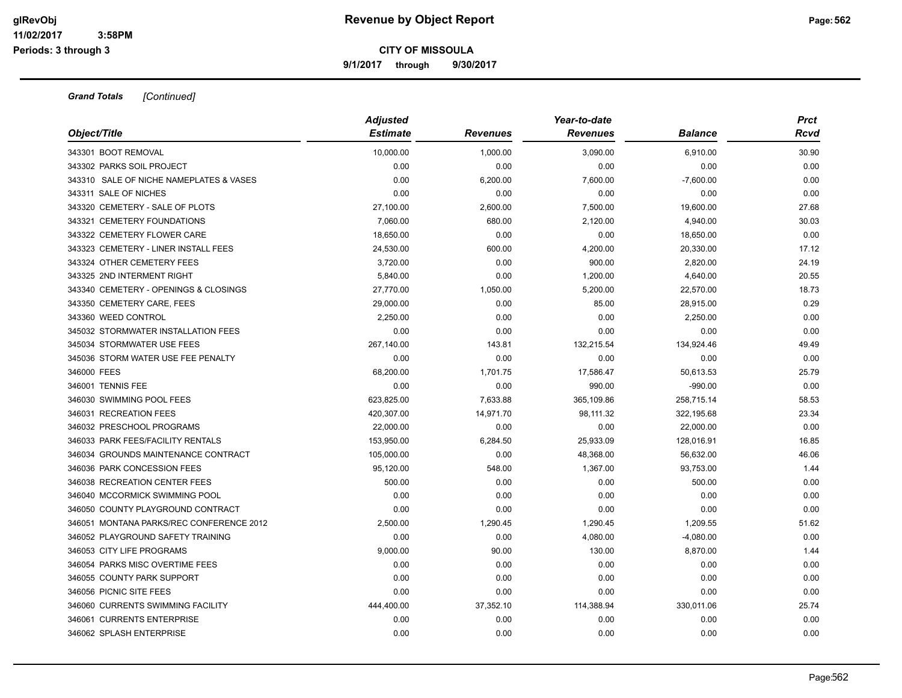**Grand Totals** *[Continued]*

| Object/Title | Adjusted Estimate | Revenues | Year-to-date Revenues | Balance | Prct Rcvd |
|---|---|---|---|---|---|
| 343301 BOOT REMOVAL | 10,000.00 | 1,000.00 | 3,090.00 | 6,910.00 | 30.90 |
| 343302 PARKS SOIL PROJECT | 0.00 | 0.00 | 0.00 | 0.00 | 0.00 |
| 343310 SALE OF NICHE NAMEPLATES & VASES | 0.00 | 6,200.00 | 7,600.00 | -7,600.00 | 0.00 |
| 343311 SALE OF NICHES | 0.00 | 0.00 | 0.00 | 0.00 | 0.00 |
| 343320 CEMETERY - SALE OF PLOTS | 27,100.00 | 2,600.00 | 7,500.00 | 19,600.00 | 27.68 |
| 343321 CEMETERY FOUNDATIONS | 7,060.00 | 680.00 | 2,120.00 | 4,940.00 | 30.03 |
| 343322 CEMETERY FLOWER CARE | 18,650.00 | 0.00 | 0.00 | 18,650.00 | 0.00 |
| 343323 CEMETERY - LINER INSTALL FEES | 24,530.00 | 600.00 | 4,200.00 | 20,330.00 | 17.12 |
| 343324 OTHER CEMETERY FEES | 3,720.00 | 0.00 | 900.00 | 2,820.00 | 24.19 |
| 343325 2ND INTERMENT RIGHT | 5,840.00 | 0.00 | 1,200.00 | 4,640.00 | 20.55 |
| 343340 CEMETERY - OPENINGS & CLOSINGS | 27,770.00 | 1,050.00 | 5,200.00 | 22,570.00 | 18.73 |
| 343350 CEMETERY CARE, FEES | 29,000.00 | 0.00 | 85.00 | 28,915.00 | 0.29 |
| 343360 WEED CONTROL | 2,250.00 | 0.00 | 0.00 | 2,250.00 | 0.00 |
| 345032 STORMWATER INSTALLATION FEES | 0.00 | 0.00 | 0.00 | 0.00 | 0.00 |
| 345034 STORMWATER USE FEES | 267,140.00 | 143.81 | 132,215.54 | 134,924.46 | 49.49 |
| 345036 STORM WATER USE FEE PENALTY | 0.00 | 0.00 | 0.00 | 0.00 | 0.00 |
| 346000 FEES | 68,200.00 | 1,701.75 | 17,586.47 | 50,613.53 | 25.79 |
| 346001 TENNIS FEE | 0.00 | 0.00 | 990.00 | -990.00 | 0.00 |
| 346030 SWIMMING POOL FEES | 623,825.00 | 7,633.88 | 365,109.86 | 258,715.14 | 58.53 |
| 346031 RECREATION FEES | 420,307.00 | 14,971.70 | 98,111.32 | 322,195.68 | 23.34 |
| 346032 PRESCHOOL PROGRAMS | 22,000.00 | 0.00 | 0.00 | 22,000.00 | 0.00 |
| 346033 PARK FEES/FACILITY RENTALS | 153,950.00 | 6,284.50 | 25,933.09 | 128,016.91 | 16.85 |
| 346034 GROUNDS MAINTENANCE CONTRACT | 105,000.00 | 0.00 | 48,368.00 | 56,632.00 | 46.06 |
| 346036 PARK CONCESSION FEES | 95,120.00 | 548.00 | 1,367.00 | 93,753.00 | 1.44 |
| 346038 RECREATION CENTER FEES | 500.00 | 0.00 | 0.00 | 500.00 | 0.00 |
| 346040 MCCORMICK SWIMMING POOL | 0.00 | 0.00 | 0.00 | 0.00 | 0.00 |
| 346050 COUNTY PLAYGROUND CONTRACT | 0.00 | 0.00 | 0.00 | 0.00 | 0.00 |
| 346051 MONTANA PARKS/REC CONFERENCE 2012 | 2,500.00 | 1,290.45 | 1,290.45 | 1,209.55 | 51.62 |
| 346052 PLAYGROUND SAFETY TRAINING | 0.00 | 0.00 | 4,080.00 | -4,080.00 | 0.00 |
| 346053 CITY LIFE PROGRAMS | 9,000.00 | 90.00 | 130.00 | 8,870.00 | 1.44 |
| 346054 PARKS MISC OVERTIME FEES | 0.00 | 0.00 | 0.00 | 0.00 | 0.00 |
| 346055 COUNTY PARK SUPPORT | 0.00 | 0.00 | 0.00 | 0.00 | 0.00 |
| 346056 PICNIC SITE FEES | 0.00 | 0.00 | 0.00 | 0.00 | 0.00 |
| 346060 CURRENTS SWIMMING FACILITY | 444,400.00 | 37,352.10 | 114,388.94 | 330,011.06 | 25.74 |
| 346061 CURRENTS ENTERPRISE | 0.00 | 0.00 | 0.00 | 0.00 | 0.00 |
| 346062 SPLASH ENTERPRISE | 0.00 | 0.00 | 0.00 | 0.00 | 0.00 |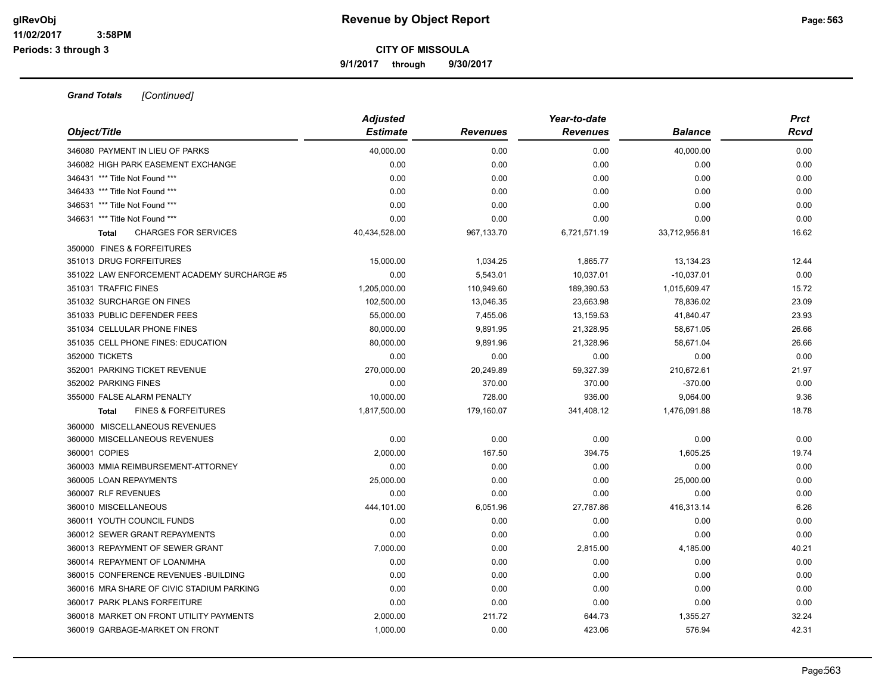**CITY OF MISSOULA**

**9/1/2017 through 9/30/2017**

***Grand Totals*** *[Continued]*

| Object/Title | Adjusted Estimate | Revenues | Year-to-date Revenues | Balance | Prct Rcvd |
|---|---|---|---|---|---|
| 346080 PAYMENT IN LIEU OF PARKS | 40,000.00 | 0.00 | 0.00 | 40,000.00 | 0.00 |
| 346082 HIGH PARK EASEMENT EXCHANGE | 0.00 | 0.00 | 0.00 | 0.00 | 0.00 |
| 346431 *** Title Not Found *** | 0.00 | 0.00 | 0.00 | 0.00 | 0.00 |
| 346433 *** Title Not Found *** | 0.00 | 0.00 | 0.00 | 0.00 | 0.00 |
| 346531 *** Title Not Found *** | 0.00 | 0.00 | 0.00 | 0.00 | 0.00 |
| 346631 *** Title Not Found *** | 0.00 | 0.00 | 0.00 | 0.00 | 0.00 |
| **Total** CHARGES FOR SERVICES | 40,434,528.00 | 967,133.70 | 6,721,571.19 | 33,712,956.81 | 16.62 |
| 350000 FINES & FORFEITURES | | | | | |
| 351013 DRUG FORFEITURES | 15,000.00 | 1,034.25 | 1,865.77 | 13,134.23 | 12.44 |
| 351022 LAW ENFORCEMENT ACADEMY SURCHARGE #5 | 0.00 | 5,543.01 | 10,037.01 | -10,037.01 | 0.00 |
| 351031 TRAFFIC FINES | 1,205,000.00 | 110,949.60 | 189,390.53 | 1,015,609.47 | 15.72 |
| 351032 SURCHARGE ON FINES | 102,500.00 | 13,046.35 | 23,663.98 | 78,836.02 | 23.09 |
| 351033 PUBLIC DEFENDER FEES | 55,000.00 | 7,455.06 | 13,159.53 | 41,840.47 | 23.93 |
| 351034 CELLULAR PHONE FINES | 80,000.00 | 9,891.95 | 21,328.95 | 58,671.05 | 26.66 |
| 351035 CELL PHONE FINES: EDUCATION | 80,000.00 | 9,891.96 | 21,328.96 | 58,671.04 | 26.66 |
| 352000 TICKETS | 0.00 | 0.00 | 0.00 | 0.00 | 0.00 |
| 352001 PARKING TICKET REVENUE | 270,000.00 | 20,249.89 | 59,327.39 | 210,672.61 | 21.97 |
| 352002 PARKING FINES | 0.00 | 370.00 | 370.00 | -370.00 | 0.00 |
| 355000 FALSE ALARM PENALTY | 10,000.00 | 728.00 | 936.00 | 9,064.00 | 9.36 |
| **Total** FINES & FORFEITURES | 1,817,500.00 | 179,160.07 | 341,408.12 | 1,476,091.88 | 18.78 |
| 360000 MISCELLANEOUS REVENUES | | | | | |
| 360000 MISCELLANEOUS REVENUES | 0.00 | 0.00 | 0.00 | 0.00 | 0.00 |
| 360001 COPIES | 2,000.00 | 167.50 | 394.75 | 1,605.25 | 19.74 |
| 360003 MMIA REIMBURSEMENT-ATTORNEY | 0.00 | 0.00 | 0.00 | 0.00 | 0.00 |
| 360005 LOAN REPAYMENTS | 25,000.00 | 0.00 | 0.00 | 25,000.00 | 0.00 |
| 360007 RLF REVENUES | 0.00 | 0.00 | 0.00 | 0.00 | 0.00 |
| 360010 MISCELLANEOUS | 444,101.00 | 6,051.96 | 27,787.86 | 416,313.14 | 6.26 |
| 360011 YOUTH COUNCIL FUNDS | 0.00 | 0.00 | 0.00 | 0.00 | 0.00 |
| 360012 SEWER GRANT REPAYMENTS | 0.00 | 0.00 | 0.00 | 0.00 | 0.00 |
| 360013 REPAYMENT OF SEWER GRANT | 7,000.00 | 0.00 | 2,815.00 | 4,185.00 | 40.21 |
| 360014 REPAYMENT OF LOAN/MHA | 0.00 | 0.00 | 0.00 | 0.00 | 0.00 |
| 360015 CONFERENCE REVENUES -BUILDING | 0.00 | 0.00 | 0.00 | 0.00 | 0.00 |
| 360016 MRA SHARE OF CIVIC STADIUM PARKING | 0.00 | 0.00 | 0.00 | 0.00 | 0.00 |
| 360017 PARK PLANS FORFEITURE | 0.00 | 0.00 | 0.00 | 0.00 | 0.00 |
| 360018 MARKET ON FRONT UTILITY PAYMENTS | 2,000.00 | 211.72 | 644.73 | 1,355.27 | 32.24 |
| 360019 GARBAGE-MARKET ON FRONT | 1,000.00 | 0.00 | 423.06 | 576.94 | 42.31 |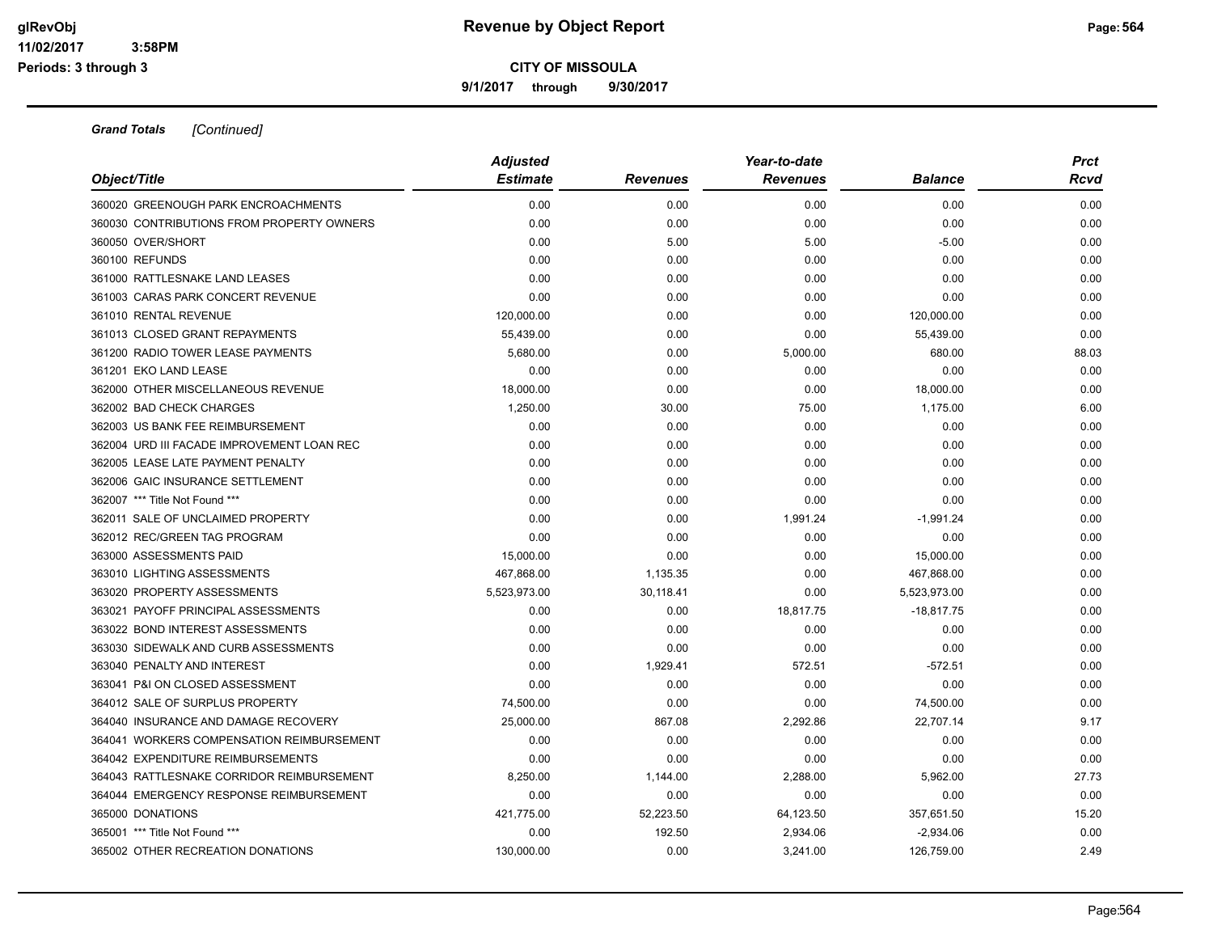*Grand Totals [Continued]*

| Object/Title | Adjusted Estimate | Revenues | Year-to-date Revenues | Balance | Prct Rcvd |
|---|---|---|---|---|---|
| 360020 GREENOUGH PARK ENCROACHMENTS | 0.00 | 0.00 | 0.00 | 0.00 | 0.00 |
| 360030 CONTRIBUTIONS FROM PROPERTY OWNERS | 0.00 | 0.00 | 0.00 | 0.00 | 0.00 |
| 360050 OVER/SHORT | 0.00 | 5.00 | 5.00 | -5.00 | 0.00 |
| 360100 REFUNDS | 0.00 | 0.00 | 0.00 | 0.00 | 0.00 |
| 361000 RATTLESNAKE LAND LEASES | 0.00 | 0.00 | 0.00 | 0.00 | 0.00 |
| 361003 CARAS PARK CONCERT REVENUE | 0.00 | 0.00 | 0.00 | 0.00 | 0.00 |
| 361010 RENTAL REVENUE | 120,000.00 | 0.00 | 0.00 | 120,000.00 | 0.00 |
| 361013 CLOSED GRANT REPAYMENTS | 55,439.00 | 0.00 | 0.00 | 55,439.00 | 0.00 |
| 361200 RADIO TOWER LEASE PAYMENTS | 5,680.00 | 0.00 | 5,000.00 | 680.00 | 88.03 |
| 361201 EKO LAND LEASE | 0.00 | 0.00 | 0.00 | 0.00 | 0.00 |
| 362000 OTHER MISCELLANEOUS REVENUE | 18,000.00 | 0.00 | 0.00 | 18,000.00 | 0.00 |
| 362002 BAD CHECK CHARGES | 1,250.00 | 30.00 | 75.00 | 1,175.00 | 6.00 |
| 362003 US BANK FEE REIMBURSEMENT | 0.00 | 0.00 | 0.00 | 0.00 | 0.00 |
| 362004 URD III FACADE IMPROVEMENT LOAN REC | 0.00 | 0.00 | 0.00 | 0.00 | 0.00 |
| 362005 LEASE LATE PAYMENT PENALTY | 0.00 | 0.00 | 0.00 | 0.00 | 0.00 |
| 362006 GAIC INSURANCE SETTLEMENT | 0.00 | 0.00 | 0.00 | 0.00 | 0.00 |
| 362007 *** Title Not Found *** | 0.00 | 0.00 | 0.00 | 0.00 | 0.00 |
| 362011 SALE OF UNCLAIMED PROPERTY | 0.00 | 0.00 | 1,991.24 | -1,991.24 | 0.00 |
| 362012 REC/GREEN TAG PROGRAM | 0.00 | 0.00 | 0.00 | 0.00 | 0.00 |
| 363000 ASSESSMENTS PAID | 15,000.00 | 0.00 | 0.00 | 15,000.00 | 0.00 |
| 363010 LIGHTING ASSESSMENTS | 467,868.00 | 1,135.35 | 0.00 | 467,868.00 | 0.00 |
| 363020 PROPERTY ASSESSMENTS | 5,523,973.00 | 30,118.41 | 0.00 | 5,523,973.00 | 0.00 |
| 363021 PAYOFF PRINCIPAL ASSESSMENTS | 0.00 | 0.00 | 18,817.75 | -18,817.75 | 0.00 |
| 363022 BOND INTEREST ASSESSMENTS | 0.00 | 0.00 | 0.00 | 0.00 | 0.00 |
| 363030 SIDEWALK AND CURB ASSESSMENTS | 0.00 | 0.00 | 0.00 | 0.00 | 0.00 |
| 363040 PENALTY AND INTEREST | 0.00 | 1,929.41 | 572.51 | -572.51 | 0.00 |
| 363041 P&I ON CLOSED ASSESSMENT | 0.00 | 0.00 | 0.00 | 0.00 | 0.00 |
| 364012 SALE OF SURPLUS PROPERTY | 74,500.00 | 0.00 | 0.00 | 74,500.00 | 0.00 |
| 364040 INSURANCE AND DAMAGE RECOVERY | 25,000.00 | 867.08 | 2,292.86 | 22,707.14 | 9.17 |
| 364041 WORKERS COMPENSATION REIMBURSEMENT | 0.00 | 0.00 | 0.00 | 0.00 | 0.00 |
| 364042 EXPENDITURE REIMBURSEMENTS | 0.00 | 0.00 | 0.00 | 0.00 | 0.00 |
| 364043 RATTLESNAKE CORRIDOR REIMBURSEMENT | 8,250.00 | 1,144.00 | 2,288.00 | 5,962.00 | 27.73 |
| 364044 EMERGENCY RESPONSE REIMBURSEMENT | 0.00 | 0.00 | 0.00 | 0.00 | 0.00 |
| 365000 DONATIONS | 421,775.00 | 52,223.50 | 64,123.50 | 357,651.50 | 15.20 |
| 365001 *** Title Not Found *** | 0.00 | 192.50 | 2,934.06 | -2,934.06 | 0.00 |
| 365002 OTHER RECREATION DONATIONS | 130,000.00 | 0.00 | 3,241.00 | 126,759.00 | 2.49 |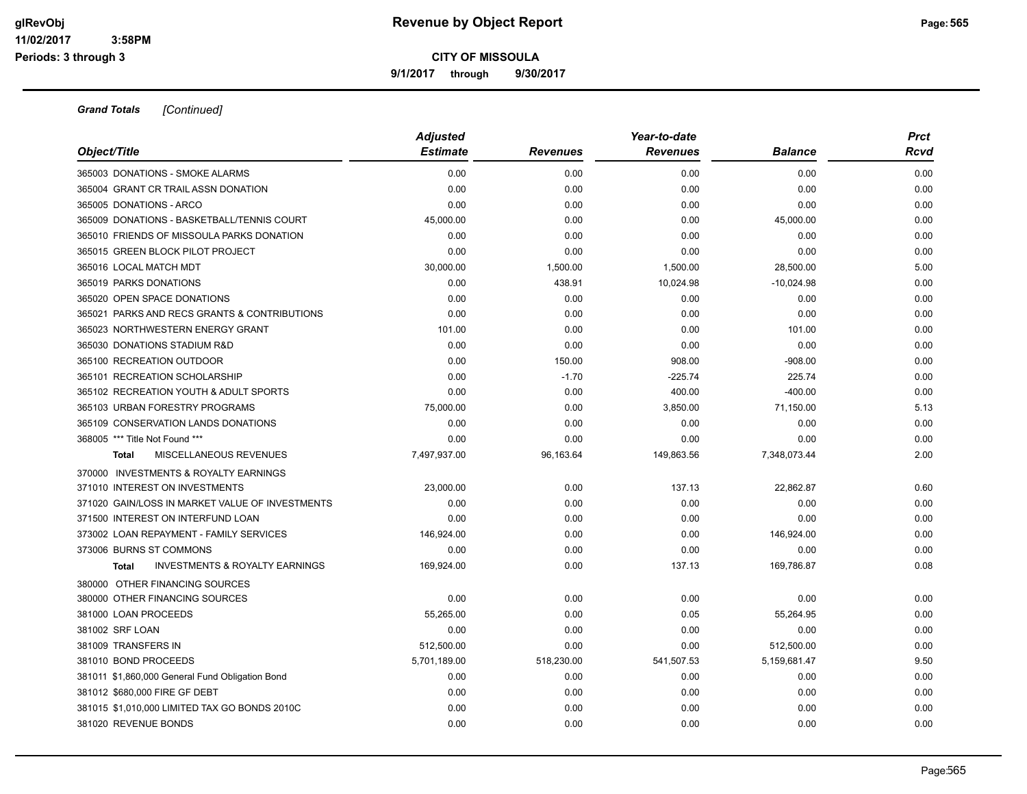# Revenue by Object Report

## CITY OF MISSOULA

**9/1/2017 through 9/30/2017**

glRevObj
11/02/2017 3:58PM
Periods: 3 through 3

***Grand Totals*** *[Continued]*

| Object/Title | Adjusted Estimate | Revenues | Year-to-date Revenues | Balance | Prct Rcvd |
|---|---|---|---|---|---|
| 365003 DONATIONS - SMOKE ALARMS | 0.00 | 0.00 | 0.00 | 0.00 | 0.00 |
| 365004 GRANT CR TRAIL ASSN DONATION | 0.00 | 0.00 | 0.00 | 0.00 | 0.00 |
| 365005 DONATIONS - ARCO | 0.00 | 0.00 | 0.00 | 0.00 | 0.00 |
| 365009 DONATIONS - BASKETBALL/TENNIS COURT | 45,000.00 | 0.00 | 0.00 | 45,000.00 | 0.00 |
| 365010 FRIENDS OF MISSOULA PARKS DONATION | 0.00 | 0.00 | 0.00 | 0.00 | 0.00 |
| 365015 GREEN BLOCK PILOT PROJECT | 0.00 | 0.00 | 0.00 | 0.00 | 0.00 |
| 365016 LOCAL MATCH MDT | 30,000.00 | 1,500.00 | 1,500.00 | 28,500.00 | 5.00 |
| 365019 PARKS DONATIONS | 0.00 | 438.91 | 10,024.98 | -10,024.98 | 0.00 |
| 365020 OPEN SPACE DONATIONS | 0.00 | 0.00 | 0.00 | 0.00 | 0.00 |
| 365021 PARKS AND RECS GRANTS & CONTRIBUTIONS | 0.00 | 0.00 | 0.00 | 0.00 | 0.00 |
| 365023 NORTHWESTERN ENERGY GRANT | 101.00 | 0.00 | 0.00 | 101.00 | 0.00 |
| 365030 DONATIONS STADIUM R&D | 0.00 | 0.00 | 0.00 | 0.00 | 0.00 |
| 365100 RECREATION OUTDOOR | 0.00 | 150.00 | 908.00 | -908.00 | 0.00 |
| 365101 RECREATION SCHOLARSHIP | 0.00 | -1.70 | -225.74 | 225.74 | 0.00 |
| 365102 RECREATION YOUTH & ADULT SPORTS | 0.00 | 0.00 | 400.00 | -400.00 | 0.00 |
| 365103 URBAN FORESTRY PROGRAMS | 75,000.00 | 0.00 | 3,850.00 | 71,150.00 | 5.13 |
| 365109 CONSERVATION LANDS DONATIONS | 0.00 | 0.00 | 0.00 | 0.00 | 0.00 |
| 368005 *** Title Not Found *** | 0.00 | 0.00 | 0.00 | 0.00 | 0.00 |
| **Total** MISCELLANEOUS REVENUES | 7,497,937.00 | 96,163.64 | 149,863.56 | 7,348,073.44 | 2.00 |
| 370000 INVESTMENTS & ROYALTY EARNINGS | | | | | |
| 371010 INTEREST ON INVESTMENTS | 23,000.00 | 0.00 | 137.13 | 22,862.87 | 0.60 |
| 371020 GAIN/LOSS IN MARKET VALUE OF INVESTMENTS | 0.00 | 0.00 | 0.00 | 0.00 | 0.00 |
| 371500 INTEREST ON INTERFUND LOAN | 0.00 | 0.00 | 0.00 | 0.00 | 0.00 |
| 373002 LOAN REPAYMENT - FAMILY SERVICES | 146,924.00 | 0.00 | 0.00 | 146,924.00 | 0.00 |
| 373006 BURNS ST COMMONS | 0.00 | 0.00 | 0.00 | 0.00 | 0.00 |
| **Total** INVESTMENTS & ROYALTY EARNINGS | 169,924.00 | 0.00 | 137.13 | 169,786.87 | 0.08 |
| 380000 OTHER FINANCING SOURCES | | | | | |
| 380000 OTHER FINANCING SOURCES | 0.00 | 0.00 | 0.00 | 0.00 | 0.00 |
| 381000 LOAN PROCEEDS | 55,265.00 | 0.00 | 0.05 | 55,264.95 | 0.00 |
| 381002 SRF LOAN | 0.00 | 0.00 | 0.00 | 0.00 | 0.00 |
| 381009 TRANSFERS IN | 512,500.00 | 0.00 | 0.00 | 512,500.00 | 0.00 |
| 381010 BOND PROCEEDS | 5,701,189.00 | 518,230.00 | 541,507.53 | 5,159,681.47 | 9.50 |
| 381011 $1,860,000 General Fund Obligation Bond | 0.00 | 0.00 | 0.00 | 0.00 | 0.00 |
| 381012 $680,000 FIRE GF DEBT | 0.00 | 0.00 | 0.00 | 0.00 | 0.00 |
| 381015 $1,010,000 LIMITED TAX GO BONDS 2010C | 0.00 | 0.00 | 0.00 | 0.00 | 0.00 |
| 381020 REVENUE BONDS | 0.00 | 0.00 | 0.00 | 0.00 | 0.00 |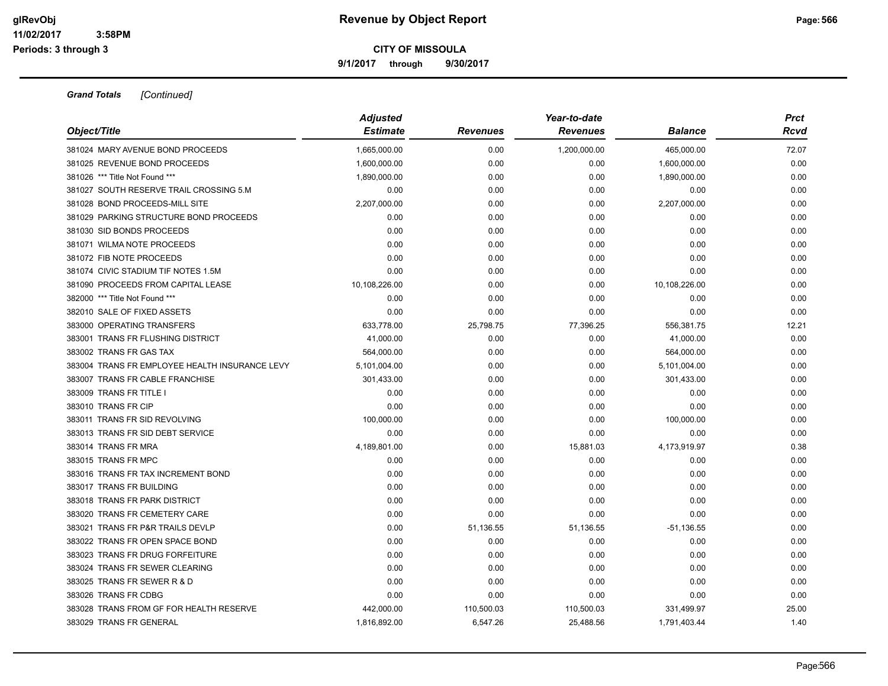**Grand Totals** *[Continued]*

| Object/Title | Adjusted Estimate | Revenues | Year-to-date Revenues | Balance | Prct Rcvd |
|---|---|---|---|---|---|
| 381024 MARY AVENUE BOND PROCEEDS | 1,665,000.00 | 0.00 | 1,200,000.00 | 465,000.00 | 72.07 |
| 381025 REVENUE BOND PROCEEDS | 1,600,000.00 | 0.00 | 0.00 | 1,600,000.00 | 0.00 |
| 381026 *** Title Not Found *** | 1,890,000.00 | 0.00 | 0.00 | 1,890,000.00 | 0.00 |
| 381027 SOUTH RESERVE TRAIL CROSSING 5.M | 0.00 | 0.00 | 0.00 | 0.00 | 0.00 |
| 381028 BOND PROCEEDS-MILL SITE | 2,207,000.00 | 0.00 | 0.00 | 2,207,000.00 | 0.00 |
| 381029 PARKING STRUCTURE BOND PROCEEDS | 0.00 | 0.00 | 0.00 | 0.00 | 0.00 |
| 381030 SID BONDS PROCEEDS | 0.00 | 0.00 | 0.00 | 0.00 | 0.00 |
| 381071 WILMA NOTE PROCEEDS | 0.00 | 0.00 | 0.00 | 0.00 | 0.00 |
| 381072 FIB NOTE PROCEEDS | 0.00 | 0.00 | 0.00 | 0.00 | 0.00 |
| 381074 CIVIC STADIUM TIF NOTES 1.5M | 0.00 | 0.00 | 0.00 | 0.00 | 0.00 |
| 381090 PROCEEDS FROM CAPITAL LEASE | 10,108,226.00 | 0.00 | 0.00 | 10,108,226.00 | 0.00 |
| 382000 *** Title Not Found *** | 0.00 | 0.00 | 0.00 | 0.00 | 0.00 |
| 382010 SALE OF FIXED ASSETS | 0.00 | 0.00 | 0.00 | 0.00 | 0.00 |
| 383000 OPERATING TRANSFERS | 633,778.00 | 25,798.75 | 77,396.25 | 556,381.75 | 12.21 |
| 383001 TRANS FR FLUSHING DISTRICT | 41,000.00 | 0.00 | 0.00 | 41,000.00 | 0.00 |
| 383002 TRANS FR GAS TAX | 564,000.00 | 0.00 | 0.00 | 564,000.00 | 0.00 |
| 383004 TRANS FR EMPLOYEE HEALTH INSURANCE LEVY | 5,101,004.00 | 0.00 | 0.00 | 5,101,004.00 | 0.00 |
| 383007 TRANS FR CABLE FRANCHISE | 301,433.00 | 0.00 | 0.00 | 301,433.00 | 0.00 |
| 383009 TRANS FR TITLE I | 0.00 | 0.00 | 0.00 | 0.00 | 0.00 |
| 383010 TRANS FR CIP | 0.00 | 0.00 | 0.00 | 0.00 | 0.00 |
| 383011 TRANS FR SID REVOLVING | 100,000.00 | 0.00 | 0.00 | 100,000.00 | 0.00 |
| 383013 TRANS FR SID DEBT SERVICE | 0.00 | 0.00 | 0.00 | 0.00 | 0.00 |
| 383014 TRANS FR MRA | 4,189,801.00 | 0.00 | 15,881.03 | 4,173,919.97 | 0.38 |
| 383015 TRANS FR MPC | 0.00 | 0.00 | 0.00 | 0.00 | 0.00 |
| 383016 TRANS FR TAX INCREMENT BOND | 0.00 | 0.00 | 0.00 | 0.00 | 0.00 |
| 383017 TRANS FR BUILDING | 0.00 | 0.00 | 0.00 | 0.00 | 0.00 |
| 383018 TRANS FR PARK DISTRICT | 0.00 | 0.00 | 0.00 | 0.00 | 0.00 |
| 383020 TRANS FR CEMETERY CARE | 0.00 | 0.00 | 0.00 | 0.00 | 0.00 |
| 383021 TRANS FR P&R TRAILS DEVLP | 0.00 | 51,136.55 | 51,136.55 | -51,136.55 | 0.00 |
| 383022 TRANS FR OPEN SPACE BOND | 0.00 | 0.00 | 0.00 | 0.00 | 0.00 |
| 383023 TRANS FR DRUG FORFEITURE | 0.00 | 0.00 | 0.00 | 0.00 | 0.00 |
| 383024 TRANS FR SEWER CLEARING | 0.00 | 0.00 | 0.00 | 0.00 | 0.00 |
| 383025 TRANS FR SEWER R & D | 0.00 | 0.00 | 0.00 | 0.00 | 0.00 |
| 383026 TRANS FR CDBG | 0.00 | 0.00 | 0.00 | 0.00 | 0.00 |
| 383028 TRANS FROM GF FOR HEALTH RESERVE | 442,000.00 | 110,500.03 | 110,500.03 | 331,499.97 | 25.00 |
| 383029 TRANS FR GENERAL | 1,816,892.00 | 6,547.26 | 25,488.56 | 1,791,403.44 | 1.40 |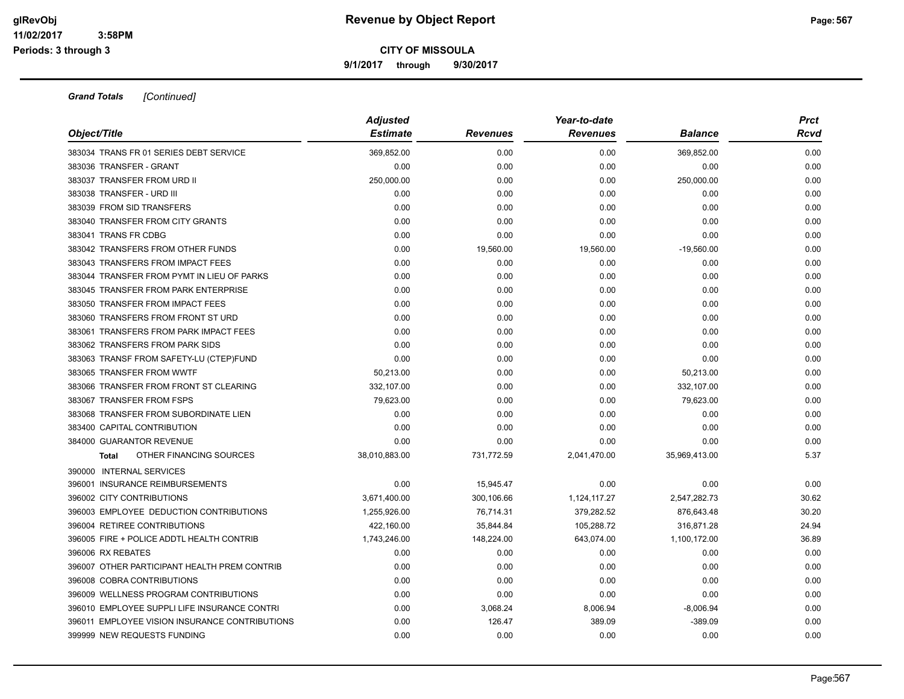**Revenue by Object Report**

**CITY OF MISSOULA**

**9/1/2017 through 9/30/2017**

glRevObj
11/02/2017 3:58PM
Periods: 3 through 3

***Grand Totals*** *[Continued]*

| Object/Title | Adjusted Estimate | Revenues | Year-to-date Revenues | Balance | Prct Rcvd |
|---|---|---|---|---|---|
| 383034 TRANS FR 01 SERIES DEBT SERVICE | 369,852.00 | 0.00 | 0.00 | 369,852.00 | 0.00 |
| 383036 TRANSFER - GRANT | 0.00 | 0.00 | 0.00 | 0.00 | 0.00 |
| 383037 TRANSFER FROM URD II | 250,000.00 | 0.00 | 0.00 | 250,000.00 | 0.00 |
| 383038 TRANSFER - URD III | 0.00 | 0.00 | 0.00 | 0.00 | 0.00 |
| 383039 FROM SID TRANSFERS | 0.00 | 0.00 | 0.00 | 0.00 | 0.00 |
| 383040 TRANSFER FROM CITY GRANTS | 0.00 | 0.00 | 0.00 | 0.00 | 0.00 |
| 383041 TRANS FR CDBG | 0.00 | 0.00 | 0.00 | 0.00 | 0.00 |
| 383042 TRANSFERS FROM OTHER FUNDS | 0.00 | 19,560.00 | 19,560.00 | -19,560.00 | 0.00 |
| 383043 TRANSFERS FROM IMPACT FEES | 0.00 | 0.00 | 0.00 | 0.00 | 0.00 |
| 383044 TRANSFER FROM PYMT IN LIEU OF PARKS | 0.00 | 0.00 | 0.00 | 0.00 | 0.00 |
| 383045 TRANSFER FROM PARK ENTERPRISE | 0.00 | 0.00 | 0.00 | 0.00 | 0.00 |
| 383050 TRANSFER FROM IMPACT FEES | 0.00 | 0.00 | 0.00 | 0.00 | 0.00 |
| 383060 TRANSFERS FROM FRONT ST URD | 0.00 | 0.00 | 0.00 | 0.00 | 0.00 |
| 383061 TRANSFERS FROM PARK IMPACT FEES | 0.00 | 0.00 | 0.00 | 0.00 | 0.00 |
| 383062 TRANSFERS FROM PARK SIDS | 0.00 | 0.00 | 0.00 | 0.00 | 0.00 |
| 383063 TRANSF FROM SAFETY-LU (CTEP)FUND | 0.00 | 0.00 | 0.00 | 0.00 | 0.00 |
| 383065 TRANSFER FROM WWTF | 50,213.00 | 0.00 | 0.00 | 50,213.00 | 0.00 |
| 383066 TRANSFER FROM FRONT ST CLEARING | 332,107.00 | 0.00 | 0.00 | 332,107.00 | 0.00 |
| 383067 TRANSFER FROM FSPS | 79,623.00 | 0.00 | 0.00 | 79,623.00 | 0.00 |
| 383068 TRANSFER FROM SUBORDINATE LIEN | 0.00 | 0.00 | 0.00 | 0.00 | 0.00 |
| 383400 CAPITAL CONTRIBUTION | 0.00 | 0.00 | 0.00 | 0.00 | 0.00 |
| 384000 GUARANTOR REVENUE | 0.00 | 0.00 | 0.00 | 0.00 | 0.00 |
| **Total** OTHER FINANCING SOURCES | 38,010,883.00 | 731,772.59 | 2,041,470.00 | 35,969,413.00 | 5.37 |
| 390000 INTERNAL SERVICES | | | | | |
| 396001 INSURANCE REIMBURSEMENTS | 0.00 | 15,945.47 | 0.00 | 0.00 | 0.00 |
| 396002 CITY CONTRIBUTIONS | 3,671,400.00 | 300,106.66 | 1,124,117.27 | 2,547,282.73 | 30.62 |
| 396003 EMPLOYEE DEDUCTION CONTRIBUTIONS | 1,255,926.00 | 76,714.31 | 379,282.52 | 876,643.48 | 30.20 |
| 396004 RETIREE CONTRIBUTIONS | 422,160.00 | 35,844.84 | 105,288.72 | 316,871.28 | 24.94 |
| 396005 FIRE + POLICE ADDTL HEALTH CONTRIB | 1,743,246.00 | 148,224.00 | 643,074.00 | 1,100,172.00 | 36.89 |
| 396006 RX REBATES | 0.00 | 0.00 | 0.00 | 0.00 | 0.00 |
| 396007 OTHER PARTICIPANT HEALTH PREM CONTRIB | 0.00 | 0.00 | 0.00 | 0.00 | 0.00 |
| 396008 COBRA CONTRIBUTIONS | 0.00 | 0.00 | 0.00 | 0.00 | 0.00 |
| 396009 WELLNESS PROGRAM CONTRIBUTIONS | 0.00 | 0.00 | 0.00 | 0.00 | 0.00 |
| 396010 EMPLOYEE SUPPLI LIFE INSURANCE CONTRI | 0.00 | 3,068.24 | 8,006.94 | -8,006.94 | 0.00 |
| 396011 EMPLOYEE VISION INSURANCE CONTRIBUTIONS | 0.00 | 126.47 | 389.09 | -389.09 | 0.00 |
| 399999 NEW REQUESTS FUNDING | 0.00 | 0.00 | 0.00 | 0.00 | 0.00 |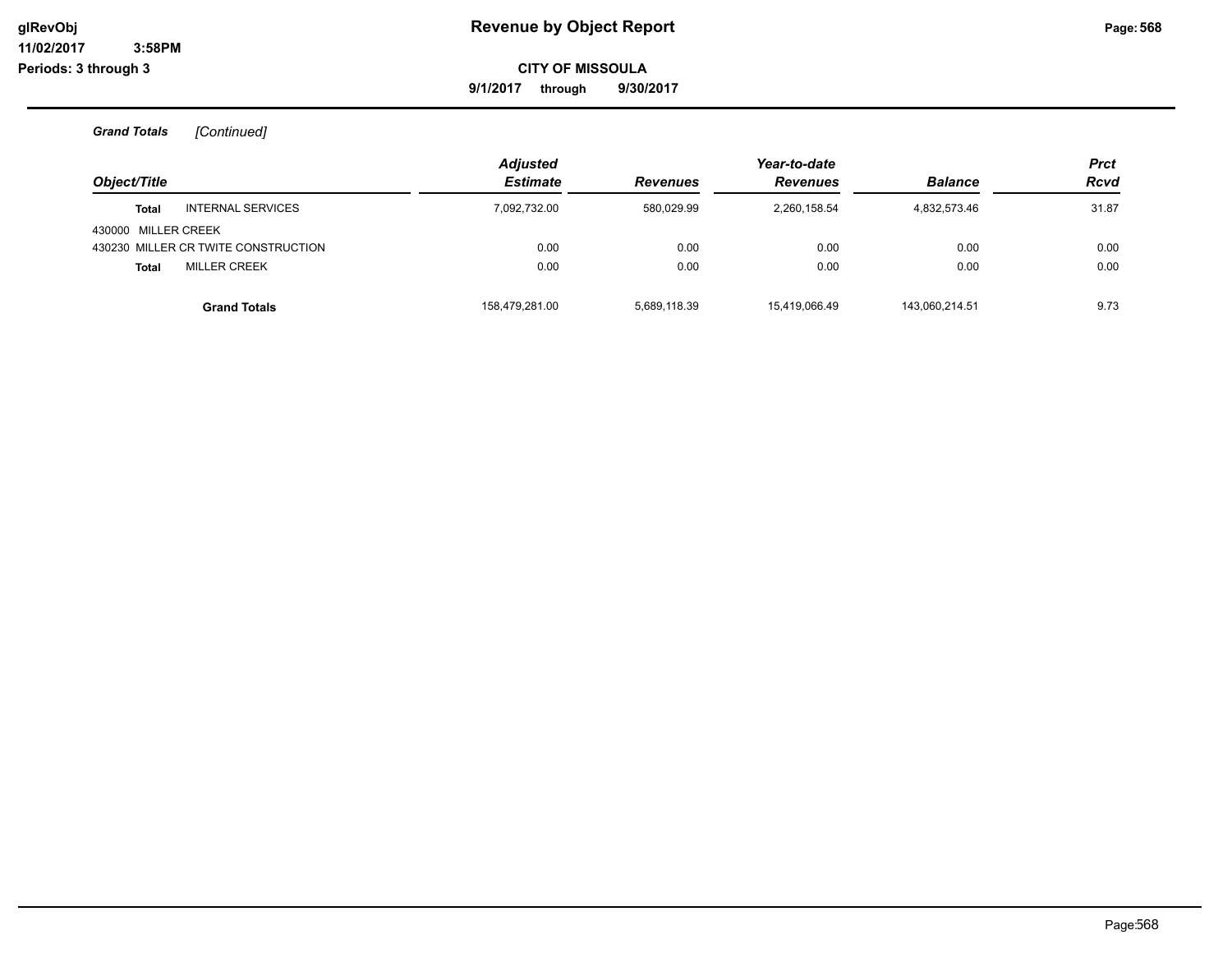# Revenue by Object Report

glRevObj
11/02/2017 3:58PM
Periods: 3 through 3

**CITY OF MISSOULA**

**9/1/2017 through 9/30/2017**

***Grand Totals*** *[Continued]*

| Object/Title | Adjusted Estimate | Revenues | Year-to-date Revenues | Balance | Prct Rcvd |
|---|---|---|---|---|---|
| **Total** INTERNAL SERVICES | 7,092,732.00 | 580,029.99 | 2,260,158.54 | 4,832,573.46 | 31.87 |
| 430000 MILLER CREEK | | | | | |
| 430230 MILLER CR TWITE CONSTRUCTION | 0.00 | 0.00 | 0.00 | 0.00 | 0.00 |
| **Total** MILLER CREEK | 0.00 | 0.00 | 0.00 | 0.00 | 0.00 |
| **Grand Totals** | 158,479,281.00 | 5,689,118.39 | 15,419,066.49 | 143,060,214.51 | 9.73 |